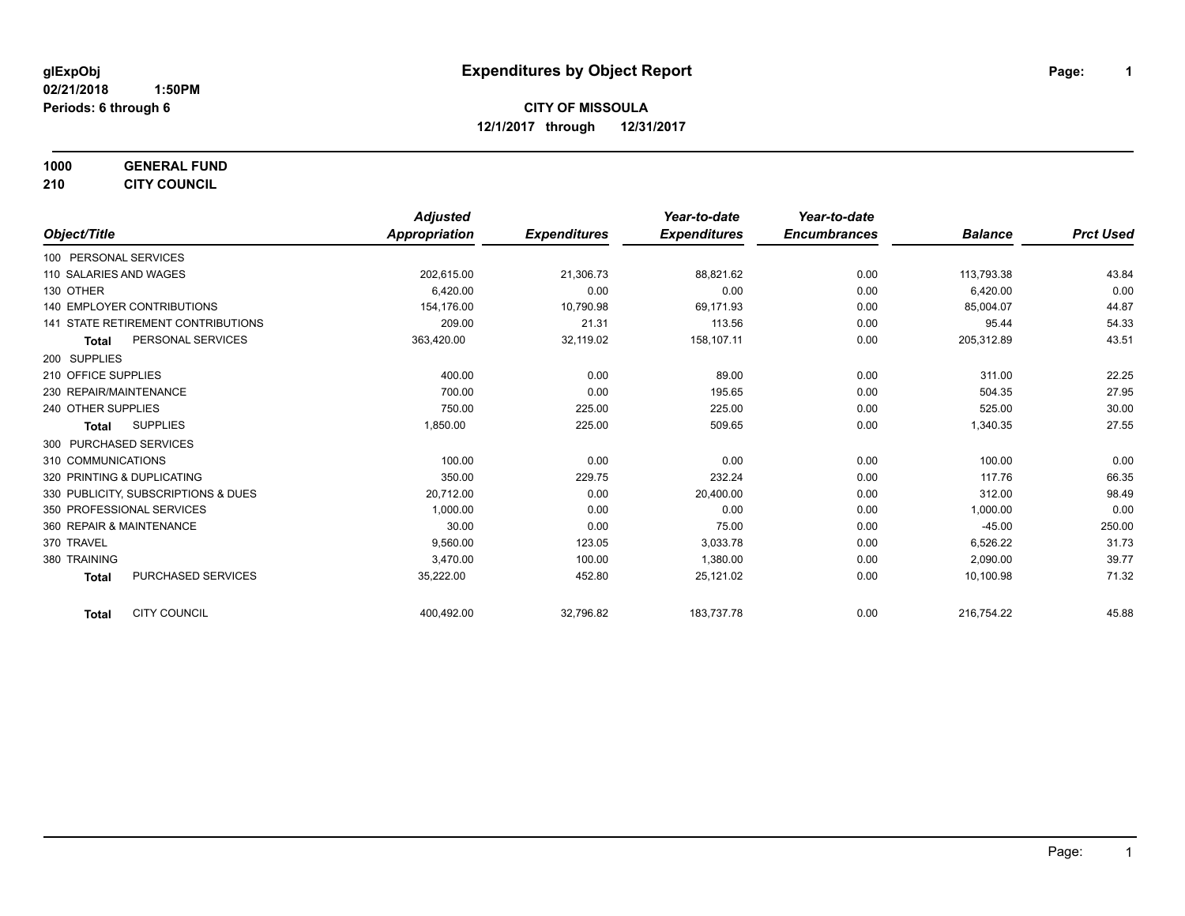glExpObj
02/21/2018 1:50PM
Periods: 6 through 6

# Expenditures by Object Report

**CITY OF MISSOULA**
**12/1/2017 through 12/31/2017**

**1000 GENERAL FUND**
**210 CITY COUNCIL**

| Object/Title | Adjusted Appropriation | Expenditures | Year-to-date Expenditures | Year-to-date Encumbrances | Balance | Prct Used |
|---|---|---|---|---|---|---|
| 100 PERSONAL SERVICES | | | | | | |
| 110 SALARIES AND WAGES | 202,615.00 | 21,306.73 | 88,821.62 | 0.00 | 113,793.38 | 43.84 |
| 130 OTHER | 6,420.00 | 0.00 | 0.00 | 0.00 | 6,420.00 | 0.00 |
| 140 EMPLOYER CONTRIBUTIONS | 154,176.00 | 10,790.98 | 69,171.93 | 0.00 | 85,004.07 | 44.87 |
| 141 STATE RETIREMENT CONTRIBUTIONS | 209.00 | 21.31 | 113.56 | 0.00 | 95.44 | 54.33 |
| **Total** PERSONAL SERVICES | 363,420.00 | 32,119.02 | 158,107.11 | 0.00 | 205,312.89 | 43.51 |
| 200 SUPPLIES | | | | | | |
| 210 OFFICE SUPPLIES | 400.00 | 0.00 | 89.00 | 0.00 | 311.00 | 22.25 |
| 230 REPAIR/MAINTENANCE | 700.00 | 0.00 | 195.65 | 0.00 | 504.35 | 27.95 |
| 240 OTHER SUPPLIES | 750.00 | 225.00 | 225.00 | 0.00 | 525.00 | 30.00 |
| **Total** SUPPLIES | 1,850.00 | 225.00 | 509.65 | 0.00 | 1,340.35 | 27.55 |
| 300 PURCHASED SERVICES | | | | | | |
| 310 COMMUNICATIONS | 100.00 | 0.00 | 0.00 | 0.00 | 100.00 | 0.00 |
| 320 PRINTING & DUPLICATING | 350.00 | 229.75 | 232.24 | 0.00 | 117.76 | 66.35 |
| 330 PUBLICITY, SUBSCRIPTIONS & DUES | 20,712.00 | 0.00 | 20,400.00 | 0.00 | 312.00 | 98.49 |
| 350 PROFESSIONAL SERVICES | 1,000.00 | 0.00 | 0.00 | 0.00 | 1,000.00 | 0.00 |
| 360 REPAIR & MAINTENANCE | 30.00 | 0.00 | 75.00 | 0.00 | -45.00 | 250.00 |
| 370 TRAVEL | 9,560.00 | 123.05 | 3,033.78 | 0.00 | 6,526.22 | 31.73 |
| 380 TRAINING | 3,470.00 | 100.00 | 1,380.00 | 0.00 | 2,090.00 | 39.77 |
| **Total** PURCHASED SERVICES | 35,222.00 | 452.80 | 25,121.02 | 0.00 | 10,100.98 | 71.32 |
| **Total** CITY COUNCIL | 400,492.00 | 32,796.82 | 183,737.78 | 0.00 | 216,754.22 | 45.88 |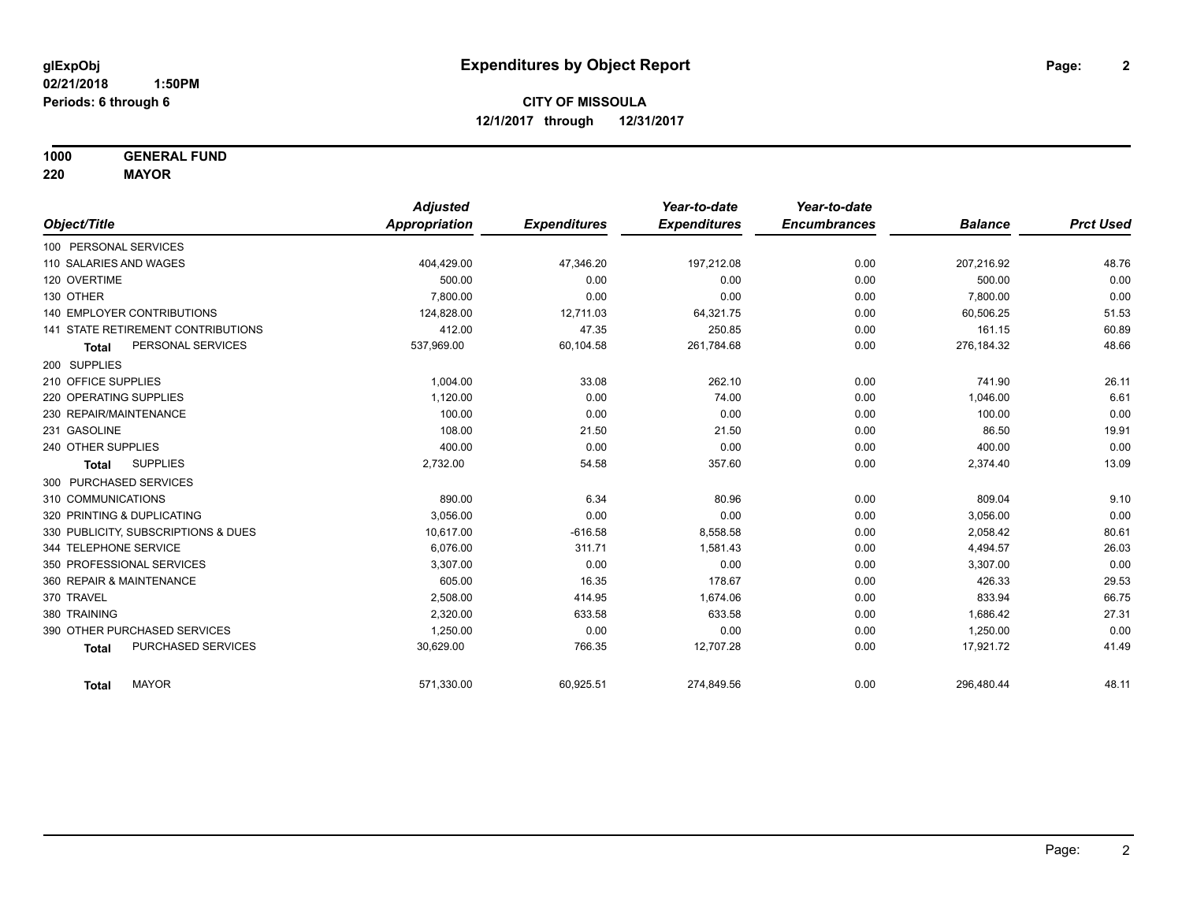**glExpObj**
**02/21/2018 1:50PM**
**Periods: 6 through 6**

# Expenditures by Object Report

**CITY OF MISSOULA**
**12/1/2017 through 12/31/2017**

**1000 GENERAL FUND**
**220 MAYOR**

| Object/Title | Adjusted Appropriation | Expenditures | Year-to-date Expenditures | Year-to-date Encumbrances | Balance | Prct Used |
|---|---|---|---|---|---|---|
| 100 PERSONAL SERVICES | | | | | | |
| 110 SALARIES AND WAGES | 404,429.00 | 47,346.20 | 197,212.08 | 0.00 | 207,216.92 | 48.76 |
| 120 OVERTIME | 500.00 | 0.00 | 0.00 | 0.00 | 500.00 | 0.00 |
| 130 OTHER | 7,800.00 | 0.00 | 0.00 | 0.00 | 7,800.00 | 0.00 |
| 140 EMPLOYER CONTRIBUTIONS | 124,828.00 | 12,711.03 | 64,321.75 | 0.00 | 60,506.25 | 51.53 |
| 141 STATE RETIREMENT CONTRIBUTIONS | 412.00 | 47.35 | 250.85 | 0.00 | 161.15 | 60.89 |
| **Total** PERSONAL SERVICES | 537,969.00 | 60,104.58 | 261,784.68 | 0.00 | 276,184.32 | 48.66 |
| 200 SUPPLIES | | | | | | |
| 210 OFFICE SUPPLIES | 1,004.00 | 33.08 | 262.10 | 0.00 | 741.90 | 26.11 |
| 220 OPERATING SUPPLIES | 1,120.00 | 0.00 | 74.00 | 0.00 | 1,046.00 | 6.61 |
| 230 REPAIR/MAINTENANCE | 100.00 | 0.00 | 0.00 | 0.00 | 100.00 | 0.00 |
| 231 GASOLINE | 108.00 | 21.50 | 21.50 | 0.00 | 86.50 | 19.91 |
| 240 OTHER SUPPLIES | 400.00 | 0.00 | 0.00 | 0.00 | 400.00 | 0.00 |
| **Total** SUPPLIES | 2,732.00 | 54.58 | 357.60 | 0.00 | 2,374.40 | 13.09 |
| 300 PURCHASED SERVICES | | | | | | |
| 310 COMMUNICATIONS | 890.00 | 6.34 | 80.96 | 0.00 | 809.04 | 9.10 |
| 320 PRINTING & DUPLICATING | 3,056.00 | 0.00 | 0.00 | 0.00 | 3,056.00 | 0.00 |
| 330 PUBLICITY, SUBSCRIPTIONS & DUES | 10,617.00 | -616.58 | 8,558.58 | 0.00 | 2,058.42 | 80.61 |
| 344 TELEPHONE SERVICE | 6,076.00 | 311.71 | 1,581.43 | 0.00 | 4,494.57 | 26.03 |
| 350 PROFESSIONAL SERVICES | 3,307.00 | 0.00 | 0.00 | 0.00 | 3,307.00 | 0.00 |
| 360 REPAIR & MAINTENANCE | 605.00 | 16.35 | 178.67 | 0.00 | 426.33 | 29.53 |
| 370 TRAVEL | 2,508.00 | 414.95 | 1,674.06 | 0.00 | 833.94 | 66.75 |
| 380 TRAINING | 2,320.00 | 633.58 | 633.58 | 0.00 | 1,686.42 | 27.31 |
| 390 OTHER PURCHASED SERVICES | 1,250.00 | 0.00 | 0.00 | 0.00 | 1,250.00 | 0.00 |
| **Total** PURCHASED SERVICES | 30,629.00 | 766.35 | 12,707.28 | 0.00 | 17,921.72 | 41.49 |
| **Total** MAYOR | 571,330.00 | 60,925.51 | 274,849.56 | 0.00 | 296,480.44 | 48.11 |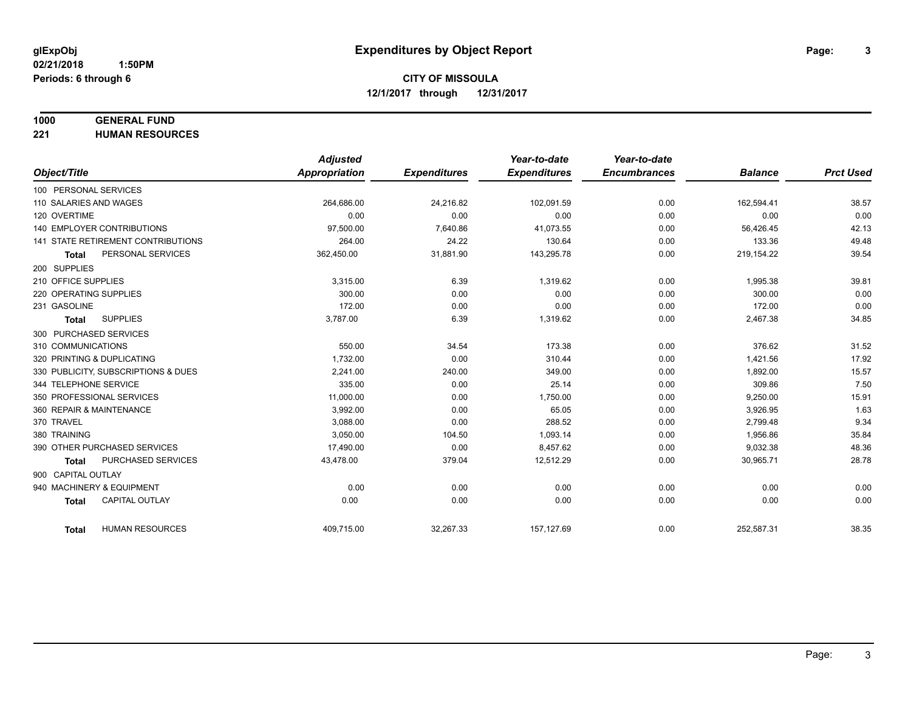# Expenditures by Object Report

glExpObj
02/21/2018 1:50PM
Periods: 6 through 6

**CITY OF MISSOULA**
**12/1/2017 through 12/31/2017**

**1000 GENERAL FUND**
**221 HUMAN RESOURCES**

| Object/Title | Adjusted Appropriation | Expenditures | Year-to-date Expenditures | Year-to-date Encumbrances | Balance | Prct Used |
|---|---|---|---|---|---|---|
| 100 PERSONAL SERVICES | | | | | | |
| 110 SALARIES AND WAGES | 264,686.00 | 24,216.82 | 102,091.59 | 0.00 | 162,594.41 | 38.57 |
| 120 OVERTIME | 0.00 | 0.00 | 0.00 | 0.00 | 0.00 | 0.00 |
| 140 EMPLOYER CONTRIBUTIONS | 97,500.00 | 7,640.86 | 41,073.55 | 0.00 | 56,426.45 | 42.13 |
| 141 STATE RETIREMENT CONTRIBUTIONS | 264.00 | 24.22 | 130.64 | 0.00 | 133.36 | 49.48 |
| **Total** PERSONAL SERVICES | 362,450.00 | 31,881.90 | 143,295.78 | 0.00 | 219,154.22 | 39.54 |
| 200 SUPPLIES | | | | | | |
| 210 OFFICE SUPPLIES | 3,315.00 | 6.39 | 1,319.62 | 0.00 | 1,995.38 | 39.81 |
| 220 OPERATING SUPPLIES | 300.00 | 0.00 | 0.00 | 0.00 | 300.00 | 0.00 |
| 231 GASOLINE | 172.00 | 0.00 | 0.00 | 0.00 | 172.00 | 0.00 |
| **Total** SUPPLIES | 3,787.00 | 6.39 | 1,319.62 | 0.00 | 2,467.38 | 34.85 |
| 300 PURCHASED SERVICES | | | | | | |
| 310 COMMUNICATIONS | 550.00 | 34.54 | 173.38 | 0.00 | 376.62 | 31.52 |
| 320 PRINTING & DUPLICATING | 1,732.00 | 0.00 | 310.44 | 0.00 | 1,421.56 | 17.92 |
| 330 PUBLICITY, SUBSCRIPTIONS & DUES | 2,241.00 | 240.00 | 349.00 | 0.00 | 1,892.00 | 15.57 |
| 344 TELEPHONE SERVICE | 335.00 | 0.00 | 25.14 | 0.00 | 309.86 | 7.50 |
| 350 PROFESSIONAL SERVICES | 11,000.00 | 0.00 | 1,750.00 | 0.00 | 9,250.00 | 15.91 |
| 360 REPAIR & MAINTENANCE | 3,992.00 | 0.00 | 65.05 | 0.00 | 3,926.95 | 1.63 |
| 370 TRAVEL | 3,088.00 | 0.00 | 288.52 | 0.00 | 2,799.48 | 9.34 |
| 380 TRAINING | 3,050.00 | 104.50 | 1,093.14 | 0.00 | 1,956.86 | 35.84 |
| 390 OTHER PURCHASED SERVICES | 17,490.00 | 0.00 | 8,457.62 | 0.00 | 9,032.38 | 48.36 |
| **Total** PURCHASED SERVICES | 43,478.00 | 379.04 | 12,512.29 | 0.00 | 30,965.71 | 28.78 |
| 900 CAPITAL OUTLAY | | | | | | |
| 940 MACHINERY & EQUIPMENT | 0.00 | 0.00 | 0.00 | 0.00 | 0.00 | 0.00 |
| **Total** CAPITAL OUTLAY | 0.00 | 0.00 | 0.00 | 0.00 | 0.00 | 0.00 |
| **Total** HUMAN RESOURCES | 409,715.00 | 32,267.33 | 157,127.69 | 0.00 | 252,587.31 | 38.35 |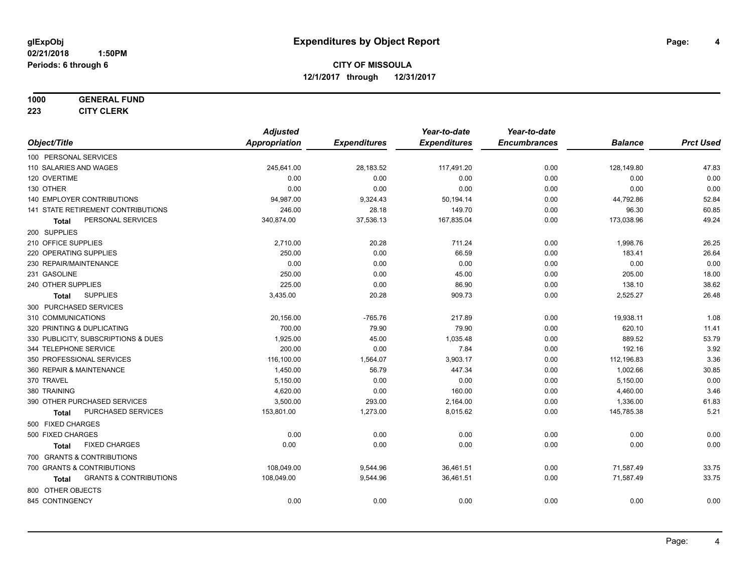**glExpObj**
**02/21/2018 1:50PM**
**Periods: 6 through 6**

# Expenditures by Object Report

**CITY OF MISSOULA**
**12/1/2017 through 12/31/2017**

**1000 GENERAL FUND**
**223 CITY CLERK**

| Object/Title | Adjusted Appropriation | Expenditures | Year-to-date Expenditures | Year-to-date Encumbrances | Balance | Prct Used |
|---|---|---|---|---|---|---|
| 100 PERSONAL SERVICES | | | | | | |
| 110 SALARIES AND WAGES | 245,641.00 | 28,183.52 | 117,491.20 | 0.00 | 128,149.80 | 47.83 |
| 120 OVERTIME | 0.00 | 0.00 | 0.00 | 0.00 | 0.00 | 0.00 |
| 130 OTHER | 0.00 | 0.00 | 0.00 | 0.00 | 0.00 | 0.00 |
| 140 EMPLOYER CONTRIBUTIONS | 94,987.00 | 9,324.43 | 50,194.14 | 0.00 | 44,792.86 | 52.84 |
| 141 STATE RETIREMENT CONTRIBUTIONS | 246.00 | 28.18 | 149.70 | 0.00 | 96.30 | 60.85 |
| **Total** PERSONAL SERVICES | 340,874.00 | 37,536.13 | 167,835.04 | 0.00 | 173,038.96 | 49.24 |
| 200 SUPPLIES | | | | | | |
| 210 OFFICE SUPPLIES | 2,710.00 | 20.28 | 711.24 | 0.00 | 1,998.76 | 26.25 |
| 220 OPERATING SUPPLIES | 250.00 | 0.00 | 66.59 | 0.00 | 183.41 | 26.64 |
| 230 REPAIR/MAINTENANCE | 0.00 | 0.00 | 0.00 | 0.00 | 0.00 | 0.00 |
| 231 GASOLINE | 250.00 | 0.00 | 45.00 | 0.00 | 205.00 | 18.00 |
| 240 OTHER SUPPLIES | 225.00 | 0.00 | 86.90 | 0.00 | 138.10 | 38.62 |
| **Total** SUPPLIES | 3,435.00 | 20.28 | 909.73 | 0.00 | 2,525.27 | 26.48 |
| 300 PURCHASED SERVICES | | | | | | |
| 310 COMMUNICATIONS | 20,156.00 | -765.76 | 217.89 | 0.00 | 19,938.11 | 1.08 |
| 320 PRINTING & DUPLICATING | 700.00 | 79.90 | 79.90 | 0.00 | 620.10 | 11.41 |
| 330 PUBLICITY, SUBSCRIPTIONS & DUES | 1,925.00 | 45.00 | 1,035.48 | 0.00 | 889.52 | 53.79 |
| 344 TELEPHONE SERVICE | 200.00 | 0.00 | 7.84 | 0.00 | 192.16 | 3.92 |
| 350 PROFESSIONAL SERVICES | 116,100.00 | 1,564.07 | 3,903.17 | 0.00 | 112,196.83 | 3.36 |
| 360 REPAIR & MAINTENANCE | 1,450.00 | 56.79 | 447.34 | 0.00 | 1,002.66 | 30.85 |
| 370 TRAVEL | 5,150.00 | 0.00 | 0.00 | 0.00 | 5,150.00 | 0.00 |
| 380 TRAINING | 4,620.00 | 0.00 | 160.00 | 0.00 | 4,460.00 | 3.46 |
| 390 OTHER PURCHASED SERVICES | 3,500.00 | 293.00 | 2,164.00 | 0.00 | 1,336.00 | 61.83 |
| **Total** PURCHASED SERVICES | 153,801.00 | 1,273.00 | 8,015.62 | 0.00 | 145,785.38 | 5.21 |
| 500 FIXED CHARGES | | | | | | |
| 500 FIXED CHARGES | 0.00 | 0.00 | 0.00 | 0.00 | 0.00 | 0.00 |
| **Total** FIXED CHARGES | 0.00 | 0.00 | 0.00 | 0.00 | 0.00 | 0.00 |
| 700 GRANTS & CONTRIBUTIONS | | | | | | |
| 700 GRANTS & CONTRIBUTIONS | 108,049.00 | 9,544.96 | 36,461.51 | 0.00 | 71,587.49 | 33.75 |
| **Total** GRANTS & CONTRIBUTIONS | 108,049.00 | 9,544.96 | 36,461.51 | 0.00 | 71,587.49 | 33.75 |
| 800 OTHER OBJECTS | | | | | | |
| 845 CONTINGENCY | 0.00 | 0.00 | 0.00 | 0.00 | 0.00 | 0.00 |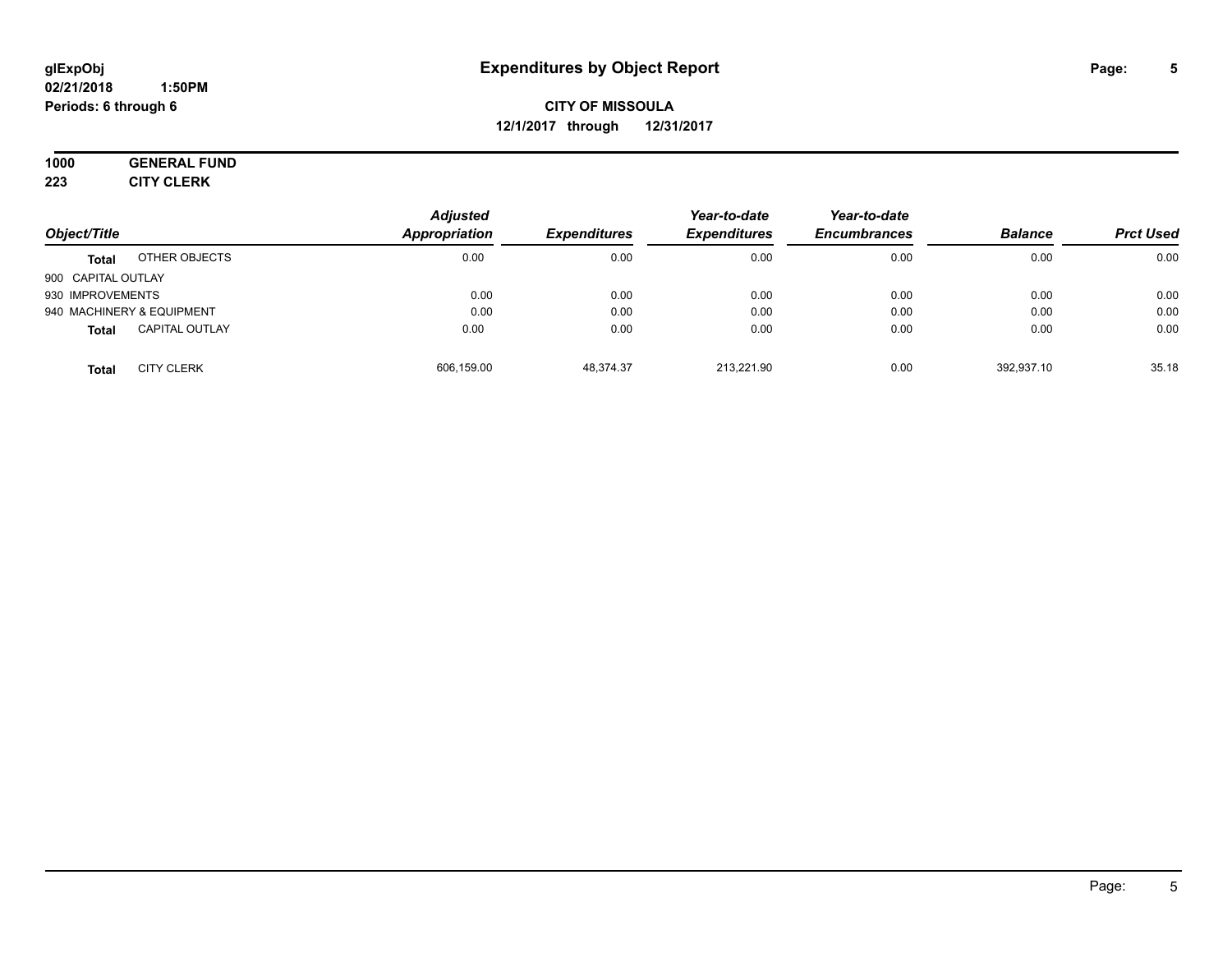**glExpObj**
**02/21/2018 1:50PM**
**Periods: 6 through 6**

# Expenditures by Object Report

**CITY OF MISSOULA**
**12/1/2017 through 12/31/2017**

**1000 GENERAL FUND**
**223 CITY CLERK**

| Object/Title | | Adjusted Appropriation | Expenditures | Year-to-date Expenditures | Year-to-date Encumbrances | Balance | Prct Used |
|---|---|---|---|---|---|---|---|
| **Total** | OTHER OBJECTS | 0.00 | 0.00 | 0.00 | 0.00 | 0.00 | 0.00 |
| 900 CAPITAL OUTLAY | | | | | | | |
| 930 IMPROVEMENTS | | 0.00 | 0.00 | 0.00 | 0.00 | 0.00 | 0.00 |
| 940 MACHINERY & EQUIPMENT | | 0.00 | 0.00 | 0.00 | 0.00 | 0.00 | 0.00 |
| **Total** | CAPITAL OUTLAY | 0.00 | 0.00 | 0.00 | 0.00 | 0.00 | 0.00 |
| **Total** | CITY CLERK | 606,159.00 | 48,374.37 | 213,221.90 | 0.00 | 392,937.10 | 35.18 |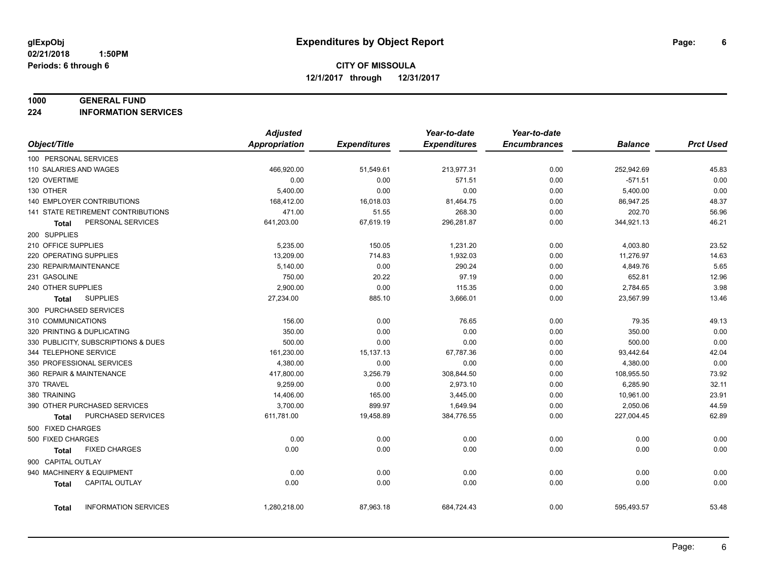**glExpObj**
**02/21/2018 1:50PM**
**Periods: 6 through 6**

# Expenditures by Object Report

**CITY OF MISSOULA**
**12/1/2017 through 12/31/2017**

## 1000 GENERAL FUND
## 224 INFORMATION SERVICES

| Object/Title | Adjusted Appropriation | Expenditures | Year-to-date Expenditures | Year-to-date Encumbrances | Balance | Prct Used |
|---|---|---|---|---|---|---|
| 100 PERSONAL SERVICES | | | | | | |
| 110 SALARIES AND WAGES | 466,920.00 | 51,549.61 | 213,977.31 | 0.00 | 252,942.69 | 45.83 |
| 120 OVERTIME | 0.00 | 0.00 | 571.51 | 0.00 | -571.51 | 0.00 |
| 130 OTHER | 5,400.00 | 0.00 | 0.00 | 0.00 | 5,400.00 | 0.00 |
| 140 EMPLOYER CONTRIBUTIONS | 168,412.00 | 16,018.03 | 81,464.75 | 0.00 | 86,947.25 | 48.37 |
| 141 STATE RETIREMENT CONTRIBUTIONS | 471.00 | 51.55 | 268.30 | 0.00 | 202.70 | 56.96 |
| **Total** PERSONAL SERVICES | 641,203.00 | 67,619.19 | 296,281.87 | 0.00 | 344,921.13 | 46.21 |
| 200 SUPPLIES | | | | | | |
| 210 OFFICE SUPPLIES | 5,235.00 | 150.05 | 1,231.20 | 0.00 | 4,003.80 | 23.52 |
| 220 OPERATING SUPPLIES | 13,209.00 | 714.83 | 1,932.03 | 0.00 | 11,276.97 | 14.63 |
| 230 REPAIR/MAINTENANCE | 5,140.00 | 0.00 | 290.24 | 0.00 | 4,849.76 | 5.65 |
| 231 GASOLINE | 750.00 | 20.22 | 97.19 | 0.00 | 652.81 | 12.96 |
| 240 OTHER SUPPLIES | 2,900.00 | 0.00 | 115.35 | 0.00 | 2,784.65 | 3.98 |
| **Total** SUPPLIES | 27,234.00 | 885.10 | 3,666.01 | 0.00 | 23,567.99 | 13.46 |
| 300 PURCHASED SERVICES | | | | | | |
| 310 COMMUNICATIONS | 156.00 | 0.00 | 76.65 | 0.00 | 79.35 | 49.13 |
| 320 PRINTING & DUPLICATING | 350.00 | 0.00 | 0.00 | 0.00 | 350.00 | 0.00 |
| 330 PUBLICITY, SUBSCRIPTIONS & DUES | 500.00 | 0.00 | 0.00 | 0.00 | 500.00 | 0.00 |
| 344 TELEPHONE SERVICE | 161,230.00 | 15,137.13 | 67,787.36 | 0.00 | 93,442.64 | 42.04 |
| 350 PROFESSIONAL SERVICES | 4,380.00 | 0.00 | 0.00 | 0.00 | 4,380.00 | 0.00 |
| 360 REPAIR & MAINTENANCE | 417,800.00 | 3,256.79 | 308,844.50 | 0.00 | 108,955.50 | 73.92 |
| 370 TRAVEL | 9,259.00 | 0.00 | 2,973.10 | 0.00 | 6,285.90 | 32.11 |
| 380 TRAINING | 14,406.00 | 165.00 | 3,445.00 | 0.00 | 10,961.00 | 23.91 |
| 390 OTHER PURCHASED SERVICES | 3,700.00 | 899.97 | 1,649.94 | 0.00 | 2,050.06 | 44.59 |
| **Total** PURCHASED SERVICES | 611,781.00 | 19,458.89 | 384,776.55 | 0.00 | 227,004.45 | 62.89 |
| 500 FIXED CHARGES | | | | | | |
| 500 FIXED CHARGES | 0.00 | 0.00 | 0.00 | 0.00 | 0.00 | 0.00 |
| **Total** FIXED CHARGES | 0.00 | 0.00 | 0.00 | 0.00 | 0.00 | 0.00 |
| 900 CAPITAL OUTLAY | | | | | | |
| 940 MACHINERY & EQUIPMENT | 0.00 | 0.00 | 0.00 | 0.00 | 0.00 | 0.00 |
| **Total** CAPITAL OUTLAY | 0.00 | 0.00 | 0.00 | 0.00 | 0.00 | 0.00 |
| **Total** INFORMATION SERVICES | 1,280,218.00 | 87,963.18 | 684,724.43 | 0.00 | 595,493.57 | 53.48 |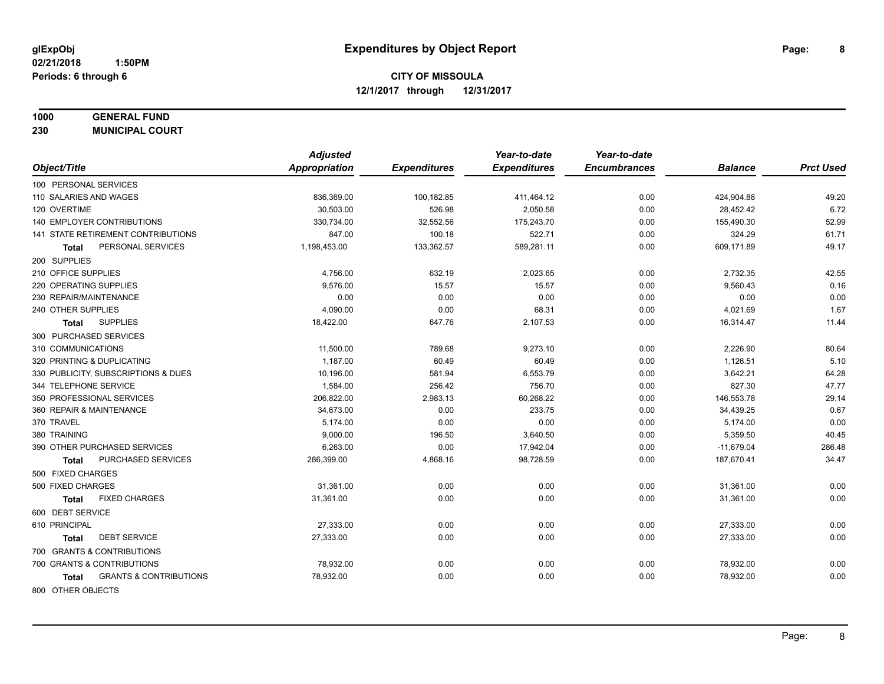# Expenditures by Object Report

glExpObj
02/21/2018 1:50PM
Periods: 6 through 6

**CITY OF MISSOULA**
**12/1/2017 through 12/31/2017**

**1000 GENERAL FUND**
**230 MUNICIPAL COURT**

| Object/Title | Adjusted Appropriation | Expenditures | Year-to-date Expenditures | Year-to-date Encumbrances | Balance | Prct Used |
|---|---|---|---|---|---|---|
| 100 PERSONAL SERVICES | | | | | | |
| 110 SALARIES AND WAGES | 836,369.00 | 100,182.85 | 411,464.12 | 0.00 | 424,904.88 | 49.20 |
| 120 OVERTIME | 30,503.00 | 526.98 | 2,050.58 | 0.00 | 28,452.42 | 6.72 |
| 140 EMPLOYER CONTRIBUTIONS | 330,734.00 | 32,552.56 | 175,243.70 | 0.00 | 155,490.30 | 52.99 |
| 141 STATE RETIREMENT CONTRIBUTIONS | 847.00 | 100.18 | 522.71 | 0.00 | 324.29 | 61.71 |
| **Total** PERSONAL SERVICES | 1,198,453.00 | 133,362.57 | 589,281.11 | 0.00 | 609,171.89 | 49.17 |
| 200 SUPPLIES | | | | | | |
| 210 OFFICE SUPPLIES | 4,756.00 | 632.19 | 2,023.65 | 0.00 | 2,732.35 | 42.55 |
| 220 OPERATING SUPPLIES | 9,576.00 | 15.57 | 15.57 | 0.00 | 9,560.43 | 0.16 |
| 230 REPAIR/MAINTENANCE | 0.00 | 0.00 | 0.00 | 0.00 | 0.00 | 0.00 |
| 240 OTHER SUPPLIES | 4,090.00 | 0.00 | 68.31 | 0.00 | 4,021.69 | 1.67 |
| **Total** SUPPLIES | 18,422.00 | 647.76 | 2,107.53 | 0.00 | 16,314.47 | 11.44 |
| 300 PURCHASED SERVICES | | | | | | |
| 310 COMMUNICATIONS | 11,500.00 | 789.68 | 9,273.10 | 0.00 | 2,226.90 | 80.64 |
| 320 PRINTING & DUPLICATING | 1,187.00 | 60.49 | 60.49 | 0.00 | 1,126.51 | 5.10 |
| 330 PUBLICITY, SUBSCRIPTIONS & DUES | 10,196.00 | 581.94 | 6,553.79 | 0.00 | 3,642.21 | 64.28 |
| 344 TELEPHONE SERVICE | 1,584.00 | 256.42 | 756.70 | 0.00 | 827.30 | 47.77 |
| 350 PROFESSIONAL SERVICES | 206,822.00 | 2,983.13 | 60,268.22 | 0.00 | 146,553.78 | 29.14 |
| 360 REPAIR & MAINTENANCE | 34,673.00 | 0.00 | 233.75 | 0.00 | 34,439.25 | 0.67 |
| 370 TRAVEL | 5,174.00 | 0.00 | 0.00 | 0.00 | 5,174.00 | 0.00 |
| 380 TRAINING | 9,000.00 | 196.50 | 3,640.50 | 0.00 | 5,359.50 | 40.45 |
| 390 OTHER PURCHASED SERVICES | 6,263.00 | 0.00 | 17,942.04 | 0.00 | -11,679.04 | 286.48 |
| **Total** PURCHASED SERVICES | 286,399.00 | 4,868.16 | 98,728.59 | 0.00 | 187,670.41 | 34.47 |
| 500 FIXED CHARGES | | | | | | |
| 500 FIXED CHARGES | 31,361.00 | 0.00 | 0.00 | 0.00 | 31,361.00 | 0.00 |
| **Total** FIXED CHARGES | 31,361.00 | 0.00 | 0.00 | 0.00 | 31,361.00 | 0.00 |
| 600 DEBT SERVICE | | | | | | |
| 610 PRINCIPAL | 27,333.00 | 0.00 | 0.00 | 0.00 | 27,333.00 | 0.00 |
| **Total** DEBT SERVICE | 27,333.00 | 0.00 | 0.00 | 0.00 | 27,333.00 | 0.00 |
| 700 GRANTS & CONTRIBUTIONS | | | | | | |
| 700 GRANTS & CONTRIBUTIONS | 78,932.00 | 0.00 | 0.00 | 0.00 | 78,932.00 | 0.00 |
| **Total** GRANTS & CONTRIBUTIONS | 78,932.00 | 0.00 | 0.00 | 0.00 | 78,932.00 | 0.00 |
| 800 OTHER OBJECTS | | | | | | |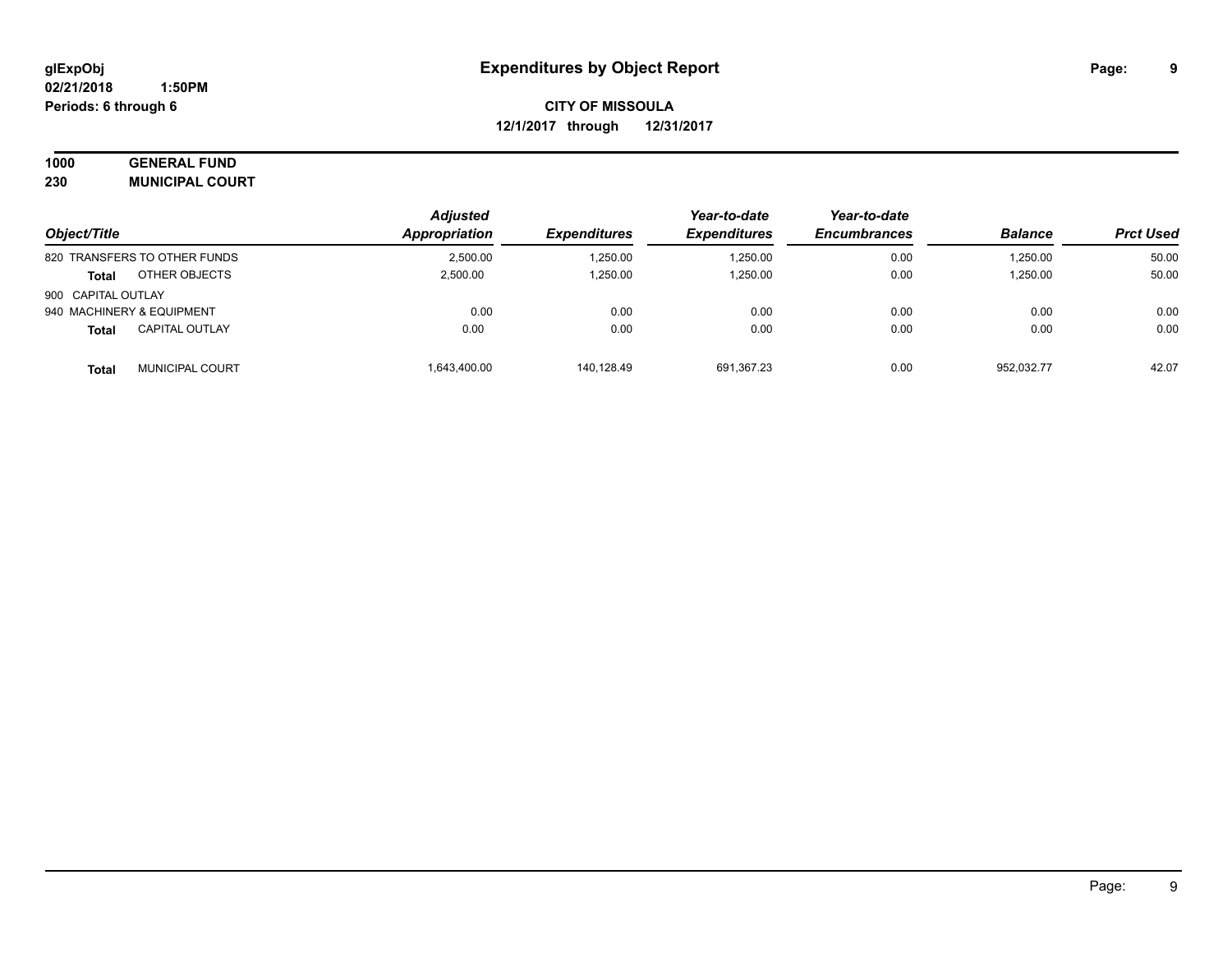# Expenditures by Object Report

**glExpObj**
**02/21/2018 1:50PM**
**Periods: 6 through 6**

**CITY OF MISSOULA**
**12/1/2017 through 12/31/2017**

**1000 GENERAL FUND**
**230 MUNICIPAL COURT**

| Object/Title | Adjusted Appropriation | Expenditures | Year-to-date Expenditures | Year-to-date Encumbrances | Balance | Prct Used |
|---|---|---|---|---|---|---|
| 820 TRANSFERS TO OTHER FUNDS | 2,500.00 | 1,250.00 | 1,250.00 | 0.00 | 1,250.00 | 50.00 |
| **Total** OTHER OBJECTS | 2,500.00 | 1,250.00 | 1,250.00 | 0.00 | 1,250.00 | 50.00 |
| 900 CAPITAL OUTLAY | | | | | | |
| 940 MACHINERY & EQUIPMENT | 0.00 | 0.00 | 0.00 | 0.00 | 0.00 | 0.00 |
| **Total** CAPITAL OUTLAY | 0.00 | 0.00 | 0.00 | 0.00 | 0.00 | 0.00 |
| **Total** MUNICIPAL COURT | 1,643,400.00 | 140,128.49 | 691,367.23 | 0.00 | 952,032.77 | 42.07 |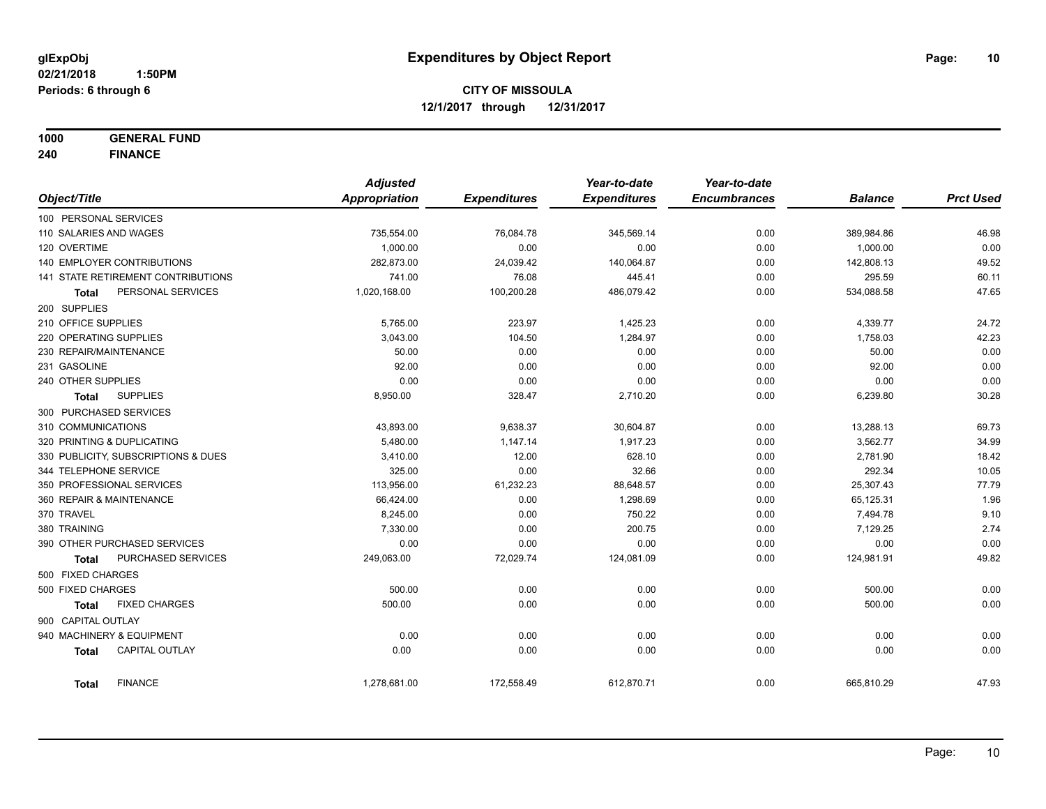glExpObj
02/21/2018 1:50PM
Periods: 6 through 6

# Expenditures by Object Report

**CITY OF MISSOULA**
**12/1/2017 through 12/31/2017**

**1000 GENERAL FUND**
**240 FINANCE**

| Object/Title | | Adjusted Appropriation | Expenditures | Year-to-date Expenditures | Year-to-date Encumbrances | Balance | Prct Used |
|---|---|---|---|---|---|---|---|
| 100 PERSONAL SERVICES | | | | | | | |
| 110 SALARIES AND WAGES | | 735,554.00 | 76,084.78 | 345,569.14 | 0.00 | 389,984.86 | 46.98 |
| 120 OVERTIME | | 1,000.00 | 0.00 | 0.00 | 0.00 | 1,000.00 | 0.00 |
| 140 EMPLOYER CONTRIBUTIONS | | 282,873.00 | 24,039.42 | 140,064.87 | 0.00 | 142,808.13 | 49.52 |
| 141 STATE RETIREMENT CONTRIBUTIONS | | 741.00 | 76.08 | 445.41 | 0.00 | 295.59 | 60.11 |
| **Total** | PERSONAL SERVICES | 1,020,168.00 | 100,200.28 | 486,079.42 | 0.00 | 534,088.58 | 47.65 |
| 200 SUPPLIES | | | | | | | |
| 210 OFFICE SUPPLIES | | 5,765.00 | 223.97 | 1,425.23 | 0.00 | 4,339.77 | 24.72 |
| 220 OPERATING SUPPLIES | | 3,043.00 | 104.50 | 1,284.97 | 0.00 | 1,758.03 | 42.23 |
| 230 REPAIR/MAINTENANCE | | 50.00 | 0.00 | 0.00 | 0.00 | 50.00 | 0.00 |
| 231 GASOLINE | | 92.00 | 0.00 | 0.00 | 0.00 | 92.00 | 0.00 |
| 240 OTHER SUPPLIES | | 0.00 | 0.00 | 0.00 | 0.00 | 0.00 | 0.00 |
| **Total** | SUPPLIES | 8,950.00 | 328.47 | 2,710.20 | 0.00 | 6,239.80 | 30.28 |
| 300 PURCHASED SERVICES | | | | | | | |
| 310 COMMUNICATIONS | | 43,893.00 | 9,638.37 | 30,604.87 | 0.00 | 13,288.13 | 69.73 |
| 320 PRINTING & DUPLICATING | | 5,480.00 | 1,147.14 | 1,917.23 | 0.00 | 3,562.77 | 34.99 |
| 330 PUBLICITY, SUBSCRIPTIONS & DUES | | 3,410.00 | 12.00 | 628.10 | 0.00 | 2,781.90 | 18.42 |
| 344 TELEPHONE SERVICE | | 325.00 | 0.00 | 32.66 | 0.00 | 292.34 | 10.05 |
| 350 PROFESSIONAL SERVICES | | 113,956.00 | 61,232.23 | 88,648.57 | 0.00 | 25,307.43 | 77.79 |
| 360 REPAIR & MAINTENANCE | | 66,424.00 | 0.00 | 1,298.69 | 0.00 | 65,125.31 | 1.96 |
| 370 TRAVEL | | 8,245.00 | 0.00 | 750.22 | 0.00 | 7,494.78 | 9.10 |
| 380 TRAINING | | 7,330.00 | 0.00 | 200.75 | 0.00 | 7,129.25 | 2.74 |
| 390 OTHER PURCHASED SERVICES | | 0.00 | 0.00 | 0.00 | 0.00 | 0.00 | 0.00 |
| **Total** | PURCHASED SERVICES | 249,063.00 | 72,029.74 | 124,081.09 | 0.00 | 124,981.91 | 49.82 |
| 500 FIXED CHARGES | | | | | | | |
| 500 FIXED CHARGES | | 500.00 | 0.00 | 0.00 | 0.00 | 500.00 | 0.00 |
| **Total** | FIXED CHARGES | 500.00 | 0.00 | 0.00 | 0.00 | 500.00 | 0.00 |
| 900 CAPITAL OUTLAY | | | | | | | |
| 940 MACHINERY & EQUIPMENT | | 0.00 | 0.00 | 0.00 | 0.00 | 0.00 | 0.00 |
| **Total** | CAPITAL OUTLAY | 0.00 | 0.00 | 0.00 | 0.00 | 0.00 | 0.00 |
| **Total** | FINANCE | 1,278,681.00 | 172,558.49 | 612,870.71 | 0.00 | 665,810.29 | 47.93 |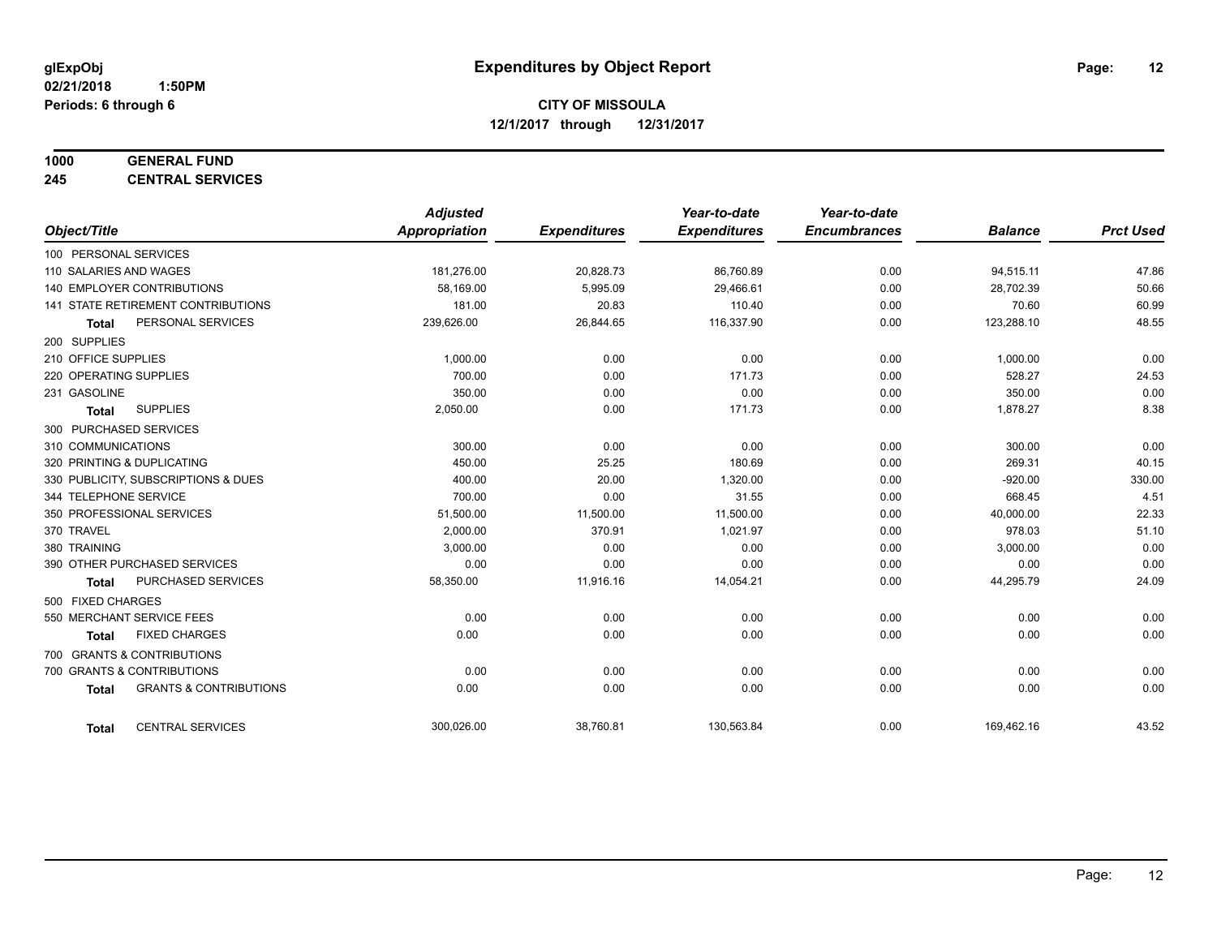# Expenditures by Object Report

glExpObj
02/21/2018 1:50PM
Periods: 6 through 6

**CITY OF MISSOULA**
**12/1/2017 through 12/31/2017**

**1000 GENERAL FUND**
**245 CENTRAL SERVICES**

| Object/Title | Adjusted Appropriation | Expenditures | Year-to-date Expenditures | Year-to-date Encumbrances | Balance | Prct Used |
|---|---|---|---|---|---|---|
| 100 PERSONAL SERVICES | | | | | | |
| 110 SALARIES AND WAGES | 181,276.00 | 20,828.73 | 86,760.89 | 0.00 | 94,515.11 | 47.86 |
| 140 EMPLOYER CONTRIBUTIONS | 58,169.00 | 5,995.09 | 29,466.61 | 0.00 | 28,702.39 | 50.66 |
| 141 STATE RETIREMENT CONTRIBUTIONS | 181.00 | 20.83 | 110.40 | 0.00 | 70.60 | 60.99 |
| **Total** PERSONAL SERVICES | 239,626.00 | 26,844.65 | 116,337.90 | 0.00 | 123,288.10 | 48.55 |
| 200 SUPPLIES | | | | | | |
| 210 OFFICE SUPPLIES | 1,000.00 | 0.00 | 0.00 | 0.00 | 1,000.00 | 0.00 |
| 220 OPERATING SUPPLIES | 700.00 | 0.00 | 171.73 | 0.00 | 528.27 | 24.53 |
| 231 GASOLINE | 350.00 | 0.00 | 0.00 | 0.00 | 350.00 | 0.00 |
| **Total** SUPPLIES | 2,050.00 | 0.00 | 171.73 | 0.00 | 1,878.27 | 8.38 |
| 300 PURCHASED SERVICES | | | | | | |
| 310 COMMUNICATIONS | 300.00 | 0.00 | 0.00 | 0.00 | 300.00 | 0.00 |
| 320 PRINTING & DUPLICATING | 450.00 | 25.25 | 180.69 | 0.00 | 269.31 | 40.15 |
| 330 PUBLICITY, SUBSCRIPTIONS & DUES | 400.00 | 20.00 | 1,320.00 | 0.00 | -920.00 | 330.00 |
| 344 TELEPHONE SERVICE | 700.00 | 0.00 | 31.55 | 0.00 | 668.45 | 4.51 |
| 350 PROFESSIONAL SERVICES | 51,500.00 | 11,500.00 | 11,500.00 | 0.00 | 40,000.00 | 22.33 |
| 370 TRAVEL | 2,000.00 | 370.91 | 1,021.97 | 0.00 | 978.03 | 51.10 |
| 380 TRAINING | 3,000.00 | 0.00 | 0.00 | 0.00 | 3,000.00 | 0.00 |
| 390 OTHER PURCHASED SERVICES | 0.00 | 0.00 | 0.00 | 0.00 | 0.00 | 0.00 |
| **Total** PURCHASED SERVICES | 58,350.00 | 11,916.16 | 14,054.21 | 0.00 | 44,295.79 | 24.09 |
| 500 FIXED CHARGES | | | | | | |
| 550 MERCHANT SERVICE FEES | 0.00 | 0.00 | 0.00 | 0.00 | 0.00 | 0.00 |
| **Total** FIXED CHARGES | 0.00 | 0.00 | 0.00 | 0.00 | 0.00 | 0.00 |
| 700 GRANTS & CONTRIBUTIONS | | | | | | |
| 700 GRANTS & CONTRIBUTIONS | 0.00 | 0.00 | 0.00 | 0.00 | 0.00 | 0.00 |
| **Total** GRANTS & CONTRIBUTIONS | 0.00 | 0.00 | 0.00 | 0.00 | 0.00 | 0.00 |
| **Total** CENTRAL SERVICES | 300,026.00 | 38,760.81 | 130,563.84 | 0.00 | 169,462.16 | 43.52 |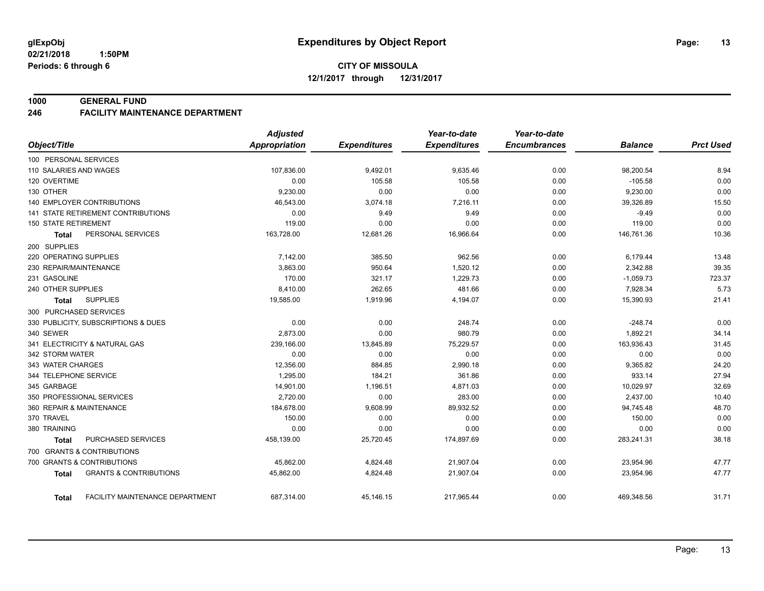# Expenditures by Object Report

glExpObj
02/21/2018 1:50PM
Periods: 6 through 6

**CITY OF MISSOULA**
**12/1/2017 through 12/31/2017**

**1000 GENERAL FUND**
**246 FACILITY MAINTENANCE DEPARTMENT**

| Object/Title | Adjusted Appropriation | Expenditures | Year-to-date Expenditures | Year-to-date Encumbrances | Balance | Prct Used |
|---|---|---|---|---|---|---|
| 100 PERSONAL SERVICES | | | | | | |
| 110 SALARIES AND WAGES | 107,836.00 | 9,492.01 | 9,635.46 | 0.00 | 98,200.54 | 8.94 |
| 120 OVERTIME | 0.00 | 105.58 | 105.58 | 0.00 | -105.58 | 0.00 |
| 130 OTHER | 9,230.00 | 0.00 | 0.00 | 0.00 | 9,230.00 | 0.00 |
| 140 EMPLOYER CONTRIBUTIONS | 46,543.00 | 3,074.18 | 7,216.11 | 0.00 | 39,326.89 | 15.50 |
| 141 STATE RETIREMENT CONTRIBUTIONS | 0.00 | 9.49 | 9.49 | 0.00 | -9.49 | 0.00 |
| 150 STATE RETIREMENT | 119.00 | 0.00 | 0.00 | 0.00 | 119.00 | 0.00 |
| **Total** PERSONAL SERVICES | 163,728.00 | 12,681.26 | 16,966.64 | 0.00 | 146,761.36 | 10.36 |
| 200 SUPPLIES | | | | | | |
| 220 OPERATING SUPPLIES | 7,142.00 | 385.50 | 962.56 | 0.00 | 6,179.44 | 13.48 |
| 230 REPAIR/MAINTENANCE | 3,863.00 | 950.64 | 1,520.12 | 0.00 | 2,342.88 | 39.35 |
| 231 GASOLINE | 170.00 | 321.17 | 1,229.73 | 0.00 | -1,059.73 | 723.37 |
| 240 OTHER SUPPLIES | 8,410.00 | 262.65 | 481.66 | 0.00 | 7,928.34 | 5.73 |
| **Total** SUPPLIES | 19,585.00 | 1,919.96 | 4,194.07 | 0.00 | 15,390.93 | 21.41 |
| 300 PURCHASED SERVICES | | | | | | |
| 330 PUBLICITY, SUBSCRIPTIONS & DUES | 0.00 | 0.00 | 248.74 | 0.00 | -248.74 | 0.00 |
| 340 SEWER | 2,873.00 | 0.00 | 980.79 | 0.00 | 1,892.21 | 34.14 |
| 341 ELECTRICITY & NATURAL GAS | 239,166.00 | 13,845.89 | 75,229.57 | 0.00 | 163,936.43 | 31.45 |
| 342 STORM WATER | 0.00 | 0.00 | 0.00 | 0.00 | 0.00 | 0.00 |
| 343 WATER CHARGES | 12,356.00 | 884.85 | 2,990.18 | 0.00 | 9,365.82 | 24.20 |
| 344 TELEPHONE SERVICE | 1,295.00 | 184.21 | 361.86 | 0.00 | 933.14 | 27.94 |
| 345 GARBAGE | 14,901.00 | 1,196.51 | 4,871.03 | 0.00 | 10,029.97 | 32.69 |
| 350 PROFESSIONAL SERVICES | 2,720.00 | 0.00 | 283.00 | 0.00 | 2,437.00 | 10.40 |
| 360 REPAIR & MAINTENANCE | 184,678.00 | 9,608.99 | 89,932.52 | 0.00 | 94,745.48 | 48.70 |
| 370 TRAVEL | 150.00 | 0.00 | 0.00 | 0.00 | 150.00 | 0.00 |
| 380 TRAINING | 0.00 | 0.00 | 0.00 | 0.00 | 0.00 | 0.00 |
| **Total** PURCHASED SERVICES | 458,139.00 | 25,720.45 | 174,897.69 | 0.00 | 283,241.31 | 38.18 |
| 700 GRANTS & CONTRIBUTIONS | | | | | | |
| 700 GRANTS & CONTRIBUTIONS | 45,862.00 | 4,824.48 | 21,907.04 | 0.00 | 23,954.96 | 47.77 |
| **Total** GRANTS & CONTRIBUTIONS | 45,862.00 | 4,824.48 | 21,907.04 | 0.00 | 23,954.96 | 47.77 |
| **Total** FACILITY MAINTENANCE DEPARTMENT | 687,314.00 | 45,146.15 | 217,965.44 | 0.00 | 469,348.56 | 31.71 |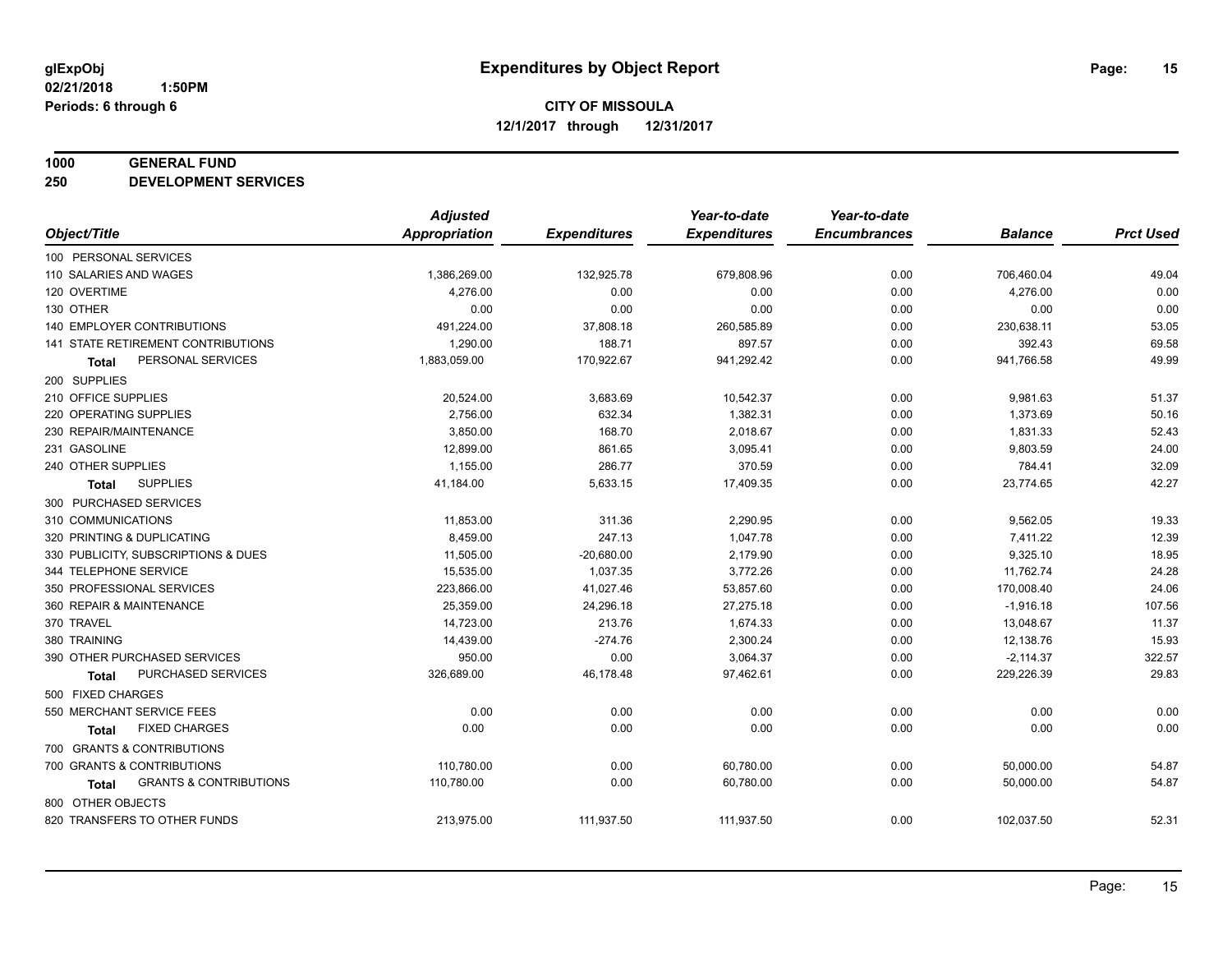**glExpObj**
**02/21/2018 1:50PM**
**Periods: 6 through 6**

# Expenditures by Object Report

**CITY OF MISSOULA**
**12/1/2017 through 12/31/2017**

**1000 GENERAL FUND**
**250 DEVELOPMENT SERVICES**

| Object/Title | Adjusted Appropriation | Expenditures | Year-to-date Expenditures | Year-to-date Encumbrances | Balance | Prct Used |
|---|---|---|---|---|---|---|
| 100 PERSONAL SERVICES | | | | | | |
| 110 SALARIES AND WAGES | 1,386,269.00 | 132,925.78 | 679,808.96 | 0.00 | 706,460.04 | 49.04 |
| 120 OVERTIME | 4,276.00 | 0.00 | 0.00 | 0.00 | 4,276.00 | 0.00 |
| 130 OTHER | 0.00 | 0.00 | 0.00 | 0.00 | 0.00 | 0.00 |
| 140 EMPLOYER CONTRIBUTIONS | 491,224.00 | 37,808.18 | 260,585.89 | 0.00 | 230,638.11 | 53.05 |
| 141 STATE RETIREMENT CONTRIBUTIONS | 1,290.00 | 188.71 | 897.57 | 0.00 | 392.43 | 69.58 |
| **Total** PERSONAL SERVICES | 1,883,059.00 | 170,922.67 | 941,292.42 | 0.00 | 941,766.58 | 49.99 |
| 200 SUPPLIES | | | | | | |
| 210 OFFICE SUPPLIES | 20,524.00 | 3,683.69 | 10,542.37 | 0.00 | 9,981.63 | 51.37 |
| 220 OPERATING SUPPLIES | 2,756.00 | 632.34 | 1,382.31 | 0.00 | 1,373.69 | 50.16 |
| 230 REPAIR/MAINTENANCE | 3,850.00 | 168.70 | 2,018.67 | 0.00 | 1,831.33 | 52.43 |
| 231 GASOLINE | 12,899.00 | 861.65 | 3,095.41 | 0.00 | 9,803.59 | 24.00 |
| 240 OTHER SUPPLIES | 1,155.00 | 286.77 | 370.59 | 0.00 | 784.41 | 32.09 |
| **Total** SUPPLIES | 41,184.00 | 5,633.15 | 17,409.35 | 0.00 | 23,774.65 | 42.27 |
| 300 PURCHASED SERVICES | | | | | | |
| 310 COMMUNICATIONS | 11,853.00 | 311.36 | 2,290.95 | 0.00 | 9,562.05 | 19.33 |
| 320 PRINTING & DUPLICATING | 8,459.00 | 247.13 | 1,047.78 | 0.00 | 7,411.22 | 12.39 |
| 330 PUBLICITY, SUBSCRIPTIONS & DUES | 11,505.00 | -20,680.00 | 2,179.90 | 0.00 | 9,325.10 | 18.95 |
| 344 TELEPHONE SERVICE | 15,535.00 | 1,037.35 | 3,772.26 | 0.00 | 11,762.74 | 24.28 |
| 350 PROFESSIONAL SERVICES | 223,866.00 | 41,027.46 | 53,857.60 | 0.00 | 170,008.40 | 24.06 |
| 360 REPAIR & MAINTENANCE | 25,359.00 | 24,296.18 | 27,275.18 | 0.00 | -1,916.18 | 107.56 |
| 370 TRAVEL | 14,723.00 | 213.76 | 1,674.33 | 0.00 | 13,048.67 | 11.37 |
| 380 TRAINING | 14,439.00 | -274.76 | 2,300.24 | 0.00 | 12,138.76 | 15.93 |
| 390 OTHER PURCHASED SERVICES | 950.00 | 0.00 | 3,064.37 | 0.00 | -2,114.37 | 322.57 |
| **Total** PURCHASED SERVICES | 326,689.00 | 46,178.48 | 97,462.61 | 0.00 | 229,226.39 | 29.83 |
| 500 FIXED CHARGES | | | | | | |
| 550 MERCHANT SERVICE FEES | 0.00 | 0.00 | 0.00 | 0.00 | 0.00 | 0.00 |
| **Total** FIXED CHARGES | 0.00 | 0.00 | 0.00 | 0.00 | 0.00 | 0.00 |
| 700 GRANTS & CONTRIBUTIONS | | | | | | |
| 700 GRANTS & CONTRIBUTIONS | 110,780.00 | 0.00 | 60,780.00 | 0.00 | 50,000.00 | 54.87 |
| **Total** GRANTS & CONTRIBUTIONS | 110,780.00 | 0.00 | 60,780.00 | 0.00 | 50,000.00 | 54.87 |
| 800 OTHER OBJECTS | | | | | | |
| 820 TRANSFERS TO OTHER FUNDS | 213,975.00 | 111,937.50 | 111,937.50 | 0.00 | 102,037.50 | 52.31 |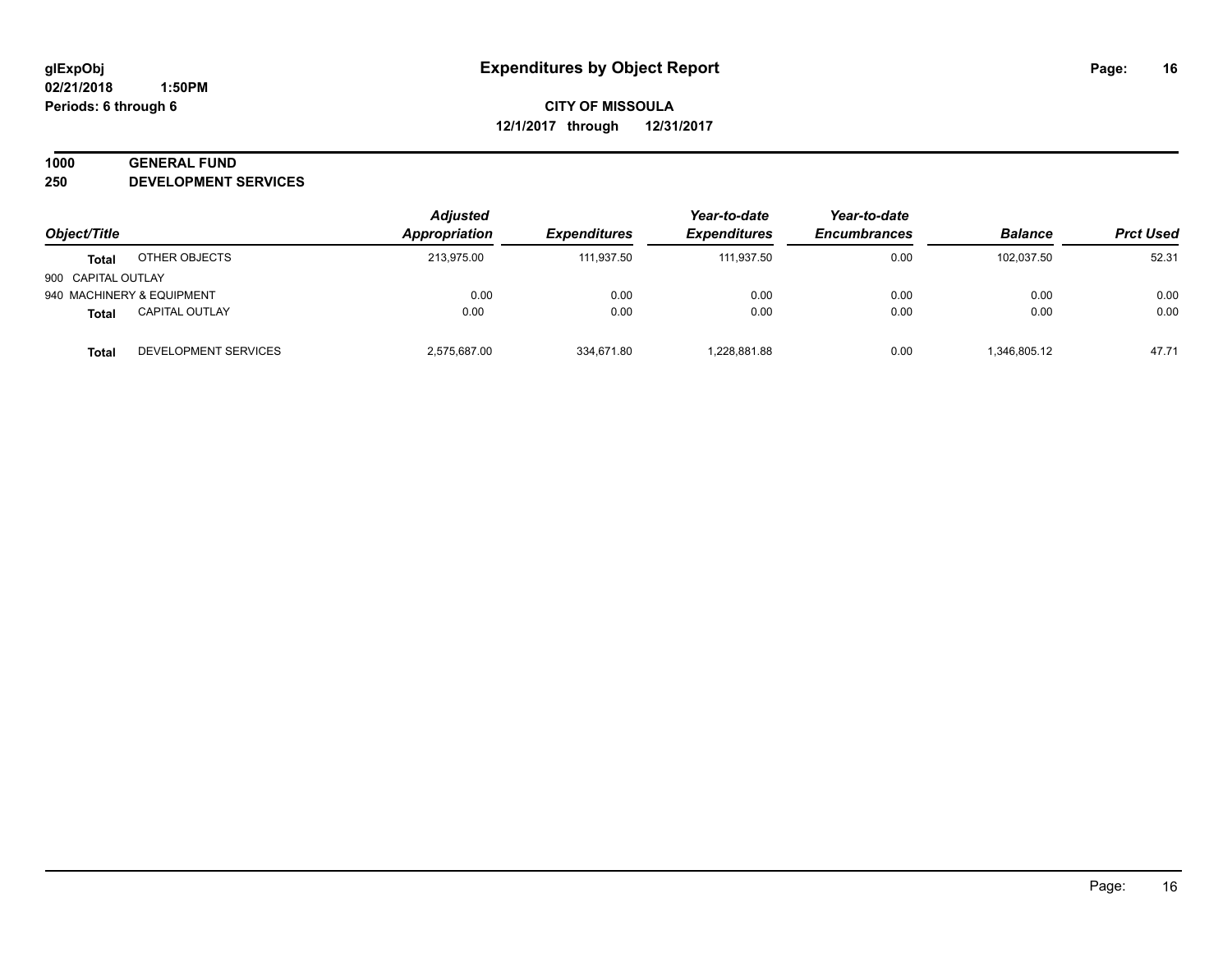**glExpObj** **Expenditures by Object Report**
**02/21/2018 1:50PM**
**Periods: 6 through 6**

**CITY OF MISSOULA**
**12/1/2017 through 12/31/2017**

**1000 GENERAL FUND**
**250 DEVELOPMENT SERVICES**

| Object/Title | | Adjusted Appropriation | Expenditures | Year-to-date Expenditures | Year-to-date Encumbrances | Balance | Prct Used |
|---|---|---|---|---|---|---|---|
| **Total** | OTHER OBJECTS | 213,975.00 | 111,937.50 | 111,937.50 | 0.00 | 102,037.50 | 52.31 |
| 900 CAPITAL OUTLAY | | | | | | | |
| 940 MACHINERY & EQUIPMENT | | 0.00 | 0.00 | 0.00 | 0.00 | 0.00 | 0.00 |
| **Total** | CAPITAL OUTLAY | 0.00 | 0.00 | 0.00 | 0.00 | 0.00 | 0.00 |
| **Total** | DEVELOPMENT SERVICES | 2,575,687.00 | 334,671.80 | 1,228,881.88 | 0.00 | 1,346,805.12 | 47.71 |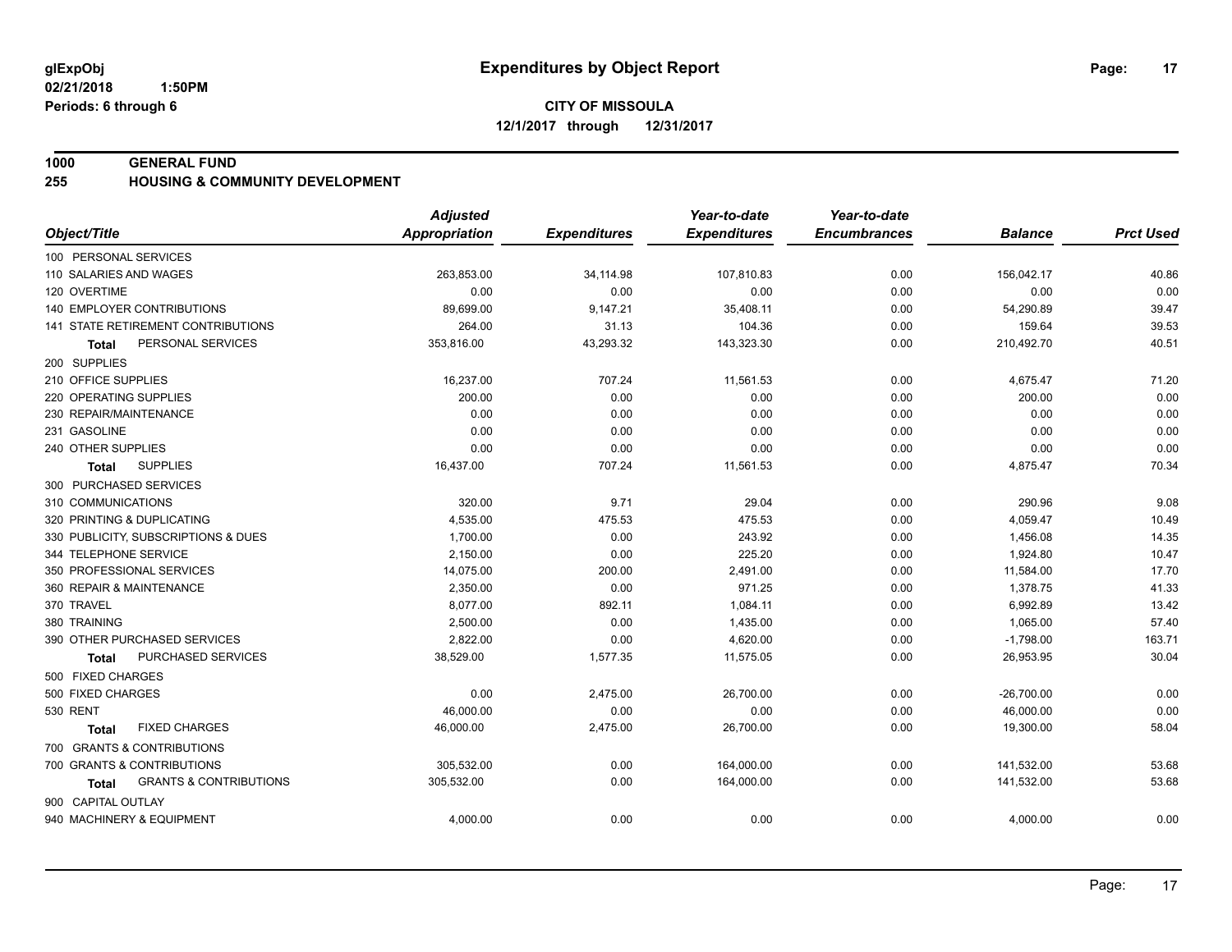glExpObj
02/21/2018 1:50PM
Periods: 6 through 6

# Expenditures by Object Report

**CITY OF MISSOULA**
**12/1/2017 through 12/31/2017**

## 1000 GENERAL FUND
## 255 HOUSING & COMMUNITY DEVELOPMENT

| Object/Title | Adjusted Appropriation | Expenditures | Year-to-date Expenditures | Year-to-date Encumbrances | Balance | Prct Used |
|---|---|---|---|---|---|---|
| 100 PERSONAL SERVICES | | | | | | |
| 110 SALARIES AND WAGES | 263,853.00 | 34,114.98 | 107,810.83 | 0.00 | 156,042.17 | 40.86 |
| 120 OVERTIME | 0.00 | 0.00 | 0.00 | 0.00 | 0.00 | 0.00 |
| 140 EMPLOYER CONTRIBUTIONS | 89,699.00 | 9,147.21 | 35,408.11 | 0.00 | 54,290.89 | 39.47 |
| 141 STATE RETIREMENT CONTRIBUTIONS | 264.00 | 31.13 | 104.36 | 0.00 | 159.64 | 39.53 |
| **Total** PERSONAL SERVICES | 353,816.00 | 43,293.32 | 143,323.30 | 0.00 | 210,492.70 | 40.51 |
| 200 SUPPLIES | | | | | | |
| 210 OFFICE SUPPLIES | 16,237.00 | 707.24 | 11,561.53 | 0.00 | 4,675.47 | 71.20 |
| 220 OPERATING SUPPLIES | 200.00 | 0.00 | 0.00 | 0.00 | 200.00 | 0.00 |
| 230 REPAIR/MAINTENANCE | 0.00 | 0.00 | 0.00 | 0.00 | 0.00 | 0.00 |
| 231 GASOLINE | 0.00 | 0.00 | 0.00 | 0.00 | 0.00 | 0.00 |
| 240 OTHER SUPPLIES | 0.00 | 0.00 | 0.00 | 0.00 | 0.00 | 0.00 |
| **Total** SUPPLIES | 16,437.00 | 707.24 | 11,561.53 | 0.00 | 4,875.47 | 70.34 |
| 300 PURCHASED SERVICES | | | | | | |
| 310 COMMUNICATIONS | 320.00 | 9.71 | 29.04 | 0.00 | 290.96 | 9.08 |
| 320 PRINTING & DUPLICATING | 4,535.00 | 475.53 | 475.53 | 0.00 | 4,059.47 | 10.49 |
| 330 PUBLICITY, SUBSCRIPTIONS & DUES | 1,700.00 | 0.00 | 243.92 | 0.00 | 1,456.08 | 14.35 |
| 344 TELEPHONE SERVICE | 2,150.00 | 0.00 | 225.20 | 0.00 | 1,924.80 | 10.47 |
| 350 PROFESSIONAL SERVICES | 14,075.00 | 200.00 | 2,491.00 | 0.00 | 11,584.00 | 17.70 |
| 360 REPAIR & MAINTENANCE | 2,350.00 | 0.00 | 971.25 | 0.00 | 1,378.75 | 41.33 |
| 370 TRAVEL | 8,077.00 | 892.11 | 1,084.11 | 0.00 | 6,992.89 | 13.42 |
| 380 TRAINING | 2,500.00 | 0.00 | 1,435.00 | 0.00 | 1,065.00 | 57.40 |
| 390 OTHER PURCHASED SERVICES | 2,822.00 | 0.00 | 4,620.00 | 0.00 | -1,798.00 | 163.71 |
| **Total** PURCHASED SERVICES | 38,529.00 | 1,577.35 | 11,575.05 | 0.00 | 26,953.95 | 30.04 |
| 500 FIXED CHARGES | | | | | | |
| 500 FIXED CHARGES | 0.00 | 2,475.00 | 26,700.00 | 0.00 | -26,700.00 | 0.00 |
| 530 RENT | 46,000.00 | 0.00 | 0.00 | 0.00 | 46,000.00 | 0.00 |
| **Total** FIXED CHARGES | 46,000.00 | 2,475.00 | 26,700.00 | 0.00 | 19,300.00 | 58.04 |
| 700 GRANTS & CONTRIBUTIONS | | | | | | |
| 700 GRANTS & CONTRIBUTIONS | 305,532.00 | 0.00 | 164,000.00 | 0.00 | 141,532.00 | 53.68 |
| **Total** GRANTS & CONTRIBUTIONS | 305,532.00 | 0.00 | 164,000.00 | 0.00 | 141,532.00 | 53.68 |
| 900 CAPITAL OUTLAY | | | | | | |
| 940 MACHINERY & EQUIPMENT | 4,000.00 | 0.00 | 0.00 | 0.00 | 4,000.00 | 0.00 |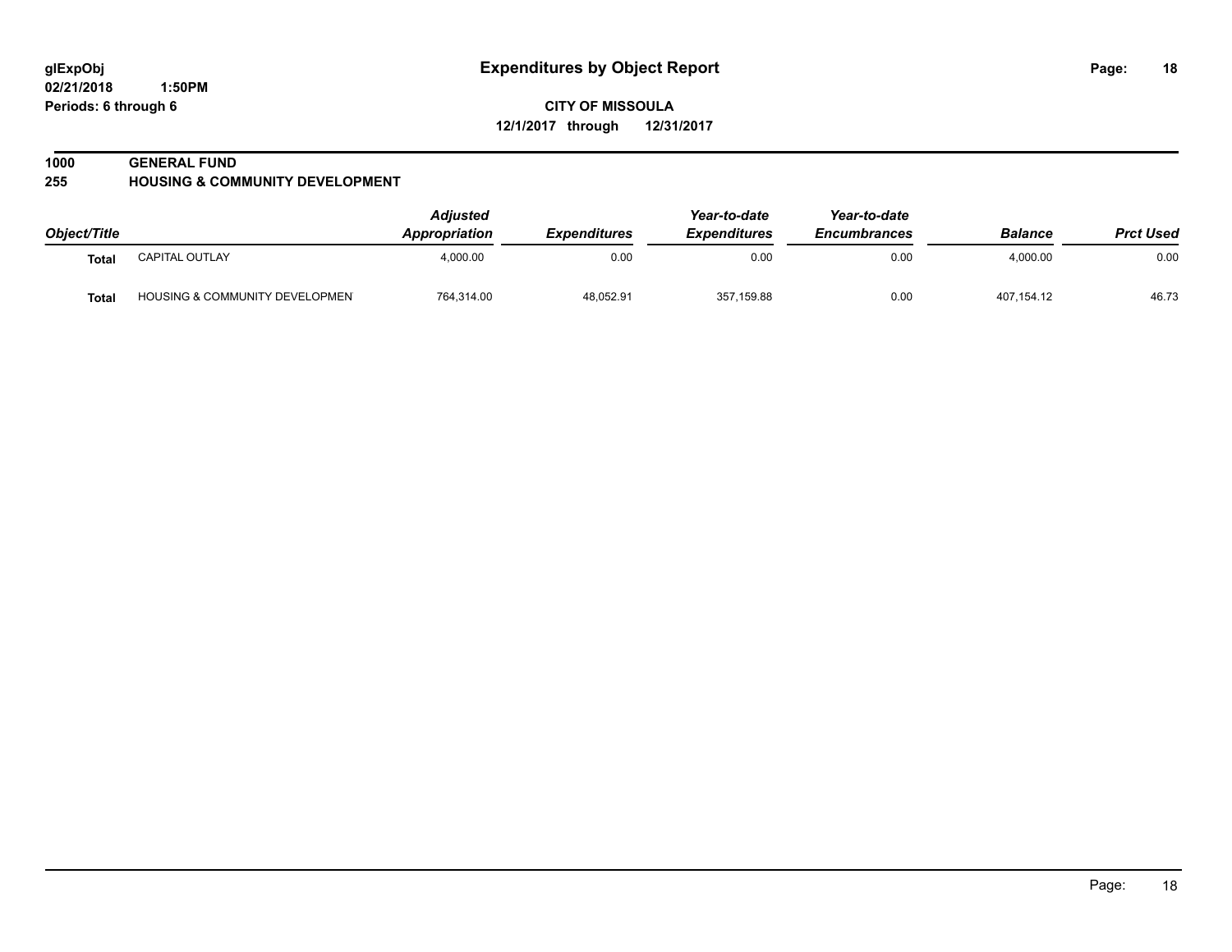**glExpObj** **Expenditures by Object Report**

**02/21/2018 1:50PM**

**Periods: 6 through 6**

**CITY OF MISSOULA**

**12/1/2017 through 12/31/2017**

**1000 GENERAL FUND**

**255 HOUSING & COMMUNITY DEVELOPMENT**

| Object/Title | | Adjusted Appropriation | Expenditures | Year-to-date Expenditures | Year-to-date Encumbrances | Balance | Prct Used |
|---|---|---|---|---|---|---|---|
| **Total** | CAPITAL OUTLAY | 4,000.00 | 0.00 | 0.00 | 0.00 | 4,000.00 | 0.00 |
| **Total** | HOUSING & COMMUNITY DEVELOPMEN | 764,314.00 | 48,052.91 | 357,159.88 | 0.00 | 407,154.12 | 46.73 |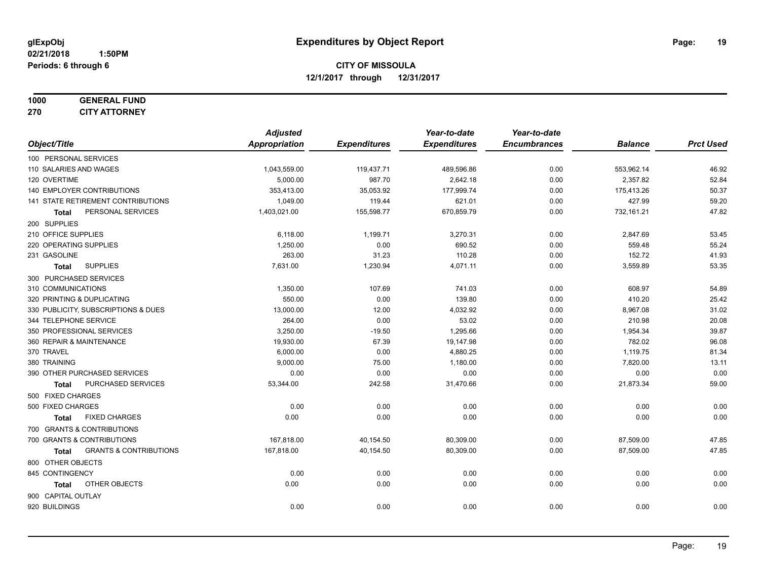# Expenditures by Object Report

glExpObj
02/21/2018 1:50PM
Periods: 6 through 6

**CITY OF MISSOULA**
**12/1/2017 through 12/31/2017**

**1000 GENERAL FUND**
**270 CITY ATTORNEY**

| Object/Title | Adjusted Appropriation | Expenditures | Year-to-date Expenditures | Year-to-date Encumbrances | Balance | Prct Used |
|---|---|---|---|---|---|---|
| 100 PERSONAL SERVICES | | | | | | |
| 110 SALARIES AND WAGES | 1,043,559.00 | 119,437.71 | 489,596.86 | 0.00 | 553,962.14 | 46.92 |
| 120 OVERTIME | 5,000.00 | 987.70 | 2,642.18 | 0.00 | 2,357.82 | 52.84 |
| 140 EMPLOYER CONTRIBUTIONS | 353,413.00 | 35,053.92 | 177,999.74 | 0.00 | 175,413.26 | 50.37 |
| 141 STATE RETIREMENT CONTRIBUTIONS | 1,049.00 | 119.44 | 621.01 | 0.00 | 427.99 | 59.20 |
| **Total** PERSONAL SERVICES | 1,403,021.00 | 155,598.77 | 670,859.79 | 0.00 | 732,161.21 | 47.82 |
| 200 SUPPLIES | | | | | | |
| 210 OFFICE SUPPLIES | 6,118.00 | 1,199.71 | 3,270.31 | 0.00 | 2,847.69 | 53.45 |
| 220 OPERATING SUPPLIES | 1,250.00 | 0.00 | 690.52 | 0.00 | 559.48 | 55.24 |
| 231 GASOLINE | 263.00 | 31.23 | 110.28 | 0.00 | 152.72 | 41.93 |
| **Total** SUPPLIES | 7,631.00 | 1,230.94 | 4,071.11 | 0.00 | 3,559.89 | 53.35 |
| 300 PURCHASED SERVICES | | | | | | |
| 310 COMMUNICATIONS | 1,350.00 | 107.69 | 741.03 | 0.00 | 608.97 | 54.89 |
| 320 PRINTING & DUPLICATING | 550.00 | 0.00 | 139.80 | 0.00 | 410.20 | 25.42 |
| 330 PUBLICITY, SUBSCRIPTIONS & DUES | 13,000.00 | 12.00 | 4,032.92 | 0.00 | 8,967.08 | 31.02 |
| 344 TELEPHONE SERVICE | 264.00 | 0.00 | 53.02 | 0.00 | 210.98 | 20.08 |
| 350 PROFESSIONAL SERVICES | 3,250.00 | -19.50 | 1,295.66 | 0.00 | 1,954.34 | 39.87 |
| 360 REPAIR & MAINTENANCE | 19,930.00 | 67.39 | 19,147.98 | 0.00 | 782.02 | 96.08 |
| 370 TRAVEL | 6,000.00 | 0.00 | 4,880.25 | 0.00 | 1,119.75 | 81.34 |
| 380 TRAINING | 9,000.00 | 75.00 | 1,180.00 | 0.00 | 7,820.00 | 13.11 |
| 390 OTHER PURCHASED SERVICES | 0.00 | 0.00 | 0.00 | 0.00 | 0.00 | 0.00 |
| **Total** PURCHASED SERVICES | 53,344.00 | 242.58 | 31,470.66 | 0.00 | 21,873.34 | 59.00 |
| 500 FIXED CHARGES | | | | | | |
| 500 FIXED CHARGES | 0.00 | 0.00 | 0.00 | 0.00 | 0.00 | 0.00 |
| **Total** FIXED CHARGES | 0.00 | 0.00 | 0.00 | 0.00 | 0.00 | 0.00 |
| 700 GRANTS & CONTRIBUTIONS | | | | | | |
| 700 GRANTS & CONTRIBUTIONS | 167,818.00 | 40,154.50 | 80,309.00 | 0.00 | 87,509.00 | 47.85 |
| **Total** GRANTS & CONTRIBUTIONS | 167,818.00 | 40,154.50 | 80,309.00 | 0.00 | 87,509.00 | 47.85 |
| 800 OTHER OBJECTS | | | | | | |
| 845 CONTINGENCY | 0.00 | 0.00 | 0.00 | 0.00 | 0.00 | 0.00 |
| **Total** OTHER OBJECTS | 0.00 | 0.00 | 0.00 | 0.00 | 0.00 | 0.00 |
| 900 CAPITAL OUTLAY | | | | | | |
| 920 BUILDINGS | 0.00 | 0.00 | 0.00 | 0.00 | 0.00 | 0.00 |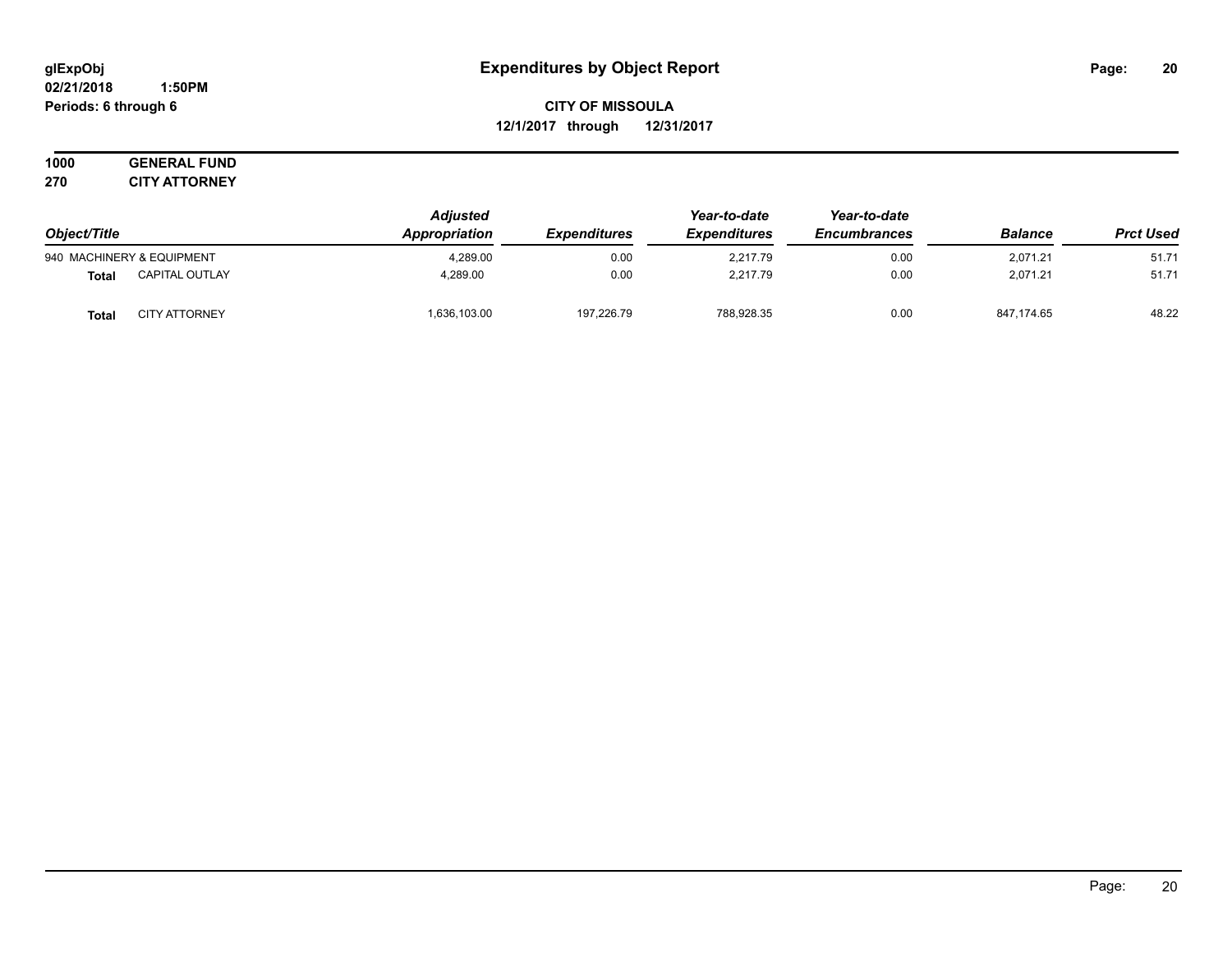**glExpObj** **Expenditures by Object Report**

**02/21/2018 1:50PM**

**Periods: 6 through 6**

**CITY OF MISSOULA**

**12/1/2017 through 12/31/2017**

**1000 GENERAL FUND**

**270 CITY ATTORNEY**

| Object/Title | | Adjusted Appropriation | Expenditures | Year-to-date Expenditures | Year-to-date Encumbrances | Balance | Prct Used |
|---|---|---|---|---|---|---|---|
| 940 MACHINERY & EQUIPMENT | | 4,289.00 | 0.00 | 2,217.79 | 0.00 | 2,071.21 | 51.71 |
| **Total** | CAPITAL OUTLAY | 4,289.00 | 0.00 | 2,217.79 | 0.00 | 2,071.21 | 51.71 |
| **Total** | CITY ATTORNEY | 1,636,103.00 | 197,226.79 | 788,928.35 | 0.00 | 847,174.65 | 48.22 |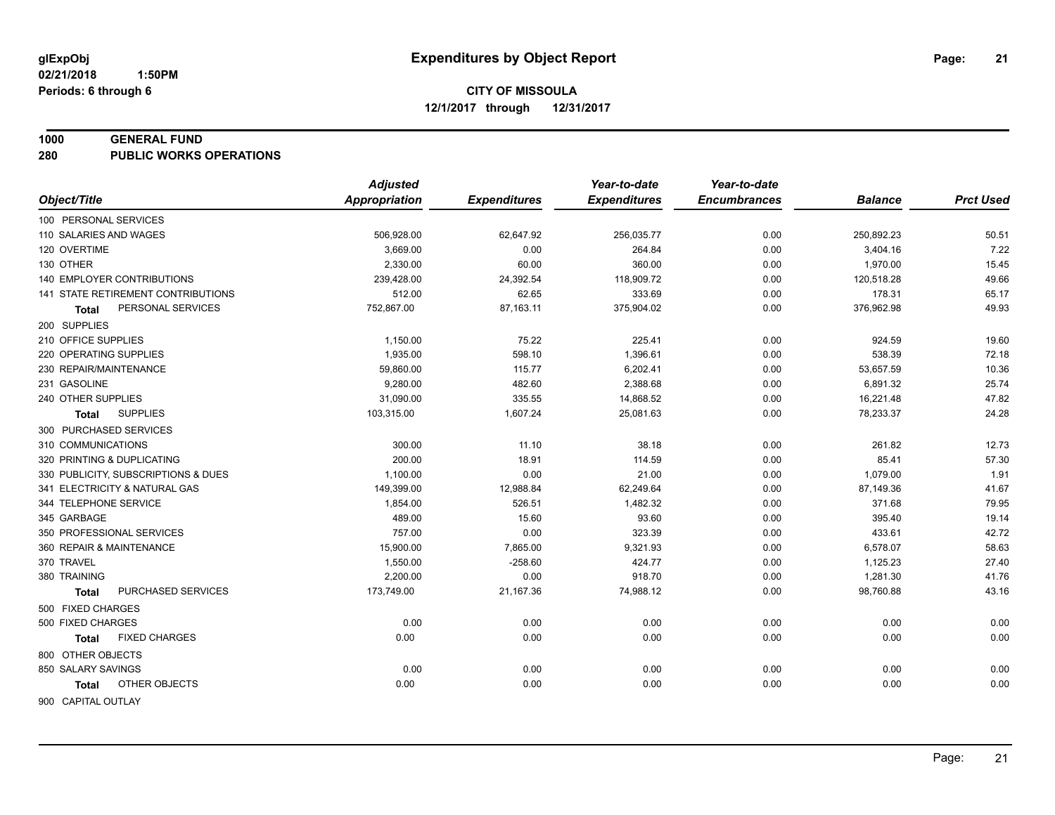**glExpObj**
**02/21/2018 1:50PM**
**Periods: 6 through 6**

# Expenditures by Object Report

**CITY OF MISSOULA**
**12/1/2017 through 12/31/2017**

**1000 GENERAL FUND**
**280 PUBLIC WORKS OPERATIONS**

| Object/Title | Adjusted Appropriation | Expenditures | Year-to-date Expenditures | Year-to-date Encumbrances | Balance | Prct Used |
|---|---|---|---|---|---|---|
| 100 PERSONAL SERVICES | | | | | | |
| 110 SALARIES AND WAGES | 506,928.00 | 62,647.92 | 256,035.77 | 0.00 | 250,892.23 | 50.51 |
| 120 OVERTIME | 3,669.00 | 0.00 | 264.84 | 0.00 | 3,404.16 | 7.22 |
| 130 OTHER | 2,330.00 | 60.00 | 360.00 | 0.00 | 1,970.00 | 15.45 |
| 140 EMPLOYER CONTRIBUTIONS | 239,428.00 | 24,392.54 | 118,909.72 | 0.00 | 120,518.28 | 49.66 |
| 141 STATE RETIREMENT CONTRIBUTIONS | 512.00 | 62.65 | 333.69 | 0.00 | 178.31 | 65.17 |
| **Total** PERSONAL SERVICES | 752,867.00 | 87,163.11 | 375,904.02 | 0.00 | 376,962.98 | 49.93 |
| 200 SUPPLIES | | | | | | |
| 210 OFFICE SUPPLIES | 1,150.00 | 75.22 | 225.41 | 0.00 | 924.59 | 19.60 |
| 220 OPERATING SUPPLIES | 1,935.00 | 598.10 | 1,396.61 | 0.00 | 538.39 | 72.18 |
| 230 REPAIR/MAINTENANCE | 59,860.00 | 115.77 | 6,202.41 | 0.00 | 53,657.59 | 10.36 |
| 231 GASOLINE | 9,280.00 | 482.60 | 2,388.68 | 0.00 | 6,891.32 | 25.74 |
| 240 OTHER SUPPLIES | 31,090.00 | 335.55 | 14,868.52 | 0.00 | 16,221.48 | 47.82 |
| **Total** SUPPLIES | 103,315.00 | 1,607.24 | 25,081.63 | 0.00 | 78,233.37 | 24.28 |
| 300 PURCHASED SERVICES | | | | | | |
| 310 COMMUNICATIONS | 300.00 | 11.10 | 38.18 | 0.00 | 261.82 | 12.73 |
| 320 PRINTING & DUPLICATING | 200.00 | 18.91 | 114.59 | 0.00 | 85.41 | 57.30 |
| 330 PUBLICITY, SUBSCRIPTIONS & DUES | 1,100.00 | 0.00 | 21.00 | 0.00 | 1,079.00 | 1.91 |
| 341 ELECTRICITY & NATURAL GAS | 149,399.00 | 12,988.84 | 62,249.64 | 0.00 | 87,149.36 | 41.67 |
| 344 TELEPHONE SERVICE | 1,854.00 | 526.51 | 1,482.32 | 0.00 | 371.68 | 79.95 |
| 345 GARBAGE | 489.00 | 15.60 | 93.60 | 0.00 | 395.40 | 19.14 |
| 350 PROFESSIONAL SERVICES | 757.00 | 0.00 | 323.39 | 0.00 | 433.61 | 42.72 |
| 360 REPAIR & MAINTENANCE | 15,900.00 | 7,865.00 | 9,321.93 | 0.00 | 6,578.07 | 58.63 |
| 370 TRAVEL | 1,550.00 | -258.60 | 424.77 | 0.00 | 1,125.23 | 27.40 |
| 380 TRAINING | 2,200.00 | 0.00 | 918.70 | 0.00 | 1,281.30 | 41.76 |
| **Total** PURCHASED SERVICES | 173,749.00 | 21,167.36 | 74,988.12 | 0.00 | 98,760.88 | 43.16 |
| 500 FIXED CHARGES | | | | | | |
| 500 FIXED CHARGES | 0.00 | 0.00 | 0.00 | 0.00 | 0.00 | 0.00 |
| **Total** FIXED CHARGES | 0.00 | 0.00 | 0.00 | 0.00 | 0.00 | 0.00 |
| 800 OTHER OBJECTS | | | | | | |
| 850 SALARY SAVINGS | 0.00 | 0.00 | 0.00 | 0.00 | 0.00 | 0.00 |
| **Total** OTHER OBJECTS | 0.00 | 0.00 | 0.00 | 0.00 | 0.00 | 0.00 |
| 900 CAPITAL OUTLAY | | | | | | |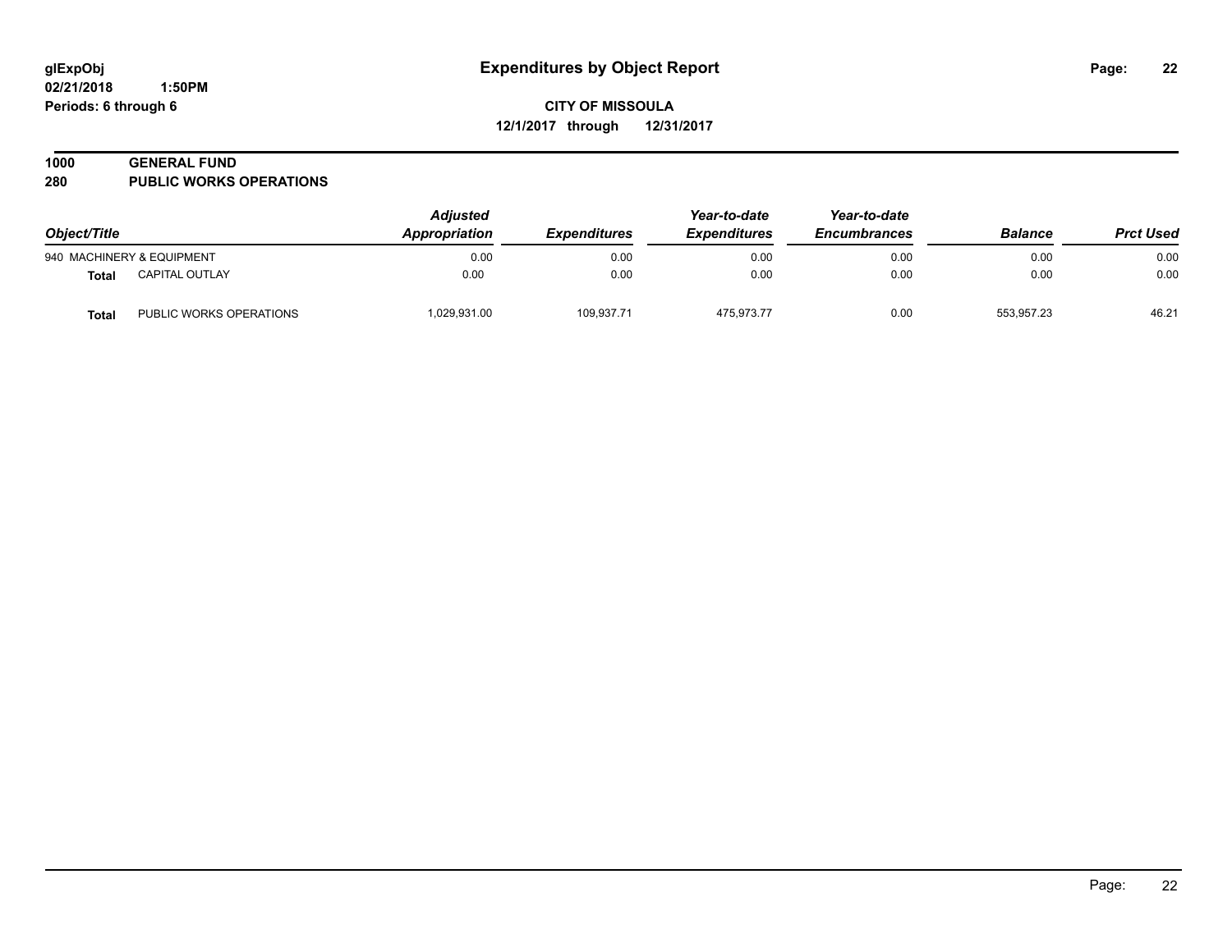**Expenditures by Object Report**

**CITY OF MISSOULA**
**12/1/2017 through 12/31/2017**

glExpObj
02/21/2018 1:50PM
Periods: 6 through 6

**1000 GENERAL FUND**
**280 PUBLIC WORKS OPERATIONS**

| Object/Title | | Adjusted Appropriation | Expenditures | Year-to-date Expenditures | Year-to-date Encumbrances | Balance | Prct Used |
|---|---|---|---|---|---|---|---|
| 940 MACHINERY & EQUIPMENT | | 0.00 | 0.00 | 0.00 | 0.00 | 0.00 | 0.00 |
| **Total** | CAPITAL OUTLAY | 0.00 | 0.00 | 0.00 | 0.00 | 0.00 | 0.00 |
| **Total** | PUBLIC WORKS OPERATIONS | 1,029,931.00 | 109,937.71 | 475,973.77 | 0.00 | 553,957.23 | 46.21 |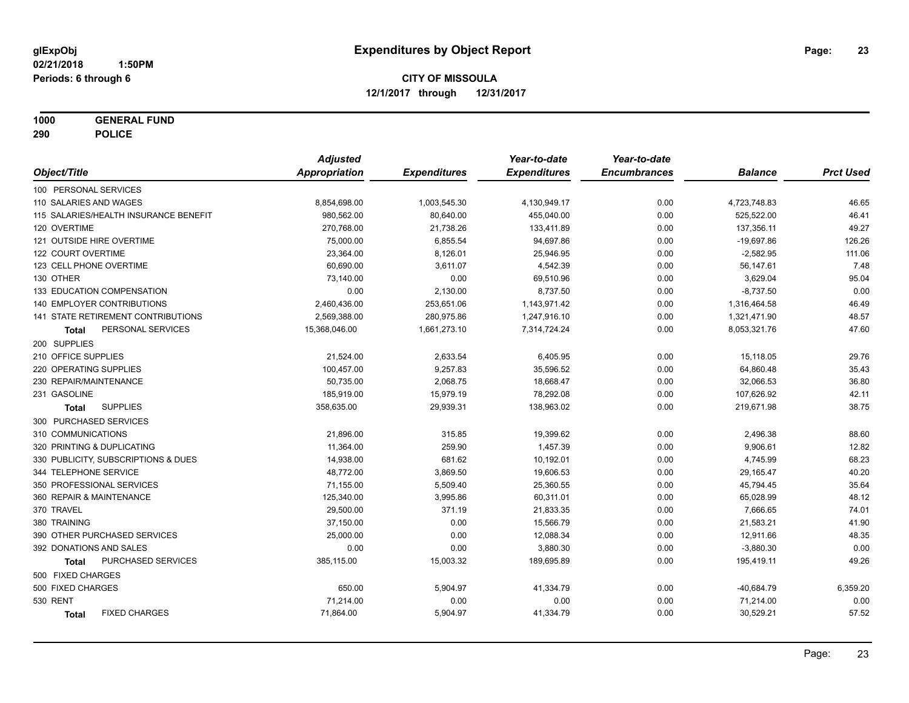glExpObj
02/21/2018 1:50PM
Periods: 6 through 6

# Expenditures by Object Report

## CITY OF MISSOULA

12/1/2017 through 12/31/2017

**1000 GENERAL FUND**
**290 POLICE**

| Object/Title | Adjusted Appropriation | Expenditures | Year-to-date Expenditures | Year-to-date Encumbrances | Balance | Prct Used |
|---|---|---|---|---|---|---|
| 100 PERSONAL SERVICES | | | | | | |
| 110 SALARIES AND WAGES | 8,854,698.00 | 1,003,545.30 | 4,130,949.17 | 0.00 | 4,723,748.83 | 46.65 |
| 115 SALARIES/HEALTH INSURANCE BENEFIT | 980,562.00 | 80,640.00 | 455,040.00 | 0.00 | 525,522.00 | 46.41 |
| 120 OVERTIME | 270,768.00 | 21,738.26 | 133,411.89 | 0.00 | 137,356.11 | 49.27 |
| 121 OUTSIDE HIRE OVERTIME | 75,000.00 | 6,855.54 | 94,697.86 | 0.00 | -19,697.86 | 126.26 |
| 122 COURT OVERTIME | 23,364.00 | 8,126.01 | 25,946.95 | 0.00 | -2,582.95 | 111.06 |
| 123 CELL PHONE OVERTIME | 60,690.00 | 3,611.07 | 4,542.39 | 0.00 | 56,147.61 | 7.48 |
| 130 OTHER | 73,140.00 | 0.00 | 69,510.96 | 0.00 | 3,629.04 | 95.04 |
| 133 EDUCATION COMPENSATION | 0.00 | 2,130.00 | 8,737.50 | 0.00 | -8,737.50 | 0.00 |
| 140 EMPLOYER CONTRIBUTIONS | 2,460,436.00 | 253,651.06 | 1,143,971.42 | 0.00 | 1,316,464.58 | 46.49 |
| 141 STATE RETIREMENT CONTRIBUTIONS | 2,569,388.00 | 280,975.86 | 1,247,916.10 | 0.00 | 1,321,471.90 | 48.57 |
| **Total** PERSONAL SERVICES | 15,368,046.00 | 1,661,273.10 | 7,314,724.24 | 0.00 | 8,053,321.76 | 47.60 |
| 200 SUPPLIES | | | | | | |
| 210 OFFICE SUPPLIES | 21,524.00 | 2,633.54 | 6,405.95 | 0.00 | 15,118.05 | 29.76 |
| 220 OPERATING SUPPLIES | 100,457.00 | 9,257.83 | 35,596.52 | 0.00 | 64,860.48 | 35.43 |
| 230 REPAIR/MAINTENANCE | 50,735.00 | 2,068.75 | 18,668.47 | 0.00 | 32,066.53 | 36.80 |
| 231 GASOLINE | 185,919.00 | 15,979.19 | 78,292.08 | 0.00 | 107,626.92 | 42.11 |
| **Total** SUPPLIES | 358,635.00 | 29,939.31 | 138,963.02 | 0.00 | 219,671.98 | 38.75 |
| 300 PURCHASED SERVICES | | | | | | |
| 310 COMMUNICATIONS | 21,896.00 | 315.85 | 19,399.62 | 0.00 | 2,496.38 | 88.60 |
| 320 PRINTING & DUPLICATING | 11,364.00 | 259.90 | 1,457.39 | 0.00 | 9,906.61 | 12.82 |
| 330 PUBLICITY, SUBSCRIPTIONS & DUES | 14,938.00 | 681.62 | 10,192.01 | 0.00 | 4,745.99 | 68.23 |
| 344 TELEPHONE SERVICE | 48,772.00 | 3,869.50 | 19,606.53 | 0.00 | 29,165.47 | 40.20 |
| 350 PROFESSIONAL SERVICES | 71,155.00 | 5,509.40 | 25,360.55 | 0.00 | 45,794.45 | 35.64 |
| 360 REPAIR & MAINTENANCE | 125,340.00 | 3,995.86 | 60,311.01 | 0.00 | 65,028.99 | 48.12 |
| 370 TRAVEL | 29,500.00 | 371.19 | 21,833.35 | 0.00 | 7,666.65 | 74.01 |
| 380 TRAINING | 37,150.00 | 0.00 | 15,566.79 | 0.00 | 21,583.21 | 41.90 |
| 390 OTHER PURCHASED SERVICES | 25,000.00 | 0.00 | 12,088.34 | 0.00 | 12,911.66 | 48.35 |
| 392 DONATIONS AND SALES | 0.00 | 0.00 | 3,880.30 | 0.00 | -3,880.30 | 0.00 |
| **Total** PURCHASED SERVICES | 385,115.00 | 15,003.32 | 189,695.89 | 0.00 | 195,419.11 | 49.26 |
| 500 FIXED CHARGES | | | | | | |
| 500 FIXED CHARGES | 650.00 | 5,904.97 | 41,334.79 | 0.00 | -40,684.79 | 6,359.20 |
| 530 RENT | 71,214.00 | 0.00 | 0.00 | 0.00 | 71,214.00 | 0.00 |
| **Total** FIXED CHARGES | 71,864.00 | 5,904.97 | 41,334.79 | 0.00 | 30,529.21 | 57.52 |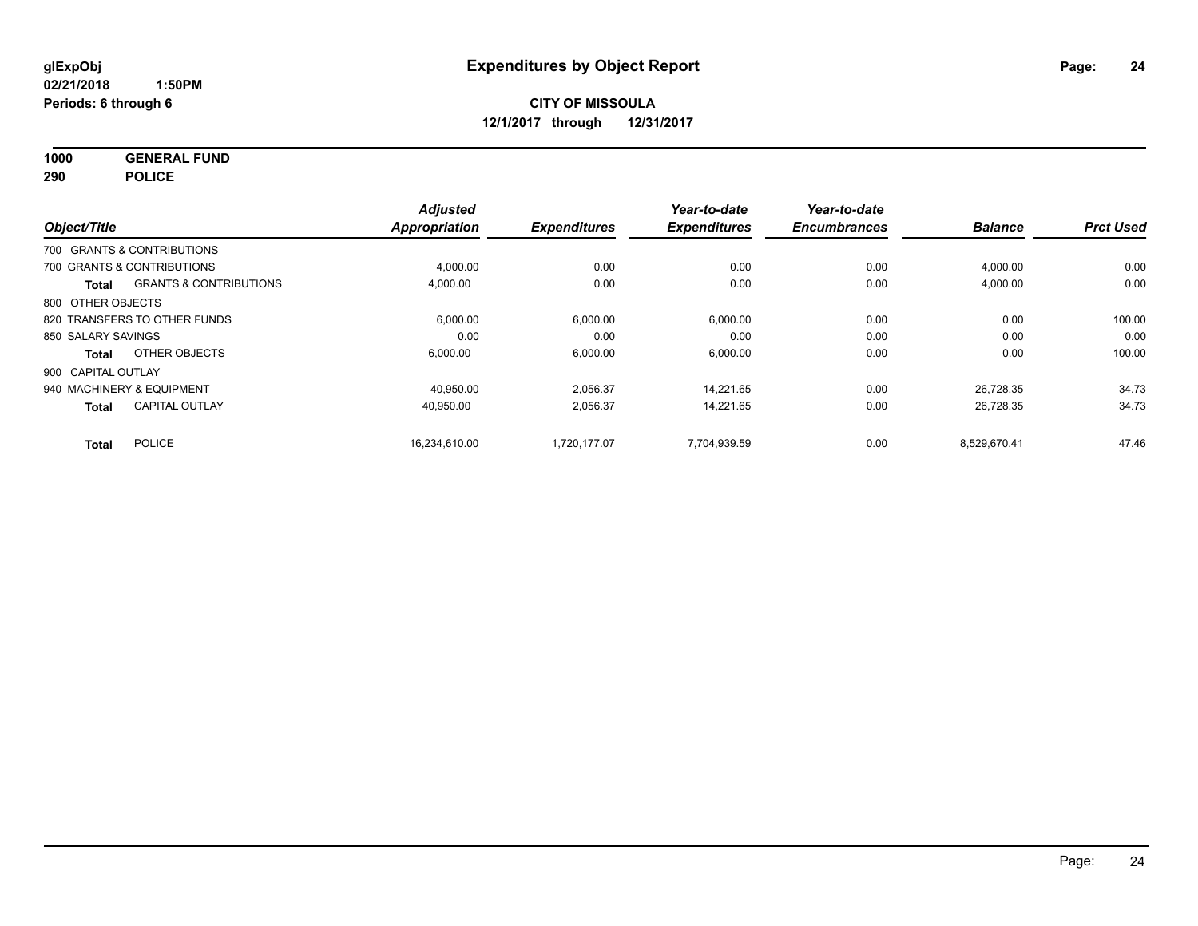# Expenditures by Object Report

glExpObj
02/21/2018 1:50PM
Periods: 6 through 6

**CITY OF MISSOULA**
**12/1/2017 through 12/31/2017**

**1000 GENERAL FUND**
**290 POLICE**

| Object/Title | | Adjusted Appropriation | Expenditures | Year-to-date Expenditures | Year-to-date Encumbrances | Balance | Prct Used |
|---|---|---|---|---|---|---|---|
| 700 GRANTS & CONTRIBUTIONS | | | | | | | |
| 700 GRANTS & CONTRIBUTIONS | | 4,000.00 | 0.00 | 0.00 | 0.00 | 4,000.00 | 0.00 |
| **Total** | GRANTS & CONTRIBUTIONS | 4,000.00 | 0.00 | 0.00 | 0.00 | 4,000.00 | 0.00 |
| 800 OTHER OBJECTS | | | | | | | |
| 820 TRANSFERS TO OTHER FUNDS | | 6,000.00 | 6,000.00 | 6,000.00 | 0.00 | 0.00 | 100.00 |
| 850 SALARY SAVINGS | | 0.00 | 0.00 | 0.00 | 0.00 | 0.00 | 0.00 |
| **Total** | OTHER OBJECTS | 6,000.00 | 6,000.00 | 6,000.00 | 0.00 | 0.00 | 100.00 |
| 900 CAPITAL OUTLAY | | | | | | | |
| 940 MACHINERY & EQUIPMENT | | 40,950.00 | 2,056.37 | 14,221.65 | 0.00 | 26,728.35 | 34.73 |
| **Total** | CAPITAL OUTLAY | 40,950.00 | 2,056.37 | 14,221.65 | 0.00 | 26,728.35 | 34.73 |
| **Total** | POLICE | 16,234,610.00 | 1,720,177.07 | 7,704,939.59 | 0.00 | 8,529,670.41 | 47.46 |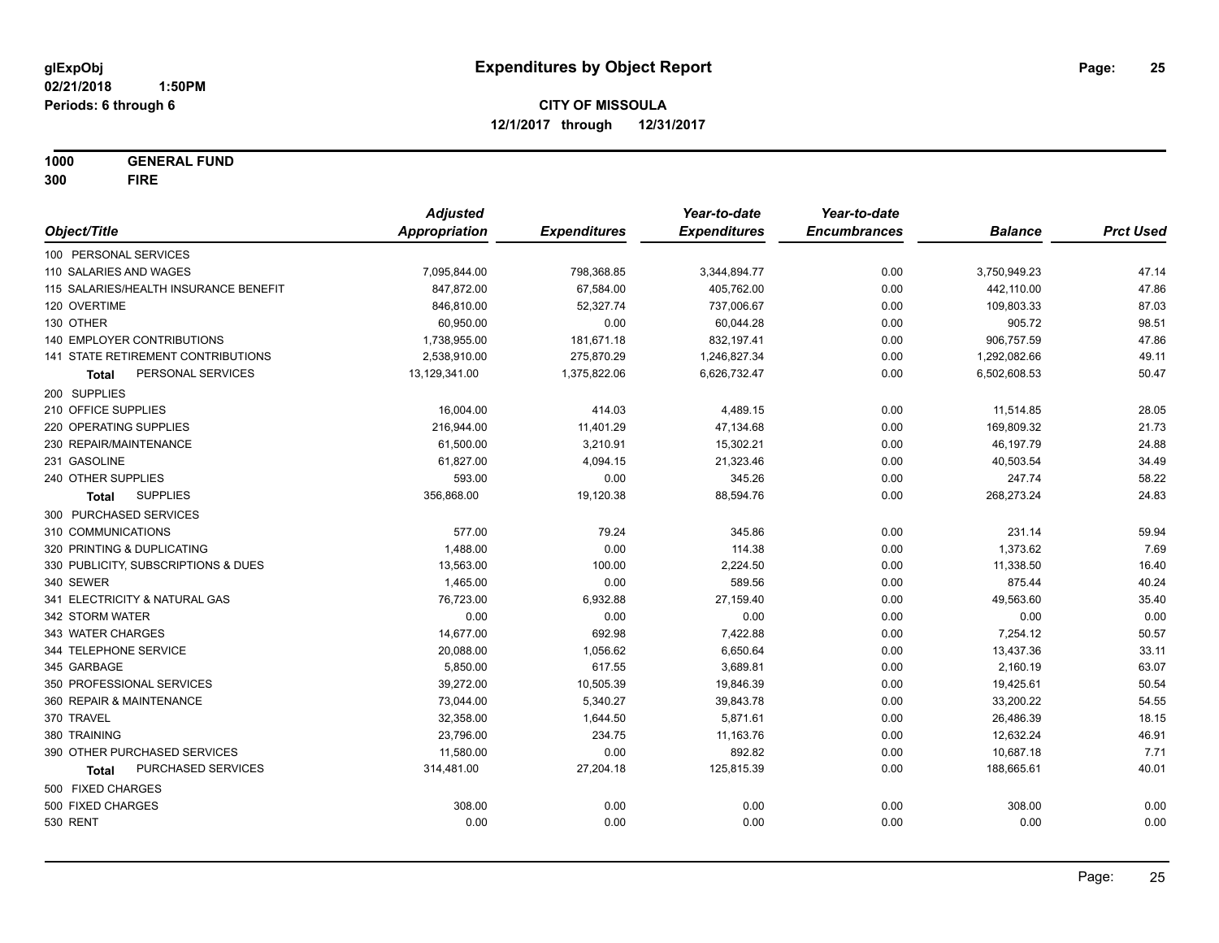**glExpObj**
**02/21/2018 1:50PM**
**Periods: 6 through 6**

# Expenditures by Object Report

**CITY OF MISSOULA**
**12/1/2017 through 12/31/2017**

**1000 GENERAL FUND**
**300 FIRE**

| Object/Title | Adjusted Appropriation | Expenditures | Year-to-date Expenditures | Year-to-date Encumbrances | Balance | Prct Used |
|---|---|---|---|---|---|---|
| 100 PERSONAL SERVICES | | | | | | |
| 110 SALARIES AND WAGES | 7,095,844.00 | 798,368.85 | 3,344,894.77 | 0.00 | 3,750,949.23 | 47.14 |
| 115 SALARIES/HEALTH INSURANCE BENEFIT | 847,872.00 | 67,584.00 | 405,762.00 | 0.00 | 442,110.00 | 47.86 |
| 120 OVERTIME | 846,810.00 | 52,327.74 | 737,006.67 | 0.00 | 109,803.33 | 87.03 |
| 130 OTHER | 60,950.00 | 0.00 | 60,044.28 | 0.00 | 905.72 | 98.51 |
| 140 EMPLOYER CONTRIBUTIONS | 1,738,955.00 | 181,671.18 | 832,197.41 | 0.00 | 906,757.59 | 47.86 |
| 141 STATE RETIREMENT CONTRIBUTIONS | 2,538,910.00 | 275,870.29 | 1,246,827.34 | 0.00 | 1,292,082.66 | 49.11 |
| **Total** PERSONAL SERVICES | 13,129,341.00 | 1,375,822.06 | 6,626,732.47 | 0.00 | 6,502,608.53 | 50.47 |
| 200 SUPPLIES | | | | | | |
| 210 OFFICE SUPPLIES | 16,004.00 | 414.03 | 4,489.15 | 0.00 | 11,514.85 | 28.05 |
| 220 OPERATING SUPPLIES | 216,944.00 | 11,401.29 | 47,134.68 | 0.00 | 169,809.32 | 21.73 |
| 230 REPAIR/MAINTENANCE | 61,500.00 | 3,210.91 | 15,302.21 | 0.00 | 46,197.79 | 24.88 |
| 231 GASOLINE | 61,827.00 | 4,094.15 | 21,323.46 | 0.00 | 40,503.54 | 34.49 |
| 240 OTHER SUPPLIES | 593.00 | 0.00 | 345.26 | 0.00 | 247.74 | 58.22 |
| **Total** SUPPLIES | 356,868.00 | 19,120.38 | 88,594.76 | 0.00 | 268,273.24 | 24.83 |
| 300 PURCHASED SERVICES | | | | | | |
| 310 COMMUNICATIONS | 577.00 | 79.24 | 345.86 | 0.00 | 231.14 | 59.94 |
| 320 PRINTING & DUPLICATING | 1,488.00 | 0.00 | 114.38 | 0.00 | 1,373.62 | 7.69 |
| 330 PUBLICITY, SUBSCRIPTIONS & DUES | 13,563.00 | 100.00 | 2,224.50 | 0.00 | 11,338.50 | 16.40 |
| 340 SEWER | 1,465.00 | 0.00 | 589.56 | 0.00 | 875.44 | 40.24 |
| 341 ELECTRICITY & NATURAL GAS | 76,723.00 | 6,932.88 | 27,159.40 | 0.00 | 49,563.60 | 35.40 |
| 342 STORM WATER | 0.00 | 0.00 | 0.00 | 0.00 | 0.00 | 0.00 |
| 343 WATER CHARGES | 14,677.00 | 692.98 | 7,422.88 | 0.00 | 7,254.12 | 50.57 |
| 344 TELEPHONE SERVICE | 20,088.00 | 1,056.62 | 6,650.64 | 0.00 | 13,437.36 | 33.11 |
| 345 GARBAGE | 5,850.00 | 617.55 | 3,689.81 | 0.00 | 2,160.19 | 63.07 |
| 350 PROFESSIONAL SERVICES | 39,272.00 | 10,505.39 | 19,846.39 | 0.00 | 19,425.61 | 50.54 |
| 360 REPAIR & MAINTENANCE | 73,044.00 | 5,340.27 | 39,843.78 | 0.00 | 33,200.22 | 54.55 |
| 370 TRAVEL | 32,358.00 | 1,644.50 | 5,871.61 | 0.00 | 26,486.39 | 18.15 |
| 380 TRAINING | 23,796.00 | 234.75 | 11,163.76 | 0.00 | 12,632.24 | 46.91 |
| 390 OTHER PURCHASED SERVICES | 11,580.00 | 0.00 | 892.82 | 0.00 | 10,687.18 | 7.71 |
| **Total** PURCHASED SERVICES | 314,481.00 | 27,204.18 | 125,815.39 | 0.00 | 188,665.61 | 40.01 |
| 500 FIXED CHARGES | | | | | | |
| 500 FIXED CHARGES | 308.00 | 0.00 | 0.00 | 0.00 | 308.00 | 0.00 |
| 530 RENT | 0.00 | 0.00 | 0.00 | 0.00 | 0.00 | 0.00 |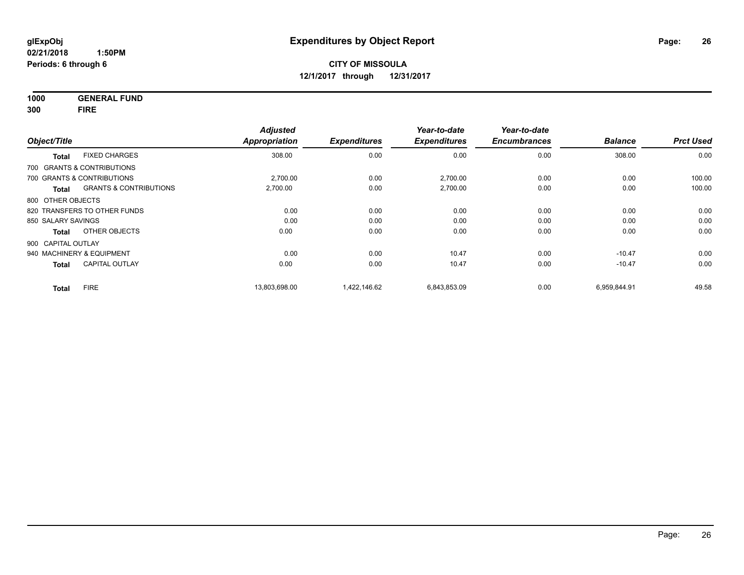**glExpObj**
**02/21/2018 1:50PM**
**Periods: 6 through 6**

# Expenditures by Object Report

**CITY OF MISSOULA**
**12/1/2017 through 12/31/2017**

**1000 GENERAL FUND**
**300 FIRE**

| Object/Title | | Adjusted Appropriation | Expenditures | Year-to-date Expenditures | Year-to-date Encumbrances | Balance | Prct Used |
|---|---|---|---|---|---|---|---|
| **Total** | FIXED CHARGES | 308.00 | 0.00 | 0.00 | 0.00 | 308.00 | 0.00 |
| 700 GRANTS & CONTRIBUTIONS | | | | | | | |
| 700 GRANTS & CONTRIBUTIONS | | 2,700.00 | 0.00 | 2,700.00 | 0.00 | 0.00 | 100.00 |
| **Total** | GRANTS & CONTRIBUTIONS | 2,700.00 | 0.00 | 2,700.00 | 0.00 | 0.00 | 100.00 |
| 800 OTHER OBJECTS | | | | | | | |
| 820 TRANSFERS TO OTHER FUNDS | | 0.00 | 0.00 | 0.00 | 0.00 | 0.00 | 0.00 |
| 850 SALARY SAVINGS | | 0.00 | 0.00 | 0.00 | 0.00 | 0.00 | 0.00 |
| **Total** | OTHER OBJECTS | 0.00 | 0.00 | 0.00 | 0.00 | 0.00 | 0.00 |
| 900 CAPITAL OUTLAY | | | | | | | |
| 940 MACHINERY & EQUIPMENT | | 0.00 | 0.00 | 10.47 | 0.00 | -10.47 | 0.00 |
| **Total** | CAPITAL OUTLAY | 0.00 | 0.00 | 10.47 | 0.00 | -10.47 | 0.00 |
| **Total** | FIRE | 13,803,698.00 | 1,422,146.62 | 6,843,853.09 | 0.00 | 6,959,844.91 | 49.58 |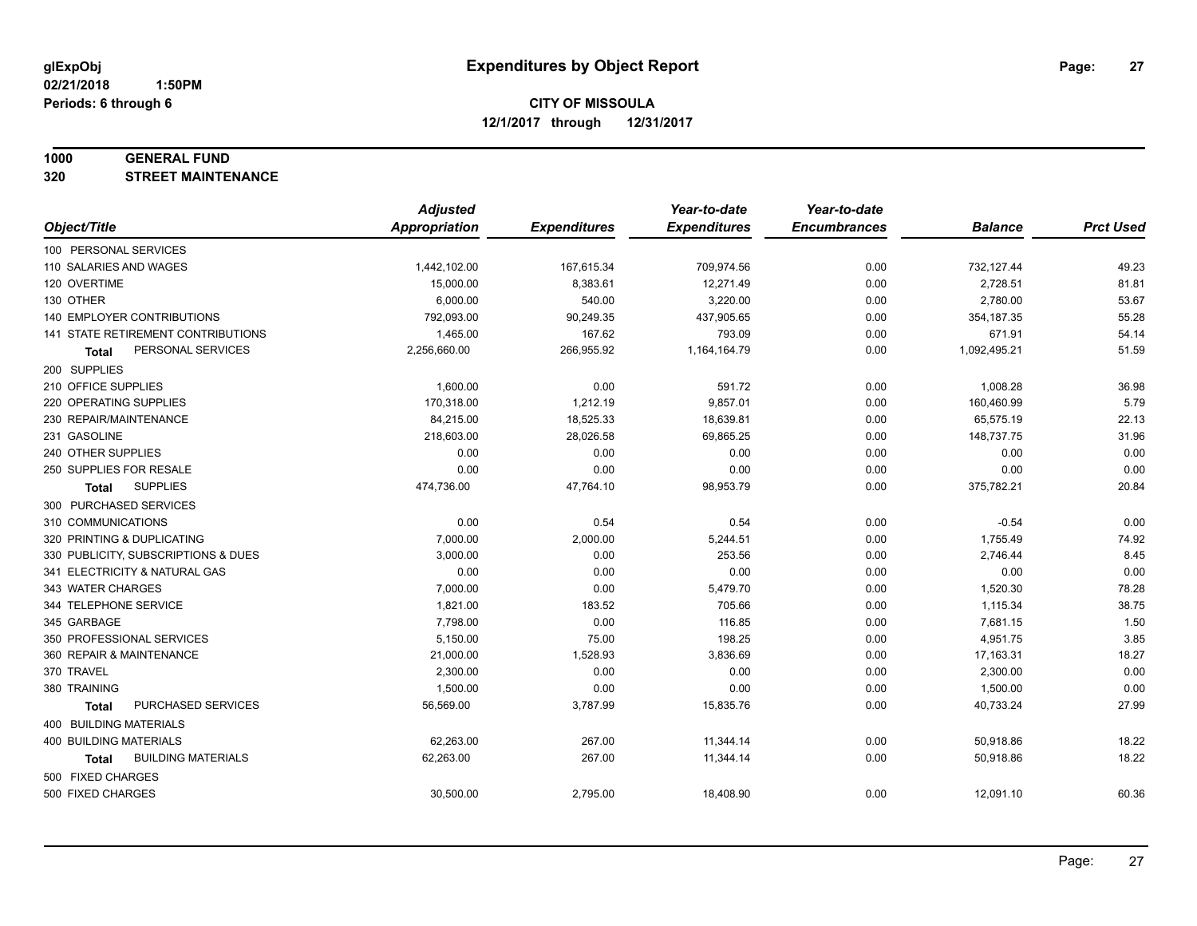# Expenditures by Object Report

glExpObj
02/21/2018 1:50PM
Periods: 6 through 6

**CITY OF MISSOULA**
**12/1/2017 through 12/31/2017**

**1000 GENERAL FUND**
**320 STREET MAINTENANCE**

| Object/Title | Adjusted Appropriation | Expenditures | Year-to-date Expenditures | Year-to-date Encumbrances | Balance | Prct Used |
|---|---|---|---|---|---|---|
| 100 PERSONAL SERVICES | | | | | | |
| 110 SALARIES AND WAGES | 1,442,102.00 | 167,615.34 | 709,974.56 | 0.00 | 732,127.44 | 49.23 |
| 120 OVERTIME | 15,000.00 | 8,383.61 | 12,271.49 | 0.00 | 2,728.51 | 81.81 |
| 130 OTHER | 6,000.00 | 540.00 | 3,220.00 | 0.00 | 2,780.00 | 53.67 |
| 140 EMPLOYER CONTRIBUTIONS | 792,093.00 | 90,249.35 | 437,905.65 | 0.00 | 354,187.35 | 55.28 |
| 141 STATE RETIREMENT CONTRIBUTIONS | 1,465.00 | 167.62 | 793.09 | 0.00 | 671.91 | 54.14 |
| **Total** PERSONAL SERVICES | 2,256,660.00 | 266,955.92 | 1,164,164.79 | 0.00 | 1,092,495.21 | 51.59 |
| 200 SUPPLIES | | | | | | |
| 210 OFFICE SUPPLIES | 1,600.00 | 0.00 | 591.72 | 0.00 | 1,008.28 | 36.98 |
| 220 OPERATING SUPPLIES | 170,318.00 | 1,212.19 | 9,857.01 | 0.00 | 160,460.99 | 5.79 |
| 230 REPAIR/MAINTENANCE | 84,215.00 | 18,525.33 | 18,639.81 | 0.00 | 65,575.19 | 22.13 |
| 231 GASOLINE | 218,603.00 | 28,026.58 | 69,865.25 | 0.00 | 148,737.75 | 31.96 |
| 240 OTHER SUPPLIES | 0.00 | 0.00 | 0.00 | 0.00 | 0.00 | 0.00 |
| 250 SUPPLIES FOR RESALE | 0.00 | 0.00 | 0.00 | 0.00 | 0.00 | 0.00 |
| **Total** SUPPLIES | 474,736.00 | 47,764.10 | 98,953.79 | 0.00 | 375,782.21 | 20.84 |
| 300 PURCHASED SERVICES | | | | | | |
| 310 COMMUNICATIONS | 0.00 | 0.54 | 0.54 | 0.00 | -0.54 | 0.00 |
| 320 PRINTING & DUPLICATING | 7,000.00 | 2,000.00 | 5,244.51 | 0.00 | 1,755.49 | 74.92 |
| 330 PUBLICITY, SUBSCRIPTIONS & DUES | 3,000.00 | 0.00 | 253.56 | 0.00 | 2,746.44 | 8.45 |
| 341 ELECTRICITY & NATURAL GAS | 0.00 | 0.00 | 0.00 | 0.00 | 0.00 | 0.00 |
| 343 WATER CHARGES | 7,000.00 | 0.00 | 5,479.70 | 0.00 | 1,520.30 | 78.28 |
| 344 TELEPHONE SERVICE | 1,821.00 | 183.52 | 705.66 | 0.00 | 1,115.34 | 38.75 |
| 345 GARBAGE | 7,798.00 | 0.00 | 116.85 | 0.00 | 7,681.15 | 1.50 |
| 350 PROFESSIONAL SERVICES | 5,150.00 | 75.00 | 198.25 | 0.00 | 4,951.75 | 3.85 |
| 360 REPAIR & MAINTENANCE | 21,000.00 | 1,528.93 | 3,836.69 | 0.00 | 17,163.31 | 18.27 |
| 370 TRAVEL | 2,300.00 | 0.00 | 0.00 | 0.00 | 2,300.00 | 0.00 |
| 380 TRAINING | 1,500.00 | 0.00 | 0.00 | 0.00 | 1,500.00 | 0.00 |
| **Total** PURCHASED SERVICES | 56,569.00 | 3,787.99 | 15,835.76 | 0.00 | 40,733.24 | 27.99 |
| 400 BUILDING MATERIALS | | | | | | |
| 400 BUILDING MATERIALS | 62,263.00 | 267.00 | 11,344.14 | 0.00 | 50,918.86 | 18.22 |
| **Total** BUILDING MATERIALS | 62,263.00 | 267.00 | 11,344.14 | 0.00 | 50,918.86 | 18.22 |
| 500 FIXED CHARGES | | | | | | |
| 500 FIXED CHARGES | 30,500.00 | 2,795.00 | 18,408.90 | 0.00 | 12,091.10 | 60.36 |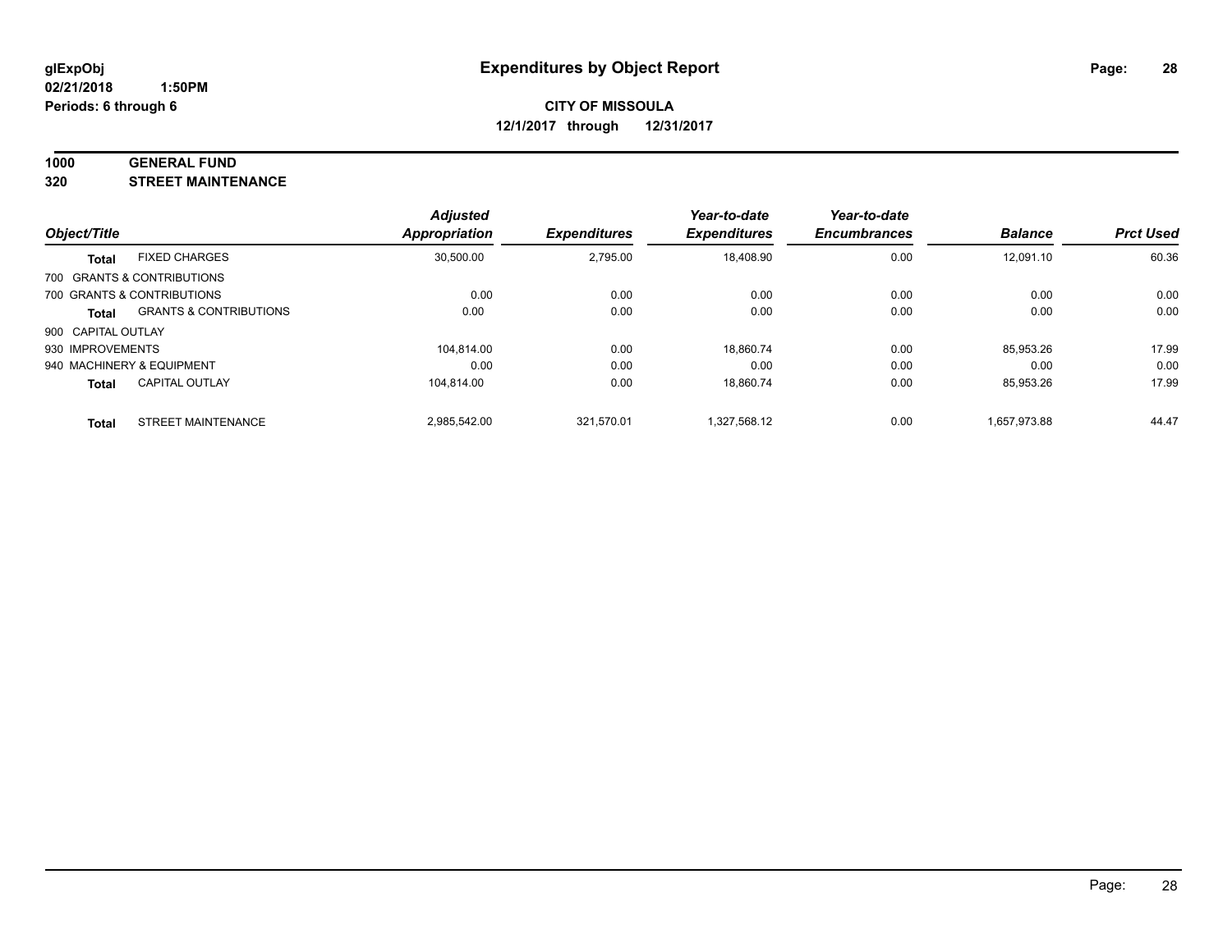**glExpObj** **Expenditures by Object Report**
**02/21/2018 1:50PM**
**Periods: 6 through 6**

**CITY OF MISSOULA**
**12/1/2017 through 12/31/2017**

## 1000 GENERAL FUND
## 320 STREET MAINTENANCE

| Object/Title | | *Adjusted Appropriation* | *Expenditures* | *Year-to-date Expenditures* | *Year-to-date Encumbrances* | *Balance* | *Prct Used* |
|---|---|---|---|---|---|---|---|
| **Total** | FIXED CHARGES | 30,500.00 | 2,795.00 | 18,408.90 | 0.00 | 12,091.10 | 60.36 |
| 700 GRANTS & CONTRIBUTIONS | | | | | | | |
| 700 GRANTS & CONTRIBUTIONS | | 0.00 | 0.00 | 0.00 | 0.00 | 0.00 | 0.00 |
| **Total** | GRANTS & CONTRIBUTIONS | 0.00 | 0.00 | 0.00 | 0.00 | 0.00 | 0.00 |
| 900 CAPITAL OUTLAY | | | | | | | |
| 930 IMPROVEMENTS | | 104,814.00 | 0.00 | 18,860.74 | 0.00 | 85,953.26 | 17.99 |
| 940 MACHINERY & EQUIPMENT | | 0.00 | 0.00 | 0.00 | 0.00 | 0.00 | 0.00 |
| **Total** | CAPITAL OUTLAY | 104,814.00 | 0.00 | 18,860.74 | 0.00 | 85,953.26 | 17.99 |
| **Total** | STREET MAINTENANCE | 2,985,542.00 | 321,570.01 | 1,327,568.12 | 0.00 | 1,657,973.88 | 44.47 |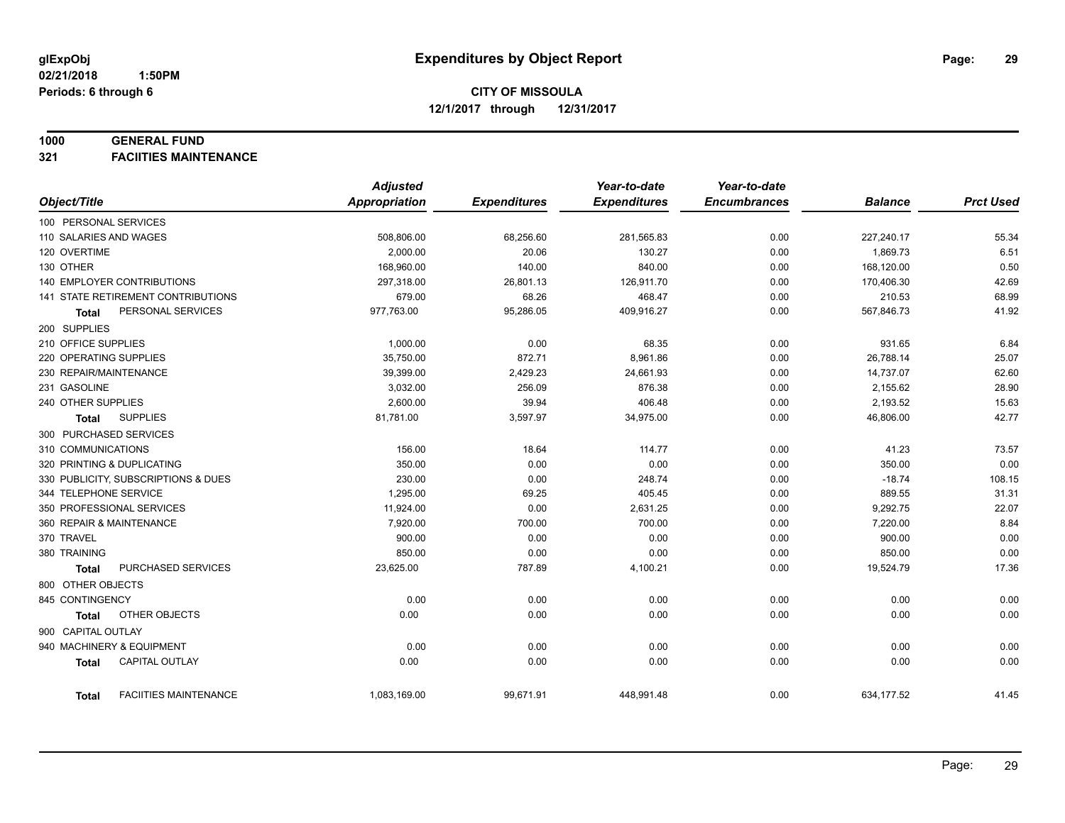**glExpObj**
**02/21/2018 1:50PM**
**Periods: 6 through 6**

# Expenditures by Object Report

**CITY OF MISSOULA**
**12/1/2017 through 12/31/2017**

## 1000 GENERAL FUND
## 321 FACIITIES MAINTENANCE

| Object/Title | Adjusted Appropriation | Expenditures | Year-to-date Expenditures | Year-to-date Encumbrances | Balance | Prct Used |
|---|---|---|---|---|---|---|
| 100 PERSONAL SERVICES | | | | | | |
| 110 SALARIES AND WAGES | 508,806.00 | 68,256.60 | 281,565.83 | 0.00 | 227,240.17 | 55.34 |
| 120 OVERTIME | 2,000.00 | 20.06 | 130.27 | 0.00 | 1,869.73 | 6.51 |
| 130 OTHER | 168,960.00 | 140.00 | 840.00 | 0.00 | 168,120.00 | 0.50 |
| 140 EMPLOYER CONTRIBUTIONS | 297,318.00 | 26,801.13 | 126,911.70 | 0.00 | 170,406.30 | 42.69 |
| 141 STATE RETIREMENT CONTRIBUTIONS | 679.00 | 68.26 | 468.47 | 0.00 | 210.53 | 68.99 |
| **Total** PERSONAL SERVICES | 977,763.00 | 95,286.05 | 409,916.27 | 0.00 | 567,846.73 | 41.92 |
| 200 SUPPLIES | | | | | | |
| 210 OFFICE SUPPLIES | 1,000.00 | 0.00 | 68.35 | 0.00 | 931.65 | 6.84 |
| 220 OPERATING SUPPLIES | 35,750.00 | 872.71 | 8,961.86 | 0.00 | 26,788.14 | 25.07 |
| 230 REPAIR/MAINTENANCE | 39,399.00 | 2,429.23 | 24,661.93 | 0.00 | 14,737.07 | 62.60 |
| 231 GASOLINE | 3,032.00 | 256.09 | 876.38 | 0.00 | 2,155.62 | 28.90 |
| 240 OTHER SUPPLIES | 2,600.00 | 39.94 | 406.48 | 0.00 | 2,193.52 | 15.63 |
| **Total** SUPPLIES | 81,781.00 | 3,597.97 | 34,975.00 | 0.00 | 46,806.00 | 42.77 |
| 300 PURCHASED SERVICES | | | | | | |
| 310 COMMUNICATIONS | 156.00 | 18.64 | 114.77 | 0.00 | 41.23 | 73.57 |
| 320 PRINTING & DUPLICATING | 350.00 | 0.00 | 0.00 | 0.00 | 350.00 | 0.00 |
| 330 PUBLICITY, SUBSCRIPTIONS & DUES | 230.00 | 0.00 | 248.74 | 0.00 | -18.74 | 108.15 |
| 344 TELEPHONE SERVICE | 1,295.00 | 69.25 | 405.45 | 0.00 | 889.55 | 31.31 |
| 350 PROFESSIONAL SERVICES | 11,924.00 | 0.00 | 2,631.25 | 0.00 | 9,292.75 | 22.07 |
| 360 REPAIR & MAINTENANCE | 7,920.00 | 700.00 | 700.00 | 0.00 | 7,220.00 | 8.84 |
| 370 TRAVEL | 900.00 | 0.00 | 0.00 | 0.00 | 900.00 | 0.00 |
| 380 TRAINING | 850.00 | 0.00 | 0.00 | 0.00 | 850.00 | 0.00 |
| **Total** PURCHASED SERVICES | 23,625.00 | 787.89 | 4,100.21 | 0.00 | 19,524.79 | 17.36 |
| 800 OTHER OBJECTS | | | | | | |
| 845 CONTINGENCY | 0.00 | 0.00 | 0.00 | 0.00 | 0.00 | 0.00 |
| **Total** OTHER OBJECTS | 0.00 | 0.00 | 0.00 | 0.00 | 0.00 | 0.00 |
| 900 CAPITAL OUTLAY | | | | | | |
| 940 MACHINERY & EQUIPMENT | 0.00 | 0.00 | 0.00 | 0.00 | 0.00 | 0.00 |
| **Total** CAPITAL OUTLAY | 0.00 | 0.00 | 0.00 | 0.00 | 0.00 | 0.00 |
| **Total** FACIITIES MAINTENANCE | 1,083,169.00 | 99,671.91 | 448,991.48 | 0.00 | 634,177.52 | 41.45 |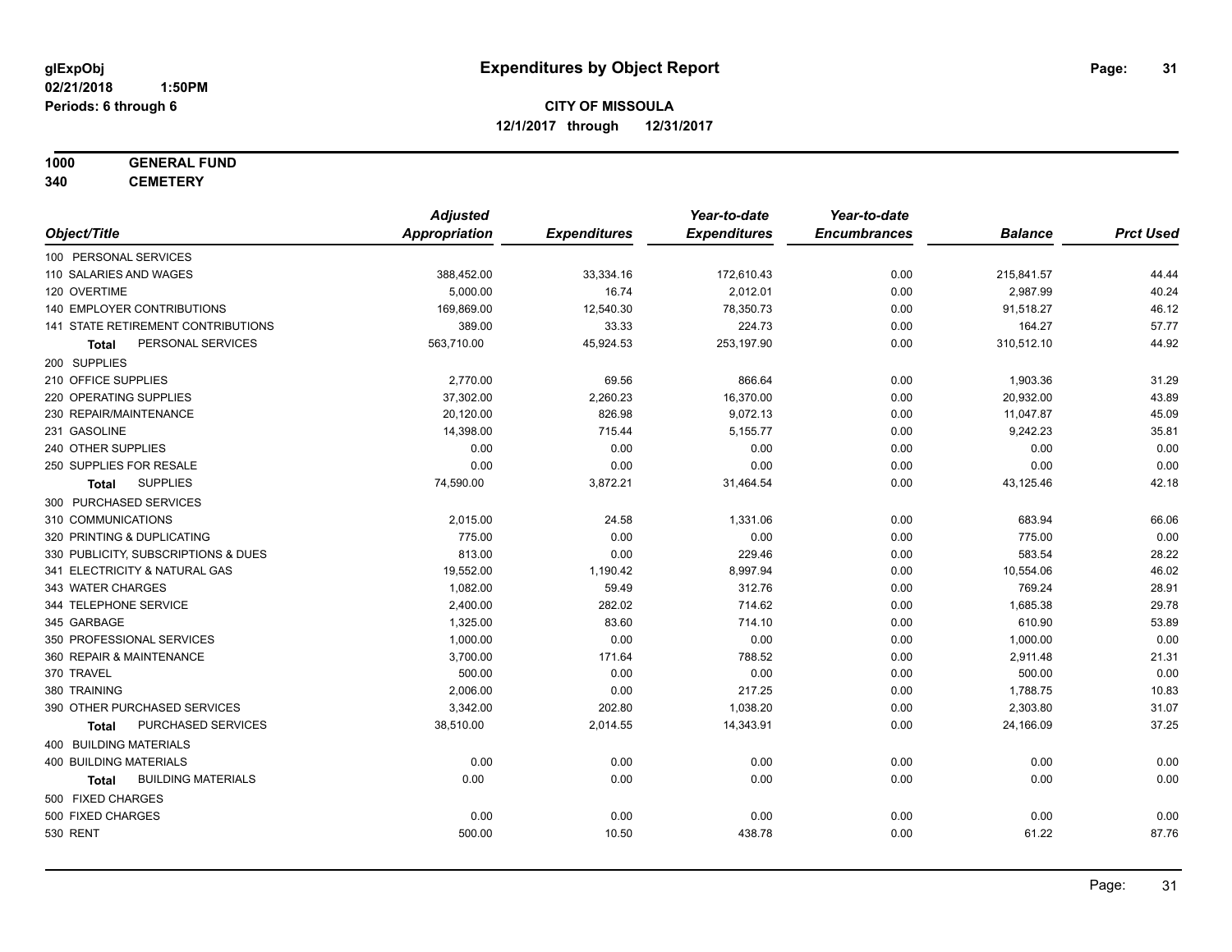**glExpObj**
**02/21/2018 1:50PM**
**Periods: 6 through 6**

# Expenditures by Object Report

**CITY OF MISSOULA**
**12/1/2017 through 12/31/2017**

**1000 GENERAL FUND**
**340 CEMETERY**

| Object/Title | Adjusted Appropriation | Expenditures | Year-to-date Expenditures | Year-to-date Encumbrances | Balance | Prct Used |
|---|---|---|---|---|---|---|
| 100 PERSONAL SERVICES | | | | | | |
| 110 SALARIES AND WAGES | 388,452.00 | 33,334.16 | 172,610.43 | 0.00 | 215,841.57 | 44.44 |
| 120 OVERTIME | 5,000.00 | 16.74 | 2,012.01 | 0.00 | 2,987.99 | 40.24 |
| 140 EMPLOYER CONTRIBUTIONS | 169,869.00 | 12,540.30 | 78,350.73 | 0.00 | 91,518.27 | 46.12 |
| 141 STATE RETIREMENT CONTRIBUTIONS | 389.00 | 33.33 | 224.73 | 0.00 | 164.27 | 57.77 |
| **Total** PERSONAL SERVICES | 563,710.00 | 45,924.53 | 253,197.90 | 0.00 | 310,512.10 | 44.92 |
| 200 SUPPLIES | | | | | | |
| 210 OFFICE SUPPLIES | 2,770.00 | 69.56 | 866.64 | 0.00 | 1,903.36 | 31.29 |
| 220 OPERATING SUPPLIES | 37,302.00 | 2,260.23 | 16,370.00 | 0.00 | 20,932.00 | 43.89 |
| 230 REPAIR/MAINTENANCE | 20,120.00 | 826.98 | 9,072.13 | 0.00 | 11,047.87 | 45.09 |
| 231 GASOLINE | 14,398.00 | 715.44 | 5,155.77 | 0.00 | 9,242.23 | 35.81 |
| 240 OTHER SUPPLIES | 0.00 | 0.00 | 0.00 | 0.00 | 0.00 | 0.00 |
| 250 SUPPLIES FOR RESALE | 0.00 | 0.00 | 0.00 | 0.00 | 0.00 | 0.00 |
| **Total** SUPPLIES | 74,590.00 | 3,872.21 | 31,464.54 | 0.00 | 43,125.46 | 42.18 |
| 300 PURCHASED SERVICES | | | | | | |
| 310 COMMUNICATIONS | 2,015.00 | 24.58 | 1,331.06 | 0.00 | 683.94 | 66.06 |
| 320 PRINTING & DUPLICATING | 775.00 | 0.00 | 0.00 | 0.00 | 775.00 | 0.00 |
| 330 PUBLICITY, SUBSCRIPTIONS & DUES | 813.00 | 0.00 | 229.46 | 0.00 | 583.54 | 28.22 |
| 341 ELECTRICITY & NATURAL GAS | 19,552.00 | 1,190.42 | 8,997.94 | 0.00 | 10,554.06 | 46.02 |
| 343 WATER CHARGES | 1,082.00 | 59.49 | 312.76 | 0.00 | 769.24 | 28.91 |
| 344 TELEPHONE SERVICE | 2,400.00 | 282.02 | 714.62 | 0.00 | 1,685.38 | 29.78 |
| 345 GARBAGE | 1,325.00 | 83.60 | 714.10 | 0.00 | 610.90 | 53.89 |
| 350 PROFESSIONAL SERVICES | 1,000.00 | 0.00 | 0.00 | 0.00 | 1,000.00 | 0.00 |
| 360 REPAIR & MAINTENANCE | 3,700.00 | 171.64 | 788.52 | 0.00 | 2,911.48 | 21.31 |
| 370 TRAVEL | 500.00 | 0.00 | 0.00 | 0.00 | 500.00 | 0.00 |
| 380 TRAINING | 2,006.00 | 0.00 | 217.25 | 0.00 | 1,788.75 | 10.83 |
| 390 OTHER PURCHASED SERVICES | 3,342.00 | 202.80 | 1,038.20 | 0.00 | 2,303.80 | 31.07 |
| **Total** PURCHASED SERVICES | 38,510.00 | 2,014.55 | 14,343.91 | 0.00 | 24,166.09 | 37.25 |
| 400 BUILDING MATERIALS | | | | | | |
| 400 BUILDING MATERIALS | 0.00 | 0.00 | 0.00 | 0.00 | 0.00 | 0.00 |
| **Total** BUILDING MATERIALS | 0.00 | 0.00 | 0.00 | 0.00 | 0.00 | 0.00 |
| 500 FIXED CHARGES | | | | | | |
| 500 FIXED CHARGES | 0.00 | 0.00 | 0.00 | 0.00 | 0.00 | 0.00 |
| 530 RENT | 500.00 | 10.50 | 438.78 | 0.00 | 61.22 | 87.76 |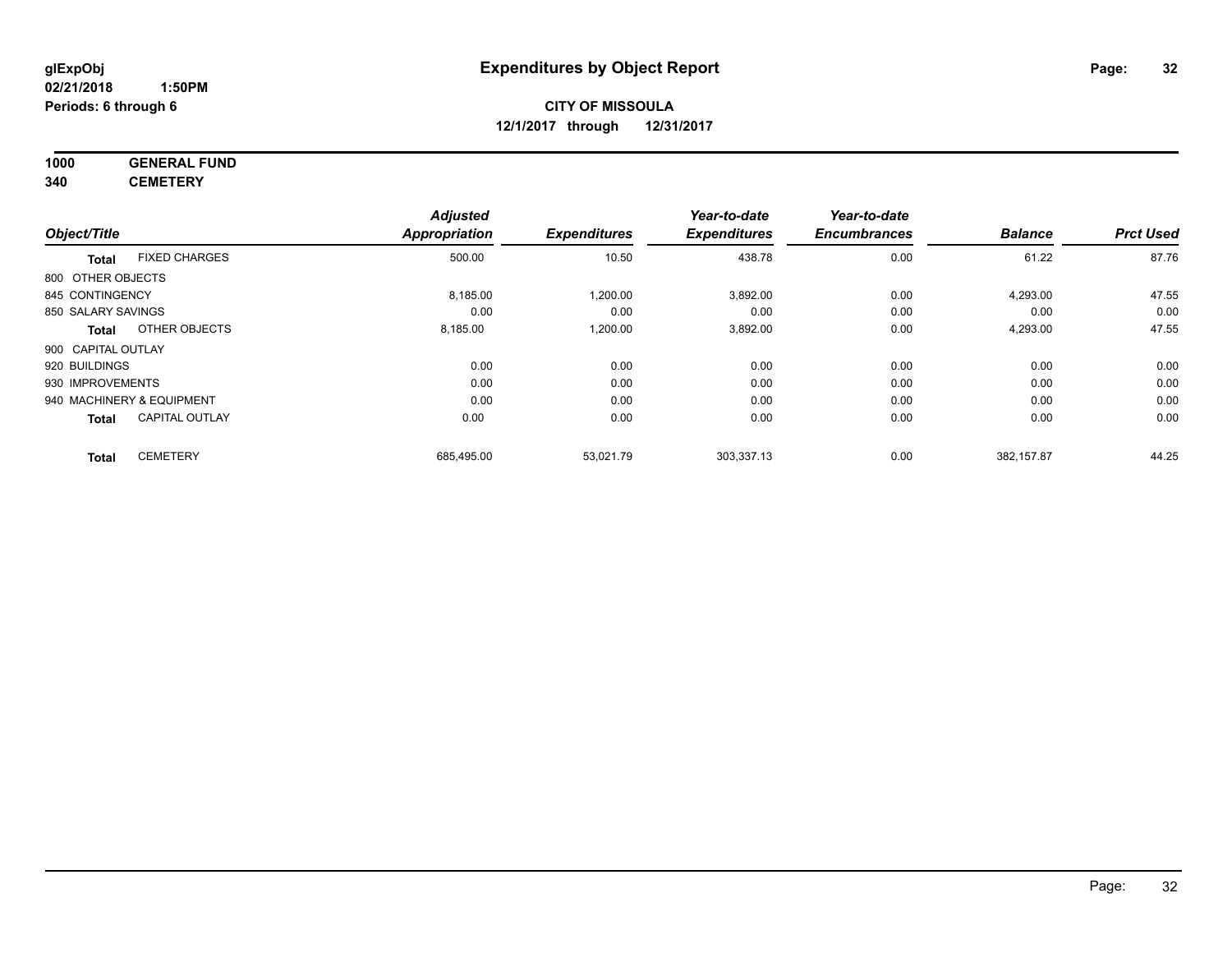**glExpObj**
**02/21/2018 1:50PM**
**Periods: 6 through 6**

# Expenditures by Object Report

**CITY OF MISSOULA**
**12/1/2017 through 12/31/2017**

**1000 GENERAL FUND**
**340 CEMETERY**

| Object/Title | | Adjusted Appropriation | Expenditures | Year-to-date Expenditures | Year-to-date Encumbrances | Balance | Prct Used |
|---|---|---|---|---|---|---|---|
| **Total** | FIXED CHARGES | 500.00 | 10.50 | 438.78 | 0.00 | 61.22 | 87.76 |
| 800 OTHER OBJECTS | | | | | | | |
| 845 CONTINGENCY | | 8,185.00 | 1,200.00 | 3,892.00 | 0.00 | 4,293.00 | 47.55 |
| 850 SALARY SAVINGS | | 0.00 | 0.00 | 0.00 | 0.00 | 0.00 | 0.00 |
| **Total** | OTHER OBJECTS | 8,185.00 | 1,200.00 | 3,892.00 | 0.00 | 4,293.00 | 47.55 |
| 900 CAPITAL OUTLAY | | | | | | | |
| 920 BUILDINGS | | 0.00 | 0.00 | 0.00 | 0.00 | 0.00 | 0.00 |
| 930 IMPROVEMENTS | | 0.00 | 0.00 | 0.00 | 0.00 | 0.00 | 0.00 |
| 940 MACHINERY & EQUIPMENT | | 0.00 | 0.00 | 0.00 | 0.00 | 0.00 | 0.00 |
| **Total** | CAPITAL OUTLAY | 0.00 | 0.00 | 0.00 | 0.00 | 0.00 | 0.00 |
| **Total** | CEMETERY | 685,495.00 | 53,021.79 | 303,337.13 | 0.00 | 382,157.87 | 44.25 |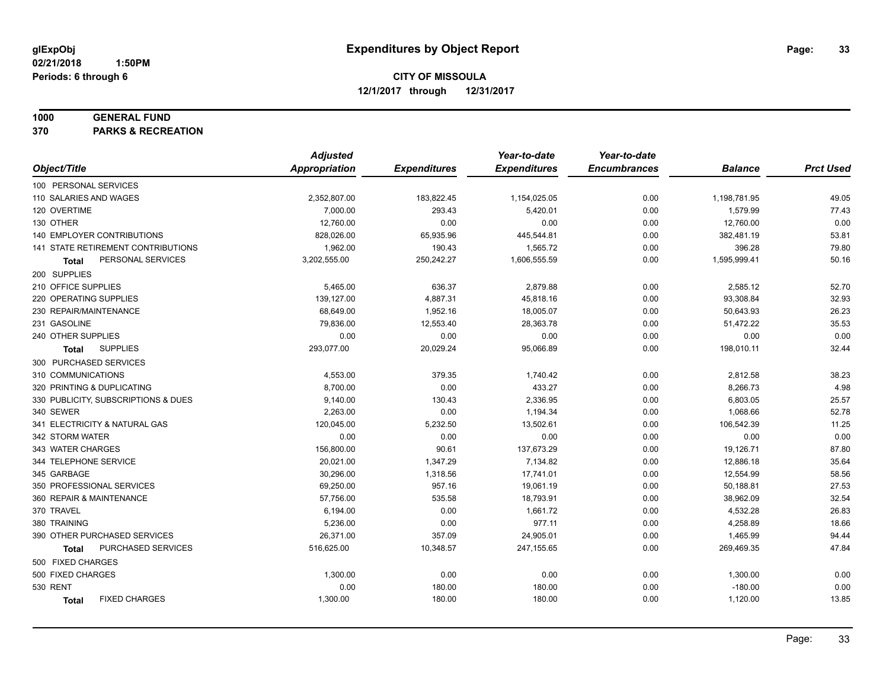**glExpObj** &nbsp;&nbsp;&nbsp;&nbsp; **Expenditures by Object Report**

**02/21/2018 1:50PM**

**Periods: 6 through 6**

**CITY OF MISSOULA**

**12/1/2017 through 12/31/2017**

**1000 GENERAL FUND**

**370 PARKS & RECREATION**

| Object/Title | Adjusted Appropriation | Expenditures | Year-to-date Expenditures | Year-to-date Encumbrances | Balance | Prct Used |
|---|---|---|---|---|---|---|
| 100 PERSONAL SERVICES | | | | | | |
| 110 SALARIES AND WAGES | 2,352,807.00 | 183,822.45 | 1,154,025.05 | 0.00 | 1,198,781.95 | 49.05 |
| 120 OVERTIME | 7,000.00 | 293.43 | 5,420.01 | 0.00 | 1,579.99 | 77.43 |
| 130 OTHER | 12,760.00 | 0.00 | 0.00 | 0.00 | 12,760.00 | 0.00 |
| 140 EMPLOYER CONTRIBUTIONS | 828,026.00 | 65,935.96 | 445,544.81 | 0.00 | 382,481.19 | 53.81 |
| 141 STATE RETIREMENT CONTRIBUTIONS | 1,962.00 | 190.43 | 1,565.72 | 0.00 | 396.28 | 79.80 |
| **Total** PERSONAL SERVICES | 3,202,555.00 | 250,242.27 | 1,606,555.59 | 0.00 | 1,595,999.41 | 50.16 |
| 200 SUPPLIES | | | | | | |
| 210 OFFICE SUPPLIES | 5,465.00 | 636.37 | 2,879.88 | 0.00 | 2,585.12 | 52.70 |
| 220 OPERATING SUPPLIES | 139,127.00 | 4,887.31 | 45,818.16 | 0.00 | 93,308.84 | 32.93 |
| 230 REPAIR/MAINTENANCE | 68,649.00 | 1,952.16 | 18,005.07 | 0.00 | 50,643.93 | 26.23 |
| 231 GASOLINE | 79,836.00 | 12,553.40 | 28,363.78 | 0.00 | 51,472.22 | 35.53 |
| 240 OTHER SUPPLIES | 0.00 | 0.00 | 0.00 | 0.00 | 0.00 | 0.00 |
| **Total** SUPPLIES | 293,077.00 | 20,029.24 | 95,066.89 | 0.00 | 198,010.11 | 32.44 |
| 300 PURCHASED SERVICES | | | | | | |
| 310 COMMUNICATIONS | 4,553.00 | 379.35 | 1,740.42 | 0.00 | 2,812.58 | 38.23 |
| 320 PRINTING & DUPLICATING | 8,700.00 | 0.00 | 433.27 | 0.00 | 8,266.73 | 4.98 |
| 330 PUBLICITY, SUBSCRIPTIONS & DUES | 9,140.00 | 130.43 | 2,336.95 | 0.00 | 6,803.05 | 25.57 |
| 340 SEWER | 2,263.00 | 0.00 | 1,194.34 | 0.00 | 1,068.66 | 52.78 |
| 341 ELECTRICITY & NATURAL GAS | 120,045.00 | 5,232.50 | 13,502.61 | 0.00 | 106,542.39 | 11.25 |
| 342 STORM WATER | 0.00 | 0.00 | 0.00 | 0.00 | 0.00 | 0.00 |
| 343 WATER CHARGES | 156,800.00 | 90.61 | 137,673.29 | 0.00 | 19,126.71 | 87.80 |
| 344 TELEPHONE SERVICE | 20,021.00 | 1,347.29 | 7,134.82 | 0.00 | 12,886.18 | 35.64 |
| 345 GARBAGE | 30,296.00 | 1,318.56 | 17,741.01 | 0.00 | 12,554.99 | 58.56 |
| 350 PROFESSIONAL SERVICES | 69,250.00 | 957.16 | 19,061.19 | 0.00 | 50,188.81 | 27.53 |
| 360 REPAIR & MAINTENANCE | 57,756.00 | 535.58 | 18,793.91 | 0.00 | 38,962.09 | 32.54 |
| 370 TRAVEL | 6,194.00 | 0.00 | 1,661.72 | 0.00 | 4,532.28 | 26.83 |
| 380 TRAINING | 5,236.00 | 0.00 | 977.11 | 0.00 | 4,258.89 | 18.66 |
| 390 OTHER PURCHASED SERVICES | 26,371.00 | 357.09 | 24,905.01 | 0.00 | 1,465.99 | 94.44 |
| **Total** PURCHASED SERVICES | 516,625.00 | 10,348.57 | 247,155.65 | 0.00 | 269,469.35 | 47.84 |
| 500 FIXED CHARGES | | | | | | |
| 500 FIXED CHARGES | 1,300.00 | 0.00 | 0.00 | 0.00 | 1,300.00 | 0.00 |
| 530 RENT | 0.00 | 180.00 | 180.00 | 0.00 | -180.00 | 0.00 |
| **Total** FIXED CHARGES | 1,300.00 | 180.00 | 180.00 | 0.00 | 1,120.00 | 13.85 |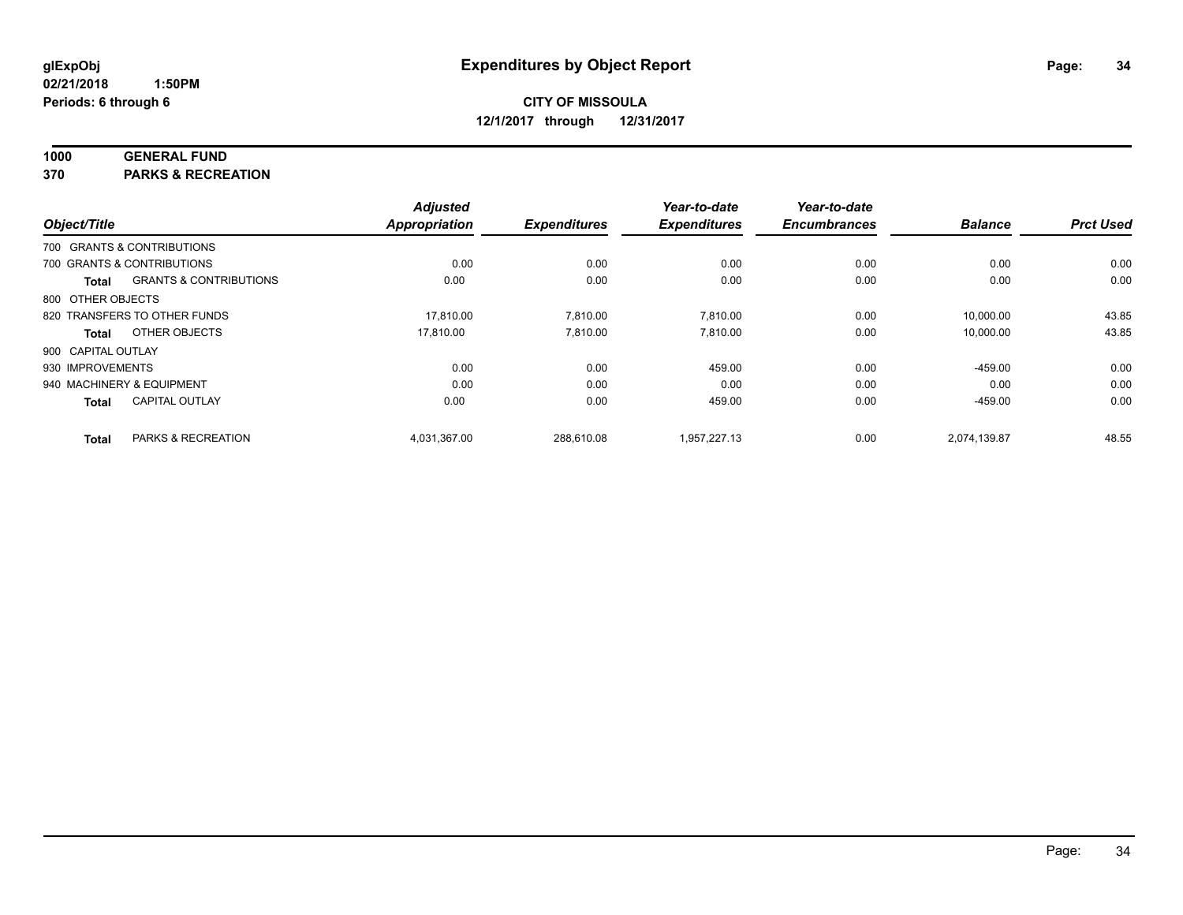**glExpObj**
**02/21/2018 1:50PM**
**Periods: 6 through 6**

# Expenditures by Object Report

**CITY OF MISSOULA**
**12/1/2017 through 12/31/2017**

**1000 GENERAL FUND**
**370 PARKS & RECREATION**

| Object/Title | | Adjusted Appropriation | Expenditures | Year-to-date Expenditures | Year-to-date Encumbrances | Balance | Prct Used |
|---|---|---|---|---|---|---|---|
| 700 GRANTS & CONTRIBUTIONS | | | | | | | |
| 700 GRANTS & CONTRIBUTIONS | | 0.00 | 0.00 | 0.00 | 0.00 | 0.00 | 0.00 |
| **Total** | GRANTS & CONTRIBUTIONS | 0.00 | 0.00 | 0.00 | 0.00 | 0.00 | 0.00 |
| 800 OTHER OBJECTS | | | | | | | |
| 820 TRANSFERS TO OTHER FUNDS | | 17,810.00 | 7,810.00 | 7,810.00 | 0.00 | 10,000.00 | 43.85 |
| **Total** | OTHER OBJECTS | 17,810.00 | 7,810.00 | 7,810.00 | 0.00 | 10,000.00 | 43.85 |
| 900 CAPITAL OUTLAY | | | | | | | |
| 930 IMPROVEMENTS | | 0.00 | 0.00 | 459.00 | 0.00 | -459.00 | 0.00 |
| 940 MACHINERY & EQUIPMENT | | 0.00 | 0.00 | 0.00 | 0.00 | 0.00 | 0.00 |
| **Total** | CAPITAL OUTLAY | 0.00 | 0.00 | 459.00 | 0.00 | -459.00 | 0.00 |
| **Total** | PARKS & RECREATION | 4,031,367.00 | 288,610.08 | 1,957,227.13 | 0.00 | 2,074,139.87 | 48.55 |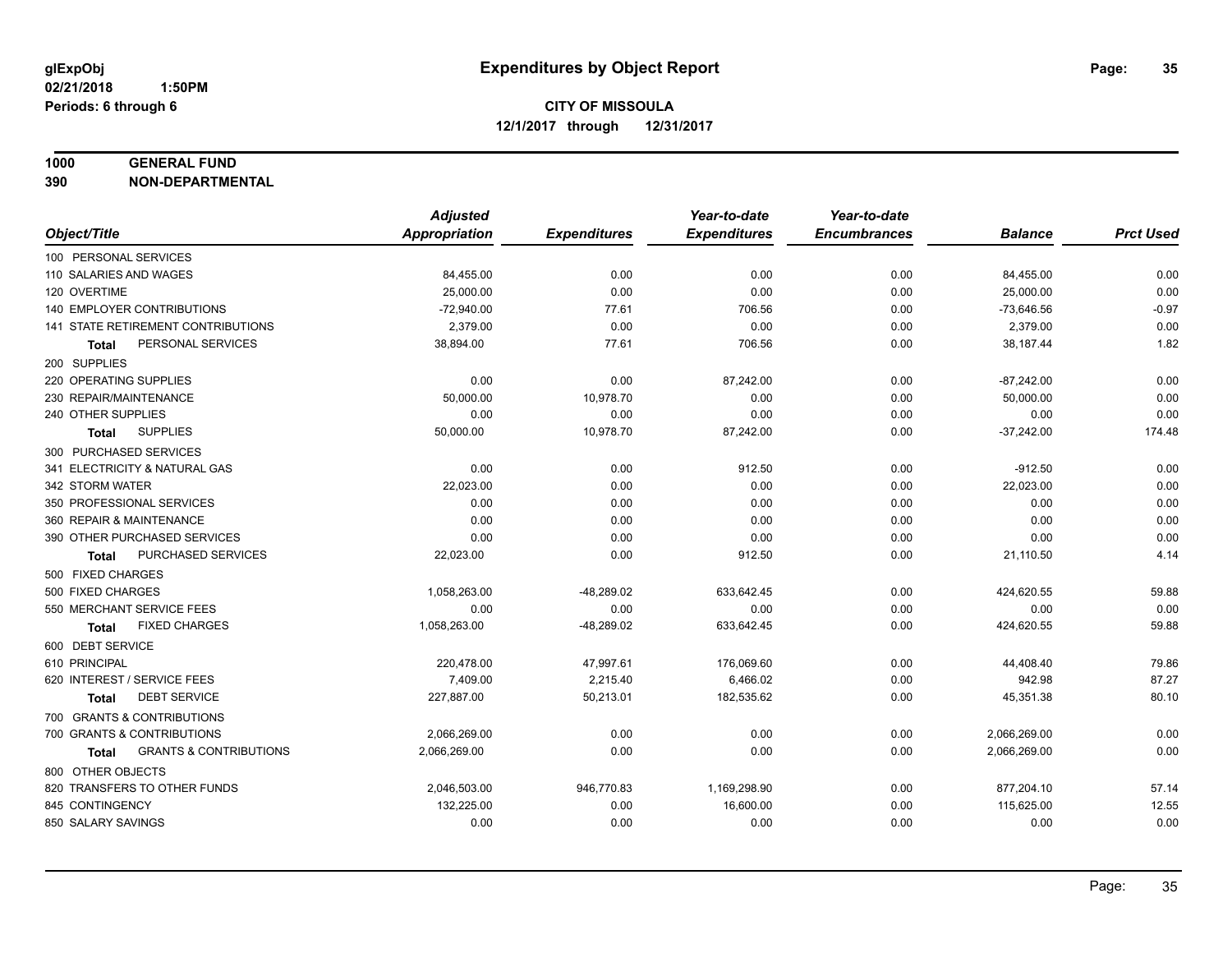glExpObj
02/21/2018 1:50PM
Periods: 6 through 6

# Expenditures by Object Report

**CITY OF MISSOULA**
**12/1/2017 through 12/31/2017**

**1000 GENERAL FUND**
**390 NON-DEPARTMENTAL**

| Object/Title | Adjusted Appropriation | Expenditures | Year-to-date Expenditures | Year-to-date Encumbrances | Balance | Prct Used |
|---|---|---|---|---|---|---|
| 100 PERSONAL SERVICES | | | | | | |
| 110 SALARIES AND WAGES | 84,455.00 | 0.00 | 0.00 | 0.00 | 84,455.00 | 0.00 |
| 120 OVERTIME | 25,000.00 | 0.00 | 0.00 | 0.00 | 25,000.00 | 0.00 |
| 140 EMPLOYER CONTRIBUTIONS | -72,940.00 | 77.61 | 706.56 | 0.00 | -73,646.56 | -0.97 |
| 141 STATE RETIREMENT CONTRIBUTIONS | 2,379.00 | 0.00 | 0.00 | 0.00 | 2,379.00 | 0.00 |
| **Total** PERSONAL SERVICES | 38,894.00 | 77.61 | 706.56 | 0.00 | 38,187.44 | 1.82 |
| 200 SUPPLIES | | | | | | |
| 220 OPERATING SUPPLIES | 0.00 | 0.00 | 87,242.00 | 0.00 | -87,242.00 | 0.00 |
| 230 REPAIR/MAINTENANCE | 50,000.00 | 10,978.70 | 0.00 | 0.00 | 50,000.00 | 0.00 |
| 240 OTHER SUPPLIES | 0.00 | 0.00 | 0.00 | 0.00 | 0.00 | 0.00 |
| **Total** SUPPLIES | 50,000.00 | 10,978.70 | 87,242.00 | 0.00 | -37,242.00 | 174.48 |
| 300 PURCHASED SERVICES | | | | | | |
| 341 ELECTRICITY & NATURAL GAS | 0.00 | 0.00 | 912.50 | 0.00 | -912.50 | 0.00 |
| 342 STORM WATER | 22,023.00 | 0.00 | 0.00 | 0.00 | 22,023.00 | 0.00 |
| 350 PROFESSIONAL SERVICES | 0.00 | 0.00 | 0.00 | 0.00 | 0.00 | 0.00 |
| 360 REPAIR & MAINTENANCE | 0.00 | 0.00 | 0.00 | 0.00 | 0.00 | 0.00 |
| 390 OTHER PURCHASED SERVICES | 0.00 | 0.00 | 0.00 | 0.00 | 0.00 | 0.00 |
| **Total** PURCHASED SERVICES | 22,023.00 | 0.00 | 912.50 | 0.00 | 21,110.50 | 4.14 |
| 500 FIXED CHARGES | | | | | | |
| 500 FIXED CHARGES | 1,058,263.00 | -48,289.02 | 633,642.45 | 0.00 | 424,620.55 | 59.88 |
| 550 MERCHANT SERVICE FEES | 0.00 | 0.00 | 0.00 | 0.00 | 0.00 | 0.00 |
| **Total** FIXED CHARGES | 1,058,263.00 | -48,289.02 | 633,642.45 | 0.00 | 424,620.55 | 59.88 |
| 600 DEBT SERVICE | | | | | | |
| 610 PRINCIPAL | 220,478.00 | 47,997.61 | 176,069.60 | 0.00 | 44,408.40 | 79.86 |
| 620 INTEREST / SERVICE FEES | 7,409.00 | 2,215.40 | 6,466.02 | 0.00 | 942.98 | 87.27 |
| **Total** DEBT SERVICE | 227,887.00 | 50,213.01 | 182,535.62 | 0.00 | 45,351.38 | 80.10 |
| 700 GRANTS & CONTRIBUTIONS | | | | | | |
| 700 GRANTS & CONTRIBUTIONS | 2,066,269.00 | 0.00 | 0.00 | 0.00 | 2,066,269.00 | 0.00 |
| **Total** GRANTS & CONTRIBUTIONS | 2,066,269.00 | 0.00 | 0.00 | 0.00 | 2,066,269.00 | 0.00 |
| 800 OTHER OBJECTS | | | | | | |
| 820 TRANSFERS TO OTHER FUNDS | 2,046,503.00 | 946,770.83 | 1,169,298.90 | 0.00 | 877,204.10 | 57.14 |
| 845 CONTINGENCY | 132,225.00 | 0.00 | 16,600.00 | 0.00 | 115,625.00 | 12.55 |
| 850 SALARY SAVINGS | 0.00 | 0.00 | 0.00 | 0.00 | 0.00 | 0.00 |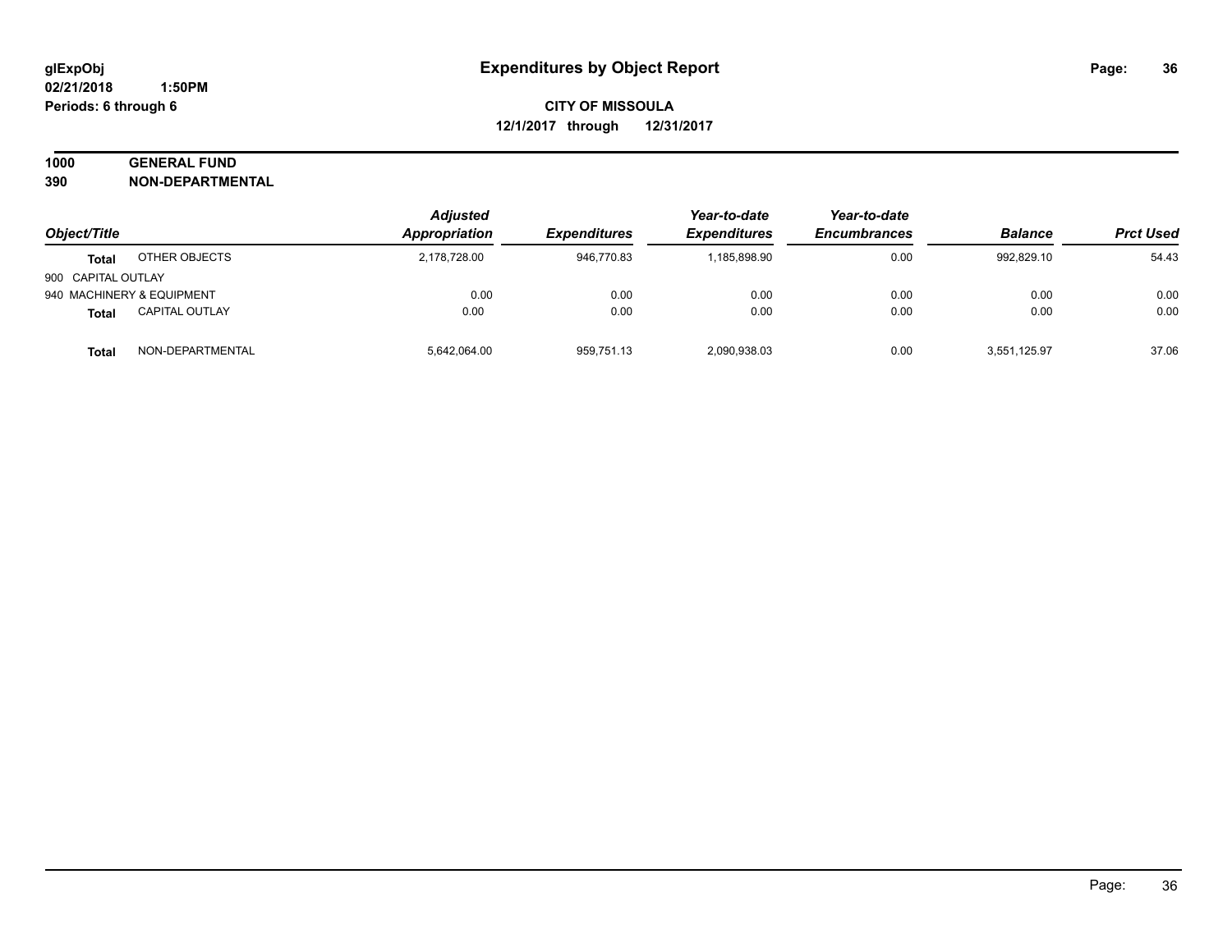# Expenditures by Object Report

glExpObj
02/21/2018 1:50PM
Periods: 6 through 6

**CITY OF MISSOULA**
**12/1/2017 through 12/31/2017**

**1000 GENERAL FUND**
**390 NON-DEPARTMENTAL**

| Object/Title | | Adjusted Appropriation | Expenditures | Year-to-date Expenditures | Year-to-date Encumbrances | Balance | Prct Used |
|---|---|---|---|---|---|---|---|
| **Total** | OTHER OBJECTS | 2,178,728.00 | 946,770.83 | 1,185,898.90 | 0.00 | 992,829.10 | 54.43 |
| 900 CAPITAL OUTLAY | | | | | | | |
| 940 MACHINERY & EQUIPMENT | | 0.00 | 0.00 | 0.00 | 0.00 | 0.00 | 0.00 |
| **Total** | CAPITAL OUTLAY | 0.00 | 0.00 | 0.00 | 0.00 | 0.00 | 0.00 |
| **Total** | NON-DEPARTMENTAL | 5,642,064.00 | 959,751.13 | 2,090,938.03 | 0.00 | 3,551,125.97 | 37.06 |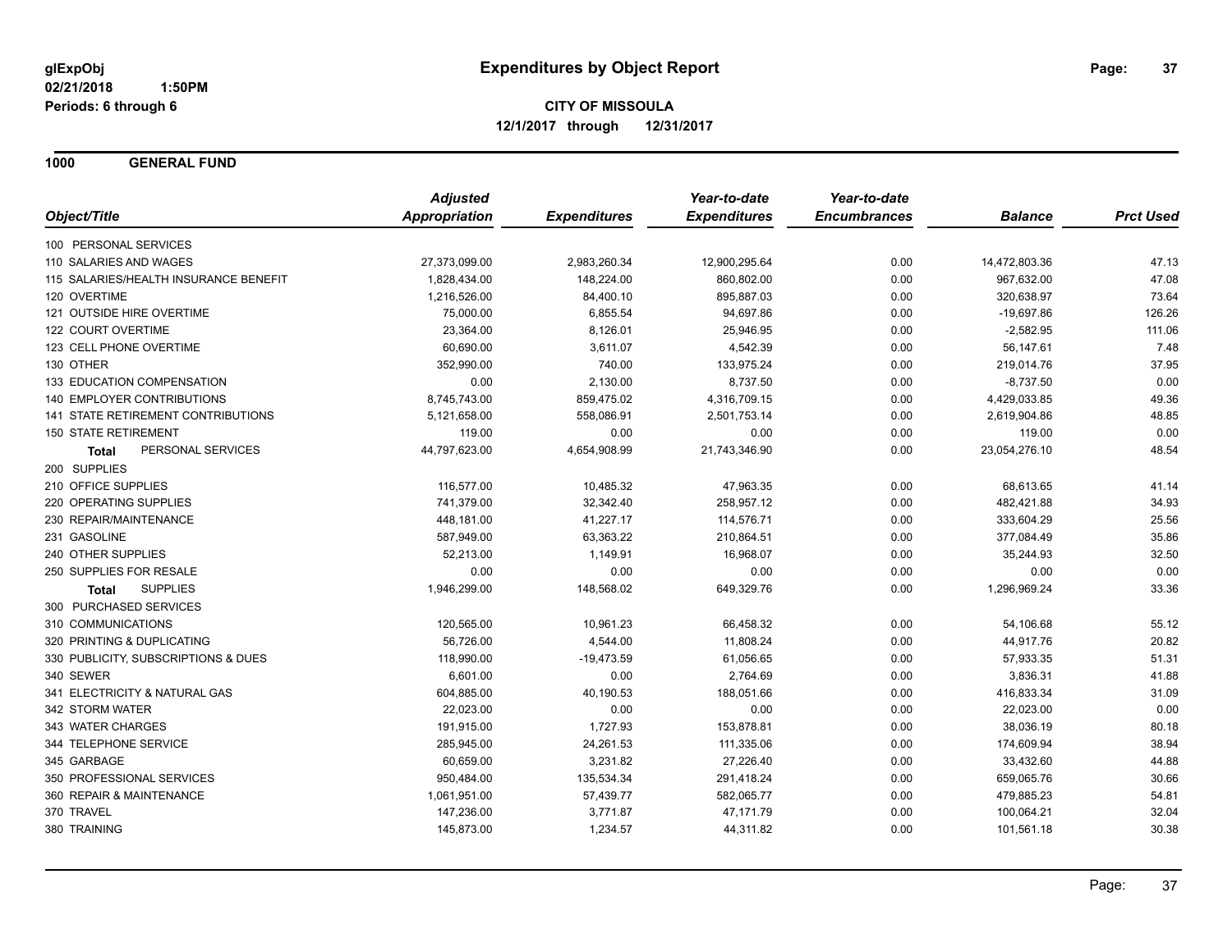**glExpObj**
**02/21/2018 1:50PM**
**Periods: 6 through 6**

# Expenditures by Object Report

**CITY OF MISSOULA**
**12/1/2017 through 12/31/2017**

## 1000 GENERAL FUND

| Object/Title | Adjusted Appropriation | Expenditures | Year-to-date Expenditures | Year-to-date Encumbrances | Balance | Prct Used |
|---|---|---|---|---|---|---|
| 100 PERSONAL SERVICES | | | | | | |
| 110 SALARIES AND WAGES | 27,373,099.00 | 2,983,260.34 | 12,900,295.64 | 0.00 | 14,472,803.36 | 47.13 |
| 115 SALARIES/HEALTH INSURANCE BENEFIT | 1,828,434.00 | 148,224.00 | 860,802.00 | 0.00 | 967,632.00 | 47.08 |
| 120 OVERTIME | 1,216,526.00 | 84,400.10 | 895,887.03 | 0.00 | 320,638.97 | 73.64 |
| 121 OUTSIDE HIRE OVERTIME | 75,000.00 | 6,855.54 | 94,697.86 | 0.00 | -19,697.86 | 126.26 |
| 122 COURT OVERTIME | 23,364.00 | 8,126.01 | 25,946.95 | 0.00 | -2,582.95 | 111.06 |
| 123 CELL PHONE OVERTIME | 60,690.00 | 3,611.07 | 4,542.39 | 0.00 | 56,147.61 | 7.48 |
| 130 OTHER | 352,990.00 | 740.00 | 133,975.24 | 0.00 | 219,014.76 | 37.95 |
| 133 EDUCATION COMPENSATION | 0.00 | 2,130.00 | 8,737.50 | 0.00 | -8,737.50 | 0.00 |
| 140 EMPLOYER CONTRIBUTIONS | 8,745,743.00 | 859,475.02 | 4,316,709.15 | 0.00 | 4,429,033.85 | 49.36 |
| 141 STATE RETIREMENT CONTRIBUTIONS | 5,121,658.00 | 558,086.91 | 2,501,753.14 | 0.00 | 2,619,904.86 | 48.85 |
| 150 STATE RETIREMENT | 119.00 | 0.00 | 0.00 | 0.00 | 119.00 | 0.00 |
| **Total** PERSONAL SERVICES | 44,797,623.00 | 4,654,908.99 | 21,743,346.90 | 0.00 | 23,054,276.10 | 48.54 |
| 200 SUPPLIES | | | | | | |
| 210 OFFICE SUPPLIES | 116,577.00 | 10,485.32 | 47,963.35 | 0.00 | 68,613.65 | 41.14 |
| 220 OPERATING SUPPLIES | 741,379.00 | 32,342.40 | 258,957.12 | 0.00 | 482,421.88 | 34.93 |
| 230 REPAIR/MAINTENANCE | 448,181.00 | 41,227.17 | 114,576.71 | 0.00 | 333,604.29 | 25.56 |
| 231 GASOLINE | 587,949.00 | 63,363.22 | 210,864.51 | 0.00 | 377,084.49 | 35.86 |
| 240 OTHER SUPPLIES | 52,213.00 | 1,149.91 | 16,968.07 | 0.00 | 35,244.93 | 32.50 |
| 250 SUPPLIES FOR RESALE | 0.00 | 0.00 | 0.00 | 0.00 | 0.00 | 0.00 |
| **Total** SUPPLIES | 1,946,299.00 | 148,568.02 | 649,329.76 | 0.00 | 1,296,969.24 | 33.36 |
| 300 PURCHASED SERVICES | | | | | | |
| 310 COMMUNICATIONS | 120,565.00 | 10,961.23 | 66,458.32 | 0.00 | 54,106.68 | 55.12 |
| 320 PRINTING & DUPLICATING | 56,726.00 | 4,544.00 | 11,808.24 | 0.00 | 44,917.76 | 20.82 |
| 330 PUBLICITY, SUBSCRIPTIONS & DUES | 118,990.00 | -19,473.59 | 61,056.65 | 0.00 | 57,933.35 | 51.31 |
| 340 SEWER | 6,601.00 | 0.00 | 2,764.69 | 0.00 | 3,836.31 | 41.88 |
| 341 ELECTRICITY & NATURAL GAS | 604,885.00 | 40,190.53 | 188,051.66 | 0.00 | 416,833.34 | 31.09 |
| 342 STORM WATER | 22,023.00 | 0.00 | 0.00 | 0.00 | 22,023.00 | 0.00 |
| 343 WATER CHARGES | 191,915.00 | 1,727.93 | 153,878.81 | 0.00 | 38,036.19 | 80.18 |
| 344 TELEPHONE SERVICE | 285,945.00 | 24,261.53 | 111,335.06 | 0.00 | 174,609.94 | 38.94 |
| 345 GARBAGE | 60,659.00 | 3,231.82 | 27,226.40 | 0.00 | 33,432.60 | 44.88 |
| 350 PROFESSIONAL SERVICES | 950,484.00 | 135,534.34 | 291,418.24 | 0.00 | 659,065.76 | 30.66 |
| 360 REPAIR & MAINTENANCE | 1,061,951.00 | 57,439.77 | 582,065.77 | 0.00 | 479,885.23 | 54.81 |
| 370 TRAVEL | 147,236.00 | 3,771.87 | 47,171.79 | 0.00 | 100,064.21 | 32.04 |
| 380 TRAINING | 145,873.00 | 1,234.57 | 44,311.82 | 0.00 | 101,561.18 | 30.38 |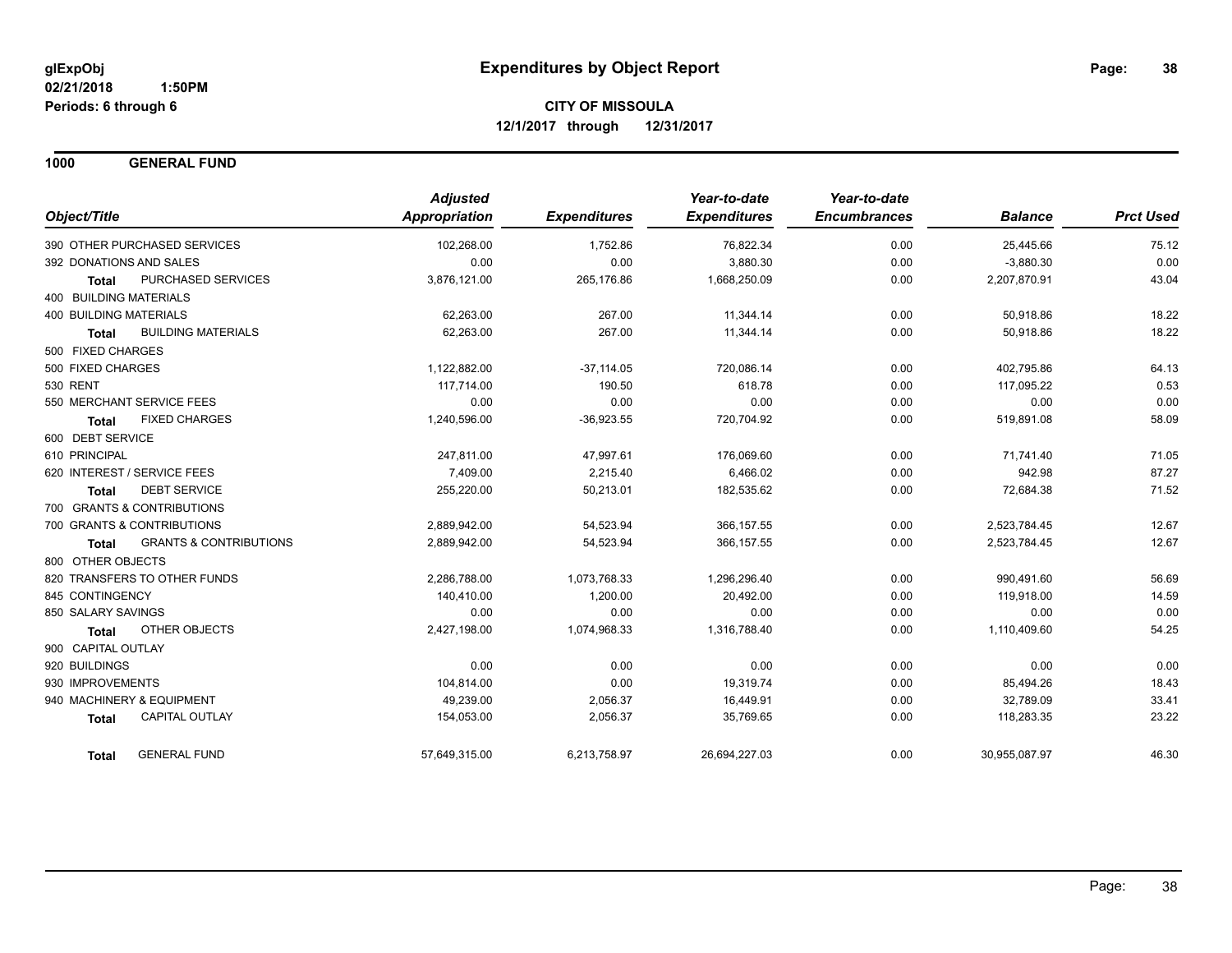# Expenditures by Object Report

glExpObj
02/21/2018 1:50PM
Periods: 6 through 6

**CITY OF MISSOULA**
**12/1/2017 through 12/31/2017**

## 1000 GENERAL FUND

| Object/Title | Adjusted Appropriation | Expenditures | Year-to-date Expenditures | Year-to-date Encumbrances | Balance | Prct Used |
|---|---|---|---|---|---|---|
| 390 OTHER PURCHASED SERVICES | 102,268.00 | 1,752.86 | 76,822.34 | 0.00 | 25,445.66 | 75.12 |
| 392 DONATIONS AND SALES | 0.00 | 0.00 | 3,880.30 | 0.00 | -3,880.30 | 0.00 |
| **Total** PURCHASED SERVICES | 3,876,121.00 | 265,176.86 | 1,668,250.09 | 0.00 | 2,207,870.91 | 43.04 |
| 400 BUILDING MATERIALS | | | | | | |
| 400 BUILDING MATERIALS | 62,263.00 | 267.00 | 11,344.14 | 0.00 | 50,918.86 | 18.22 |
| **Total** BUILDING MATERIALS | 62,263.00 | 267.00 | 11,344.14 | 0.00 | 50,918.86 | 18.22 |
| 500 FIXED CHARGES | | | | | | |
| 500 FIXED CHARGES | 1,122,882.00 | -37,114.05 | 720,086.14 | 0.00 | 402,795.86 | 64.13 |
| 530 RENT | 117,714.00 | 190.50 | 618.78 | 0.00 | 117,095.22 | 0.53 |
| 550 MERCHANT SERVICE FEES | 0.00 | 0.00 | 0.00 | 0.00 | 0.00 | 0.00 |
| **Total** FIXED CHARGES | 1,240,596.00 | -36,923.55 | 720,704.92 | 0.00 | 519,891.08 | 58.09 |
| 600 DEBT SERVICE | | | | | | |
| 610 PRINCIPAL | 247,811.00 | 47,997.61 | 176,069.60 | 0.00 | 71,741.40 | 71.05 |
| 620 INTEREST / SERVICE FEES | 7,409.00 | 2,215.40 | 6,466.02 | 0.00 | 942.98 | 87.27 |
| **Total** DEBT SERVICE | 255,220.00 | 50,213.01 | 182,535.62 | 0.00 | 72,684.38 | 71.52 |
| 700 GRANTS & CONTRIBUTIONS | | | | | | |
| 700 GRANTS & CONTRIBUTIONS | 2,889,942.00 | 54,523.94 | 366,157.55 | 0.00 | 2,523,784.45 | 12.67 |
| **Total** GRANTS & CONTRIBUTIONS | 2,889,942.00 | 54,523.94 | 366,157.55 | 0.00 | 2,523,784.45 | 12.67 |
| 800 OTHER OBJECTS | | | | | | |
| 820 TRANSFERS TO OTHER FUNDS | 2,286,788.00 | 1,073,768.33 | 1,296,296.40 | 0.00 | 990,491.60 | 56.69 |
| 845 CONTINGENCY | 140,410.00 | 1,200.00 | 20,492.00 | 0.00 | 119,918.00 | 14.59 |
| 850 SALARY SAVINGS | 0.00 | 0.00 | 0.00 | 0.00 | 0.00 | 0.00 |
| **Total** OTHER OBJECTS | 2,427,198.00 | 1,074,968.33 | 1,316,788.40 | 0.00 | 1,110,409.60 | 54.25 |
| 900 CAPITAL OUTLAY | | | | | | |
| 920 BUILDINGS | 0.00 | 0.00 | 0.00 | 0.00 | 0.00 | 0.00 |
| 930 IMPROVEMENTS | 104,814.00 | 0.00 | 19,319.74 | 0.00 | 85,494.26 | 18.43 |
| 940 MACHINERY & EQUIPMENT | 49,239.00 | 2,056.37 | 16,449.91 | 0.00 | 32,789.09 | 33.41 |
| **Total** CAPITAL OUTLAY | 154,053.00 | 2,056.37 | 35,769.65 | 0.00 | 118,283.35 | 23.22 |
| **Total** GENERAL FUND | 57,649,315.00 | 6,213,758.97 | 26,694,227.03 | 0.00 | 30,955,087.97 | 46.30 |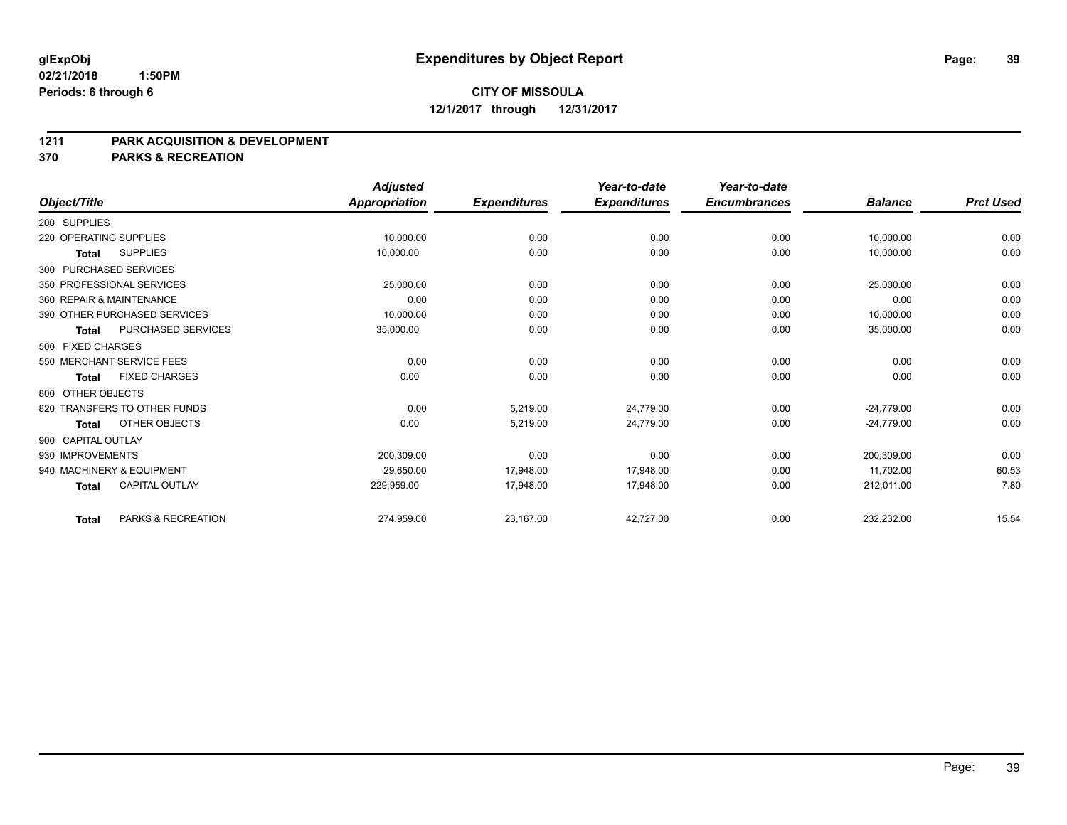**glExpObj** 
**02/21/2018 1:50PM** 
**Periods: 6 through 6**

# Expenditures by Object Report

**CITY OF MISSOULA** 
**12/1/2017 through 12/31/2017**

## 1211 PARK ACQUISITION & DEVELOPMENT
## 370 PARKS & RECREATION

| Object/Title | | Adjusted Appropriation | Expenditures | Year-to-date Expenditures | Year-to-date Encumbrances | Balance | Prct Used |
|---|---|---|---|---|---|---|---|
| 200 SUPPLIES | | | | | | | |
| 220 OPERATING SUPPLIES | | 10,000.00 | 0.00 | 0.00 | 0.00 | 10,000.00 | 0.00 |
| **Total** | SUPPLIES | 10,000.00 | 0.00 | 0.00 | 0.00 | 10,000.00 | 0.00 |
| 300 PURCHASED SERVICES | | | | | | | |
| 350 PROFESSIONAL SERVICES | | 25,000.00 | 0.00 | 0.00 | 0.00 | 25,000.00 | 0.00 |
| 360 REPAIR & MAINTENANCE | | 0.00 | 0.00 | 0.00 | 0.00 | 0.00 | 0.00 |
| 390 OTHER PURCHASED SERVICES | | 10,000.00 | 0.00 | 0.00 | 0.00 | 10,000.00 | 0.00 |
| **Total** | PURCHASED SERVICES | 35,000.00 | 0.00 | 0.00 | 0.00 | 35,000.00 | 0.00 |
| 500 FIXED CHARGES | | | | | | | |
| 550 MERCHANT SERVICE FEES | | 0.00 | 0.00 | 0.00 | 0.00 | 0.00 | 0.00 |
| **Total** | FIXED CHARGES | 0.00 | 0.00 | 0.00 | 0.00 | 0.00 | 0.00 |
| 800 OTHER OBJECTS | | | | | | | |
| 820 TRANSFERS TO OTHER FUNDS | | 0.00 | 5,219.00 | 24,779.00 | 0.00 | -24,779.00 | 0.00 |
| **Total** | OTHER OBJECTS | 0.00 | 5,219.00 | 24,779.00 | 0.00 | -24,779.00 | 0.00 |
| 900 CAPITAL OUTLAY | | | | | | | |
| 930 IMPROVEMENTS | | 200,309.00 | 0.00 | 0.00 | 0.00 | 200,309.00 | 0.00 |
| 940 MACHINERY & EQUIPMENT | | 29,650.00 | 17,948.00 | 17,948.00 | 0.00 | 11,702.00 | 60.53 |
| **Total** | CAPITAL OUTLAY | 229,959.00 | 17,948.00 | 17,948.00 | 0.00 | 212,011.00 | 7.80 |
| **Total** | PARKS & RECREATION | 274,959.00 | 23,167.00 | 42,727.00 | 0.00 | 232,232.00 | 15.54 |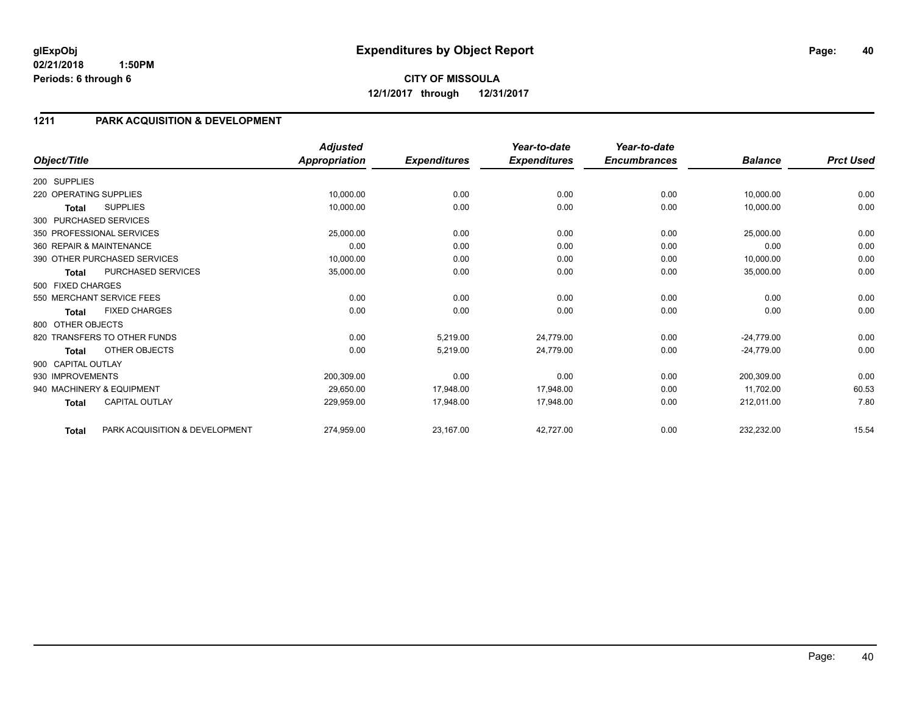# Expenditures by Object Report

glExpObj
02/21/2018 1:50PM
Periods: 6 through 6

**CITY OF MISSOULA**
**12/1/2017 through 12/31/2017**

## 1211 PARK ACQUISITION & DEVELOPMENT

| Object/Title | Adjusted Appropriation | Expenditures | Year-to-date Expenditures | Year-to-date Encumbrances | Balance | Prct Used |
|---|---|---|---|---|---|---|
| 200 SUPPLIES | | | | | | |
| 220 OPERATING SUPPLIES | 10,000.00 | 0.00 | 0.00 | 0.00 | 10,000.00 | 0.00 |
| **Total** SUPPLIES | 10,000.00 | 0.00 | 0.00 | 0.00 | 10,000.00 | 0.00 |
| 300 PURCHASED SERVICES | | | | | | |
| 350 PROFESSIONAL SERVICES | 25,000.00 | 0.00 | 0.00 | 0.00 | 25,000.00 | 0.00 |
| 360 REPAIR & MAINTENANCE | 0.00 | 0.00 | 0.00 | 0.00 | 0.00 | 0.00 |
| 390 OTHER PURCHASED SERVICES | 10,000.00 | 0.00 | 0.00 | 0.00 | 10,000.00 | 0.00 |
| **Total** PURCHASED SERVICES | 35,000.00 | 0.00 | 0.00 | 0.00 | 35,000.00 | 0.00 |
| 500 FIXED CHARGES | | | | | | |
| 550 MERCHANT SERVICE FEES | 0.00 | 0.00 | 0.00 | 0.00 | 0.00 | 0.00 |
| **Total** FIXED CHARGES | 0.00 | 0.00 | 0.00 | 0.00 | 0.00 | 0.00 |
| 800 OTHER OBJECTS | | | | | | |
| 820 TRANSFERS TO OTHER FUNDS | 0.00 | 5,219.00 | 24,779.00 | 0.00 | -24,779.00 | 0.00 |
| **Total** OTHER OBJECTS | 0.00 | 5,219.00 | 24,779.00 | 0.00 | -24,779.00 | 0.00 |
| 900 CAPITAL OUTLAY | | | | | | |
| 930 IMPROVEMENTS | 200,309.00 | 0.00 | 0.00 | 0.00 | 200,309.00 | 0.00 |
| 940 MACHINERY & EQUIPMENT | 29,650.00 | 17,948.00 | 17,948.00 | 0.00 | 11,702.00 | 60.53 |
| **Total** CAPITAL OUTLAY | 229,959.00 | 17,948.00 | 17,948.00 | 0.00 | 212,011.00 | 7.80 |
| **Total** PARK ACQUISITION & DEVELOPMENT | 274,959.00 | 23,167.00 | 42,727.00 | 0.00 | 232,232.00 | 15.54 |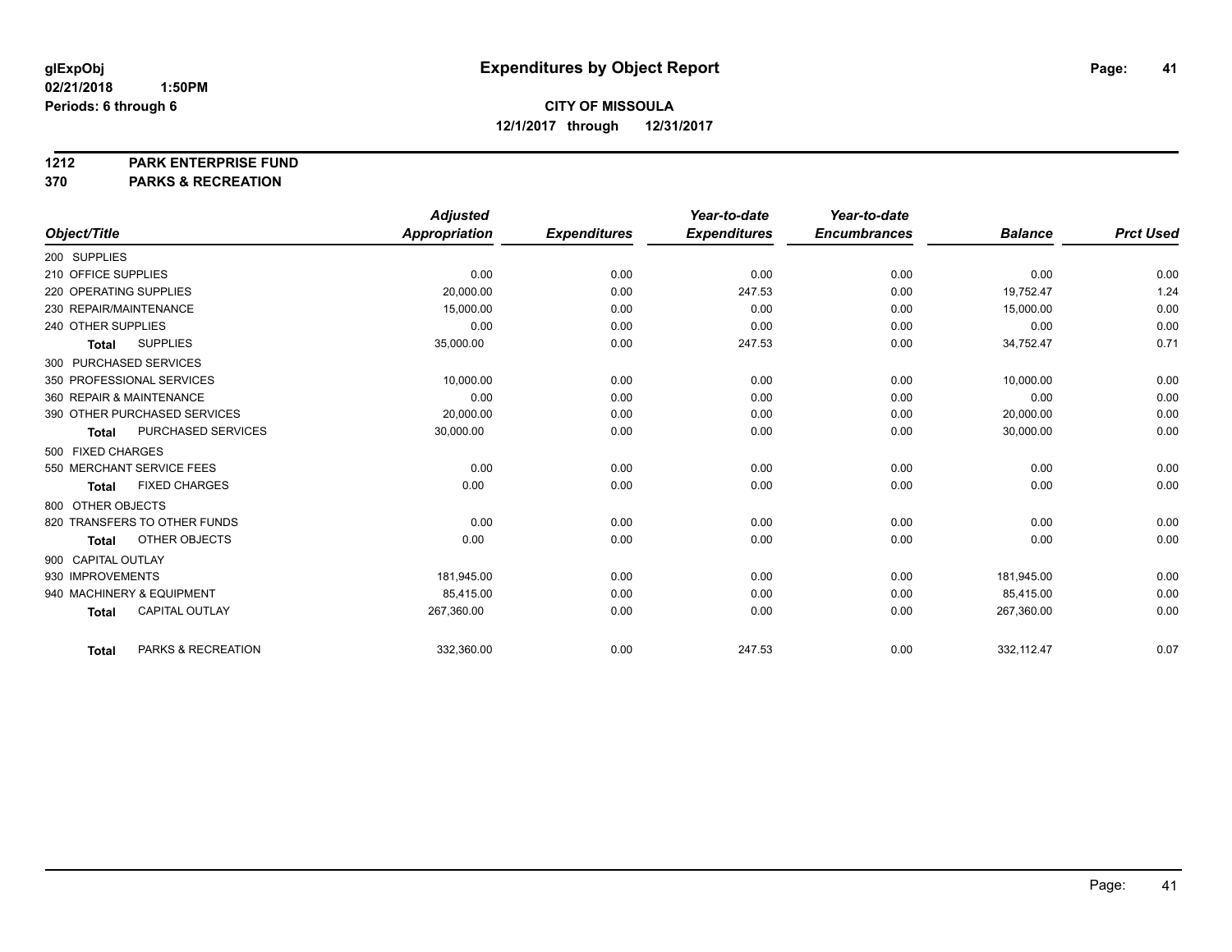**glExpObj**
**02/21/2018 1:50PM**
**Periods: 6 through 6**

# Expenditures by Object Report

**CITY OF MISSOULA**
**12/1/2017 through 12/31/2017**

**1212 PARK ENTERPRISE FUND**
**370 PARKS & RECREATION**

| Object/Title | Adjusted Appropriation | Expenditures | Year-to-date Expenditures | Year-to-date Encumbrances | Balance | Prct Used |
|---|---|---|---|---|---|---|
| 200 SUPPLIES | | | | | | |
| 210 OFFICE SUPPLIES | 0.00 | 0.00 | 0.00 | 0.00 | 0.00 | 0.00 |
| 220 OPERATING SUPPLIES | 20,000.00 | 0.00 | 247.53 | 0.00 | 19,752.47 | 1.24 |
| 230 REPAIR/MAINTENANCE | 15,000.00 | 0.00 | 0.00 | 0.00 | 15,000.00 | 0.00 |
| 240 OTHER SUPPLIES | 0.00 | 0.00 | 0.00 | 0.00 | 0.00 | 0.00 |
| **Total** SUPPLIES | 35,000.00 | 0.00 | 247.53 | 0.00 | 34,752.47 | 0.71 |
| 300 PURCHASED SERVICES | | | | | | |
| 350 PROFESSIONAL SERVICES | 10,000.00 | 0.00 | 0.00 | 0.00 | 10,000.00 | 0.00 |
| 360 REPAIR & MAINTENANCE | 0.00 | 0.00 | 0.00 | 0.00 | 0.00 | 0.00 |
| 390 OTHER PURCHASED SERVICES | 20,000.00 | 0.00 | 0.00 | 0.00 | 20,000.00 | 0.00 |
| **Total** PURCHASED SERVICES | 30,000.00 | 0.00 | 0.00 | 0.00 | 30,000.00 | 0.00 |
| 500 FIXED CHARGES | | | | | | |
| 550 MERCHANT SERVICE FEES | 0.00 | 0.00 | 0.00 | 0.00 | 0.00 | 0.00 |
| **Total** FIXED CHARGES | 0.00 | 0.00 | 0.00 | 0.00 | 0.00 | 0.00 |
| 800 OTHER OBJECTS | | | | | | |
| 820 TRANSFERS TO OTHER FUNDS | 0.00 | 0.00 | 0.00 | 0.00 | 0.00 | 0.00 |
| **Total** OTHER OBJECTS | 0.00 | 0.00 | 0.00 | 0.00 | 0.00 | 0.00 |
| 900 CAPITAL OUTLAY | | | | | | |
| 930 IMPROVEMENTS | 181,945.00 | 0.00 | 0.00 | 0.00 | 181,945.00 | 0.00 |
| 940 MACHINERY & EQUIPMENT | 85,415.00 | 0.00 | 0.00 | 0.00 | 85,415.00 | 0.00 |
| **Total** CAPITAL OUTLAY | 267,360.00 | 0.00 | 0.00 | 0.00 | 267,360.00 | 0.00 |
| **Total** PARKS & RECREATION | 332,360.00 | 0.00 | 247.53 | 0.00 | 332,112.47 | 0.07 |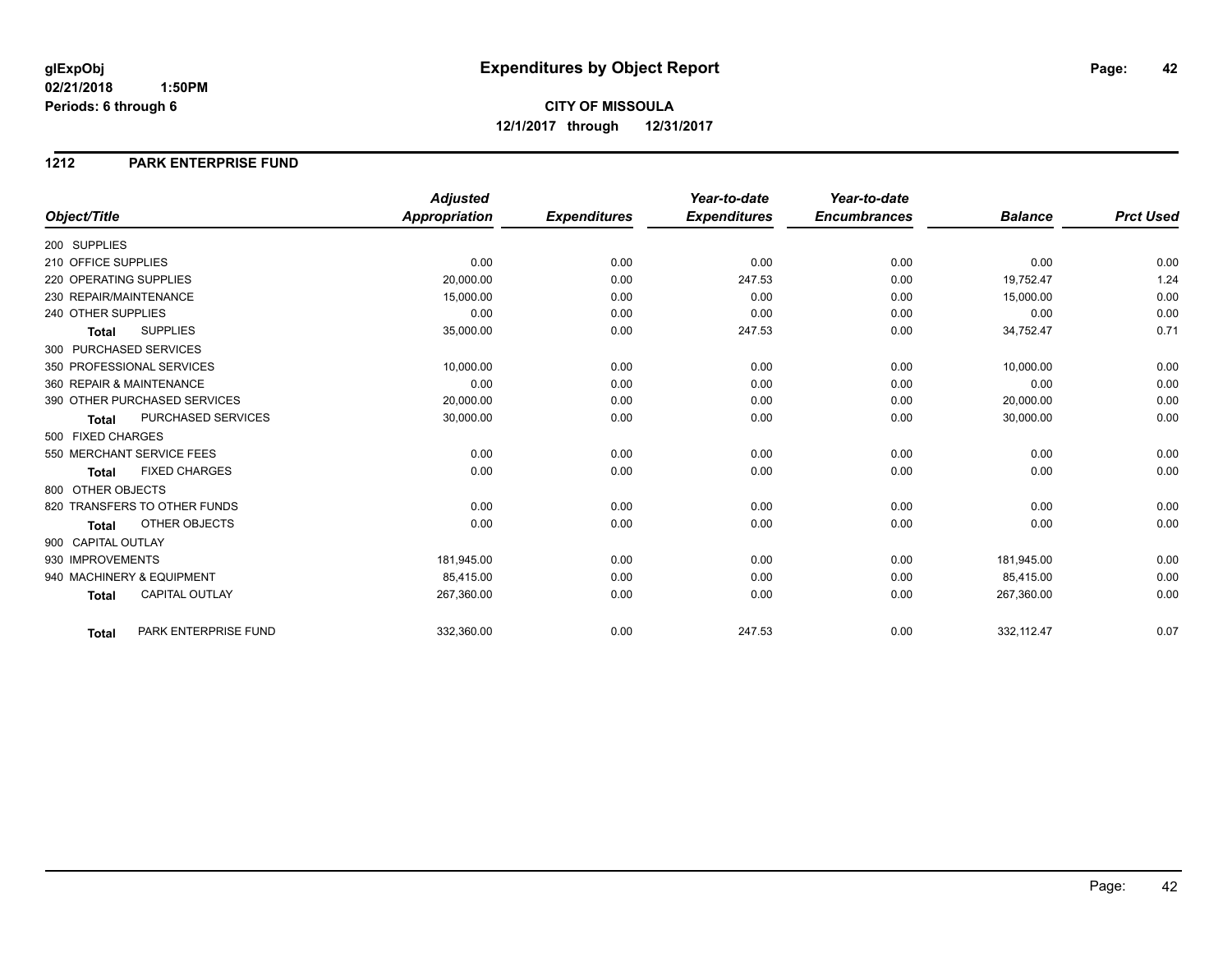# Expenditures by Object Report

glExpObj
02/21/2018 1:50PM
Periods: 6 through 6

**CITY OF MISSOULA**
**12/1/2017 through 12/31/2017**

## 1212 PARK ENTERPRISE FUND

| Object/Title | Adjusted Appropriation | Expenditures | Year-to-date Expenditures | Year-to-date Encumbrances | Balance | Prct Used |
|---|---|---|---|---|---|---|
| 200 SUPPLIES | | | | | | |
| 210 OFFICE SUPPLIES | 0.00 | 0.00 | 0.00 | 0.00 | 0.00 | 0.00 |
| 220 OPERATING SUPPLIES | 20,000.00 | 0.00 | 247.53 | 0.00 | 19,752.47 | 1.24 |
| 230 REPAIR/MAINTENANCE | 15,000.00 | 0.00 | 0.00 | 0.00 | 15,000.00 | 0.00 |
| 240 OTHER SUPPLIES | 0.00 | 0.00 | 0.00 | 0.00 | 0.00 | 0.00 |
| **Total** SUPPLIES | 35,000.00 | 0.00 | 247.53 | 0.00 | 34,752.47 | 0.71 |
| 300 PURCHASED SERVICES | | | | | | |
| 350 PROFESSIONAL SERVICES | 10,000.00 | 0.00 | 0.00 | 0.00 | 10,000.00 | 0.00 |
| 360 REPAIR & MAINTENANCE | 0.00 | 0.00 | 0.00 | 0.00 | 0.00 | 0.00 |
| 390 OTHER PURCHASED SERVICES | 20,000.00 | 0.00 | 0.00 | 0.00 | 20,000.00 | 0.00 |
| **Total** PURCHASED SERVICES | 30,000.00 | 0.00 | 0.00 | 0.00 | 30,000.00 | 0.00 |
| 500 FIXED CHARGES | | | | | | |
| 550 MERCHANT SERVICE FEES | 0.00 | 0.00 | 0.00 | 0.00 | 0.00 | 0.00 |
| **Total** FIXED CHARGES | 0.00 | 0.00 | 0.00 | 0.00 | 0.00 | 0.00 |
| 800 OTHER OBJECTS | | | | | | |
| 820 TRANSFERS TO OTHER FUNDS | 0.00 | 0.00 | 0.00 | 0.00 | 0.00 | 0.00 |
| **Total** OTHER OBJECTS | 0.00 | 0.00 | 0.00 | 0.00 | 0.00 | 0.00 |
| 900 CAPITAL OUTLAY | | | | | | |
| 930 IMPROVEMENTS | 181,945.00 | 0.00 | 0.00 | 0.00 | 181,945.00 | 0.00 |
| 940 MACHINERY & EQUIPMENT | 85,415.00 | 0.00 | 0.00 | 0.00 | 85,415.00 | 0.00 |
| **Total** CAPITAL OUTLAY | 267,360.00 | 0.00 | 0.00 | 0.00 | 267,360.00 | 0.00 |
| **Total** PARK ENTERPRISE FUND | 332,360.00 | 0.00 | 247.53 | 0.00 | 332,112.47 | 0.07 |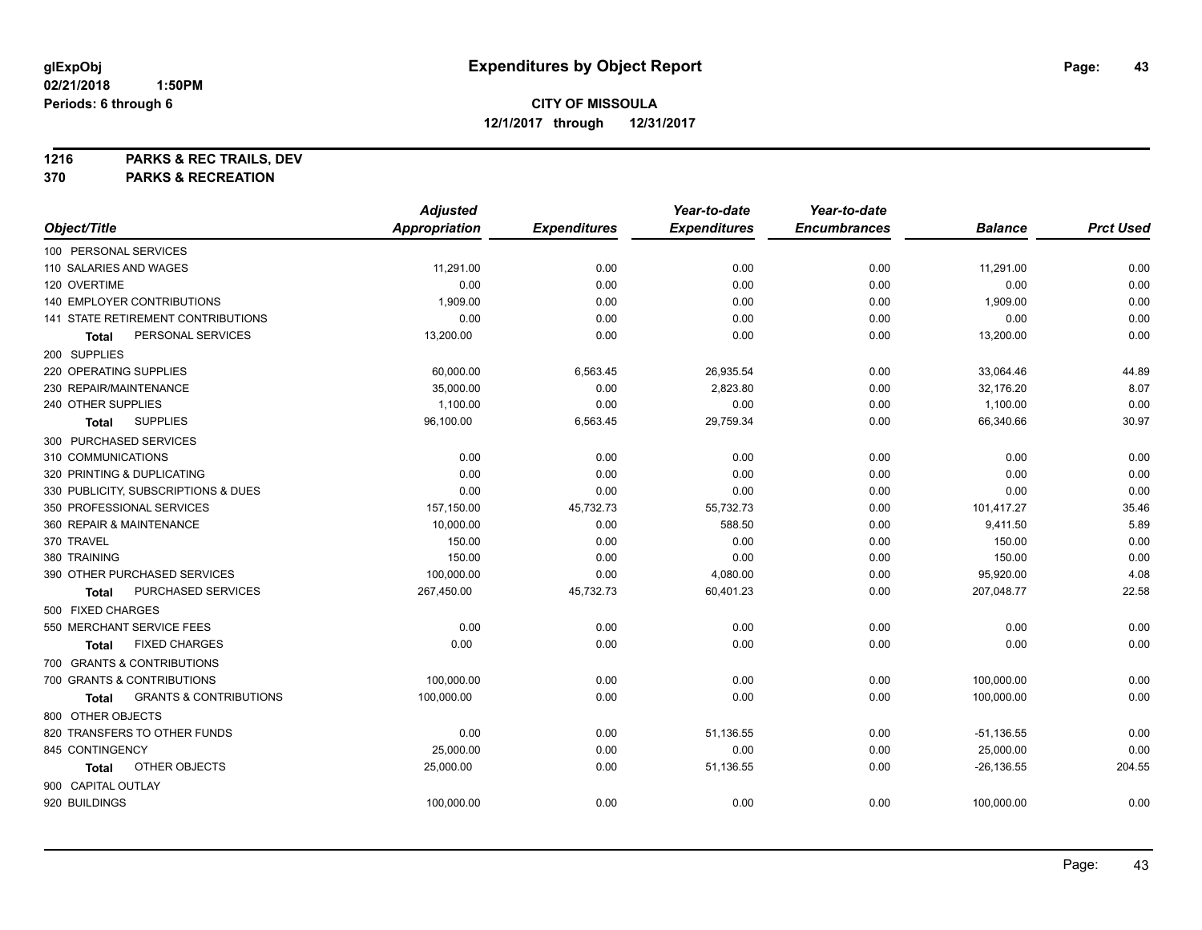# Expenditures by Object Report

glExpObj
02/21/2018 1:50PM
Periods: 6 through 6

**CITY OF MISSOULA**
**12/1/2017 through 12/31/2017**

**1216 PARKS & REC TRAILS, DEV**
**370 PARKS & RECREATION**

| Object/Title | Adjusted Appropriation | Expenditures | Year-to-date Expenditures | Year-to-date Encumbrances | Balance | Prct Used |
|---|---|---|---|---|---|---|
| 100 PERSONAL SERVICES | | | | | | |
| 110 SALARIES AND WAGES | 11,291.00 | 0.00 | 0.00 | 0.00 | 11,291.00 | 0.00 |
| 120 OVERTIME | 0.00 | 0.00 | 0.00 | 0.00 | 0.00 | 0.00 |
| 140 EMPLOYER CONTRIBUTIONS | 1,909.00 | 0.00 | 0.00 | 0.00 | 1,909.00 | 0.00 |
| 141 STATE RETIREMENT CONTRIBUTIONS | 0.00 | 0.00 | 0.00 | 0.00 | 0.00 | 0.00 |
| **Total** PERSONAL SERVICES | 13,200.00 | 0.00 | 0.00 | 0.00 | 13,200.00 | 0.00 |
| 200 SUPPLIES | | | | | | |
| 220 OPERATING SUPPLIES | 60,000.00 | 6,563.45 | 26,935.54 | 0.00 | 33,064.46 | 44.89 |
| 230 REPAIR/MAINTENANCE | 35,000.00 | 0.00 | 2,823.80 | 0.00 | 32,176.20 | 8.07 |
| 240 OTHER SUPPLIES | 1,100.00 | 0.00 | 0.00 | 0.00 | 1,100.00 | 0.00 |
| **Total** SUPPLIES | 96,100.00 | 6,563.45 | 29,759.34 | 0.00 | 66,340.66 | 30.97 |
| 300 PURCHASED SERVICES | | | | | | |
| 310 COMMUNICATIONS | 0.00 | 0.00 | 0.00 | 0.00 | 0.00 | 0.00 |
| 320 PRINTING & DUPLICATING | 0.00 | 0.00 | 0.00 | 0.00 | 0.00 | 0.00 |
| 330 PUBLICITY, SUBSCRIPTIONS & DUES | 0.00 | 0.00 | 0.00 | 0.00 | 0.00 | 0.00 |
| 350 PROFESSIONAL SERVICES | 157,150.00 | 45,732.73 | 55,732.73 | 0.00 | 101,417.27 | 35.46 |
| 360 REPAIR & MAINTENANCE | 10,000.00 | 0.00 | 588.50 | 0.00 | 9,411.50 | 5.89 |
| 370 TRAVEL | 150.00 | 0.00 | 0.00 | 0.00 | 150.00 | 0.00 |
| 380 TRAINING | 150.00 | 0.00 | 0.00 | 0.00 | 150.00 | 0.00 |
| 390 OTHER PURCHASED SERVICES | 100,000.00 | 0.00 | 4,080.00 | 0.00 | 95,920.00 | 4.08 |
| **Total** PURCHASED SERVICES | 267,450.00 | 45,732.73 | 60,401.23 | 0.00 | 207,048.77 | 22.58 |
| 500 FIXED CHARGES | | | | | | |
| 550 MERCHANT SERVICE FEES | 0.00 | 0.00 | 0.00 | 0.00 | 0.00 | 0.00 |
| **Total** FIXED CHARGES | 0.00 | 0.00 | 0.00 | 0.00 | 0.00 | 0.00 |
| 700 GRANTS & CONTRIBUTIONS | | | | | | |
| 700 GRANTS & CONTRIBUTIONS | 100,000.00 | 0.00 | 0.00 | 0.00 | 100,000.00 | 0.00 |
| **Total** GRANTS & CONTRIBUTIONS | 100,000.00 | 0.00 | 0.00 | 0.00 | 100,000.00 | 0.00 |
| 800 OTHER OBJECTS | | | | | | |
| 820 TRANSFERS TO OTHER FUNDS | 0.00 | 0.00 | 51,136.55 | 0.00 | -51,136.55 | 0.00 |
| 845 CONTINGENCY | 25,000.00 | 0.00 | 0.00 | 0.00 | 25,000.00 | 0.00 |
| **Total** OTHER OBJECTS | 25,000.00 | 0.00 | 51,136.55 | 0.00 | -26,136.55 | 204.55 |
| 900 CAPITAL OUTLAY | | | | | | |
| 920 BUILDINGS | 100,000.00 | 0.00 | 0.00 | 0.00 | 100,000.00 | 0.00 |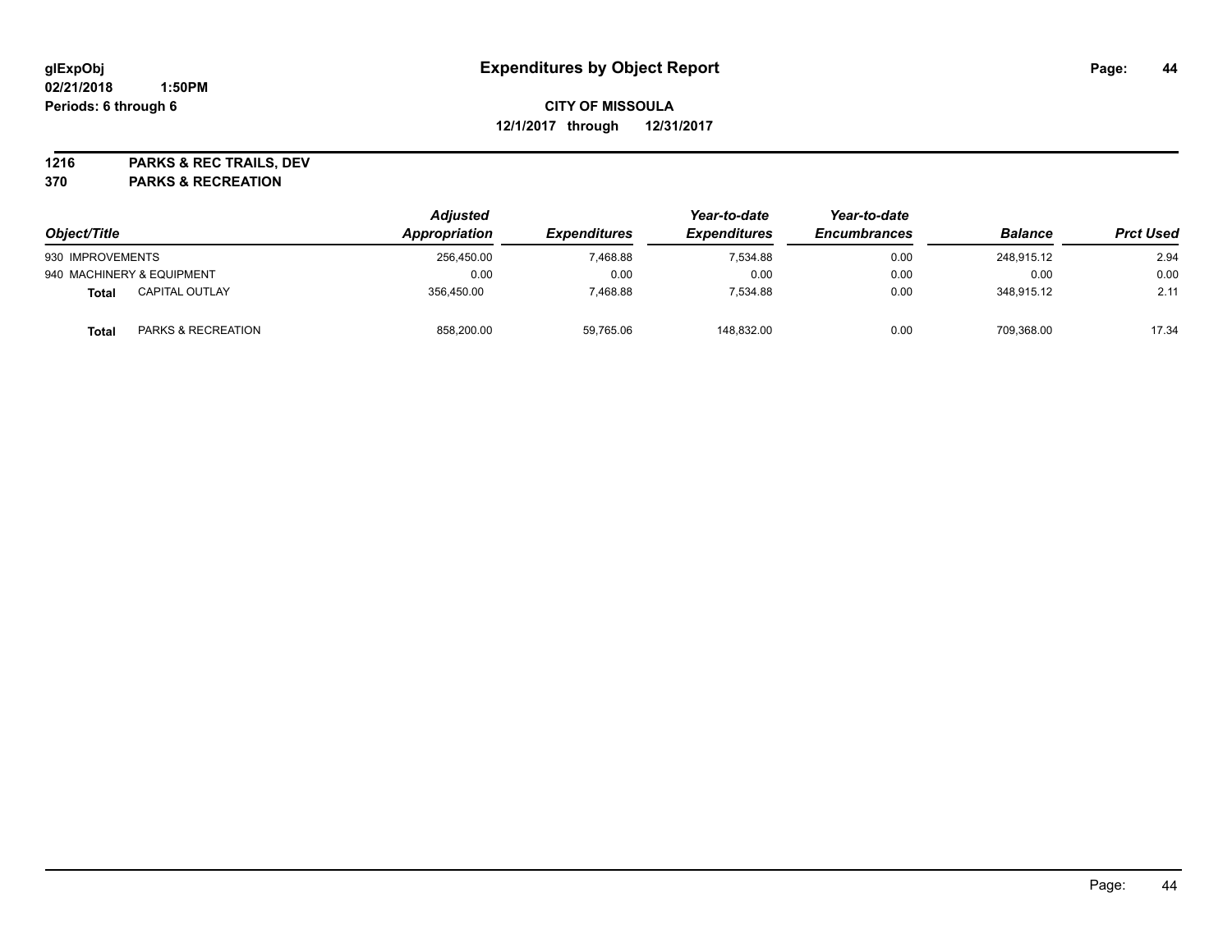**glExpObj** **Expenditures by Object Report**

**02/21/2018 1:50PM**

**Periods: 6 through 6**

**CITY OF MISSOULA**

**12/1/2017 through 12/31/2017**

**1216 PARKS & REC TRAILS, DEV**

**370 PARKS & RECREATION**

| Object/Title | | Adjusted Appropriation | Expenditures | Year-to-date Expenditures | Year-to-date Encumbrances | Balance | Prct Used |
|---|---|---|---|---|---|---|---|
| 930 IMPROVEMENTS | | 256,450.00 | 7,468.88 | 7,534.88 | 0.00 | 248,915.12 | 2.94 |
| 940 MACHINERY & EQUIPMENT | | 0.00 | 0.00 | 0.00 | 0.00 | 0.00 | 0.00 |
| **Total** | CAPITAL OUTLAY | 356,450.00 | 7,468.88 | 7,534.88 | 0.00 | 348,915.12 | 2.11 |
| **Total** | PARKS & RECREATION | 858,200.00 | 59,765.06 | 148,832.00 | 0.00 | 709,368.00 | 17.34 |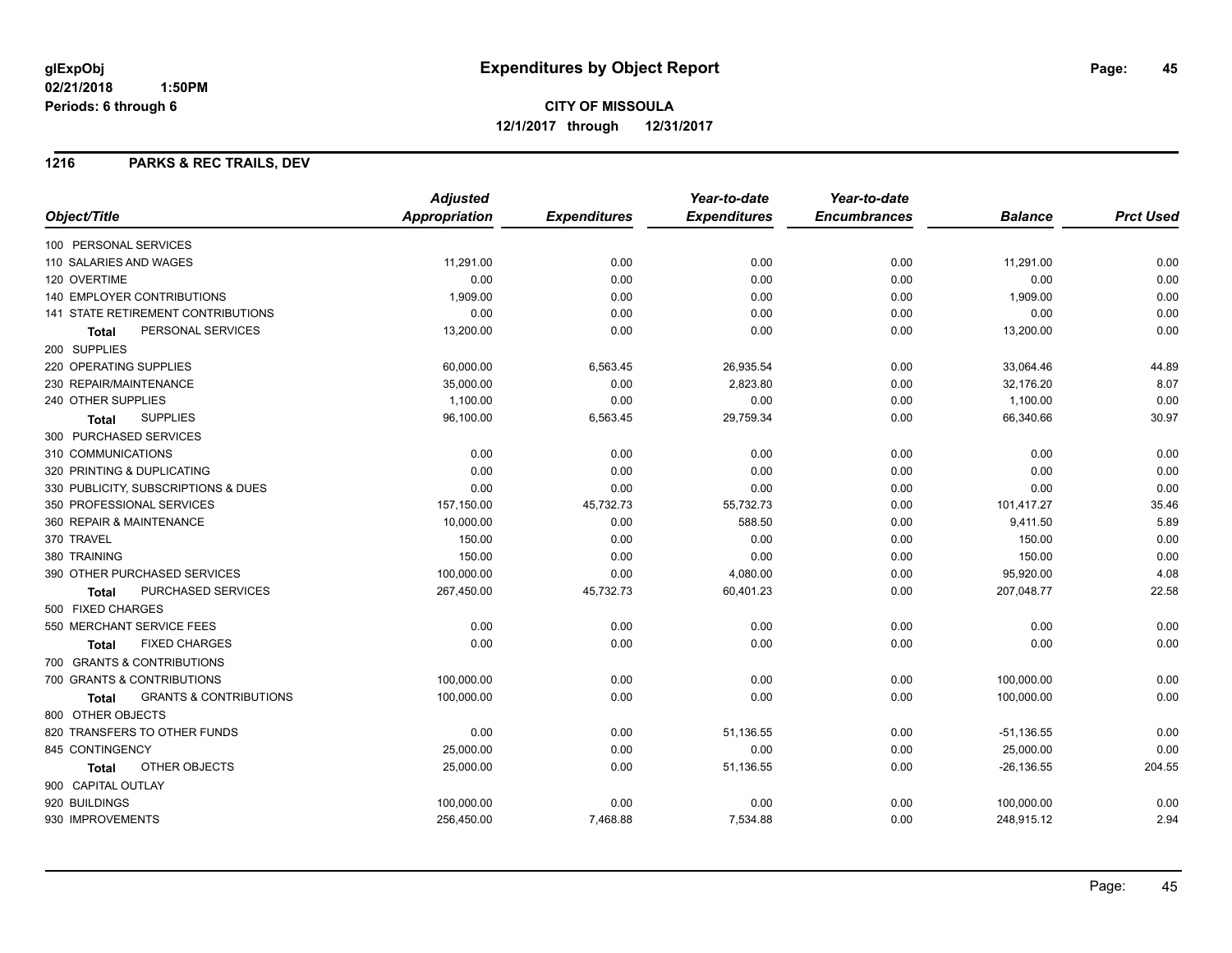# Expenditures by Object Report

glExpObj
02/21/2018 1:50PM
Periods: 6 through 6

**CITY OF MISSOULA**
**12/1/2017 through 12/31/2017**

## 1216 PARKS & REC TRAILS, DEV

| Object/Title | Adjusted Appropriation | Expenditures | Year-to-date Expenditures | Year-to-date Encumbrances | Balance | Prct Used |
|---|---|---|---|---|---|---|
| 100 PERSONAL SERVICES | | | | | | |
| 110 SALARIES AND WAGES | 11,291.00 | 0.00 | 0.00 | 0.00 | 11,291.00 | 0.00 |
| 120 OVERTIME | 0.00 | 0.00 | 0.00 | 0.00 | 0.00 | 0.00 |
| 140 EMPLOYER CONTRIBUTIONS | 1,909.00 | 0.00 | 0.00 | 0.00 | 1,909.00 | 0.00 |
| 141 STATE RETIREMENT CONTRIBUTIONS | 0.00 | 0.00 | 0.00 | 0.00 | 0.00 | 0.00 |
| **Total** PERSONAL SERVICES | 13,200.00 | 0.00 | 0.00 | 0.00 | 13,200.00 | 0.00 |
| 200 SUPPLIES | | | | | | |
| 220 OPERATING SUPPLIES | 60,000.00 | 6,563.45 | 26,935.54 | 0.00 | 33,064.46 | 44.89 |
| 230 REPAIR/MAINTENANCE | 35,000.00 | 0.00 | 2,823.80 | 0.00 | 32,176.20 | 8.07 |
| 240 OTHER SUPPLIES | 1,100.00 | 0.00 | 0.00 | 0.00 | 1,100.00 | 0.00 |
| **Total** SUPPLIES | 96,100.00 | 6,563.45 | 29,759.34 | 0.00 | 66,340.66 | 30.97 |
| 300 PURCHASED SERVICES | | | | | | |
| 310 COMMUNICATIONS | 0.00 | 0.00 | 0.00 | 0.00 | 0.00 | 0.00 |
| 320 PRINTING & DUPLICATING | 0.00 | 0.00 | 0.00 | 0.00 | 0.00 | 0.00 |
| 330 PUBLICITY, SUBSCRIPTIONS & DUES | 0.00 | 0.00 | 0.00 | 0.00 | 0.00 | 0.00 |
| 350 PROFESSIONAL SERVICES | 157,150.00 | 45,732.73 | 55,732.73 | 0.00 | 101,417.27 | 35.46 |
| 360 REPAIR & MAINTENANCE | 10,000.00 | 0.00 | 588.50 | 0.00 | 9,411.50 | 5.89 |
| 370 TRAVEL | 150.00 | 0.00 | 0.00 | 0.00 | 150.00 | 0.00 |
| 380 TRAINING | 150.00 | 0.00 | 0.00 | 0.00 | 150.00 | 0.00 |
| 390 OTHER PURCHASED SERVICES | 100,000.00 | 0.00 | 4,080.00 | 0.00 | 95,920.00 | 4.08 |
| **Total** PURCHASED SERVICES | 267,450.00 | 45,732.73 | 60,401.23 | 0.00 | 207,048.77 | 22.58 |
| 500 FIXED CHARGES | | | | | | |
| 550 MERCHANT SERVICE FEES | 0.00 | 0.00 | 0.00 | 0.00 | 0.00 | 0.00 |
| **Total** FIXED CHARGES | 0.00 | 0.00 | 0.00 | 0.00 | 0.00 | 0.00 |
| 700 GRANTS & CONTRIBUTIONS | | | | | | |
| 700 GRANTS & CONTRIBUTIONS | 100,000.00 | 0.00 | 0.00 | 0.00 | 100,000.00 | 0.00 |
| **Total** GRANTS & CONTRIBUTIONS | 100,000.00 | 0.00 | 0.00 | 0.00 | 100,000.00 | 0.00 |
| 800 OTHER OBJECTS | | | | | | |
| 820 TRANSFERS TO OTHER FUNDS | 0.00 | 0.00 | 51,136.55 | 0.00 | -51,136.55 | 0.00 |
| 845 CONTINGENCY | 25,000.00 | 0.00 | 0.00 | 0.00 | 25,000.00 | 0.00 |
| **Total** OTHER OBJECTS | 25,000.00 | 0.00 | 51,136.55 | 0.00 | -26,136.55 | 204.55 |
| 900 CAPITAL OUTLAY | | | | | | |
| 920 BUILDINGS | 100,000.00 | 0.00 | 0.00 | 0.00 | 100,000.00 | 0.00 |
| 930 IMPROVEMENTS | 256,450.00 | 7,468.88 | 7,534.88 | 0.00 | 248,915.12 | 2.94 |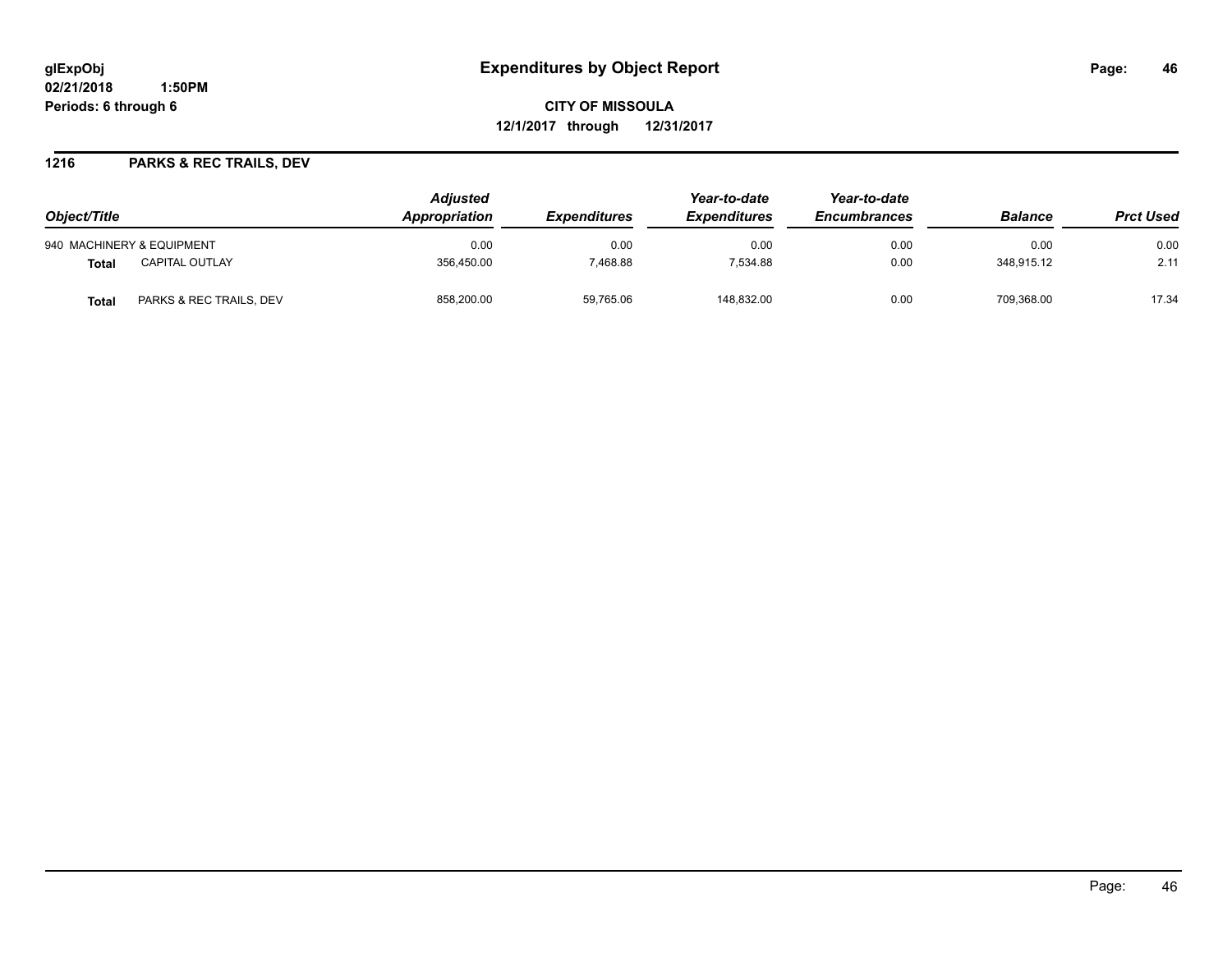**glExpObj**
**02/21/2018 1:50PM**
**Periods: 6 through 6**

# Expenditures by Object Report

**CITY OF MISSOULA**
**12/1/2017 through 12/31/2017**

## 1216 PARKS & REC TRAILS, DEV

| Object/Title | | *Adjusted Appropriation* | *Expenditures* | *Year-to-date Expenditures* | *Year-to-date Encumbrances* | *Balance* | *Prct Used* |
|---|---|---|---|---|---|---|---|
| 940 MACHINERY & EQUIPMENT | | 0.00 | 0.00 | 0.00 | 0.00 | 0.00 | 0.00 |
| **Total** | CAPITAL OUTLAY | 356,450.00 | 7,468.88 | 7,534.88 | 0.00 | 348,915.12 | 2.11 |
| **Total** | PARKS & REC TRAILS, DEV | 858,200.00 | 59,765.06 | 148,832.00 | 0.00 | 709,368.00 | 17.34 |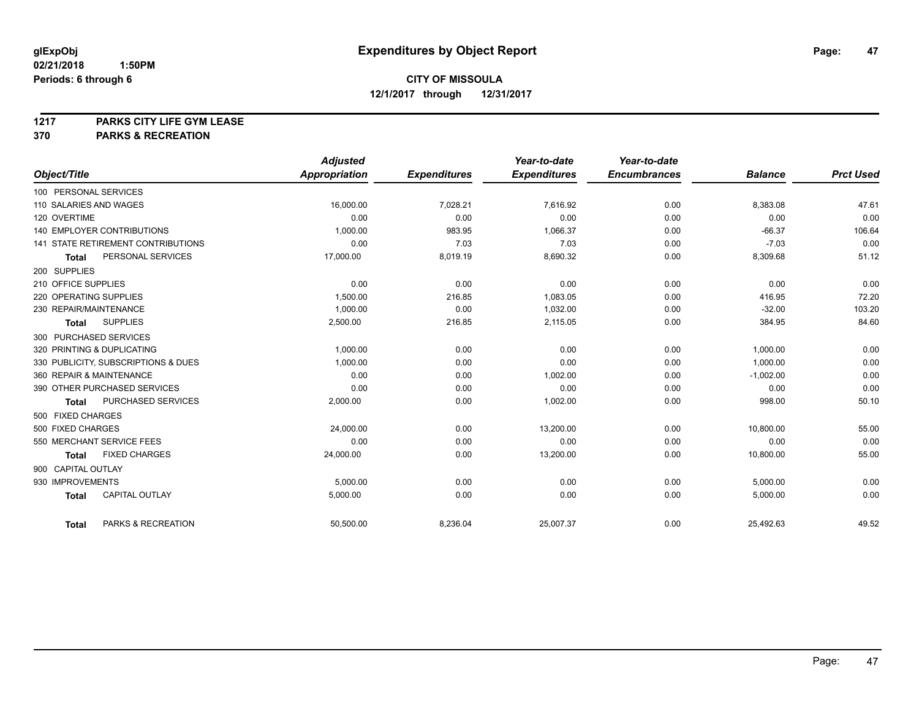# Expenditures by Object Report

glExpObj
02/21/2018 1:50PM
Periods: 6 through 6

**CITY OF MISSOULA**
**12/1/2017 through 12/31/2017**

**1217 PARKS CITY LIFE GYM LEASE**
**370 PARKS & RECREATION**

| Object/Title | Adjusted Appropriation | Expenditures | Year-to-date Expenditures | Year-to-date Encumbrances | Balance | Prct Used |
|---|---|---|---|---|---|---|
| 100 PERSONAL SERVICES | | | | | | |
| 110 SALARIES AND WAGES | 16,000.00 | 7,028.21 | 7,616.92 | 0.00 | 8,383.08 | 47.61 |
| 120 OVERTIME | 0.00 | 0.00 | 0.00 | 0.00 | 0.00 | 0.00 |
| 140 EMPLOYER CONTRIBUTIONS | 1,000.00 | 983.95 | 1,066.37 | 0.00 | -66.37 | 106.64 |
| 141 STATE RETIREMENT CONTRIBUTIONS | 0.00 | 7.03 | 7.03 | 0.00 | -7.03 | 0.00 |
| **Total** PERSONAL SERVICES | 17,000.00 | 8,019.19 | 8,690.32 | 0.00 | 8,309.68 | 51.12 |
| 200 SUPPLIES | | | | | | |
| 210 OFFICE SUPPLIES | 0.00 | 0.00 | 0.00 | 0.00 | 0.00 | 0.00 |
| 220 OPERATING SUPPLIES | 1,500.00 | 216.85 | 1,083.05 | 0.00 | 416.95 | 72.20 |
| 230 REPAIR/MAINTENANCE | 1,000.00 | 0.00 | 1,032.00 | 0.00 | -32.00 | 103.20 |
| **Total** SUPPLIES | 2,500.00 | 216.85 | 2,115.05 | 0.00 | 384.95 | 84.60 |
| 300 PURCHASED SERVICES | | | | | | |
| 320 PRINTING & DUPLICATING | 1,000.00 | 0.00 | 0.00 | 0.00 | 1,000.00 | 0.00 |
| 330 PUBLICITY, SUBSCRIPTIONS & DUES | 1,000.00 | 0.00 | 0.00 | 0.00 | 1,000.00 | 0.00 |
| 360 REPAIR & MAINTENANCE | 0.00 | 0.00 | 1,002.00 | 0.00 | -1,002.00 | 0.00 |
| 390 OTHER PURCHASED SERVICES | 0.00 | 0.00 | 0.00 | 0.00 | 0.00 | 0.00 |
| **Total** PURCHASED SERVICES | 2,000.00 | 0.00 | 1,002.00 | 0.00 | 998.00 | 50.10 |
| 500 FIXED CHARGES | | | | | | |
| 500 FIXED CHARGES | 24,000.00 | 0.00 | 13,200.00 | 0.00 | 10,800.00 | 55.00 |
| 550 MERCHANT SERVICE FEES | 0.00 | 0.00 | 0.00 | 0.00 | 0.00 | 0.00 |
| **Total** FIXED CHARGES | 24,000.00 | 0.00 | 13,200.00 | 0.00 | 10,800.00 | 55.00 |
| 900 CAPITAL OUTLAY | | | | | | |
| 930 IMPROVEMENTS | 5,000.00 | 0.00 | 0.00 | 0.00 | 5,000.00 | 0.00 |
| **Total** CAPITAL OUTLAY | 5,000.00 | 0.00 | 0.00 | 0.00 | 5,000.00 | 0.00 |
| **Total** PARKS & RECREATION | 50,500.00 | 8,236.04 | 25,007.37 | 0.00 | 25,492.63 | 49.52 |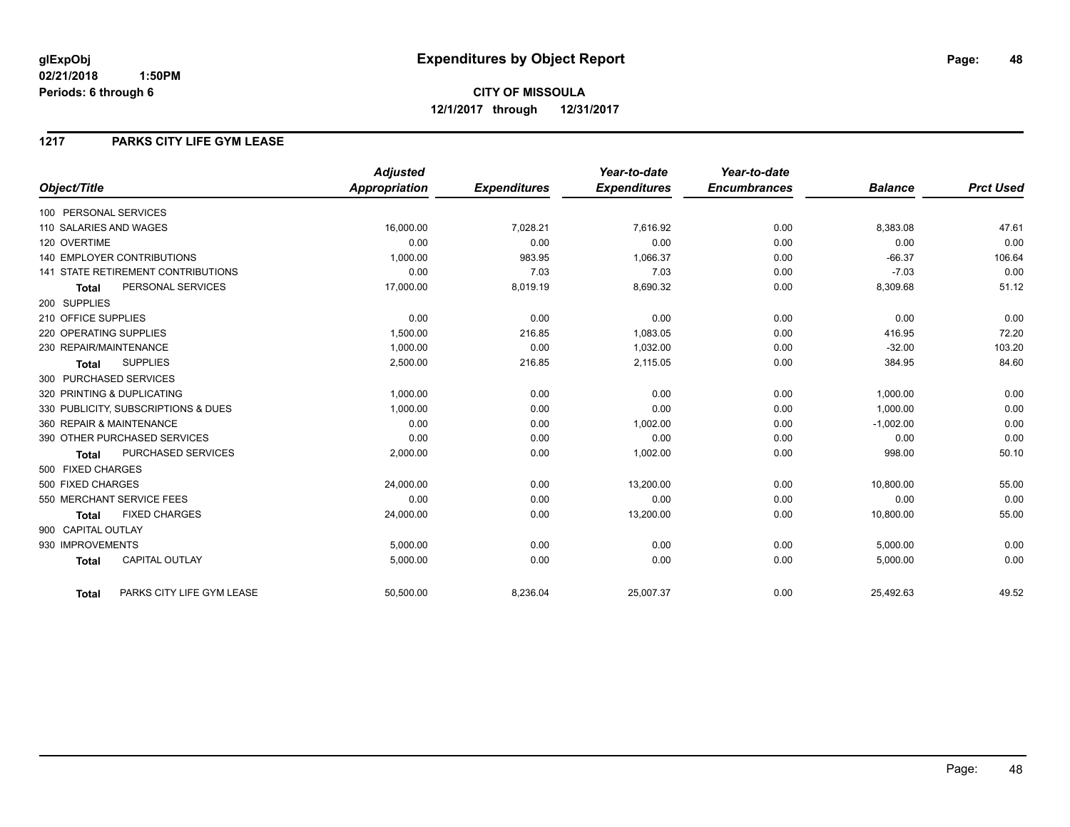glExpObj
02/21/2018 1:50PM
Periods: 6 through 6

# Expenditures by Object Report

**CITY OF MISSOULA**
**12/1/2017 through 12/31/2017**

## 1217 PARKS CITY LIFE GYM LEASE

| Object/Title | Adjusted Appropriation | Expenditures | Year-to-date Expenditures | Year-to-date Encumbrances | Balance | Prct Used |
|---|---|---|---|---|---|---|
| 100 PERSONAL SERVICES | | | | | | |
| 110 SALARIES AND WAGES | 16,000.00 | 7,028.21 | 7,616.92 | 0.00 | 8,383.08 | 47.61 |
| 120 OVERTIME | 0.00 | 0.00 | 0.00 | 0.00 | 0.00 | 0.00 |
| 140 EMPLOYER CONTRIBUTIONS | 1,000.00 | 983.95 | 1,066.37 | 0.00 | -66.37 | 106.64 |
| 141 STATE RETIREMENT CONTRIBUTIONS | 0.00 | 7.03 | 7.03 | 0.00 | -7.03 | 0.00 |
| **Total** PERSONAL SERVICES | 17,000.00 | 8,019.19 | 8,690.32 | 0.00 | 8,309.68 | 51.12 |
| 200 SUPPLIES | | | | | | |
| 210 OFFICE SUPPLIES | 0.00 | 0.00 | 0.00 | 0.00 | 0.00 | 0.00 |
| 220 OPERATING SUPPLIES | 1,500.00 | 216.85 | 1,083.05 | 0.00 | 416.95 | 72.20 |
| 230 REPAIR/MAINTENANCE | 1,000.00 | 0.00 | 1,032.00 | 0.00 | -32.00 | 103.20 |
| **Total** SUPPLIES | 2,500.00 | 216.85 | 2,115.05 | 0.00 | 384.95 | 84.60 |
| 300 PURCHASED SERVICES | | | | | | |
| 320 PRINTING & DUPLICATING | 1,000.00 | 0.00 | 0.00 | 0.00 | 1,000.00 | 0.00 |
| 330 PUBLICITY, SUBSCRIPTIONS & DUES | 1,000.00 | 0.00 | 0.00 | 0.00 | 1,000.00 | 0.00 |
| 360 REPAIR & MAINTENANCE | 0.00 | 0.00 | 1,002.00 | 0.00 | -1,002.00 | 0.00 |
| 390 OTHER PURCHASED SERVICES | 0.00 | 0.00 | 0.00 | 0.00 | 0.00 | 0.00 |
| **Total** PURCHASED SERVICES | 2,000.00 | 0.00 | 1,002.00 | 0.00 | 998.00 | 50.10 |
| 500 FIXED CHARGES | | | | | | |
| 500 FIXED CHARGES | 24,000.00 | 0.00 | 13,200.00 | 0.00 | 10,800.00 | 55.00 |
| 550 MERCHANT SERVICE FEES | 0.00 | 0.00 | 0.00 | 0.00 | 0.00 | 0.00 |
| **Total** FIXED CHARGES | 24,000.00 | 0.00 | 13,200.00 | 0.00 | 10,800.00 | 55.00 |
| 900 CAPITAL OUTLAY | | | | | | |
| 930 IMPROVEMENTS | 5,000.00 | 0.00 | 0.00 | 0.00 | 5,000.00 | 0.00 |
| **Total** CAPITAL OUTLAY | 5,000.00 | 0.00 | 0.00 | 0.00 | 5,000.00 | 0.00 |
| **Total** PARKS CITY LIFE GYM LEASE | 50,500.00 | 8,236.04 | 25,007.37 | 0.00 | 25,492.63 | 49.52 |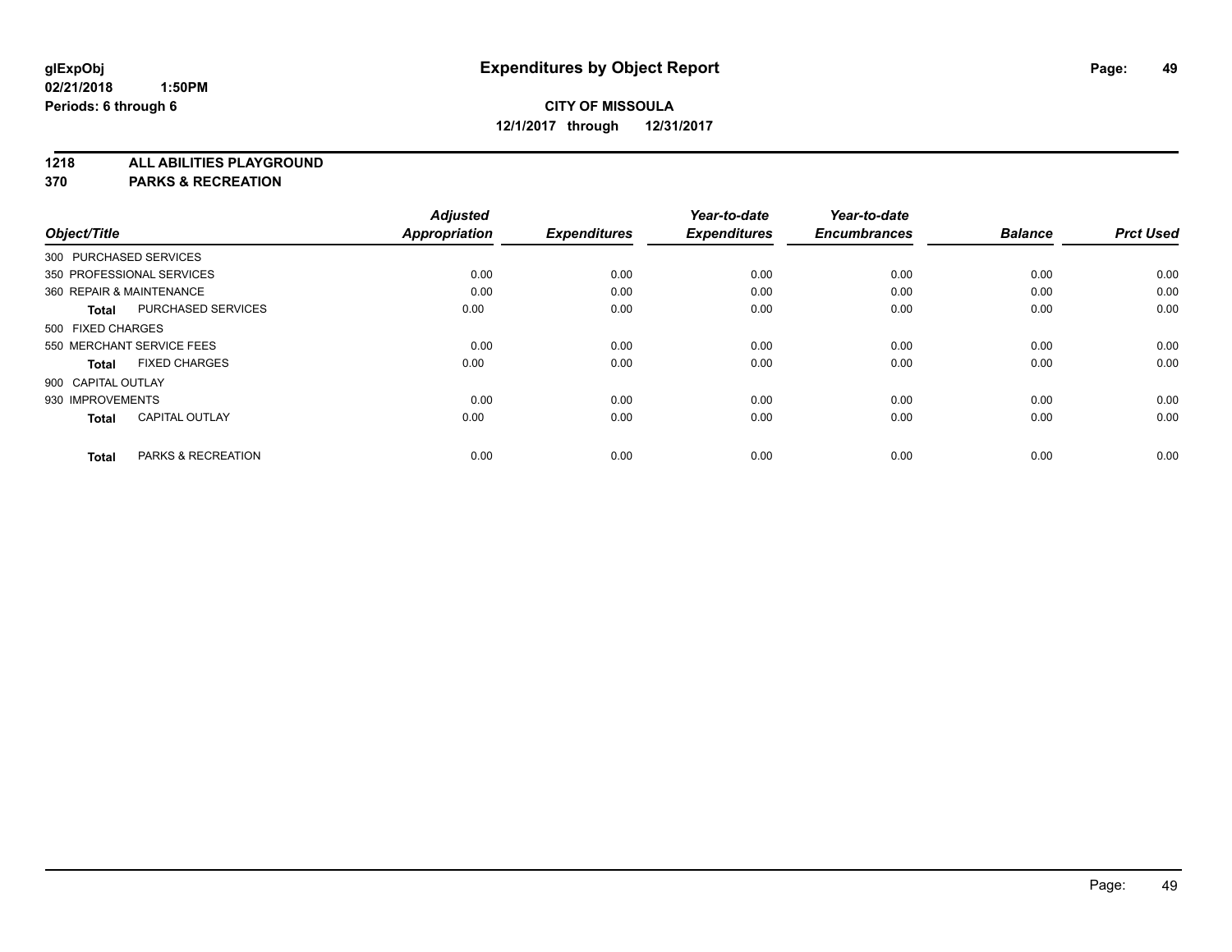# Expenditures by Object Report

glExpObj
02/21/2018 1:50PM
Periods: 6 through 6

**CITY OF MISSOULA**
**12/1/2017 through 12/31/2017**

**1218 ALL ABILITIES PLAYGROUND**
**370 PARKS & RECREATION**

| Object/Title | | Adjusted Appropriation | Expenditures | Year-to-date Expenditures | Year-to-date Encumbrances | Balance | Prct Used |
|---|---|---|---|---|---|---|---|
| 300 PURCHASED SERVICES | | | | | | | |
| 350 PROFESSIONAL SERVICES | | 0.00 | 0.00 | 0.00 | 0.00 | 0.00 | 0.00 |
| 360 REPAIR & MAINTENANCE | | 0.00 | 0.00 | 0.00 | 0.00 | 0.00 | 0.00 |
| **Total** | PURCHASED SERVICES | 0.00 | 0.00 | 0.00 | 0.00 | 0.00 | 0.00 |
| 500 FIXED CHARGES | | | | | | | |
| 550 MERCHANT SERVICE FEES | | 0.00 | 0.00 | 0.00 | 0.00 | 0.00 | 0.00 |
| **Total** | FIXED CHARGES | 0.00 | 0.00 | 0.00 | 0.00 | 0.00 | 0.00 |
| 900 CAPITAL OUTLAY | | | | | | | |
| 930 IMPROVEMENTS | | 0.00 | 0.00 | 0.00 | 0.00 | 0.00 | 0.00 |
| **Total** | CAPITAL OUTLAY | 0.00 | 0.00 | 0.00 | 0.00 | 0.00 | 0.00 |
| **Total** | PARKS & RECREATION | 0.00 | 0.00 | 0.00 | 0.00 | 0.00 | 0.00 |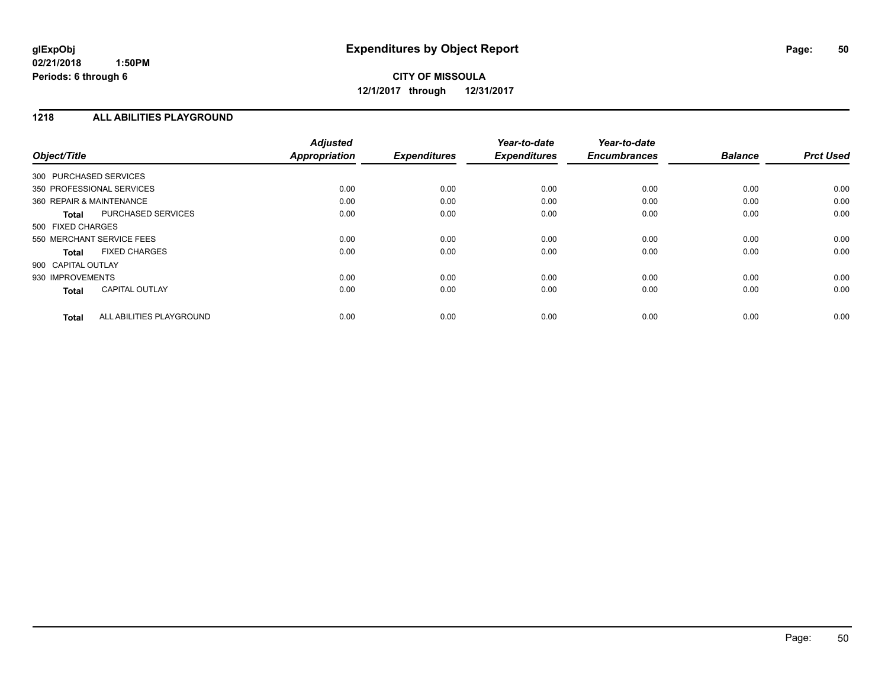**glExpObj**
**02/21/2018 1:50PM**
**Periods: 6 through 6**

# Expenditures by Object Report

**CITY OF MISSOULA**
**12/1/2017 through 12/31/2017**

## 1218 ALL ABILITIES PLAYGROUND

| Object/Title | Adjusted Appropriation | Expenditures | Year-to-date Expenditures | Year-to-date Encumbrances | Balance | Prct Used |
|---|---|---|---|---|---|---|
| 300 PURCHASED SERVICES | | | | | | |
| 350 PROFESSIONAL SERVICES | 0.00 | 0.00 | 0.00 | 0.00 | 0.00 | 0.00 |
| 360 REPAIR & MAINTENANCE | 0.00 | 0.00 | 0.00 | 0.00 | 0.00 | 0.00 |
| **Total** PURCHASED SERVICES | 0.00 | 0.00 | 0.00 | 0.00 | 0.00 | 0.00 |
| 500 FIXED CHARGES | | | | | | |
| 550 MERCHANT SERVICE FEES | 0.00 | 0.00 | 0.00 | 0.00 | 0.00 | 0.00 |
| **Total** FIXED CHARGES | 0.00 | 0.00 | 0.00 | 0.00 | 0.00 | 0.00 |
| 900 CAPITAL OUTLAY | | | | | | |
| 930 IMPROVEMENTS | 0.00 | 0.00 | 0.00 | 0.00 | 0.00 | 0.00 |
| **Total** CAPITAL OUTLAY | 0.00 | 0.00 | 0.00 | 0.00 | 0.00 | 0.00 |
| **Total** ALL ABILITIES PLAYGROUND | 0.00 | 0.00 | 0.00 | 0.00 | 0.00 | 0.00 |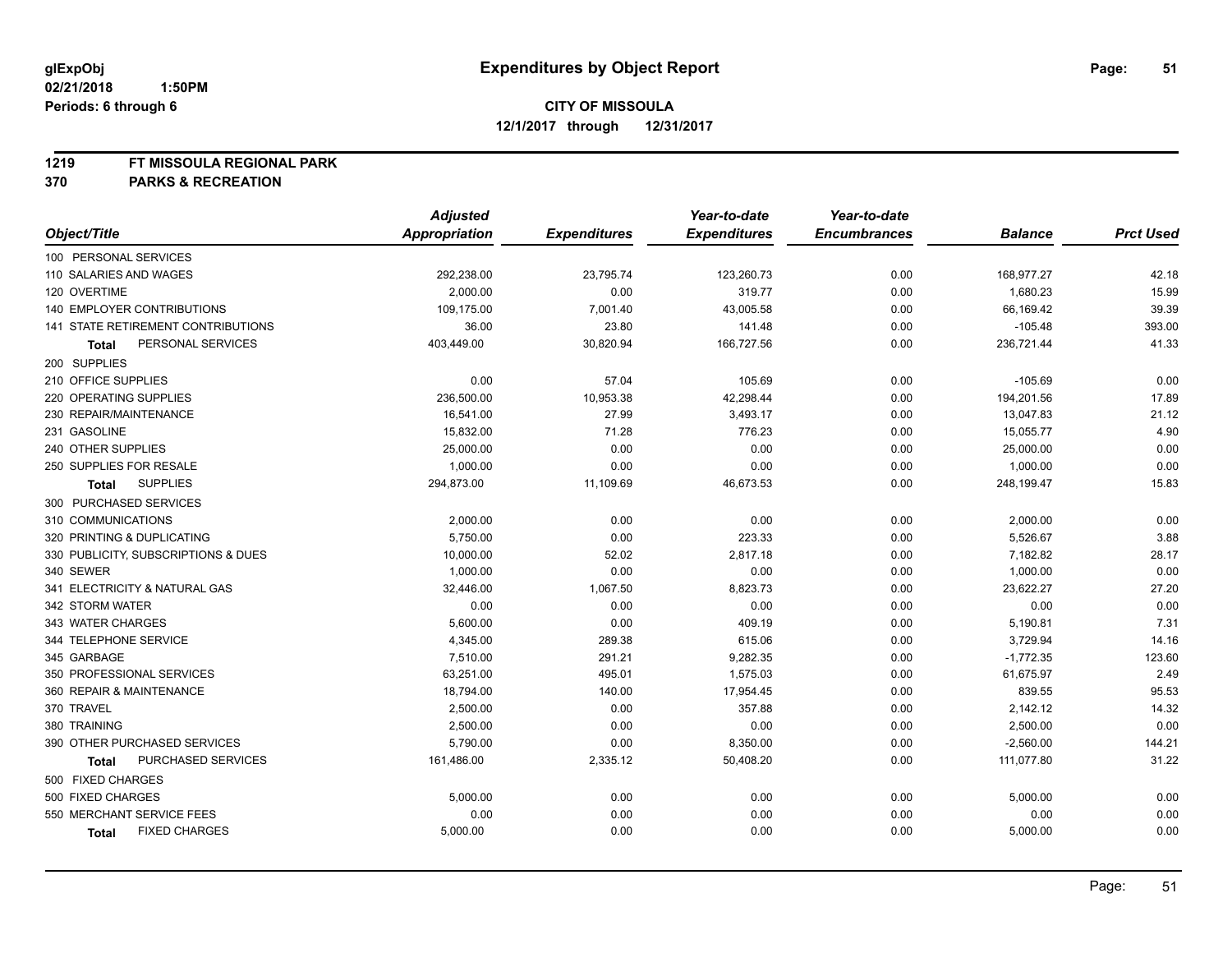# Expenditures by Object Report

glExpObj
02/21/2018 1:50PM
Periods: 6 through 6

**CITY OF MISSOULA**
**12/1/2017 through 12/31/2017**

**1219 FT MISSOULA REGIONAL PARK**
**370 PARKS & RECREATION**

| Object/Title | Adjusted Appropriation | Expenditures | Year-to-date Expenditures | Year-to-date Encumbrances | Balance | Prct Used |
|---|---|---|---|---|---|---|
| 100 PERSONAL SERVICES | | | | | | |
| 110 SALARIES AND WAGES | 292,238.00 | 23,795.74 | 123,260.73 | 0.00 | 168,977.27 | 42.18 |
| 120 OVERTIME | 2,000.00 | 0.00 | 319.77 | 0.00 | 1,680.23 | 15.99 |
| 140 EMPLOYER CONTRIBUTIONS | 109,175.00 | 7,001.40 | 43,005.58 | 0.00 | 66,169.42 | 39.39 |
| 141 STATE RETIREMENT CONTRIBUTIONS | 36.00 | 23.80 | 141.48 | 0.00 | -105.48 | 393.00 |
| **Total** PERSONAL SERVICES | 403,449.00 | 30,820.94 | 166,727.56 | 0.00 | 236,721.44 | 41.33 |
| 200 SUPPLIES | | | | | | |
| 210 OFFICE SUPPLIES | 0.00 | 57.04 | 105.69 | 0.00 | -105.69 | 0.00 |
| 220 OPERATING SUPPLIES | 236,500.00 | 10,953.38 | 42,298.44 | 0.00 | 194,201.56 | 17.89 |
| 230 REPAIR/MAINTENANCE | 16,541.00 | 27.99 | 3,493.17 | 0.00 | 13,047.83 | 21.12 |
| 231 GASOLINE | 15,832.00 | 71.28 | 776.23 | 0.00 | 15,055.77 | 4.90 |
| 240 OTHER SUPPLIES | 25,000.00 | 0.00 | 0.00 | 0.00 | 25,000.00 | 0.00 |
| 250 SUPPLIES FOR RESALE | 1,000.00 | 0.00 | 0.00 | 0.00 | 1,000.00 | 0.00 |
| **Total** SUPPLIES | 294,873.00 | 11,109.69 | 46,673.53 | 0.00 | 248,199.47 | 15.83 |
| 300 PURCHASED SERVICES | | | | | | |
| 310 COMMUNICATIONS | 2,000.00 | 0.00 | 0.00 | 0.00 | 2,000.00 | 0.00 |
| 320 PRINTING & DUPLICATING | 5,750.00 | 0.00 | 223.33 | 0.00 | 5,526.67 | 3.88 |
| 330 PUBLICITY, SUBSCRIPTIONS & DUES | 10,000.00 | 52.02 | 2,817.18 | 0.00 | 7,182.82 | 28.17 |
| 340 SEWER | 1,000.00 | 0.00 | 0.00 | 0.00 | 1,000.00 | 0.00 |
| 341 ELECTRICITY & NATURAL GAS | 32,446.00 | 1,067.50 | 8,823.73 | 0.00 | 23,622.27 | 27.20 |
| 342 STORM WATER | 0.00 | 0.00 | 0.00 | 0.00 | 0.00 | 0.00 |
| 343 WATER CHARGES | 5,600.00 | 0.00 | 409.19 | 0.00 | 5,190.81 | 7.31 |
| 344 TELEPHONE SERVICE | 4,345.00 | 289.38 | 615.06 | 0.00 | 3,729.94 | 14.16 |
| 345 GARBAGE | 7,510.00 | 291.21 | 9,282.35 | 0.00 | -1,772.35 | 123.60 |
| 350 PROFESSIONAL SERVICES | 63,251.00 | 495.01 | 1,575.03 | 0.00 | 61,675.97 | 2.49 |
| 360 REPAIR & MAINTENANCE | 18,794.00 | 140.00 | 17,954.45 | 0.00 | 839.55 | 95.53 |
| 370 TRAVEL | 2,500.00 | 0.00 | 357.88 | 0.00 | 2,142.12 | 14.32 |
| 380 TRAINING | 2,500.00 | 0.00 | 0.00 | 0.00 | 2,500.00 | 0.00 |
| 390 OTHER PURCHASED SERVICES | 5,790.00 | 0.00 | 8,350.00 | 0.00 | -2,560.00 | 144.21 |
| **Total** PURCHASED SERVICES | 161,486.00 | 2,335.12 | 50,408.20 | 0.00 | 111,077.80 | 31.22 |
| 500 FIXED CHARGES | | | | | | |
| 500 FIXED CHARGES | 5,000.00 | 0.00 | 0.00 | 0.00 | 5,000.00 | 0.00 |
| 550 MERCHANT SERVICE FEES | 0.00 | 0.00 | 0.00 | 0.00 | 0.00 | 0.00 |
| **Total** FIXED CHARGES | 5,000.00 | 0.00 | 0.00 | 0.00 | 5,000.00 | 0.00 |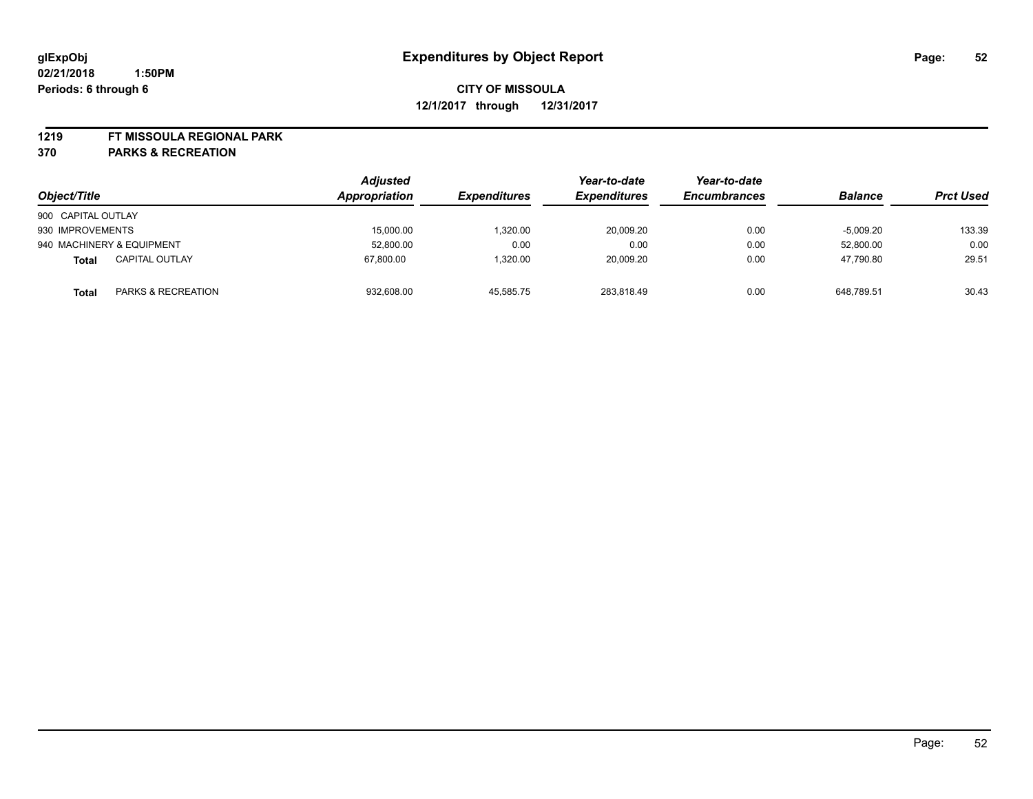# Expenditures by Object Report

glExpObj
02/21/2018 1:50PM
Periods: 6 through 6

**CITY OF MISSOULA**
**12/1/2017 through 12/31/2017**

**1219 FT MISSOULA REGIONAL PARK**
**370 PARKS & RECREATION**

| Object/Title | | Adjusted Appropriation | Expenditures | Year-to-date Expenditures | Year-to-date Encumbrances | Balance | Prct Used |
|---|---|---|---|---|---|---|---|
| 900 CAPITAL OUTLAY | | | | | | | |
| 930 IMPROVEMENTS | | 15,000.00 | 1,320.00 | 20,009.20 | 0.00 | -5,009.20 | 133.39 |
| 940 MACHINERY & EQUIPMENT | | 52,800.00 | 0.00 | 0.00 | 0.00 | 52,800.00 | 0.00 |
| **Total** | CAPITAL OUTLAY | 67,800.00 | 1,320.00 | 20,009.20 | 0.00 | 47,790.80 | 29.51 |
| **Total** | PARKS & RECREATION | 932,608.00 | 45,585.75 | 283,818.49 | 0.00 | 648,789.51 | 30.43 |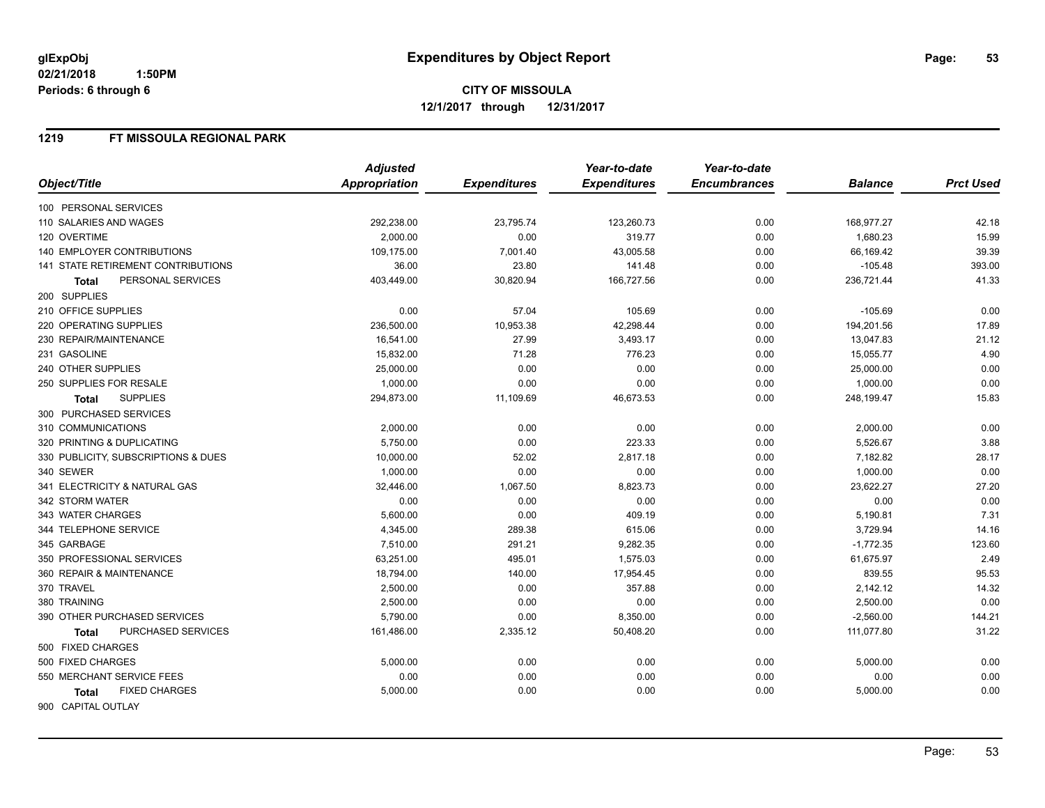**glExpObj** **Expenditures by Object Report**
**02/21/2018 1:50PM**
**Periods: 6 through 6**

**CITY OF MISSOULA**
**12/1/2017 through 12/31/2017**

## 1219 FT MISSOULA REGIONAL PARK

| Object/Title | Adjusted Appropriation | Expenditures | Year-to-date Expenditures | Year-to-date Encumbrances | Balance | Prct Used |
|---|---|---|---|---|---|---|
| 100 PERSONAL SERVICES | | | | | | |
| 110 SALARIES AND WAGES | 292,238.00 | 23,795.74 | 123,260.73 | 0.00 | 168,977.27 | 42.18 |
| 120 OVERTIME | 2,000.00 | 0.00 | 319.77 | 0.00 | 1,680.23 | 15.99 |
| 140 EMPLOYER CONTRIBUTIONS | 109,175.00 | 7,001.40 | 43,005.58 | 0.00 | 66,169.42 | 39.39 |
| 141 STATE RETIREMENT CONTRIBUTIONS | 36.00 | 23.80 | 141.48 | 0.00 | -105.48 | 393.00 |
| **Total** PERSONAL SERVICES | 403,449.00 | 30,820.94 | 166,727.56 | 0.00 | 236,721.44 | 41.33 |
| 200 SUPPLIES | | | | | | |
| 210 OFFICE SUPPLIES | 0.00 | 57.04 | 105.69 | 0.00 | -105.69 | 0.00 |
| 220 OPERATING SUPPLIES | 236,500.00 | 10,953.38 | 42,298.44 | 0.00 | 194,201.56 | 17.89 |
| 230 REPAIR/MAINTENANCE | 16,541.00 | 27.99 | 3,493.17 | 0.00 | 13,047.83 | 21.12 |
| 231 GASOLINE | 15,832.00 | 71.28 | 776.23 | 0.00 | 15,055.77 | 4.90 |
| 240 OTHER SUPPLIES | 25,000.00 | 0.00 | 0.00 | 0.00 | 25,000.00 | 0.00 |
| 250 SUPPLIES FOR RESALE | 1,000.00 | 0.00 | 0.00 | 0.00 | 1,000.00 | 0.00 |
| **Total** SUPPLIES | 294,873.00 | 11,109.69 | 46,673.53 | 0.00 | 248,199.47 | 15.83 |
| 300 PURCHASED SERVICES | | | | | | |
| 310 COMMUNICATIONS | 2,000.00 | 0.00 | 0.00 | 0.00 | 2,000.00 | 0.00 |
| 320 PRINTING & DUPLICATING | 5,750.00 | 0.00 | 223.33 | 0.00 | 5,526.67 | 3.88 |
| 330 PUBLICITY, SUBSCRIPTIONS & DUES | 10,000.00 | 52.02 | 2,817.18 | 0.00 | 7,182.82 | 28.17 |
| 340 SEWER | 1,000.00 | 0.00 | 0.00 | 0.00 | 1,000.00 | 0.00 |
| 341 ELECTRICITY & NATURAL GAS | 32,446.00 | 1,067.50 | 8,823.73 | 0.00 | 23,622.27 | 27.20 |
| 342 STORM WATER | 0.00 | 0.00 | 0.00 | 0.00 | 0.00 | 0.00 |
| 343 WATER CHARGES | 5,600.00 | 0.00 | 409.19 | 0.00 | 5,190.81 | 7.31 |
| 344 TELEPHONE SERVICE | 4,345.00 | 289.38 | 615.06 | 0.00 | 3,729.94 | 14.16 |
| 345 GARBAGE | 7,510.00 | 291.21 | 9,282.35 | 0.00 | -1,772.35 | 123.60 |
| 350 PROFESSIONAL SERVICES | 63,251.00 | 495.01 | 1,575.03 | 0.00 | 61,675.97 | 2.49 |
| 360 REPAIR & MAINTENANCE | 18,794.00 | 140.00 | 17,954.45 | 0.00 | 839.55 | 95.53 |
| 370 TRAVEL | 2,500.00 | 0.00 | 357.88 | 0.00 | 2,142.12 | 14.32 |
| 380 TRAINING | 2,500.00 | 0.00 | 0.00 | 0.00 | 2,500.00 | 0.00 |
| 390 OTHER PURCHASED SERVICES | 5,790.00 | 0.00 | 8,350.00 | 0.00 | -2,560.00 | 144.21 |
| **Total** PURCHASED SERVICES | 161,486.00 | 2,335.12 | 50,408.20 | 0.00 | 111,077.80 | 31.22 |
| 500 FIXED CHARGES | | | | | | |
| 500 FIXED CHARGES | 5,000.00 | 0.00 | 0.00 | 0.00 | 5,000.00 | 0.00 |
| 550 MERCHANT SERVICE FEES | 0.00 | 0.00 | 0.00 | 0.00 | 0.00 | 0.00 |
| **Total** FIXED CHARGES | 5,000.00 | 0.00 | 0.00 | 0.00 | 5,000.00 | 0.00 |
| 900 CAPITAL OUTLAY | | | | | | |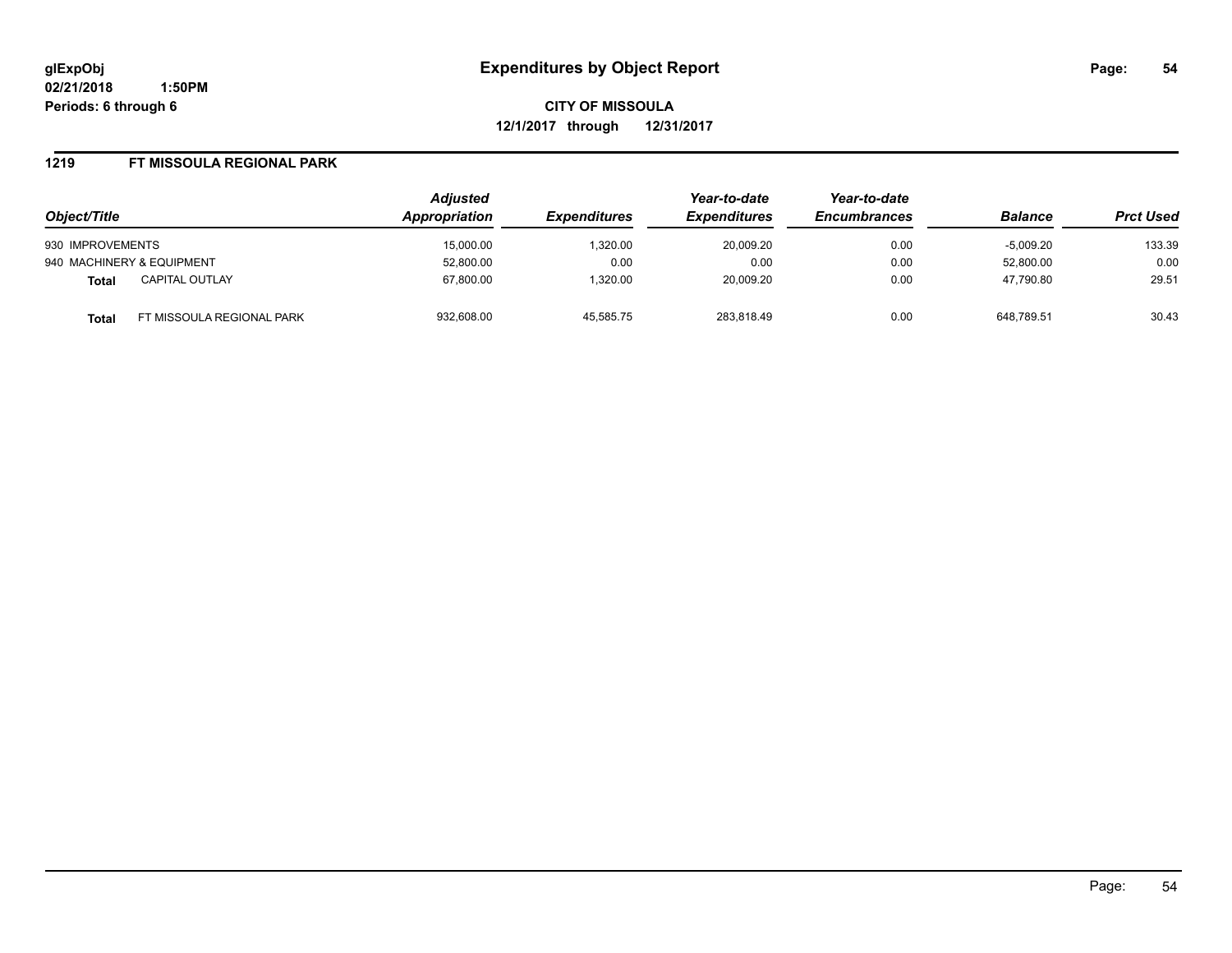**glExpObj**
**02/21/2018 1:50PM**
**Periods: 6 through 6**

# Expenditures by Object Report

**CITY OF MISSOULA**
**12/1/2017 through 12/31/2017**

## 1219 FT MISSOULA REGIONAL PARK

| Object/Title | | Adjusted Appropriation | Expenditures | Year-to-date Expenditures | Year-to-date Encumbrances | Balance | Prct Used |
|---|---|---|---|---|---|---|---|
| 930 IMPROVEMENTS | | 15,000.00 | 1,320.00 | 20,009.20 | 0.00 | -5,009.20 | 133.39 |
| 940 MACHINERY & EQUIPMENT | | 52,800.00 | 0.00 | 0.00 | 0.00 | 52,800.00 | 0.00 |
| **Total** | CAPITAL OUTLAY | 67,800.00 | 1,320.00 | 20,009.20 | 0.00 | 47,790.80 | 29.51 |
| **Total** | FT MISSOULA REGIONAL PARK | 932,608.00 | 45,585.75 | 283,818.49 | 0.00 | 648,789.51 | 30.43 |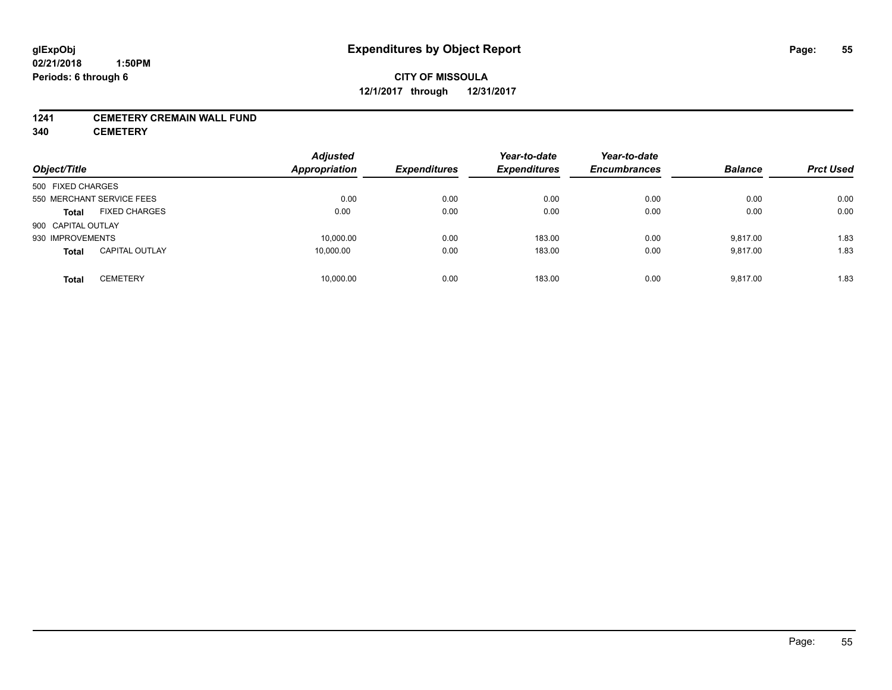**glExpObj**
**02/21/2018 1:50PM**
**Periods: 6 through 6**

# Expenditures by Object Report

**CITY OF MISSOULA**
**12/1/2017 through 12/31/2017**

**1241 CEMETERY CREMAIN WALL FUND**
**340 CEMETERY**

| Object/Title | | Adjusted Appropriation | Expenditures | Year-to-date Expenditures | Year-to-date Encumbrances | Balance | Prct Used |
|---|---|---|---|---|---|---|---|
| 500 FIXED CHARGES | | | | | | | |
| 550 MERCHANT SERVICE FEES | | 0.00 | 0.00 | 0.00 | 0.00 | 0.00 | 0.00 |
| **Total** | FIXED CHARGES | 0.00 | 0.00 | 0.00 | 0.00 | 0.00 | 0.00 |
| 900 CAPITAL OUTLAY | | | | | | | |
| 930 IMPROVEMENTS | | 10,000.00 | 0.00 | 183.00 | 0.00 | 9,817.00 | 1.83 |
| **Total** | CAPITAL OUTLAY | 10,000.00 | 0.00 | 183.00 | 0.00 | 9,817.00 | 1.83 |
| **Total** | CEMETERY | 10,000.00 | 0.00 | 183.00 | 0.00 | 9,817.00 | 1.83 |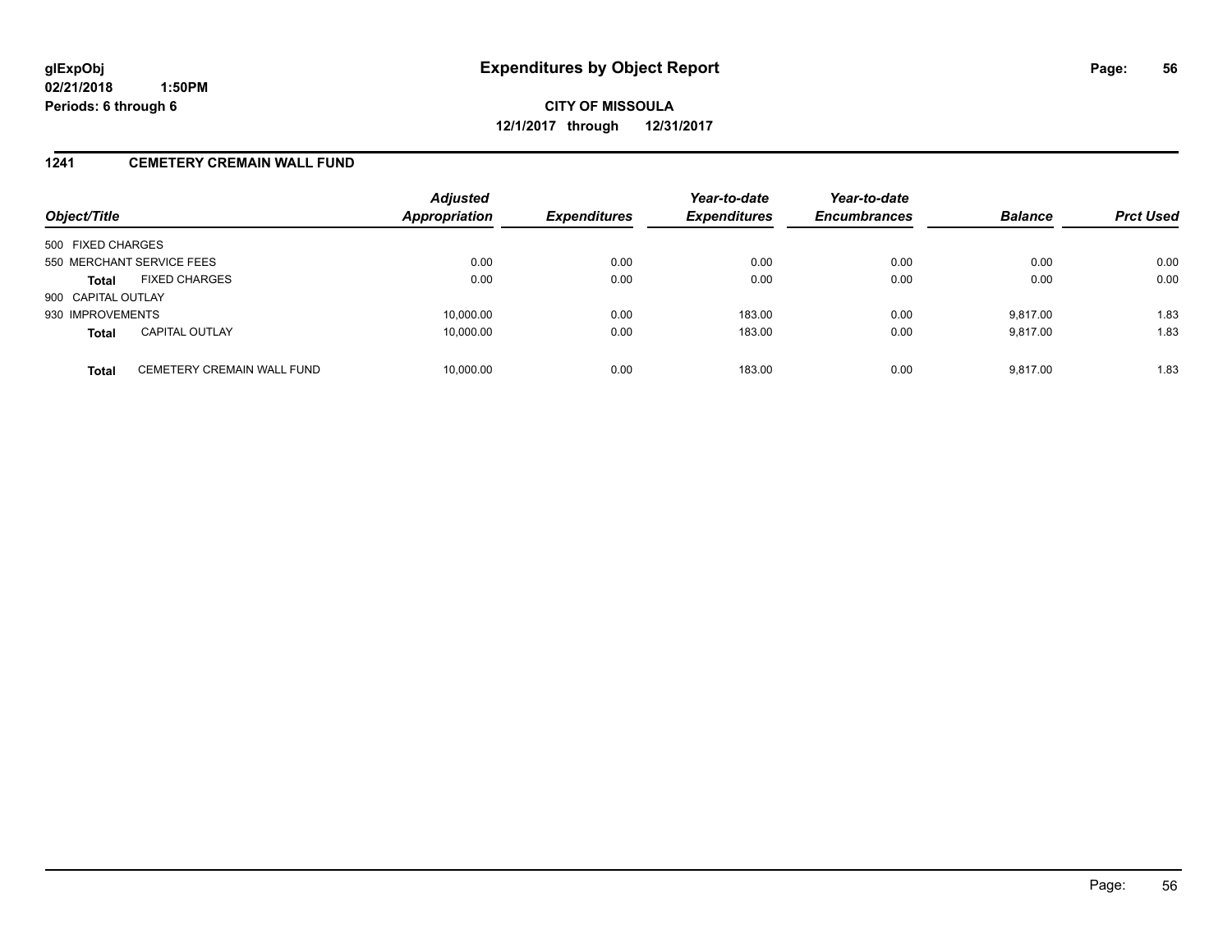**glExpObj**
**02/21/2018 1:50PM**
**Periods: 6 through 6**

# Expenditures by Object Report

**CITY OF MISSOULA**
**12/1/2017 through 12/31/2017**

## 1241 CEMETERY CREMAIN WALL FUND

| Object/Title | | Adjusted Appropriation | Expenditures | Year-to-date Expenditures | Year-to-date Encumbrances | Balance | Prct Used |
|---|---|---|---|---|---|---|---|
| 500 FIXED CHARGES | | | | | | | |
| 550 MERCHANT SERVICE FEES | | 0.00 | 0.00 | 0.00 | 0.00 | 0.00 | 0.00 |
| **Total** | FIXED CHARGES | 0.00 | 0.00 | 0.00 | 0.00 | 0.00 | 0.00 |
| 900 CAPITAL OUTLAY | | | | | | | |
| 930 IMPROVEMENTS | | 10,000.00 | 0.00 | 183.00 | 0.00 | 9,817.00 | 1.83 |
| **Total** | CAPITAL OUTLAY | 10,000.00 | 0.00 | 183.00 | 0.00 | 9,817.00 | 1.83 |
| **Total** | CEMETERY CREMAIN WALL FUND | 10,000.00 | 0.00 | 183.00 | 0.00 | 9,817.00 | 1.83 |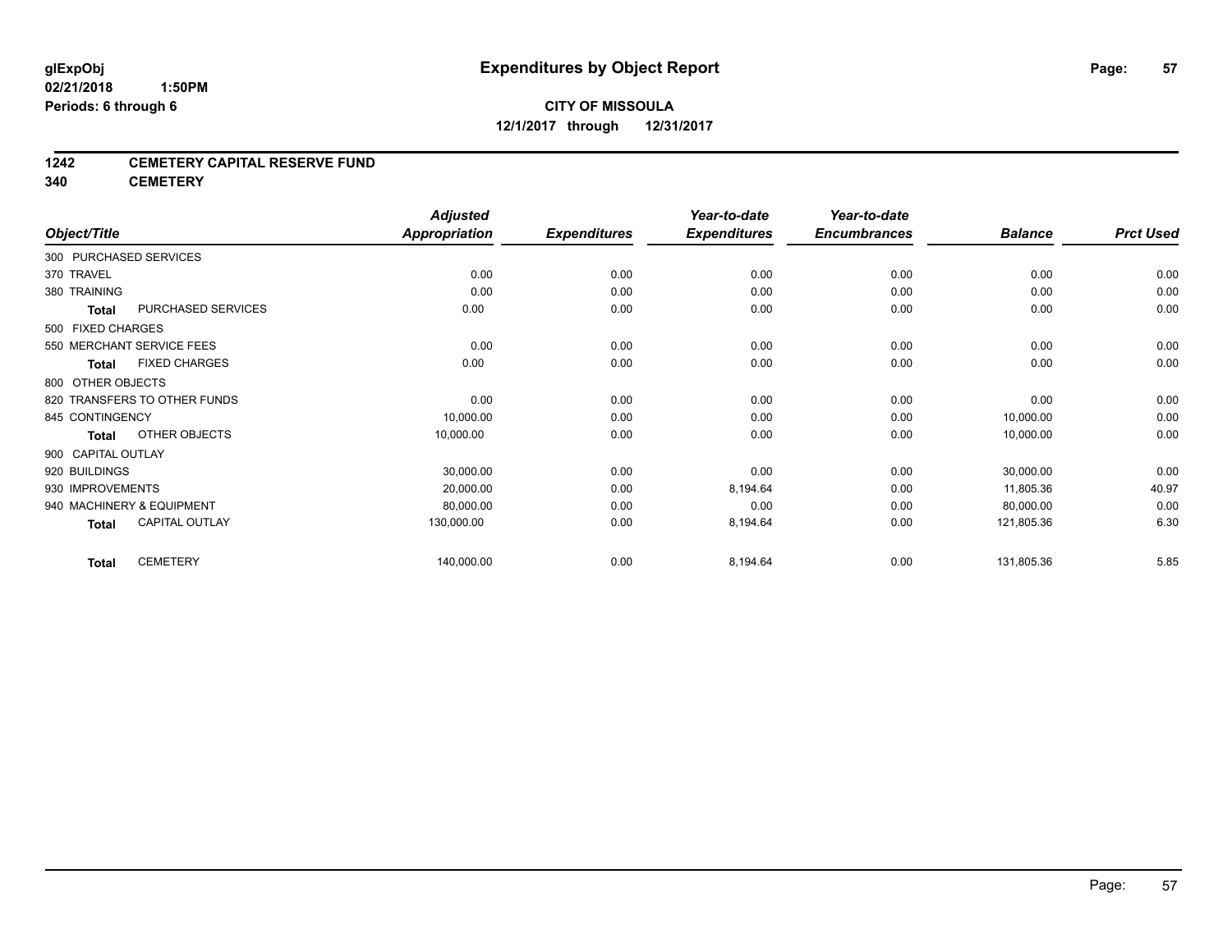# Expenditures by Object Report

glExpObj
02/21/2018 1:50PM
Periods: 6 through 6

**CITY OF MISSOULA**
**12/1/2017 through 12/31/2017**

**1242 CEMETERY CAPITAL RESERVE FUND**
**340 CEMETERY**

| Object/Title | Adjusted Appropriation | Expenditures | Year-to-date Expenditures | Year-to-date Encumbrances | Balance | Prct Used |
|---|---|---|---|---|---|---|
| 300 PURCHASED SERVICES | | | | | | |
| 370 TRAVEL | 0.00 | 0.00 | 0.00 | 0.00 | 0.00 | 0.00 |
| 380 TRAINING | 0.00 | 0.00 | 0.00 | 0.00 | 0.00 | 0.00 |
| **Total** PURCHASED SERVICES | 0.00 | 0.00 | 0.00 | 0.00 | 0.00 | 0.00 |
| 500 FIXED CHARGES | | | | | | |
| 550 MERCHANT SERVICE FEES | 0.00 | 0.00 | 0.00 | 0.00 | 0.00 | 0.00 |
| **Total** FIXED CHARGES | 0.00 | 0.00 | 0.00 | 0.00 | 0.00 | 0.00 |
| 800 OTHER OBJECTS | | | | | | |
| 820 TRANSFERS TO OTHER FUNDS | 0.00 | 0.00 | 0.00 | 0.00 | 0.00 | 0.00 |
| 845 CONTINGENCY | 10,000.00 | 0.00 | 0.00 | 0.00 | 10,000.00 | 0.00 |
| **Total** OTHER OBJECTS | 10,000.00 | 0.00 | 0.00 | 0.00 | 10,000.00 | 0.00 |
| 900 CAPITAL OUTLAY | | | | | | |
| 920 BUILDINGS | 30,000.00 | 0.00 | 0.00 | 0.00 | 30,000.00 | 0.00 |
| 930 IMPROVEMENTS | 20,000.00 | 0.00 | 8,194.64 | 0.00 | 11,805.36 | 40.97 |
| 940 MACHINERY & EQUIPMENT | 80,000.00 | 0.00 | 0.00 | 0.00 | 80,000.00 | 0.00 |
| **Total** CAPITAL OUTLAY | 130,000.00 | 0.00 | 8,194.64 | 0.00 | 121,805.36 | 6.30 |
| **Total** CEMETERY | 140,000.00 | 0.00 | 8,194.64 | 0.00 | 131,805.36 | 5.85 |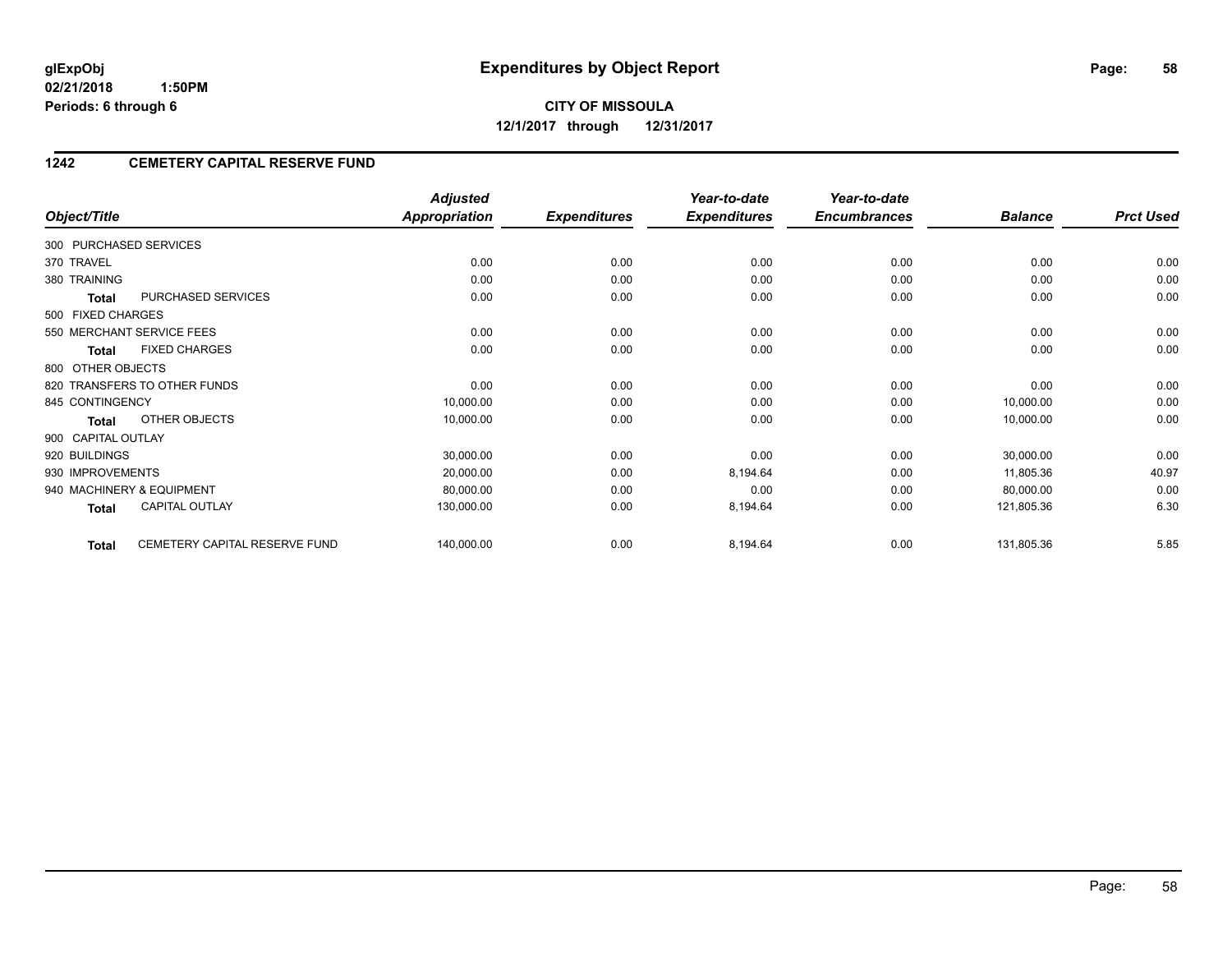**glExpObj** **Expenditures by Object Report**

**02/21/2018 1:50PM**

**Periods: 6 through 6**

**CITY OF MISSOULA**

**12/1/2017 through 12/31/2017**

## 1242 CEMETERY CAPITAL RESERVE FUND

| Object/Title | | Adjusted Appropriation | Expenditures | Year-to-date Expenditures | Year-to-date Encumbrances | Balance | Prct Used |
|---|---|---|---|---|---|---|---|
| 300 PURCHASED SERVICES | | | | | | | |
| 370 TRAVEL | | 0.00 | 0.00 | 0.00 | 0.00 | 0.00 | 0.00 |
| 380 TRAINING | | 0.00 | 0.00 | 0.00 | 0.00 | 0.00 | 0.00 |
| **Total** | PURCHASED SERVICES | 0.00 | 0.00 | 0.00 | 0.00 | 0.00 | 0.00 |
| 500 FIXED CHARGES | | | | | | | |
| 550 MERCHANT SERVICE FEES | | 0.00 | 0.00 | 0.00 | 0.00 | 0.00 | 0.00 |
| **Total** | FIXED CHARGES | 0.00 | 0.00 | 0.00 | 0.00 | 0.00 | 0.00 |
| 800 OTHER OBJECTS | | | | | | | |
| 820 TRANSFERS TO OTHER FUNDS | | 0.00 | 0.00 | 0.00 | 0.00 | 0.00 | 0.00 |
| 845 CONTINGENCY | | 10,000.00 | 0.00 | 0.00 | 0.00 | 10,000.00 | 0.00 |
| **Total** | OTHER OBJECTS | 10,000.00 | 0.00 | 0.00 | 0.00 | 10,000.00 | 0.00 |
| 900 CAPITAL OUTLAY | | | | | | | |
| 920 BUILDINGS | | 30,000.00 | 0.00 | 0.00 | 0.00 | 30,000.00 | 0.00 |
| 930 IMPROVEMENTS | | 20,000.00 | 0.00 | 8,194.64 | 0.00 | 11,805.36 | 40.97 |
| 940 MACHINERY & EQUIPMENT | | 80,000.00 | 0.00 | 0.00 | 0.00 | 80,000.00 | 0.00 |
| **Total** | CAPITAL OUTLAY | 130,000.00 | 0.00 | 8,194.64 | 0.00 | 121,805.36 | 6.30 |
| **Total** | CEMETERY CAPITAL RESERVE FUND | 140,000.00 | 0.00 | 8,194.64 | 0.00 | 131,805.36 | 5.85 |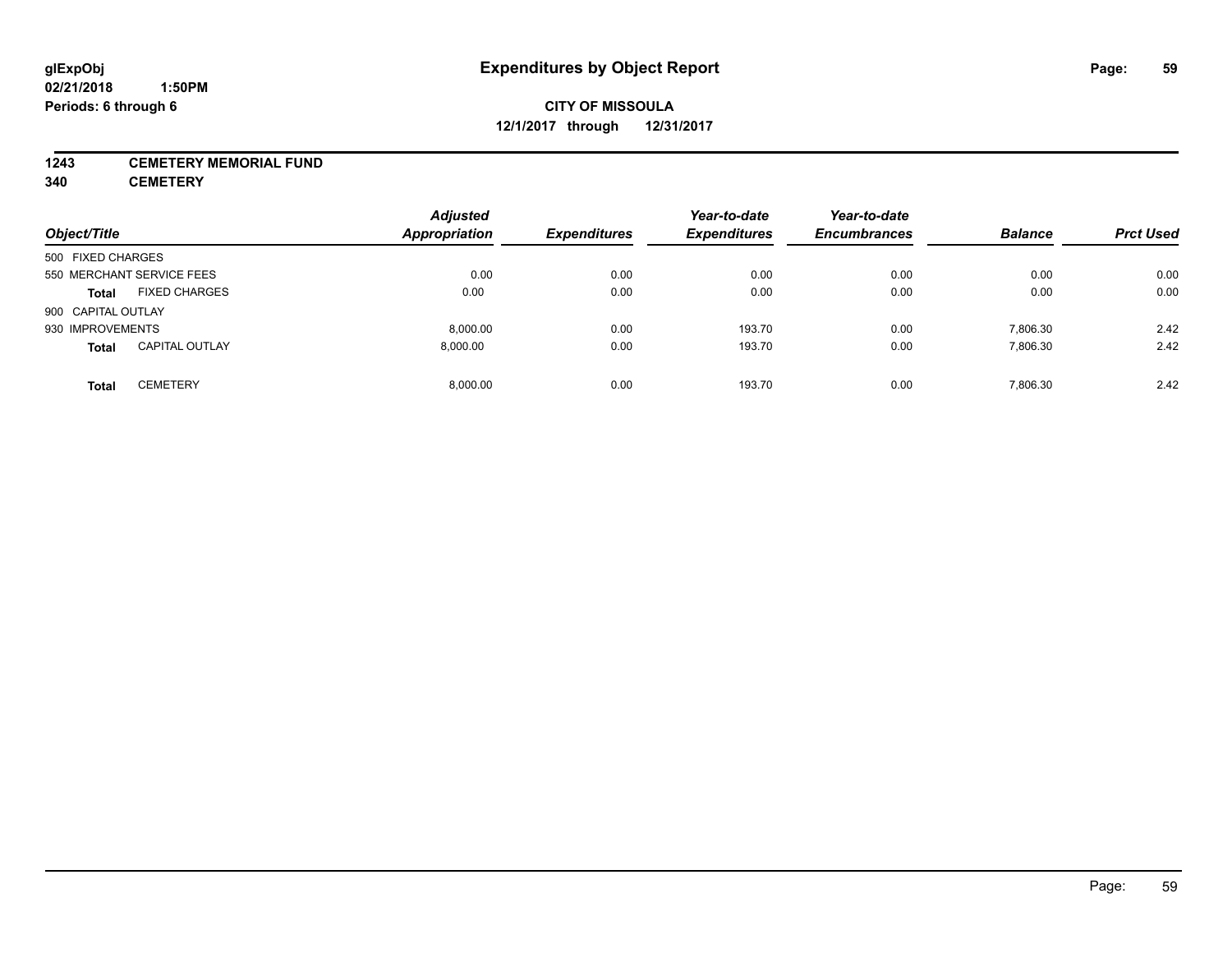# Expenditures by Object Report

glExpObj
02/21/2018 1:50PM
Periods: 6 through 6

**CITY OF MISSOULA**
**12/1/2017 through 12/31/2017**

**1243 CEMETERY MEMORIAL FUND**
**340 CEMETERY**

| Object/Title | | Adjusted Appropriation | Expenditures | Year-to-date Expenditures | Year-to-date Encumbrances | Balance | Prct Used |
|---|---|---|---|---|---|---|---|
| 500 FIXED CHARGES | | | | | | | |
| 550 MERCHANT SERVICE FEES | | 0.00 | 0.00 | 0.00 | 0.00 | 0.00 | 0.00 |
| **Total** | FIXED CHARGES | 0.00 | 0.00 | 0.00 | 0.00 | 0.00 | 0.00 |
| 900 CAPITAL OUTLAY | | | | | | | |
| 930 IMPROVEMENTS | | 8,000.00 | 0.00 | 193.70 | 0.00 | 7,806.30 | 2.42 |
| **Total** | CAPITAL OUTLAY | 8,000.00 | 0.00 | 193.70 | 0.00 | 7,806.30 | 2.42 |
| **Total** | CEMETERY | 8,000.00 | 0.00 | 193.70 | 0.00 | 7,806.30 | 2.42 |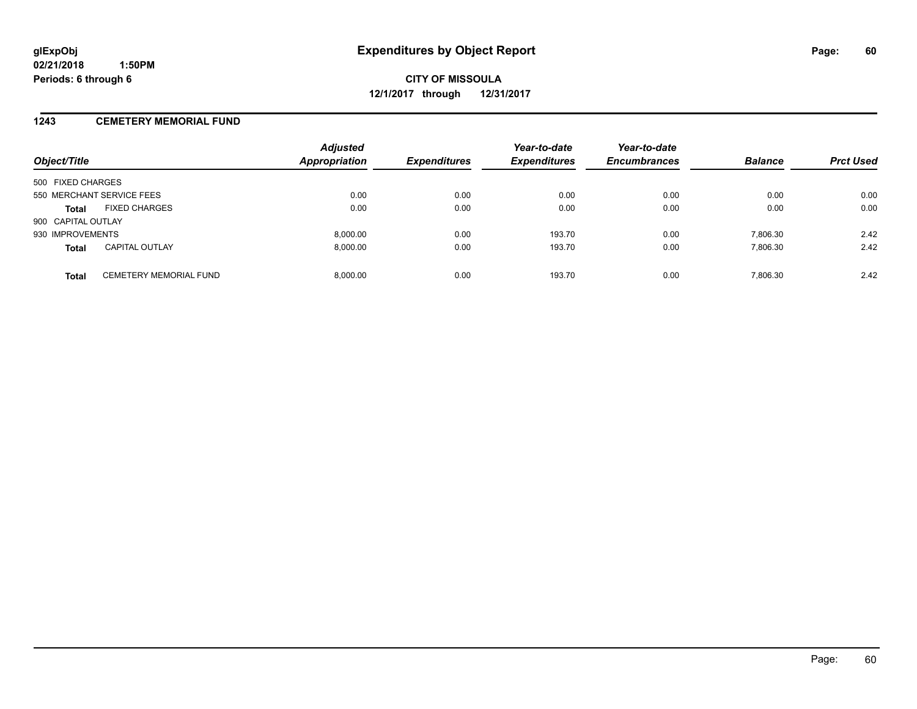# Expenditures by Object Report

glExpObj
02/21/2018 1:50PM
Periods: 6 through 6

**CITY OF MISSOULA**
**12/1/2017 through 12/31/2017**

## 1243 CEMETERY MEMORIAL FUND

| Object/Title | | Adjusted Appropriation | Expenditures | Year-to-date Expenditures | Year-to-date Encumbrances | Balance | Prct Used |
|---|---|---|---|---|---|---|---|
| 500 FIXED CHARGES | | | | | | | |
| 550 MERCHANT SERVICE FEES | | 0.00 | 0.00 | 0.00 | 0.00 | 0.00 | 0.00 |
| **Total** | FIXED CHARGES | 0.00 | 0.00 | 0.00 | 0.00 | 0.00 | 0.00 |
| 900 CAPITAL OUTLAY | | | | | | | |
| 930 IMPROVEMENTS | | 8,000.00 | 0.00 | 193.70 | 0.00 | 7,806.30 | 2.42 |
| **Total** | CAPITAL OUTLAY | 8,000.00 | 0.00 | 193.70 | 0.00 | 7,806.30 | 2.42 |
| **Total** | CEMETERY MEMORIAL FUND | 8,000.00 | 0.00 | 193.70 | 0.00 | 7,806.30 | 2.42 |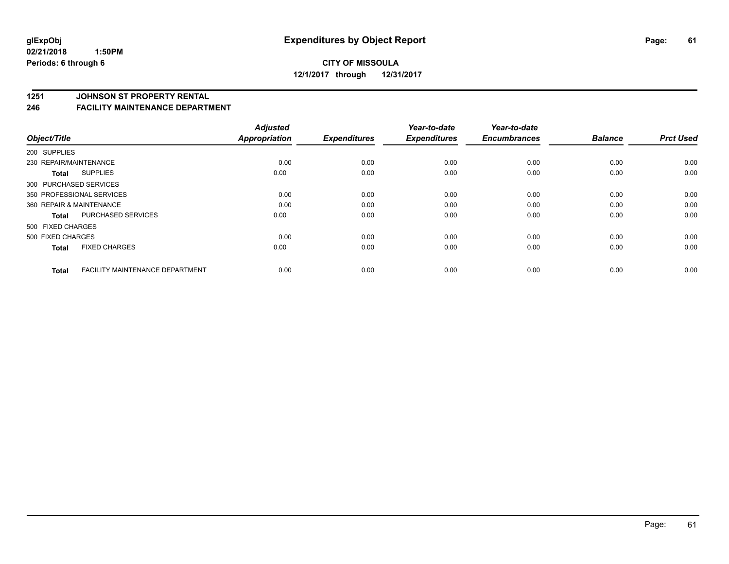**glExpObj**
**02/21/2018 1:50PM**
**Periods: 6 through 6**

# Expenditures by Object Report

**CITY OF MISSOULA**
**12/1/2017 through 12/31/2017**

## 1251 JOHNSON ST PROPERTY RENTAL
## 246 FACILITY MAINTENANCE DEPARTMENT

| Object/Title | | Adjusted Appropriation | Expenditures | Year-to-date Expenditures | Year-to-date Encumbrances | Balance | Prct Used |
|---|---|---|---|---|---|---|---|
| 200 SUPPLIES | | | | | | | |
| 230 REPAIR/MAINTENANCE | | 0.00 | 0.00 | 0.00 | 0.00 | 0.00 | 0.00 |
| **Total** | SUPPLIES | 0.00 | 0.00 | 0.00 | 0.00 | 0.00 | 0.00 |
| 300 PURCHASED SERVICES | | | | | | | |
| 350 PROFESSIONAL SERVICES | | 0.00 | 0.00 | 0.00 | 0.00 | 0.00 | 0.00 |
| 360 REPAIR & MAINTENANCE | | 0.00 | 0.00 | 0.00 | 0.00 | 0.00 | 0.00 |
| **Total** | PURCHASED SERVICES | 0.00 | 0.00 | 0.00 | 0.00 | 0.00 | 0.00 |
| 500 FIXED CHARGES | | | | | | | |
| 500 FIXED CHARGES | | 0.00 | 0.00 | 0.00 | 0.00 | 0.00 | 0.00 |
| **Total** | FIXED CHARGES | 0.00 | 0.00 | 0.00 | 0.00 | 0.00 | 0.00 |
| **Total** | FACILITY MAINTENANCE DEPARTMENT | 0.00 | 0.00 | 0.00 | 0.00 | 0.00 | 0.00 |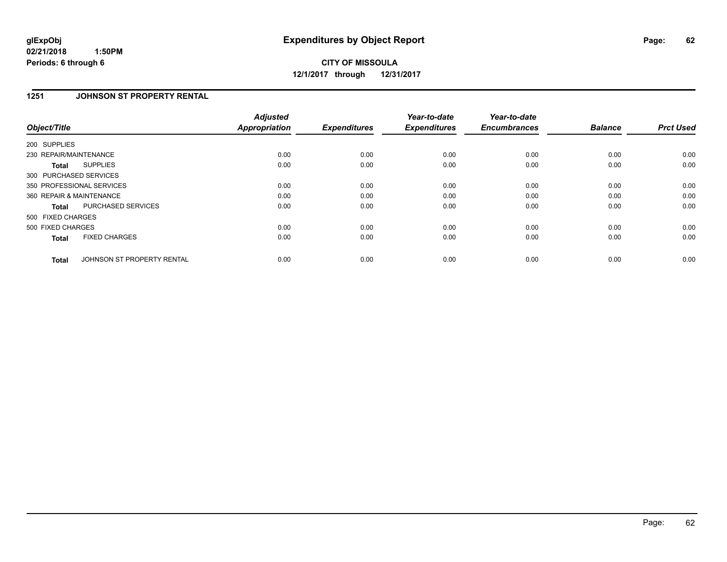# Expenditures by Object Report

glExpObj
02/21/2018 1:50PM
Periods: 6 through 6

**CITY OF MISSOULA**
**12/1/2017 through 12/31/2017**

## 1251 JOHNSON ST PROPERTY RENTAL

| Object/Title | Adjusted Appropriation | Expenditures | Year-to-date Expenditures | Year-to-date Encumbrances | Balance | Prct Used |
|---|---|---|---|---|---|---|
| 200 SUPPLIES | | | | | | |
| 230 REPAIR/MAINTENANCE | 0.00 | 0.00 | 0.00 | 0.00 | 0.00 | 0.00 |
| **Total** SUPPLIES | 0.00 | 0.00 | 0.00 | 0.00 | 0.00 | 0.00 |
| 300 PURCHASED SERVICES | | | | | | |
| 350 PROFESSIONAL SERVICES | 0.00 | 0.00 | 0.00 | 0.00 | 0.00 | 0.00 |
| 360 REPAIR & MAINTENANCE | 0.00 | 0.00 | 0.00 | 0.00 | 0.00 | 0.00 |
| **Total** PURCHASED SERVICES | 0.00 | 0.00 | 0.00 | 0.00 | 0.00 | 0.00 |
| 500 FIXED CHARGES | | | | | | |
| 500 FIXED CHARGES | 0.00 | 0.00 | 0.00 | 0.00 | 0.00 | 0.00 |
| **Total** FIXED CHARGES | 0.00 | 0.00 | 0.00 | 0.00 | 0.00 | 0.00 |
| **Total** JOHNSON ST PROPERTY RENTAL | 0.00 | 0.00 | 0.00 | 0.00 | 0.00 | 0.00 |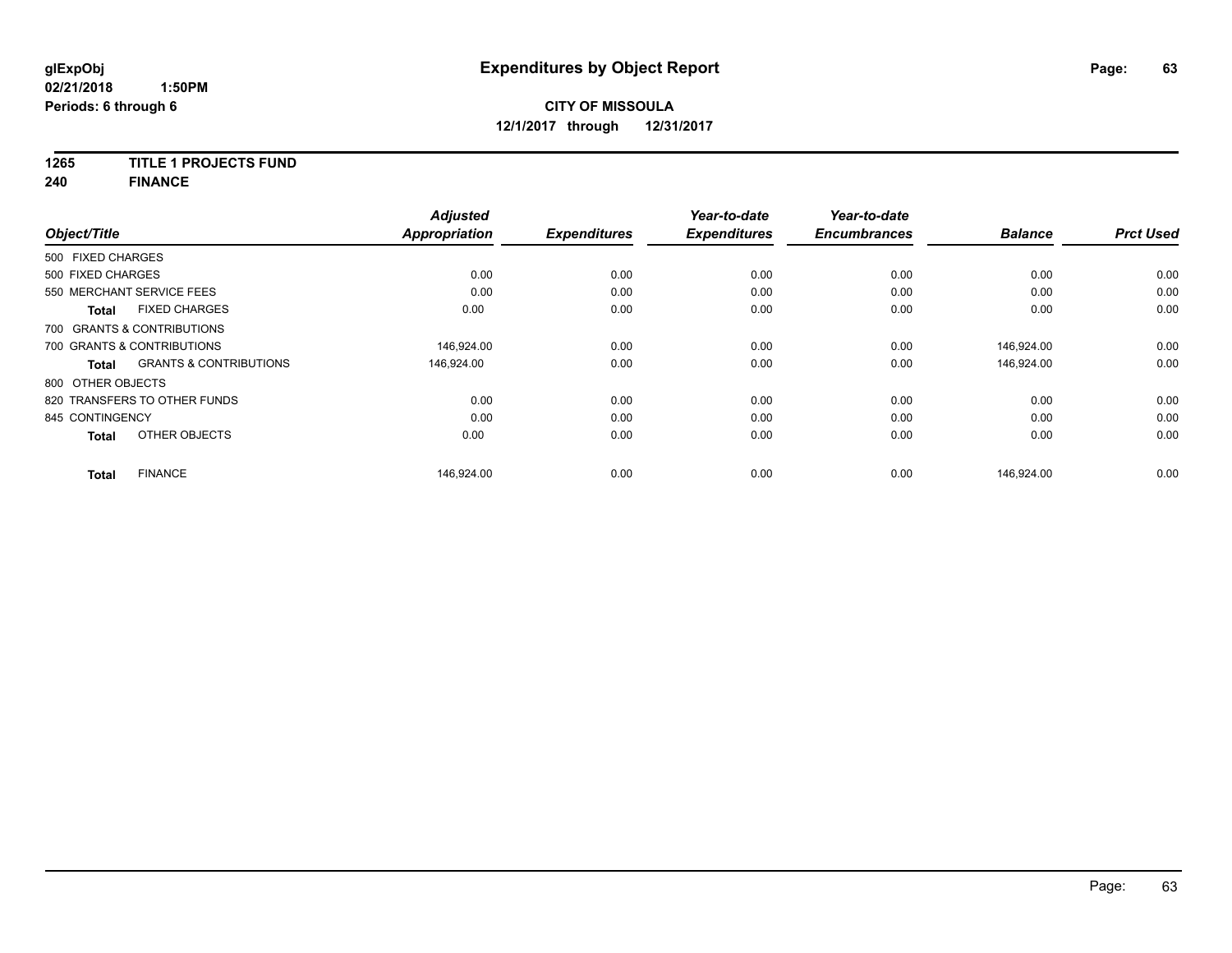**CITY OF MISSOULA**

**12/1/2017 through 12/31/2017**

**1265 TITLE 1 PROJECTS FUND**

**240 FINANCE**

| Object/Title | Adjusted Appropriation | Expenditures | Year-to-date Expenditures | Year-to-date Encumbrances | Balance | Prct Used |
|---|---|---|---|---|---|---|
| 500 FIXED CHARGES | | | | | | |
| 500 FIXED CHARGES | 0.00 | 0.00 | 0.00 | 0.00 | 0.00 | 0.00 |
| 550 MERCHANT SERVICE FEES | 0.00 | 0.00 | 0.00 | 0.00 | 0.00 | 0.00 |
| **Total** FIXED CHARGES | 0.00 | 0.00 | 0.00 | 0.00 | 0.00 | 0.00 |
| 700 GRANTS & CONTRIBUTIONS | | | | | | |
| 700 GRANTS & CONTRIBUTIONS | 146,924.00 | 0.00 | 0.00 | 0.00 | 146,924.00 | 0.00 |
| **Total** GRANTS & CONTRIBUTIONS | 146,924.00 | 0.00 | 0.00 | 0.00 | 146,924.00 | 0.00 |
| 800 OTHER OBJECTS | | | | | | |
| 820 TRANSFERS TO OTHER FUNDS | 0.00 | 0.00 | 0.00 | 0.00 | 0.00 | 0.00 |
| 845 CONTINGENCY | 0.00 | 0.00 | 0.00 | 0.00 | 0.00 | 0.00 |
| **Total** OTHER OBJECTS | 0.00 | 0.00 | 0.00 | 0.00 | 0.00 | 0.00 |
| **Total** FINANCE | 146,924.00 | 0.00 | 0.00 | 0.00 | 146,924.00 | 0.00 |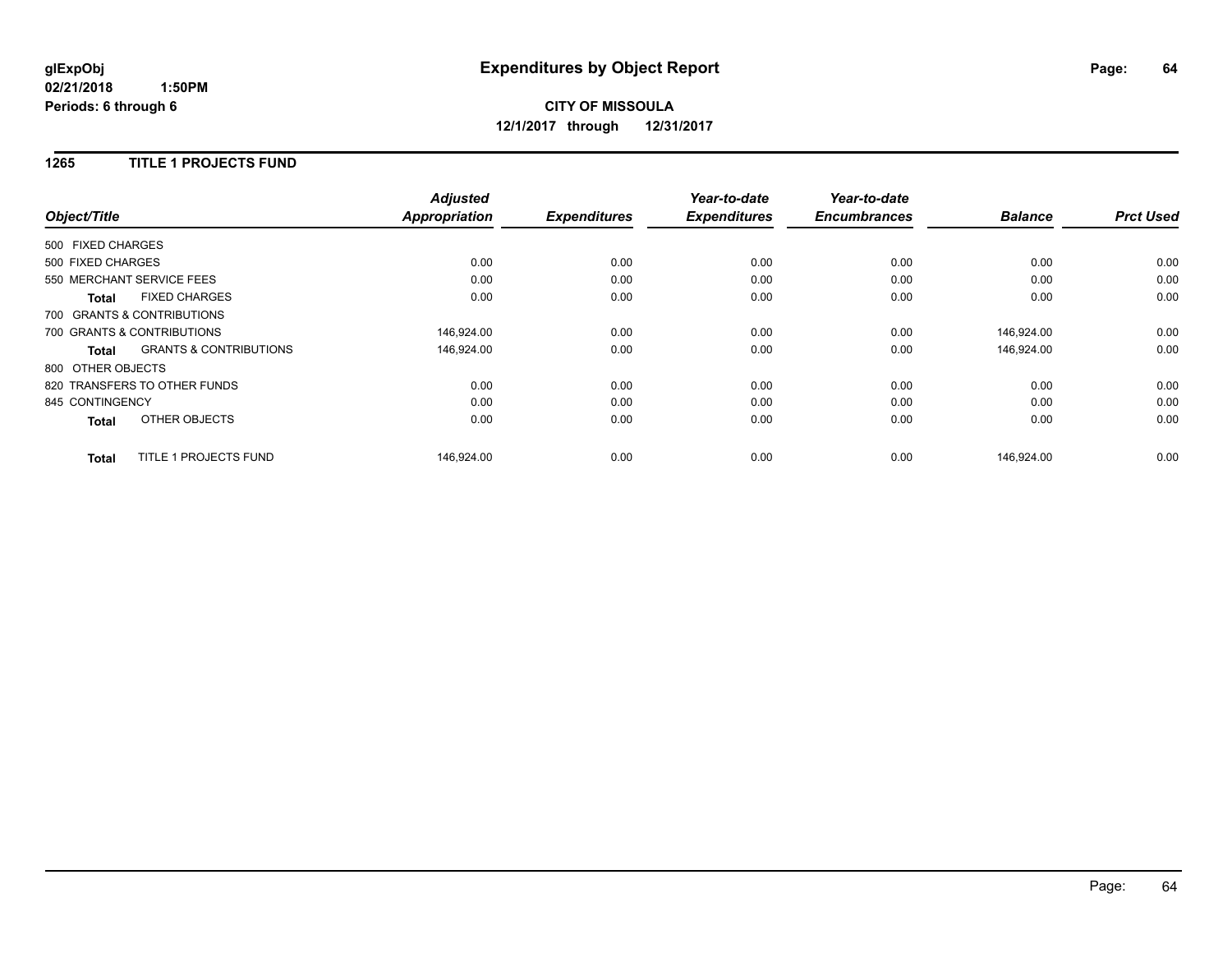**glExpObj** **Expenditures by Object Report**
**02/21/2018 1:50PM**
**Periods: 6 through 6**

**CITY OF MISSOULA**
**12/1/2017 through 12/31/2017**

## 1265 TITLE 1 PROJECTS FUND

| Object/Title | | Adjusted Appropriation | Expenditures | Year-to-date Expenditures | Year-to-date Encumbrances | Balance | Prct Used |
|---|---|---|---|---|---|---|---|
| 500 FIXED CHARGES | | | | | | | |
| 500 FIXED CHARGES | | 0.00 | 0.00 | 0.00 | 0.00 | 0.00 | 0.00 |
| 550 MERCHANT SERVICE FEES | | 0.00 | 0.00 | 0.00 | 0.00 | 0.00 | 0.00 |
| **Total** | FIXED CHARGES | 0.00 | 0.00 | 0.00 | 0.00 | 0.00 | 0.00 |
| 700 GRANTS & CONTRIBUTIONS | | | | | | | |
| 700 GRANTS & CONTRIBUTIONS | | 146,924.00 | 0.00 | 0.00 | 0.00 | 146,924.00 | 0.00 |
| **Total** | GRANTS & CONTRIBUTIONS | 146,924.00 | 0.00 | 0.00 | 0.00 | 146,924.00 | 0.00 |
| 800 OTHER OBJECTS | | | | | | | |
| 820 TRANSFERS TO OTHER FUNDS | | 0.00 | 0.00 | 0.00 | 0.00 | 0.00 | 0.00 |
| 845 CONTINGENCY | | 0.00 | 0.00 | 0.00 | 0.00 | 0.00 | 0.00 |
| **Total** | OTHER OBJECTS | 0.00 | 0.00 | 0.00 | 0.00 | 0.00 | 0.00 |
| **Total** | TITLE 1 PROJECTS FUND | 146,924.00 | 0.00 | 0.00 | 0.00 | 146,924.00 | 0.00 |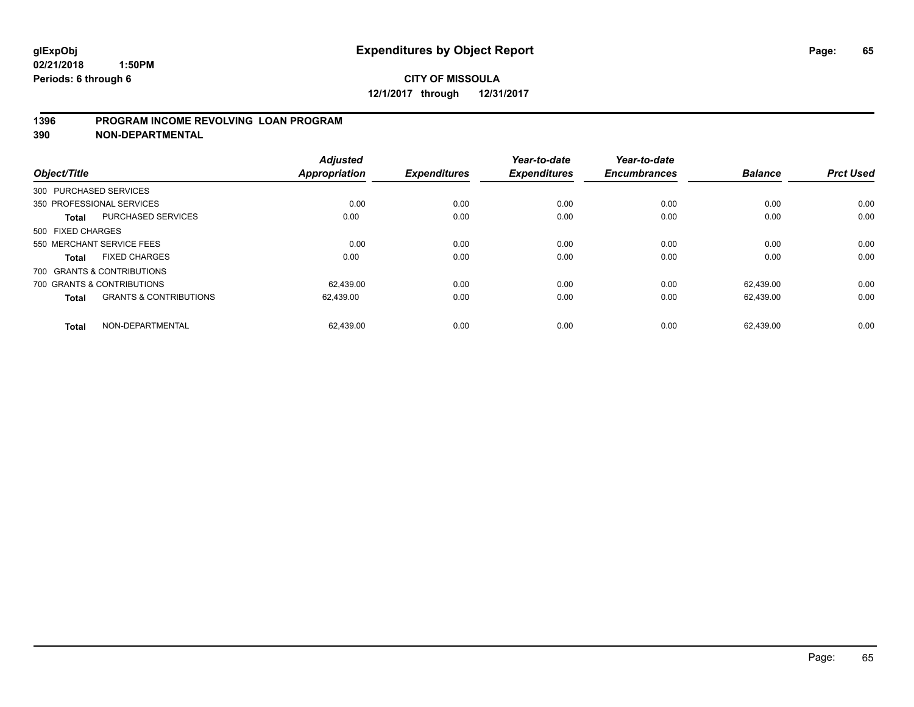**glExpObj** **Expenditures by Object Report**

**02/21/2018 1:50PM**

**Periods: 6 through 6**

**CITY OF MISSOULA**

**12/1/2017 through 12/31/2017**

## 1396 PROGRAM INCOME REVOLVING LOAN PROGRAM

## 390 NON-DEPARTMENTAL

| Object/Title | | Adjusted Appropriation | Expenditures | Year-to-date Expenditures | Year-to-date Encumbrances | Balance | Prct Used |
|---|---|---|---|---|---|---|---|
| 300 PURCHASED SERVICES | | | | | | | |
| 350 PROFESSIONAL SERVICES | | 0.00 | 0.00 | 0.00 | 0.00 | 0.00 | 0.00 |
| **Total** | PURCHASED SERVICES | 0.00 | 0.00 | 0.00 | 0.00 | 0.00 | 0.00 |
| 500 FIXED CHARGES | | | | | | | |
| 550 MERCHANT SERVICE FEES | | 0.00 | 0.00 | 0.00 | 0.00 | 0.00 | 0.00 |
| **Total** | FIXED CHARGES | 0.00 | 0.00 | 0.00 | 0.00 | 0.00 | 0.00 |
| 700 GRANTS & CONTRIBUTIONS | | | | | | | |
| 700 GRANTS & CONTRIBUTIONS | | 62,439.00 | 0.00 | 0.00 | 0.00 | 62,439.00 | 0.00 |
| **Total** | GRANTS & CONTRIBUTIONS | 62,439.00 | 0.00 | 0.00 | 0.00 | 62,439.00 | 0.00 |
| **Total** | NON-DEPARTMENTAL | 62,439.00 | 0.00 | 0.00 | 0.00 | 62,439.00 | 0.00 |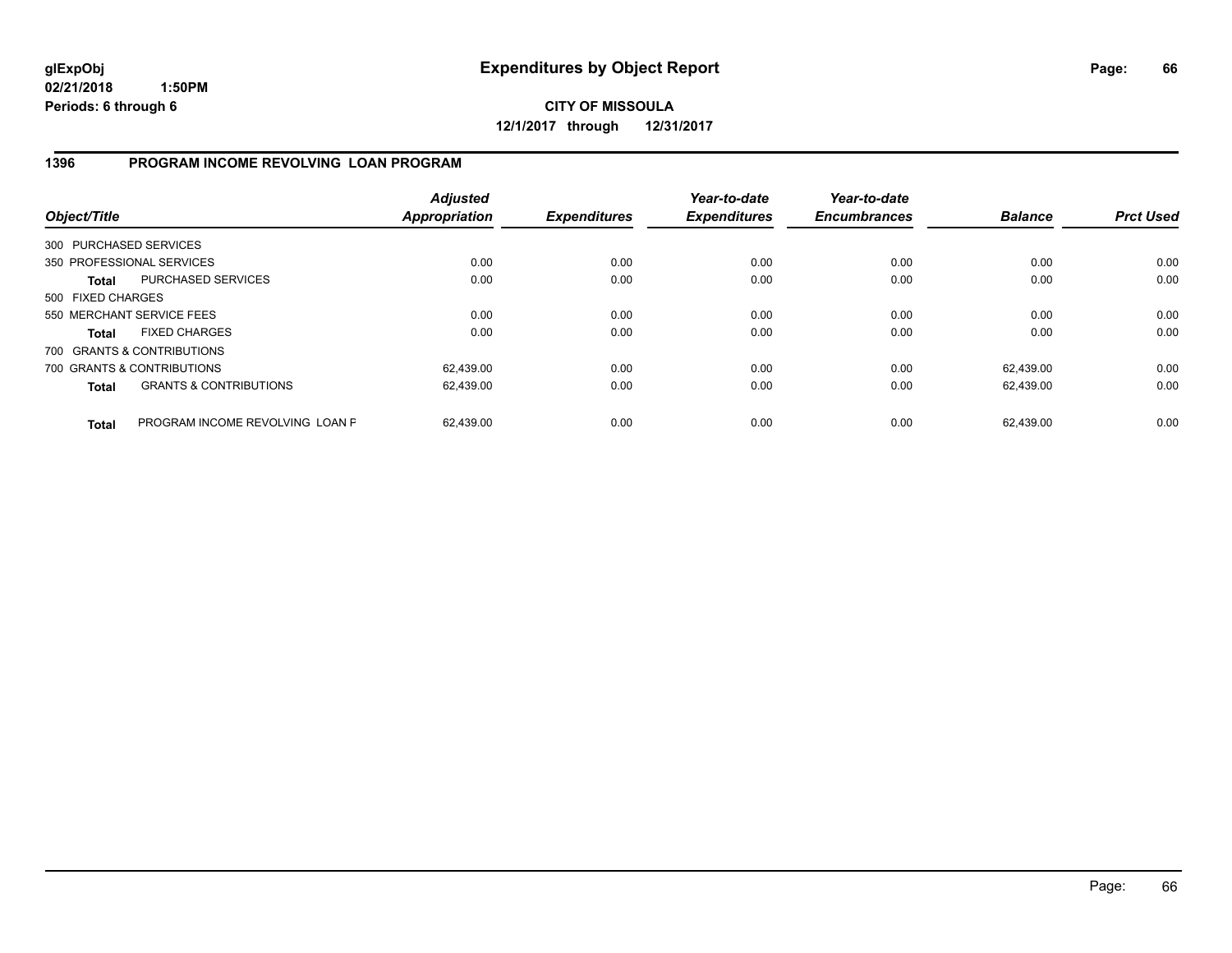glExpObj
02/21/2018 1:50PM
Periods: 6 through 6

# Expenditures by Object Report

**CITY OF MISSOULA**
**12/1/2017 through 12/31/2017**

## 1396 PROGRAM INCOME REVOLVING LOAN PROGRAM

| Object/Title | | Adjusted Appropriation | Expenditures | Year-to-date Expenditures | Year-to-date Encumbrances | Balance | Prct Used |
|---|---|---|---|---|---|---|---|
| 300 PURCHASED SERVICES | | | | | | | |
| 350 PROFESSIONAL SERVICES | | 0.00 | 0.00 | 0.00 | 0.00 | 0.00 | 0.00 |
| **Total** | PURCHASED SERVICES | 0.00 | 0.00 | 0.00 | 0.00 | 0.00 | 0.00 |
| 500 FIXED CHARGES | | | | | | | |
| 550 MERCHANT SERVICE FEES | | 0.00 | 0.00 | 0.00 | 0.00 | 0.00 | 0.00 |
| **Total** | FIXED CHARGES | 0.00 | 0.00 | 0.00 | 0.00 | 0.00 | 0.00 |
| 700 GRANTS & CONTRIBUTIONS | | | | | | | |
| 700 GRANTS & CONTRIBUTIONS | | 62,439.00 | 0.00 | 0.00 | 0.00 | 62,439.00 | 0.00 |
| **Total** | GRANTS & CONTRIBUTIONS | 62,439.00 | 0.00 | 0.00 | 0.00 | 62,439.00 | 0.00 |
| **Total** | PROGRAM INCOME REVOLVING LOAN F | 62,439.00 | 0.00 | 0.00 | 0.00 | 62,439.00 | 0.00 |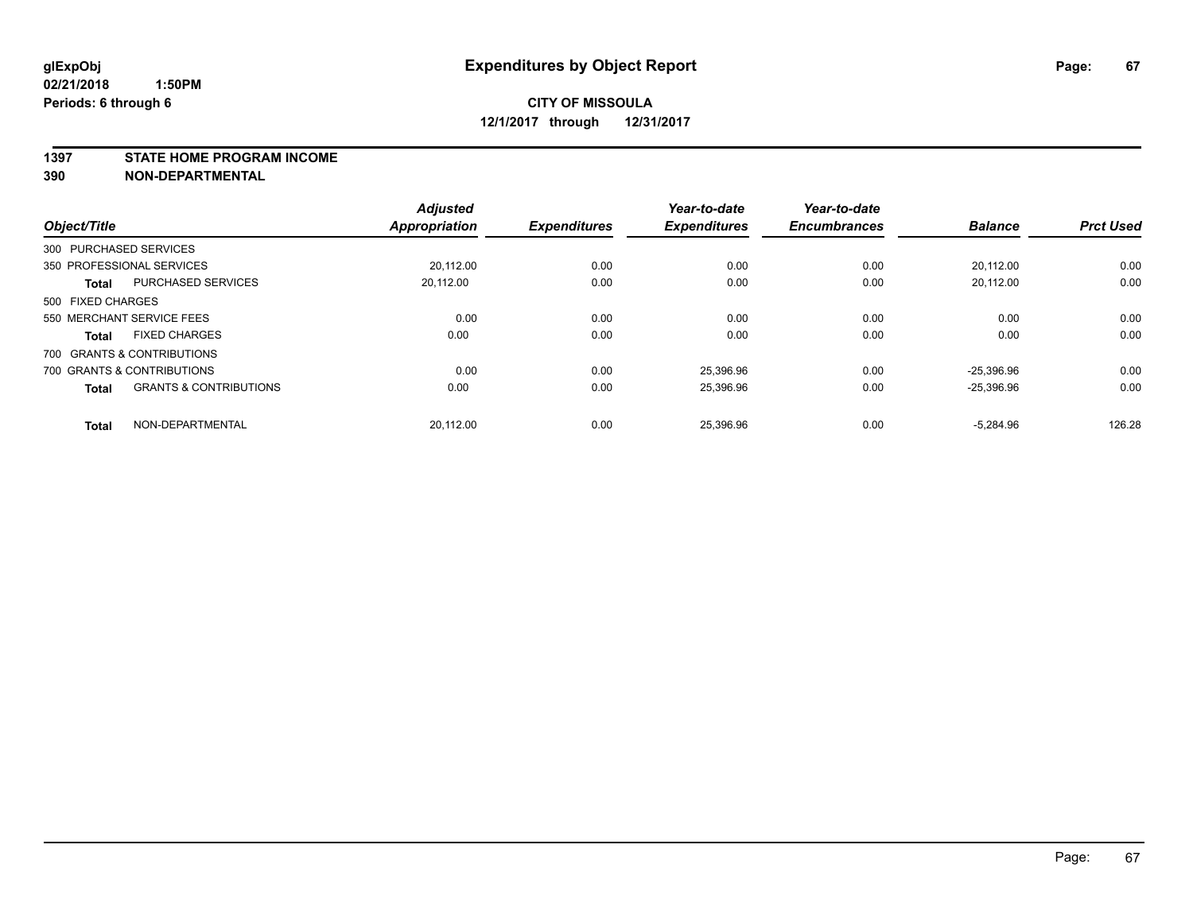**glExpObj**
**02/21/2018 1:50PM**
**Periods: 6 through 6**

# Expenditures by Object Report

**CITY OF MISSOULA**
**12/1/2017 through 12/31/2017**

## 1397 STATE HOME PROGRAM INCOME
## 390 NON-DEPARTMENTAL

| Object/Title | | Adjusted Appropriation | Expenditures | Year-to-date Expenditures | Year-to-date Encumbrances | Balance | Prct Used |
|---|---|---|---|---|---|---|---|
| 300 PURCHASED SERVICES | | | | | | | |
| 350 PROFESSIONAL SERVICES | | 20,112.00 | 0.00 | 0.00 | 0.00 | 20,112.00 | 0.00 |
| **Total** | PURCHASED SERVICES | 20,112.00 | 0.00 | 0.00 | 0.00 | 20,112.00 | 0.00 |
| 500 FIXED CHARGES | | | | | | | |
| 550 MERCHANT SERVICE FEES | | 0.00 | 0.00 | 0.00 | 0.00 | 0.00 | 0.00 |
| **Total** | FIXED CHARGES | 0.00 | 0.00 | 0.00 | 0.00 | 0.00 | 0.00 |
| 700 GRANTS & CONTRIBUTIONS | | | | | | | |
| 700 GRANTS & CONTRIBUTIONS | | 0.00 | 0.00 | 25,396.96 | 0.00 | -25,396.96 | 0.00 |
| **Total** | GRANTS & CONTRIBUTIONS | 0.00 | 0.00 | 25,396.96 | 0.00 | -25,396.96 | 0.00 |
| **Total** | NON-DEPARTMENTAL | 20,112.00 | 0.00 | 25,396.96 | 0.00 | -5,284.96 | 126.28 |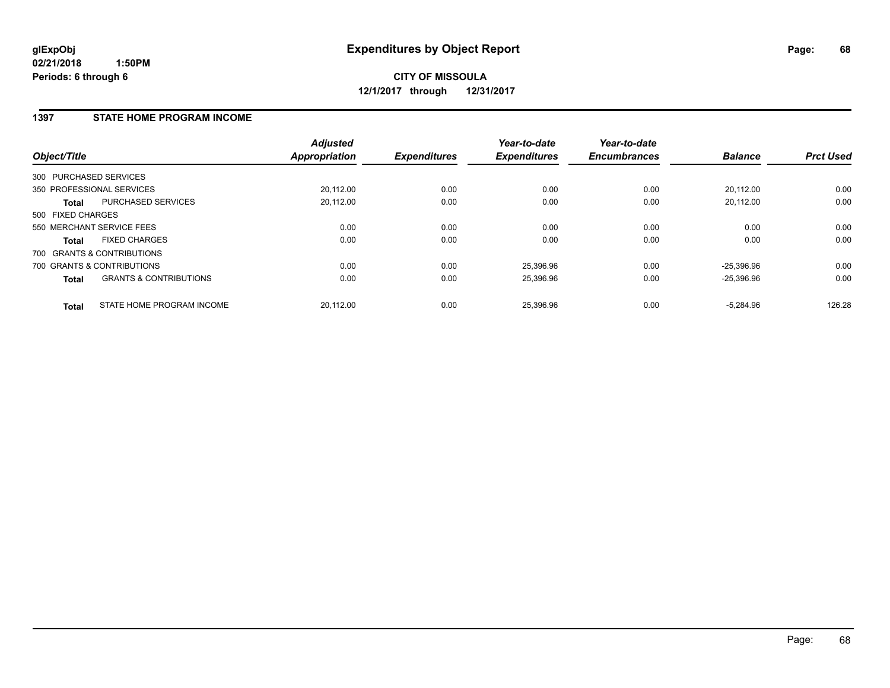# Expenditures by Object Report

glExpObj
02/21/2018 1:50PM
Periods: 6 through 6

**CITY OF MISSOULA**
**12/1/2017 through 12/31/2017**

## 1397 STATE HOME PROGRAM INCOME

| Object/Title | | Adjusted Appropriation | Expenditures | Year-to-date Expenditures | Year-to-date Encumbrances | Balance | Prct Used |
|---|---|---|---|---|---|---|---|
| 300 PURCHASED SERVICES | | | | | | | |
| 350 PROFESSIONAL SERVICES | | 20,112.00 | 0.00 | 0.00 | 0.00 | 20,112.00 | 0.00 |
| **Total** | PURCHASED SERVICES | 20,112.00 | 0.00 | 0.00 | 0.00 | 20,112.00 | 0.00 |
| 500 FIXED CHARGES | | | | | | | |
| 550 MERCHANT SERVICE FEES | | 0.00 | 0.00 | 0.00 | 0.00 | 0.00 | 0.00 |
| **Total** | FIXED CHARGES | 0.00 | 0.00 | 0.00 | 0.00 | 0.00 | 0.00 |
| 700 GRANTS & CONTRIBUTIONS | | | | | | | |
| 700 GRANTS & CONTRIBUTIONS | | 0.00 | 0.00 | 25,396.96 | 0.00 | -25,396.96 | 0.00 |
| **Total** | GRANTS & CONTRIBUTIONS | 0.00 | 0.00 | 25,396.96 | 0.00 | -25,396.96 | 0.00 |
| **Total** | STATE HOME PROGRAM INCOME | 20,112.00 | 0.00 | 25,396.96 | 0.00 | -5,284.96 | 126.28 |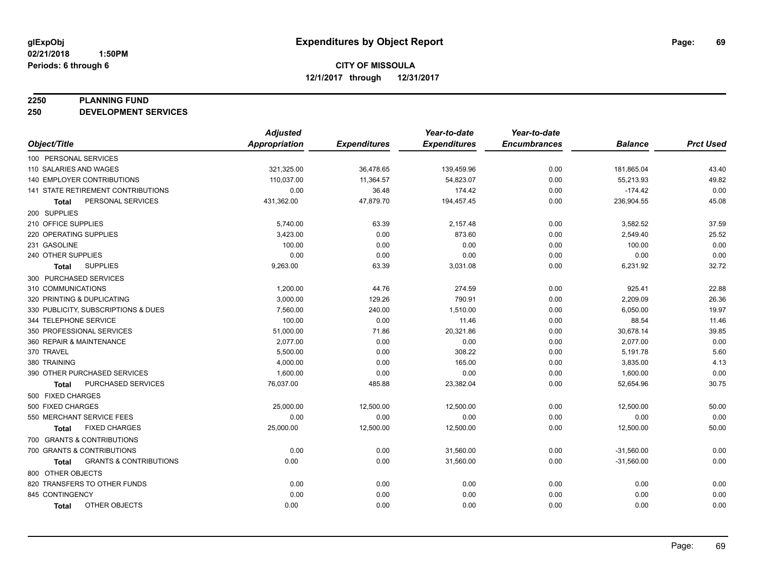# Expenditures by Object Report

glExpObj
02/21/2018 1:50PM
Periods: 6 through 6

**CITY OF MISSOULA**
**12/1/2017 through 12/31/2017**

## 2250 PLANNING FUND
## 250 DEVELOPMENT SERVICES

| Object/Title | Adjusted Appropriation | Expenditures | Year-to-date Expenditures | Year-to-date Encumbrances | Balance | Prct Used |
|---|---|---|---|---|---|---|
| 100 PERSONAL SERVICES | | | | | | |
| 110 SALARIES AND WAGES | 321,325.00 | 36,478.65 | 139,459.96 | 0.00 | 181,865.04 | 43.40 |
| 140 EMPLOYER CONTRIBUTIONS | 110,037.00 | 11,364.57 | 54,823.07 | 0.00 | 55,213.93 | 49.82 |
| 141 STATE RETIREMENT CONTRIBUTIONS | 0.00 | 36.48 | 174.42 | 0.00 | -174.42 | 0.00 |
| **Total** PERSONAL SERVICES | 431,362.00 | 47,879.70 | 194,457.45 | 0.00 | 236,904.55 | 45.08 |
| 200 SUPPLIES | | | | | | |
| 210 OFFICE SUPPLIES | 5,740.00 | 63.39 | 2,157.48 | 0.00 | 3,582.52 | 37.59 |
| 220 OPERATING SUPPLIES | 3,423.00 | 0.00 | 873.60 | 0.00 | 2,549.40 | 25.52 |
| 231 GASOLINE | 100.00 | 0.00 | 0.00 | 0.00 | 100.00 | 0.00 |
| 240 OTHER SUPPLIES | 0.00 | 0.00 | 0.00 | 0.00 | 0.00 | 0.00 |
| **Total** SUPPLIES | 9,263.00 | 63.39 | 3,031.08 | 0.00 | 6,231.92 | 32.72 |
| 300 PURCHASED SERVICES | | | | | | |
| 310 COMMUNICATIONS | 1,200.00 | 44.76 | 274.59 | 0.00 | 925.41 | 22.88 |
| 320 PRINTING & DUPLICATING | 3,000.00 | 129.26 | 790.91 | 0.00 | 2,209.09 | 26.36 |
| 330 PUBLICITY, SUBSCRIPTIONS & DUES | 7,560.00 | 240.00 | 1,510.00 | 0.00 | 6,050.00 | 19.97 |
| 344 TELEPHONE SERVICE | 100.00 | 0.00 | 11.46 | 0.00 | 88.54 | 11.46 |
| 350 PROFESSIONAL SERVICES | 51,000.00 | 71.86 | 20,321.86 | 0.00 | 30,678.14 | 39.85 |
| 360 REPAIR & MAINTENANCE | 2,077.00 | 0.00 | 0.00 | 0.00 | 2,077.00 | 0.00 |
| 370 TRAVEL | 5,500.00 | 0.00 | 308.22 | 0.00 | 5,191.78 | 5.60 |
| 380 TRAINING | 4,000.00 | 0.00 | 165.00 | 0.00 | 3,835.00 | 4.13 |
| 390 OTHER PURCHASED SERVICES | 1,600.00 | 0.00 | 0.00 | 0.00 | 1,600.00 | 0.00 |
| **Total** PURCHASED SERVICES | 76,037.00 | 485.88 | 23,382.04 | 0.00 | 52,654.96 | 30.75 |
| 500 FIXED CHARGES | | | | | | |
| 500 FIXED CHARGES | 25,000.00 | 12,500.00 | 12,500.00 | 0.00 | 12,500.00 | 50.00 |
| 550 MERCHANT SERVICE FEES | 0.00 | 0.00 | 0.00 | 0.00 | 0.00 | 0.00 |
| **Total** FIXED CHARGES | 25,000.00 | 12,500.00 | 12,500.00 | 0.00 | 12,500.00 | 50.00 |
| 700 GRANTS & CONTRIBUTIONS | | | | | | |
| 700 GRANTS & CONTRIBUTIONS | 0.00 | 0.00 | 31,560.00 | 0.00 | -31,560.00 | 0.00 |
| **Total** GRANTS & CONTRIBUTIONS | 0.00 | 0.00 | 31,560.00 | 0.00 | -31,560.00 | 0.00 |
| 800 OTHER OBJECTS | | | | | | |
| 820 TRANSFERS TO OTHER FUNDS | 0.00 | 0.00 | 0.00 | 0.00 | 0.00 | 0.00 |
| 845 CONTINGENCY | 0.00 | 0.00 | 0.00 | 0.00 | 0.00 | 0.00 |
| **Total** OTHER OBJECTS | 0.00 | 0.00 | 0.00 | 0.00 | 0.00 | 0.00 |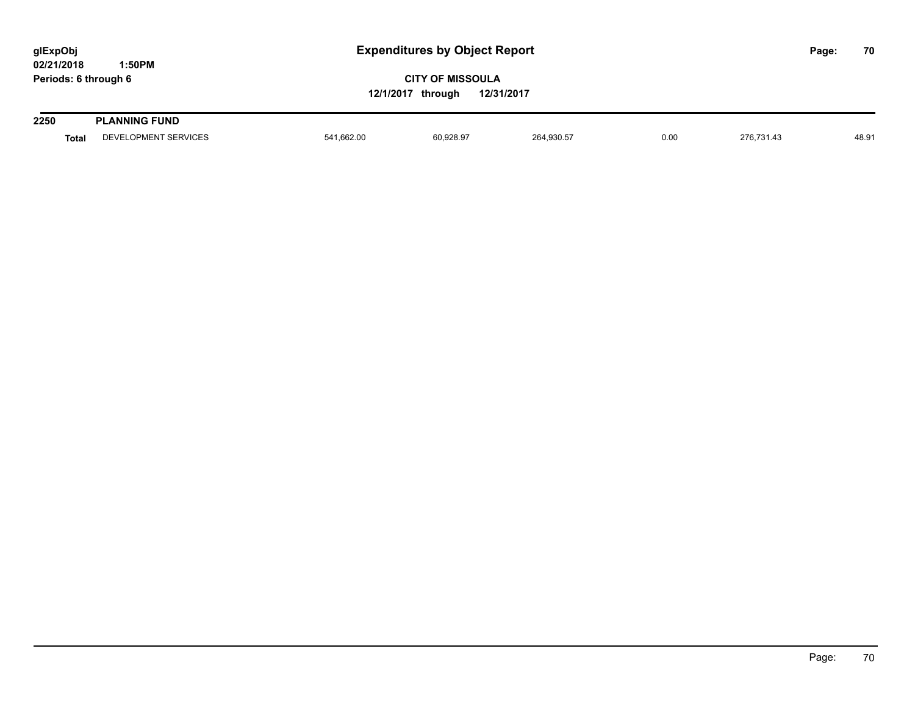# Expenditures by Object Report

glExpObj
02/21/2018 1:50PM
Periods: 6 through 6

**CITY OF MISSOULA**
**12/1/2017 through 12/31/2017**

## 2250 PLANNING FUND

| | | | | | | | |
|---|---|---|---|---|---|---|---|
| **Total** | DEVELOPMENT SERVICES | 541,662.00 | 60,928.97 | 264,930.57 | 0.00 | 276,731.43 | 48.91 |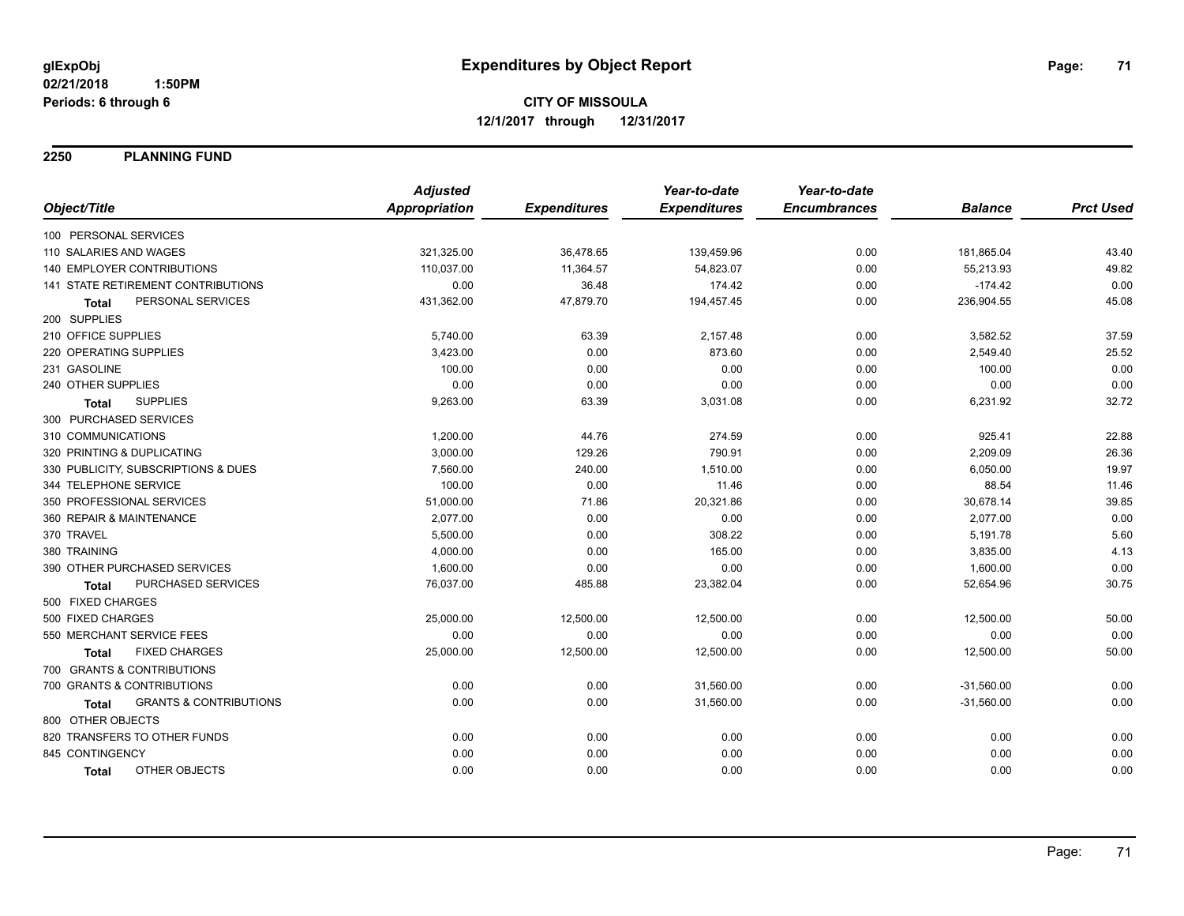**glExpObj** **Expenditures by Object Report**
**02/21/2018 1:50PM**
**Periods: 6 through 6**

**CITY OF MISSOULA**
**12/1/2017 through 12/31/2017**

## 2250 PLANNING FUND

| Object/Title | Adjusted Appropriation | Expenditures | Year-to-date Expenditures | Year-to-date Encumbrances | Balance | Prct Used |
|---|---|---|---|---|---|---|
| 100 PERSONAL SERVICES | | | | | | |
| 110 SALARIES AND WAGES | 321,325.00 | 36,478.65 | 139,459.96 | 0.00 | 181,865.04 | 43.40 |
| 140 EMPLOYER CONTRIBUTIONS | 110,037.00 | 11,364.57 | 54,823.07 | 0.00 | 55,213.93 | 49.82 |
| 141 STATE RETIREMENT CONTRIBUTIONS | 0.00 | 36.48 | 174.42 | 0.00 | -174.42 | 0.00 |
| **Total** PERSONAL SERVICES | 431,362.00 | 47,879.70 | 194,457.45 | 0.00 | 236,904.55 | 45.08 |
| 200 SUPPLIES | | | | | | |
| 210 OFFICE SUPPLIES | 5,740.00 | 63.39 | 2,157.48 | 0.00 | 3,582.52 | 37.59 |
| 220 OPERATING SUPPLIES | 3,423.00 | 0.00 | 873.60 | 0.00 | 2,549.40 | 25.52 |
| 231 GASOLINE | 100.00 | 0.00 | 0.00 | 0.00 | 100.00 | 0.00 |
| 240 OTHER SUPPLIES | 0.00 | 0.00 | 0.00 | 0.00 | 0.00 | 0.00 |
| **Total** SUPPLIES | 9,263.00 | 63.39 | 3,031.08 | 0.00 | 6,231.92 | 32.72 |
| 300 PURCHASED SERVICES | | | | | | |
| 310 COMMUNICATIONS | 1,200.00 | 44.76 | 274.59 | 0.00 | 925.41 | 22.88 |
| 320 PRINTING & DUPLICATING | 3,000.00 | 129.26 | 790.91 | 0.00 | 2,209.09 | 26.36 |
| 330 PUBLICITY, SUBSCRIPTIONS & DUES | 7,560.00 | 240.00 | 1,510.00 | 0.00 | 6,050.00 | 19.97 |
| 344 TELEPHONE SERVICE | 100.00 | 0.00 | 11.46 | 0.00 | 88.54 | 11.46 |
| 350 PROFESSIONAL SERVICES | 51,000.00 | 71.86 | 20,321.86 | 0.00 | 30,678.14 | 39.85 |
| 360 REPAIR & MAINTENANCE | 2,077.00 | 0.00 | 0.00 | 0.00 | 2,077.00 | 0.00 |
| 370 TRAVEL | 5,500.00 | 0.00 | 308.22 | 0.00 | 5,191.78 | 5.60 |
| 380 TRAINING | 4,000.00 | 0.00 | 165.00 | 0.00 | 3,835.00 | 4.13 |
| 390 OTHER PURCHASED SERVICES | 1,600.00 | 0.00 | 0.00 | 0.00 | 1,600.00 | 0.00 |
| **Total** PURCHASED SERVICES | 76,037.00 | 485.88 | 23,382.04 | 0.00 | 52,654.96 | 30.75 |
| 500 FIXED CHARGES | | | | | | |
| 500 FIXED CHARGES | 25,000.00 | 12,500.00 | 12,500.00 | 0.00 | 12,500.00 | 50.00 |
| 550 MERCHANT SERVICE FEES | 0.00 | 0.00 | 0.00 | 0.00 | 0.00 | 0.00 |
| **Total** FIXED CHARGES | 25,000.00 | 12,500.00 | 12,500.00 | 0.00 | 12,500.00 | 50.00 |
| 700 GRANTS & CONTRIBUTIONS | | | | | | |
| 700 GRANTS & CONTRIBUTIONS | 0.00 | 0.00 | 31,560.00 | 0.00 | -31,560.00 | 0.00 |
| **Total** GRANTS & CONTRIBUTIONS | 0.00 | 0.00 | 31,560.00 | 0.00 | -31,560.00 | 0.00 |
| 800 OTHER OBJECTS | | | | | | |
| 820 TRANSFERS TO OTHER FUNDS | 0.00 | 0.00 | 0.00 | 0.00 | 0.00 | 0.00 |
| 845 CONTINGENCY | 0.00 | 0.00 | 0.00 | 0.00 | 0.00 | 0.00 |
| **Total** OTHER OBJECTS | 0.00 | 0.00 | 0.00 | 0.00 | 0.00 | 0.00 |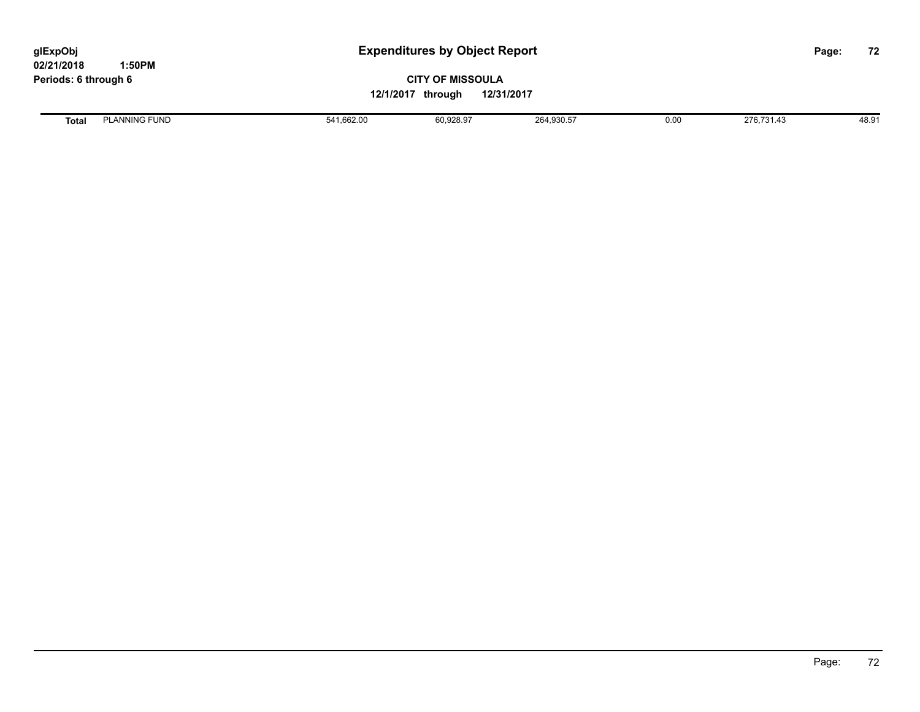| Total | PLANNING FUND | 541,662.00 | 60,928.97 | 264,930.57 | 0.00 | 276,731.43 | 48.91 |
|---|---|---|---|---|---|---|---|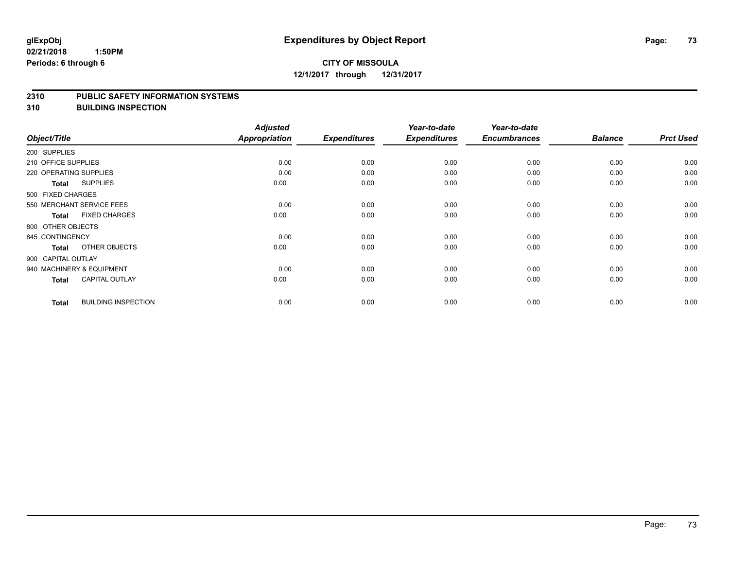**glExpObj**
**02/21/2018 1:50PM**
**Periods: 6 through 6**

# Expenditures by Object Report

**CITY OF MISSOULA**
**12/1/2017 through 12/31/2017**

## 2310 PUBLIC SAFETY INFORMATION SYSTEMS
## 310 BUILDING INSPECTION

| Object/Title | Adjusted Appropriation | Expenditures | Year-to-date Expenditures | Year-to-date Encumbrances | Balance | Prct Used |
|---|---|---|---|---|---|---|
| 200 SUPPLIES | | | | | | |
| 210 OFFICE SUPPLIES | 0.00 | 0.00 | 0.00 | 0.00 | 0.00 | 0.00 |
| 220 OPERATING SUPPLIES | 0.00 | 0.00 | 0.00 | 0.00 | 0.00 | 0.00 |
| **Total** SUPPLIES | 0.00 | 0.00 | 0.00 | 0.00 | 0.00 | 0.00 |
| 500 FIXED CHARGES | | | | | | |
| 550 MERCHANT SERVICE FEES | 0.00 | 0.00 | 0.00 | 0.00 | 0.00 | 0.00 |
| **Total** FIXED CHARGES | 0.00 | 0.00 | 0.00 | 0.00 | 0.00 | 0.00 |
| 800 OTHER OBJECTS | | | | | | |
| 845 CONTINGENCY | 0.00 | 0.00 | 0.00 | 0.00 | 0.00 | 0.00 |
| **Total** OTHER OBJECTS | 0.00 | 0.00 | 0.00 | 0.00 | 0.00 | 0.00 |
| 900 CAPITAL OUTLAY | | | | | | |
| 940 MACHINERY & EQUIPMENT | 0.00 | 0.00 | 0.00 | 0.00 | 0.00 | 0.00 |
| **Total** CAPITAL OUTLAY | 0.00 | 0.00 | 0.00 | 0.00 | 0.00 | 0.00 |
| **Total** BUILDING INSPECTION | 0.00 | 0.00 | 0.00 | 0.00 | 0.00 | 0.00 |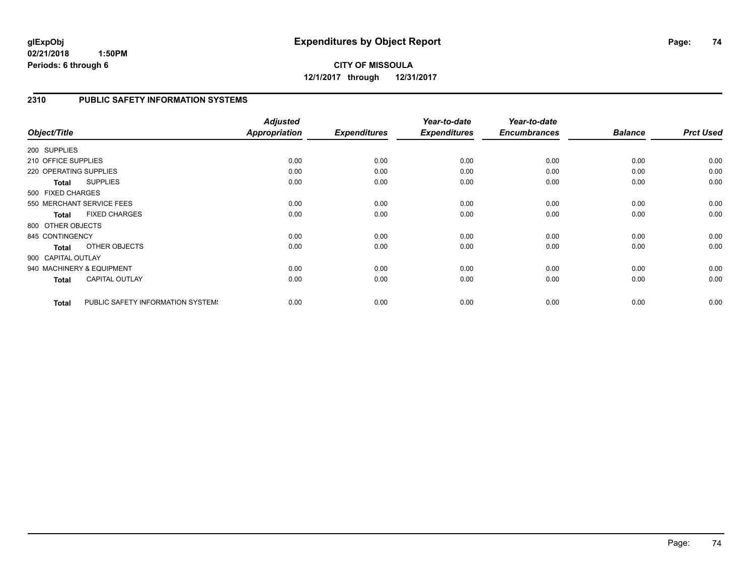**CITY OF MISSOULA**
**12/1/2017 through 12/31/2017**

## 2310 PUBLIC SAFETY INFORMATION SYSTEMS

| Object/Title | | *Adjusted Appropriation* | *Expenditures* | *Year-to-date Expenditures* | *Year-to-date Encumbrances* | *Balance* | *Prct Used* |
|---|---|---|---|---|---|---|---|
| 200 SUPPLIES | | | | | | | |
| 210 OFFICE SUPPLIES | | 0.00 | 0.00 | 0.00 | 0.00 | 0.00 | 0.00 |
| 220 OPERATING SUPPLIES | | 0.00 | 0.00 | 0.00 | 0.00 | 0.00 | 0.00 |
| **Total** | SUPPLIES | 0.00 | 0.00 | 0.00 | 0.00 | 0.00 | 0.00 |
| 500 FIXED CHARGES | | | | | | | |
| 550 MERCHANT SERVICE FEES | | 0.00 | 0.00 | 0.00 | 0.00 | 0.00 | 0.00 |
| **Total** | FIXED CHARGES | 0.00 | 0.00 | 0.00 | 0.00 | 0.00 | 0.00 |
| 800 OTHER OBJECTS | | | | | | | |
| 845 CONTINGENCY | | 0.00 | 0.00 | 0.00 | 0.00 | 0.00 | 0.00 |
| **Total** | OTHER OBJECTS | 0.00 | 0.00 | 0.00 | 0.00 | 0.00 | 0.00 |
| 900 CAPITAL OUTLAY | | | | | | | |
| 940 MACHINERY & EQUIPMENT | | 0.00 | 0.00 | 0.00 | 0.00 | 0.00 | 0.00 |
| **Total** | CAPITAL OUTLAY | 0.00 | 0.00 | 0.00 | 0.00 | 0.00 | 0.00 |
| **Total** | PUBLIC SAFETY INFORMATION SYSTEMS | 0.00 | 0.00 | 0.00 | 0.00 | 0.00 | 0.00 |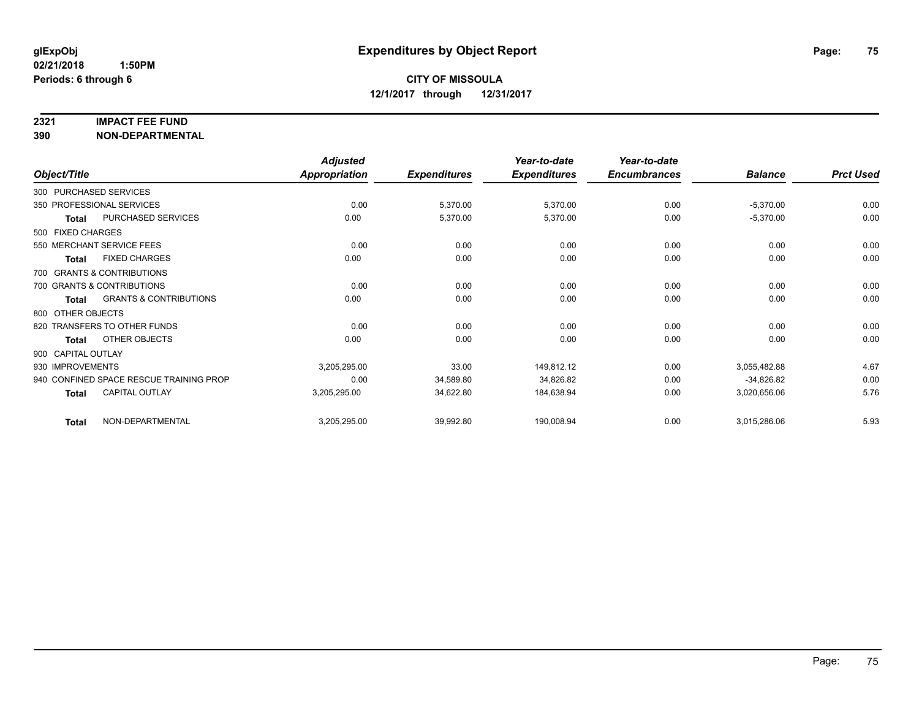**glExpObj**
**02/21/2018 1:50PM**
**Periods: 6 through 6**

# Expenditures by Object Report

**CITY OF MISSOULA**
**12/1/2017 through 12/31/2017**

## 2321 IMPACT FEE FUND
## 390 NON-DEPARTMENTAL

| Object/Title | Adjusted Appropriation | Expenditures | Year-to-date Expenditures | Year-to-date Encumbrances | Balance | Prct Used |
|---|---|---|---|---|---|---|
| 300 PURCHASED SERVICES | | | | | | |
| 350 PROFESSIONAL SERVICES | 0.00 | 5,370.00 | 5,370.00 | 0.00 | -5,370.00 | 0.00 |
| **Total** PURCHASED SERVICES | 0.00 | 5,370.00 | 5,370.00 | 0.00 | -5,370.00 | 0.00 |
| 500 FIXED CHARGES | | | | | | |
| 550 MERCHANT SERVICE FEES | 0.00 | 0.00 | 0.00 | 0.00 | 0.00 | 0.00 |
| **Total** FIXED CHARGES | 0.00 | 0.00 | 0.00 | 0.00 | 0.00 | 0.00 |
| 700 GRANTS & CONTRIBUTIONS | | | | | | |
| 700 GRANTS & CONTRIBUTIONS | 0.00 | 0.00 | 0.00 | 0.00 | 0.00 | 0.00 |
| **Total** GRANTS & CONTRIBUTIONS | 0.00 | 0.00 | 0.00 | 0.00 | 0.00 | 0.00 |
| 800 OTHER OBJECTS | | | | | | |
| 820 TRANSFERS TO OTHER FUNDS | 0.00 | 0.00 | 0.00 | 0.00 | 0.00 | 0.00 |
| **Total** OTHER OBJECTS | 0.00 | 0.00 | 0.00 | 0.00 | 0.00 | 0.00 |
| 900 CAPITAL OUTLAY | | | | | | |
| 930 IMPROVEMENTS | 3,205,295.00 | 33.00 | 149,812.12 | 0.00 | 3,055,482.88 | 4.67 |
| 940 CONFINED SPACE RESCUE TRAINING PROP | 0.00 | 34,589.80 | 34,826.82 | 0.00 | -34,826.82 | 0.00 |
| **Total** CAPITAL OUTLAY | 3,205,295.00 | 34,622.80 | 184,638.94 | 0.00 | 3,020,656.06 | 5.76 |
| **Total** NON-DEPARTMENTAL | 3,205,295.00 | 39,992.80 | 190,008.94 | 0.00 | 3,015,286.06 | 5.93 |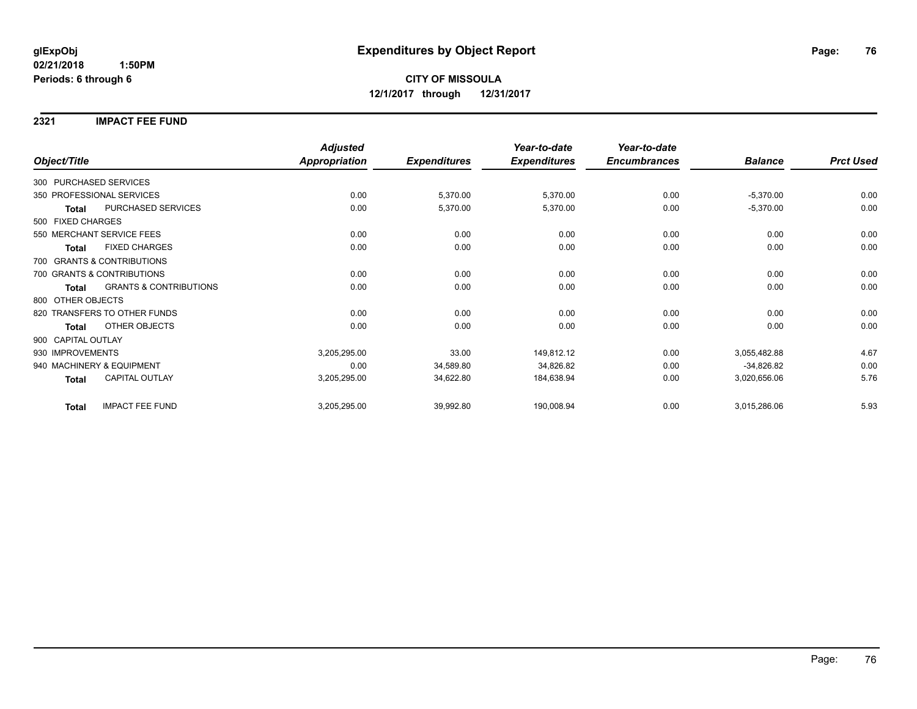**glExpObj**
**02/21/2018 1:50PM**
**Periods: 6 through 6**

# Expenditures by Object Report

**CITY OF MISSOULA**
**12/1/2017 through 12/31/2017**

## 2321 IMPACT FEE FUND

| Object/Title | | *Adjusted Appropriation* | *Expenditures* | *Year-to-date Expenditures* | *Year-to-date Encumbrances* | *Balance* | *Prct Used* |
|---|---|---|---|---|---|---|---|
| 300 PURCHASED SERVICES | | | | | | | |
| 350 PROFESSIONAL SERVICES | | 0.00 | 5,370.00 | 5,370.00 | 0.00 | -5,370.00 | 0.00 |
| **Total** | PURCHASED SERVICES | 0.00 | 5,370.00 | 5,370.00 | 0.00 | -5,370.00 | 0.00 |
| 500 FIXED CHARGES | | | | | | | |
| 550 MERCHANT SERVICE FEES | | 0.00 | 0.00 | 0.00 | 0.00 | 0.00 | 0.00 |
| **Total** | FIXED CHARGES | 0.00 | 0.00 | 0.00 | 0.00 | 0.00 | 0.00 |
| 700 GRANTS & CONTRIBUTIONS | | | | | | | |
| 700 GRANTS & CONTRIBUTIONS | | 0.00 | 0.00 | 0.00 | 0.00 | 0.00 | 0.00 |
| **Total** | GRANTS & CONTRIBUTIONS | 0.00 | 0.00 | 0.00 | 0.00 | 0.00 | 0.00 |
| 800 OTHER OBJECTS | | | | | | | |
| 820 TRANSFERS TO OTHER FUNDS | | 0.00 | 0.00 | 0.00 | 0.00 | 0.00 | 0.00 |
| **Total** | OTHER OBJECTS | 0.00 | 0.00 | 0.00 | 0.00 | 0.00 | 0.00 |
| 900 CAPITAL OUTLAY | | | | | | | |
| 930 IMPROVEMENTS | | 3,205,295.00 | 33.00 | 149,812.12 | 0.00 | 3,055,482.88 | 4.67 |
| 940 MACHINERY & EQUIPMENT | | 0.00 | 34,589.80 | 34,826.82 | 0.00 | -34,826.82 | 0.00 |
| **Total** | CAPITAL OUTLAY | 3,205,295.00 | 34,622.80 | 184,638.94 | 0.00 | 3,020,656.06 | 5.76 |
| **Total** | IMPACT FEE FUND | 3,205,295.00 | 39,992.80 | 190,008.94 | 0.00 | 3,015,286.06 | 5.93 |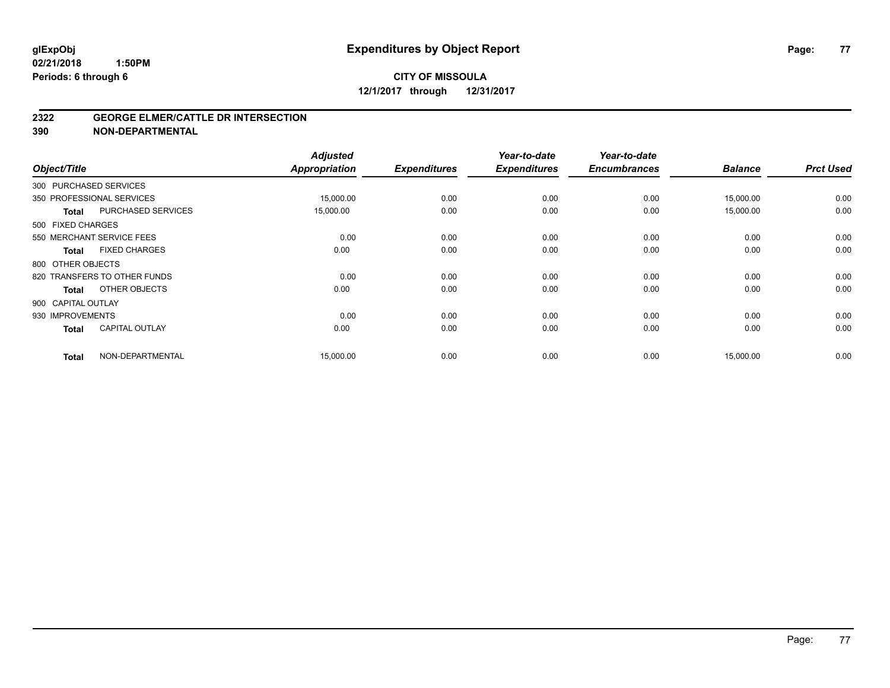**glExpObj** **Expenditures by Object Report**
**02/21/2018 1:50PM**
**Periods: 6 through 6**

**CITY OF MISSOULA**
**12/1/2017 through 12/31/2017**

## 2322 GEORGE ELMER/CATTLE DR INTERSECTION
## 390 NON-DEPARTMENTAL

| Object/Title | | Adjusted Appropriation | Expenditures | Year-to-date Expenditures | Year-to-date Encumbrances | Balance | Prct Used |
|---|---|---|---|---|---|---|---|
| 300 PURCHASED SERVICES | | | | | | | |
| 350 PROFESSIONAL SERVICES | | 15,000.00 | 0.00 | 0.00 | 0.00 | 15,000.00 | 0.00 |
| **Total** | PURCHASED SERVICES | 15,000.00 | 0.00 | 0.00 | 0.00 | 15,000.00 | 0.00 |
| 500 FIXED CHARGES | | | | | | | |
| 550 MERCHANT SERVICE FEES | | 0.00 | 0.00 | 0.00 | 0.00 | 0.00 | 0.00 |
| **Total** | FIXED CHARGES | 0.00 | 0.00 | 0.00 | 0.00 | 0.00 | 0.00 |
| 800 OTHER OBJECTS | | | | | | | |
| 820 TRANSFERS TO OTHER FUNDS | | 0.00 | 0.00 | 0.00 | 0.00 | 0.00 | 0.00 |
| **Total** | OTHER OBJECTS | 0.00 | 0.00 | 0.00 | 0.00 | 0.00 | 0.00 |
| 900 CAPITAL OUTLAY | | | | | | | |
| 930 IMPROVEMENTS | | 0.00 | 0.00 | 0.00 | 0.00 | 0.00 | 0.00 |
| **Total** | CAPITAL OUTLAY | 0.00 | 0.00 | 0.00 | 0.00 | 0.00 | 0.00 |
| **Total** | NON-DEPARTMENTAL | 15,000.00 | 0.00 | 0.00 | 0.00 | 15,000.00 | 0.00 |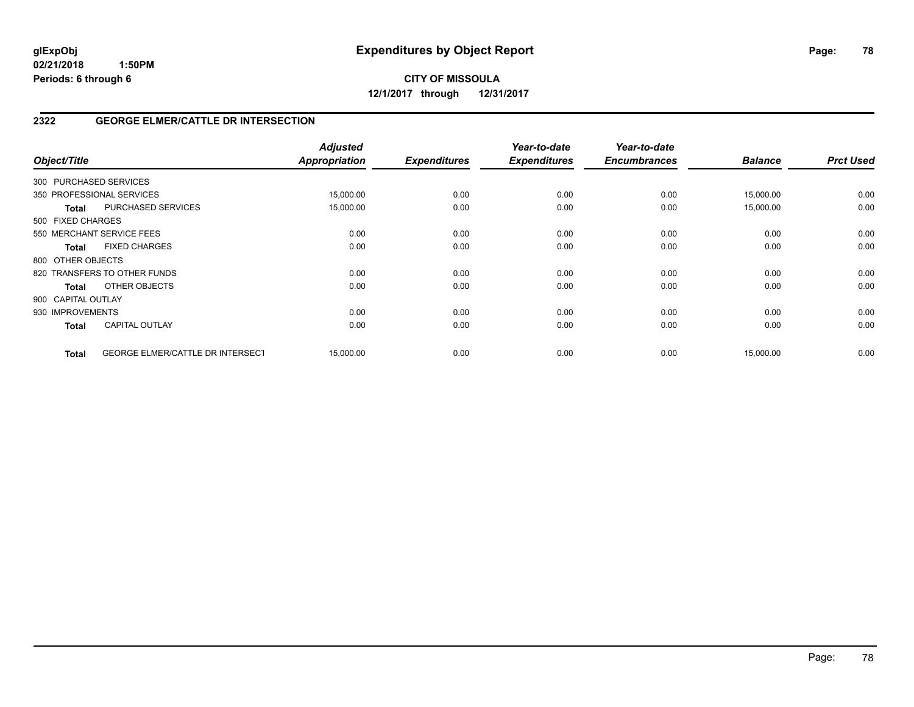**glExpObj**
**02/21/2018 1:50PM**
**Periods: 6 through 6**

# Expenditures by Object Report

**CITY OF MISSOULA**
**12/1/2017 through 12/31/2017**

## 2322 GEORGE ELMER/CATTLE DR INTERSECTION

| Object/Title | | *Adjusted Appropriation* | *Expenditures* | *Year-to-date Expenditures* | *Year-to-date Encumbrances* | *Balance* | *Prct Used* |
|---|---|---|---|---|---|---|---|
| 300 PURCHASED SERVICES | | | | | | | |
| 350 PROFESSIONAL SERVICES | | 15,000.00 | 0.00 | 0.00 | 0.00 | 15,000.00 | 0.00 |
| **Total** | PURCHASED SERVICES | 15,000.00 | 0.00 | 0.00 | 0.00 | 15,000.00 | 0.00 |
| 500 FIXED CHARGES | | | | | | | |
| 550 MERCHANT SERVICE FEES | | 0.00 | 0.00 | 0.00 | 0.00 | 0.00 | 0.00 |
| **Total** | FIXED CHARGES | 0.00 | 0.00 | 0.00 | 0.00 | 0.00 | 0.00 |
| 800 OTHER OBJECTS | | | | | | | |
| 820 TRANSFERS TO OTHER FUNDS | | 0.00 | 0.00 | 0.00 | 0.00 | 0.00 | 0.00 |
| **Total** | OTHER OBJECTS | 0.00 | 0.00 | 0.00 | 0.00 | 0.00 | 0.00 |
| 900 CAPITAL OUTLAY | | | | | | | |
| 930 IMPROVEMENTS | | 0.00 | 0.00 | 0.00 | 0.00 | 0.00 | 0.00 |
| **Total** | CAPITAL OUTLAY | 0.00 | 0.00 | 0.00 | 0.00 | 0.00 | 0.00 |
| **Total** | GEORGE ELMER/CATTLE DR INTERSECT | 15,000.00 | 0.00 | 0.00 | 0.00 | 15,000.00 | 0.00 |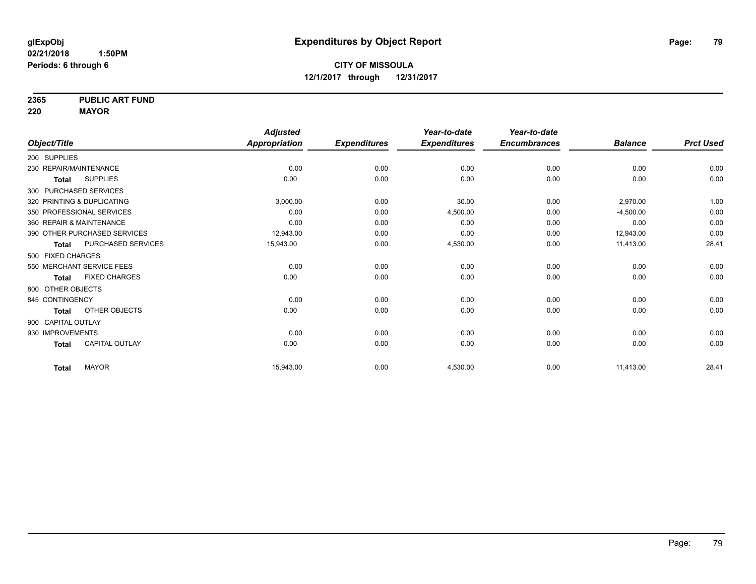**glExpObj**
**02/21/2018 1:50PM**
**Periods: 6 through 6**

# Expenditures by Object Report

**CITY OF MISSOULA**
**12/1/2017 through 12/31/2017**

**2365 PUBLIC ART FUND**
**220 MAYOR**

| Object/Title | Adjusted Appropriation | Expenditures | Year-to-date Expenditures | Year-to-date Encumbrances | Balance | Prct Used |
|---|---|---|---|---|---|---|
| 200 SUPPLIES | | | | | | |
| 230 REPAIR/MAINTENANCE | 0.00 | 0.00 | 0.00 | 0.00 | 0.00 | 0.00 |
| **Total** SUPPLIES | 0.00 | 0.00 | 0.00 | 0.00 | 0.00 | 0.00 |
| 300 PURCHASED SERVICES | | | | | | |
| 320 PRINTING & DUPLICATING | 3,000.00 | 0.00 | 30.00 | 0.00 | 2,970.00 | 1.00 |
| 350 PROFESSIONAL SERVICES | 0.00 | 0.00 | 4,500.00 | 0.00 | -4,500.00 | 0.00 |
| 360 REPAIR & MAINTENANCE | 0.00 | 0.00 | 0.00 | 0.00 | 0.00 | 0.00 |
| 390 OTHER PURCHASED SERVICES | 12,943.00 | 0.00 | 0.00 | 0.00 | 12,943.00 | 0.00 |
| **Total** PURCHASED SERVICES | 15,943.00 | 0.00 | 4,530.00 | 0.00 | 11,413.00 | 28.41 |
| 500 FIXED CHARGES | | | | | | |
| 550 MERCHANT SERVICE FEES | 0.00 | 0.00 | 0.00 | 0.00 | 0.00 | 0.00 |
| **Total** FIXED CHARGES | 0.00 | 0.00 | 0.00 | 0.00 | 0.00 | 0.00 |
| 800 OTHER OBJECTS | | | | | | |
| 845 CONTINGENCY | 0.00 | 0.00 | 0.00 | 0.00 | 0.00 | 0.00 |
| **Total** OTHER OBJECTS | 0.00 | 0.00 | 0.00 | 0.00 | 0.00 | 0.00 |
| 900 CAPITAL OUTLAY | | | | | | |
| 930 IMPROVEMENTS | 0.00 | 0.00 | 0.00 | 0.00 | 0.00 | 0.00 |
| **Total** CAPITAL OUTLAY | 0.00 | 0.00 | 0.00 | 0.00 | 0.00 | 0.00 |
| **Total** MAYOR | 15,943.00 | 0.00 | 4,530.00 | 0.00 | 11,413.00 | 28.41 |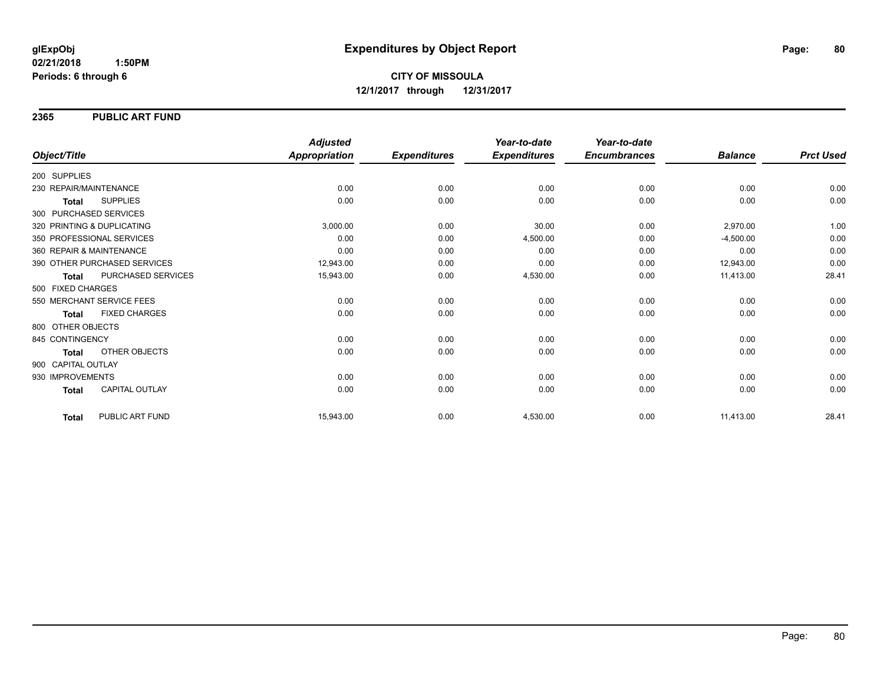**glExpObj**
**02/21/2018 1:50PM**
**Periods: 6 through 6**

# Expenditures by Object Report

**CITY OF MISSOULA**
**12/1/2017 through 12/31/2017**

## 2365 PUBLIC ART FUND

| Object/Title | | Adjusted Appropriation | Expenditures | Year-to-date Expenditures | Year-to-date Encumbrances | Balance | Prct Used |
|---|---|---|---|---|---|---|---|
| 200 SUPPLIES | | | | | | | |
| 230 REPAIR/MAINTENANCE | | 0.00 | 0.00 | 0.00 | 0.00 | 0.00 | 0.00 |
| **Total** | SUPPLIES | 0.00 | 0.00 | 0.00 | 0.00 | 0.00 | 0.00 |
| 300 PURCHASED SERVICES | | | | | | | |
| 320 PRINTING & DUPLICATING | | 3,000.00 | 0.00 | 30.00 | 0.00 | 2,970.00 | 1.00 |
| 350 PROFESSIONAL SERVICES | | 0.00 | 0.00 | 4,500.00 | 0.00 | -4,500.00 | 0.00 |
| 360 REPAIR & MAINTENANCE | | 0.00 | 0.00 | 0.00 | 0.00 | 0.00 | 0.00 |
| 390 OTHER PURCHASED SERVICES | | 12,943.00 | 0.00 | 0.00 | 0.00 | 12,943.00 | 0.00 |
| **Total** | PURCHASED SERVICES | 15,943.00 | 0.00 | 4,530.00 | 0.00 | 11,413.00 | 28.41 |
| 500 FIXED CHARGES | | | | | | | |
| 550 MERCHANT SERVICE FEES | | 0.00 | 0.00 | 0.00 | 0.00 | 0.00 | 0.00 |
| **Total** | FIXED CHARGES | 0.00 | 0.00 | 0.00 | 0.00 | 0.00 | 0.00 |
| 800 OTHER OBJECTS | | | | | | | |
| 845 CONTINGENCY | | 0.00 | 0.00 | 0.00 | 0.00 | 0.00 | 0.00 |
| **Total** | OTHER OBJECTS | 0.00 | 0.00 | 0.00 | 0.00 | 0.00 | 0.00 |
| 900 CAPITAL OUTLAY | | | | | | | |
| 930 IMPROVEMENTS | | 0.00 | 0.00 | 0.00 | 0.00 | 0.00 | 0.00 |
| **Total** | CAPITAL OUTLAY | 0.00 | 0.00 | 0.00 | 0.00 | 0.00 | 0.00 |
| **Total** | PUBLIC ART FUND | 15,943.00 | 0.00 | 4,530.00 | 0.00 | 11,413.00 | 28.41 |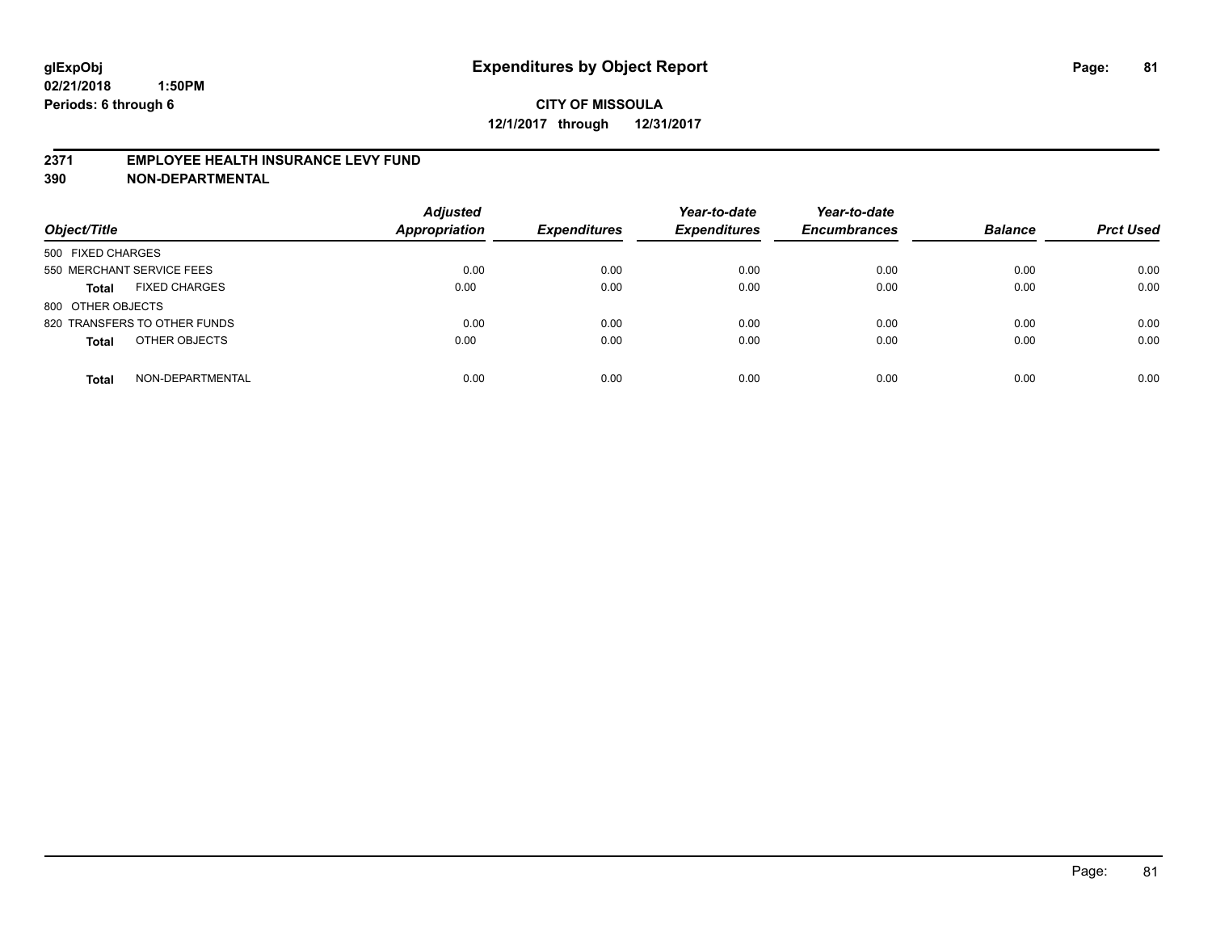glExpObj
02/21/2018 1:50PM
Periods: 6 through 6

# Expenditures by Object Report

**CITY OF MISSOULA**
**12/1/2017 through 12/31/2017**

**2371 EMPLOYEE HEALTH INSURANCE LEVY FUND**
**390 NON-DEPARTMENTAL**

| Object/Title | | Adjusted Appropriation | Expenditures | Year-to-date Expenditures | Year-to-date Encumbrances | Balance | Prct Used |
|---|---|---|---|---|---|---|---|
| 500 FIXED CHARGES | | | | | | | |
| 550 MERCHANT SERVICE FEES | | 0.00 | 0.00 | 0.00 | 0.00 | 0.00 | 0.00 |
| **Total** | FIXED CHARGES | 0.00 | 0.00 | 0.00 | 0.00 | 0.00 | 0.00 |
| 800 OTHER OBJECTS | | | | | | | |
| 820 TRANSFERS TO OTHER FUNDS | | 0.00 | 0.00 | 0.00 | 0.00 | 0.00 | 0.00 |
| **Total** | OTHER OBJECTS | 0.00 | 0.00 | 0.00 | 0.00 | 0.00 | 0.00 |
| **Total** | NON-DEPARTMENTAL | 0.00 | 0.00 | 0.00 | 0.00 | 0.00 | 0.00 |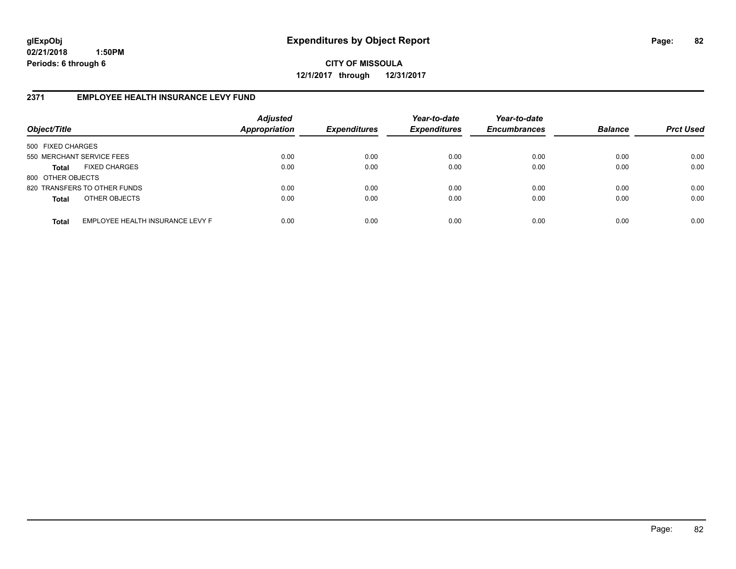# Expenditures by Object Report

glExpObj
02/21/2018 1:50PM
Periods: 6 through 6

**CITY OF MISSOULA**
**12/1/2017 through 12/31/2017**

## 2371 EMPLOYEE HEALTH INSURANCE LEVY FUND

| Object/Title | | Adjusted Appropriation | Expenditures | Year-to-date Expenditures | Year-to-date Encumbrances | Balance | Prct Used |
|---|---|---|---|---|---|---|---|
| 500 FIXED CHARGES | | | | | | | |
| 550 MERCHANT SERVICE FEES | | 0.00 | 0.00 | 0.00 | 0.00 | 0.00 | 0.00 |
| **Total** | FIXED CHARGES | 0.00 | 0.00 | 0.00 | 0.00 | 0.00 | 0.00 |
| 800 OTHER OBJECTS | | | | | | | |
| 820 TRANSFERS TO OTHER FUNDS | | 0.00 | 0.00 | 0.00 | 0.00 | 0.00 | 0.00 |
| **Total** | OTHER OBJECTS | 0.00 | 0.00 | 0.00 | 0.00 | 0.00 | 0.00 |
| **Total** | EMPLOYEE HEALTH INSURANCE LEVY F | 0.00 | 0.00 | 0.00 | 0.00 | 0.00 | 0.00 |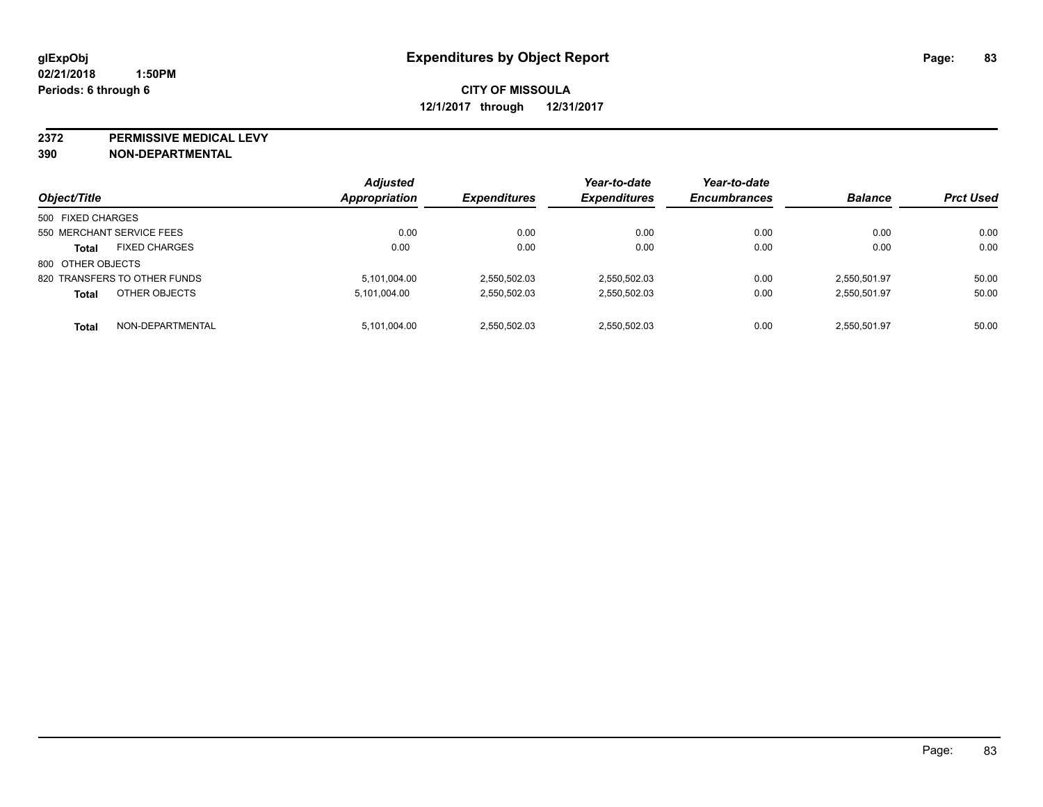**glExpObj**
**02/21/2018 1:50PM**
**Periods: 6 through 6**

# Expenditures by Object Report

**CITY OF MISSOULA**
**12/1/2017 through 12/31/2017**

**2372 PERMISSIVE MEDICAL LEVY**
**390 NON-DEPARTMENTAL**

| Object/Title | | Adjusted Appropriation | Expenditures | Year-to-date Expenditures | Year-to-date Encumbrances | Balance | Prct Used |
|---|---|---|---|---|---|---|---|
| 500 FIXED CHARGES | | | | | | | |
| 550 MERCHANT SERVICE FEES | | 0.00 | 0.00 | 0.00 | 0.00 | 0.00 | 0.00 |
| **Total** | FIXED CHARGES | 0.00 | 0.00 | 0.00 | 0.00 | 0.00 | 0.00 |
| 800 OTHER OBJECTS | | | | | | | |
| 820 TRANSFERS TO OTHER FUNDS | | 5,101,004.00 | 2,550,502.03 | 2,550,502.03 | 0.00 | 2,550,501.97 | 50.00 |
| **Total** | OTHER OBJECTS | 5,101,004.00 | 2,550,502.03 | 2,550,502.03 | 0.00 | 2,550,501.97 | 50.00 |
| **Total** | NON-DEPARTMENTAL | 5,101,004.00 | 2,550,502.03 | 2,550,502.03 | 0.00 | 2,550,501.97 | 50.00 |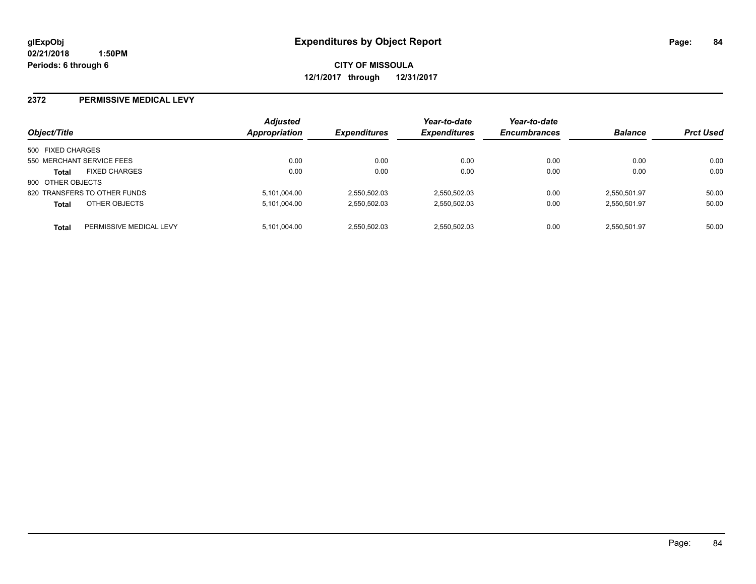**glExpObj**
**02/21/2018 1:50PM**
**Periods: 6 through 6**

# Expenditures by Object Report

**CITY OF MISSOULA**
**12/1/2017 through 12/31/2017**

## 2372 PERMISSIVE MEDICAL LEVY

| Object/Title | | *Adjusted Appropriation* | *Expenditures* | *Year-to-date Expenditures* | *Year-to-date Encumbrances* | *Balance* | *Prct Used* |
|---|---|---|---|---|---|---|---|
| 500 FIXED CHARGES | | | | | | | |
| 550 MERCHANT SERVICE FEES | | 0.00 | 0.00 | 0.00 | 0.00 | 0.00 | 0.00 |
| **Total** | FIXED CHARGES | 0.00 | 0.00 | 0.00 | 0.00 | 0.00 | 0.00 |
| 800 OTHER OBJECTS | | | | | | | |
| 820 TRANSFERS TO OTHER FUNDS | | 5,101,004.00 | 2,550,502.03 | 2,550,502.03 | 0.00 | 2,550,501.97 | 50.00 |
| **Total** | OTHER OBJECTS | 5,101,004.00 | 2,550,502.03 | 2,550,502.03 | 0.00 | 2,550,501.97 | 50.00 |
| **Total** | PERMISSIVE MEDICAL LEVY | 5,101,004.00 | 2,550,502.03 | 2,550,502.03 | 0.00 | 2,550,501.97 | 50.00 |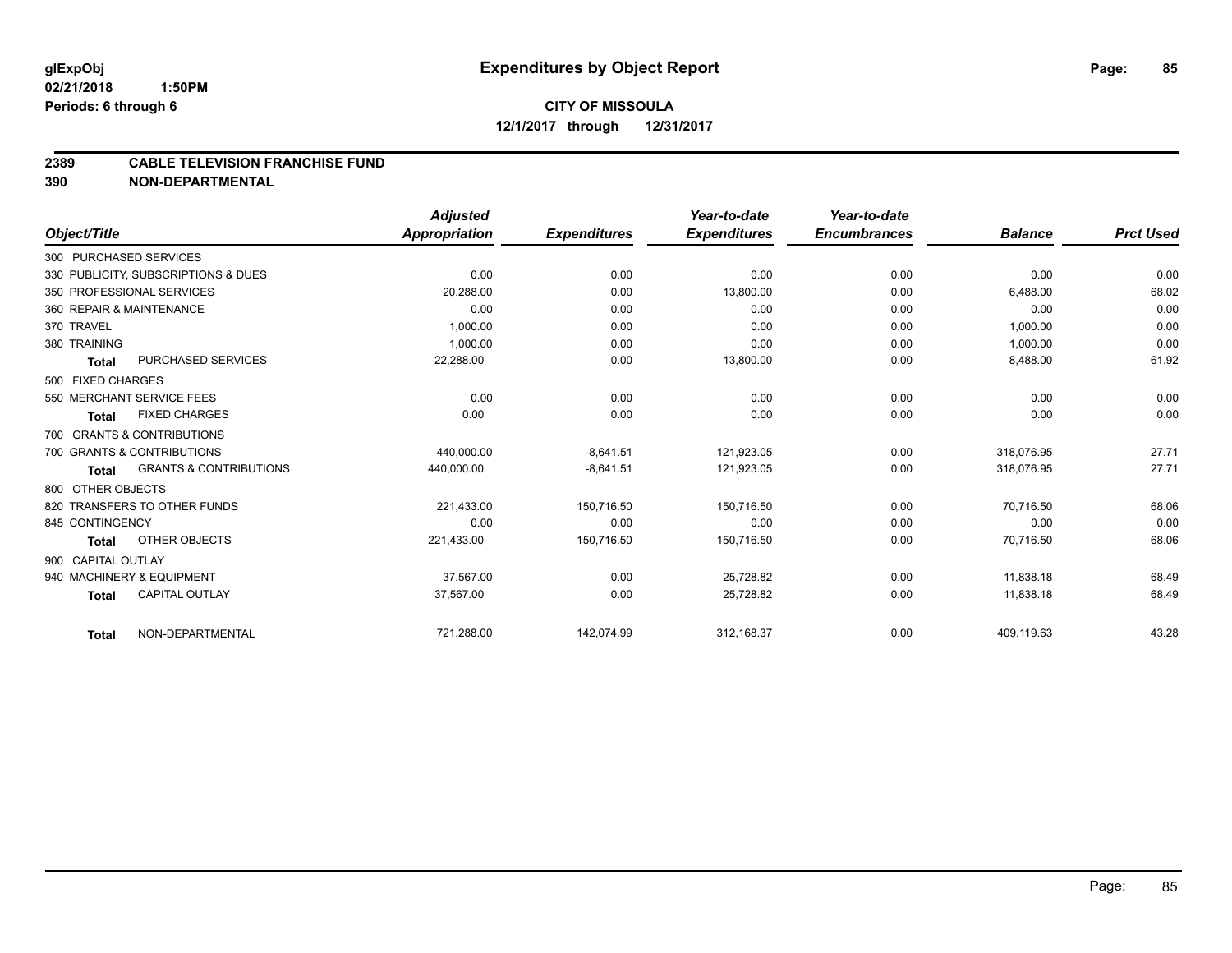# Expenditures by Object Report

glExpObj
02/21/2018 1:50PM
Periods: 6 through 6

**CITY OF MISSOULA**
**12/1/2017 through 12/31/2017**

## 2389 CABLE TELEVISION FRANCHISE FUND
## 390 NON-DEPARTMENTAL

| Object/Title | | Adjusted Appropriation | Expenditures | Year-to-date Expenditures | Year-to-date Encumbrances | Balance | Prct Used |
|---|---|---|---|---|---|---|---|
| 300 PURCHASED SERVICES | | | | | | | |
| 330 PUBLICITY, SUBSCRIPTIONS & DUES | | 0.00 | 0.00 | 0.00 | 0.00 | 0.00 | 0.00 |
| 350 PROFESSIONAL SERVICES | | 20,288.00 | 0.00 | 13,800.00 | 0.00 | 6,488.00 | 68.02 |
| 360 REPAIR & MAINTENANCE | | 0.00 | 0.00 | 0.00 | 0.00 | 0.00 | 0.00 |
| 370 TRAVEL | | 1,000.00 | 0.00 | 0.00 | 0.00 | 1,000.00 | 0.00 |
| 380 TRAINING | | 1,000.00 | 0.00 | 0.00 | 0.00 | 1,000.00 | 0.00 |
| **Total** | PURCHASED SERVICES | 22,288.00 | 0.00 | 13,800.00 | 0.00 | 8,488.00 | 61.92 |
| 500 FIXED CHARGES | | | | | | | |
| 550 MERCHANT SERVICE FEES | | 0.00 | 0.00 | 0.00 | 0.00 | 0.00 | 0.00 |
| **Total** | FIXED CHARGES | 0.00 | 0.00 | 0.00 | 0.00 | 0.00 | 0.00 |
| 700 GRANTS & CONTRIBUTIONS | | | | | | | |
| 700 GRANTS & CONTRIBUTIONS | | 440,000.00 | -8,641.51 | 121,923.05 | 0.00 | 318,076.95 | 27.71 |
| **Total** | GRANTS & CONTRIBUTIONS | 440,000.00 | -8,641.51 | 121,923.05 | 0.00 | 318,076.95 | 27.71 |
| 800 OTHER OBJECTS | | | | | | | |
| 820 TRANSFERS TO OTHER FUNDS | | 221,433.00 | 150,716.50 | 150,716.50 | 0.00 | 70,716.50 | 68.06 |
| 845 CONTINGENCY | | 0.00 | 0.00 | 0.00 | 0.00 | 0.00 | 0.00 |
| **Total** | OTHER OBJECTS | 221,433.00 | 150,716.50 | 150,716.50 | 0.00 | 70,716.50 | 68.06 |
| 900 CAPITAL OUTLAY | | | | | | | |
| 940 MACHINERY & EQUIPMENT | | 37,567.00 | 0.00 | 25,728.82 | 0.00 | 11,838.18 | 68.49 |
| **Total** | CAPITAL OUTLAY | 37,567.00 | 0.00 | 25,728.82 | 0.00 | 11,838.18 | 68.49 |
| **Total** | NON-DEPARTMENTAL | 721,288.00 | 142,074.99 | 312,168.37 | 0.00 | 409,119.63 | 43.28 |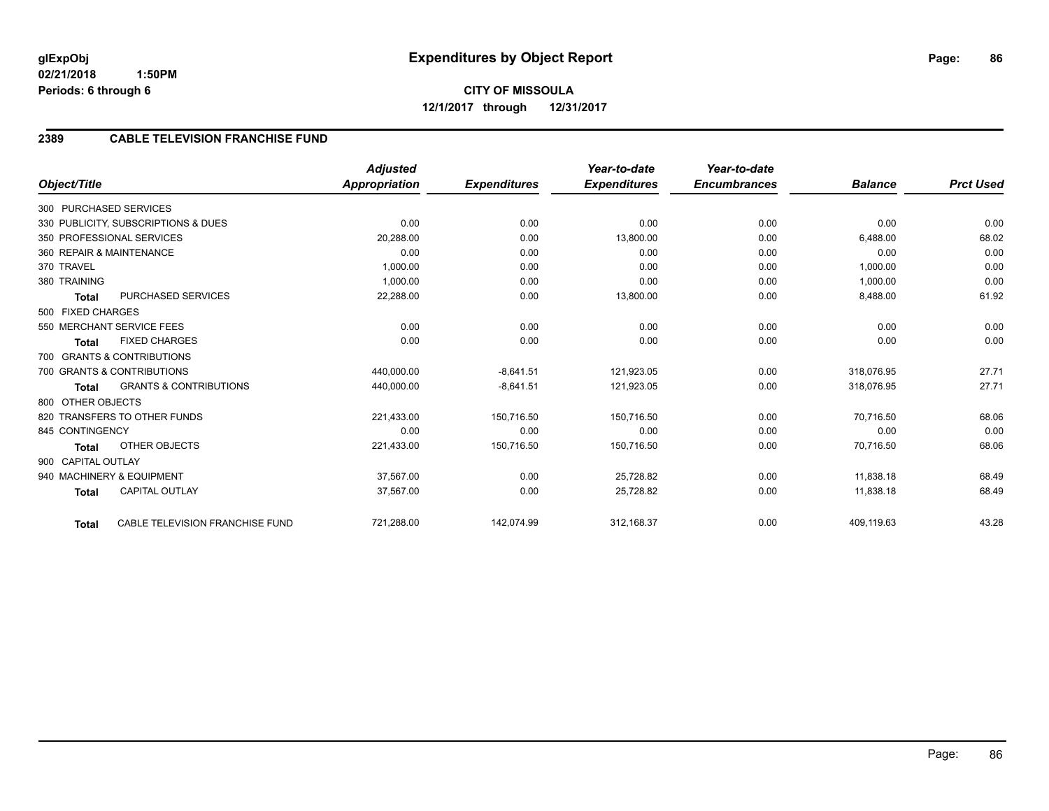# Expenditures by Object Report

glExpObj
02/21/2018 1:50PM
Periods: 6 through 6

**CITY OF MISSOULA**
**12/1/2017 through 12/31/2017**

## 2389 CABLE TELEVISION FRANCHISE FUND

| Object/Title | Adjusted Appropriation | Expenditures | Year-to-date Expenditures | Year-to-date Encumbrances | Balance | Prct Used |
|---|---|---|---|---|---|---|
| 300 PURCHASED SERVICES | | | | | | |
| 330 PUBLICITY, SUBSCRIPTIONS & DUES | 0.00 | 0.00 | 0.00 | 0.00 | 0.00 | 0.00 |
| 350 PROFESSIONAL SERVICES | 20,288.00 | 0.00 | 13,800.00 | 0.00 | 6,488.00 | 68.02 |
| 360 REPAIR & MAINTENANCE | 0.00 | 0.00 | 0.00 | 0.00 | 0.00 | 0.00 |
| 370 TRAVEL | 1,000.00 | 0.00 | 0.00 | 0.00 | 1,000.00 | 0.00 |
| 380 TRAINING | 1,000.00 | 0.00 | 0.00 | 0.00 | 1,000.00 | 0.00 |
| **Total** PURCHASED SERVICES | 22,288.00 | 0.00 | 13,800.00 | 0.00 | 8,488.00 | 61.92 |
| 500 FIXED CHARGES | | | | | | |
| 550 MERCHANT SERVICE FEES | 0.00 | 0.00 | 0.00 | 0.00 | 0.00 | 0.00 |
| **Total** FIXED CHARGES | 0.00 | 0.00 | 0.00 | 0.00 | 0.00 | 0.00 |
| 700 GRANTS & CONTRIBUTIONS | | | | | | |
| 700 GRANTS & CONTRIBUTIONS | 440,000.00 | -8,641.51 | 121,923.05 | 0.00 | 318,076.95 | 27.71 |
| **Total** GRANTS & CONTRIBUTIONS | 440,000.00 | -8,641.51 | 121,923.05 | 0.00 | 318,076.95 | 27.71 |
| 800 OTHER OBJECTS | | | | | | |
| 820 TRANSFERS TO OTHER FUNDS | 221,433.00 | 150,716.50 | 150,716.50 | 0.00 | 70,716.50 | 68.06 |
| 845 CONTINGENCY | 0.00 | 0.00 | 0.00 | 0.00 | 0.00 | 0.00 |
| **Total** OTHER OBJECTS | 221,433.00 | 150,716.50 | 150,716.50 | 0.00 | 70,716.50 | 68.06 |
| 900 CAPITAL OUTLAY | | | | | | |
| 940 MACHINERY & EQUIPMENT | 37,567.00 | 0.00 | 25,728.82 | 0.00 | 11,838.18 | 68.49 |
| **Total** CAPITAL OUTLAY | 37,567.00 | 0.00 | 25,728.82 | 0.00 | 11,838.18 | 68.49 |
| **Total** CABLE TELEVISION FRANCHISE FUND | 721,288.00 | 142,074.99 | 312,168.37 | 0.00 | 409,119.63 | 43.28 |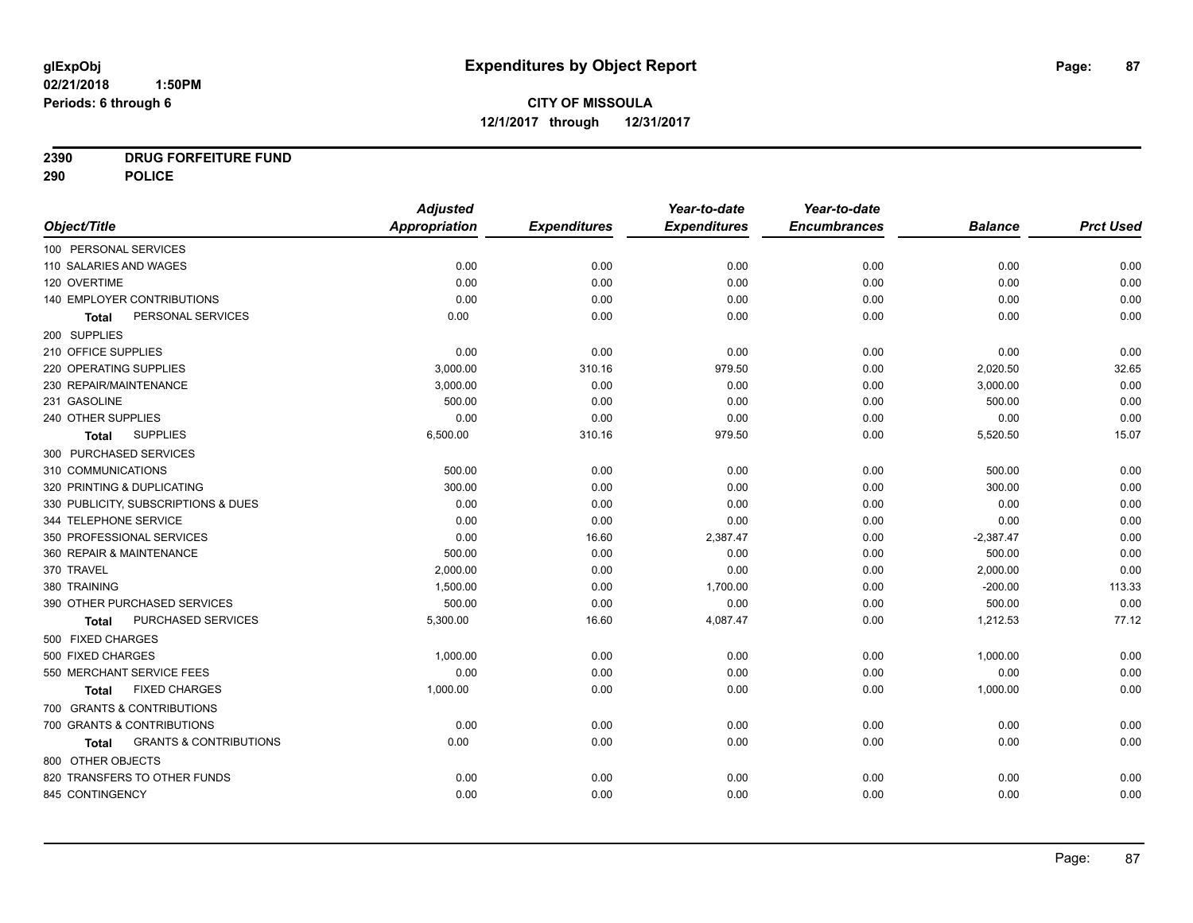# Expenditures by Object Report

glExpObj
02/21/2018 1:50PM
Periods: 6 through 6

**CITY OF MISSOULA**
**12/1/2017 through 12/31/2017**

**2390 DRUG FORFEITURE FUND**
**290 POLICE**

| Object/Title | Adjusted Appropriation | Expenditures | Year-to-date Expenditures | Year-to-date Encumbrances | Balance | Prct Used |
|---|---|---|---|---|---|---|
| 100 PERSONAL SERVICES | | | | | | |
| 110 SALARIES AND WAGES | 0.00 | 0.00 | 0.00 | 0.00 | 0.00 | 0.00 |
| 120 OVERTIME | 0.00 | 0.00 | 0.00 | 0.00 | 0.00 | 0.00 |
| 140 EMPLOYER CONTRIBUTIONS | 0.00 | 0.00 | 0.00 | 0.00 | 0.00 | 0.00 |
| **Total** PERSONAL SERVICES | 0.00 | 0.00 | 0.00 | 0.00 | 0.00 | 0.00 |
| 200 SUPPLIES | | | | | | |
| 210 OFFICE SUPPLIES | 0.00 | 0.00 | 0.00 | 0.00 | 0.00 | 0.00 |
| 220 OPERATING SUPPLIES | 3,000.00 | 310.16 | 979.50 | 0.00 | 2,020.50 | 32.65 |
| 230 REPAIR/MAINTENANCE | 3,000.00 | 0.00 | 0.00 | 0.00 | 3,000.00 | 0.00 |
| 231 GASOLINE | 500.00 | 0.00 | 0.00 | 0.00 | 500.00 | 0.00 |
| 240 OTHER SUPPLIES | 0.00 | 0.00 | 0.00 | 0.00 | 0.00 | 0.00 |
| **Total** SUPPLIES | 6,500.00 | 310.16 | 979.50 | 0.00 | 5,520.50 | 15.07 |
| 300 PURCHASED SERVICES | | | | | | |
| 310 COMMUNICATIONS | 500.00 | 0.00 | 0.00 | 0.00 | 500.00 | 0.00 |
| 320 PRINTING & DUPLICATING | 300.00 | 0.00 | 0.00 | 0.00 | 300.00 | 0.00 |
| 330 PUBLICITY, SUBSCRIPTIONS & DUES | 0.00 | 0.00 | 0.00 | 0.00 | 0.00 | 0.00 |
| 344 TELEPHONE SERVICE | 0.00 | 0.00 | 0.00 | 0.00 | 0.00 | 0.00 |
| 350 PROFESSIONAL SERVICES | 0.00 | 16.60 | 2,387.47 | 0.00 | -2,387.47 | 0.00 |
| 360 REPAIR & MAINTENANCE | 500.00 | 0.00 | 0.00 | 0.00 | 500.00 | 0.00 |
| 370 TRAVEL | 2,000.00 | 0.00 | 0.00 | 0.00 | 2,000.00 | 0.00 |
| 380 TRAINING | 1,500.00 | 0.00 | 1,700.00 | 0.00 | -200.00 | 113.33 |
| 390 OTHER PURCHASED SERVICES | 500.00 | 0.00 | 0.00 | 0.00 | 500.00 | 0.00 |
| **Total** PURCHASED SERVICES | 5,300.00 | 16.60 | 4,087.47 | 0.00 | 1,212.53 | 77.12 |
| 500 FIXED CHARGES | | | | | | |
| 500 FIXED CHARGES | 1,000.00 | 0.00 | 0.00 | 0.00 | 1,000.00 | 0.00 |
| 550 MERCHANT SERVICE FEES | 0.00 | 0.00 | 0.00 | 0.00 | 0.00 | 0.00 |
| **Total** FIXED CHARGES | 1,000.00 | 0.00 | 0.00 | 0.00 | 1,000.00 | 0.00 |
| 700 GRANTS & CONTRIBUTIONS | | | | | | |
| 700 GRANTS & CONTRIBUTIONS | 0.00 | 0.00 | 0.00 | 0.00 | 0.00 | 0.00 |
| **Total** GRANTS & CONTRIBUTIONS | 0.00 | 0.00 | 0.00 | 0.00 | 0.00 | 0.00 |
| 800 OTHER OBJECTS | | | | | | |
| 820 TRANSFERS TO OTHER FUNDS | 0.00 | 0.00 | 0.00 | 0.00 | 0.00 | 0.00 |
| 845 CONTINGENCY | 0.00 | 0.00 | 0.00 | 0.00 | 0.00 | 0.00 |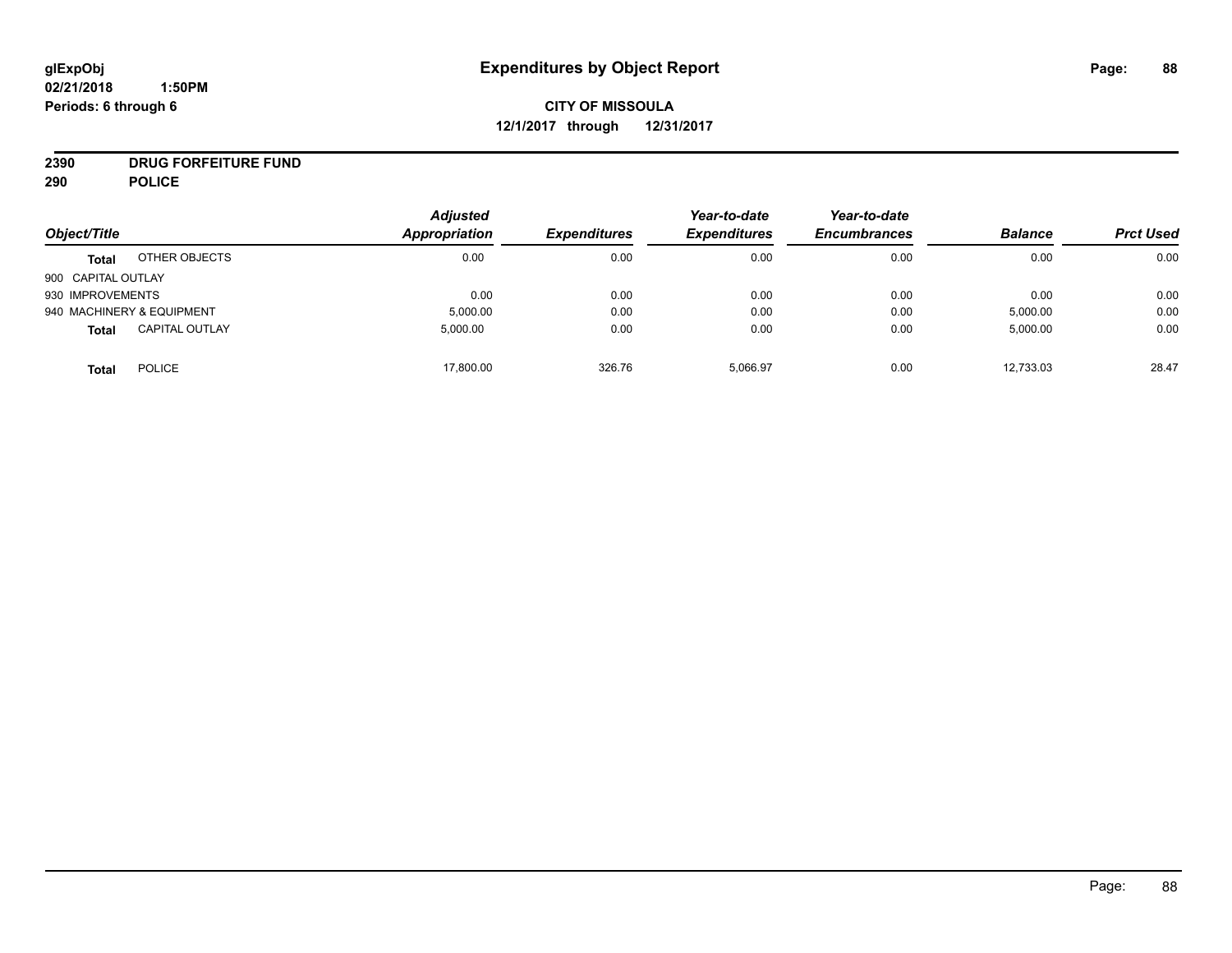**glExpObj** **Expenditures by Object Report**

**02/21/2018 1:50PM**

**Periods: 6 through 6**

**CITY OF MISSOULA**

**12/1/2017 through 12/31/2017**

**2390 DRUG FORFEITURE FUND**

**290 POLICE**

| Object/Title | | Adjusted Appropriation | Expenditures | Year-to-date Expenditures | Year-to-date Encumbrances | Balance | Prct Used |
|---|---|---|---|---|---|---|---|
| **Total** | OTHER OBJECTS | 0.00 | 0.00 | 0.00 | 0.00 | 0.00 | 0.00 |
| 900 CAPITAL OUTLAY | | | | | | | |
| 930 IMPROVEMENTS | | 0.00 | 0.00 | 0.00 | 0.00 | 0.00 | 0.00 |
| 940 MACHINERY & EQUIPMENT | | 5,000.00 | 0.00 | 0.00 | 0.00 | 5,000.00 | 0.00 |
| **Total** | CAPITAL OUTLAY | 5,000.00 | 0.00 | 0.00 | 0.00 | 5,000.00 | 0.00 |
| **Total** | POLICE | 17,800.00 | 326.76 | 5,066.97 | 0.00 | 12,733.03 | 28.47 |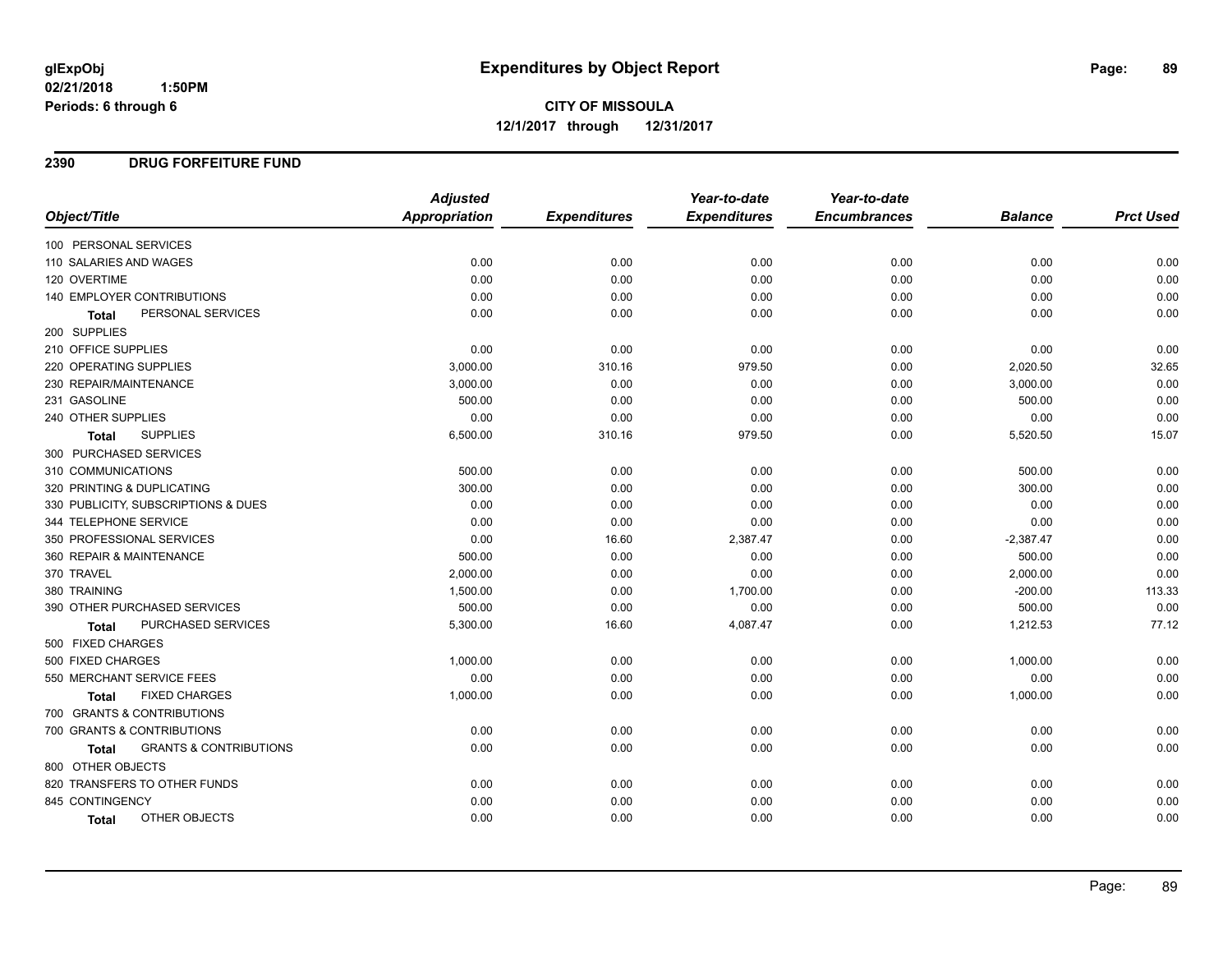# Expenditures by Object Report

glExpObj
02/21/2018 1:50PM
Periods: 6 through 6

**CITY OF MISSOULA**
**12/1/2017 through 12/31/2017**

## 2390 DRUG FORFEITURE FUND

| Object/Title | Adjusted Appropriation | Expenditures | Year-to-date Expenditures | Year-to-date Encumbrances | Balance | Prct Used |
|---|---|---|---|---|---|---|
| 100 PERSONAL SERVICES | | | | | | |
| 110 SALARIES AND WAGES | 0.00 | 0.00 | 0.00 | 0.00 | 0.00 | 0.00 |
| 120 OVERTIME | 0.00 | 0.00 | 0.00 | 0.00 | 0.00 | 0.00 |
| 140 EMPLOYER CONTRIBUTIONS | 0.00 | 0.00 | 0.00 | 0.00 | 0.00 | 0.00 |
| **Total** PERSONAL SERVICES | 0.00 | 0.00 | 0.00 | 0.00 | 0.00 | 0.00 |
| 200 SUPPLIES | | | | | | |
| 210 OFFICE SUPPLIES | 0.00 | 0.00 | 0.00 | 0.00 | 0.00 | 0.00 |
| 220 OPERATING SUPPLIES | 3,000.00 | 310.16 | 979.50 | 0.00 | 2,020.50 | 32.65 |
| 230 REPAIR/MAINTENANCE | 3,000.00 | 0.00 | 0.00 | 0.00 | 3,000.00 | 0.00 |
| 231 GASOLINE | 500.00 | 0.00 | 0.00 | 0.00 | 500.00 | 0.00 |
| 240 OTHER SUPPLIES | 0.00 | 0.00 | 0.00 | 0.00 | 0.00 | 0.00 |
| **Total** SUPPLIES | 6,500.00 | 310.16 | 979.50 | 0.00 | 5,520.50 | 15.07 |
| 300 PURCHASED SERVICES | | | | | | |
| 310 COMMUNICATIONS | 500.00 | 0.00 | 0.00 | 0.00 | 500.00 | 0.00 |
| 320 PRINTING & DUPLICATING | 300.00 | 0.00 | 0.00 | 0.00 | 300.00 | 0.00 |
| 330 PUBLICITY, SUBSCRIPTIONS & DUES | 0.00 | 0.00 | 0.00 | 0.00 | 0.00 | 0.00 |
| 344 TELEPHONE SERVICE | 0.00 | 0.00 | 0.00 | 0.00 | 0.00 | 0.00 |
| 350 PROFESSIONAL SERVICES | 0.00 | 16.60 | 2,387.47 | 0.00 | -2,387.47 | 0.00 |
| 360 REPAIR & MAINTENANCE | 500.00 | 0.00 | 0.00 | 0.00 | 500.00 | 0.00 |
| 370 TRAVEL | 2,000.00 | 0.00 | 0.00 | 0.00 | 2,000.00 | 0.00 |
| 380 TRAINING | 1,500.00 | 0.00 | 1,700.00 | 0.00 | -200.00 | 113.33 |
| 390 OTHER PURCHASED SERVICES | 500.00 | 0.00 | 0.00 | 0.00 | 500.00 | 0.00 |
| **Total** PURCHASED SERVICES | 5,300.00 | 16.60 | 4,087.47 | 0.00 | 1,212.53 | 77.12 |
| 500 FIXED CHARGES | | | | | | |
| 500 FIXED CHARGES | 1,000.00 | 0.00 | 0.00 | 0.00 | 1,000.00 | 0.00 |
| 550 MERCHANT SERVICE FEES | 0.00 | 0.00 | 0.00 | 0.00 | 0.00 | 0.00 |
| **Total** FIXED CHARGES | 1,000.00 | 0.00 | 0.00 | 0.00 | 1,000.00 | 0.00 |
| 700 GRANTS & CONTRIBUTIONS | | | | | | |
| 700 GRANTS & CONTRIBUTIONS | 0.00 | 0.00 | 0.00 | 0.00 | 0.00 | 0.00 |
| **Total** GRANTS & CONTRIBUTIONS | 0.00 | 0.00 | 0.00 | 0.00 | 0.00 | 0.00 |
| 800 OTHER OBJECTS | | | | | | |
| 820 TRANSFERS TO OTHER FUNDS | 0.00 | 0.00 | 0.00 | 0.00 | 0.00 | 0.00 |
| 845 CONTINGENCY | 0.00 | 0.00 | 0.00 | 0.00 | 0.00 | 0.00 |
| **Total** OTHER OBJECTS | 0.00 | 0.00 | 0.00 | 0.00 | 0.00 | 0.00 |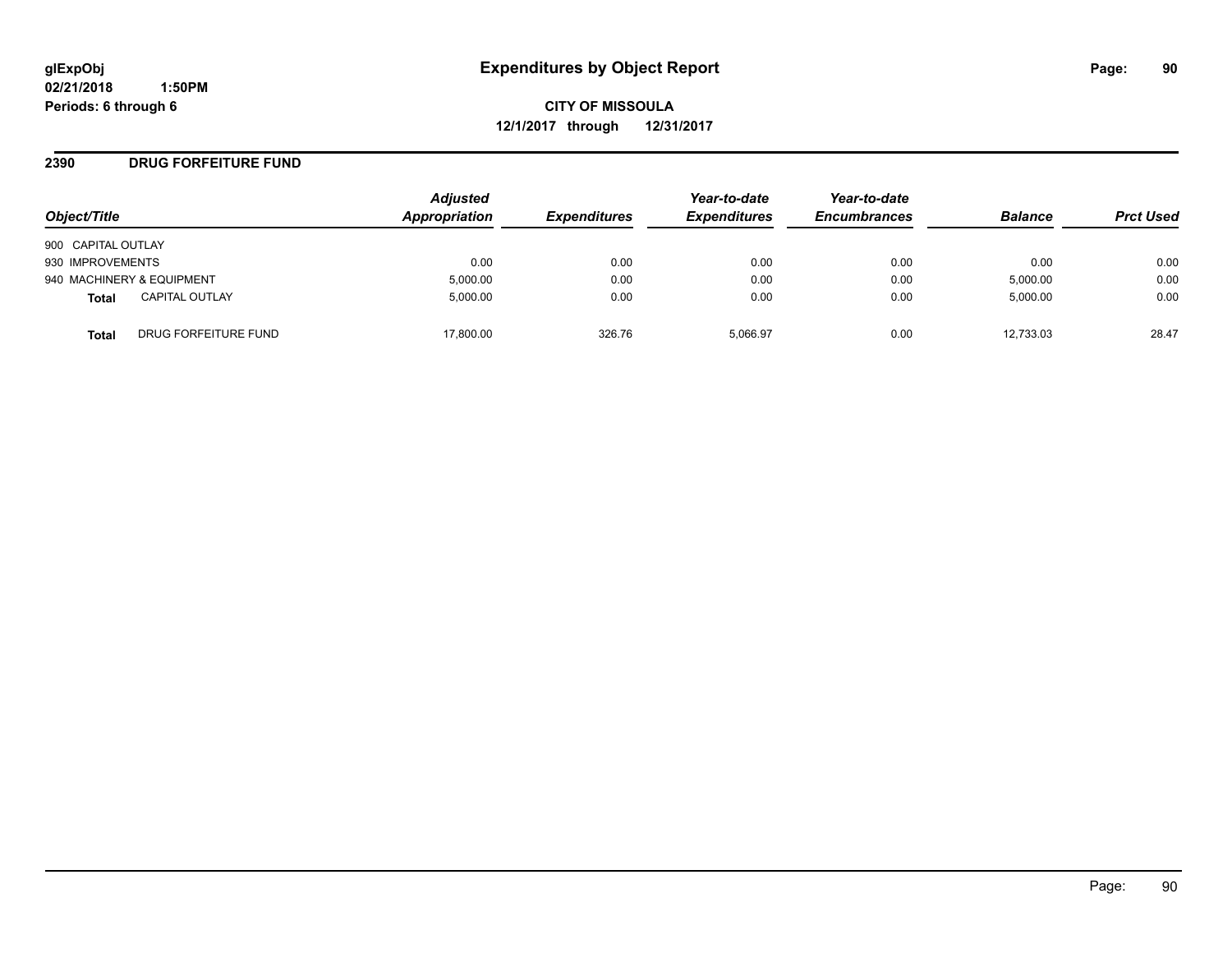**glExpObj**
**02/21/2018 1:50PM**
**Periods: 6 through 6**

# Expenditures by Object Report

**CITY OF MISSOULA**
**12/1/2017 through 12/31/2017**

## 2390 DRUG FORFEITURE FUND

| Object/Title | Adjusted Appropriation | Expenditures | Year-to-date Expenditures | Year-to-date Encumbrances | Balance | Prct Used |
|---|---|---|---|---|---|---|
| 900 CAPITAL OUTLAY | | | | | | |
| 930 IMPROVEMENTS | 0.00 | 0.00 | 0.00 | 0.00 | 0.00 | 0.00 |
| 940 MACHINERY & EQUIPMENT | 5,000.00 | 0.00 | 0.00 | 0.00 | 5,000.00 | 0.00 |
| **Total** CAPITAL OUTLAY | 5,000.00 | 0.00 | 0.00 | 0.00 | 5,000.00 | 0.00 |
| **Total** DRUG FORFEITURE FUND | 17,800.00 | 326.76 | 5,066.97 | 0.00 | 12,733.03 | 28.47 |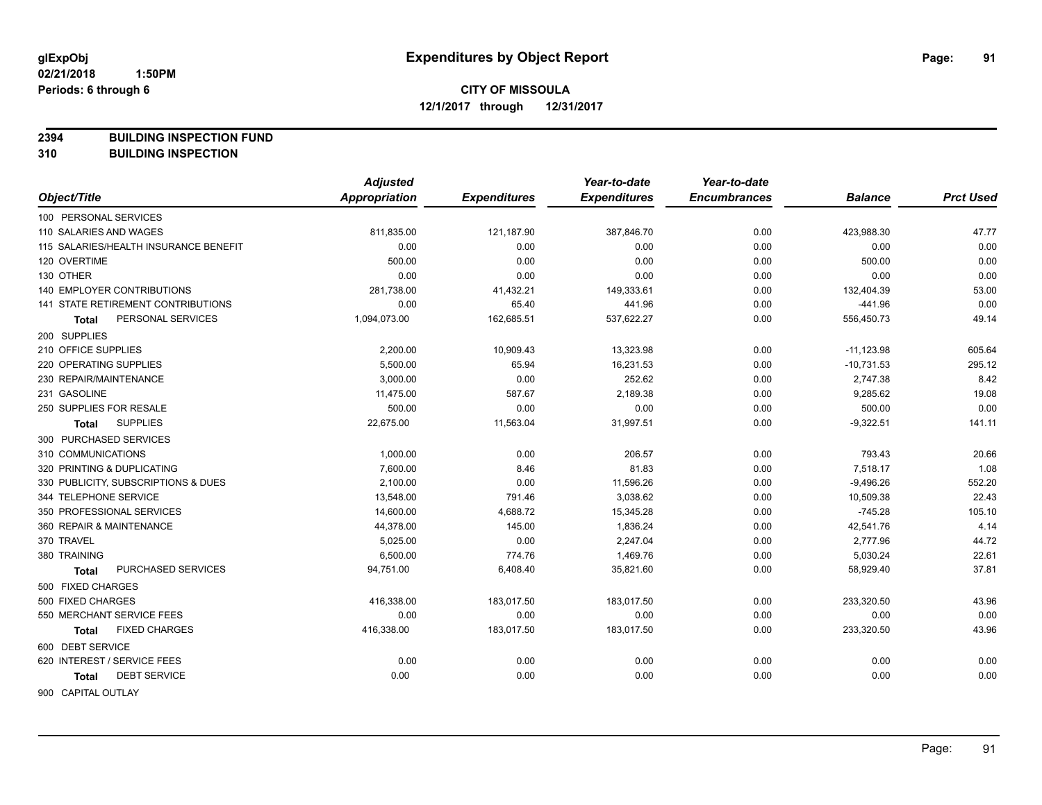# Expenditures by Object Report

glExpObj
02/21/2018 1:50PM
Periods: 6 through 6

**CITY OF MISSOULA**
**12/1/2017 through 12/31/2017**

**2394 BUILDING INSPECTION FUND**
**310 BUILDING INSPECTION**

| Object/Title | Adjusted Appropriation | Expenditures | Year-to-date Expenditures | Year-to-date Encumbrances | Balance | Prct Used |
|---|---|---|---|---|---|---|
| 100 PERSONAL SERVICES | | | | | | |
| 110 SALARIES AND WAGES | 811,835.00 | 121,187.90 | 387,846.70 | 0.00 | 423,988.30 | 47.77 |
| 115 SALARIES/HEALTH INSURANCE BENEFIT | 0.00 | 0.00 | 0.00 | 0.00 | 0.00 | 0.00 |
| 120 OVERTIME | 500.00 | 0.00 | 0.00 | 0.00 | 500.00 | 0.00 |
| 130 OTHER | 0.00 | 0.00 | 0.00 | 0.00 | 0.00 | 0.00 |
| 140 EMPLOYER CONTRIBUTIONS | 281,738.00 | 41,432.21 | 149,333.61 | 0.00 | 132,404.39 | 53.00 |
| 141 STATE RETIREMENT CONTRIBUTIONS | 0.00 | 65.40 | 441.96 | 0.00 | -441.96 | 0.00 |
| **Total** PERSONAL SERVICES | 1,094,073.00 | 162,685.51 | 537,622.27 | 0.00 | 556,450.73 | 49.14 |
| 200 SUPPLIES | | | | | | |
| 210 OFFICE SUPPLIES | 2,200.00 | 10,909.43 | 13,323.98 | 0.00 | -11,123.98 | 605.64 |
| 220 OPERATING SUPPLIES | 5,500.00 | 65.94 | 16,231.53 | 0.00 | -10,731.53 | 295.12 |
| 230 REPAIR/MAINTENANCE | 3,000.00 | 0.00 | 252.62 | 0.00 | 2,747.38 | 8.42 |
| 231 GASOLINE | 11,475.00 | 587.67 | 2,189.38 | 0.00 | 9,285.62 | 19.08 |
| 250 SUPPLIES FOR RESALE | 500.00 | 0.00 | 0.00 | 0.00 | 500.00 | 0.00 |
| **Total** SUPPLIES | 22,675.00 | 11,563.04 | 31,997.51 | 0.00 | -9,322.51 | 141.11 |
| 300 PURCHASED SERVICES | | | | | | |
| 310 COMMUNICATIONS | 1,000.00 | 0.00 | 206.57 | 0.00 | 793.43 | 20.66 |
| 320 PRINTING & DUPLICATING | 7,600.00 | 8.46 | 81.83 | 0.00 | 7,518.17 | 1.08 |
| 330 PUBLICITY, SUBSCRIPTIONS & DUES | 2,100.00 | 0.00 | 11,596.26 | 0.00 | -9,496.26 | 552.20 |
| 344 TELEPHONE SERVICE | 13,548.00 | 791.46 | 3,038.62 | 0.00 | 10,509.38 | 22.43 |
| 350 PROFESSIONAL SERVICES | 14,600.00 | 4,688.72 | 15,345.28 | 0.00 | -745.28 | 105.10 |
| 360 REPAIR & MAINTENANCE | 44,378.00 | 145.00 | 1,836.24 | 0.00 | 42,541.76 | 4.14 |
| 370 TRAVEL | 5,025.00 | 0.00 | 2,247.04 | 0.00 | 2,777.96 | 44.72 |
| 380 TRAINING | 6,500.00 | 774.76 | 1,469.76 | 0.00 | 5,030.24 | 22.61 |
| **Total** PURCHASED SERVICES | 94,751.00 | 6,408.40 | 35,821.60 | 0.00 | 58,929.40 | 37.81 |
| 500 FIXED CHARGES | | | | | | |
| 500 FIXED CHARGES | 416,338.00 | 183,017.50 | 183,017.50 | 0.00 | 233,320.50 | 43.96 |
| 550 MERCHANT SERVICE FEES | 0.00 | 0.00 | 0.00 | 0.00 | 0.00 | 0.00 |
| **Total** FIXED CHARGES | 416,338.00 | 183,017.50 | 183,017.50 | 0.00 | 233,320.50 | 43.96 |
| 600 DEBT SERVICE | | | | | | |
| 620 INTEREST / SERVICE FEES | 0.00 | 0.00 | 0.00 | 0.00 | 0.00 | 0.00 |
| **Total** DEBT SERVICE | 0.00 | 0.00 | 0.00 | 0.00 | 0.00 | 0.00 |
| 900 CAPITAL OUTLAY | | | | | | |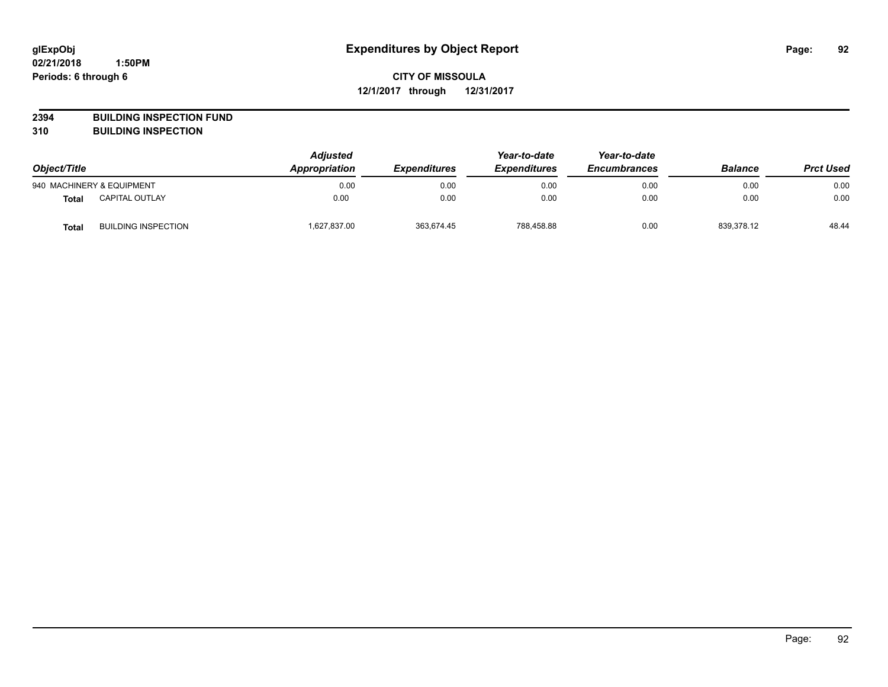**glExpObj**
**02/21/2018 1:50PM**
**Periods: 6 through 6**

# Expenditures by Object Report

**CITY OF MISSOULA**
**12/1/2017 through 12/31/2017**

**2394 BUILDING INSPECTION FUND**
**310 BUILDING INSPECTION**

| Object/Title | | *Adjusted Appropriation* | *Expenditures* | *Year-to-date Expenditures* | *Year-to-date Encumbrances* | *Balance* | *Prct Used* |
|---|---|---|---|---|---|---|---|
| 940 MACHINERY & EQUIPMENT | | 0.00 | 0.00 | 0.00 | 0.00 | 0.00 | 0.00 |
| **Total** | CAPITAL OUTLAY | 0.00 | 0.00 | 0.00 | 0.00 | 0.00 | 0.00 |
| **Total** | BUILDING INSPECTION | 1,627,837.00 | 363,674.45 | 788,458.88 | 0.00 | 839,378.12 | 48.44 |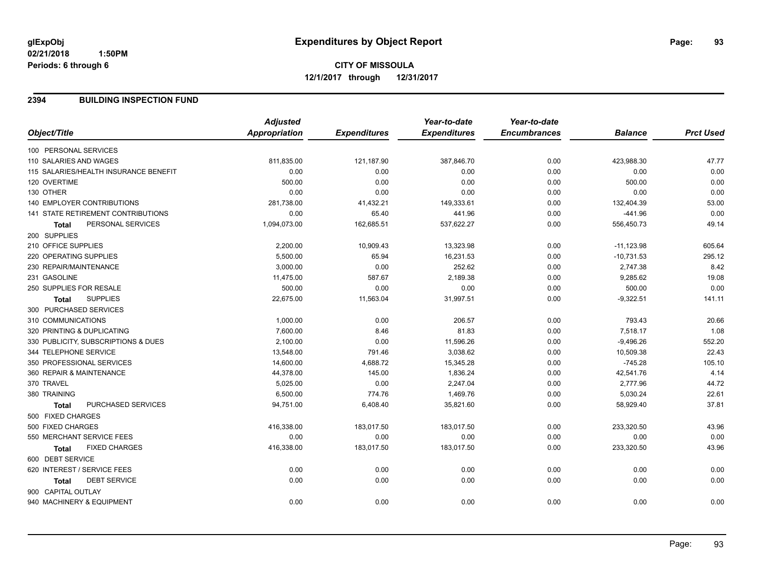# Expenditures by Object Report

glExpObj
02/21/2018 1:50PM
Periods: 6 through 6

**CITY OF MISSOULA**
**12/1/2017 through 12/31/2017**

## 2394 BUILDING INSPECTION FUND

| Object/Title | Adjusted Appropriation | Expenditures | Year-to-date Expenditures | Year-to-date Encumbrances | Balance | Prct Used |
|---|---|---|---|---|---|---|
| 100 PERSONAL SERVICES | | | | | | |
| 110 SALARIES AND WAGES | 811,835.00 | 121,187.90 | 387,846.70 | 0.00 | 423,988.30 | 47.77 |
| 115 SALARIES/HEALTH INSURANCE BENEFIT | 0.00 | 0.00 | 0.00 | 0.00 | 0.00 | 0.00 |
| 120 OVERTIME | 500.00 | 0.00 | 0.00 | 0.00 | 500.00 | 0.00 |
| 130 OTHER | 0.00 | 0.00 | 0.00 | 0.00 | 0.00 | 0.00 |
| 140 EMPLOYER CONTRIBUTIONS | 281,738.00 | 41,432.21 | 149,333.61 | 0.00 | 132,404.39 | 53.00 |
| 141 STATE RETIREMENT CONTRIBUTIONS | 0.00 | 65.40 | 441.96 | 0.00 | -441.96 | 0.00 |
| **Total** PERSONAL SERVICES | 1,094,073.00 | 162,685.51 | 537,622.27 | 0.00 | 556,450.73 | 49.14 |
| 200 SUPPLIES | | | | | | |
| 210 OFFICE SUPPLIES | 2,200.00 | 10,909.43 | 13,323.98 | 0.00 | -11,123.98 | 605.64 |
| 220 OPERATING SUPPLIES | 5,500.00 | 65.94 | 16,231.53 | 0.00 | -10,731.53 | 295.12 |
| 230 REPAIR/MAINTENANCE | 3,000.00 | 0.00 | 252.62 | 0.00 | 2,747.38 | 8.42 |
| 231 GASOLINE | 11,475.00 | 587.67 | 2,189.38 | 0.00 | 9,285.62 | 19.08 |
| 250 SUPPLIES FOR RESALE | 500.00 | 0.00 | 0.00 | 0.00 | 500.00 | 0.00 |
| **Total** SUPPLIES | 22,675.00 | 11,563.04 | 31,997.51 | 0.00 | -9,322.51 | 141.11 |
| 300 PURCHASED SERVICES | | | | | | |
| 310 COMMUNICATIONS | 1,000.00 | 0.00 | 206.57 | 0.00 | 793.43 | 20.66 |
| 320 PRINTING & DUPLICATING | 7,600.00 | 8.46 | 81.83 | 0.00 | 7,518.17 | 1.08 |
| 330 PUBLICITY, SUBSCRIPTIONS & DUES | 2,100.00 | 0.00 | 11,596.26 | 0.00 | -9,496.26 | 552.20 |
| 344 TELEPHONE SERVICE | 13,548.00 | 791.46 | 3,038.62 | 0.00 | 10,509.38 | 22.43 |
| 350 PROFESSIONAL SERVICES | 14,600.00 | 4,688.72 | 15,345.28 | 0.00 | -745.28 | 105.10 |
| 360 REPAIR & MAINTENANCE | 44,378.00 | 145.00 | 1,836.24 | 0.00 | 42,541.76 | 4.14 |
| 370 TRAVEL | 5,025.00 | 0.00 | 2,247.04 | 0.00 | 2,777.96 | 44.72 |
| 380 TRAINING | 6,500.00 | 774.76 | 1,469.76 | 0.00 | 5,030.24 | 22.61 |
| **Total** PURCHASED SERVICES | 94,751.00 | 6,408.40 | 35,821.60 | 0.00 | 58,929.40 | 37.81 |
| 500 FIXED CHARGES | | | | | | |
| 500 FIXED CHARGES | 416,338.00 | 183,017.50 | 183,017.50 | 0.00 | 233,320.50 | 43.96 |
| 550 MERCHANT SERVICE FEES | 0.00 | 0.00 | 0.00 | 0.00 | 0.00 | 0.00 |
| **Total** FIXED CHARGES | 416,338.00 | 183,017.50 | 183,017.50 | 0.00 | 233,320.50 | 43.96 |
| 600 DEBT SERVICE | | | | | | |
| 620 INTEREST / SERVICE FEES | 0.00 | 0.00 | 0.00 | 0.00 | 0.00 | 0.00 |
| **Total** DEBT SERVICE | 0.00 | 0.00 | 0.00 | 0.00 | 0.00 | 0.00 |
| 900 CAPITAL OUTLAY | | | | | | |
| 940 MACHINERY & EQUIPMENT | 0.00 | 0.00 | 0.00 | 0.00 | 0.00 | 0.00 |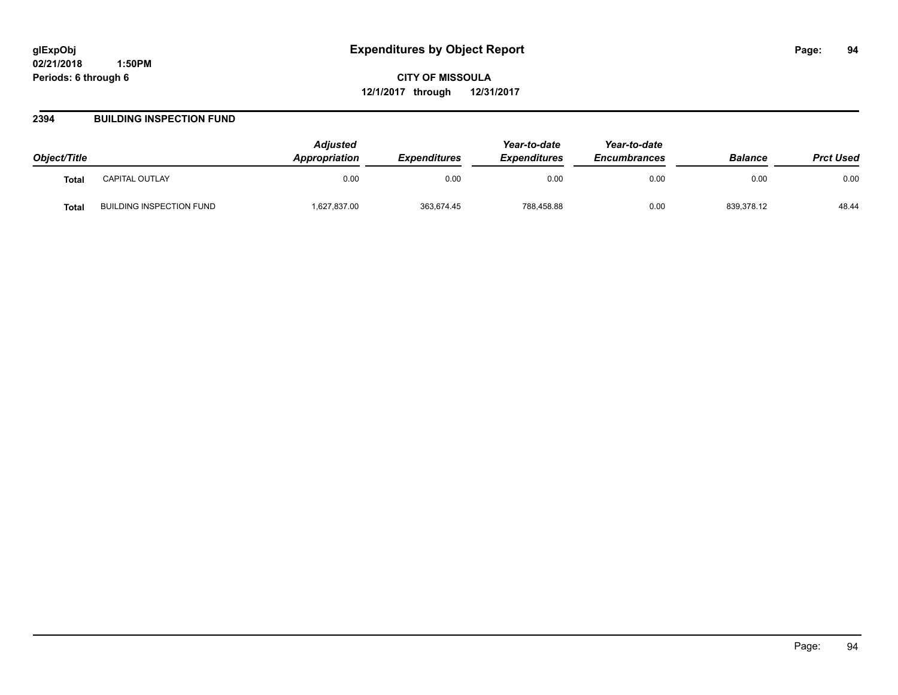**glExpObj**
**02/21/2018 1:50PM**
**Periods: 6 through 6**

# Expenditures by Object Report

**CITY OF MISSOULA**
**12/1/2017 through 12/31/2017**

## 2394 BUILDING INSPECTION FUND

| Object/Title | | *Adjusted Appropriation* | *Expenditures* | *Year-to-date Expenditures* | *Year-to-date Encumbrances* | *Balance* | *Prct Used* |
|---|---|---|---|---|---|---|---|
| **Total** | CAPITAL OUTLAY | 0.00 | 0.00 | 0.00 | 0.00 | 0.00 | 0.00 |
| **Total** | BUILDING INSPECTION FUND | 1,627,837.00 | 363,674.45 | 788,458.88 | 0.00 | 839,378.12 | 48.44 |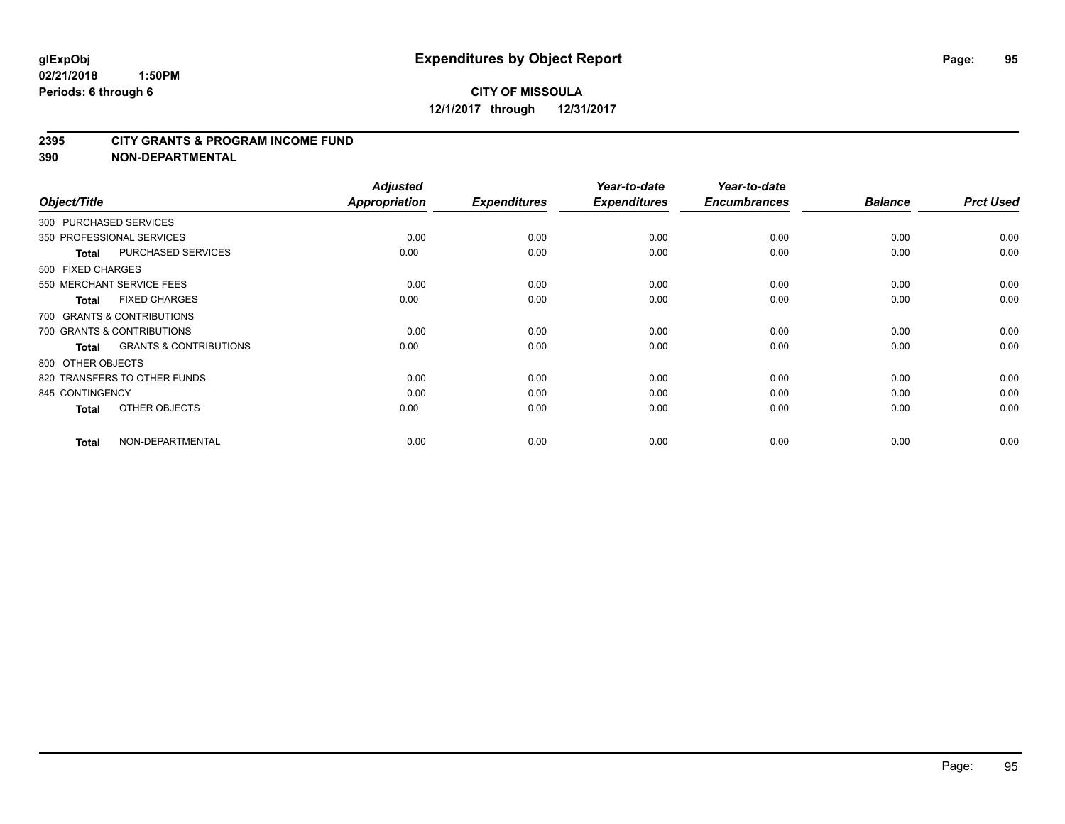# Expenditures by Object Report

glExpObj
02/21/2018 1:50PM
Periods: 6 through 6

**CITY OF MISSOULA**
**12/1/2017 through 12/31/2017**

## 2395 CITY GRANTS & PROGRAM INCOME FUND
## 390 NON-DEPARTMENTAL

| Object/Title | Adjusted Appropriation | Expenditures | Year-to-date Expenditures | Year-to-date Encumbrances | Balance | Prct Used |
|---|---|---|---|---|---|---|
| 300 PURCHASED SERVICES | | | | | | |
| 350 PROFESSIONAL SERVICES | 0.00 | 0.00 | 0.00 | 0.00 | 0.00 | 0.00 |
| **Total** PURCHASED SERVICES | 0.00 | 0.00 | 0.00 | 0.00 | 0.00 | 0.00 |
| 500 FIXED CHARGES | | | | | | |
| 550 MERCHANT SERVICE FEES | 0.00 | 0.00 | 0.00 | 0.00 | 0.00 | 0.00 |
| **Total** FIXED CHARGES | 0.00 | 0.00 | 0.00 | 0.00 | 0.00 | 0.00 |
| 700 GRANTS & CONTRIBUTIONS | | | | | | |
| 700 GRANTS & CONTRIBUTIONS | 0.00 | 0.00 | 0.00 | 0.00 | 0.00 | 0.00 |
| **Total** GRANTS & CONTRIBUTIONS | 0.00 | 0.00 | 0.00 | 0.00 | 0.00 | 0.00 |
| 800 OTHER OBJECTS | | | | | | |
| 820 TRANSFERS TO OTHER FUNDS | 0.00 | 0.00 | 0.00 | 0.00 | 0.00 | 0.00 |
| 845 CONTINGENCY | 0.00 | 0.00 | 0.00 | 0.00 | 0.00 | 0.00 |
| **Total** OTHER OBJECTS | 0.00 | 0.00 | 0.00 | 0.00 | 0.00 | 0.00 |
| **Total** NON-DEPARTMENTAL | 0.00 | 0.00 | 0.00 | 0.00 | 0.00 | 0.00 |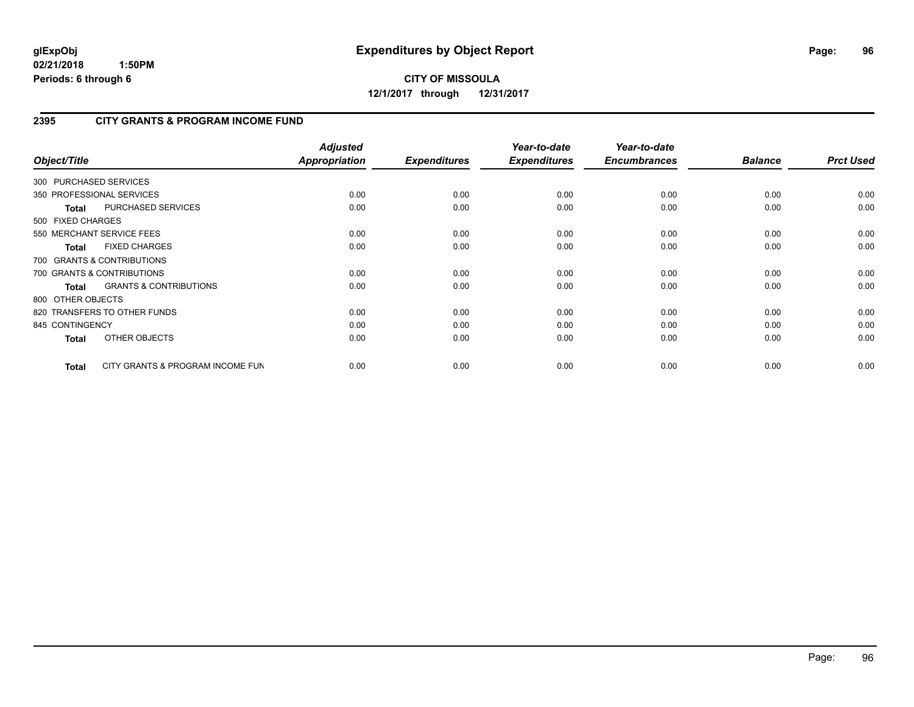# Expenditures by Object Report

**glExpObj**
**02/21/2018 1:50PM**
**Periods: 6 through 6**

**CITY OF MISSOULA**
**12/1/2017 through 12/31/2017**

## 2395 CITY GRANTS & PROGRAM INCOME FUND

| Object/Title | Adjusted Appropriation | Expenditures | Year-to-date Expenditures | Year-to-date Encumbrances | Balance | Prct Used |
|---|---|---|---|---|---|---|
| 300 PURCHASED SERVICES | | | | | | |
| 350 PROFESSIONAL SERVICES | 0.00 | 0.00 | 0.00 | 0.00 | 0.00 | 0.00 |
| **Total** PURCHASED SERVICES | 0.00 | 0.00 | 0.00 | 0.00 | 0.00 | 0.00 |
| 500 FIXED CHARGES | | | | | | |
| 550 MERCHANT SERVICE FEES | 0.00 | 0.00 | 0.00 | 0.00 | 0.00 | 0.00 |
| **Total** FIXED CHARGES | 0.00 | 0.00 | 0.00 | 0.00 | 0.00 | 0.00 |
| 700 GRANTS & CONTRIBUTIONS | | | | | | |
| 700 GRANTS & CONTRIBUTIONS | 0.00 | 0.00 | 0.00 | 0.00 | 0.00 | 0.00 |
| **Total** GRANTS & CONTRIBUTIONS | 0.00 | 0.00 | 0.00 | 0.00 | 0.00 | 0.00 |
| 800 OTHER OBJECTS | | | | | | |
| 820 TRANSFERS TO OTHER FUNDS | 0.00 | 0.00 | 0.00 | 0.00 | 0.00 | 0.00 |
| 845 CONTINGENCY | 0.00 | 0.00 | 0.00 | 0.00 | 0.00 | 0.00 |
| **Total** OTHER OBJECTS | 0.00 | 0.00 | 0.00 | 0.00 | 0.00 | 0.00 |
| **Total** CITY GRANTS & PROGRAM INCOME FUN | 0.00 | 0.00 | 0.00 | 0.00 | 0.00 | 0.00 |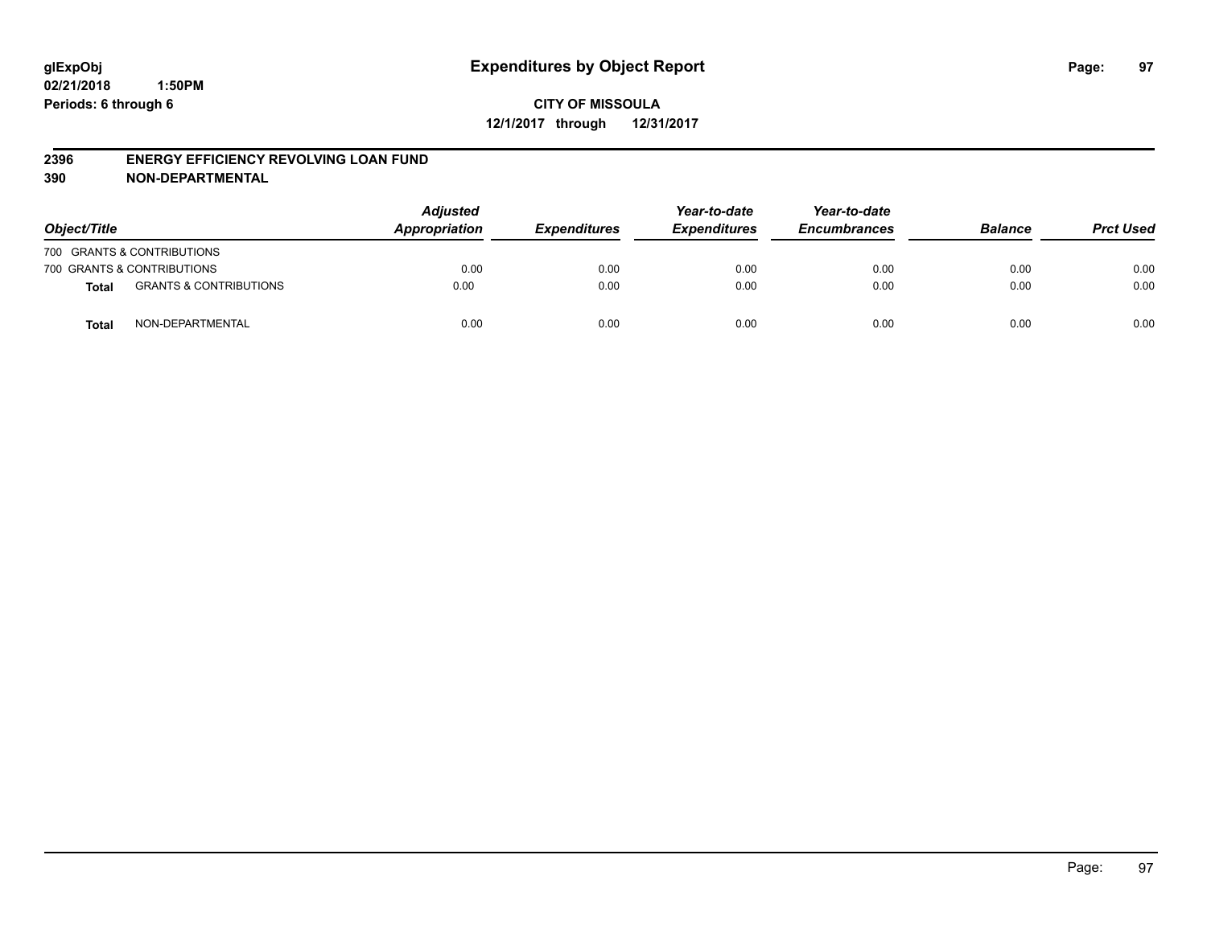# Expenditures by Object Report

glExpObj
02/21/2018 1:50PM
Periods: 6 through 6

**CITY OF MISSOULA**
**12/1/2017 through 12/31/2017**

## 2396 ENERGY EFFICIENCY REVOLVING LOAN FUND
## 390 NON-DEPARTMENTAL

| Object/Title | | Adjusted Appropriation | Expenditures | Year-to-date Expenditures | Year-to-date Encumbrances | Balance | Prct Used |
|---|---|---|---|---|---|---|---|
| 700 GRANTS & CONTRIBUTIONS | | | | | | | |
| 700 GRANTS & CONTRIBUTIONS | | 0.00 | 0.00 | 0.00 | 0.00 | 0.00 | 0.00 |
| **Total** | GRANTS & CONTRIBUTIONS | 0.00 | 0.00 | 0.00 | 0.00 | 0.00 | 0.00 |
| **Total** | NON-DEPARTMENTAL | 0.00 | 0.00 | 0.00 | 0.00 | 0.00 | 0.00 |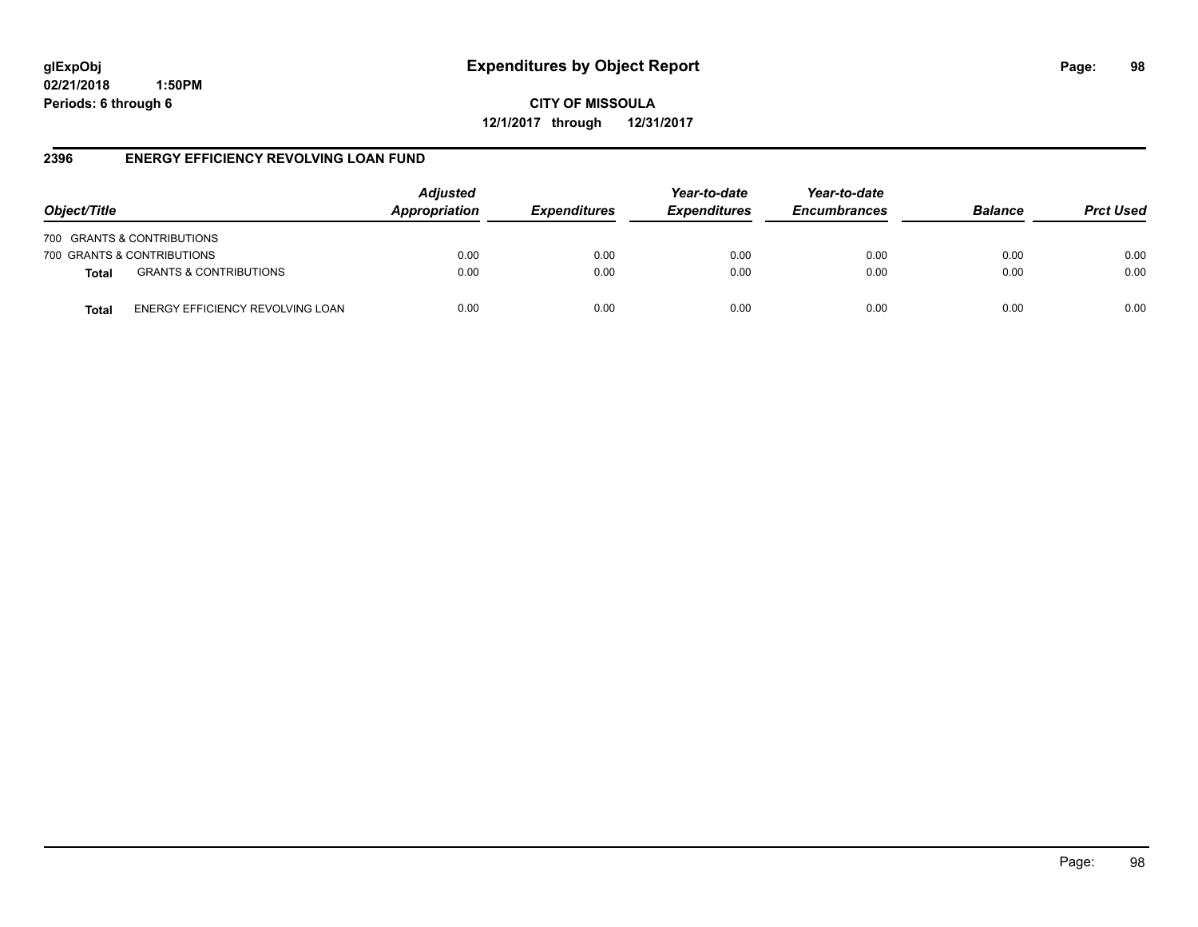**glExpObj** **Expenditures by Object Report**
**02/21/2018 1:50PM**
**Periods: 6 through 6**

**CITY OF MISSOULA**
**12/1/2017 through 12/31/2017**

## 2396 ENERGY EFFICIENCY REVOLVING LOAN FUND

| Object/Title | | Adjusted Appropriation | Expenditures | Year-to-date Expenditures | Year-to-date Encumbrances | Balance | Prct Used |
|---|---|---|---|---|---|---|---|
| 700 GRANTS & CONTRIBUTIONS | | | | | | | |
| 700 GRANTS & CONTRIBUTIONS | | 0.00 | 0.00 | 0.00 | 0.00 | 0.00 | 0.00 |
| **Total** | GRANTS & CONTRIBUTIONS | 0.00 | 0.00 | 0.00 | 0.00 | 0.00 | 0.00 |
| **Total** | ENERGY EFFICIENCY REVOLVING LOAN | 0.00 | 0.00 | 0.00 | 0.00 | 0.00 | 0.00 |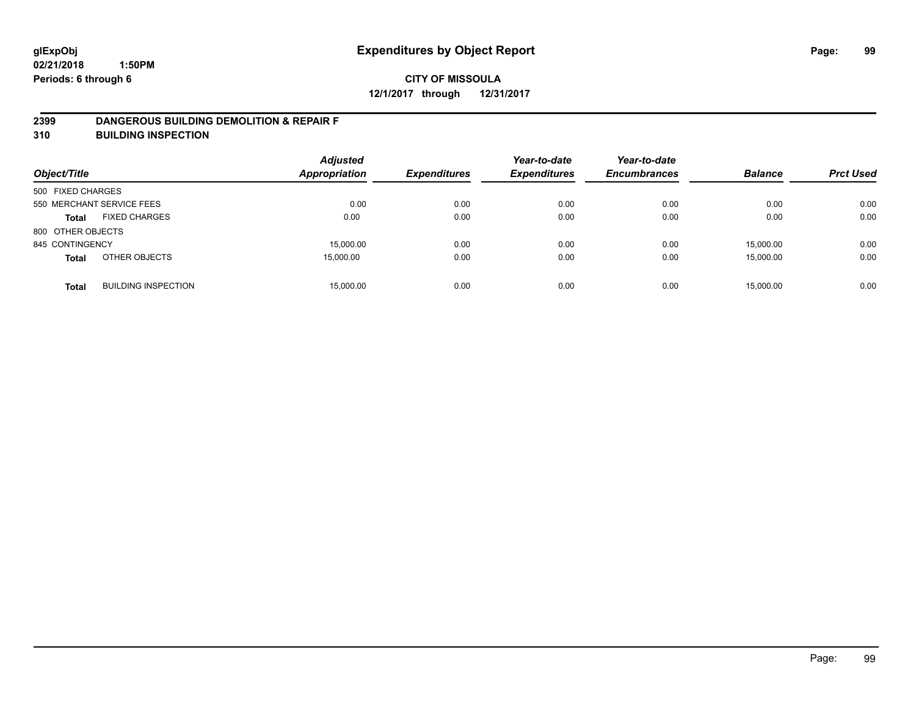# Expenditures by Object Report

glExpObj
02/21/2018 1:50PM
Periods: 6 through 6

**CITY OF MISSOULA**
**12/1/2017 through 12/31/2017**

## 2399 DANGEROUS BUILDING DEMOLITION & REPAIR F
## 310 BUILDING INSPECTION

| Object/Title | | Adjusted Appropriation | Expenditures | Year-to-date Expenditures | Year-to-date Encumbrances | Balance | Prct Used |
|---|---|---|---|---|---|---|---|
| 500 FIXED CHARGES | | | | | | | |
| 550 MERCHANT SERVICE FEES | | 0.00 | 0.00 | 0.00 | 0.00 | 0.00 | 0.00 |
| **Total** | FIXED CHARGES | 0.00 | 0.00 | 0.00 | 0.00 | 0.00 | 0.00 |
| 800 OTHER OBJECTS | | | | | | | |
| 845 CONTINGENCY | | 15,000.00 | 0.00 | 0.00 | 0.00 | 15,000.00 | 0.00 |
| **Total** | OTHER OBJECTS | 15,000.00 | 0.00 | 0.00 | 0.00 | 15,000.00 | 0.00 |
| **Total** | BUILDING INSPECTION | 15,000.00 | 0.00 | 0.00 | 0.00 | 15,000.00 | 0.00 |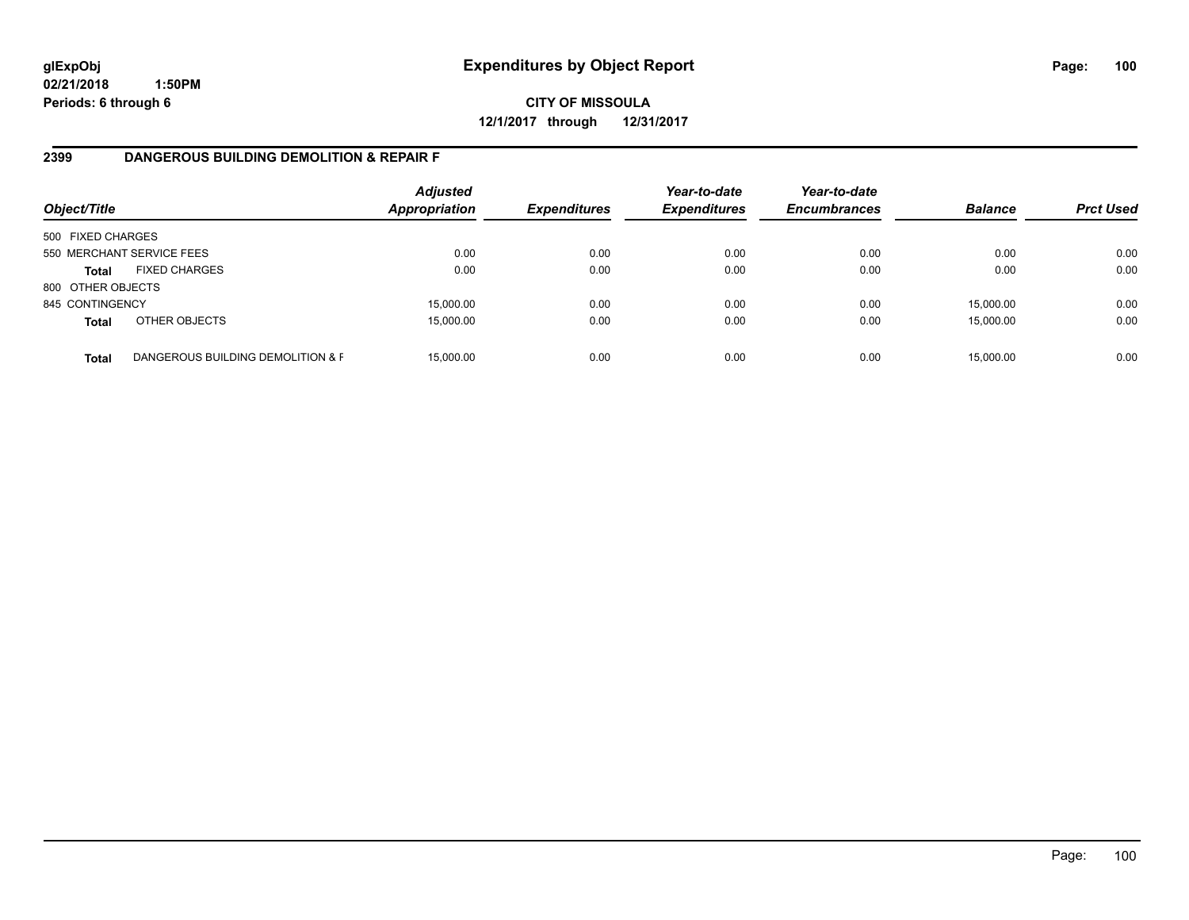**glExpObj**
**02/21/2018 1:50PM**
**Periods: 6 through 6**

# Expenditures by Object Report

**CITY OF MISSOULA**
**12/1/2017 through 12/31/2017**

## 2399 DANGEROUS BUILDING DEMOLITION & REPAIR F

| Object/Title | | Adjusted Appropriation | Expenditures | Year-to-date Expenditures | Year-to-date Encumbrances | Balance | Prct Used |
|---|---|---|---|---|---|---|---|
| 500 FIXED CHARGES | | | | | | | |
| 550 MERCHANT SERVICE FEES | | 0.00 | 0.00 | 0.00 | 0.00 | 0.00 | 0.00 |
| **Total** | FIXED CHARGES | 0.00 | 0.00 | 0.00 | 0.00 | 0.00 | 0.00 |
| 800 OTHER OBJECTS | | | | | | | |
| 845 CONTINGENCY | | 15,000.00 | 0.00 | 0.00 | 0.00 | 15,000.00 | 0.00 |
| **Total** | OTHER OBJECTS | 15,000.00 | 0.00 | 0.00 | 0.00 | 15,000.00 | 0.00 |
| **Total** | DANGEROUS BUILDING DEMOLITION & F | 15,000.00 | 0.00 | 0.00 | 0.00 | 15,000.00 | 0.00 |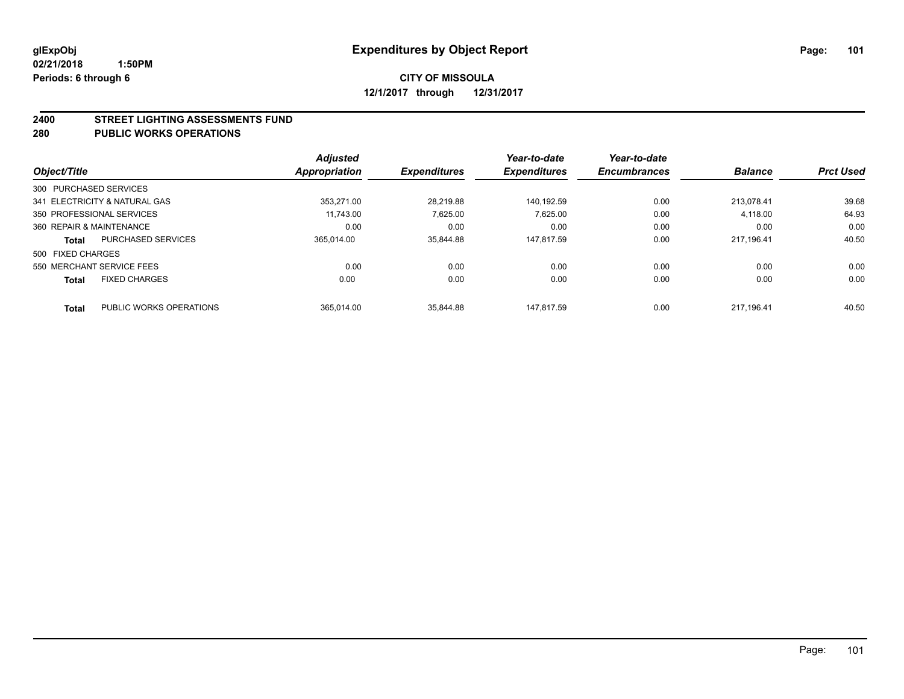**glExpObj**
**02/21/2018 1:50PM**
**Periods: 6 through 6**

# Expenditures by Object Report

**CITY OF MISSOULA**
**12/1/2017 through 12/31/2017**

## 2400 STREET LIGHTING ASSESSMENTS FUND
## 280 PUBLIC WORKS OPERATIONS

| Object/Title | | Adjusted Appropriation | Expenditures | Year-to-date Expenditures | Year-to-date Encumbrances | Balance | Prct Used |
|---|---|---|---|---|---|---|---|
| 300 PURCHASED SERVICES | | | | | | | |
| 341 ELECTRICITY & NATURAL GAS | | 353,271.00 | 28,219.88 | 140,192.59 | 0.00 | 213,078.41 | 39.68 |
| 350 PROFESSIONAL SERVICES | | 11,743.00 | 7,625.00 | 7,625.00 | 0.00 | 4,118.00 | 64.93 |
| 360 REPAIR & MAINTENANCE | | 0.00 | 0.00 | 0.00 | 0.00 | 0.00 | 0.00 |
| **Total** | PURCHASED SERVICES | 365,014.00 | 35,844.88 | 147,817.59 | 0.00 | 217,196.41 | 40.50 |
| 500 FIXED CHARGES | | | | | | | |
| 550 MERCHANT SERVICE FEES | | 0.00 | 0.00 | 0.00 | 0.00 | 0.00 | 0.00 |
| **Total** | FIXED CHARGES | 0.00 | 0.00 | 0.00 | 0.00 | 0.00 | 0.00 |
| **Total** | PUBLIC WORKS OPERATIONS | 365,014.00 | 35,844.88 | 147,817.59 | 0.00 | 217,196.41 | 40.50 |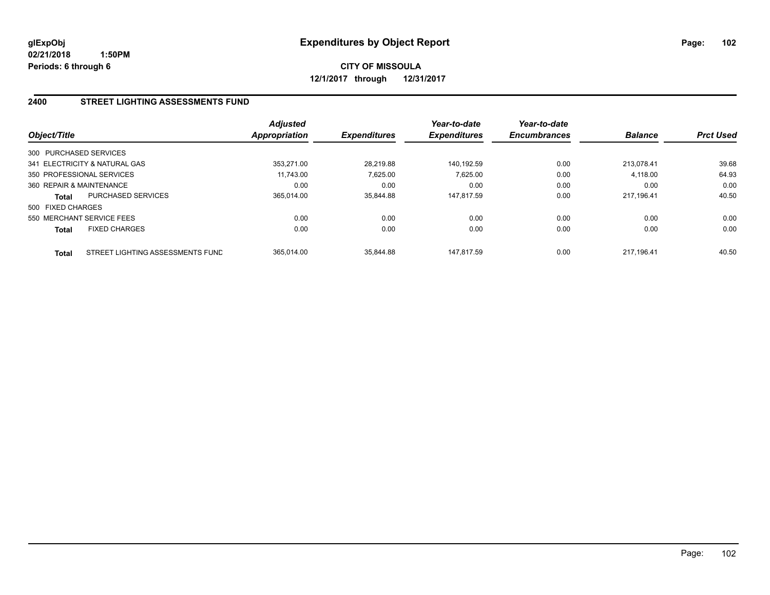# Expenditures by Object Report

glExpObj
02/21/2018 1:50PM
Periods: 6 through 6

**CITY OF MISSOULA**
**12/1/2017 through 12/31/2017**

## 2400 STREET LIGHTING ASSESSMENTS FUND

| Object/Title | | Adjusted Appropriation | Expenditures | Year-to-date Expenditures | Year-to-date Encumbrances | Balance | Prct Used |
|---|---|---|---|---|---|---|---|
| 300 PURCHASED SERVICES | | | | | | | |
| 341 ELECTRICITY & NATURAL GAS | | 353,271.00 | 28,219.88 | 140,192.59 | 0.00 | 213,078.41 | 39.68 |
| 350 PROFESSIONAL SERVICES | | 11,743.00 | 7,625.00 | 7,625.00 | 0.00 | 4,118.00 | 64.93 |
| 360 REPAIR & MAINTENANCE | | 0.00 | 0.00 | 0.00 | 0.00 | 0.00 | 0.00 |
| **Total** | PURCHASED SERVICES | 365,014.00 | 35,844.88 | 147,817.59 | 0.00 | 217,196.41 | 40.50 |
| 500 FIXED CHARGES | | | | | | | |
| 550 MERCHANT SERVICE FEES | | 0.00 | 0.00 | 0.00 | 0.00 | 0.00 | 0.00 |
| **Total** | FIXED CHARGES | 0.00 | 0.00 | 0.00 | 0.00 | 0.00 | 0.00 |
| **Total** | STREET LIGHTING ASSESSMENTS FUND | 365,014.00 | 35,844.88 | 147,817.59 | 0.00 | 217,196.41 | 40.50 |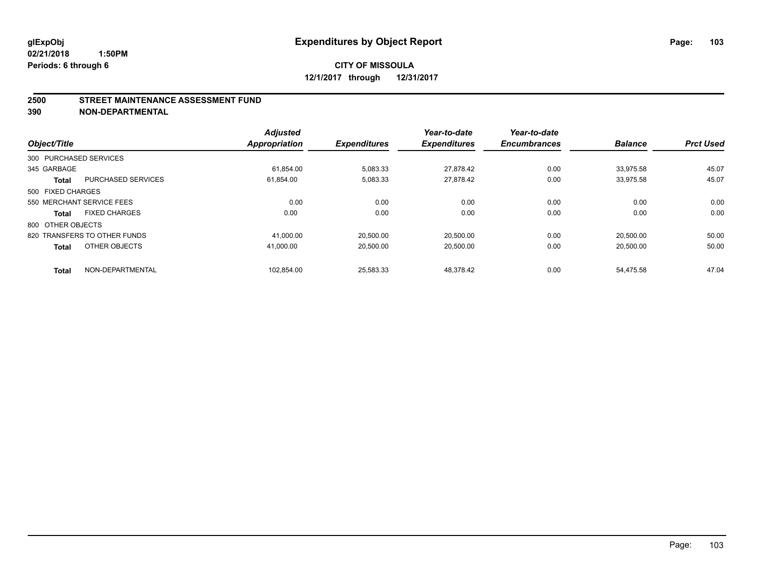**glExpObj**
**02/21/2018 1:50PM**
**Periods: 6 through 6**

# Expenditures by Object Report

**CITY OF MISSOULA**
**12/1/2017 through 12/31/2017**

## 2500 STREET MAINTENANCE ASSESSMENT FUND
## 390 NON-DEPARTMENTAL

| Object/Title | | Adjusted Appropriation | Expenditures | Year-to-date Expenditures | Year-to-date Encumbrances | Balance | Prct Used |
|---|---|---|---|---|---|---|---|
| 300 PURCHASED SERVICES | | | | | | | |
| 345 GARBAGE | | 61,854.00 | 5,083.33 | 27,878.42 | 0.00 | 33,975.58 | 45.07 |
| **Total** | PURCHASED SERVICES | 61,854.00 | 5,083.33 | 27,878.42 | 0.00 | 33,975.58 | 45.07 |
| 500 FIXED CHARGES | | | | | | | |
| 550 MERCHANT SERVICE FEES | | 0.00 | 0.00 | 0.00 | 0.00 | 0.00 | 0.00 |
| **Total** | FIXED CHARGES | 0.00 | 0.00 | 0.00 | 0.00 | 0.00 | 0.00 |
| 800 OTHER OBJECTS | | | | | | | |
| 820 TRANSFERS TO OTHER FUNDS | | 41,000.00 | 20,500.00 | 20,500.00 | 0.00 | 20,500.00 | 50.00 |
| **Total** | OTHER OBJECTS | 41,000.00 | 20,500.00 | 20,500.00 | 0.00 | 20,500.00 | 50.00 |
| **Total** | NON-DEPARTMENTAL | 102,854.00 | 25,583.33 | 48,378.42 | 0.00 | 54,475.58 | 47.04 |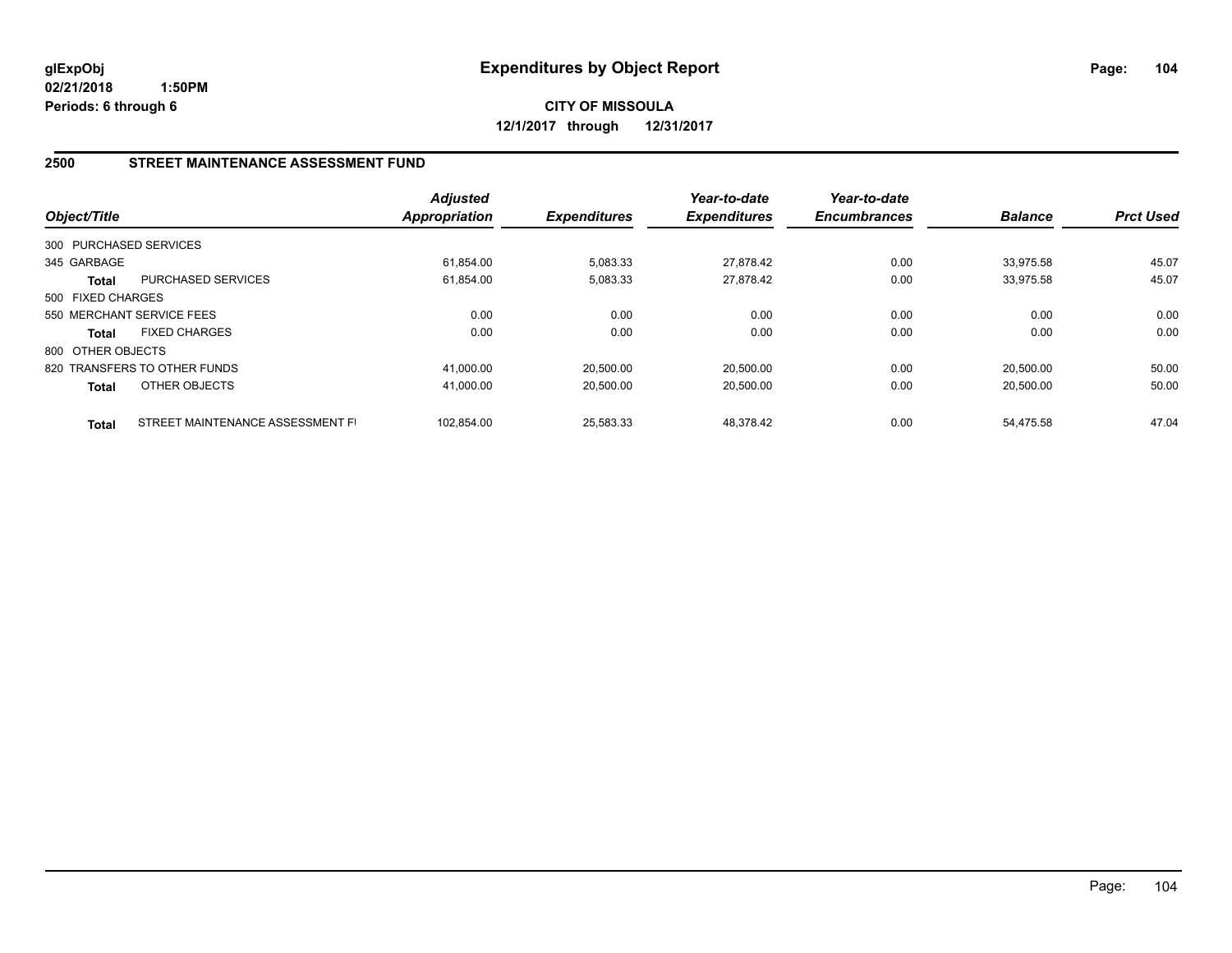# Expenditures by Object Report

glExpObj
02/21/2018 1:50PM
Periods: 6 through 6

**CITY OF MISSOULA**
**12/1/2017 through 12/31/2017**

## 2500 STREET MAINTENANCE ASSESSMENT FUND

| Object/Title | | Adjusted Appropriation | Expenditures | Year-to-date Expenditures | Year-to-date Encumbrances | Balance | Prct Used |
|---|---|---|---|---|---|---|---|
| 300 PURCHASED SERVICES | | | | | | | |
| 345 GARBAGE | | 61,854.00 | 5,083.33 | 27,878.42 | 0.00 | 33,975.58 | 45.07 |
| **Total** | PURCHASED SERVICES | 61,854.00 | 5,083.33 | 27,878.42 | 0.00 | 33,975.58 | 45.07 |
| 500 FIXED CHARGES | | | | | | | |
| 550 MERCHANT SERVICE FEES | | 0.00 | 0.00 | 0.00 | 0.00 | 0.00 | 0.00 |
| **Total** | FIXED CHARGES | 0.00 | 0.00 | 0.00 | 0.00 | 0.00 | 0.00 |
| 800 OTHER OBJECTS | | | | | | | |
| 820 TRANSFERS TO OTHER FUNDS | | 41,000.00 | 20,500.00 | 20,500.00 | 0.00 | 20,500.00 | 50.00 |
| **Total** | OTHER OBJECTS | 41,000.00 | 20,500.00 | 20,500.00 | 0.00 | 20,500.00 | 50.00 |
| **Total** | STREET MAINTENANCE ASSESSMENT FI | 102,854.00 | 25,583.33 | 48,378.42 | 0.00 | 54,475.58 | 47.04 |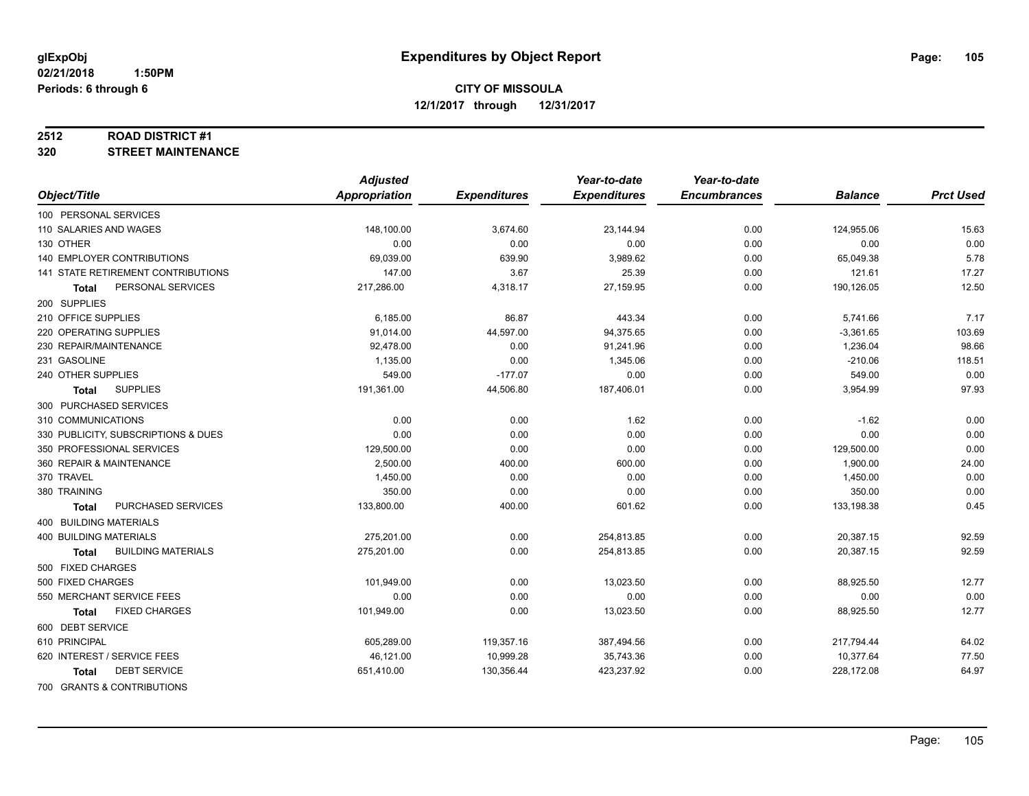glExpObj
02/21/2018 1:50PM
Periods: 6 through 6

# Expenditures by Object Report

**CITY OF MISSOULA**
**12/1/2017 through 12/31/2017**

**2512 ROAD DISTRICT #1**
**320 STREET MAINTENANCE**

| Object/Title | Adjusted Appropriation | Expenditures | Year-to-date Expenditures | Year-to-date Encumbrances | Balance | Prct Used |
|---|---|---|---|---|---|---|
| 100 PERSONAL SERVICES | | | | | | |
| 110 SALARIES AND WAGES | 148,100.00 | 3,674.60 | 23,144.94 | 0.00 | 124,955.06 | 15.63 |
| 130 OTHER | 0.00 | 0.00 | 0.00 | 0.00 | 0.00 | 0.00 |
| 140 EMPLOYER CONTRIBUTIONS | 69,039.00 | 639.90 | 3,989.62 | 0.00 | 65,049.38 | 5.78 |
| 141 STATE RETIREMENT CONTRIBUTIONS | 147.00 | 3.67 | 25.39 | 0.00 | 121.61 | 17.27 |
| **Total** PERSONAL SERVICES | 217,286.00 | 4,318.17 | 27,159.95 | 0.00 | 190,126.05 | 12.50 |
| 200 SUPPLIES | | | | | | |
| 210 OFFICE SUPPLIES | 6,185.00 | 86.87 | 443.34 | 0.00 | 5,741.66 | 7.17 |
| 220 OPERATING SUPPLIES | 91,014.00 | 44,597.00 | 94,375.65 | 0.00 | -3,361.65 | 103.69 |
| 230 REPAIR/MAINTENANCE | 92,478.00 | 0.00 | 91,241.96 | 0.00 | 1,236.04 | 98.66 |
| 231 GASOLINE | 1,135.00 | 0.00 | 1,345.06 | 0.00 | -210.06 | 118.51 |
| 240 OTHER SUPPLIES | 549.00 | -177.07 | 0.00 | 0.00 | 549.00 | 0.00 |
| **Total** SUPPLIES | 191,361.00 | 44,506.80 | 187,406.01 | 0.00 | 3,954.99 | 97.93 |
| 300 PURCHASED SERVICES | | | | | | |
| 310 COMMUNICATIONS | 0.00 | 0.00 | 1.62 | 0.00 | -1.62 | 0.00 |
| 330 PUBLICITY, SUBSCRIPTIONS & DUES | 0.00 | 0.00 | 0.00 | 0.00 | 0.00 | 0.00 |
| 350 PROFESSIONAL SERVICES | 129,500.00 | 0.00 | 0.00 | 0.00 | 129,500.00 | 0.00 |
| 360 REPAIR & MAINTENANCE | 2,500.00 | 400.00 | 600.00 | 0.00 | 1,900.00 | 24.00 |
| 370 TRAVEL | 1,450.00 | 0.00 | 0.00 | 0.00 | 1,450.00 | 0.00 |
| 380 TRAINING | 350.00 | 0.00 | 0.00 | 0.00 | 350.00 | 0.00 |
| **Total** PURCHASED SERVICES | 133,800.00 | 400.00 | 601.62 | 0.00 | 133,198.38 | 0.45 |
| 400 BUILDING MATERIALS | | | | | | |
| 400 BUILDING MATERIALS | 275,201.00 | 0.00 | 254,813.85 | 0.00 | 20,387.15 | 92.59 |
| **Total** BUILDING MATERIALS | 275,201.00 | 0.00 | 254,813.85 | 0.00 | 20,387.15 | 92.59 |
| 500 FIXED CHARGES | | | | | | |
| 500 FIXED CHARGES | 101,949.00 | 0.00 | 13,023.50 | 0.00 | 88,925.50 | 12.77 |
| 550 MERCHANT SERVICE FEES | 0.00 | 0.00 | 0.00 | 0.00 | 0.00 | 0.00 |
| **Total** FIXED CHARGES | 101,949.00 | 0.00 | 13,023.50 | 0.00 | 88,925.50 | 12.77 |
| 600 DEBT SERVICE | | | | | | |
| 610 PRINCIPAL | 605,289.00 | 119,357.16 | 387,494.56 | 0.00 | 217,794.44 | 64.02 |
| 620 INTEREST / SERVICE FEES | 46,121.00 | 10,999.28 | 35,743.36 | 0.00 | 10,377.64 | 77.50 |
| **Total** DEBT SERVICE | 651,410.00 | 130,356.44 | 423,237.92 | 0.00 | 228,172.08 | 64.97 |
| 700 GRANTS & CONTRIBUTIONS | | | | | | |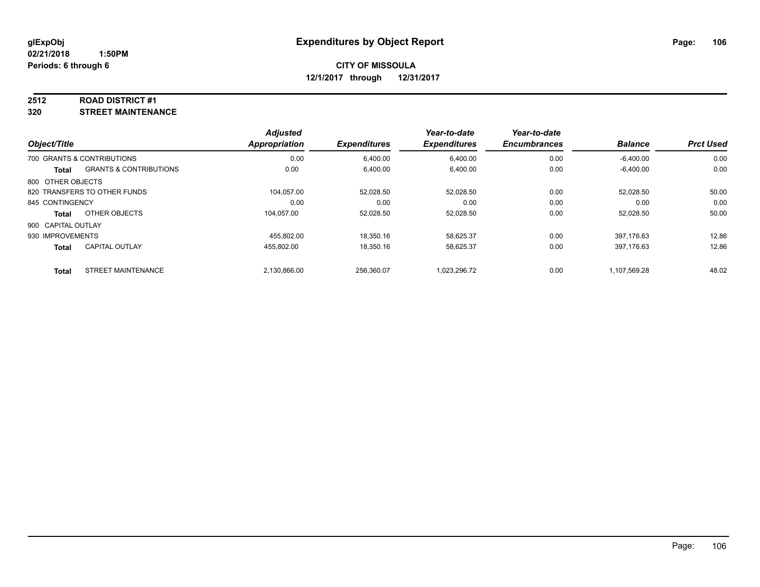**glExpObj**
**02/21/2018 1:50PM**
**Periods: 6 through 6**

# Expenditures by Object Report

**CITY OF MISSOULA**
**12/1/2017 through 12/31/2017**

## 2512 ROAD DISTRICT #1
## 320 STREET MAINTENANCE

| Object/Title | | Adjusted Appropriation | Expenditures | Year-to-date Expenditures | Year-to-date Encumbrances | Balance | Prct Used |
|---|---|---|---|---|---|---|---|
| 700 GRANTS & CONTRIBUTIONS | | 0.00 | 6,400.00 | 6,400.00 | 0.00 | -6,400.00 | 0.00 |
| **Total** | GRANTS & CONTRIBUTIONS | 0.00 | 6,400.00 | 6,400.00 | 0.00 | -6,400.00 | 0.00 |
| 800 OTHER OBJECTS | | | | | | | |
| 820 TRANSFERS TO OTHER FUNDS | | 104,057.00 | 52,028.50 | 52,028.50 | 0.00 | 52,028.50 | 50.00 |
| 845 CONTINGENCY | | 0.00 | 0.00 | 0.00 | 0.00 | 0.00 | 0.00 |
| **Total** | OTHER OBJECTS | 104,057.00 | 52,028.50 | 52,028.50 | 0.00 | 52,028.50 | 50.00 |
| 900 CAPITAL OUTLAY | | | | | | | |
| 930 IMPROVEMENTS | | 455,802.00 | 18,350.16 | 58,625.37 | 0.00 | 397,176.63 | 12.86 |
| **Total** | CAPITAL OUTLAY | 455,802.00 | 18,350.16 | 58,625.37 | 0.00 | 397,176.63 | 12.86 |
| **Total** | STREET MAINTENANCE | 2,130,866.00 | 256,360.07 | 1,023,296.72 | 0.00 | 1,107,569.28 | 48.02 |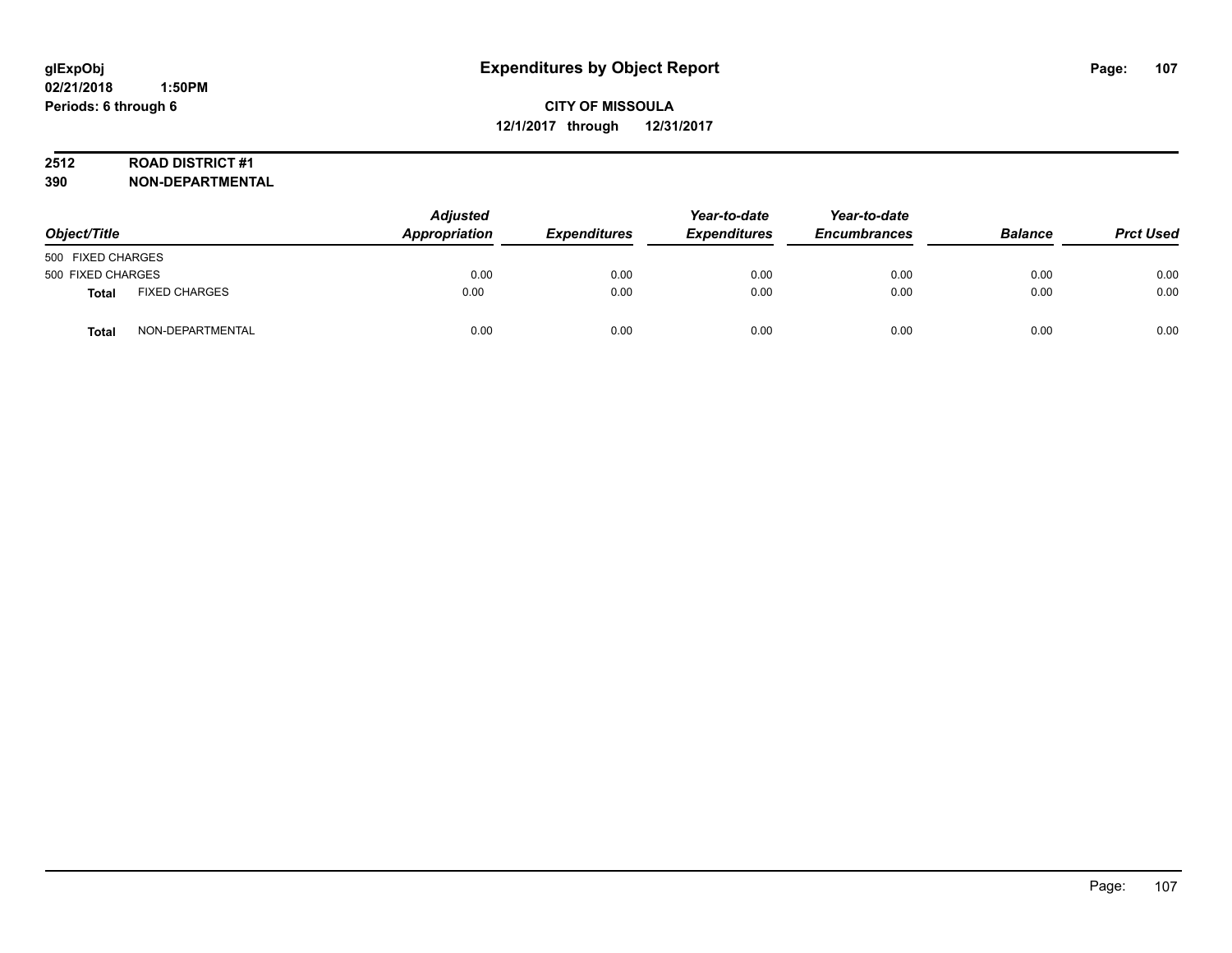# Expenditures by Object Report

glExpObj
02/21/2018 1:50PM
Periods: 6 through 6

**CITY OF MISSOULA**
**12/1/2017 through 12/31/2017**

**2512 ROAD DISTRICT #1**
**390 NON-DEPARTMENTAL**

| Object/Title | | Adjusted Appropriation | Expenditures | Year-to-date Expenditures | Year-to-date Encumbrances | Balance | Prct Used |
|---|---|---|---|---|---|---|---|
| 500 FIXED CHARGES | | | | | | | |
| 500 FIXED CHARGES | | 0.00 | 0.00 | 0.00 | 0.00 | 0.00 | 0.00 |
| **Total** | FIXED CHARGES | 0.00 | 0.00 | 0.00 | 0.00 | 0.00 | 0.00 |
| **Total** | NON-DEPARTMENTAL | 0.00 | 0.00 | 0.00 | 0.00 | 0.00 | 0.00 |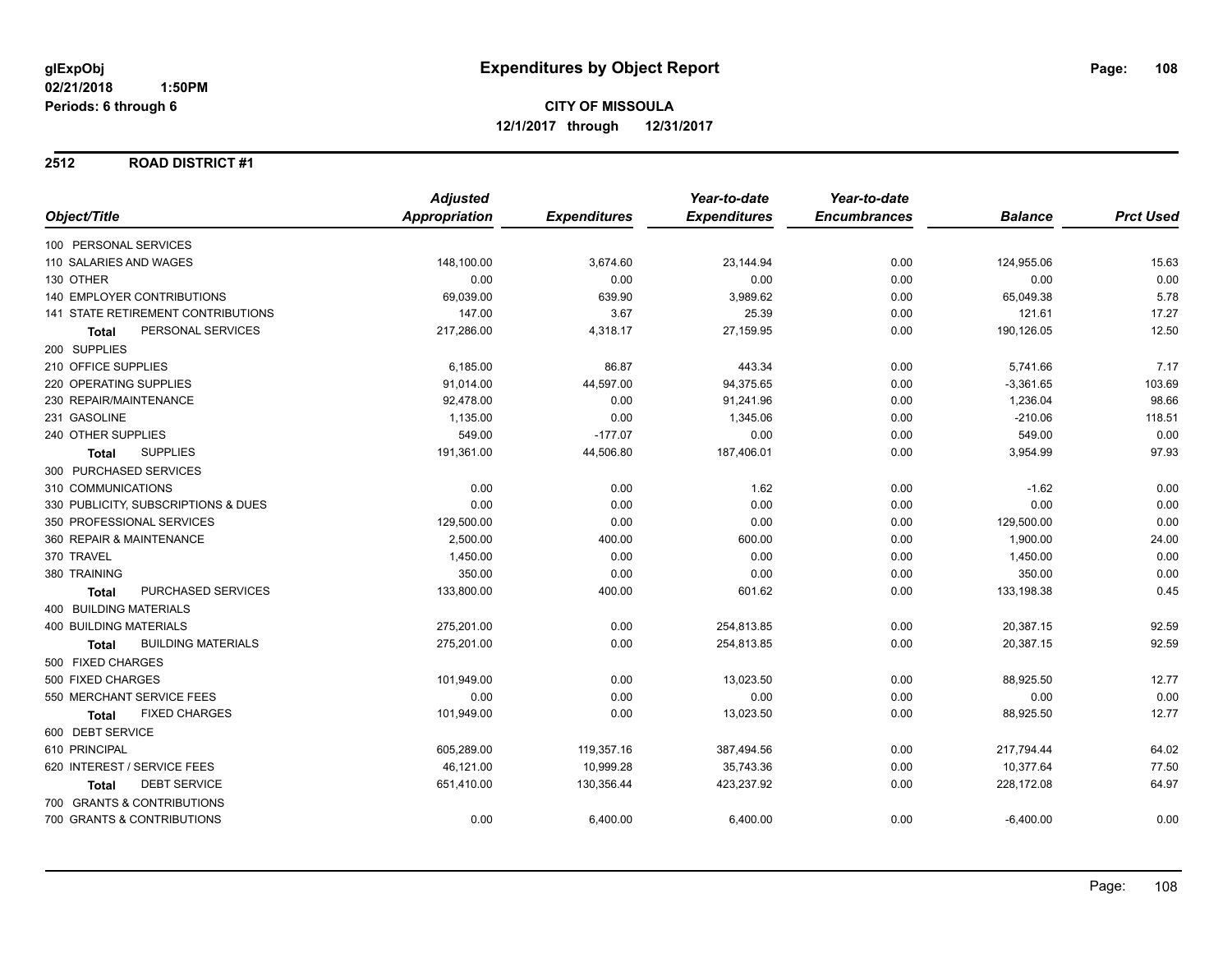glExpObj
02/21/2018 1:50PM
Periods: 6 through 6

# Expenditures by Object Report

**CITY OF MISSOULA**
**12/1/2017 through 12/31/2017**

## 2512 ROAD DISTRICT #1

| Object/Title | Adjusted Appropriation | Expenditures | Year-to-date Expenditures | Year-to-date Encumbrances | Balance | Prct Used |
|---|---|---|---|---|---|---|
| 100 PERSONAL SERVICES | | | | | | |
| 110 SALARIES AND WAGES | 148,100.00 | 3,674.60 | 23,144.94 | 0.00 | 124,955.06 | 15.63 |
| 130 OTHER | 0.00 | 0.00 | 0.00 | 0.00 | 0.00 | 0.00 |
| 140 EMPLOYER CONTRIBUTIONS | 69,039.00 | 639.90 | 3,989.62 | 0.00 | 65,049.38 | 5.78 |
| 141 STATE RETIREMENT CONTRIBUTIONS | 147.00 | 3.67 | 25.39 | 0.00 | 121.61 | 17.27 |
| **Total** PERSONAL SERVICES | 217,286.00 | 4,318.17 | 27,159.95 | 0.00 | 190,126.05 | 12.50 |
| 200 SUPPLIES | | | | | | |
| 210 OFFICE SUPPLIES | 6,185.00 | 86.87 | 443.34 | 0.00 | 5,741.66 | 7.17 |
| 220 OPERATING SUPPLIES | 91,014.00 | 44,597.00 | 94,375.65 | 0.00 | -3,361.65 | 103.69 |
| 230 REPAIR/MAINTENANCE | 92,478.00 | 0.00 | 91,241.96 | 0.00 | 1,236.04 | 98.66 |
| 231 GASOLINE | 1,135.00 | 0.00 | 1,345.06 | 0.00 | -210.06 | 118.51 |
| 240 OTHER SUPPLIES | 549.00 | -177.07 | 0.00 | 0.00 | 549.00 | 0.00 |
| **Total** SUPPLIES | 191,361.00 | 44,506.80 | 187,406.01 | 0.00 | 3,954.99 | 97.93 |
| 300 PURCHASED SERVICES | | | | | | |
| 310 COMMUNICATIONS | 0.00 | 0.00 | 1.62 | 0.00 | -1.62 | 0.00 |
| 330 PUBLICITY, SUBSCRIPTIONS & DUES | 0.00 | 0.00 | 0.00 | 0.00 | 0.00 | 0.00 |
| 350 PROFESSIONAL SERVICES | 129,500.00 | 0.00 | 0.00 | 0.00 | 129,500.00 | 0.00 |
| 360 REPAIR & MAINTENANCE | 2,500.00 | 400.00 | 600.00 | 0.00 | 1,900.00 | 24.00 |
| 370 TRAVEL | 1,450.00 | 0.00 | 0.00 | 0.00 | 1,450.00 | 0.00 |
| 380 TRAINING | 350.00 | 0.00 | 0.00 | 0.00 | 350.00 | 0.00 |
| **Total** PURCHASED SERVICES | 133,800.00 | 400.00 | 601.62 | 0.00 | 133,198.38 | 0.45 |
| 400 BUILDING MATERIALS | | | | | | |
| 400 BUILDING MATERIALS | 275,201.00 | 0.00 | 254,813.85 | 0.00 | 20,387.15 | 92.59 |
| **Total** BUILDING MATERIALS | 275,201.00 | 0.00 | 254,813.85 | 0.00 | 20,387.15 | 92.59 |
| 500 FIXED CHARGES | | | | | | |
| 500 FIXED CHARGES | 101,949.00 | 0.00 | 13,023.50 | 0.00 | 88,925.50 | 12.77 |
| 550 MERCHANT SERVICE FEES | 0.00 | 0.00 | 0.00 | 0.00 | 0.00 | 0.00 |
| **Total** FIXED CHARGES | 101,949.00 | 0.00 | 13,023.50 | 0.00 | 88,925.50 | 12.77 |
| 600 DEBT SERVICE | | | | | | |
| 610 PRINCIPAL | 605,289.00 | 119,357.16 | 387,494.56 | 0.00 | 217,794.44 | 64.02 |
| 620 INTEREST / SERVICE FEES | 46,121.00 | 10,999.28 | 35,743.36 | 0.00 | 10,377.64 | 77.50 |
| **Total** DEBT SERVICE | 651,410.00 | 130,356.44 | 423,237.92 | 0.00 | 228,172.08 | 64.97 |
| 700 GRANTS & CONTRIBUTIONS | | | | | | |
| 700 GRANTS & CONTRIBUTIONS | 0.00 | 6,400.00 | 6,400.00 | 0.00 | -6,400.00 | 0.00 |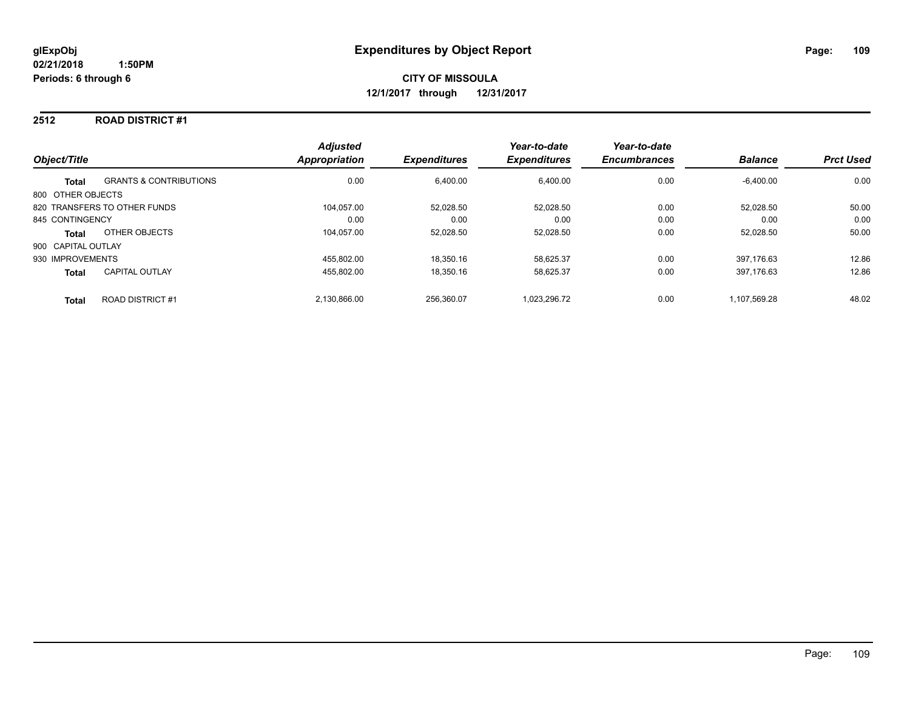# Expenditures by Object Report

glExpObj
02/21/2018 1:50PM
Periods: 6 through 6

**CITY OF MISSOULA**
**12/1/2017 through 12/31/2017**

## 2512 ROAD DISTRICT #1

| Object/Title | | Adjusted Appropriation | Expenditures | Year-to-date Expenditures | Year-to-date Encumbrances | Balance | Prct Used |
|---|---|---|---|---|---|---|---|
| **Total** | GRANTS & CONTRIBUTIONS | 0.00 | 6,400.00 | 6,400.00 | 0.00 | -6,400.00 | 0.00 |
| 800 OTHER OBJECTS | | | | | | | |
| 820 TRANSFERS TO OTHER FUNDS | | 104,057.00 | 52,028.50 | 52,028.50 | 0.00 | 52,028.50 | 50.00 |
| 845 CONTINGENCY | | 0.00 | 0.00 | 0.00 | 0.00 | 0.00 | 0.00 |
| **Total** | OTHER OBJECTS | 104,057.00 | 52,028.50 | 52,028.50 | 0.00 | 52,028.50 | 50.00 |
| 900 CAPITAL OUTLAY | | | | | | | |
| 930 IMPROVEMENTS | | 455,802.00 | 18,350.16 | 58,625.37 | 0.00 | 397,176.63 | 12.86 |
| **Total** | CAPITAL OUTLAY | 455,802.00 | 18,350.16 | 58,625.37 | 0.00 | 397,176.63 | 12.86 |
| **Total** | ROAD DISTRICT #1 | 2,130,866.00 | 256,360.07 | 1,023,296.72 | 0.00 | 1,107,569.28 | 48.02 |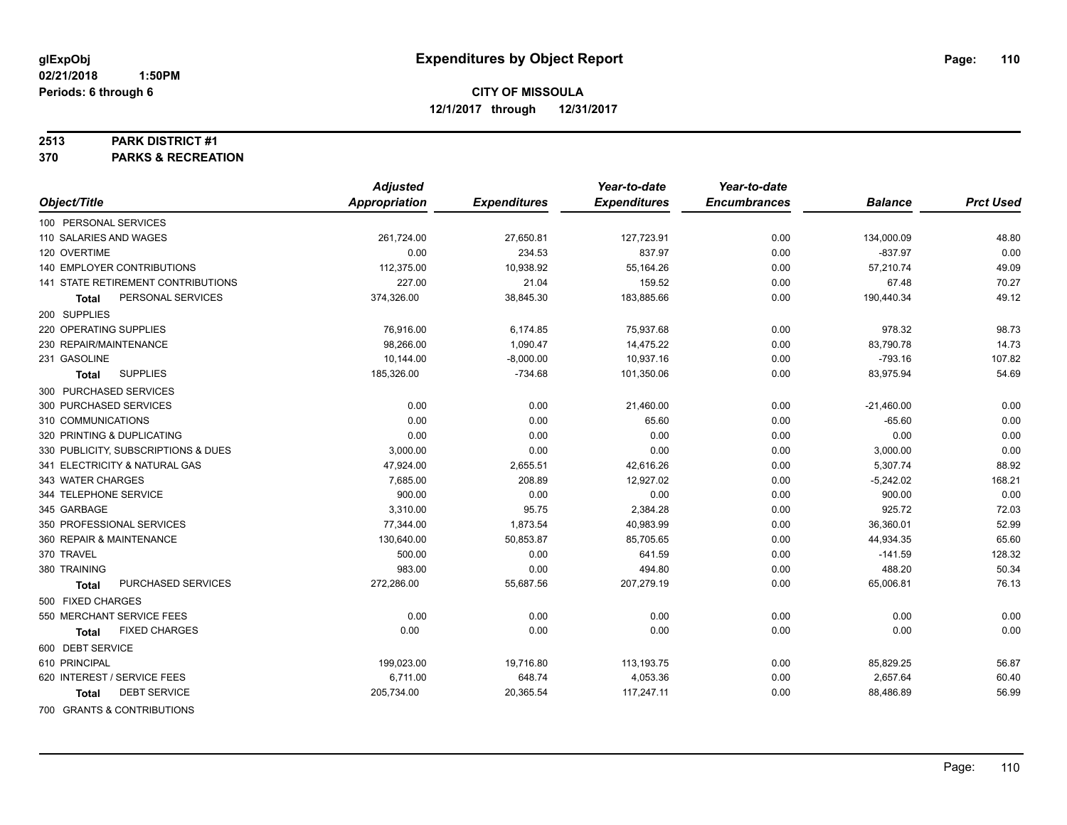# Expenditures by Object Report

glExpObj
02/21/2018 1:50PM
Periods: 6 through 6

**CITY OF MISSOULA**
**12/1/2017 through 12/31/2017**

**2513 PARK DISTRICT #1**
**370 PARKS & RECREATION**

| Object/Title | Adjusted Appropriation | Expenditures | Year-to-date Expenditures | Year-to-date Encumbrances | Balance | Prct Used |
|---|---|---|---|---|---|---|
| 100 PERSONAL SERVICES | | | | | | |
| 110 SALARIES AND WAGES | 261,724.00 | 27,650.81 | 127,723.91 | 0.00 | 134,000.09 | 48.80 |
| 120 OVERTIME | 0.00 | 234.53 | 837.97 | 0.00 | -837.97 | 0.00 |
| 140 EMPLOYER CONTRIBUTIONS | 112,375.00 | 10,938.92 | 55,164.26 | 0.00 | 57,210.74 | 49.09 |
| 141 STATE RETIREMENT CONTRIBUTIONS | 227.00 | 21.04 | 159.52 | 0.00 | 67.48 | 70.27 |
| **Total** PERSONAL SERVICES | 374,326.00 | 38,845.30 | 183,885.66 | 0.00 | 190,440.34 | 49.12 |
| 200 SUPPLIES | | | | | | |
| 220 OPERATING SUPPLIES | 76,916.00 | 6,174.85 | 75,937.68 | 0.00 | 978.32 | 98.73 |
| 230 REPAIR/MAINTENANCE | 98,266.00 | 1,090.47 | 14,475.22 | 0.00 | 83,790.78 | 14.73 |
| 231 GASOLINE | 10,144.00 | -8,000.00 | 10,937.16 | 0.00 | -793.16 | 107.82 |
| **Total** SUPPLIES | 185,326.00 | -734.68 | 101,350.06 | 0.00 | 83,975.94 | 54.69 |
| 300 PURCHASED SERVICES | | | | | | |
| 300 PURCHASED SERVICES | 0.00 | 0.00 | 21,460.00 | 0.00 | -21,460.00 | 0.00 |
| 310 COMMUNICATIONS | 0.00 | 0.00 | 65.60 | 0.00 | -65.60 | 0.00 |
| 320 PRINTING & DUPLICATING | 0.00 | 0.00 | 0.00 | 0.00 | 0.00 | 0.00 |
| 330 PUBLICITY, SUBSCRIPTIONS & DUES | 3,000.00 | 0.00 | 0.00 | 0.00 | 3,000.00 | 0.00 |
| 341 ELECTRICITY & NATURAL GAS | 47,924.00 | 2,655.51 | 42,616.26 | 0.00 | 5,307.74 | 88.92 |
| 343 WATER CHARGES | 7,685.00 | 208.89 | 12,927.02 | 0.00 | -5,242.02 | 168.21 |
| 344 TELEPHONE SERVICE | 900.00 | 0.00 | 0.00 | 0.00 | 900.00 | 0.00 |
| 345 GARBAGE | 3,310.00 | 95.75 | 2,384.28 | 0.00 | 925.72 | 72.03 |
| 350 PROFESSIONAL SERVICES | 77,344.00 | 1,873.54 | 40,983.99 | 0.00 | 36,360.01 | 52.99 |
| 360 REPAIR & MAINTENANCE | 130,640.00 | 50,853.87 | 85,705.65 | 0.00 | 44,934.35 | 65.60 |
| 370 TRAVEL | 500.00 | 0.00 | 641.59 | 0.00 | -141.59 | 128.32 |
| 380 TRAINING | 983.00 | 0.00 | 494.80 | 0.00 | 488.20 | 50.34 |
| **Total** PURCHASED SERVICES | 272,286.00 | 55,687.56 | 207,279.19 | 0.00 | 65,006.81 | 76.13 |
| 500 FIXED CHARGES | | | | | | |
| 550 MERCHANT SERVICE FEES | 0.00 | 0.00 | 0.00 | 0.00 | 0.00 | 0.00 |
| **Total** FIXED CHARGES | 0.00 | 0.00 | 0.00 | 0.00 | 0.00 | 0.00 |
| 600 DEBT SERVICE | | | | | | |
| 610 PRINCIPAL | 199,023.00 | 19,716.80 | 113,193.75 | 0.00 | 85,829.25 | 56.87 |
| 620 INTEREST / SERVICE FEES | 6,711.00 | 648.74 | 4,053.36 | 0.00 | 2,657.64 | 60.40 |
| **Total** DEBT SERVICE | 205,734.00 | 20,365.54 | 117,247.11 | 0.00 | 88,486.89 | 56.99 |
| 700 GRANTS & CONTRIBUTIONS | | | | | | |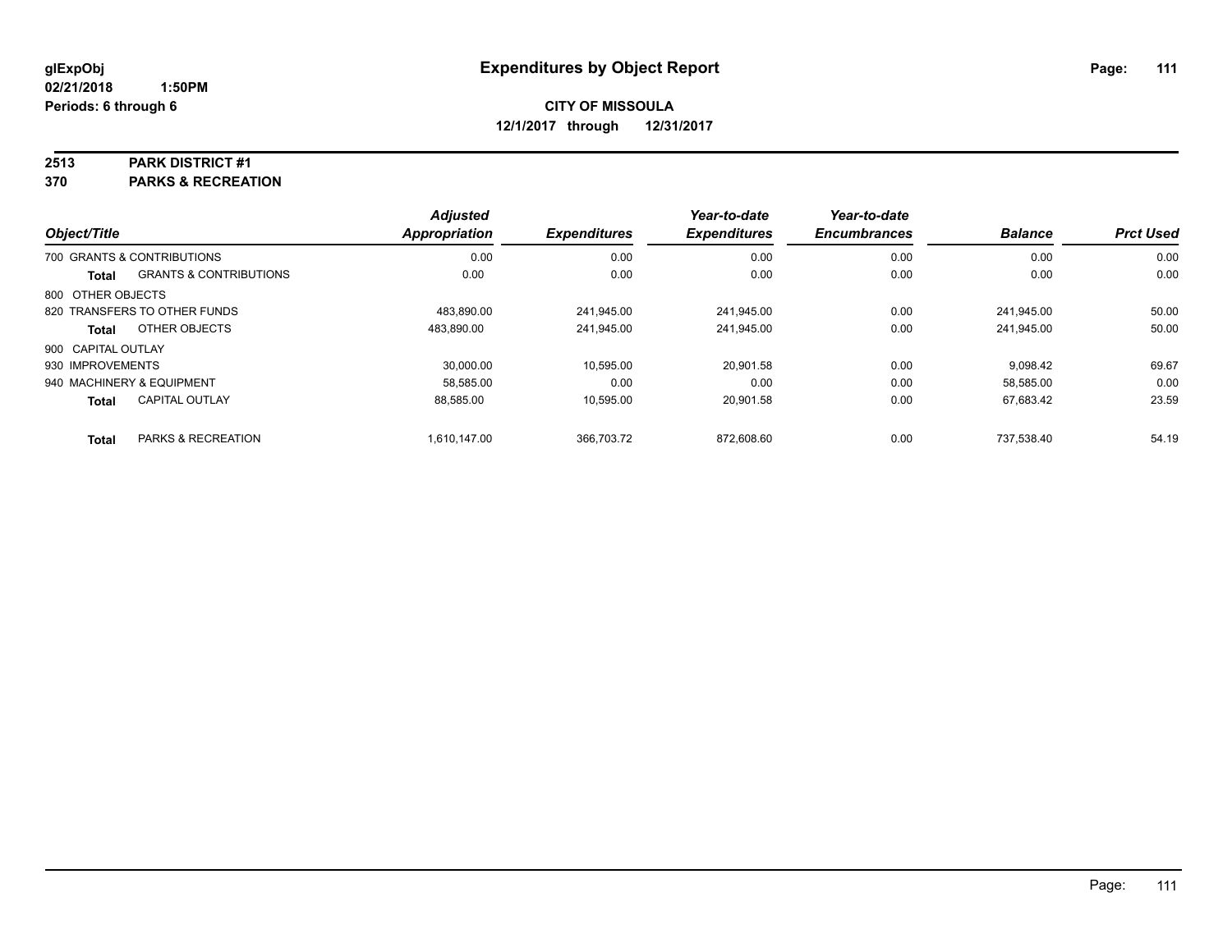# Expenditures by Object Report

glExpObj
02/21/2018 1:50PM
Periods: 6 through 6

**CITY OF MISSOULA**
**12/1/2017 through 12/31/2017**

**2513 PARK DISTRICT #1**
**370 PARKS & RECREATION**

| Object/Title | | Adjusted Appropriation | Expenditures | Year-to-date Expenditures | Year-to-date Encumbrances | Balance | Prct Used |
|---|---|---|---|---|---|---|---|
| 700 GRANTS & CONTRIBUTIONS | | 0.00 | 0.00 | 0.00 | 0.00 | 0.00 | 0.00 |
| **Total** | GRANTS & CONTRIBUTIONS | 0.00 | 0.00 | 0.00 | 0.00 | 0.00 | 0.00 |
| 800 OTHER OBJECTS | | | | | | | |
| 820 TRANSFERS TO OTHER FUNDS | | 483,890.00 | 241,945.00 | 241,945.00 | 0.00 | 241,945.00 | 50.00 |
| **Total** | OTHER OBJECTS | 483,890.00 | 241,945.00 | 241,945.00 | 0.00 | 241,945.00 | 50.00 |
| 900 CAPITAL OUTLAY | | | | | | | |
| 930 IMPROVEMENTS | | 30,000.00 | 10,595.00 | 20,901.58 | 0.00 | 9,098.42 | 69.67 |
| 940 MACHINERY & EQUIPMENT | | 58,585.00 | 0.00 | 0.00 | 0.00 | 58,585.00 | 0.00 |
| **Total** | CAPITAL OUTLAY | 88,585.00 | 10,595.00 | 20,901.58 | 0.00 | 67,683.42 | 23.59 |
| **Total** | PARKS & RECREATION | 1,610,147.00 | 366,703.72 | 872,608.60 | 0.00 | 737,538.40 | 54.19 |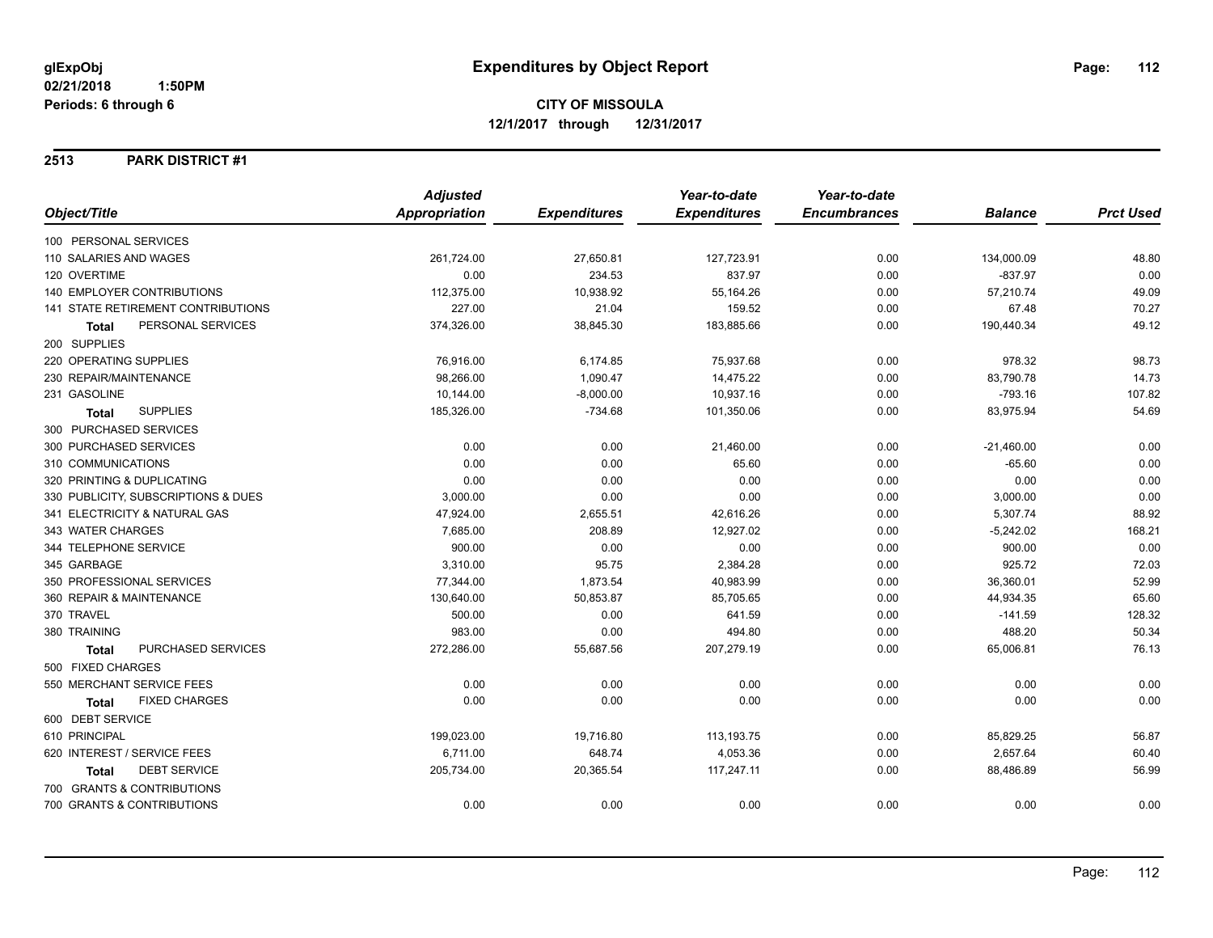**glExpObj**
**02/21/2018 1:50PM**
**Periods: 6 through 6**

# Expenditures by Object Report

**CITY OF MISSOULA**
**12/1/2017 through 12/31/2017**

## 2513 PARK DISTRICT #1

| Object/Title | Adjusted Appropriation | Expenditures | Year-to-date Expenditures | Year-to-date Encumbrances | Balance | Prct Used |
|---|---|---|---|---|---|---|
| 100 PERSONAL SERVICES | | | | | | |
| 110 SALARIES AND WAGES | 261,724.00 | 27,650.81 | 127,723.91 | 0.00 | 134,000.09 | 48.80 |
| 120 OVERTIME | 0.00 | 234.53 | 837.97 | 0.00 | -837.97 | 0.00 |
| 140 EMPLOYER CONTRIBUTIONS | 112,375.00 | 10,938.92 | 55,164.26 | 0.00 | 57,210.74 | 49.09 |
| 141 STATE RETIREMENT CONTRIBUTIONS | 227.00 | 21.04 | 159.52 | 0.00 | 67.48 | 70.27 |
| **Total** PERSONAL SERVICES | 374,326.00 | 38,845.30 | 183,885.66 | 0.00 | 190,440.34 | 49.12 |
| 200 SUPPLIES | | | | | | |
| 220 OPERATING SUPPLIES | 76,916.00 | 6,174.85 | 75,937.68 | 0.00 | 978.32 | 98.73 |
| 230 REPAIR/MAINTENANCE | 98,266.00 | 1,090.47 | 14,475.22 | 0.00 | 83,790.78 | 14.73 |
| 231 GASOLINE | 10,144.00 | -8,000.00 | 10,937.16 | 0.00 | -793.16 | 107.82 |
| **Total** SUPPLIES | 185,326.00 | -734.68 | 101,350.06 | 0.00 | 83,975.94 | 54.69 |
| 300 PURCHASED SERVICES | | | | | | |
| 300 PURCHASED SERVICES | 0.00 | 0.00 | 21,460.00 | 0.00 | -21,460.00 | 0.00 |
| 310 COMMUNICATIONS | 0.00 | 0.00 | 65.60 | 0.00 | -65.60 | 0.00 |
| 320 PRINTING & DUPLICATING | 0.00 | 0.00 | 0.00 | 0.00 | 0.00 | 0.00 |
| 330 PUBLICITY, SUBSCRIPTIONS & DUES | 3,000.00 | 0.00 | 0.00 | 0.00 | 3,000.00 | 0.00 |
| 341 ELECTRICITY & NATURAL GAS | 47,924.00 | 2,655.51 | 42,616.26 | 0.00 | 5,307.74 | 88.92 |
| 343 WATER CHARGES | 7,685.00 | 208.89 | 12,927.02 | 0.00 | -5,242.02 | 168.21 |
| 344 TELEPHONE SERVICE | 900.00 | 0.00 | 0.00 | 0.00 | 900.00 | 0.00 |
| 345 GARBAGE | 3,310.00 | 95.75 | 2,384.28 | 0.00 | 925.72 | 72.03 |
| 350 PROFESSIONAL SERVICES | 77,344.00 | 1,873.54 | 40,983.99 | 0.00 | 36,360.01 | 52.99 |
| 360 REPAIR & MAINTENANCE | 130,640.00 | 50,853.87 | 85,705.65 | 0.00 | 44,934.35 | 65.60 |
| 370 TRAVEL | 500.00 | 0.00 | 641.59 | 0.00 | -141.59 | 128.32 |
| 380 TRAINING | 983.00 | 0.00 | 494.80 | 0.00 | 488.20 | 50.34 |
| **Total** PURCHASED SERVICES | 272,286.00 | 55,687.56 | 207,279.19 | 0.00 | 65,006.81 | 76.13 |
| 500 FIXED CHARGES | | | | | | |
| 550 MERCHANT SERVICE FEES | 0.00 | 0.00 | 0.00 | 0.00 | 0.00 | 0.00 |
| **Total** FIXED CHARGES | 0.00 | 0.00 | 0.00 | 0.00 | 0.00 | 0.00 |
| 600 DEBT SERVICE | | | | | | |
| 610 PRINCIPAL | 199,023.00 | 19,716.80 | 113,193.75 | 0.00 | 85,829.25 | 56.87 |
| 620 INTEREST / SERVICE FEES | 6,711.00 | 648.74 | 4,053.36 | 0.00 | 2,657.64 | 60.40 |
| **Total** DEBT SERVICE | 205,734.00 | 20,365.54 | 117,247.11 | 0.00 | 88,486.89 | 56.99 |
| 700 GRANTS & CONTRIBUTIONS | | | | | | |
| 700 GRANTS & CONTRIBUTIONS | 0.00 | 0.00 | 0.00 | 0.00 | 0.00 | 0.00 |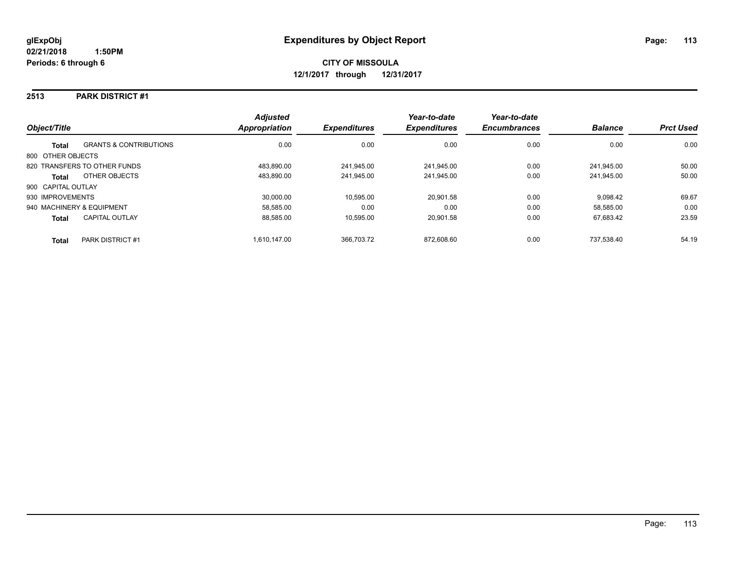# Expenditures by Object Report

glExpObj
02/21/2018 1:50PM
Periods: 6 through 6

**CITY OF MISSOULA**
**12/1/2017 through 12/31/2017**

## 2513 PARK DISTRICT #1

| Object/Title | | Adjusted Appropriation | Expenditures | Year-to-date Expenditures | Year-to-date Encumbrances | Balance | Prct Used |
|---|---|---|---|---|---|---|---|
| **Total** | GRANTS & CONTRIBUTIONS | 0.00 | 0.00 | 0.00 | 0.00 | 0.00 | 0.00 |
| 800 OTHER OBJECTS | | | | | | | |
| 820 TRANSFERS TO OTHER FUNDS | | 483,890.00 | 241,945.00 | 241,945.00 | 0.00 | 241,945.00 | 50.00 |
| **Total** | OTHER OBJECTS | 483,890.00 | 241,945.00 | 241,945.00 | 0.00 | 241,945.00 | 50.00 |
| 900 CAPITAL OUTLAY | | | | | | | |
| 930 IMPROVEMENTS | | 30,000.00 | 10,595.00 | 20,901.58 | 0.00 | 9,098.42 | 69.67 |
| 940 MACHINERY & EQUIPMENT | | 58,585.00 | 0.00 | 0.00 | 0.00 | 58,585.00 | 0.00 |
| **Total** | CAPITAL OUTLAY | 88,585.00 | 10,595.00 | 20,901.58 | 0.00 | 67,683.42 | 23.59 |
| **Total** | PARK DISTRICT #1 | 1,610,147.00 | 366,703.72 | 872,608.60 | 0.00 | 737,538.40 | 54.19 |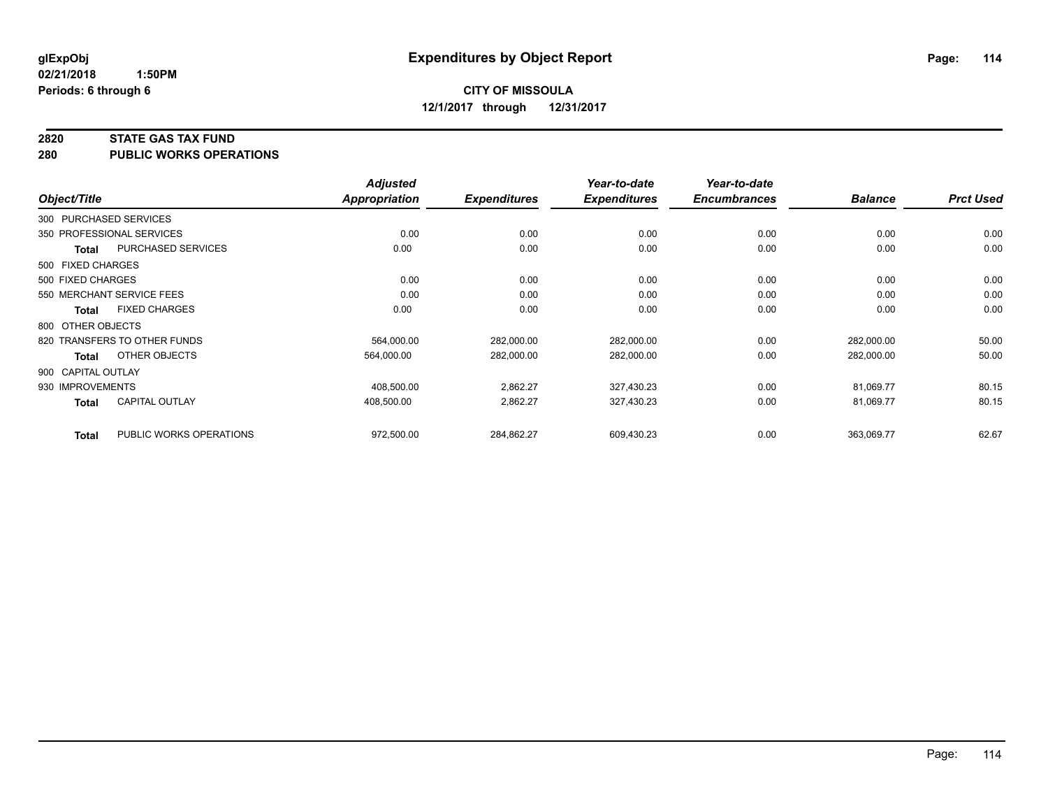**glExpObj** **Expenditures by Object Report**

**02/21/2018 1:50PM**

**Periods: 6 through 6**

**CITY OF MISSOULA**

**12/1/2017 through 12/31/2017**

**2820 STATE GAS TAX FUND**

**280 PUBLIC WORKS OPERATIONS**

| Object/Title | | Adjusted Appropriation | Expenditures | Year-to-date Expenditures | Year-to-date Encumbrances | Balance | Prct Used |
|---|---|---|---|---|---|---|---|
| 300 PURCHASED SERVICES | | | | | | | |
| 350 PROFESSIONAL SERVICES | | 0.00 | 0.00 | 0.00 | 0.00 | 0.00 | 0.00 |
| **Total** | PURCHASED SERVICES | 0.00 | 0.00 | 0.00 | 0.00 | 0.00 | 0.00 |
| 500 FIXED CHARGES | | | | | | | |
| 500 FIXED CHARGES | | 0.00 | 0.00 | 0.00 | 0.00 | 0.00 | 0.00 |
| 550 MERCHANT SERVICE FEES | | 0.00 | 0.00 | 0.00 | 0.00 | 0.00 | 0.00 |
| **Total** | FIXED CHARGES | 0.00 | 0.00 | 0.00 | 0.00 | 0.00 | 0.00 |
| 800 OTHER OBJECTS | | | | | | | |
| 820 TRANSFERS TO OTHER FUNDS | | 564,000.00 | 282,000.00 | 282,000.00 | 0.00 | 282,000.00 | 50.00 |
| **Total** | OTHER OBJECTS | 564,000.00 | 282,000.00 | 282,000.00 | 0.00 | 282,000.00 | 50.00 |
| 900 CAPITAL OUTLAY | | | | | | | |
| 930 IMPROVEMENTS | | 408,500.00 | 2,862.27 | 327,430.23 | 0.00 | 81,069.77 | 80.15 |
| **Total** | CAPITAL OUTLAY | 408,500.00 | 2,862.27 | 327,430.23 | 0.00 | 81,069.77 | 80.15 |
| **Total** | PUBLIC WORKS OPERATIONS | 972,500.00 | 284,862.27 | 609,430.23 | 0.00 | 363,069.77 | 62.67 |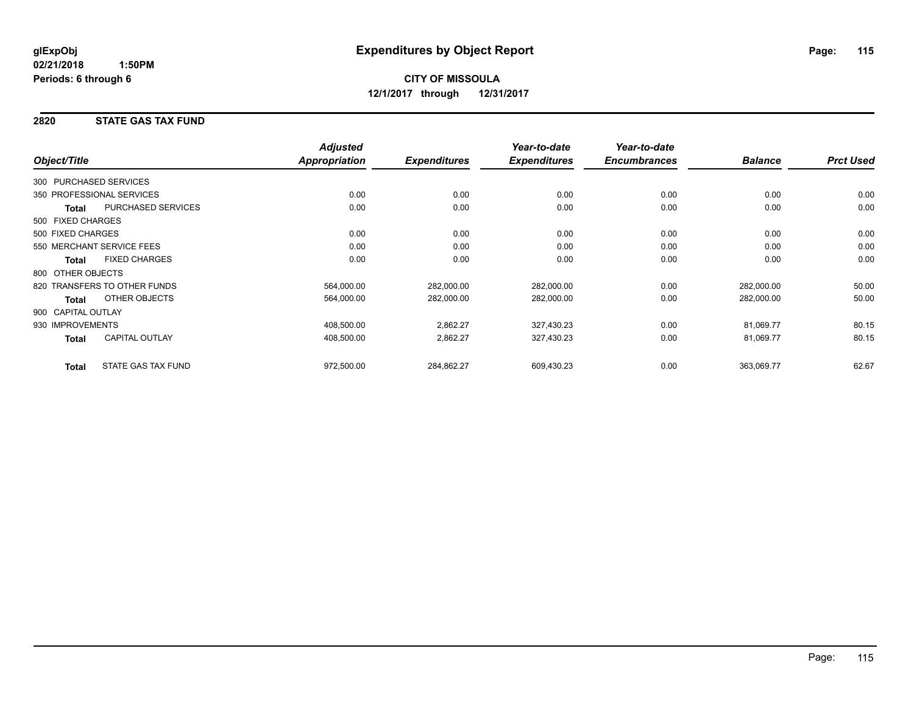**glExpObj** **Expenditures by Object Report**

**02/21/2018 1:50PM**

**Periods: 6 through 6**

**CITY OF MISSOULA**

**12/1/2017 through 12/31/2017**

## 2820 STATE GAS TAX FUND

| Object/Title | | Adjusted Appropriation | Expenditures | Year-to-date Expenditures | Year-to-date Encumbrances | Balance | Prct Used |
|---|---|---|---|---|---|---|---|
| 300 PURCHASED SERVICES | | | | | | | |
| 350 PROFESSIONAL SERVICES | | 0.00 | 0.00 | 0.00 | 0.00 | 0.00 | 0.00 |
| **Total** | PURCHASED SERVICES | 0.00 | 0.00 | 0.00 | 0.00 | 0.00 | 0.00 |
| 500 FIXED CHARGES | | | | | | | |
| 500 FIXED CHARGES | | 0.00 | 0.00 | 0.00 | 0.00 | 0.00 | 0.00 |
| 550 MERCHANT SERVICE FEES | | 0.00 | 0.00 | 0.00 | 0.00 | 0.00 | 0.00 |
| **Total** | FIXED CHARGES | 0.00 | 0.00 | 0.00 | 0.00 | 0.00 | 0.00 |
| 800 OTHER OBJECTS | | | | | | | |
| 820 TRANSFERS TO OTHER FUNDS | | 564,000.00 | 282,000.00 | 282,000.00 | 0.00 | 282,000.00 | 50.00 |
| **Total** | OTHER OBJECTS | 564,000.00 | 282,000.00 | 282,000.00 | 0.00 | 282,000.00 | 50.00 |
| 900 CAPITAL OUTLAY | | | | | | | |
| 930 IMPROVEMENTS | | 408,500.00 | 2,862.27 | 327,430.23 | 0.00 | 81,069.77 | 80.15 |
| **Total** | CAPITAL OUTLAY | 408,500.00 | 2,862.27 | 327,430.23 | 0.00 | 81,069.77 | 80.15 |
| **Total** | STATE GAS TAX FUND | 972,500.00 | 284,862.27 | 609,430.23 | 0.00 | 363,069.77 | 62.67 |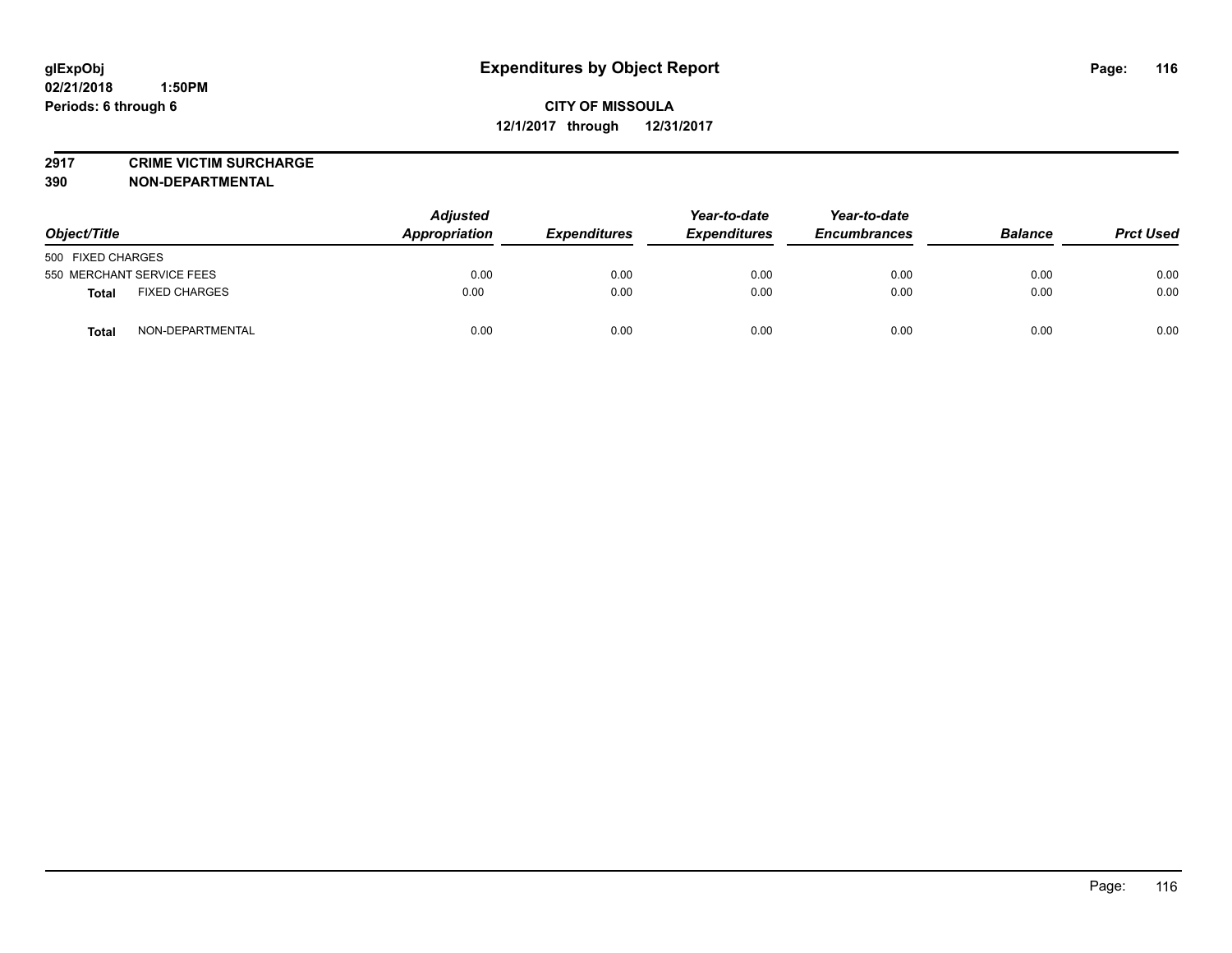# Expenditures by Object Report

glExpObj
02/21/2018 1:50PM
Periods: 6 through 6

**CITY OF MISSOULA**
**12/1/2017 through 12/31/2017**

**2917 CRIME VICTIM SURCHARGE**
**390 NON-DEPARTMENTAL**

| Object/Title | Adjusted Appropriation | Expenditures | Year-to-date Expenditures | Year-to-date Encumbrances | Balance | Prct Used |
|---|---|---|---|---|---|---|
| 500 FIXED CHARGES | | | | | | |
| 550 MERCHANT SERVICE FEES | 0.00 | 0.00 | 0.00 | 0.00 | 0.00 | 0.00 |
| **Total** FIXED CHARGES | 0.00 | 0.00 | 0.00 | 0.00 | 0.00 | 0.00 |
| **Total** NON-DEPARTMENTAL | 0.00 | 0.00 | 0.00 | 0.00 | 0.00 | 0.00 |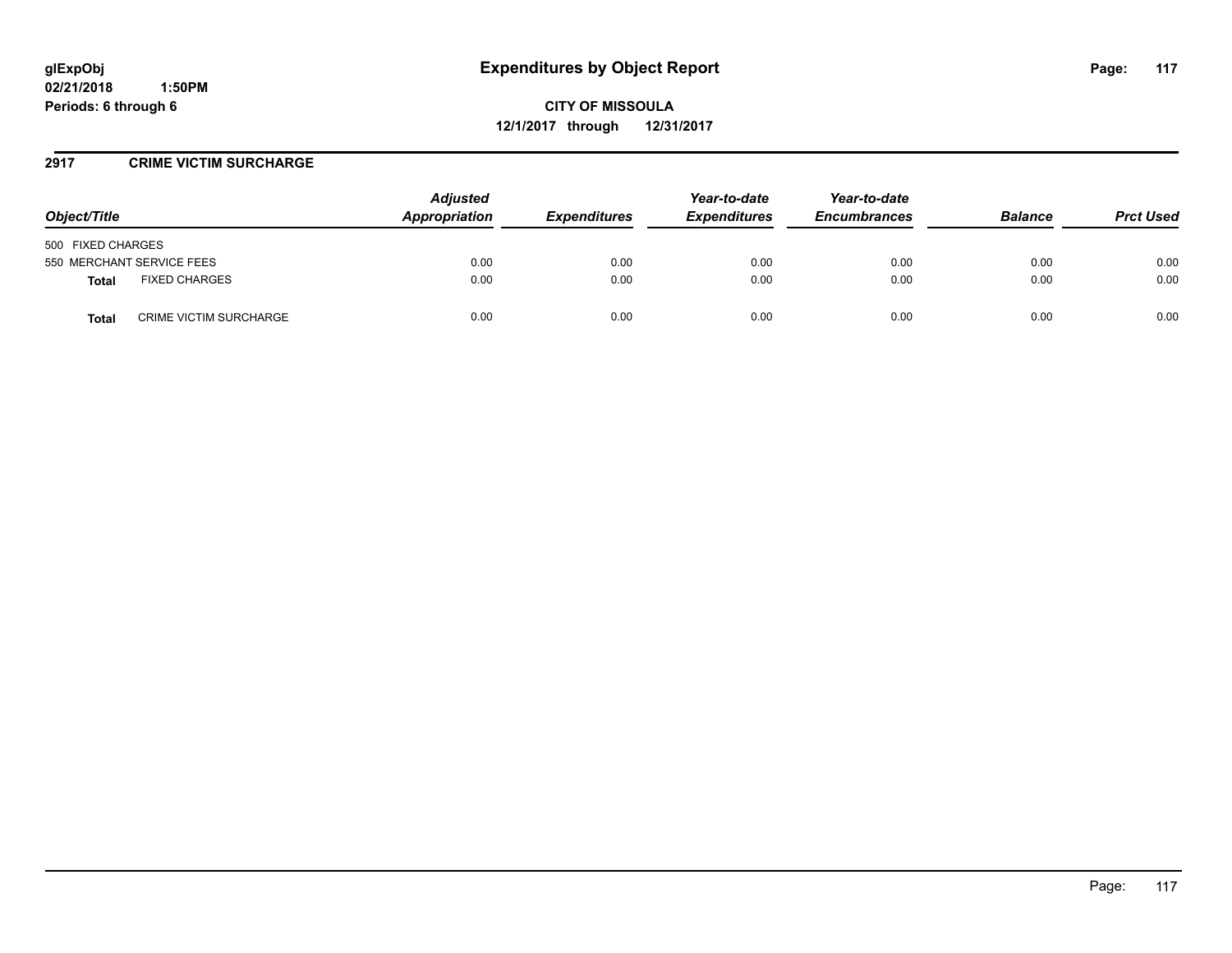**glExpObj** **Expenditures by Object Report**
**02/21/2018 1:50PM**
**Periods: 6 through 6**

**CITY OF MISSOULA**
**12/1/2017 through 12/31/2017**

## 2917 CRIME VICTIM SURCHARGE

| Object/Title | | Adjusted Appropriation | Expenditures | Year-to-date Expenditures | Year-to-date Encumbrances | Balance | Prct Used |
|---|---|---|---|---|---|---|---|
| 500 FIXED CHARGES | | | | | | | |
| 550 MERCHANT SERVICE FEES | | 0.00 | 0.00 | 0.00 | 0.00 | 0.00 | 0.00 |
| **Total** | FIXED CHARGES | 0.00 | 0.00 | 0.00 | 0.00 | 0.00 | 0.00 |
| **Total** | CRIME VICTIM SURCHARGE | 0.00 | 0.00 | 0.00 | 0.00 | 0.00 | 0.00 |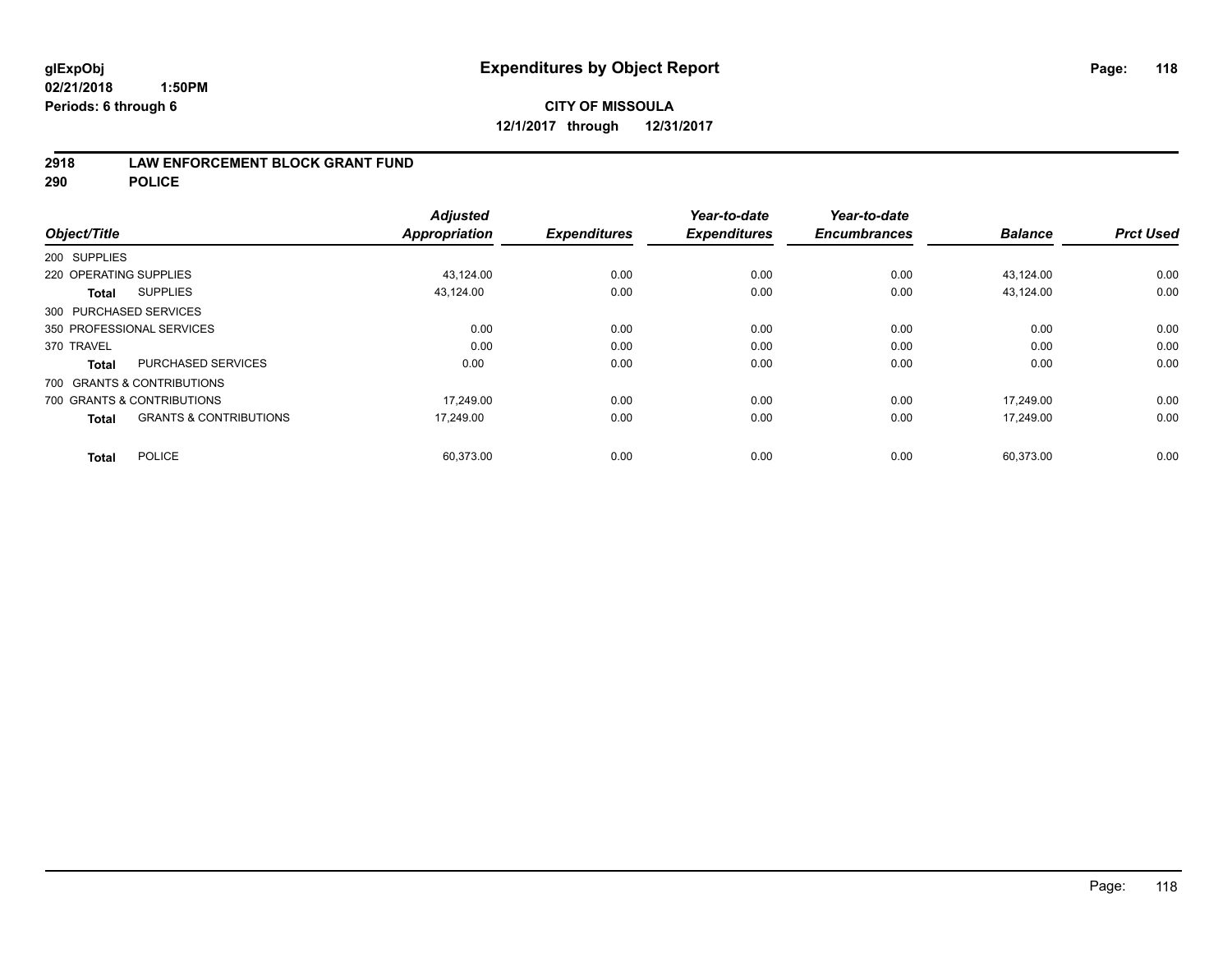**glExpObj**
**02/21/2018 1:50PM**
**Periods: 6 through 6**

# Expenditures by Object Report

**CITY OF MISSOULA**
**12/1/2017 through 12/31/2017**

## 2918 LAW ENFORCEMENT BLOCK GRANT FUND
## 290 POLICE

| Object/Title | | Adjusted Appropriation | Expenditures | Year-to-date Expenditures | Year-to-date Encumbrances | Balance | Prct Used |
|---|---|---|---|---|---|---|---|
| 200 SUPPLIES | | | | | | | |
| 220 OPERATING SUPPLIES | | 43,124.00 | 0.00 | 0.00 | 0.00 | 43,124.00 | 0.00 |
| **Total** | SUPPLIES | 43,124.00 | 0.00 | 0.00 | 0.00 | 43,124.00 | 0.00 |
| 300 PURCHASED SERVICES | | | | | | | |
| 350 PROFESSIONAL SERVICES | | 0.00 | 0.00 | 0.00 | 0.00 | 0.00 | 0.00 |
| 370 TRAVEL | | 0.00 | 0.00 | 0.00 | 0.00 | 0.00 | 0.00 |
| **Total** | PURCHASED SERVICES | 0.00 | 0.00 | 0.00 | 0.00 | 0.00 | 0.00 |
| 700 GRANTS & CONTRIBUTIONS | | | | | | | |
| 700 GRANTS & CONTRIBUTIONS | | 17,249.00 | 0.00 | 0.00 | 0.00 | 17,249.00 | 0.00 |
| **Total** | GRANTS & CONTRIBUTIONS | 17,249.00 | 0.00 | 0.00 | 0.00 | 17,249.00 | 0.00 |
| **Total** | POLICE | 60,373.00 | 0.00 | 0.00 | 0.00 | 60,373.00 | 0.00 |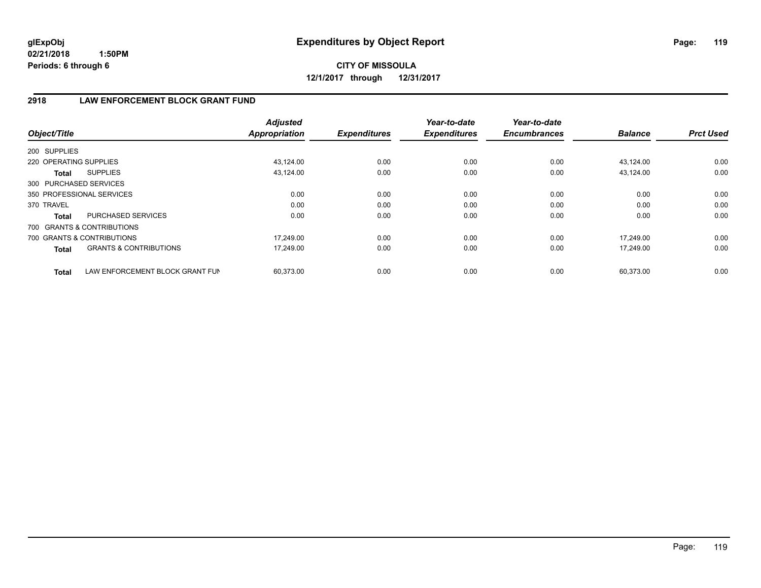# Expenditures by Object Report

glExpObj
02/21/2018 1:50PM
Periods: 6 through 6

**CITY OF MISSOULA**
**12/1/2017 through 12/31/2017**

## 2918 LAW ENFORCEMENT BLOCK GRANT FUND

| Object/Title | Adjusted Appropriation | Expenditures | Year-to-date Expenditures | Year-to-date Encumbrances | Balance | Prct Used |
|---|---|---|---|---|---|---|
| 200 SUPPLIES | | | | | | |
| 220 OPERATING SUPPLIES | 43,124.00 | 0.00 | 0.00 | 0.00 | 43,124.00 | 0.00 |
| **Total** SUPPLIES | 43,124.00 | 0.00 | 0.00 | 0.00 | 43,124.00 | 0.00 |
| 300 PURCHASED SERVICES | | | | | | |
| 350 PROFESSIONAL SERVICES | 0.00 | 0.00 | 0.00 | 0.00 | 0.00 | 0.00 |
| 370 TRAVEL | 0.00 | 0.00 | 0.00 | 0.00 | 0.00 | 0.00 |
| **Total** PURCHASED SERVICES | 0.00 | 0.00 | 0.00 | 0.00 | 0.00 | 0.00 |
| 700 GRANTS & CONTRIBUTIONS | | | | | | |
| 700 GRANTS & CONTRIBUTIONS | 17,249.00 | 0.00 | 0.00 | 0.00 | 17,249.00 | 0.00 |
| **Total** GRANTS & CONTRIBUTIONS | 17,249.00 | 0.00 | 0.00 | 0.00 | 17,249.00 | 0.00 |
| **Total** LAW ENFORCEMENT BLOCK GRANT FUN | 60,373.00 | 0.00 | 0.00 | 0.00 | 60,373.00 | 0.00 |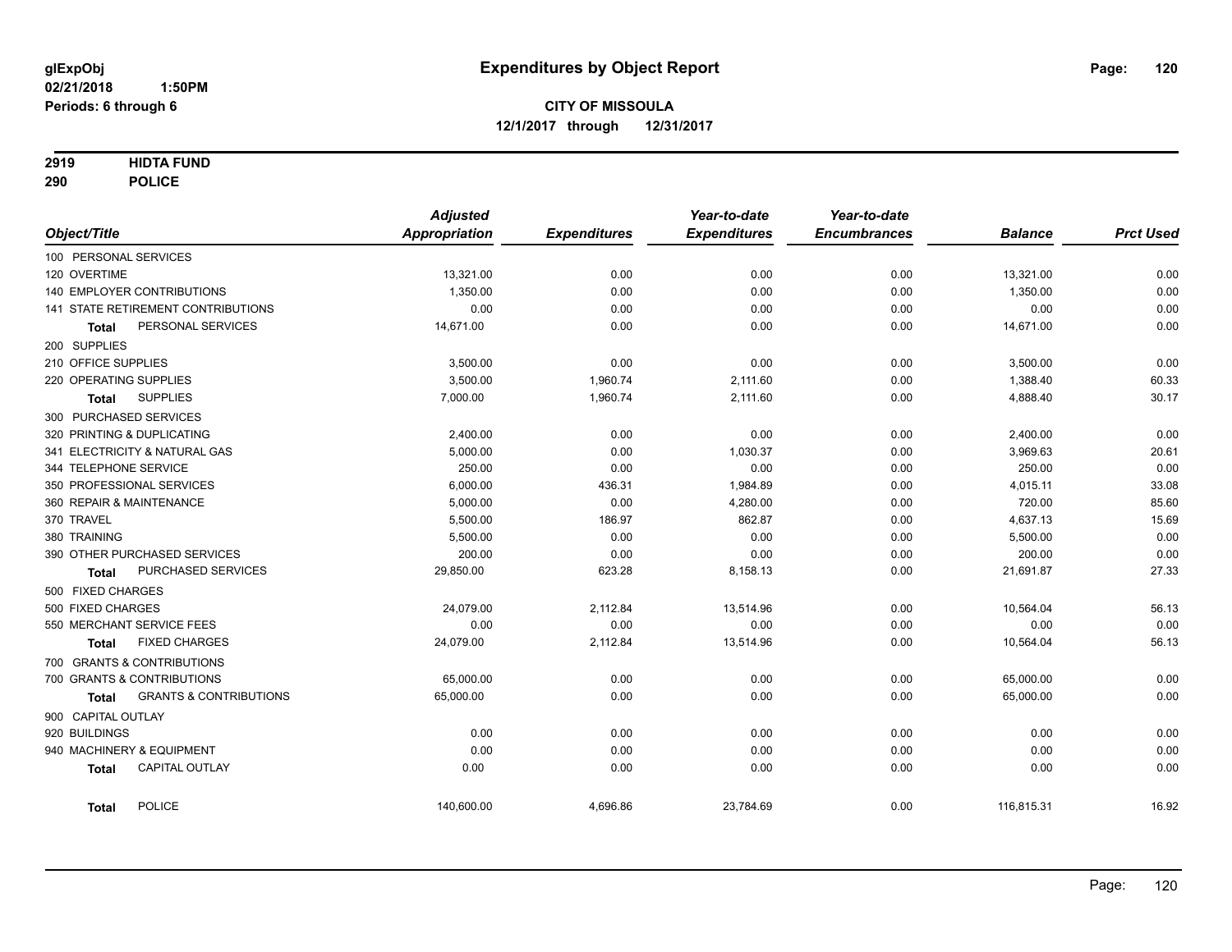glExpObj
02/21/2018 1:50PM
Periods: 6 through 6

# Expenditures by Object Report

**CITY OF MISSOULA**
**12/1/2017 through 12/31/2017**

**2919 HIDTA FUND**
**290 POLICE**

| Object/Title | | Adjusted Appropriation | Expenditures | Year-to-date Expenditures | Year-to-date Encumbrances | Balance | Prct Used |
|---|---|---|---|---|---|---|---|
| 100 PERSONAL SERVICES | | | | | | | |
| 120 OVERTIME | | 13,321.00 | 0.00 | 0.00 | 0.00 | 13,321.00 | 0.00 |
| 140 EMPLOYER CONTRIBUTIONS | | 1,350.00 | 0.00 | 0.00 | 0.00 | 1,350.00 | 0.00 |
| 141 STATE RETIREMENT CONTRIBUTIONS | | 0.00 | 0.00 | 0.00 | 0.00 | 0.00 | 0.00 |
| Total | PERSONAL SERVICES | 14,671.00 | 0.00 | 0.00 | 0.00 | 14,671.00 | 0.00 |
| 200 SUPPLIES | | | | | | | |
| 210 OFFICE SUPPLIES | | 3,500.00 | 0.00 | 0.00 | 0.00 | 3,500.00 | 0.00 |
| 220 OPERATING SUPPLIES | | 3,500.00 | 1,960.74 | 2,111.60 | 0.00 | 1,388.40 | 60.33 |
| Total | SUPPLIES | 7,000.00 | 1,960.74 | 2,111.60 | 0.00 | 4,888.40 | 30.17 |
| 300 PURCHASED SERVICES | | | | | | | |
| 320 PRINTING & DUPLICATING | | 2,400.00 | 0.00 | 0.00 | 0.00 | 2,400.00 | 0.00 |
| 341 ELECTRICITY & NATURAL GAS | | 5,000.00 | 0.00 | 1,030.37 | 0.00 | 3,969.63 | 20.61 |
| 344 TELEPHONE SERVICE | | 250.00 | 0.00 | 0.00 | 0.00 | 250.00 | 0.00 |
| 350 PROFESSIONAL SERVICES | | 6,000.00 | 436.31 | 1,984.89 | 0.00 | 4,015.11 | 33.08 |
| 360 REPAIR & MAINTENANCE | | 5,000.00 | 0.00 | 4,280.00 | 0.00 | 720.00 | 85.60 |
| 370 TRAVEL | | 5,500.00 | 186.97 | 862.87 | 0.00 | 4,637.13 | 15.69 |
| 380 TRAINING | | 5,500.00 | 0.00 | 0.00 | 0.00 | 5,500.00 | 0.00 |
| 390 OTHER PURCHASED SERVICES | | 200.00 | 0.00 | 0.00 | 0.00 | 200.00 | 0.00 |
| Total | PURCHASED SERVICES | 29,850.00 | 623.28 | 8,158.13 | 0.00 | 21,691.87 | 27.33 |
| 500 FIXED CHARGES | | | | | | | |
| 500 FIXED CHARGES | | 24,079.00 | 2,112.84 | 13,514.96 | 0.00 | 10,564.04 | 56.13 |
| 550 MERCHANT SERVICE FEES | | 0.00 | 0.00 | 0.00 | 0.00 | 0.00 | 0.00 |
| Total | FIXED CHARGES | 24,079.00 | 2,112.84 | 13,514.96 | 0.00 | 10,564.04 | 56.13 |
| 700 GRANTS & CONTRIBUTIONS | | | | | | | |
| 700 GRANTS & CONTRIBUTIONS | | 65,000.00 | 0.00 | 0.00 | 0.00 | 65,000.00 | 0.00 |
| Total | GRANTS & CONTRIBUTIONS | 65,000.00 | 0.00 | 0.00 | 0.00 | 65,000.00 | 0.00 |
| 900 CAPITAL OUTLAY | | | | | | | |
| 920 BUILDINGS | | 0.00 | 0.00 | 0.00 | 0.00 | 0.00 | 0.00 |
| 940 MACHINERY & EQUIPMENT | | 0.00 | 0.00 | 0.00 | 0.00 | 0.00 | 0.00 |
| Total | CAPITAL OUTLAY | 0.00 | 0.00 | 0.00 | 0.00 | 0.00 | 0.00 |
| Total | POLICE | 140,600.00 | 4,696.86 | 23,784.69 | 0.00 | 116,815.31 | 16.92 |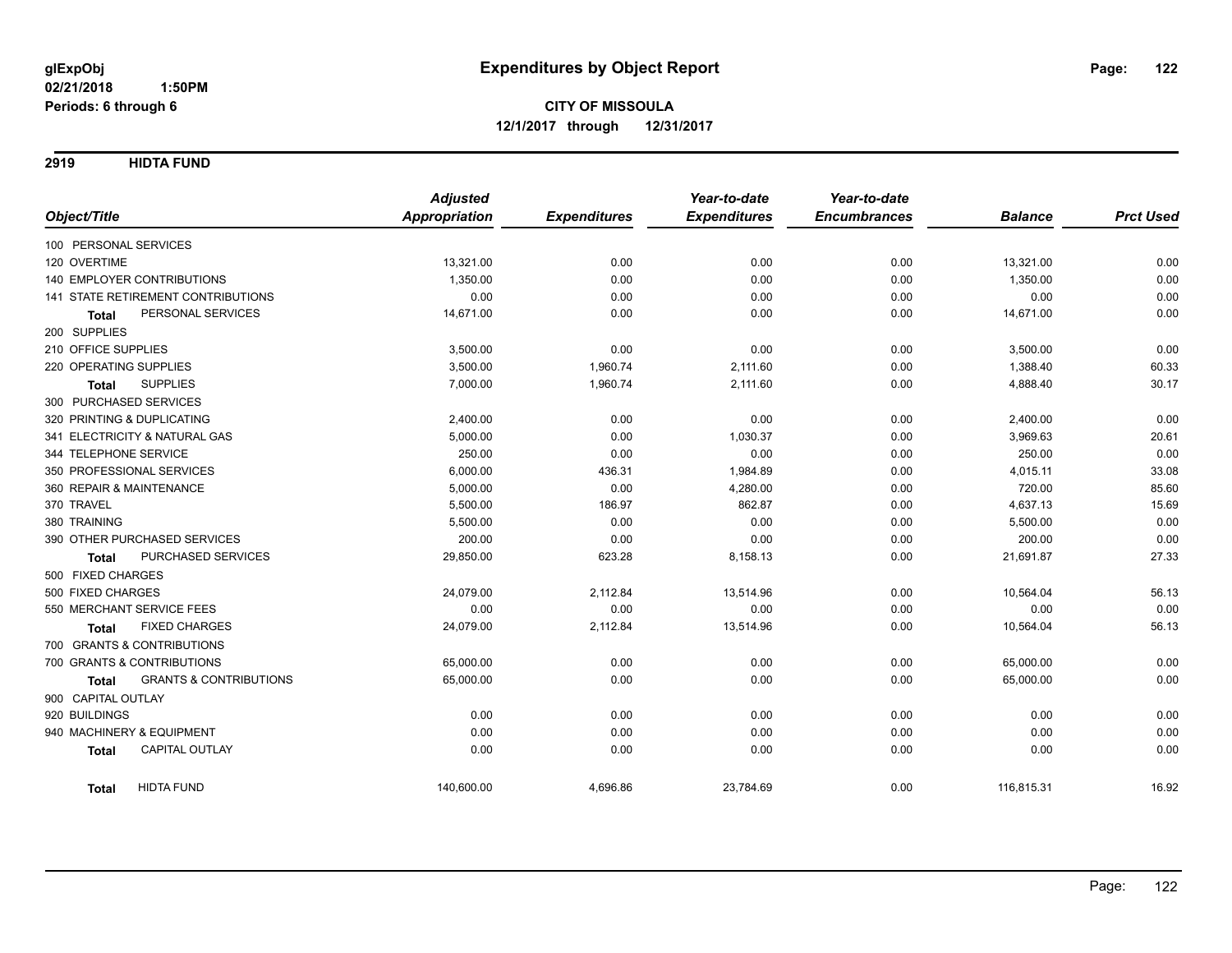**glExpObj**
**02/21/2018 1:50PM**
**Periods: 6 through 6**

# Expenditures by Object Report

**CITY OF MISSOULA**
**12/1/2017 through 12/31/2017**

## 2919 HIDTA FUND

| Object/Title | Adjusted Appropriation | Expenditures | Year-to-date Expenditures | Year-to-date Encumbrances | Balance | Prct Used |
|---|---|---|---|---|---|---|
| 100 PERSONAL SERVICES | | | | | | |
| 120 OVERTIME | 13,321.00 | 0.00 | 0.00 | 0.00 | 13,321.00 | 0.00 |
| 140 EMPLOYER CONTRIBUTIONS | 1,350.00 | 0.00 | 0.00 | 0.00 | 1,350.00 | 0.00 |
| 141 STATE RETIREMENT CONTRIBUTIONS | 0.00 | 0.00 | 0.00 | 0.00 | 0.00 | 0.00 |
| **Total** PERSONAL SERVICES | 14,671.00 | 0.00 | 0.00 | 0.00 | 14,671.00 | 0.00 |
| 200 SUPPLIES | | | | | | |
| 210 OFFICE SUPPLIES | 3,500.00 | 0.00 | 0.00 | 0.00 | 3,500.00 | 0.00 |
| 220 OPERATING SUPPLIES | 3,500.00 | 1,960.74 | 2,111.60 | 0.00 | 1,388.40 | 60.33 |
| **Total** SUPPLIES | 7,000.00 | 1,960.74 | 2,111.60 | 0.00 | 4,888.40 | 30.17 |
| 300 PURCHASED SERVICES | | | | | | |
| 320 PRINTING & DUPLICATING | 2,400.00 | 0.00 | 0.00 | 0.00 | 2,400.00 | 0.00 |
| 341 ELECTRICITY & NATURAL GAS | 5,000.00 | 0.00 | 1,030.37 | 0.00 | 3,969.63 | 20.61 |
| 344 TELEPHONE SERVICE | 250.00 | 0.00 | 0.00 | 0.00 | 250.00 | 0.00 |
| 350 PROFESSIONAL SERVICES | 6,000.00 | 436.31 | 1,984.89 | 0.00 | 4,015.11 | 33.08 |
| 360 REPAIR & MAINTENANCE | 5,000.00 | 0.00 | 4,280.00 | 0.00 | 720.00 | 85.60 |
| 370 TRAVEL | 5,500.00 | 186.97 | 862.87 | 0.00 | 4,637.13 | 15.69 |
| 380 TRAINING | 5,500.00 | 0.00 | 0.00 | 0.00 | 5,500.00 | 0.00 |
| 390 OTHER PURCHASED SERVICES | 200.00 | 0.00 | 0.00 | 0.00 | 200.00 | 0.00 |
| **Total** PURCHASED SERVICES | 29,850.00 | 623.28 | 8,158.13 | 0.00 | 21,691.87 | 27.33 |
| 500 FIXED CHARGES | | | | | | |
| 500 FIXED CHARGES | 24,079.00 | 2,112.84 | 13,514.96 | 0.00 | 10,564.04 | 56.13 |
| 550 MERCHANT SERVICE FEES | 0.00 | 0.00 | 0.00 | 0.00 | 0.00 | 0.00 |
| **Total** FIXED CHARGES | 24,079.00 | 2,112.84 | 13,514.96 | 0.00 | 10,564.04 | 56.13 |
| 700 GRANTS & CONTRIBUTIONS | | | | | | |
| 700 GRANTS & CONTRIBUTIONS | 65,000.00 | 0.00 | 0.00 | 0.00 | 65,000.00 | 0.00 |
| **Total** GRANTS & CONTRIBUTIONS | 65,000.00 | 0.00 | 0.00 | 0.00 | 65,000.00 | 0.00 |
| 900 CAPITAL OUTLAY | | | | | | |
| 920 BUILDINGS | 0.00 | 0.00 | 0.00 | 0.00 | 0.00 | 0.00 |
| 940 MACHINERY & EQUIPMENT | 0.00 | 0.00 | 0.00 | 0.00 | 0.00 | 0.00 |
| **Total** CAPITAL OUTLAY | 0.00 | 0.00 | 0.00 | 0.00 | 0.00 | 0.00 |
| **Total** HIDTA FUND | 140,600.00 | 4,696.86 | 23,784.69 | 0.00 | 116,815.31 | 16.92 |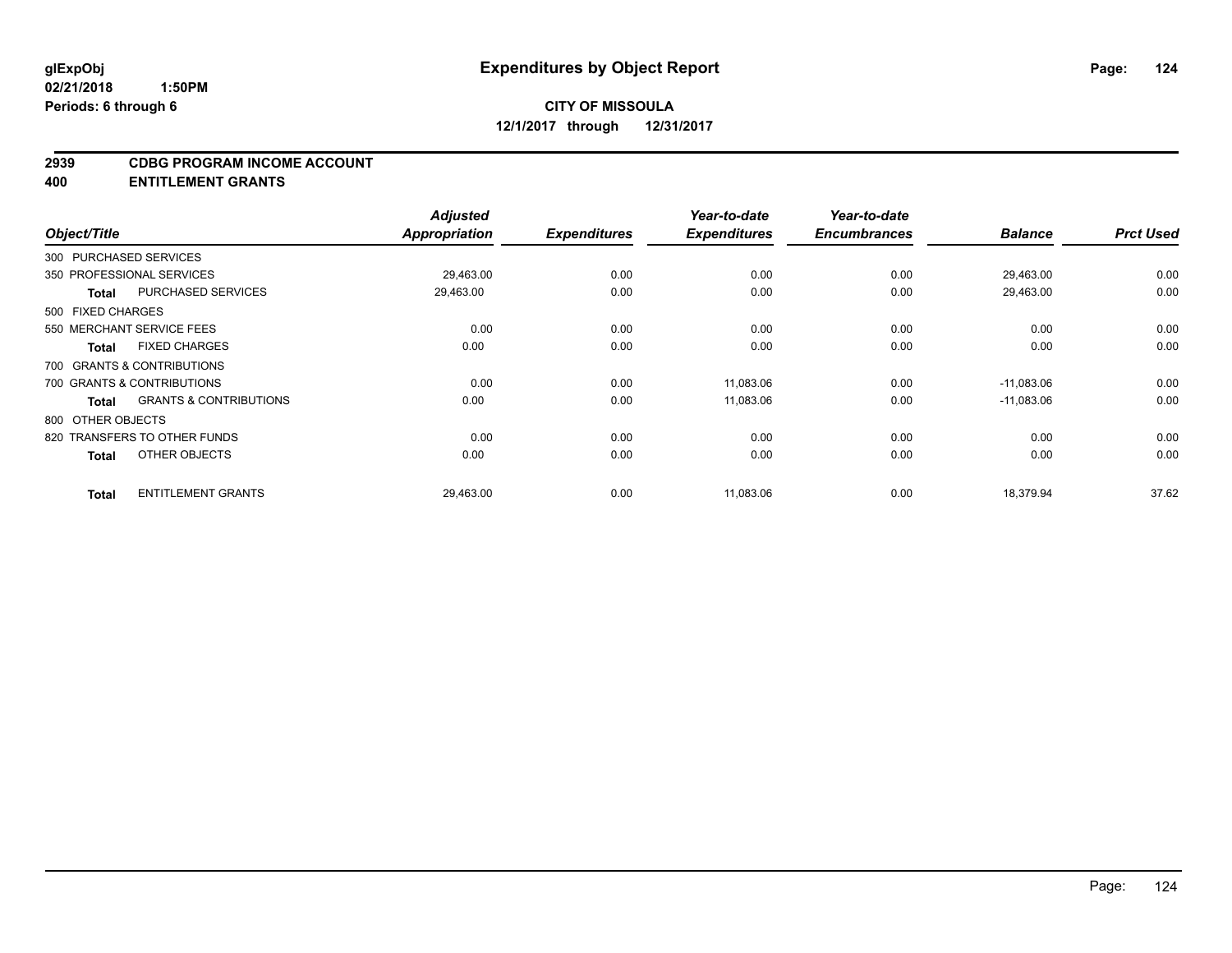**glExpObj**
**02/21/2018 1:50PM**
**Periods: 6 through 6**

# Expenditures by Object Report

**CITY OF MISSOULA**
**12/1/2017 through 12/31/2017**

## 2939 CDBG PROGRAM INCOME ACCOUNT
## 400 ENTITLEMENT GRANTS

| Object/Title | Adjusted Appropriation | Expenditures | Year-to-date Expenditures | Year-to-date Encumbrances | Balance | Prct Used |
|---|---|---|---|---|---|---|
| 300 PURCHASED SERVICES | | | | | | |
| 350 PROFESSIONAL SERVICES | 29,463.00 | 0.00 | 0.00 | 0.00 | 29,463.00 | 0.00 |
| **Total** PURCHASED SERVICES | 29,463.00 | 0.00 | 0.00 | 0.00 | 29,463.00 | 0.00 |
| 500 FIXED CHARGES | | | | | | |
| 550 MERCHANT SERVICE FEES | 0.00 | 0.00 | 0.00 | 0.00 | 0.00 | 0.00 |
| **Total** FIXED CHARGES | 0.00 | 0.00 | 0.00 | 0.00 | 0.00 | 0.00 |
| 700 GRANTS & CONTRIBUTIONS | | | | | | |
| 700 GRANTS & CONTRIBUTIONS | 0.00 | 0.00 | 11,083.06 | 0.00 | -11,083.06 | 0.00 |
| **Total** GRANTS & CONTRIBUTIONS | 0.00 | 0.00 | 11,083.06 | 0.00 | -11,083.06 | 0.00 |
| 800 OTHER OBJECTS | | | | | | |
| 820 TRANSFERS TO OTHER FUNDS | 0.00 | 0.00 | 0.00 | 0.00 | 0.00 | 0.00 |
| **Total** OTHER OBJECTS | 0.00 | 0.00 | 0.00 | 0.00 | 0.00 | 0.00 |
| **Total** ENTITLEMENT GRANTS | 29,463.00 | 0.00 | 11,083.06 | 0.00 | 18,379.94 | 37.62 |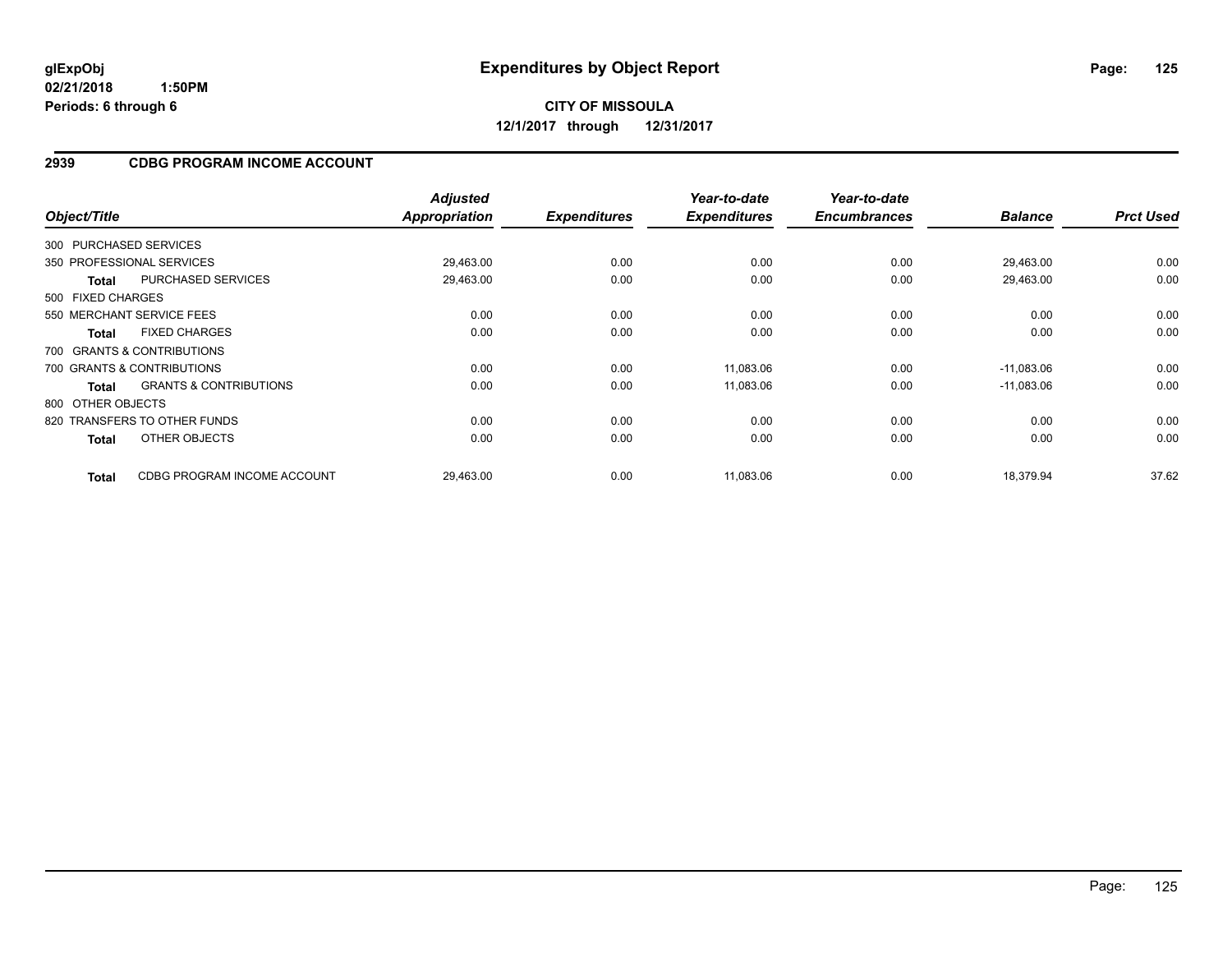# Expenditures by Object Report

glExpObj
02/21/2018 1:50PM
Periods: 6 through 6

**CITY OF MISSOULA**
**12/1/2017 through 12/31/2017**

## 2939 CDBG PROGRAM INCOME ACCOUNT

| Object/Title | | Adjusted Appropriation | Expenditures | Year-to-date Expenditures | Year-to-date Encumbrances | Balance | Prct Used |
|---|---|---|---|---|---|---|---|
| 300 PURCHASED SERVICES | | | | | | | |
| 350 PROFESSIONAL SERVICES | | 29,463.00 | 0.00 | 0.00 | 0.00 | 29,463.00 | 0.00 |
| **Total** | PURCHASED SERVICES | 29,463.00 | 0.00 | 0.00 | 0.00 | 29,463.00 | 0.00 |
| 500 FIXED CHARGES | | | | | | | |
| 550 MERCHANT SERVICE FEES | | 0.00 | 0.00 | 0.00 | 0.00 | 0.00 | 0.00 |
| **Total** | FIXED CHARGES | 0.00 | 0.00 | 0.00 | 0.00 | 0.00 | 0.00 |
| 700 GRANTS & CONTRIBUTIONS | | | | | | | |
| 700 GRANTS & CONTRIBUTIONS | | 0.00 | 0.00 | 11,083.06 | 0.00 | -11,083.06 | 0.00 |
| **Total** | GRANTS & CONTRIBUTIONS | 0.00 | 0.00 | 11,083.06 | 0.00 | -11,083.06 | 0.00 |
| 800 OTHER OBJECTS | | | | | | | |
| 820 TRANSFERS TO OTHER FUNDS | | 0.00 | 0.00 | 0.00 | 0.00 | 0.00 | 0.00 |
| **Total** | OTHER OBJECTS | 0.00 | 0.00 | 0.00 | 0.00 | 0.00 | 0.00 |
| **Total** | CDBG PROGRAM INCOME ACCOUNT | 29,463.00 | 0.00 | 11,083.06 | 0.00 | 18,379.94 | 37.62 |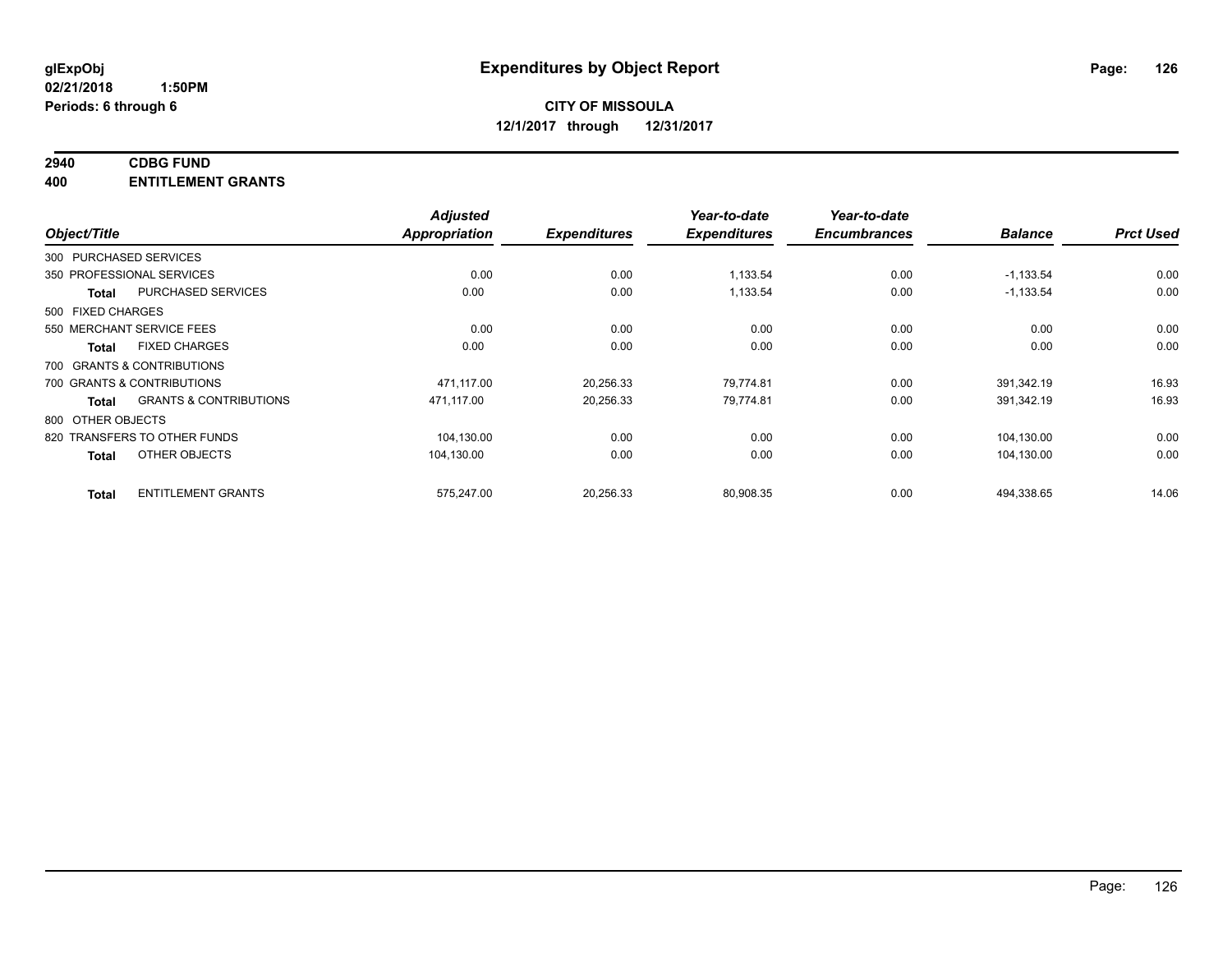glExpObj
02/21/2018 1:50PM
Periods: 6 through 6

# Expenditures by Object Report

**CITY OF MISSOULA**
**12/1/2017 through 12/31/2017**

**2940 CDBG FUND**
**400 ENTITLEMENT GRANTS**

| Object/Title | | Adjusted Appropriation | Expenditures | Year-to-date Expenditures | Year-to-date Encumbrances | Balance | Prct Used |
|---|---|---|---|---|---|---|---|
| 300 PURCHASED SERVICES | | | | | | | |
| 350 PROFESSIONAL SERVICES | | 0.00 | 0.00 | 1,133.54 | 0.00 | -1,133.54 | 0.00 |
| **Total** | PURCHASED SERVICES | 0.00 | 0.00 | 1,133.54 | 0.00 | -1,133.54 | 0.00 |
| 500 FIXED CHARGES | | | | | | | |
| 550 MERCHANT SERVICE FEES | | 0.00 | 0.00 | 0.00 | 0.00 | 0.00 | 0.00 |
| **Total** | FIXED CHARGES | 0.00 | 0.00 | 0.00 | 0.00 | 0.00 | 0.00 |
| 700 GRANTS & CONTRIBUTIONS | | | | | | | |
| 700 GRANTS & CONTRIBUTIONS | | 471,117.00 | 20,256.33 | 79,774.81 | 0.00 | 391,342.19 | 16.93 |
| **Total** | GRANTS & CONTRIBUTIONS | 471,117.00 | 20,256.33 | 79,774.81 | 0.00 | 391,342.19 | 16.93 |
| 800 OTHER OBJECTS | | | | | | | |
| 820 TRANSFERS TO OTHER FUNDS | | 104,130.00 | 0.00 | 0.00 | 0.00 | 104,130.00 | 0.00 |
| **Total** | OTHER OBJECTS | 104,130.00 | 0.00 | 0.00 | 0.00 | 104,130.00 | 0.00 |
| **Total** | ENTITLEMENT GRANTS | 575,247.00 | 20,256.33 | 80,908.35 | 0.00 | 494,338.65 | 14.06 |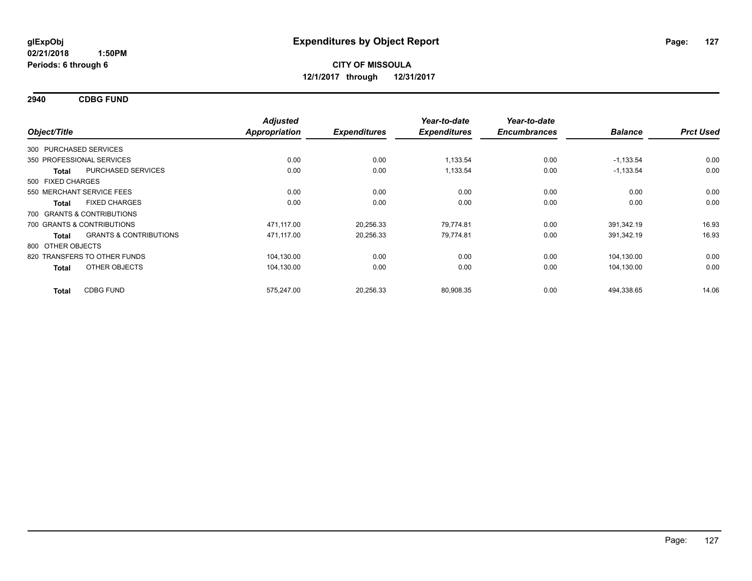**glExpObj**
**02/21/2018 1:50PM**
**Periods: 6 through 6**

# Expenditures by Object Report

**CITY OF MISSOULA**
**12/1/2017 through 12/31/2017**

## 2940 CDBG FUND

| Object/Title | Adjusted Appropriation | Expenditures | Year-to-date Expenditures | Year-to-date Encumbrances | Balance | Prct Used |
|---|---|---|---|---|---|---|
| 300 PURCHASED SERVICES | | | | | | |
| 350 PROFESSIONAL SERVICES | 0.00 | 0.00 | 1,133.54 | 0.00 | -1,133.54 | 0.00 |
| **Total** PURCHASED SERVICES | 0.00 | 0.00 | 1,133.54 | 0.00 | -1,133.54 | 0.00 |
| 500 FIXED CHARGES | | | | | | |
| 550 MERCHANT SERVICE FEES | 0.00 | 0.00 | 0.00 | 0.00 | 0.00 | 0.00 |
| **Total** FIXED CHARGES | 0.00 | 0.00 | 0.00 | 0.00 | 0.00 | 0.00 |
| 700 GRANTS & CONTRIBUTIONS | | | | | | |
| 700 GRANTS & CONTRIBUTIONS | 471,117.00 | 20,256.33 | 79,774.81 | 0.00 | 391,342.19 | 16.93 |
| **Total** GRANTS & CONTRIBUTIONS | 471,117.00 | 20,256.33 | 79,774.81 | 0.00 | 391,342.19 | 16.93 |
| 800 OTHER OBJECTS | | | | | | |
| 820 TRANSFERS TO OTHER FUNDS | 104,130.00 | 0.00 | 0.00 | 0.00 | 104,130.00 | 0.00 |
| **Total** OTHER OBJECTS | 104,130.00 | 0.00 | 0.00 | 0.00 | 104,130.00 | 0.00 |
| **Total** CDBG FUND | 575,247.00 | 20,256.33 | 80,908.35 | 0.00 | 494,338.65 | 14.06 |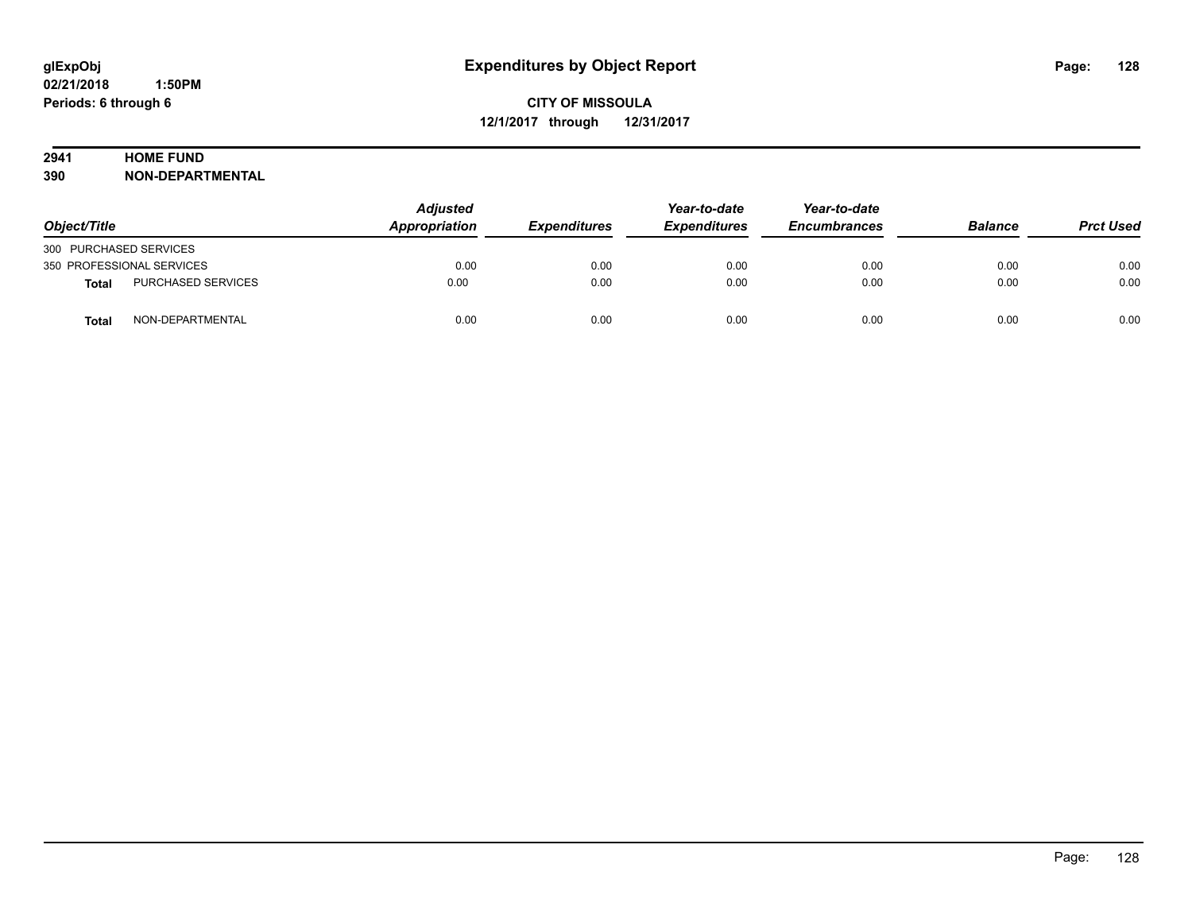# Expenditures by Object Report

glExpObj
02/21/2018 1:50PM
Periods: 6 through 6

**CITY OF MISSOULA**
**12/1/2017 through 12/31/2017**

**2941 HOME FUND**
**390 NON-DEPARTMENTAL**

| Object/Title | | Adjusted Appropriation | Expenditures | Year-to-date Expenditures | Year-to-date Encumbrances | Balance | Prct Used |
|---|---|---|---|---|---|---|---|
| 300 PURCHASED SERVICES | | | | | | | |
| 350 PROFESSIONAL SERVICES | | 0.00 | 0.00 | 0.00 | 0.00 | 0.00 | 0.00 |
| **Total** | PURCHASED SERVICES | 0.00 | 0.00 | 0.00 | 0.00 | 0.00 | 0.00 |
| **Total** | NON-DEPARTMENTAL | 0.00 | 0.00 | 0.00 | 0.00 | 0.00 | 0.00 |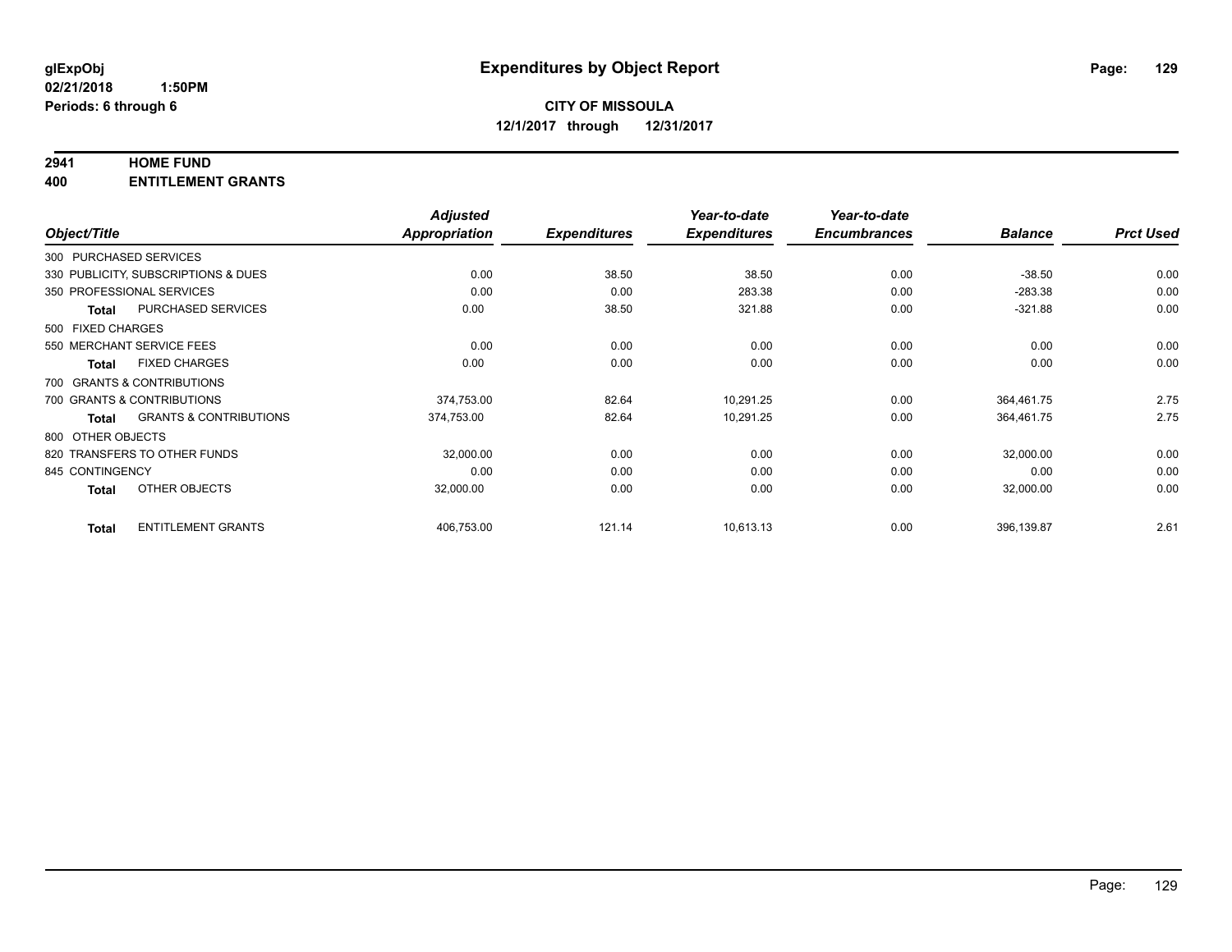**glExpObj**
**02/21/2018 1:50PM**
**Periods: 6 through 6**

# Expenditures by Object Report

**CITY OF MISSOULA**
**12/1/2017 through 12/31/2017**

**2941 HOME FUND**
**400 ENTITLEMENT GRANTS**

| Object/Title | | Adjusted Appropriation | Expenditures | Year-to-date Expenditures | Year-to-date Encumbrances | Balance | Prct Used |
|---|---|---|---|---|---|---|---|
| 300 PURCHASED SERVICES | | | | | | | |
| 330 PUBLICITY, SUBSCRIPTIONS & DUES | | 0.00 | 38.50 | 38.50 | 0.00 | -38.50 | 0.00 |
| 350 PROFESSIONAL SERVICES | | 0.00 | 0.00 | 283.38 | 0.00 | -283.38 | 0.00 |
| **Total** | PURCHASED SERVICES | 0.00 | 38.50 | 321.88 | 0.00 | -321.88 | 0.00 |
| 500 FIXED CHARGES | | | | | | | |
| 550 MERCHANT SERVICE FEES | | 0.00 | 0.00 | 0.00 | 0.00 | 0.00 | 0.00 |
| **Total** | FIXED CHARGES | 0.00 | 0.00 | 0.00 | 0.00 | 0.00 | 0.00 |
| 700 GRANTS & CONTRIBUTIONS | | | | | | | |
| 700 GRANTS & CONTRIBUTIONS | | 374,753.00 | 82.64 | 10,291.25 | 0.00 | 364,461.75 | 2.75 |
| **Total** | GRANTS & CONTRIBUTIONS | 374,753.00 | 82.64 | 10,291.25 | 0.00 | 364,461.75 | 2.75 |
| 800 OTHER OBJECTS | | | | | | | |
| 820 TRANSFERS TO OTHER FUNDS | | 32,000.00 | 0.00 | 0.00 | 0.00 | 32,000.00 | 0.00 |
| 845 CONTINGENCY | | 0.00 | 0.00 | 0.00 | 0.00 | 0.00 | 0.00 |
| **Total** | OTHER OBJECTS | 32,000.00 | 0.00 | 0.00 | 0.00 | 32,000.00 | 0.00 |
| **Total** | ENTITLEMENT GRANTS | 406,753.00 | 121.14 | 10,613.13 | 0.00 | 396,139.87 | 2.61 |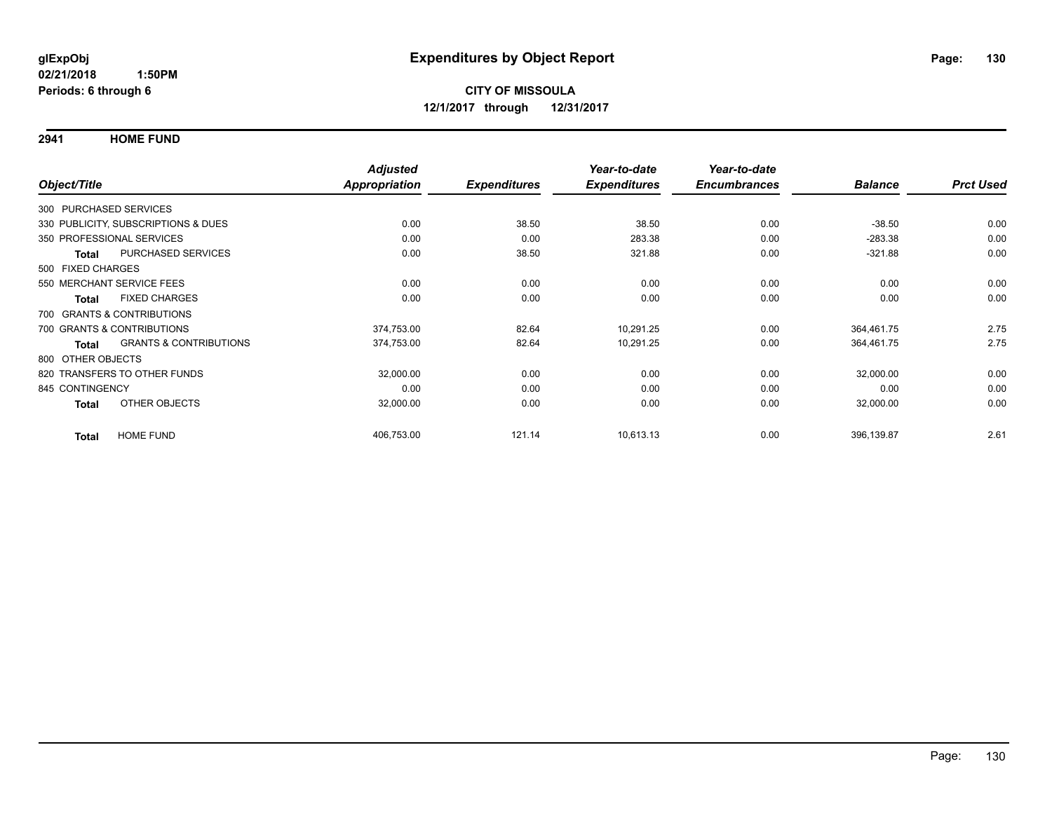# Expenditures by Object Report

glExpObj
02/21/2018 1:50PM
Periods: 6 through 6

**CITY OF MISSOULA**
**12/1/2017 through 12/31/2017**

## 2941 HOME FUND

| Object/Title | | Adjusted Appropriation | Expenditures | Year-to-date Expenditures | Year-to-date Encumbrances | Balance | Prct Used |
|---|---|---|---|---|---|---|---|
| 300 PURCHASED SERVICES | | | | | | | |
| 330 PUBLICITY, SUBSCRIPTIONS & DUES | | 0.00 | 38.50 | 38.50 | 0.00 | -38.50 | 0.00 |
| 350 PROFESSIONAL SERVICES | | 0.00 | 0.00 | 283.38 | 0.00 | -283.38 | 0.00 |
| Total | PURCHASED SERVICES | 0.00 | 38.50 | 321.88 | 0.00 | -321.88 | 0.00 |
| 500 FIXED CHARGES | | | | | | | |
| 550 MERCHANT SERVICE FEES | | 0.00 | 0.00 | 0.00 | 0.00 | 0.00 | 0.00 |
| Total | FIXED CHARGES | 0.00 | 0.00 | 0.00 | 0.00 | 0.00 | 0.00 |
| 700 GRANTS & CONTRIBUTIONS | | | | | | | |
| 700 GRANTS & CONTRIBUTIONS | | 374,753.00 | 82.64 | 10,291.25 | 0.00 | 364,461.75 | 2.75 |
| Total | GRANTS & CONTRIBUTIONS | 374,753.00 | 82.64 | 10,291.25 | 0.00 | 364,461.75 | 2.75 |
| 800 OTHER OBJECTS | | | | | | | |
| 820 TRANSFERS TO OTHER FUNDS | | 32,000.00 | 0.00 | 0.00 | 0.00 | 32,000.00 | 0.00 |
| 845 CONTINGENCY | | 0.00 | 0.00 | 0.00 | 0.00 | 0.00 | 0.00 |
| Total | OTHER OBJECTS | 32,000.00 | 0.00 | 0.00 | 0.00 | 32,000.00 | 0.00 |
| Total | HOME FUND | 406,753.00 | 121.14 | 10,613.13 | 0.00 | 396,139.87 | 2.61 |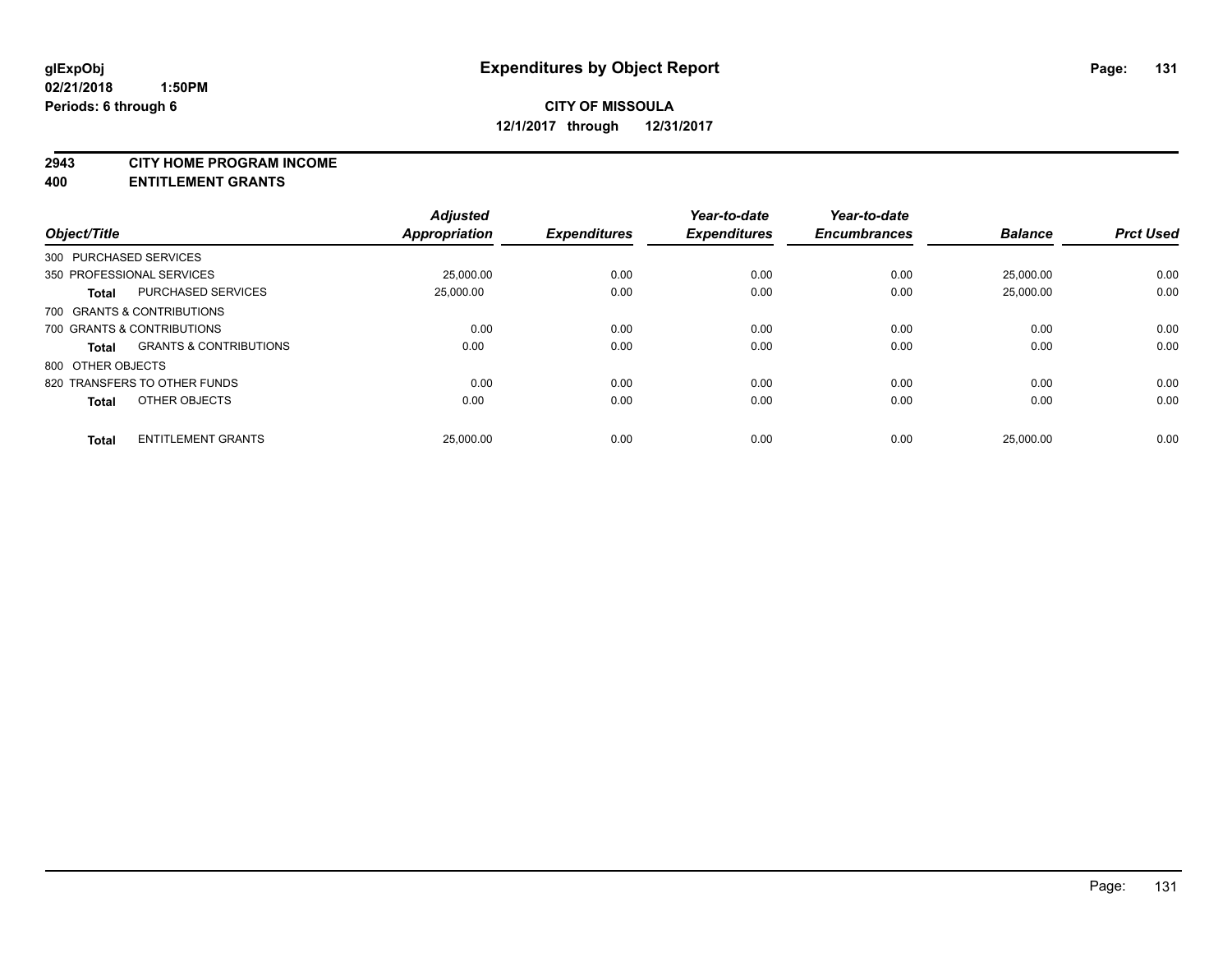# Expenditures by Object Report

glExpObj
02/21/2018 1:50PM
Periods: 6 through 6

**CITY OF MISSOULA**
**12/1/2017 through 12/31/2017**

## 2943 CITY HOME PROGRAM INCOME
## 400 ENTITLEMENT GRANTS

| Object/Title | | Adjusted Appropriation | Expenditures | Year-to-date Expenditures | Year-to-date Encumbrances | Balance | Prct Used |
|---|---|---|---|---|---|---|---|
| 300 PURCHASED SERVICES | | | | | | | |
| 350 PROFESSIONAL SERVICES | | 25,000.00 | 0.00 | 0.00 | 0.00 | 25,000.00 | 0.00 |
| **Total** | PURCHASED SERVICES | 25,000.00 | 0.00 | 0.00 | 0.00 | 25,000.00 | 0.00 |
| 700 GRANTS & CONTRIBUTIONS | | | | | | | |
| 700 GRANTS & CONTRIBUTIONS | | 0.00 | 0.00 | 0.00 | 0.00 | 0.00 | 0.00 |
| **Total** | GRANTS & CONTRIBUTIONS | 0.00 | 0.00 | 0.00 | 0.00 | 0.00 | 0.00 |
| 800 OTHER OBJECTS | | | | | | | |
| 820 TRANSFERS TO OTHER FUNDS | | 0.00 | 0.00 | 0.00 | 0.00 | 0.00 | 0.00 |
| **Total** | OTHER OBJECTS | 0.00 | 0.00 | 0.00 | 0.00 | 0.00 | 0.00 |
| **Total** | ENTITLEMENT GRANTS | 25,000.00 | 0.00 | 0.00 | 0.00 | 25,000.00 | 0.00 |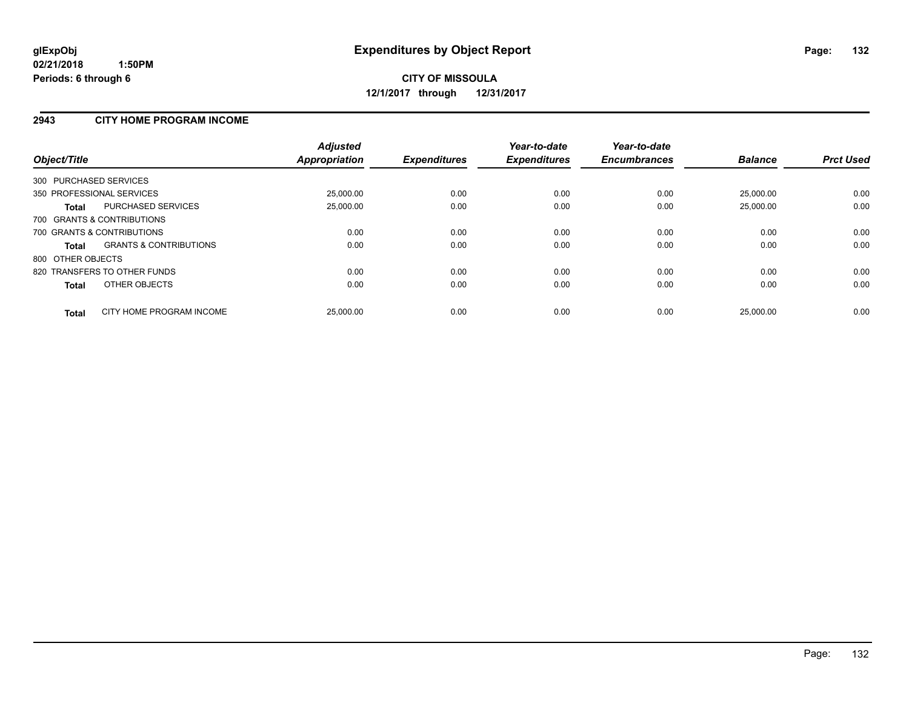**glExpObj**
**02/21/2018 1:50PM**
**Periods: 6 through 6**

# Expenditures by Object Report

**CITY OF MISSOULA**
**12/1/2017 through 12/31/2017**

## 2943 CITY HOME PROGRAM INCOME

| Object/Title | | Adjusted Appropriation | Expenditures | Year-to-date Expenditures | Year-to-date Encumbrances | Balance | Prct Used |
|---|---|---|---|---|---|---|---|
| 300 PURCHASED SERVICES | | | | | | | |
| 350 PROFESSIONAL SERVICES | | 25,000.00 | 0.00 | 0.00 | 0.00 | 25,000.00 | 0.00 |
| **Total** | PURCHASED SERVICES | 25,000.00 | 0.00 | 0.00 | 0.00 | 25,000.00 | 0.00 |
| 700 GRANTS & CONTRIBUTIONS | | | | | | | |
| 700 GRANTS & CONTRIBUTIONS | | 0.00 | 0.00 | 0.00 | 0.00 | 0.00 | 0.00 |
| **Total** | GRANTS & CONTRIBUTIONS | 0.00 | 0.00 | 0.00 | 0.00 | 0.00 | 0.00 |
| 800 OTHER OBJECTS | | | | | | | |
| 820 TRANSFERS TO OTHER FUNDS | | 0.00 | 0.00 | 0.00 | 0.00 | 0.00 | 0.00 |
| **Total** | OTHER OBJECTS | 0.00 | 0.00 | 0.00 | 0.00 | 0.00 | 0.00 |
| **Total** | CITY HOME PROGRAM INCOME | 25,000.00 | 0.00 | 0.00 | 0.00 | 25,000.00 | 0.00 |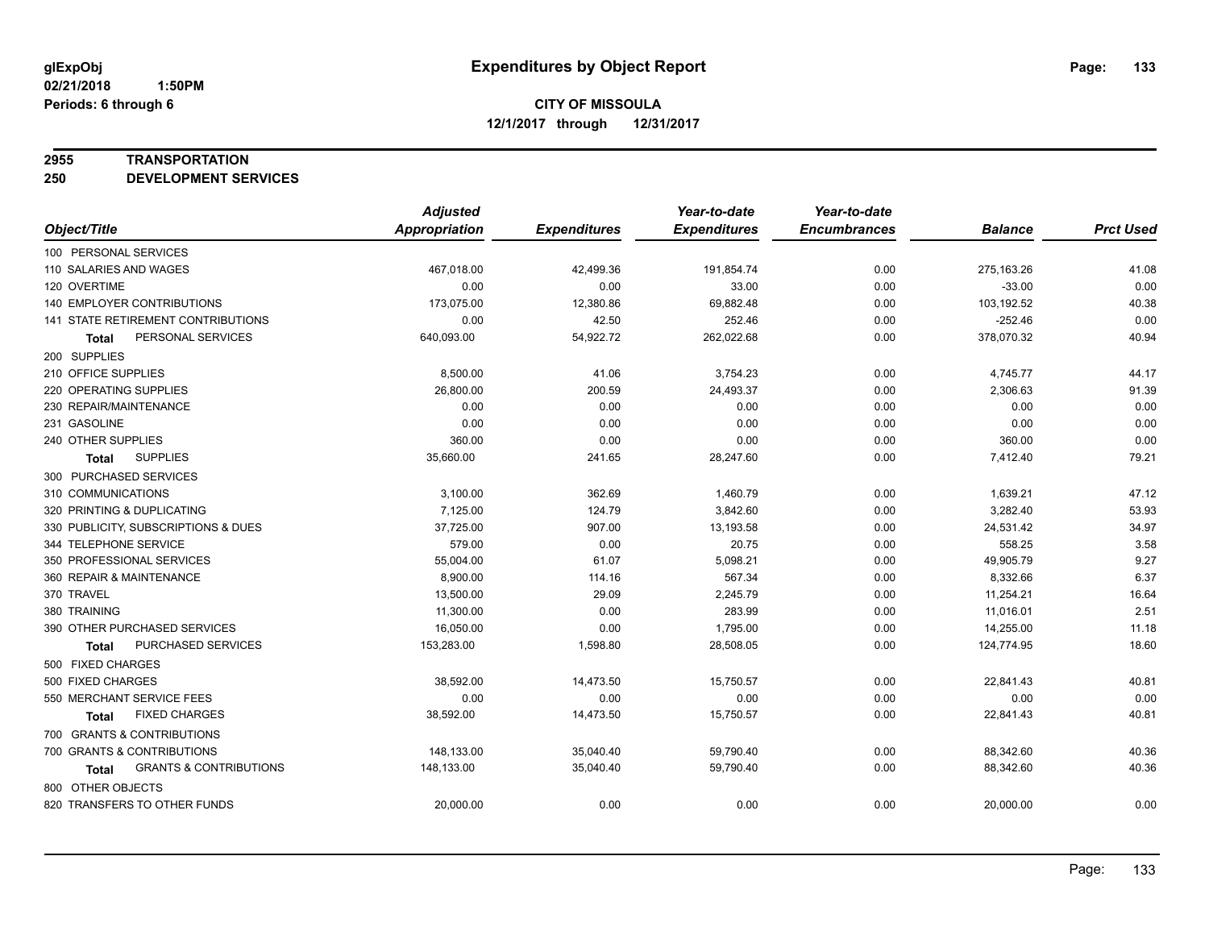**glExpObj**
**02/21/2018 1:50PM**
**Periods: 6 through 6**

# Expenditures by Object Report

**CITY OF MISSOULA**
**12/1/2017 through 12/31/2017**

**2955 TRANSPORTATION**
**250 DEVELOPMENT SERVICES**

| Object/Title | Adjusted Appropriation | Expenditures | Year-to-date Expenditures | Year-to-date Encumbrances | Balance | Prct Used |
|---|---|---|---|---|---|---|
| 100 PERSONAL SERVICES | | | | | | |
| 110 SALARIES AND WAGES | 467,018.00 | 42,499.36 | 191,854.74 | 0.00 | 275,163.26 | 41.08 |
| 120 OVERTIME | 0.00 | 0.00 | 33.00 | 0.00 | -33.00 | 0.00 |
| 140 EMPLOYER CONTRIBUTIONS | 173,075.00 | 12,380.86 | 69,882.48 | 0.00 | 103,192.52 | 40.38 |
| 141 STATE RETIREMENT CONTRIBUTIONS | 0.00 | 42.50 | 252.46 | 0.00 | -252.46 | 0.00 |
| **Total** PERSONAL SERVICES | 640,093.00 | 54,922.72 | 262,022.68 | 0.00 | 378,070.32 | 40.94 |
| 200 SUPPLIES | | | | | | |
| 210 OFFICE SUPPLIES | 8,500.00 | 41.06 | 3,754.23 | 0.00 | 4,745.77 | 44.17 |
| 220 OPERATING SUPPLIES | 26,800.00 | 200.59 | 24,493.37 | 0.00 | 2,306.63 | 91.39 |
| 230 REPAIR/MAINTENANCE | 0.00 | 0.00 | 0.00 | 0.00 | 0.00 | 0.00 |
| 231 GASOLINE | 0.00 | 0.00 | 0.00 | 0.00 | 0.00 | 0.00 |
| 240 OTHER SUPPLIES | 360.00 | 0.00 | 0.00 | 0.00 | 360.00 | 0.00 |
| **Total** SUPPLIES | 35,660.00 | 241.65 | 28,247.60 | 0.00 | 7,412.40 | 79.21 |
| 300 PURCHASED SERVICES | | | | | | |
| 310 COMMUNICATIONS | 3,100.00 | 362.69 | 1,460.79 | 0.00 | 1,639.21 | 47.12 |
| 320 PRINTING & DUPLICATING | 7,125.00 | 124.79 | 3,842.60 | 0.00 | 3,282.40 | 53.93 |
| 330 PUBLICITY, SUBSCRIPTIONS & DUES | 37,725.00 | 907.00 | 13,193.58 | 0.00 | 24,531.42 | 34.97 |
| 344 TELEPHONE SERVICE | 579.00 | 0.00 | 20.75 | 0.00 | 558.25 | 3.58 |
| 350 PROFESSIONAL SERVICES | 55,004.00 | 61.07 | 5,098.21 | 0.00 | 49,905.79 | 9.27 |
| 360 REPAIR & MAINTENANCE | 8,900.00 | 114.16 | 567.34 | 0.00 | 8,332.66 | 6.37 |
| 370 TRAVEL | 13,500.00 | 29.09 | 2,245.79 | 0.00 | 11,254.21 | 16.64 |
| 380 TRAINING | 11,300.00 | 0.00 | 283.99 | 0.00 | 11,016.01 | 2.51 |
| 390 OTHER PURCHASED SERVICES | 16,050.00 | 0.00 | 1,795.00 | 0.00 | 14,255.00 | 11.18 |
| **Total** PURCHASED SERVICES | 153,283.00 | 1,598.80 | 28,508.05 | 0.00 | 124,774.95 | 18.60 |
| 500 FIXED CHARGES | | | | | | |
| 500 FIXED CHARGES | 38,592.00 | 14,473.50 | 15,750.57 | 0.00 | 22,841.43 | 40.81 |
| 550 MERCHANT SERVICE FEES | 0.00 | 0.00 | 0.00 | 0.00 | 0.00 | 0.00 |
| **Total** FIXED CHARGES | 38,592.00 | 14,473.50 | 15,750.57 | 0.00 | 22,841.43 | 40.81 |
| 700 GRANTS & CONTRIBUTIONS | | | | | | |
| 700 GRANTS & CONTRIBUTIONS | 148,133.00 | 35,040.40 | 59,790.40 | 0.00 | 88,342.60 | 40.36 |
| **Total** GRANTS & CONTRIBUTIONS | 148,133.00 | 35,040.40 | 59,790.40 | 0.00 | 88,342.60 | 40.36 |
| 800 OTHER OBJECTS | | | | | | |
| 820 TRANSFERS TO OTHER FUNDS | 20,000.00 | 0.00 | 0.00 | 0.00 | 20,000.00 | 0.00 |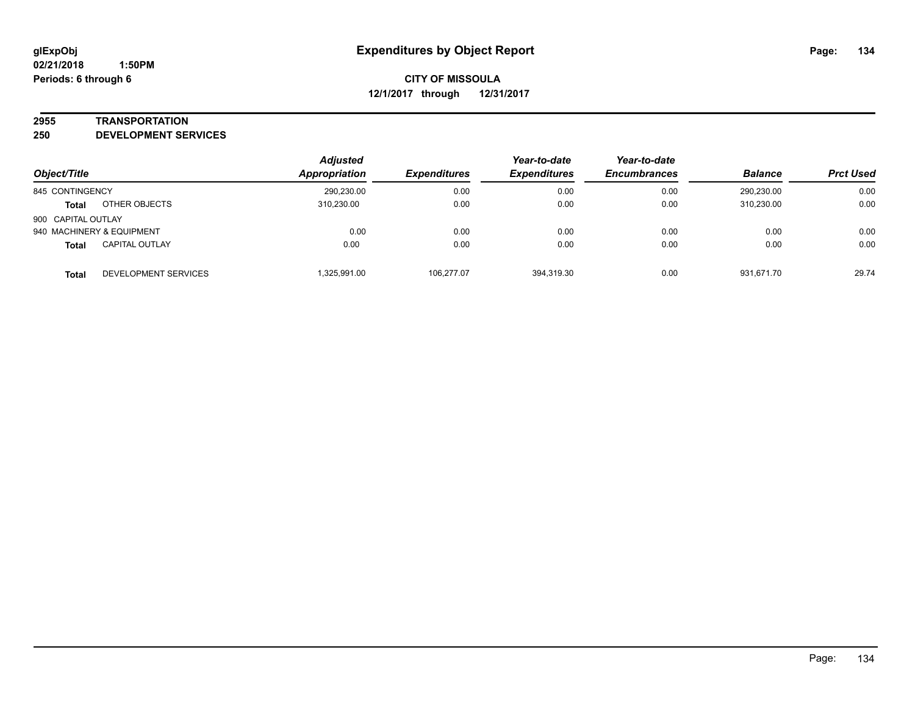**glExpObj**
**02/21/2018 1:50PM**
**Periods: 6 through 6**

# Expenditures by Object Report

**CITY OF MISSOULA**
**12/1/2017 through 12/31/2017**

**2955 TRANSPORTATION**
**250 DEVELOPMENT SERVICES**

| Object/Title | | Adjusted Appropriation | Expenditures | Year-to-date Expenditures | Year-to-date Encumbrances | Balance | Prct Used |
|---|---|---|---|---|---|---|---|
| 845 CONTINGENCY | | 290,230.00 | 0.00 | 0.00 | 0.00 | 290,230.00 | 0.00 |
| **Total** | OTHER OBJECTS | 310,230.00 | 0.00 | 0.00 | 0.00 | 310,230.00 | 0.00 |
| 900 CAPITAL OUTLAY | | | | | | | |
| 940 MACHINERY & EQUIPMENT | | 0.00 | 0.00 | 0.00 | 0.00 | 0.00 | 0.00 |
| **Total** | CAPITAL OUTLAY | 0.00 | 0.00 | 0.00 | 0.00 | 0.00 | 0.00 |
| **Total** | DEVELOPMENT SERVICES | 1,325,991.00 | 106,277.07 | 394,319.30 | 0.00 | 931,671.70 | 29.74 |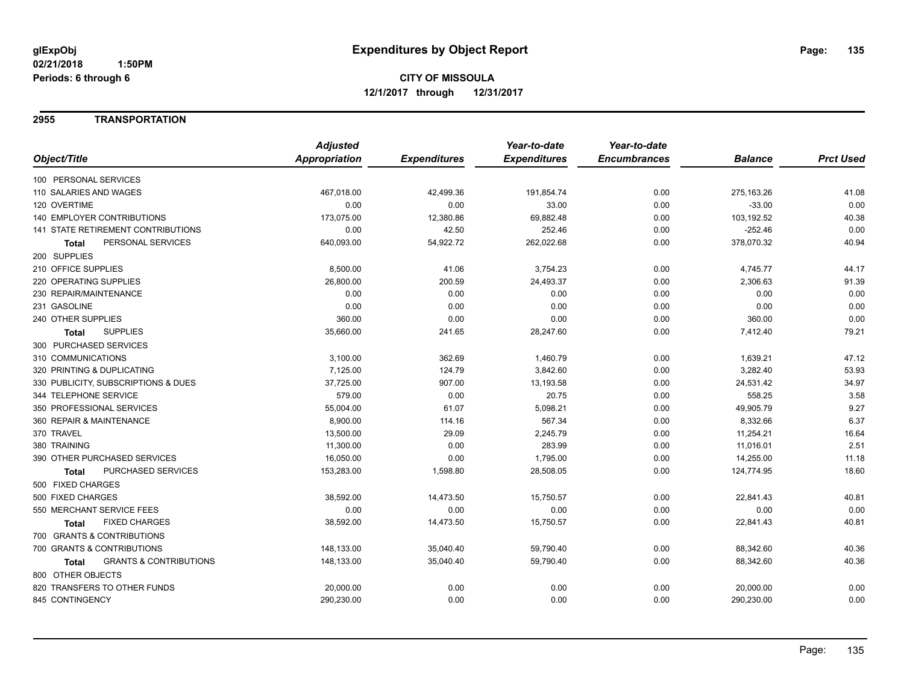**glExpObj** **Expenditures by Object Report**
**02/21/2018 1:50PM**
**Periods: 6 through 6**

**CITY OF MISSOULA**
**12/1/2017 through 12/31/2017**

## 2955 TRANSPORTATION

| Object/Title | Adjusted Appropriation | Expenditures | Year-to-date Expenditures | Year-to-date Encumbrances | Balance | Prct Used |
|---|---|---|---|---|---|---|
| 100 PERSONAL SERVICES | | | | | | |
| 110 SALARIES AND WAGES | 467,018.00 | 42,499.36 | 191,854.74 | 0.00 | 275,163.26 | 41.08 |
| 120 OVERTIME | 0.00 | 0.00 | 33.00 | 0.00 | -33.00 | 0.00 |
| 140 EMPLOYER CONTRIBUTIONS | 173,075.00 | 12,380.86 | 69,882.48 | 0.00 | 103,192.52 | 40.38 |
| 141 STATE RETIREMENT CONTRIBUTIONS | 0.00 | 42.50 | 252.46 | 0.00 | -252.46 | 0.00 |
| **Total** PERSONAL SERVICES | 640,093.00 | 54,922.72 | 262,022.68 | 0.00 | 378,070.32 | 40.94 |
| 200 SUPPLIES | | | | | | |
| 210 OFFICE SUPPLIES | 8,500.00 | 41.06 | 3,754.23 | 0.00 | 4,745.77 | 44.17 |
| 220 OPERATING SUPPLIES | 26,800.00 | 200.59 | 24,493.37 | 0.00 | 2,306.63 | 91.39 |
| 230 REPAIR/MAINTENANCE | 0.00 | 0.00 | 0.00 | 0.00 | 0.00 | 0.00 |
| 231 GASOLINE | 0.00 | 0.00 | 0.00 | 0.00 | 0.00 | 0.00 |
| 240 OTHER SUPPLIES | 360.00 | 0.00 | 0.00 | 0.00 | 360.00 | 0.00 |
| **Total** SUPPLIES | 35,660.00 | 241.65 | 28,247.60 | 0.00 | 7,412.40 | 79.21 |
| 300 PURCHASED SERVICES | | | | | | |
| 310 COMMUNICATIONS | 3,100.00 | 362.69 | 1,460.79 | 0.00 | 1,639.21 | 47.12 |
| 320 PRINTING & DUPLICATING | 7,125.00 | 124.79 | 3,842.60 | 0.00 | 3,282.40 | 53.93 |
| 330 PUBLICITY, SUBSCRIPTIONS & DUES | 37,725.00 | 907.00 | 13,193.58 | 0.00 | 24,531.42 | 34.97 |
| 344 TELEPHONE SERVICE | 579.00 | 0.00 | 20.75 | 0.00 | 558.25 | 3.58 |
| 350 PROFESSIONAL SERVICES | 55,004.00 | 61.07 | 5,098.21 | 0.00 | 49,905.79 | 9.27 |
| 360 REPAIR & MAINTENANCE | 8,900.00 | 114.16 | 567.34 | 0.00 | 8,332.66 | 6.37 |
| 370 TRAVEL | 13,500.00 | 29.09 | 2,245.79 | 0.00 | 11,254.21 | 16.64 |
| 380 TRAINING | 11,300.00 | 0.00 | 283.99 | 0.00 | 11,016.01 | 2.51 |
| 390 OTHER PURCHASED SERVICES | 16,050.00 | 0.00 | 1,795.00 | 0.00 | 14,255.00 | 11.18 |
| **Total** PURCHASED SERVICES | 153,283.00 | 1,598.80 | 28,508.05 | 0.00 | 124,774.95 | 18.60 |
| 500 FIXED CHARGES | | | | | | |
| 500 FIXED CHARGES | 38,592.00 | 14,473.50 | 15,750.57 | 0.00 | 22,841.43 | 40.81 |
| 550 MERCHANT SERVICE FEES | 0.00 | 0.00 | 0.00 | 0.00 | 0.00 | 0.00 |
| **Total** FIXED CHARGES | 38,592.00 | 14,473.50 | 15,750.57 | 0.00 | 22,841.43 | 40.81 |
| 700 GRANTS & CONTRIBUTIONS | | | | | | |
| 700 GRANTS & CONTRIBUTIONS | 148,133.00 | 35,040.40 | 59,790.40 | 0.00 | 88,342.60 | 40.36 |
| **Total** GRANTS & CONTRIBUTIONS | 148,133.00 | 35,040.40 | 59,790.40 | 0.00 | 88,342.60 | 40.36 |
| 800 OTHER OBJECTS | | | | | | |
| 820 TRANSFERS TO OTHER FUNDS | 20,000.00 | 0.00 | 0.00 | 0.00 | 20,000.00 | 0.00 |
| 845 CONTINGENCY | 290,230.00 | 0.00 | 0.00 | 0.00 | 290,230.00 | 0.00 |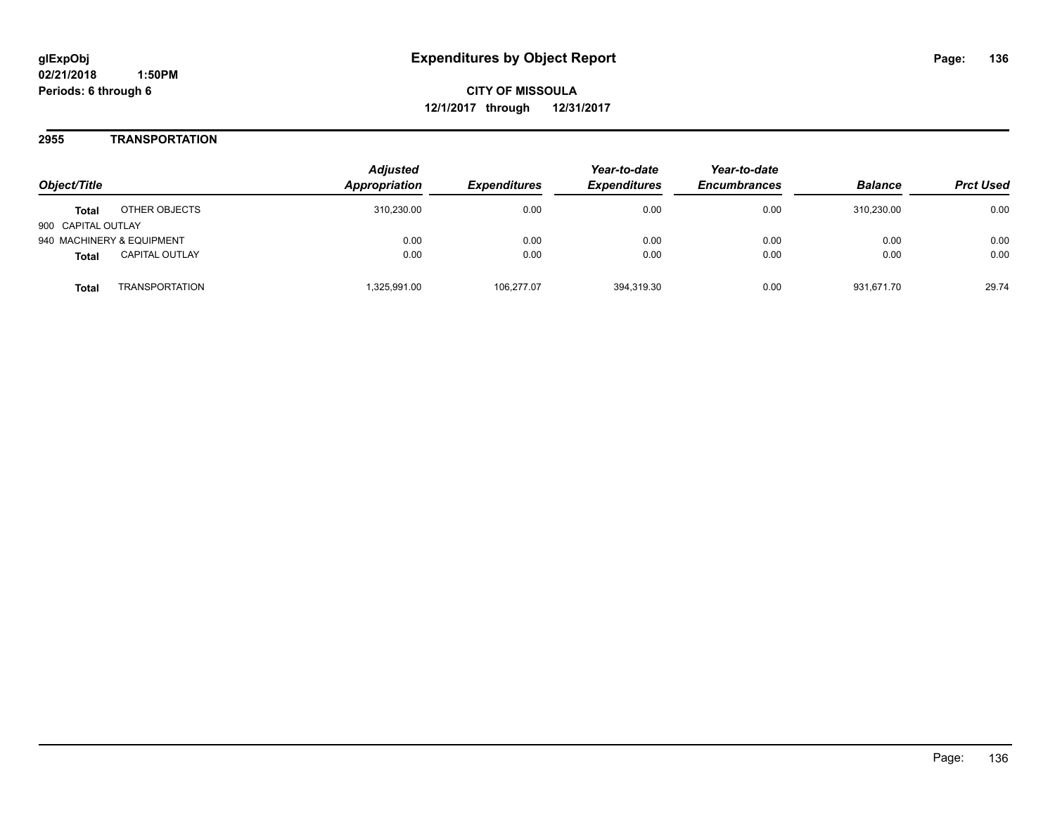# Expenditures by Object Report

glExpObj
02/21/2018 1:50PM
Periods: 6 through 6

**CITY OF MISSOULA**
**12/1/2017 through 12/31/2017**

## 2955 TRANSPORTATION

| Object/Title | | Adjusted Appropriation | Expenditures | Year-to-date Expenditures | Year-to-date Encumbrances | Balance | Prct Used |
|---|---|---|---|---|---|---|---|
| **Total** | OTHER OBJECTS | 310,230.00 | 0.00 | 0.00 | 0.00 | 310,230.00 | 0.00 |
| 900 CAPITAL OUTLAY | | | | | | | |
| 940 MACHINERY & EQUIPMENT | | 0.00 | 0.00 | 0.00 | 0.00 | 0.00 | 0.00 |
| **Total** | CAPITAL OUTLAY | 0.00 | 0.00 | 0.00 | 0.00 | 0.00 | 0.00 |
| **Total** | TRANSPORTATION | 1,325,991.00 | 106,277.07 | 394,319.30 | 0.00 | 931,671.70 | 29.74 |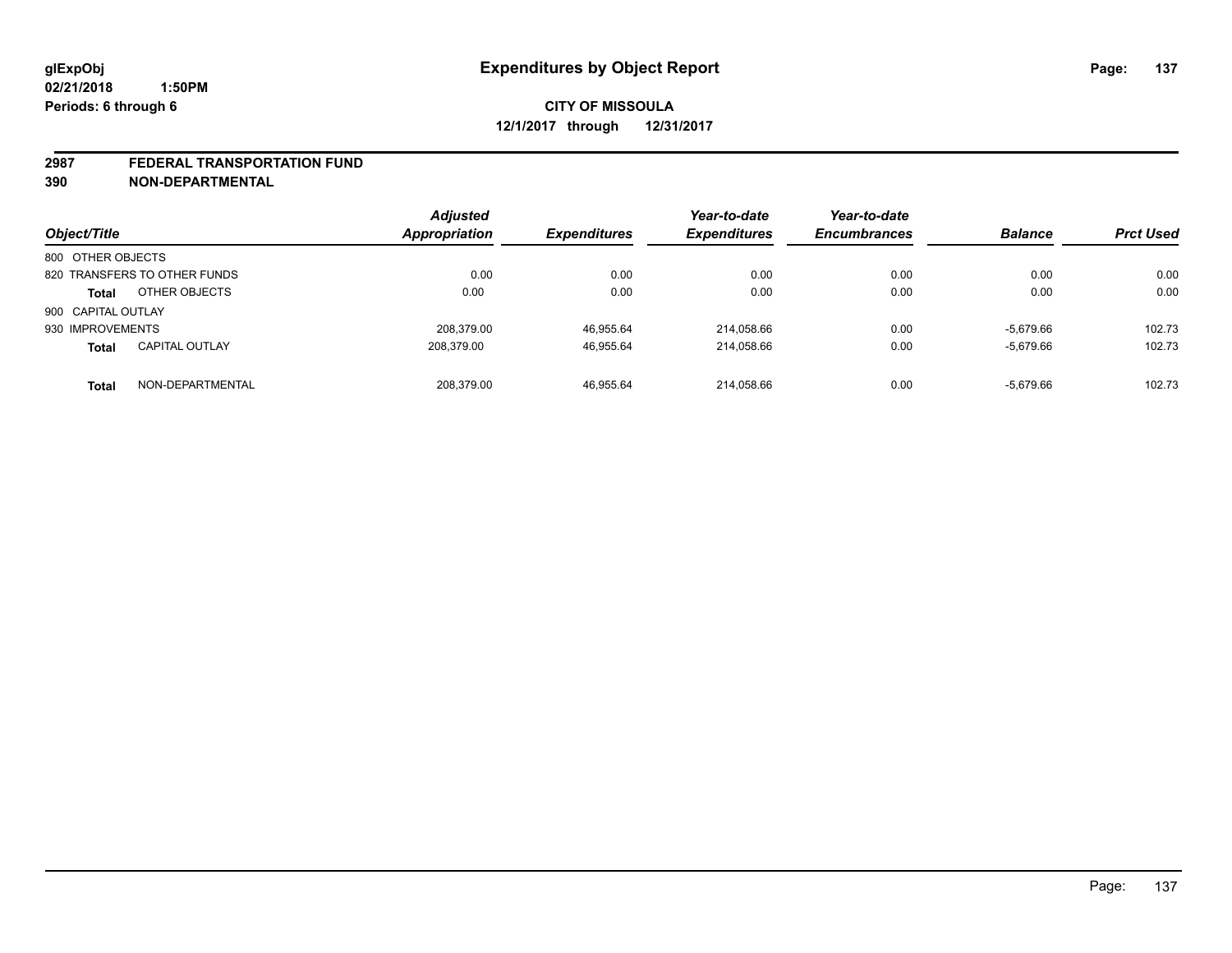# Expenditures by Object Report

glExpObj
02/21/2018 1:50PM
Periods: 6 through 6

**CITY OF MISSOULA**
**12/1/2017 through 12/31/2017**

**2987 FEDERAL TRANSPORTATION FUND**
**390 NON-DEPARTMENTAL**

| Object/Title | | Adjusted Appropriation | Expenditures | Year-to-date Expenditures | Year-to-date Encumbrances | Balance | Prct Used |
|---|---|---|---|---|---|---|---|
| 800 OTHER OBJECTS | | | | | | | |
| 820 TRANSFERS TO OTHER FUNDS | | 0.00 | 0.00 | 0.00 | 0.00 | 0.00 | 0.00 |
| **Total** | OTHER OBJECTS | 0.00 | 0.00 | 0.00 | 0.00 | 0.00 | 0.00 |
| 900 CAPITAL OUTLAY | | | | | | | |
| 930 IMPROVEMENTS | | 208,379.00 | 46,955.64 | 214,058.66 | 0.00 | -5,679.66 | 102.73 |
| **Total** | CAPITAL OUTLAY | 208,379.00 | 46,955.64 | 214,058.66 | 0.00 | -5,679.66 | 102.73 |
| **Total** | NON-DEPARTMENTAL | 208,379.00 | 46,955.64 | 214,058.66 | 0.00 | -5,679.66 | 102.73 |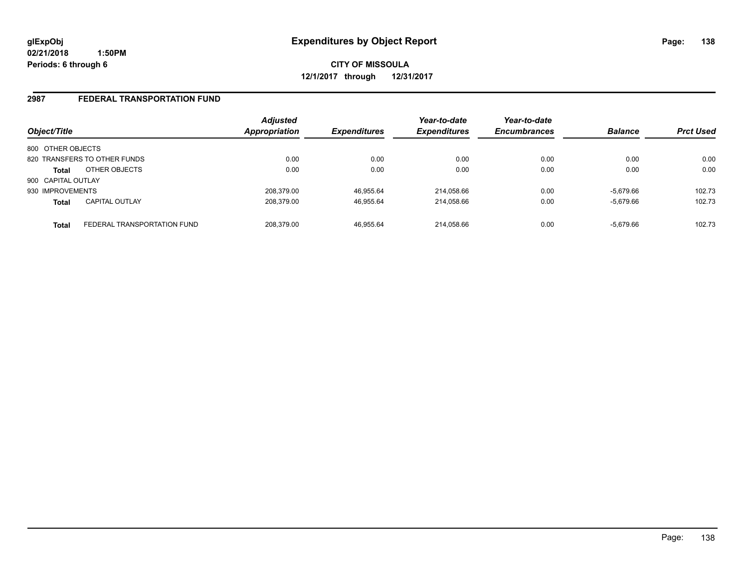**glExpObj**
**02/21/2018 1:50PM**
**Periods: 6 through 6**

# Expenditures by Object Report

**CITY OF MISSOULA**
**12/1/2017 through 12/31/2017**

## 2987 FEDERAL TRANSPORTATION FUND

| Object/Title | | *Adjusted Appropriation* | *Expenditures* | *Year-to-date Expenditures* | *Year-to-date Encumbrances* | *Balance* | *Prct Used* |
|---|---|---|---|---|---|---|---|
| 800 OTHER OBJECTS | | | | | | | |
| 820 TRANSFERS TO OTHER FUNDS | | 0.00 | 0.00 | 0.00 | 0.00 | 0.00 | 0.00 |
| **Total** | OTHER OBJECTS | 0.00 | 0.00 | 0.00 | 0.00 | 0.00 | 0.00 |
| 900 CAPITAL OUTLAY | | | | | | | |
| 930 IMPROVEMENTS | | 208,379.00 | 46,955.64 | 214,058.66 | 0.00 | -5,679.66 | 102.73 |
| **Total** | CAPITAL OUTLAY | 208,379.00 | 46,955.64 | 214,058.66 | 0.00 | -5,679.66 | 102.73 |
| **Total** | FEDERAL TRANSPORTATION FUND | 208,379.00 | 46,955.64 | 214,058.66 | 0.00 | -5,679.66 | 102.73 |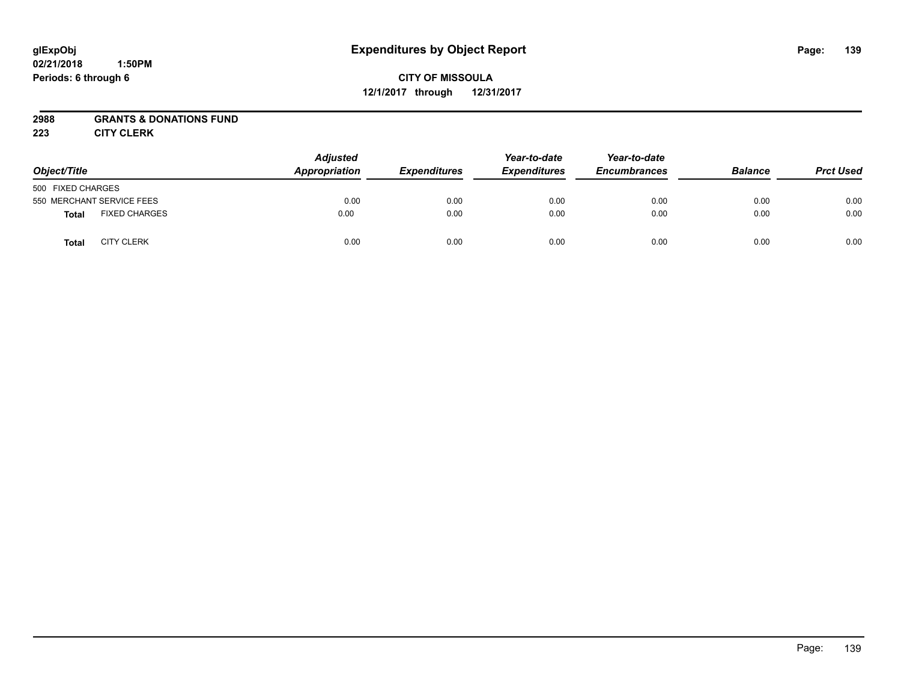**glExpObj**
**02/21/2018 1:50PM**
**Periods: 6 through 6**

# Expenditures by Object Report

**CITY OF MISSOULA**
**12/1/2017 through 12/31/2017**

**2988 GRANTS & DONATIONS FUND**
**223 CITY CLERK**

| Object/Title | | Adjusted Appropriation | Expenditures | Year-to-date Expenditures | Year-to-date Encumbrances | Balance | Prct Used |
|---|---|---|---|---|---|---|---|
| 500 FIXED CHARGES | | | | | | | |
| 550 MERCHANT SERVICE FEES | | 0.00 | 0.00 | 0.00 | 0.00 | 0.00 | 0.00 |
| **Total** | FIXED CHARGES | 0.00 | 0.00 | 0.00 | 0.00 | 0.00 | 0.00 |
| **Total** | CITY CLERK | 0.00 | 0.00 | 0.00 | 0.00 | 0.00 | 0.00 |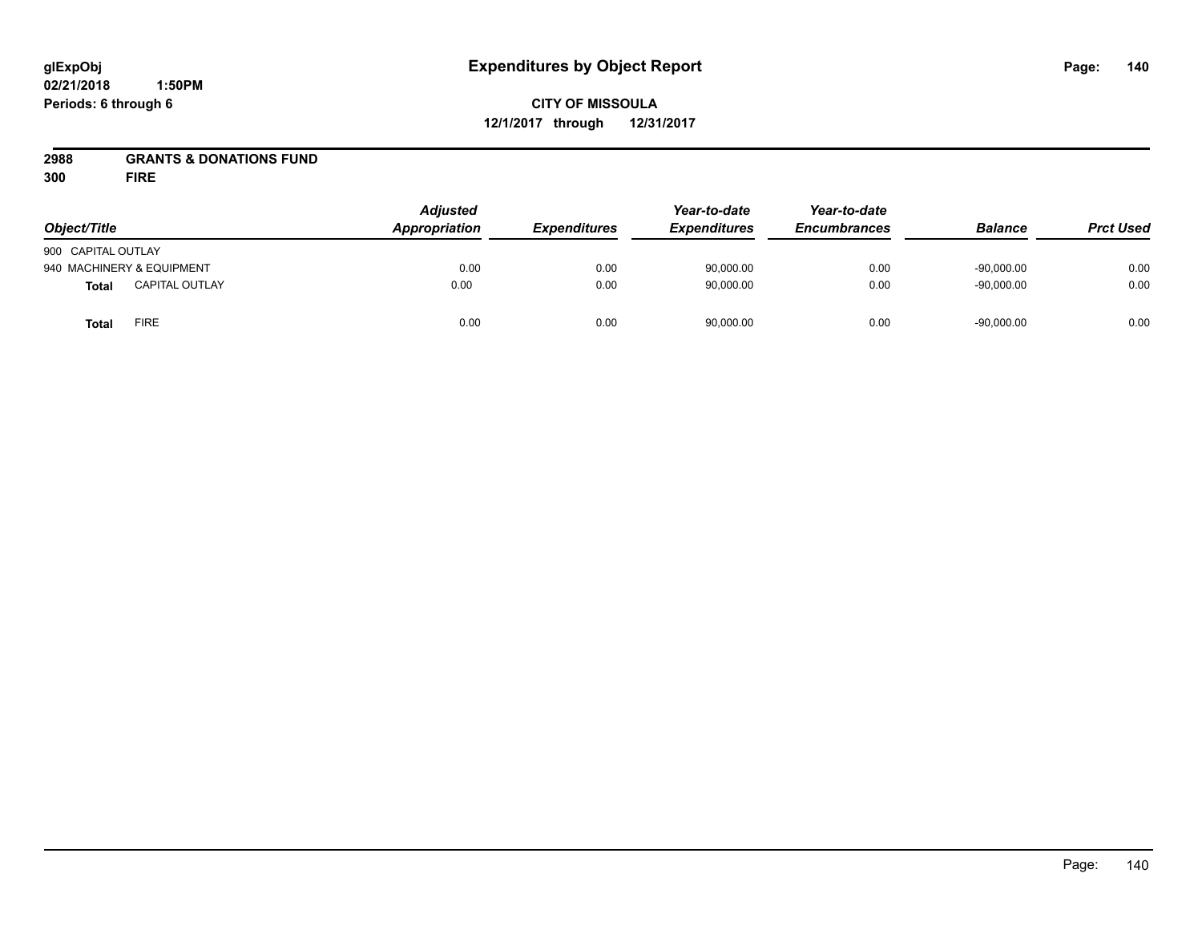glExpObj
02/21/2018 1:50PM
Periods: 6 through 6

# Expenditures by Object Report

**CITY OF MISSOULA**
**12/1/2017 through 12/31/2017**

**2988 GRANTS & DONATIONS FUND**
**300 FIRE**

| Object/Title | Adjusted Appropriation | Expenditures | Year-to-date Expenditures | Year-to-date Encumbrances | Balance | Prct Used |
|---|---|---|---|---|---|---|
| 900 CAPITAL OUTLAY | | | | | | |
| 940 MACHINERY & EQUIPMENT | 0.00 | 0.00 | 90,000.00 | 0.00 | -90,000.00 | 0.00 |
| **Total** CAPITAL OUTLAY | 0.00 | 0.00 | 90,000.00 | 0.00 | -90,000.00 | 0.00 |
| **Total** FIRE | 0.00 | 0.00 | 90,000.00 | 0.00 | -90,000.00 | 0.00 |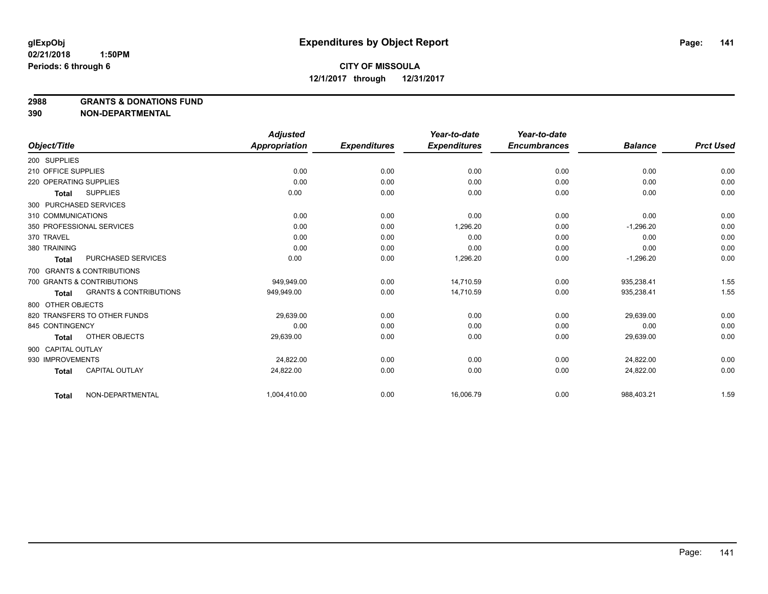glExpObj
02/21/2018 1:50PM
Periods: 6 through 6

# Expenditures by Object Report

**CITY OF MISSOULA**
**12/1/2017 through 12/31/2017**

**2988 GRANTS & DONATIONS FUND**
**390 NON-DEPARTMENTAL**

| Object/Title | | Adjusted Appropriation | Expenditures | Year-to-date Expenditures | Year-to-date Encumbrances | Balance | Prct Used |
|---|---|---|---|---|---|---|---|
| 200 SUPPLIES | | | | | | | |
| 210 OFFICE SUPPLIES | | 0.00 | 0.00 | 0.00 | 0.00 | 0.00 | 0.00 |
| 220 OPERATING SUPPLIES | | 0.00 | 0.00 | 0.00 | 0.00 | 0.00 | 0.00 |
| **Total** | SUPPLIES | 0.00 | 0.00 | 0.00 | 0.00 | 0.00 | 0.00 |
| 300 PURCHASED SERVICES | | | | | | | |
| 310 COMMUNICATIONS | | 0.00 | 0.00 | 0.00 | 0.00 | 0.00 | 0.00 |
| 350 PROFESSIONAL SERVICES | | 0.00 | 0.00 | 1,296.20 | 0.00 | -1,296.20 | 0.00 |
| 370 TRAVEL | | 0.00 | 0.00 | 0.00 | 0.00 | 0.00 | 0.00 |
| 380 TRAINING | | 0.00 | 0.00 | 0.00 | 0.00 | 0.00 | 0.00 |
| **Total** | PURCHASED SERVICES | 0.00 | 0.00 | 1,296.20 | 0.00 | -1,296.20 | 0.00 |
| 700 GRANTS & CONTRIBUTIONS | | | | | | | |
| 700 GRANTS & CONTRIBUTIONS | | 949,949.00 | 0.00 | 14,710.59 | 0.00 | 935,238.41 | 1.55 |
| **Total** | GRANTS & CONTRIBUTIONS | 949,949.00 | 0.00 | 14,710.59 | 0.00 | 935,238.41 | 1.55 |
| 800 OTHER OBJECTS | | | | | | | |
| 820 TRANSFERS TO OTHER FUNDS | | 29,639.00 | 0.00 | 0.00 | 0.00 | 29,639.00 | 0.00 |
| 845 CONTINGENCY | | 0.00 | 0.00 | 0.00 | 0.00 | 0.00 | 0.00 |
| **Total** | OTHER OBJECTS | 29,639.00 | 0.00 | 0.00 | 0.00 | 29,639.00 | 0.00 |
| 900 CAPITAL OUTLAY | | | | | | | |
| 930 IMPROVEMENTS | | 24,822.00 | 0.00 | 0.00 | 0.00 | 24,822.00 | 0.00 |
| **Total** | CAPITAL OUTLAY | 24,822.00 | 0.00 | 0.00 | 0.00 | 24,822.00 | 0.00 |
| **Total** | NON-DEPARTMENTAL | 1,004,410.00 | 0.00 | 16,006.79 | 0.00 | 988,403.21 | 1.59 |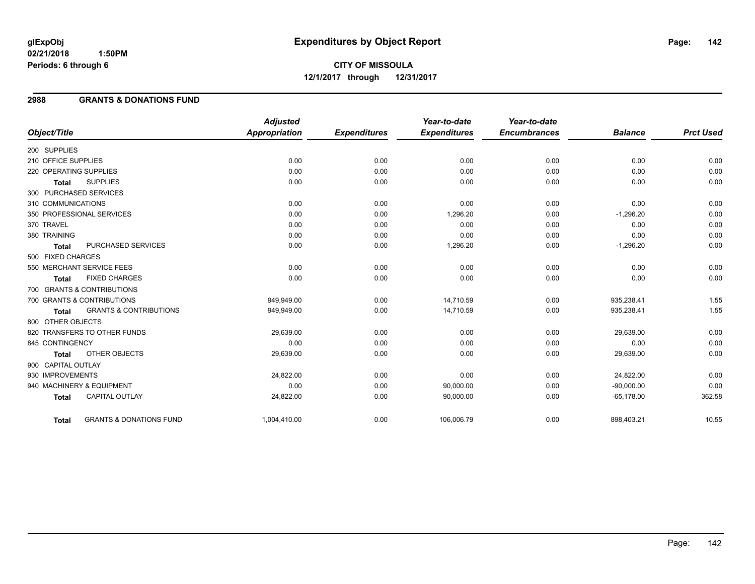glExpObj
02/21/2018 1:50PM
Periods: 6 through 6

# Expenditures by Object Report

**CITY OF MISSOULA**
**12/1/2017 through 12/31/2017**

## 2988 GRANTS & DONATIONS FUND

| Object/Title | Adjusted Appropriation | Expenditures | Year-to-date Expenditures | Year-to-date Encumbrances | Balance | Prct Used |
|---|---|---|---|---|---|---|
| 200 SUPPLIES | | | | | | |
| 210 OFFICE SUPPLIES | 0.00 | 0.00 | 0.00 | 0.00 | 0.00 | 0.00 |
| 220 OPERATING SUPPLIES | 0.00 | 0.00 | 0.00 | 0.00 | 0.00 | 0.00 |
| **Total** SUPPLIES | 0.00 | 0.00 | 0.00 | 0.00 | 0.00 | 0.00 |
| 300 PURCHASED SERVICES | | | | | | |
| 310 COMMUNICATIONS | 0.00 | 0.00 | 0.00 | 0.00 | 0.00 | 0.00 |
| 350 PROFESSIONAL SERVICES | 0.00 | 0.00 | 1,296.20 | 0.00 | -1,296.20 | 0.00 |
| 370 TRAVEL | 0.00 | 0.00 | 0.00 | 0.00 | 0.00 | 0.00 |
| 380 TRAINING | 0.00 | 0.00 | 0.00 | 0.00 | 0.00 | 0.00 |
| **Total** PURCHASED SERVICES | 0.00 | 0.00 | 1,296.20 | 0.00 | -1,296.20 | 0.00 |
| 500 FIXED CHARGES | | | | | | |
| 550 MERCHANT SERVICE FEES | 0.00 | 0.00 | 0.00 | 0.00 | 0.00 | 0.00 |
| **Total** FIXED CHARGES | 0.00 | 0.00 | 0.00 | 0.00 | 0.00 | 0.00 |
| 700 GRANTS & CONTRIBUTIONS | | | | | | |
| 700 GRANTS & CONTRIBUTIONS | 949,949.00 | 0.00 | 14,710.59 | 0.00 | 935,238.41 | 1.55 |
| **Total** GRANTS & CONTRIBUTIONS | 949,949.00 | 0.00 | 14,710.59 | 0.00 | 935,238.41 | 1.55 |
| 800 OTHER OBJECTS | | | | | | |
| 820 TRANSFERS TO OTHER FUNDS | 29,639.00 | 0.00 | 0.00 | 0.00 | 29,639.00 | 0.00 |
| 845 CONTINGENCY | 0.00 | 0.00 | 0.00 | 0.00 | 0.00 | 0.00 |
| **Total** OTHER OBJECTS | 29,639.00 | 0.00 | 0.00 | 0.00 | 29,639.00 | 0.00 |
| 900 CAPITAL OUTLAY | | | | | | |
| 930 IMPROVEMENTS | 24,822.00 | 0.00 | 0.00 | 0.00 | 24,822.00 | 0.00 |
| 940 MACHINERY & EQUIPMENT | 0.00 | 0.00 | 90,000.00 | 0.00 | -90,000.00 | 0.00 |
| **Total** CAPITAL OUTLAY | 24,822.00 | 0.00 | 90,000.00 | 0.00 | -65,178.00 | 362.58 |
| **Total** GRANTS & DONATIONS FUND | 1,004,410.00 | 0.00 | 106,006.79 | 0.00 | 898,403.21 | 10.55 |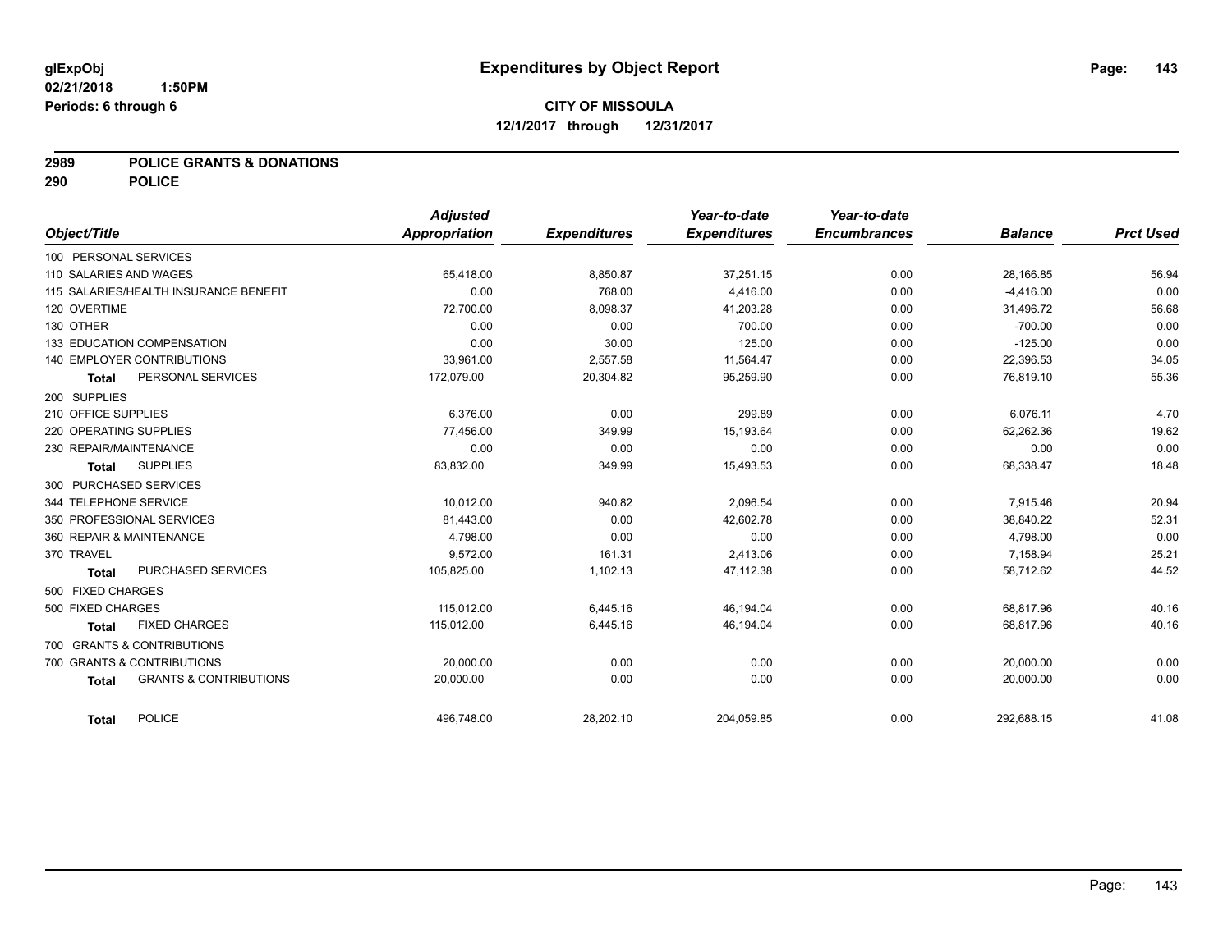# Expenditures by Object Report

glExpObj
02/21/2018 1:50PM
Periods: 6 through 6

**CITY OF MISSOULA**
**12/1/2017 through 12/31/2017**

**2989 POLICE GRANTS & DONATIONS**
**290 POLICE**

| Object/Title | Adjusted Appropriation | Expenditures | Year-to-date Expenditures | Year-to-date Encumbrances | Balance | Prct Used |
|---|---|---|---|---|---|---|
| 100 PERSONAL SERVICES | | | | | | |
| 110 SALARIES AND WAGES | 65,418.00 | 8,850.87 | 37,251.15 | 0.00 | 28,166.85 | 56.94 |
| 115 SALARIES/HEALTH INSURANCE BENEFIT | 0.00 | 768.00 | 4,416.00 | 0.00 | -4,416.00 | 0.00 |
| 120 OVERTIME | 72,700.00 | 8,098.37 | 41,203.28 | 0.00 | 31,496.72 | 56.68 |
| 130 OTHER | 0.00 | 0.00 | 700.00 | 0.00 | -700.00 | 0.00 |
| 133 EDUCATION COMPENSATION | 0.00 | 30.00 | 125.00 | 0.00 | -125.00 | 0.00 |
| 140 EMPLOYER CONTRIBUTIONS | 33,961.00 | 2,557.58 | 11,564.47 | 0.00 | 22,396.53 | 34.05 |
| **Total** PERSONAL SERVICES | 172,079.00 | 20,304.82 | 95,259.90 | 0.00 | 76,819.10 | 55.36 |
| 200 SUPPLIES | | | | | | |
| 210 OFFICE SUPPLIES | 6,376.00 | 0.00 | 299.89 | 0.00 | 6,076.11 | 4.70 |
| 220 OPERATING SUPPLIES | 77,456.00 | 349.99 | 15,193.64 | 0.00 | 62,262.36 | 19.62 |
| 230 REPAIR/MAINTENANCE | 0.00 | 0.00 | 0.00 | 0.00 | 0.00 | 0.00 |
| **Total** SUPPLIES | 83,832.00 | 349.99 | 15,493.53 | 0.00 | 68,338.47 | 18.48 |
| 300 PURCHASED SERVICES | | | | | | |
| 344 TELEPHONE SERVICE | 10,012.00 | 940.82 | 2,096.54 | 0.00 | 7,915.46 | 20.94 |
| 350 PROFESSIONAL SERVICES | 81,443.00 | 0.00 | 42,602.78 | 0.00 | 38,840.22 | 52.31 |
| 360 REPAIR & MAINTENANCE | 4,798.00 | 0.00 | 0.00 | 0.00 | 4,798.00 | 0.00 |
| 370 TRAVEL | 9,572.00 | 161.31 | 2,413.06 | 0.00 | 7,158.94 | 25.21 |
| **Total** PURCHASED SERVICES | 105,825.00 | 1,102.13 | 47,112.38 | 0.00 | 58,712.62 | 44.52 |
| 500 FIXED CHARGES | | | | | | |
| 500 FIXED CHARGES | 115,012.00 | 6,445.16 | 46,194.04 | 0.00 | 68,817.96 | 40.16 |
| **Total** FIXED CHARGES | 115,012.00 | 6,445.16 | 46,194.04 | 0.00 | 68,817.96 | 40.16 |
| 700 GRANTS & CONTRIBUTIONS | | | | | | |
| 700 GRANTS & CONTRIBUTIONS | 20,000.00 | 0.00 | 0.00 | 0.00 | 20,000.00 | 0.00 |
| **Total** GRANTS & CONTRIBUTIONS | 20,000.00 | 0.00 | 0.00 | 0.00 | 20,000.00 | 0.00 |
| **Total** POLICE | 496,748.00 | 28,202.10 | 204,059.85 | 0.00 | 292,688.15 | 41.08 |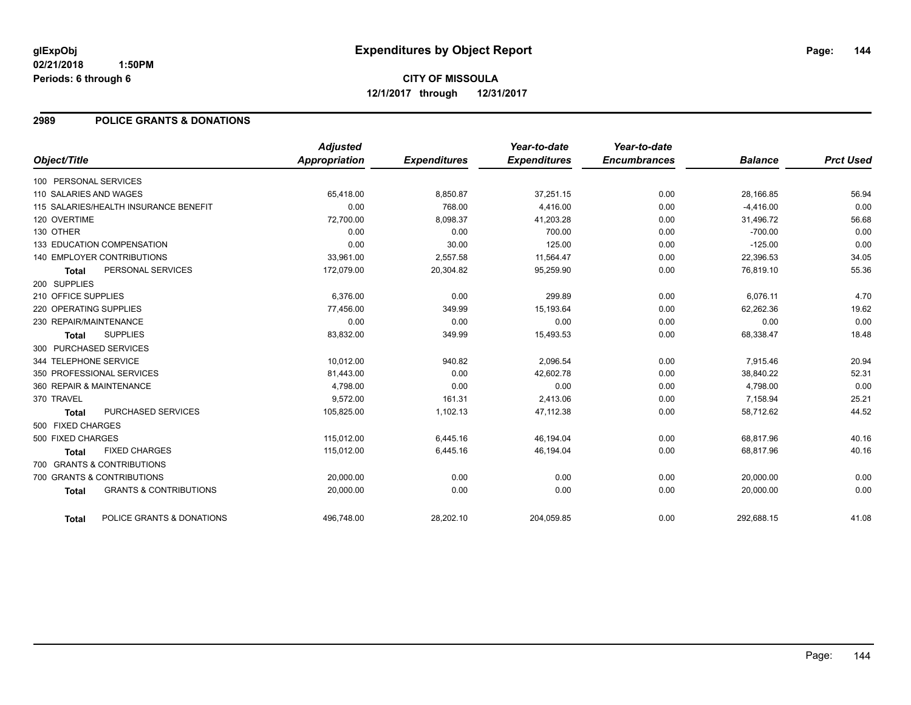**glExpObj**
**02/21/2018 1:50PM**
**Periods: 6 through 6**

# Expenditures by Object Report

**CITY OF MISSOULA**
**12/1/2017 through 12/31/2017**

## 2989 POLICE GRANTS & DONATIONS

| Object/Title | Adjusted Appropriation | Expenditures | Year-to-date Expenditures | Year-to-date Encumbrances | Balance | Prct Used |
|---|---|---|---|---|---|---|
| 100 PERSONAL SERVICES | | | | | | |
| 110 SALARIES AND WAGES | 65,418.00 | 8,850.87 | 37,251.15 | 0.00 | 28,166.85 | 56.94 |
| 115 SALARIES/HEALTH INSURANCE BENEFIT | 0.00 | 768.00 | 4,416.00 | 0.00 | -4,416.00 | 0.00 |
| 120 OVERTIME | 72,700.00 | 8,098.37 | 41,203.28 | 0.00 | 31,496.72 | 56.68 |
| 130 OTHER | 0.00 | 0.00 | 700.00 | 0.00 | -700.00 | 0.00 |
| 133 EDUCATION COMPENSATION | 0.00 | 30.00 | 125.00 | 0.00 | -125.00 | 0.00 |
| 140 EMPLOYER CONTRIBUTIONS | 33,961.00 | 2,557.58 | 11,564.47 | 0.00 | 22,396.53 | 34.05 |
| **Total** PERSONAL SERVICES | 172,079.00 | 20,304.82 | 95,259.90 | 0.00 | 76,819.10 | 55.36 |
| 200 SUPPLIES | | | | | | |
| 210 OFFICE SUPPLIES | 6,376.00 | 0.00 | 299.89 | 0.00 | 6,076.11 | 4.70 |
| 220 OPERATING SUPPLIES | 77,456.00 | 349.99 | 15,193.64 | 0.00 | 62,262.36 | 19.62 |
| 230 REPAIR/MAINTENANCE | 0.00 | 0.00 | 0.00 | 0.00 | 0.00 | 0.00 |
| **Total** SUPPLIES | 83,832.00 | 349.99 | 15,493.53 | 0.00 | 68,338.47 | 18.48 |
| 300 PURCHASED SERVICES | | | | | | |
| 344 TELEPHONE SERVICE | 10,012.00 | 940.82 | 2,096.54 | 0.00 | 7,915.46 | 20.94 |
| 350 PROFESSIONAL SERVICES | 81,443.00 | 0.00 | 42,602.78 | 0.00 | 38,840.22 | 52.31 |
| 360 REPAIR & MAINTENANCE | 4,798.00 | 0.00 | 0.00 | 0.00 | 4,798.00 | 0.00 |
| 370 TRAVEL | 9,572.00 | 161.31 | 2,413.06 | 0.00 | 7,158.94 | 25.21 |
| **Total** PURCHASED SERVICES | 105,825.00 | 1,102.13 | 47,112.38 | 0.00 | 58,712.62 | 44.52 |
| 500 FIXED CHARGES | | | | | | |
| 500 FIXED CHARGES | 115,012.00 | 6,445.16 | 46,194.04 | 0.00 | 68,817.96 | 40.16 |
| **Total** FIXED CHARGES | 115,012.00 | 6,445.16 | 46,194.04 | 0.00 | 68,817.96 | 40.16 |
| 700 GRANTS & CONTRIBUTIONS | | | | | | |
| 700 GRANTS & CONTRIBUTIONS | 20,000.00 | 0.00 | 0.00 | 0.00 | 20,000.00 | 0.00 |
| **Total** GRANTS & CONTRIBUTIONS | 20,000.00 | 0.00 | 0.00 | 0.00 | 20,000.00 | 0.00 |
| **Total** POLICE GRANTS & DONATIONS | 496,748.00 | 28,202.10 | 204,059.85 | 0.00 | 292,688.15 | 41.08 |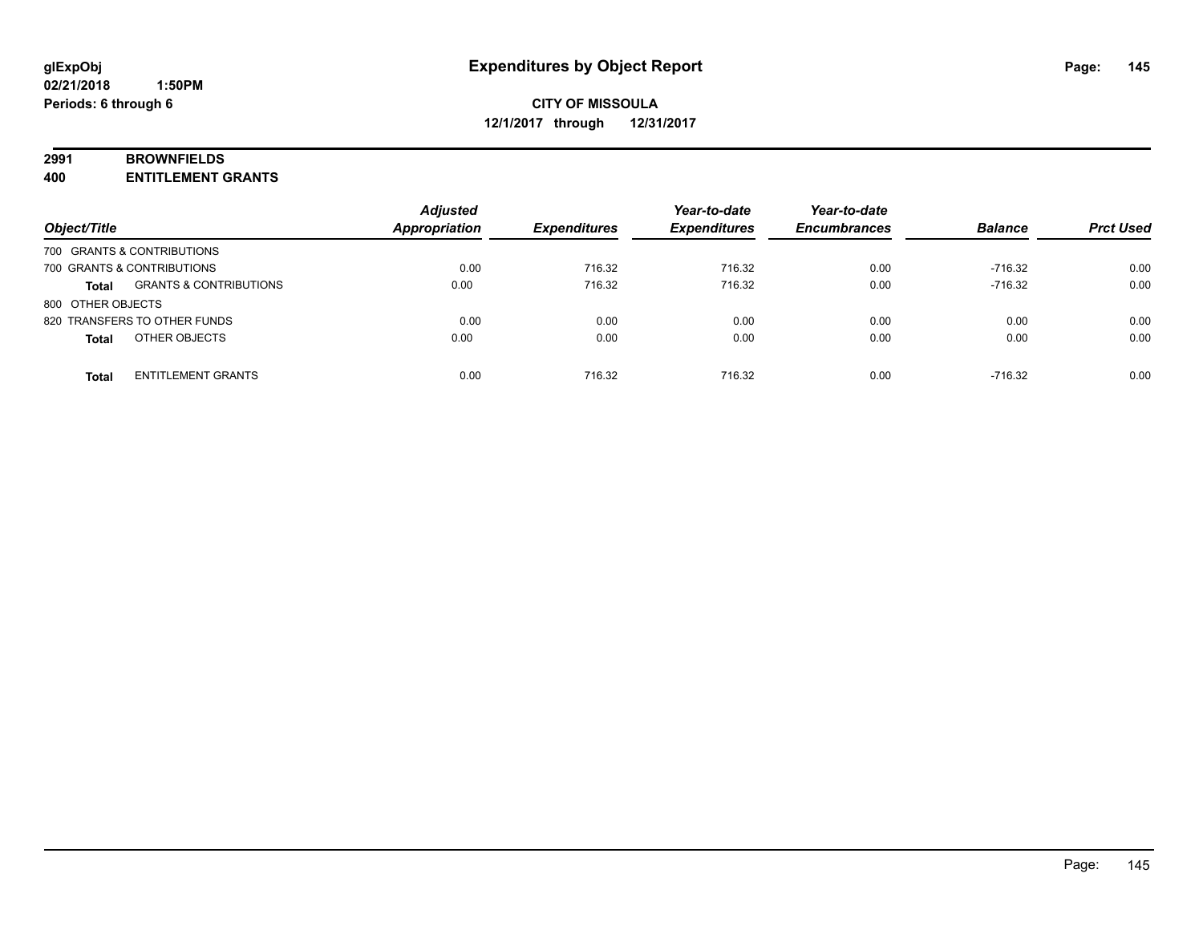**glExpObj**
**02/21/2018 1:50PM**
**Periods: 6 through 6**

# Expenditures by Object Report

**CITY OF MISSOULA**
**12/1/2017 through 12/31/2017**

**2991 BROWNFIELDS**
**400 ENTITLEMENT GRANTS**

| Object/Title | | Adjusted Appropriation | Expenditures | Year-to-date Expenditures | Year-to-date Encumbrances | Balance | Prct Used |
|---|---|---|---|---|---|---|---|
| 700 GRANTS & CONTRIBUTIONS | | | | | | | |
| 700 GRANTS & CONTRIBUTIONS | | 0.00 | 716.32 | 716.32 | 0.00 | -716.32 | 0.00 |
| **Total** | GRANTS & CONTRIBUTIONS | 0.00 | 716.32 | 716.32 | 0.00 | -716.32 | 0.00 |
| 800 OTHER OBJECTS | | | | | | | |
| 820 TRANSFERS TO OTHER FUNDS | | 0.00 | 0.00 | 0.00 | 0.00 | 0.00 | 0.00 |
| **Total** | OTHER OBJECTS | 0.00 | 0.00 | 0.00 | 0.00 | 0.00 | 0.00 |
| **Total** | ENTITLEMENT GRANTS | 0.00 | 716.32 | 716.32 | 0.00 | -716.32 | 0.00 |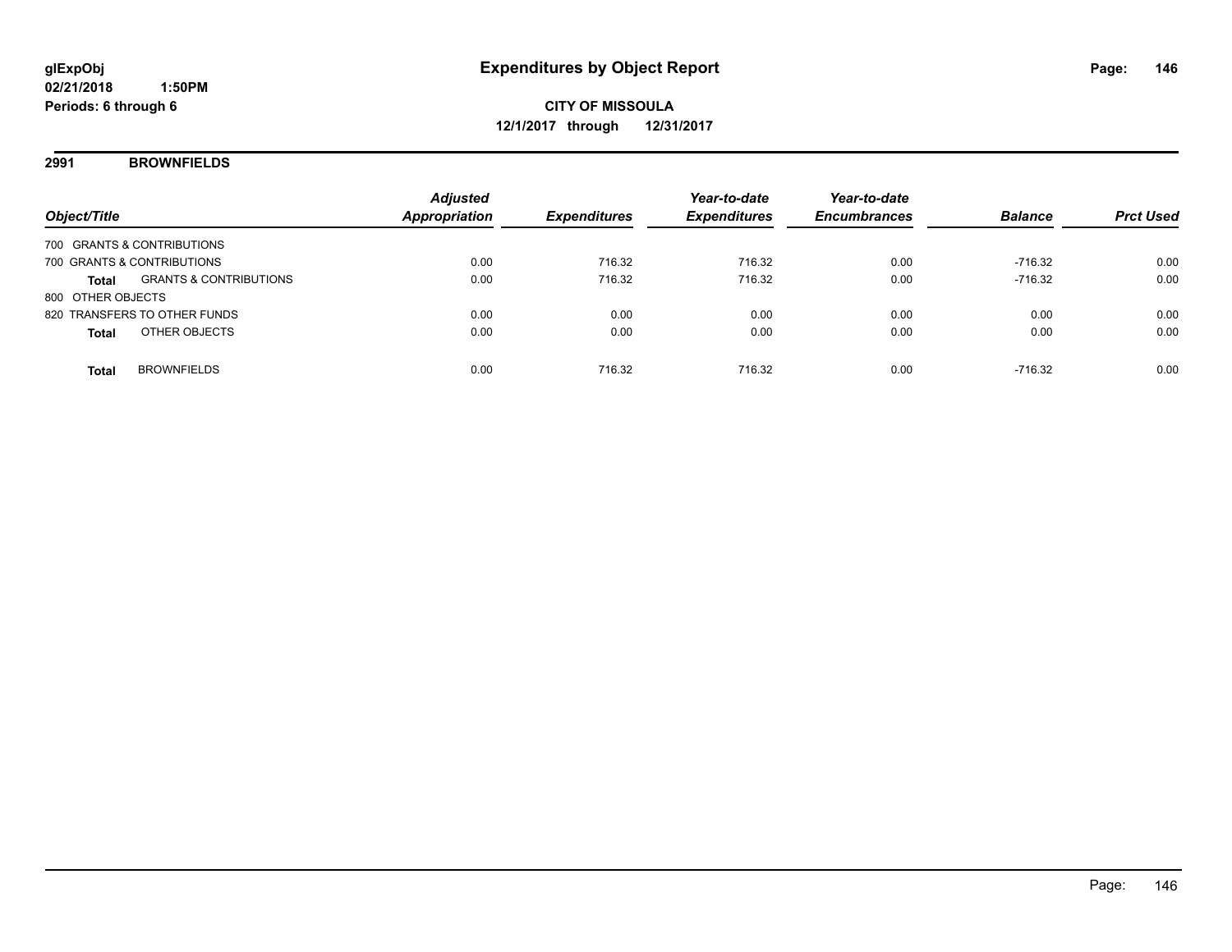**glExpObj**
**02/21/2018 1:50PM**
**Periods: 6 through 6**

# Expenditures by Object Report

**CITY OF MISSOULA**
**12/1/2017 through 12/31/2017**

## 2991 BROWNFIELDS

| Object/Title | | Adjusted Appropriation | Expenditures | Year-to-date Expenditures | Year-to-date Encumbrances | Balance | Prct Used |
|---|---|---|---|---|---|---|---|
| 700 GRANTS & CONTRIBUTIONS | | | | | | | |
| 700 GRANTS & CONTRIBUTIONS | | 0.00 | 716.32 | 716.32 | 0.00 | -716.32 | 0.00 |
| **Total** | GRANTS & CONTRIBUTIONS | 0.00 | 716.32 | 716.32 | 0.00 | -716.32 | 0.00 |
| 800 OTHER OBJECTS | | | | | | | |
| 820 TRANSFERS TO OTHER FUNDS | | 0.00 | 0.00 | 0.00 | 0.00 | 0.00 | 0.00 |
| **Total** | OTHER OBJECTS | 0.00 | 0.00 | 0.00 | 0.00 | 0.00 | 0.00 |
| **Total** | BROWNFIELDS | 0.00 | 716.32 | 716.32 | 0.00 | -716.32 | 0.00 |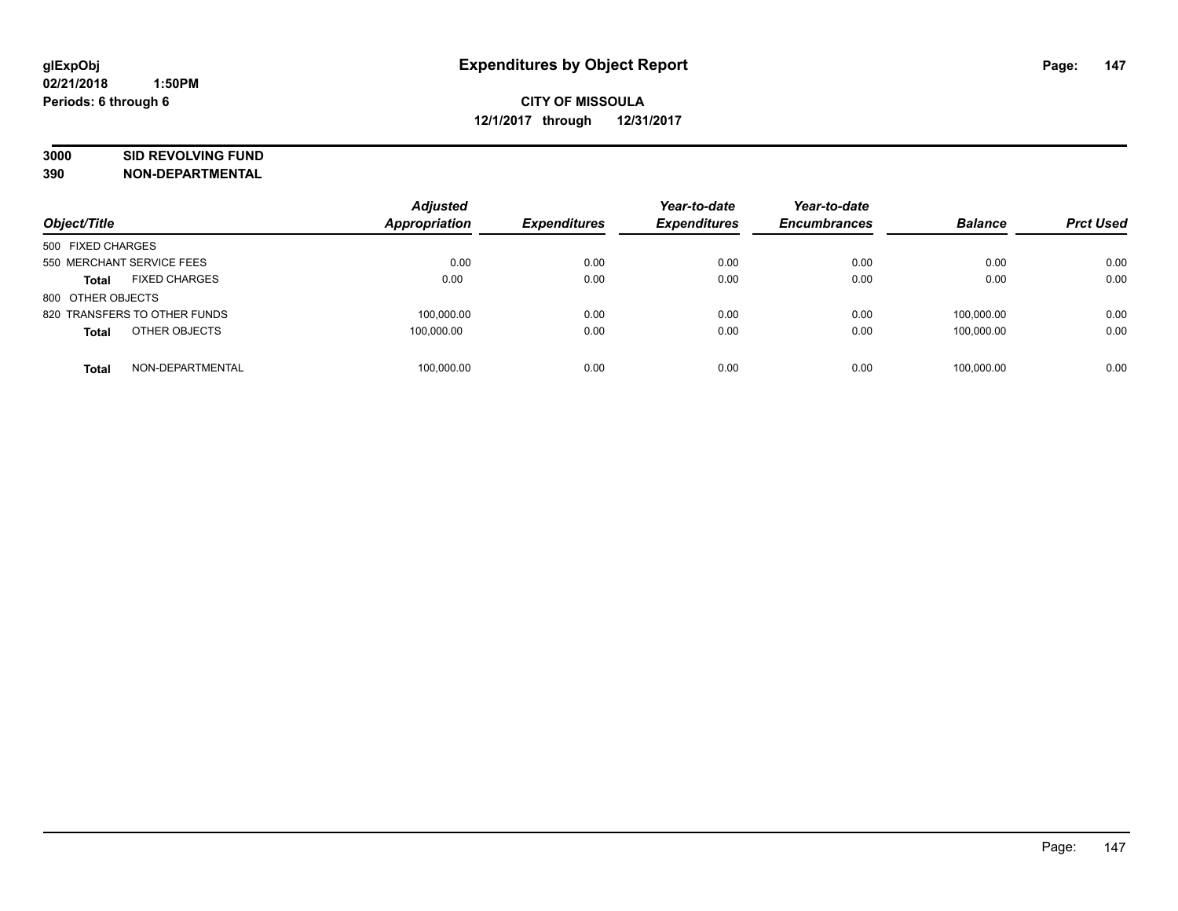glExpObj
02/21/2018 1:50PM
Periods: 6 through 6

# Expenditures by Object Report

**CITY OF MISSOULA**
**12/1/2017 through 12/31/2017**

**3000 SID REVOLVING FUND**
**390 NON-DEPARTMENTAL**

| Object/Title | | Adjusted Appropriation | Expenditures | Year-to-date Expenditures | Year-to-date Encumbrances | Balance | Prct Used |
|---|---|---|---|---|---|---|---|
| 500 FIXED CHARGES | | | | | | | |
| 550 MERCHANT SERVICE FEES | | 0.00 | 0.00 | 0.00 | 0.00 | 0.00 | 0.00 |
| **Total** | FIXED CHARGES | 0.00 | 0.00 | 0.00 | 0.00 | 0.00 | 0.00 |
| 800 OTHER OBJECTS | | | | | | | |
| 820 TRANSFERS TO OTHER FUNDS | | 100,000.00 | 0.00 | 0.00 | 0.00 | 100,000.00 | 0.00 |
| **Total** | OTHER OBJECTS | 100,000.00 | 0.00 | 0.00 | 0.00 | 100,000.00 | 0.00 |
| **Total** | NON-DEPARTMENTAL | 100,000.00 | 0.00 | 0.00 | 0.00 | 100,000.00 | 0.00 |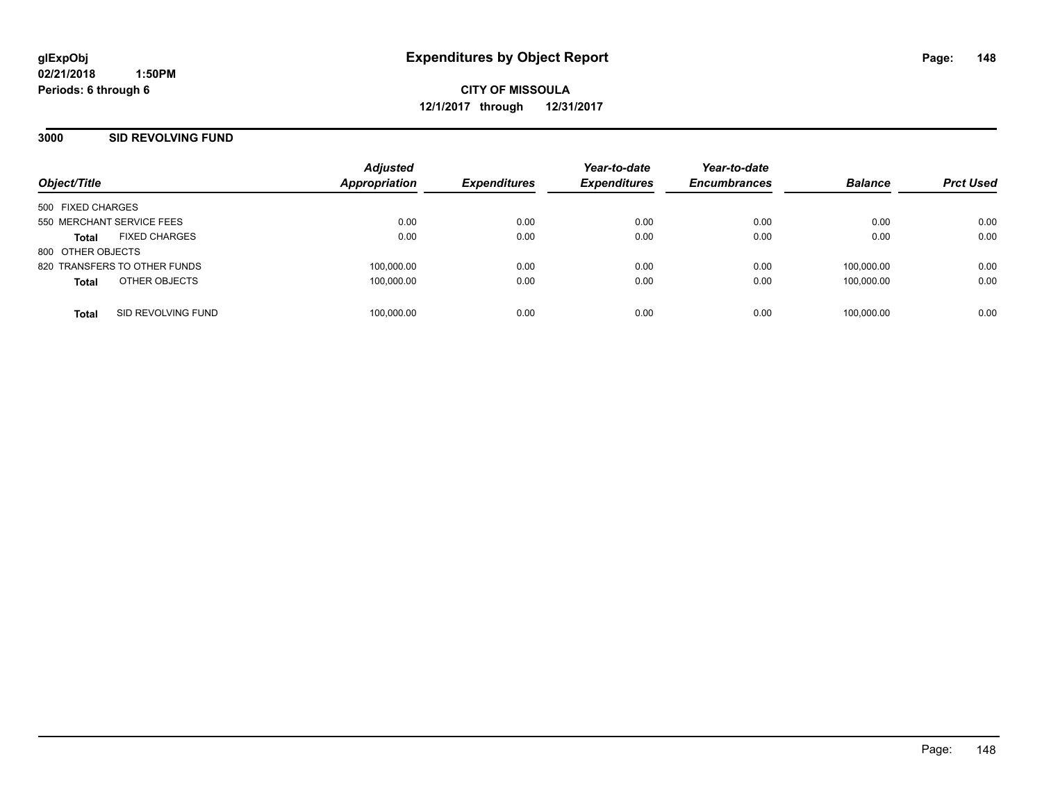**glExpObj** **Expenditures by Object Report**

**02/21/2018 1:50PM**

**Periods: 6 through 6**

**CITY OF MISSOULA**

**12/1/2017 through 12/31/2017**

## 3000 SID REVOLVING FUND

| Object/Title | Adjusted Appropriation | Expenditures | Year-to-date Expenditures | Year-to-date Encumbrances | Balance | Prct Used |
|---|---|---|---|---|---|---|
| 500 FIXED CHARGES | | | | | | |
| 550 MERCHANT SERVICE FEES | 0.00 | 0.00 | 0.00 | 0.00 | 0.00 | 0.00 |
| **Total** FIXED CHARGES | 0.00 | 0.00 | 0.00 | 0.00 | 0.00 | 0.00 |
| 800 OTHER OBJECTS | | | | | | |
| 820 TRANSFERS TO OTHER FUNDS | 100,000.00 | 0.00 | 0.00 | 0.00 | 100,000.00 | 0.00 |
| **Total** OTHER OBJECTS | 100,000.00 | 0.00 | 0.00 | 0.00 | 100,000.00 | 0.00 |
| **Total** SID REVOLVING FUND | 100,000.00 | 0.00 | 0.00 | 0.00 | 100,000.00 | 0.00 |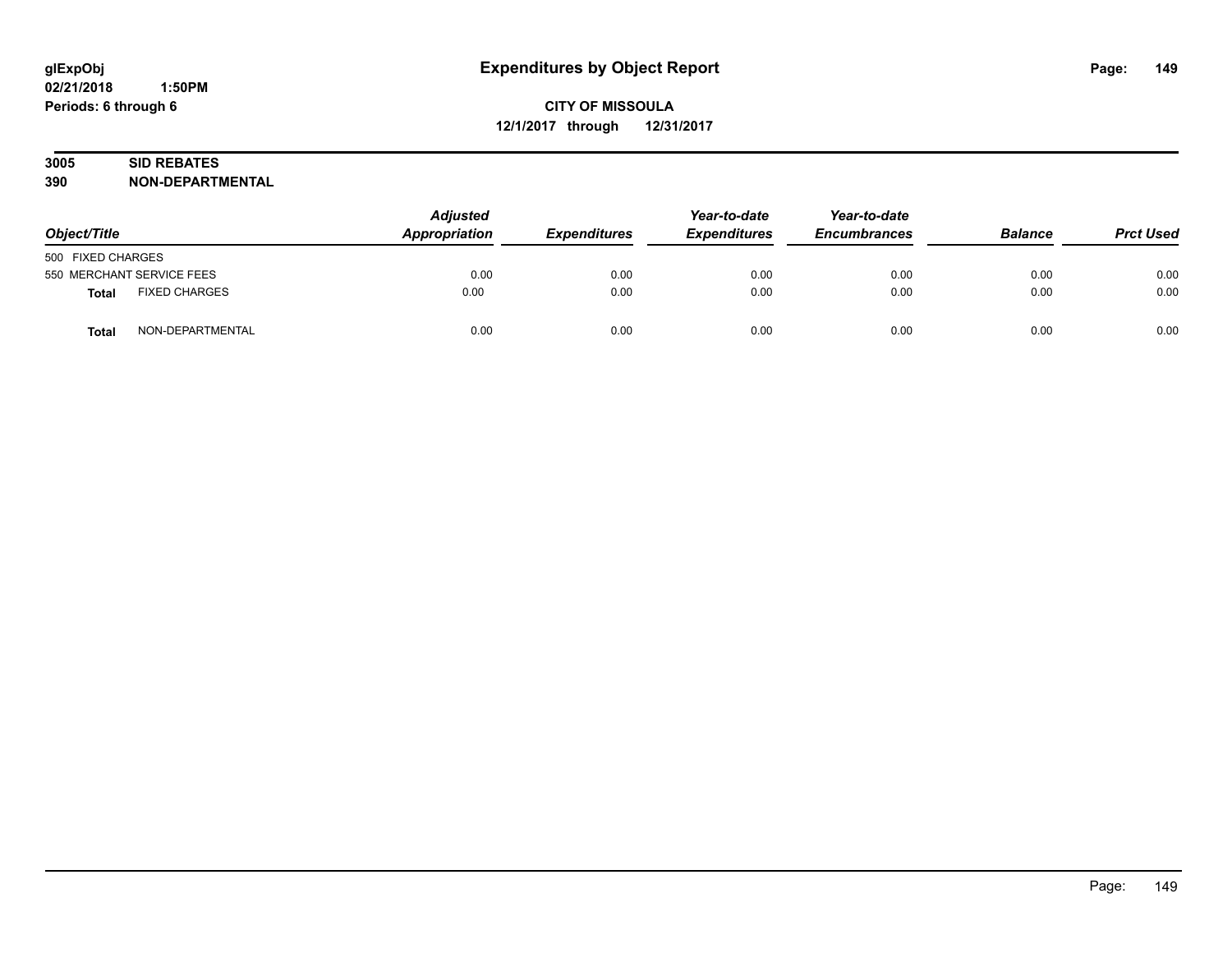# Expenditures by Object Report

glExpObj
02/21/2018 1:50PM
Periods: 6 through 6

**CITY OF MISSOULA**
**12/1/2017 through 12/31/2017**

**3005 SID REBATES**
**390 NON-DEPARTMENTAL**

| Object/Title | | Adjusted Appropriation | Expenditures | Year-to-date Expenditures | Year-to-date Encumbrances | Balance | Prct Used |
|---|---|---|---|---|---|---|---|
| 500 FIXED CHARGES | | | | | | | |
| 550 MERCHANT SERVICE FEES | | 0.00 | 0.00 | 0.00 | 0.00 | 0.00 | 0.00 |
| **Total** | FIXED CHARGES | 0.00 | 0.00 | 0.00 | 0.00 | 0.00 | 0.00 |
| **Total** | NON-DEPARTMENTAL | 0.00 | 0.00 | 0.00 | 0.00 | 0.00 | 0.00 |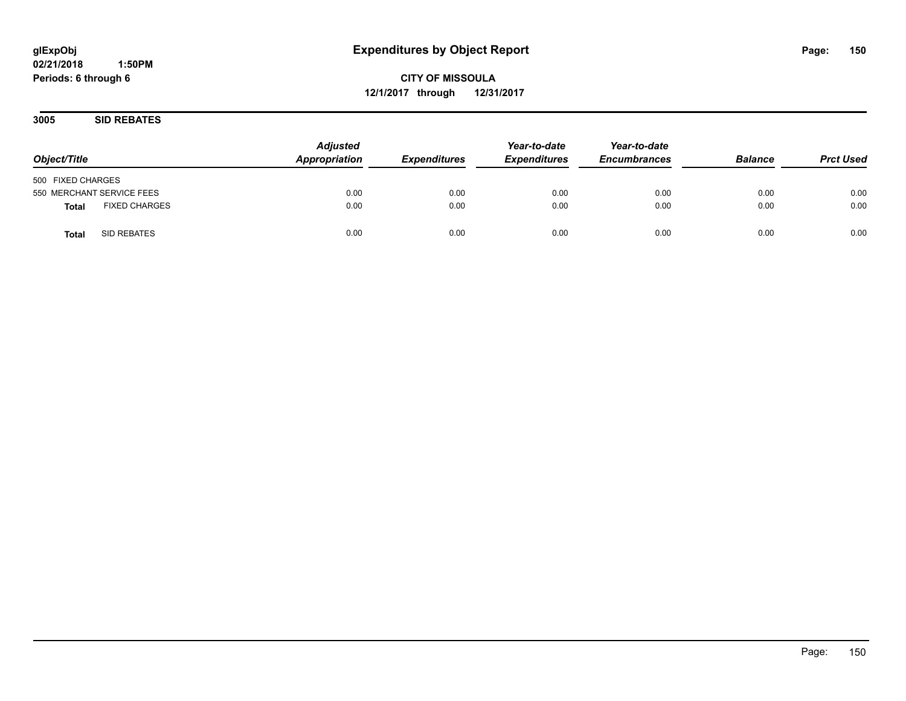# Expenditures by Object Report

glExpObj
02/21/2018 1:50PM
Periods: 6 through 6

**CITY OF MISSOULA**
**12/1/2017 through 12/31/2017**

## 3005 SID REBATES

| Object/Title | Adjusted Appropriation | Expenditures | Year-to-date Expenditures | Year-to-date Encumbrances | Balance | Prct Used |
|---|---|---|---|---|---|---|
| 500 FIXED CHARGES | | | | | | |
| 550 MERCHANT SERVICE FEES | 0.00 | 0.00 | 0.00 | 0.00 | 0.00 | 0.00 |
| **Total** FIXED CHARGES | 0.00 | 0.00 | 0.00 | 0.00 | 0.00 | 0.00 |
| **Total** SID REBATES | 0.00 | 0.00 | 0.00 | 0.00 | 0.00 | 0.00 |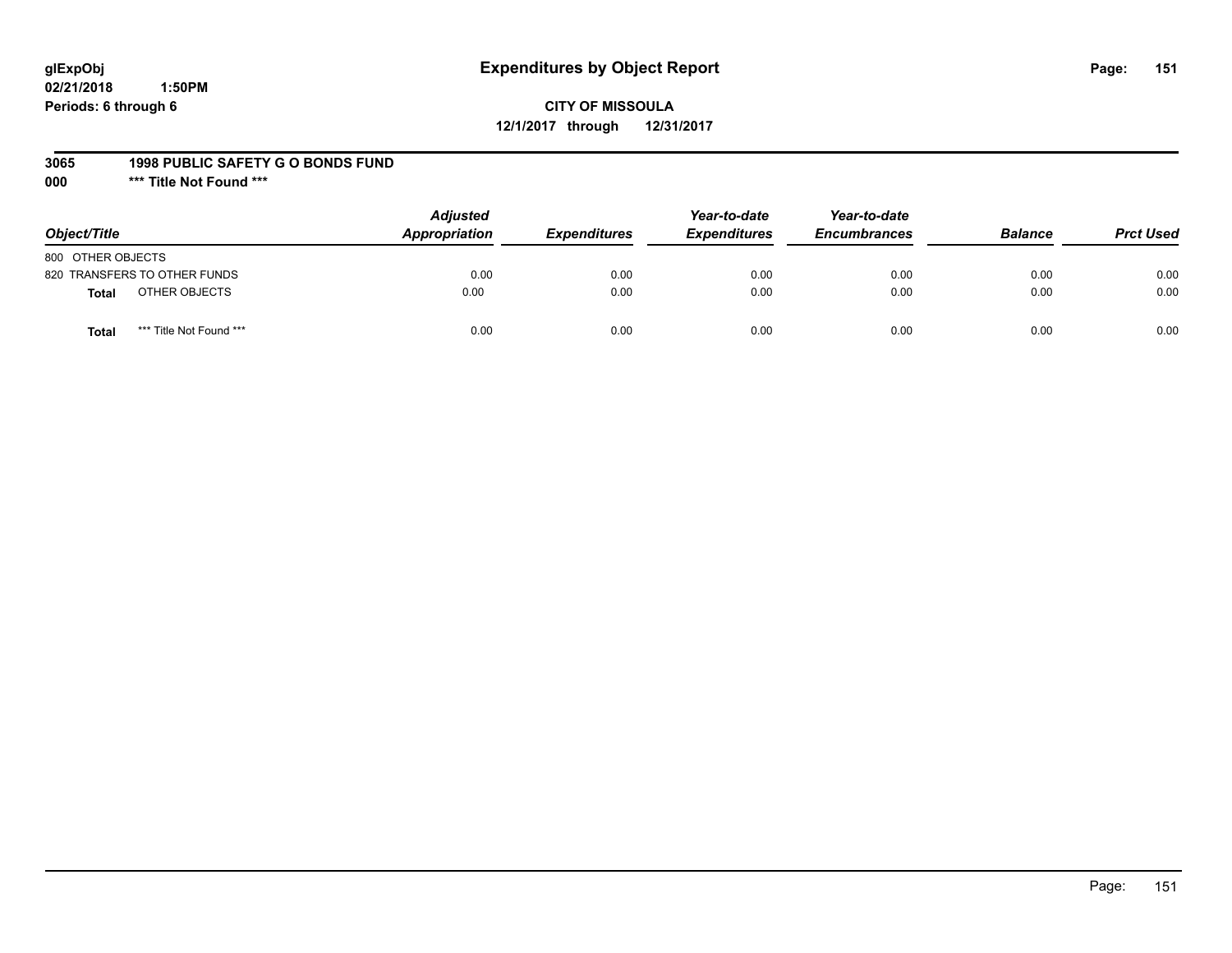**glExpObj**
**02/21/2018 1:50PM**
**Periods: 6 through 6**

# Expenditures by Object Report

**CITY OF MISSOULA**
**12/1/2017 through 12/31/2017**

**3065 1998 PUBLIC SAFETY G O BONDS FUND**
**000 *** Title Not Found *****

| Object/Title | Adjusted Appropriation | Expenditures | Year-to-date Expenditures | Year-to-date Encumbrances | Balance | Prct Used |
|---|---|---|---|---|---|---|
| 800 OTHER OBJECTS | | | | | | |
| 820 TRANSFERS TO OTHER FUNDS | 0.00 | 0.00 | 0.00 | 0.00 | 0.00 | 0.00 |
| **Total** OTHER OBJECTS | 0.00 | 0.00 | 0.00 | 0.00 | 0.00 | 0.00 |
| **Total** *** Title Not Found *** | 0.00 | 0.00 | 0.00 | 0.00 | 0.00 | 0.00 |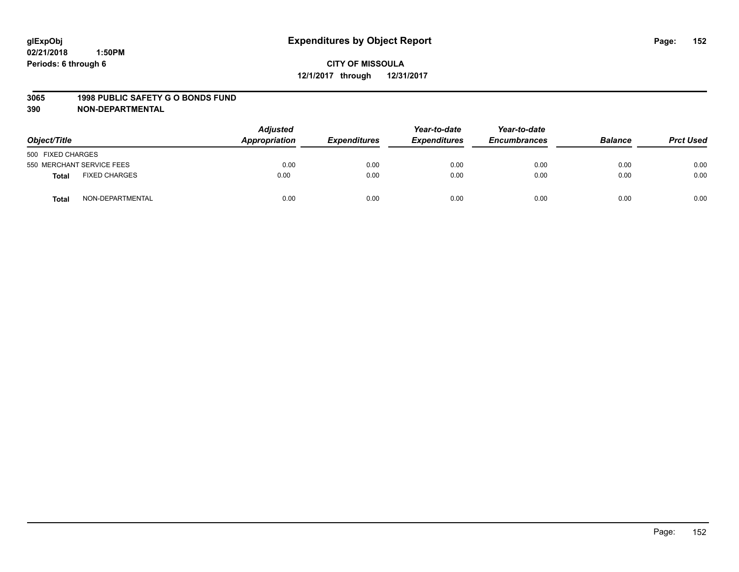glExpObj
02/21/2018 1:50PM
Periods: 6 through 6

# Expenditures by Object Report

**CITY OF MISSOULA**
**12/1/2017 through 12/31/2017**

**3065 1998 PUBLIC SAFETY G O BONDS FUND**
**390 NON-DEPARTMENTAL**

| Object/Title | | Adjusted Appropriation | Expenditures | Year-to-date Expenditures | Year-to-date Encumbrances | Balance | Prct Used |
|---|---|---|---|---|---|---|---|
| 500 FIXED CHARGES | | | | | | | |
| 550 MERCHANT SERVICE FEES | | 0.00 | 0.00 | 0.00 | 0.00 | 0.00 | 0.00 |
| **Total** | FIXED CHARGES | 0.00 | 0.00 | 0.00 | 0.00 | 0.00 | 0.00 |
| **Total** | NON-DEPARTMENTAL | 0.00 | 0.00 | 0.00 | 0.00 | 0.00 | 0.00 |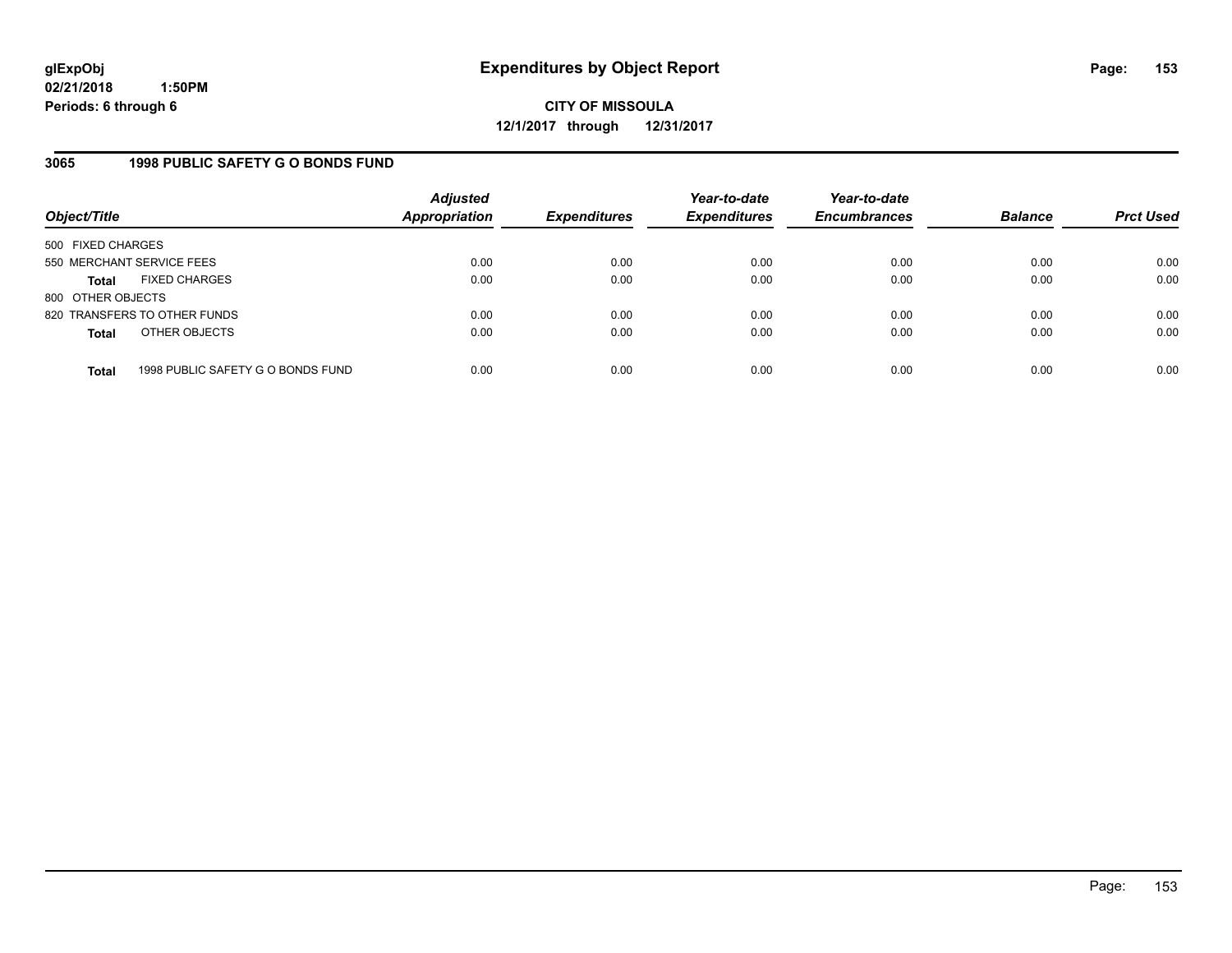# Expenditures by Object Report

glExpObj
02/21/2018 1:50PM
Periods: 6 through 6

**CITY OF MISSOULA**
**12/1/2017 through 12/31/2017**

## 3065 1998 PUBLIC SAFETY G O BONDS FUND

| Object/Title | Adjusted Appropriation | Expenditures | Year-to-date Expenditures | Year-to-date Encumbrances | Balance | Prct Used |
|---|---|---|---|---|---|---|
| 500 FIXED CHARGES | | | | | | |
| 550 MERCHANT SERVICE FEES | 0.00 | 0.00 | 0.00 | 0.00 | 0.00 | 0.00 |
| **Total** FIXED CHARGES | 0.00 | 0.00 | 0.00 | 0.00 | 0.00 | 0.00 |
| 800 OTHER OBJECTS | | | | | | |
| 820 TRANSFERS TO OTHER FUNDS | 0.00 | 0.00 | 0.00 | 0.00 | 0.00 | 0.00 |
| **Total** OTHER OBJECTS | 0.00 | 0.00 | 0.00 | 0.00 | 0.00 | 0.00 |
| **Total** 1998 PUBLIC SAFETY G O BONDS FUND | 0.00 | 0.00 | 0.00 | 0.00 | 0.00 | 0.00 |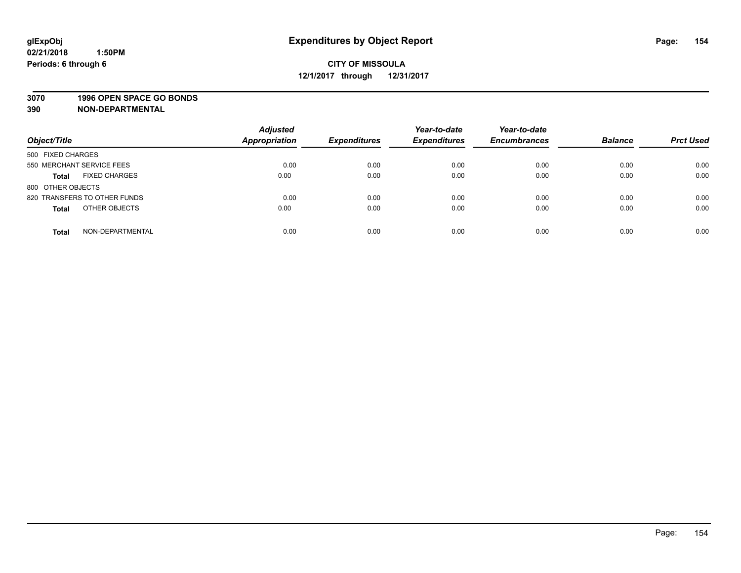**glExpObj**
**02/21/2018 1:50PM**
**Periods: 6 through 6**

# Expenditures by Object Report

**CITY OF MISSOULA**
**12/1/2017 through 12/31/2017**

**3070 1996 OPEN SPACE GO BONDS**
**390 NON-DEPARTMENTAL**

| Object/Title | Adjusted Appropriation | Expenditures | Year-to-date Expenditures | Year-to-date Encumbrances | Balance | Prct Used |
|---|---|---|---|---|---|---|
| 500 FIXED CHARGES | | | | | | |
| 550 MERCHANT SERVICE FEES | 0.00 | 0.00 | 0.00 | 0.00 | 0.00 | 0.00 |
| **Total** FIXED CHARGES | 0.00 | 0.00 | 0.00 | 0.00 | 0.00 | 0.00 |
| 800 OTHER OBJECTS | | | | | | |
| 820 TRANSFERS TO OTHER FUNDS | 0.00 | 0.00 | 0.00 | 0.00 | 0.00 | 0.00 |
| **Total** OTHER OBJECTS | 0.00 | 0.00 | 0.00 | 0.00 | 0.00 | 0.00 |
| **Total** NON-DEPARTMENTAL | 0.00 | 0.00 | 0.00 | 0.00 | 0.00 | 0.00 |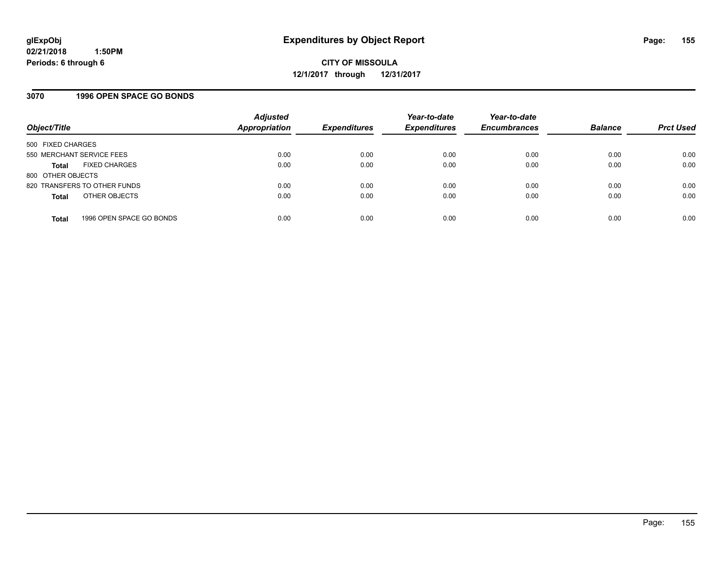**glExpObj**
**02/21/2018 1:50PM**
**Periods: 6 through 6**

# Expenditures by Object Report

**CITY OF MISSOULA**
**12/1/2017 through 12/31/2017**

## 3070 1996 OPEN SPACE GO BONDS

| Object/Title | Adjusted Appropriation | Expenditures | Year-to-date Expenditures | Year-to-date Encumbrances | Balance | Prct Used |
|---|---|---|---|---|---|---|
| 500 FIXED CHARGES | | | | | | |
| 550 MERCHANT SERVICE FEES | 0.00 | 0.00 | 0.00 | 0.00 | 0.00 | 0.00 |
| **Total** FIXED CHARGES | 0.00 | 0.00 | 0.00 | 0.00 | 0.00 | 0.00 |
| 800 OTHER OBJECTS | | | | | | |
| 820 TRANSFERS TO OTHER FUNDS | 0.00 | 0.00 | 0.00 | 0.00 | 0.00 | 0.00 |
| **Total** OTHER OBJECTS | 0.00 | 0.00 | 0.00 | 0.00 | 0.00 | 0.00 |
| **Total** 1996 OPEN SPACE GO BONDS | 0.00 | 0.00 | 0.00 | 0.00 | 0.00 | 0.00 |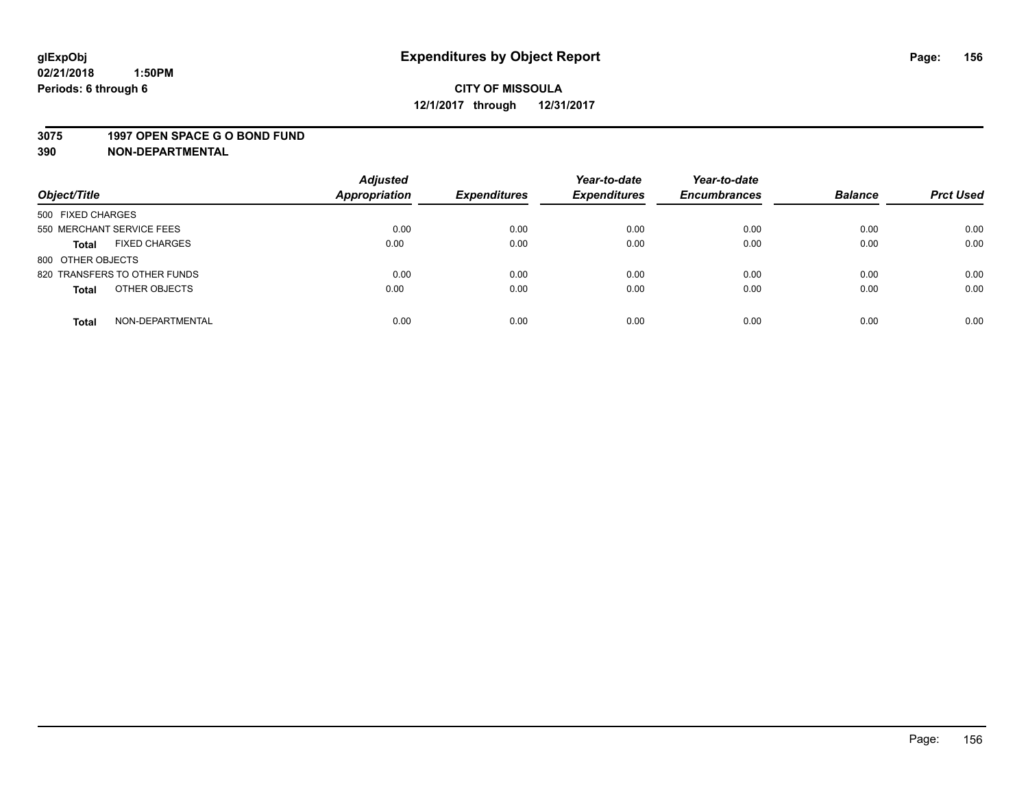# Expenditures by Object Report

glExpObj
02/21/2018 1:50PM
Periods: 6 through 6

**CITY OF MISSOULA**
**12/1/2017 through 12/31/2017**

**3075 1997 OPEN SPACE G O BOND FUND**
**390 NON-DEPARTMENTAL**

| Object/Title | Adjusted Appropriation | Expenditures | Year-to-date Expenditures | Year-to-date Encumbrances | Balance | Prct Used |
|---|---|---|---|---|---|---|
| 500 FIXED CHARGES | | | | | | |
| 550 MERCHANT SERVICE FEES | 0.00 | 0.00 | 0.00 | 0.00 | 0.00 | 0.00 |
| **Total** FIXED CHARGES | 0.00 | 0.00 | 0.00 | 0.00 | 0.00 | 0.00 |
| 800 OTHER OBJECTS | | | | | | |
| 820 TRANSFERS TO OTHER FUNDS | 0.00 | 0.00 | 0.00 | 0.00 | 0.00 | 0.00 |
| **Total** OTHER OBJECTS | 0.00 | 0.00 | 0.00 | 0.00 | 0.00 | 0.00 |
| **Total** NON-DEPARTMENTAL | 0.00 | 0.00 | 0.00 | 0.00 | 0.00 | 0.00 |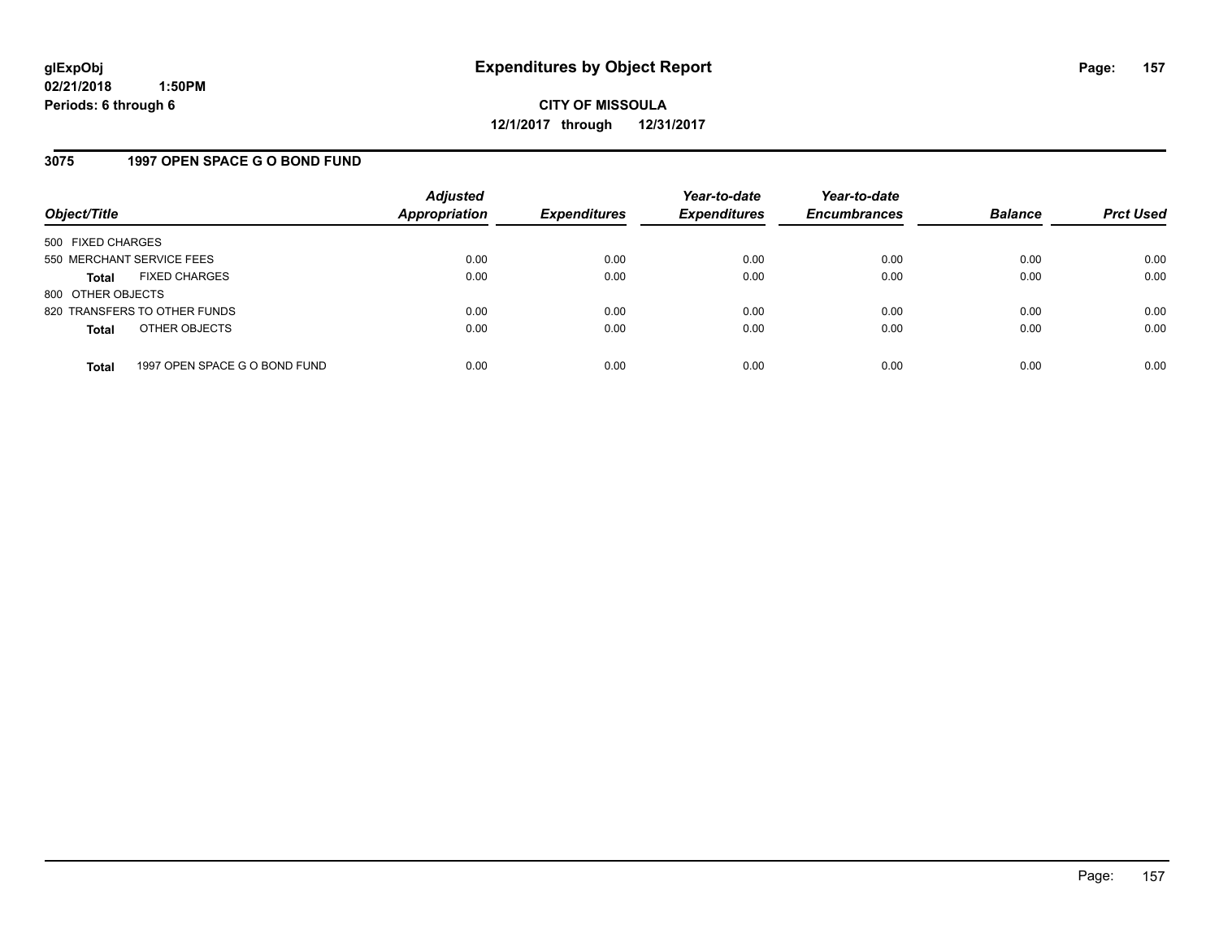**glExpObj**
**02/21/2018 1:50PM**
**Periods: 6 through 6**

# Expenditures by Object Report

**CITY OF MISSOULA**
**12/1/2017 through 12/31/2017**

## 3075 1997 OPEN SPACE G O BOND FUND

| Object/Title | Adjusted Appropriation | Expenditures | Year-to-date Expenditures | Year-to-date Encumbrances | Balance | Prct Used |
|---|---|---|---|---|---|---|
| 500 FIXED CHARGES | | | | | | |
| 550 MERCHANT SERVICE FEES | 0.00 | 0.00 | 0.00 | 0.00 | 0.00 | 0.00 |
| **Total** FIXED CHARGES | 0.00 | 0.00 | 0.00 | 0.00 | 0.00 | 0.00 |
| 800 OTHER OBJECTS | | | | | | |
| 820 TRANSFERS TO OTHER FUNDS | 0.00 | 0.00 | 0.00 | 0.00 | 0.00 | 0.00 |
| **Total** OTHER OBJECTS | 0.00 | 0.00 | 0.00 | 0.00 | 0.00 | 0.00 |
| **Total** 1997 OPEN SPACE G O BOND FUND | 0.00 | 0.00 | 0.00 | 0.00 | 0.00 | 0.00 |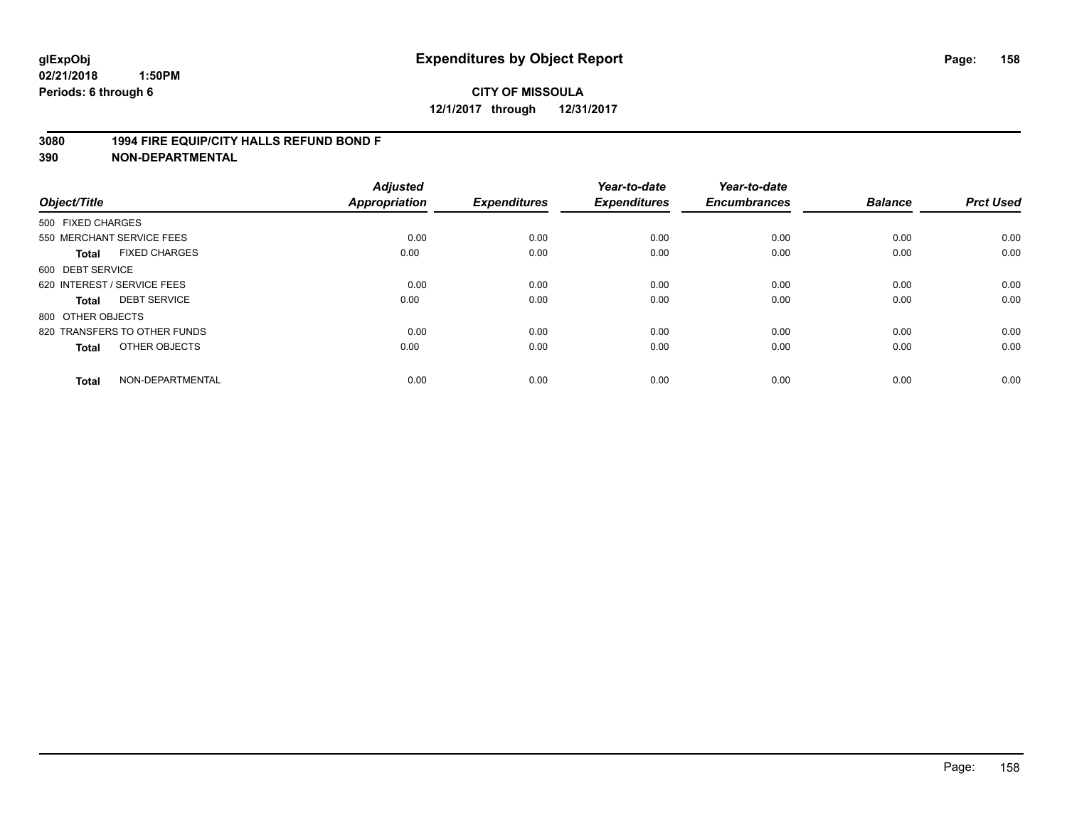**glExpObj**
**02/21/2018 1:50PM**
**Periods: 6 through 6**

# Expenditures by Object Report

**CITY OF MISSOULA**
**12/1/2017 through 12/31/2017**

**3080 1994 FIRE EQUIP/CITY HALLS REFUND BOND F**
**390 NON-DEPARTMENTAL**

| Object/Title | Adjusted Appropriation | Expenditures | Year-to-date Expenditures | Year-to-date Encumbrances | Balance | Prct Used |
|---|---|---|---|---|---|---|
| 500 FIXED CHARGES | | | | | | |
| 550 MERCHANT SERVICE FEES | 0.00 | 0.00 | 0.00 | 0.00 | 0.00 | 0.00 |
| **Total** FIXED CHARGES | 0.00 | 0.00 | 0.00 | 0.00 | 0.00 | 0.00 |
| 600 DEBT SERVICE | | | | | | |
| 620 INTEREST / SERVICE FEES | 0.00 | 0.00 | 0.00 | 0.00 | 0.00 | 0.00 |
| **Total** DEBT SERVICE | 0.00 | 0.00 | 0.00 | 0.00 | 0.00 | 0.00 |
| 800 OTHER OBJECTS | | | | | | |
| 820 TRANSFERS TO OTHER FUNDS | 0.00 | 0.00 | 0.00 | 0.00 | 0.00 | 0.00 |
| **Total** OTHER OBJECTS | 0.00 | 0.00 | 0.00 | 0.00 | 0.00 | 0.00 |
| **Total** NON-DEPARTMENTAL | 0.00 | 0.00 | 0.00 | 0.00 | 0.00 | 0.00 |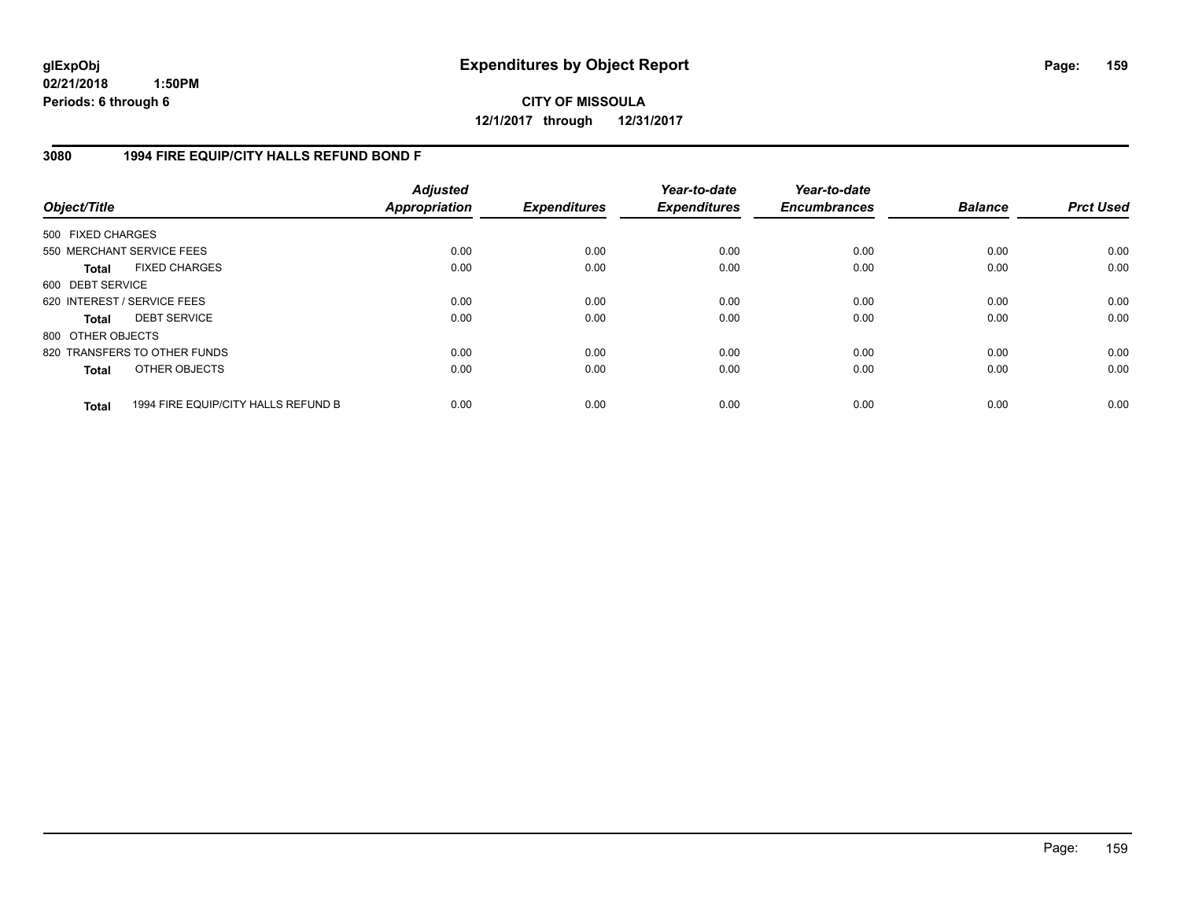# Expenditures by Object Report

**CITY OF MISSOULA**

**12/1/2017 through 12/31/2017**

glExpObj
02/21/2018 1:50PM
Periods: 6 through 6

## 3080 1994 FIRE EQUIP/CITY HALLS REFUND BOND F

| Object/Title | | Adjusted Appropriation | Expenditures | Year-to-date Expenditures | Year-to-date Encumbrances | Balance | Prct Used |
|---|---|---|---|---|---|---|---|
| 500 FIXED CHARGES | | | | | | | |
| 550 MERCHANT SERVICE FEES | | 0.00 | 0.00 | 0.00 | 0.00 | 0.00 | 0.00 |
| **Total** | FIXED CHARGES | 0.00 | 0.00 | 0.00 | 0.00 | 0.00 | 0.00 |
| 600 DEBT SERVICE | | | | | | | |
| 620 INTEREST / SERVICE FEES | | 0.00 | 0.00 | 0.00 | 0.00 | 0.00 | 0.00 |
| **Total** | DEBT SERVICE | 0.00 | 0.00 | 0.00 | 0.00 | 0.00 | 0.00 |
| 800 OTHER OBJECTS | | | | | | | |
| 820 TRANSFERS TO OTHER FUNDS | | 0.00 | 0.00 | 0.00 | 0.00 | 0.00 | 0.00 |
| **Total** | OTHER OBJECTS | 0.00 | 0.00 | 0.00 | 0.00 | 0.00 | 0.00 |
| **Total** | 1994 FIRE EQUIP/CITY HALLS REFUND B | 0.00 | 0.00 | 0.00 | 0.00 | 0.00 | 0.00 |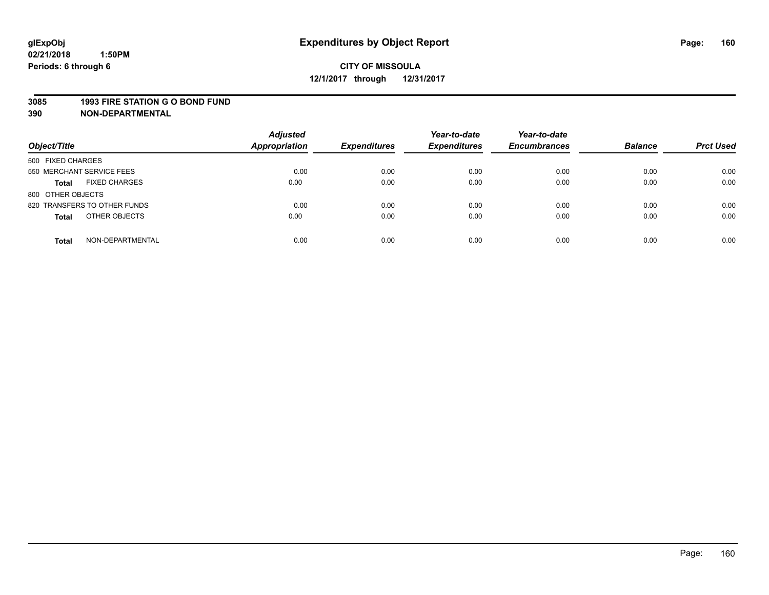**glExpObj**
**02/21/2018 1:50PM**
**Periods: 6 through 6**

# Expenditures by Object Report

**CITY OF MISSOULA**
**12/1/2017 through 12/31/2017**

**3085 1993 FIRE STATION G O BOND FUND**
**390 NON-DEPARTMENTAL**

| Object/Title | Adjusted Appropriation | Expenditures | Year-to-date Expenditures | Year-to-date Encumbrances | Balance | Prct Used |
|---|---|---|---|---|---|---|
| 500 FIXED CHARGES | | | | | | |
| 550 MERCHANT SERVICE FEES | 0.00 | 0.00 | 0.00 | 0.00 | 0.00 | 0.00 |
| **Total** FIXED CHARGES | 0.00 | 0.00 | 0.00 | 0.00 | 0.00 | 0.00 |
| 800 OTHER OBJECTS | | | | | | |
| 820 TRANSFERS TO OTHER FUNDS | 0.00 | 0.00 | 0.00 | 0.00 | 0.00 | 0.00 |
| **Total** OTHER OBJECTS | 0.00 | 0.00 | 0.00 | 0.00 | 0.00 | 0.00 |
| **Total** NON-DEPARTMENTAL | 0.00 | 0.00 | 0.00 | 0.00 | 0.00 | 0.00 |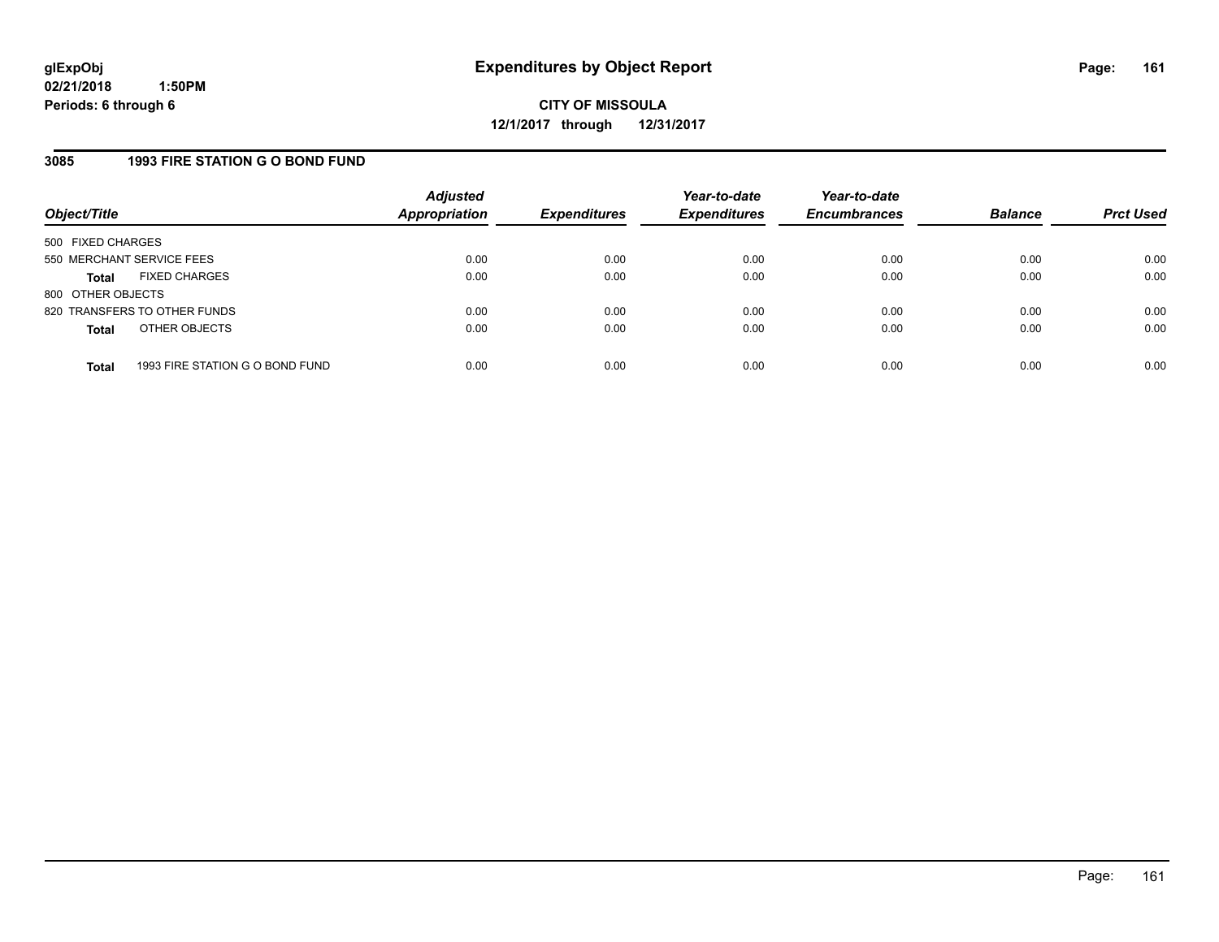# Expenditures by Object Report

**glExpObj**
**02/21/2018 1:50PM**
**Periods: 6 through 6**

**CITY OF MISSOULA**
**12/1/2017 through 12/31/2017**

## 3085 1993 FIRE STATION G O BOND FUND

| Object/Title | | Adjusted Appropriation | Expenditures | Year-to-date Expenditures | Year-to-date Encumbrances | Balance | Prct Used |
|---|---|---|---|---|---|---|---|
| 500 FIXED CHARGES | | | | | | | |
| 550 MERCHANT SERVICE FEES | | 0.00 | 0.00 | 0.00 | 0.00 | 0.00 | 0.00 |
| **Total** | FIXED CHARGES | 0.00 | 0.00 | 0.00 | 0.00 | 0.00 | 0.00 |
| 800 OTHER OBJECTS | | | | | | | |
| 820 TRANSFERS TO OTHER FUNDS | | 0.00 | 0.00 | 0.00 | 0.00 | 0.00 | 0.00 |
| **Total** | OTHER OBJECTS | 0.00 | 0.00 | 0.00 | 0.00 | 0.00 | 0.00 |
| **Total** | 1993 FIRE STATION G O BOND FUND | 0.00 | 0.00 | 0.00 | 0.00 | 0.00 | 0.00 |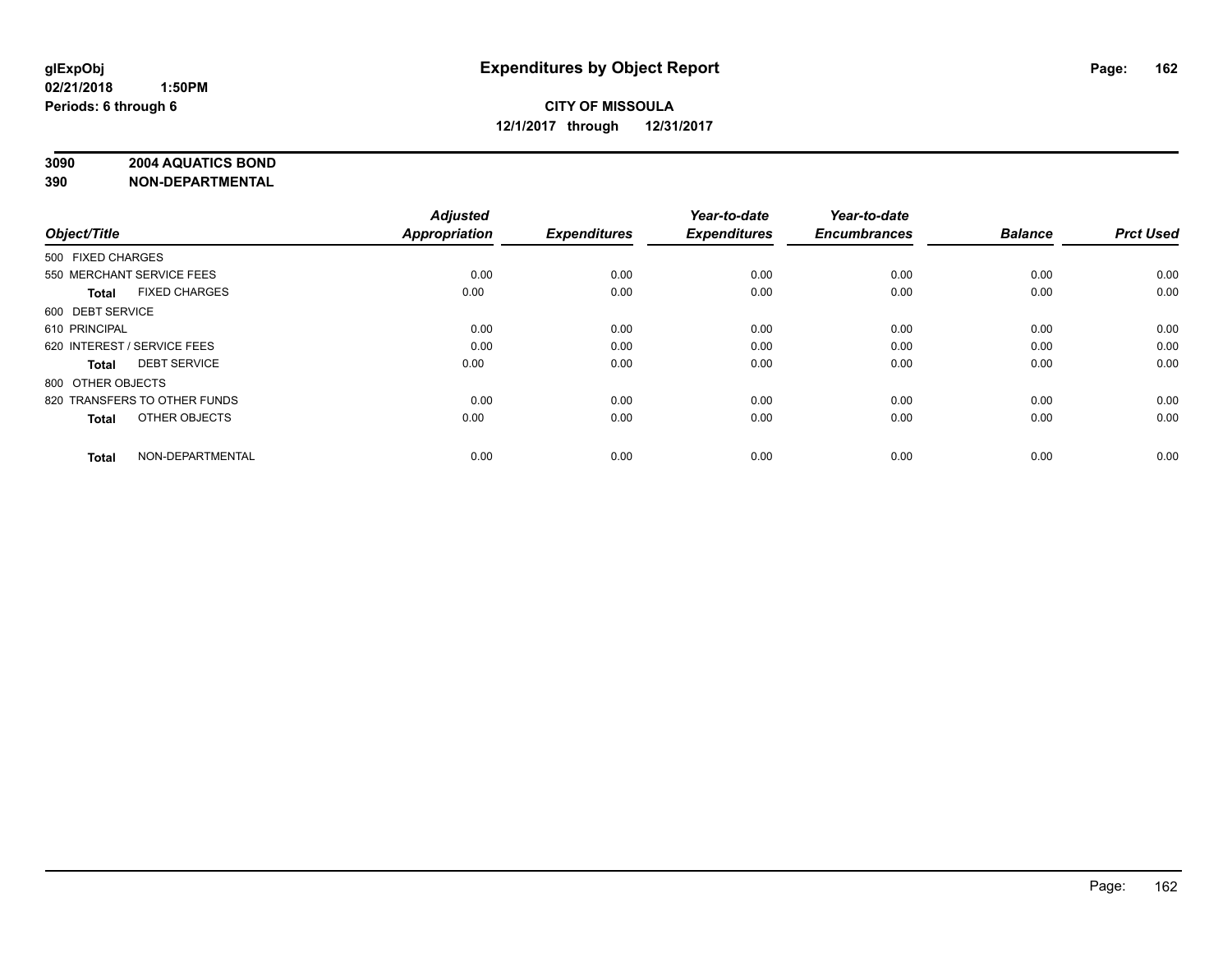**CITY OF MISSOULA**

**12/1/2017 through 12/31/2017**

**3090 2004 AQUATICS BOND**

**390 NON-DEPARTMENTAL**

| Object/Title | | Adjusted Appropriation | Expenditures | Year-to-date Expenditures | Year-to-date Encumbrances | Balance | Prct Used |
|---|---|---|---|---|---|---|---|
| 500 FIXED CHARGES | | | | | | | |
| 550 MERCHANT SERVICE FEES | | 0.00 | 0.00 | 0.00 | 0.00 | 0.00 | 0.00 |
| **Total** | FIXED CHARGES | 0.00 | 0.00 | 0.00 | 0.00 | 0.00 | 0.00 |
| 600 DEBT SERVICE | | | | | | | |
| 610 PRINCIPAL | | 0.00 | 0.00 | 0.00 | 0.00 | 0.00 | 0.00 |
| 620 INTEREST / SERVICE FEES | | 0.00 | 0.00 | 0.00 | 0.00 | 0.00 | 0.00 |
| **Total** | DEBT SERVICE | 0.00 | 0.00 | 0.00 | 0.00 | 0.00 | 0.00 |
| 800 OTHER OBJECTS | | | | | | | |
| 820 TRANSFERS TO OTHER FUNDS | | 0.00 | 0.00 | 0.00 | 0.00 | 0.00 | 0.00 |
| **Total** | OTHER OBJECTS | 0.00 | 0.00 | 0.00 | 0.00 | 0.00 | 0.00 |
| **Total** | NON-DEPARTMENTAL | 0.00 | 0.00 | 0.00 | 0.00 | 0.00 | 0.00 |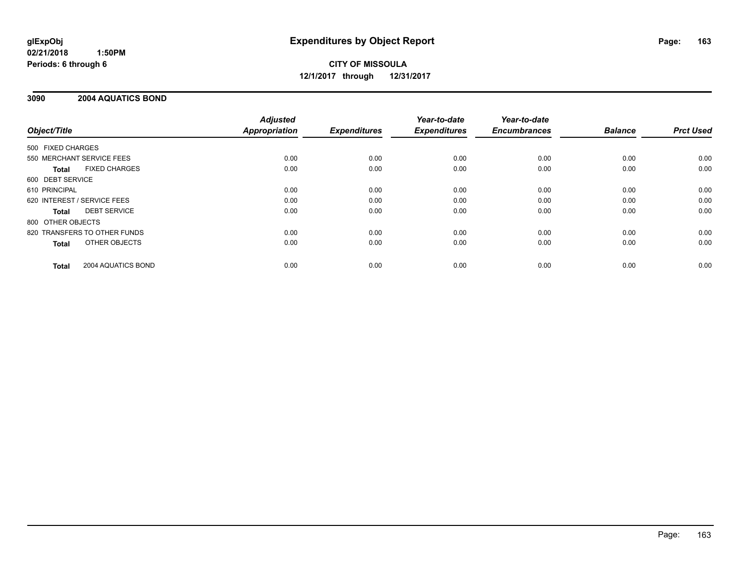**glExpObj** **Expenditures by Object Report**
**02/21/2018 1:50PM**
**Periods: 6 through 6**

**CITY OF MISSOULA**
**12/1/2017 through 12/31/2017**

## 3090 2004 AQUATICS BOND

| Object/Title | | Adjusted Appropriation | Expenditures | Year-to-date Expenditures | Year-to-date Encumbrances | Balance | Prct Used |
|---|---|---|---|---|---|---|---|
| 500 FIXED CHARGES | | | | | | | |
| 550 MERCHANT SERVICE FEES | | 0.00 | 0.00 | 0.00 | 0.00 | 0.00 | 0.00 |
| **Total** | FIXED CHARGES | 0.00 | 0.00 | 0.00 | 0.00 | 0.00 | 0.00 |
| 600 DEBT SERVICE | | | | | | | |
| 610 PRINCIPAL | | 0.00 | 0.00 | 0.00 | 0.00 | 0.00 | 0.00 |
| 620 INTEREST / SERVICE FEES | | 0.00 | 0.00 | 0.00 | 0.00 | 0.00 | 0.00 |
| **Total** | DEBT SERVICE | 0.00 | 0.00 | 0.00 | 0.00 | 0.00 | 0.00 |
| 800 OTHER OBJECTS | | | | | | | |
| 820 TRANSFERS TO OTHER FUNDS | | 0.00 | 0.00 | 0.00 | 0.00 | 0.00 | 0.00 |
| **Total** | OTHER OBJECTS | 0.00 | 0.00 | 0.00 | 0.00 | 0.00 | 0.00 |
| **Total** | 2004 AQUATICS BOND | 0.00 | 0.00 | 0.00 | 0.00 | 0.00 | 0.00 |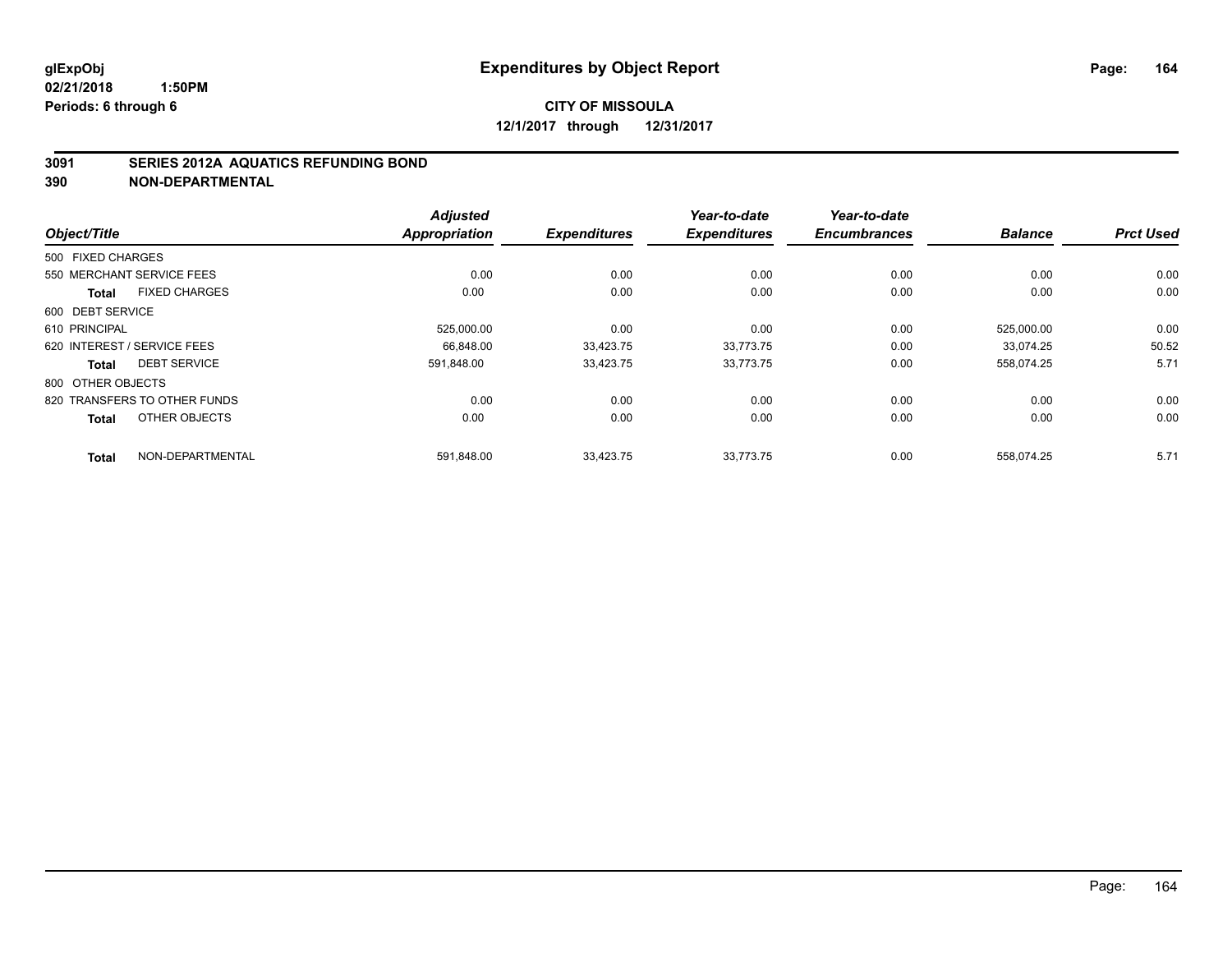**glExpObj** 02/21/2018 1:50PM
**Periods: 6 through 6**

# Expenditures by Object Report

**CITY OF MISSOULA**
**12/1/2017 through 12/31/2017**

## 3091 SERIES 2012A AQUATICS REFUNDING BOND
## 390 NON-DEPARTMENTAL

| Object/Title | | Adjusted Appropriation | Expenditures | Year-to-date Expenditures | Year-to-date Encumbrances | Balance | Prct Used |
|---|---|---|---|---|---|---|---|
| 500 FIXED CHARGES | | | | | | | |
| 550 MERCHANT SERVICE FEES | | 0.00 | 0.00 | 0.00 | 0.00 | 0.00 | 0.00 |
| **Total** | FIXED CHARGES | 0.00 | 0.00 | 0.00 | 0.00 | 0.00 | 0.00 |
| 600 DEBT SERVICE | | | | | | | |
| 610 PRINCIPAL | | 525,000.00 | 0.00 | 0.00 | 0.00 | 525,000.00 | 0.00 |
| 620 INTEREST / SERVICE FEES | | 66,848.00 | 33,423.75 | 33,773.75 | 0.00 | 33,074.25 | 50.52 |
| **Total** | DEBT SERVICE | 591,848.00 | 33,423.75 | 33,773.75 | 0.00 | 558,074.25 | 5.71 |
| 800 OTHER OBJECTS | | | | | | | |
| 820 TRANSFERS TO OTHER FUNDS | | 0.00 | 0.00 | 0.00 | 0.00 | 0.00 | 0.00 |
| **Total** | OTHER OBJECTS | 0.00 | 0.00 | 0.00 | 0.00 | 0.00 | 0.00 |
| **Total** | NON-DEPARTMENTAL | 591,848.00 | 33,423.75 | 33,773.75 | 0.00 | 558,074.25 | 5.71 |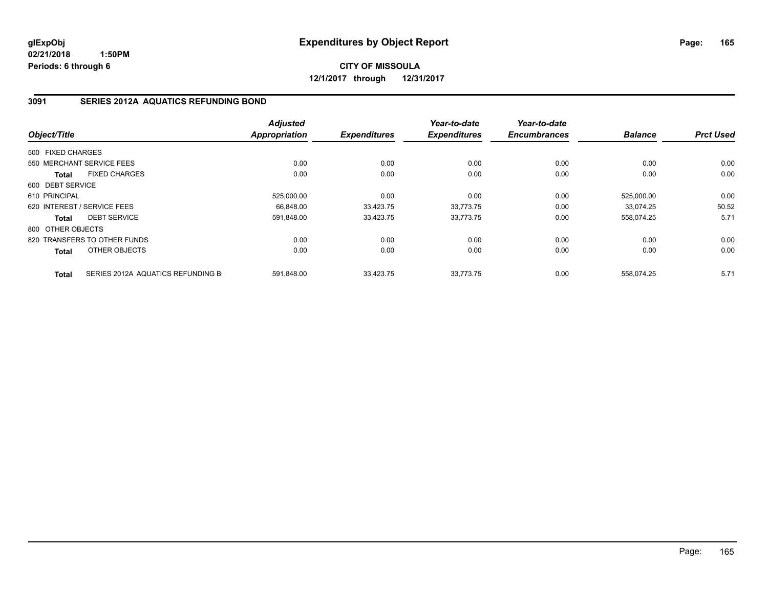glExpObj
02/21/2018 1:50PM
Periods: 6 through 6

# Expenditures by Object Report

**CITY OF MISSOULA**
**12/1/2017 through 12/31/2017**

## 3091 SERIES 2012A AQUATICS REFUNDING BOND

| Object/Title | Adjusted Appropriation | Expenditures | Year-to-date Expenditures | Year-to-date Encumbrances | Balance | Prct Used |
|---|---|---|---|---|---|---|
| 500 FIXED CHARGES | | | | | | |
| 550 MERCHANT SERVICE FEES | 0.00 | 0.00 | 0.00 | 0.00 | 0.00 | 0.00 |
| **Total** FIXED CHARGES | 0.00 | 0.00 | 0.00 | 0.00 | 0.00 | 0.00 |
| 600 DEBT SERVICE | | | | | | |
| 610 PRINCIPAL | 525,000.00 | 0.00 | 0.00 | 0.00 | 525,000.00 | 0.00 |
| 620 INTEREST / SERVICE FEES | 66,848.00 | 33,423.75 | 33,773.75 | 0.00 | 33,074.25 | 50.52 |
| **Total** DEBT SERVICE | 591,848.00 | 33,423.75 | 33,773.75 | 0.00 | 558,074.25 | 5.71 |
| 800 OTHER OBJECTS | | | | | | |
| 820 TRANSFERS TO OTHER FUNDS | 0.00 | 0.00 | 0.00 | 0.00 | 0.00 | 0.00 |
| **Total** OTHER OBJECTS | 0.00 | 0.00 | 0.00 | 0.00 | 0.00 | 0.00 |
| **Total** SERIES 2012A AQUATICS REFUNDING B | 591,848.00 | 33,423.75 | 33,773.75 | 0.00 | 558,074.25 | 5.71 |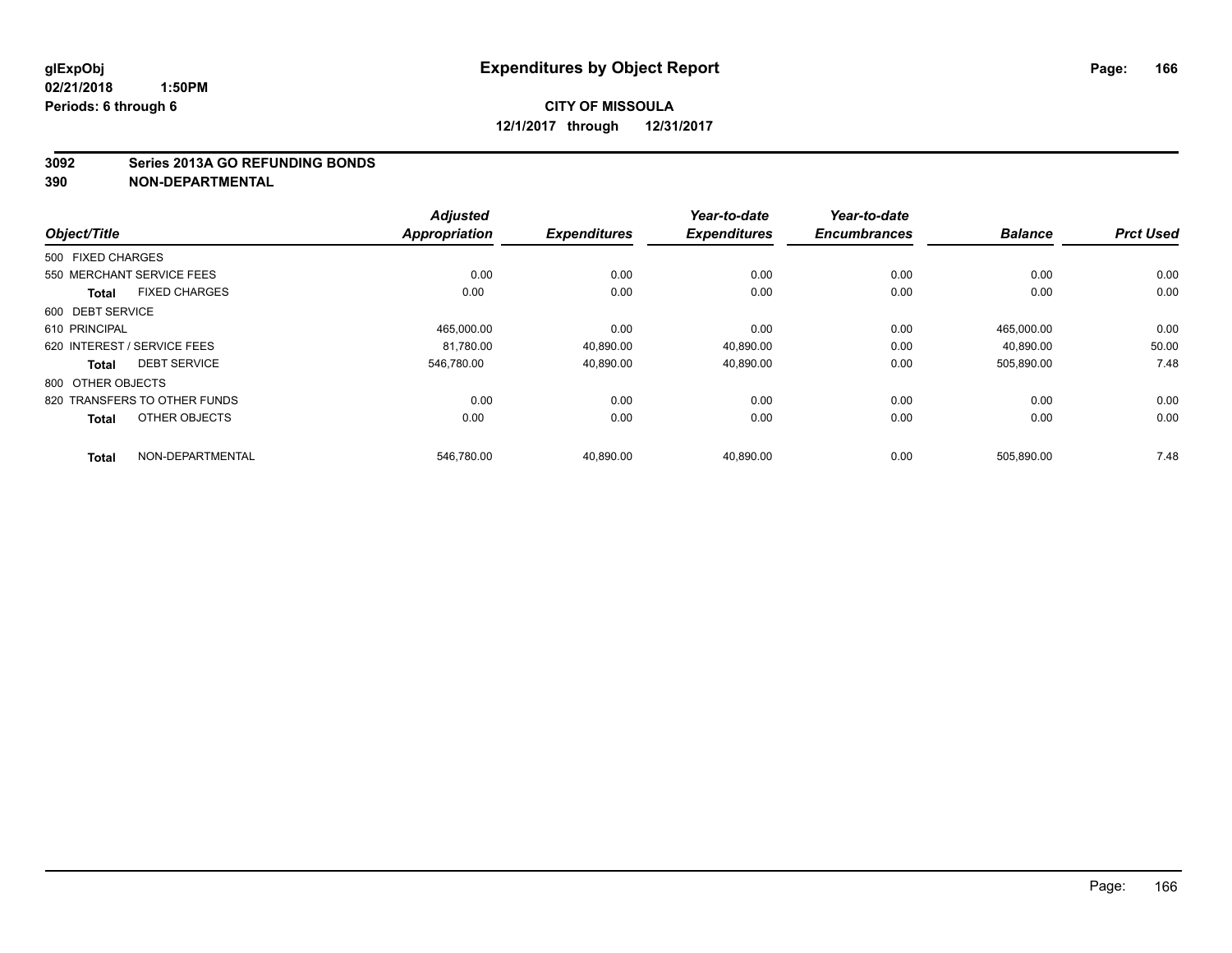**glExpObj**
**02/21/2018 1:50PM**
**Periods: 6 through 6**

# Expenditures by Object Report

**CITY OF MISSOULA**
**12/1/2017 through 12/31/2017**

**3092 Series 2013A GO REFUNDING BONDS**
**390 NON-DEPARTMENTAL**

| Object/Title | Adjusted Appropriation | Expenditures | Year-to-date Expenditures | Year-to-date Encumbrances | Balance | Prct Used |
|---|---|---|---|---|---|---|
| 500 FIXED CHARGES | | | | | | |
| 550 MERCHANT SERVICE FEES | 0.00 | 0.00 | 0.00 | 0.00 | 0.00 | 0.00 |
| **Total** FIXED CHARGES | 0.00 | 0.00 | 0.00 | 0.00 | 0.00 | 0.00 |
| 600 DEBT SERVICE | | | | | | |
| 610 PRINCIPAL | 465,000.00 | 0.00 | 0.00 | 0.00 | 465,000.00 | 0.00 |
| 620 INTEREST / SERVICE FEES | 81,780.00 | 40,890.00 | 40,890.00 | 0.00 | 40,890.00 | 50.00 |
| **Total** DEBT SERVICE | 546,780.00 | 40,890.00 | 40,890.00 | 0.00 | 505,890.00 | 7.48 |
| 800 OTHER OBJECTS | | | | | | |
| 820 TRANSFERS TO OTHER FUNDS | 0.00 | 0.00 | 0.00 | 0.00 | 0.00 | 0.00 |
| **Total** OTHER OBJECTS | 0.00 | 0.00 | 0.00 | 0.00 | 0.00 | 0.00 |
| **Total** NON-DEPARTMENTAL | 546,780.00 | 40,890.00 | 40,890.00 | 0.00 | 505,890.00 | 7.48 |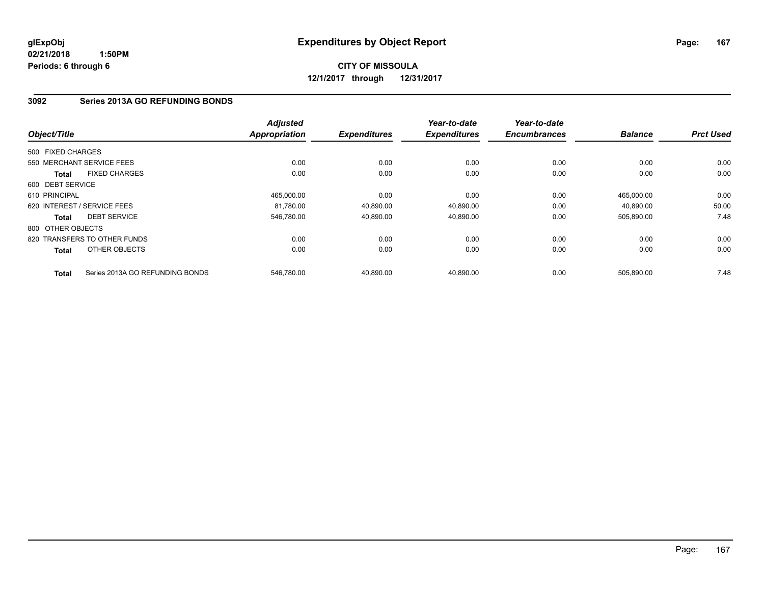**glExpObj**
**02/21/2018 1:50PM**
**Periods: 6 through 6**

# Expenditures by Object Report

**CITY OF MISSOULA**
**12/1/2017 through 12/31/2017**

## 3092 Series 2013A GO REFUNDING BONDS

| Object/Title | | *Adjusted Appropriation* | *Expenditures* | *Year-to-date Expenditures* | *Year-to-date Encumbrances* | *Balance* | *Prct Used* |
|---|---|---|---|---|---|---|---|
| 500 FIXED CHARGES | | | | | | | |
| 550 MERCHANT SERVICE FEES | | 0.00 | 0.00 | 0.00 | 0.00 | 0.00 | 0.00 |
| **Total** | FIXED CHARGES | 0.00 | 0.00 | 0.00 | 0.00 | 0.00 | 0.00 |
| 600 DEBT SERVICE | | | | | | | |
| 610 PRINCIPAL | | 465,000.00 | 0.00 | 0.00 | 0.00 | 465,000.00 | 0.00 |
| 620 INTEREST / SERVICE FEES | | 81,780.00 | 40,890.00 | 40,890.00 | 0.00 | 40,890.00 | 50.00 |
| **Total** | DEBT SERVICE | 546,780.00 | 40,890.00 | 40,890.00 | 0.00 | 505,890.00 | 7.48 |
| 800 OTHER OBJECTS | | | | | | | |
| 820 TRANSFERS TO OTHER FUNDS | | 0.00 | 0.00 | 0.00 | 0.00 | 0.00 | 0.00 |
| **Total** | OTHER OBJECTS | 0.00 | 0.00 | 0.00 | 0.00 | 0.00 | 0.00 |
| **Total** | Series 2013A GO REFUNDING BONDS | 546,780.00 | 40,890.00 | 40,890.00 | 0.00 | 505,890.00 | 7.48 |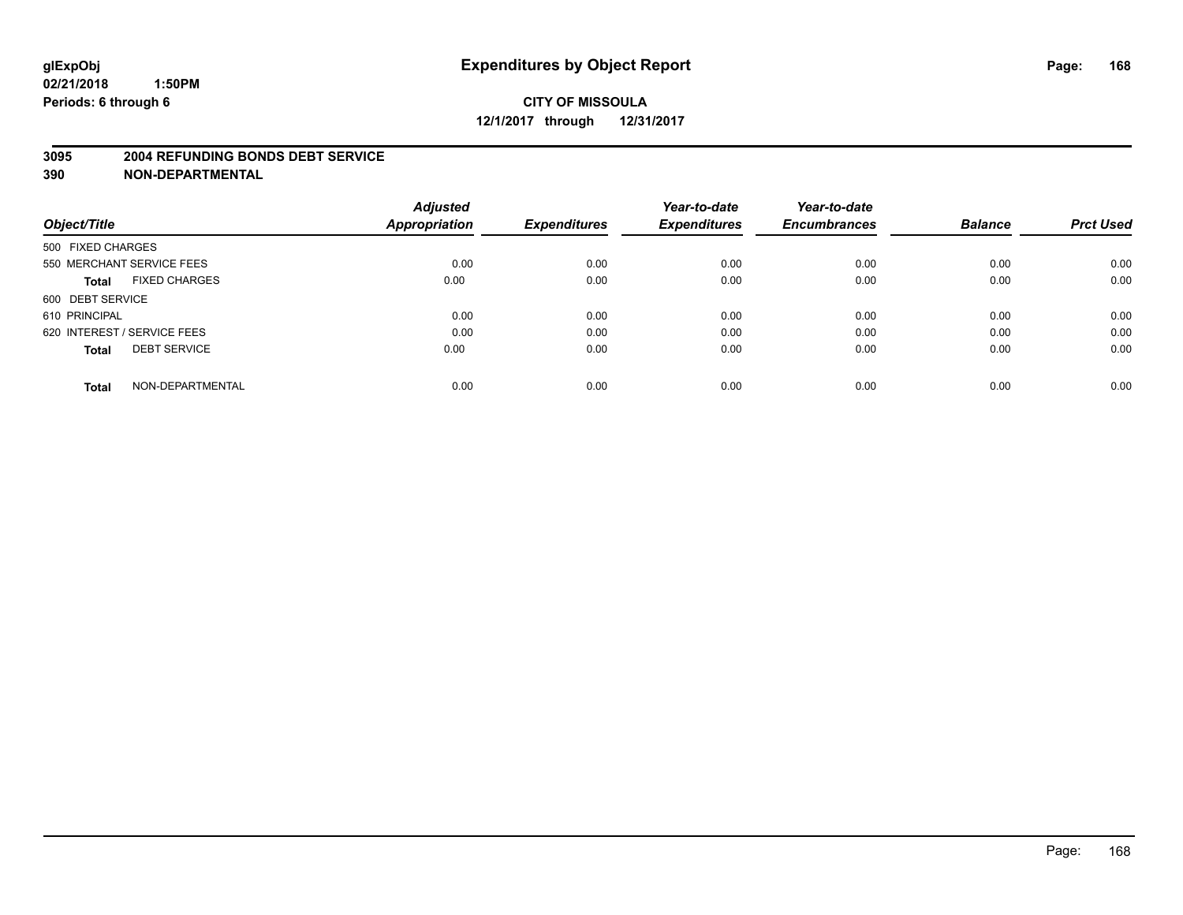**glExpObj** **Expenditures by Object Report**
**02/21/2018 1:50PM**
**Periods: 6 through 6**

**CITY OF MISSOULA**
**12/1/2017 through 12/31/2017**

## 3095 2004 REFUNDING BONDS DEBT SERVICE
## 390 NON-DEPARTMENTAL

| Object/Title | Adjusted Appropriation | Expenditures | Year-to-date Expenditures | Year-to-date Encumbrances | Balance | Prct Used |
|---|---|---|---|---|---|---|
| 500 FIXED CHARGES | | | | | | |
| 550 MERCHANT SERVICE FEES | 0.00 | 0.00 | 0.00 | 0.00 | 0.00 | 0.00 |
| **Total** FIXED CHARGES | 0.00 | 0.00 | 0.00 | 0.00 | 0.00 | 0.00 |
| 600 DEBT SERVICE | | | | | | |
| 610 PRINCIPAL | 0.00 | 0.00 | 0.00 | 0.00 | 0.00 | 0.00 |
| 620 INTEREST / SERVICE FEES | 0.00 | 0.00 | 0.00 | 0.00 | 0.00 | 0.00 |
| **Total** DEBT SERVICE | 0.00 | 0.00 | 0.00 | 0.00 | 0.00 | 0.00 |
| **Total** NON-DEPARTMENTAL | 0.00 | 0.00 | 0.00 | 0.00 | 0.00 | 0.00 |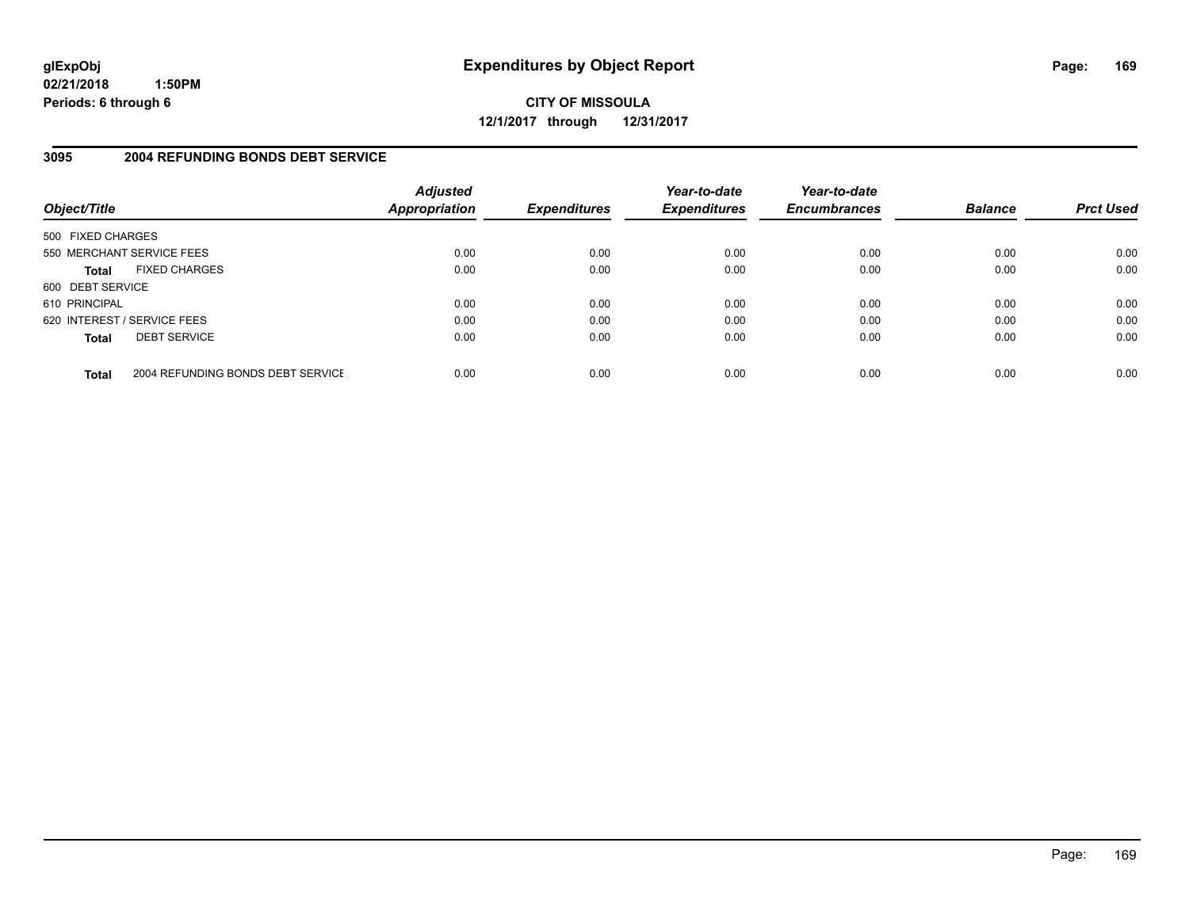glExpObj
02/21/2018 1:50PM
Periods: 6 through 6

# Expenditures by Object Report

**CITY OF MISSOULA**
**12/1/2017 through 12/31/2017**

## 3095 2004 REFUNDING BONDS DEBT SERVICE

| Object/Title | | Adjusted Appropriation | Expenditures | Year-to-date Expenditures | Year-to-date Encumbrances | Balance | Prct Used |
|---|---|---|---|---|---|---|---|
| 500 FIXED CHARGES | | | | | | | |
| 550 MERCHANT SERVICE FEES | | 0.00 | 0.00 | 0.00 | 0.00 | 0.00 | 0.00 |
| **Total** | FIXED CHARGES | 0.00 | 0.00 | 0.00 | 0.00 | 0.00 | 0.00 |
| 600 DEBT SERVICE | | | | | | | |
| 610 PRINCIPAL | | 0.00 | 0.00 | 0.00 | 0.00 | 0.00 | 0.00 |
| 620 INTEREST / SERVICE FEES | | 0.00 | 0.00 | 0.00 | 0.00 | 0.00 | 0.00 |
| **Total** | DEBT SERVICE | 0.00 | 0.00 | 0.00 | 0.00 | 0.00 | 0.00 |
| **Total** | 2004 REFUNDING BONDS DEBT SERVICE | 0.00 | 0.00 | 0.00 | 0.00 | 0.00 | 0.00 |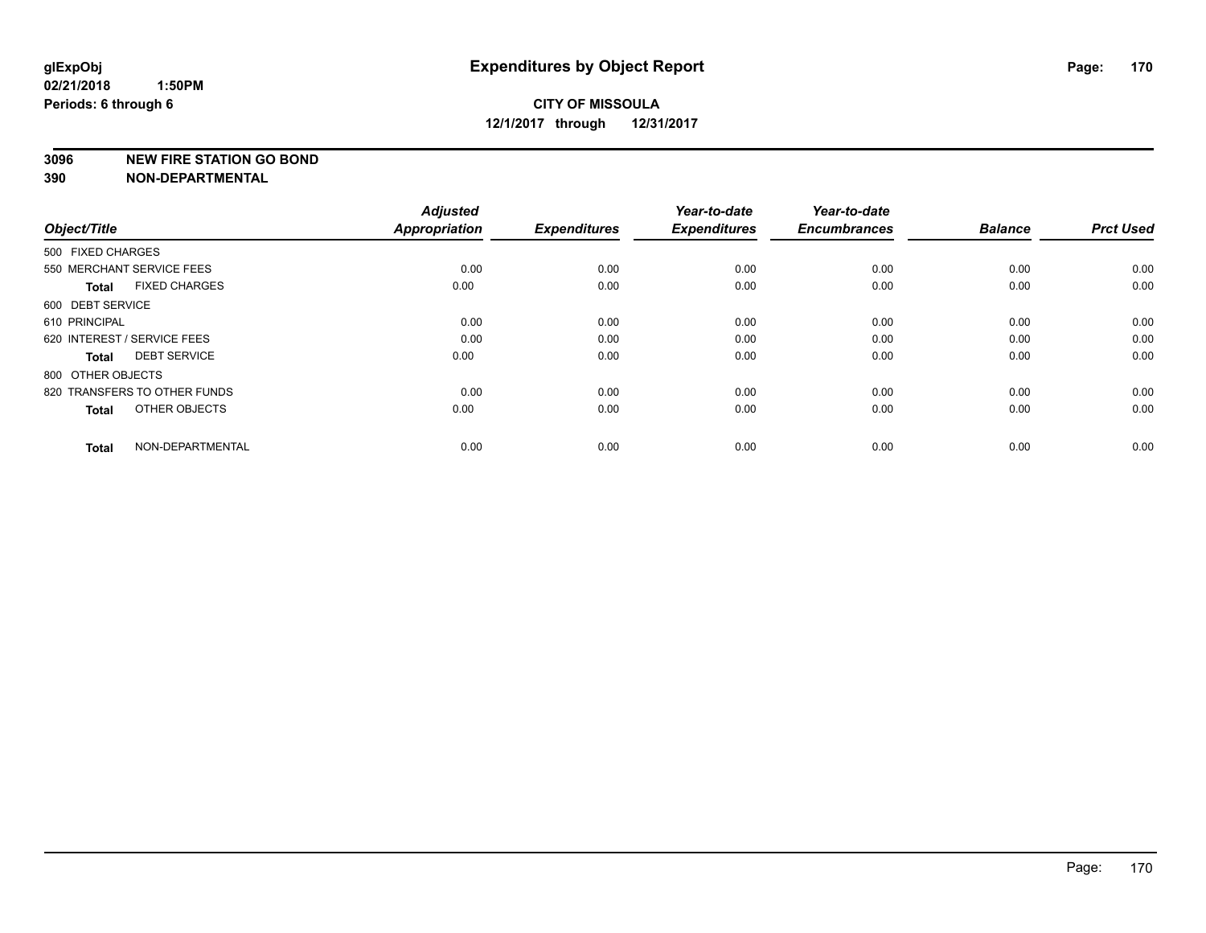**glExpObj** **Expenditures by Object Report**

**02/21/2018 1:50PM**

**Periods: 6 through 6**

**CITY OF MISSOULA**

**12/1/2017 through 12/31/2017**

**3096 NEW FIRE STATION GO BOND**

**390 NON-DEPARTMENTAL**

| Object/Title | Adjusted Appropriation | Expenditures | Year-to-date Expenditures | Year-to-date Encumbrances | Balance | Prct Used |
|---|---|---|---|---|---|---|
| 500 FIXED CHARGES | | | | | | |
| 550 MERCHANT SERVICE FEES | 0.00 | 0.00 | 0.00 | 0.00 | 0.00 | 0.00 |
| **Total** FIXED CHARGES | 0.00 | 0.00 | 0.00 | 0.00 | 0.00 | 0.00 |
| 600 DEBT SERVICE | | | | | | |
| 610 PRINCIPAL | 0.00 | 0.00 | 0.00 | 0.00 | 0.00 | 0.00 |
| 620 INTEREST / SERVICE FEES | 0.00 | 0.00 | 0.00 | 0.00 | 0.00 | 0.00 |
| **Total** DEBT SERVICE | 0.00 | 0.00 | 0.00 | 0.00 | 0.00 | 0.00 |
| 800 OTHER OBJECTS | | | | | | |
| 820 TRANSFERS TO OTHER FUNDS | 0.00 | 0.00 | 0.00 | 0.00 | 0.00 | 0.00 |
| **Total** OTHER OBJECTS | 0.00 | 0.00 | 0.00 | 0.00 | 0.00 | 0.00 |
| **Total** NON-DEPARTMENTAL | 0.00 | 0.00 | 0.00 | 0.00 | 0.00 | 0.00 |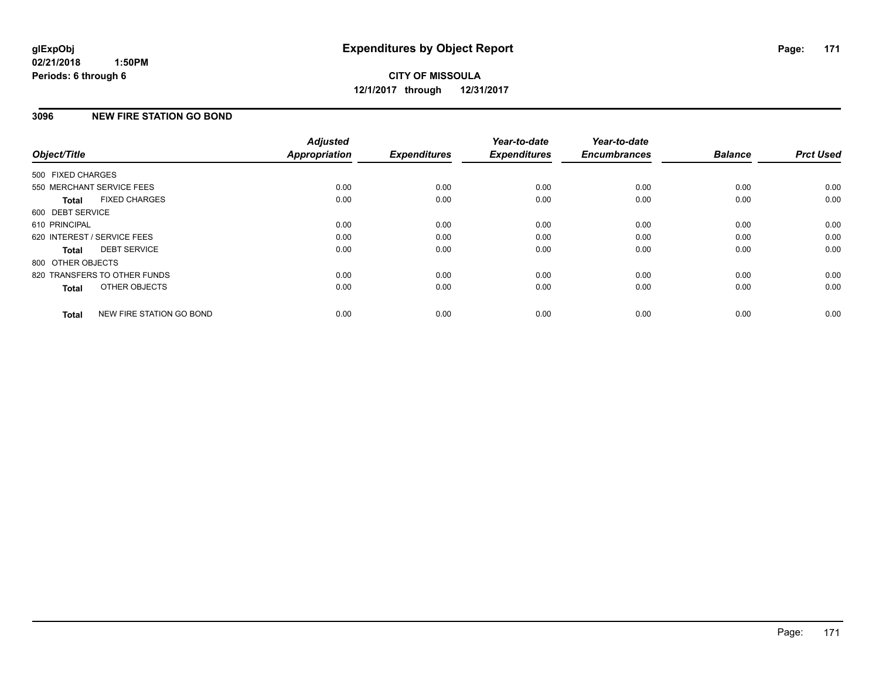**glExpObj**
**02/21/2018 1:50PM**
**Periods: 6 through 6**

# Expenditures by Object Report

**CITY OF MISSOULA**
**12/1/2017 through 12/31/2017**

## 3096 NEW FIRE STATION GO BOND

| Object/Title | Adjusted Appropriation | Expenditures | Year-to-date Expenditures | Year-to-date Encumbrances | Balance | Prct Used |
|---|---|---|---|---|---|---|
| 500 FIXED CHARGES | | | | | | |
| 550 MERCHANT SERVICE FEES | 0.00 | 0.00 | 0.00 | 0.00 | 0.00 | 0.00 |
| **Total** FIXED CHARGES | 0.00 | 0.00 | 0.00 | 0.00 | 0.00 | 0.00 |
| 600 DEBT SERVICE | | | | | | |
| 610 PRINCIPAL | 0.00 | 0.00 | 0.00 | 0.00 | 0.00 | 0.00 |
| 620 INTEREST / SERVICE FEES | 0.00 | 0.00 | 0.00 | 0.00 | 0.00 | 0.00 |
| **Total** DEBT SERVICE | 0.00 | 0.00 | 0.00 | 0.00 | 0.00 | 0.00 |
| 800 OTHER OBJECTS | | | | | | |
| 820 TRANSFERS TO OTHER FUNDS | 0.00 | 0.00 | 0.00 | 0.00 | 0.00 | 0.00 |
| **Total** OTHER OBJECTS | 0.00 | 0.00 | 0.00 | 0.00 | 0.00 | 0.00 |
| **Total** NEW FIRE STATION GO BOND | 0.00 | 0.00 | 0.00 | 0.00 | 0.00 | 0.00 |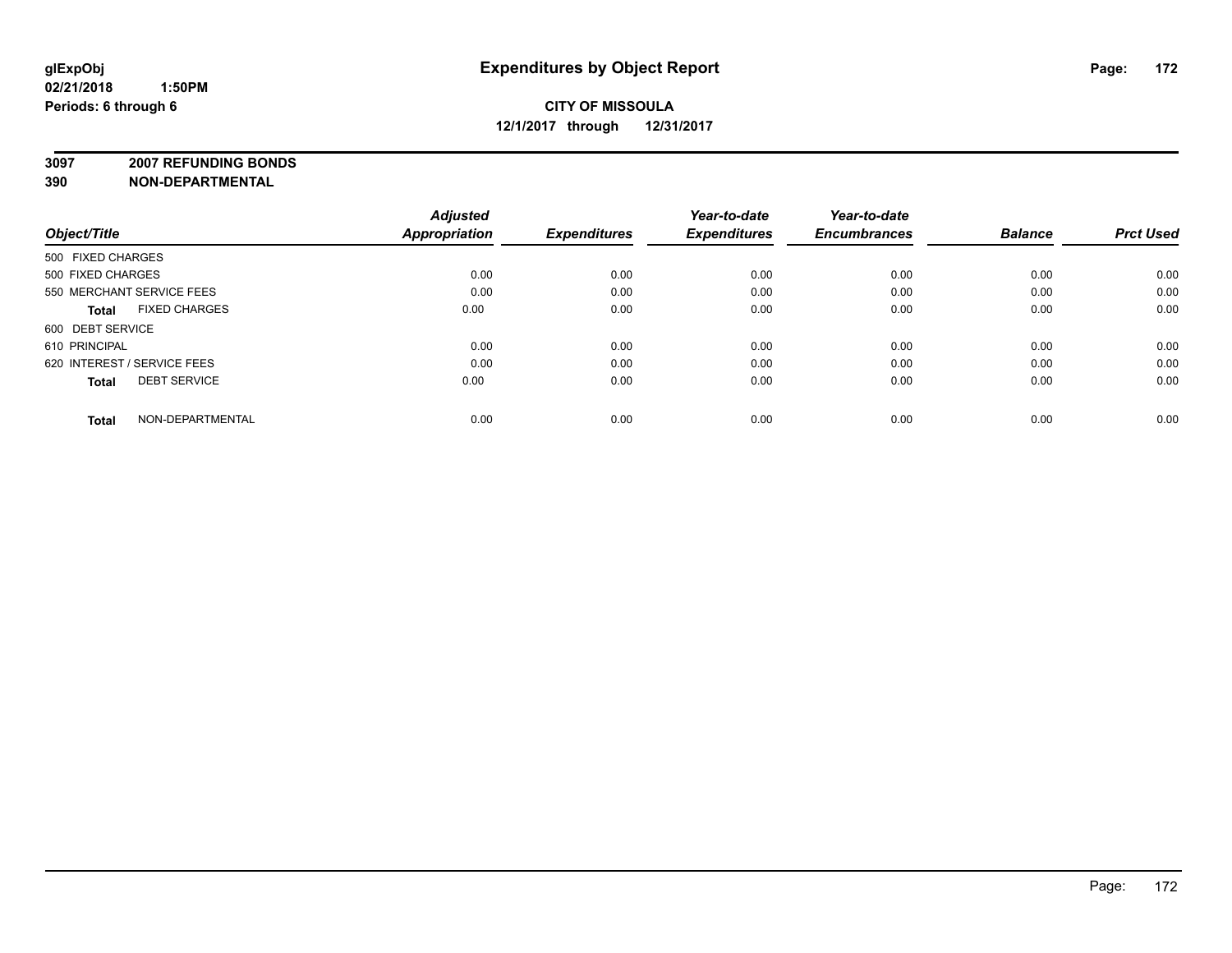**glExpObj** | **Expenditures by Object Report**
**02/21/2018 1:50PM**
**Periods: 6 through 6**

**CITY OF MISSOULA**
**12/1/2017 through 12/31/2017**

**3097 2007 REFUNDING BONDS**
**390 NON-DEPARTMENTAL**

| Object/Title | Adjusted Appropriation | Expenditures | Year-to-date Expenditures | Year-to-date Encumbrances | Balance | Prct Used |
|---|---|---|---|---|---|---|
| 500 FIXED CHARGES | | | | | | |
| 500 FIXED CHARGES | 0.00 | 0.00 | 0.00 | 0.00 | 0.00 | 0.00 |
| 550 MERCHANT SERVICE FEES | 0.00 | 0.00 | 0.00 | 0.00 | 0.00 | 0.00 |
| **Total** FIXED CHARGES | 0.00 | 0.00 | 0.00 | 0.00 | 0.00 | 0.00 |
| 600 DEBT SERVICE | | | | | | |
| 610 PRINCIPAL | 0.00 | 0.00 | 0.00 | 0.00 | 0.00 | 0.00 |
| 620 INTEREST / SERVICE FEES | 0.00 | 0.00 | 0.00 | 0.00 | 0.00 | 0.00 |
| **Total** DEBT SERVICE | 0.00 | 0.00 | 0.00 | 0.00 | 0.00 | 0.00 |
| **Total** NON-DEPARTMENTAL | 0.00 | 0.00 | 0.00 | 0.00 | 0.00 | 0.00 |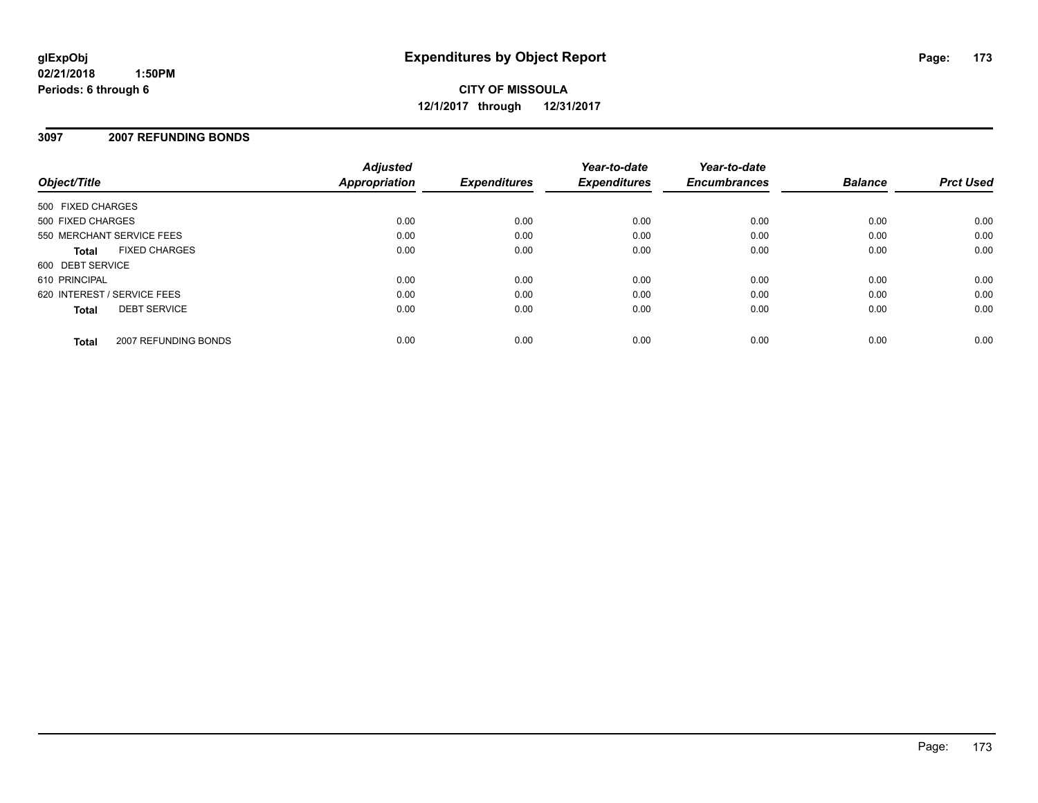glExpObj
02/21/2018 1:50PM
Periods: 6 through 6

# Expenditures by Object Report

**CITY OF MISSOULA**
**12/1/2017 through 12/31/2017**

## 3097 2007 REFUNDING BONDS

| Object/Title | Adjusted Appropriation | Expenditures | Year-to-date Expenditures | Year-to-date Encumbrances | Balance | Prct Used |
|---|---|---|---|---|---|---|
| 500 FIXED CHARGES | | | | | | |
| 500 FIXED CHARGES | 0.00 | 0.00 | 0.00 | 0.00 | 0.00 | 0.00 |
| 550 MERCHANT SERVICE FEES | 0.00 | 0.00 | 0.00 | 0.00 | 0.00 | 0.00 |
| **Total** FIXED CHARGES | 0.00 | 0.00 | 0.00 | 0.00 | 0.00 | 0.00 |
| 600 DEBT SERVICE | | | | | | |
| 610 PRINCIPAL | 0.00 | 0.00 | 0.00 | 0.00 | 0.00 | 0.00 |
| 620 INTEREST / SERVICE FEES | 0.00 | 0.00 | 0.00 | 0.00 | 0.00 | 0.00 |
| **Total** DEBT SERVICE | 0.00 | 0.00 | 0.00 | 0.00 | 0.00 | 0.00 |
| **Total** 2007 REFUNDING BONDS | 0.00 | 0.00 | 0.00 | 0.00 | 0.00 | 0.00 |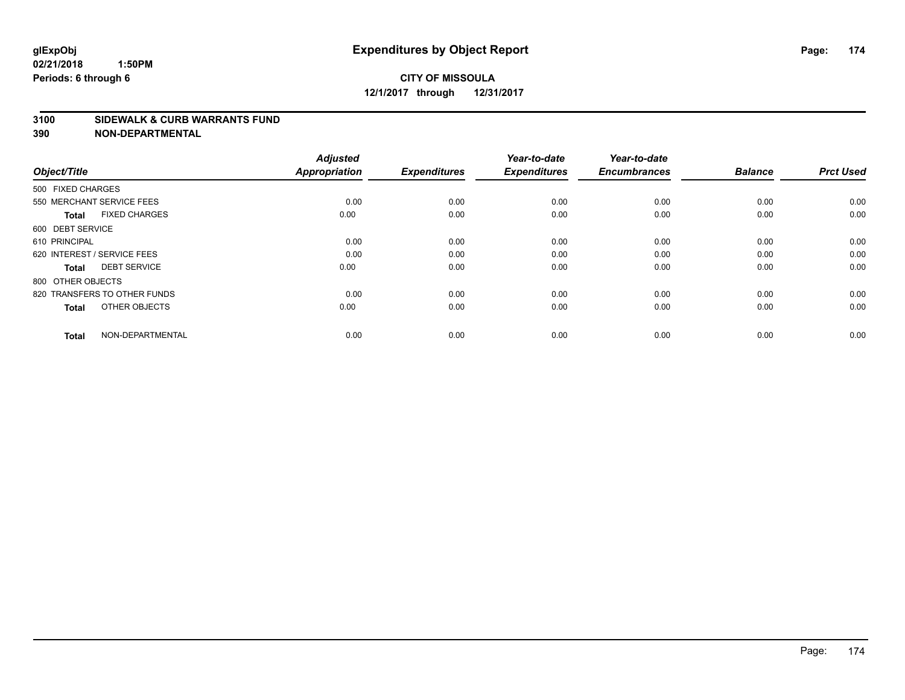**glExpObj**
**02/21/2018 1:50PM**
**Periods: 6 through 6**

# Expenditures by Object Report

**CITY OF MISSOULA**
**12/1/2017 through 12/31/2017**

## 3100 SIDEWALK & CURB WARRANTS FUND
## 390 NON-DEPARTMENTAL

| Object/Title | Adjusted Appropriation | Expenditures | Year-to-date Expenditures | Year-to-date Encumbrances | Balance | Prct Used |
|---|---|---|---|---|---|---|
| 500 FIXED CHARGES | | | | | | |
| 550 MERCHANT SERVICE FEES | 0.00 | 0.00 | 0.00 | 0.00 | 0.00 | 0.00 |
| **Total** FIXED CHARGES | 0.00 | 0.00 | 0.00 | 0.00 | 0.00 | 0.00 |
| 600 DEBT SERVICE | | | | | | |
| 610 PRINCIPAL | 0.00 | 0.00 | 0.00 | 0.00 | 0.00 | 0.00 |
| 620 INTEREST / SERVICE FEES | 0.00 | 0.00 | 0.00 | 0.00 | 0.00 | 0.00 |
| **Total** DEBT SERVICE | 0.00 | 0.00 | 0.00 | 0.00 | 0.00 | 0.00 |
| 800 OTHER OBJECTS | | | | | | |
| 820 TRANSFERS TO OTHER FUNDS | 0.00 | 0.00 | 0.00 | 0.00 | 0.00 | 0.00 |
| **Total** OTHER OBJECTS | 0.00 | 0.00 | 0.00 | 0.00 | 0.00 | 0.00 |
| **Total** NON-DEPARTMENTAL | 0.00 | 0.00 | 0.00 | 0.00 | 0.00 | 0.00 |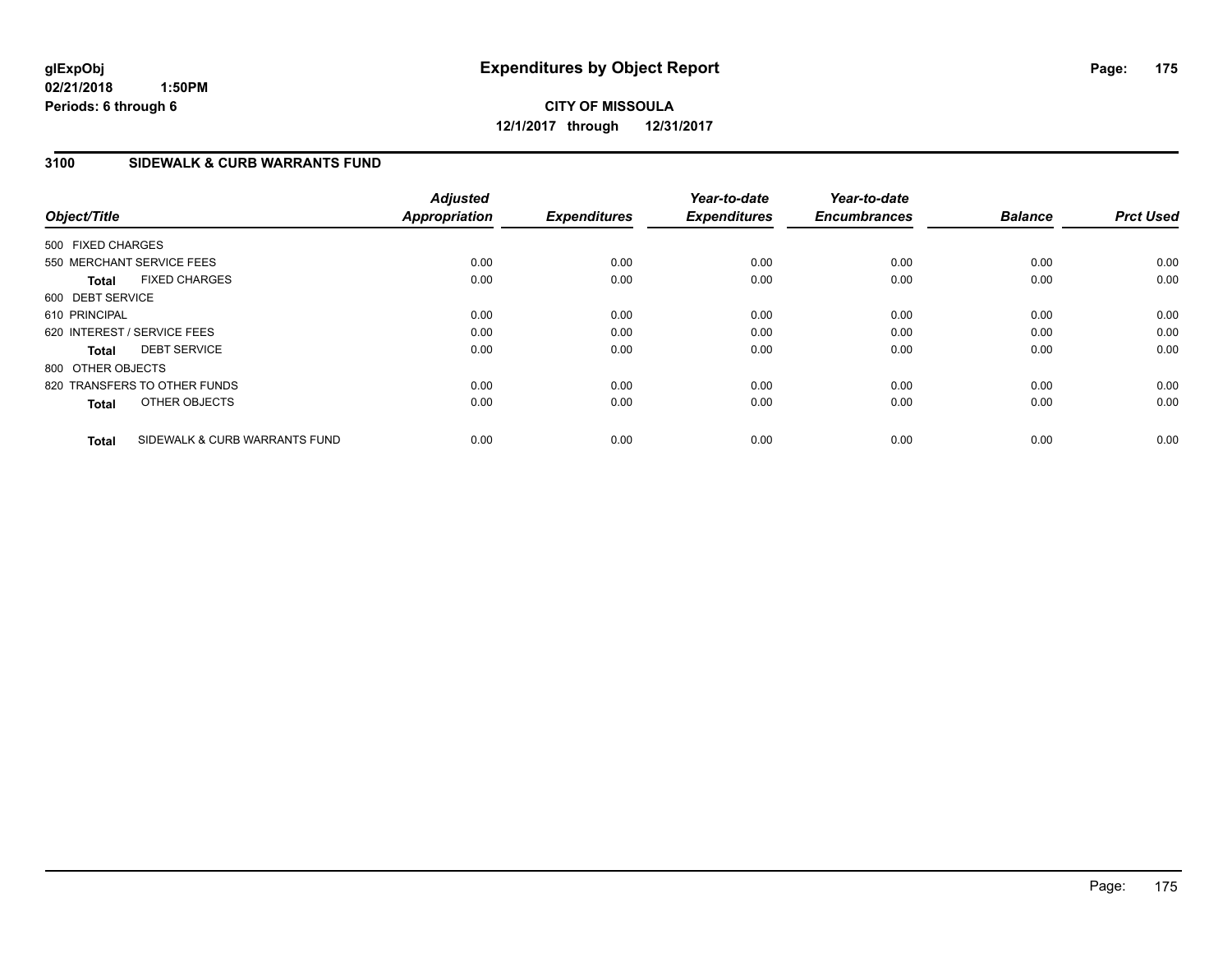**glExpObj**
**02/21/2018 1:50PM**
**Periods: 6 through 6**

# Expenditures by Object Report

**CITY OF MISSOULA**
**12/1/2017 through 12/31/2017**

## 3100 SIDEWALK & CURB WARRANTS FUND

| Object/Title | Adjusted Appropriation | Expenditures | Year-to-date Expenditures | Year-to-date Encumbrances | Balance | Prct Used |
|---|---|---|---|---|---|---|
| 500 FIXED CHARGES | | | | | | |
| 550 MERCHANT SERVICE FEES | 0.00 | 0.00 | 0.00 | 0.00 | 0.00 | 0.00 |
| **Total** FIXED CHARGES | 0.00 | 0.00 | 0.00 | 0.00 | 0.00 | 0.00 |
| 600 DEBT SERVICE | | | | | | |
| 610 PRINCIPAL | 0.00 | 0.00 | 0.00 | 0.00 | 0.00 | 0.00 |
| 620 INTEREST / SERVICE FEES | 0.00 | 0.00 | 0.00 | 0.00 | 0.00 | 0.00 |
| **Total** DEBT SERVICE | 0.00 | 0.00 | 0.00 | 0.00 | 0.00 | 0.00 |
| 800 OTHER OBJECTS | | | | | | |
| 820 TRANSFERS TO OTHER FUNDS | 0.00 | 0.00 | 0.00 | 0.00 | 0.00 | 0.00 |
| **Total** OTHER OBJECTS | 0.00 | 0.00 | 0.00 | 0.00 | 0.00 | 0.00 |
| **Total** SIDEWALK & CURB WARRANTS FUND | 0.00 | 0.00 | 0.00 | 0.00 | 0.00 | 0.00 |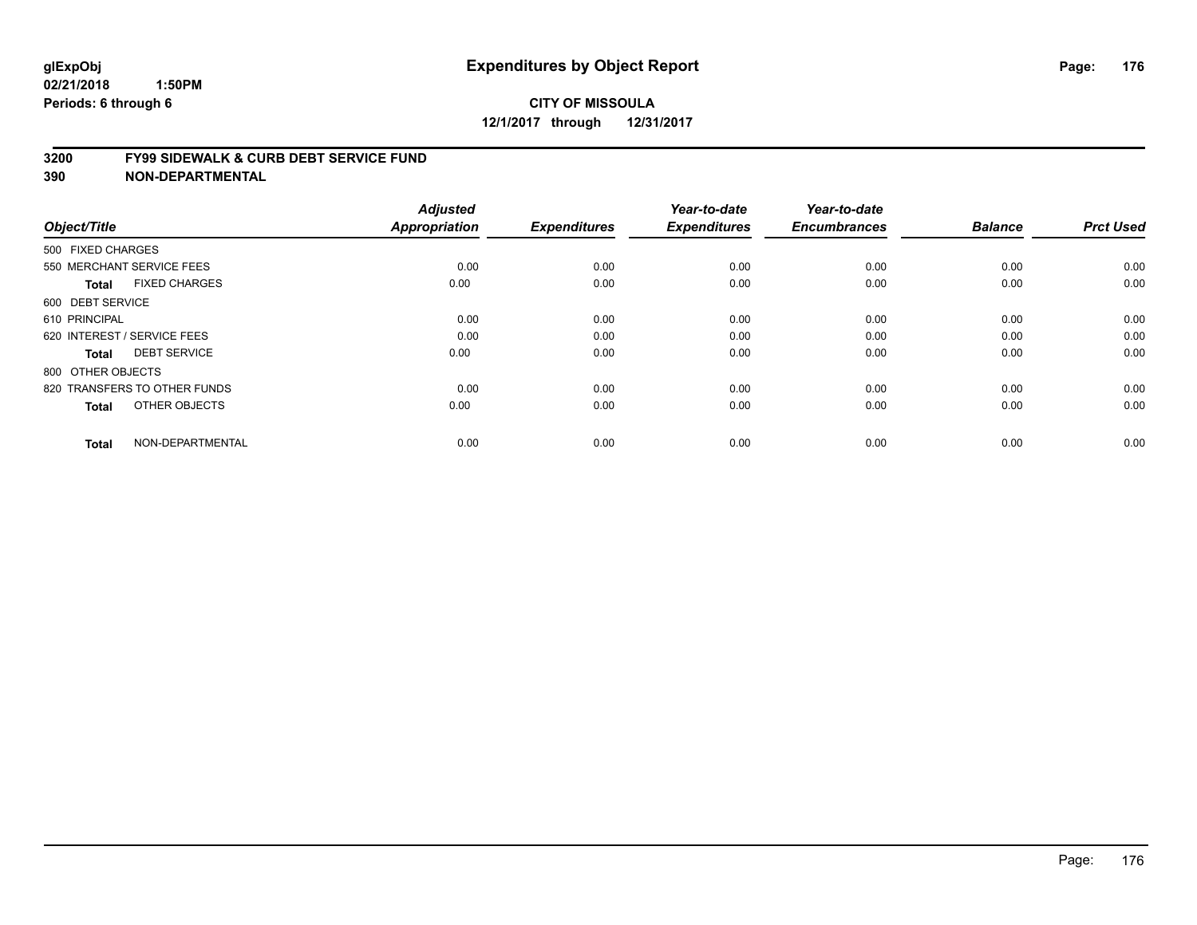# Expenditures by Object Report

glExpObj
02/21/2018 1:50PM
Periods: 6 through 6

**CITY OF MISSOULA**
**12/1/2017 through 12/31/2017**

## 3200 FY99 SIDEWALK & CURB DEBT SERVICE FUND
## 390 NON-DEPARTMENTAL

| Object/Title | Adjusted Appropriation | Expenditures | Year-to-date Expenditures | Year-to-date Encumbrances | Balance | Prct Used |
|---|---|---|---|---|---|---|
| 500 FIXED CHARGES | | | | | | |
| 550 MERCHANT SERVICE FEES | 0.00 | 0.00 | 0.00 | 0.00 | 0.00 | 0.00 |
| **Total** FIXED CHARGES | 0.00 | 0.00 | 0.00 | 0.00 | 0.00 | 0.00 |
| 600 DEBT SERVICE | | | | | | |
| 610 PRINCIPAL | 0.00 | 0.00 | 0.00 | 0.00 | 0.00 | 0.00 |
| 620 INTEREST / SERVICE FEES | 0.00 | 0.00 | 0.00 | 0.00 | 0.00 | 0.00 |
| **Total** DEBT SERVICE | 0.00 | 0.00 | 0.00 | 0.00 | 0.00 | 0.00 |
| 800 OTHER OBJECTS | | | | | | |
| 820 TRANSFERS TO OTHER FUNDS | 0.00 | 0.00 | 0.00 | 0.00 | 0.00 | 0.00 |
| **Total** OTHER OBJECTS | 0.00 | 0.00 | 0.00 | 0.00 | 0.00 | 0.00 |
| **Total** NON-DEPARTMENTAL | 0.00 | 0.00 | 0.00 | 0.00 | 0.00 | 0.00 |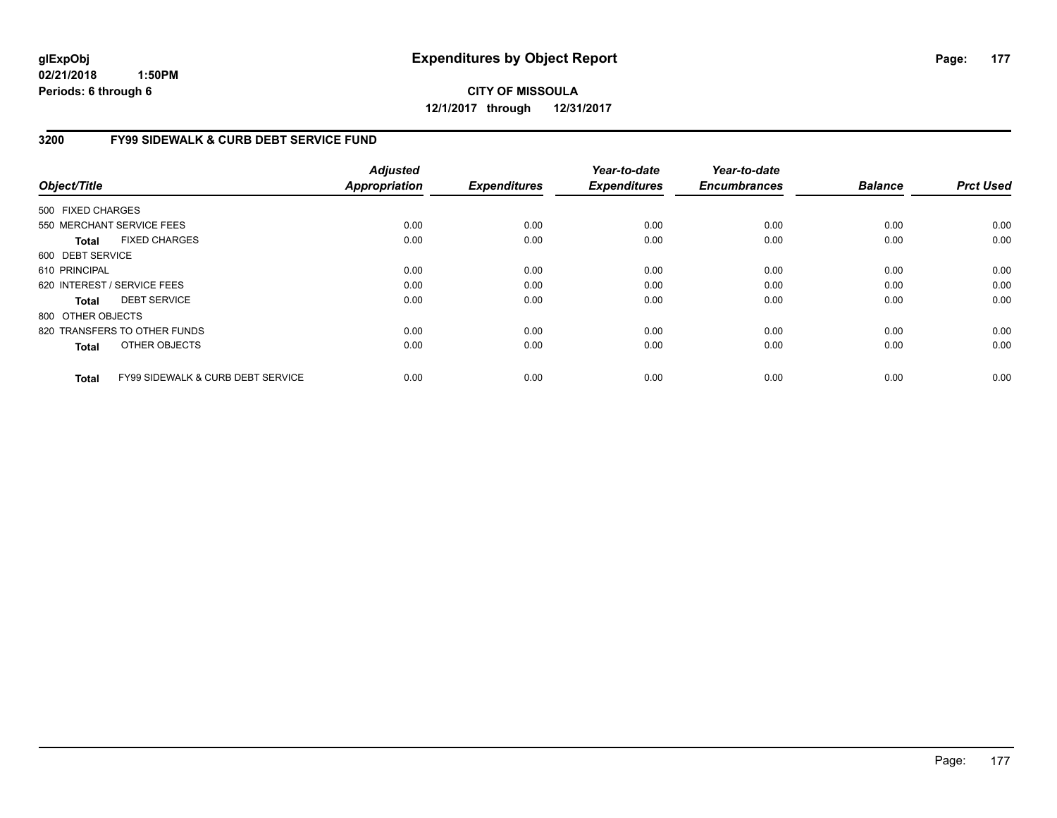# Expenditures by Object Report

glExpObj
02/21/2018 1:50PM
Periods: 6 through 6

**CITY OF MISSOULA**
**12/1/2017 through 12/31/2017**

## 3200 FY99 SIDEWALK & CURB DEBT SERVICE FUND

| Object/Title | Adjusted Appropriation | Expenditures | Year-to-date Expenditures | Year-to-date Encumbrances | Balance | Prct Used |
|---|---|---|---|---|---|---|
| 500 FIXED CHARGES | | | | | | |
| 550 MERCHANT SERVICE FEES | 0.00 | 0.00 | 0.00 | 0.00 | 0.00 | 0.00 |
| **Total** FIXED CHARGES | 0.00 | 0.00 | 0.00 | 0.00 | 0.00 | 0.00 |
| 600 DEBT SERVICE | | | | | | |
| 610 PRINCIPAL | 0.00 | 0.00 | 0.00 | 0.00 | 0.00 | 0.00 |
| 620 INTEREST / SERVICE FEES | 0.00 | 0.00 | 0.00 | 0.00 | 0.00 | 0.00 |
| **Total** DEBT SERVICE | 0.00 | 0.00 | 0.00 | 0.00 | 0.00 | 0.00 |
| 800 OTHER OBJECTS | | | | | | |
| 820 TRANSFERS TO OTHER FUNDS | 0.00 | 0.00 | 0.00 | 0.00 | 0.00 | 0.00 |
| **Total** OTHER OBJECTS | 0.00 | 0.00 | 0.00 | 0.00 | 0.00 | 0.00 |
| **Total** FY99 SIDEWALK & CURB DEBT SERVICE | 0.00 | 0.00 | 0.00 | 0.00 | 0.00 | 0.00 |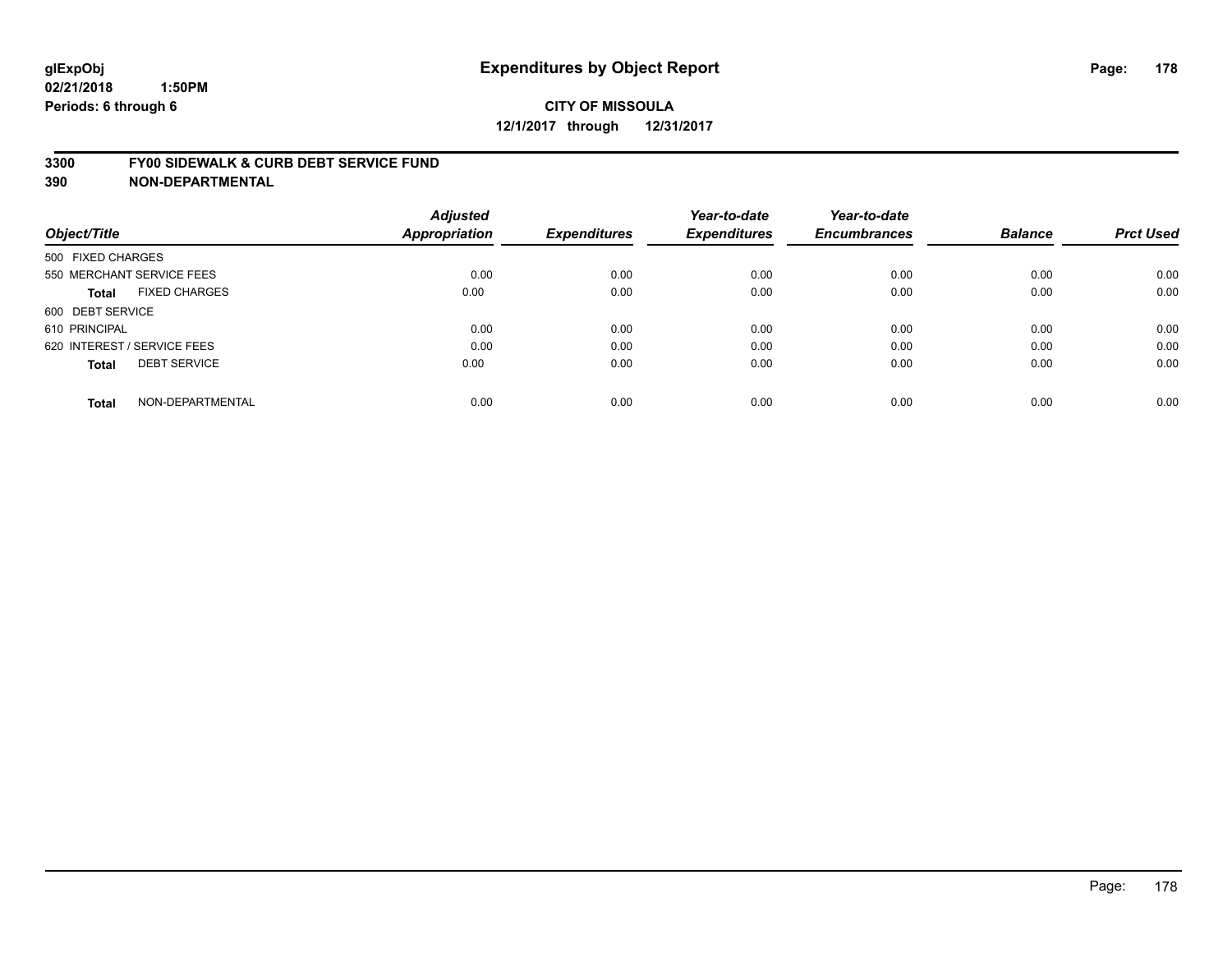**glExpObj** **Expenditures by Object Report**

**02/21/2018 1:50PM**

**Periods: 6 through 6**

**CITY OF MISSOULA**

**12/1/2017 through 12/31/2017**

**3300 FY00 SIDEWALK & CURB DEBT SERVICE FUND**

**390 NON-DEPARTMENTAL**

| Object/Title | | Adjusted Appropriation | Expenditures | Year-to-date Expenditures | Year-to-date Encumbrances | Balance | Prct Used |
|---|---|---|---|---|---|---|---|
| 500 FIXED CHARGES | | | | | | | |
| 550 MERCHANT SERVICE FEES | | 0.00 | 0.00 | 0.00 | 0.00 | 0.00 | 0.00 |
| **Total** | FIXED CHARGES | 0.00 | 0.00 | 0.00 | 0.00 | 0.00 | 0.00 |
| 600 DEBT SERVICE | | | | | | | |
| 610 PRINCIPAL | | 0.00 | 0.00 | 0.00 | 0.00 | 0.00 | 0.00 |
| 620 INTEREST / SERVICE FEES | | 0.00 | 0.00 | 0.00 | 0.00 | 0.00 | 0.00 |
| **Total** | DEBT SERVICE | 0.00 | 0.00 | 0.00 | 0.00 | 0.00 | 0.00 |
| **Total** | NON-DEPARTMENTAL | 0.00 | 0.00 | 0.00 | 0.00 | 0.00 | 0.00 |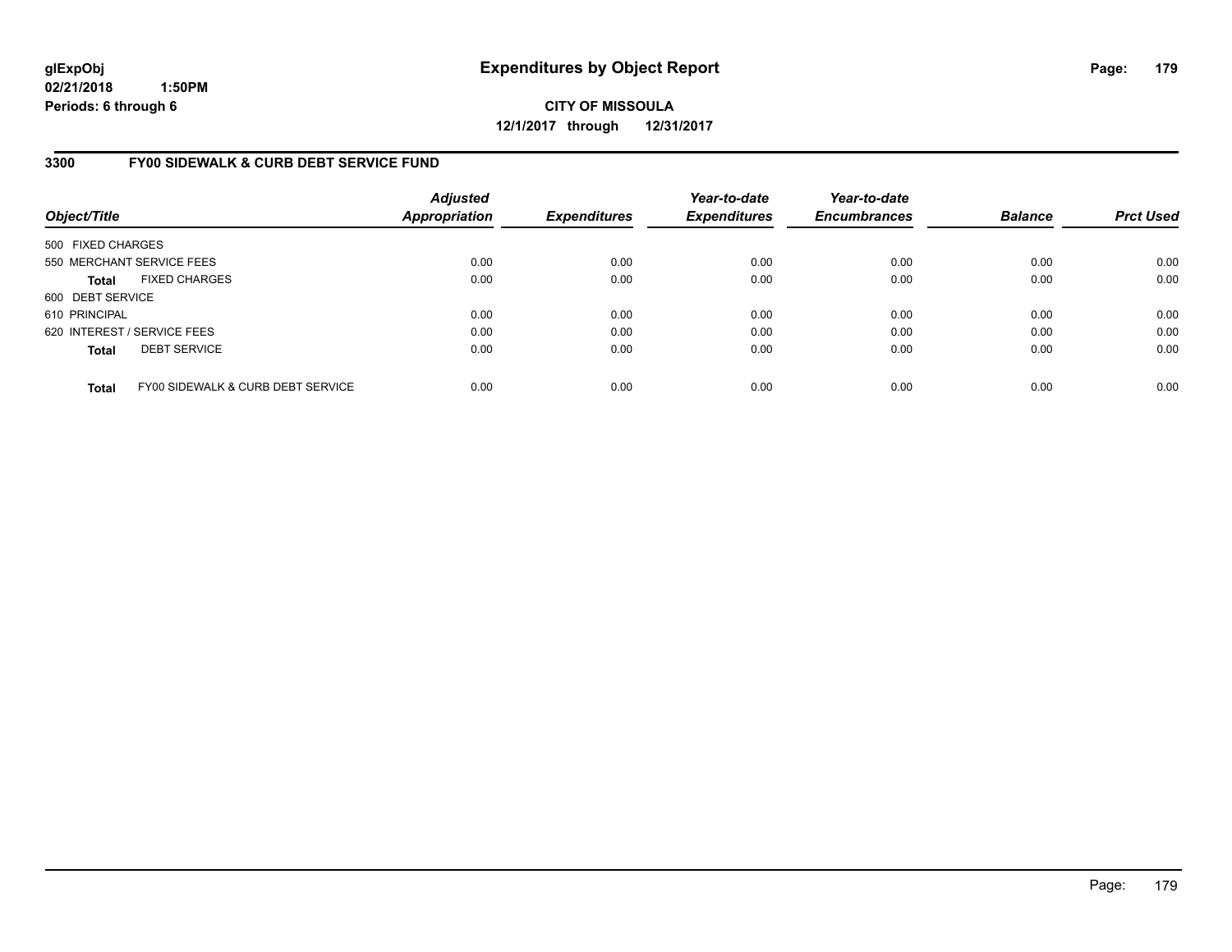glExpObj
02/21/2018 1:50PM
Periods: 6 through 6

# Expenditures by Object Report

**CITY OF MISSOULA**
**12/1/2017 through 12/31/2017**

## 3300 FY00 SIDEWALK & CURB DEBT SERVICE FUND

| Object/Title | | Adjusted Appropriation | Expenditures | Year-to-date Expenditures | Year-to-date Encumbrances | Balance | Prct Used |
|---|---|---|---|---|---|---|---|
| 500 FIXED CHARGES | | | | | | | |
| 550 MERCHANT SERVICE FEES | | 0.00 | 0.00 | 0.00 | 0.00 | 0.00 | 0.00 |
| **Total** | FIXED CHARGES | 0.00 | 0.00 | 0.00 | 0.00 | 0.00 | 0.00 |
| 600 DEBT SERVICE | | | | | | | |
| 610 PRINCIPAL | | 0.00 | 0.00 | 0.00 | 0.00 | 0.00 | 0.00 |
| 620 INTEREST / SERVICE FEES | | 0.00 | 0.00 | 0.00 | 0.00 | 0.00 | 0.00 |
| **Total** | DEBT SERVICE | 0.00 | 0.00 | 0.00 | 0.00 | 0.00 | 0.00 |
| **Total** | FY00 SIDEWALK & CURB DEBT SERVICE | 0.00 | 0.00 | 0.00 | 0.00 | 0.00 | 0.00 |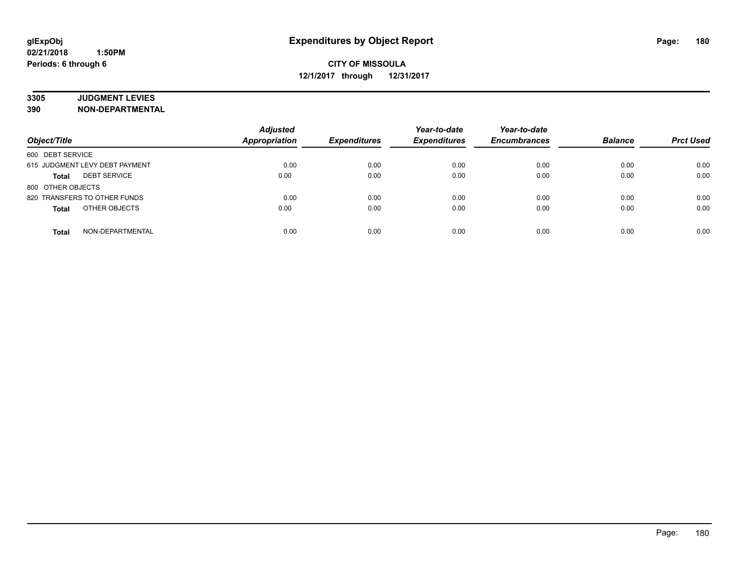# Expenditures by Object Report

**glExpObj**
**02/21/2018 1:50PM**
**Periods: 6 through 6**

**CITY OF MISSOULA**
**12/1/2017 through 12/31/2017**

**3305 JUDGMENT LEVIES**
**390 NON-DEPARTMENTAL**

| Object/Title | Adjusted Appropriation | Expenditures | Year-to-date Expenditures | Year-to-date Encumbrances | Balance | Prct Used |
|---|---|---|---|---|---|---|
| 600 DEBT SERVICE | | | | | | |
| 615 JUDGMENT LEVY DEBT PAYMENT | 0.00 | 0.00 | 0.00 | 0.00 | 0.00 | 0.00 |
| **Total** DEBT SERVICE | 0.00 | 0.00 | 0.00 | 0.00 | 0.00 | 0.00 |
| 800 OTHER OBJECTS | | | | | | |
| 820 TRANSFERS TO OTHER FUNDS | 0.00 | 0.00 | 0.00 | 0.00 | 0.00 | 0.00 |
| **Total** OTHER OBJECTS | 0.00 | 0.00 | 0.00 | 0.00 | 0.00 | 0.00 |
| **Total** NON-DEPARTMENTAL | 0.00 | 0.00 | 0.00 | 0.00 | 0.00 | 0.00 |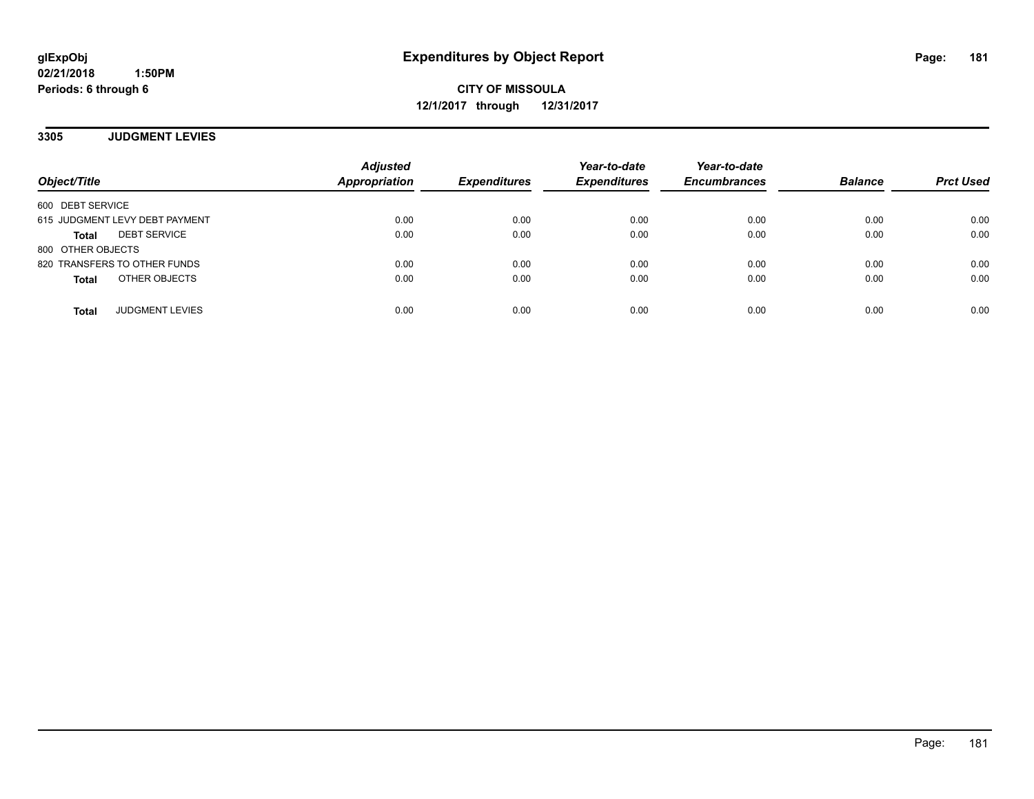**glExpObj**
**02/21/2018 1:50PM**
**Periods: 6 through 6**

# Expenditures by Object Report

**CITY OF MISSOULA**
**12/1/2017 through 12/31/2017**

## 3305 JUDGMENT LEVIES

| Object/Title | Adjusted Appropriation | Expenditures | Year-to-date Expenditures | Year-to-date Encumbrances | Balance | Prct Used |
|---|---|---|---|---|---|---|
| 600 DEBT SERVICE | | | | | | |
| 615 JUDGMENT LEVY DEBT PAYMENT | 0.00 | 0.00 | 0.00 | 0.00 | 0.00 | 0.00 |
| **Total** DEBT SERVICE | 0.00 | 0.00 | 0.00 | 0.00 | 0.00 | 0.00 |
| 800 OTHER OBJECTS | | | | | | |
| 820 TRANSFERS TO OTHER FUNDS | 0.00 | 0.00 | 0.00 | 0.00 | 0.00 | 0.00 |
| **Total** OTHER OBJECTS | 0.00 | 0.00 | 0.00 | 0.00 | 0.00 | 0.00 |
| **Total** JUDGMENT LEVIES | 0.00 | 0.00 | 0.00 | 0.00 | 0.00 | 0.00 |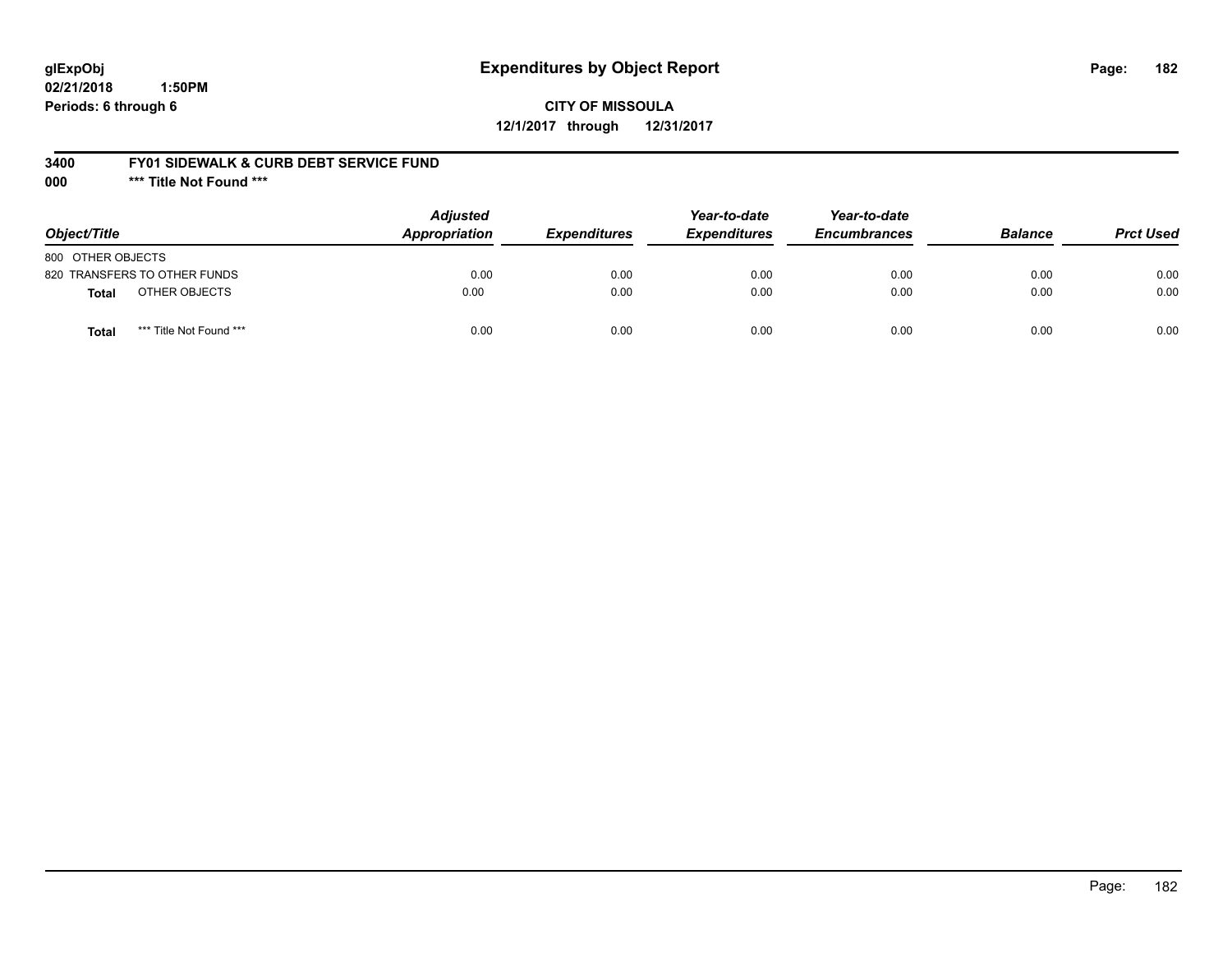# Expenditures by Object Report

glExpObj
02/21/2018 1:50PM
Periods: 6 through 6

**CITY OF MISSOULA**
**12/1/2017 through 12/31/2017**

**3400 FY01 SIDEWALK & CURB DEBT SERVICE FUND**
**000 \*\*\* Title Not Found \*\*\***

| Object/Title | Adjusted Appropriation | Expenditures | Year-to-date Expenditures | Year-to-date Encumbrances | Balance | Prct Used |
|---|---|---|---|---|---|---|
| 800 OTHER OBJECTS | | | | | | |
| 820 TRANSFERS TO OTHER FUNDS | 0.00 | 0.00 | 0.00 | 0.00 | 0.00 | 0.00 |
| **Total** OTHER OBJECTS | 0.00 | 0.00 | 0.00 | 0.00 | 0.00 | 0.00 |
| **Total** *** Title Not Found *** | 0.00 | 0.00 | 0.00 | 0.00 | 0.00 | 0.00 |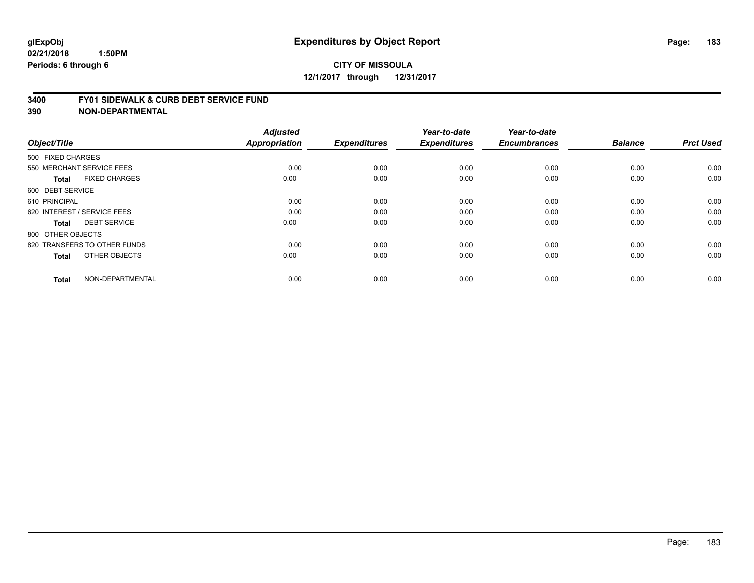**glExpObj**
**02/21/2018 1:50PM**
**Periods: 6 through 6**

# Expenditures by Object Report

**CITY OF MISSOULA**
**12/1/2017 through 12/31/2017**

## 3400 FY01 SIDEWALK & CURB DEBT SERVICE FUND
## 390 NON-DEPARTMENTAL

| Object/Title | | Adjusted Appropriation | Expenditures | Year-to-date Expenditures | Year-to-date Encumbrances | Balance | Prct Used |
|---|---|---|---|---|---|---|---|
| 500 FIXED CHARGES | | | | | | | |
| 550 MERCHANT SERVICE FEES | | 0.00 | 0.00 | 0.00 | 0.00 | 0.00 | 0.00 |
| **Total** | FIXED CHARGES | 0.00 | 0.00 | 0.00 | 0.00 | 0.00 | 0.00 |
| 600 DEBT SERVICE | | | | | | | |
| 610 PRINCIPAL | | 0.00 | 0.00 | 0.00 | 0.00 | 0.00 | 0.00 |
| 620 INTEREST / SERVICE FEES | | 0.00 | 0.00 | 0.00 | 0.00 | 0.00 | 0.00 |
| **Total** | DEBT SERVICE | 0.00 | 0.00 | 0.00 | 0.00 | 0.00 | 0.00 |
| 800 OTHER OBJECTS | | | | | | | |
| 820 TRANSFERS TO OTHER FUNDS | | 0.00 | 0.00 | 0.00 | 0.00 | 0.00 | 0.00 |
| **Total** | OTHER OBJECTS | 0.00 | 0.00 | 0.00 | 0.00 | 0.00 | 0.00 |
| **Total** | NON-DEPARTMENTAL | 0.00 | 0.00 | 0.00 | 0.00 | 0.00 | 0.00 |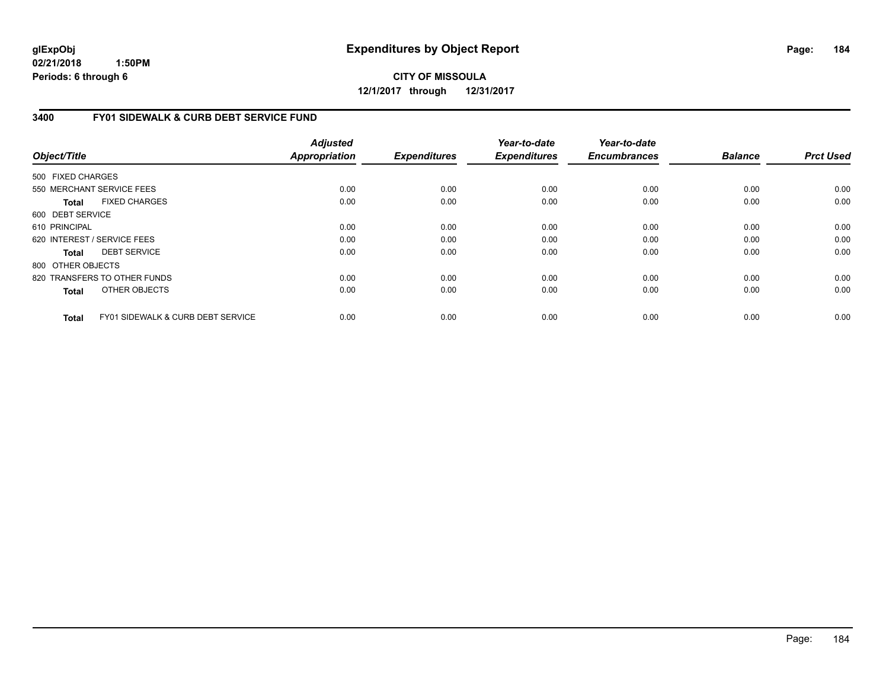glExpObj
02/21/2018 1:50PM
Periods: 6 through 6

# Expenditures by Object Report

**CITY OF MISSOULA**

**12/1/2017 through 12/31/2017**

## 3400 FY01 SIDEWALK & CURB DEBT SERVICE FUND

| Object/Title | Adjusted Appropriation | Expenditures | Year-to-date Expenditures | Year-to-date Encumbrances | Balance | Prct Used |
|---|---|---|---|---|---|---|
| 500 FIXED CHARGES | | | | | | |
| 550 MERCHANT SERVICE FEES | 0.00 | 0.00 | 0.00 | 0.00 | 0.00 | 0.00 |
| **Total** FIXED CHARGES | 0.00 | 0.00 | 0.00 | 0.00 | 0.00 | 0.00 |
| 600 DEBT SERVICE | | | | | | |
| 610 PRINCIPAL | 0.00 | 0.00 | 0.00 | 0.00 | 0.00 | 0.00 |
| 620 INTEREST / SERVICE FEES | 0.00 | 0.00 | 0.00 | 0.00 | 0.00 | 0.00 |
| **Total** DEBT SERVICE | 0.00 | 0.00 | 0.00 | 0.00 | 0.00 | 0.00 |
| 800 OTHER OBJECTS | | | | | | |
| 820 TRANSFERS TO OTHER FUNDS | 0.00 | 0.00 | 0.00 | 0.00 | 0.00 | 0.00 |
| **Total** OTHER OBJECTS | 0.00 | 0.00 | 0.00 | 0.00 | 0.00 | 0.00 |
| **Total** FY01 SIDEWALK & CURB DEBT SERVICE | 0.00 | 0.00 | 0.00 | 0.00 | 0.00 | 0.00 |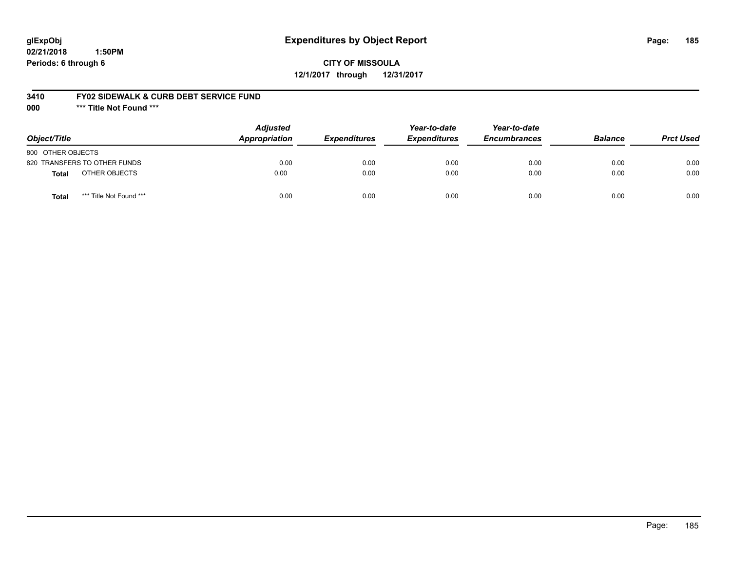**glExpObj** **Expenditures by Object Report**

**02/21/2018 1:50PM**

**Periods: 6 through 6**

**CITY OF MISSOULA**

**12/1/2017 through 12/31/2017**

**3410 FY02 SIDEWALK & CURB DEBT SERVICE FUND**

**000 \*\*\* Title Not Found \*\*\***

| Object/Title | | Adjusted Appropriation | Expenditures | Year-to-date Expenditures | Year-to-date Encumbrances | Balance | Prct Used |
|---|---|---|---|---|---|---|---|
| 800 OTHER OBJECTS | | | | | | | |
| 820 TRANSFERS TO OTHER FUNDS | | 0.00 | 0.00 | 0.00 | 0.00 | 0.00 | 0.00 |
| **Total** | OTHER OBJECTS | 0.00 | 0.00 | 0.00 | 0.00 | 0.00 | 0.00 |
| **Total** | \*\*\* Title Not Found \*\*\* | 0.00 | 0.00 | 0.00 | 0.00 | 0.00 | 0.00 |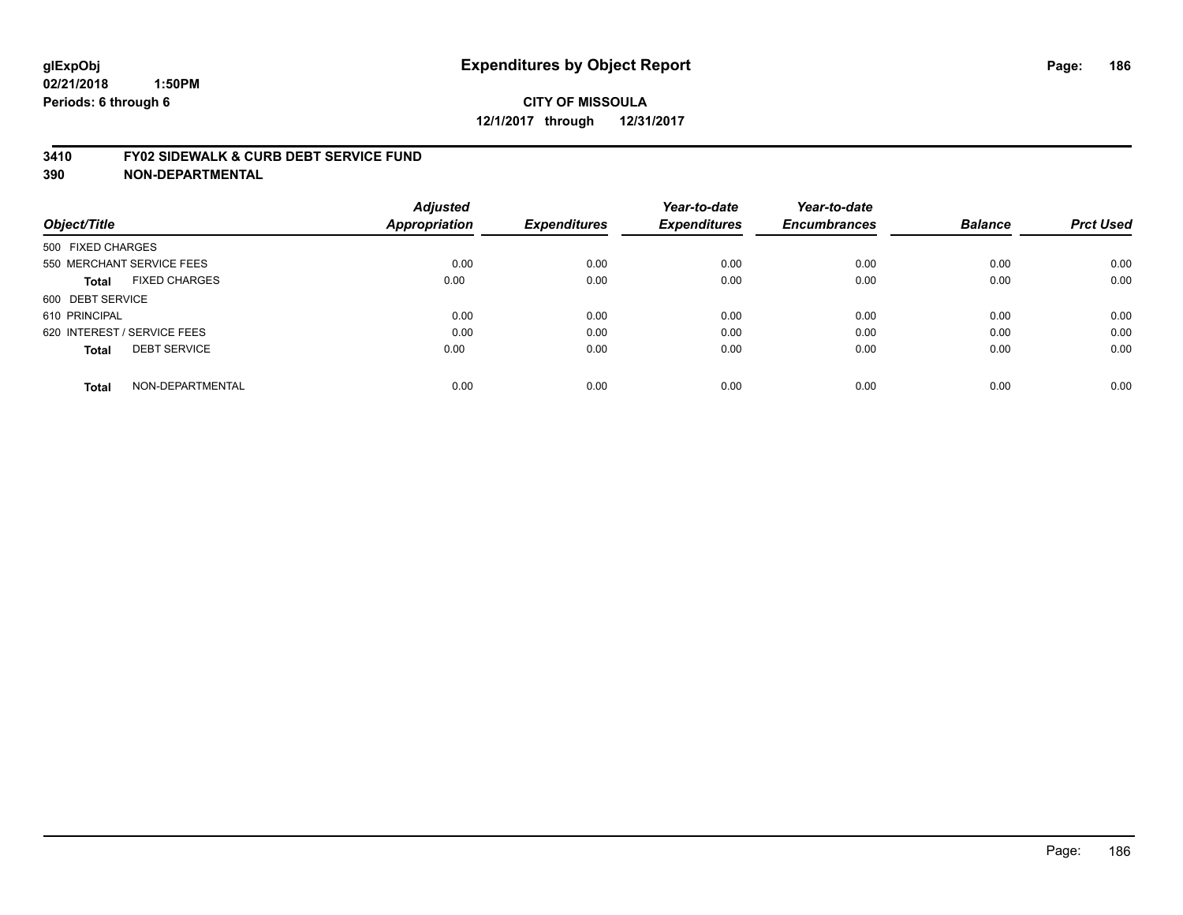# Expenditures by Object Report

glExpObj
02/21/2018 1:50PM
Periods: 6 through 6

**CITY OF MISSOULA**
**12/1/2017 through 12/31/2017**

## 3410 FY02 SIDEWALK & CURB DEBT SERVICE FUND
## 390 NON-DEPARTMENTAL

| Object/Title | Adjusted Appropriation | Expenditures | Year-to-date Expenditures | Year-to-date Encumbrances | Balance | Prct Used |
|---|---|---|---|---|---|---|
| 500 FIXED CHARGES | | | | | | |
| 550 MERCHANT SERVICE FEES | 0.00 | 0.00 | 0.00 | 0.00 | 0.00 | 0.00 |
| **Total** FIXED CHARGES | 0.00 | 0.00 | 0.00 | 0.00 | 0.00 | 0.00 |
| 600 DEBT SERVICE | | | | | | |
| 610 PRINCIPAL | 0.00 | 0.00 | 0.00 | 0.00 | 0.00 | 0.00 |
| 620 INTEREST / SERVICE FEES | 0.00 | 0.00 | 0.00 | 0.00 | 0.00 | 0.00 |
| **Total** DEBT SERVICE | 0.00 | 0.00 | 0.00 | 0.00 | 0.00 | 0.00 |
| **Total** NON-DEPARTMENTAL | 0.00 | 0.00 | 0.00 | 0.00 | 0.00 | 0.00 |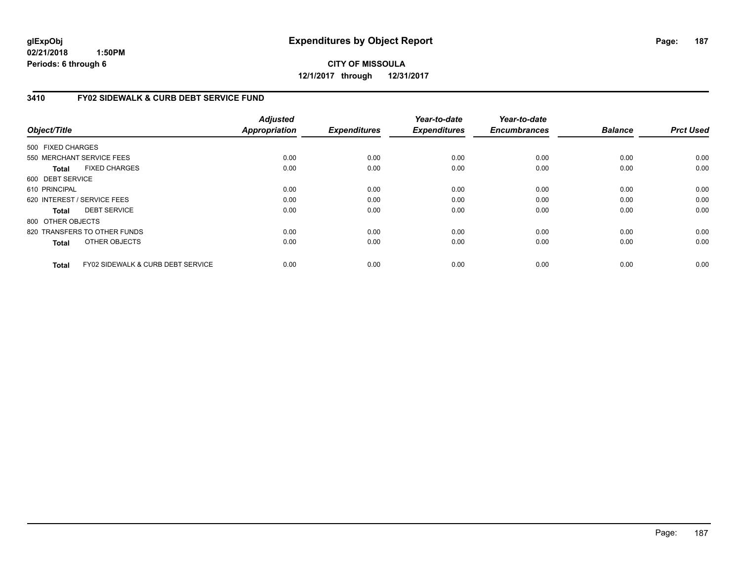**glExpObj**
**02/21/2018 1:50PM**
**Periods: 6 through 6**

# Expenditures by Object Report

**CITY OF MISSOULA**
**12/1/2017 through 12/31/2017**

## 3410 FY02 SIDEWALK & CURB DEBT SERVICE FUND

| Object/Title | Adjusted Appropriation | Expenditures | Year-to-date Expenditures | Year-to-date Encumbrances | Balance | Prct Used |
|---|---|---|---|---|---|---|
| 500 FIXED CHARGES | | | | | | |
| 550 MERCHANT SERVICE FEES | 0.00 | 0.00 | 0.00 | 0.00 | 0.00 | 0.00 |
| **Total** FIXED CHARGES | 0.00 | 0.00 | 0.00 | 0.00 | 0.00 | 0.00 |
| 600 DEBT SERVICE | | | | | | |
| 610 PRINCIPAL | 0.00 | 0.00 | 0.00 | 0.00 | 0.00 | 0.00 |
| 620 INTEREST / SERVICE FEES | 0.00 | 0.00 | 0.00 | 0.00 | 0.00 | 0.00 |
| **Total** DEBT SERVICE | 0.00 | 0.00 | 0.00 | 0.00 | 0.00 | 0.00 |
| 800 OTHER OBJECTS | | | | | | |
| 820 TRANSFERS TO OTHER FUNDS | 0.00 | 0.00 | 0.00 | 0.00 | 0.00 | 0.00 |
| **Total** OTHER OBJECTS | 0.00 | 0.00 | 0.00 | 0.00 | 0.00 | 0.00 |
| **Total** FY02 SIDEWALK & CURB DEBT SERVICE | 0.00 | 0.00 | 0.00 | 0.00 | 0.00 | 0.00 |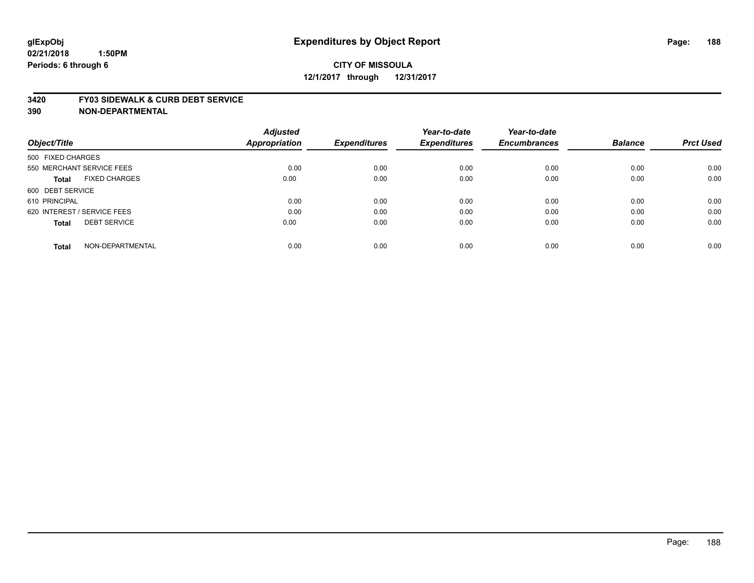**glExpObj**
**02/21/2018 1:50PM**
**Periods: 6 through 6**

# Expenditures by Object Report

**CITY OF MISSOULA**
**12/1/2017 through 12/31/2017**

**3420 FY03 SIDEWALK & CURB DEBT SERVICE**
**390 NON-DEPARTMENTAL**

| Object/Title | Adjusted Appropriation | Expenditures | Year-to-date Expenditures | Year-to-date Encumbrances | Balance | Prct Used |
|---|---|---|---|---|---|---|
| 500 FIXED CHARGES | | | | | | |
| 550 MERCHANT SERVICE FEES | 0.00 | 0.00 | 0.00 | 0.00 | 0.00 | 0.00 |
| **Total** FIXED CHARGES | 0.00 | 0.00 | 0.00 | 0.00 | 0.00 | 0.00 |
| 600 DEBT SERVICE | | | | | | |
| 610 PRINCIPAL | 0.00 | 0.00 | 0.00 | 0.00 | 0.00 | 0.00 |
| 620 INTEREST / SERVICE FEES | 0.00 | 0.00 | 0.00 | 0.00 | 0.00 | 0.00 |
| **Total** DEBT SERVICE | 0.00 | 0.00 | 0.00 | 0.00 | 0.00 | 0.00 |
| **Total** NON-DEPARTMENTAL | 0.00 | 0.00 | 0.00 | 0.00 | 0.00 | 0.00 |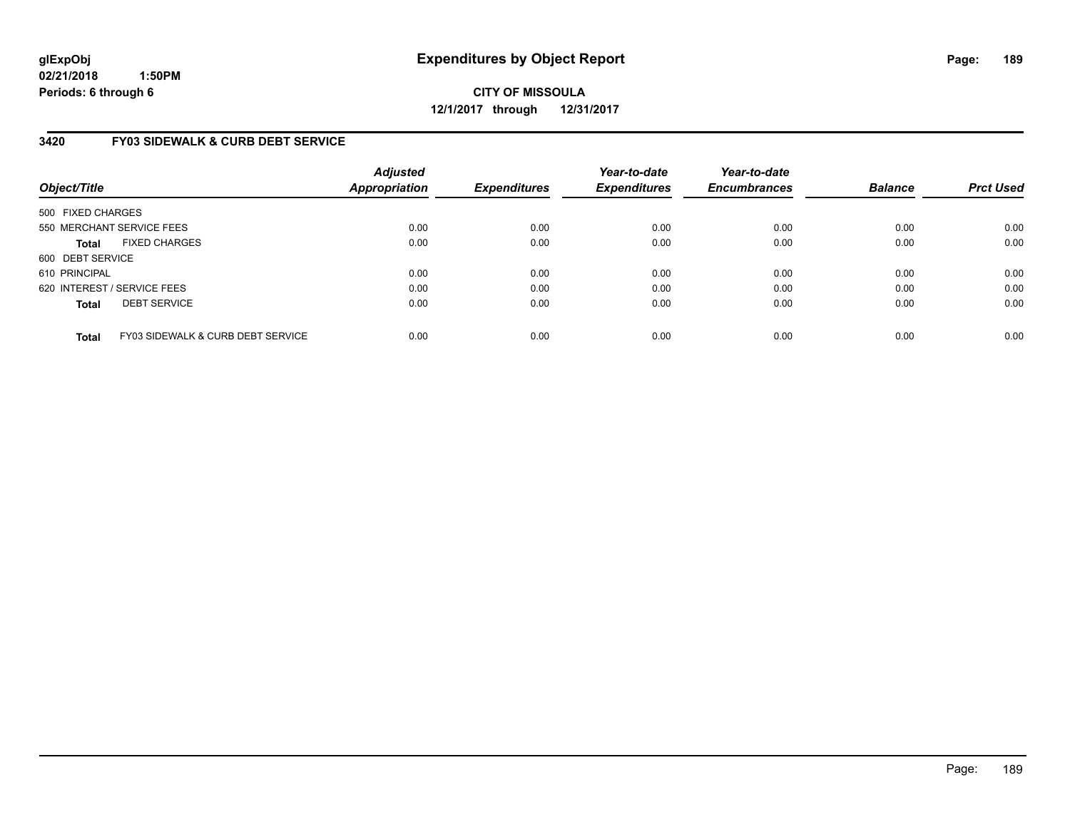**glExpObj**
**02/21/2018 1:50PM**
**Periods: 6 through 6**

# Expenditures by Object Report

**CITY OF MISSOULA**
**12/1/2017 through 12/31/2017**

## 3420 FY03 SIDEWALK & CURB DEBT SERVICE

| Object/Title | Adjusted Appropriation | Expenditures | Year-to-date Expenditures | Year-to-date Encumbrances | Balance | Prct Used |
|---|---|---|---|---|---|---|
| 500 FIXED CHARGES | | | | | | |
| 550 MERCHANT SERVICE FEES | 0.00 | 0.00 | 0.00 | 0.00 | 0.00 | 0.00 |
| **Total** FIXED CHARGES | 0.00 | 0.00 | 0.00 | 0.00 | 0.00 | 0.00 |
| 600 DEBT SERVICE | | | | | | |
| 610 PRINCIPAL | 0.00 | 0.00 | 0.00 | 0.00 | 0.00 | 0.00 |
| 620 INTEREST / SERVICE FEES | 0.00 | 0.00 | 0.00 | 0.00 | 0.00 | 0.00 |
| **Total** DEBT SERVICE | 0.00 | 0.00 | 0.00 | 0.00 | 0.00 | 0.00 |
| **Total** FY03 SIDEWALK & CURB DEBT SERVICE | 0.00 | 0.00 | 0.00 | 0.00 | 0.00 | 0.00 |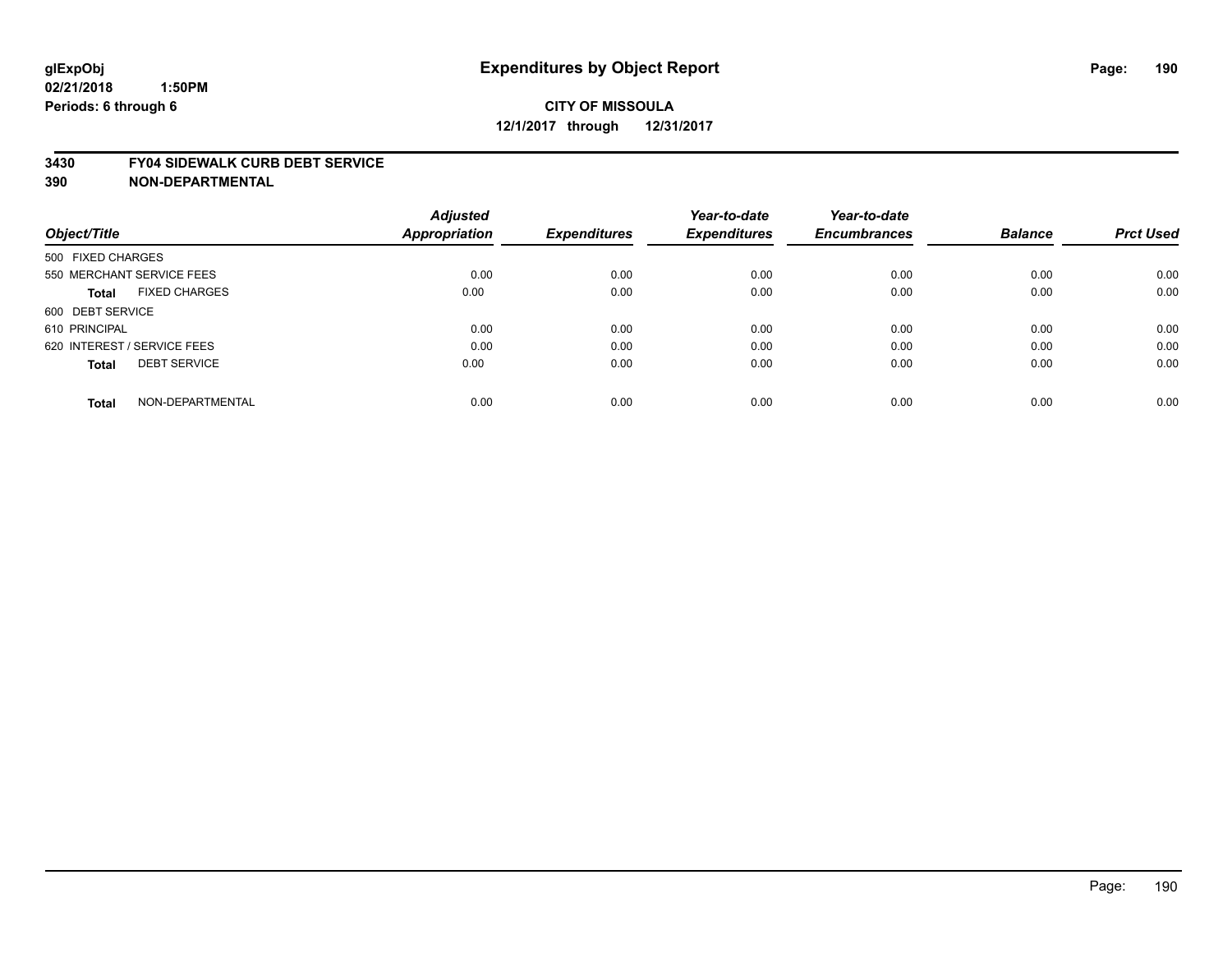glExpObj
02/21/2018 1:50PM
Periods: 6 through 6

# Expenditures by Object Report

**CITY OF MISSOULA**
**12/1/2017 through 12/31/2017**

**3430 FY04 SIDEWALK CURB DEBT SERVICE**
**390 NON-DEPARTMENTAL**

| Object/Title | Adjusted Appropriation | Expenditures | Year-to-date Expenditures | Year-to-date Encumbrances | Balance | Prct Used |
|---|---|---|---|---|---|---|
| 500 FIXED CHARGES | | | | | | |
| 550 MERCHANT SERVICE FEES | 0.00 | 0.00 | 0.00 | 0.00 | 0.00 | 0.00 |
| **Total** FIXED CHARGES | 0.00 | 0.00 | 0.00 | 0.00 | 0.00 | 0.00 |
| 600 DEBT SERVICE | | | | | | |
| 610 PRINCIPAL | 0.00 | 0.00 | 0.00 | 0.00 | 0.00 | 0.00 |
| 620 INTEREST / SERVICE FEES | 0.00 | 0.00 | 0.00 | 0.00 | 0.00 | 0.00 |
| **Total** DEBT SERVICE | 0.00 | 0.00 | 0.00 | 0.00 | 0.00 | 0.00 |
| **Total** NON-DEPARTMENTAL | 0.00 | 0.00 | 0.00 | 0.00 | 0.00 | 0.00 |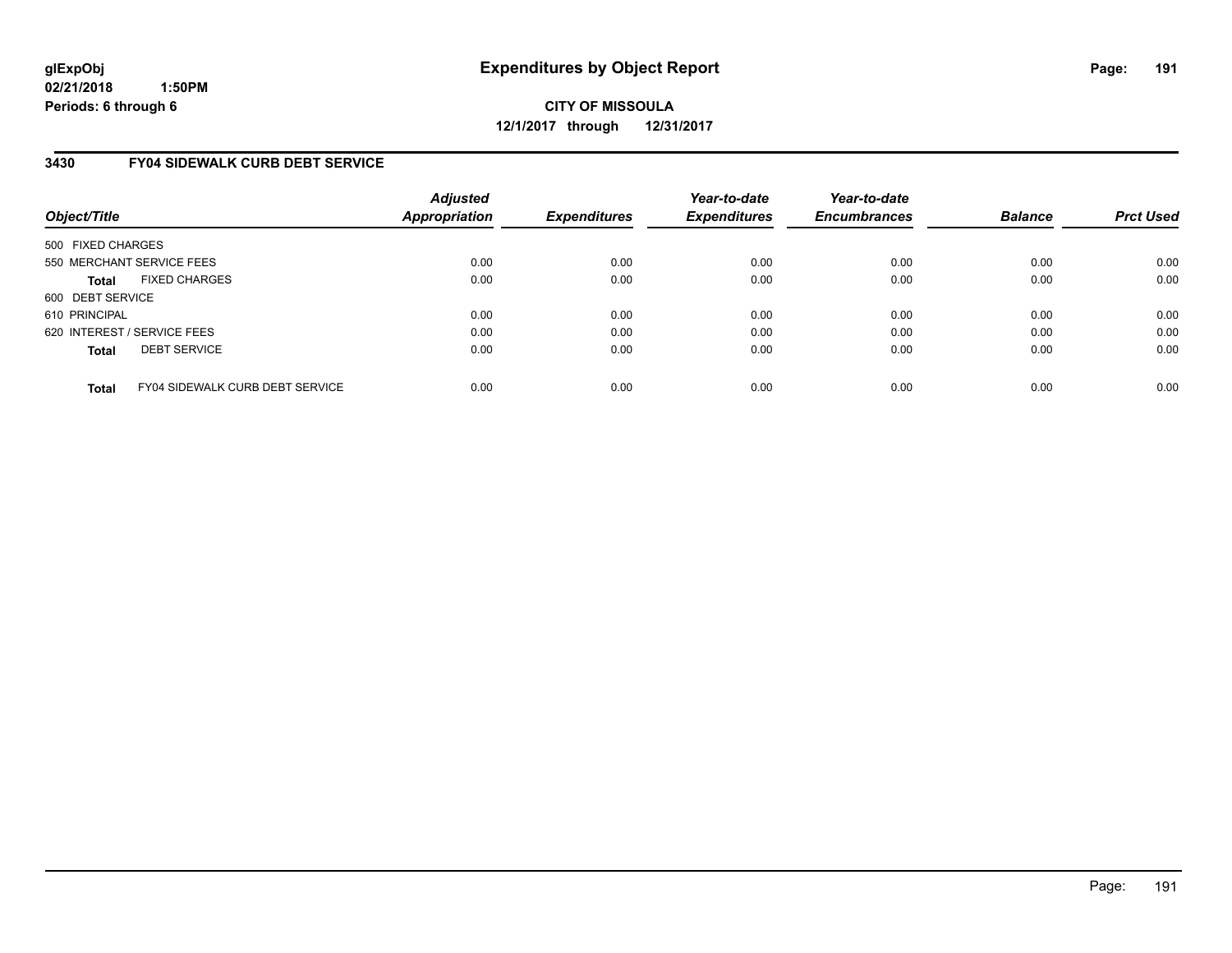**glExpObj**
**02/21/2018 1:50PM**
**Periods: 6 through 6**

# Expenditures by Object Report

**CITY OF MISSOULA**
**12/1/2017 through 12/31/2017**

## 3430 FY04 SIDEWALK CURB DEBT SERVICE

| Object/Title | Adjusted Appropriation | Expenditures | Year-to-date Expenditures | Year-to-date Encumbrances | Balance | Prct Used |
|---|---|---|---|---|---|---|
| 500 FIXED CHARGES | | | | | | |
| 550 MERCHANT SERVICE FEES | 0.00 | 0.00 | 0.00 | 0.00 | 0.00 | 0.00 |
| **Total** FIXED CHARGES | 0.00 | 0.00 | 0.00 | 0.00 | 0.00 | 0.00 |
| 600 DEBT SERVICE | | | | | | |
| 610 PRINCIPAL | 0.00 | 0.00 | 0.00 | 0.00 | 0.00 | 0.00 |
| 620 INTEREST / SERVICE FEES | 0.00 | 0.00 | 0.00 | 0.00 | 0.00 | 0.00 |
| **Total** DEBT SERVICE | 0.00 | 0.00 | 0.00 | 0.00 | 0.00 | 0.00 |
| **Total** FY04 SIDEWALK CURB DEBT SERVICE | 0.00 | 0.00 | 0.00 | 0.00 | 0.00 | 0.00 |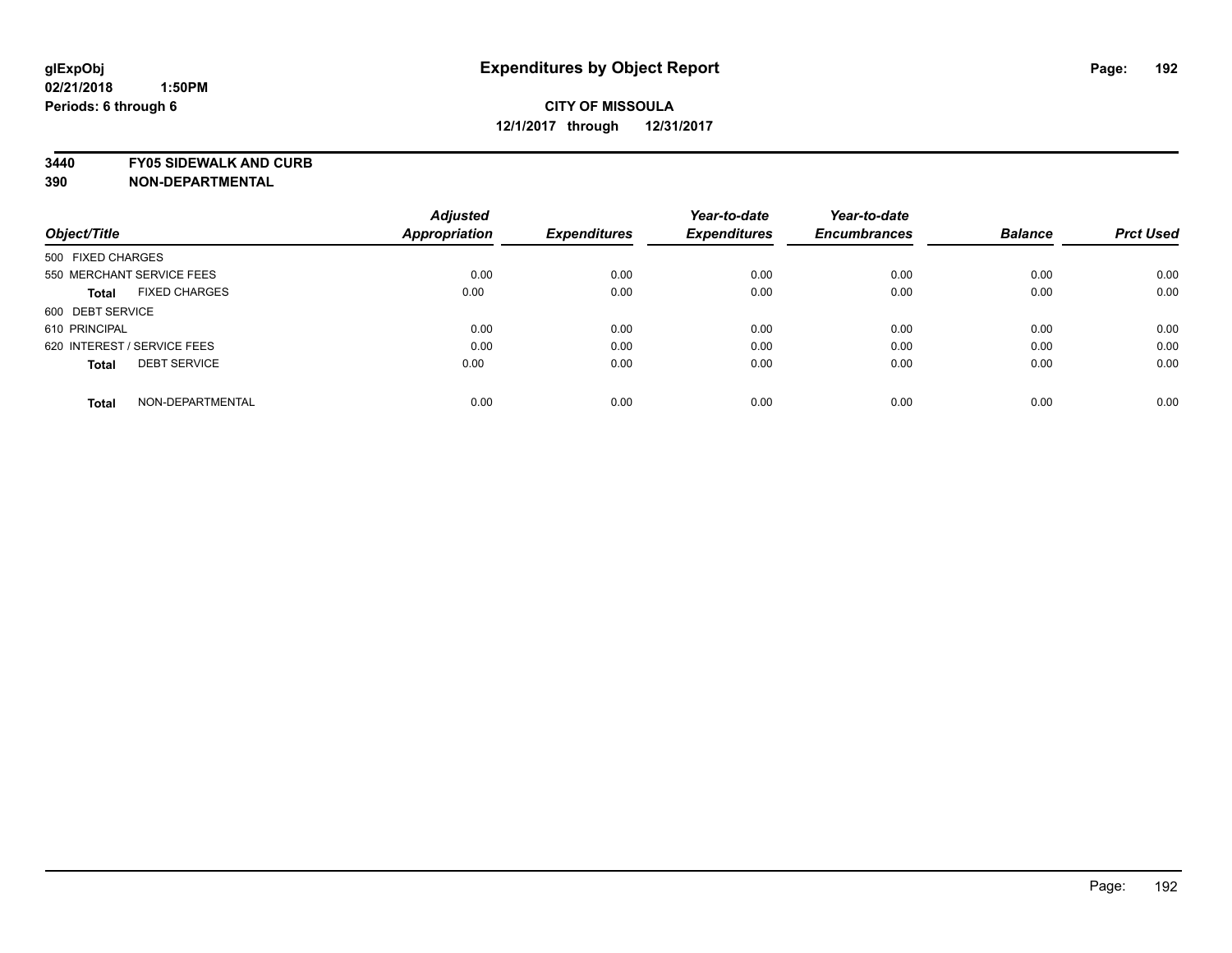**glExpObj**
**02/21/2018 1:50PM**
**Periods: 6 through 6**

# Expenditures by Object Report

**CITY OF MISSOULA**
**12/1/2017 through 12/31/2017**

**3440 FY05 SIDEWALK AND CURB**
**390 NON-DEPARTMENTAL**

| Object/Title | | Adjusted Appropriation | Expenditures | Year-to-date Expenditures | Year-to-date Encumbrances | Balance | Prct Used |
|---|---|---|---|---|---|---|---|
| 500 FIXED CHARGES | | | | | | | |
| 550 MERCHANT SERVICE FEES | | 0.00 | 0.00 | 0.00 | 0.00 | 0.00 | 0.00 |
| **Total** | FIXED CHARGES | 0.00 | 0.00 | 0.00 | 0.00 | 0.00 | 0.00 |
| 600 DEBT SERVICE | | | | | | | |
| 610 PRINCIPAL | | 0.00 | 0.00 | 0.00 | 0.00 | 0.00 | 0.00 |
| 620 INTEREST / SERVICE FEES | | 0.00 | 0.00 | 0.00 | 0.00 | 0.00 | 0.00 |
| **Total** | DEBT SERVICE | 0.00 | 0.00 | 0.00 | 0.00 | 0.00 | 0.00 |
| **Total** | NON-DEPARTMENTAL | 0.00 | 0.00 | 0.00 | 0.00 | 0.00 | 0.00 |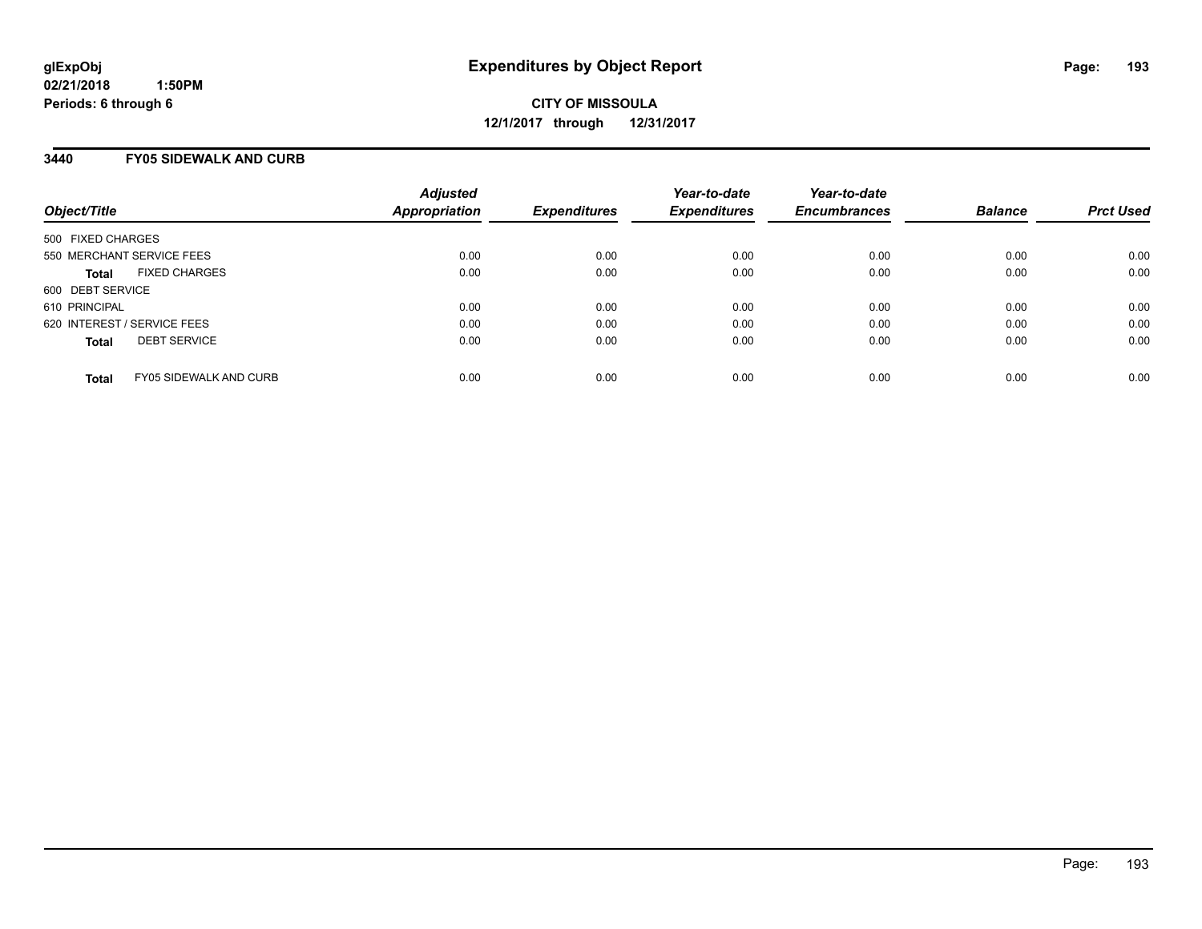**glExpObj**
**02/21/2018 1:50PM**
**Periods: 6 through 6**

# Expenditures by Object Report

**CITY OF MISSOULA**
**12/1/2017 through 12/31/2017**

## 3440 FY05 SIDEWALK AND CURB

| Object/Title | | Adjusted Appropriation | Expenditures | Year-to-date Expenditures | Year-to-date Encumbrances | Balance | Prct Used |
|---|---|---|---|---|---|---|---|
| 500 FIXED CHARGES | | | | | | | |
| 550 MERCHANT SERVICE FEES | | 0.00 | 0.00 | 0.00 | 0.00 | 0.00 | 0.00 |
| **Total** | FIXED CHARGES | 0.00 | 0.00 | 0.00 | 0.00 | 0.00 | 0.00 |
| 600 DEBT SERVICE | | | | | | | |
| 610 PRINCIPAL | | 0.00 | 0.00 | 0.00 | 0.00 | 0.00 | 0.00 |
| 620 INTEREST / SERVICE FEES | | 0.00 | 0.00 | 0.00 | 0.00 | 0.00 | 0.00 |
| **Total** | DEBT SERVICE | 0.00 | 0.00 | 0.00 | 0.00 | 0.00 | 0.00 |
| **Total** | FY05 SIDEWALK AND CURB | 0.00 | 0.00 | 0.00 | 0.00 | 0.00 | 0.00 |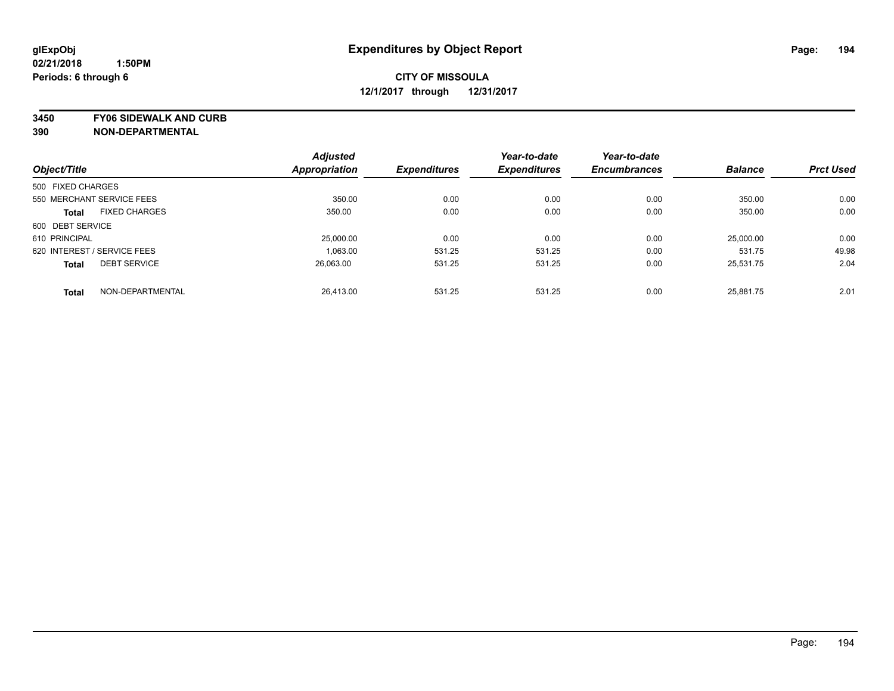# Expenditures by Object Report

glExpObj
02/21/2018 1:50PM
Periods: 6 through 6

**CITY OF MISSOULA**
**12/1/2017 through 12/31/2017**

**3450 FY06 SIDEWALK AND CURB**
**390 NON-DEPARTMENTAL**

| Object/Title | | Adjusted Appropriation | Expenditures | Year-to-date Expenditures | Year-to-date Encumbrances | Balance | Prct Used |
|---|---|---|---|---|---|---|---|
| 500 FIXED CHARGES | | | | | | | |
| 550 MERCHANT SERVICE FEES | | 350.00 | 0.00 | 0.00 | 0.00 | 350.00 | 0.00 |
| **Total** | FIXED CHARGES | 350.00 | 0.00 | 0.00 | 0.00 | 350.00 | 0.00 |
| 600 DEBT SERVICE | | | | | | | |
| 610 PRINCIPAL | | 25,000.00 | 0.00 | 0.00 | 0.00 | 25,000.00 | 0.00 |
| 620 INTEREST / SERVICE FEES | | 1,063.00 | 531.25 | 531.25 | 0.00 | 531.75 | 49.98 |
| **Total** | DEBT SERVICE | 26,063.00 | 531.25 | 531.25 | 0.00 | 25,531.75 | 2.04 |
| **Total** | NON-DEPARTMENTAL | 26,413.00 | 531.25 | 531.25 | 0.00 | 25,881.75 | 2.01 |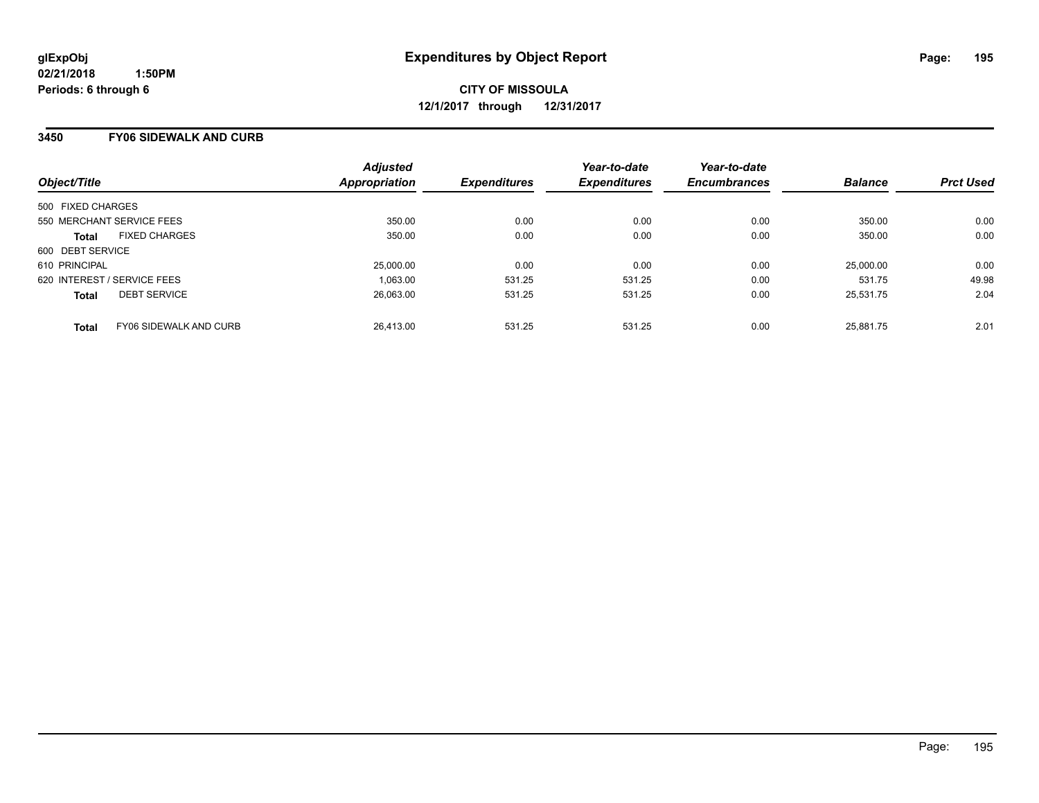glExpObj
02/21/2018 1:50PM
Periods: 6 through 6

# Expenditures by Object Report

**CITY OF MISSOULA**
**12/1/2017 through 12/31/2017**

## 3450 FY06 SIDEWALK AND CURB

| Object/Title | | Adjusted Appropriation | Expenditures | Year-to-date Expenditures | Year-to-date Encumbrances | Balance | Prct Used |
|---|---|---|---|---|---|---|---|
| 500 FIXED CHARGES | | | | | | | |
| 550 MERCHANT SERVICE FEES | | 350.00 | 0.00 | 0.00 | 0.00 | 350.00 | 0.00 |
| **Total** | FIXED CHARGES | 350.00 | 0.00 | 0.00 | 0.00 | 350.00 | 0.00 |
| 600 DEBT SERVICE | | | | | | | |
| 610 PRINCIPAL | | 25,000.00 | 0.00 | 0.00 | 0.00 | 25,000.00 | 0.00 |
| 620 INTEREST / SERVICE FEES | | 1,063.00 | 531.25 | 531.25 | 0.00 | 531.75 | 49.98 |
| **Total** | DEBT SERVICE | 26,063.00 | 531.25 | 531.25 | 0.00 | 25,531.75 | 2.04 |
| **Total** | FY06 SIDEWALK AND CURB | 26,413.00 | 531.25 | 531.25 | 0.00 | 25,881.75 | 2.01 |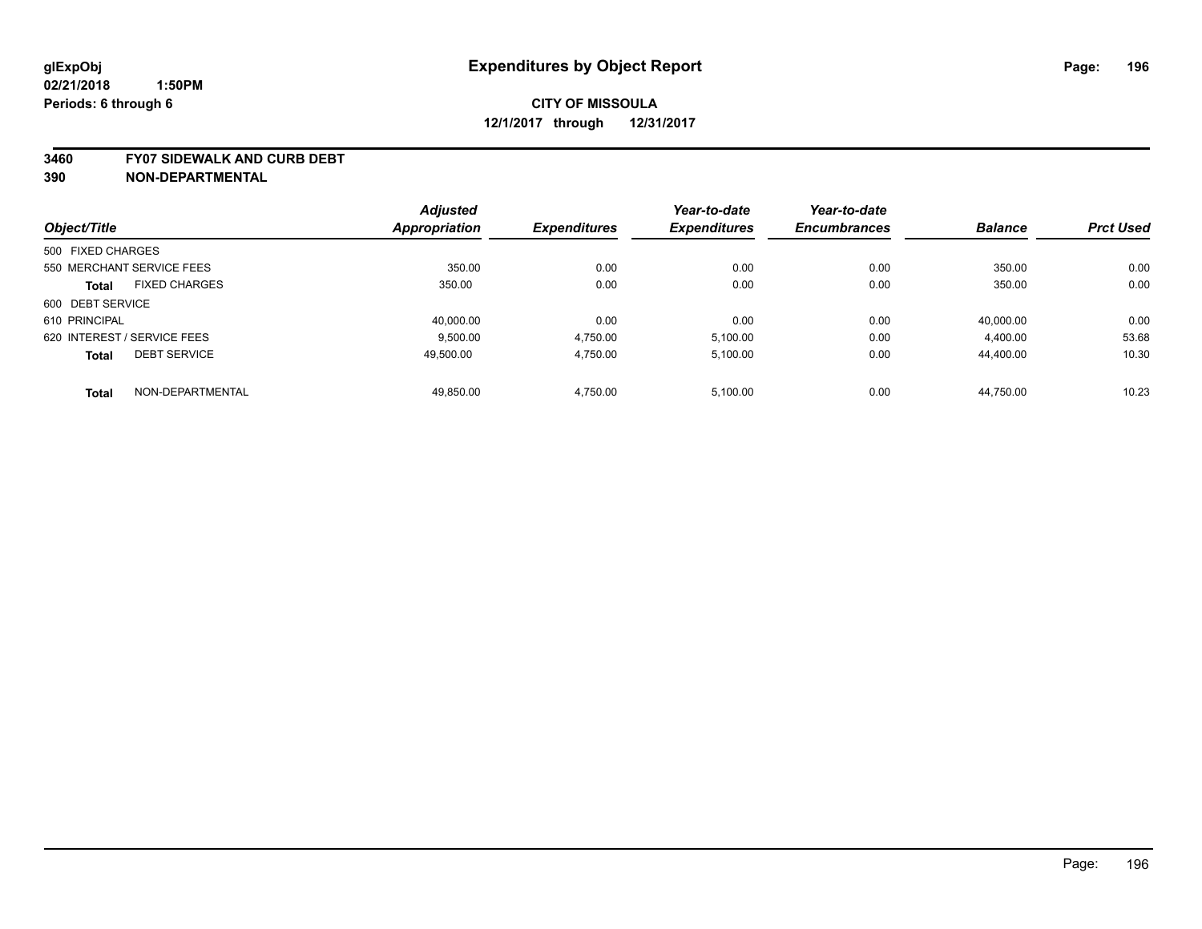# Expenditures by Object Report

glExpObj
02/21/2018 1:50PM
Periods: 6 through 6

**CITY OF MISSOULA**
**12/1/2017 through 12/31/2017**

**3460 FY07 SIDEWALK AND CURB DEBT**
**390 NON-DEPARTMENTAL**

| Object/Title | Adjusted Appropriation | Expenditures | Year-to-date Expenditures | Year-to-date Encumbrances | Balance | Prct Used |
|---|---|---|---|---|---|---|
| 500 FIXED CHARGES | | | | | | |
| 550 MERCHANT SERVICE FEES | 350.00 | 0.00 | 0.00 | 0.00 | 350.00 | 0.00 |
| **Total** FIXED CHARGES | 350.00 | 0.00 | 0.00 | 0.00 | 350.00 | 0.00 |
| 600 DEBT SERVICE | | | | | | |
| 610 PRINCIPAL | 40,000.00 | 0.00 | 0.00 | 0.00 | 40,000.00 | 0.00 |
| 620 INTEREST / SERVICE FEES | 9,500.00 | 4,750.00 | 5,100.00 | 0.00 | 4,400.00 | 53.68 |
| **Total** DEBT SERVICE | 49,500.00 | 4,750.00 | 5,100.00 | 0.00 | 44,400.00 | 10.30 |
| **Total** NON-DEPARTMENTAL | 49,850.00 | 4,750.00 | 5,100.00 | 0.00 | 44,750.00 | 10.23 |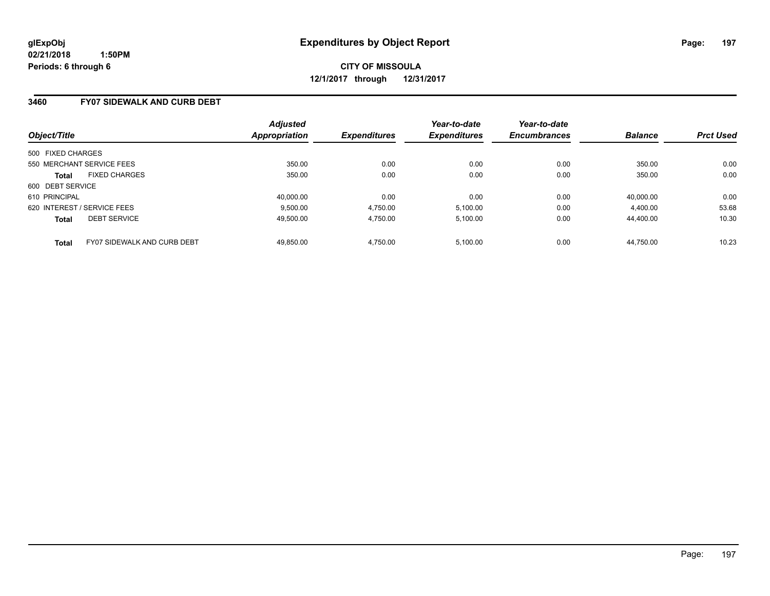glExpObj
02/21/2018 1:50PM
Periods: 6 through 6

# Expenditures by Object Report

**CITY OF MISSOULA**
**12/1/2017 through 12/31/2017**

## 3460 FY07 SIDEWALK AND CURB DEBT

| Object/Title | Adjusted Appropriation | Expenditures | Year-to-date Expenditures | Year-to-date Encumbrances | Balance | Prct Used |
|---|---|---|---|---|---|---|
| 500 FIXED CHARGES | | | | | | |
| 550 MERCHANT SERVICE FEES | 350.00 | 0.00 | 0.00 | 0.00 | 350.00 | 0.00 |
| **Total** FIXED CHARGES | 350.00 | 0.00 | 0.00 | 0.00 | 350.00 | 0.00 |
| 600 DEBT SERVICE | | | | | | |
| 610 PRINCIPAL | 40,000.00 | 0.00 | 0.00 | 0.00 | 40,000.00 | 0.00 |
| 620 INTEREST / SERVICE FEES | 9,500.00 | 4,750.00 | 5,100.00 | 0.00 | 4,400.00 | 53.68 |
| **Total** DEBT SERVICE | 49,500.00 | 4,750.00 | 5,100.00 | 0.00 | 44,400.00 | 10.30 |
| **Total** FY07 SIDEWALK AND CURB DEBT | 49,850.00 | 4,750.00 | 5,100.00 | 0.00 | 44,750.00 | 10.23 |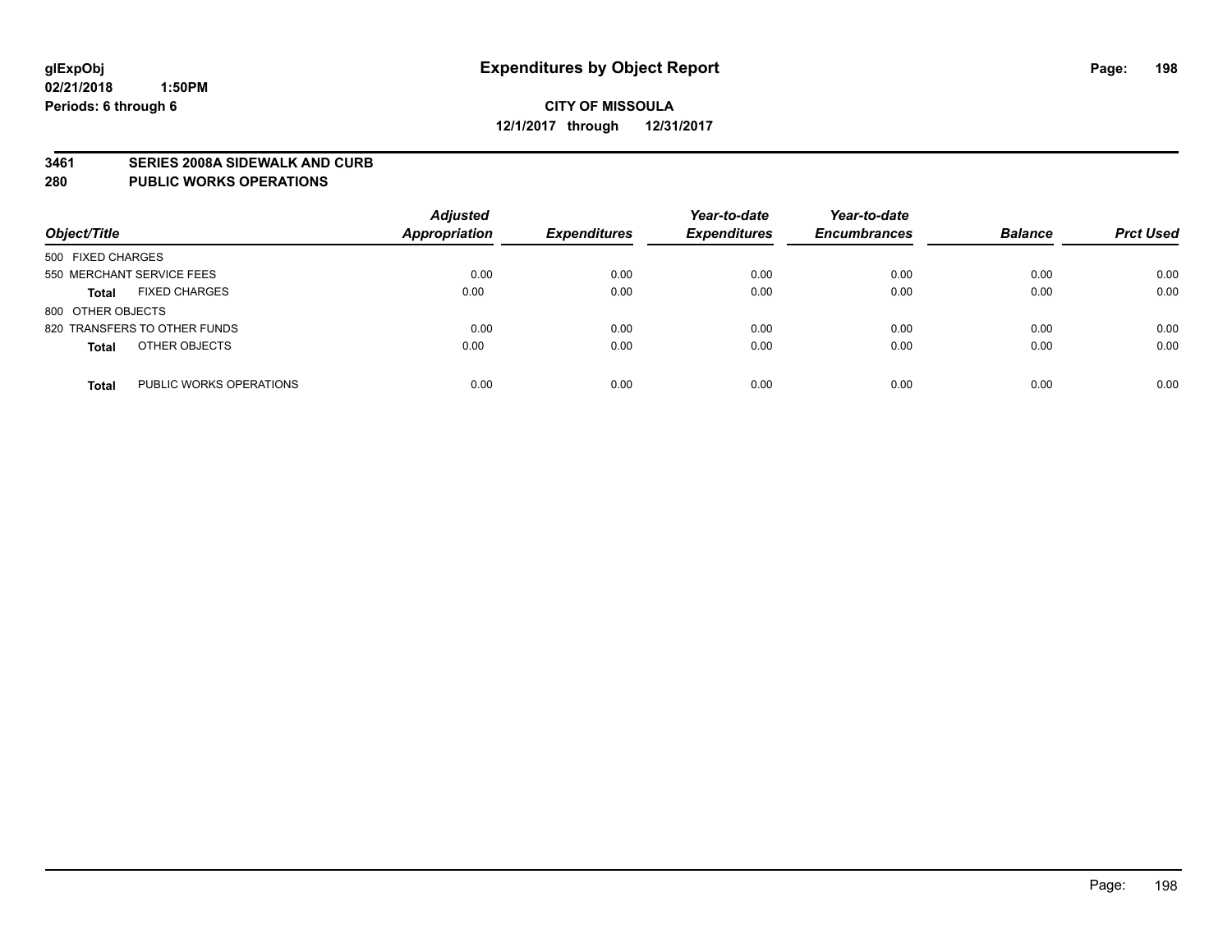glExpObj
02/21/2018 1:50PM
Periods: 6 through 6

# Expenditures by Object Report

**CITY OF MISSOULA**
**12/1/2017 through 12/31/2017**

**3461 SERIES 2008A SIDEWALK AND CURB**
**280 PUBLIC WORKS OPERATIONS**

| Object/Title | Adjusted Appropriation | Expenditures | Year-to-date Expenditures | Year-to-date Encumbrances | Balance | Prct Used |
|---|---|---|---|---|---|---|
| 500 FIXED CHARGES | | | | | | |
| 550 MERCHANT SERVICE FEES | 0.00 | 0.00 | 0.00 | 0.00 | 0.00 | 0.00 |
| **Total** FIXED CHARGES | 0.00 | 0.00 | 0.00 | 0.00 | 0.00 | 0.00 |
| 800 OTHER OBJECTS | | | | | | |
| 820 TRANSFERS TO OTHER FUNDS | 0.00 | 0.00 | 0.00 | 0.00 | 0.00 | 0.00 |
| **Total** OTHER OBJECTS | 0.00 | 0.00 | 0.00 | 0.00 | 0.00 | 0.00 |
| **Total** PUBLIC WORKS OPERATIONS | 0.00 | 0.00 | 0.00 | 0.00 | 0.00 | 0.00 |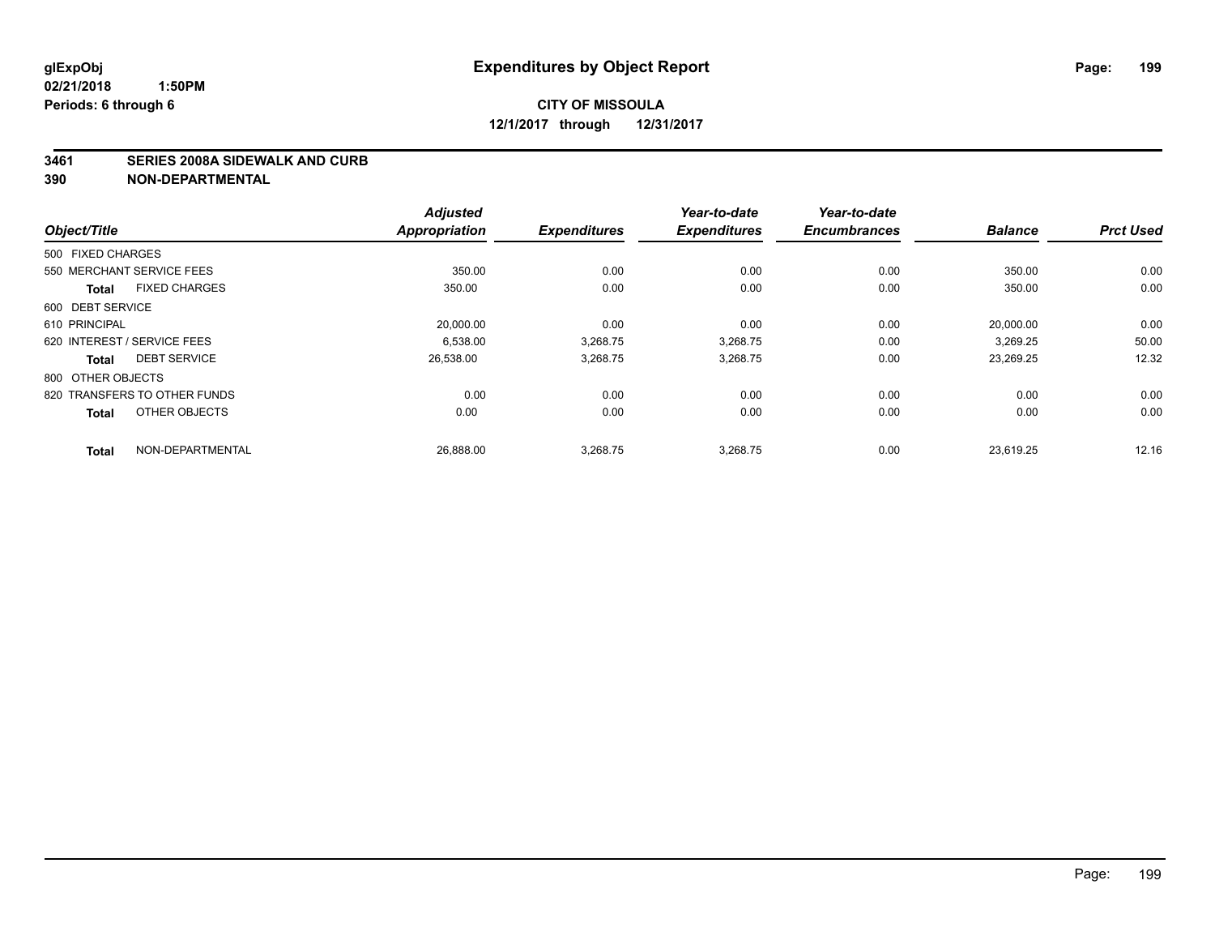**glExpObj**
**02/21/2018 1:50PM**
**Periods: 6 through 6**

# Expenditures by Object Report

**CITY OF MISSOULA**
**12/1/2017 through 12/31/2017**

**3461 SERIES 2008A SIDEWALK AND CURB**
**390 NON-DEPARTMENTAL**

| Object/Title | | Adjusted Appropriation | Expenditures | Year-to-date Expenditures | Year-to-date Encumbrances | Balance | Prct Used |
|---|---|---|---|---|---|---|---|
| 500 FIXED CHARGES | | | | | | | |
| 550 MERCHANT SERVICE FEES | | 350.00 | 0.00 | 0.00 | 0.00 | 350.00 | 0.00 |
| **Total** | FIXED CHARGES | 350.00 | 0.00 | 0.00 | 0.00 | 350.00 | 0.00 |
| 600 DEBT SERVICE | | | | | | | |
| 610 PRINCIPAL | | 20,000.00 | 0.00 | 0.00 | 0.00 | 20,000.00 | 0.00 |
| 620 INTEREST / SERVICE FEES | | 6,538.00 | 3,268.75 | 3,268.75 | 0.00 | 3,269.25 | 50.00 |
| **Total** | DEBT SERVICE | 26,538.00 | 3,268.75 | 3,268.75 | 0.00 | 23,269.25 | 12.32 |
| 800 OTHER OBJECTS | | | | | | | |
| 820 TRANSFERS TO OTHER FUNDS | | 0.00 | 0.00 | 0.00 | 0.00 | 0.00 | 0.00 |
| **Total** | OTHER OBJECTS | 0.00 | 0.00 | 0.00 | 0.00 | 0.00 | 0.00 |
| **Total** | NON-DEPARTMENTAL | 26,888.00 | 3,268.75 | 3,268.75 | 0.00 | 23,619.25 | 12.16 |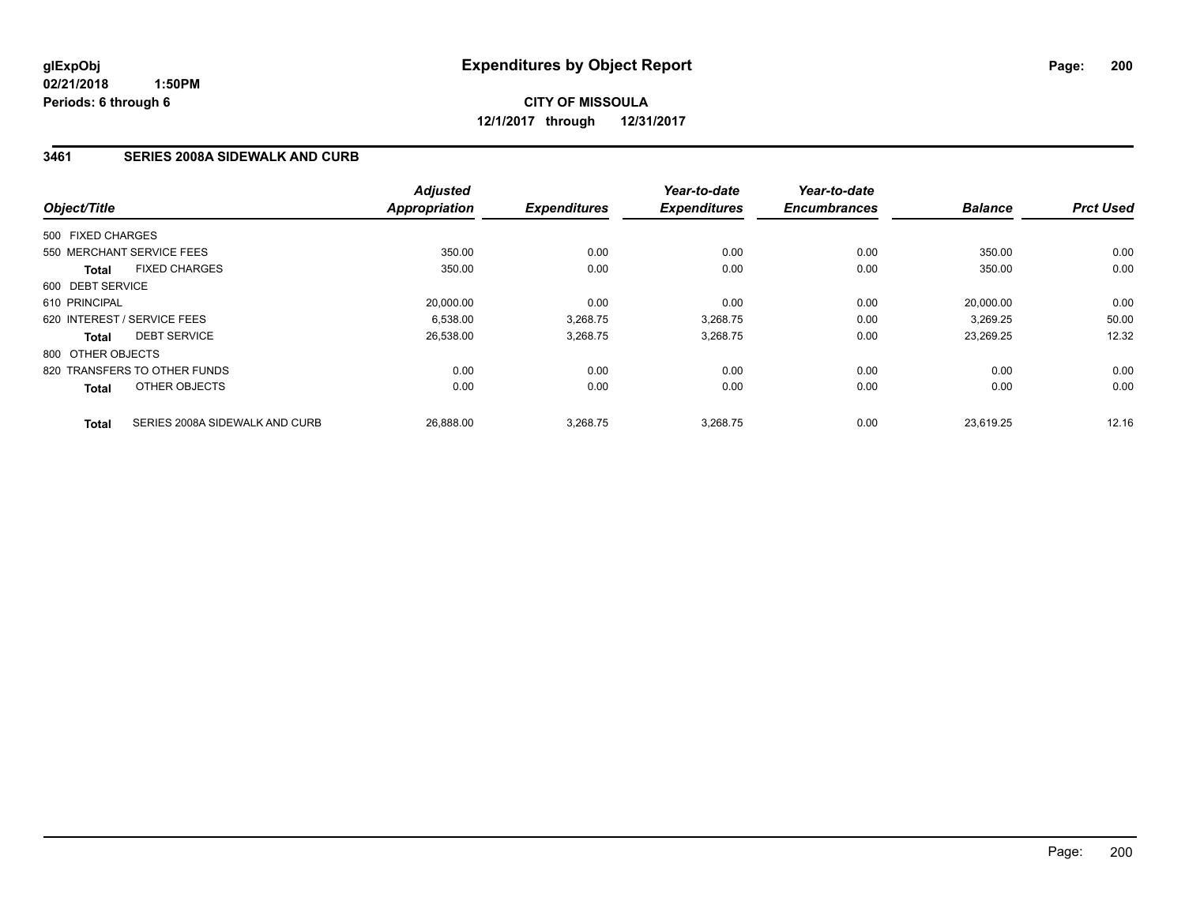**glExpObj**
**02/21/2018 1:50PM**
**Periods: 6 through 6**

# Expenditures by Object Report

**CITY OF MISSOULA**
**12/1/2017 through 12/31/2017**

## 3461 SERIES 2008A SIDEWALK AND CURB

| Object/Title | | *Adjusted Appropriation* | *Expenditures* | *Year-to-date Expenditures* | *Year-to-date Encumbrances* | *Balance* | *Prct Used* |
|---|---|---|---|---|---|---|---|
| 500 FIXED CHARGES | | | | | | | |
| 550 MERCHANT SERVICE FEES | | 350.00 | 0.00 | 0.00 | 0.00 | 350.00 | 0.00 |
| **Total** | FIXED CHARGES | 350.00 | 0.00 | 0.00 | 0.00 | 350.00 | 0.00 |
| 600 DEBT SERVICE | | | | | | | |
| 610 PRINCIPAL | | 20,000.00 | 0.00 | 0.00 | 0.00 | 20,000.00 | 0.00 |
| 620 INTEREST / SERVICE FEES | | 6,538.00 | 3,268.75 | 3,268.75 | 0.00 | 3,269.25 | 50.00 |
| **Total** | DEBT SERVICE | 26,538.00 | 3,268.75 | 3,268.75 | 0.00 | 23,269.25 | 12.32 |
| 800 OTHER OBJECTS | | | | | | | |
| 820 TRANSFERS TO OTHER FUNDS | | 0.00 | 0.00 | 0.00 | 0.00 | 0.00 | 0.00 |
| **Total** | OTHER OBJECTS | 0.00 | 0.00 | 0.00 | 0.00 | 0.00 | 0.00 |
| **Total** | SERIES 2008A SIDEWALK AND CURB | 26,888.00 | 3,268.75 | 3,268.75 | 0.00 | 23,619.25 | 12.16 |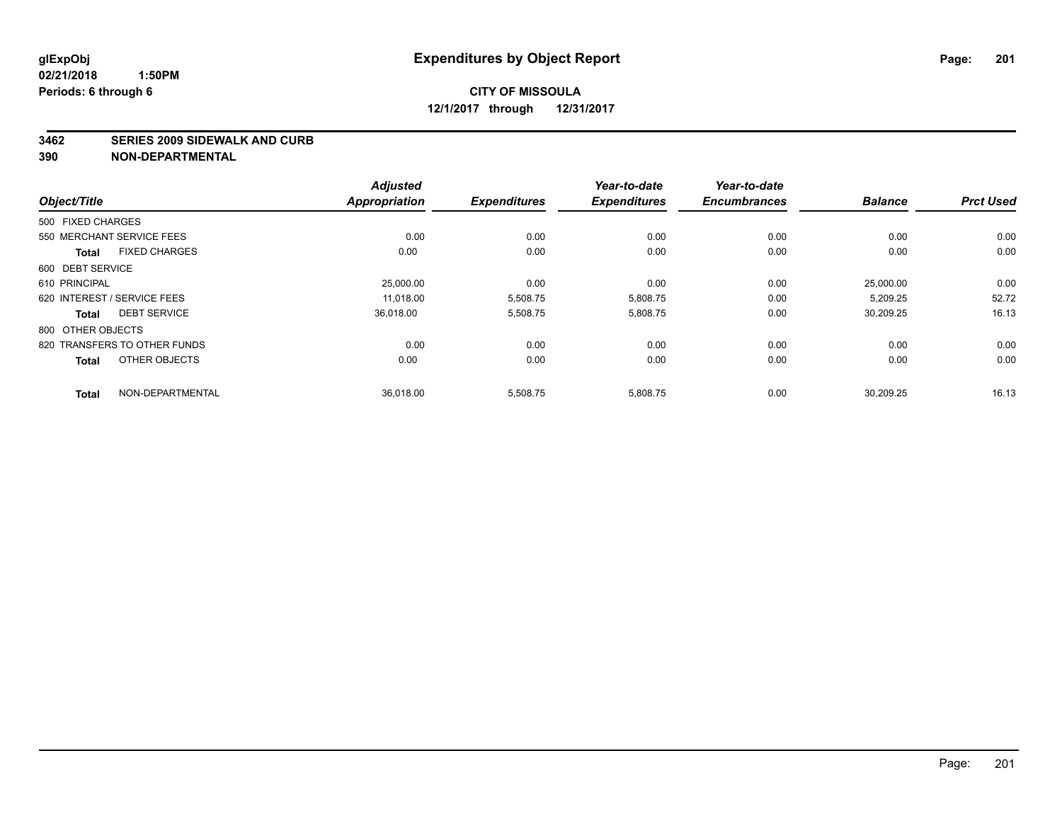**glExpObj** **Expenditures by Object Report**
**02/21/2018 1:50PM**
**Periods: 6 through 6**

**CITY OF MISSOULA**
**12/1/2017 through 12/31/2017**

**3462 SERIES 2009 SIDEWALK AND CURB**
**390 NON-DEPARTMENTAL**

| Object/Title | | Adjusted Appropriation | Expenditures | Year-to-date Expenditures | Year-to-date Encumbrances | Balance | Prct Used |
|---|---|---|---|---|---|---|---|
| 500 FIXED CHARGES | | | | | | | |
| 550 MERCHANT SERVICE FEES | | 0.00 | 0.00 | 0.00 | 0.00 | 0.00 | 0.00 |
| **Total** | FIXED CHARGES | 0.00 | 0.00 | 0.00 | 0.00 | 0.00 | 0.00 |
| 600 DEBT SERVICE | | | | | | | |
| 610 PRINCIPAL | | 25,000.00 | 0.00 | 0.00 | 0.00 | 25,000.00 | 0.00 |
| 620 INTEREST / SERVICE FEES | | 11,018.00 | 5,508.75 | 5,808.75 | 0.00 | 5,209.25 | 52.72 |
| **Total** | DEBT SERVICE | 36,018.00 | 5,508.75 | 5,808.75 | 0.00 | 30,209.25 | 16.13 |
| 800 OTHER OBJECTS | | | | | | | |
| 820 TRANSFERS TO OTHER FUNDS | | 0.00 | 0.00 | 0.00 | 0.00 | 0.00 | 0.00 |
| **Total** | OTHER OBJECTS | 0.00 | 0.00 | 0.00 | 0.00 | 0.00 | 0.00 |
| **Total** | NON-DEPARTMENTAL | 36,018.00 | 5,508.75 | 5,808.75 | 0.00 | 30,209.25 | 16.13 |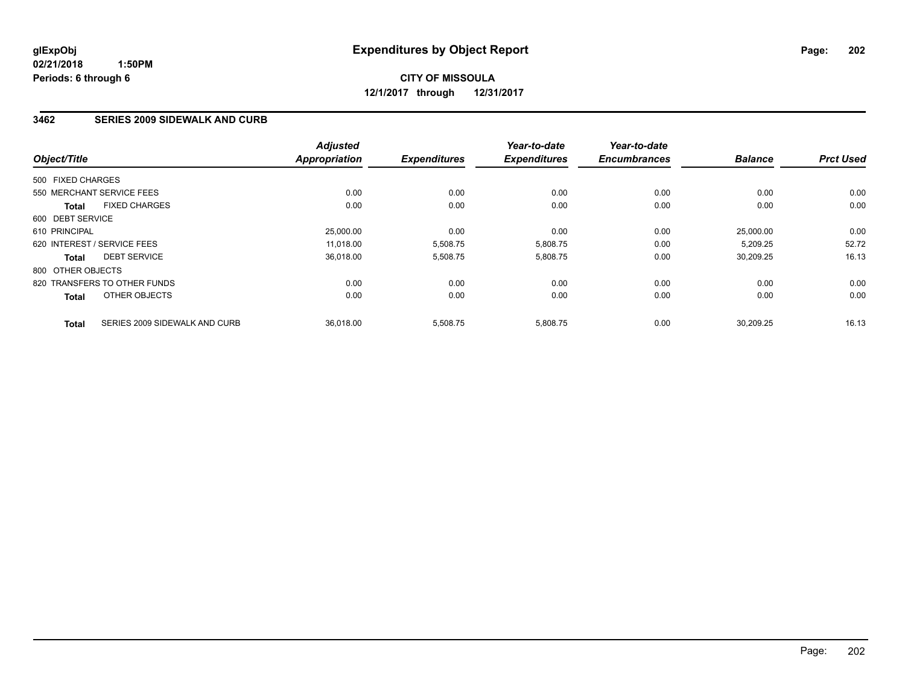**glExpObj**
**02/21/2018 1:50PM**
**Periods: 6 through 6**

# Expenditures by Object Report

**CITY OF MISSOULA**
**12/1/2017 through 12/31/2017**

## 3462 SERIES 2009 SIDEWALK AND CURB

| Object/Title | Adjusted Appropriation | Expenditures | Year-to-date Expenditures | Year-to-date Encumbrances | Balance | Prct Used |
|---|---|---|---|---|---|---|
| 500 FIXED CHARGES | | | | | | |
| 550 MERCHANT SERVICE FEES | 0.00 | 0.00 | 0.00 | 0.00 | 0.00 | 0.00 |
| **Total** FIXED CHARGES | 0.00 | 0.00 | 0.00 | 0.00 | 0.00 | 0.00 |
| 600 DEBT SERVICE | | | | | | |
| 610 PRINCIPAL | 25,000.00 | 0.00 | 0.00 | 0.00 | 25,000.00 | 0.00 |
| 620 INTEREST / SERVICE FEES | 11,018.00 | 5,508.75 | 5,808.75 | 0.00 | 5,209.25 | 52.72 |
| **Total** DEBT SERVICE | 36,018.00 | 5,508.75 | 5,808.75 | 0.00 | 30,209.25 | 16.13 |
| 800 OTHER OBJECTS | | | | | | |
| 820 TRANSFERS TO OTHER FUNDS | 0.00 | 0.00 | 0.00 | 0.00 | 0.00 | 0.00 |
| **Total** OTHER OBJECTS | 0.00 | 0.00 | 0.00 | 0.00 | 0.00 | 0.00 |
| **Total** SERIES 2009 SIDEWALK AND CURB | 36,018.00 | 5,508.75 | 5,808.75 | 0.00 | 30,209.25 | 16.13 |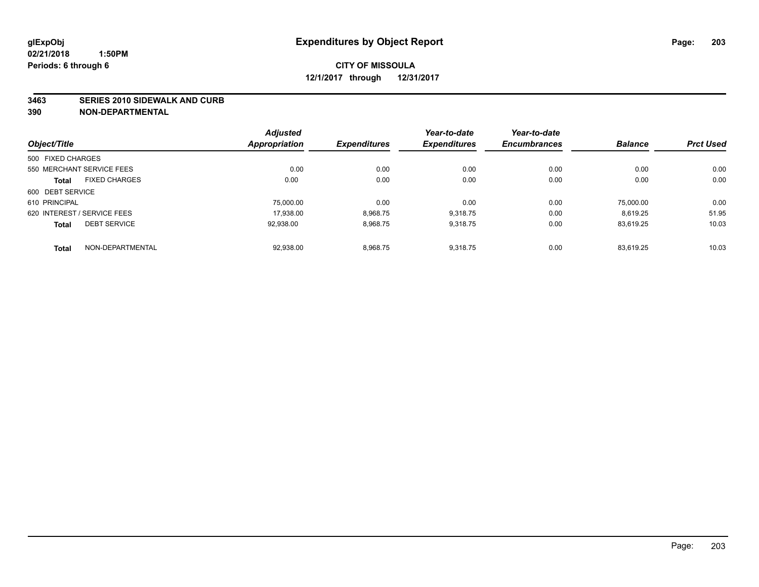**glExpObj**
**02/21/2018 1:50PM**
**Periods: 6 through 6**

# Expenditures by Object Report

**CITY OF MISSOULA**
**12/1/2017 through 12/31/2017**

**3463 SERIES 2010 SIDEWALK AND CURB**
**390 NON-DEPARTMENTAL**

| Object/Title | Adjusted Appropriation | Expenditures | Year-to-date Expenditures | Year-to-date Encumbrances | Balance | Prct Used |
|---|---|---|---|---|---|---|
| 500 FIXED CHARGES | | | | | | |
| 550 MERCHANT SERVICE FEES | 0.00 | 0.00 | 0.00 | 0.00 | 0.00 | 0.00 |
| **Total** FIXED CHARGES | 0.00 | 0.00 | 0.00 | 0.00 | 0.00 | 0.00 |
| 600 DEBT SERVICE | | | | | | |
| 610 PRINCIPAL | 75,000.00 | 0.00 | 0.00 | 0.00 | 75,000.00 | 0.00 |
| 620 INTEREST / SERVICE FEES | 17,938.00 | 8,968.75 | 9,318.75 | 0.00 | 8,619.25 | 51.95 |
| **Total** DEBT SERVICE | 92,938.00 | 8,968.75 | 9,318.75 | 0.00 | 83,619.25 | 10.03 |
| **Total** NON-DEPARTMENTAL | 92,938.00 | 8,968.75 | 9,318.75 | 0.00 | 83,619.25 | 10.03 |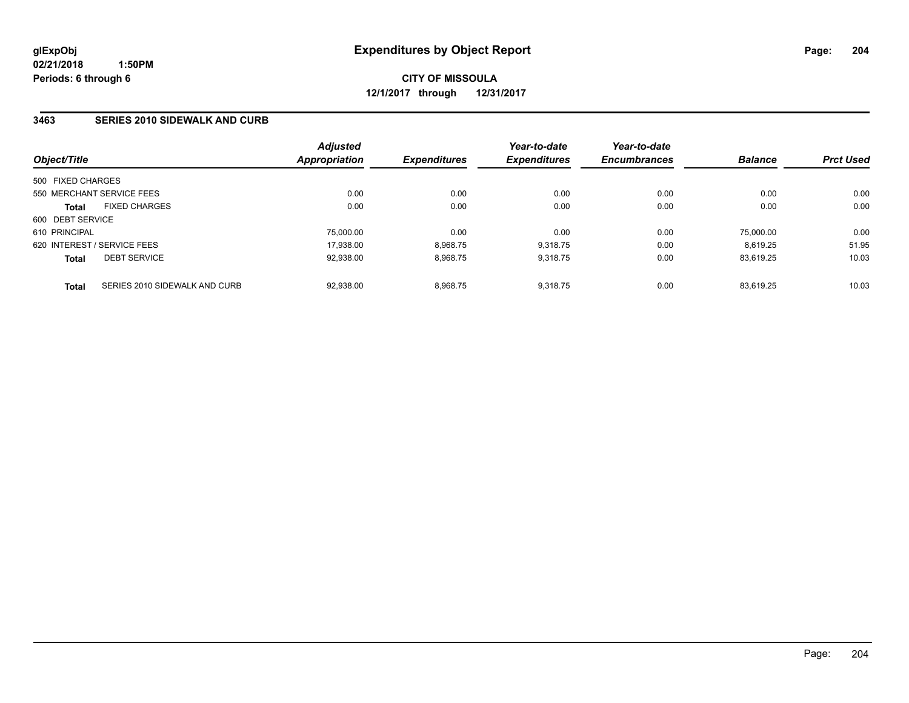# Expenditures by Object Report

glExpObj
02/21/2018 1:50PM
Periods: 6 through 6

**CITY OF MISSOULA**
**12/1/2017 through 12/31/2017**

## 3463 SERIES 2010 SIDEWALK AND CURB

| Object/Title | | Adjusted Appropriation | Expenditures | Year-to-date Expenditures | Year-to-date Encumbrances | Balance | Prct Used |
|---|---|---|---|---|---|---|---|
| 500 FIXED CHARGES | | | | | | | |
| 550 MERCHANT SERVICE FEES | | 0.00 | 0.00 | 0.00 | 0.00 | 0.00 | 0.00 |
| **Total** | FIXED CHARGES | 0.00 | 0.00 | 0.00 | 0.00 | 0.00 | 0.00 |
| 600 DEBT SERVICE | | | | | | | |
| 610 PRINCIPAL | | 75,000.00 | 0.00 | 0.00 | 0.00 | 75,000.00 | 0.00 |
| 620 INTEREST / SERVICE FEES | | 17,938.00 | 8,968.75 | 9,318.75 | 0.00 | 8,619.25 | 51.95 |
| **Total** | DEBT SERVICE | 92,938.00 | 8,968.75 | 9,318.75 | 0.00 | 83,619.25 | 10.03 |
| **Total** | SERIES 2010 SIDEWALK AND CURB | 92,938.00 | 8,968.75 | 9,318.75 | 0.00 | 83,619.25 | 10.03 |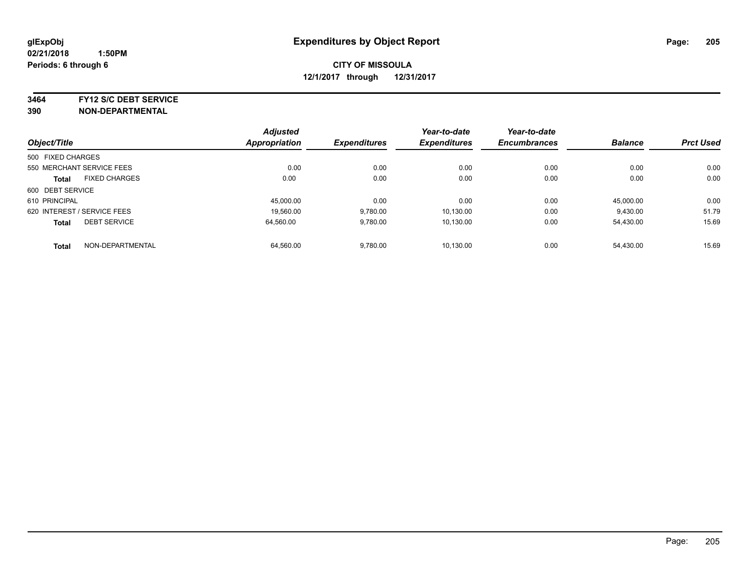glExpObj
02/21/2018 1:50PM
Periods: 6 through 6

# Expenditures by Object Report

**CITY OF MISSOULA**
**12/1/2017 through 12/31/2017**

**3464 FY12 S/C DEBT SERVICE**
**390 NON-DEPARTMENTAL**

| Object/Title | Adjusted Appropriation | Expenditures | Year-to-date Expenditures | Year-to-date Encumbrances | Balance | Prct Used |
|---|---|---|---|---|---|---|
| 500 FIXED CHARGES | | | | | | |
| 550 MERCHANT SERVICE FEES | 0.00 | 0.00 | 0.00 | 0.00 | 0.00 | 0.00 |
| **Total** FIXED CHARGES | 0.00 | 0.00 | 0.00 | 0.00 | 0.00 | 0.00 |
| 600 DEBT SERVICE | | | | | | |
| 610 PRINCIPAL | 45,000.00 | 0.00 | 0.00 | 0.00 | 45,000.00 | 0.00 |
| 620 INTEREST / SERVICE FEES | 19,560.00 | 9,780.00 | 10,130.00 | 0.00 | 9,430.00 | 51.79 |
| **Total** DEBT SERVICE | 64,560.00 | 9,780.00 | 10,130.00 | 0.00 | 54,430.00 | 15.69 |
| **Total** NON-DEPARTMENTAL | 64,560.00 | 9,780.00 | 10,130.00 | 0.00 | 54,430.00 | 15.69 |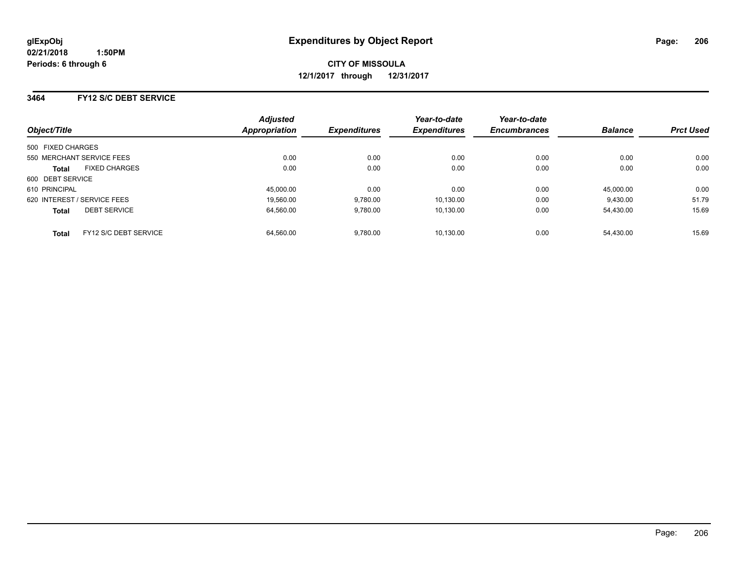**glExpObj**
**02/21/2018 1:50PM**
**Periods: 6 through 6**

# Expenditures by Object Report

**CITY OF MISSOULA**
**12/1/2017 through 12/31/2017**

## 3464 FY12 S/C DEBT SERVICE

| Object/Title | Adjusted Appropriation | Expenditures | Year-to-date Expenditures | Year-to-date Encumbrances | Balance | Prct Used |
|---|---|---|---|---|---|---|
| 500 FIXED CHARGES | | | | | | |
| 550 MERCHANT SERVICE FEES | 0.00 | 0.00 | 0.00 | 0.00 | 0.00 | 0.00 |
| **Total** FIXED CHARGES | 0.00 | 0.00 | 0.00 | 0.00 | 0.00 | 0.00 |
| 600 DEBT SERVICE | | | | | | |
| 610 PRINCIPAL | 45,000.00 | 0.00 | 0.00 | 0.00 | 45,000.00 | 0.00 |
| 620 INTEREST / SERVICE FEES | 19,560.00 | 9,780.00 | 10,130.00 | 0.00 | 9,430.00 | 51.79 |
| **Total** DEBT SERVICE | 64,560.00 | 9,780.00 | 10,130.00 | 0.00 | 54,430.00 | 15.69 |
| **Total** FY12 S/C DEBT SERVICE | 64,560.00 | 9,780.00 | 10,130.00 | 0.00 | 54,430.00 | 15.69 |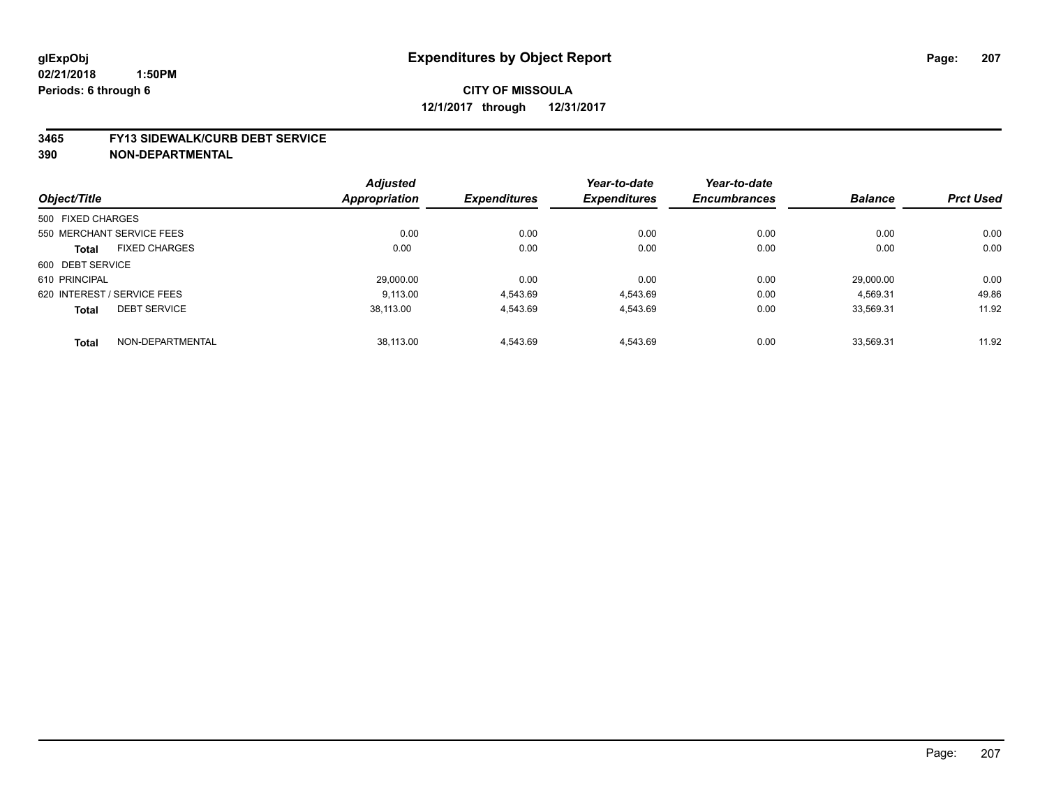**glExpObj**
**02/21/2018 1:50PM**
**Periods: 6 through 6**

# Expenditures by Object Report

**CITY OF MISSOULA**
**12/1/2017 through 12/31/2017**

**3465 FY13 SIDEWALK/CURB DEBT SERVICE**
**390 NON-DEPARTMENTAL**

| Object/Title | | Adjusted Appropriation | Expenditures | Year-to-date Expenditures | Year-to-date Encumbrances | Balance | Prct Used |
|---|---|---|---|---|---|---|---|
| 500 FIXED CHARGES | | | | | | | |
| 550 MERCHANT SERVICE FEES | | 0.00 | 0.00 | 0.00 | 0.00 | 0.00 | 0.00 |
| **Total** | FIXED CHARGES | 0.00 | 0.00 | 0.00 | 0.00 | 0.00 | 0.00 |
| 600 DEBT SERVICE | | | | | | | |
| 610 PRINCIPAL | | 29,000.00 | 0.00 | 0.00 | 0.00 | 29,000.00 | 0.00 |
| 620 INTEREST / SERVICE FEES | | 9,113.00 | 4,543.69 | 4,543.69 | 0.00 | 4,569.31 | 49.86 |
| **Total** | DEBT SERVICE | 38,113.00 | 4,543.69 | 4,543.69 | 0.00 | 33,569.31 | 11.92 |
| **Total** | NON-DEPARTMENTAL | 38,113.00 | 4,543.69 | 4,543.69 | 0.00 | 33,569.31 | 11.92 |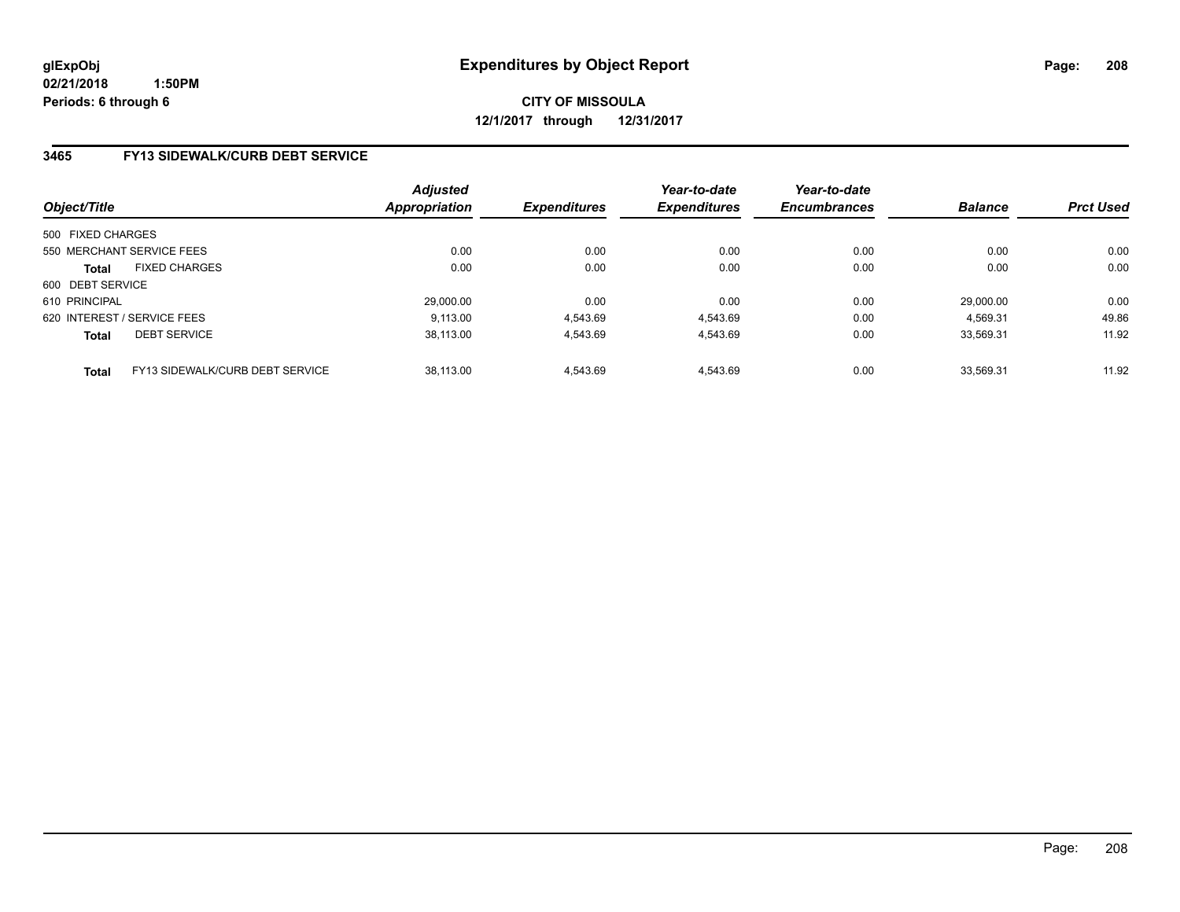# Expenditures by Object Report

glExpObj
02/21/2018 1:50PM
Periods: 6 through 6

**CITY OF MISSOULA**
**12/1/2017 through 12/31/2017**

## 3465 FY13 SIDEWALK/CURB DEBT SERVICE

| Object/Title | Adjusted Appropriation | Expenditures | Year-to-date Expenditures | Year-to-date Encumbrances | Balance | Prct Used |
|---|---|---|---|---|---|---|
| 500 FIXED CHARGES | | | | | | |
| 550 MERCHANT SERVICE FEES | 0.00 | 0.00 | 0.00 | 0.00 | 0.00 | 0.00 |
| **Total** FIXED CHARGES | 0.00 | 0.00 | 0.00 | 0.00 | 0.00 | 0.00 |
| 600 DEBT SERVICE | | | | | | |
| 610 PRINCIPAL | 29,000.00 | 0.00 | 0.00 | 0.00 | 29,000.00 | 0.00 |
| 620 INTEREST / SERVICE FEES | 9,113.00 | 4,543.69 | 4,543.69 | 0.00 | 4,569.31 | 49.86 |
| **Total** DEBT SERVICE | 38,113.00 | 4,543.69 | 4,543.69 | 0.00 | 33,569.31 | 11.92 |
| **Total** FY13 SIDEWALK/CURB DEBT SERVICE | 38,113.00 | 4,543.69 | 4,543.69 | 0.00 | 33,569.31 | 11.92 |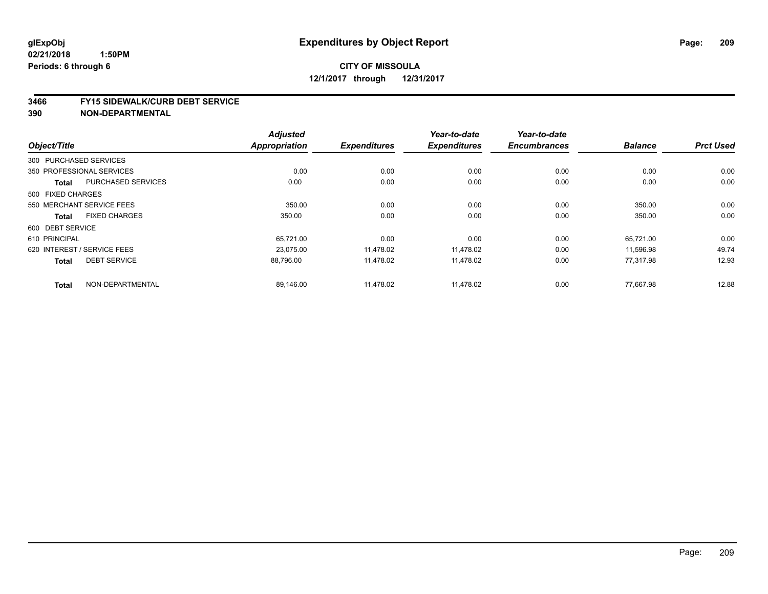**glExpObj**
**02/21/2018 1:50PM**
**Periods: 6 through 6**

# Expenditures by Object Report

**CITY OF MISSOULA**
**12/1/2017 through 12/31/2017**

**3466 FY15 SIDEWALK/CURB DEBT SERVICE**
**390 NON-DEPARTMENTAL**

| Object/Title | | Adjusted Appropriation | Expenditures | Year-to-date Expenditures | Year-to-date Encumbrances | Balance | Prct Used |
|---|---|---|---|---|---|---|---|
| 300 PURCHASED SERVICES | | | | | | | |
| 350 PROFESSIONAL SERVICES | | 0.00 | 0.00 | 0.00 | 0.00 | 0.00 | 0.00 |
| **Total** | PURCHASED SERVICES | 0.00 | 0.00 | 0.00 | 0.00 | 0.00 | 0.00 |
| 500 FIXED CHARGES | | | | | | | |
| 550 MERCHANT SERVICE FEES | | 350.00 | 0.00 | 0.00 | 0.00 | 350.00 | 0.00 |
| **Total** | FIXED CHARGES | 350.00 | 0.00 | 0.00 | 0.00 | 350.00 | 0.00 |
| 600 DEBT SERVICE | | | | | | | |
| 610 PRINCIPAL | | 65,721.00 | 0.00 | 0.00 | 0.00 | 65,721.00 | 0.00 |
| 620 INTEREST / SERVICE FEES | | 23,075.00 | 11,478.02 | 11,478.02 | 0.00 | 11,596.98 | 49.74 |
| **Total** | DEBT SERVICE | 88,796.00 | 11,478.02 | 11,478.02 | 0.00 | 77,317.98 | 12.93 |
| **Total** | NON-DEPARTMENTAL | 89,146.00 | 11,478.02 | 11,478.02 | 0.00 | 77,667.98 | 12.88 |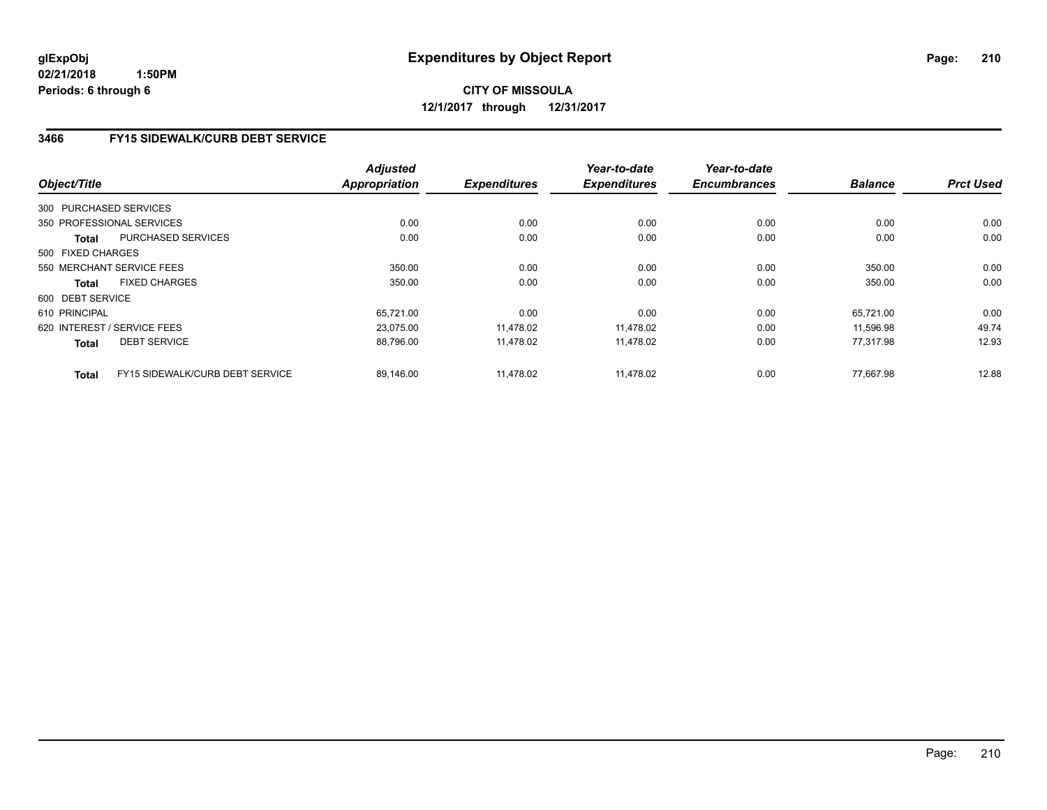**glExpObj** **Expenditures by Object Report**

**02/21/2018 1:50PM**

**Periods: 6 through 6**

**CITY OF MISSOULA**

**12/1/2017 through 12/31/2017**

## 3466 FY15 SIDEWALK/CURB DEBT SERVICE

| Object/Title | | Adjusted Appropriation | Expenditures | Year-to-date Expenditures | Year-to-date Encumbrances | Balance | Prct Used |
|---|---|---|---|---|---|---|---|
| 300 PURCHASED SERVICES | | | | | | | |
| 350 PROFESSIONAL SERVICES | | 0.00 | 0.00 | 0.00 | 0.00 | 0.00 | 0.00 |
| **Total** | PURCHASED SERVICES | 0.00 | 0.00 | 0.00 | 0.00 | 0.00 | 0.00 |
| 500 FIXED CHARGES | | | | | | | |
| 550 MERCHANT SERVICE FEES | | 350.00 | 0.00 | 0.00 | 0.00 | 350.00 | 0.00 |
| **Total** | FIXED CHARGES | 350.00 | 0.00 | 0.00 | 0.00 | 350.00 | 0.00 |
| 600 DEBT SERVICE | | | | | | | |
| 610 PRINCIPAL | | 65,721.00 | 0.00 | 0.00 | 0.00 | 65,721.00 | 0.00 |
| 620 INTEREST / SERVICE FEES | | 23,075.00 | 11,478.02 | 11,478.02 | 0.00 | 11,596.98 | 49.74 |
| **Total** | DEBT SERVICE | 88,796.00 | 11,478.02 | 11,478.02 | 0.00 | 77,317.98 | 12.93 |
| **Total** | FY15 SIDEWALK/CURB DEBT SERVICE | 89,146.00 | 11,478.02 | 11,478.02 | 0.00 | 77,667.98 | 12.88 |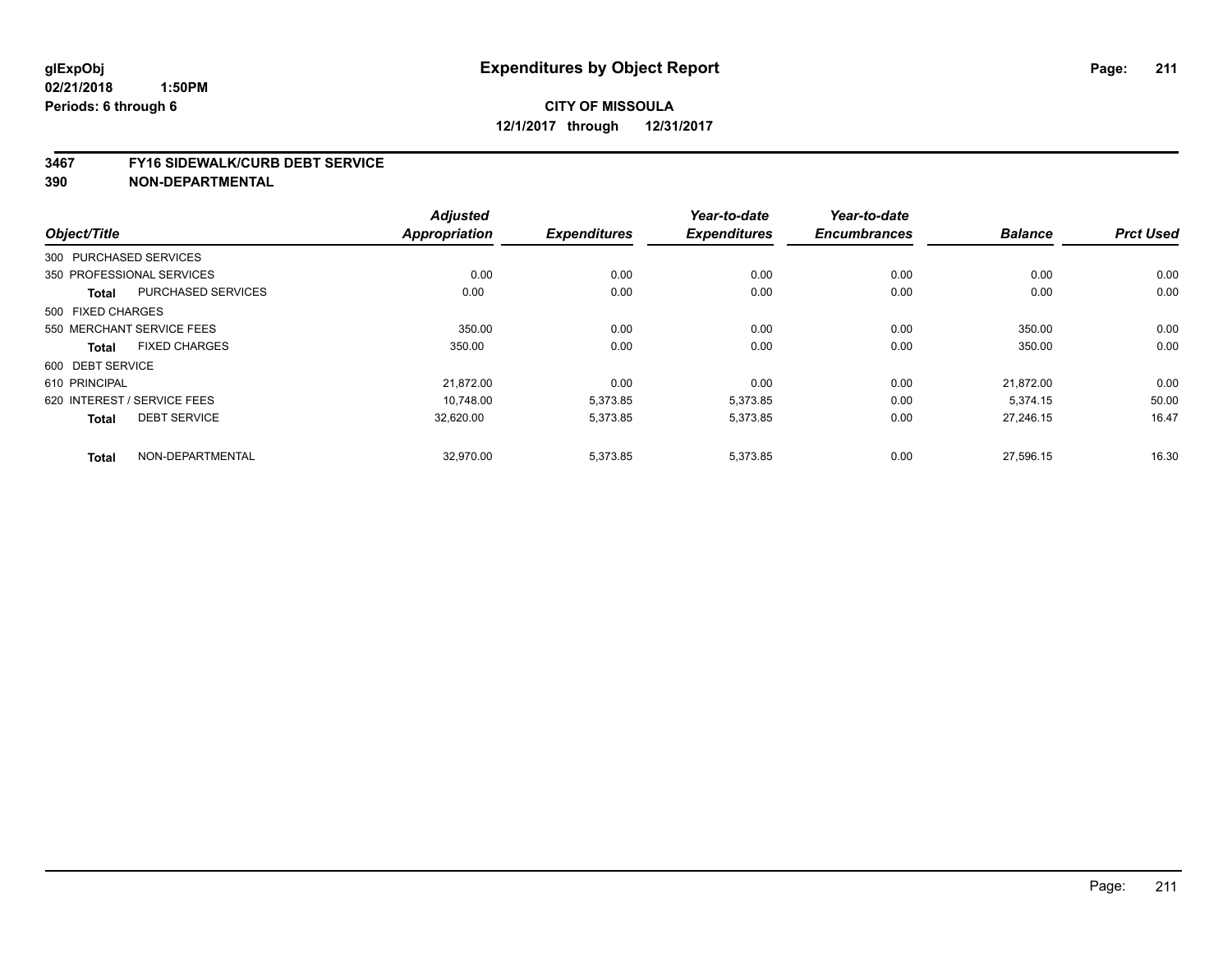**glExpObj**
**02/21/2018 1:50PM**
**Periods: 6 through 6**

# Expenditures by Object Report

**CITY OF MISSOULA**
**12/1/2017 through 12/31/2017**

## 3467 FY16 SIDEWALK/CURB DEBT SERVICE
## 390 NON-DEPARTMENTAL

| Object/Title | | Adjusted Appropriation | Expenditures | Year-to-date Expenditures | Year-to-date Encumbrances | Balance | Prct Used |
|---|---|---|---|---|---|---|---|
| 300 PURCHASED SERVICES | | | | | | | |
| 350 PROFESSIONAL SERVICES | | 0.00 | 0.00 | 0.00 | 0.00 | 0.00 | 0.00 |
| **Total** | PURCHASED SERVICES | 0.00 | 0.00 | 0.00 | 0.00 | 0.00 | 0.00 |
| 500 FIXED CHARGES | | | | | | | |
| 550 MERCHANT SERVICE FEES | | 350.00 | 0.00 | 0.00 | 0.00 | 350.00 | 0.00 |
| **Total** | FIXED CHARGES | 350.00 | 0.00 | 0.00 | 0.00 | 350.00 | 0.00 |
| 600 DEBT SERVICE | | | | | | | |
| 610 PRINCIPAL | | 21,872.00 | 0.00 | 0.00 | 0.00 | 21,872.00 | 0.00 |
| 620 INTEREST / SERVICE FEES | | 10,748.00 | 5,373.85 | 5,373.85 | 0.00 | 5,374.15 | 50.00 |
| **Total** | DEBT SERVICE | 32,620.00 | 5,373.85 | 5,373.85 | 0.00 | 27,246.15 | 16.47 |
| **Total** | NON-DEPARTMENTAL | 32,970.00 | 5,373.85 | 5,373.85 | 0.00 | 27,596.15 | 16.30 |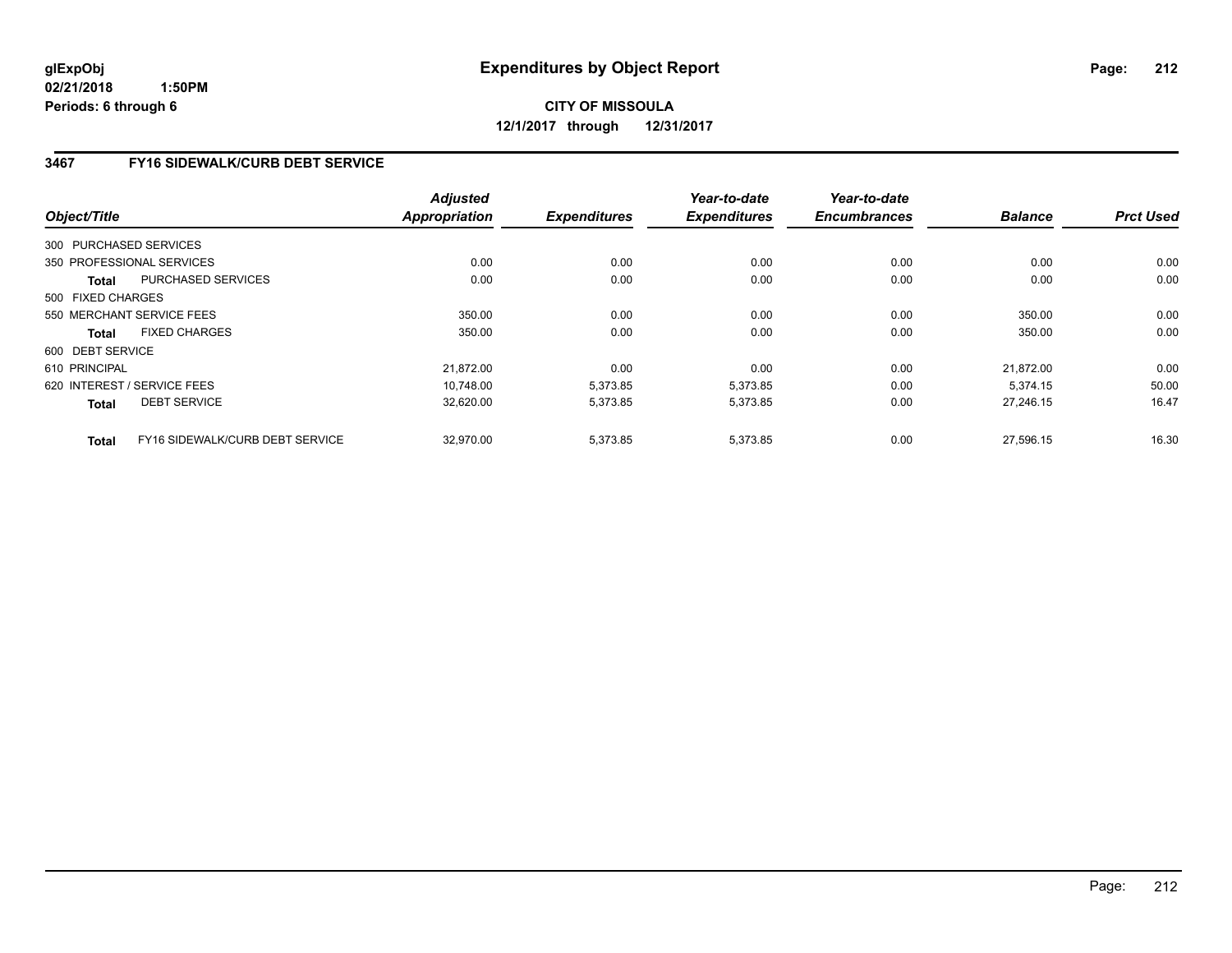**CITY OF MISSOULA**

**12/1/2017 through 12/31/2017**

### 3467 FY16 SIDEWALK/CURB DEBT SERVICE

| Object/Title | Adjusted Appropriation | Expenditures | Year-to-date Expenditures | Year-to-date Encumbrances | Balance | Prct Used |
|---|---|---|---|---|---|---|
| 300 PURCHASED SERVICES | | | | | | |
| 350 PROFESSIONAL SERVICES | 0.00 | 0.00 | 0.00 | 0.00 | 0.00 | 0.00 |
| **Total** PURCHASED SERVICES | 0.00 | 0.00 | 0.00 | 0.00 | 0.00 | 0.00 |
| 500 FIXED CHARGES | | | | | | |
| 550 MERCHANT SERVICE FEES | 350.00 | 0.00 | 0.00 | 0.00 | 350.00 | 0.00 |
| **Total** FIXED CHARGES | 350.00 | 0.00 | 0.00 | 0.00 | 350.00 | 0.00 |
| 600 DEBT SERVICE | | | | | | |
| 610 PRINCIPAL | 21,872.00 | 0.00 | 0.00 | 0.00 | 21,872.00 | 0.00 |
| 620 INTEREST / SERVICE FEES | 10,748.00 | 5,373.85 | 5,373.85 | 0.00 | 5,374.15 | 50.00 |
| **Total** DEBT SERVICE | 32,620.00 | 5,373.85 | 5,373.85 | 0.00 | 27,246.15 | 16.47 |
| **Total** FY16 SIDEWALK/CURB DEBT SERVICE | 32,970.00 | 5,373.85 | 5,373.85 | 0.00 | 27,596.15 | 16.30 |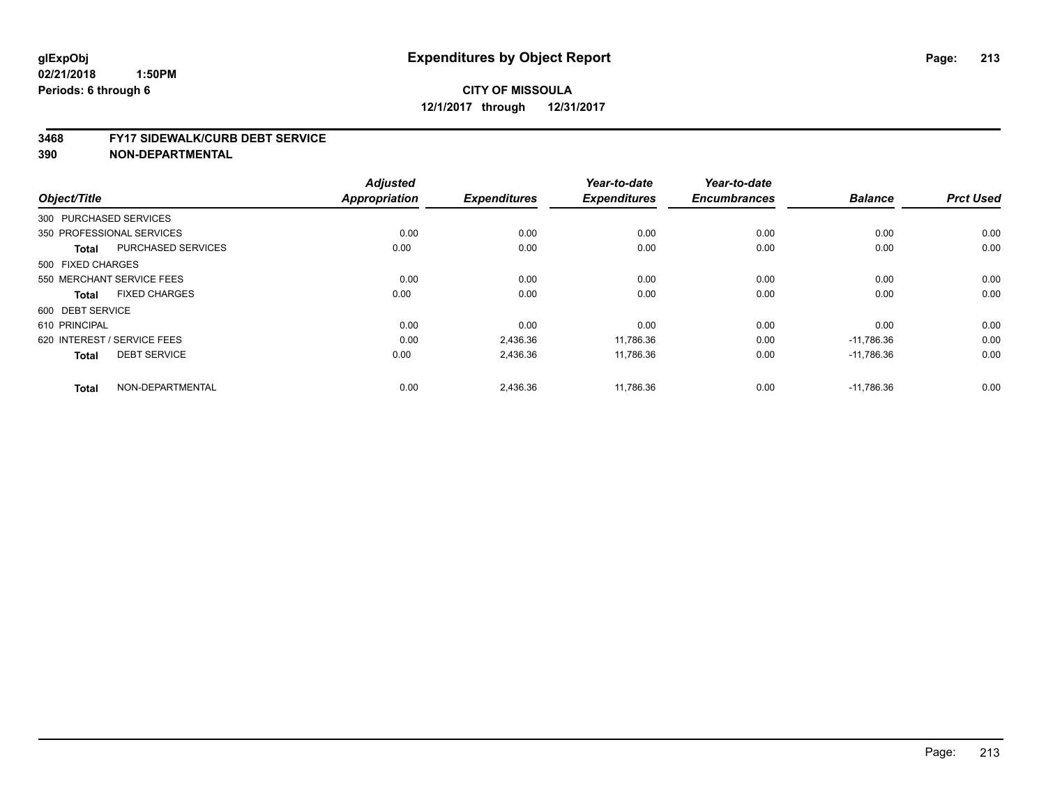**glExpObj**
**02/21/2018 1:50PM**
**Periods: 6 through 6**

# Expenditures by Object Report

**CITY OF MISSOULA**
**12/1/2017 through 12/31/2017**

**3468 FY17 SIDEWALK/CURB DEBT SERVICE**
**390 NON-DEPARTMENTAL**

| Object/Title | | Adjusted Appropriation | Expenditures | Year-to-date Expenditures | Year-to-date Encumbrances | Balance | Prct Used |
|---|---|---|---|---|---|---|---|
| 300 PURCHASED SERVICES | | | | | | | |
| 350 PROFESSIONAL SERVICES | | 0.00 | 0.00 | 0.00 | 0.00 | 0.00 | 0.00 |
| **Total** | PURCHASED SERVICES | 0.00 | 0.00 | 0.00 | 0.00 | 0.00 | 0.00 |
| 500 FIXED CHARGES | | | | | | | |
| 550 MERCHANT SERVICE FEES | | 0.00 | 0.00 | 0.00 | 0.00 | 0.00 | 0.00 |
| **Total** | FIXED CHARGES | 0.00 | 0.00 | 0.00 | 0.00 | 0.00 | 0.00 |
| 600 DEBT SERVICE | | | | | | | |
| 610 PRINCIPAL | | 0.00 | 0.00 | 0.00 | 0.00 | 0.00 | 0.00 |
| 620 INTEREST / SERVICE FEES | | 0.00 | 2,436.36 | 11,786.36 | 0.00 | -11,786.36 | 0.00 |
| **Total** | DEBT SERVICE | 0.00 | 2,436.36 | 11,786.36 | 0.00 | -11,786.36 | 0.00 |
| **Total** | NON-DEPARTMENTAL | 0.00 | 2,436.36 | 11,786.36 | 0.00 | -11,786.36 | 0.00 |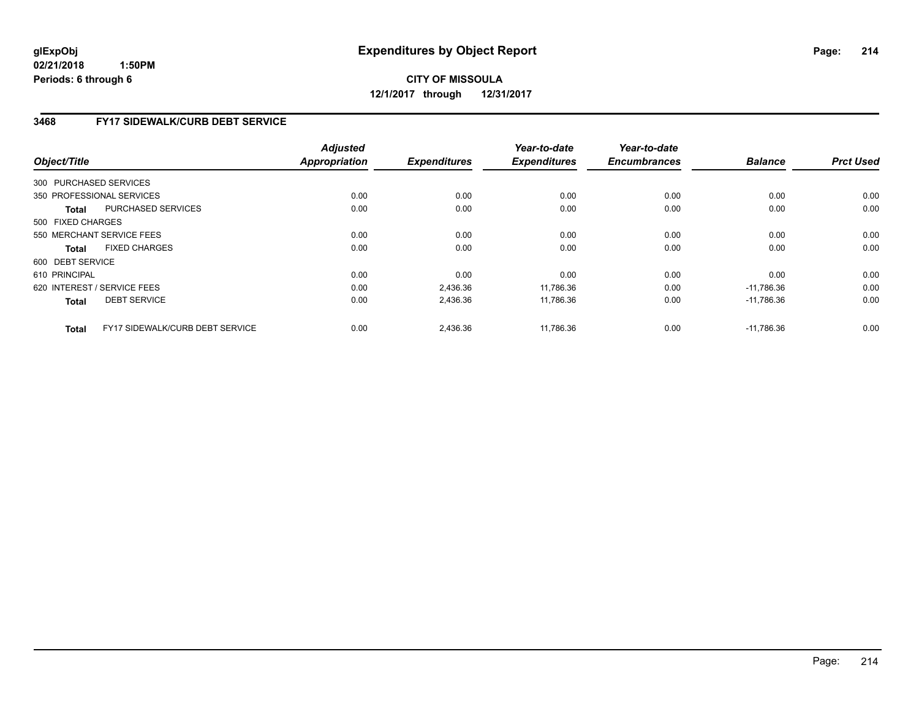**glExpObj** **Expenditures by Object Report**
**02/21/2018 1:50PM**
**Periods: 6 through 6**

**CITY OF MISSOULA**
**12/1/2017 through 12/31/2017**

### 3468 FY17 SIDEWALK/CURB DEBT SERVICE

| Object/Title | Adjusted Appropriation | Expenditures | Year-to-date Expenditures | Year-to-date Encumbrances | Balance | Prct Used |
|---|---|---|---|---|---|---|
| 300 PURCHASED SERVICES | | | | | | |
| 350 PROFESSIONAL SERVICES | 0.00 | 0.00 | 0.00 | 0.00 | 0.00 | 0.00 |
| **Total** PURCHASED SERVICES | 0.00 | 0.00 | 0.00 | 0.00 | 0.00 | 0.00 |
| 500 FIXED CHARGES | | | | | | |
| 550 MERCHANT SERVICE FEES | 0.00 | 0.00 | 0.00 | 0.00 | 0.00 | 0.00 |
| **Total** FIXED CHARGES | 0.00 | 0.00 | 0.00 | 0.00 | 0.00 | 0.00 |
| 600 DEBT SERVICE | | | | | | |
| 610 PRINCIPAL | 0.00 | 0.00 | 0.00 | 0.00 | 0.00 | 0.00 |
| 620 INTEREST / SERVICE FEES | 0.00 | 2,436.36 | 11,786.36 | 0.00 | -11,786.36 | 0.00 |
| **Total** DEBT SERVICE | 0.00 | 2,436.36 | 11,786.36 | 0.00 | -11,786.36 | 0.00 |
| **Total** FY17 SIDEWALK/CURB DEBT SERVICE | 0.00 | 2,436.36 | 11,786.36 | 0.00 | -11,786.36 | 0.00 |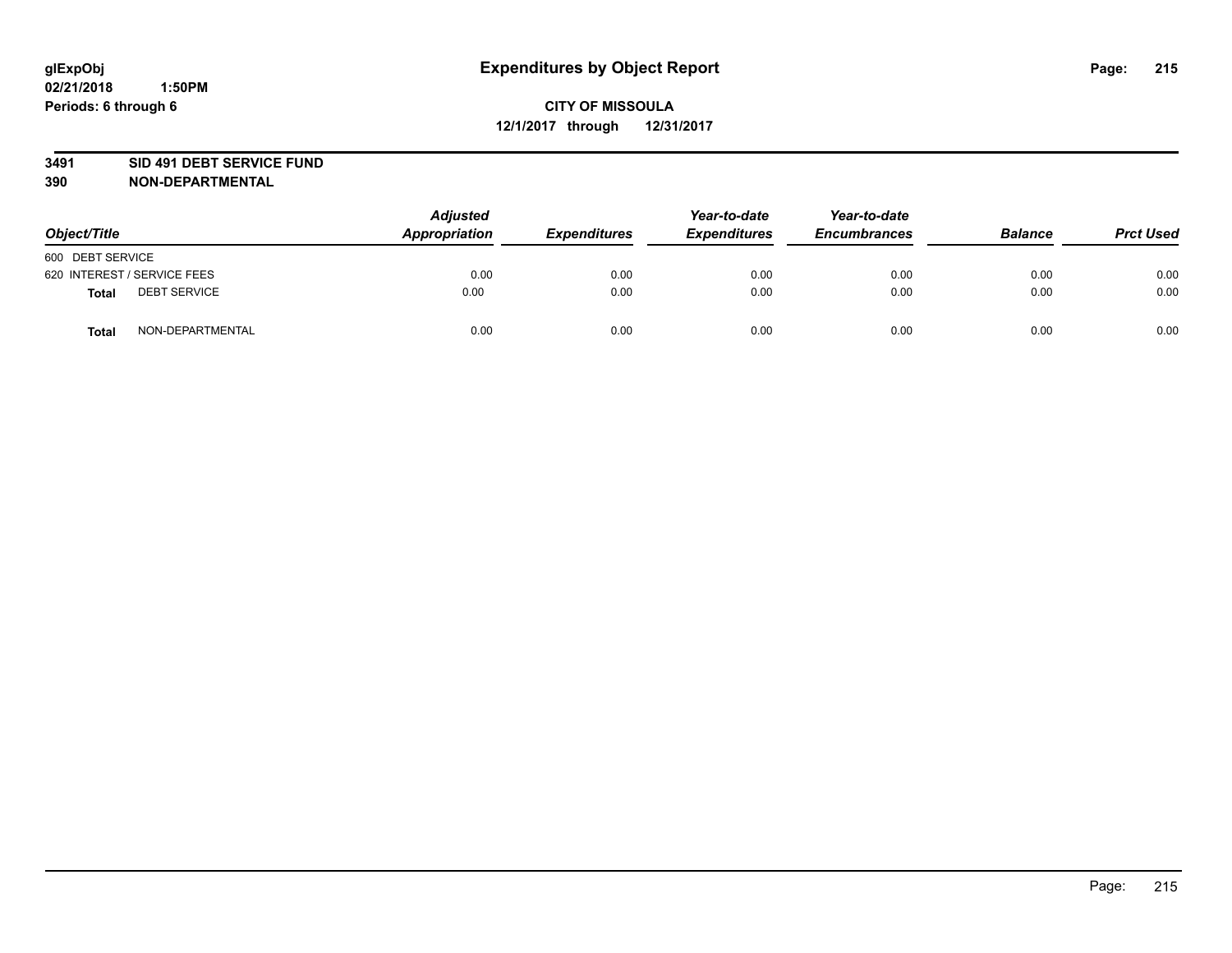# Expenditures by Object Report

glExpObj
02/21/2018 1:50PM
Periods: 6 through 6

**CITY OF MISSOULA**
**12/1/2017 through 12/31/2017**

**3491 SID 491 DEBT SERVICE FUND**
**390 NON-DEPARTMENTAL**

| Object/Title | Adjusted Appropriation | Expenditures | Year-to-date Expenditures | Year-to-date Encumbrances | Balance | Prct Used |
|---|---|---|---|---|---|---|
| 600 DEBT SERVICE | | | | | | |
| 620 INTEREST / SERVICE FEES | 0.00 | 0.00 | 0.00 | 0.00 | 0.00 | 0.00 |
| **Total** DEBT SERVICE | 0.00 | 0.00 | 0.00 | 0.00 | 0.00 | 0.00 |
| **Total** NON-DEPARTMENTAL | 0.00 | 0.00 | 0.00 | 0.00 | 0.00 | 0.00 |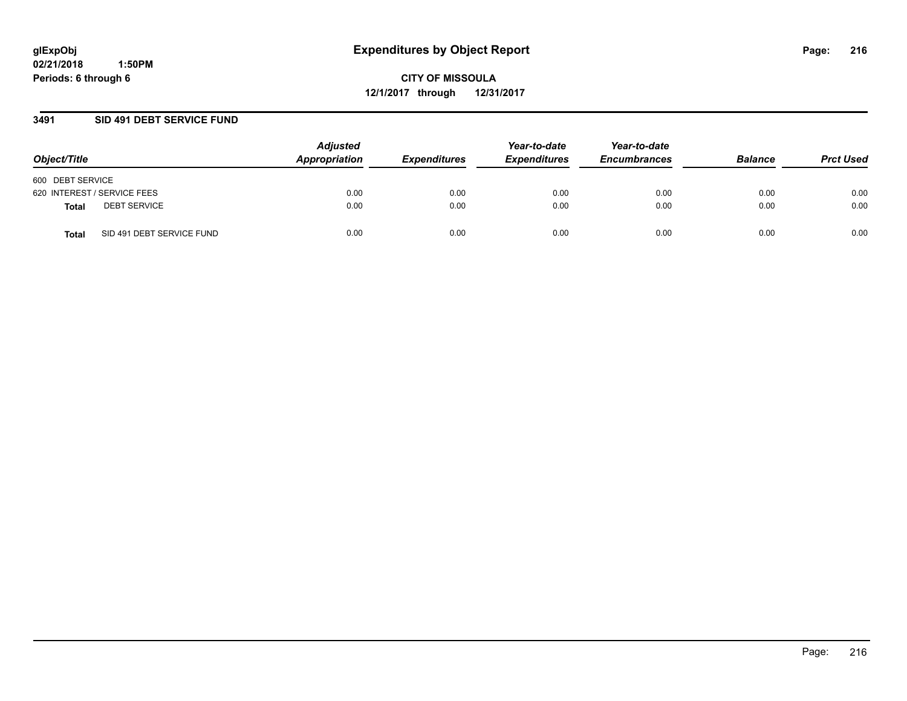**glExpObj** **Expenditures by Object Report**
**02/21/2018 1:50PM**
**Periods: 6 through 6**

**CITY OF MISSOULA**
**12/1/2017 through 12/31/2017**

## 3491 SID 491 DEBT SERVICE FUND

| *Object/Title* | *Adjusted Appropriation* | *Expenditures* | *Year-to-date Expenditures* | *Year-to-date Encumbrances* | *Balance* | *Prct Used* |
|---|---|---|---|---|---|---|
| 600 DEBT SERVICE | | | | | | |
| 620 INTEREST / SERVICE FEES | 0.00 | 0.00 | 0.00 | 0.00 | 0.00 | 0.00 |
| **Total** DEBT SERVICE | 0.00 | 0.00 | 0.00 | 0.00 | 0.00 | 0.00 |
| **Total** SID 491 DEBT SERVICE FUND | 0.00 | 0.00 | 0.00 | 0.00 | 0.00 | 0.00 |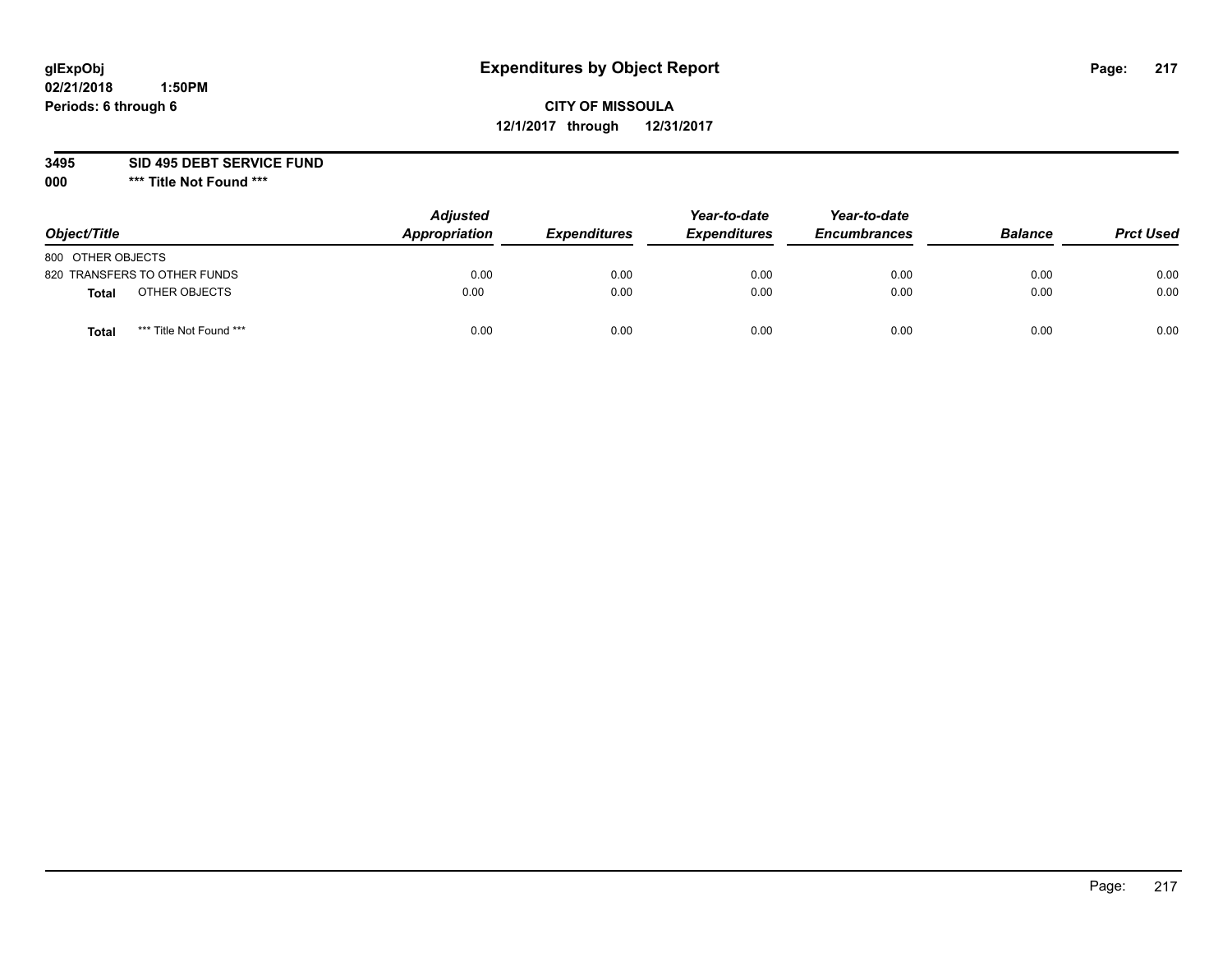glExpObj
02/21/2018 1:50PM
Periods: 6 through 6

# Expenditures by Object Report

**CITY OF MISSOULA**
**12/1/2017 through 12/31/2017**

**3495 SID 495 DEBT SERVICE FUND**
**000 \*\*\* Title Not Found \*\*\***

| Object/Title | Adjusted Appropriation | Expenditures | Year-to-date Expenditures | Year-to-date Encumbrances | Balance | Prct Used |
|---|---|---|---|---|---|---|
| 800 OTHER OBJECTS | | | | | | |
| 820 TRANSFERS TO OTHER FUNDS | 0.00 | 0.00 | 0.00 | 0.00 | 0.00 | 0.00 |
| **Total** OTHER OBJECTS | 0.00 | 0.00 | 0.00 | 0.00 | 0.00 | 0.00 |
| **Total** *** Title Not Found *** | 0.00 | 0.00 | 0.00 | 0.00 | 0.00 | 0.00 |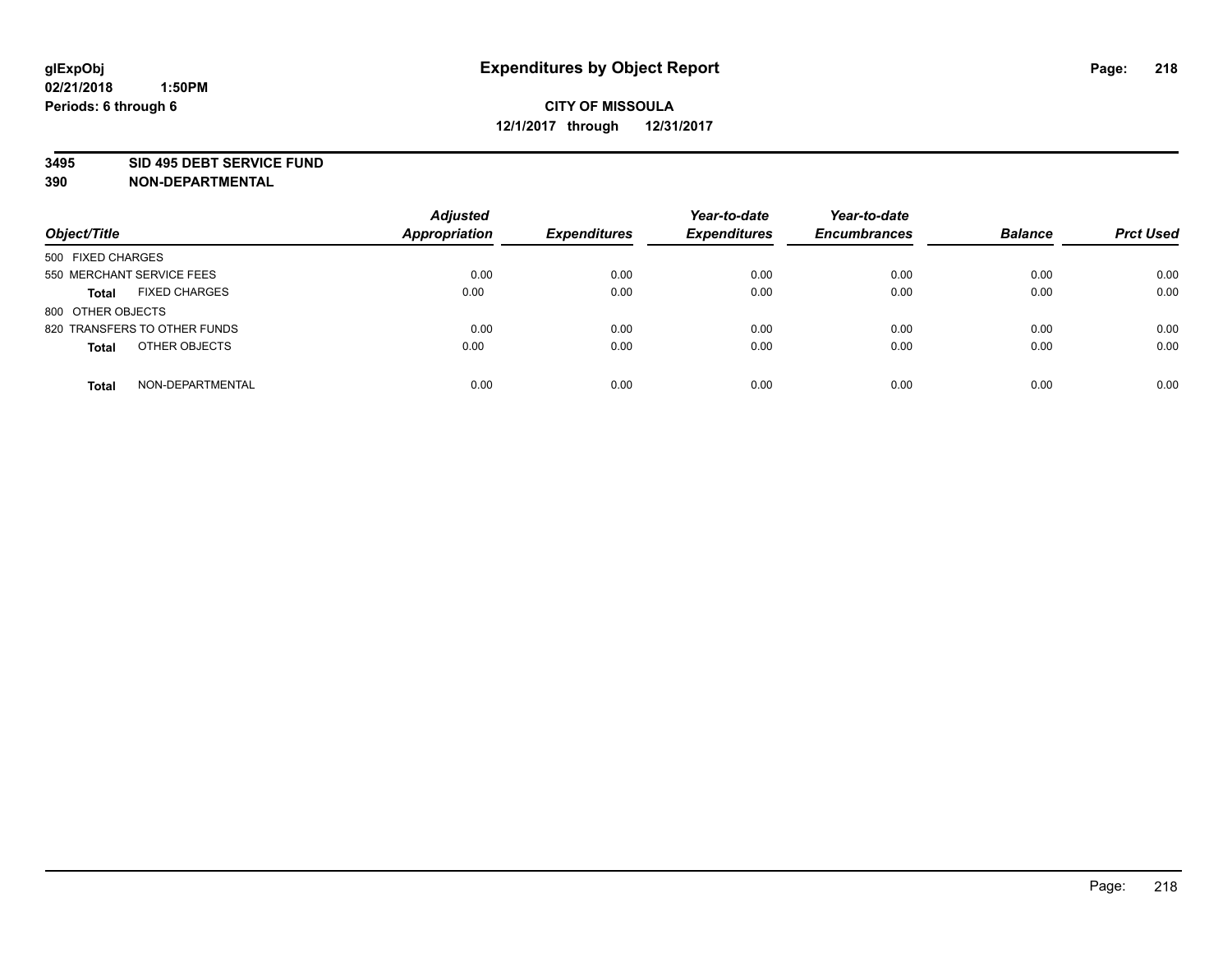**glExpObj** **Expenditures by Object Report**

**02/21/2018 1:50PM**

**Periods: 6 through 6**

**CITY OF MISSOULA**

**12/1/2017 through 12/31/2017**

**3495 SID 495 DEBT SERVICE FUND**

**390 NON-DEPARTMENTAL**

| Object/Title | Adjusted Appropriation | Expenditures | Year-to-date Expenditures | Year-to-date Encumbrances | Balance | Prct Used |
|---|---|---|---|---|---|---|
| 500 FIXED CHARGES | | | | | | |
| 550 MERCHANT SERVICE FEES | 0.00 | 0.00 | 0.00 | 0.00 | 0.00 | 0.00 |
| **Total** FIXED CHARGES | 0.00 | 0.00 | 0.00 | 0.00 | 0.00 | 0.00 |
| 800 OTHER OBJECTS | | | | | | |
| 820 TRANSFERS TO OTHER FUNDS | 0.00 | 0.00 | 0.00 | 0.00 | 0.00 | 0.00 |
| **Total** OTHER OBJECTS | 0.00 | 0.00 | 0.00 | 0.00 | 0.00 | 0.00 |
| **Total** NON-DEPARTMENTAL | 0.00 | 0.00 | 0.00 | 0.00 | 0.00 | 0.00 |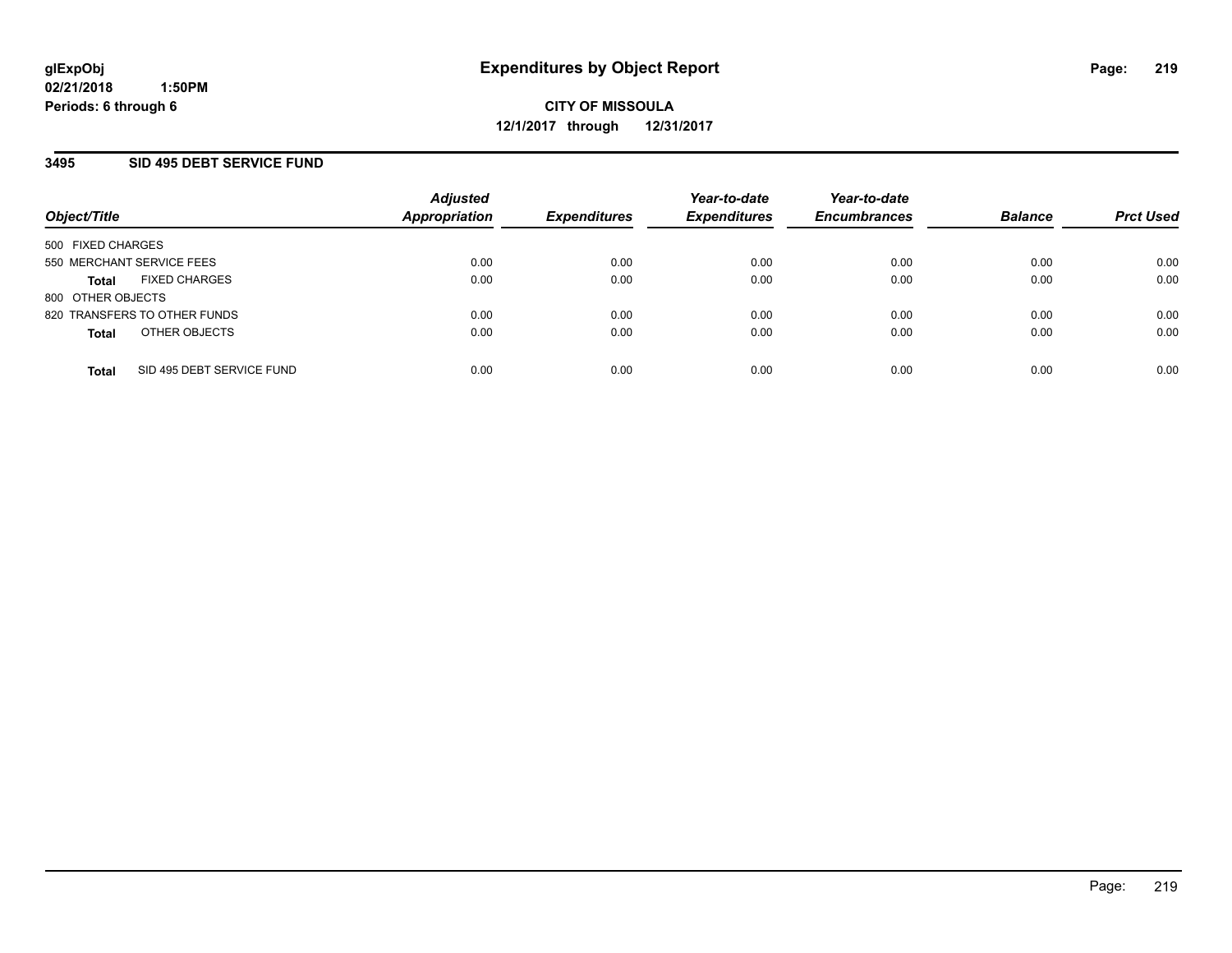**glExpObj**
**02/21/2018 1:50PM**
**Periods: 6 through 6**

# Expenditures by Object Report

**CITY OF MISSOULA**
**12/1/2017 through 12/31/2017**

## 3495 SID 495 DEBT SERVICE FUND

| Object/Title | Adjusted Appropriation | Expenditures | Year-to-date Expenditures | Year-to-date Encumbrances | Balance | Prct Used |
|---|---|---|---|---|---|---|
| 500 FIXED CHARGES | | | | | | |
| 550 MERCHANT SERVICE FEES | 0.00 | 0.00 | 0.00 | 0.00 | 0.00 | 0.00 |
| **Total** FIXED CHARGES | 0.00 | 0.00 | 0.00 | 0.00 | 0.00 | 0.00 |
| 800 OTHER OBJECTS | | | | | | |
| 820 TRANSFERS TO OTHER FUNDS | 0.00 | 0.00 | 0.00 | 0.00 | 0.00 | 0.00 |
| **Total** OTHER OBJECTS | 0.00 | 0.00 | 0.00 | 0.00 | 0.00 | 0.00 |
| **Total** SID 495 DEBT SERVICE FUND | 0.00 | 0.00 | 0.00 | 0.00 | 0.00 | 0.00 |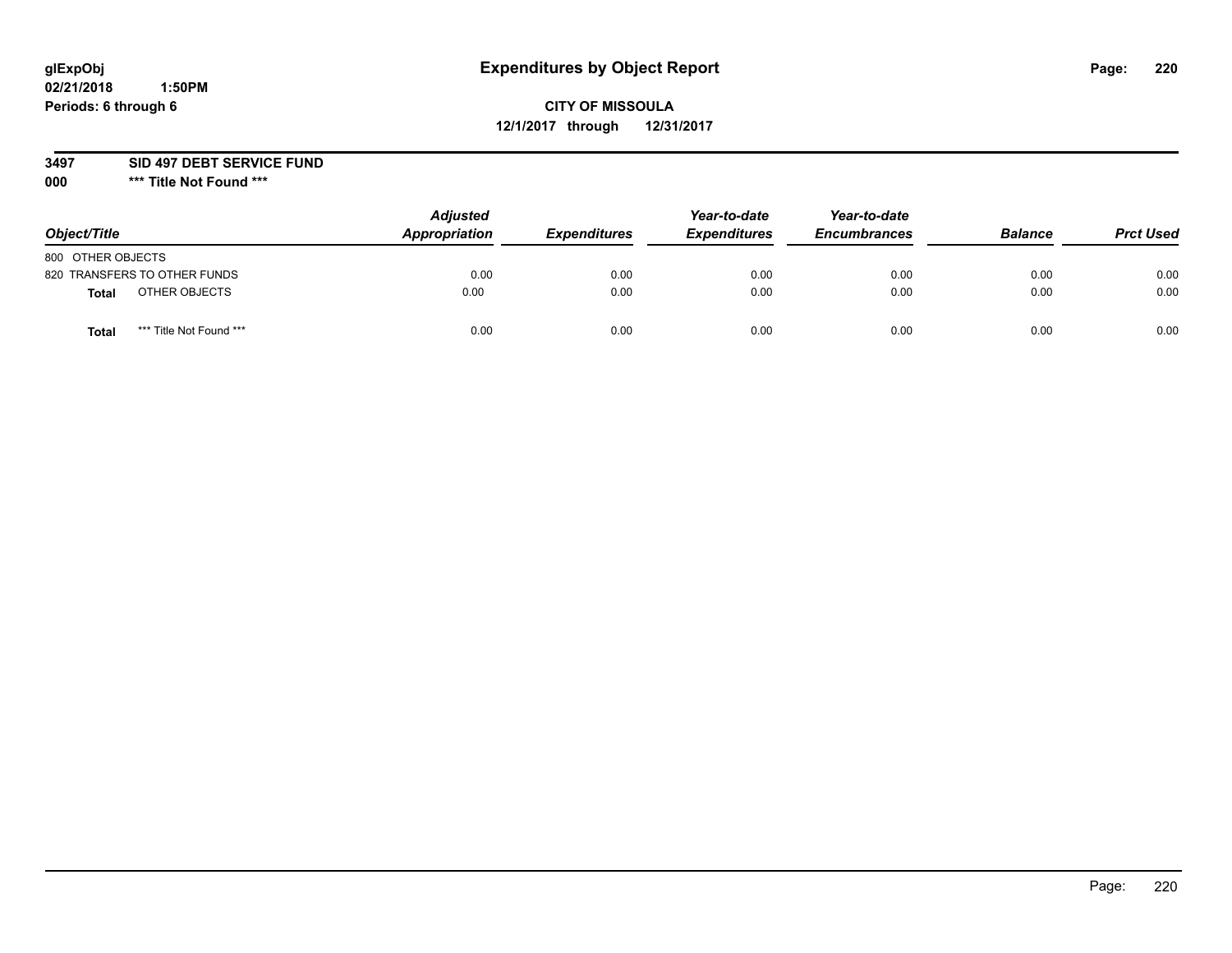**glExpObj**
**02/21/2018 1:50PM**
**Periods: 6 through 6**

# Expenditures by Object Report

**CITY OF MISSOULA**
**12/1/2017 through 12/31/2017**

**3497 SID 497 DEBT SERVICE FUND**
**000 \*\*\* Title Not Found \*\*\***

| Object/Title | Adjusted Appropriation | Expenditures | Year-to-date Expenditures | Year-to-date Encumbrances | Balance | Prct Used |
|---|---|---|---|---|---|---|
| 800 OTHER OBJECTS | | | | | | |
| 820 TRANSFERS TO OTHER FUNDS | 0.00 | 0.00 | 0.00 | 0.00 | 0.00 | 0.00 |
| **Total** OTHER OBJECTS | 0.00 | 0.00 | 0.00 | 0.00 | 0.00 | 0.00 |
| **Total** *** Title Not Found *** | 0.00 | 0.00 | 0.00 | 0.00 | 0.00 | 0.00 |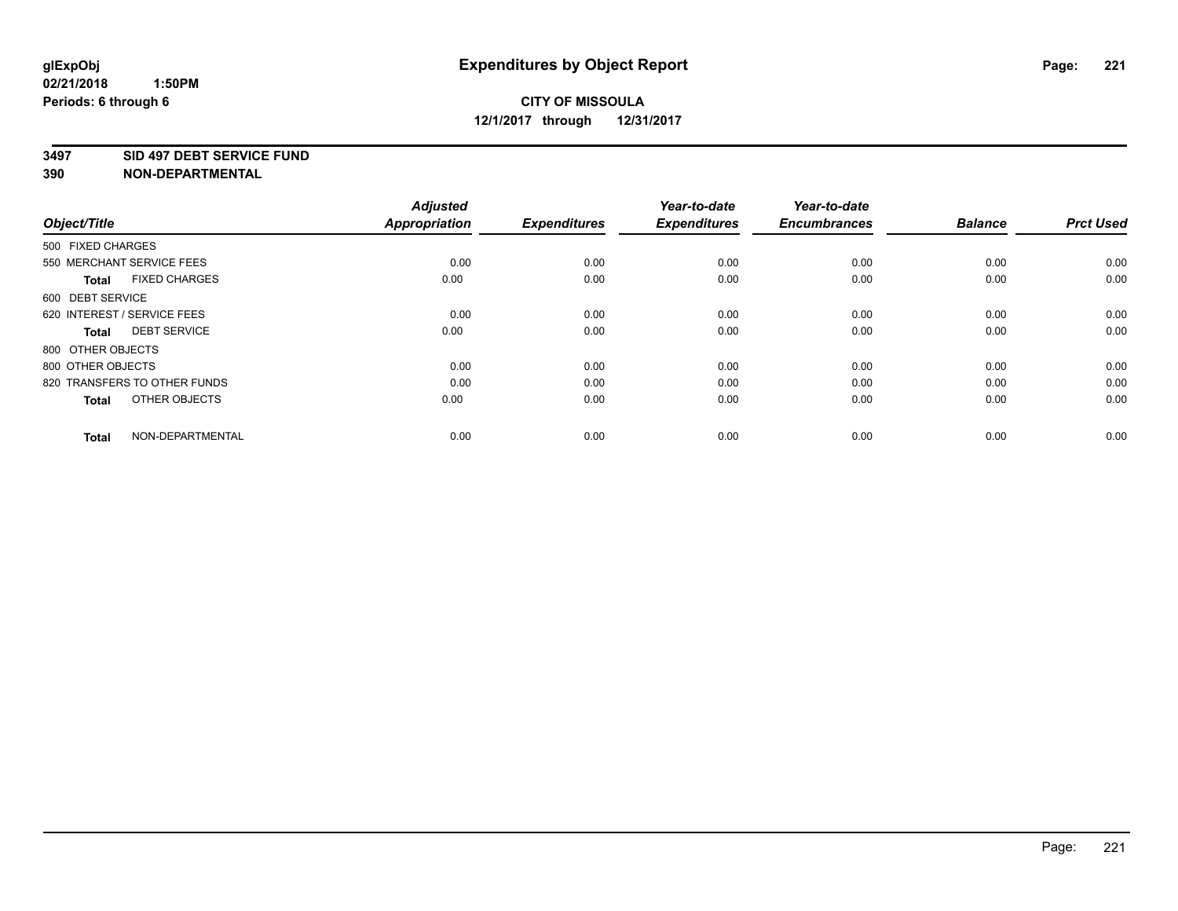glExpObj
02/21/2018 1:50PM
Periods: 6 through 6

# Expenditures by Object Report

**CITY OF MISSOULA**
**12/1/2017 through 12/31/2017**

**3497 SID 497 DEBT SERVICE FUND**
**390 NON-DEPARTMENTAL**

| Object/Title | Adjusted Appropriation | Expenditures | Year-to-date Expenditures | Year-to-date Encumbrances | Balance | Prct Used |
|---|---|---|---|---|---|---|
| 500 FIXED CHARGES | | | | | | |
| 550 MERCHANT SERVICE FEES | 0.00 | 0.00 | 0.00 | 0.00 | 0.00 | 0.00 |
| **Total** FIXED CHARGES | 0.00 | 0.00 | 0.00 | 0.00 | 0.00 | 0.00 |
| 600 DEBT SERVICE | | | | | | |
| 620 INTEREST / SERVICE FEES | 0.00 | 0.00 | 0.00 | 0.00 | 0.00 | 0.00 |
| **Total** DEBT SERVICE | 0.00 | 0.00 | 0.00 | 0.00 | 0.00 | 0.00 |
| 800 OTHER OBJECTS | | | | | | |
| 800 OTHER OBJECTS | 0.00 | 0.00 | 0.00 | 0.00 | 0.00 | 0.00 |
| 820 TRANSFERS TO OTHER FUNDS | 0.00 | 0.00 | 0.00 | 0.00 | 0.00 | 0.00 |
| **Total** OTHER OBJECTS | 0.00 | 0.00 | 0.00 | 0.00 | 0.00 | 0.00 |
| **Total** NON-DEPARTMENTAL | 0.00 | 0.00 | 0.00 | 0.00 | 0.00 | 0.00 |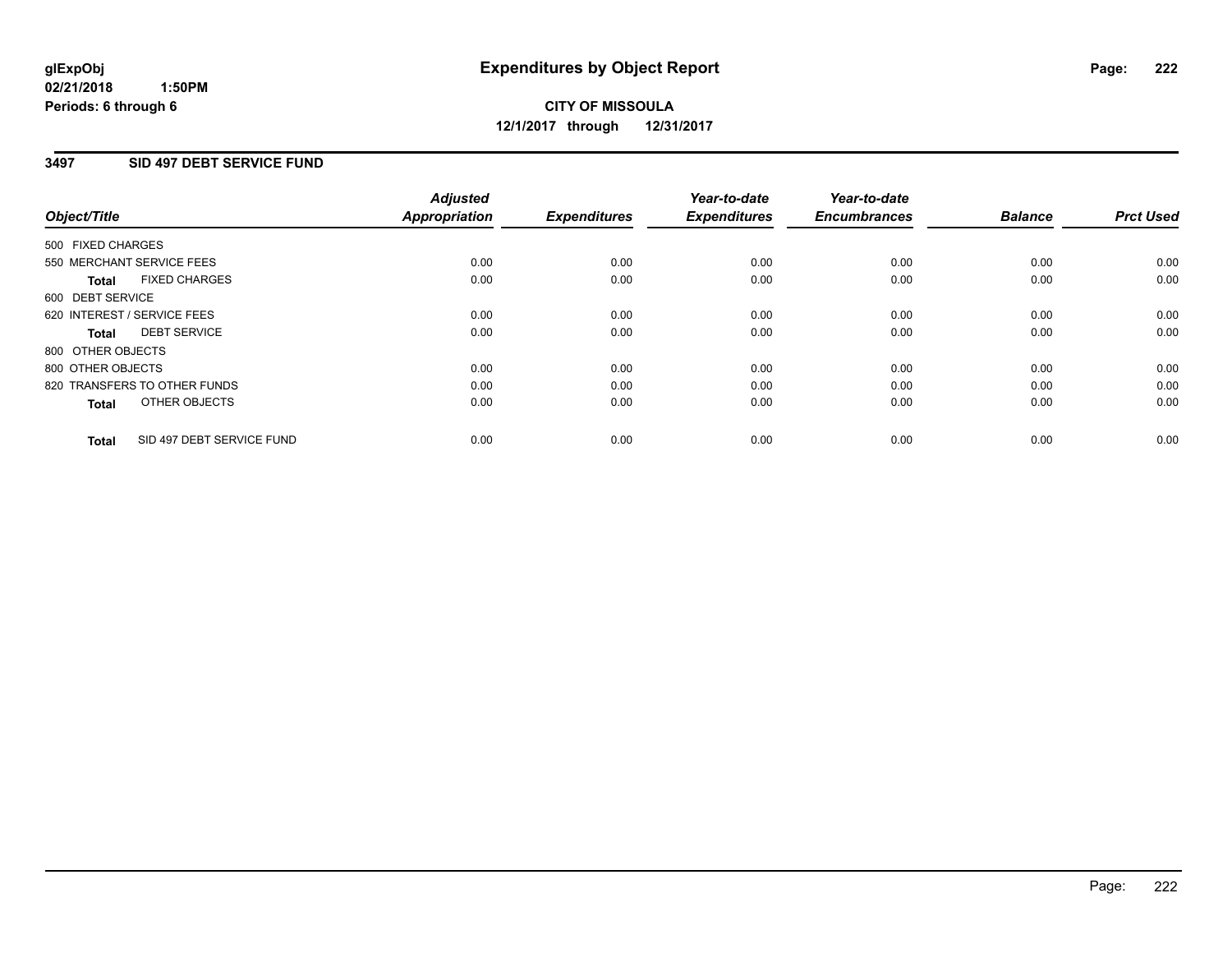**glExpObj**
**02/21/2018 1:50PM**
**Periods: 6 through 6**

# Expenditures by Object Report

**CITY OF MISSOULA**
**12/1/2017 through 12/31/2017**

## 3497 SID 497 DEBT SERVICE FUND

| Object/Title | Adjusted Appropriation | Expenditures | Year-to-date Expenditures | Year-to-date Encumbrances | Balance | Prct Used |
|---|---|---|---|---|---|---|
| 500 FIXED CHARGES | | | | | | |
| 550 MERCHANT SERVICE FEES | 0.00 | 0.00 | 0.00 | 0.00 | 0.00 | 0.00 |
| **Total** FIXED CHARGES | 0.00 | 0.00 | 0.00 | 0.00 | 0.00 | 0.00 |
| 600 DEBT SERVICE | | | | | | |
| 620 INTEREST / SERVICE FEES | 0.00 | 0.00 | 0.00 | 0.00 | 0.00 | 0.00 |
| **Total** DEBT SERVICE | 0.00 | 0.00 | 0.00 | 0.00 | 0.00 | 0.00 |
| 800 OTHER OBJECTS | | | | | | |
| 800 OTHER OBJECTS | 0.00 | 0.00 | 0.00 | 0.00 | 0.00 | 0.00 |
| 820 TRANSFERS TO OTHER FUNDS | 0.00 | 0.00 | 0.00 | 0.00 | 0.00 | 0.00 |
| **Total** OTHER OBJECTS | 0.00 | 0.00 | 0.00 | 0.00 | 0.00 | 0.00 |
| **Total** SID 497 DEBT SERVICE FUND | 0.00 | 0.00 | 0.00 | 0.00 | 0.00 | 0.00 |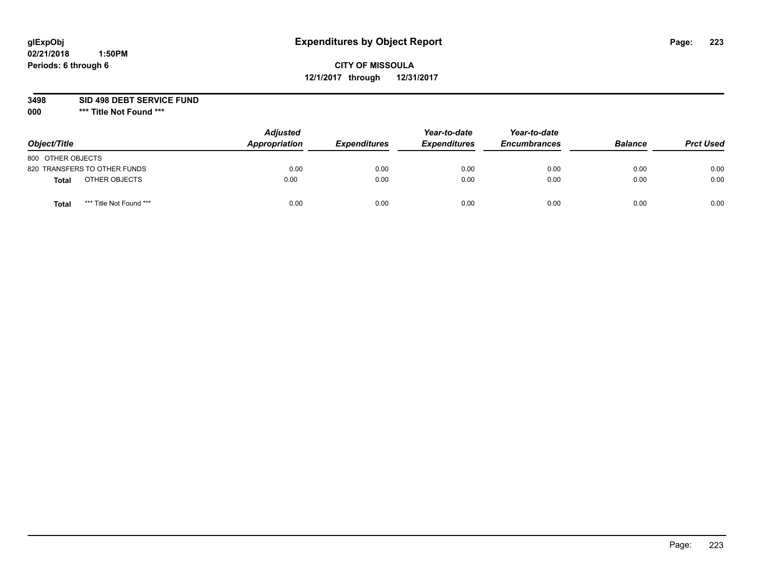glExpObj
02/21/2018 1:50PM
Periods: 6 through 6

# Expenditures by Object Report

**CITY OF MISSOULA**
**12/1/2017 through 12/31/2017**

**3498 SID 498 DEBT SERVICE FUND**
**000 *** Title Not Found *****

| Object/Title | | Adjusted Appropriation | Expenditures | Year-to-date Expenditures | Year-to-date Encumbrances | Balance | Prct Used |
|---|---|---|---|---|---|---|---|
| 800 OTHER OBJECTS | | | | | | | |
| 820 TRANSFERS TO OTHER FUNDS | | 0.00 | 0.00 | 0.00 | 0.00 | 0.00 | 0.00 |
| **Total** | OTHER OBJECTS | 0.00 | 0.00 | 0.00 | 0.00 | 0.00 | 0.00 |
| **Total** | *** Title Not Found *** | 0.00 | 0.00 | 0.00 | 0.00 | 0.00 | 0.00 |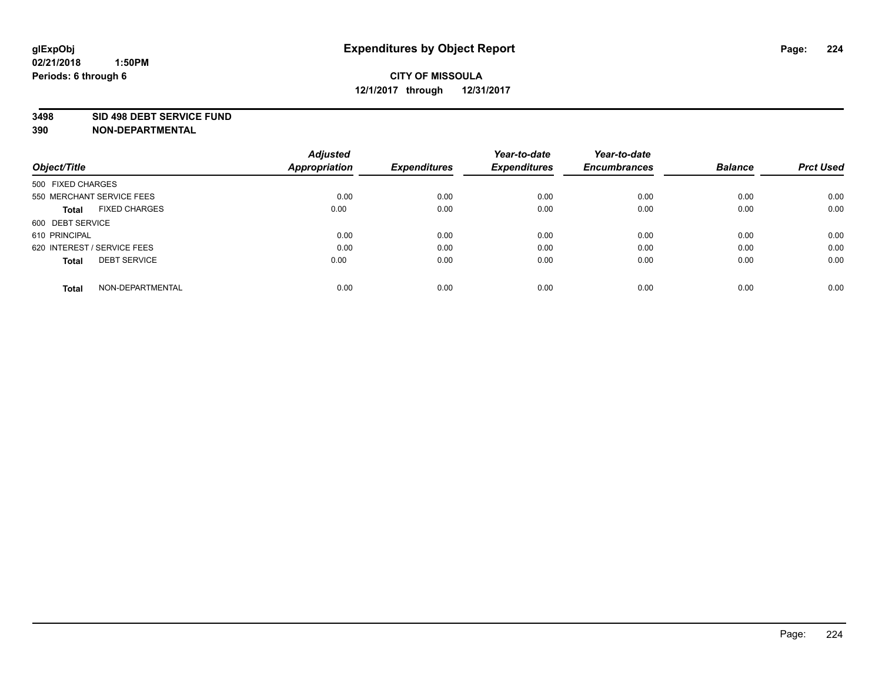**glExpObj**
**02/21/2018 1:50PM**
**Periods: 6 through 6**

# Expenditures by Object Report

**CITY OF MISSOULA**
**12/1/2017 through 12/31/2017**

**3498 SID 498 DEBT SERVICE FUND**
**390 NON-DEPARTMENTAL**

| Object/Title | Adjusted Appropriation | Expenditures | Year-to-date Expenditures | Year-to-date Encumbrances | Balance | Prct Used |
|---|---|---|---|---|---|---|
| 500 FIXED CHARGES | | | | | | |
| 550 MERCHANT SERVICE FEES | 0.00 | 0.00 | 0.00 | 0.00 | 0.00 | 0.00 |
| **Total** FIXED CHARGES | 0.00 | 0.00 | 0.00 | 0.00 | 0.00 | 0.00 |
| 600 DEBT SERVICE | | | | | | |
| 610 PRINCIPAL | 0.00 | 0.00 | 0.00 | 0.00 | 0.00 | 0.00 |
| 620 INTEREST / SERVICE FEES | 0.00 | 0.00 | 0.00 | 0.00 | 0.00 | 0.00 |
| **Total** DEBT SERVICE | 0.00 | 0.00 | 0.00 | 0.00 | 0.00 | 0.00 |
| **Total** NON-DEPARTMENTAL | 0.00 | 0.00 | 0.00 | 0.00 | 0.00 | 0.00 |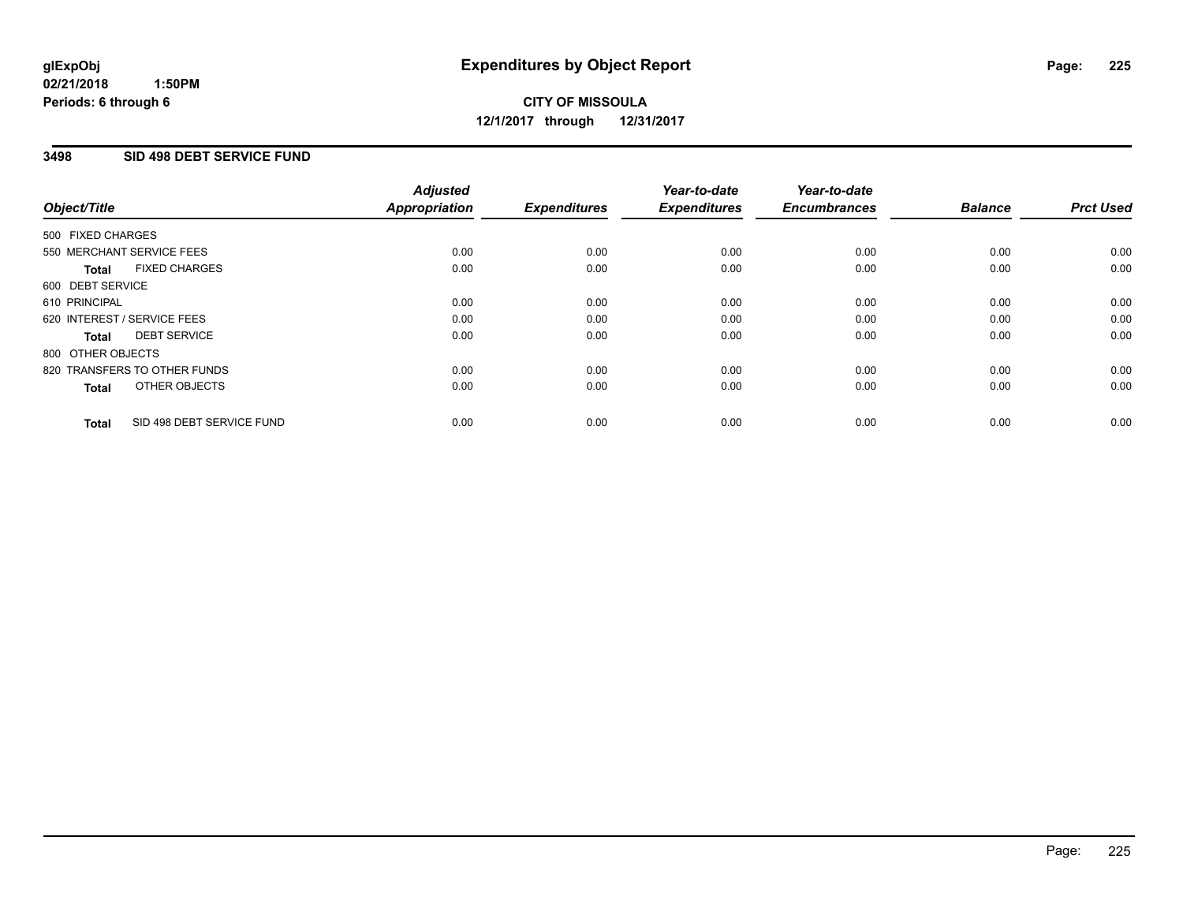**glExpObj**
**02/21/2018 1:50PM**
**Periods: 6 through 6**

# Expenditures by Object Report

**CITY OF MISSOULA**
**12/1/2017 through 12/31/2017**

## 3498 SID 498 DEBT SERVICE FUND

| Object/Title | *Adjusted Appropriation* | *Expenditures* | *Year-to-date Expenditures* | *Year-to-date Encumbrances* | *Balance* | *Prct Used* |
|---|---|---|---|---|---|---|
| 500 FIXED CHARGES | | | | | | |
| 550 MERCHANT SERVICE FEES | 0.00 | 0.00 | 0.00 | 0.00 | 0.00 | 0.00 |
| **Total** FIXED CHARGES | 0.00 | 0.00 | 0.00 | 0.00 | 0.00 | 0.00 |
| 600 DEBT SERVICE | | | | | | |
| 610 PRINCIPAL | 0.00 | 0.00 | 0.00 | 0.00 | 0.00 | 0.00 |
| 620 INTEREST / SERVICE FEES | 0.00 | 0.00 | 0.00 | 0.00 | 0.00 | 0.00 |
| **Total** DEBT SERVICE | 0.00 | 0.00 | 0.00 | 0.00 | 0.00 | 0.00 |
| 800 OTHER OBJECTS | | | | | | |
| 820 TRANSFERS TO OTHER FUNDS | 0.00 | 0.00 | 0.00 | 0.00 | 0.00 | 0.00 |
| **Total** OTHER OBJECTS | 0.00 | 0.00 | 0.00 | 0.00 | 0.00 | 0.00 |
| **Total** SID 498 DEBT SERVICE FUND | 0.00 | 0.00 | 0.00 | 0.00 | 0.00 | 0.00 |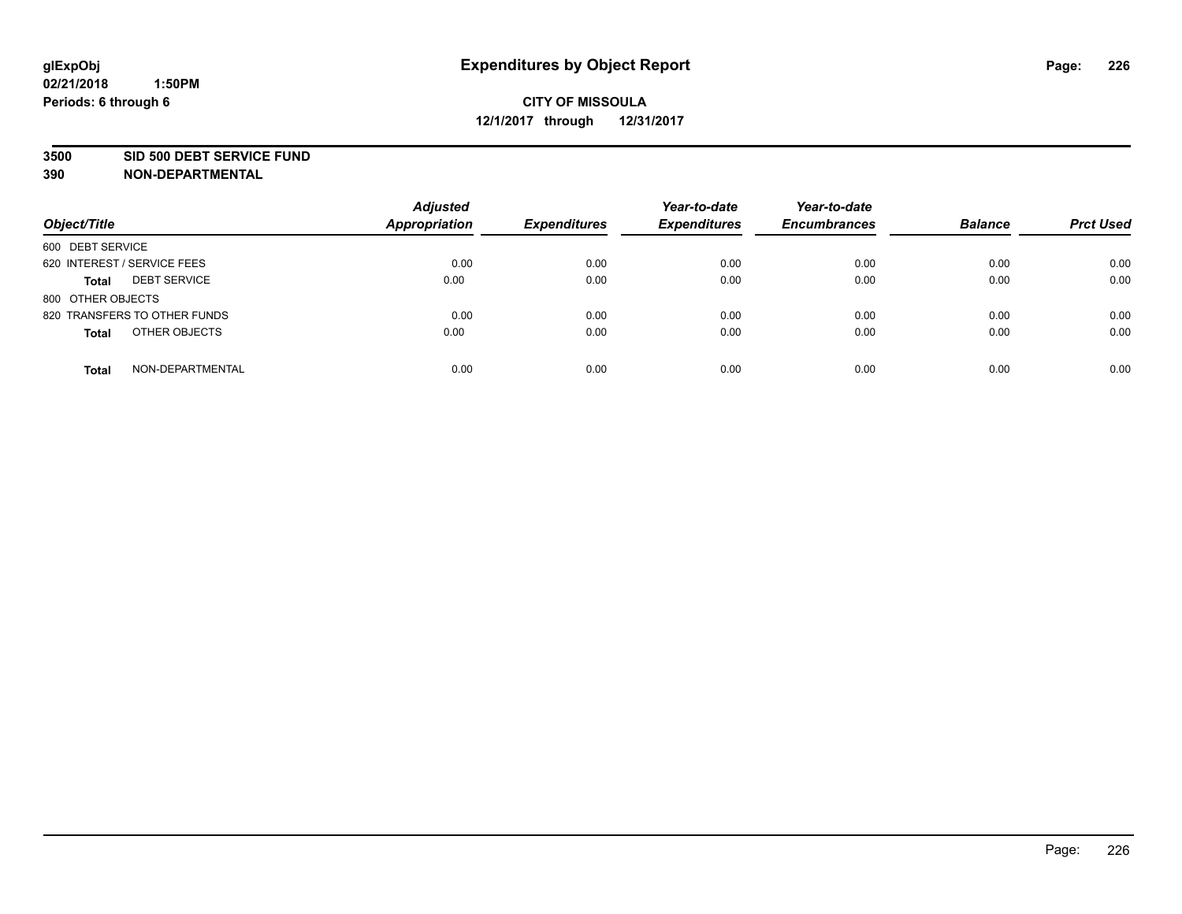**glExpObj** **Expenditures by Object Report**
**02/21/2018 1:50PM**
**Periods: 6 through 6**

**CITY OF MISSOULA**
**12/1/2017 through 12/31/2017**

**3500 SID 500 DEBT SERVICE FUND**
**390 NON-DEPARTMENTAL**

| Object/Title | Adjusted Appropriation | Expenditures | Year-to-date Expenditures | Year-to-date Encumbrances | Balance | Prct Used |
|---|---|---|---|---|---|---|
| 600 DEBT SERVICE | | | | | | |
| 620 INTEREST / SERVICE FEES | 0.00 | 0.00 | 0.00 | 0.00 | 0.00 | 0.00 |
| **Total** DEBT SERVICE | 0.00 | 0.00 | 0.00 | 0.00 | 0.00 | 0.00 |
| 800 OTHER OBJECTS | | | | | | |
| 820 TRANSFERS TO OTHER FUNDS | 0.00 | 0.00 | 0.00 | 0.00 | 0.00 | 0.00 |
| **Total** OTHER OBJECTS | 0.00 | 0.00 | 0.00 | 0.00 | 0.00 | 0.00 |
| **Total** NON-DEPARTMENTAL | 0.00 | 0.00 | 0.00 | 0.00 | 0.00 | 0.00 |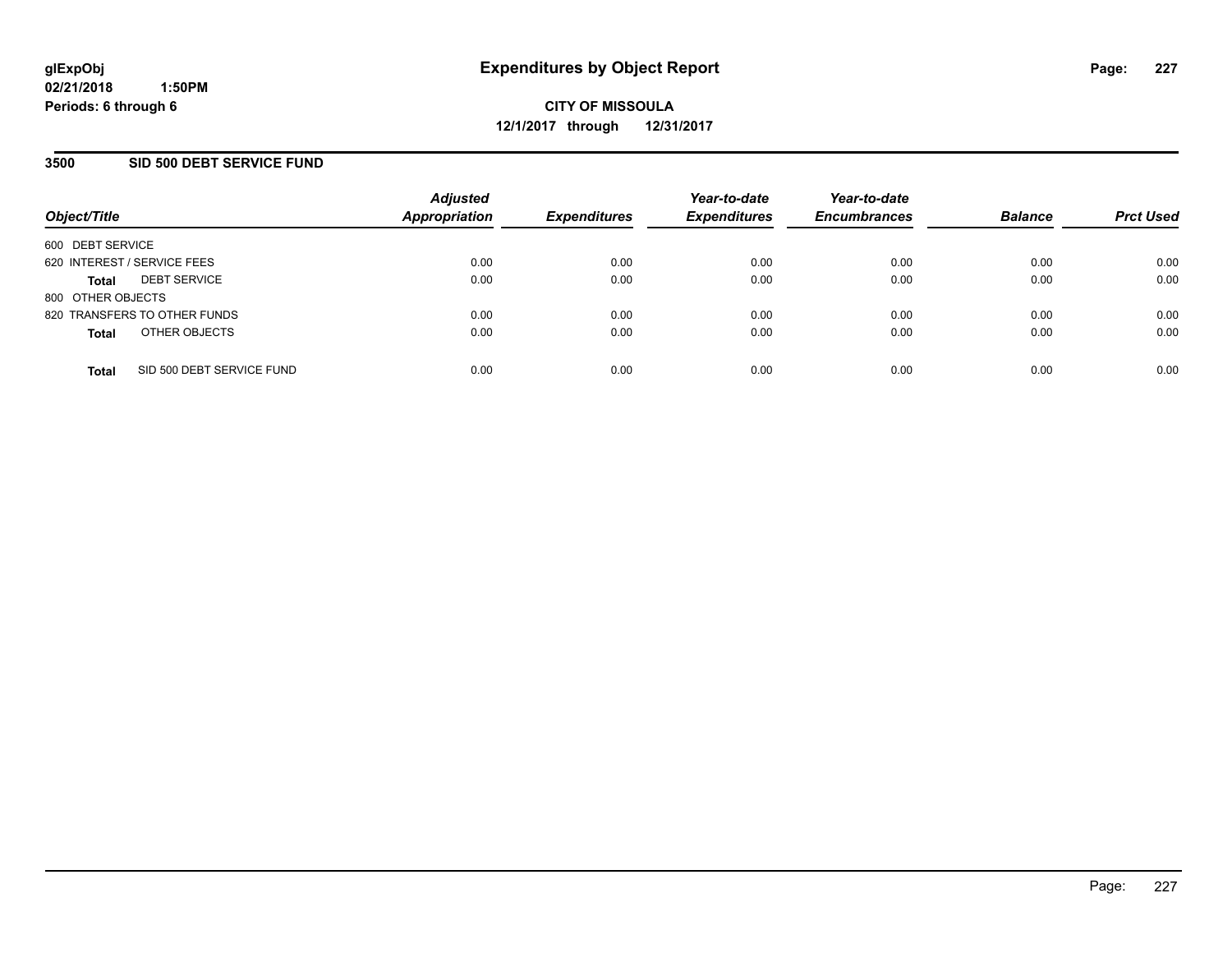**glExpObj**
**02/21/2018 1:50PM**
**Periods: 6 through 6**

# Expenditures by Object Report

**CITY OF MISSOULA**
**12/1/2017 through 12/31/2017**

## 3500 SID 500 DEBT SERVICE FUND

| Object/Title | Adjusted Appropriation | Expenditures | Year-to-date Expenditures | Year-to-date Encumbrances | Balance | Prct Used |
|---|---|---|---|---|---|---|
| 600 DEBT SERVICE | | | | | | |
| 620 INTEREST / SERVICE FEES | 0.00 | 0.00 | 0.00 | 0.00 | 0.00 | 0.00 |
| **Total** DEBT SERVICE | 0.00 | 0.00 | 0.00 | 0.00 | 0.00 | 0.00 |
| 800 OTHER OBJECTS | | | | | | |
| 820 TRANSFERS TO OTHER FUNDS | 0.00 | 0.00 | 0.00 | 0.00 | 0.00 | 0.00 |
| **Total** OTHER OBJECTS | 0.00 | 0.00 | 0.00 | 0.00 | 0.00 | 0.00 |
| **Total** SID 500 DEBT SERVICE FUND | 0.00 | 0.00 | 0.00 | 0.00 | 0.00 | 0.00 |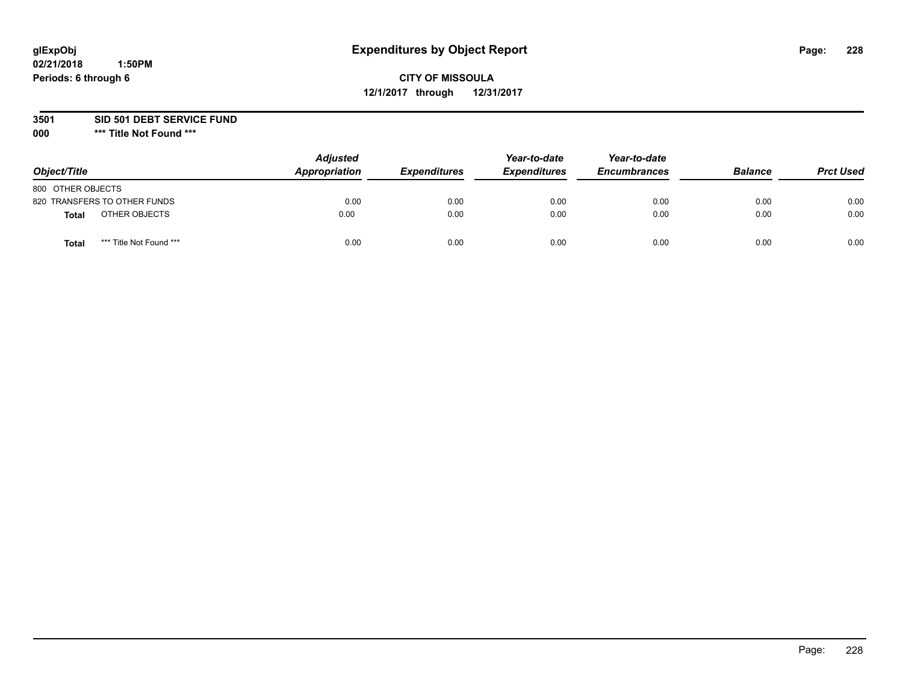**glExpObj** **Expenditures by Object Report**
**02/21/2018 1:50PM**
**Periods: 6 through 6**

**CITY OF MISSOULA**
**12/1/2017 through 12/31/2017**

**3501 SID 501 DEBT SERVICE FUND**
**000 \*** Title Not Found \*****

| Object/Title | | Adjusted Appropriation | Expenditures | Year-to-date Expenditures | Year-to-date Encumbrances | Balance | Prct Used |
|---|---|---|---|---|---|---|---|
| 800 OTHER OBJECTS | | | | | | | |
| 820 TRANSFERS TO OTHER FUNDS | | 0.00 | 0.00 | 0.00 | 0.00 | 0.00 | 0.00 |
| **Total** | OTHER OBJECTS | 0.00 | 0.00 | 0.00 | 0.00 | 0.00 | 0.00 |
| **Total** | *** Title Not Found *** | 0.00 | 0.00 | 0.00 | 0.00 | 0.00 | 0.00 |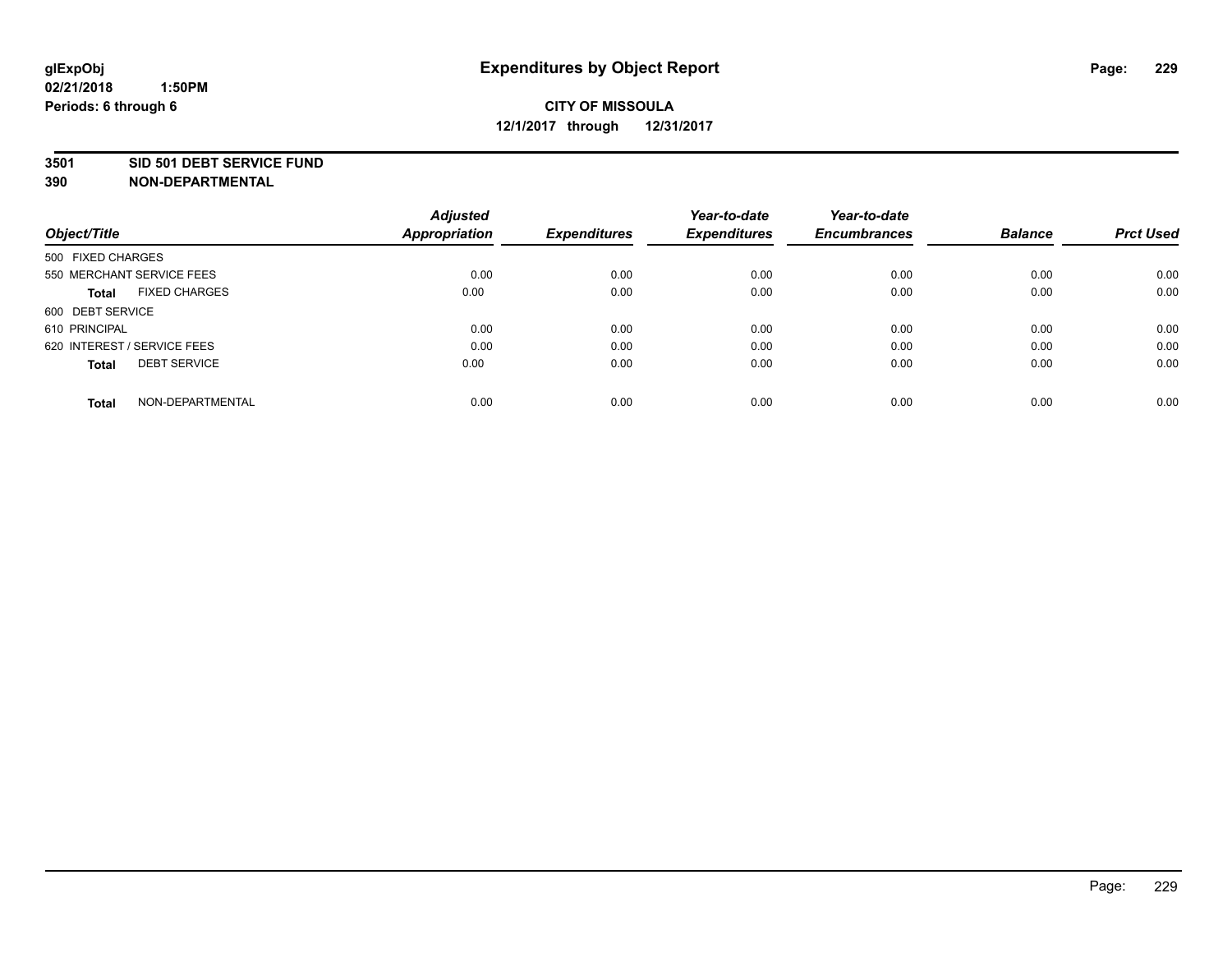glExpObj
02/21/2018 1:50PM
Periods: 6 through 6

# Expenditures by Object Report

**CITY OF MISSOULA**
**12/1/2017 through 12/31/2017**

**3501 SID 501 DEBT SERVICE FUND**
**390 NON-DEPARTMENTAL**

| Object/Title | Adjusted Appropriation | Expenditures | Year-to-date Expenditures | Year-to-date Encumbrances | Balance | Prct Used |
|---|---|---|---|---|---|---|
| 500 FIXED CHARGES | | | | | | |
| 550 MERCHANT SERVICE FEES | 0.00 | 0.00 | 0.00 | 0.00 | 0.00 | 0.00 |
| **Total** FIXED CHARGES | 0.00 | 0.00 | 0.00 | 0.00 | 0.00 | 0.00 |
| 600 DEBT SERVICE | | | | | | |
| 610 PRINCIPAL | 0.00 | 0.00 | 0.00 | 0.00 | 0.00 | 0.00 |
| 620 INTEREST / SERVICE FEES | 0.00 | 0.00 | 0.00 | 0.00 | 0.00 | 0.00 |
| **Total** DEBT SERVICE | 0.00 | 0.00 | 0.00 | 0.00 | 0.00 | 0.00 |
| **Total** NON-DEPARTMENTAL | 0.00 | 0.00 | 0.00 | 0.00 | 0.00 | 0.00 |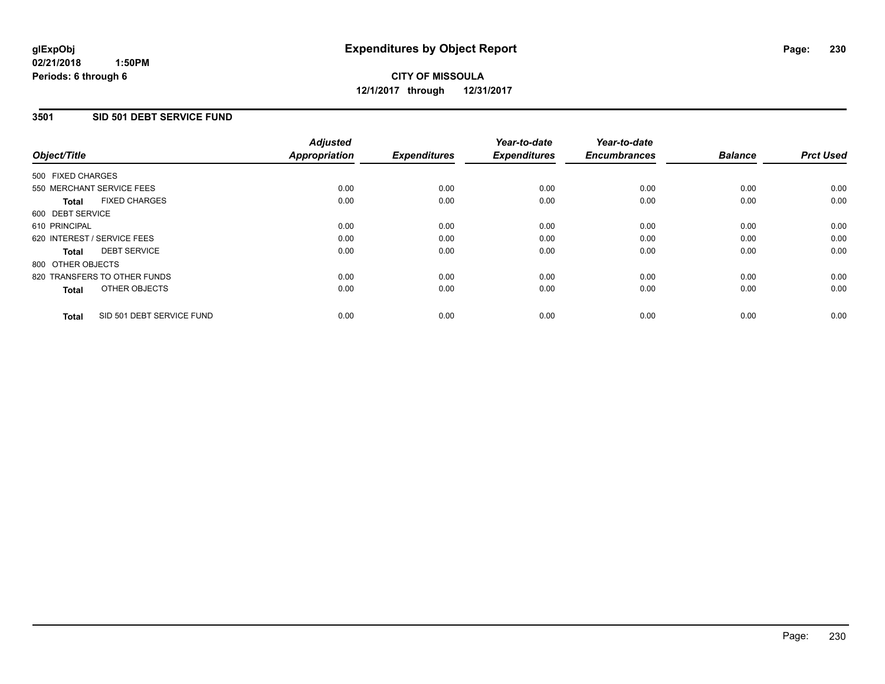glExpObj
02/21/2018 1:50PM
Periods: 6 through 6

# Expenditures by Object Report

**CITY OF MISSOULA**
**12/1/2017 through 12/31/2017**

## 3501 SID 501 DEBT SERVICE FUND

| Object/Title | Adjusted Appropriation | Expenditures | Year-to-date Expenditures | Year-to-date Encumbrances | Balance | Prct Used |
|---|---|---|---|---|---|---|
| 500 FIXED CHARGES | | | | | | |
| 550 MERCHANT SERVICE FEES | 0.00 | 0.00 | 0.00 | 0.00 | 0.00 | 0.00 |
| **Total** FIXED CHARGES | 0.00 | 0.00 | 0.00 | 0.00 | 0.00 | 0.00 |
| 600 DEBT SERVICE | | | | | | |
| 610 PRINCIPAL | 0.00 | 0.00 | 0.00 | 0.00 | 0.00 | 0.00 |
| 620 INTEREST / SERVICE FEES | 0.00 | 0.00 | 0.00 | 0.00 | 0.00 | 0.00 |
| **Total** DEBT SERVICE | 0.00 | 0.00 | 0.00 | 0.00 | 0.00 | 0.00 |
| 800 OTHER OBJECTS | | | | | | |
| 820 TRANSFERS TO OTHER FUNDS | 0.00 | 0.00 | 0.00 | 0.00 | 0.00 | 0.00 |
| **Total** OTHER OBJECTS | 0.00 | 0.00 | 0.00 | 0.00 | 0.00 | 0.00 |
| **Total** SID 501 DEBT SERVICE FUND | 0.00 | 0.00 | 0.00 | 0.00 | 0.00 | 0.00 |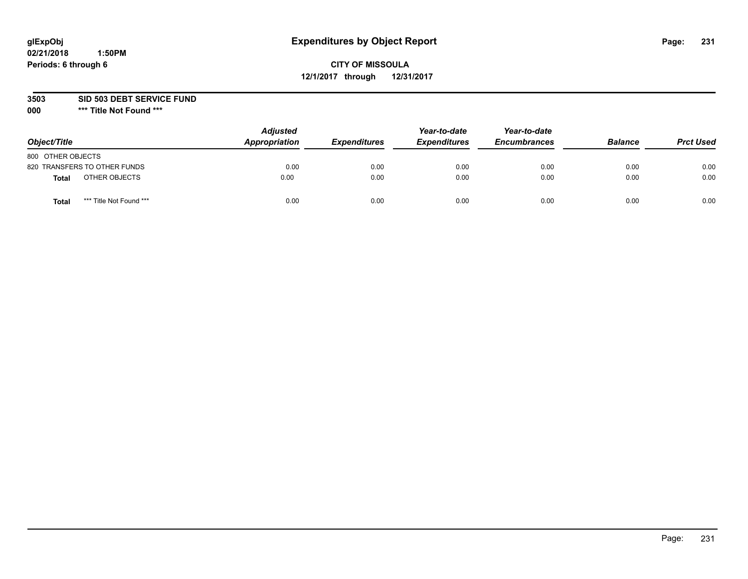glExpObj
02/21/2018 1:50PM
Periods: 6 through 6

# Expenditures by Object Report

**CITY OF MISSOULA**
**12/1/2017 through 12/31/2017**

**3503 SID 503 DEBT SERVICE FUND**
**000 *** Title Not Found *****

| Object/Title | Adjusted Appropriation | Expenditures | Year-to-date Expenditures | Year-to-date Encumbrances | Balance | Prct Used |
|---|---|---|---|---|---|---|
| 800 OTHER OBJECTS | | | | | | |
| 820 TRANSFERS TO OTHER FUNDS | 0.00 | 0.00 | 0.00 | 0.00 | 0.00 | 0.00 |
| **Total** OTHER OBJECTS | 0.00 | 0.00 | 0.00 | 0.00 | 0.00 | 0.00 |
| **Total** *** Title Not Found *** | 0.00 | 0.00 | 0.00 | 0.00 | 0.00 | 0.00 |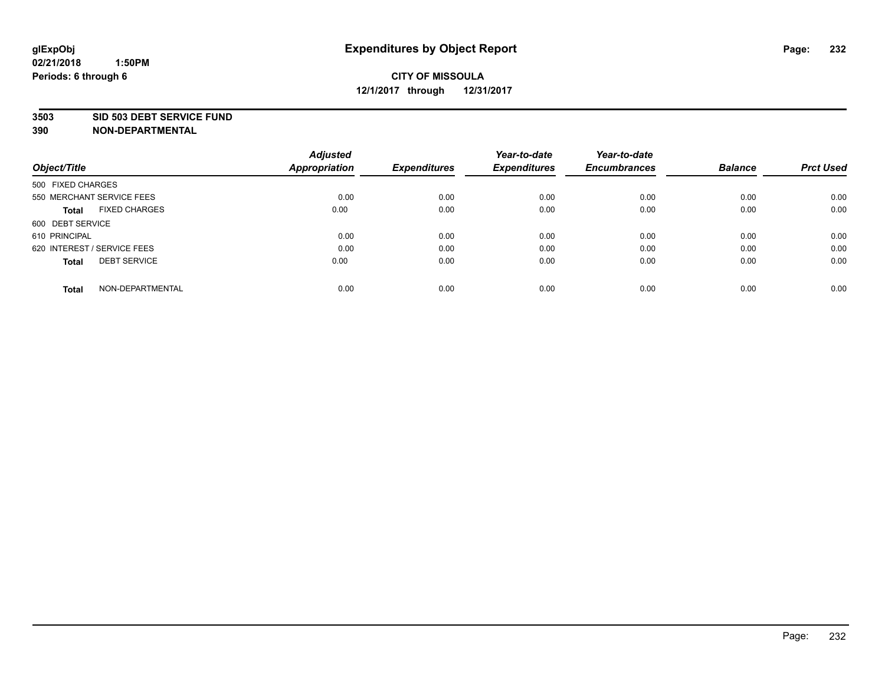**glExpObj**
**02/21/2018 1:50PM**
**Periods: 6 through 6**

# Expenditures by Object Report

**CITY OF MISSOULA**
**12/1/2017 through 12/31/2017**

**3503 SID 503 DEBT SERVICE FUND**
**390 NON-DEPARTMENTAL**

| Object/Title | Adjusted Appropriation | Expenditures | Year-to-date Expenditures | Year-to-date Encumbrances | Balance | Prct Used |
|---|---|---|---|---|---|---|
| 500 FIXED CHARGES | | | | | | |
| 550 MERCHANT SERVICE FEES | 0.00 | 0.00 | 0.00 | 0.00 | 0.00 | 0.00 |
| **Total** FIXED CHARGES | 0.00 | 0.00 | 0.00 | 0.00 | 0.00 | 0.00 |
| 600 DEBT SERVICE | | | | | | |
| 610 PRINCIPAL | 0.00 | 0.00 | 0.00 | 0.00 | 0.00 | 0.00 |
| 620 INTEREST / SERVICE FEES | 0.00 | 0.00 | 0.00 | 0.00 | 0.00 | 0.00 |
| **Total** DEBT SERVICE | 0.00 | 0.00 | 0.00 | 0.00 | 0.00 | 0.00 |
| **Total** NON-DEPARTMENTAL | 0.00 | 0.00 | 0.00 | 0.00 | 0.00 | 0.00 |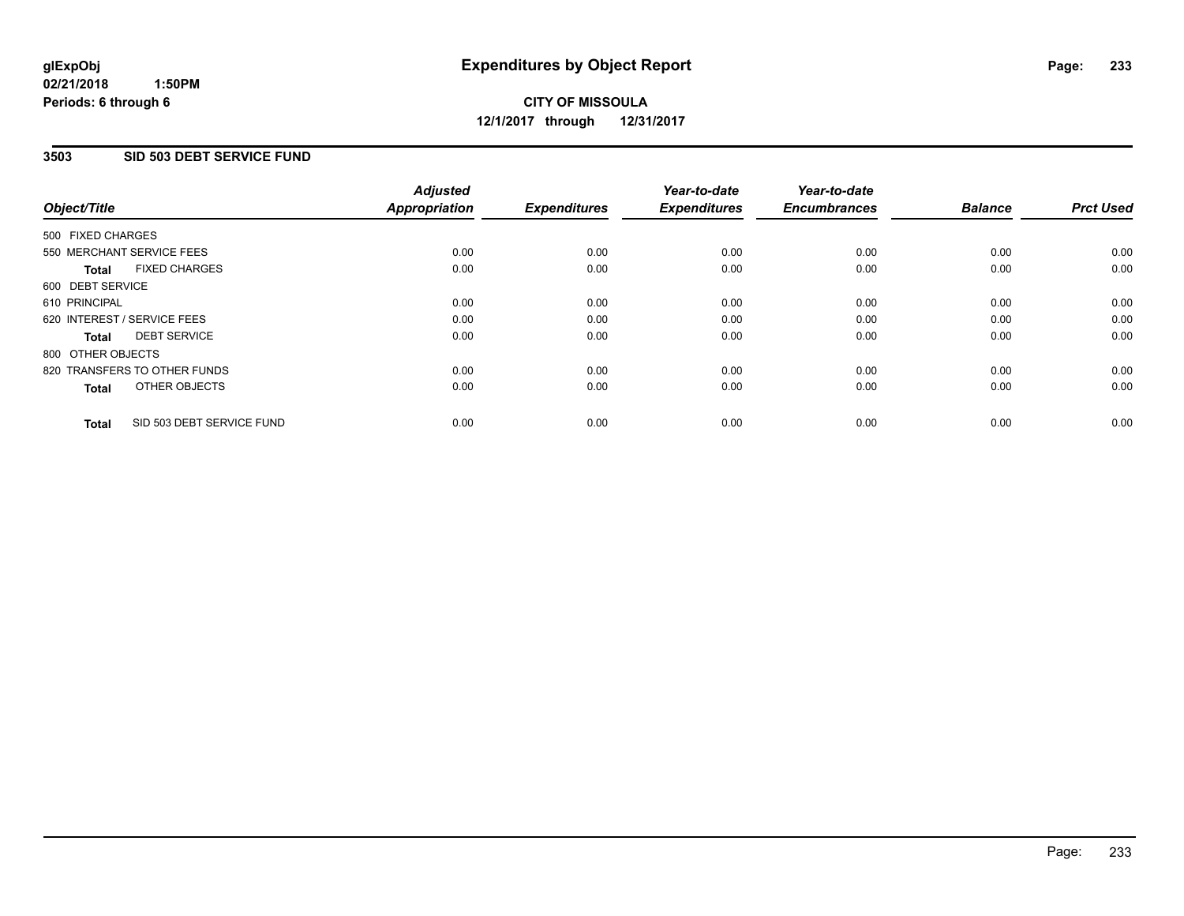**CITY OF MISSOULA**

**12/1/2017 through 12/31/2017**

glExpObj
02/21/2018 1:50PM
Periods: 6 through 6

# Expenditures by Object Report

## 3503 SID 503 DEBT SERVICE FUND

| Object/Title | Adjusted Appropriation | Expenditures | Year-to-date Expenditures | Year-to-date Encumbrances | Balance | Prct Used |
|---|---|---|---|---|---|---|
| 500 FIXED CHARGES | | | | | | |
| 550 MERCHANT SERVICE FEES | 0.00 | 0.00 | 0.00 | 0.00 | 0.00 | 0.00 |
| **Total** FIXED CHARGES | 0.00 | 0.00 | 0.00 | 0.00 | 0.00 | 0.00 |
| 600 DEBT SERVICE | | | | | | |
| 610 PRINCIPAL | 0.00 | 0.00 | 0.00 | 0.00 | 0.00 | 0.00 |
| 620 INTEREST / SERVICE FEES | 0.00 | 0.00 | 0.00 | 0.00 | 0.00 | 0.00 |
| **Total** DEBT SERVICE | 0.00 | 0.00 | 0.00 | 0.00 | 0.00 | 0.00 |
| 800 OTHER OBJECTS | | | | | | |
| 820 TRANSFERS TO OTHER FUNDS | 0.00 | 0.00 | 0.00 | 0.00 | 0.00 | 0.00 |
| **Total** OTHER OBJECTS | 0.00 | 0.00 | 0.00 | 0.00 | 0.00 | 0.00 |
| **Total** SID 503 DEBT SERVICE FUND | 0.00 | 0.00 | 0.00 | 0.00 | 0.00 | 0.00 |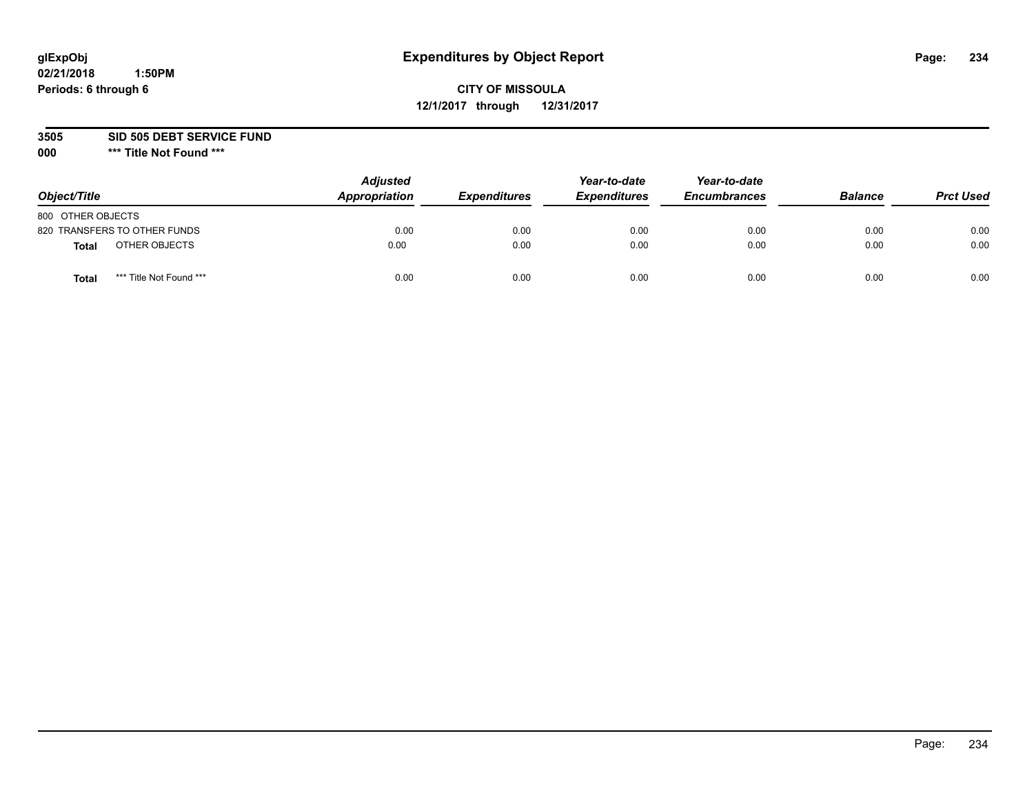glExpObj
02/21/2018 1:50PM
Periods: 6 through 6

# Expenditures by Object Report

**CITY OF MISSOULA**
**12/1/2017 through 12/31/2017**

**3505 SID 505 DEBT SERVICE FUND**
**000 \*\*\* Title Not Found \*\*\***

| Object/Title | | Adjusted Appropriation | Expenditures | Year-to-date Expenditures | Year-to-date Encumbrances | Balance | Prct Used |
|---|---|---|---|---|---|---|---|
| 800 OTHER OBJECTS | | | | | | | |
| 820 TRANSFERS TO OTHER FUNDS | | 0.00 | 0.00 | 0.00 | 0.00 | 0.00 | 0.00 |
| **Total** | OTHER OBJECTS | 0.00 | 0.00 | 0.00 | 0.00 | 0.00 | 0.00 |
| **Total** | *** Title Not Found *** | 0.00 | 0.00 | 0.00 | 0.00 | 0.00 | 0.00 |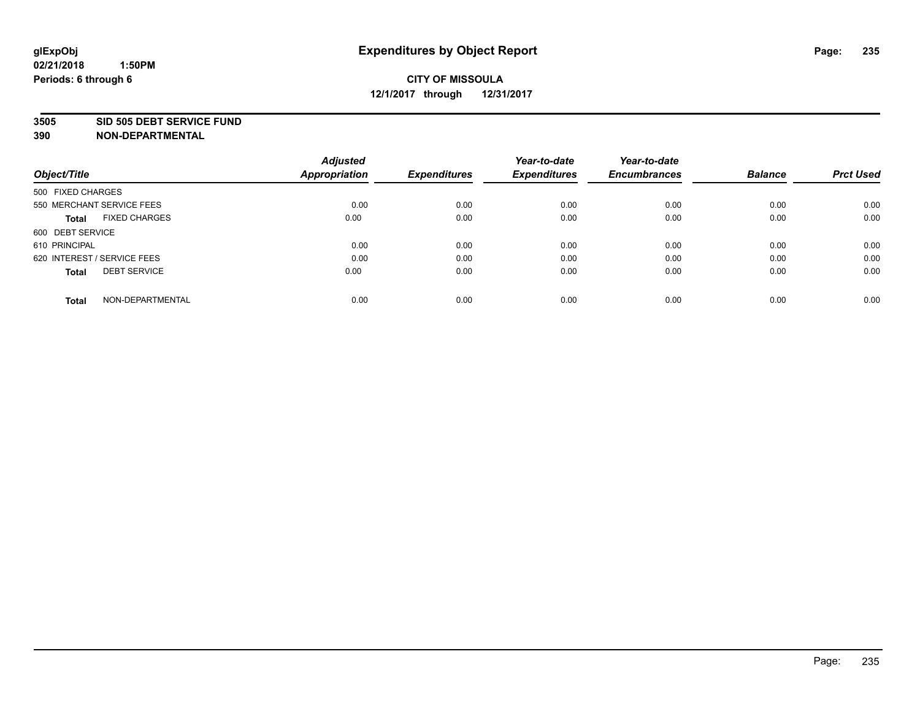**glExpObj**
**02/21/2018 1:50PM**
**Periods: 6 through 6**

# Expenditures by Object Report

**CITY OF MISSOULA**
**12/1/2017 through 12/31/2017**

**3505 SID 505 DEBT SERVICE FUND**
**390 NON-DEPARTMENTAL**

| Object/Title | Adjusted Appropriation | Expenditures | Year-to-date Expenditures | Year-to-date Encumbrances | Balance | Prct Used |
|---|---|---|---|---|---|---|
| 500 FIXED CHARGES | | | | | | |
| 550 MERCHANT SERVICE FEES | 0.00 | 0.00 | 0.00 | 0.00 | 0.00 | 0.00 |
| **Total** FIXED CHARGES | 0.00 | 0.00 | 0.00 | 0.00 | 0.00 | 0.00 |
| 600 DEBT SERVICE | | | | | | |
| 610 PRINCIPAL | 0.00 | 0.00 | 0.00 | 0.00 | 0.00 | 0.00 |
| 620 INTEREST / SERVICE FEES | 0.00 | 0.00 | 0.00 | 0.00 | 0.00 | 0.00 |
| **Total** DEBT SERVICE | 0.00 | 0.00 | 0.00 | 0.00 | 0.00 | 0.00 |
| **Total** NON-DEPARTMENTAL | 0.00 | 0.00 | 0.00 | 0.00 | 0.00 | 0.00 |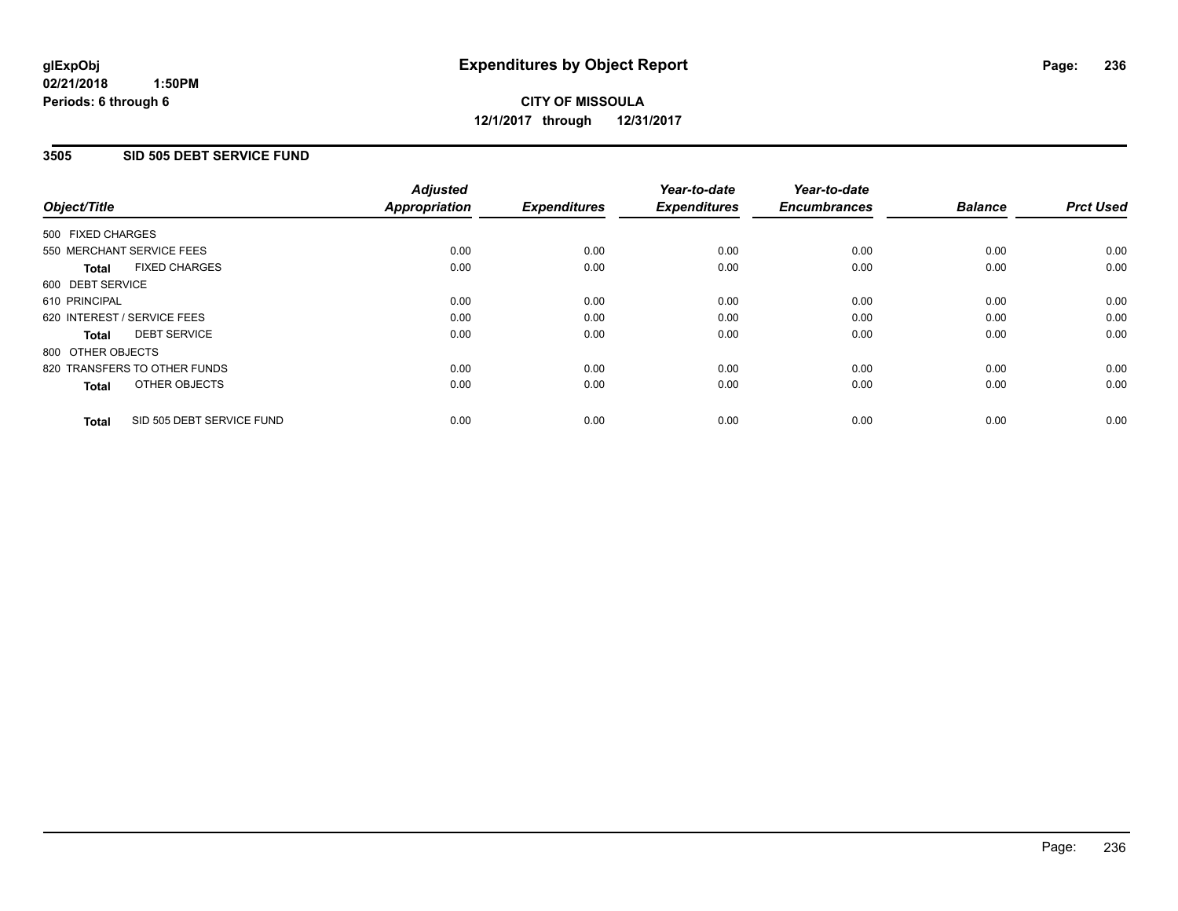**glExpObj**
**02/21/2018 1:50PM**
**Periods: 6 through 6**

# Expenditures by Object Report

**CITY OF MISSOULA**
**12/1/2017 through 12/31/2017**

## 3505 SID 505 DEBT SERVICE FUND

| Object/Title | Adjusted Appropriation | Expenditures | Year-to-date Expenditures | Year-to-date Encumbrances | Balance | Prct Used |
|---|---|---|---|---|---|---|
| 500 FIXED CHARGES | | | | | | |
| 550 MERCHANT SERVICE FEES | 0.00 | 0.00 | 0.00 | 0.00 | 0.00 | 0.00 |
| **Total** FIXED CHARGES | 0.00 | 0.00 | 0.00 | 0.00 | 0.00 | 0.00 |
| 600 DEBT SERVICE | | | | | | |
| 610 PRINCIPAL | 0.00 | 0.00 | 0.00 | 0.00 | 0.00 | 0.00 |
| 620 INTEREST / SERVICE FEES | 0.00 | 0.00 | 0.00 | 0.00 | 0.00 | 0.00 |
| **Total** DEBT SERVICE | 0.00 | 0.00 | 0.00 | 0.00 | 0.00 | 0.00 |
| 800 OTHER OBJECTS | | | | | | |
| 820 TRANSFERS TO OTHER FUNDS | 0.00 | 0.00 | 0.00 | 0.00 | 0.00 | 0.00 |
| **Total** OTHER OBJECTS | 0.00 | 0.00 | 0.00 | 0.00 | 0.00 | 0.00 |
| **Total** SID 505 DEBT SERVICE FUND | 0.00 | 0.00 | 0.00 | 0.00 | 0.00 | 0.00 |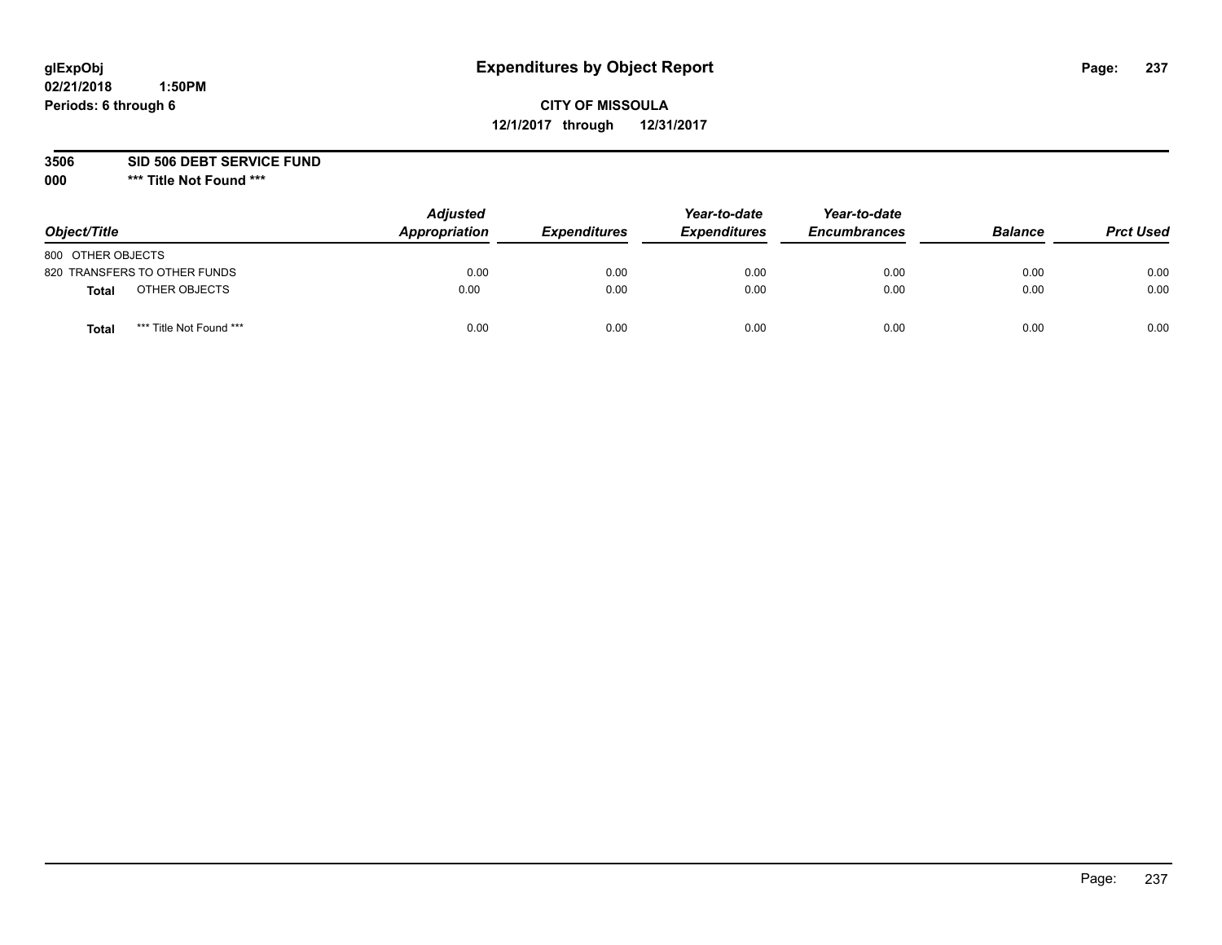**glExpObj**
**02/21/2018 1:50PM**
**Periods: 6 through 6**

# Expenditures by Object Report

**CITY OF MISSOULA**
**12/1/2017 through 12/31/2017**

**3506 SID 506 DEBT SERVICE FUND**
**000 *** Title Not Found *****

| Object/Title | Adjusted Appropriation | Expenditures | Year-to-date Expenditures | Year-to-date Encumbrances | Balance | Prct Used |
|---|---|---|---|---|---|---|
| 800 OTHER OBJECTS | | | | | | |
| 820 TRANSFERS TO OTHER FUNDS | 0.00 | 0.00 | 0.00 | 0.00 | 0.00 | 0.00 |
| **Total** OTHER OBJECTS | 0.00 | 0.00 | 0.00 | 0.00 | 0.00 | 0.00 |
| **Total** *** Title Not Found *** | 0.00 | 0.00 | 0.00 | 0.00 | 0.00 | 0.00 |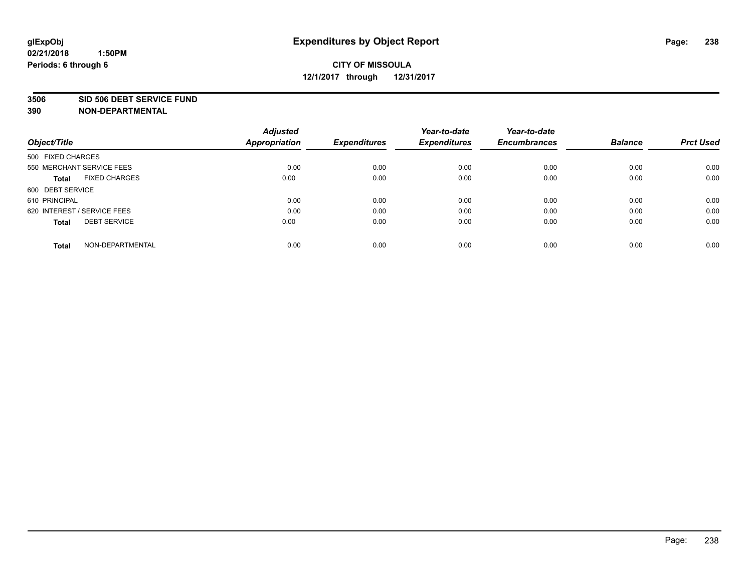# Expenditures by Object Report

glExpObj
02/21/2018 1:50PM
Periods: 6 through 6

**CITY OF MISSOULA**
**12/1/2017 through 12/31/2017**

**3506 SID 506 DEBT SERVICE FUND**
**390 NON-DEPARTMENTAL**

| Object/Title | Adjusted Appropriation | Expenditures | Year-to-date Expenditures | Year-to-date Encumbrances | Balance | Prct Used |
|---|---|---|---|---|---|---|
| 500 FIXED CHARGES | | | | | | |
| 550 MERCHANT SERVICE FEES | 0.00 | 0.00 | 0.00 | 0.00 | 0.00 | 0.00 |
| **Total** FIXED CHARGES | 0.00 | 0.00 | 0.00 | 0.00 | 0.00 | 0.00 |
| 600 DEBT SERVICE | | | | | | |
| 610 PRINCIPAL | 0.00 | 0.00 | 0.00 | 0.00 | 0.00 | 0.00 |
| 620 INTEREST / SERVICE FEES | 0.00 | 0.00 | 0.00 | 0.00 | 0.00 | 0.00 |
| **Total** DEBT SERVICE | 0.00 | 0.00 | 0.00 | 0.00 | 0.00 | 0.00 |
| **Total** NON-DEPARTMENTAL | 0.00 | 0.00 | 0.00 | 0.00 | 0.00 | 0.00 |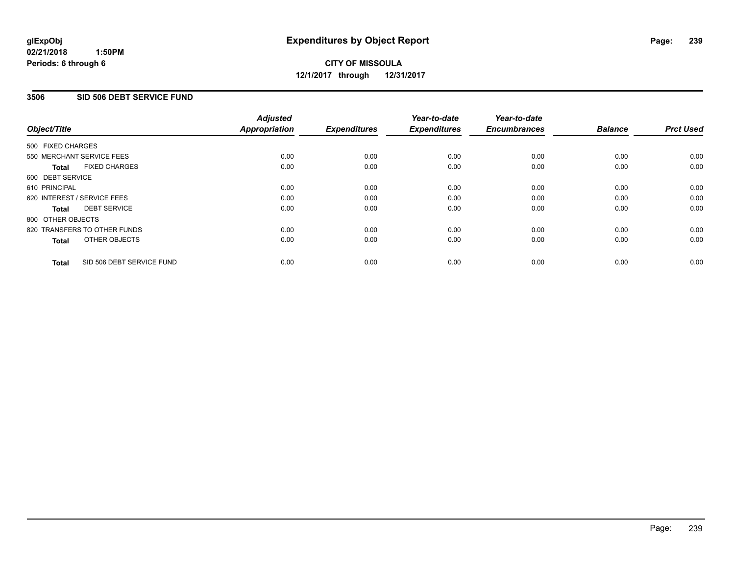**glExpObj**
**02/21/2018 1:50PM**
**Periods: 6 through 6**

# Expenditures by Object Report

**CITY OF MISSOULA**
**12/1/2017 through 12/31/2017**

## 3506 SID 506 DEBT SERVICE FUND

| Object/Title | | Adjusted Appropriation | Expenditures | Year-to-date Expenditures | Year-to-date Encumbrances | Balance | Prct Used |
|---|---|---|---|---|---|---|---|
| 500 FIXED CHARGES | | | | | | | |
| 550 MERCHANT SERVICE FEES | | 0.00 | 0.00 | 0.00 | 0.00 | 0.00 | 0.00 |
| **Total** | FIXED CHARGES | 0.00 | 0.00 | 0.00 | 0.00 | 0.00 | 0.00 |
| 600 DEBT SERVICE | | | | | | | |
| 610 PRINCIPAL | | 0.00 | 0.00 | 0.00 | 0.00 | 0.00 | 0.00 |
| 620 INTEREST / SERVICE FEES | | 0.00 | 0.00 | 0.00 | 0.00 | 0.00 | 0.00 |
| **Total** | DEBT SERVICE | 0.00 | 0.00 | 0.00 | 0.00 | 0.00 | 0.00 |
| 800 OTHER OBJECTS | | | | | | | |
| 820 TRANSFERS TO OTHER FUNDS | | 0.00 | 0.00 | 0.00 | 0.00 | 0.00 | 0.00 |
| **Total** | OTHER OBJECTS | 0.00 | 0.00 | 0.00 | 0.00 | 0.00 | 0.00 |
| **Total** | SID 506 DEBT SERVICE FUND | 0.00 | 0.00 | 0.00 | 0.00 | 0.00 | 0.00 |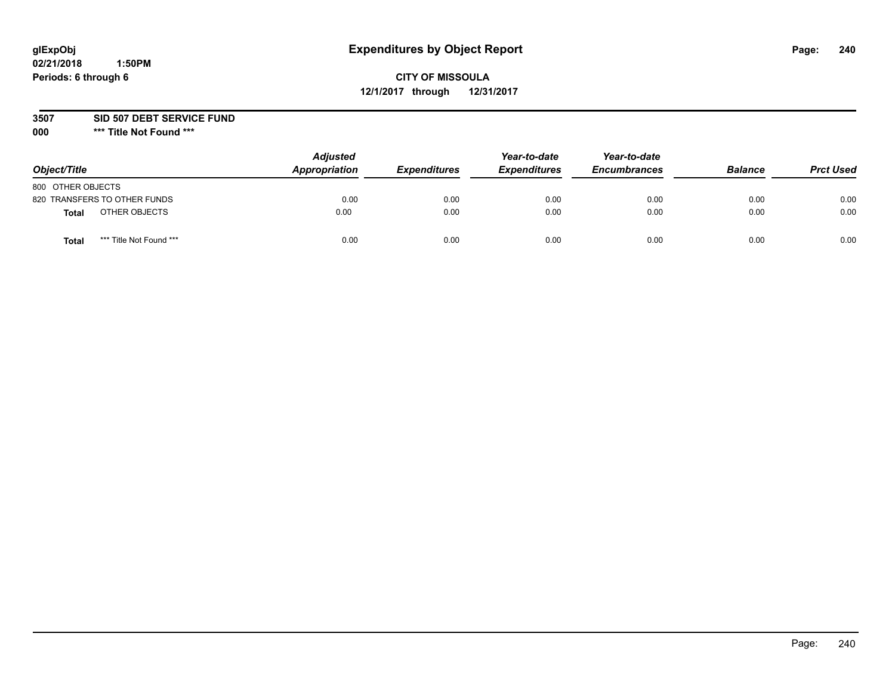# Expenditures by Object Report

glExpObj
02/21/2018 1:50PM
Periods: 6 through 6

**CITY OF MISSOULA**
**12/1/2017 through 12/31/2017**

**3507 SID 507 DEBT SERVICE FUND**
**000 \*\*\* Title Not Found \*\*\***

| Object/Title | Adjusted Appropriation | Expenditures | Year-to-date Expenditures | Year-to-date Encumbrances | Balance | Prct Used |
|---|---|---|---|---|---|---|
| 800 OTHER OBJECTS | | | | | | |
| 820 TRANSFERS TO OTHER FUNDS | 0.00 | 0.00 | 0.00 | 0.00 | 0.00 | 0.00 |
| **Total** OTHER OBJECTS | 0.00 | 0.00 | 0.00 | 0.00 | 0.00 | 0.00 |
| **Total** *** Title Not Found *** | 0.00 | 0.00 | 0.00 | 0.00 | 0.00 | 0.00 |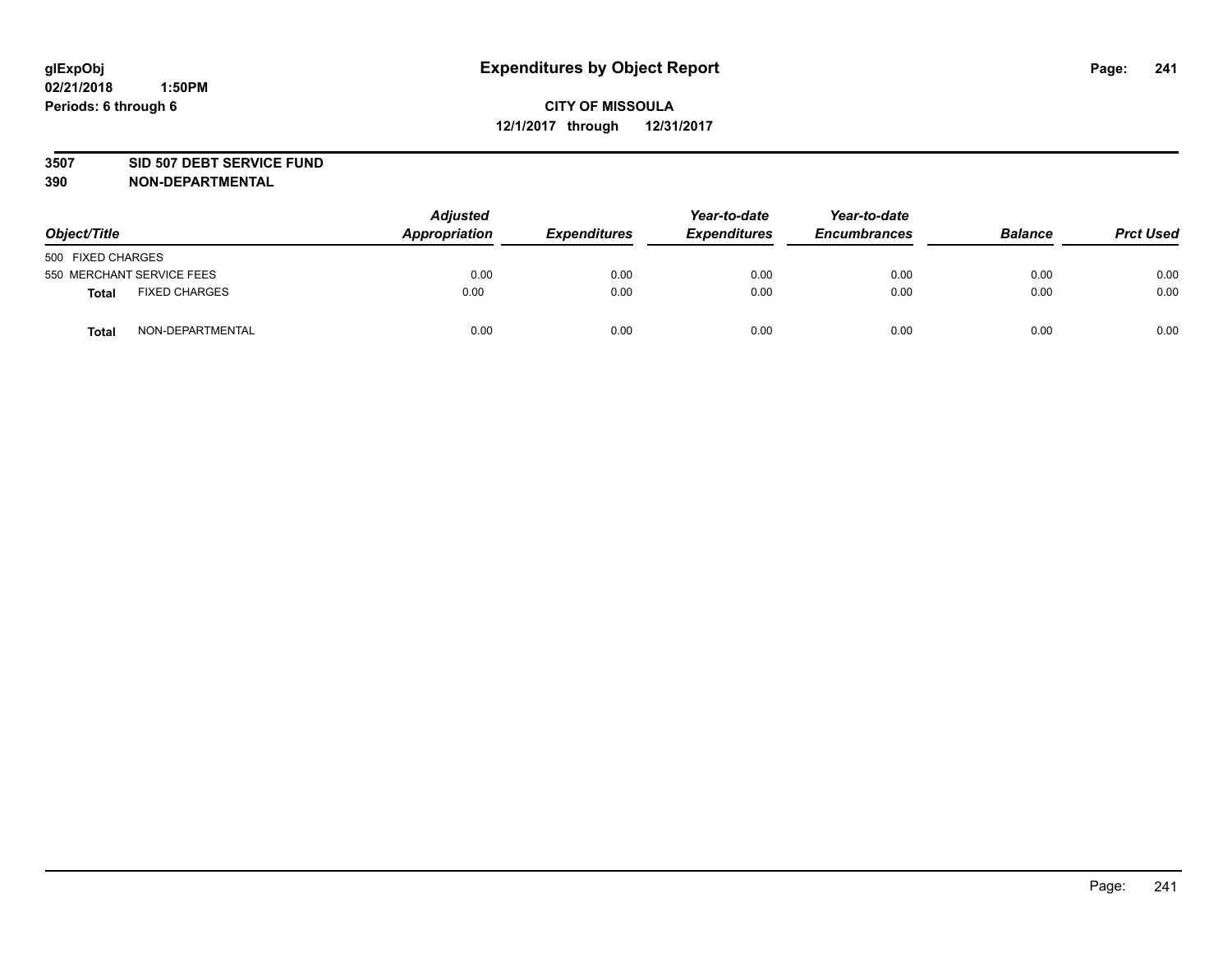# Expenditures by Object Report

glExpObj
02/21/2018 1:50PM
Periods: 6 through 6

**CITY OF MISSOULA**
**12/1/2017 through 12/31/2017**

**3507 SID 507 DEBT SERVICE FUND**
**390 NON-DEPARTMENTAL**

| Object/Title | | Adjusted Appropriation | Expenditures | Year-to-date Expenditures | Year-to-date Encumbrances | Balance | Prct Used |
|---|---|---|---|---|---|---|---|
| 500 FIXED CHARGES | | | | | | | |
| 550 MERCHANT SERVICE FEES | | 0.00 | 0.00 | 0.00 | 0.00 | 0.00 | 0.00 |
| **Total** | FIXED CHARGES | 0.00 | 0.00 | 0.00 | 0.00 | 0.00 | 0.00 |
| **Total** | NON-DEPARTMENTAL | 0.00 | 0.00 | 0.00 | 0.00 | 0.00 | 0.00 |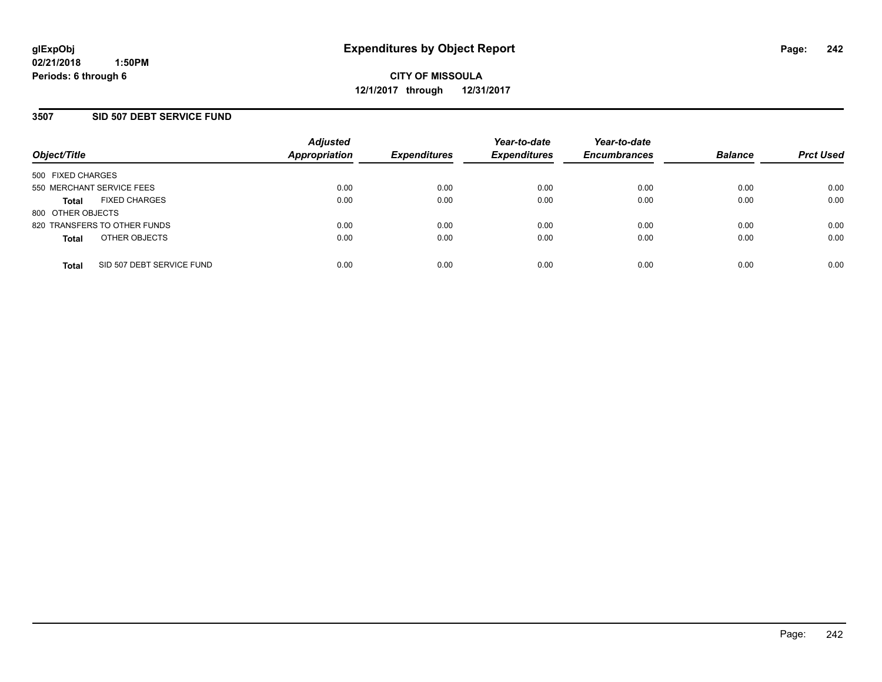# Expenditures by Object Report

glExpObj
02/21/2018 1:50PM
Periods: 6 through 6

**CITY OF MISSOULA**
**12/1/2017 through 12/31/2017**

## 3507 SID 507 DEBT SERVICE FUND

| Object/Title | Adjusted Appropriation | Expenditures | Year-to-date Expenditures | Year-to-date Encumbrances | Balance | Prct Used |
|---|---|---|---|---|---|---|
| 500 FIXED CHARGES | | | | | | |
| 550 MERCHANT SERVICE FEES | 0.00 | 0.00 | 0.00 | 0.00 | 0.00 | 0.00 |
| **Total** FIXED CHARGES | 0.00 | 0.00 | 0.00 | 0.00 | 0.00 | 0.00 |
| 800 OTHER OBJECTS | | | | | | |
| 820 TRANSFERS TO OTHER FUNDS | 0.00 | 0.00 | 0.00 | 0.00 | 0.00 | 0.00 |
| **Total** OTHER OBJECTS | 0.00 | 0.00 | 0.00 | 0.00 | 0.00 | 0.00 |
| **Total** SID 507 DEBT SERVICE FUND | 0.00 | 0.00 | 0.00 | 0.00 | 0.00 | 0.00 |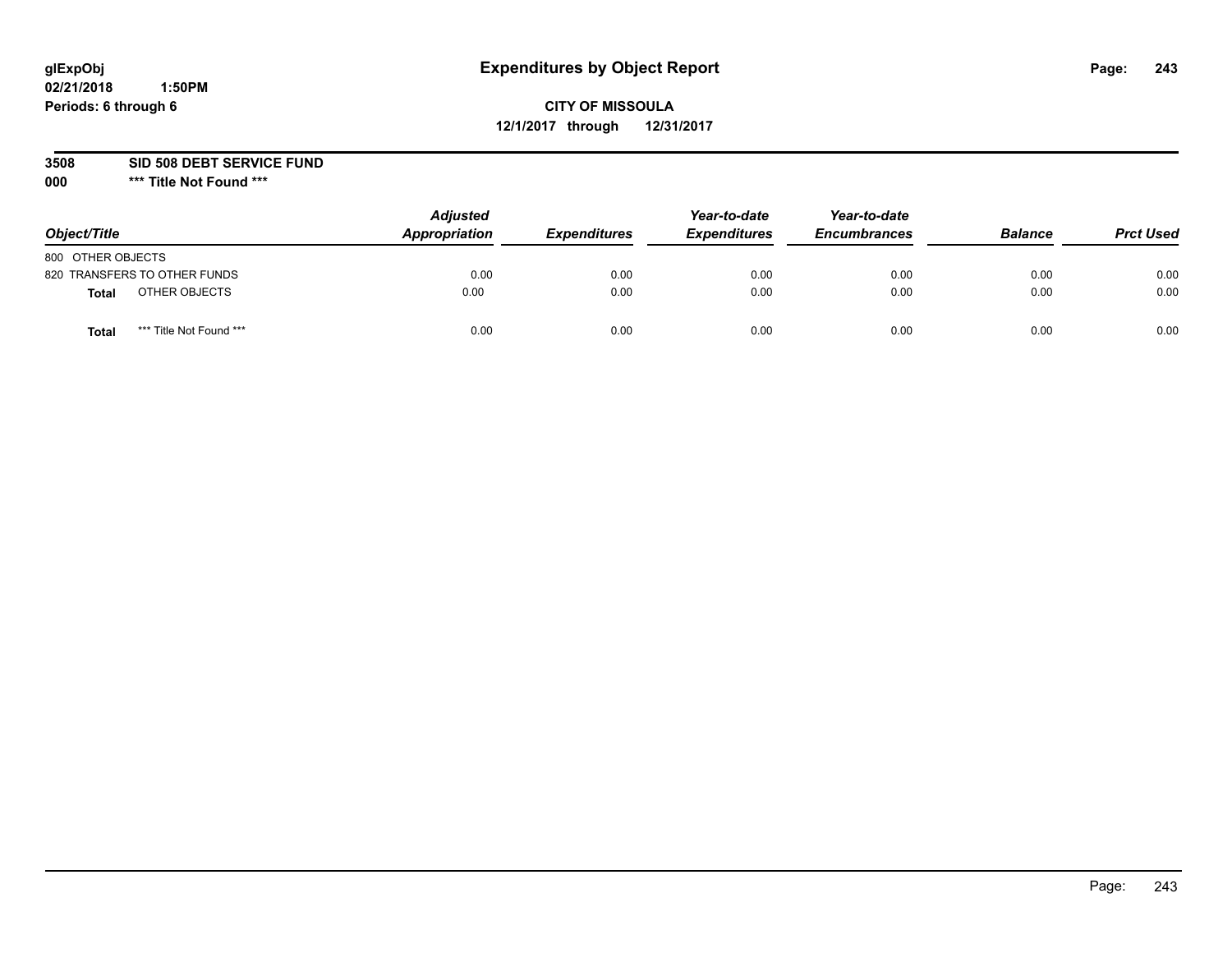glExpObj
02/21/2018 1:50PM
Periods: 6 through 6

# Expenditures by Object Report

**CITY OF MISSOULA**
**12/1/2017 through 12/31/2017**

**3508 SID 508 DEBT SERVICE FUND**
**000 \*\*\* Title Not Found \*\*\***

| Object/Title | Adjusted Appropriation | Expenditures | Year-to-date Expenditures | Year-to-date Encumbrances | Balance | Prct Used |
|---|---|---|---|---|---|---|
| 800 OTHER OBJECTS | | | | | | |
| 820 TRANSFERS TO OTHER FUNDS | 0.00 | 0.00 | 0.00 | 0.00 | 0.00 | 0.00 |
| **Total** OTHER OBJECTS | 0.00 | 0.00 | 0.00 | 0.00 | 0.00 | 0.00 |
| **Total** \*\*\* Title Not Found \*\*\* | 0.00 | 0.00 | 0.00 | 0.00 | 0.00 | 0.00 |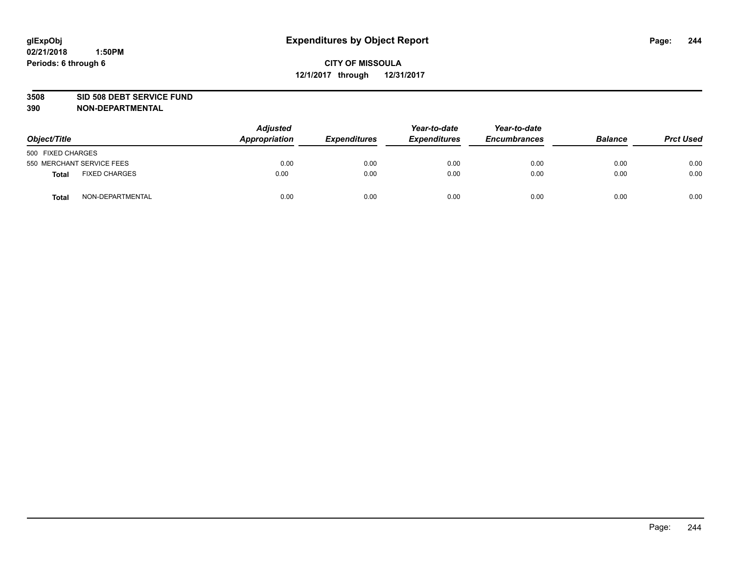**glExpObj** **Expenditures by Object Report**

**02/21/2018 1:50PM**

**Periods: 6 through 6**

**CITY OF MISSOULA**

**12/1/2017 through 12/31/2017**

**3508 SID 508 DEBT SERVICE FUND**

**390 NON-DEPARTMENTAL**

| Object/Title | | Adjusted Appropriation | Expenditures | Year-to-date Expenditures | Year-to-date Encumbrances | Balance | Prct Used |
|---|---|---|---|---|---|---|---|
| 500 FIXED CHARGES | | | | | | | |
| 550 MERCHANT SERVICE FEES | | 0.00 | 0.00 | 0.00 | 0.00 | 0.00 | 0.00 |
| **Total** | FIXED CHARGES | 0.00 | 0.00 | 0.00 | 0.00 | 0.00 | 0.00 |
| **Total** | NON-DEPARTMENTAL | 0.00 | 0.00 | 0.00 | 0.00 | 0.00 | 0.00 |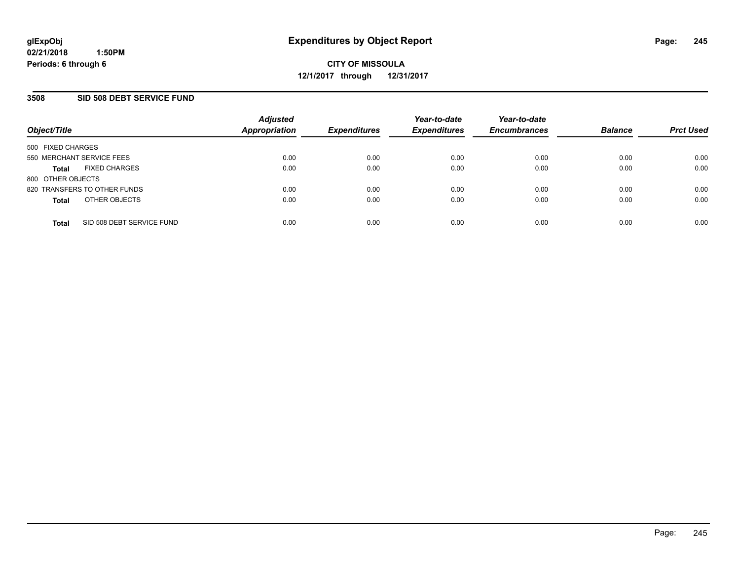**glExpObj**
**02/21/2018 1:50PM**
**Periods: 6 through 6**

# Expenditures by Object Report

**CITY OF MISSOULA**
**12/1/2017 through 12/31/2017**

## 3508 SID 508 DEBT SERVICE FUND

| Object/Title | Adjusted Appropriation | Expenditures | Year-to-date Expenditures | Year-to-date Encumbrances | Balance | Prct Used |
|---|---|---|---|---|---|---|
| 500 FIXED CHARGES | | | | | | |
| 550 MERCHANT SERVICE FEES | 0.00 | 0.00 | 0.00 | 0.00 | 0.00 | 0.00 |
| **Total** FIXED CHARGES | 0.00 | 0.00 | 0.00 | 0.00 | 0.00 | 0.00 |
| 800 OTHER OBJECTS | | | | | | |
| 820 TRANSFERS TO OTHER FUNDS | 0.00 | 0.00 | 0.00 | 0.00 | 0.00 | 0.00 |
| **Total** OTHER OBJECTS | 0.00 | 0.00 | 0.00 | 0.00 | 0.00 | 0.00 |
| **Total** SID 508 DEBT SERVICE FUND | 0.00 | 0.00 | 0.00 | 0.00 | 0.00 | 0.00 |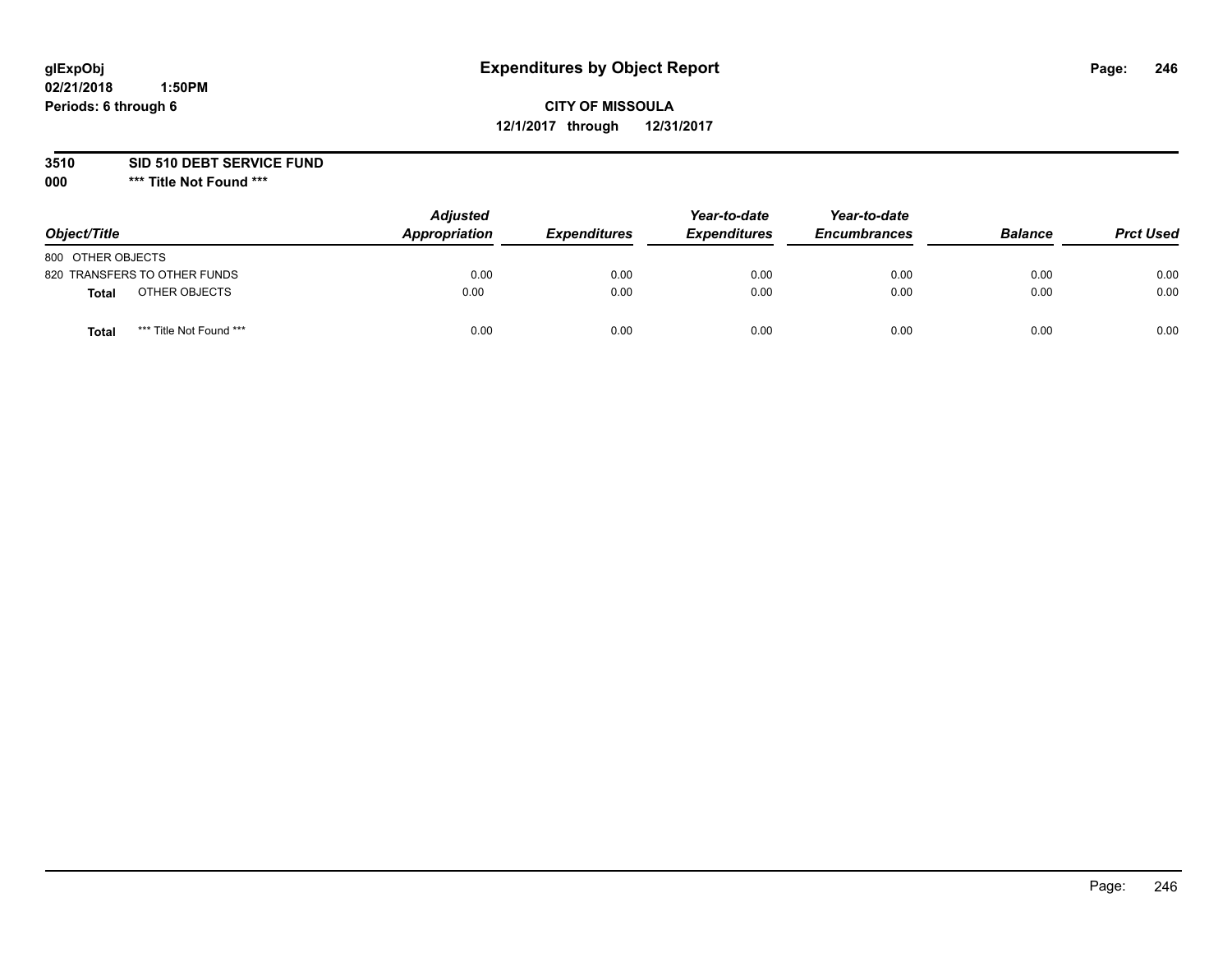**glExpObj**
**02/21/2018 1:50PM**
**Periods: 6 through 6**

# Expenditures by Object Report

**CITY OF MISSOULA**
**12/1/2017 through 12/31/2017**

**3510 SID 510 DEBT SERVICE FUND**
**000 *** Title Not Found *****

| Object/Title | | Adjusted Appropriation | Expenditures | Year-to-date Expenditures | Year-to-date Encumbrances | Balance | Prct Used |
|---|---|---|---|---|---|---|---|
| 800 OTHER OBJECTS | | | | | | | |
| 820 TRANSFERS TO OTHER FUNDS | | 0.00 | 0.00 | 0.00 | 0.00 | 0.00 | 0.00 |
| **Total** | OTHER OBJECTS | 0.00 | 0.00 | 0.00 | 0.00 | 0.00 | 0.00 |
| **Total** | *** Title Not Found *** | 0.00 | 0.00 | 0.00 | 0.00 | 0.00 | 0.00 |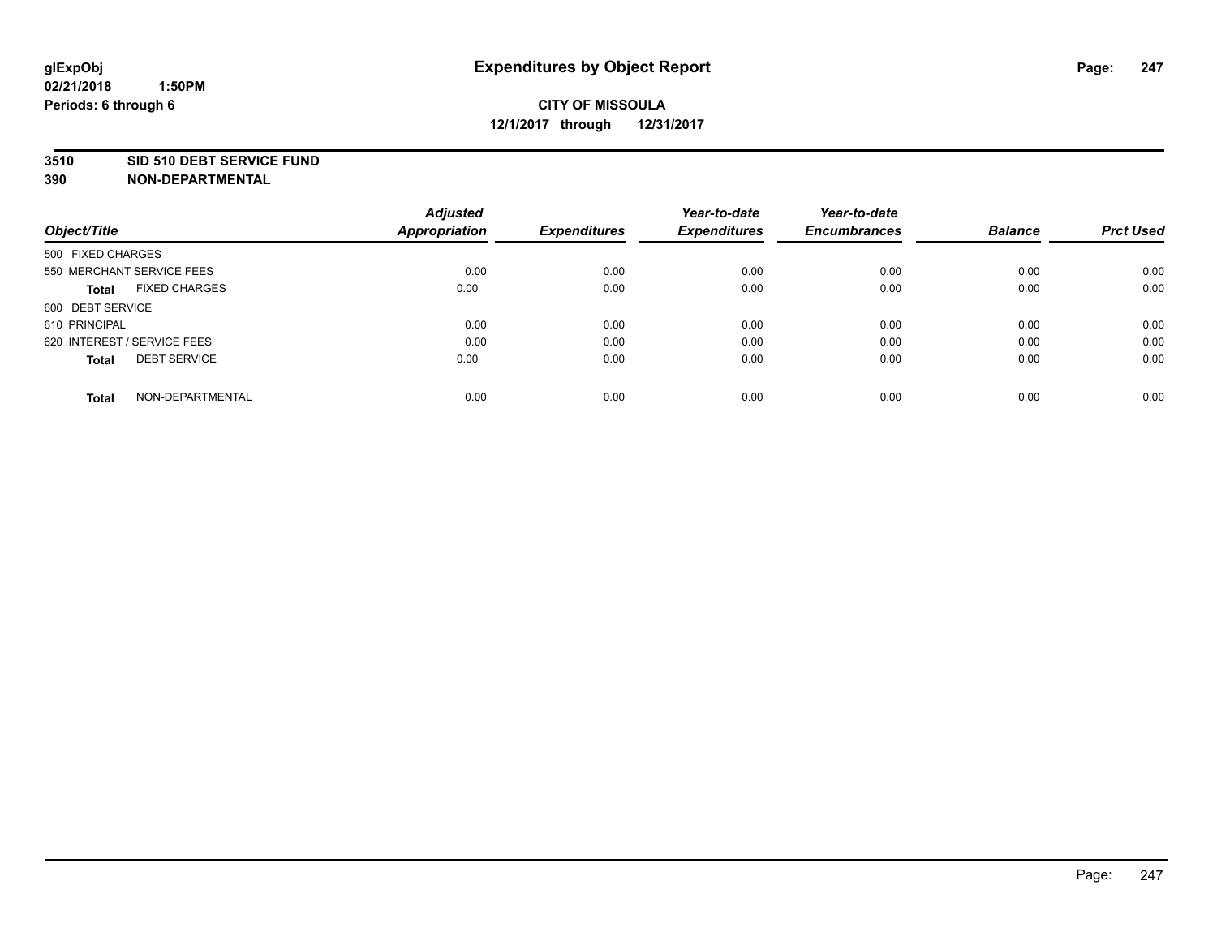# Expenditures by Object Report

glExpObj
02/21/2018 1:50PM
Periods: 6 through 6

**CITY OF MISSOULA**
**12/1/2017 through 12/31/2017**

**3510 SID 510 DEBT SERVICE FUND**
**390 NON-DEPARTMENTAL**

| Object/Title | Adjusted Appropriation | Expenditures | Year-to-date Expenditures | Year-to-date Encumbrances | Balance | Prct Used |
|---|---|---|---|---|---|---|
| 500 FIXED CHARGES | | | | | | |
| 550 MERCHANT SERVICE FEES | 0.00 | 0.00 | 0.00 | 0.00 | 0.00 | 0.00 |
| **Total** FIXED CHARGES | 0.00 | 0.00 | 0.00 | 0.00 | 0.00 | 0.00 |
| 600 DEBT SERVICE | | | | | | |
| 610 PRINCIPAL | 0.00 | 0.00 | 0.00 | 0.00 | 0.00 | 0.00 |
| 620 INTEREST / SERVICE FEES | 0.00 | 0.00 | 0.00 | 0.00 | 0.00 | 0.00 |
| **Total** DEBT SERVICE | 0.00 | 0.00 | 0.00 | 0.00 | 0.00 | 0.00 |
| **Total** NON-DEPARTMENTAL | 0.00 | 0.00 | 0.00 | 0.00 | 0.00 | 0.00 |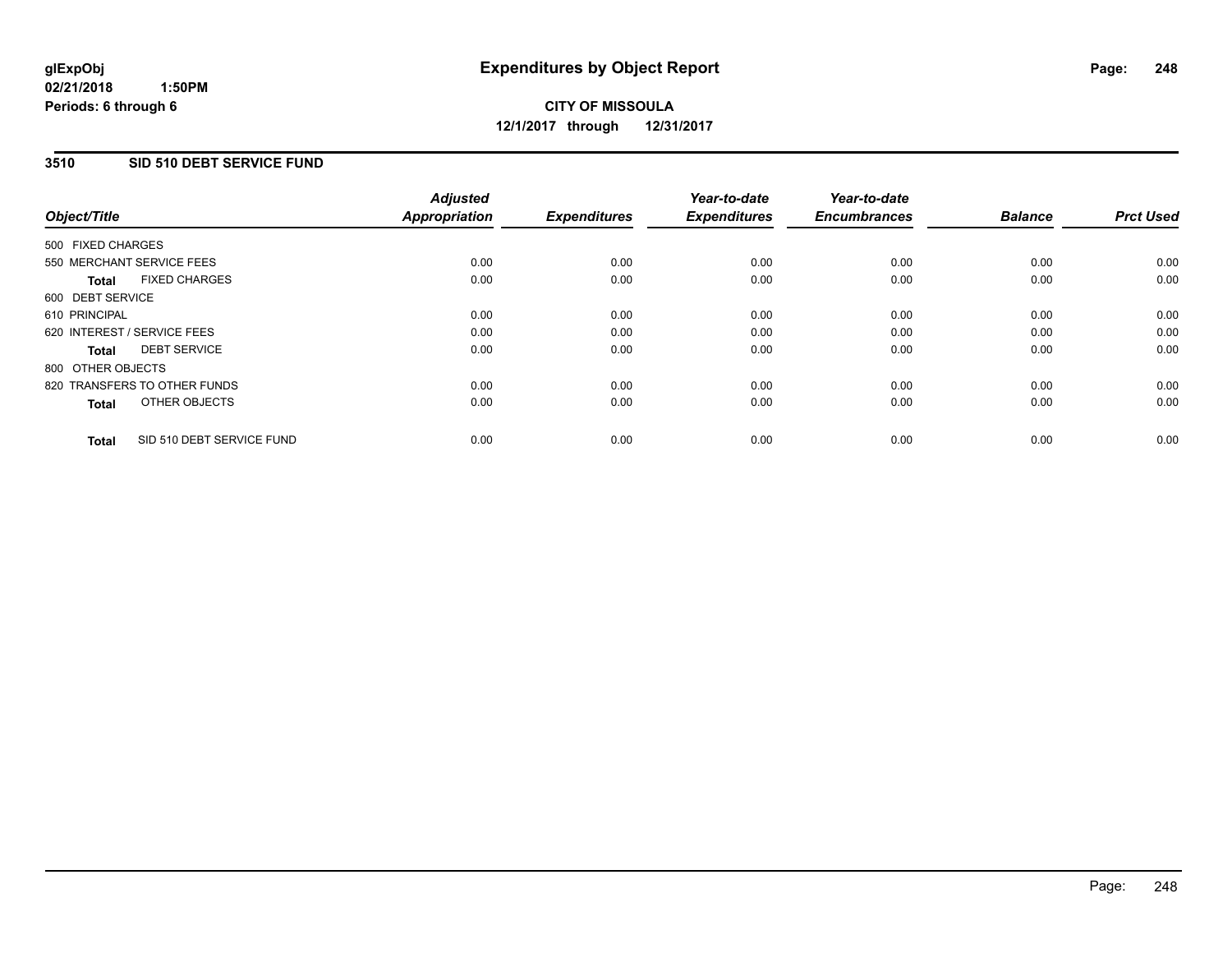# Expenditures by Object Report

glExpObj
02/21/2018 1:50PM
Periods: 6 through 6

**CITY OF MISSOULA**
**12/1/2017 through 12/31/2017**

## 3510 SID 510 DEBT SERVICE FUND

| Object/Title | Adjusted Appropriation | Expenditures | Year-to-date Expenditures | Year-to-date Encumbrances | Balance | Prct Used |
|---|---|---|---|---|---|---|
| 500 FIXED CHARGES | | | | | | |
| 550 MERCHANT SERVICE FEES | 0.00 | 0.00 | 0.00 | 0.00 | 0.00 | 0.00 |
| **Total** FIXED CHARGES | 0.00 | 0.00 | 0.00 | 0.00 | 0.00 | 0.00 |
| 600 DEBT SERVICE | | | | | | |
| 610 PRINCIPAL | 0.00 | 0.00 | 0.00 | 0.00 | 0.00 | 0.00 |
| 620 INTEREST / SERVICE FEES | 0.00 | 0.00 | 0.00 | 0.00 | 0.00 | 0.00 |
| **Total** DEBT SERVICE | 0.00 | 0.00 | 0.00 | 0.00 | 0.00 | 0.00 |
| 800 OTHER OBJECTS | | | | | | |
| 820 TRANSFERS TO OTHER FUNDS | 0.00 | 0.00 | 0.00 | 0.00 | 0.00 | 0.00 |
| **Total** OTHER OBJECTS | 0.00 | 0.00 | 0.00 | 0.00 | 0.00 | 0.00 |
| **Total** SID 510 DEBT SERVICE FUND | 0.00 | 0.00 | 0.00 | 0.00 | 0.00 | 0.00 |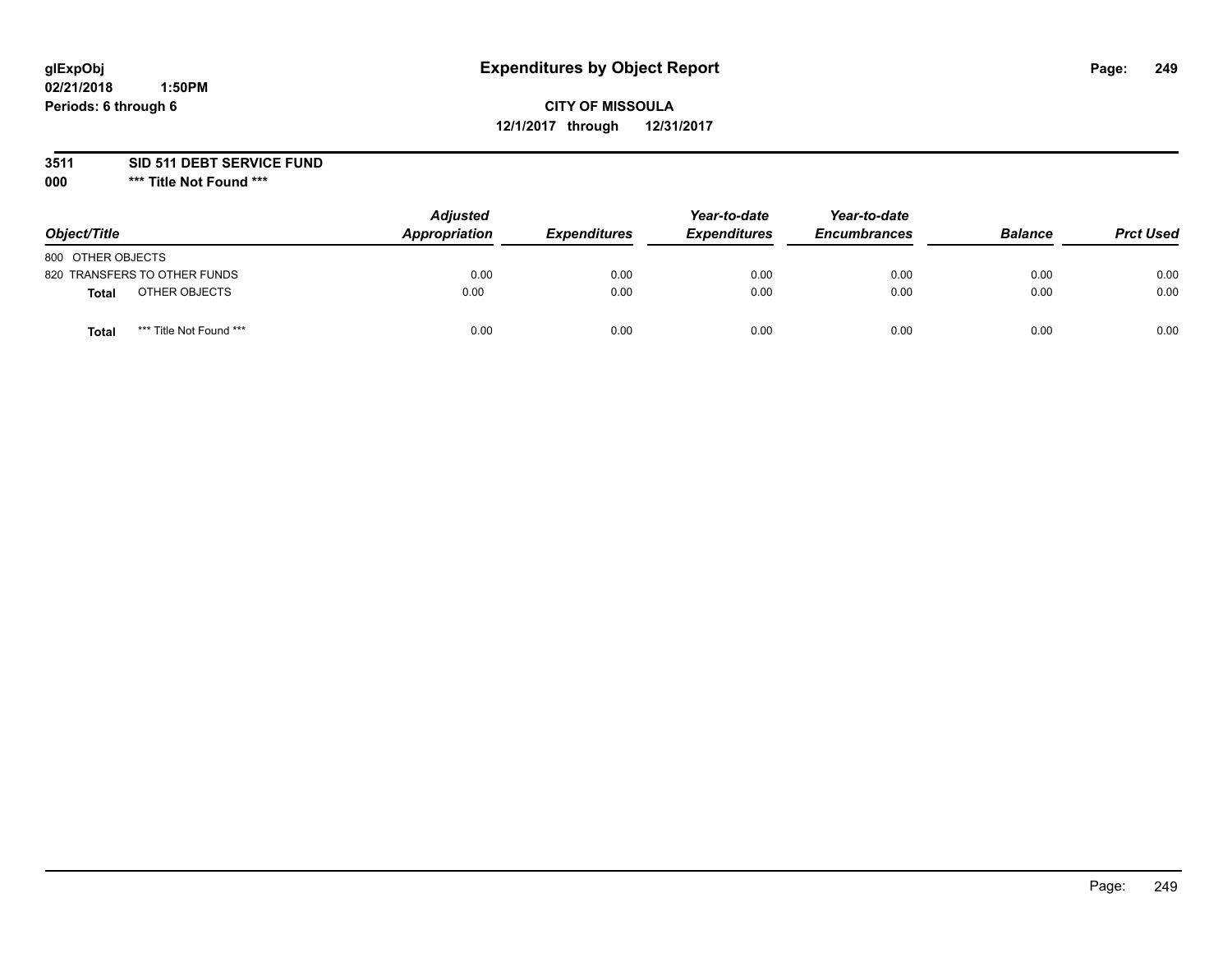**glExpObj**
**02/21/2018 1:50PM**
**Periods: 6 through 6**

# Expenditures by Object Report

**CITY OF MISSOULA**
**12/1/2017 through 12/31/2017**

**3511 SID 511 DEBT SERVICE FUND**
**000 *** Title Not Found *****

| Object/Title | | Adjusted Appropriation | Expenditures | Year-to-date Expenditures | Year-to-date Encumbrances | Balance | Prct Used |
|---|---|---|---|---|---|---|---|
| 800 OTHER OBJECTS | | | | | | | |
| 820 TRANSFERS TO OTHER FUNDS | | 0.00 | 0.00 | 0.00 | 0.00 | 0.00 | 0.00 |
| **Total** | OTHER OBJECTS | 0.00 | 0.00 | 0.00 | 0.00 | 0.00 | 0.00 |
| **Total** | *** Title Not Found *** | 0.00 | 0.00 | 0.00 | 0.00 | 0.00 | 0.00 |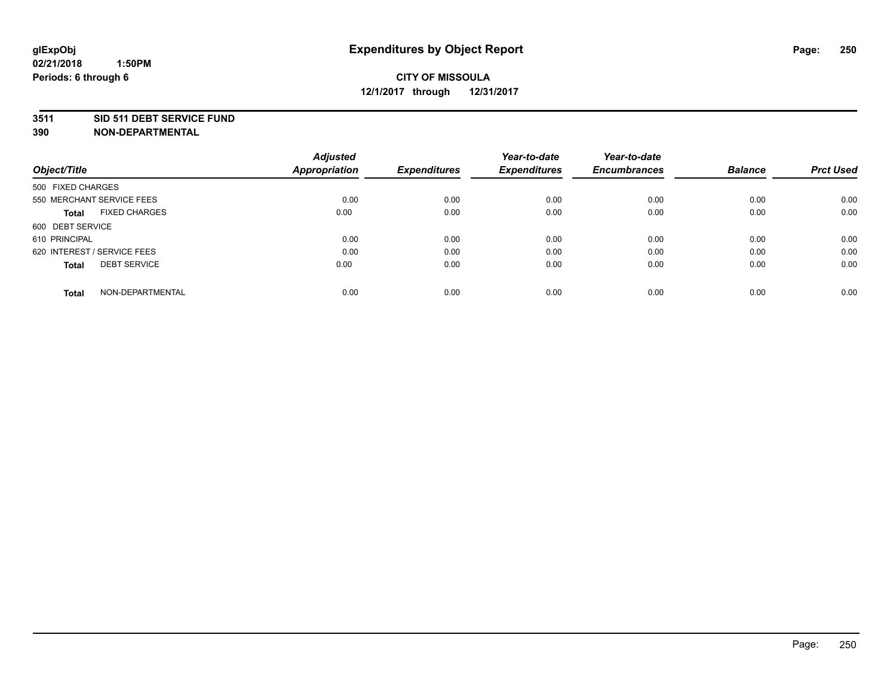glExpObj
02/21/2018 1:50PM
Periods: 6 through 6

# Expenditures by Object Report

**CITY OF MISSOULA**
**12/1/2017 through 12/31/2017**

**3511 SID 511 DEBT SERVICE FUND**
**390 NON-DEPARTMENTAL**

| Object/Title | Adjusted Appropriation | Expenditures | Year-to-date Expenditures | Year-to-date Encumbrances | Balance | Prct Used |
|---|---|---|---|---|---|---|
| 500 FIXED CHARGES | | | | | | |
| 550 MERCHANT SERVICE FEES | 0.00 | 0.00 | 0.00 | 0.00 | 0.00 | 0.00 |
| **Total** FIXED CHARGES | 0.00 | 0.00 | 0.00 | 0.00 | 0.00 | 0.00 |
| 600 DEBT SERVICE | | | | | | |
| 610 PRINCIPAL | 0.00 | 0.00 | 0.00 | 0.00 | 0.00 | 0.00 |
| 620 INTEREST / SERVICE FEES | 0.00 | 0.00 | 0.00 | 0.00 | 0.00 | 0.00 |
| **Total** DEBT SERVICE | 0.00 | 0.00 | 0.00 | 0.00 | 0.00 | 0.00 |
| **Total** NON-DEPARTMENTAL | 0.00 | 0.00 | 0.00 | 0.00 | 0.00 | 0.00 |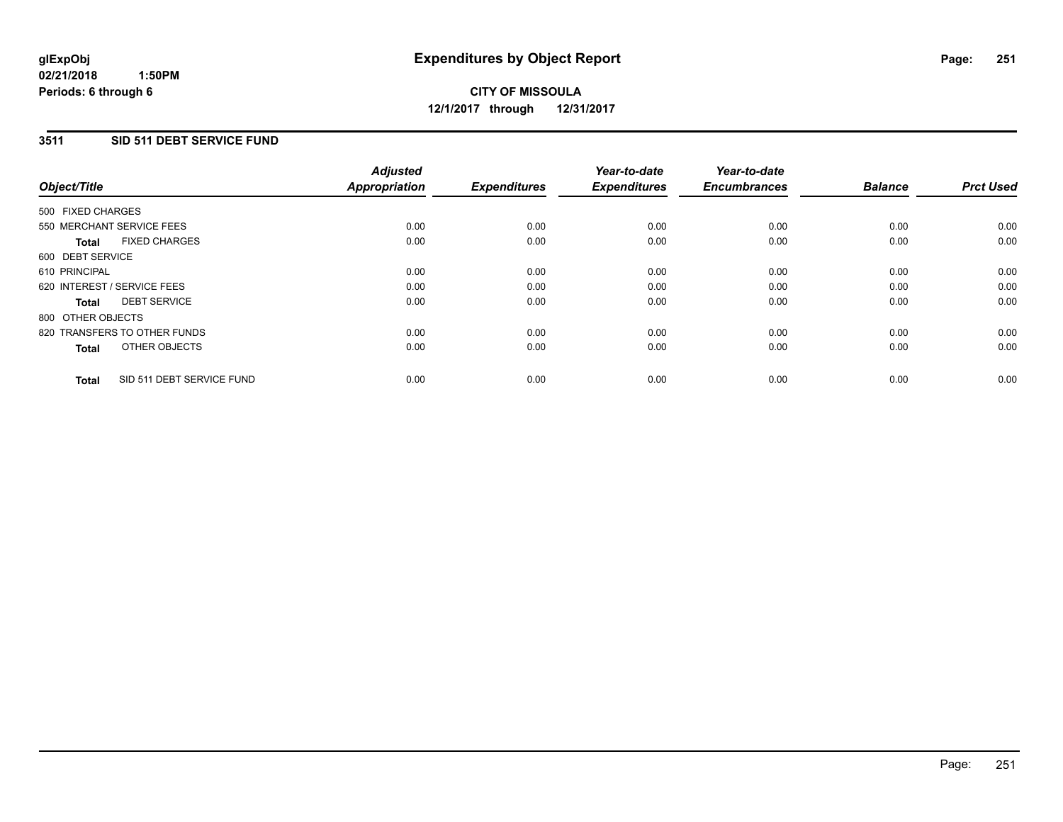# Expenditures by Object Report

glExpObj
02/21/2018 1:50PM
Periods: 6 through 6

**CITY OF MISSOULA**
**12/1/2017 through 12/31/2017**

## 3511 SID 511 DEBT SERVICE FUND

| Object/Title | Adjusted Appropriation | Expenditures | Year-to-date Expenditures | Year-to-date Encumbrances | Balance | Prct Used |
|---|---|---|---|---|---|---|
| 500 FIXED CHARGES | | | | | | |
| 550 MERCHANT SERVICE FEES | 0.00 | 0.00 | 0.00 | 0.00 | 0.00 | 0.00 |
| **Total** FIXED CHARGES | 0.00 | 0.00 | 0.00 | 0.00 | 0.00 | 0.00 |
| 600 DEBT SERVICE | | | | | | |
| 610 PRINCIPAL | 0.00 | 0.00 | 0.00 | 0.00 | 0.00 | 0.00 |
| 620 INTEREST / SERVICE FEES | 0.00 | 0.00 | 0.00 | 0.00 | 0.00 | 0.00 |
| **Total** DEBT SERVICE | 0.00 | 0.00 | 0.00 | 0.00 | 0.00 | 0.00 |
| 800 OTHER OBJECTS | | | | | | |
| 820 TRANSFERS TO OTHER FUNDS | 0.00 | 0.00 | 0.00 | 0.00 | 0.00 | 0.00 |
| **Total** OTHER OBJECTS | 0.00 | 0.00 | 0.00 | 0.00 | 0.00 | 0.00 |
| **Total** SID 511 DEBT SERVICE FUND | 0.00 | 0.00 | 0.00 | 0.00 | 0.00 | 0.00 |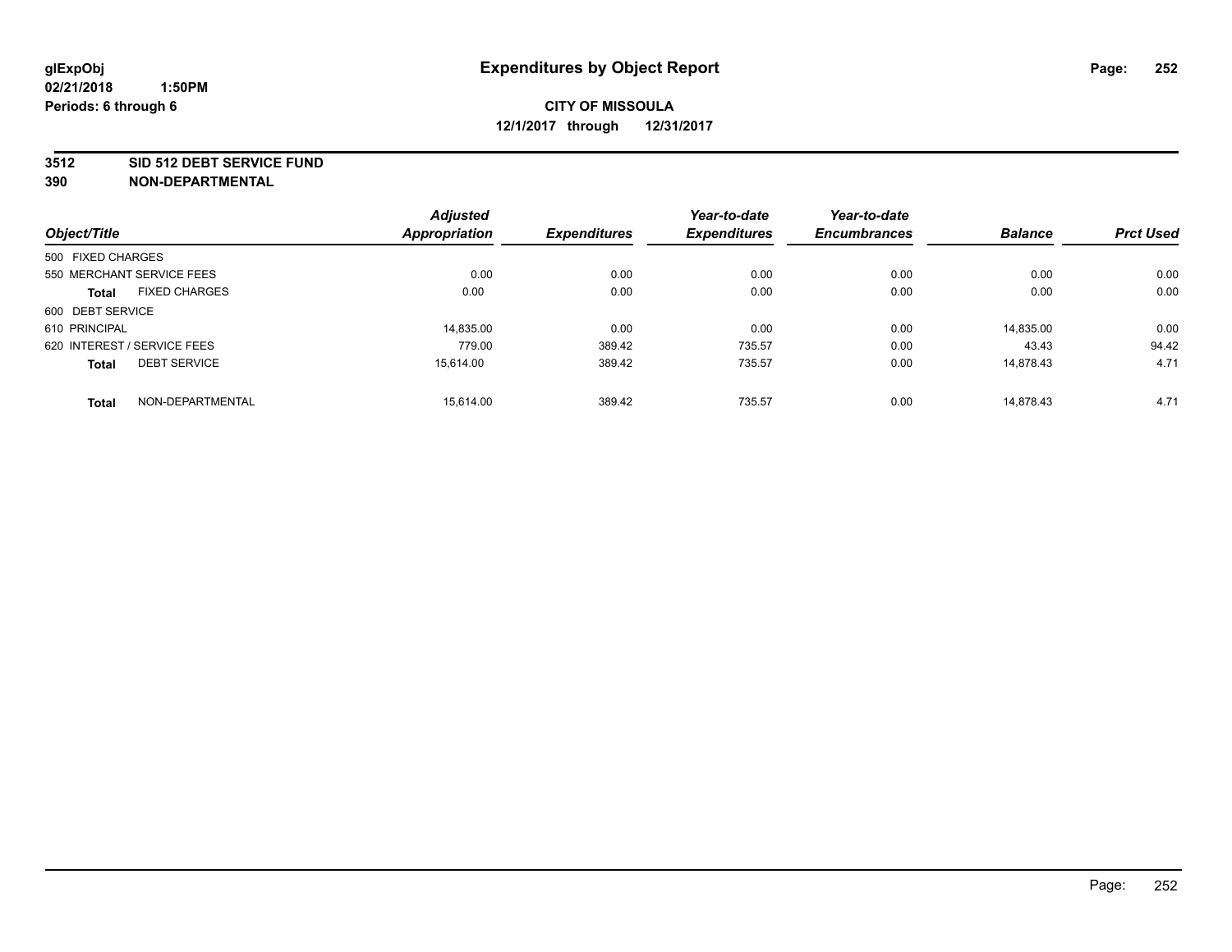# Expenditures by Object Report

glExpObj
02/21/2018 1:50PM
Periods: 6 through 6

**CITY OF MISSOULA**
**12/1/2017 through 12/31/2017**

## 3512 SID 512 DEBT SERVICE FUND
## 390 NON-DEPARTMENTAL

| Object/Title | Adjusted Appropriation | Expenditures | Year-to-date Expenditures | Year-to-date Encumbrances | Balance | Prct Used |
|---|---|---|---|---|---|---|
| 500 FIXED CHARGES | | | | | | |
| 550 MERCHANT SERVICE FEES | 0.00 | 0.00 | 0.00 | 0.00 | 0.00 | 0.00 |
| **Total** FIXED CHARGES | 0.00 | 0.00 | 0.00 | 0.00 | 0.00 | 0.00 |
| 600 DEBT SERVICE | | | | | | |
| 610 PRINCIPAL | 14,835.00 | 0.00 | 0.00 | 0.00 | 14,835.00 | 0.00 |
| 620 INTEREST / SERVICE FEES | 779.00 | 389.42 | 735.57 | 0.00 | 43.43 | 94.42 |
| **Total** DEBT SERVICE | 15,614.00 | 389.42 | 735.57 | 0.00 | 14,878.43 | 4.71 |
| **Total** NON-DEPARTMENTAL | 15,614.00 | 389.42 | 735.57 | 0.00 | 14,878.43 | 4.71 |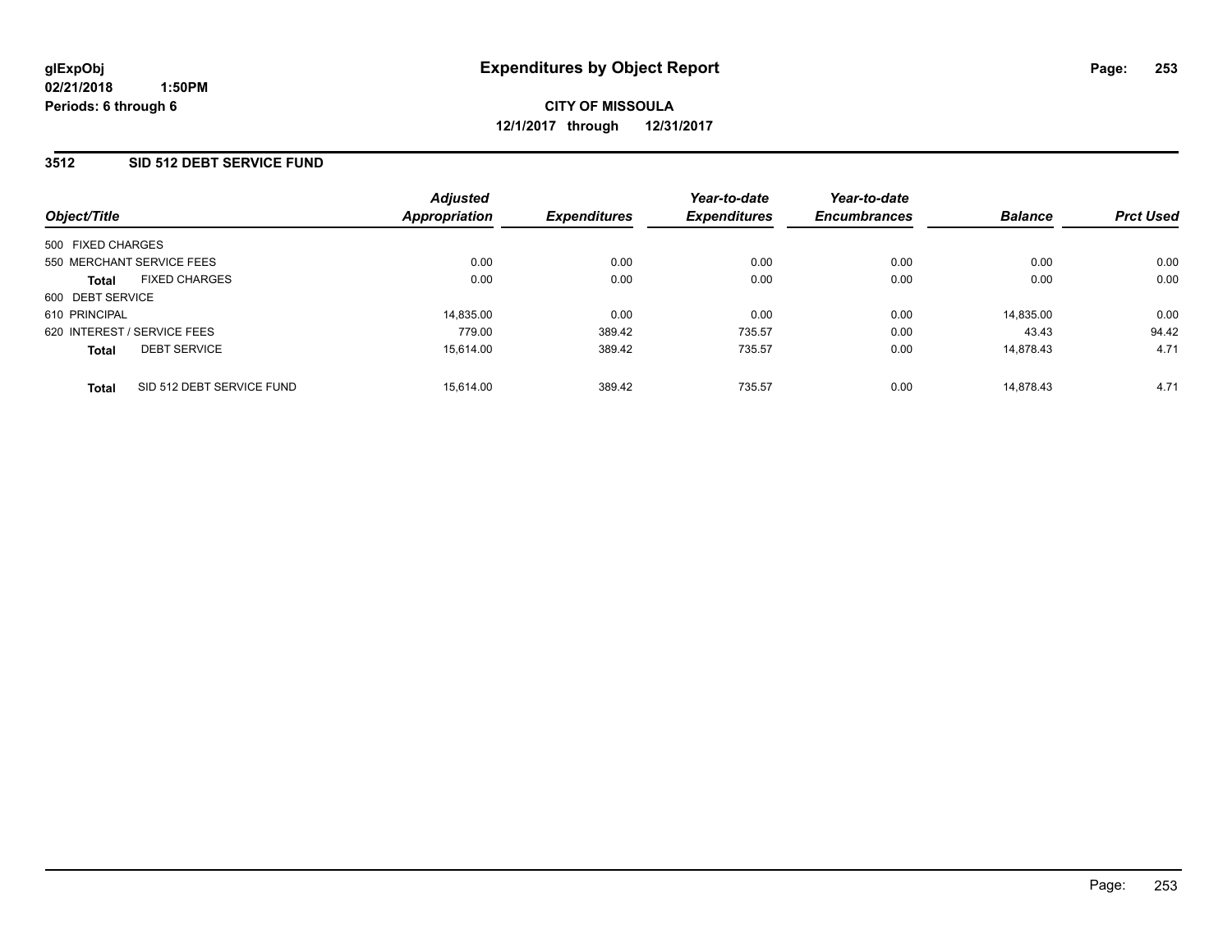glExpObj
02/21/2018 1:50PM
Periods: 6 through 6

# Expenditures by Object Report

**CITY OF MISSOULA**
**12/1/2017 through 12/31/2017**

## 3512 SID 512 DEBT SERVICE FUND

| Object/Title | Adjusted Appropriation | Expenditures | Year-to-date Expenditures | Year-to-date Encumbrances | Balance | Prct Used |
|---|---|---|---|---|---|---|
| 500 FIXED CHARGES | | | | | | |
| 550 MERCHANT SERVICE FEES | 0.00 | 0.00 | 0.00 | 0.00 | 0.00 | 0.00 |
| **Total** FIXED CHARGES | 0.00 | 0.00 | 0.00 | 0.00 | 0.00 | 0.00 |
| 600 DEBT SERVICE | | | | | | |
| 610 PRINCIPAL | 14,835.00 | 0.00 | 0.00 | 0.00 | 14,835.00 | 0.00 |
| 620 INTEREST / SERVICE FEES | 779.00 | 389.42 | 735.57 | 0.00 | 43.43 | 94.42 |
| **Total** DEBT SERVICE | 15,614.00 | 389.42 | 735.57 | 0.00 | 14,878.43 | 4.71 |
| **Total** SID 512 DEBT SERVICE FUND | 15,614.00 | 389.42 | 735.57 | 0.00 | 14,878.43 | 4.71 |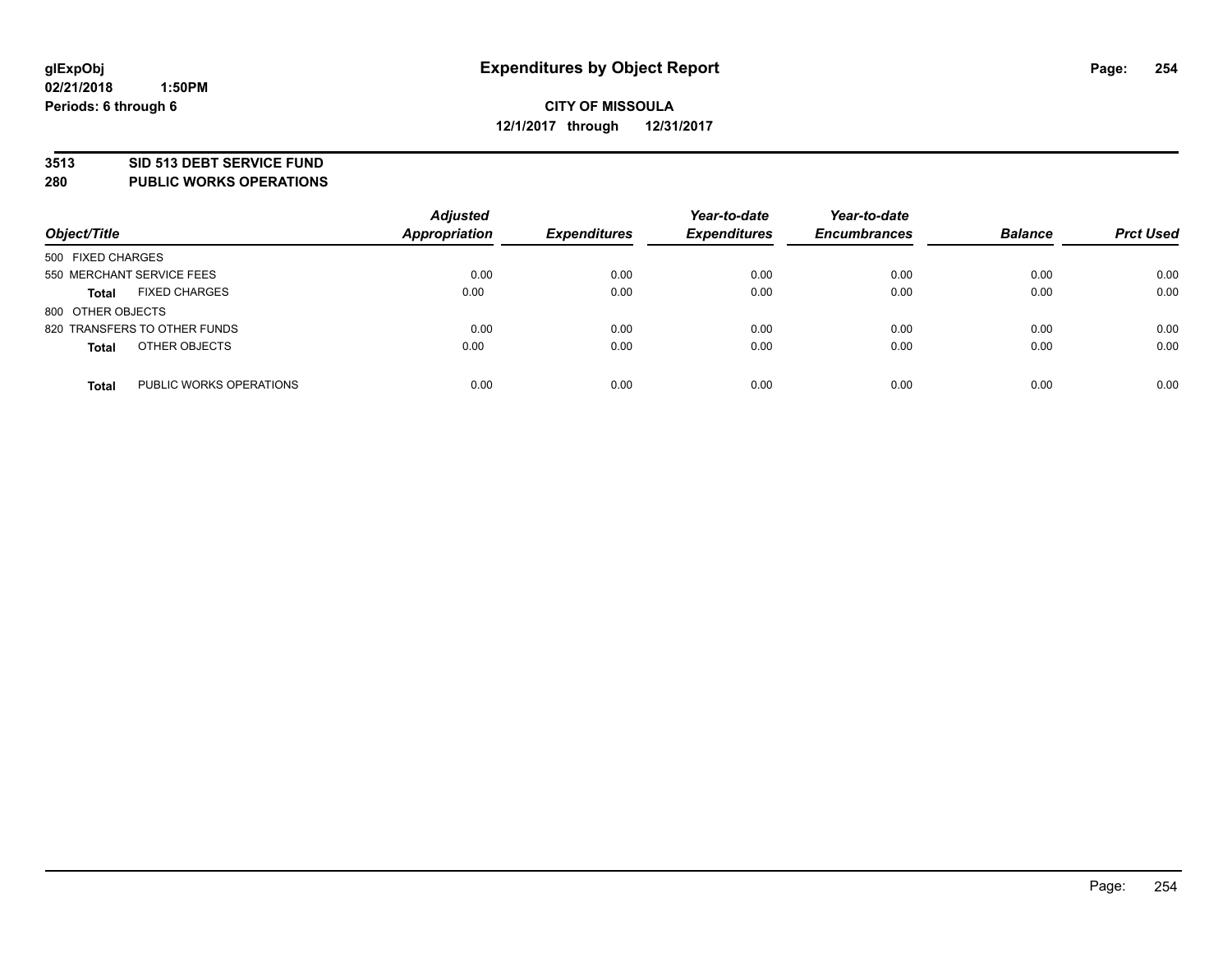**glExpObj**
**02/21/2018 1:50PM**
**Periods: 6 through 6**

# Expenditures by Object Report

**CITY OF MISSOULA**
**12/1/2017 through 12/31/2017**

## 3513 SID 513 DEBT SERVICE FUND
## 280 PUBLIC WORKS OPERATIONS

| Object/Title | | Adjusted Appropriation | Expenditures | Year-to-date Expenditures | Year-to-date Encumbrances | Balance | Prct Used |
|---|---|---|---|---|---|---|---|
| 500 FIXED CHARGES | | | | | | | |
| 550 MERCHANT SERVICE FEES | | 0.00 | 0.00 | 0.00 | 0.00 | 0.00 | 0.00 |
| **Total** | FIXED CHARGES | 0.00 | 0.00 | 0.00 | 0.00 | 0.00 | 0.00 |
| 800 OTHER OBJECTS | | | | | | | |
| 820 TRANSFERS TO OTHER FUNDS | | 0.00 | 0.00 | 0.00 | 0.00 | 0.00 | 0.00 |
| **Total** | OTHER OBJECTS | 0.00 | 0.00 | 0.00 | 0.00 | 0.00 | 0.00 |
| **Total** | PUBLIC WORKS OPERATIONS | 0.00 | 0.00 | 0.00 | 0.00 | 0.00 | 0.00 |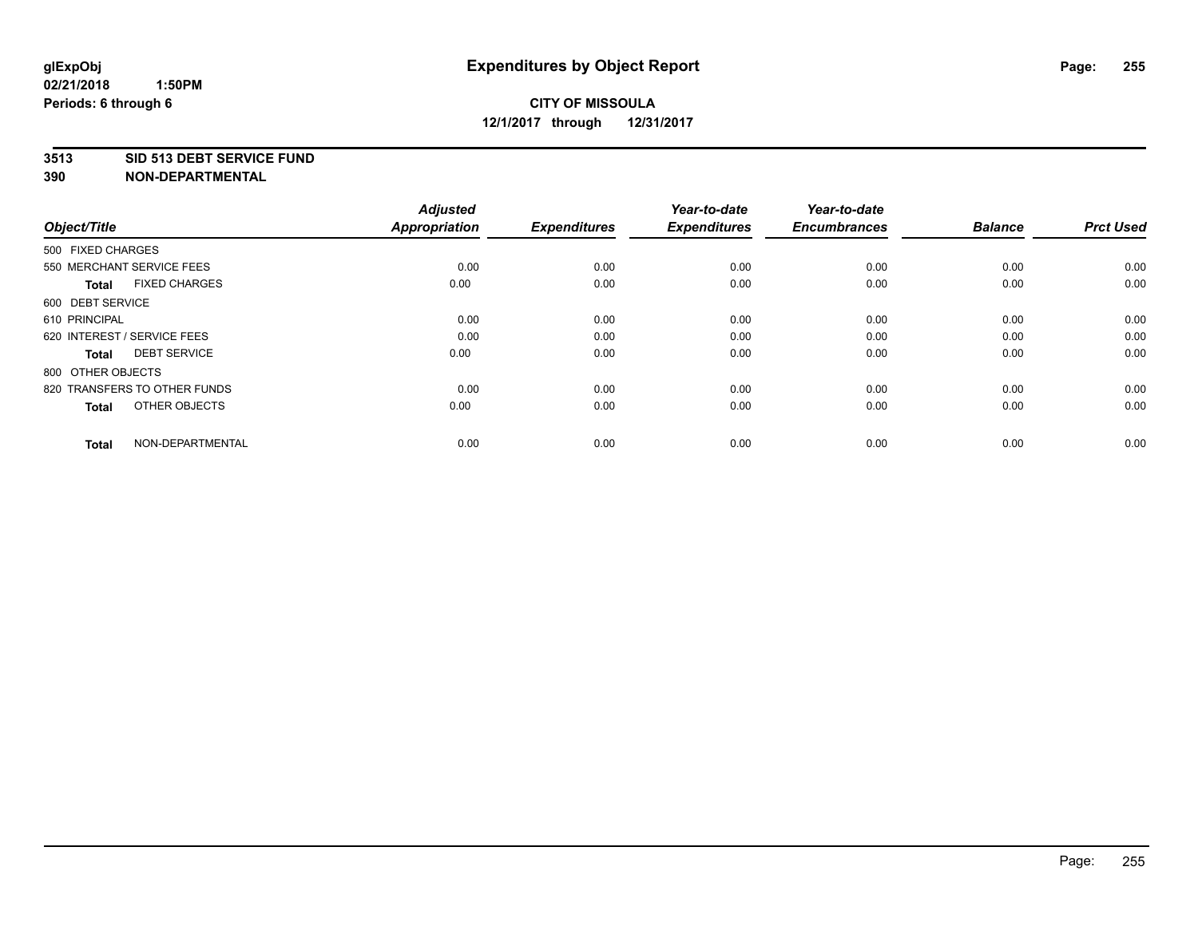**glExpObj**
**02/21/2018 1:50PM**
**Periods: 6 through 6**

# Expenditures by Object Report

**CITY OF MISSOULA**
**12/1/2017 through 12/31/2017**

**3513 SID 513 DEBT SERVICE FUND**
**390 NON-DEPARTMENTAL**

| Object/Title | Adjusted Appropriation | Expenditures | Year-to-date Expenditures | Year-to-date Encumbrances | Balance | Prct Used |
|---|---|---|---|---|---|---|
| 500 FIXED CHARGES | | | | | | |
| 550 MERCHANT SERVICE FEES | 0.00 | 0.00 | 0.00 | 0.00 | 0.00 | 0.00 |
| **Total** FIXED CHARGES | 0.00 | 0.00 | 0.00 | 0.00 | 0.00 | 0.00 |
| 600 DEBT SERVICE | | | | | | |
| 610 PRINCIPAL | 0.00 | 0.00 | 0.00 | 0.00 | 0.00 | 0.00 |
| 620 INTEREST / SERVICE FEES | 0.00 | 0.00 | 0.00 | 0.00 | 0.00 | 0.00 |
| **Total** DEBT SERVICE | 0.00 | 0.00 | 0.00 | 0.00 | 0.00 | 0.00 |
| 800 OTHER OBJECTS | | | | | | |
| 820 TRANSFERS TO OTHER FUNDS | 0.00 | 0.00 | 0.00 | 0.00 | 0.00 | 0.00 |
| **Total** OTHER OBJECTS | 0.00 | 0.00 | 0.00 | 0.00 | 0.00 | 0.00 |
| **Total** NON-DEPARTMENTAL | 0.00 | 0.00 | 0.00 | 0.00 | 0.00 | 0.00 |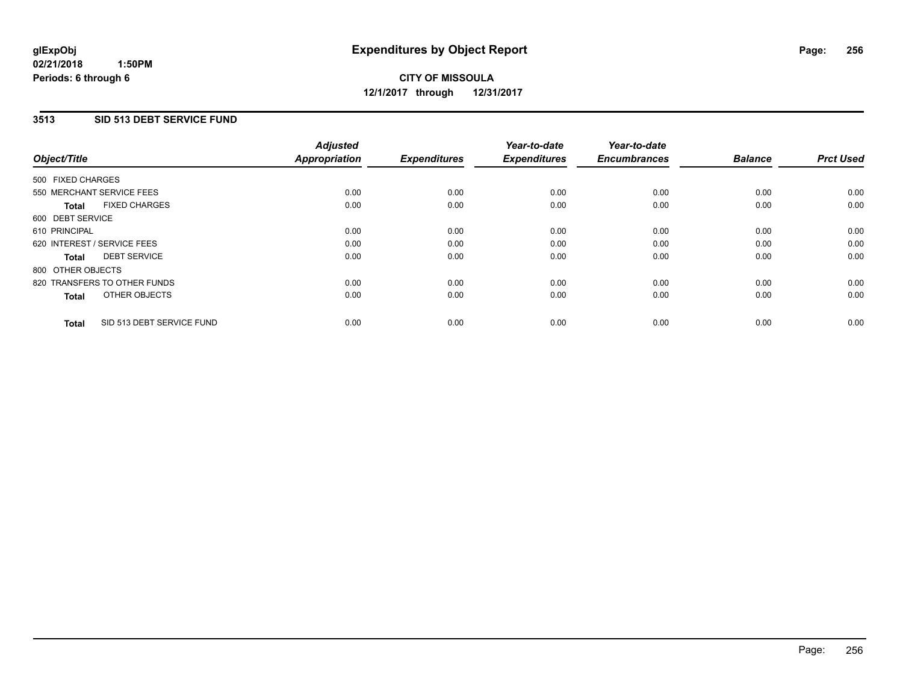**glExpObj**
**02/21/2018 1:50PM**
**Periods: 6 through 6**

# Expenditures by Object Report

**CITY OF MISSOULA**
**12/1/2017 through 12/31/2017**

## 3513 SID 513 DEBT SERVICE FUND

| Object/Title | Adjusted Appropriation | Expenditures | Year-to-date Expenditures | Year-to-date Encumbrances | Balance | Prct Used |
|---|---|---|---|---|---|---|
| 500 FIXED CHARGES | | | | | | |
| 550 MERCHANT SERVICE FEES | 0.00 | 0.00 | 0.00 | 0.00 | 0.00 | 0.00 |
| **Total** FIXED CHARGES | 0.00 | 0.00 | 0.00 | 0.00 | 0.00 | 0.00 |
| 600 DEBT SERVICE | | | | | | |
| 610 PRINCIPAL | 0.00 | 0.00 | 0.00 | 0.00 | 0.00 | 0.00 |
| 620 INTEREST / SERVICE FEES | 0.00 | 0.00 | 0.00 | 0.00 | 0.00 | 0.00 |
| **Total** DEBT SERVICE | 0.00 | 0.00 | 0.00 | 0.00 | 0.00 | 0.00 |
| 800 OTHER OBJECTS | | | | | | |
| 820 TRANSFERS TO OTHER FUNDS | 0.00 | 0.00 | 0.00 | 0.00 | 0.00 | 0.00 |
| **Total** OTHER OBJECTS | 0.00 | 0.00 | 0.00 | 0.00 | 0.00 | 0.00 |
| **Total** SID 513 DEBT SERVICE FUND | 0.00 | 0.00 | 0.00 | 0.00 | 0.00 | 0.00 |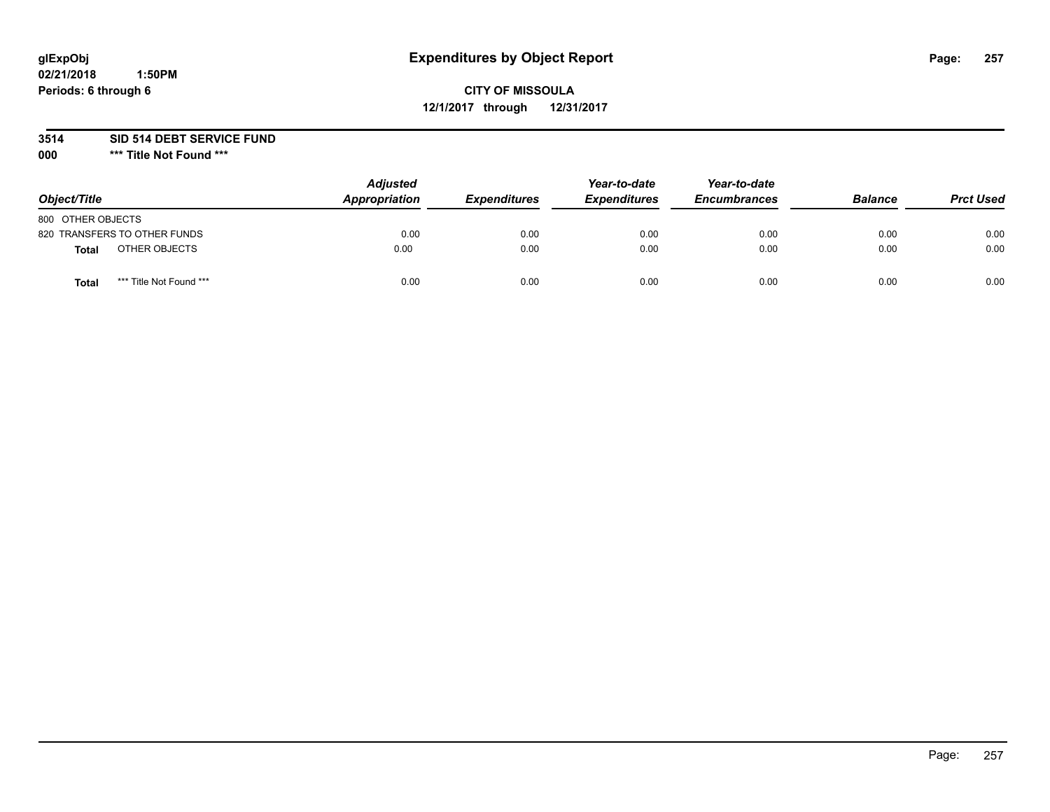**glExpObj**
**02/21/2018 1:50PM**
**Periods: 6 through 6**

# Expenditures by Object Report

**CITY OF MISSOULA**
**12/1/2017 through 12/31/2017**

**3514 SID 514 DEBT SERVICE FUND**
**000 *** Title Not Found *****

| Object/Title | Adjusted Appropriation | Expenditures | Year-to-date Expenditures | Year-to-date Encumbrances | Balance | Prct Used |
|---|---|---|---|---|---|---|
| 800 OTHER OBJECTS | | | | | | |
| 820 TRANSFERS TO OTHER FUNDS | 0.00 | 0.00 | 0.00 | 0.00 | 0.00 | 0.00 |
| **Total** OTHER OBJECTS | 0.00 | 0.00 | 0.00 | 0.00 | 0.00 | 0.00 |
| **Total** *** Title Not Found *** | 0.00 | 0.00 | 0.00 | 0.00 | 0.00 | 0.00 |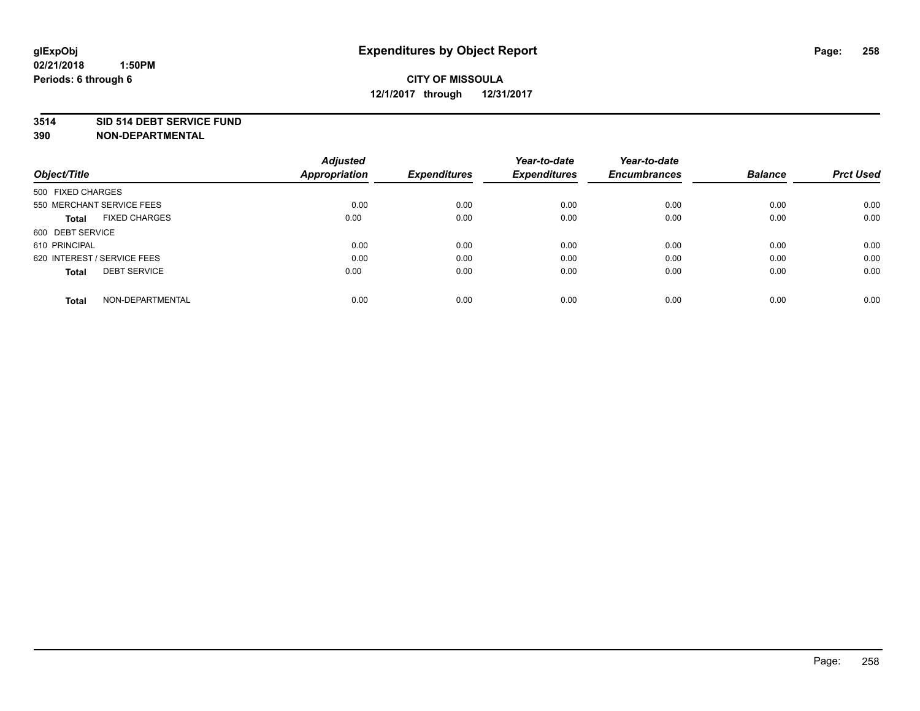# Expenditures by Object Report

glExpObj
02/21/2018 1:50PM
Periods: 6 through 6

**CITY OF MISSOULA**
**12/1/2017 through 12/31/2017**

**3514 SID 514 DEBT SERVICE FUND**
**390 NON-DEPARTMENTAL**

| Object/Title | Adjusted Appropriation | Expenditures | Year-to-date Expenditures | Year-to-date Encumbrances | Balance | Prct Used |
|---|---|---|---|---|---|---|
| 500 FIXED CHARGES | | | | | | |
| 550 MERCHANT SERVICE FEES | 0.00 | 0.00 | 0.00 | 0.00 | 0.00 | 0.00 |
| **Total** FIXED CHARGES | 0.00 | 0.00 | 0.00 | 0.00 | 0.00 | 0.00 |
| 600 DEBT SERVICE | | | | | | |
| 610 PRINCIPAL | 0.00 | 0.00 | 0.00 | 0.00 | 0.00 | 0.00 |
| 620 INTEREST / SERVICE FEES | 0.00 | 0.00 | 0.00 | 0.00 | 0.00 | 0.00 |
| **Total** DEBT SERVICE | 0.00 | 0.00 | 0.00 | 0.00 | 0.00 | 0.00 |
| **Total** NON-DEPARTMENTAL | 0.00 | 0.00 | 0.00 | 0.00 | 0.00 | 0.00 |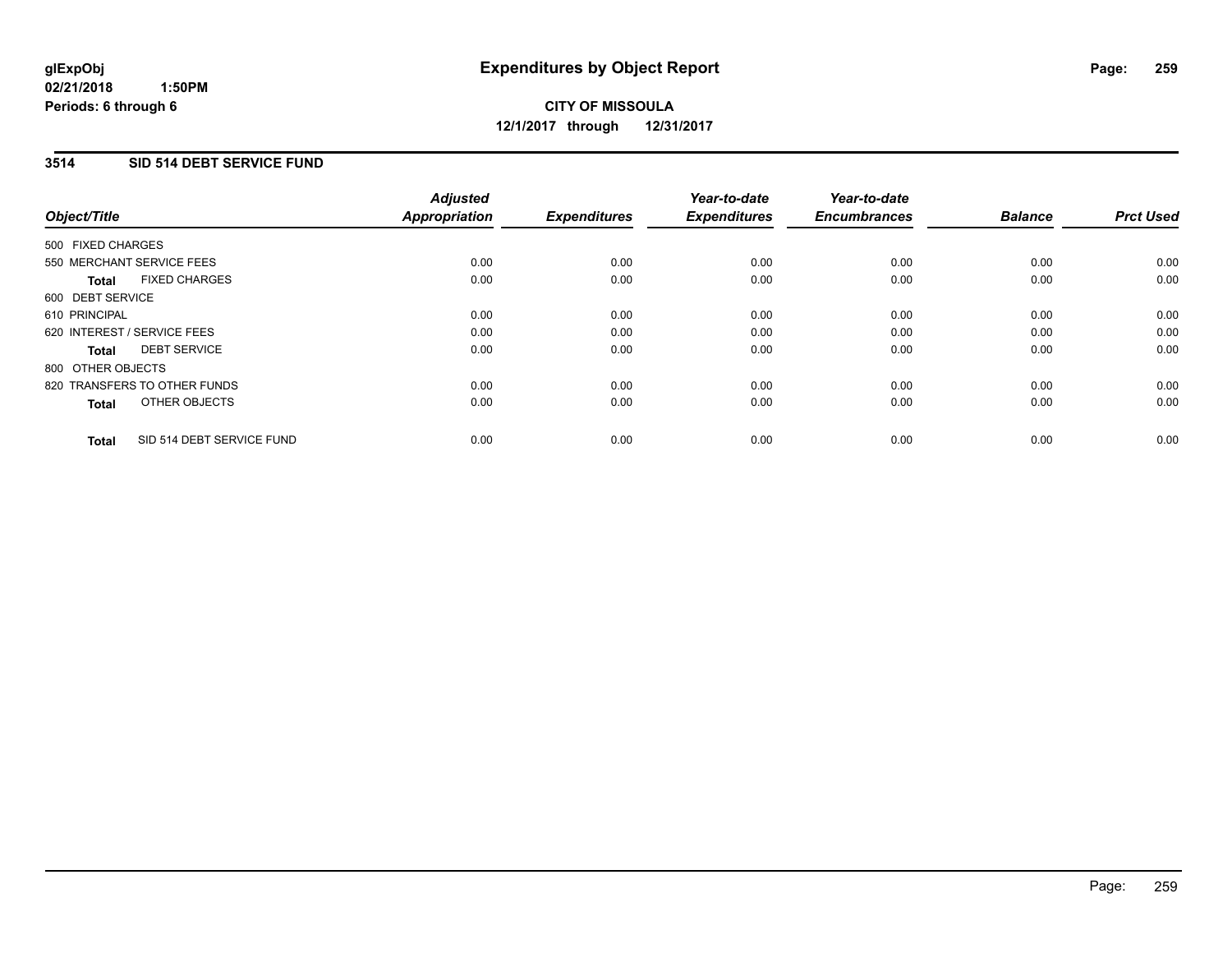# Expenditures by Object Report

glExpObj
02/21/2018 1:50PM
Periods: 6 through 6

**CITY OF MISSOULA**
**12/1/2017 through 12/31/2017**

## 3514 SID 514 DEBT SERVICE FUND

| Object/Title | Adjusted Appropriation | Expenditures | Year-to-date Expenditures | Year-to-date Encumbrances | Balance | Prct Used |
|---|---|---|---|---|---|---|
| 500 FIXED CHARGES | | | | | | |
| 550 MERCHANT SERVICE FEES | 0.00 | 0.00 | 0.00 | 0.00 | 0.00 | 0.00 |
| **Total** FIXED CHARGES | 0.00 | 0.00 | 0.00 | 0.00 | 0.00 | 0.00 |
| 600 DEBT SERVICE | | | | | | |
| 610 PRINCIPAL | 0.00 | 0.00 | 0.00 | 0.00 | 0.00 | 0.00 |
| 620 INTEREST / SERVICE FEES | 0.00 | 0.00 | 0.00 | 0.00 | 0.00 | 0.00 |
| **Total** DEBT SERVICE | 0.00 | 0.00 | 0.00 | 0.00 | 0.00 | 0.00 |
| 800 OTHER OBJECTS | | | | | | |
| 820 TRANSFERS TO OTHER FUNDS | 0.00 | 0.00 | 0.00 | 0.00 | 0.00 | 0.00 |
| **Total** OTHER OBJECTS | 0.00 | 0.00 | 0.00 | 0.00 | 0.00 | 0.00 |
| **Total** SID 514 DEBT SERVICE FUND | 0.00 | 0.00 | 0.00 | 0.00 | 0.00 | 0.00 |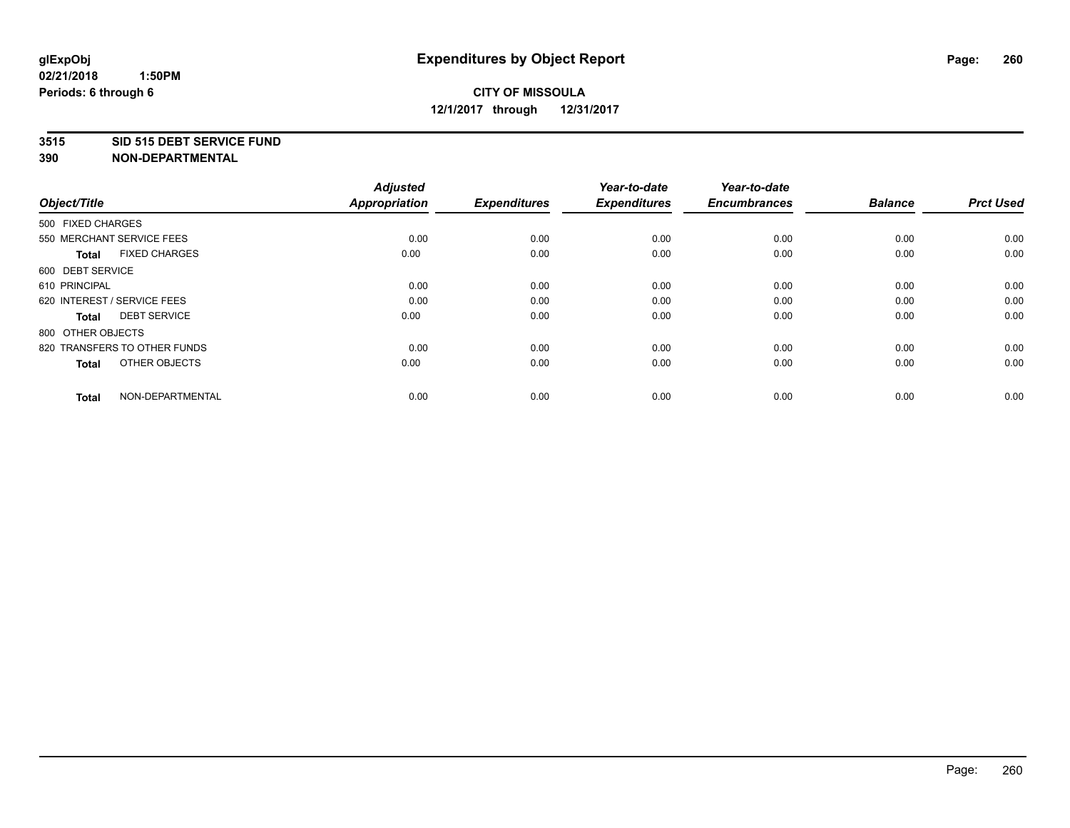**glExpObj** **Expenditures by Object Report**

**02/21/2018 1:50PM**

**Periods: 6 through 6**

**CITY OF MISSOULA**

**12/1/2017 through 12/31/2017**

**3515 SID 515 DEBT SERVICE FUND**

**390 NON-DEPARTMENTAL**

| Object/Title | Adjusted Appropriation | Expenditures | Year-to-date Expenditures | Year-to-date Encumbrances | Balance | Prct Used |
|---|---|---|---|---|---|---|
| 500 FIXED CHARGES | | | | | | |
| 550 MERCHANT SERVICE FEES | 0.00 | 0.00 | 0.00 | 0.00 | 0.00 | 0.00 |
| **Total** FIXED CHARGES | 0.00 | 0.00 | 0.00 | 0.00 | 0.00 | 0.00 |
| 600 DEBT SERVICE | | | | | | |
| 610 PRINCIPAL | 0.00 | 0.00 | 0.00 | 0.00 | 0.00 | 0.00 |
| 620 INTEREST / SERVICE FEES | 0.00 | 0.00 | 0.00 | 0.00 | 0.00 | 0.00 |
| **Total** DEBT SERVICE | 0.00 | 0.00 | 0.00 | 0.00 | 0.00 | 0.00 |
| 800 OTHER OBJECTS | | | | | | |
| 820 TRANSFERS TO OTHER FUNDS | 0.00 | 0.00 | 0.00 | 0.00 | 0.00 | 0.00 |
| **Total** OTHER OBJECTS | 0.00 | 0.00 | 0.00 | 0.00 | 0.00 | 0.00 |
| **Total** NON-DEPARTMENTAL | 0.00 | 0.00 | 0.00 | 0.00 | 0.00 | 0.00 |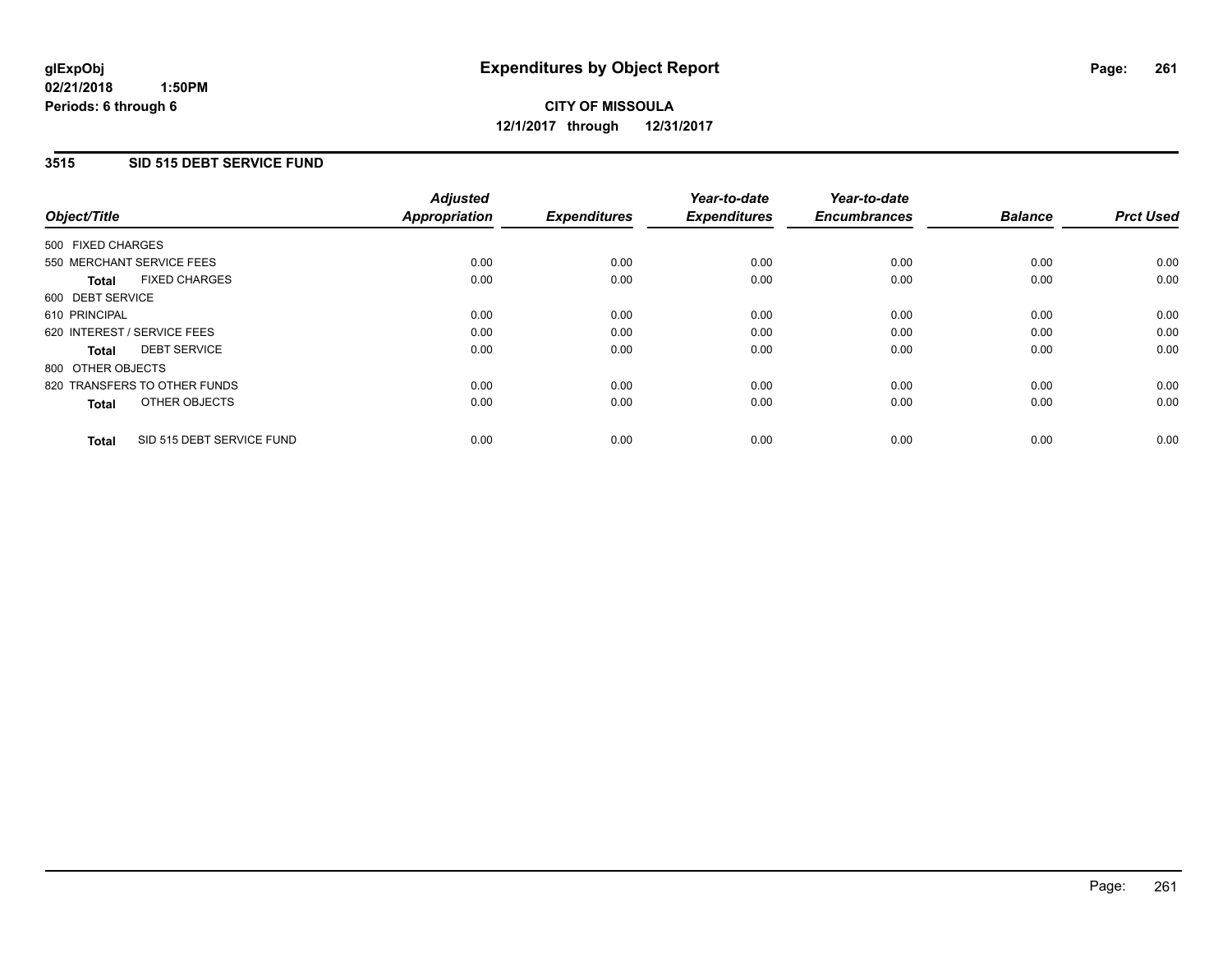glExpObj
02/21/2018 1:50PM
Periods: 6 through 6

# Expenditures by Object Report

**CITY OF MISSOULA**
**12/1/2017 through 12/31/2017**

## 3515 SID 515 DEBT SERVICE FUND

| Object/Title | Adjusted Appropriation | Expenditures | Year-to-date Expenditures | Year-to-date Encumbrances | Balance | Prct Used |
|---|---|---|---|---|---|---|
| 500 FIXED CHARGES | | | | | | |
| 550 MERCHANT SERVICE FEES | 0.00 | 0.00 | 0.00 | 0.00 | 0.00 | 0.00 |
| **Total** FIXED CHARGES | 0.00 | 0.00 | 0.00 | 0.00 | 0.00 | 0.00 |
| 600 DEBT SERVICE | | | | | | |
| 610 PRINCIPAL | 0.00 | 0.00 | 0.00 | 0.00 | 0.00 | 0.00 |
| 620 INTEREST / SERVICE FEES | 0.00 | 0.00 | 0.00 | 0.00 | 0.00 | 0.00 |
| **Total** DEBT SERVICE | 0.00 | 0.00 | 0.00 | 0.00 | 0.00 | 0.00 |
| 800 OTHER OBJECTS | | | | | | |
| 820 TRANSFERS TO OTHER FUNDS | 0.00 | 0.00 | 0.00 | 0.00 | 0.00 | 0.00 |
| **Total** OTHER OBJECTS | 0.00 | 0.00 | 0.00 | 0.00 | 0.00 | 0.00 |
| **Total** SID 515 DEBT SERVICE FUND | 0.00 | 0.00 | 0.00 | 0.00 | 0.00 | 0.00 |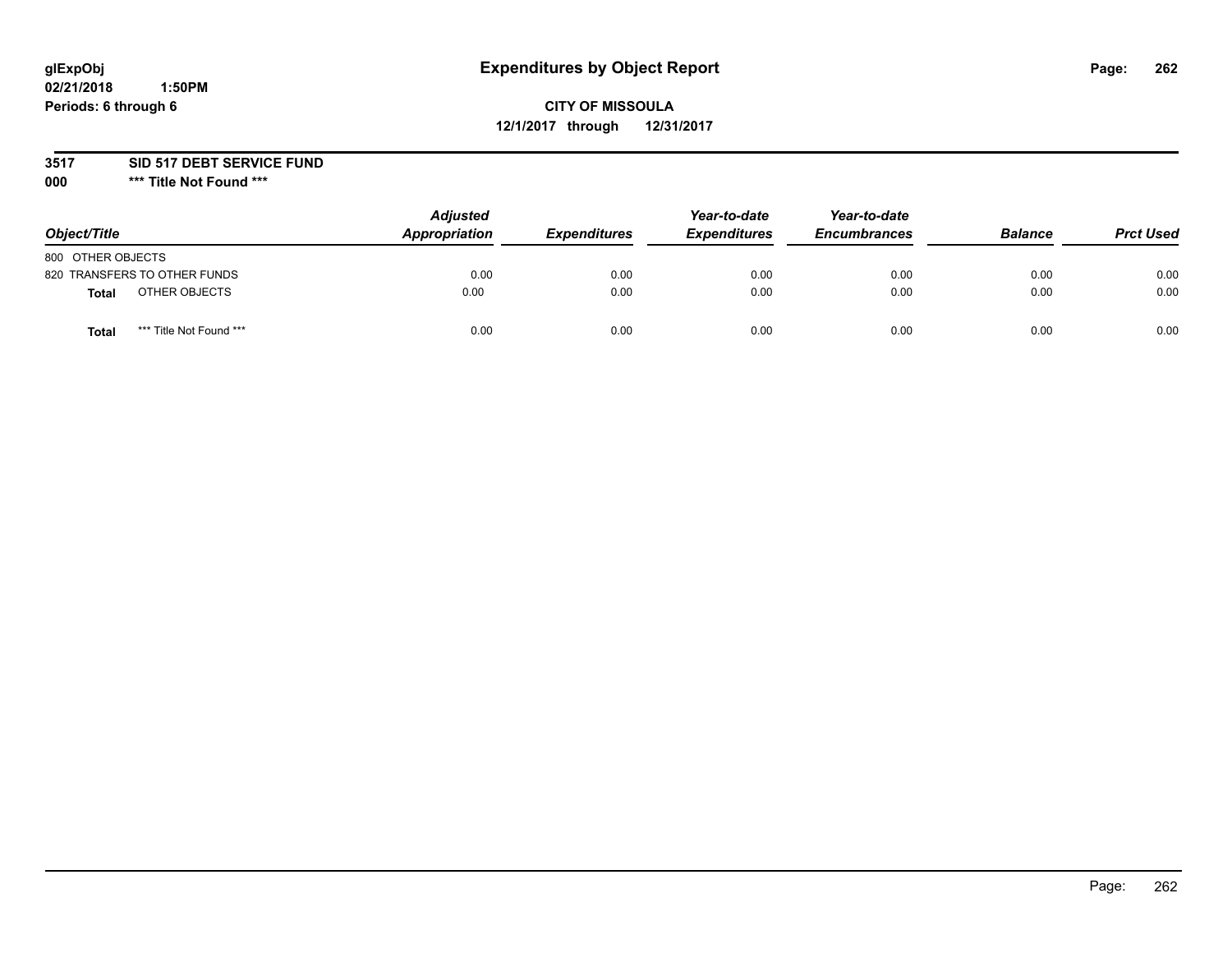# Expenditures by Object Report

glExpObj
02/21/2018 1:50PM
Periods: 6 through 6

**CITY OF MISSOULA**
**12/1/2017 through 12/31/2017**

**3517 SID 517 DEBT SERVICE FUND**
**000 *** Title Not Found *****

| Object/Title | Adjusted Appropriation | Expenditures | Year-to-date Expenditures | Year-to-date Encumbrances | Balance | Prct Used |
|---|---|---|---|---|---|---|
| 800 OTHER OBJECTS | | | | | | |
| 820 TRANSFERS TO OTHER FUNDS | 0.00 | 0.00 | 0.00 | 0.00 | 0.00 | 0.00 |
| **Total** OTHER OBJECTS | 0.00 | 0.00 | 0.00 | 0.00 | 0.00 | 0.00 |
| **Total** *** Title Not Found *** | 0.00 | 0.00 | 0.00 | 0.00 | 0.00 | 0.00 |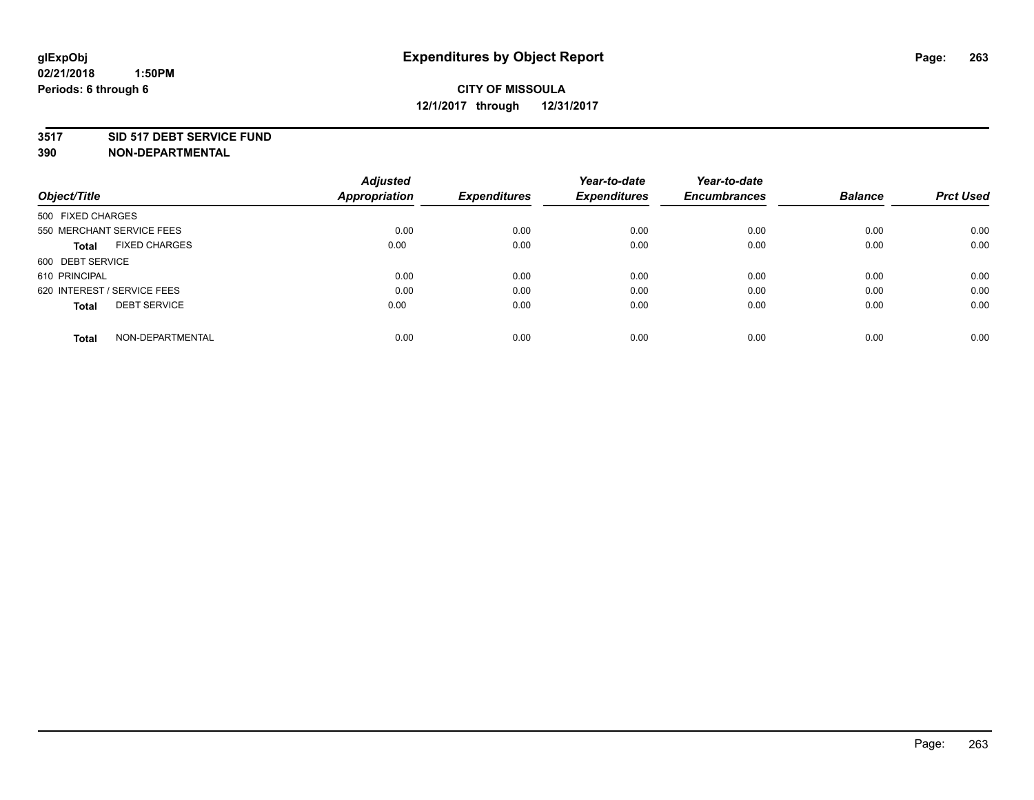glExpObj
02/21/2018 1:50PM
Periods: 6 through 6

# Expenditures by Object Report

**CITY OF MISSOULA**
**12/1/2017 through 12/31/2017**

**3517 SID 517 DEBT SERVICE FUND**
**390 NON-DEPARTMENTAL**

| Object/Title | | Adjusted Appropriation | Expenditures | Year-to-date Expenditures | Year-to-date Encumbrances | Balance | Prct Used |
|---|---|---|---|---|---|---|---|
| 500 FIXED CHARGES | | | | | | | |
| 550 MERCHANT SERVICE FEES | | 0.00 | 0.00 | 0.00 | 0.00 | 0.00 | 0.00 |
| **Total** | FIXED CHARGES | 0.00 | 0.00 | 0.00 | 0.00 | 0.00 | 0.00 |
| 600 DEBT SERVICE | | | | | | | |
| 610 PRINCIPAL | | 0.00 | 0.00 | 0.00 | 0.00 | 0.00 | 0.00 |
| 620 INTEREST / SERVICE FEES | | 0.00 | 0.00 | 0.00 | 0.00 | 0.00 | 0.00 |
| **Total** | DEBT SERVICE | 0.00 | 0.00 | 0.00 | 0.00 | 0.00 | 0.00 |
| **Total** | NON-DEPARTMENTAL | 0.00 | 0.00 | 0.00 | 0.00 | 0.00 | 0.00 |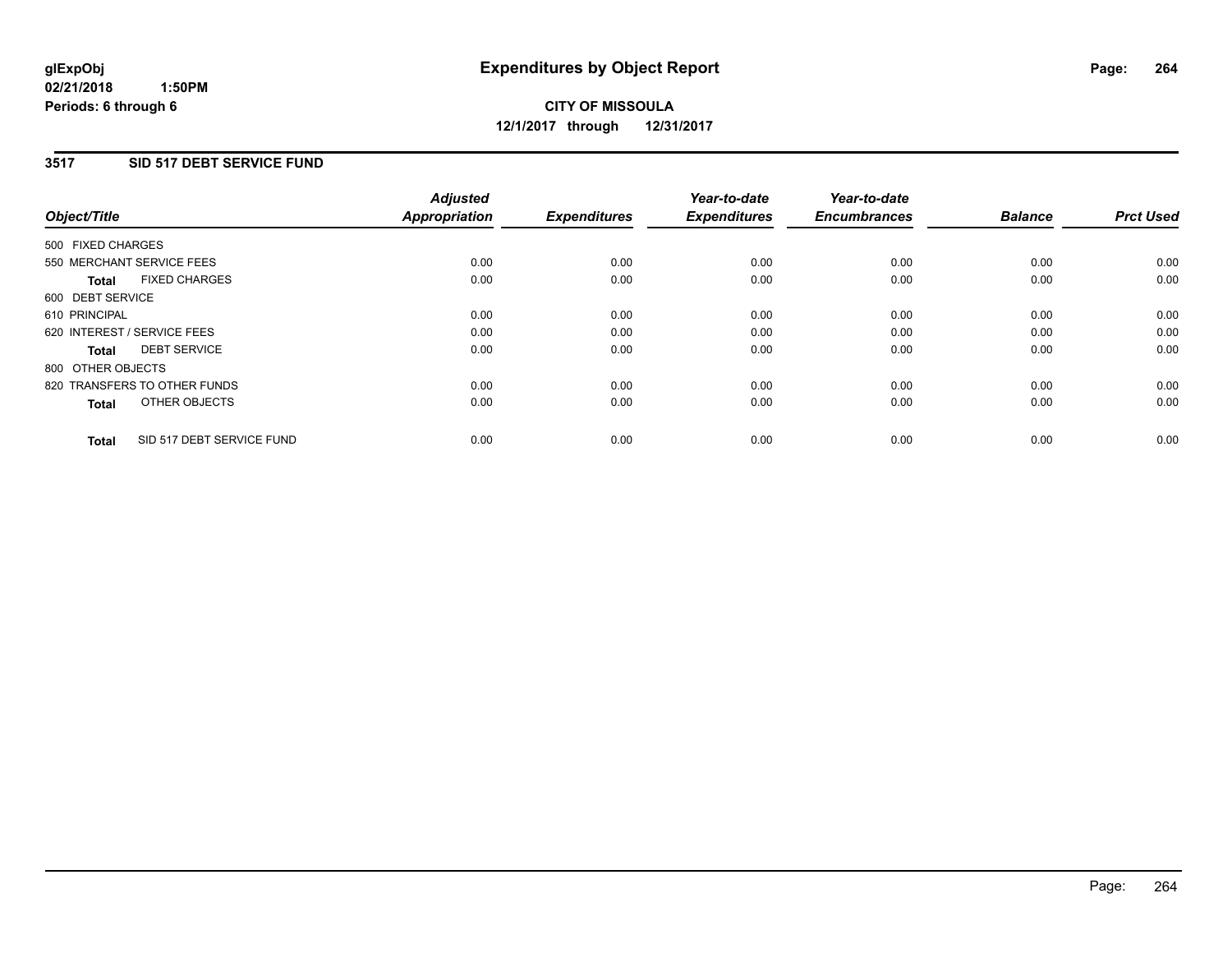**glExpObj**
**02/21/2018 1:50PM**
**Periods: 6 through 6**

# Expenditures by Object Report

**CITY OF MISSOULA**
**12/1/2017 through 12/31/2017**

## 3517 SID 517 DEBT SERVICE FUND

| Object/Title | Adjusted Appropriation | Expenditures | Year-to-date Expenditures | Year-to-date Encumbrances | Balance | Prct Used |
|---|---|---|---|---|---|---|
| 500 FIXED CHARGES | | | | | | |
| 550 MERCHANT SERVICE FEES | 0.00 | 0.00 | 0.00 | 0.00 | 0.00 | 0.00 |
| **Total** FIXED CHARGES | 0.00 | 0.00 | 0.00 | 0.00 | 0.00 | 0.00 |
| 600 DEBT SERVICE | | | | | | |
| 610 PRINCIPAL | 0.00 | 0.00 | 0.00 | 0.00 | 0.00 | 0.00 |
| 620 INTEREST / SERVICE FEES | 0.00 | 0.00 | 0.00 | 0.00 | 0.00 | 0.00 |
| **Total** DEBT SERVICE | 0.00 | 0.00 | 0.00 | 0.00 | 0.00 | 0.00 |
| 800 OTHER OBJECTS | | | | | | |
| 820 TRANSFERS TO OTHER FUNDS | 0.00 | 0.00 | 0.00 | 0.00 | 0.00 | 0.00 |
| **Total** OTHER OBJECTS | 0.00 | 0.00 | 0.00 | 0.00 | 0.00 | 0.00 |
| **Total** SID 517 DEBT SERVICE FUND | 0.00 | 0.00 | 0.00 | 0.00 | 0.00 | 0.00 |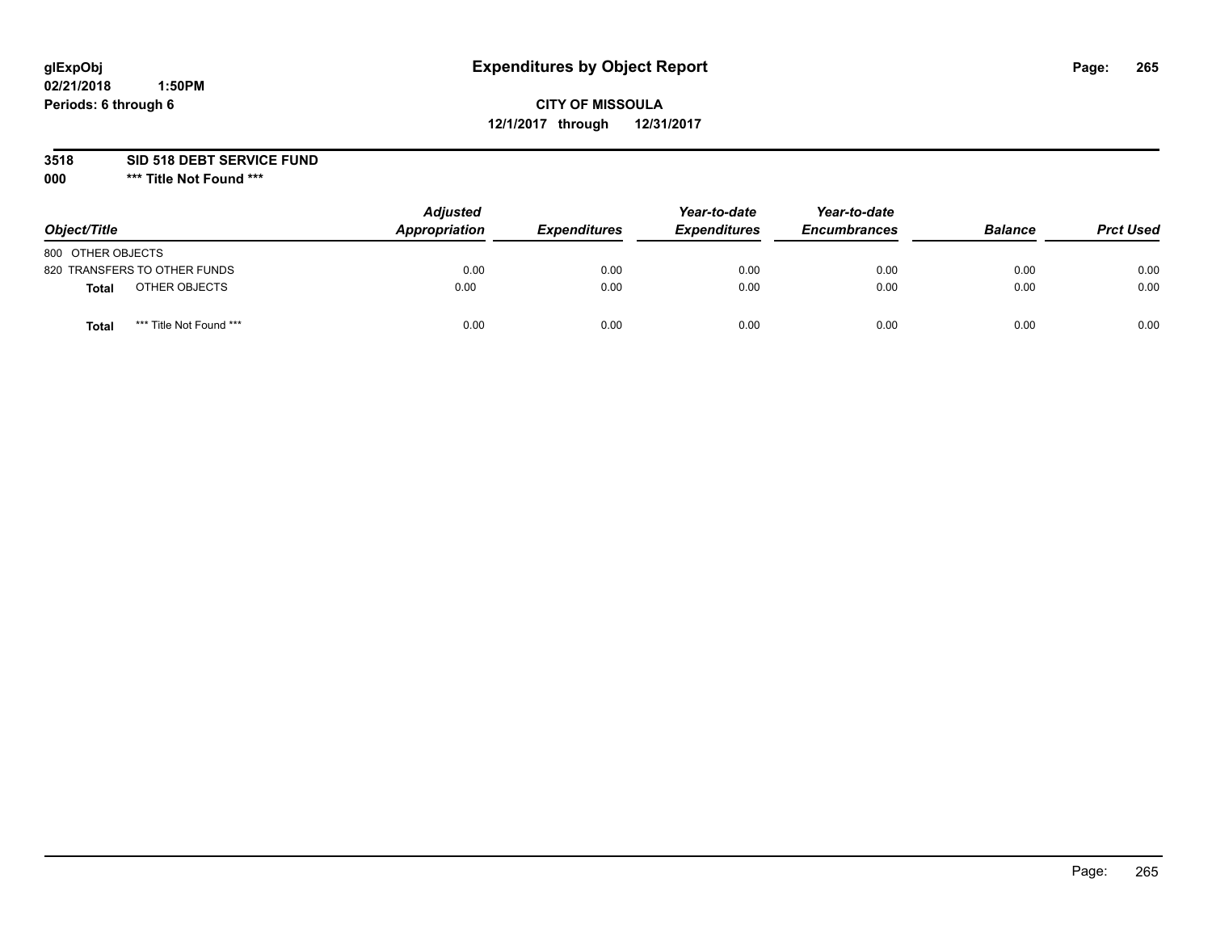# Expenditures by Object Report

glExpObj
02/21/2018 1:50PM
Periods: 6 through 6

**CITY OF MISSOULA**
**12/1/2017 through 12/31/2017**

**3518 SID 518 DEBT SERVICE FUND**
**000 \*\*\* Title Not Found \*\*\***

| Object/Title | Adjusted Appropriation | Expenditures | Year-to-date Expenditures | Year-to-date Encumbrances | Balance | Prct Used |
|---|---|---|---|---|---|---|
| 800 OTHER OBJECTS | | | | | | |
| 820 TRANSFERS TO OTHER FUNDS | 0.00 | 0.00 | 0.00 | 0.00 | 0.00 | 0.00 |
| **Total** OTHER OBJECTS | 0.00 | 0.00 | 0.00 | 0.00 | 0.00 | 0.00 |
| **Total** *** Title Not Found *** | 0.00 | 0.00 | 0.00 | 0.00 | 0.00 | 0.00 |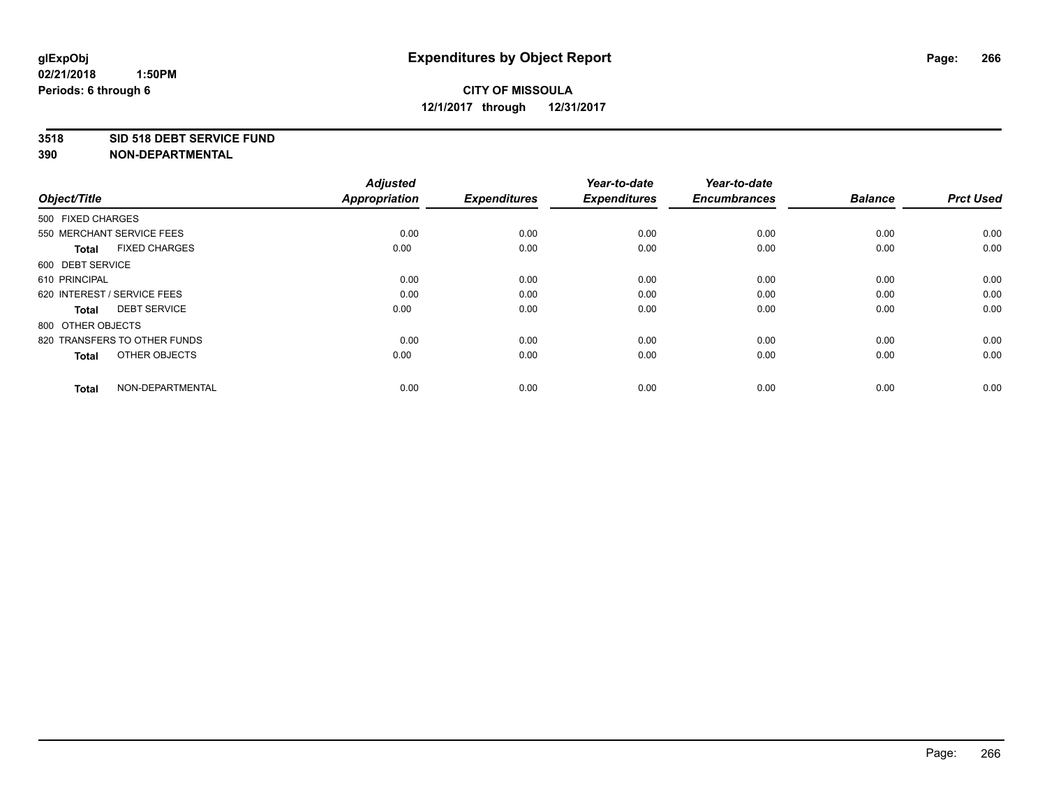**glExpObj** **Expenditures by Object Report**
**02/21/2018 1:50PM**
**Periods: 6 through 6**

**CITY OF MISSOULA**
**12/1/2017 through 12/31/2017**

## 3518 SID 518 DEBT SERVICE FUND
## 390 NON-DEPARTMENTAL

| Object/Title | Adjusted Appropriation | Expenditures | Year-to-date Expenditures | Year-to-date Encumbrances | Balance | Prct Used |
|---|---|---|---|---|---|---|
| 500 FIXED CHARGES | | | | | | |
| 550 MERCHANT SERVICE FEES | 0.00 | 0.00 | 0.00 | 0.00 | 0.00 | 0.00 |
| **Total** FIXED CHARGES | 0.00 | 0.00 | 0.00 | 0.00 | 0.00 | 0.00 |
| 600 DEBT SERVICE | | | | | | |
| 610 PRINCIPAL | 0.00 | 0.00 | 0.00 | 0.00 | 0.00 | 0.00 |
| 620 INTEREST / SERVICE FEES | 0.00 | 0.00 | 0.00 | 0.00 | 0.00 | 0.00 |
| **Total** DEBT SERVICE | 0.00 | 0.00 | 0.00 | 0.00 | 0.00 | 0.00 |
| 800 OTHER OBJECTS | | | | | | |
| 820 TRANSFERS TO OTHER FUNDS | 0.00 | 0.00 | 0.00 | 0.00 | 0.00 | 0.00 |
| **Total** OTHER OBJECTS | 0.00 | 0.00 | 0.00 | 0.00 | 0.00 | 0.00 |
| **Total** NON-DEPARTMENTAL | 0.00 | 0.00 | 0.00 | 0.00 | 0.00 | 0.00 |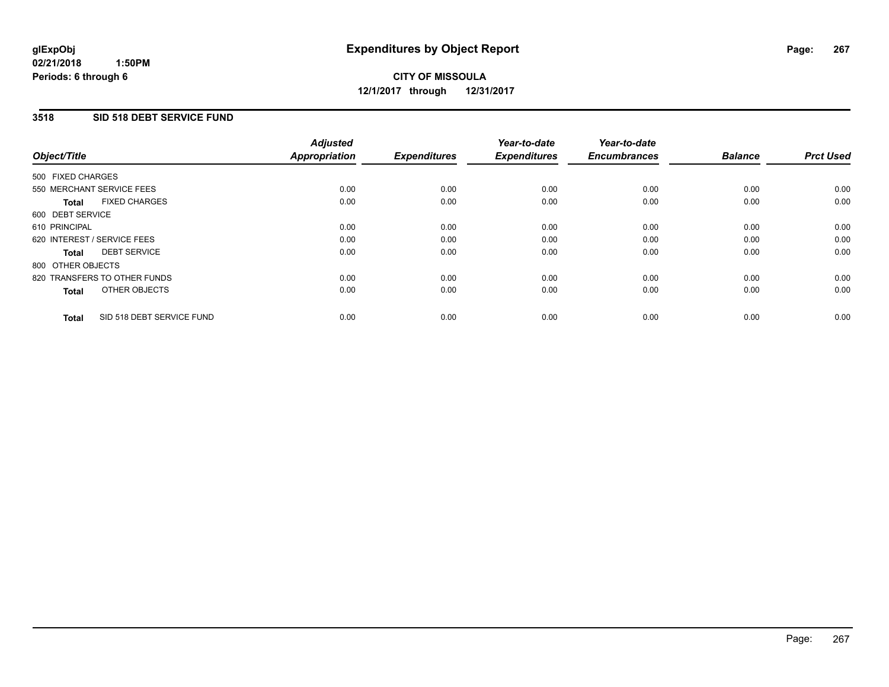**glExpObj** **Expenditures by Object Report**
**02/21/2018 1:50PM**
**Periods: 6 through 6**

**CITY OF MISSOULA**
**12/1/2017 through 12/31/2017**

## 3518 SID 518 DEBT SERVICE FUND

| Object/Title | Adjusted Appropriation | Expenditures | Year-to-date Expenditures | Year-to-date Encumbrances | Balance | Prct Used |
|---|---|---|---|---|---|---|
| 500 FIXED CHARGES | | | | | | |
| 550 MERCHANT SERVICE FEES | 0.00 | 0.00 | 0.00 | 0.00 | 0.00 | 0.00 |
| **Total** FIXED CHARGES | 0.00 | 0.00 | 0.00 | 0.00 | 0.00 | 0.00 |
| 600 DEBT SERVICE | | | | | | |
| 610 PRINCIPAL | 0.00 | 0.00 | 0.00 | 0.00 | 0.00 | 0.00 |
| 620 INTEREST / SERVICE FEES | 0.00 | 0.00 | 0.00 | 0.00 | 0.00 | 0.00 |
| **Total** DEBT SERVICE | 0.00 | 0.00 | 0.00 | 0.00 | 0.00 | 0.00 |
| 800 OTHER OBJECTS | | | | | | |
| 820 TRANSFERS TO OTHER FUNDS | 0.00 | 0.00 | 0.00 | 0.00 | 0.00 | 0.00 |
| **Total** OTHER OBJECTS | 0.00 | 0.00 | 0.00 | 0.00 | 0.00 | 0.00 |
| **Total** SID 518 DEBT SERVICE FUND | 0.00 | 0.00 | 0.00 | 0.00 | 0.00 | 0.00 |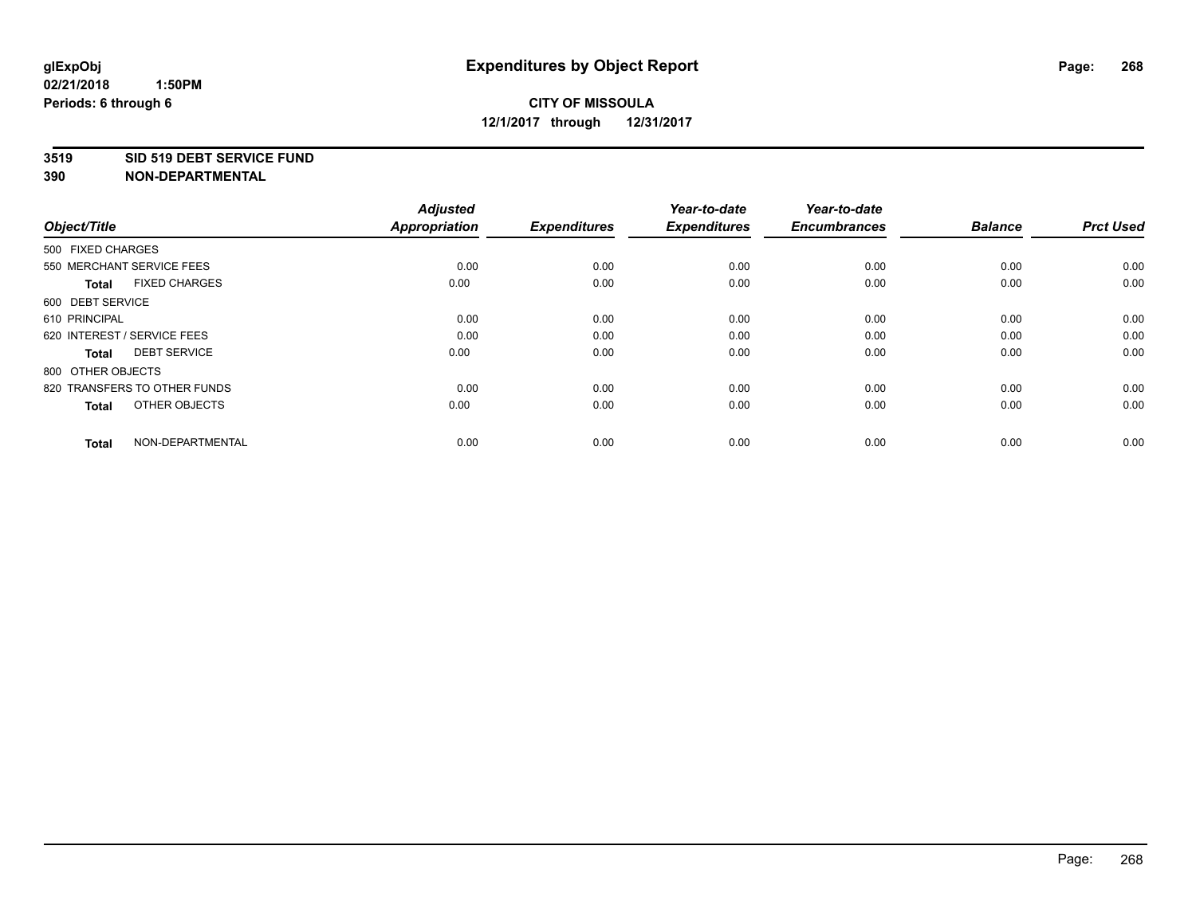# Expenditures by Object Report

glExpObj
02/21/2018 1:50PM
Periods: 6 through 6

**CITY OF MISSOULA**
**12/1/2017 through 12/31/2017**

**3519 SID 519 DEBT SERVICE FUND**
**390 NON-DEPARTMENTAL**

| Object/Title | Adjusted Appropriation | Expenditures | Year-to-date Expenditures | Year-to-date Encumbrances | Balance | Prct Used |
|---|---|---|---|---|---|---|
| 500 FIXED CHARGES | | | | | | |
| 550 MERCHANT SERVICE FEES | 0.00 | 0.00 | 0.00 | 0.00 | 0.00 | 0.00 |
| **Total** FIXED CHARGES | 0.00 | 0.00 | 0.00 | 0.00 | 0.00 | 0.00 |
| 600 DEBT SERVICE | | | | | | |
| 610 PRINCIPAL | 0.00 | 0.00 | 0.00 | 0.00 | 0.00 | 0.00 |
| 620 INTEREST / SERVICE FEES | 0.00 | 0.00 | 0.00 | 0.00 | 0.00 | 0.00 |
| **Total** DEBT SERVICE | 0.00 | 0.00 | 0.00 | 0.00 | 0.00 | 0.00 |
| 800 OTHER OBJECTS | | | | | | |
| 820 TRANSFERS TO OTHER FUNDS | 0.00 | 0.00 | 0.00 | 0.00 | 0.00 | 0.00 |
| **Total** OTHER OBJECTS | 0.00 | 0.00 | 0.00 | 0.00 | 0.00 | 0.00 |
| **Total** NON-DEPARTMENTAL | 0.00 | 0.00 | 0.00 | 0.00 | 0.00 | 0.00 |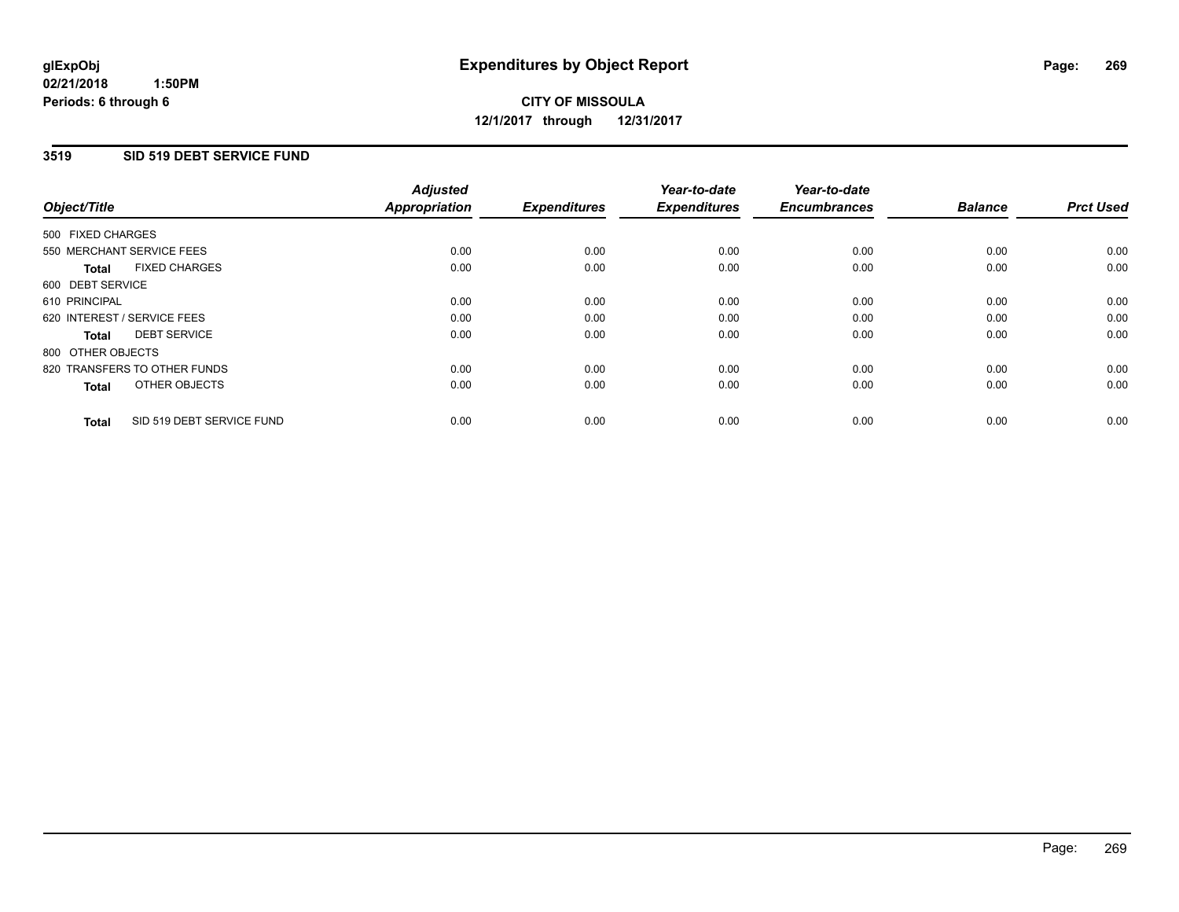**glExpObj** **Expenditures by Object Report**
**02/21/2018 1:50PM**
**Periods: 6 through 6**

**CITY OF MISSOULA**
**12/1/2017 through 12/31/2017**

## 3519 SID 519 DEBT SERVICE FUND

| Object/Title | Adjusted Appropriation | Expenditures | Year-to-date Expenditures | Year-to-date Encumbrances | Balance | Prct Used |
|---|---|---|---|---|---|---|
| 500 FIXED CHARGES | | | | | | |
| 550 MERCHANT SERVICE FEES | 0.00 | 0.00 | 0.00 | 0.00 | 0.00 | 0.00 |
| **Total** FIXED CHARGES | 0.00 | 0.00 | 0.00 | 0.00 | 0.00 | 0.00 |
| 600 DEBT SERVICE | | | | | | |
| 610 PRINCIPAL | 0.00 | 0.00 | 0.00 | 0.00 | 0.00 | 0.00 |
| 620 INTEREST / SERVICE FEES | 0.00 | 0.00 | 0.00 | 0.00 | 0.00 | 0.00 |
| **Total** DEBT SERVICE | 0.00 | 0.00 | 0.00 | 0.00 | 0.00 | 0.00 |
| 800 OTHER OBJECTS | | | | | | |
| 820 TRANSFERS TO OTHER FUNDS | 0.00 | 0.00 | 0.00 | 0.00 | 0.00 | 0.00 |
| **Total** OTHER OBJECTS | 0.00 | 0.00 | 0.00 | 0.00 | 0.00 | 0.00 |
| **Total** SID 519 DEBT SERVICE FUND | 0.00 | 0.00 | 0.00 | 0.00 | 0.00 | 0.00 |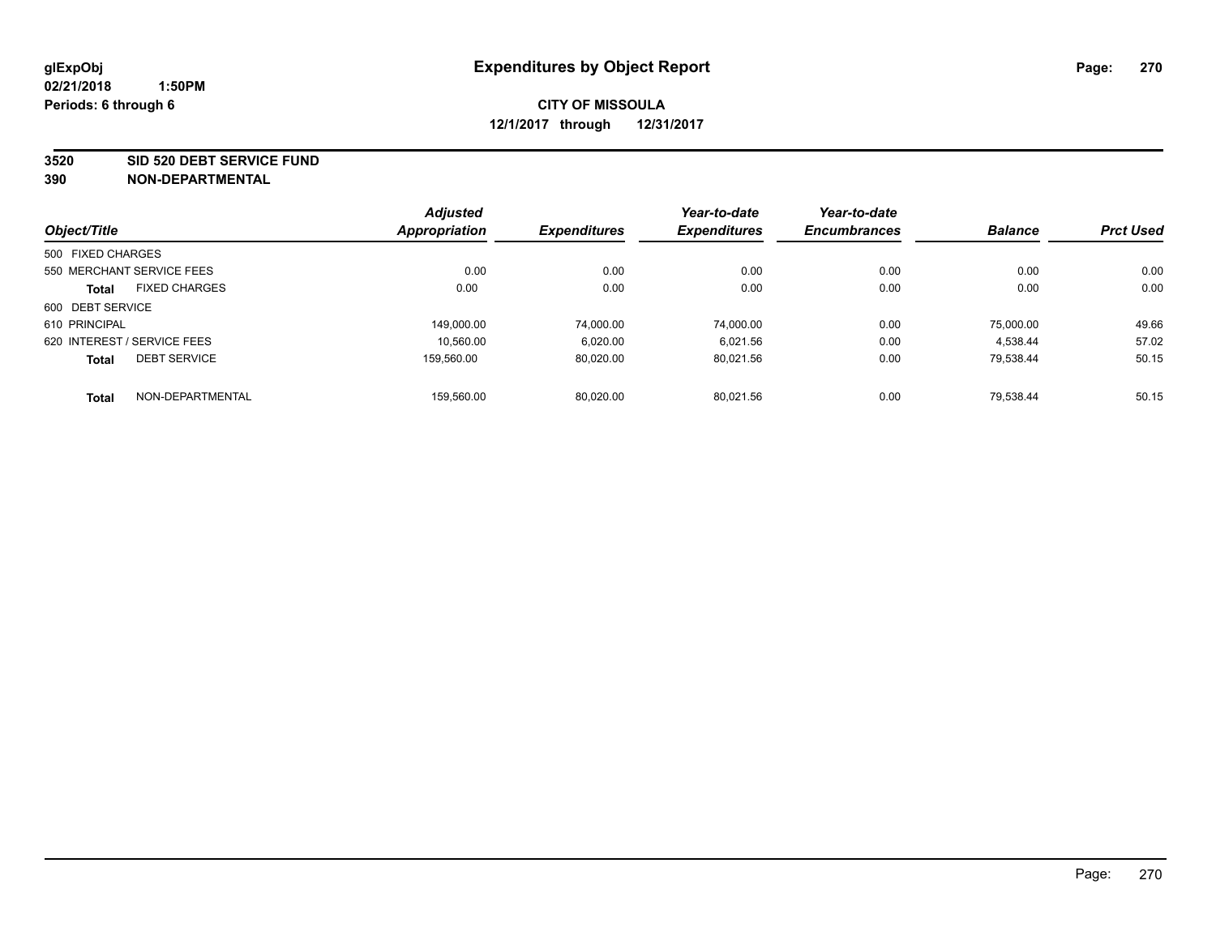**glExpObj** **Expenditures by Object Report**

**02/21/2018 1:50PM**

**Periods: 6 through 6**

**CITY OF MISSOULA**

**12/1/2017 through 12/31/2017**

**3520 SID 520 DEBT SERVICE FUND**

**390 NON-DEPARTMENTAL**

| Object/Title | Adjusted Appropriation | Expenditures | Year-to-date Expenditures | Year-to-date Encumbrances | Balance | Prct Used |
|---|---|---|---|---|---|---|
| 500 FIXED CHARGES | | | | | | |
| 550 MERCHANT SERVICE FEES | 0.00 | 0.00 | 0.00 | 0.00 | 0.00 | 0.00 |
| **Total** FIXED CHARGES | 0.00 | 0.00 | 0.00 | 0.00 | 0.00 | 0.00 |
| 600 DEBT SERVICE | | | | | | |
| 610 PRINCIPAL | 149,000.00 | 74,000.00 | 74,000.00 | 0.00 | 75,000.00 | 49.66 |
| 620 INTEREST / SERVICE FEES | 10,560.00 | 6,020.00 | 6,021.56 | 0.00 | 4,538.44 | 57.02 |
| **Total** DEBT SERVICE | 159,560.00 | 80,020.00 | 80,021.56 | 0.00 | 79,538.44 | 50.15 |
| **Total** NON-DEPARTMENTAL | 159,560.00 | 80,020.00 | 80,021.56 | 0.00 | 79,538.44 | 50.15 |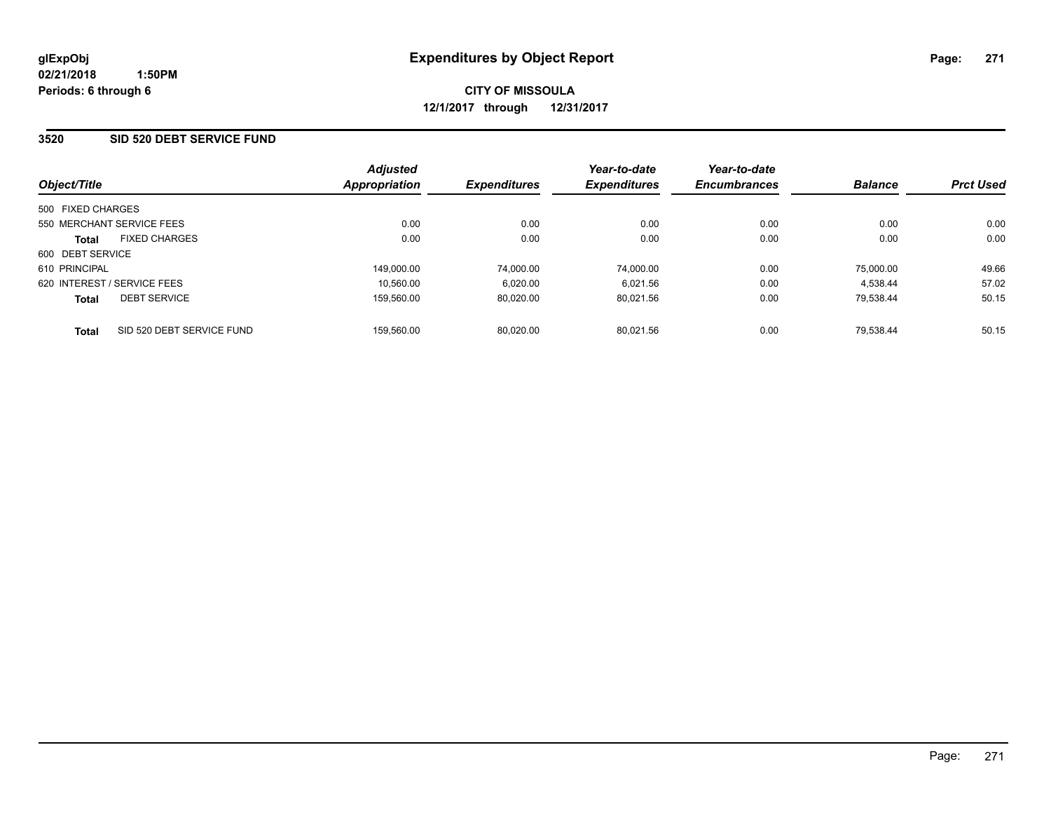glExpObj
02/21/2018 1:50PM
Periods: 6 through 6

# Expenditures by Object Report

**CITY OF MISSOULA**
**12/1/2017 through 12/31/2017**

## 3520 SID 520 DEBT SERVICE FUND

| Object/Title | | Adjusted Appropriation | Expenditures | Year-to-date Expenditures | Year-to-date Encumbrances | Balance | Prct Used |
|---|---|---|---|---|---|---|---|
| 500 FIXED CHARGES | | | | | | | |
| 550 MERCHANT SERVICE FEES | | 0.00 | 0.00 | 0.00 | 0.00 | 0.00 | 0.00 |
| **Total** | FIXED CHARGES | 0.00 | 0.00 | 0.00 | 0.00 | 0.00 | 0.00 |
| 600 DEBT SERVICE | | | | | | | |
| 610 PRINCIPAL | | 149,000.00 | 74,000.00 | 74,000.00 | 0.00 | 75,000.00 | 49.66 |
| 620 INTEREST / SERVICE FEES | | 10,560.00 | 6,020.00 | 6,021.56 | 0.00 | 4,538.44 | 57.02 |
| **Total** | DEBT SERVICE | 159,560.00 | 80,020.00 | 80,021.56 | 0.00 | 79,538.44 | 50.15 |
| **Total** | SID 520 DEBT SERVICE FUND | 159,560.00 | 80,020.00 | 80,021.56 | 0.00 | 79,538.44 | 50.15 |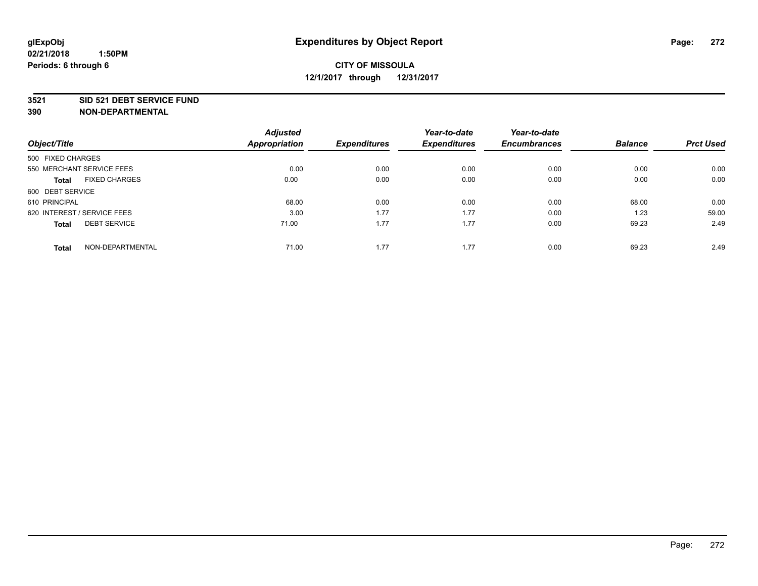**glExpObj**
**02/21/2018 1:50PM**
**Periods: 6 through 6**

# Expenditures by Object Report

**CITY OF MISSOULA**
**12/1/2017 through 12/31/2017**

**3521 SID 521 DEBT SERVICE FUND**
**390 NON-DEPARTMENTAL**

| Object/Title | | Adjusted Appropriation | Expenditures | Year-to-date Expenditures | Year-to-date Encumbrances | Balance | Prct Used |
|---|---|---|---|---|---|---|---|
| 500 FIXED CHARGES | | | | | | | |
| 550 MERCHANT SERVICE FEES | | 0.00 | 0.00 | 0.00 | 0.00 | 0.00 | 0.00 |
| **Total** | FIXED CHARGES | 0.00 | 0.00 | 0.00 | 0.00 | 0.00 | 0.00 |
| 600 DEBT SERVICE | | | | | | | |
| 610 PRINCIPAL | | 68.00 | 0.00 | 0.00 | 0.00 | 68.00 | 0.00 |
| 620 INTEREST / SERVICE FEES | | 3.00 | 1.77 | 1.77 | 0.00 | 1.23 | 59.00 |
| **Total** | DEBT SERVICE | 71.00 | 1.77 | 1.77 | 0.00 | 69.23 | 2.49 |
| **Total** | NON-DEPARTMENTAL | 71.00 | 1.77 | 1.77 | 0.00 | 69.23 | 2.49 |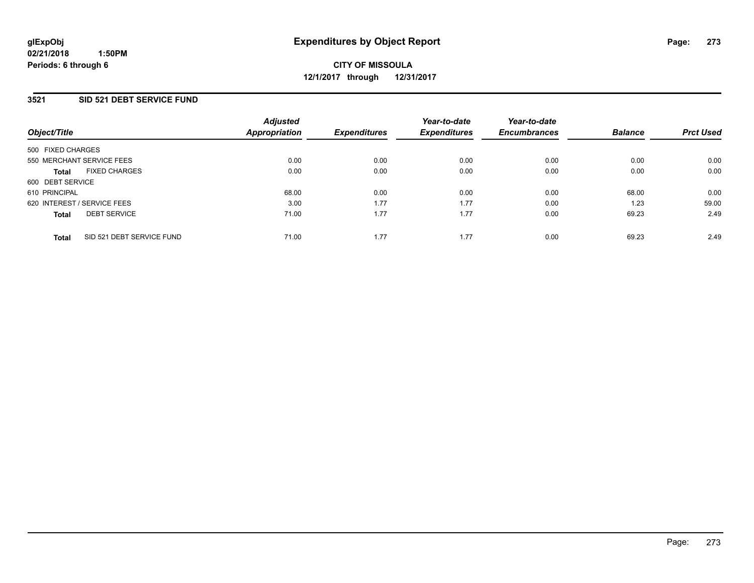**glExpObj**
**02/21/2018 1:50PM**
**Periods: 6 through 6**

# Expenditures by Object Report

**CITY OF MISSOULA**
**12/1/2017 through 12/31/2017**

## 3521 SID 521 DEBT SERVICE FUND

| Object/Title | Adjusted Appropriation | Expenditures | Year-to-date Expenditures | Year-to-date Encumbrances | Balance | Prct Used |
|---|---|---|---|---|---|---|
| 500 FIXED CHARGES | | | | | | |
| 550 MERCHANT SERVICE FEES | 0.00 | 0.00 | 0.00 | 0.00 | 0.00 | 0.00 |
| **Total** FIXED CHARGES | 0.00 | 0.00 | 0.00 | 0.00 | 0.00 | 0.00 |
| 600 DEBT SERVICE | | | | | | |
| 610 PRINCIPAL | 68.00 | 0.00 | 0.00 | 0.00 | 68.00 | 0.00 |
| 620 INTEREST / SERVICE FEES | 3.00 | 1.77 | 1.77 | 0.00 | 1.23 | 59.00 |
| **Total** DEBT SERVICE | 71.00 | 1.77 | 1.77 | 0.00 | 69.23 | 2.49 |
| **Total** SID 521 DEBT SERVICE FUND | 71.00 | 1.77 | 1.77 | 0.00 | 69.23 | 2.49 |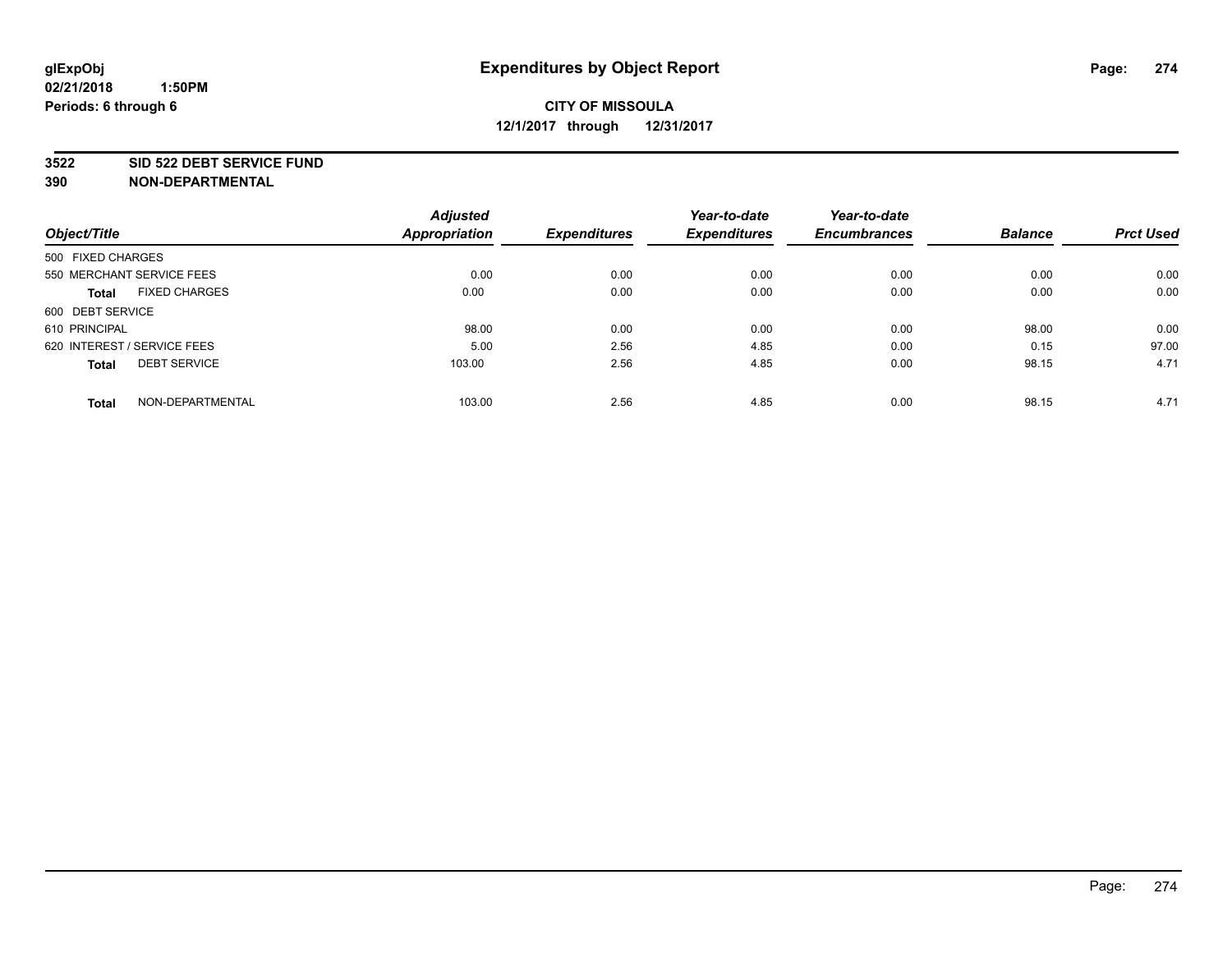**glExpObj**
**02/21/2018 1:50PM**
**Periods: 6 through 6**

# Expenditures by Object Report

**CITY OF MISSOULA**
**12/1/2017 through 12/31/2017**

**3522 SID 522 DEBT SERVICE FUND**
**390 NON-DEPARTMENTAL**

| Object/Title | Adjusted Appropriation | Expenditures | Year-to-date Expenditures | Year-to-date Encumbrances | Balance | Prct Used |
|---|---|---|---|---|---|---|
| 500 FIXED CHARGES | | | | | | |
| 550 MERCHANT SERVICE FEES | 0.00 | 0.00 | 0.00 | 0.00 | 0.00 | 0.00 |
| **Total** FIXED CHARGES | 0.00 | 0.00 | 0.00 | 0.00 | 0.00 | 0.00 |
| 600 DEBT SERVICE | | | | | | |
| 610 PRINCIPAL | 98.00 | 0.00 | 0.00 | 0.00 | 98.00 | 0.00 |
| 620 INTEREST / SERVICE FEES | 5.00 | 2.56 | 4.85 | 0.00 | 0.15 | 97.00 |
| **Total** DEBT SERVICE | 103.00 | 2.56 | 4.85 | 0.00 | 98.15 | 4.71 |
| **Total** NON-DEPARTMENTAL | 103.00 | 2.56 | 4.85 | 0.00 | 98.15 | 4.71 |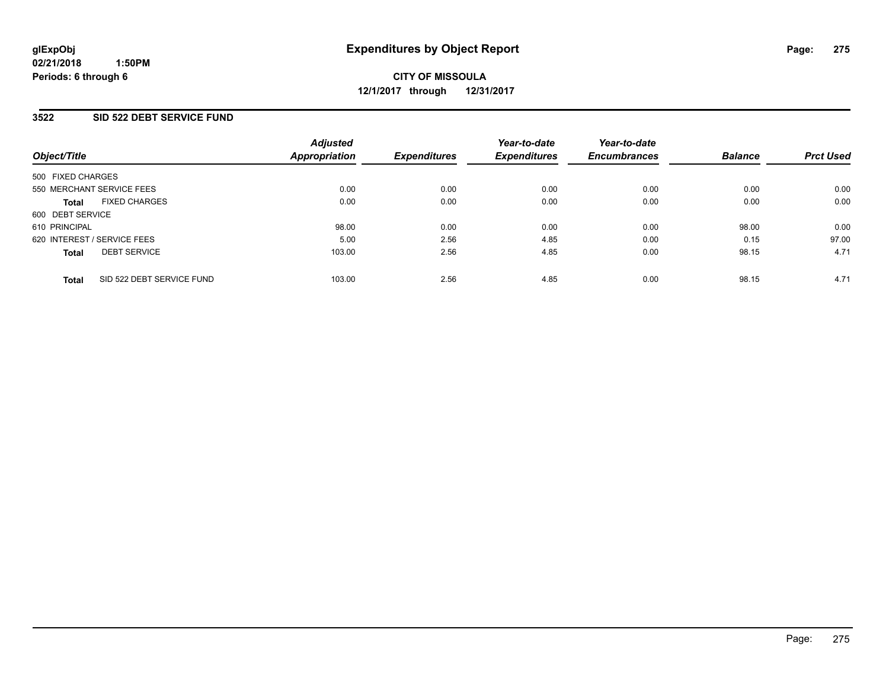**glExpObj**
**02/21/2018 1:50PM**
**Periods: 6 through 6**

# Expenditures by Object Report

**CITY OF MISSOULA**
**12/1/2017 through 12/31/2017**

## 3522 SID 522 DEBT SERVICE FUND

| Object/Title | Adjusted Appropriation | Expenditures | Year-to-date Expenditures | Year-to-date Encumbrances | Balance | Prct Used |
|---|---|---|---|---|---|---|
| 500 FIXED CHARGES | | | | | | |
| 550 MERCHANT SERVICE FEES | 0.00 | 0.00 | 0.00 | 0.00 | 0.00 | 0.00 |
| **Total** FIXED CHARGES | 0.00 | 0.00 | 0.00 | 0.00 | 0.00 | 0.00 |
| 600 DEBT SERVICE | | | | | | |
| 610 PRINCIPAL | 98.00 | 0.00 | 0.00 | 0.00 | 98.00 | 0.00 |
| 620 INTEREST / SERVICE FEES | 5.00 | 2.56 | 4.85 | 0.00 | 0.15 | 97.00 |
| **Total** DEBT SERVICE | 103.00 | 2.56 | 4.85 | 0.00 | 98.15 | 4.71 |
| **Total** SID 522 DEBT SERVICE FUND | 103.00 | 2.56 | 4.85 | 0.00 | 98.15 | 4.71 |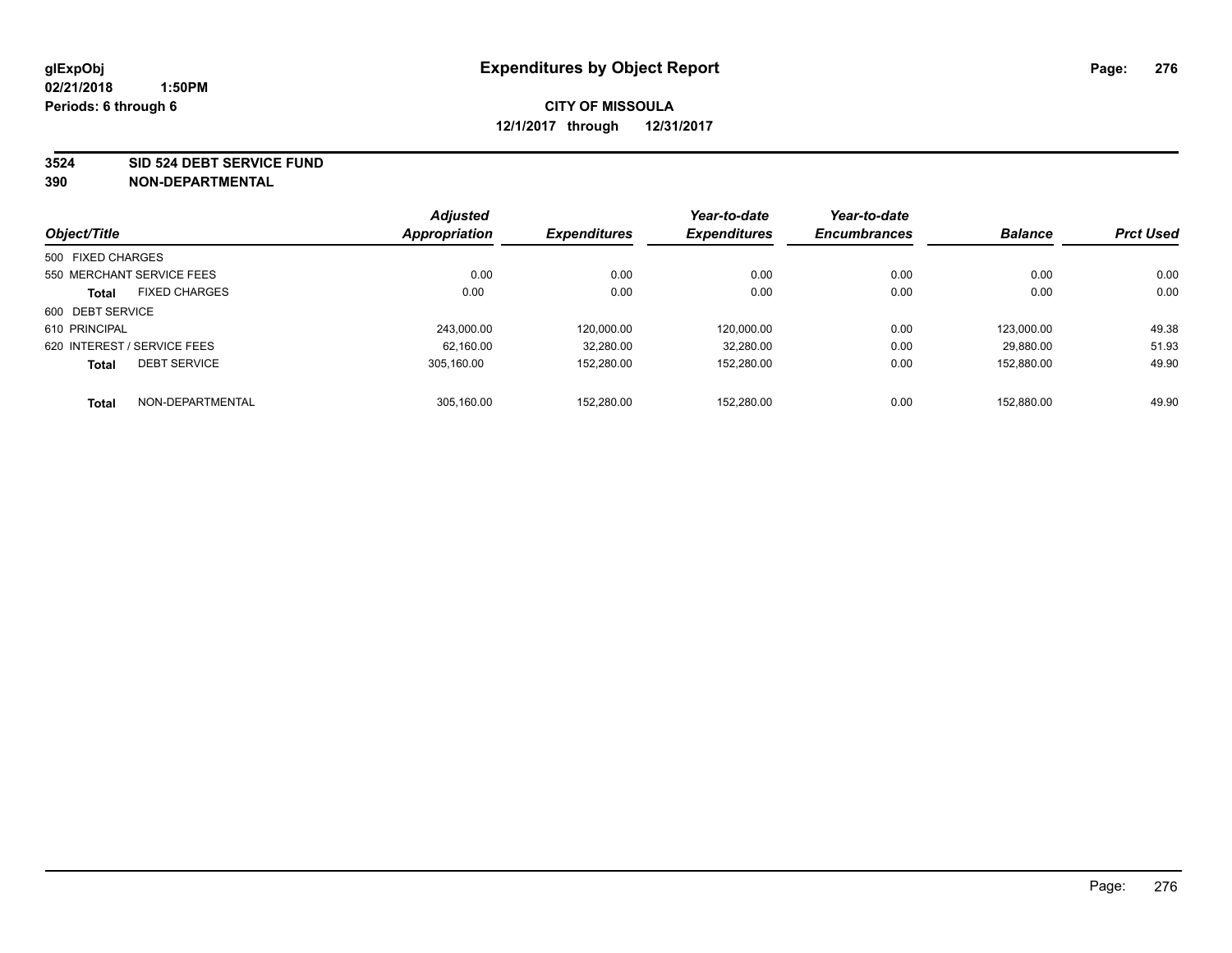**glExpObj**
**02/21/2018 1:50PM**
**Periods: 6 through 6**

# Expenditures by Object Report

**CITY OF MISSOULA**
**12/1/2017 through 12/31/2017**

**3524 SID 524 DEBT SERVICE FUND**
**390 NON-DEPARTMENTAL**

| Object/Title | | Adjusted Appropriation | Expenditures | Year-to-date Expenditures | Year-to-date Encumbrances | Balance | Prct Used |
|---|---|---|---|---|---|---|---|
| 500 FIXED CHARGES | | | | | | | |
| 550 MERCHANT SERVICE FEES | | 0.00 | 0.00 | 0.00 | 0.00 | 0.00 | 0.00 |
| **Total** | FIXED CHARGES | 0.00 | 0.00 | 0.00 | 0.00 | 0.00 | 0.00 |
| 600 DEBT SERVICE | | | | | | | |
| 610 PRINCIPAL | | 243,000.00 | 120,000.00 | 120,000.00 | 0.00 | 123,000.00 | 49.38 |
| 620 INTEREST / SERVICE FEES | | 62,160.00 | 32,280.00 | 32,280.00 | 0.00 | 29,880.00 | 51.93 |
| **Total** | DEBT SERVICE | 305,160.00 | 152,280.00 | 152,280.00 | 0.00 | 152,880.00 | 49.90 |
| **Total** | NON-DEPARTMENTAL | 305,160.00 | 152,280.00 | 152,280.00 | 0.00 | 152,880.00 | 49.90 |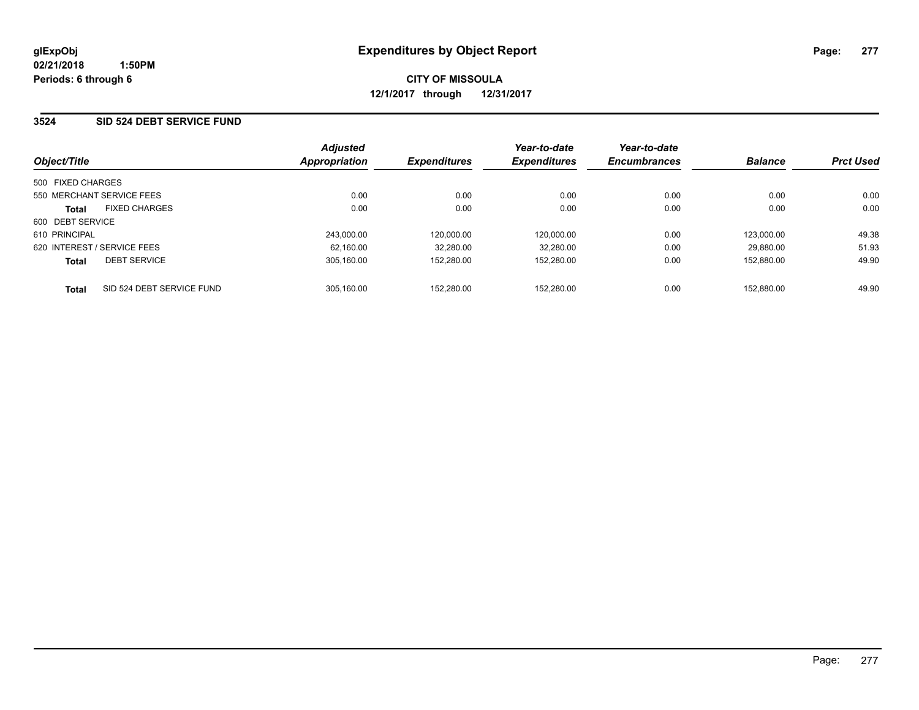**glExpObj**
**02/21/2018 1:50PM**
**Periods: 6 through 6**

# Expenditures by Object Report

**CITY OF MISSOULA**
**12/1/2017 through 12/31/2017**

## 3524 SID 524 DEBT SERVICE FUND

| Object/Title | Adjusted Appropriation | Expenditures | Year-to-date Expenditures | Year-to-date Encumbrances | Balance | Prct Used |
|---|---|---|---|---|---|---|
| 500 FIXED CHARGES | | | | | | |
| 550 MERCHANT SERVICE FEES | 0.00 | 0.00 | 0.00 | 0.00 | 0.00 | 0.00 |
| **Total** FIXED CHARGES | 0.00 | 0.00 | 0.00 | 0.00 | 0.00 | 0.00 |
| 600 DEBT SERVICE | | | | | | |
| 610 PRINCIPAL | 243,000.00 | 120,000.00 | 120,000.00 | 0.00 | 123,000.00 | 49.38 |
| 620 INTEREST / SERVICE FEES | 62,160.00 | 32,280.00 | 32,280.00 | 0.00 | 29,880.00 | 51.93 |
| **Total** DEBT SERVICE | 305,160.00 | 152,280.00 | 152,280.00 | 0.00 | 152,880.00 | 49.90 |
| **Total** SID 524 DEBT SERVICE FUND | 305,160.00 | 152,280.00 | 152,280.00 | 0.00 | 152,880.00 | 49.90 |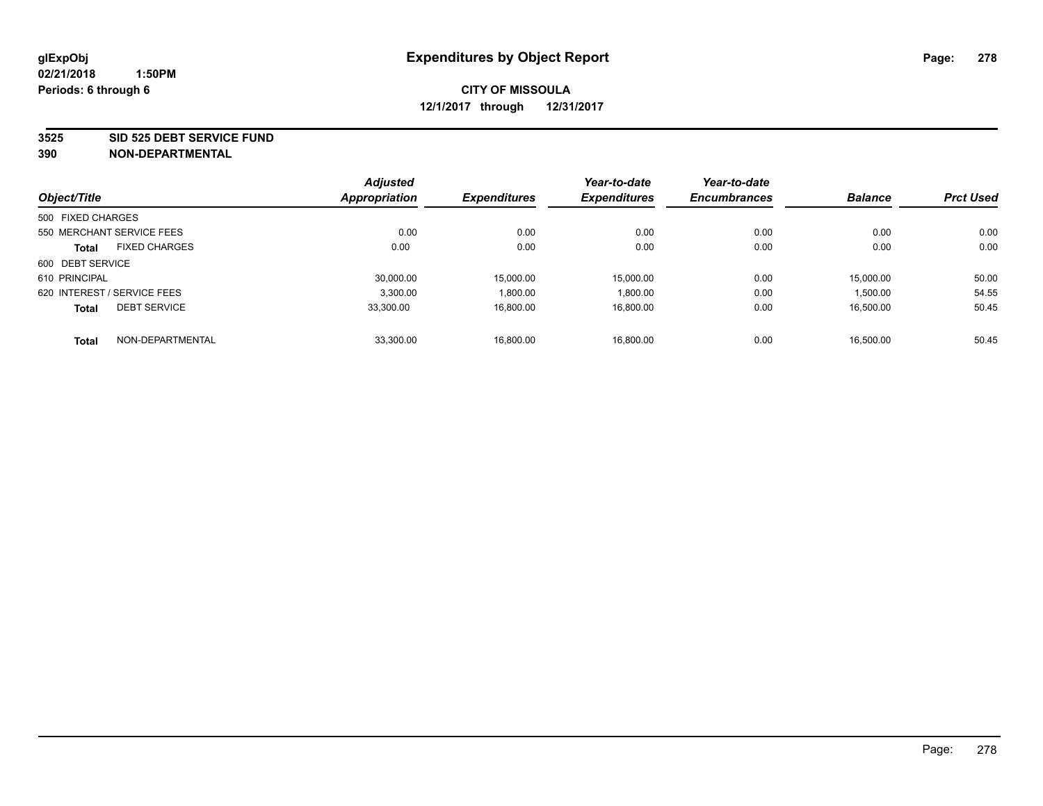**glExpObj**
**02/21/2018 1:50PM**
**Periods: 6 through 6**

# Expenditures by Object Report

**CITY OF MISSOULA**
**12/1/2017 through 12/31/2017**

**3525 SID 525 DEBT SERVICE FUND**
**390 NON-DEPARTMENTAL**

| Object/Title | | Adjusted Appropriation | Expenditures | Year-to-date Expenditures | Year-to-date Encumbrances | Balance | Prct Used |
|---|---|---|---|---|---|---|---|
| 500 FIXED CHARGES | | | | | | | |
| 550 MERCHANT SERVICE FEES | | 0.00 | 0.00 | 0.00 | 0.00 | 0.00 | 0.00 |
| **Total** | FIXED CHARGES | 0.00 | 0.00 | 0.00 | 0.00 | 0.00 | 0.00 |
| 600 DEBT SERVICE | | | | | | | |
| 610 PRINCIPAL | | 30,000.00 | 15,000.00 | 15,000.00 | 0.00 | 15,000.00 | 50.00 |
| 620 INTEREST / SERVICE FEES | | 3,300.00 | 1,800.00 | 1,800.00 | 0.00 | 1,500.00 | 54.55 |
| **Total** | DEBT SERVICE | 33,300.00 | 16,800.00 | 16,800.00 | 0.00 | 16,500.00 | 50.45 |
| **Total** | NON-DEPARTMENTAL | 33,300.00 | 16,800.00 | 16,800.00 | 0.00 | 16,500.00 | 50.45 |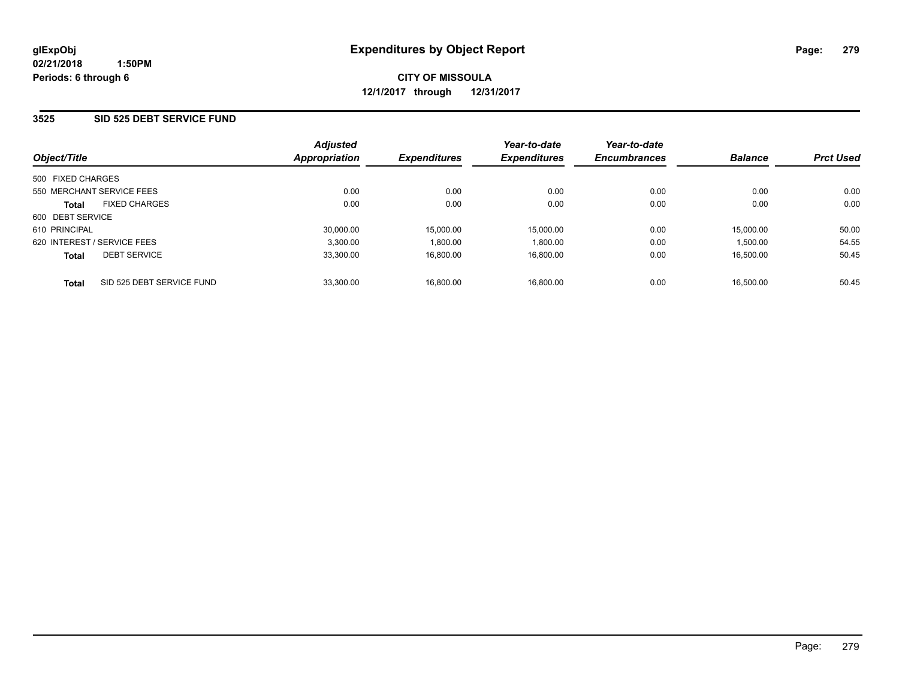**glExpObj**
**02/21/2018 1:50PM**
**Periods: 6 through 6**

# Expenditures by Object Report

**CITY OF MISSOULA**
**12/1/2017 through 12/31/2017**

## 3525 SID 525 DEBT SERVICE FUND

| Object/Title | Adjusted Appropriation | Expenditures | Year-to-date Expenditures | Year-to-date Encumbrances | Balance | Prct Used |
|---|---|---|---|---|---|---|
| 500 FIXED CHARGES | | | | | | |
| 550 MERCHANT SERVICE FEES | 0.00 | 0.00 | 0.00 | 0.00 | 0.00 | 0.00 |
| **Total** FIXED CHARGES | 0.00 | 0.00 | 0.00 | 0.00 | 0.00 | 0.00 |
| 600 DEBT SERVICE | | | | | | |
| 610 PRINCIPAL | 30,000.00 | 15,000.00 | 15,000.00 | 0.00 | 15,000.00 | 50.00 |
| 620 INTEREST / SERVICE FEES | 3,300.00 | 1,800.00 | 1,800.00 | 0.00 | 1,500.00 | 54.55 |
| **Total** DEBT SERVICE | 33,300.00 | 16,800.00 | 16,800.00 | 0.00 | 16,500.00 | 50.45 |
| **Total** SID 525 DEBT SERVICE FUND | 33,300.00 | 16,800.00 | 16,800.00 | 0.00 | 16,500.00 | 50.45 |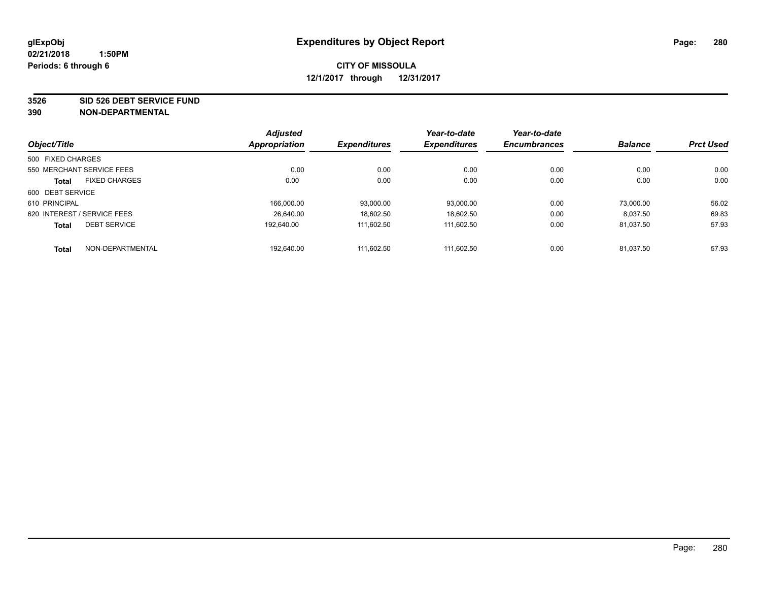**glExpObj**
**02/21/2018 1:50PM**
**Periods: 6 through 6**

# Expenditures by Object Report

**CITY OF MISSOULA**
**12/1/2017 through 12/31/2017**

**3526 SID 526 DEBT SERVICE FUND**
**390 NON-DEPARTMENTAL**

| Object/Title | | Adjusted Appropriation | Expenditures | Year-to-date Expenditures | Year-to-date Encumbrances | Balance | Prct Used |
|---|---|---|---|---|---|---|---|
| 500 FIXED CHARGES | | | | | | | |
| 550 MERCHANT SERVICE FEES | | 0.00 | 0.00 | 0.00 | 0.00 | 0.00 | 0.00 |
| **Total** | FIXED CHARGES | 0.00 | 0.00 | 0.00 | 0.00 | 0.00 | 0.00 |
| 600 DEBT SERVICE | | | | | | | |
| 610 PRINCIPAL | | 166,000.00 | 93,000.00 | 93,000.00 | 0.00 | 73,000.00 | 56.02 |
| 620 INTEREST / SERVICE FEES | | 26,640.00 | 18,602.50 | 18,602.50 | 0.00 | 8,037.50 | 69.83 |
| **Total** | DEBT SERVICE | 192,640.00 | 111,602.50 | 111,602.50 | 0.00 | 81,037.50 | 57.93 |
| **Total** | NON-DEPARTMENTAL | 192,640.00 | 111,602.50 | 111,602.50 | 0.00 | 81,037.50 | 57.93 |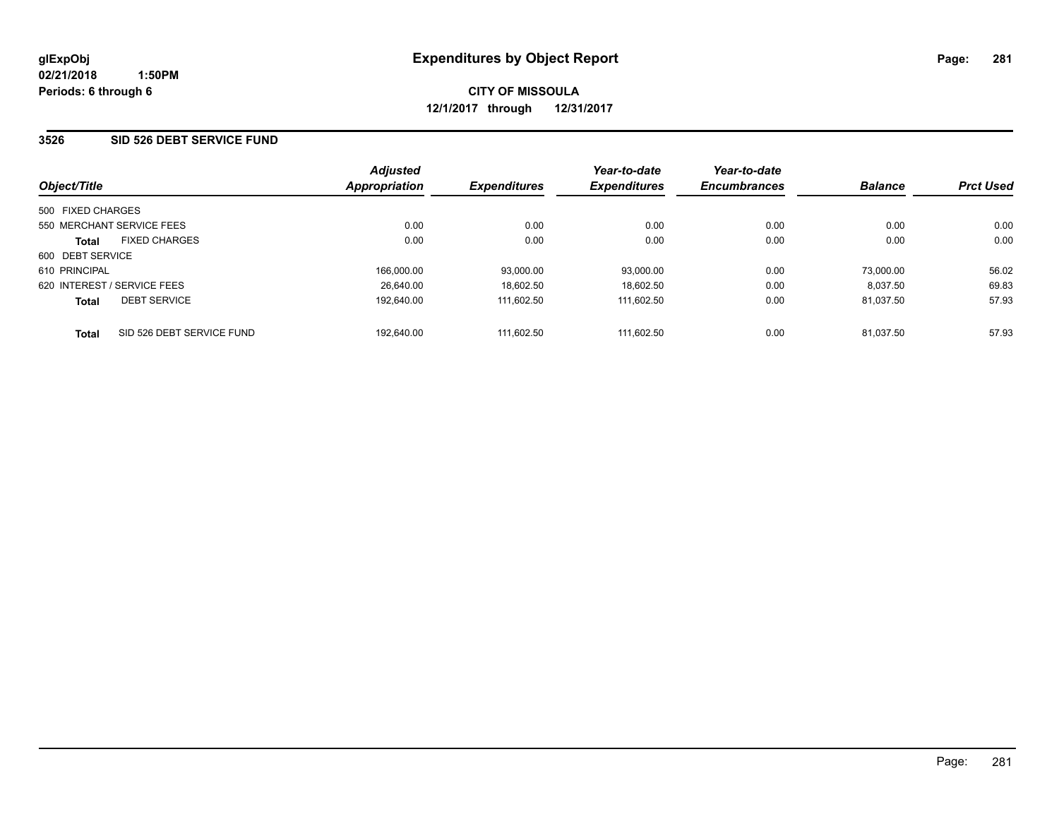**glExpObj**
**02/21/2018 1:50PM**
**Periods: 6 through 6**

# Expenditures by Object Report

**CITY OF MISSOULA**
**12/1/2017 through 12/31/2017**

## 3526 SID 526 DEBT SERVICE FUND

| Object/Title | | Adjusted Appropriation | Expenditures | Year-to-date Expenditures | Year-to-date Encumbrances | Balance | Prct Used |
|---|---|---|---|---|---|---|---|
| 500 FIXED CHARGES | | | | | | | |
| 550 MERCHANT SERVICE FEES | | 0.00 | 0.00 | 0.00 | 0.00 | 0.00 | 0.00 |
| **Total** | FIXED CHARGES | 0.00 | 0.00 | 0.00 | 0.00 | 0.00 | 0.00 |
| 600 DEBT SERVICE | | | | | | | |
| 610 PRINCIPAL | | 166,000.00 | 93,000.00 | 93,000.00 | 0.00 | 73,000.00 | 56.02 |
| 620 INTEREST / SERVICE FEES | | 26,640.00 | 18,602.50 | 18,602.50 | 0.00 | 8,037.50 | 69.83 |
| **Total** | DEBT SERVICE | 192,640.00 | 111,602.50 | 111,602.50 | 0.00 | 81,037.50 | 57.93 |
| **Total** | SID 526 DEBT SERVICE FUND | 192,640.00 | 111,602.50 | 111,602.50 | 0.00 | 81,037.50 | 57.93 |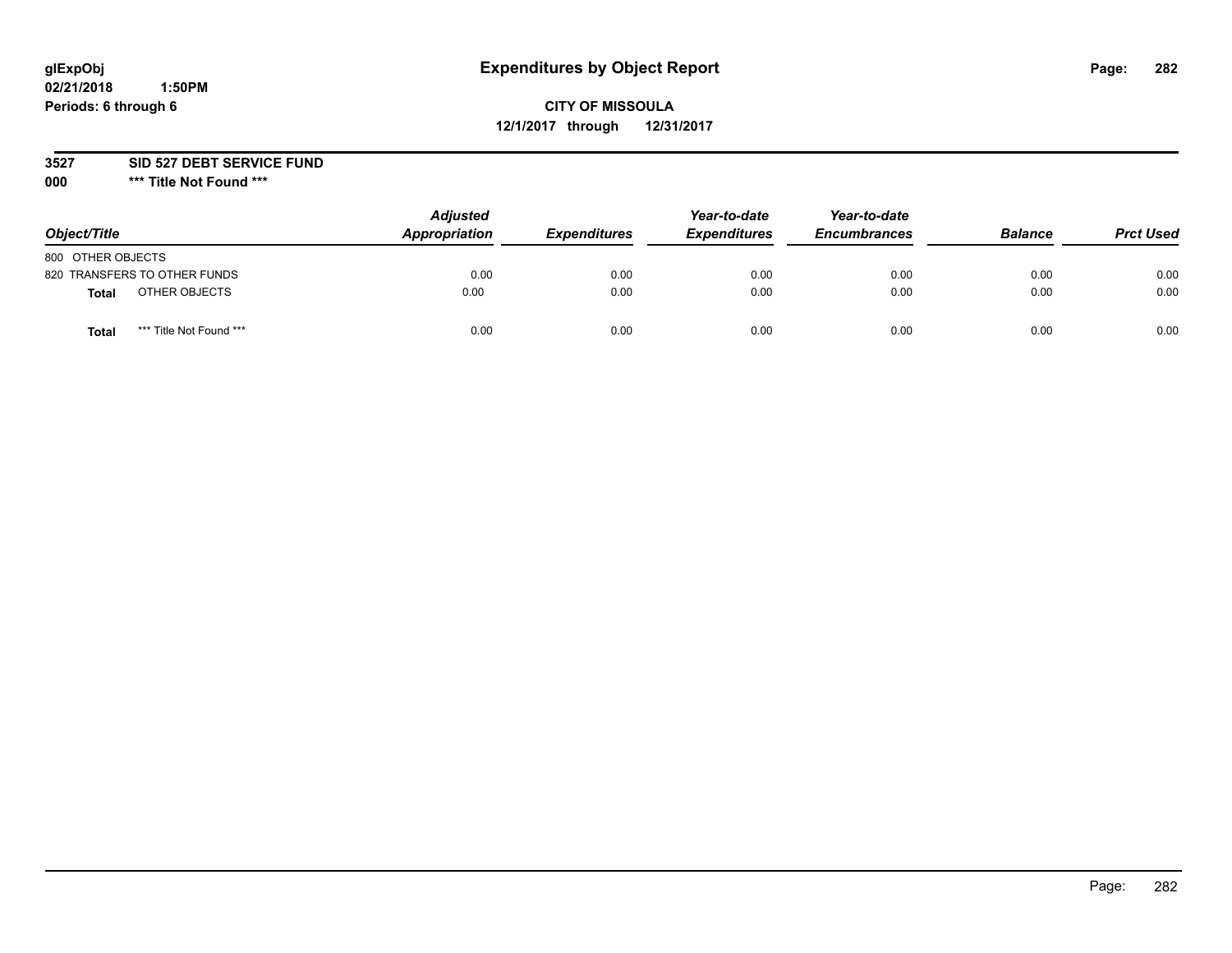glExpObj
02/21/2018 1:50PM
Periods: 6 through 6

# Expenditures by Object Report

**CITY OF MISSOULA**
**12/1/2017 through 12/31/2017**

**3527 SID 527 DEBT SERVICE FUND**
**000 *** Title Not Found *****

| Object/Title | | Adjusted Appropriation | Expenditures | Year-to-date Expenditures | Year-to-date Encumbrances | Balance | Prct Used |
|---|---|---|---|---|---|---|---|
| 800 OTHER OBJECTS | | | | | | | |
| 820 TRANSFERS TO OTHER FUNDS | | 0.00 | 0.00 | 0.00 | 0.00 | 0.00 | 0.00 |
| **Total** | OTHER OBJECTS | 0.00 | 0.00 | 0.00 | 0.00 | 0.00 | 0.00 |
| **Total** | *** Title Not Found *** | 0.00 | 0.00 | 0.00 | 0.00 | 0.00 | 0.00 |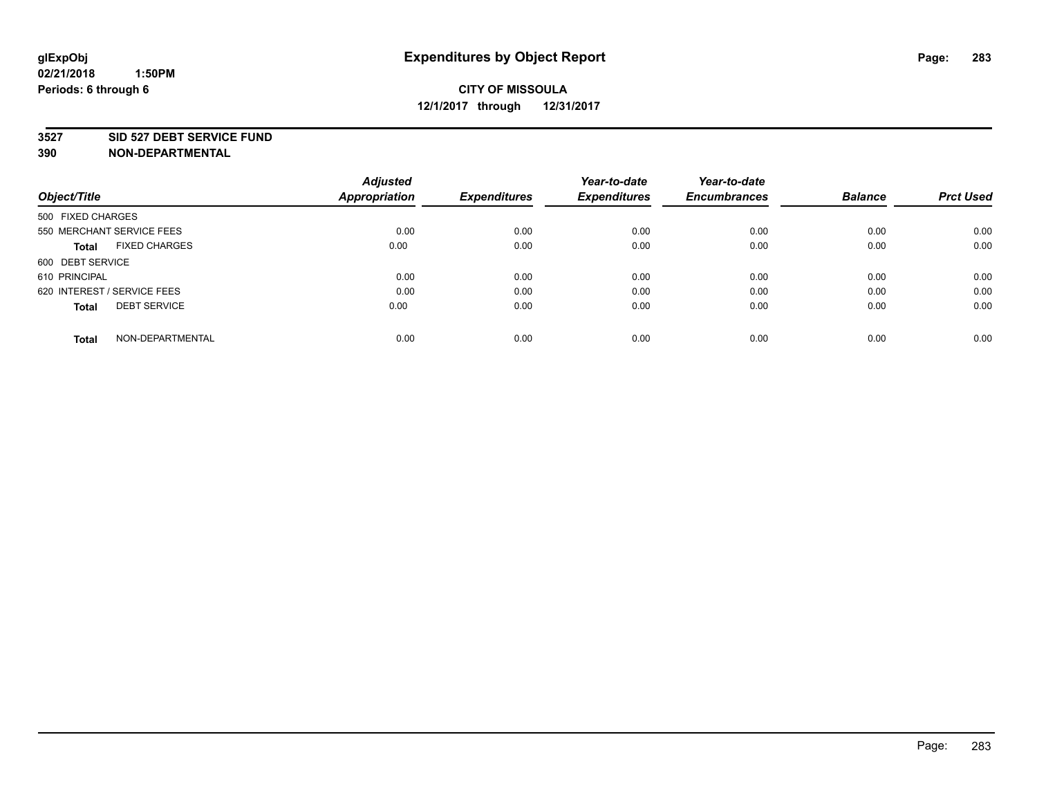**glExpObj**
**02/21/2018 1:50PM**
**Periods: 6 through 6**

# Expenditures by Object Report

**CITY OF MISSOULA**
**12/1/2017 through 12/31/2017**

**3527 SID 527 DEBT SERVICE FUND**
**390 NON-DEPARTMENTAL**

| Object/Title | Adjusted Appropriation | Expenditures | Year-to-date Expenditures | Year-to-date Encumbrances | Balance | Prct Used |
|---|---|---|---|---|---|---|
| 500 FIXED CHARGES | | | | | | |
| 550 MERCHANT SERVICE FEES | 0.00 | 0.00 | 0.00 | 0.00 | 0.00 | 0.00 |
| **Total** FIXED CHARGES | 0.00 | 0.00 | 0.00 | 0.00 | 0.00 | 0.00 |
| 600 DEBT SERVICE | | | | | | |
| 610 PRINCIPAL | 0.00 | 0.00 | 0.00 | 0.00 | 0.00 | 0.00 |
| 620 INTEREST / SERVICE FEES | 0.00 | 0.00 | 0.00 | 0.00 | 0.00 | 0.00 |
| **Total** DEBT SERVICE | 0.00 | 0.00 | 0.00 | 0.00 | 0.00 | 0.00 |
| **Total** NON-DEPARTMENTAL | 0.00 | 0.00 | 0.00 | 0.00 | 0.00 | 0.00 |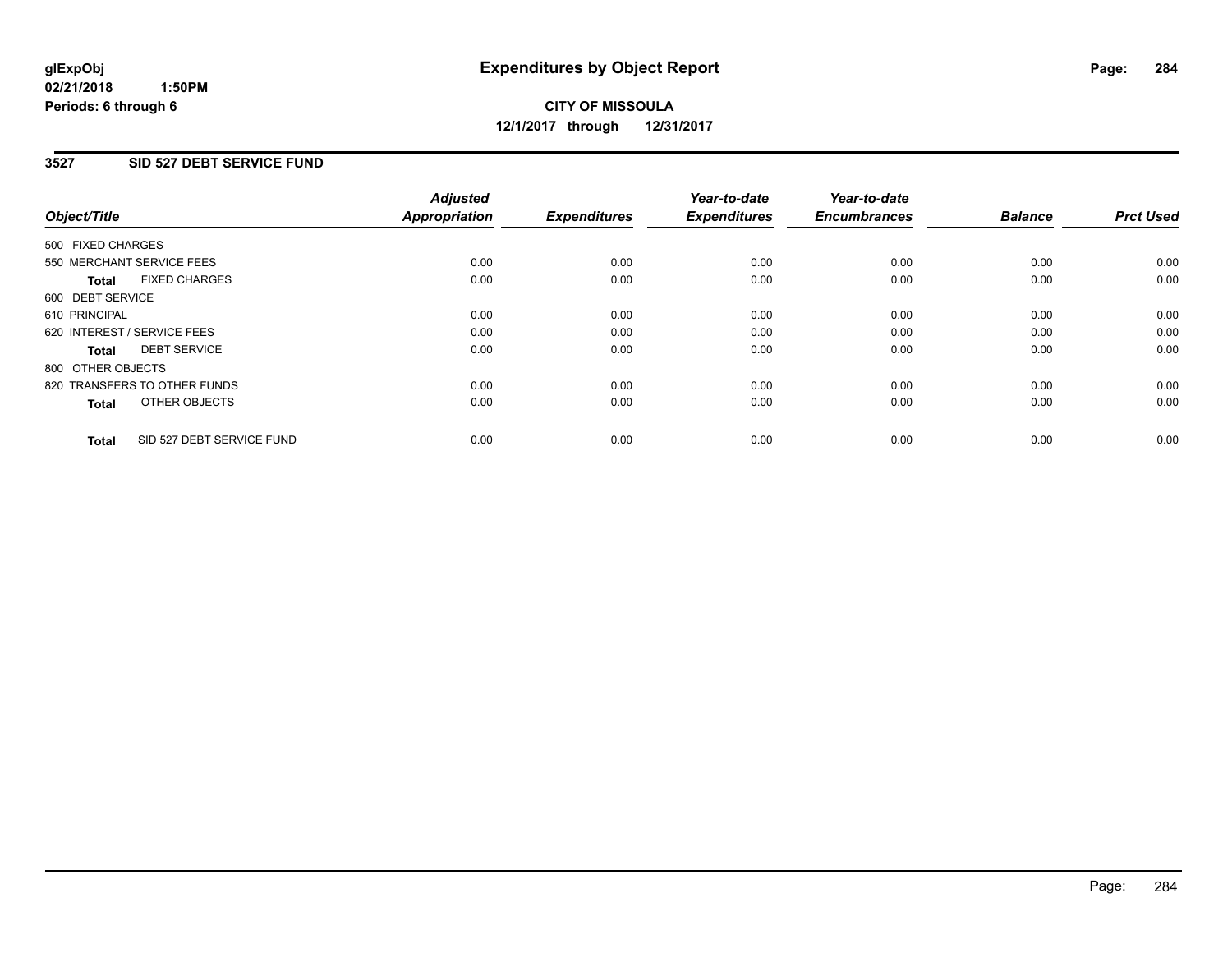**glExpObj**
**02/21/2018 1:50PM**
**Periods: 6 through 6**

# Expenditures by Object Report

**CITY OF MISSOULA**
**12/1/2017 through 12/31/2017**

## 3527 SID 527 DEBT SERVICE FUND

| Object/Title | Adjusted Appropriation | Expenditures | Year-to-date Expenditures | Year-to-date Encumbrances | Balance | Prct Used |
|---|---|---|---|---|---|---|
| 500 FIXED CHARGES | | | | | | |
| 550 MERCHANT SERVICE FEES | 0.00 | 0.00 | 0.00 | 0.00 | 0.00 | 0.00 |
| **Total** FIXED CHARGES | 0.00 | 0.00 | 0.00 | 0.00 | 0.00 | 0.00 |
| 600 DEBT SERVICE | | | | | | |
| 610 PRINCIPAL | 0.00 | 0.00 | 0.00 | 0.00 | 0.00 | 0.00 |
| 620 INTEREST / SERVICE FEES | 0.00 | 0.00 | 0.00 | 0.00 | 0.00 | 0.00 |
| **Total** DEBT SERVICE | 0.00 | 0.00 | 0.00 | 0.00 | 0.00 | 0.00 |
| 800 OTHER OBJECTS | | | | | | |
| 820 TRANSFERS TO OTHER FUNDS | 0.00 | 0.00 | 0.00 | 0.00 | 0.00 | 0.00 |
| **Total** OTHER OBJECTS | 0.00 | 0.00 | 0.00 | 0.00 | 0.00 | 0.00 |
| **Total** SID 527 DEBT SERVICE FUND | 0.00 | 0.00 | 0.00 | 0.00 | 0.00 | 0.00 |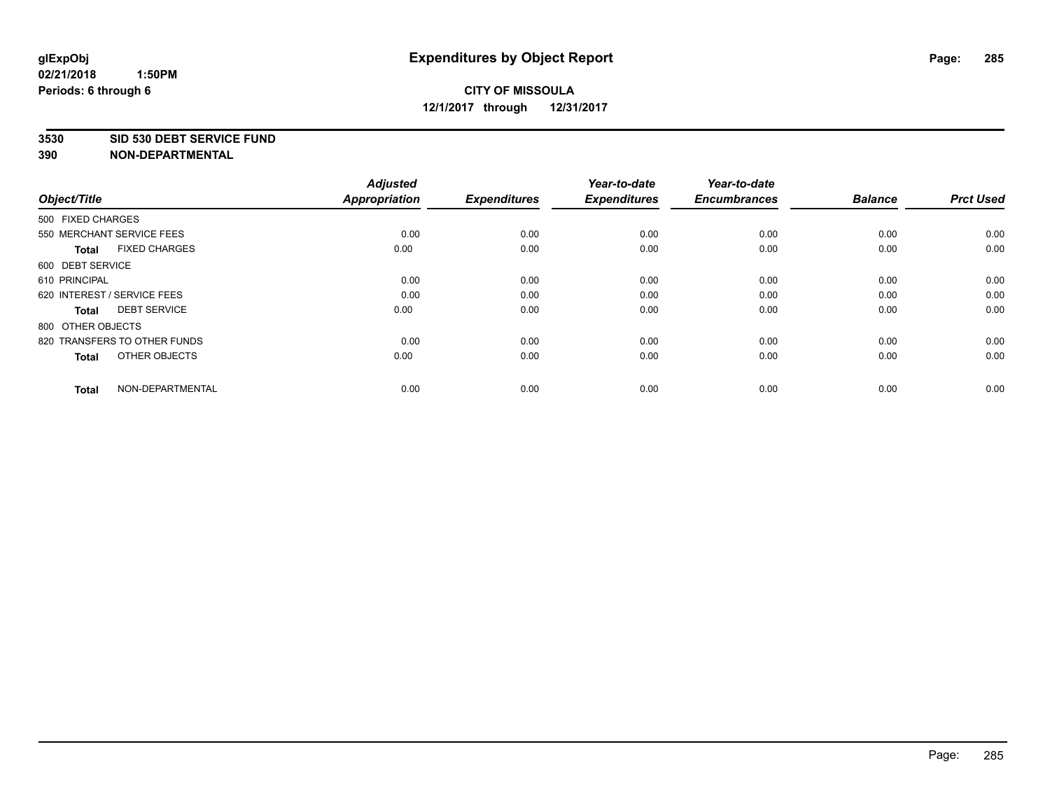# Expenditures by Object Report

glExpObj
02/21/2018 1:50PM
Periods: 6 through 6

**CITY OF MISSOULA**
**12/1/2017 through 12/31/2017**

**3530 SID 530 DEBT SERVICE FUND**
**390 NON-DEPARTMENTAL**

| Object/Title | | Adjusted Appropriation | Expenditures | Year-to-date Expenditures | Year-to-date Encumbrances | Balance | Prct Used |
|---|---|---|---|---|---|---|---|
| 500 FIXED CHARGES | | | | | | | |
| 550 MERCHANT SERVICE FEES | | 0.00 | 0.00 | 0.00 | 0.00 | 0.00 | 0.00 |
| **Total** | FIXED CHARGES | 0.00 | 0.00 | 0.00 | 0.00 | 0.00 | 0.00 |
| 600 DEBT SERVICE | | | | | | | |
| 610 PRINCIPAL | | 0.00 | 0.00 | 0.00 | 0.00 | 0.00 | 0.00 |
| 620 INTEREST / SERVICE FEES | | 0.00 | 0.00 | 0.00 | 0.00 | 0.00 | 0.00 |
| **Total** | DEBT SERVICE | 0.00 | 0.00 | 0.00 | 0.00 | 0.00 | 0.00 |
| 800 OTHER OBJECTS | | | | | | | |
| 820 TRANSFERS TO OTHER FUNDS | | 0.00 | 0.00 | 0.00 | 0.00 | 0.00 | 0.00 |
| **Total** | OTHER OBJECTS | 0.00 | 0.00 | 0.00 | 0.00 | 0.00 | 0.00 |
| **Total** | NON-DEPARTMENTAL | 0.00 | 0.00 | 0.00 | 0.00 | 0.00 | 0.00 |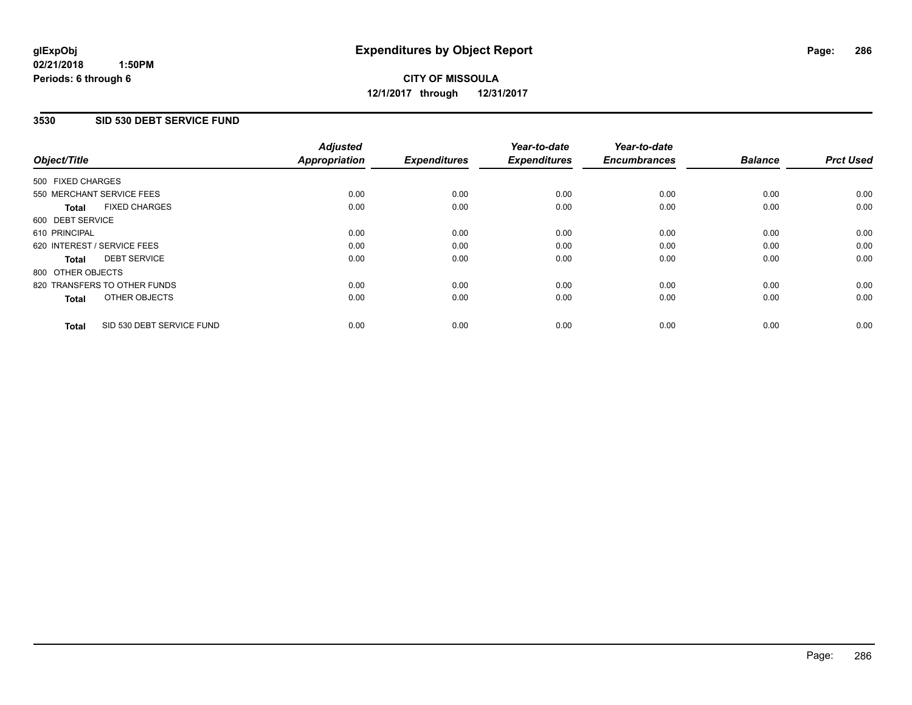glExpObj
02/21/2018 1:50PM
Periods: 6 through 6

# Expenditures by Object Report

**CITY OF MISSOULA**
**12/1/2017 through 12/31/2017**

## 3530 SID 530 DEBT SERVICE FUND

| Object/Title | Adjusted Appropriation | Expenditures | Year-to-date Expenditures | Year-to-date Encumbrances | Balance | Prct Used |
|---|---|---|---|---|---|---|
| 500 FIXED CHARGES | | | | | | |
| 550 MERCHANT SERVICE FEES | 0.00 | 0.00 | 0.00 | 0.00 | 0.00 | 0.00 |
| **Total** FIXED CHARGES | 0.00 | 0.00 | 0.00 | 0.00 | 0.00 | 0.00 |
| 600 DEBT SERVICE | | | | | | |
| 610 PRINCIPAL | 0.00 | 0.00 | 0.00 | 0.00 | 0.00 | 0.00 |
| 620 INTEREST / SERVICE FEES | 0.00 | 0.00 | 0.00 | 0.00 | 0.00 | 0.00 |
| **Total** DEBT SERVICE | 0.00 | 0.00 | 0.00 | 0.00 | 0.00 | 0.00 |
| 800 OTHER OBJECTS | | | | | | |
| 820 TRANSFERS TO OTHER FUNDS | 0.00 | 0.00 | 0.00 | 0.00 | 0.00 | 0.00 |
| **Total** OTHER OBJECTS | 0.00 | 0.00 | 0.00 | 0.00 | 0.00 | 0.00 |
| **Total** SID 530 DEBT SERVICE FUND | 0.00 | 0.00 | 0.00 | 0.00 | 0.00 | 0.00 |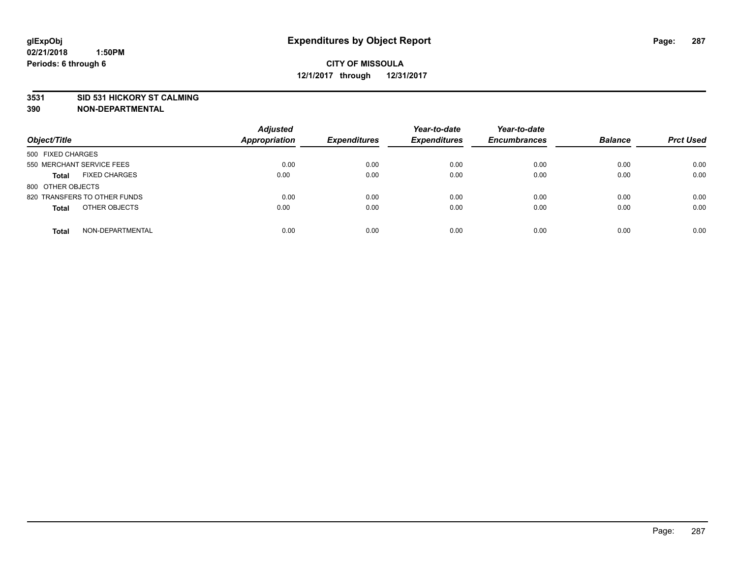**glExpObj**
**02/21/2018 1:50PM**
**Periods: 6 through 6**

# Expenditures by Object Report

**CITY OF MISSOULA**
**12/1/2017 through 12/31/2017**

**3531 SID 531 HICKORY ST CALMING**
**390 NON-DEPARTMENTAL**

| Object/Title | Adjusted Appropriation | Expenditures | Year-to-date Expenditures | Year-to-date Encumbrances | Balance | Prct Used |
|---|---|---|---|---|---|---|
| 500 FIXED CHARGES | | | | | | |
| 550 MERCHANT SERVICE FEES | 0.00 | 0.00 | 0.00 | 0.00 | 0.00 | 0.00 |
| **Total** FIXED CHARGES | 0.00 | 0.00 | 0.00 | 0.00 | 0.00 | 0.00 |
| 800 OTHER OBJECTS | | | | | | |
| 820 TRANSFERS TO OTHER FUNDS | 0.00 | 0.00 | 0.00 | 0.00 | 0.00 | 0.00 |
| **Total** OTHER OBJECTS | 0.00 | 0.00 | 0.00 | 0.00 | 0.00 | 0.00 |
| **Total** NON-DEPARTMENTAL | 0.00 | 0.00 | 0.00 | 0.00 | 0.00 | 0.00 |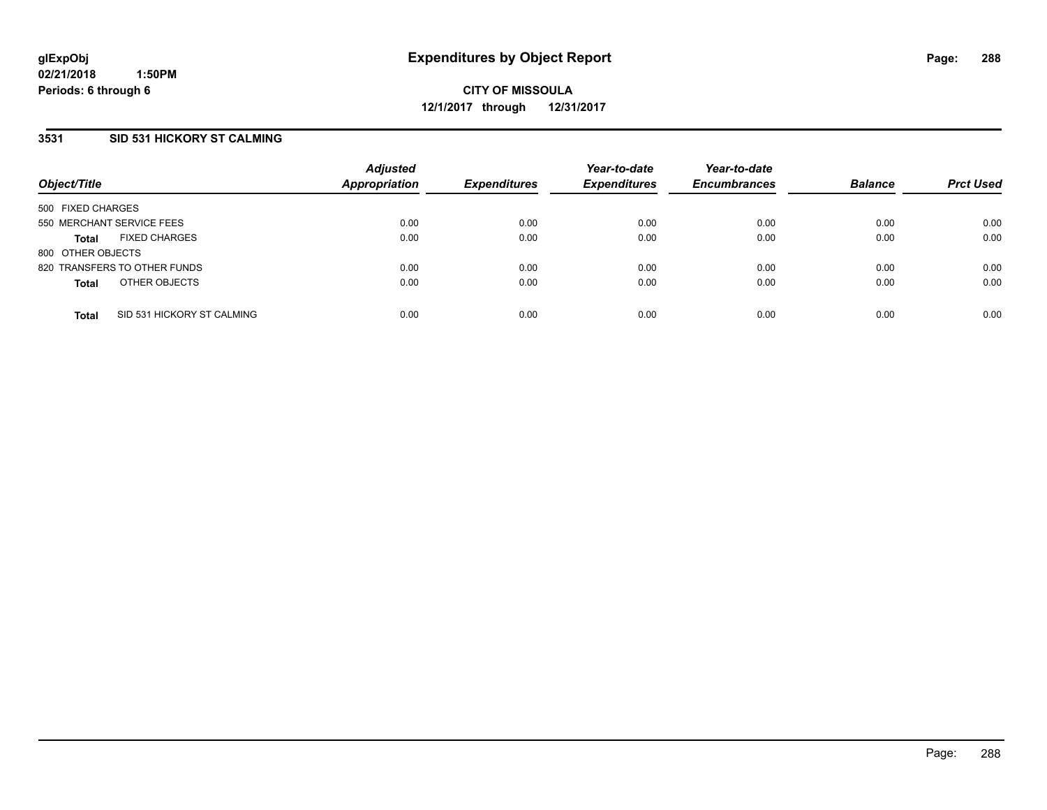**glExpObj**
**02/21/2018 1:50PM**
**Periods: 6 through 6**

# Expenditures by Object Report

**CITY OF MISSOULA**
**12/1/2017 through 12/31/2017**

## 3531 SID 531 HICKORY ST CALMING

| Object/Title | Adjusted Appropriation | Expenditures | Year-to-date Expenditures | Year-to-date Encumbrances | Balance | Prct Used |
|---|---|---|---|---|---|---|
| 500 FIXED CHARGES | | | | | | |
| 550 MERCHANT SERVICE FEES | 0.00 | 0.00 | 0.00 | 0.00 | 0.00 | 0.00 |
| **Total** FIXED CHARGES | 0.00 | 0.00 | 0.00 | 0.00 | 0.00 | 0.00 |
| 800 OTHER OBJECTS | | | | | | |
| 820 TRANSFERS TO OTHER FUNDS | 0.00 | 0.00 | 0.00 | 0.00 | 0.00 | 0.00 |
| **Total** OTHER OBJECTS | 0.00 | 0.00 | 0.00 | 0.00 | 0.00 | 0.00 |
| **Total** SID 531 HICKORY ST CALMING | 0.00 | 0.00 | 0.00 | 0.00 | 0.00 | 0.00 |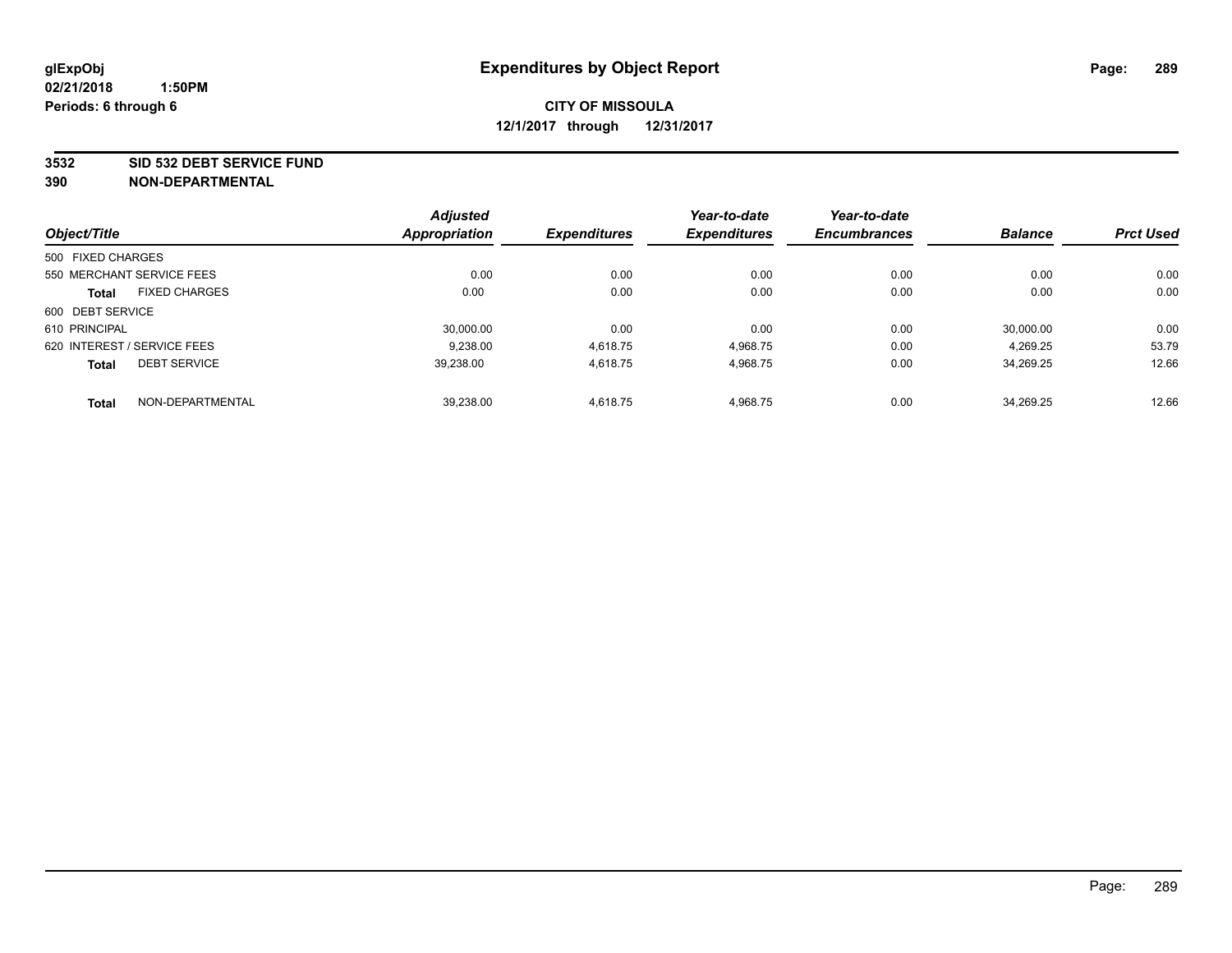glExpObj
02/21/2018 1:50PM
Periods: 6 through 6

# Expenditures by Object Report

**CITY OF MISSOULA**
**12/1/2017 through 12/31/2017**

**3532 SID 532 DEBT SERVICE FUND**
**390 NON-DEPARTMENTAL**

| Object/Title | Adjusted Appropriation | Expenditures | Year-to-date Expenditures | Year-to-date Encumbrances | Balance | Prct Used |
|---|---|---|---|---|---|---|
| 500 FIXED CHARGES | | | | | | |
| 550 MERCHANT SERVICE FEES | 0.00 | 0.00 | 0.00 | 0.00 | 0.00 | 0.00 |
| **Total** FIXED CHARGES | 0.00 | 0.00 | 0.00 | 0.00 | 0.00 | 0.00 |
| 600 DEBT SERVICE | | | | | | |
| 610 PRINCIPAL | 30,000.00 | 0.00 | 0.00 | 0.00 | 30,000.00 | 0.00 |
| 620 INTEREST / SERVICE FEES | 9,238.00 | 4,618.75 | 4,968.75 | 0.00 | 4,269.25 | 53.79 |
| **Total** DEBT SERVICE | 39,238.00 | 4,618.75 | 4,968.75 | 0.00 | 34,269.25 | 12.66 |
| **Total** NON-DEPARTMENTAL | 39,238.00 | 4,618.75 | 4,968.75 | 0.00 | 34,269.25 | 12.66 |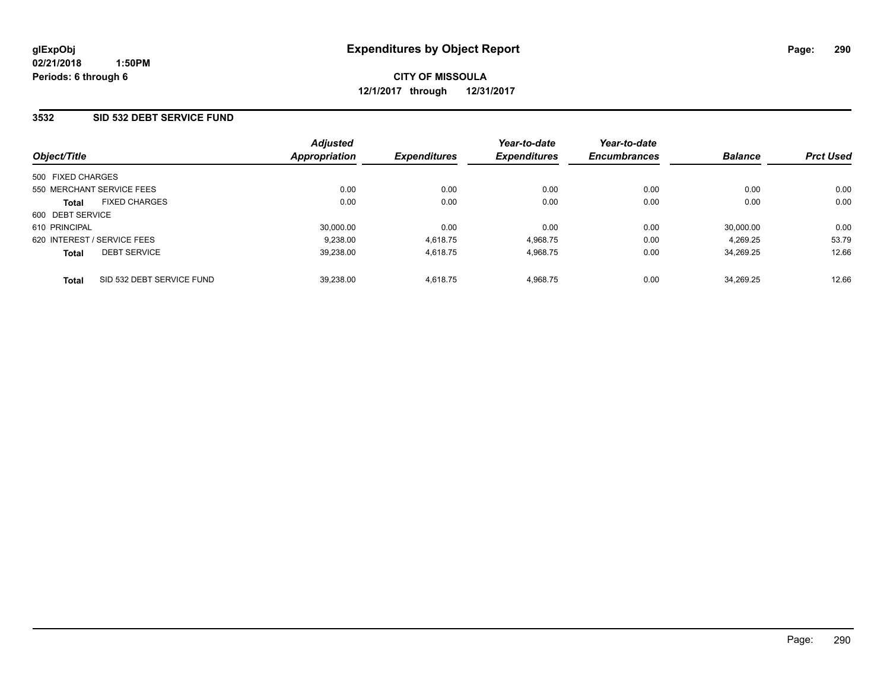# Expenditures by Object Report

glExpObj
02/21/2018 1:50PM
Periods: 6 through 6

**CITY OF MISSOULA**
**12/1/2017 through 12/31/2017**

## 3532 SID 532 DEBT SERVICE FUND

| Object/Title | Adjusted Appropriation | Expenditures | Year-to-date Expenditures | Year-to-date Encumbrances | Balance | Prct Used |
|---|---|---|---|---|---|---|
| 500 FIXED CHARGES | | | | | | |
| 550 MERCHANT SERVICE FEES | 0.00 | 0.00 | 0.00 | 0.00 | 0.00 | 0.00 |
| **Total** FIXED CHARGES | 0.00 | 0.00 | 0.00 | 0.00 | 0.00 | 0.00 |
| 600 DEBT SERVICE | | | | | | |
| 610 PRINCIPAL | 30,000.00 | 0.00 | 0.00 | 0.00 | 30,000.00 | 0.00 |
| 620 INTEREST / SERVICE FEES | 9,238.00 | 4,618.75 | 4,968.75 | 0.00 | 4,269.25 | 53.79 |
| **Total** DEBT SERVICE | 39,238.00 | 4,618.75 | 4,968.75 | 0.00 | 34,269.25 | 12.66 |
| **Total** SID 532 DEBT SERVICE FUND | 39,238.00 | 4,618.75 | 4,968.75 | 0.00 | 34,269.25 | 12.66 |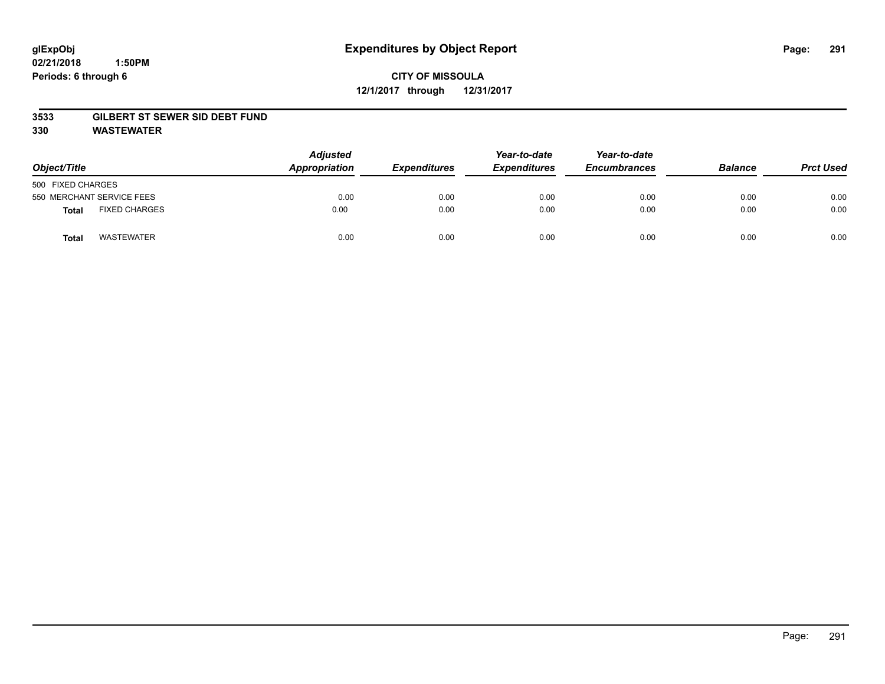glExpObj
02/21/2018 1:50PM
Periods: 6 through 6

# Expenditures by Object Report

**CITY OF MISSOULA**
**12/1/2017 through 12/31/2017**

**3533 GILBERT ST SEWER SID DEBT FUND**
**330 WASTEWATER**

| Object/Title | | Adjusted Appropriation | Expenditures | Year-to-date Expenditures | Year-to-date Encumbrances | Balance | Prct Used |
|---|---|---|---|---|---|---|---|
| 500 FIXED CHARGES | | | | | | | |
| 550 MERCHANT SERVICE FEES | | 0.00 | 0.00 | 0.00 | 0.00 | 0.00 | 0.00 |
| **Total** | FIXED CHARGES | 0.00 | 0.00 | 0.00 | 0.00 | 0.00 | 0.00 |
| **Total** | WASTEWATER | 0.00 | 0.00 | 0.00 | 0.00 | 0.00 | 0.00 |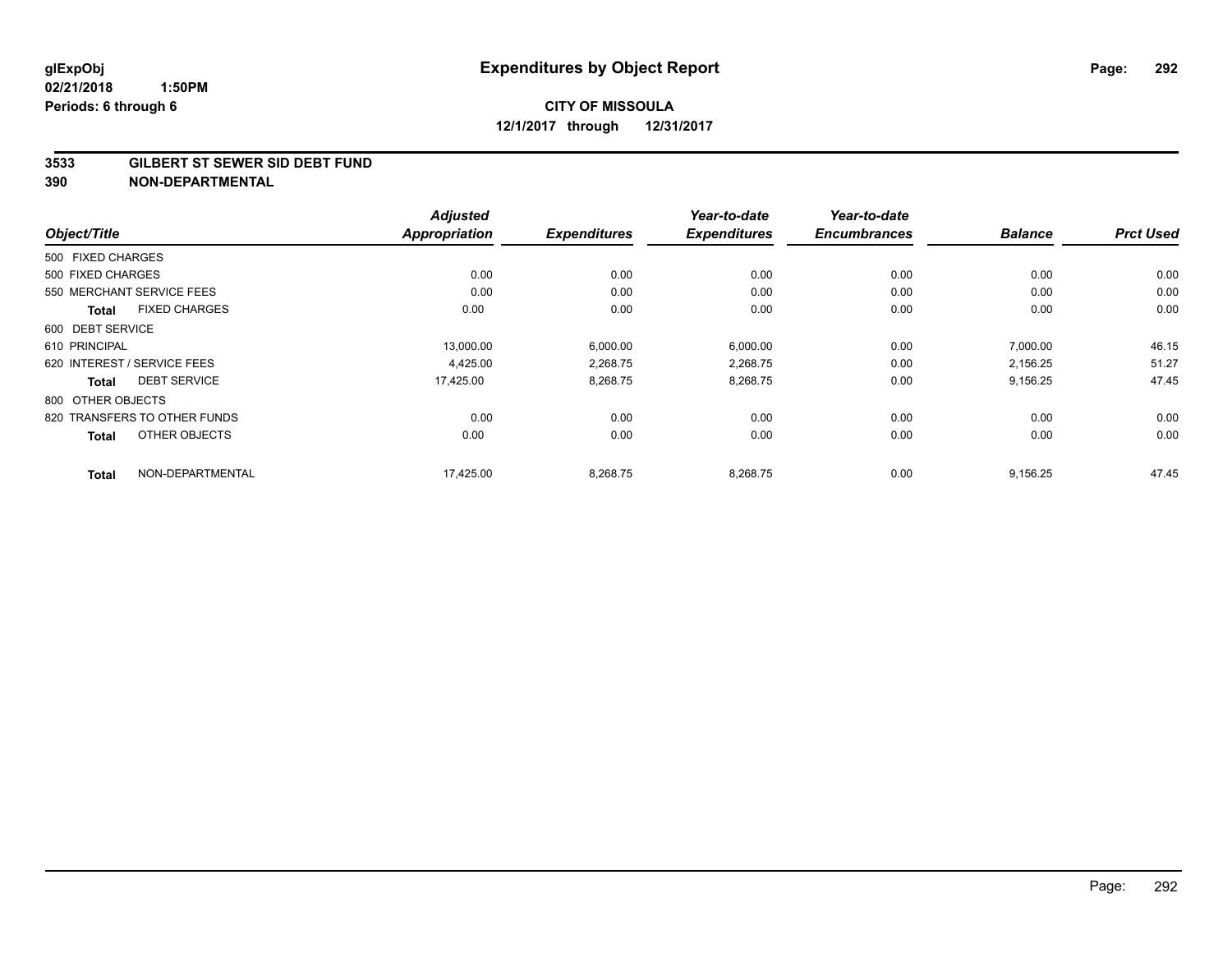**glExpObj** **Expenditures by Object Report**

**02/21/2018 1:50PM**

**Periods: 6 through 6**

**CITY OF MISSOULA**

**12/1/2017 through 12/31/2017**

## 3533 GILBERT ST SEWER SID DEBT FUND

## 390 NON-DEPARTMENTAL

| Object/Title | Adjusted Appropriation | Expenditures | Year-to-date Expenditures | Year-to-date Encumbrances | Balance | Prct Used |
|---|---|---|---|---|---|---|
| 500 FIXED CHARGES | | | | | | |
| 500 FIXED CHARGES | 0.00 | 0.00 | 0.00 | 0.00 | 0.00 | 0.00 |
| 550 MERCHANT SERVICE FEES | 0.00 | 0.00 | 0.00 | 0.00 | 0.00 | 0.00 |
| **Total** FIXED CHARGES | 0.00 | 0.00 | 0.00 | 0.00 | 0.00 | 0.00 |
| 600 DEBT SERVICE | | | | | | |
| 610 PRINCIPAL | 13,000.00 | 6,000.00 | 6,000.00 | 0.00 | 7,000.00 | 46.15 |
| 620 INTEREST / SERVICE FEES | 4,425.00 | 2,268.75 | 2,268.75 | 0.00 | 2,156.25 | 51.27 |
| **Total** DEBT SERVICE | 17,425.00 | 8,268.75 | 8,268.75 | 0.00 | 9,156.25 | 47.45 |
| 800 OTHER OBJECTS | | | | | | |
| 820 TRANSFERS TO OTHER FUNDS | 0.00 | 0.00 | 0.00 | 0.00 | 0.00 | 0.00 |
| **Total** OTHER OBJECTS | 0.00 | 0.00 | 0.00 | 0.00 | 0.00 | 0.00 |
| **Total** NON-DEPARTMENTAL | 17,425.00 | 8,268.75 | 8,268.75 | 0.00 | 9,156.25 | 47.45 |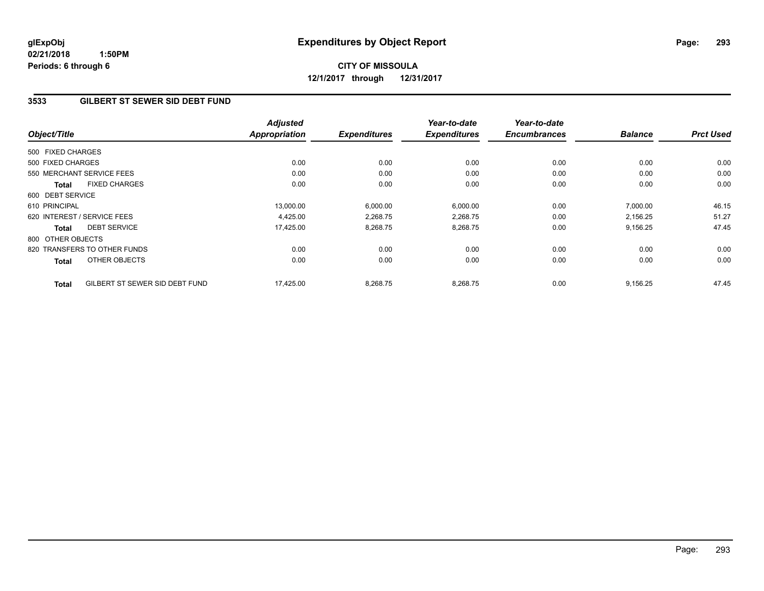**glExpObj** **Expenditures by Object Report**

**02/21/2018 1:50PM**

**Periods: 6 through 6**

**CITY OF MISSOULA**

**12/1/2017 through 12/31/2017**

## 3533 GILBERT ST SEWER SID DEBT FUND

| Object/Title | Adjusted Appropriation | Expenditures | Year-to-date Expenditures | Year-to-date Encumbrances | Balance | Prct Used |
|---|---|---|---|---|---|---|
| 500 FIXED CHARGES | | | | | | |
| 500 FIXED CHARGES | 0.00 | 0.00 | 0.00 | 0.00 | 0.00 | 0.00 |
| 550 MERCHANT SERVICE FEES | 0.00 | 0.00 | 0.00 | 0.00 | 0.00 | 0.00 |
| **Total** FIXED CHARGES | 0.00 | 0.00 | 0.00 | 0.00 | 0.00 | 0.00 |
| 600 DEBT SERVICE | | | | | | |
| 610 PRINCIPAL | 13,000.00 | 6,000.00 | 6,000.00 | 0.00 | 7,000.00 | 46.15 |
| 620 INTEREST / SERVICE FEES | 4,425.00 | 2,268.75 | 2,268.75 | 0.00 | 2,156.25 | 51.27 |
| **Total** DEBT SERVICE | 17,425.00 | 8,268.75 | 8,268.75 | 0.00 | 9,156.25 | 47.45 |
| 800 OTHER OBJECTS | | | | | | |
| 820 TRANSFERS TO OTHER FUNDS | 0.00 | 0.00 | 0.00 | 0.00 | 0.00 | 0.00 |
| **Total** OTHER OBJECTS | 0.00 | 0.00 | 0.00 | 0.00 | 0.00 | 0.00 |
| **Total** GILBERT ST SEWER SID DEBT FUND | 17,425.00 | 8,268.75 | 8,268.75 | 0.00 | 9,156.25 | 47.45 |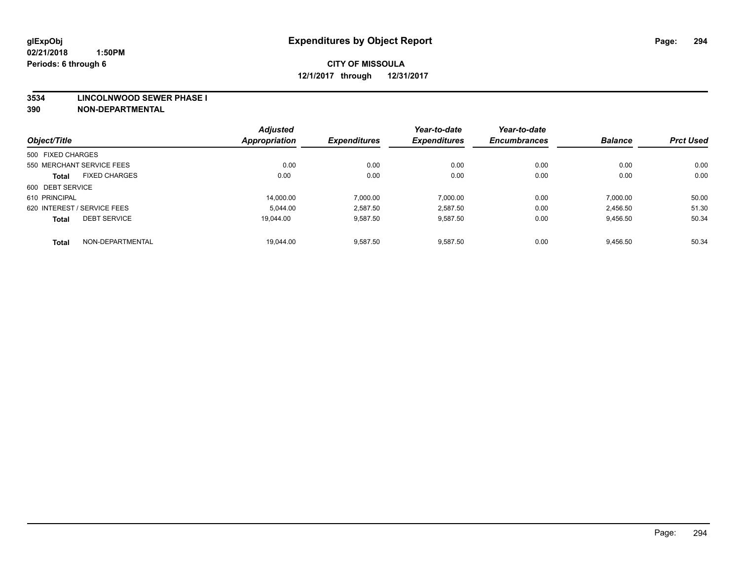**glExpObj**
**02/21/2018 1:50PM**
**Periods: 6 through 6**

# Expenditures by Object Report

**CITY OF MISSOULA**
**12/1/2017 through 12/31/2017**

**3534 LINCOLNWOOD SEWER PHASE I**
**390 NON-DEPARTMENTAL**

| Object/Title | Adjusted Appropriation | Expenditures | Year-to-date Expenditures | Year-to-date Encumbrances | Balance | Prct Used |
|---|---|---|---|---|---|---|
| 500 FIXED CHARGES | | | | | | |
| 550 MERCHANT SERVICE FEES | 0.00 | 0.00 | 0.00 | 0.00 | 0.00 | 0.00 |
| **Total** FIXED CHARGES | 0.00 | 0.00 | 0.00 | 0.00 | 0.00 | 0.00 |
| 600 DEBT SERVICE | | | | | | |
| 610 PRINCIPAL | 14,000.00 | 7,000.00 | 7,000.00 | 0.00 | 7,000.00 | 50.00 |
| 620 INTEREST / SERVICE FEES | 5,044.00 | 2,587.50 | 2,587.50 | 0.00 | 2,456.50 | 51.30 |
| **Total** DEBT SERVICE | 19,044.00 | 9,587.50 | 9,587.50 | 0.00 | 9,456.50 | 50.34 |
| **Total** NON-DEPARTMENTAL | 19,044.00 | 9,587.50 | 9,587.50 | 0.00 | 9,456.50 | 50.34 |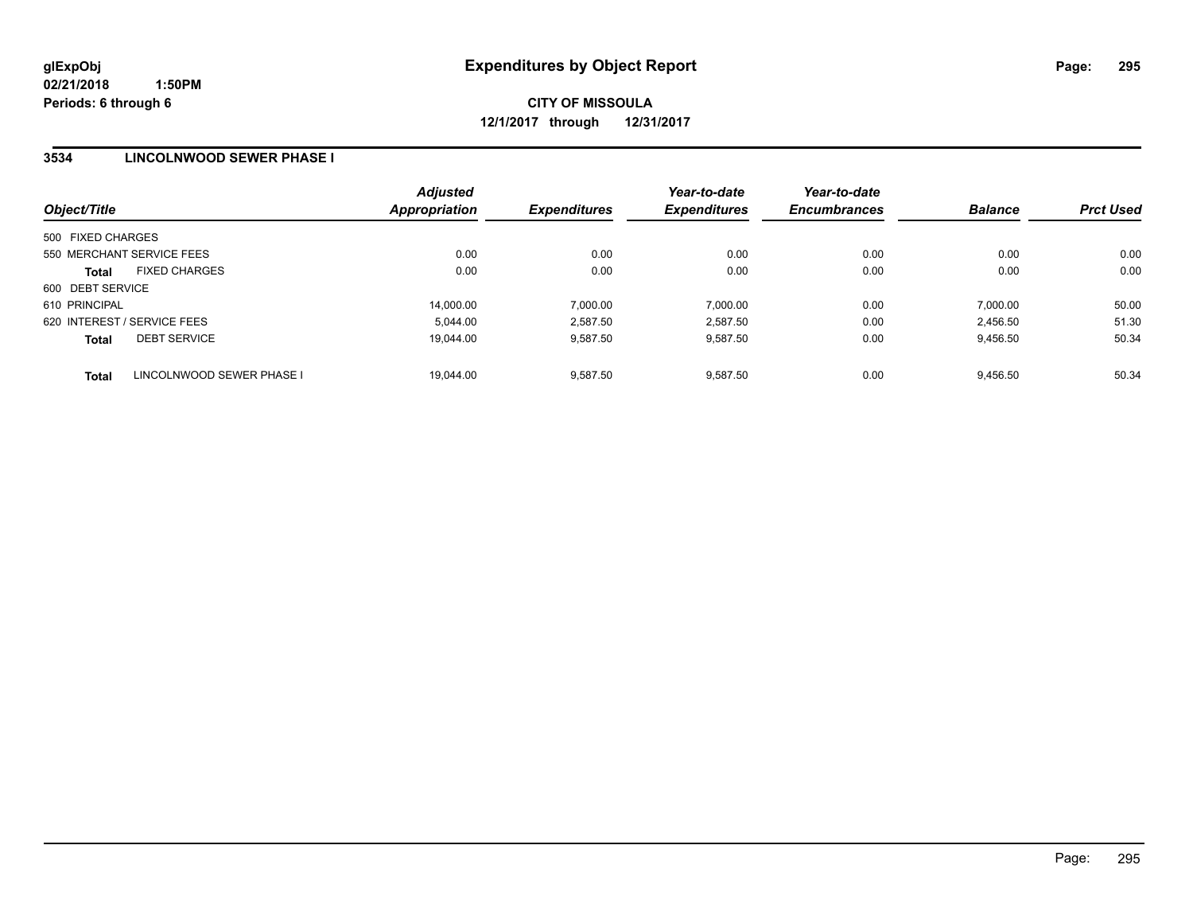**CITY OF MISSOULA**

**12/1/2017 through 12/31/2017**

### 3534 LINCOLNWOOD SEWER PHASE I

| Object/Title | Adjusted Appropriation | Expenditures | Year-to-date Expenditures | Year-to-date Encumbrances | Balance | Prct Used |
|---|---|---|---|---|---|---|
| 500 FIXED CHARGES | | | | | | |
| 550 MERCHANT SERVICE FEES | 0.00 | 0.00 | 0.00 | 0.00 | 0.00 | 0.00 |
| **Total** FIXED CHARGES | 0.00 | 0.00 | 0.00 | 0.00 | 0.00 | 0.00 |
| 600 DEBT SERVICE | | | | | | |
| 610 PRINCIPAL | 14,000.00 | 7,000.00 | 7,000.00 | 0.00 | 7,000.00 | 50.00 |
| 620 INTEREST / SERVICE FEES | 5,044.00 | 2,587.50 | 2,587.50 | 0.00 | 2,456.50 | 51.30 |
| **Total** DEBT SERVICE | 19,044.00 | 9,587.50 | 9,587.50 | 0.00 | 9,456.50 | 50.34 |
| **Total** LINCOLNWOOD SEWER PHASE I | 19,044.00 | 9,587.50 | 9,587.50 | 0.00 | 9,456.50 | 50.34 |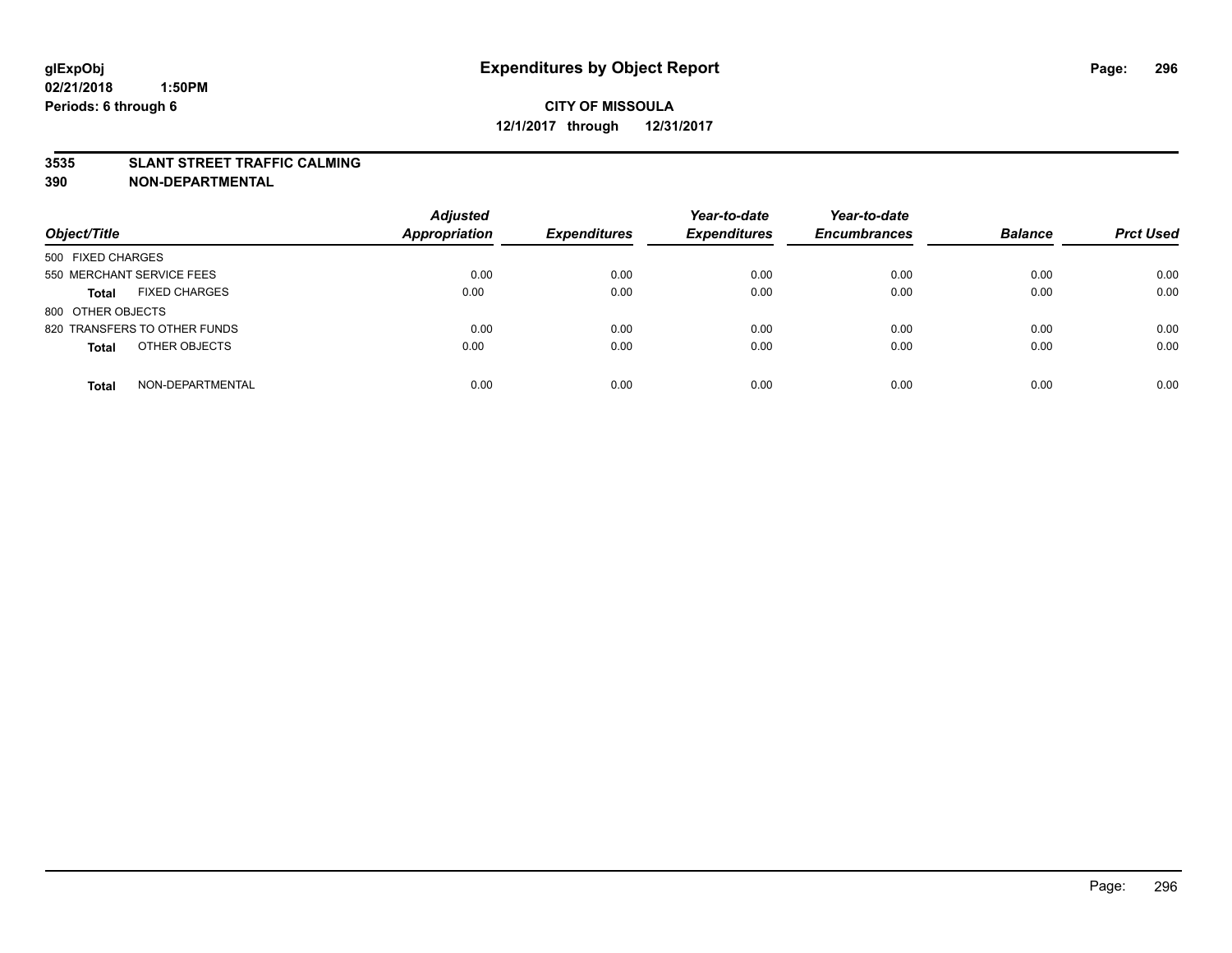**glExpObj**
**02/21/2018 1:50PM**
**Periods: 6 through 6**

# Expenditures by Object Report

**CITY OF MISSOULA**
**12/1/2017 through 12/31/2017**

**3535 SLANT STREET TRAFFIC CALMING**
**390 NON-DEPARTMENTAL**

| Object/Title | Adjusted Appropriation | Expenditures | Year-to-date Expenditures | Year-to-date Encumbrances | Balance | Prct Used |
|---|---|---|---|---|---|---|
| 500 FIXED CHARGES | | | | | | |
| 550 MERCHANT SERVICE FEES | 0.00 | 0.00 | 0.00 | 0.00 | 0.00 | 0.00 |
| **Total** FIXED CHARGES | 0.00 | 0.00 | 0.00 | 0.00 | 0.00 | 0.00 |
| 800 OTHER OBJECTS | | | | | | |
| 820 TRANSFERS TO OTHER FUNDS | 0.00 | 0.00 | 0.00 | 0.00 | 0.00 | 0.00 |
| **Total** OTHER OBJECTS | 0.00 | 0.00 | 0.00 | 0.00 | 0.00 | 0.00 |
| **Total** NON-DEPARTMENTAL | 0.00 | 0.00 | 0.00 | 0.00 | 0.00 | 0.00 |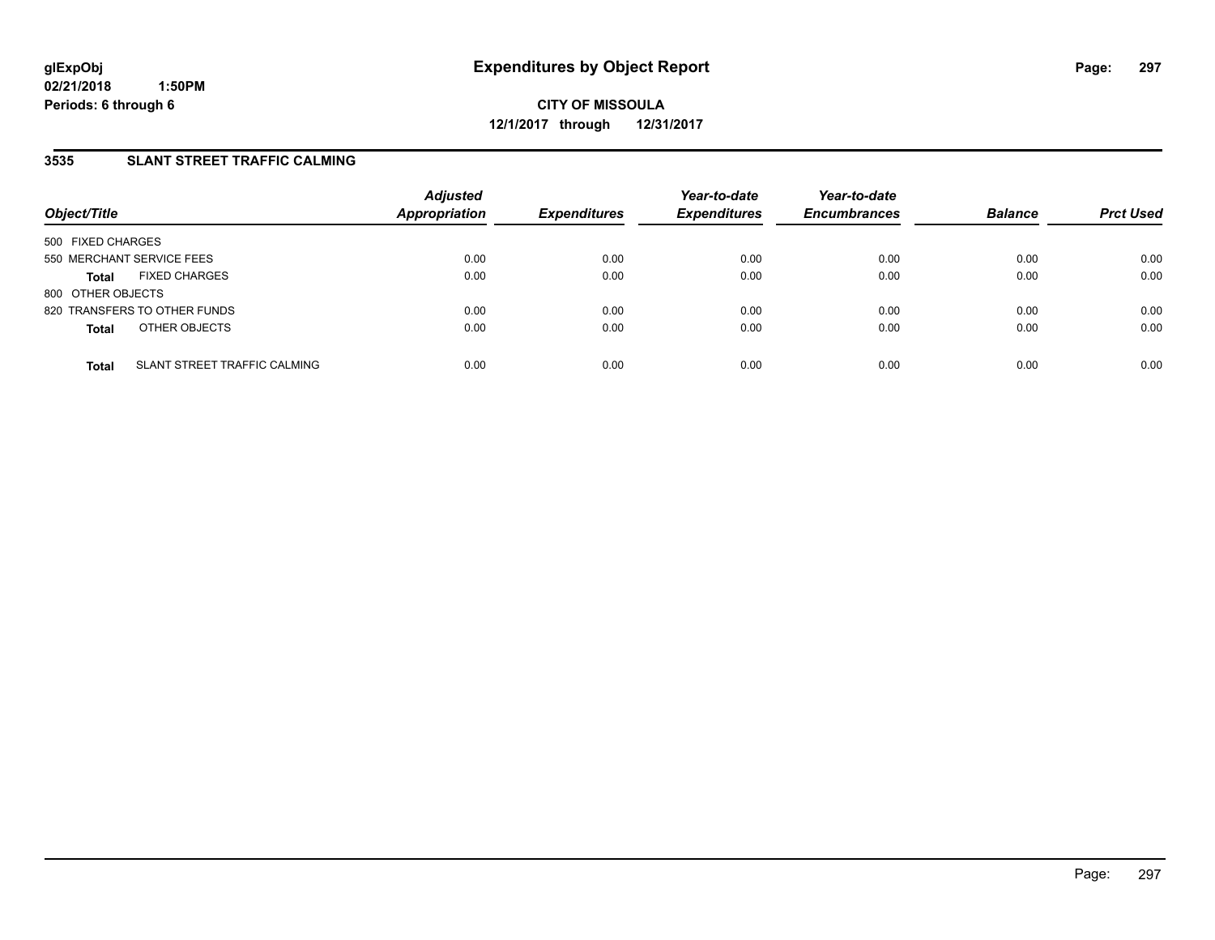**glExpObj**
**02/21/2018 1:50PM**
**Periods: 6 through 6**

# Expenditures by Object Report

**CITY OF MISSOULA**
**12/1/2017 through 12/31/2017**

## 3535 SLANT STREET TRAFFIC CALMING

| Object/Title | | *Adjusted Appropriation* | *Expenditures* | *Year-to-date Expenditures* | *Year-to-date Encumbrances* | *Balance* | *Prct Used* |
|---|---|---|---|---|---|---|---|
| 500 FIXED CHARGES | | | | | | | |
| 550 MERCHANT SERVICE FEES | | 0.00 | 0.00 | 0.00 | 0.00 | 0.00 | 0.00 |
| **Total** | FIXED CHARGES | 0.00 | 0.00 | 0.00 | 0.00 | 0.00 | 0.00 |
| 800 OTHER OBJECTS | | | | | | | |
| 820 TRANSFERS TO OTHER FUNDS | | 0.00 | 0.00 | 0.00 | 0.00 | 0.00 | 0.00 |
| **Total** | OTHER OBJECTS | 0.00 | 0.00 | 0.00 | 0.00 | 0.00 | 0.00 |
| **Total** | SLANT STREET TRAFFIC CALMING | 0.00 | 0.00 | 0.00 | 0.00 | 0.00 | 0.00 |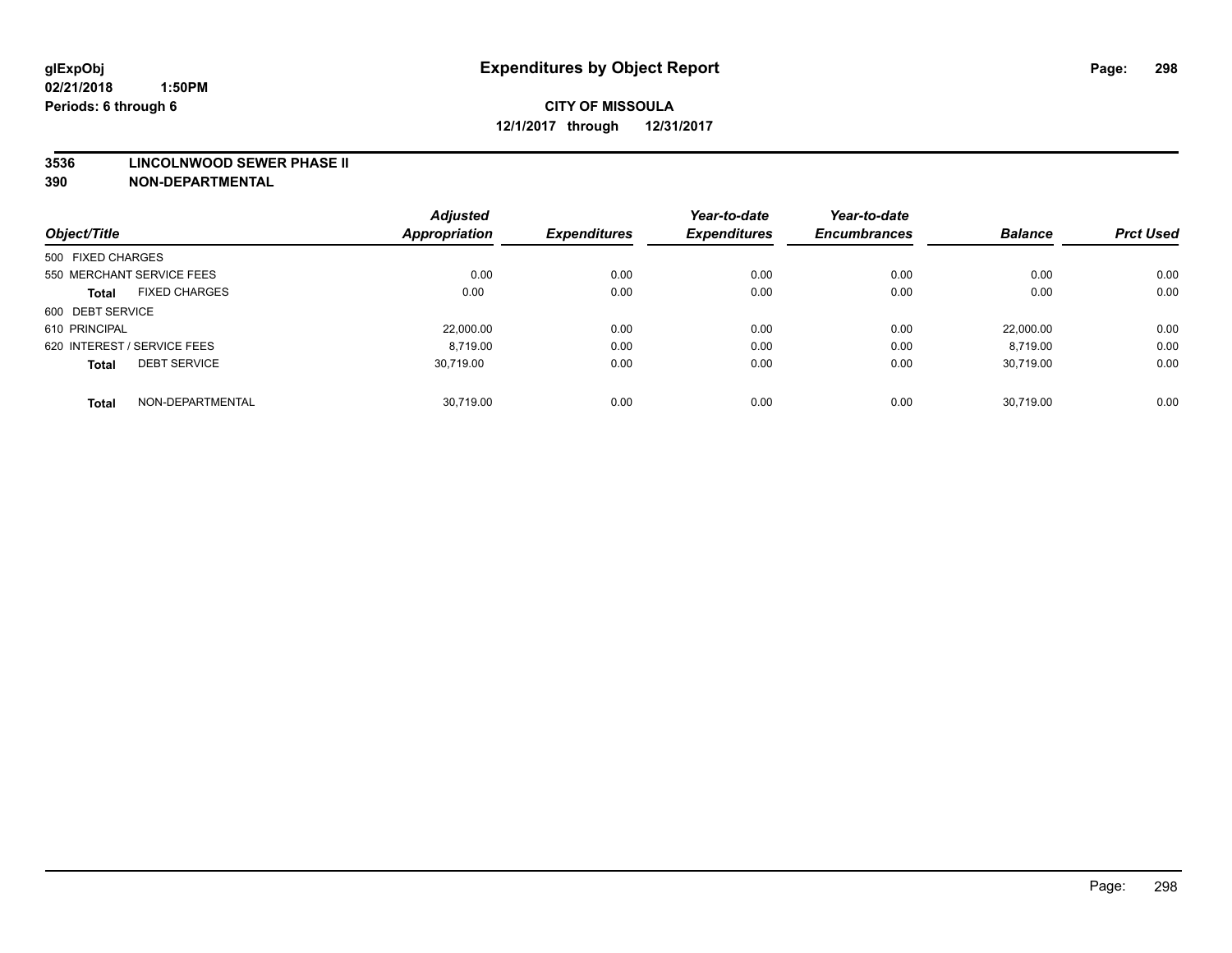**glExpObj** | **Expenditures by Object Report**

**02/21/2018 1:50PM**

**Periods: 6 through 6**

**CITY OF MISSOULA**

**12/1/2017 through 12/31/2017**

**3536 LINCOLNWOOD SEWER PHASE II**

**390 NON-DEPARTMENTAL**

| Object/Title | Adjusted Appropriation | Expenditures | Year-to-date Expenditures | Year-to-date Encumbrances | Balance | Prct Used |
|---|---|---|---|---|---|---|
| 500 FIXED CHARGES | | | | | | |
| 550 MERCHANT SERVICE FEES | 0.00 | 0.00 | 0.00 | 0.00 | 0.00 | 0.00 |
| **Total** FIXED CHARGES | 0.00 | 0.00 | 0.00 | 0.00 | 0.00 | 0.00 |
| 600 DEBT SERVICE | | | | | | |
| 610 PRINCIPAL | 22,000.00 | 0.00 | 0.00 | 0.00 | 22,000.00 | 0.00 |
| 620 INTEREST / SERVICE FEES | 8,719.00 | 0.00 | 0.00 | 0.00 | 8,719.00 | 0.00 |
| **Total** DEBT SERVICE | 30,719.00 | 0.00 | 0.00 | 0.00 | 30,719.00 | 0.00 |
| **Total** NON-DEPARTMENTAL | 30,719.00 | 0.00 | 0.00 | 0.00 | 30,719.00 | 0.00 |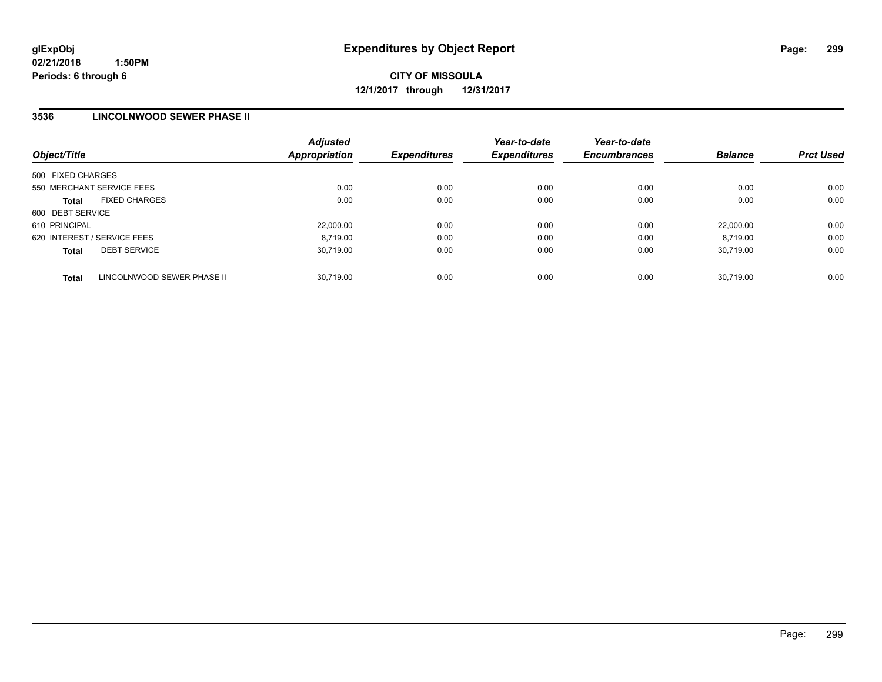**glExpObj** **Expenditures by Object Report**

**02/21/2018 1:50PM**

**Periods: 6 through 6**

**CITY OF MISSOULA**

**12/1/2017 through 12/31/2017**

**3536 LINCOLNWOOD SEWER PHASE II**

| Object/Title | | Adjusted Appropriation | Expenditures | Year-to-date Expenditures | Year-to-date Encumbrances | Balance | Prct Used |
|---|---|---|---|---|---|---|---|
| 500 FIXED CHARGES | | | | | | | |
| 550 MERCHANT SERVICE FEES | | 0.00 | 0.00 | 0.00 | 0.00 | 0.00 | 0.00 |
| **Total** | FIXED CHARGES | 0.00 | 0.00 | 0.00 | 0.00 | 0.00 | 0.00 |
| 600 DEBT SERVICE | | | | | | | |
| 610 PRINCIPAL | | 22,000.00 | 0.00 | 0.00 | 0.00 | 22,000.00 | 0.00 |
| 620 INTEREST / SERVICE FEES | | 8,719.00 | 0.00 | 0.00 | 0.00 | 8,719.00 | 0.00 |
| **Total** | DEBT SERVICE | 30,719.00 | 0.00 | 0.00 | 0.00 | 30,719.00 | 0.00 |
| **Total** | LINCOLNWOOD SEWER PHASE II | 30,719.00 | 0.00 | 0.00 | 0.00 | 30,719.00 | 0.00 |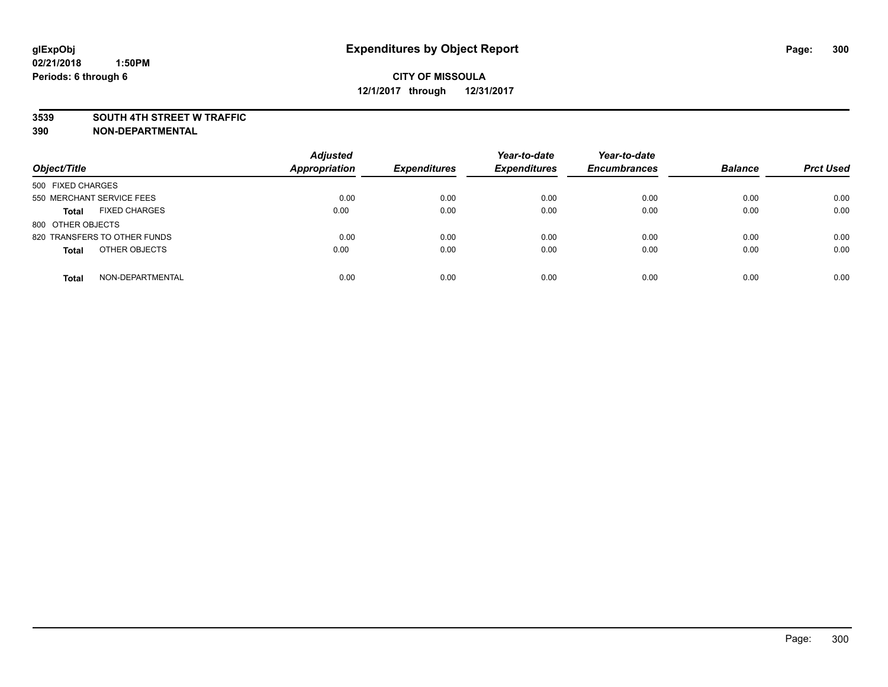**glExpObj**
**02/21/2018 1:50PM**
**Periods: 6 through 6**

# Expenditures by Object Report

**CITY OF MISSOULA**
**12/1/2017 through 12/31/2017**

**3539 SOUTH 4TH STREET W TRAFFIC**
**390 NON-DEPARTMENTAL**

| Object/Title | Adjusted Appropriation | Expenditures | Year-to-date Expenditures | Year-to-date Encumbrances | Balance | Prct Used |
|---|---|---|---|---|---|---|
| 500 FIXED CHARGES | | | | | | |
| 550 MERCHANT SERVICE FEES | 0.00 | 0.00 | 0.00 | 0.00 | 0.00 | 0.00 |
| **Total** FIXED CHARGES | 0.00 | 0.00 | 0.00 | 0.00 | 0.00 | 0.00 |
| 800 OTHER OBJECTS | | | | | | |
| 820 TRANSFERS TO OTHER FUNDS | 0.00 | 0.00 | 0.00 | 0.00 | 0.00 | 0.00 |
| **Total** OTHER OBJECTS | 0.00 | 0.00 | 0.00 | 0.00 | 0.00 | 0.00 |
| **Total** NON-DEPARTMENTAL | 0.00 | 0.00 | 0.00 | 0.00 | 0.00 | 0.00 |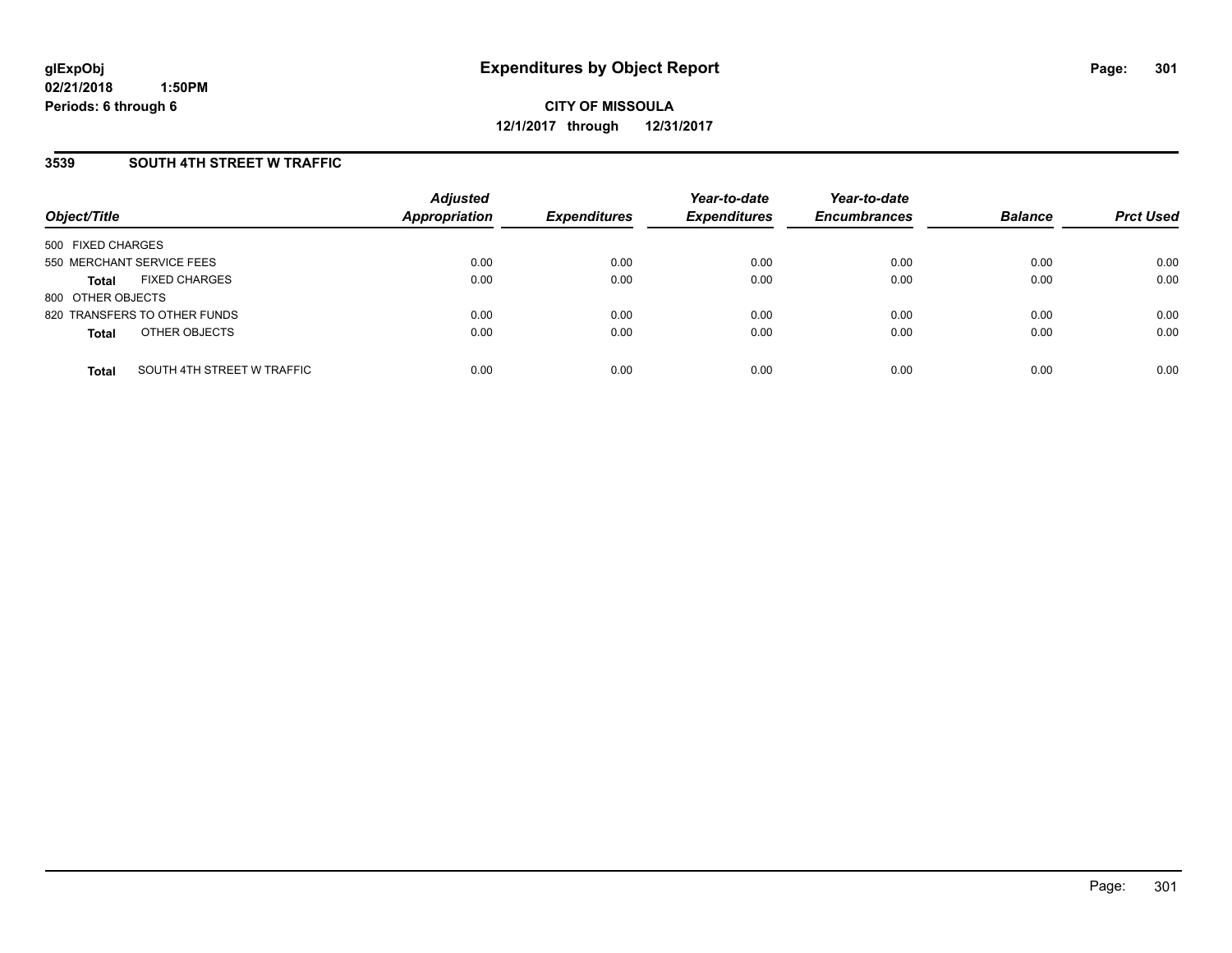**glExpObj**
**02/21/2018 1:50PM**
**Periods: 6 through 6**

# Expenditures by Object Report

**CITY OF MISSOULA**
**12/1/2017 through 12/31/2017**

### 3539 SOUTH 4TH STREET W TRAFFIC

| Object/Title | Adjusted Appropriation | Expenditures | Year-to-date Expenditures | Year-to-date Encumbrances | Balance | Prct Used |
|---|---|---|---|---|---|---|
| 500 FIXED CHARGES | | | | | | |
| 550 MERCHANT SERVICE FEES | 0.00 | 0.00 | 0.00 | 0.00 | 0.00 | 0.00 |
| **Total** FIXED CHARGES | 0.00 | 0.00 | 0.00 | 0.00 | 0.00 | 0.00 |
| 800 OTHER OBJECTS | | | | | | |
| 820 TRANSFERS TO OTHER FUNDS | 0.00 | 0.00 | 0.00 | 0.00 | 0.00 | 0.00 |
| **Total** OTHER OBJECTS | 0.00 | 0.00 | 0.00 | 0.00 | 0.00 | 0.00 |
| **Total** SOUTH 4TH STREET W TRAFFIC | 0.00 | 0.00 | 0.00 | 0.00 | 0.00 | 0.00 |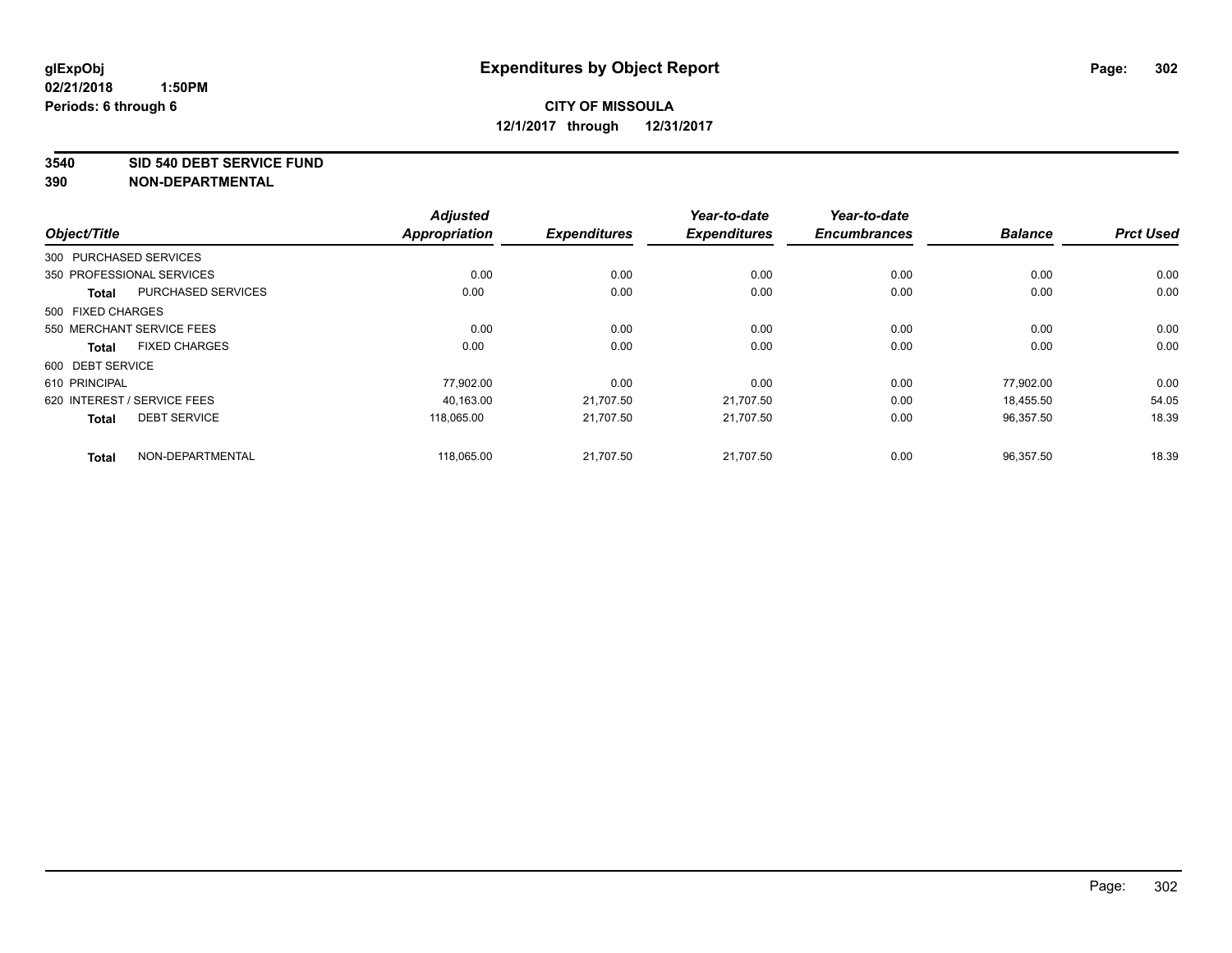# Expenditures by Object Report

glExpObj
02/21/2018 1:50PM
Periods: 6 through 6

**CITY OF MISSOULA**
**12/1/2017 through 12/31/2017**

**3540 SID 540 DEBT SERVICE FUND**
**390 NON-DEPARTMENTAL**

| Object/Title | | Adjusted Appropriation | Expenditures | Year-to-date Expenditures | Year-to-date Encumbrances | Balance | Prct Used |
|---|---|---|---|---|---|---|---|
| 300 PURCHASED SERVICES | | | | | | | |
| 350 PROFESSIONAL SERVICES | | 0.00 | 0.00 | 0.00 | 0.00 | 0.00 | 0.00 |
| **Total** | PURCHASED SERVICES | 0.00 | 0.00 | 0.00 | 0.00 | 0.00 | 0.00 |
| 500 FIXED CHARGES | | | | | | | |
| 550 MERCHANT SERVICE FEES | | 0.00 | 0.00 | 0.00 | 0.00 | 0.00 | 0.00 |
| **Total** | FIXED CHARGES | 0.00 | 0.00 | 0.00 | 0.00 | 0.00 | 0.00 |
| 600 DEBT SERVICE | | | | | | | |
| 610 PRINCIPAL | | 77,902.00 | 0.00 | 0.00 | 0.00 | 77,902.00 | 0.00 |
| 620 INTEREST / SERVICE FEES | | 40,163.00 | 21,707.50 | 21,707.50 | 0.00 | 18,455.50 | 54.05 |
| **Total** | DEBT SERVICE | 118,065.00 | 21,707.50 | 21,707.50 | 0.00 | 96,357.50 | 18.39 |
| **Total** | NON-DEPARTMENTAL | 118,065.00 | 21,707.50 | 21,707.50 | 0.00 | 96,357.50 | 18.39 |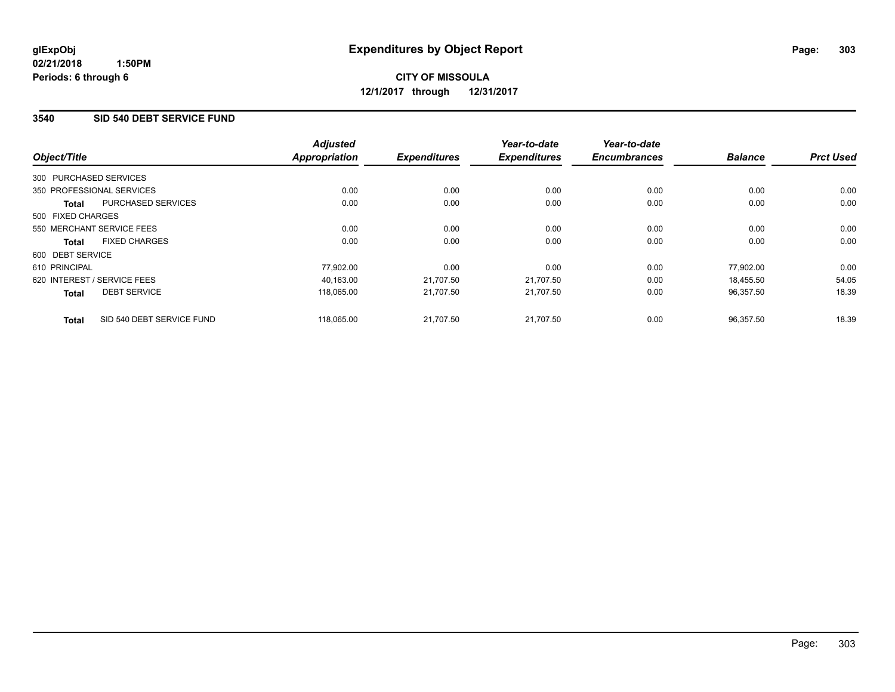**glExpObj**
**02/21/2018 1:50PM**
**Periods: 6 through 6**

# Expenditures by Object Report

**CITY OF MISSOULA**
**12/1/2017 through 12/31/2017**

## 3540 SID 540 DEBT SERVICE FUND

| Object/Title | | Adjusted Appropriation | Expenditures | Year-to-date Expenditures | Year-to-date Encumbrances | Balance | Prct Used |
|---|---|---|---|---|---|---|---|
| 300 PURCHASED SERVICES | | | | | | | |
| 350 PROFESSIONAL SERVICES | | 0.00 | 0.00 | 0.00 | 0.00 | 0.00 | 0.00 |
| **Total** | PURCHASED SERVICES | 0.00 | 0.00 | 0.00 | 0.00 | 0.00 | 0.00 |
| 500 FIXED CHARGES | | | | | | | |
| 550 MERCHANT SERVICE FEES | | 0.00 | 0.00 | 0.00 | 0.00 | 0.00 | 0.00 |
| **Total** | FIXED CHARGES | 0.00 | 0.00 | 0.00 | 0.00 | 0.00 | 0.00 |
| 600 DEBT SERVICE | | | | | | | |
| 610 PRINCIPAL | | 77,902.00 | 0.00 | 0.00 | 0.00 | 77,902.00 | 0.00 |
| 620 INTEREST / SERVICE FEES | | 40,163.00 | 21,707.50 | 21,707.50 | 0.00 | 18,455.50 | 54.05 |
| **Total** | DEBT SERVICE | 118,065.00 | 21,707.50 | 21,707.50 | 0.00 | 96,357.50 | 18.39 |
| **Total** | SID 540 DEBT SERVICE FUND | 118,065.00 | 21,707.50 | 21,707.50 | 0.00 | 96,357.50 | 18.39 |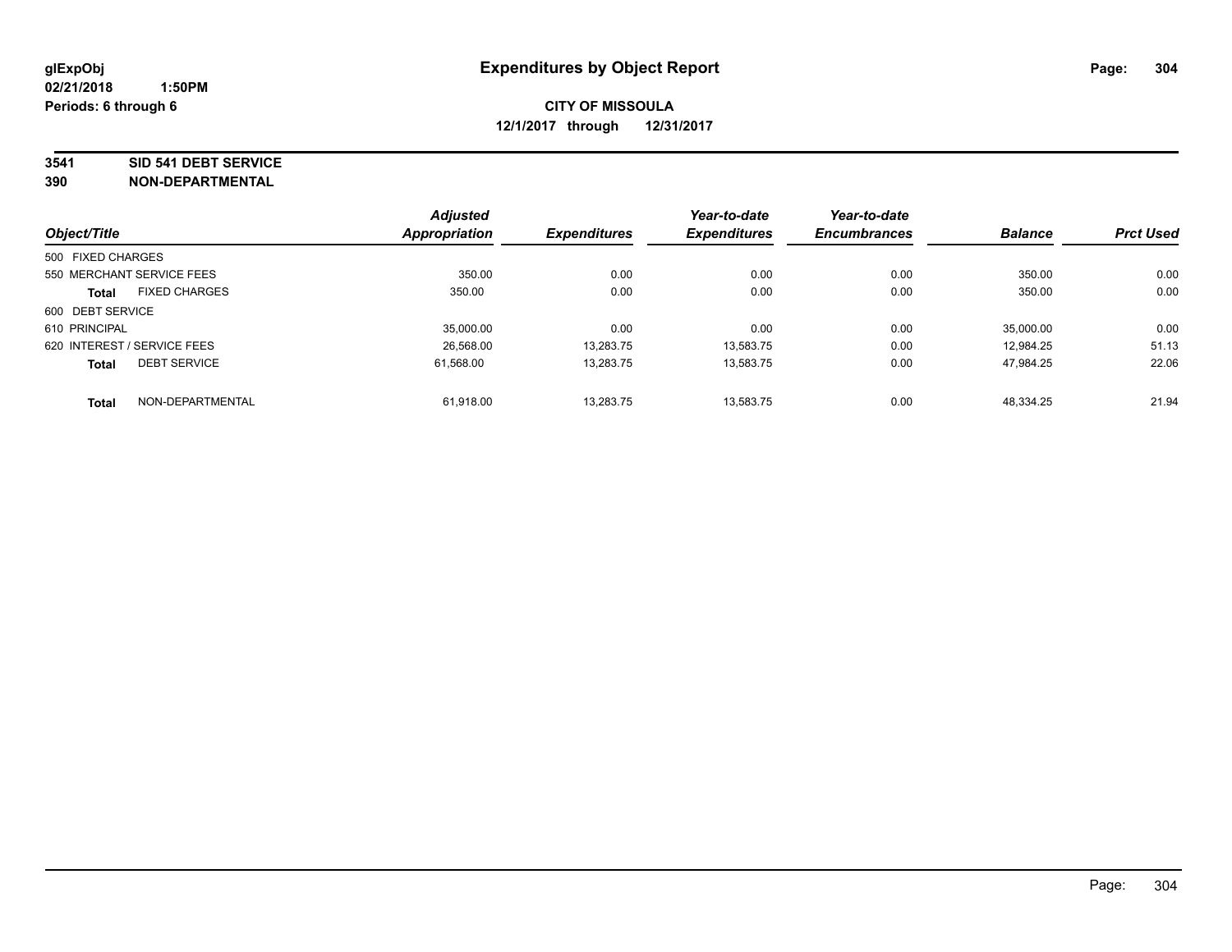# Expenditures by Object Report

glExpObj
02/21/2018 1:50PM
Periods: 6 through 6

**CITY OF MISSOULA**
**12/1/2017 through 12/31/2017**

**3541 SID 541 DEBT SERVICE**
**390 NON-DEPARTMENTAL**

| Object/Title | Adjusted Appropriation | Expenditures | Year-to-date Expenditures | Year-to-date Encumbrances | Balance | Prct Used |
|---|---|---|---|---|---|---|
| 500 FIXED CHARGES | | | | | | |
| 550 MERCHANT SERVICE FEES | 350.00 | 0.00 | 0.00 | 0.00 | 350.00 | 0.00 |
| **Total** FIXED CHARGES | 350.00 | 0.00 | 0.00 | 0.00 | 350.00 | 0.00 |
| 600 DEBT SERVICE | | | | | | |
| 610 PRINCIPAL | 35,000.00 | 0.00 | 0.00 | 0.00 | 35,000.00 | 0.00 |
| 620 INTEREST / SERVICE FEES | 26,568.00 | 13,283.75 | 13,583.75 | 0.00 | 12,984.25 | 51.13 |
| **Total** DEBT SERVICE | 61,568.00 | 13,283.75 | 13,583.75 | 0.00 | 47,984.25 | 22.06 |
| **Total** NON-DEPARTMENTAL | 61,918.00 | 13,283.75 | 13,583.75 | 0.00 | 48,334.25 | 21.94 |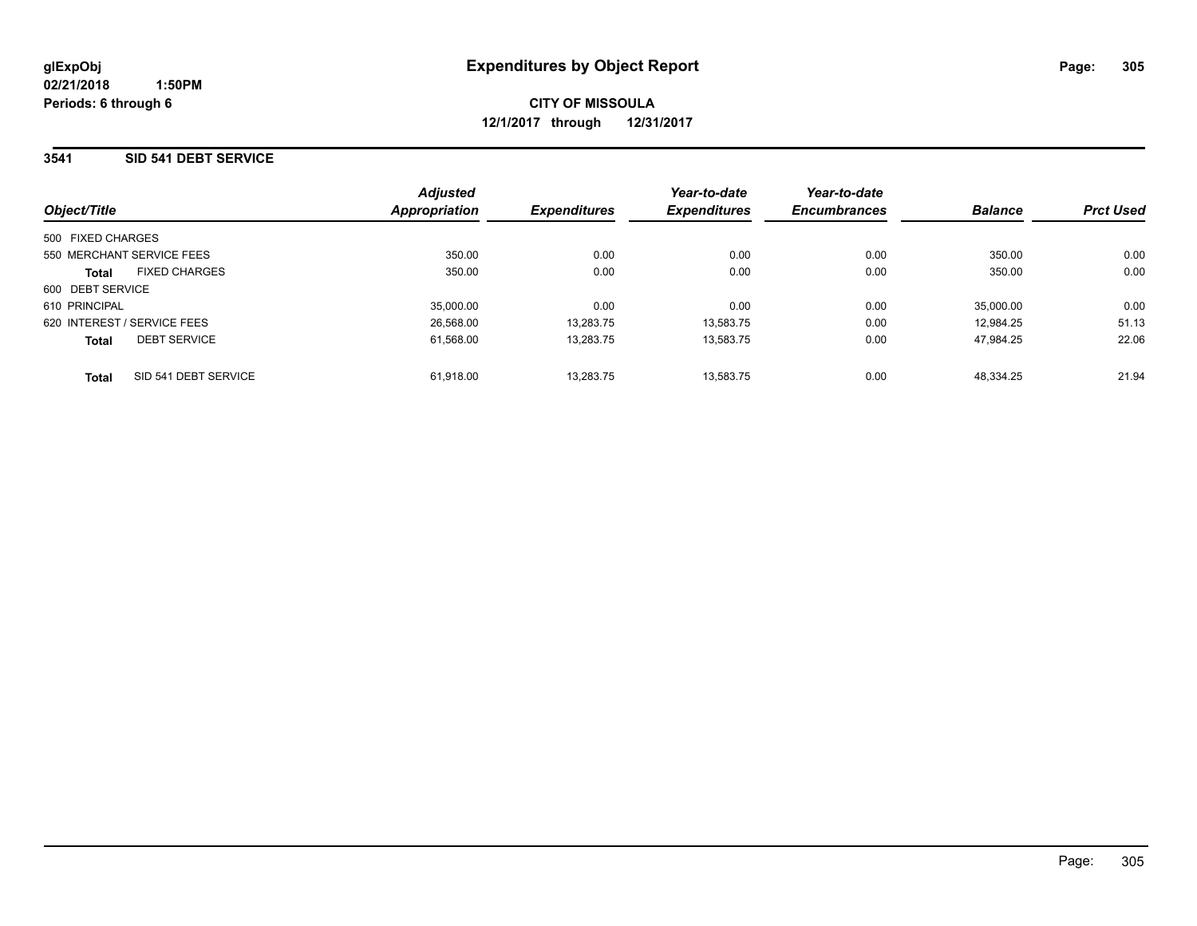**glExpObj**
**02/21/2018 1:50PM**
**Periods: 6 through 6**

# Expenditures by Object Report

**CITY OF MISSOULA**
**12/1/2017 through 12/31/2017**

## 3541 SID 541 DEBT SERVICE

| Object/Title | Adjusted Appropriation | Expenditures | Year-to-date Expenditures | Year-to-date Encumbrances | Balance | Prct Used |
|---|---|---|---|---|---|---|
| 500 FIXED CHARGES | | | | | | |
| 550 MERCHANT SERVICE FEES | 350.00 | 0.00 | 0.00 | 0.00 | 350.00 | 0.00 |
| **Total** FIXED CHARGES | 350.00 | 0.00 | 0.00 | 0.00 | 350.00 | 0.00 |
| 600 DEBT SERVICE | | | | | | |
| 610 PRINCIPAL | 35,000.00 | 0.00 | 0.00 | 0.00 | 35,000.00 | 0.00 |
| 620 INTEREST / SERVICE FEES | 26,568.00 | 13,283.75 | 13,583.75 | 0.00 | 12,984.25 | 51.13 |
| **Total** DEBT SERVICE | 61,568.00 | 13,283.75 | 13,583.75 | 0.00 | 47,984.25 | 22.06 |
| **Total** SID 541 DEBT SERVICE | 61,918.00 | 13,283.75 | 13,583.75 | 0.00 | 48,334.25 | 21.94 |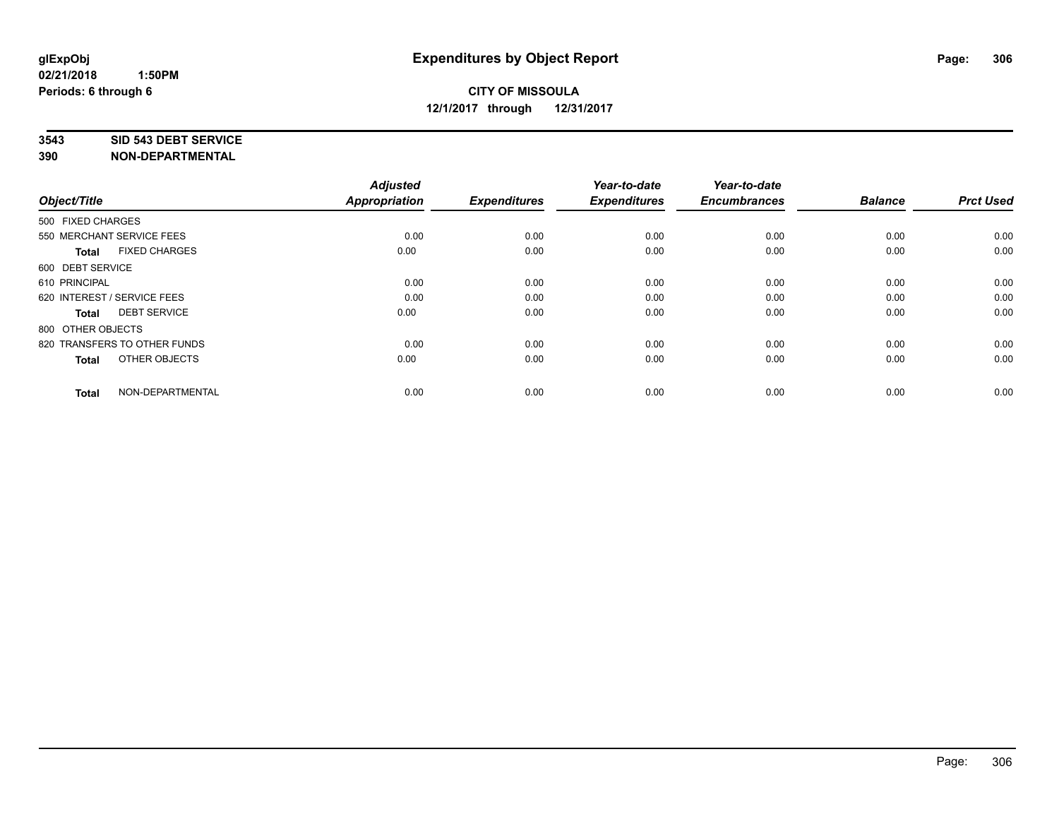# Expenditures by Object Report

**CITY OF MISSOULA**
**12/1/2017 through 12/31/2017**

glExpObj
02/21/2018 1:50PM
Periods: 6 through 6

**3543 SID 543 DEBT SERVICE**
**390 NON-DEPARTMENTAL**

| Object/Title | Adjusted Appropriation | Expenditures | Year-to-date Expenditures | Year-to-date Encumbrances | Balance | Prct Used |
|---|---|---|---|---|---|---|
| 500 FIXED CHARGES | | | | | | |
| 550 MERCHANT SERVICE FEES | 0.00 | 0.00 | 0.00 | 0.00 | 0.00 | 0.00 |
| **Total** FIXED CHARGES | 0.00 | 0.00 | 0.00 | 0.00 | 0.00 | 0.00 |
| 600 DEBT SERVICE | | | | | | |
| 610 PRINCIPAL | 0.00 | 0.00 | 0.00 | 0.00 | 0.00 | 0.00 |
| 620 INTEREST / SERVICE FEES | 0.00 | 0.00 | 0.00 | 0.00 | 0.00 | 0.00 |
| **Total** DEBT SERVICE | 0.00 | 0.00 | 0.00 | 0.00 | 0.00 | 0.00 |
| 800 OTHER OBJECTS | | | | | | |
| 820 TRANSFERS TO OTHER FUNDS | 0.00 | 0.00 | 0.00 | 0.00 | 0.00 | 0.00 |
| **Total** OTHER OBJECTS | 0.00 | 0.00 | 0.00 | 0.00 | 0.00 | 0.00 |
| **Total** NON-DEPARTMENTAL | 0.00 | 0.00 | 0.00 | 0.00 | 0.00 | 0.00 |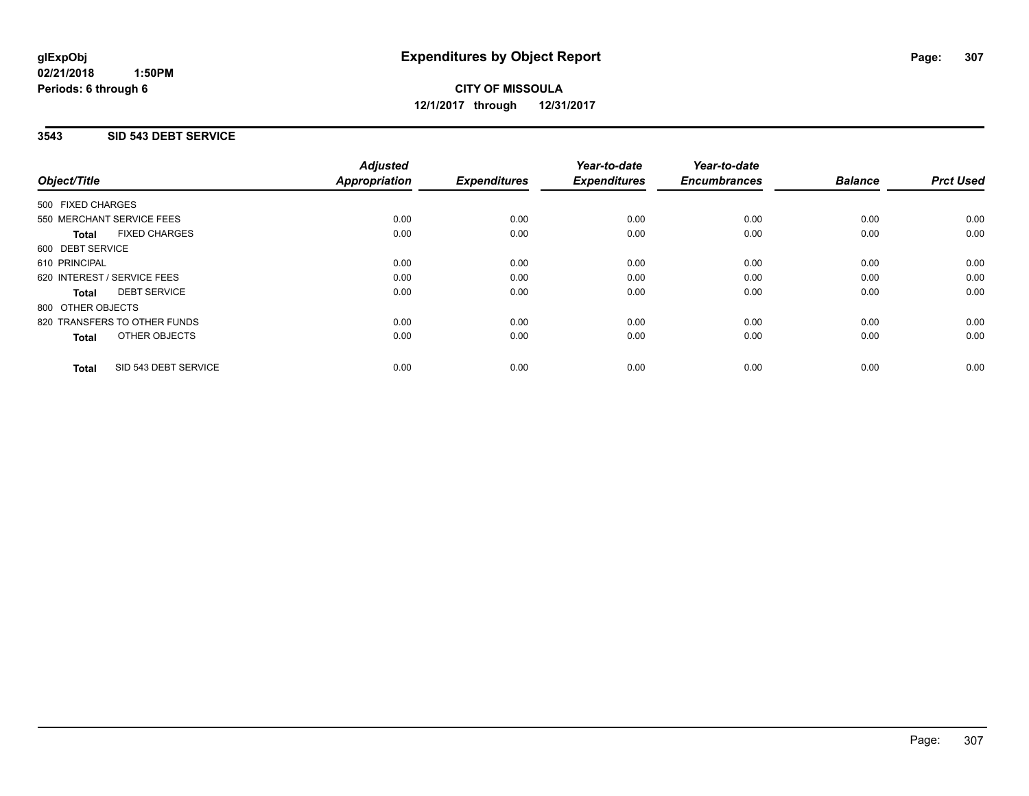# Expenditures by Object Report

**glExpObj**
**02/21/2018 1:50PM**
**Periods: 6 through 6**

**CITY OF MISSOULA**
**12/1/2017 through 12/31/2017**

## 3543 SID 543 DEBT SERVICE

| Object/Title | Adjusted Appropriation | Expenditures | Year-to-date Expenditures | Year-to-date Encumbrances | Balance | Prct Used |
|---|---|---|---|---|---|---|
| 500 FIXED CHARGES | | | | | | |
| 550 MERCHANT SERVICE FEES | 0.00 | 0.00 | 0.00 | 0.00 | 0.00 | 0.00 |
| **Total** FIXED CHARGES | 0.00 | 0.00 | 0.00 | 0.00 | 0.00 | 0.00 |
| 600 DEBT SERVICE | | | | | | |
| 610 PRINCIPAL | 0.00 | 0.00 | 0.00 | 0.00 | 0.00 | 0.00 |
| 620 INTEREST / SERVICE FEES | 0.00 | 0.00 | 0.00 | 0.00 | 0.00 | 0.00 |
| **Total** DEBT SERVICE | 0.00 | 0.00 | 0.00 | 0.00 | 0.00 | 0.00 |
| 800 OTHER OBJECTS | | | | | | |
| 820 TRANSFERS TO OTHER FUNDS | 0.00 | 0.00 | 0.00 | 0.00 | 0.00 | 0.00 |
| **Total** OTHER OBJECTS | 0.00 | 0.00 | 0.00 | 0.00 | 0.00 | 0.00 |
| **Total** SID 543 DEBT SERVICE | 0.00 | 0.00 | 0.00 | 0.00 | 0.00 | 0.00 |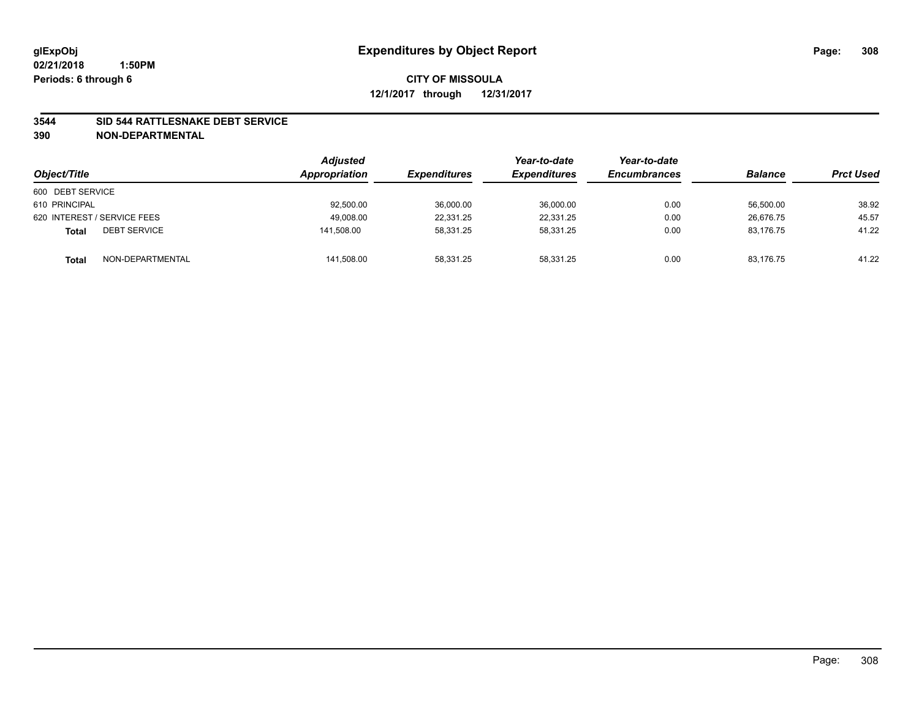glExpObj
02/21/2018 1:50PM
Periods: 6 through 6

# Expenditures by Object Report

**CITY OF MISSOULA**
**12/1/2017 through 12/31/2017**

**3544 SID 544 RATTLESNAKE DEBT SERVICE**
**390 NON-DEPARTMENTAL**

| Object/Title | | Adjusted Appropriation | Expenditures | Year-to-date Expenditures | Year-to-date Encumbrances | Balance | Prct Used |
|---|---|---|---|---|---|---|---|
| 600 DEBT SERVICE | | | | | | | |
| 610 PRINCIPAL | | 92,500.00 | 36,000.00 | 36,000.00 | 0.00 | 56,500.00 | 38.92 |
| 620 INTEREST / SERVICE FEES | | 49,008.00 | 22,331.25 | 22,331.25 | 0.00 | 26,676.75 | 45.57 |
| **Total** | DEBT SERVICE | 141,508.00 | 58,331.25 | 58,331.25 | 0.00 | 83,176.75 | 41.22 |
| **Total** | NON-DEPARTMENTAL | 141,508.00 | 58,331.25 | 58,331.25 | 0.00 | 83,176.75 | 41.22 |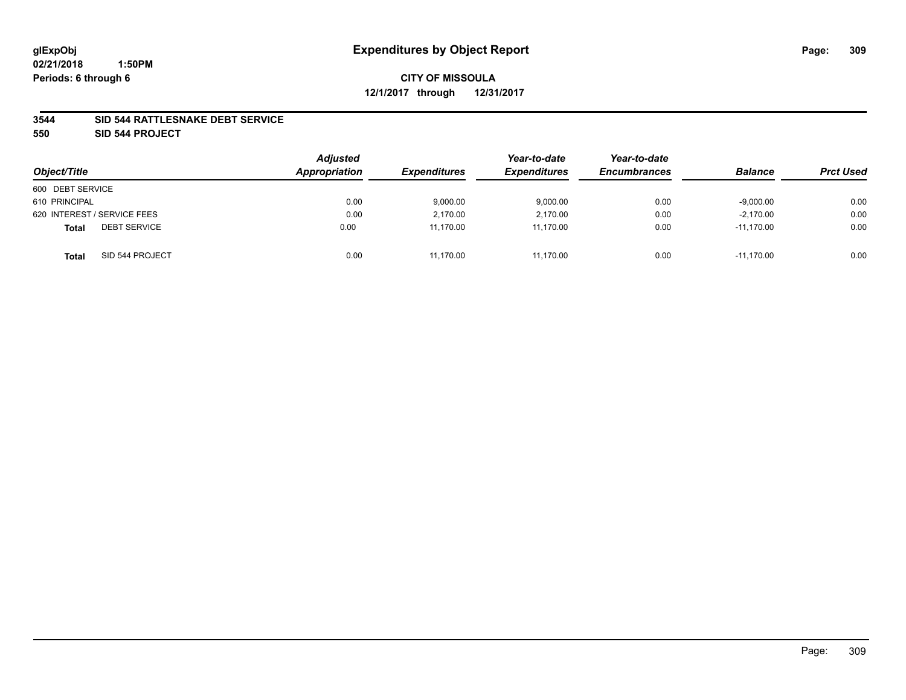# Expenditures by Object Report

glExpObj
02/21/2018 1:50PM
Periods: 6 through 6

**CITY OF MISSOULA**
**12/1/2017 through 12/31/2017**

**3544 SID 544 RATTLESNAKE DEBT SERVICE**
**550 SID 544 PROJECT**

| Object/Title | Adjusted Appropriation | Expenditures | Year-to-date Expenditures | Year-to-date Encumbrances | Balance | Prct Used |
|---|---|---|---|---|---|---|
| 600 DEBT SERVICE | | | | | | |
| 610 PRINCIPAL | 0.00 | 9,000.00 | 9,000.00 | 0.00 | -9,000.00 | 0.00 |
| 620 INTEREST / SERVICE FEES | 0.00 | 2,170.00 | 2,170.00 | 0.00 | -2,170.00 | 0.00 |
| **Total** DEBT SERVICE | 0.00 | 11,170.00 | 11,170.00 | 0.00 | -11,170.00 | 0.00 |
| **Total** SID 544 PROJECT | 0.00 | 11,170.00 | 11,170.00 | 0.00 | -11,170.00 | 0.00 |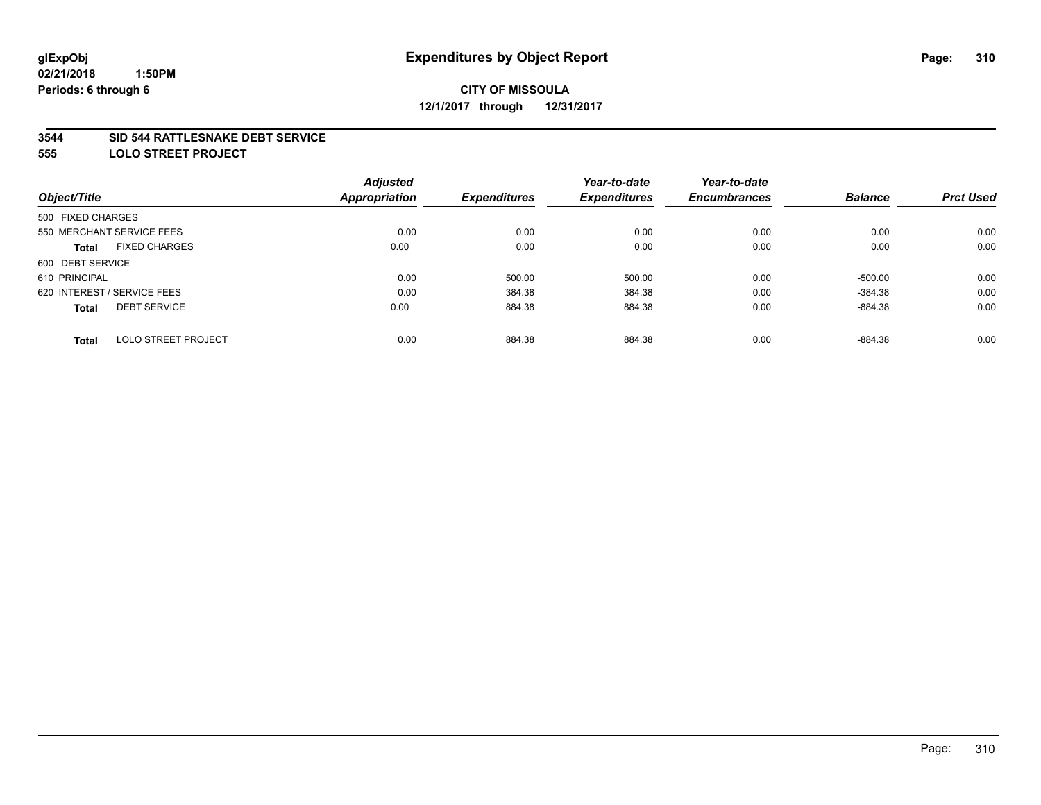**glExpObj**
**02/21/2018 1:50PM**
**Periods: 6 through 6**

# Expenditures by Object Report

**CITY OF MISSOULA**
**12/1/2017 through 12/31/2017**

## 3544 SID 544 RATTLESNAKE DEBT SERVICE
## 555 LOLO STREET PROJECT

| Object/Title | | Adjusted Appropriation | Expenditures | Year-to-date Expenditures | Year-to-date Encumbrances | Balance | Prct Used |
|---|---|---|---|---|---|---|---|
| 500 FIXED CHARGES | | | | | | | |
| 550 MERCHANT SERVICE FEES | | 0.00 | 0.00 | 0.00 | 0.00 | 0.00 | 0.00 |
| **Total** | FIXED CHARGES | 0.00 | 0.00 | 0.00 | 0.00 | 0.00 | 0.00 |
| 600 DEBT SERVICE | | | | | | | |
| 610 PRINCIPAL | | 0.00 | 500.00 | 500.00 | 0.00 | -500.00 | 0.00 |
| 620 INTEREST / SERVICE FEES | | 0.00 | 384.38 | 384.38 | 0.00 | -384.38 | 0.00 |
| **Total** | DEBT SERVICE | 0.00 | 884.38 | 884.38 | 0.00 | -884.38 | 0.00 |
| **Total** | LOLO STREET PROJECT | 0.00 | 884.38 | 884.38 | 0.00 | -884.38 | 0.00 |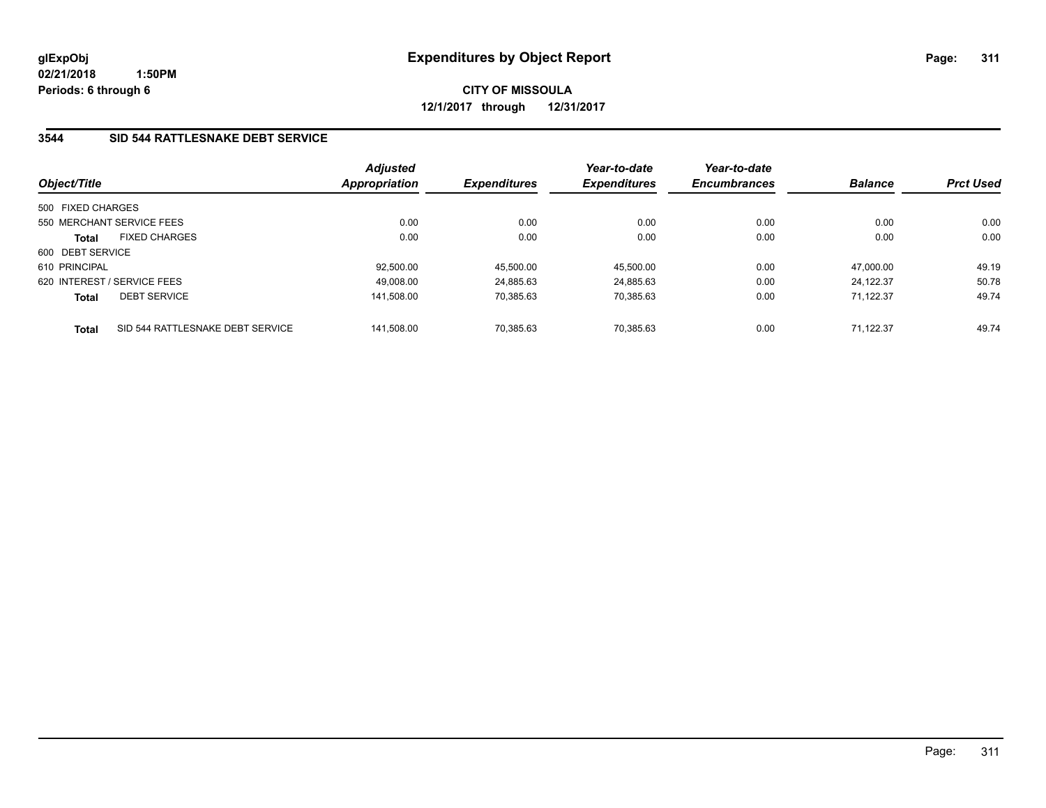# Expenditures by Object Report

glExpObj
02/21/2018 1:50PM
Periods: 6 through 6

**CITY OF MISSOULA**
**12/1/2017 through 12/31/2017**

## 3544 SID 544 RATTLESNAKE DEBT SERVICE

| Object/Title | Adjusted Appropriation | Expenditures | Year-to-date Expenditures | Year-to-date Encumbrances | Balance | Prct Used |
|---|---|---|---|---|---|---|
| 500 FIXED CHARGES | | | | | | |
| 550 MERCHANT SERVICE FEES | 0.00 | 0.00 | 0.00 | 0.00 | 0.00 | 0.00 |
| **Total** FIXED CHARGES | 0.00 | 0.00 | 0.00 | 0.00 | 0.00 | 0.00 |
| 600 DEBT SERVICE | | | | | | |
| 610 PRINCIPAL | 92,500.00 | 45,500.00 | 45,500.00 | 0.00 | 47,000.00 | 49.19 |
| 620 INTEREST / SERVICE FEES | 49,008.00 | 24,885.63 | 24,885.63 | 0.00 | 24,122.37 | 50.78 |
| **Total** DEBT SERVICE | 141,508.00 | 70,385.63 | 70,385.63 | 0.00 | 71,122.37 | 49.74 |
| **Total** SID 544 RATTLESNAKE DEBT SERVICE | 141,508.00 | 70,385.63 | 70,385.63 | 0.00 | 71,122.37 | 49.74 |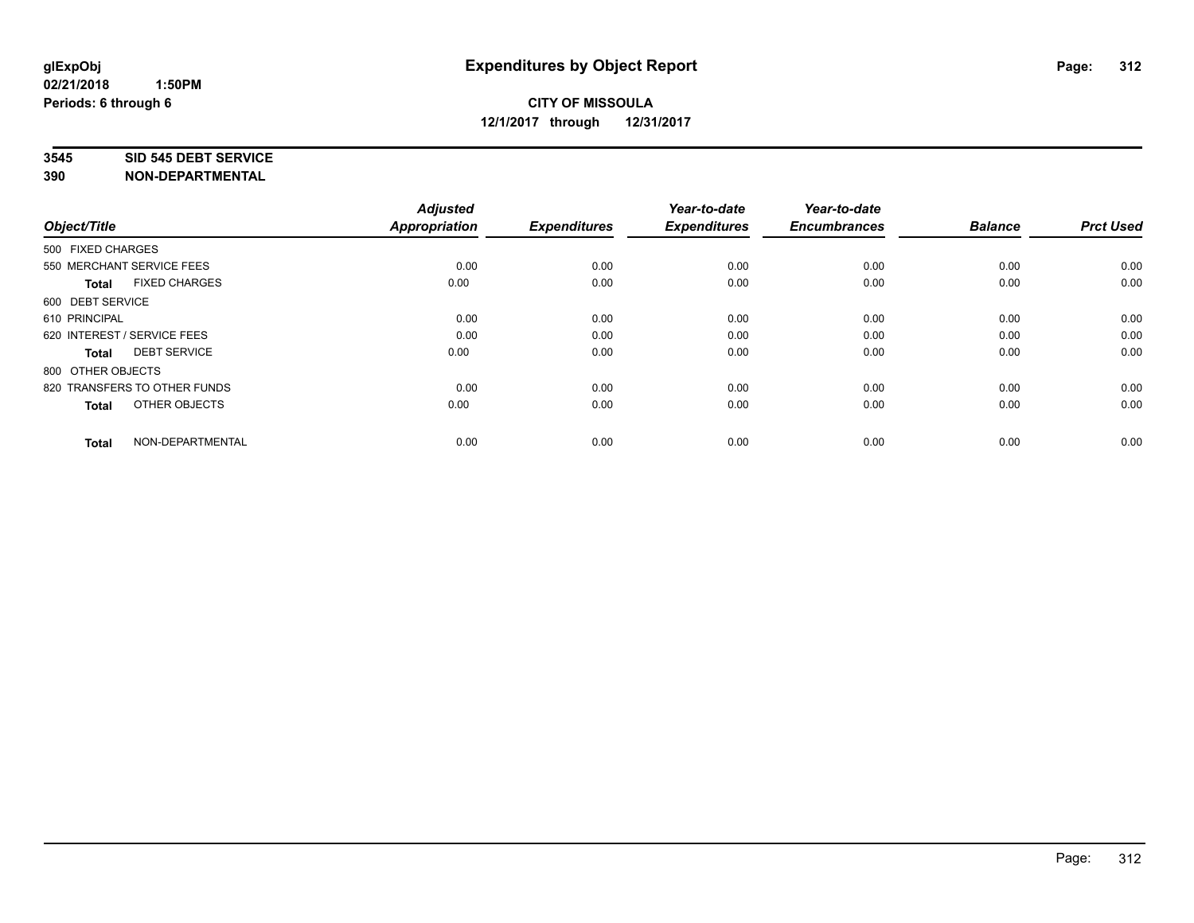**glExpObj**
**02/21/2018 1:50PM**
**Periods: 6 through 6**

# Expenditures by Object Report

**CITY OF MISSOULA**
**12/1/2017 through 12/31/2017**

**3545 SID 545 DEBT SERVICE**
**390 NON-DEPARTMENTAL**

| Object/Title | Adjusted Appropriation | Expenditures | Year-to-date Expenditures | Year-to-date Encumbrances | Balance | Prct Used |
|---|---|---|---|---|---|---|
| 500 FIXED CHARGES | | | | | | |
| 550 MERCHANT SERVICE FEES | 0.00 | 0.00 | 0.00 | 0.00 | 0.00 | 0.00 |
| **Total** FIXED CHARGES | 0.00 | 0.00 | 0.00 | 0.00 | 0.00 | 0.00 |
| 600 DEBT SERVICE | | | | | | |
| 610 PRINCIPAL | 0.00 | 0.00 | 0.00 | 0.00 | 0.00 | 0.00 |
| 620 INTEREST / SERVICE FEES | 0.00 | 0.00 | 0.00 | 0.00 | 0.00 | 0.00 |
| **Total** DEBT SERVICE | 0.00 | 0.00 | 0.00 | 0.00 | 0.00 | 0.00 |
| 800 OTHER OBJECTS | | | | | | |
| 820 TRANSFERS TO OTHER FUNDS | 0.00 | 0.00 | 0.00 | 0.00 | 0.00 | 0.00 |
| **Total** OTHER OBJECTS | 0.00 | 0.00 | 0.00 | 0.00 | 0.00 | 0.00 |
| **Total** NON-DEPARTMENTAL | 0.00 | 0.00 | 0.00 | 0.00 | 0.00 | 0.00 |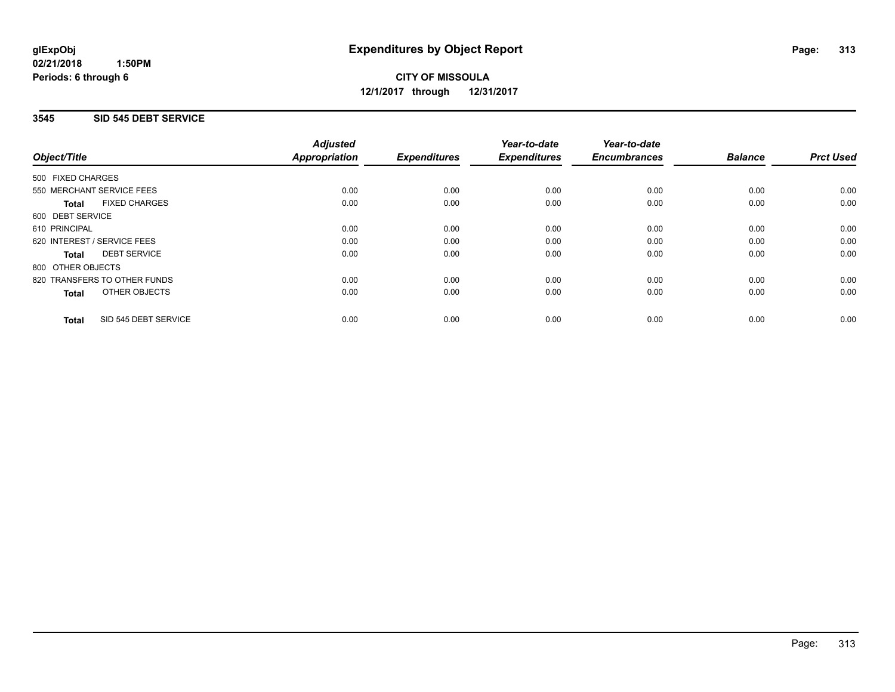**glExpObj**
**02/21/2018 1:50PM**
**Periods: 6 through 6**

# Expenditures by Object Report

**CITY OF MISSOULA**
**12/1/2017 through 12/31/2017**

## 3545 SID 545 DEBT SERVICE

| Object/Title | Adjusted Appropriation | Expenditures | Year-to-date Expenditures | Year-to-date Encumbrances | Balance | Prct Used |
|---|---|---|---|---|---|---|
| 500 FIXED CHARGES | | | | | | |
| 550 MERCHANT SERVICE FEES | 0.00 | 0.00 | 0.00 | 0.00 | 0.00 | 0.00 |
| **Total** FIXED CHARGES | 0.00 | 0.00 | 0.00 | 0.00 | 0.00 | 0.00 |
| 600 DEBT SERVICE | | | | | | |
| 610 PRINCIPAL | 0.00 | 0.00 | 0.00 | 0.00 | 0.00 | 0.00 |
| 620 INTEREST / SERVICE FEES | 0.00 | 0.00 | 0.00 | 0.00 | 0.00 | 0.00 |
| **Total** DEBT SERVICE | 0.00 | 0.00 | 0.00 | 0.00 | 0.00 | 0.00 |
| 800 OTHER OBJECTS | | | | | | |
| 820 TRANSFERS TO OTHER FUNDS | 0.00 | 0.00 | 0.00 | 0.00 | 0.00 | 0.00 |
| **Total** OTHER OBJECTS | 0.00 | 0.00 | 0.00 | 0.00 | 0.00 | 0.00 |
| **Total** SID 545 DEBT SERVICE | 0.00 | 0.00 | 0.00 | 0.00 | 0.00 | 0.00 |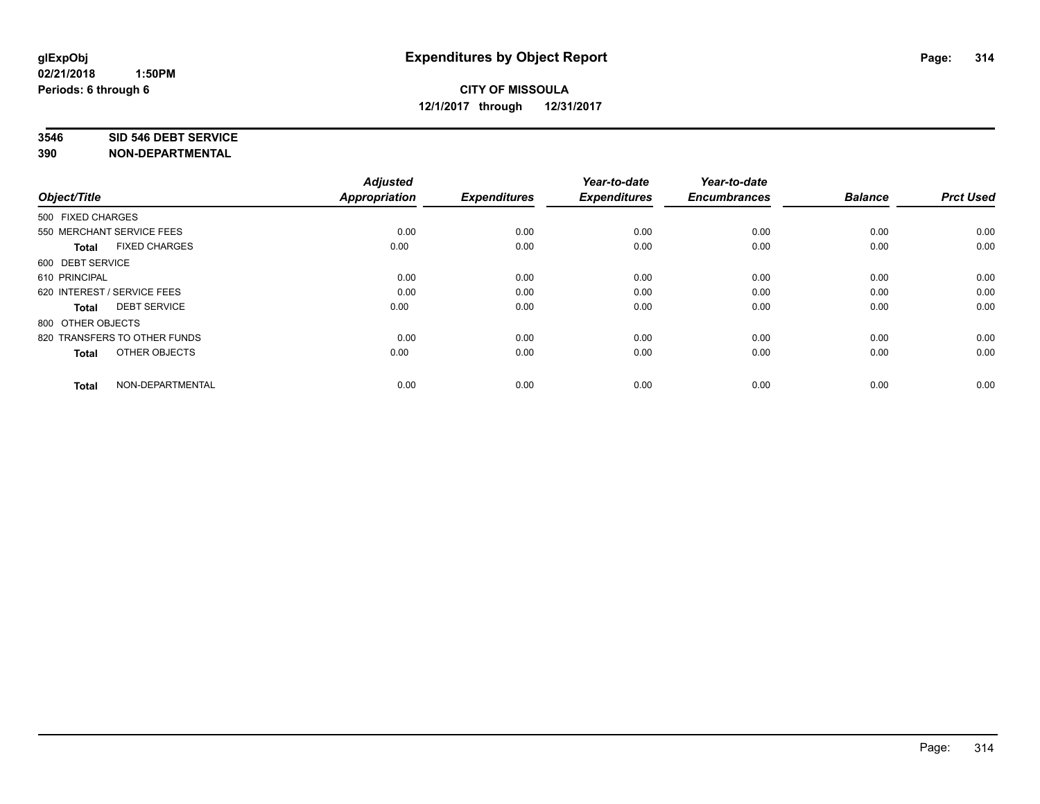glExpObj
02/21/2018 1:50PM
Periods: 6 through 6

# Expenditures by Object Report

**CITY OF MISSOULA**
**12/1/2017 through 12/31/2017**

**3546 SID 546 DEBT SERVICE**
**390 NON-DEPARTMENTAL**

| Object/Title | Adjusted Appropriation | Expenditures | Year-to-date Expenditures | Year-to-date Encumbrances | Balance | Prct Used |
|---|---|---|---|---|---|---|
| 500 FIXED CHARGES | | | | | | |
| 550 MERCHANT SERVICE FEES | 0.00 | 0.00 | 0.00 | 0.00 | 0.00 | 0.00 |
| **Total** FIXED CHARGES | 0.00 | 0.00 | 0.00 | 0.00 | 0.00 | 0.00 |
| 600 DEBT SERVICE | | | | | | |
| 610 PRINCIPAL | 0.00 | 0.00 | 0.00 | 0.00 | 0.00 | 0.00 |
| 620 INTEREST / SERVICE FEES | 0.00 | 0.00 | 0.00 | 0.00 | 0.00 | 0.00 |
| **Total** DEBT SERVICE | 0.00 | 0.00 | 0.00 | 0.00 | 0.00 | 0.00 |
| 800 OTHER OBJECTS | | | | | | |
| 820 TRANSFERS TO OTHER FUNDS | 0.00 | 0.00 | 0.00 | 0.00 | 0.00 | 0.00 |
| **Total** OTHER OBJECTS | 0.00 | 0.00 | 0.00 | 0.00 | 0.00 | 0.00 |
| **Total** NON-DEPARTMENTAL | 0.00 | 0.00 | 0.00 | 0.00 | 0.00 | 0.00 |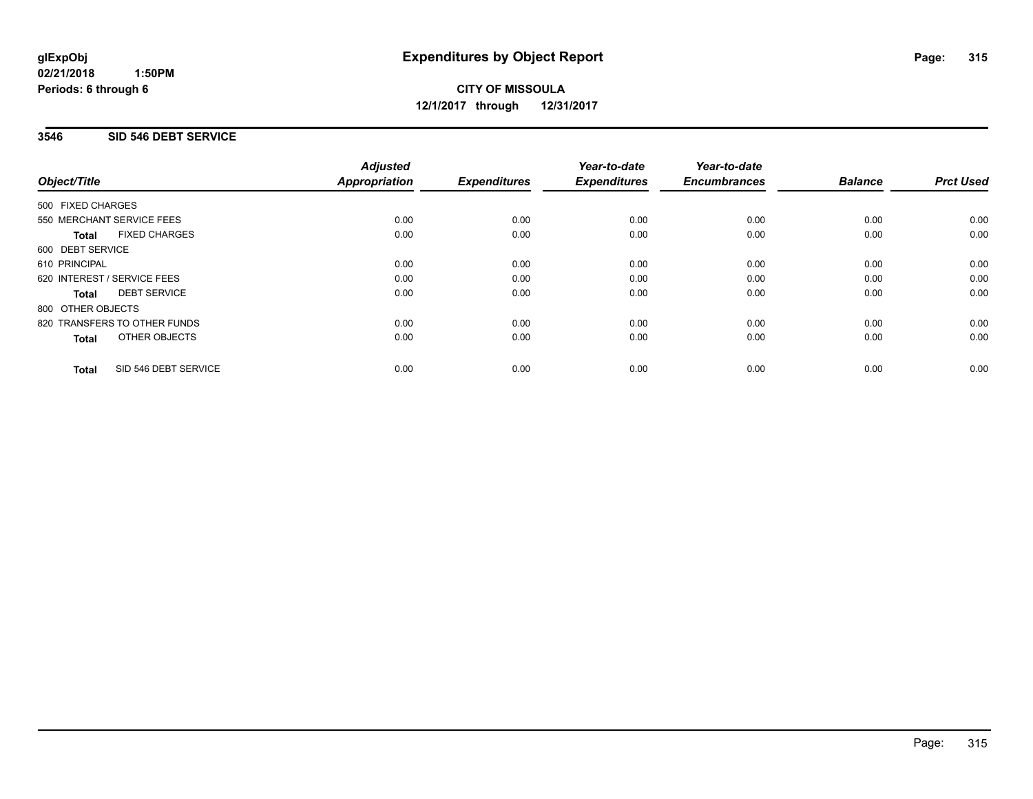# Expenditures by Object Report

**glExpObj**
**02/21/2018 1:50PM**
**Periods: 6 through 6**

**CITY OF MISSOULA**
**12/1/2017 through 12/31/2017**

## 3546 SID 546 DEBT SERVICE

| Object/Title | Adjusted Appropriation | Expenditures | Year-to-date Expenditures | Year-to-date Encumbrances | Balance | Prct Used |
|---|---|---|---|---|---|---|
| 500 FIXED CHARGES | | | | | | |
| 550 MERCHANT SERVICE FEES | 0.00 | 0.00 | 0.00 | 0.00 | 0.00 | 0.00 |
| **Total** FIXED CHARGES | 0.00 | 0.00 | 0.00 | 0.00 | 0.00 | 0.00 |
| 600 DEBT SERVICE | | | | | | |
| 610 PRINCIPAL | 0.00 | 0.00 | 0.00 | 0.00 | 0.00 | 0.00 |
| 620 INTEREST / SERVICE FEES | 0.00 | 0.00 | 0.00 | 0.00 | 0.00 | 0.00 |
| **Total** DEBT SERVICE | 0.00 | 0.00 | 0.00 | 0.00 | 0.00 | 0.00 |
| 800 OTHER OBJECTS | | | | | | |
| 820 TRANSFERS TO OTHER FUNDS | 0.00 | 0.00 | 0.00 | 0.00 | 0.00 | 0.00 |
| **Total** OTHER OBJECTS | 0.00 | 0.00 | 0.00 | 0.00 | 0.00 | 0.00 |
| **Total** SID 546 DEBT SERVICE | 0.00 | 0.00 | 0.00 | 0.00 | 0.00 | 0.00 |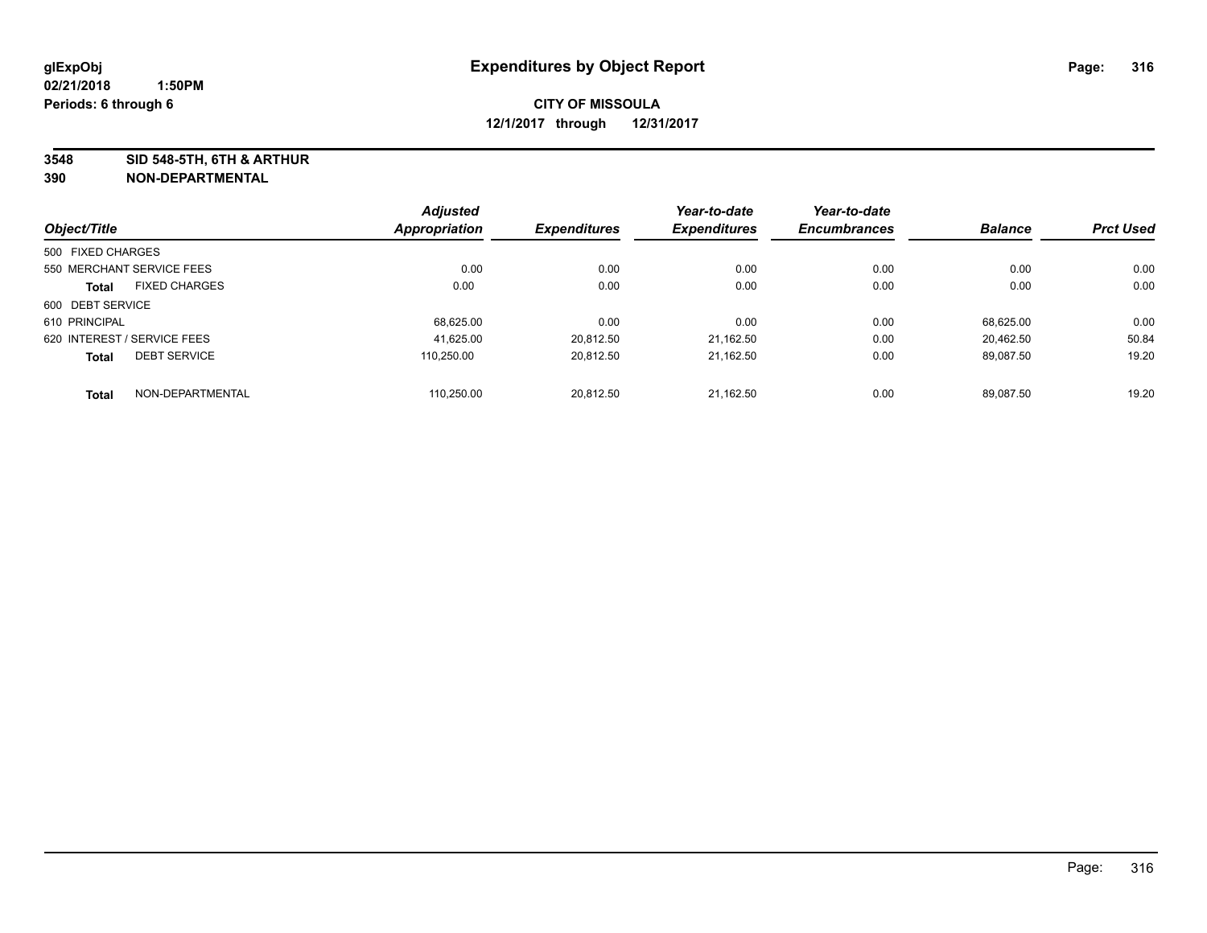**glExpObj** **Expenditures by Object Report**
**02/21/2018 1:50PM**
**Periods: 6 through 6**

**CITY OF MISSOULA**
**12/1/2017 through 12/31/2017**

**3548 SID 548-5TH, 6TH & ARTHUR**
**390 NON-DEPARTMENTAL**

| Object/Title | Adjusted Appropriation | Expenditures | Year-to-date Expenditures | Year-to-date Encumbrances | Balance | Prct Used |
|---|---|---|---|---|---|---|
| 500 FIXED CHARGES | | | | | | |
| 550 MERCHANT SERVICE FEES | 0.00 | 0.00 | 0.00 | 0.00 | 0.00 | 0.00 |
| **Total** FIXED CHARGES | 0.00 | 0.00 | 0.00 | 0.00 | 0.00 | 0.00 |
| 600 DEBT SERVICE | | | | | | |
| 610 PRINCIPAL | 68,625.00 | 0.00 | 0.00 | 0.00 | 68,625.00 | 0.00 |
| 620 INTEREST / SERVICE FEES | 41,625.00 | 20,812.50 | 21,162.50 | 0.00 | 20,462.50 | 50.84 |
| **Total** DEBT SERVICE | 110,250.00 | 20,812.50 | 21,162.50 | 0.00 | 89,087.50 | 19.20 |
| **Total** NON-DEPARTMENTAL | 110,250.00 | 20,812.50 | 21,162.50 | 0.00 | 89,087.50 | 19.20 |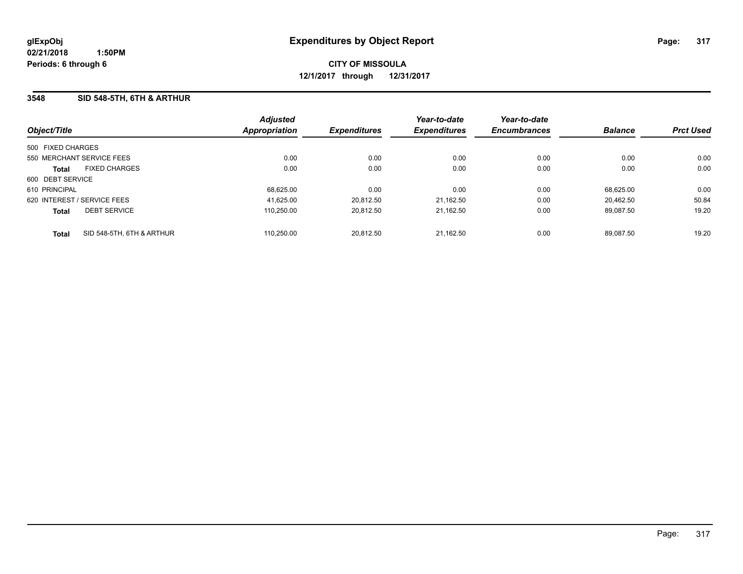glExpObj
02/21/2018 1:50PM
Periods: 6 through 6

# Expenditures by Object Report

**CITY OF MISSOULA**
**12/1/2017 through 12/31/2017**

### 3548 SID 548-5TH, 6TH & ARTHUR

| Object/Title | | Adjusted Appropriation | Expenditures | Year-to-date Expenditures | Year-to-date Encumbrances | Balance | Prct Used |
|---|---|---|---|---|---|---|---|
| 500 FIXED CHARGES | | | | | | | |
| 550 MERCHANT SERVICE FEES | | 0.00 | 0.00 | 0.00 | 0.00 | 0.00 | 0.00 |
| **Total** | FIXED CHARGES | 0.00 | 0.00 | 0.00 | 0.00 | 0.00 | 0.00 |
| 600 DEBT SERVICE | | | | | | | |
| 610 PRINCIPAL | | 68,625.00 | 0.00 | 0.00 | 0.00 | 68,625.00 | 0.00 |
| 620 INTEREST / SERVICE FEES | | 41,625.00 | 20,812.50 | 21,162.50 | 0.00 | 20,462.50 | 50.84 |
| **Total** | DEBT SERVICE | 110,250.00 | 20,812.50 | 21,162.50 | 0.00 | 89,087.50 | 19.20 |
| **Total** | SID 548-5TH, 6TH & ARTHUR | 110,250.00 | 20,812.50 | 21,162.50 | 0.00 | 89,087.50 | 19.20 |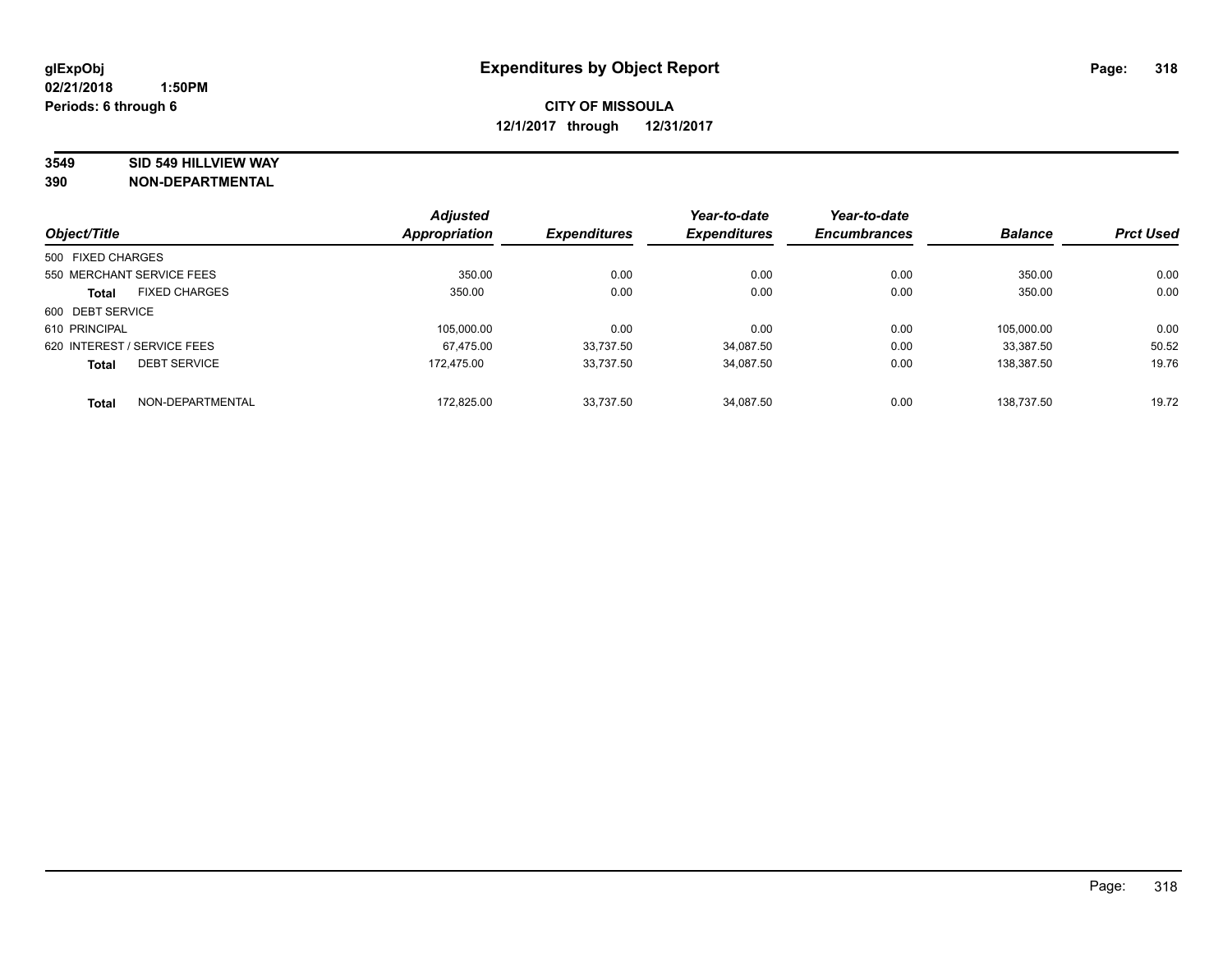**glExpObj**
**02/21/2018 1:50PM**
**Periods: 6 through 6**

# Expenditures by Object Report

**CITY OF MISSOULA**
**12/1/2017 through 12/31/2017**

**3549 SID 549 HILLVIEW WAY**
**390 NON-DEPARTMENTAL**

| Object/Title | | Adjusted Appropriation | Expenditures | Year-to-date Expenditures | Year-to-date Encumbrances | Balance | Prct Used |
|---|---|---|---|---|---|---|---|
| 500 FIXED CHARGES | | | | | | | |
| 550 MERCHANT SERVICE FEES | | 350.00 | 0.00 | 0.00 | 0.00 | 350.00 | 0.00 |
| **Total** | FIXED CHARGES | 350.00 | 0.00 | 0.00 | 0.00 | 350.00 | 0.00 |
| 600 DEBT SERVICE | | | | | | | |
| 610 PRINCIPAL | | 105,000.00 | 0.00 | 0.00 | 0.00 | 105,000.00 | 0.00 |
| 620 INTEREST / SERVICE FEES | | 67,475.00 | 33,737.50 | 34,087.50 | 0.00 | 33,387.50 | 50.52 |
| **Total** | DEBT SERVICE | 172,475.00 | 33,737.50 | 34,087.50 | 0.00 | 138,387.50 | 19.76 |
| **Total** | NON-DEPARTMENTAL | 172,825.00 | 33,737.50 | 34,087.50 | 0.00 | 138,737.50 | 19.72 |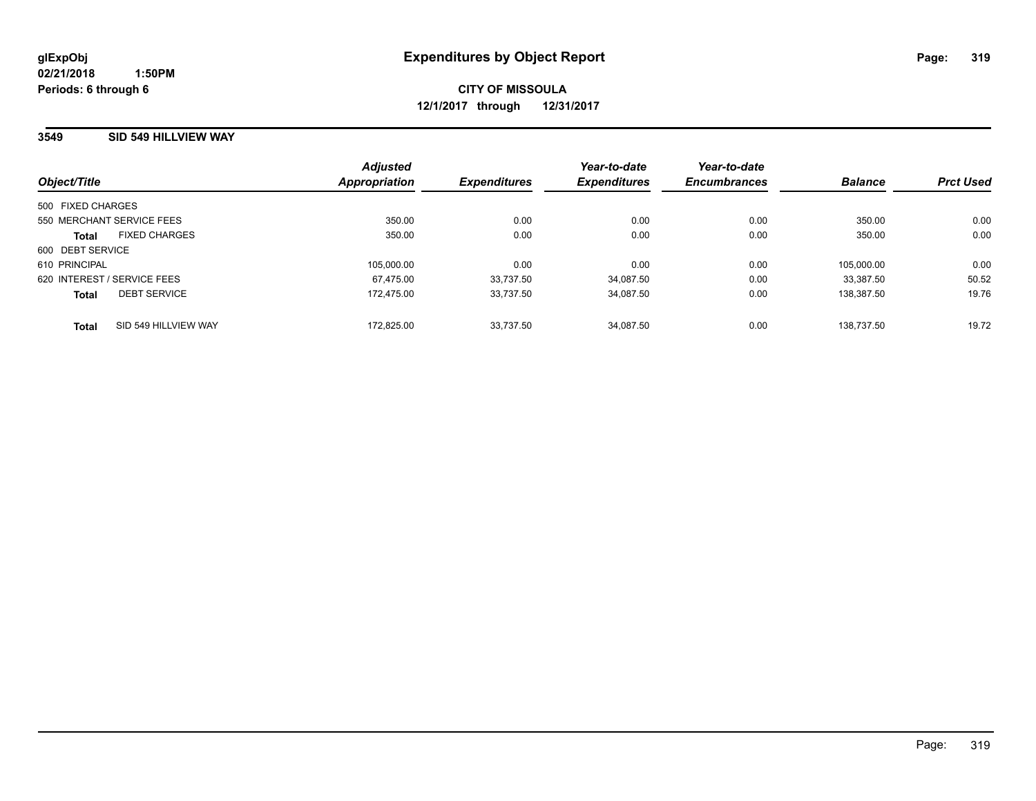**glExpObj**
**02/21/2018 1:50PM**
**Periods: 6 through 6**

# Expenditures by Object Report

**CITY OF MISSOULA**
**12/1/2017 through 12/31/2017**

## 3549 SID 549 HILLVIEW WAY

| Object/Title | Adjusted Appropriation | Expenditures | Year-to-date Expenditures | Year-to-date Encumbrances | Balance | Prct Used |
|---|---|---|---|---|---|---|
| 500 FIXED CHARGES | | | | | | |
| 550 MERCHANT SERVICE FEES | 350.00 | 0.00 | 0.00 | 0.00 | 350.00 | 0.00 |
| **Total** FIXED CHARGES | 350.00 | 0.00 | 0.00 | 0.00 | 350.00 | 0.00 |
| 600 DEBT SERVICE | | | | | | |
| 610 PRINCIPAL | 105,000.00 | 0.00 | 0.00 | 0.00 | 105,000.00 | 0.00 |
| 620 INTEREST / SERVICE FEES | 67,475.00 | 33,737.50 | 34,087.50 | 0.00 | 33,387.50 | 50.52 |
| **Total** DEBT SERVICE | 172,475.00 | 33,737.50 | 34,087.50 | 0.00 | 138,387.50 | 19.76 |
| **Total** SID 549 HILLVIEW WAY | 172,825.00 | 33,737.50 | 34,087.50 | 0.00 | 138,737.50 | 19.72 |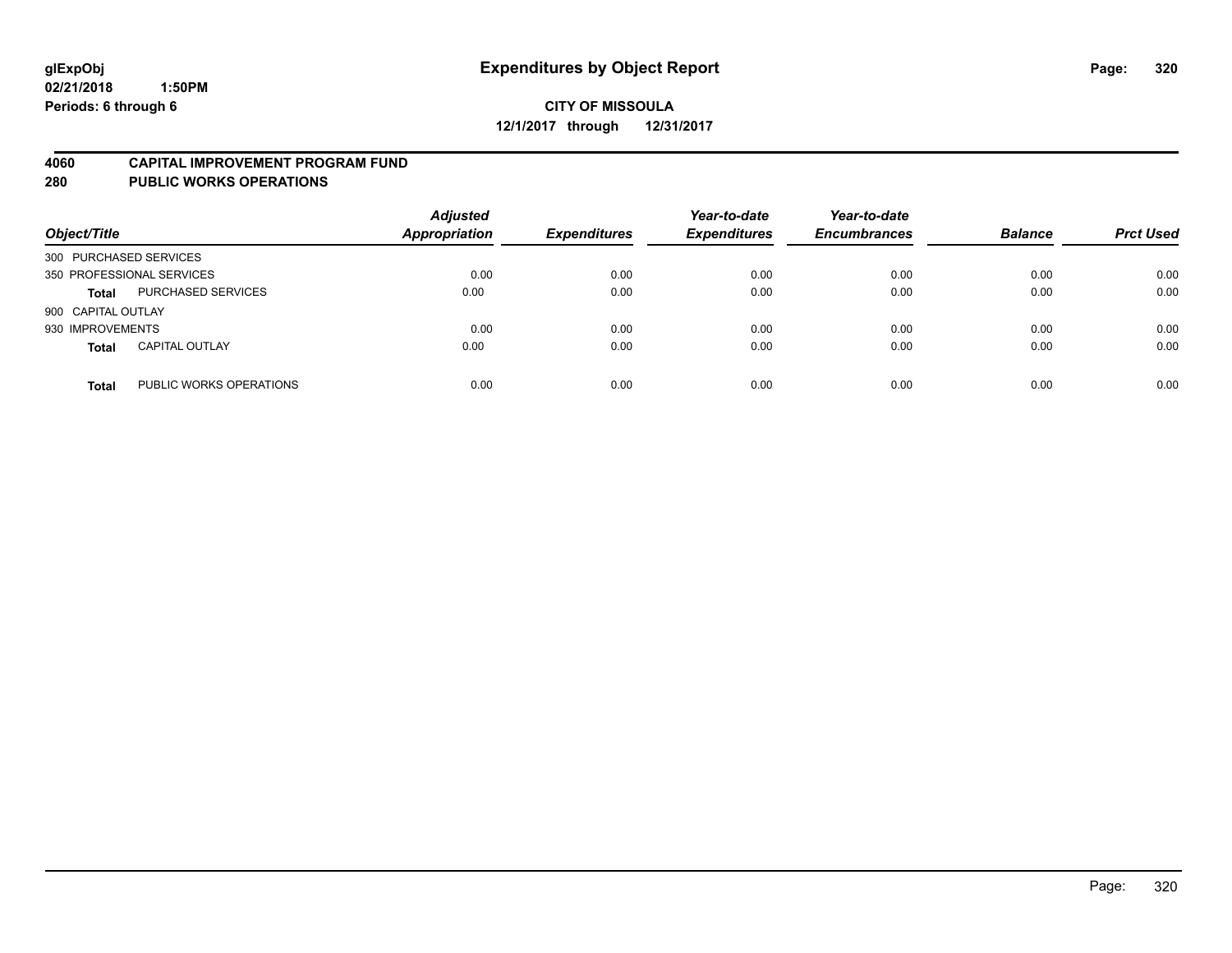**glExpObj**
**02/21/2018 1:50PM**
**Periods: 6 through 6**

# Expenditures by Object Report

**CITY OF MISSOULA**
**12/1/2017 through 12/31/2017**

## 4060 CAPITAL IMPROVEMENT PROGRAM FUND
## 280 PUBLIC WORKS OPERATIONS

| Object/Title | | Adjusted Appropriation | Expenditures | Year-to-date Expenditures | Year-to-date Encumbrances | Balance | Prct Used |
|---|---|---|---|---|---|---|---|
| 300 PURCHASED SERVICES | | | | | | | |
| 350 PROFESSIONAL SERVICES | | 0.00 | 0.00 | 0.00 | 0.00 | 0.00 | 0.00 |
| **Total** | PURCHASED SERVICES | 0.00 | 0.00 | 0.00 | 0.00 | 0.00 | 0.00 |
| 900 CAPITAL OUTLAY | | | | | | | |
| 930 IMPROVEMENTS | | 0.00 | 0.00 | 0.00 | 0.00 | 0.00 | 0.00 |
| **Total** | CAPITAL OUTLAY | 0.00 | 0.00 | 0.00 | 0.00 | 0.00 | 0.00 |
| **Total** | PUBLIC WORKS OPERATIONS | 0.00 | 0.00 | 0.00 | 0.00 | 0.00 | 0.00 |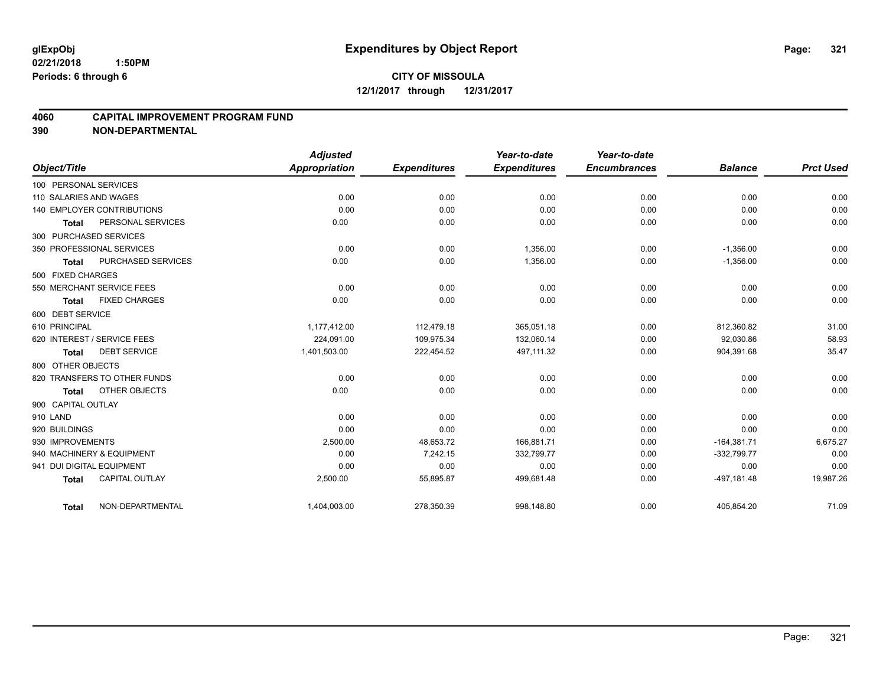**glExpObj** **Expenditures by Object Report**

**02/21/2018 1:50PM**

**Periods: 6 through 6**

**CITY OF MISSOULA**

**12/1/2017 through 12/31/2017**

## 4060 CAPITAL IMPROVEMENT PROGRAM FUND

## 390 NON-DEPARTMENTAL

| Object/Title | Adjusted Appropriation | Expenditures | Year-to-date Expenditures | Year-to-date Encumbrances | Balance | Prct Used |
|---|---|---|---|---|---|---|
| 100 PERSONAL SERVICES | | | | | | |
| 110 SALARIES AND WAGES | 0.00 | 0.00 | 0.00 | 0.00 | 0.00 | 0.00 |
| 140 EMPLOYER CONTRIBUTIONS | 0.00 | 0.00 | 0.00 | 0.00 | 0.00 | 0.00 |
| **Total** PERSONAL SERVICES | 0.00 | 0.00 | 0.00 | 0.00 | 0.00 | 0.00 |
| 300 PURCHASED SERVICES | | | | | | |
| 350 PROFESSIONAL SERVICES | 0.00 | 0.00 | 1,356.00 | 0.00 | -1,356.00 | 0.00 |
| **Total** PURCHASED SERVICES | 0.00 | 0.00 | 1,356.00 | 0.00 | -1,356.00 | 0.00 |
| 500 FIXED CHARGES | | | | | | |
| 550 MERCHANT SERVICE FEES | 0.00 | 0.00 | 0.00 | 0.00 | 0.00 | 0.00 |
| **Total** FIXED CHARGES | 0.00 | 0.00 | 0.00 | 0.00 | 0.00 | 0.00 |
| 600 DEBT SERVICE | | | | | | |
| 610 PRINCIPAL | 1,177,412.00 | 112,479.18 | 365,051.18 | 0.00 | 812,360.82 | 31.00 |
| 620 INTEREST / SERVICE FEES | 224,091.00 | 109,975.34 | 132,060.14 | 0.00 | 92,030.86 | 58.93 |
| **Total** DEBT SERVICE | 1,401,503.00 | 222,454.52 | 497,111.32 | 0.00 | 904,391.68 | 35.47 |
| 800 OTHER OBJECTS | | | | | | |
| 820 TRANSFERS TO OTHER FUNDS | 0.00 | 0.00 | 0.00 | 0.00 | 0.00 | 0.00 |
| **Total** OTHER OBJECTS | 0.00 | 0.00 | 0.00 | 0.00 | 0.00 | 0.00 |
| 900 CAPITAL OUTLAY | | | | | | |
| 910 LAND | 0.00 | 0.00 | 0.00 | 0.00 | 0.00 | 0.00 |
| 920 BUILDINGS | 0.00 | 0.00 | 0.00 | 0.00 | 0.00 | 0.00 |
| 930 IMPROVEMENTS | 2,500.00 | 48,653.72 | 166,881.71 | 0.00 | -164,381.71 | 6,675.27 |
| 940 MACHINERY & EQUIPMENT | 0.00 | 7,242.15 | 332,799.77 | 0.00 | -332,799.77 | 0.00 |
| 941 DUI DIGITAL EQUIPMENT | 0.00 | 0.00 | 0.00 | 0.00 | 0.00 | 0.00 |
| **Total** CAPITAL OUTLAY | 2,500.00 | 55,895.87 | 499,681.48 | 0.00 | -497,181.48 | 19,987.26 |
| **Total** NON-DEPARTMENTAL | 1,404,003.00 | 278,350.39 | 998,148.80 | 0.00 | 405,854.20 | 71.09 |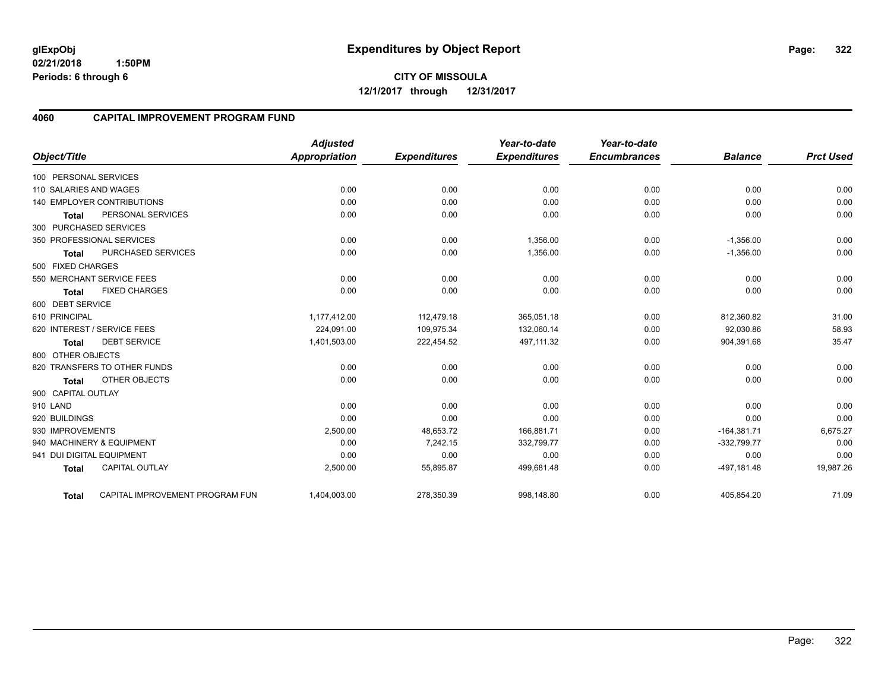# Expenditures by Object Report

glExpObj
02/21/2018 1:50PM
Periods: 6 through 6

**CITY OF MISSOULA**
**12/1/2017 through 12/31/2017**

## 4060 CAPITAL IMPROVEMENT PROGRAM FUND

| Object/Title | Adjusted Appropriation | Expenditures | Year-to-date Expenditures | Year-to-date Encumbrances | Balance | Prct Used |
|---|---|---|---|---|---|---|
| 100 PERSONAL SERVICES | | | | | | |
| 110 SALARIES AND WAGES | 0.00 | 0.00 | 0.00 | 0.00 | 0.00 | 0.00 |
| 140 EMPLOYER CONTRIBUTIONS | 0.00 | 0.00 | 0.00 | 0.00 | 0.00 | 0.00 |
| **Total** PERSONAL SERVICES | 0.00 | 0.00 | 0.00 | 0.00 | 0.00 | 0.00 |
| 300 PURCHASED SERVICES | | | | | | |
| 350 PROFESSIONAL SERVICES | 0.00 | 0.00 | 1,356.00 | 0.00 | -1,356.00 | 0.00 |
| **Total** PURCHASED SERVICES | 0.00 | 0.00 | 1,356.00 | 0.00 | -1,356.00 | 0.00 |
| 500 FIXED CHARGES | | | | | | |
| 550 MERCHANT SERVICE FEES | 0.00 | 0.00 | 0.00 | 0.00 | 0.00 | 0.00 |
| **Total** FIXED CHARGES | 0.00 | 0.00 | 0.00 | 0.00 | 0.00 | 0.00 |
| 600 DEBT SERVICE | | | | | | |
| 610 PRINCIPAL | 1,177,412.00 | 112,479.18 | 365,051.18 | 0.00 | 812,360.82 | 31.00 |
| 620 INTEREST / SERVICE FEES | 224,091.00 | 109,975.34 | 132,060.14 | 0.00 | 92,030.86 | 58.93 |
| **Total** DEBT SERVICE | 1,401,503.00 | 222,454.52 | 497,111.32 | 0.00 | 904,391.68 | 35.47 |
| 800 OTHER OBJECTS | | | | | | |
| 820 TRANSFERS TO OTHER FUNDS | 0.00 | 0.00 | 0.00 | 0.00 | 0.00 | 0.00 |
| **Total** OTHER OBJECTS | 0.00 | 0.00 | 0.00 | 0.00 | 0.00 | 0.00 |
| 900 CAPITAL OUTLAY | | | | | | |
| 910 LAND | 0.00 | 0.00 | 0.00 | 0.00 | 0.00 | 0.00 |
| 920 BUILDINGS | 0.00 | 0.00 | 0.00 | 0.00 | 0.00 | 0.00 |
| 930 IMPROVEMENTS | 2,500.00 | 48,653.72 | 166,881.71 | 0.00 | -164,381.71 | 6,675.27 |
| 940 MACHINERY & EQUIPMENT | 0.00 | 7,242.15 | 332,799.77 | 0.00 | -332,799.77 | 0.00 |
| 941 DUI DIGITAL EQUIPMENT | 0.00 | 0.00 | 0.00 | 0.00 | 0.00 | 0.00 |
| **Total** CAPITAL OUTLAY | 2,500.00 | 55,895.87 | 499,681.48 | 0.00 | -497,181.48 | 19,987.26 |
| **Total** CAPITAL IMPROVEMENT PROGRAM FUN | 1,404,003.00 | 278,350.39 | 998,148.80 | 0.00 | 405,854.20 | 71.09 |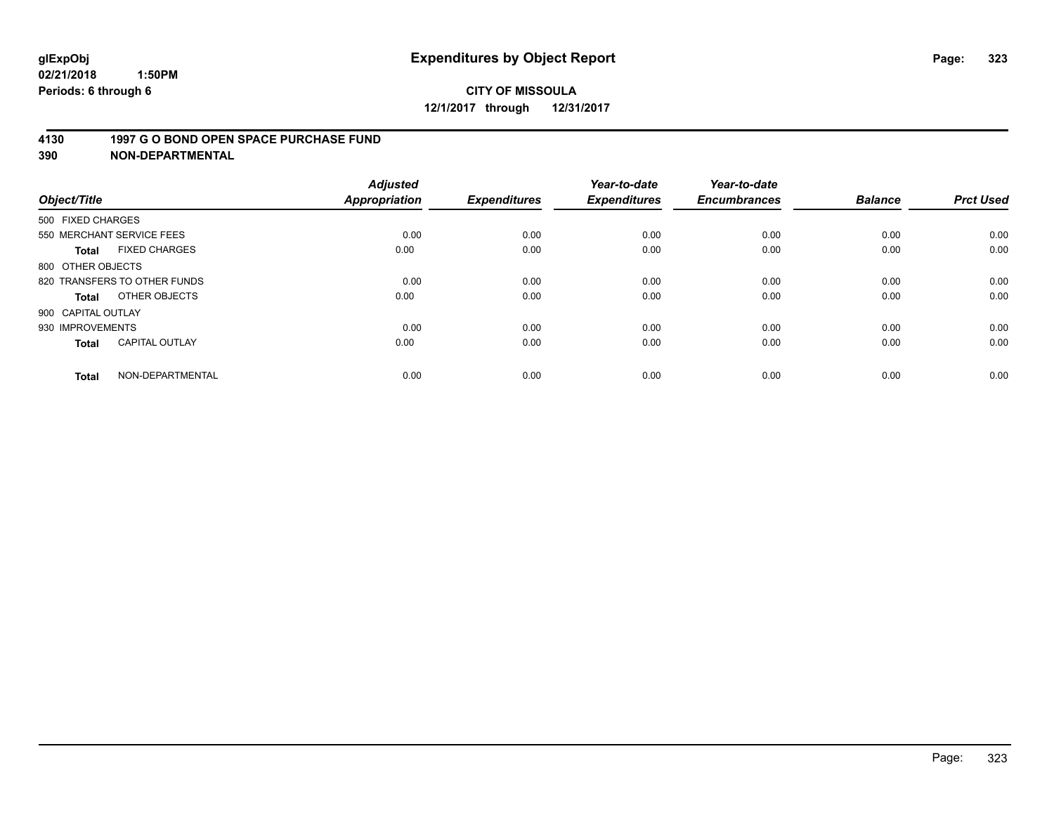**glExpObj**
**02/21/2018 1:50PM**
**Periods: 6 through 6**

# Expenditures by Object Report

**CITY OF MISSOULA**
**12/1/2017 through 12/31/2017**

## 4130 1997 G O BOND OPEN SPACE PURCHASE FUND
## 390 NON-DEPARTMENTAL

| Object/Title | | Adjusted Appropriation | Expenditures | Year-to-date Expenditures | Year-to-date Encumbrances | Balance | Prct Used |
|---|---|---|---|---|---|---|---|
| 500 FIXED CHARGES | | | | | | | |
| 550 MERCHANT SERVICE FEES | | 0.00 | 0.00 | 0.00 | 0.00 | 0.00 | 0.00 |
| **Total** | FIXED CHARGES | 0.00 | 0.00 | 0.00 | 0.00 | 0.00 | 0.00 |
| 800 OTHER OBJECTS | | | | | | | |
| 820 TRANSFERS TO OTHER FUNDS | | 0.00 | 0.00 | 0.00 | 0.00 | 0.00 | 0.00 |
| **Total** | OTHER OBJECTS | 0.00 | 0.00 | 0.00 | 0.00 | 0.00 | 0.00 |
| 900 CAPITAL OUTLAY | | | | | | | |
| 930 IMPROVEMENTS | | 0.00 | 0.00 | 0.00 | 0.00 | 0.00 | 0.00 |
| **Total** | CAPITAL OUTLAY | 0.00 | 0.00 | 0.00 | 0.00 | 0.00 | 0.00 |
| **Total** | NON-DEPARTMENTAL | 0.00 | 0.00 | 0.00 | 0.00 | 0.00 | 0.00 |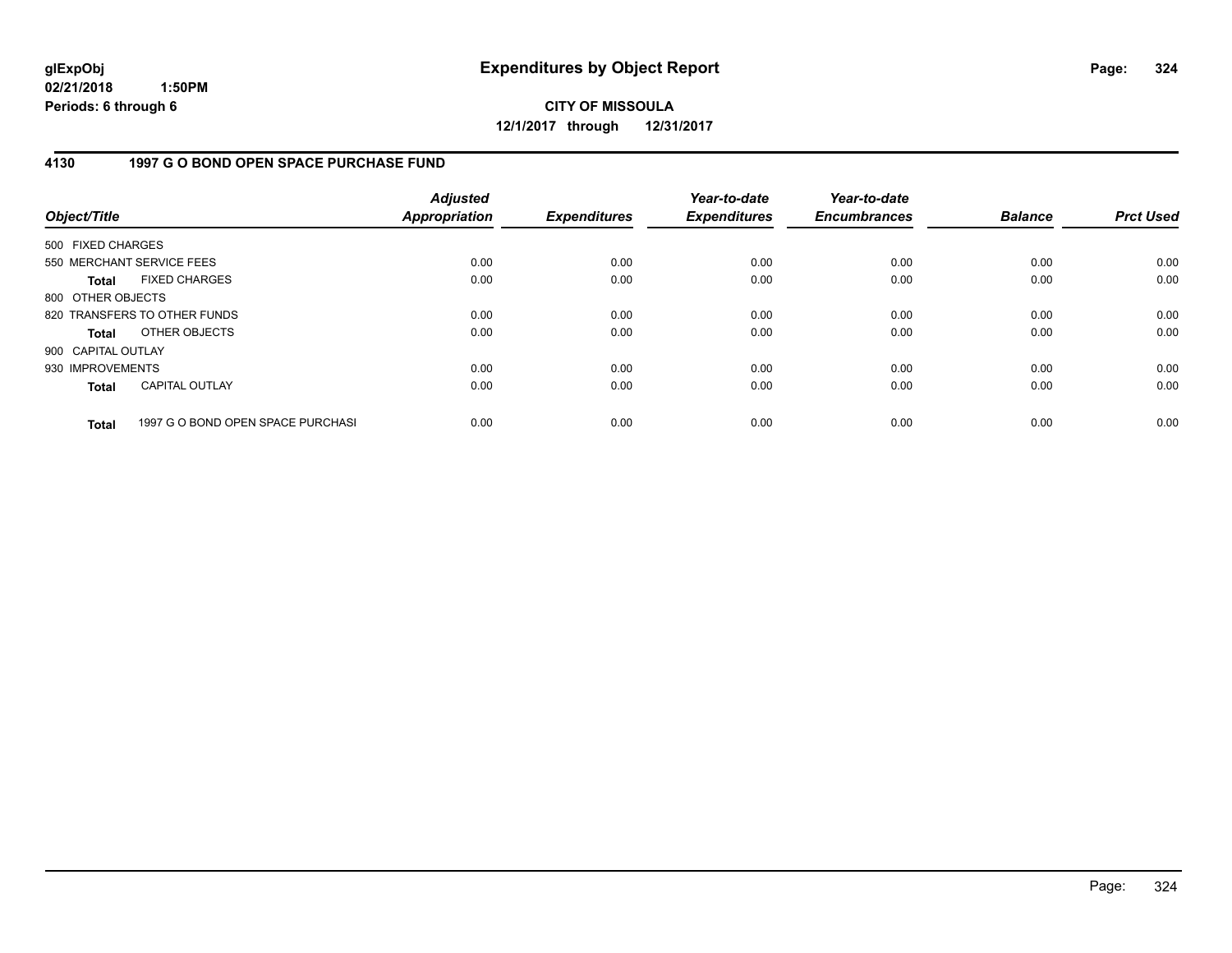**glExpObj**
**02/21/2018 1:50PM**
**Periods: 6 through 6**

# Expenditures by Object Report

**CITY OF MISSOULA**
**12/1/2017 through 12/31/2017**

## 4130 1997 G O BOND OPEN SPACE PURCHASE FUND

| Object/Title | Adjusted Appropriation | Expenditures | Year-to-date Expenditures | Year-to-date Encumbrances | Balance | Prct Used |
|---|---|---|---|---|---|---|
| 500 FIXED CHARGES | | | | | | |
| 550 MERCHANT SERVICE FEES | 0.00 | 0.00 | 0.00 | 0.00 | 0.00 | 0.00 |
| **Total** FIXED CHARGES | 0.00 | 0.00 | 0.00 | 0.00 | 0.00 | 0.00 |
| 800 OTHER OBJECTS | | | | | | |
| 820 TRANSFERS TO OTHER FUNDS | 0.00 | 0.00 | 0.00 | 0.00 | 0.00 | 0.00 |
| **Total** OTHER OBJECTS | 0.00 | 0.00 | 0.00 | 0.00 | 0.00 | 0.00 |
| 900 CAPITAL OUTLAY | | | | | | |
| 930 IMPROVEMENTS | 0.00 | 0.00 | 0.00 | 0.00 | 0.00 | 0.00 |
| **Total** CAPITAL OUTLAY | 0.00 | 0.00 | 0.00 | 0.00 | 0.00 | 0.00 |
| **Total** 1997 G O BOND OPEN SPACE PURCHASI | 0.00 | 0.00 | 0.00 | 0.00 | 0.00 | 0.00 |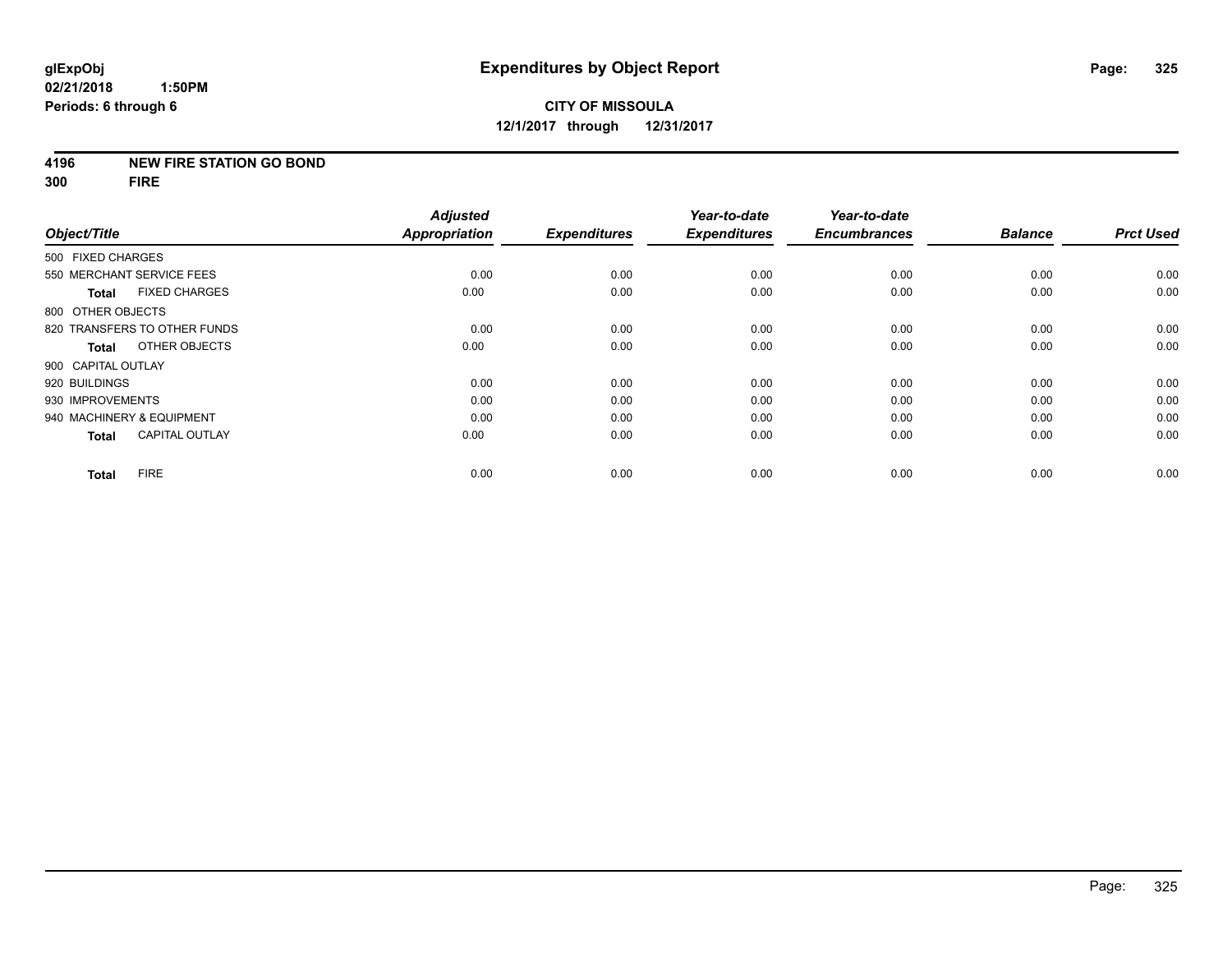**glExpObj**
**02/21/2018 1:50PM**
**Periods: 6 through 6**

# Expenditures by Object Report

**CITY OF MISSOULA**
**12/1/2017 through 12/31/2017**

**4196 NEW FIRE STATION GO BOND**
**300 FIRE**

| Object/Title | Adjusted Appropriation | Expenditures | Year-to-date Expenditures | Year-to-date Encumbrances | Balance | Prct Used |
|---|---|---|---|---|---|---|
| 500 FIXED CHARGES | | | | | | |
| 550 MERCHANT SERVICE FEES | 0.00 | 0.00 | 0.00 | 0.00 | 0.00 | 0.00 |
| **Total** FIXED CHARGES | 0.00 | 0.00 | 0.00 | 0.00 | 0.00 | 0.00 |
| 800 OTHER OBJECTS | | | | | | |
| 820 TRANSFERS TO OTHER FUNDS | 0.00 | 0.00 | 0.00 | 0.00 | 0.00 | 0.00 |
| **Total** OTHER OBJECTS | 0.00 | 0.00 | 0.00 | 0.00 | 0.00 | 0.00 |
| 900 CAPITAL OUTLAY | | | | | | |
| 920 BUILDINGS | 0.00 | 0.00 | 0.00 | 0.00 | 0.00 | 0.00 |
| 930 IMPROVEMENTS | 0.00 | 0.00 | 0.00 | 0.00 | 0.00 | 0.00 |
| 940 MACHINERY & EQUIPMENT | 0.00 | 0.00 | 0.00 | 0.00 | 0.00 | 0.00 |
| **Total** CAPITAL OUTLAY | 0.00 | 0.00 | 0.00 | 0.00 | 0.00 | 0.00 |
| **Total** FIRE | 0.00 | 0.00 | 0.00 | 0.00 | 0.00 | 0.00 |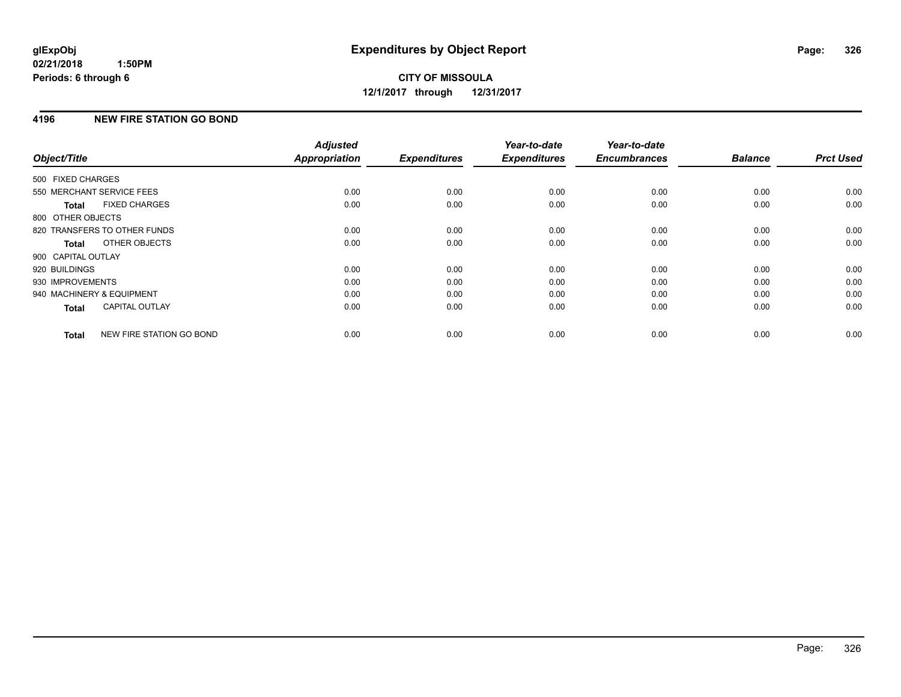**glExpObj**
**02/21/2018 1:50PM**
**Periods: 6 through 6**

# Expenditures by Object Report

**CITY OF MISSOULA**
**12/1/2017 through 12/31/2017**

## 4196 NEW FIRE STATION GO BOND

| Object/Title | Adjusted Appropriation | Expenditures | Year-to-date Expenditures | Year-to-date Encumbrances | Balance | Prct Used |
|---|---|---|---|---|---|---|
| 500 FIXED CHARGES | | | | | | |
| 550 MERCHANT SERVICE FEES | 0.00 | 0.00 | 0.00 | 0.00 | 0.00 | 0.00 |
| **Total** FIXED CHARGES | 0.00 | 0.00 | 0.00 | 0.00 | 0.00 | 0.00 |
| 800 OTHER OBJECTS | | | | | | |
| 820 TRANSFERS TO OTHER FUNDS | 0.00 | 0.00 | 0.00 | 0.00 | 0.00 | 0.00 |
| **Total** OTHER OBJECTS | 0.00 | 0.00 | 0.00 | 0.00 | 0.00 | 0.00 |
| 900 CAPITAL OUTLAY | | | | | | |
| 920 BUILDINGS | 0.00 | 0.00 | 0.00 | 0.00 | 0.00 | 0.00 |
| 930 IMPROVEMENTS | 0.00 | 0.00 | 0.00 | 0.00 | 0.00 | 0.00 |
| 940 MACHINERY & EQUIPMENT | 0.00 | 0.00 | 0.00 | 0.00 | 0.00 | 0.00 |
| **Total** CAPITAL OUTLAY | 0.00 | 0.00 | 0.00 | 0.00 | 0.00 | 0.00 |
| **Total** NEW FIRE STATION GO BOND | 0.00 | 0.00 | 0.00 | 0.00 | 0.00 | 0.00 |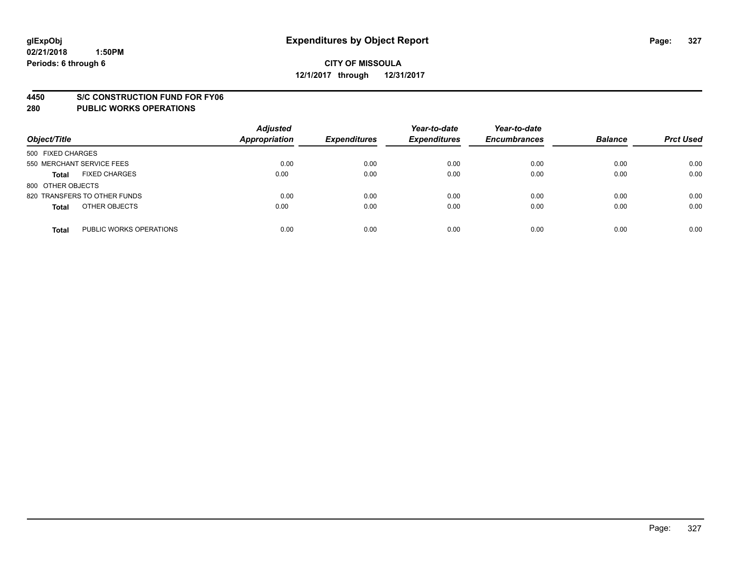glExpObj
02/21/2018 1:50PM
Periods: 6 through 6

# Expenditures by Object Report

**CITY OF MISSOULA**
**12/1/2017 through 12/31/2017**

**4450 S/C CONSTRUCTION FUND FOR FY06**
**280 PUBLIC WORKS OPERATIONS**

| Object/Title | Adjusted Appropriation | Expenditures | Year-to-date Expenditures | Year-to-date Encumbrances | Balance | Prct Used |
|---|---|---|---|---|---|---|
| 500 FIXED CHARGES | | | | | | |
| 550 MERCHANT SERVICE FEES | 0.00 | 0.00 | 0.00 | 0.00 | 0.00 | 0.00 |
| **Total** FIXED CHARGES | 0.00 | 0.00 | 0.00 | 0.00 | 0.00 | 0.00 |
| 800 OTHER OBJECTS | | | | | | |
| 820 TRANSFERS TO OTHER FUNDS | 0.00 | 0.00 | 0.00 | 0.00 | 0.00 | 0.00 |
| **Total** OTHER OBJECTS | 0.00 | 0.00 | 0.00 | 0.00 | 0.00 | 0.00 |
| **Total** PUBLIC WORKS OPERATIONS | 0.00 | 0.00 | 0.00 | 0.00 | 0.00 | 0.00 |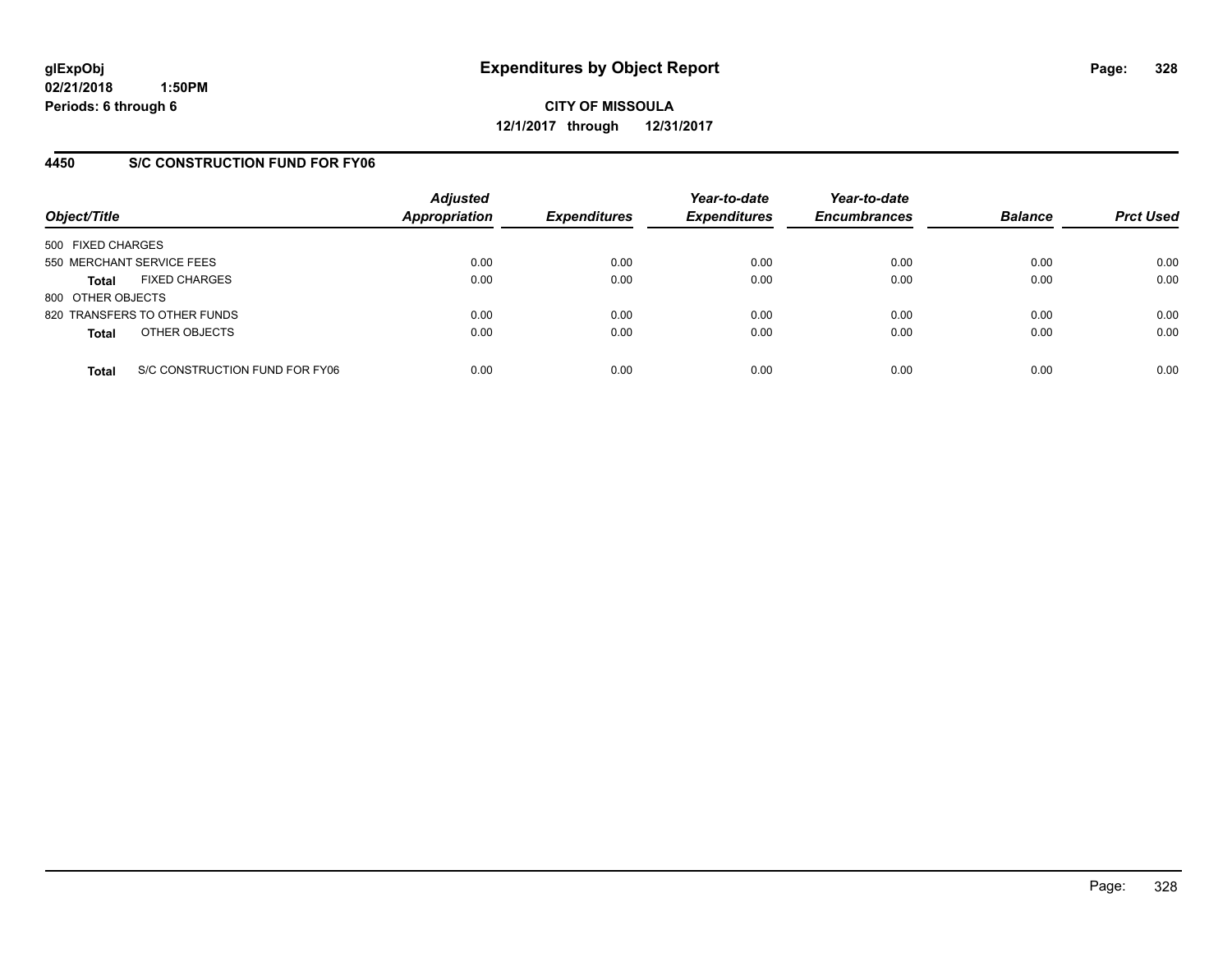**glExpObj**
**02/21/2018 1:50PM**
**Periods: 6 through 6**

# Expenditures by Object Report

**CITY OF MISSOULA**
**12/1/2017 through 12/31/2017**

## 4450 S/C CONSTRUCTION FUND FOR FY06

| Object/Title | Adjusted Appropriation | Expenditures | Year-to-date Expenditures | Year-to-date Encumbrances | Balance | Prct Used |
|---|---|---|---|---|---|---|
| 500 FIXED CHARGES | | | | | | |
| 550 MERCHANT SERVICE FEES | 0.00 | 0.00 | 0.00 | 0.00 | 0.00 | 0.00 |
| **Total** FIXED CHARGES | 0.00 | 0.00 | 0.00 | 0.00 | 0.00 | 0.00 |
| 800 OTHER OBJECTS | | | | | | |
| 820 TRANSFERS TO OTHER FUNDS | 0.00 | 0.00 | 0.00 | 0.00 | 0.00 | 0.00 |
| **Total** OTHER OBJECTS | 0.00 | 0.00 | 0.00 | 0.00 | 0.00 | 0.00 |
| **Total** S/C CONSTRUCTION FUND FOR FY06 | 0.00 | 0.00 | 0.00 | 0.00 | 0.00 | 0.00 |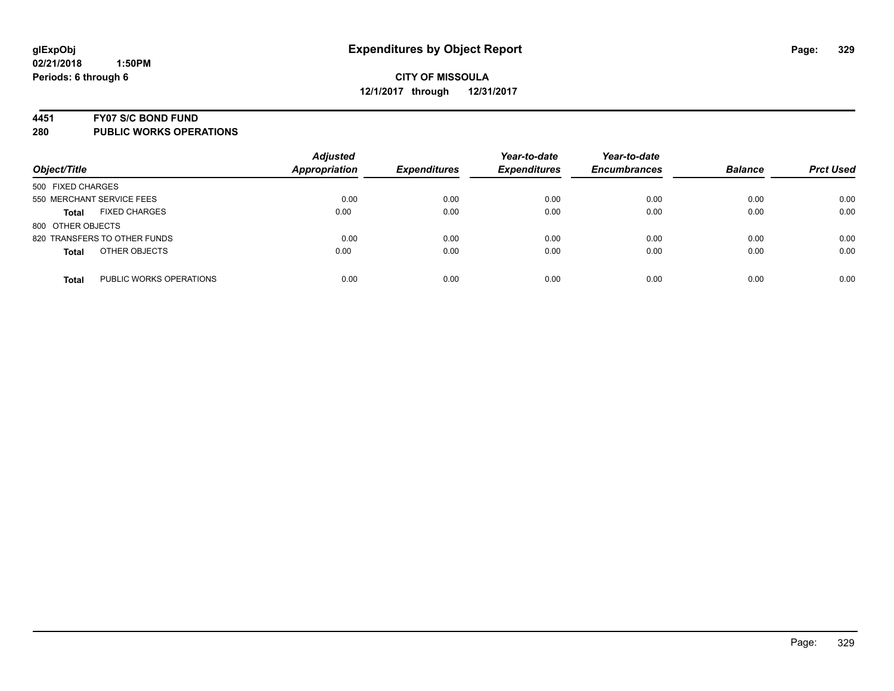**glExpObj**
**02/21/2018 1:50PM**
**Periods: 6 through 6**

# Expenditures by Object Report

**CITY OF MISSOULA**
**12/1/2017 through 12/31/2017**

## 4451 FY07 S/C BOND FUND
## 280 PUBLIC WORKS OPERATIONS

| Object/Title | Adjusted Appropriation | Expenditures | Year-to-date Expenditures | Year-to-date Encumbrances | Balance | Prct Used |
|---|---|---|---|---|---|---|
| 500 FIXED CHARGES | | | | | | |
| 550 MERCHANT SERVICE FEES | 0.00 | 0.00 | 0.00 | 0.00 | 0.00 | 0.00 |
| **Total** FIXED CHARGES | 0.00 | 0.00 | 0.00 | 0.00 | 0.00 | 0.00 |
| 800 OTHER OBJECTS | | | | | | |
| 820 TRANSFERS TO OTHER FUNDS | 0.00 | 0.00 | 0.00 | 0.00 | 0.00 | 0.00 |
| **Total** OTHER OBJECTS | 0.00 | 0.00 | 0.00 | 0.00 | 0.00 | 0.00 |
| **Total** PUBLIC WORKS OPERATIONS | 0.00 | 0.00 | 0.00 | 0.00 | 0.00 | 0.00 |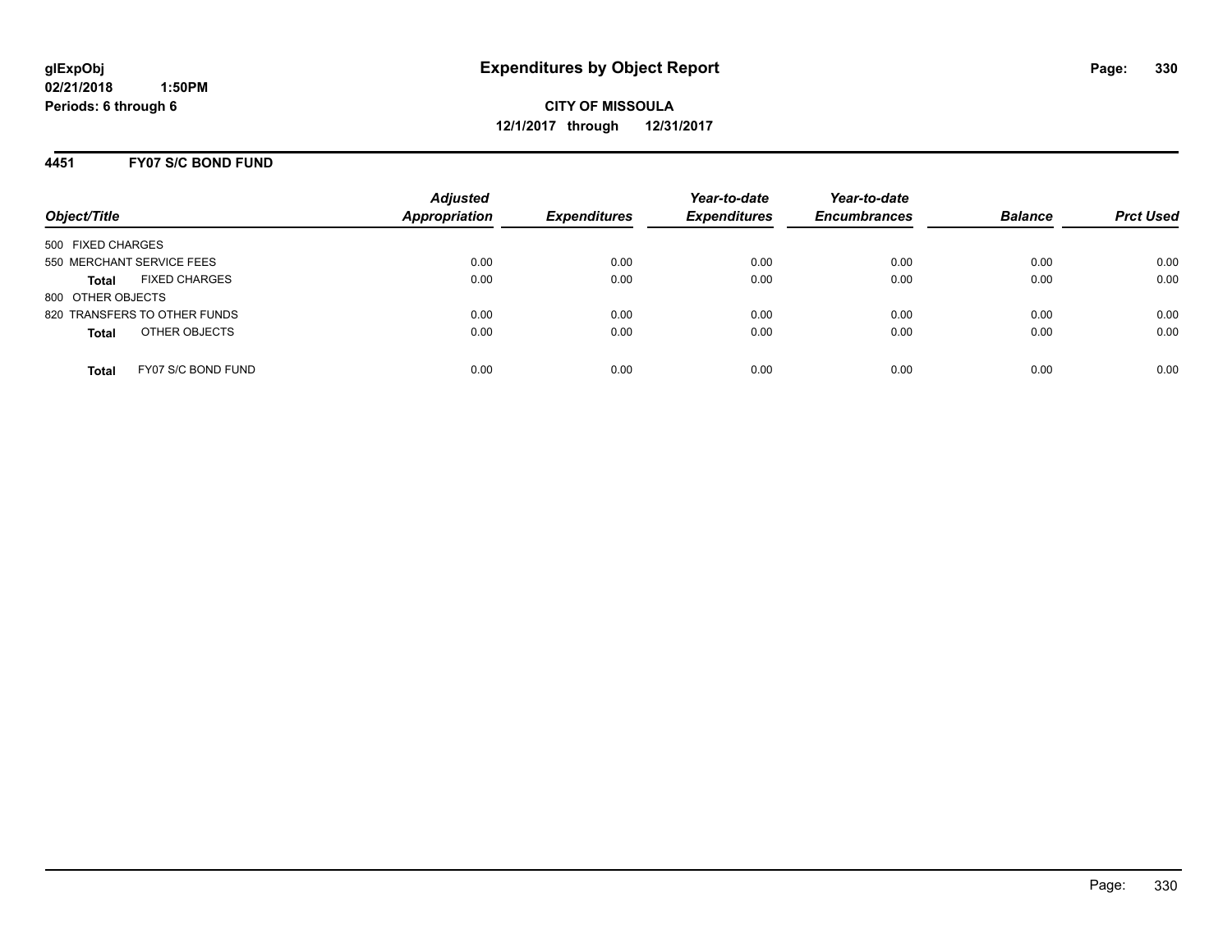**CITY OF MISSOULA**

**12/1/2017 through 12/31/2017**

## 4451 FY07 S/C BOND FUND

| Object/Title | Adjusted Appropriation | Expenditures | Year-to-date Expenditures | Year-to-date Encumbrances | Balance | Prct Used |
|---|---|---|---|---|---|---|
| 500 FIXED CHARGES | | | | | | |
| 550 MERCHANT SERVICE FEES | 0.00 | 0.00 | 0.00 | 0.00 | 0.00 | 0.00 |
| **Total** FIXED CHARGES | 0.00 | 0.00 | 0.00 | 0.00 | 0.00 | 0.00 |
| 800 OTHER OBJECTS | | | | | | |
| 820 TRANSFERS TO OTHER FUNDS | 0.00 | 0.00 | 0.00 | 0.00 | 0.00 | 0.00 |
| **Total** OTHER OBJECTS | 0.00 | 0.00 | 0.00 | 0.00 | 0.00 | 0.00 |
| **Total** FY07 S/C BOND FUND | 0.00 | 0.00 | 0.00 | 0.00 | 0.00 | 0.00 |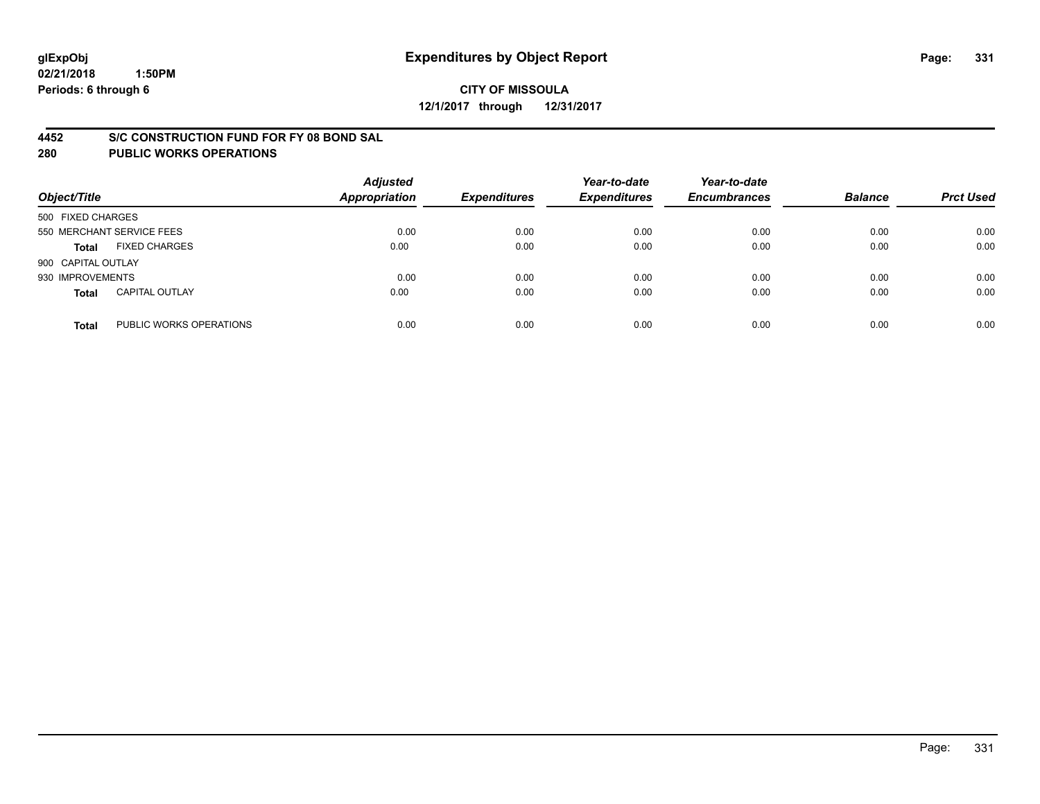**glExpObj** **Expenditures by Object Report**
**02/21/2018 1:50PM**
**Periods: 6 through 6**

**CITY OF MISSOULA**
**12/1/2017 through 12/31/2017**

## 4452 S/C CONSTRUCTION FUND FOR FY 08 BOND SAL
## 280 PUBLIC WORKS OPERATIONS

| Object/Title | | Adjusted Appropriation | Expenditures | Year-to-date Expenditures | Year-to-date Encumbrances | Balance | Prct Used |
|---|---|---|---|---|---|---|---|
| 500 FIXED CHARGES | | | | | | | |
| 550 MERCHANT SERVICE FEES | | 0.00 | 0.00 | 0.00 | 0.00 | 0.00 | 0.00 |
| **Total** | FIXED CHARGES | 0.00 | 0.00 | 0.00 | 0.00 | 0.00 | 0.00 |
| 900 CAPITAL OUTLAY | | | | | | | |
| 930 IMPROVEMENTS | | 0.00 | 0.00 | 0.00 | 0.00 | 0.00 | 0.00 |
| **Total** | CAPITAL OUTLAY | 0.00 | 0.00 | 0.00 | 0.00 | 0.00 | 0.00 |
| **Total** | PUBLIC WORKS OPERATIONS | 0.00 | 0.00 | 0.00 | 0.00 | 0.00 | 0.00 |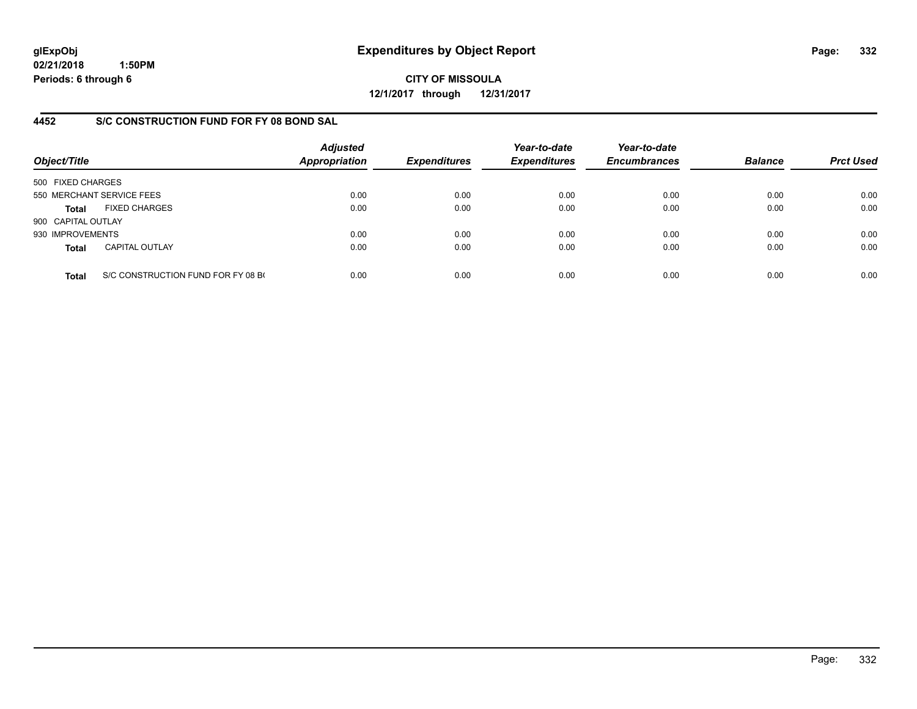**glExpObj**
**02/21/2018 1:50PM**
**Periods: 6 through 6**

# Expenditures by Object Report

**CITY OF MISSOULA**
**12/1/2017 through 12/31/2017**

## 4452 S/C CONSTRUCTION FUND FOR FY 08 BOND SAL

| Object/Title | Adjusted Appropriation | Expenditures | Year-to-date Expenditures | Year-to-date Encumbrances | Balance | Prct Used |
|---|---|---|---|---|---|---|
| 500 FIXED CHARGES | | | | | | |
| 550 MERCHANT SERVICE FEES | 0.00 | 0.00 | 0.00 | 0.00 | 0.00 | 0.00 |
| **Total** FIXED CHARGES | 0.00 | 0.00 | 0.00 | 0.00 | 0.00 | 0.00 |
| 900 CAPITAL OUTLAY | | | | | | |
| 930 IMPROVEMENTS | 0.00 | 0.00 | 0.00 | 0.00 | 0.00 | 0.00 |
| **Total** CAPITAL OUTLAY | 0.00 | 0.00 | 0.00 | 0.00 | 0.00 | 0.00 |
| **Total** S/C CONSTRUCTION FUND FOR FY 08 B( | 0.00 | 0.00 | 0.00 | 0.00 | 0.00 | 0.00 |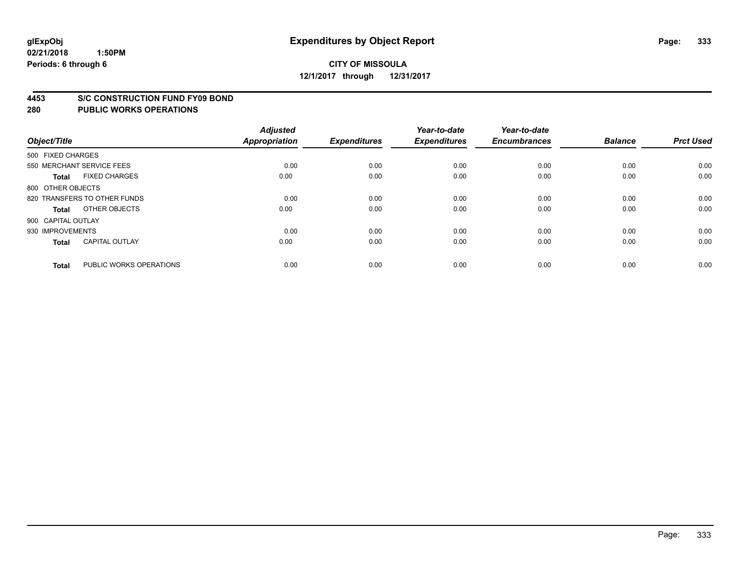# Expenditures by Object Report

glExpObj
02/21/2018 1:50PM
Periods: 6 through 6

**CITY OF MISSOULA**
**12/1/2017 through 12/31/2017**

**4453 S/C CONSTRUCTION FUND FY09 BOND**
**280 PUBLIC WORKS OPERATIONS**

| Object/Title | | Adjusted Appropriation | Expenditures | Year-to-date Expenditures | Year-to-date Encumbrances | Balance | Prct Used |
|---|---|---|---|---|---|---|---|
| 500 FIXED CHARGES | | | | | | | |
| 550 MERCHANT SERVICE FEES | | 0.00 | 0.00 | 0.00 | 0.00 | 0.00 | 0.00 |
| **Total** | FIXED CHARGES | 0.00 | 0.00 | 0.00 | 0.00 | 0.00 | 0.00 |
| 800 OTHER OBJECTS | | | | | | | |
| 820 TRANSFERS TO OTHER FUNDS | | 0.00 | 0.00 | 0.00 | 0.00 | 0.00 | 0.00 |
| **Total** | OTHER OBJECTS | 0.00 | 0.00 | 0.00 | 0.00 | 0.00 | 0.00 |
| 900 CAPITAL OUTLAY | | | | | | | |
| 930 IMPROVEMENTS | | 0.00 | 0.00 | 0.00 | 0.00 | 0.00 | 0.00 |
| **Total** | CAPITAL OUTLAY | 0.00 | 0.00 | 0.00 | 0.00 | 0.00 | 0.00 |
| **Total** | PUBLIC WORKS OPERATIONS | 0.00 | 0.00 | 0.00 | 0.00 | 0.00 | 0.00 |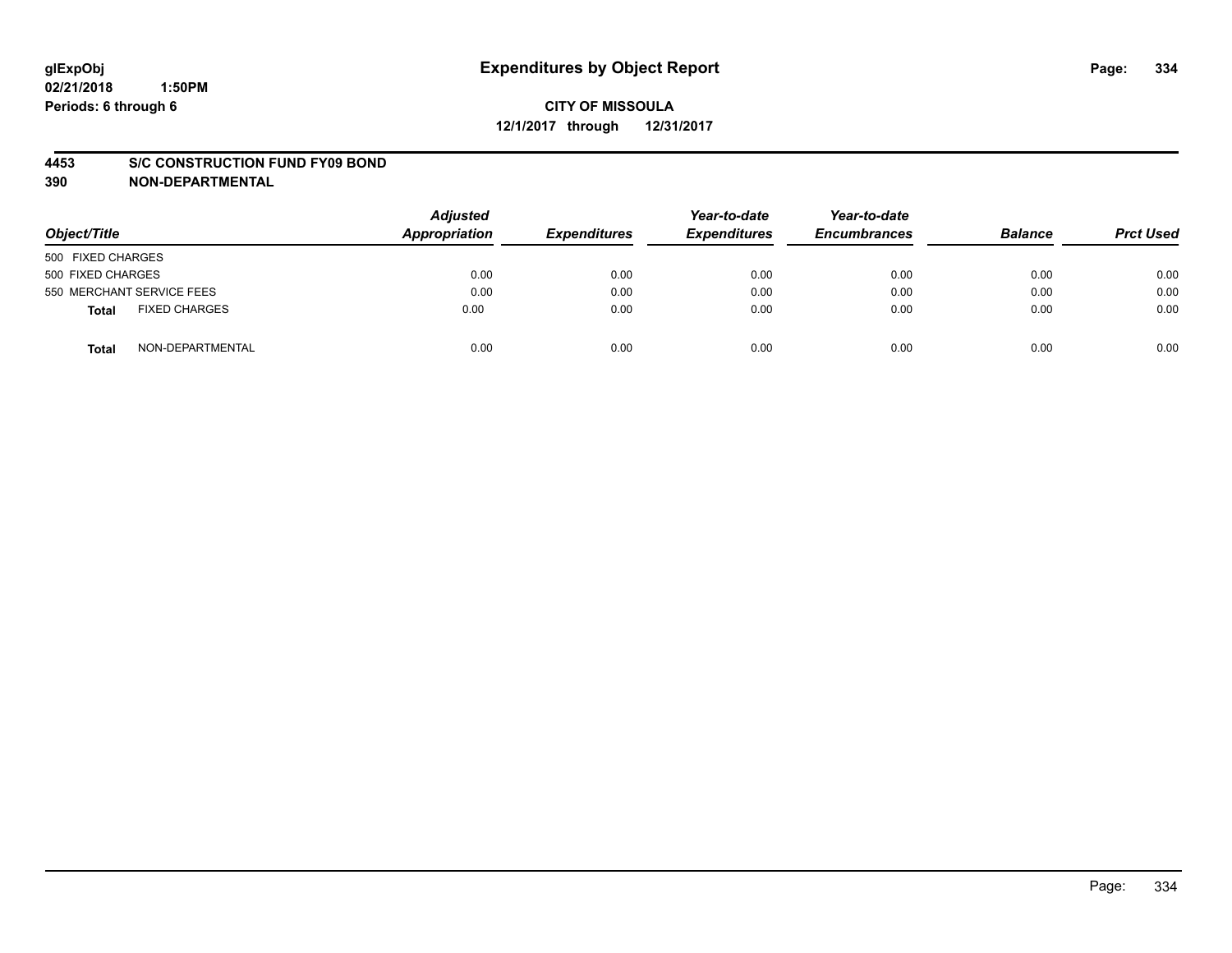**glExpObj**
**02/21/2018 1:50PM**
**Periods: 6 through 6**

# Expenditures by Object Report

**CITY OF MISSOULA**
**12/1/2017 through 12/31/2017**

**4453 S/C CONSTRUCTION FUND FY09 BOND**
**390 NON-DEPARTMENTAL**

| Object/Title | Adjusted Appropriation | Expenditures | Year-to-date Expenditures | Year-to-date Encumbrances | Balance | Prct Used |
|---|---|---|---|---|---|---|
| 500 FIXED CHARGES | | | | | | |
| 500 FIXED CHARGES | 0.00 | 0.00 | 0.00 | 0.00 | 0.00 | 0.00 |
| 550 MERCHANT SERVICE FEES | 0.00 | 0.00 | 0.00 | 0.00 | 0.00 | 0.00 |
| **Total** FIXED CHARGES | 0.00 | 0.00 | 0.00 | 0.00 | 0.00 | 0.00 |
| **Total** NON-DEPARTMENTAL | 0.00 | 0.00 | 0.00 | 0.00 | 0.00 | 0.00 |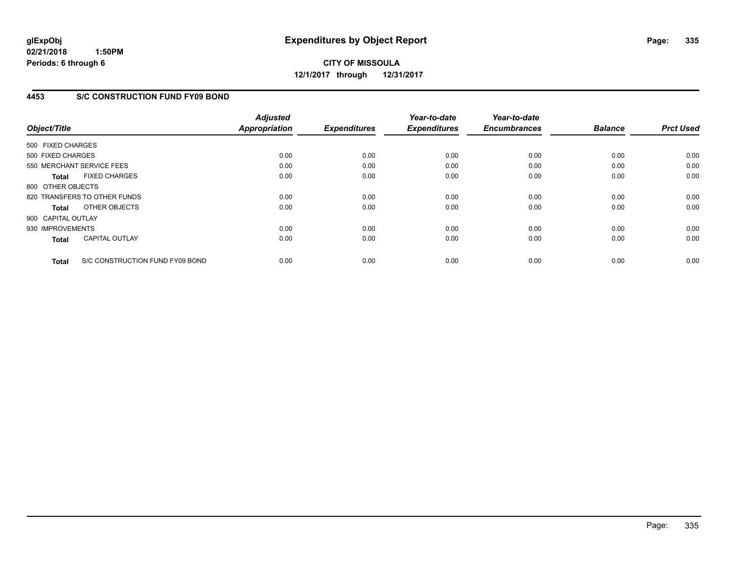**glExpObj**
**02/21/2018 1:50PM**
**Periods: 6 through 6**

# Expenditures by Object Report

**CITY OF MISSOULA**
**12/1/2017 through 12/31/2017**

## 4453 S/C CONSTRUCTION FUND FY09 BOND

| Object/Title | Adjusted Appropriation | Expenditures | Year-to-date Expenditures | Year-to-date Encumbrances | Balance | Prct Used |
|---|---|---|---|---|---|---|
| 500 FIXED CHARGES | | | | | | |
| 500 FIXED CHARGES | 0.00 | 0.00 | 0.00 | 0.00 | 0.00 | 0.00 |
| 550 MERCHANT SERVICE FEES | 0.00 | 0.00 | 0.00 | 0.00 | 0.00 | 0.00 |
| **Total** FIXED CHARGES | 0.00 | 0.00 | 0.00 | 0.00 | 0.00 | 0.00 |
| 800 OTHER OBJECTS | | | | | | |
| 820 TRANSFERS TO OTHER FUNDS | 0.00 | 0.00 | 0.00 | 0.00 | 0.00 | 0.00 |
| **Total** OTHER OBJECTS | 0.00 | 0.00 | 0.00 | 0.00 | 0.00 | 0.00 |
| 900 CAPITAL OUTLAY | | | | | | |
| 930 IMPROVEMENTS | 0.00 | 0.00 | 0.00 | 0.00 | 0.00 | 0.00 |
| **Total** CAPITAL OUTLAY | 0.00 | 0.00 | 0.00 | 0.00 | 0.00 | 0.00 |
| **Total** S/C CONSTRUCTION FUND FY09 BOND | 0.00 | 0.00 | 0.00 | 0.00 | 0.00 | 0.00 |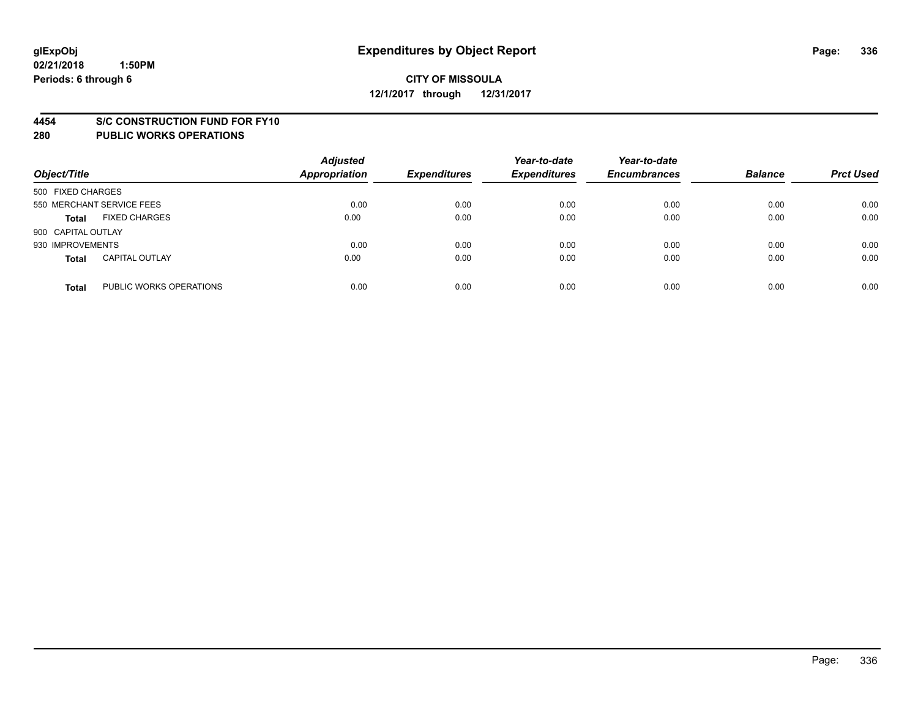**glExpObj**
**02/21/2018 1:50PM**
**Periods: 6 through 6**

# Expenditures by Object Report

**CITY OF MISSOULA**
**12/1/2017 through 12/31/2017**

## 4454 S/C CONSTRUCTION FUND FOR FY10
## 280 PUBLIC WORKS OPERATIONS

| Object/Title | | Adjusted Appropriation | Expenditures | Year-to-date Expenditures | Year-to-date Encumbrances | Balance | Prct Used |
|---|---|---|---|---|---|---|---|
| 500 FIXED CHARGES | | | | | | | |
| 550 MERCHANT SERVICE FEES | | 0.00 | 0.00 | 0.00 | 0.00 | 0.00 | 0.00 |
| **Total** | FIXED CHARGES | 0.00 | 0.00 | 0.00 | 0.00 | 0.00 | 0.00 |
| 900 CAPITAL OUTLAY | | | | | | | |
| 930 IMPROVEMENTS | | 0.00 | 0.00 | 0.00 | 0.00 | 0.00 | 0.00 |
| **Total** | CAPITAL OUTLAY | 0.00 | 0.00 | 0.00 | 0.00 | 0.00 | 0.00 |
| **Total** | PUBLIC WORKS OPERATIONS | 0.00 | 0.00 | 0.00 | 0.00 | 0.00 | 0.00 |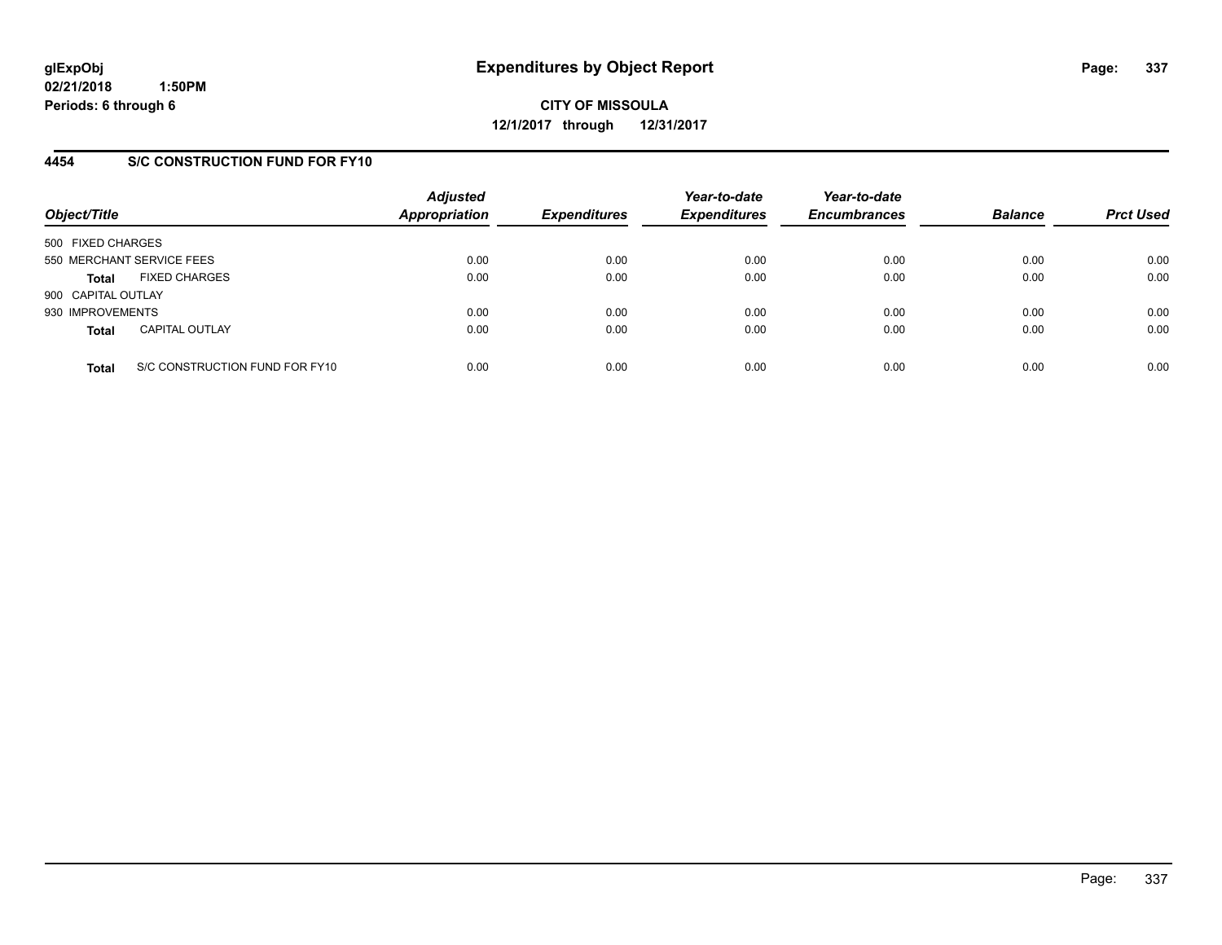# Expenditures by Object Report

glExpObj
02/21/2018 1:50PM
Periods: 6 through 6

**CITY OF MISSOULA**
**12/1/2017 through 12/31/2017**

## 4454 S/C CONSTRUCTION FUND FOR FY10

| Object/Title | Adjusted Appropriation | Expenditures | Year-to-date Expenditures | Year-to-date Encumbrances | Balance | Prct Used |
|---|---|---|---|---|---|---|
| 500 FIXED CHARGES | | | | | | |
| 550 MERCHANT SERVICE FEES | 0.00 | 0.00 | 0.00 | 0.00 | 0.00 | 0.00 |
| **Total** FIXED CHARGES | 0.00 | 0.00 | 0.00 | 0.00 | 0.00 | 0.00 |
| 900 CAPITAL OUTLAY | | | | | | |
| 930 IMPROVEMENTS | 0.00 | 0.00 | 0.00 | 0.00 | 0.00 | 0.00 |
| **Total** CAPITAL OUTLAY | 0.00 | 0.00 | 0.00 | 0.00 | 0.00 | 0.00 |
| **Total** S/C CONSTRUCTION FUND FOR FY10 | 0.00 | 0.00 | 0.00 | 0.00 | 0.00 | 0.00 |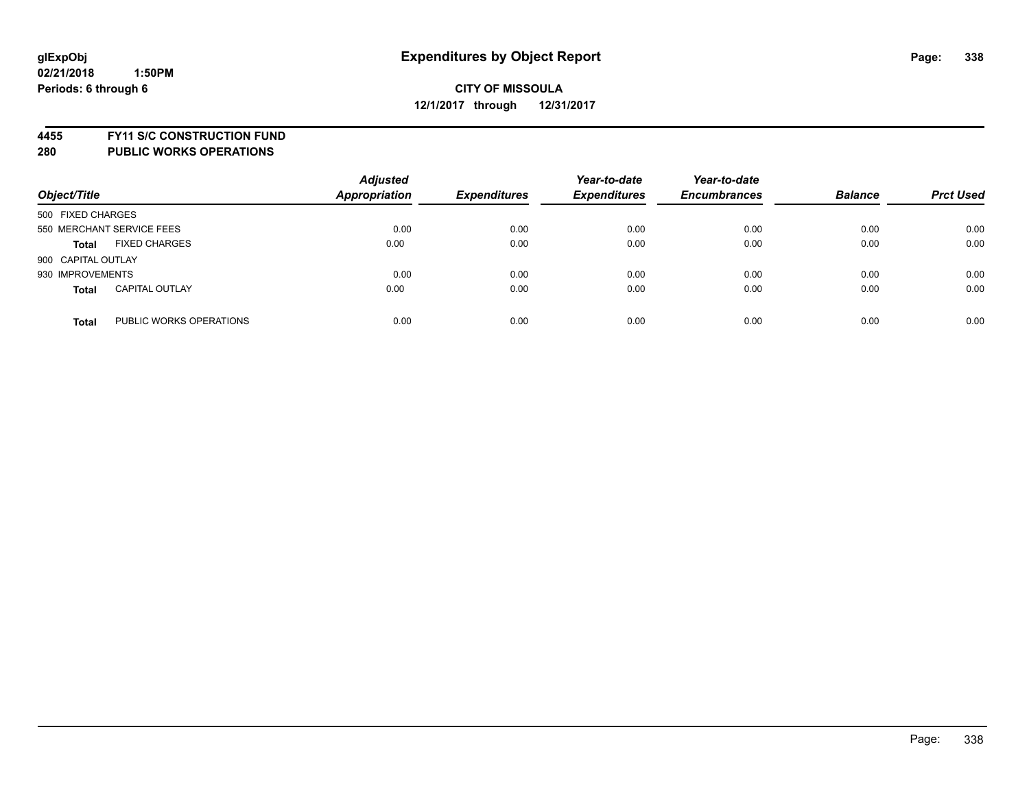**glExpObj**
**02/21/2018 1:50PM**
**Periods: 6 through 6**

# Expenditures by Object Report

**CITY OF MISSOULA**
**12/1/2017 through 12/31/2017**

**4455 FY11 S/C CONSTRUCTION FUND**
**280 PUBLIC WORKS OPERATIONS**

| Object/Title | | Adjusted Appropriation | Expenditures | Year-to-date Expenditures | Year-to-date Encumbrances | Balance | Prct Used |
|---|---|---|---|---|---|---|---|
| 500 FIXED CHARGES | | | | | | | |
| 550 MERCHANT SERVICE FEES | | 0.00 | 0.00 | 0.00 | 0.00 | 0.00 | 0.00 |
| **Total** | FIXED CHARGES | 0.00 | 0.00 | 0.00 | 0.00 | 0.00 | 0.00 |
| 900 CAPITAL OUTLAY | | | | | | | |
| 930 IMPROVEMENTS | | 0.00 | 0.00 | 0.00 | 0.00 | 0.00 | 0.00 |
| **Total** | CAPITAL OUTLAY | 0.00 | 0.00 | 0.00 | 0.00 | 0.00 | 0.00 |
| **Total** | PUBLIC WORKS OPERATIONS | 0.00 | 0.00 | 0.00 | 0.00 | 0.00 | 0.00 |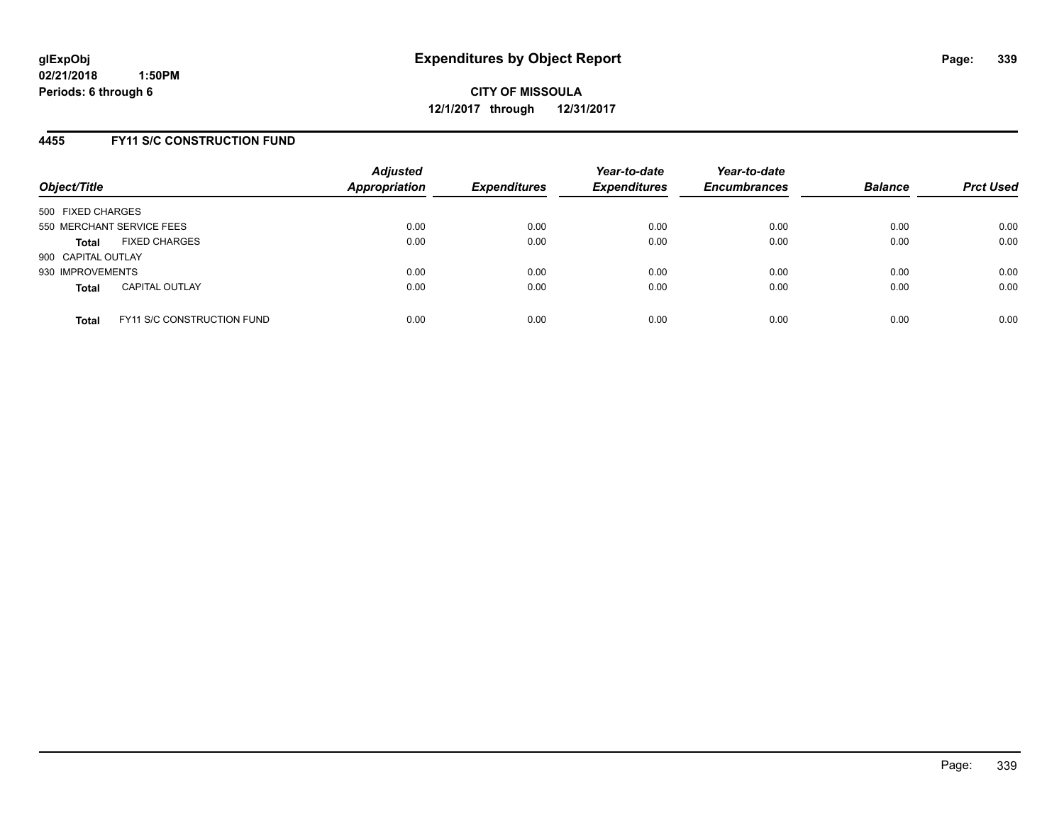**CITY OF MISSOULA**

**12/1/2017 through 12/31/2017**

## 4455 FY11 S/C CONSTRUCTION FUND

| Object/Title | | Adjusted Appropriation | Expenditures | Year-to-date Expenditures | Year-to-date Encumbrances | Balance | Prct Used |
|---|---|---|---|---|---|---|---|
| 500 FIXED CHARGES | | | | | | | |
| 550 MERCHANT SERVICE FEES | | 0.00 | 0.00 | 0.00 | 0.00 | 0.00 | 0.00 |
| **Total** | FIXED CHARGES | 0.00 | 0.00 | 0.00 | 0.00 | 0.00 | 0.00 |
| 900 CAPITAL OUTLAY | | | | | | | |
| 930 IMPROVEMENTS | | 0.00 | 0.00 | 0.00 | 0.00 | 0.00 | 0.00 |
| **Total** | CAPITAL OUTLAY | 0.00 | 0.00 | 0.00 | 0.00 | 0.00 | 0.00 |
| **Total** | FY11 S/C CONSTRUCTION FUND | 0.00 | 0.00 | 0.00 | 0.00 | 0.00 | 0.00 |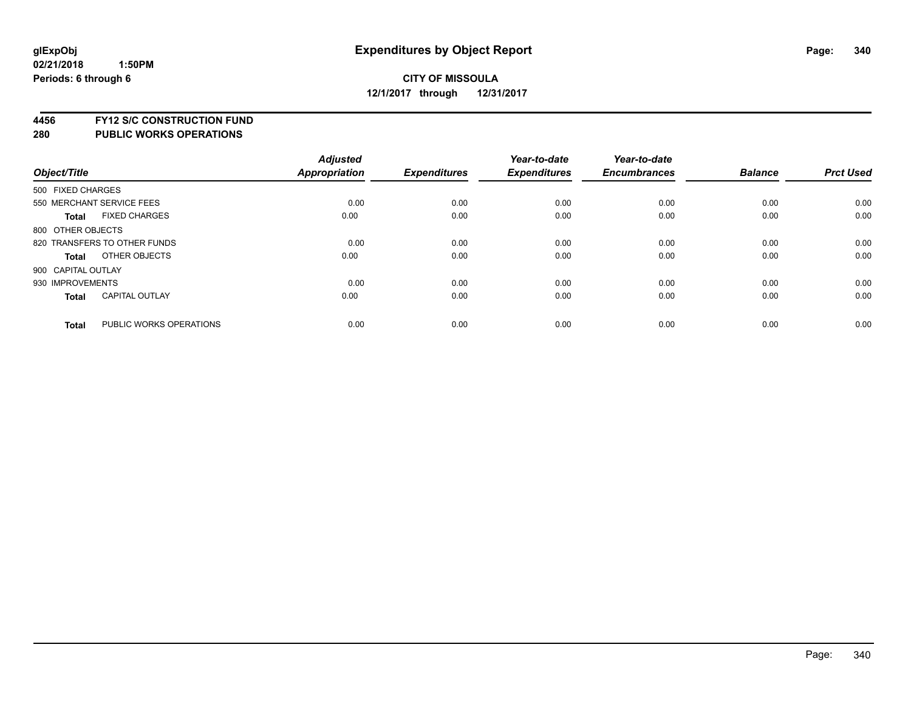# Expenditures by Object Report

glExpObj
02/21/2018 1:50PM
Periods: 6 through 6

**CITY OF MISSOULA**
**12/1/2017 through 12/31/2017**

## 4456 FY12 S/C CONSTRUCTION FUND
## 280 PUBLIC WORKS OPERATIONS

| Object/Title | | Adjusted Appropriation | Expenditures | Year-to-date Expenditures | Year-to-date Encumbrances | Balance | Prct Used |
|---|---|---|---|---|---|---|---|
| 500 FIXED CHARGES | | | | | | | |
| 550 MERCHANT SERVICE FEES | | 0.00 | 0.00 | 0.00 | 0.00 | 0.00 | 0.00 |
| **Total** | FIXED CHARGES | 0.00 | 0.00 | 0.00 | 0.00 | 0.00 | 0.00 |
| 800 OTHER OBJECTS | | | | | | | |
| 820 TRANSFERS TO OTHER FUNDS | | 0.00 | 0.00 | 0.00 | 0.00 | 0.00 | 0.00 |
| **Total** | OTHER OBJECTS | 0.00 | 0.00 | 0.00 | 0.00 | 0.00 | 0.00 |
| 900 CAPITAL OUTLAY | | | | | | | |
| 930 IMPROVEMENTS | | 0.00 | 0.00 | 0.00 | 0.00 | 0.00 | 0.00 |
| **Total** | CAPITAL OUTLAY | 0.00 | 0.00 | 0.00 | 0.00 | 0.00 | 0.00 |
| **Total** | PUBLIC WORKS OPERATIONS | 0.00 | 0.00 | 0.00 | 0.00 | 0.00 | 0.00 |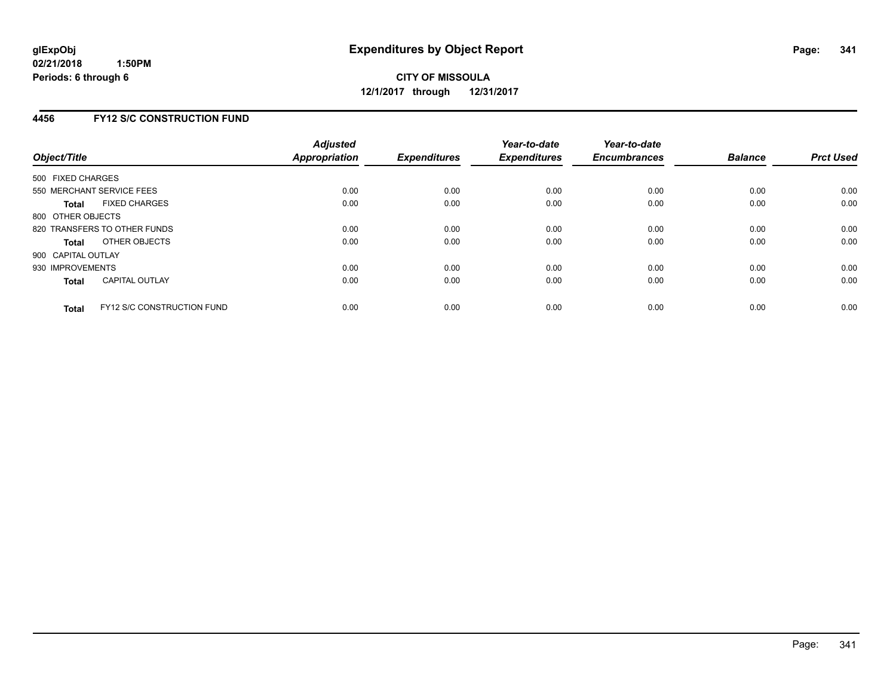**glExpObj**
**02/21/2018 1:50PM**
**Periods: 6 through 6**

# Expenditures by Object Report

**CITY OF MISSOULA**
**12/1/2017 through 12/31/2017**

## 4456 FY12 S/C CONSTRUCTION FUND

| Object/Title | Adjusted Appropriation | Expenditures | Year-to-date Expenditures | Year-to-date Encumbrances | Balance | Prct Used |
|---|---|---|---|---|---|---|
| 500 FIXED CHARGES | | | | | | |
| 550 MERCHANT SERVICE FEES | 0.00 | 0.00 | 0.00 | 0.00 | 0.00 | 0.00 |
| **Total** FIXED CHARGES | 0.00 | 0.00 | 0.00 | 0.00 | 0.00 | 0.00 |
| 800 OTHER OBJECTS | | | | | | |
| 820 TRANSFERS TO OTHER FUNDS | 0.00 | 0.00 | 0.00 | 0.00 | 0.00 | 0.00 |
| **Total** OTHER OBJECTS | 0.00 | 0.00 | 0.00 | 0.00 | 0.00 | 0.00 |
| 900 CAPITAL OUTLAY | | | | | | |
| 930 IMPROVEMENTS | 0.00 | 0.00 | 0.00 | 0.00 | 0.00 | 0.00 |
| **Total** CAPITAL OUTLAY | 0.00 | 0.00 | 0.00 | 0.00 | 0.00 | 0.00 |
| **Total** FY12 S/C CONSTRUCTION FUND | 0.00 | 0.00 | 0.00 | 0.00 | 0.00 | 0.00 |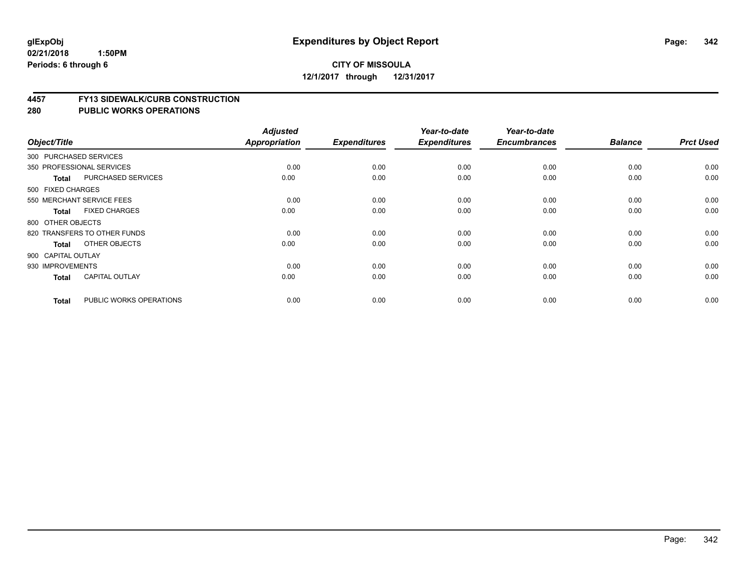glExpObj
02/21/2018 1:50PM
Periods: 6 through 6

# Expenditures by Object Report

**CITY OF MISSOULA**
**12/1/2017 through 12/31/2017**

## 4457 FY13 SIDEWALK/CURB CONSTRUCTION
## 280 PUBLIC WORKS OPERATIONS

| Object/Title | | Adjusted Appropriation | Expenditures | Year-to-date Expenditures | Year-to-date Encumbrances | Balance | Prct Used |
|---|---|---|---|---|---|---|---|
| 300 PURCHASED SERVICES | | | | | | | |
| 350 PROFESSIONAL SERVICES | | 0.00 | 0.00 | 0.00 | 0.00 | 0.00 | 0.00 |
| **Total** | PURCHASED SERVICES | 0.00 | 0.00 | 0.00 | 0.00 | 0.00 | 0.00 |
| 500 FIXED CHARGES | | | | | | | |
| 550 MERCHANT SERVICE FEES | | 0.00 | 0.00 | 0.00 | 0.00 | 0.00 | 0.00 |
| **Total** | FIXED CHARGES | 0.00 | 0.00 | 0.00 | 0.00 | 0.00 | 0.00 |
| 800 OTHER OBJECTS | | | | | | | |
| 820 TRANSFERS TO OTHER FUNDS | | 0.00 | 0.00 | 0.00 | 0.00 | 0.00 | 0.00 |
| **Total** | OTHER OBJECTS | 0.00 | 0.00 | 0.00 | 0.00 | 0.00 | 0.00 |
| 900 CAPITAL OUTLAY | | | | | | | |
| 930 IMPROVEMENTS | | 0.00 | 0.00 | 0.00 | 0.00 | 0.00 | 0.00 |
| **Total** | CAPITAL OUTLAY | 0.00 | 0.00 | 0.00 | 0.00 | 0.00 | 0.00 |
| **Total** | PUBLIC WORKS OPERATIONS | 0.00 | 0.00 | 0.00 | 0.00 | 0.00 | 0.00 |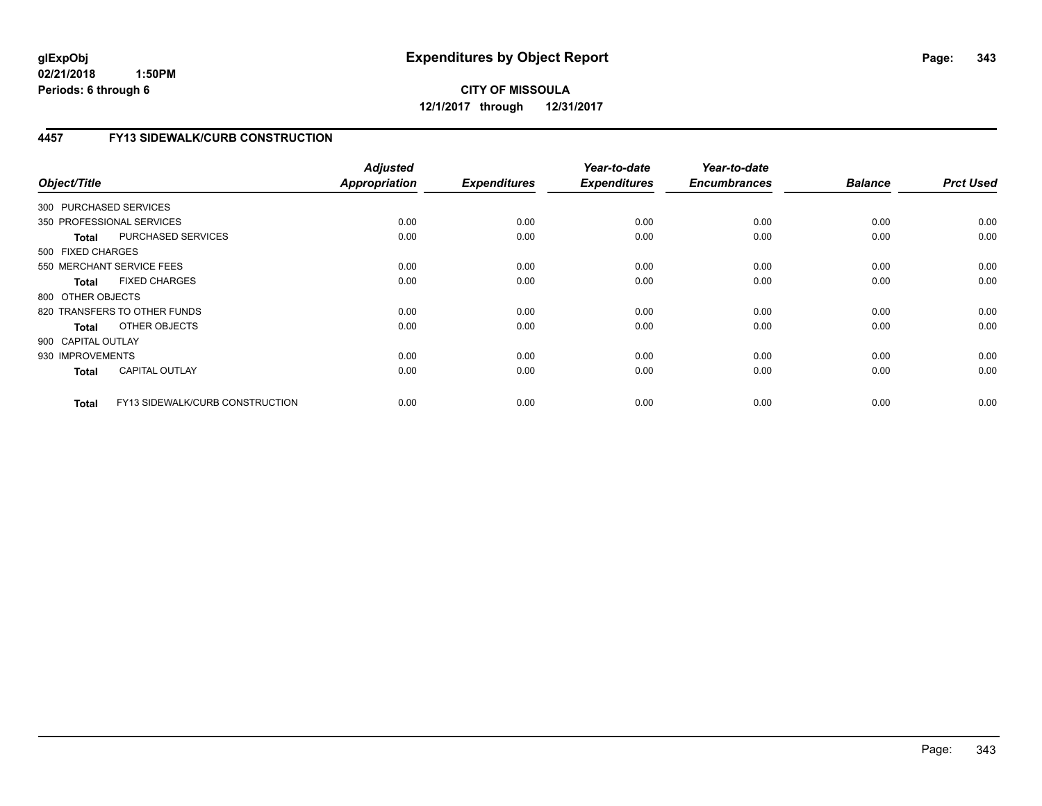glExpObj
02/21/2018 1:50PM
Periods: 6 through 6

# Expenditures by Object Report

**CITY OF MISSOULA**
**12/1/2017 through 12/31/2017**

## 4457 FY13 SIDEWALK/CURB CONSTRUCTION

| Object/Title | | Adjusted Appropriation | Expenditures | Year-to-date Expenditures | Year-to-date Encumbrances | Balance | Prct Used |
|---|---|---|---|---|---|---|---|
| 300 PURCHASED SERVICES | | | | | | | |
| 350 PROFESSIONAL SERVICES | | 0.00 | 0.00 | 0.00 | 0.00 | 0.00 | 0.00 |
| **Total** | PURCHASED SERVICES | 0.00 | 0.00 | 0.00 | 0.00 | 0.00 | 0.00 |
| 500 FIXED CHARGES | | | | | | | |
| 550 MERCHANT SERVICE FEES | | 0.00 | 0.00 | 0.00 | 0.00 | 0.00 | 0.00 |
| **Total** | FIXED CHARGES | 0.00 | 0.00 | 0.00 | 0.00 | 0.00 | 0.00 |
| 800 OTHER OBJECTS | | | | | | | |
| 820 TRANSFERS TO OTHER FUNDS | | 0.00 | 0.00 | 0.00 | 0.00 | 0.00 | 0.00 |
| **Total** | OTHER OBJECTS | 0.00 | 0.00 | 0.00 | 0.00 | 0.00 | 0.00 |
| 900 CAPITAL OUTLAY | | | | | | | |
| 930 IMPROVEMENTS | | 0.00 | 0.00 | 0.00 | 0.00 | 0.00 | 0.00 |
| **Total** | CAPITAL OUTLAY | 0.00 | 0.00 | 0.00 | 0.00 | 0.00 | 0.00 |
| **Total** | FY13 SIDEWALK/CURB CONSTRUCTION | 0.00 | 0.00 | 0.00 | 0.00 | 0.00 | 0.00 |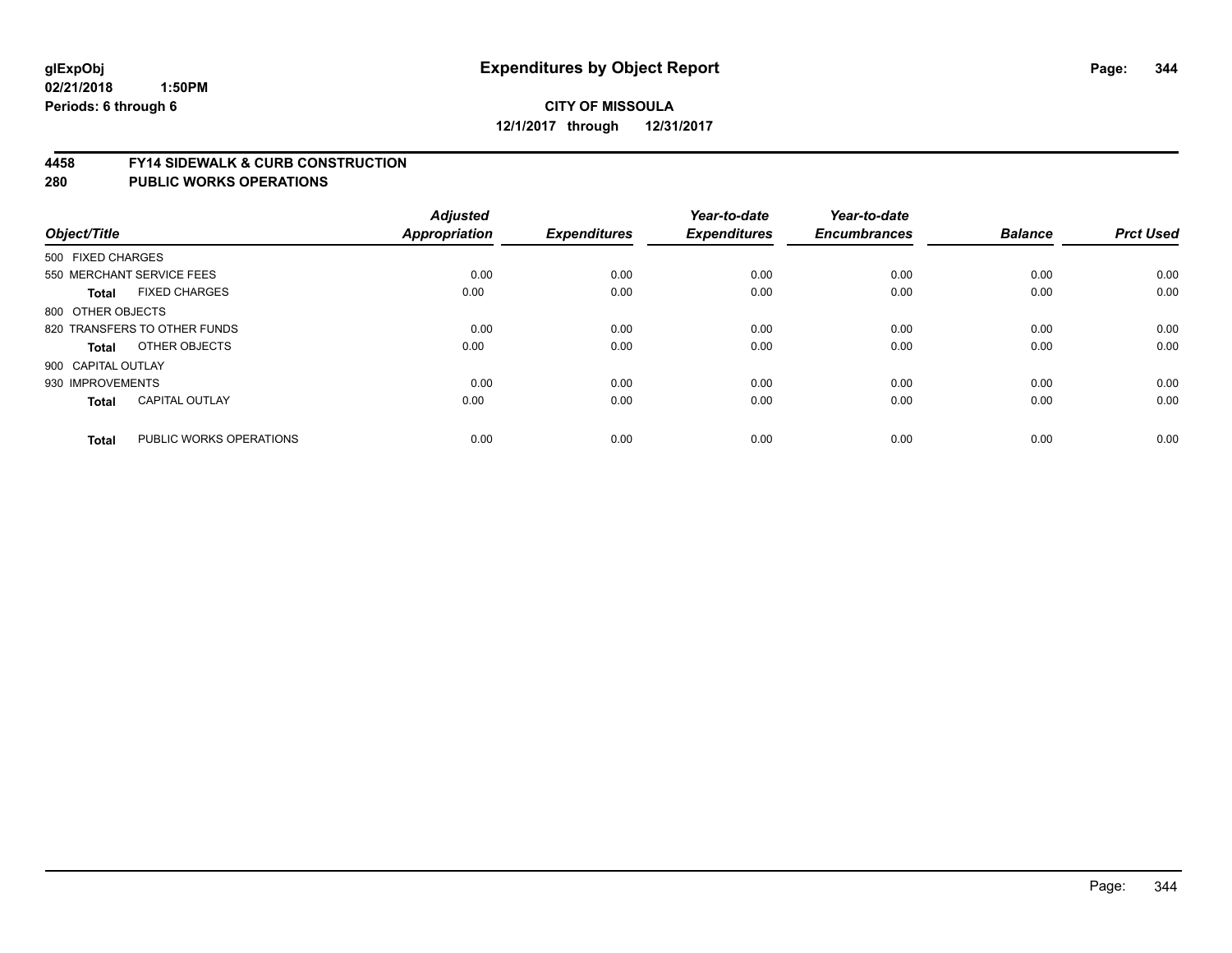# Expenditures by Object Report

glExpObj
02/21/2018 1:50PM
Periods: 6 through 6

**CITY OF MISSOULA**
**12/1/2017 through 12/31/2017**

## 4458 FY14 SIDEWALK & CURB CONSTRUCTION
## 280 PUBLIC WORKS OPERATIONS

| Object/Title | Adjusted Appropriation | Expenditures | Year-to-date Expenditures | Year-to-date Encumbrances | Balance | Prct Used |
|---|---|---|---|---|---|---|
| 500 FIXED CHARGES | | | | | | |
| 550 MERCHANT SERVICE FEES | 0.00 | 0.00 | 0.00 | 0.00 | 0.00 | 0.00 |
| **Total** FIXED CHARGES | 0.00 | 0.00 | 0.00 | 0.00 | 0.00 | 0.00 |
| 800 OTHER OBJECTS | | | | | | |
| 820 TRANSFERS TO OTHER FUNDS | 0.00 | 0.00 | 0.00 | 0.00 | 0.00 | 0.00 |
| **Total** OTHER OBJECTS | 0.00 | 0.00 | 0.00 | 0.00 | 0.00 | 0.00 |
| 900 CAPITAL OUTLAY | | | | | | |
| 930 IMPROVEMENTS | 0.00 | 0.00 | 0.00 | 0.00 | 0.00 | 0.00 |
| **Total** CAPITAL OUTLAY | 0.00 | 0.00 | 0.00 | 0.00 | 0.00 | 0.00 |
| **Total** PUBLIC WORKS OPERATIONS | 0.00 | 0.00 | 0.00 | 0.00 | 0.00 | 0.00 |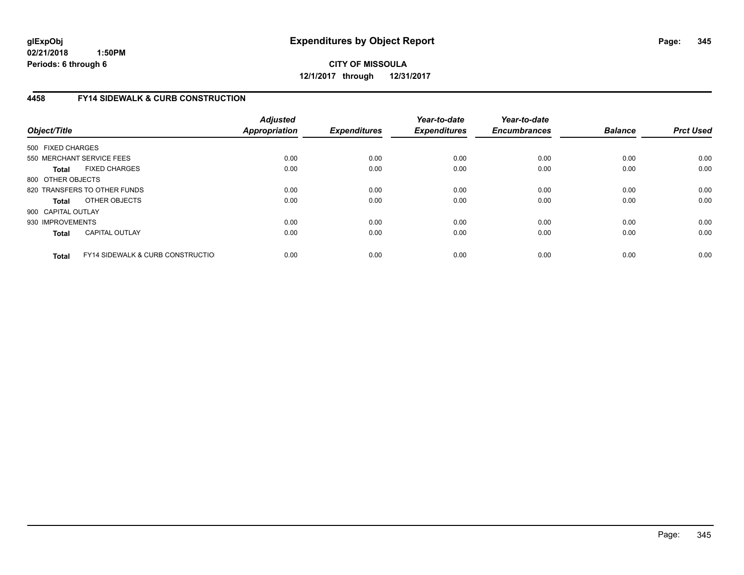**glExpObj**
**02/21/2018 1:50PM**
**Periods: 6 through 6**

# Expenditures by Object Report

**CITY OF MISSOULA**
**12/1/2017 through 12/31/2017**

## 4458 FY14 SIDEWALK & CURB CONSTRUCTION

| Object/Title | | Adjusted Appropriation | Expenditures | Year-to-date Expenditures | Year-to-date Encumbrances | Balance | Prct Used |
|---|---|---|---|---|---|---|---|
| 500 FIXED CHARGES | | | | | | | |
| 550 MERCHANT SERVICE FEES | | 0.00 | 0.00 | 0.00 | 0.00 | 0.00 | 0.00 |
| **Total** | FIXED CHARGES | 0.00 | 0.00 | 0.00 | 0.00 | 0.00 | 0.00 |
| 800 OTHER OBJECTS | | | | | | | |
| 820 TRANSFERS TO OTHER FUNDS | | 0.00 | 0.00 | 0.00 | 0.00 | 0.00 | 0.00 |
| **Total** | OTHER OBJECTS | 0.00 | 0.00 | 0.00 | 0.00 | 0.00 | 0.00 |
| 900 CAPITAL OUTLAY | | | | | | | |
| 930 IMPROVEMENTS | | 0.00 | 0.00 | 0.00 | 0.00 | 0.00 | 0.00 |
| **Total** | CAPITAL OUTLAY | 0.00 | 0.00 | 0.00 | 0.00 | 0.00 | 0.00 |
| **Total** | FY14 SIDEWALK & CURB CONSTRUCTIO | 0.00 | 0.00 | 0.00 | 0.00 | 0.00 | 0.00 |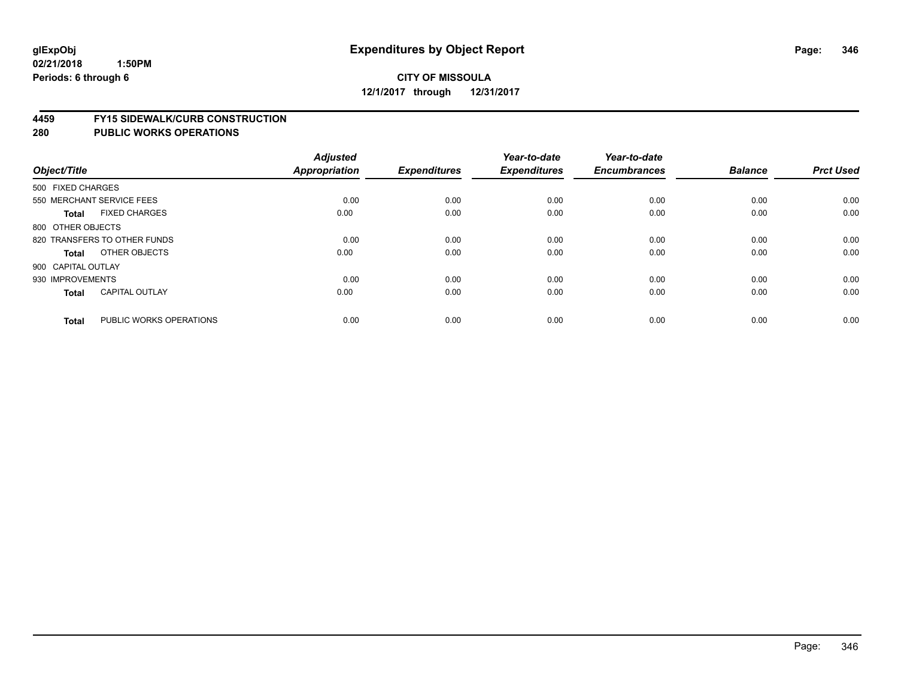**glExpObj**
**02/21/2018 1:50PM**
**Periods: 6 through 6**

# Expenditures by Object Report

**CITY OF MISSOULA**
**12/1/2017 through 12/31/2017**

## 4459 FY15 SIDEWALK/CURB CONSTRUCTION
## 280 PUBLIC WORKS OPERATIONS

| Object/Title | Adjusted Appropriation | Expenditures | Year-to-date Expenditures | Year-to-date Encumbrances | Balance | Prct Used |
|---|---|---|---|---|---|---|
| 500 FIXED CHARGES | | | | | | |
| 550 MERCHANT SERVICE FEES | 0.00 | 0.00 | 0.00 | 0.00 | 0.00 | 0.00 |
| **Total** FIXED CHARGES | 0.00 | 0.00 | 0.00 | 0.00 | 0.00 | 0.00 |
| 800 OTHER OBJECTS | | | | | | |
| 820 TRANSFERS TO OTHER FUNDS | 0.00 | 0.00 | 0.00 | 0.00 | 0.00 | 0.00 |
| **Total** OTHER OBJECTS | 0.00 | 0.00 | 0.00 | 0.00 | 0.00 | 0.00 |
| 900 CAPITAL OUTLAY | | | | | | |
| 930 IMPROVEMENTS | 0.00 | 0.00 | 0.00 | 0.00 | 0.00 | 0.00 |
| **Total** CAPITAL OUTLAY | 0.00 | 0.00 | 0.00 | 0.00 | 0.00 | 0.00 |
| **Total** PUBLIC WORKS OPERATIONS | 0.00 | 0.00 | 0.00 | 0.00 | 0.00 | 0.00 |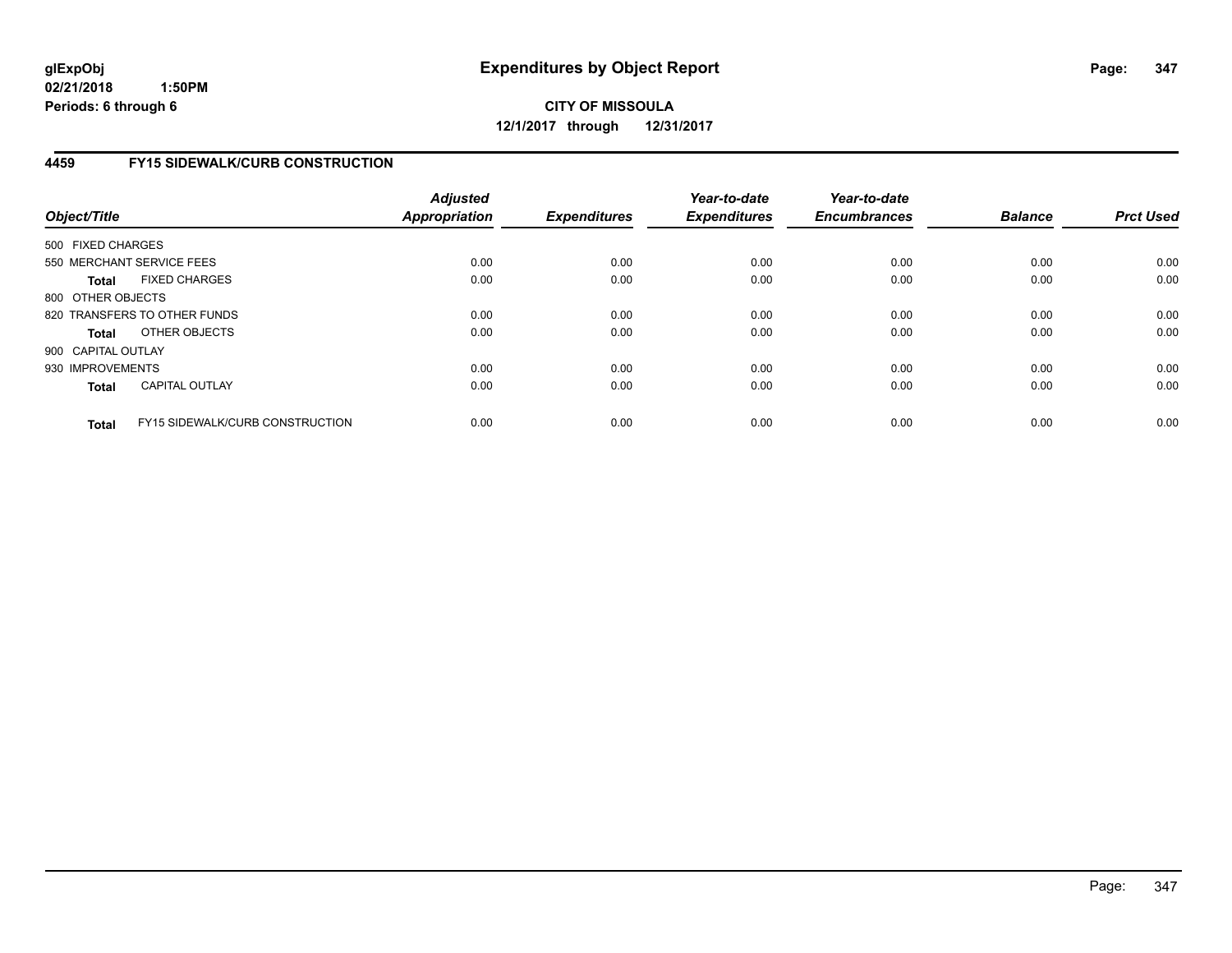**CITY OF MISSOULA**

**12/1/2017 through 12/31/2017**

## 4459 FY15 SIDEWALK/CURB CONSTRUCTION

| Object/Title | | Adjusted Appropriation | Expenditures | Year-to-date Expenditures | Year-to-date Encumbrances | Balance | Prct Used |
|---|---|---|---|---|---|---|---|
| 500 FIXED CHARGES | | | | | | | |
| 550 MERCHANT SERVICE FEES | | 0.00 | 0.00 | 0.00 | 0.00 | 0.00 | 0.00 |
| **Total** | FIXED CHARGES | 0.00 | 0.00 | 0.00 | 0.00 | 0.00 | 0.00 |
| 800 OTHER OBJECTS | | | | | | | |
| 820 TRANSFERS TO OTHER FUNDS | | 0.00 | 0.00 | 0.00 | 0.00 | 0.00 | 0.00 |
| **Total** | OTHER OBJECTS | 0.00 | 0.00 | 0.00 | 0.00 | 0.00 | 0.00 |
| 900 CAPITAL OUTLAY | | | | | | | |
| 930 IMPROVEMENTS | | 0.00 | 0.00 | 0.00 | 0.00 | 0.00 | 0.00 |
| **Total** | CAPITAL OUTLAY | 0.00 | 0.00 | 0.00 | 0.00 | 0.00 | 0.00 |
| **Total** | FY15 SIDEWALK/CURB CONSTRUCTION | 0.00 | 0.00 | 0.00 | 0.00 | 0.00 | 0.00 |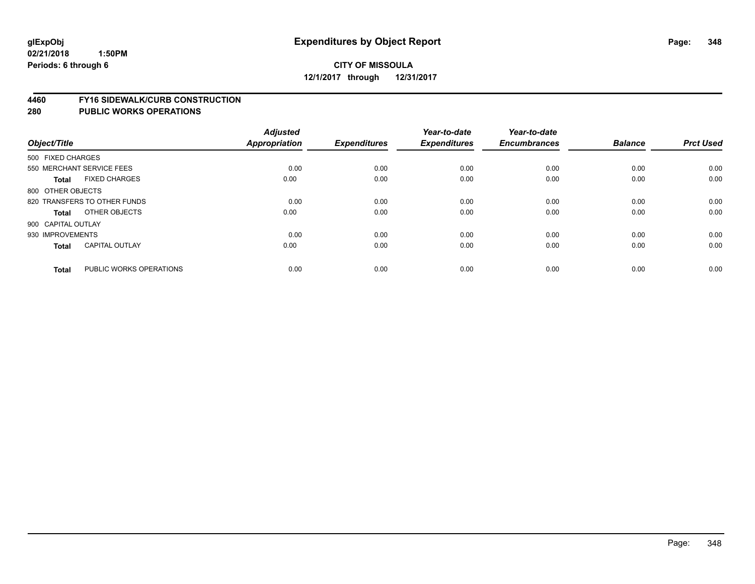**glExpObj**
**02/21/2018 1:50PM**
**Periods: 6 through 6**

# Expenditures by Object Report

**CITY OF MISSOULA**
**12/1/2017 through 12/31/2017**

## 4460 FY16 SIDEWALK/CURB CONSTRUCTION
## 280 PUBLIC WORKS OPERATIONS

| Object/Title | | Adjusted Appropriation | Expenditures | Year-to-date Expenditures | Year-to-date Encumbrances | Balance | Prct Used |
|---|---|---|---|---|---|---|---|
| 500 FIXED CHARGES | | | | | | | |
| 550 MERCHANT SERVICE FEES | | 0.00 | 0.00 | 0.00 | 0.00 | 0.00 | 0.00 |
| **Total** | FIXED CHARGES | 0.00 | 0.00 | 0.00 | 0.00 | 0.00 | 0.00 |
| 800 OTHER OBJECTS | | | | | | | |
| 820 TRANSFERS TO OTHER FUNDS | | 0.00 | 0.00 | 0.00 | 0.00 | 0.00 | 0.00 |
| **Total** | OTHER OBJECTS | 0.00 | 0.00 | 0.00 | 0.00 | 0.00 | 0.00 |
| 900 CAPITAL OUTLAY | | | | | | | |
| 930 IMPROVEMENTS | | 0.00 | 0.00 | 0.00 | 0.00 | 0.00 | 0.00 |
| **Total** | CAPITAL OUTLAY | 0.00 | 0.00 | 0.00 | 0.00 | 0.00 | 0.00 |
| **Total** | PUBLIC WORKS OPERATIONS | 0.00 | 0.00 | 0.00 | 0.00 | 0.00 | 0.00 |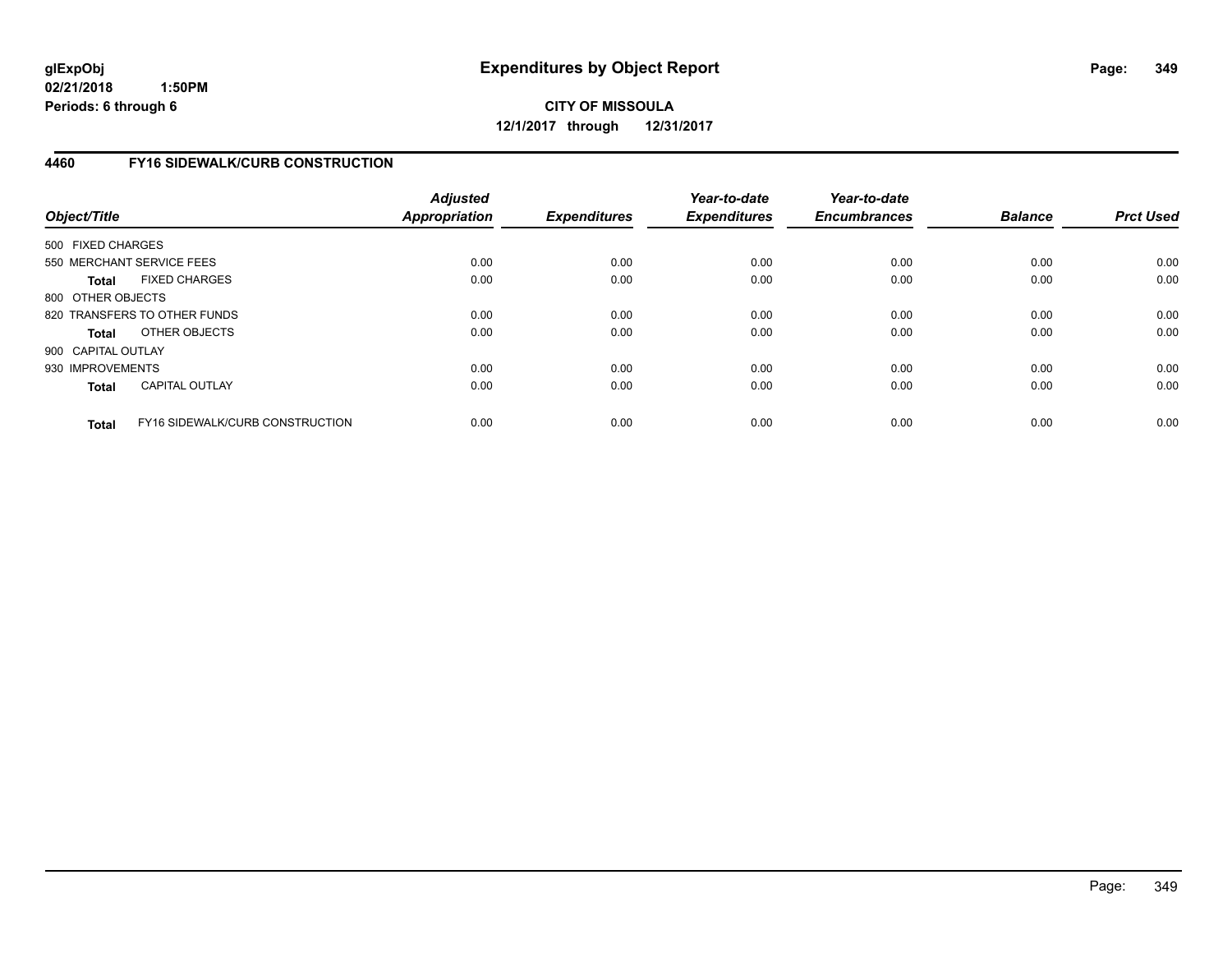# Expenditures by Object Report

glExpObj
02/21/2018 1:50PM
Periods: 6 through 6

**CITY OF MISSOULA**
**12/1/2017 through 12/31/2017**

## 4460 FY16 SIDEWALK/CURB CONSTRUCTION

| Object/Title | Adjusted Appropriation | Expenditures | Year-to-date Expenditures | Year-to-date Encumbrances | Balance | Prct Used |
|---|---|---|---|---|---|---|
| 500 FIXED CHARGES | | | | | | |
| 550 MERCHANT SERVICE FEES | 0.00 | 0.00 | 0.00 | 0.00 | 0.00 | 0.00 |
| **Total** FIXED CHARGES | 0.00 | 0.00 | 0.00 | 0.00 | 0.00 | 0.00 |
| 800 OTHER OBJECTS | | | | | | |
| 820 TRANSFERS TO OTHER FUNDS | 0.00 | 0.00 | 0.00 | 0.00 | 0.00 | 0.00 |
| **Total** OTHER OBJECTS | 0.00 | 0.00 | 0.00 | 0.00 | 0.00 | 0.00 |
| 900 CAPITAL OUTLAY | | | | | | |
| 930 IMPROVEMENTS | 0.00 | 0.00 | 0.00 | 0.00 | 0.00 | 0.00 |
| **Total** CAPITAL OUTLAY | 0.00 | 0.00 | 0.00 | 0.00 | 0.00 | 0.00 |
| **Total** FY16 SIDEWALK/CURB CONSTRUCTION | 0.00 | 0.00 | 0.00 | 0.00 | 0.00 | 0.00 |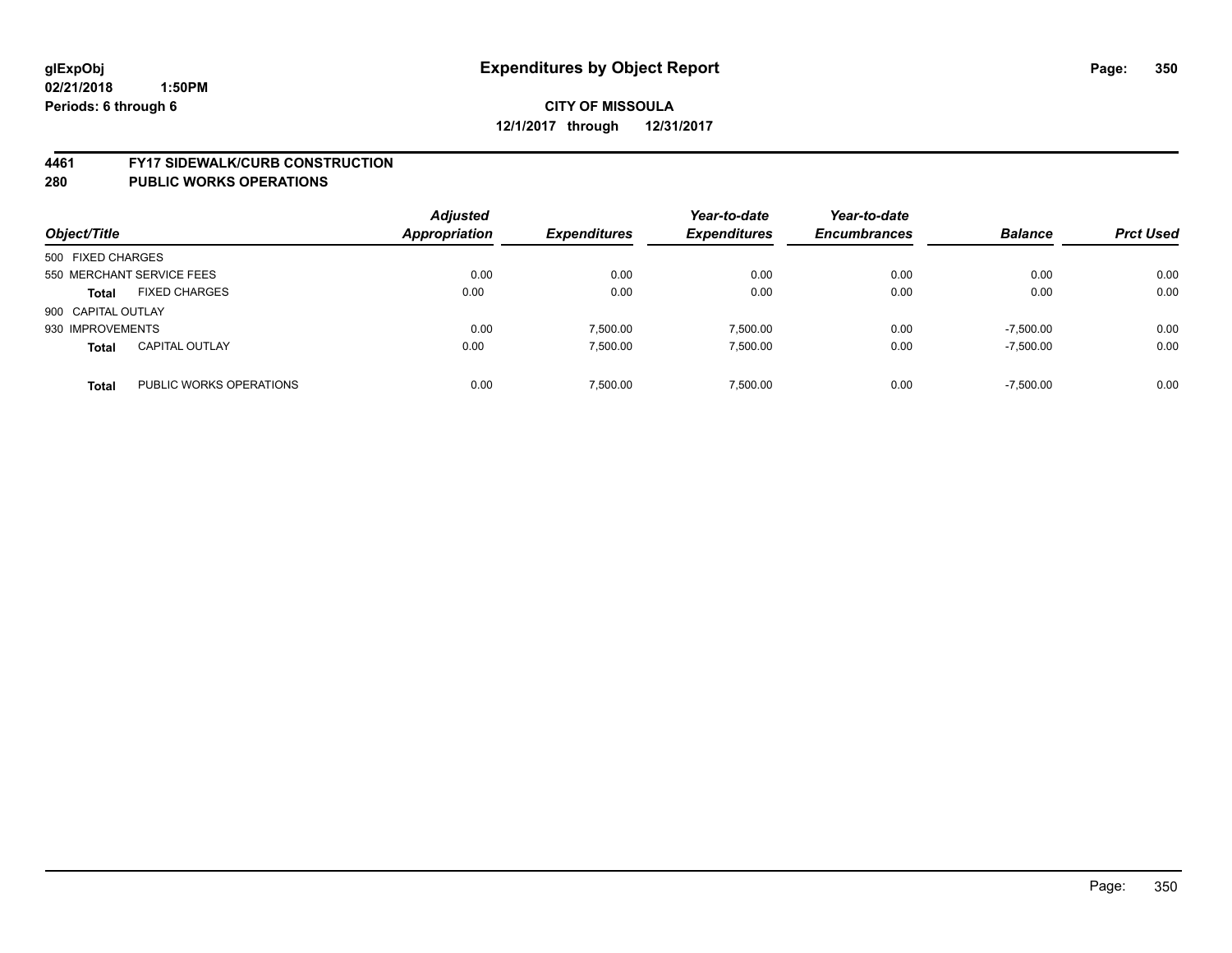# Expenditures by Object Report

**glExpObj**
**02/21/2018 1:50PM**
**Periods: 6 through 6**

**CITY OF MISSOULA**
**12/1/2017 through 12/31/2017**

## 4461 FY17 SIDEWALK/CURB CONSTRUCTION
## 280 PUBLIC WORKS OPERATIONS

| Object/Title | | Adjusted Appropriation | Expenditures | Year-to-date Expenditures | Year-to-date Encumbrances | Balance | Prct Used |
|---|---|---|---|---|---|---|---|
| 500 FIXED CHARGES | | | | | | | |
| 550 MERCHANT SERVICE FEES | | 0.00 | 0.00 | 0.00 | 0.00 | 0.00 | 0.00 |
| **Total** | FIXED CHARGES | 0.00 | 0.00 | 0.00 | 0.00 | 0.00 | 0.00 |
| 900 CAPITAL OUTLAY | | | | | | | |
| 930 IMPROVEMENTS | | 0.00 | 7,500.00 | 7,500.00 | 0.00 | -7,500.00 | 0.00 |
| **Total** | CAPITAL OUTLAY | 0.00 | 7,500.00 | 7,500.00 | 0.00 | -7,500.00 | 0.00 |
| **Total** | PUBLIC WORKS OPERATIONS | 0.00 | 7,500.00 | 7,500.00 | 0.00 | -7,500.00 | 0.00 |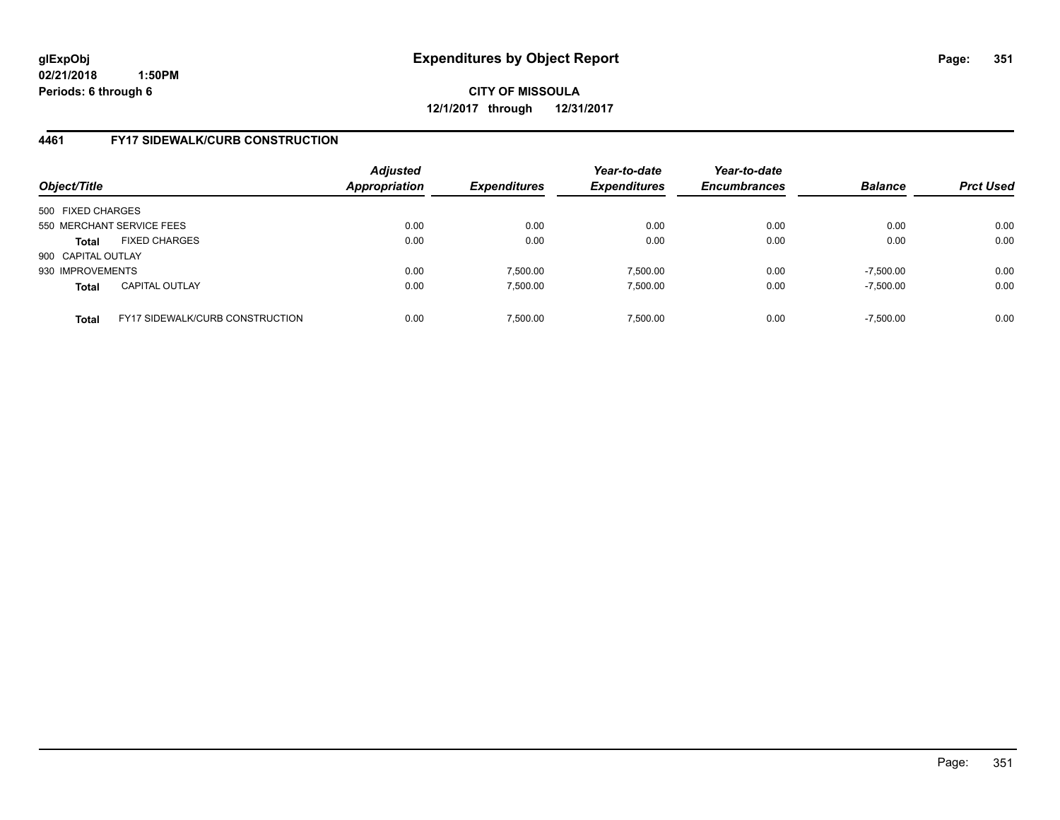**glExpObj**
**02/21/2018 1:50PM**
**Periods: 6 through 6**

# Expenditures by Object Report

**CITY OF MISSOULA**
**12/1/2017 through 12/31/2017**

## 4461 FY17 SIDEWALK/CURB CONSTRUCTION

| Object/Title | | *Adjusted Appropriation* | *Expenditures* | *Year-to-date Expenditures* | *Year-to-date Encumbrances* | *Balance* | *Prct Used* |
|---|---|---|---|---|---|---|---|
| 500 FIXED CHARGES | | | | | | | |
| 550 MERCHANT SERVICE FEES | | 0.00 | 0.00 | 0.00 | 0.00 | 0.00 | 0.00 |
| **Total** | FIXED CHARGES | 0.00 | 0.00 | 0.00 | 0.00 | 0.00 | 0.00 |
| 900 CAPITAL OUTLAY | | | | | | | |
| 930 IMPROVEMENTS | | 0.00 | 7,500.00 | 7,500.00 | 0.00 | -7,500.00 | 0.00 |
| **Total** | CAPITAL OUTLAY | 0.00 | 7,500.00 | 7,500.00 | 0.00 | -7,500.00 | 0.00 |
| **Total** | FY17 SIDEWALK/CURB CONSTRUCTION | 0.00 | 7,500.00 | 7,500.00 | 0.00 | -7,500.00 | 0.00 |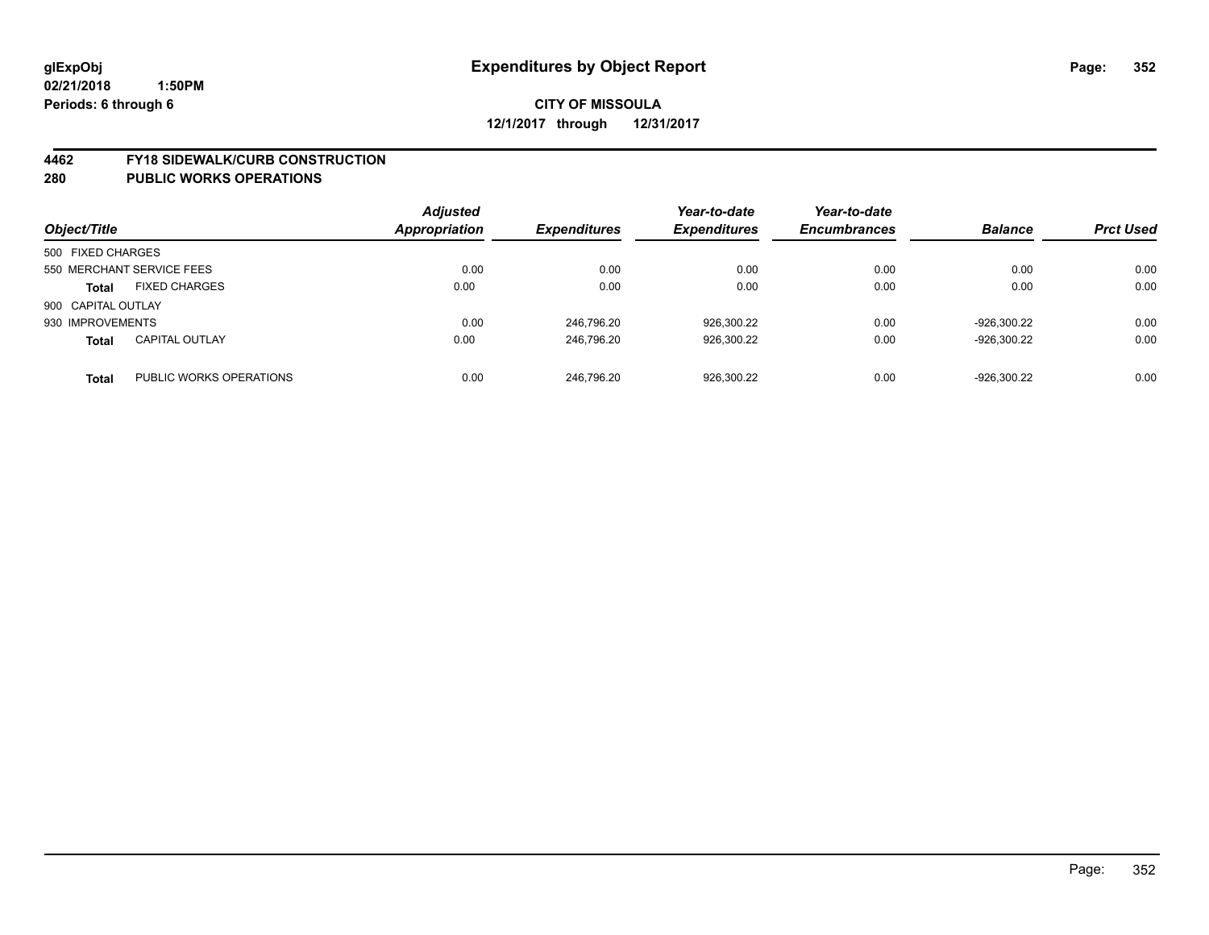**glExpObj** **Expenditures by Object Report**
**02/21/2018 1:50PM**
**Periods: 6 through 6**

**CITY OF MISSOULA**
**12/1/2017 through 12/31/2017**

## 4462 FY18 SIDEWALK/CURB CONSTRUCTION
## 280 PUBLIC WORKS OPERATIONS

| Object/Title | | Adjusted Appropriation | Expenditures | Year-to-date Expenditures | Year-to-date Encumbrances | Balance | Prct Used |
|---|---|---|---|---|---|---|---|
| 500 FIXED CHARGES | | | | | | | |
| 550 MERCHANT SERVICE FEES | | 0.00 | 0.00 | 0.00 | 0.00 | 0.00 | 0.00 |
| **Total** | FIXED CHARGES | 0.00 | 0.00 | 0.00 | 0.00 | 0.00 | 0.00 |
| 900 CAPITAL OUTLAY | | | | | | | |
| 930 IMPROVEMENTS | | 0.00 | 246,796.20 | 926,300.22 | 0.00 | -926,300.22 | 0.00 |
| **Total** | CAPITAL OUTLAY | 0.00 | 246,796.20 | 926,300.22 | 0.00 | -926,300.22 | 0.00 |
| **Total** | PUBLIC WORKS OPERATIONS | 0.00 | 246,796.20 | 926,300.22 | 0.00 | -926,300.22 | 0.00 |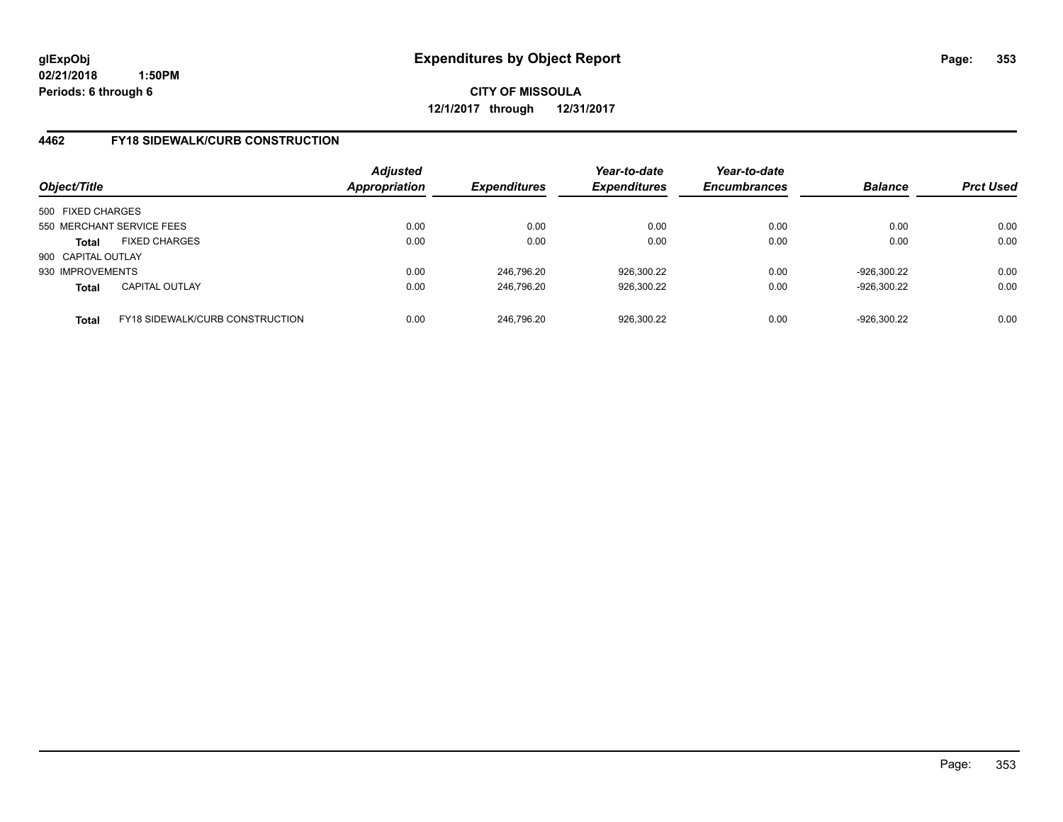glExpObj
02/21/2018 1:50PM
Periods: 6 through 6

# Expenditures by Object Report

**CITY OF MISSOULA**
**12/1/2017 through 12/31/2017**

## 4462 FY18 SIDEWALK/CURB CONSTRUCTION

| Object/Title | | Adjusted Appropriation | Expenditures | Year-to-date Expenditures | Year-to-date Encumbrances | Balance | Prct Used |
|---|---|---|---|---|---|---|---|
| 500 FIXED CHARGES | | | | | | | |
| 550 MERCHANT SERVICE FEES | | 0.00 | 0.00 | 0.00 | 0.00 | 0.00 | 0.00 |
| **Total** | FIXED CHARGES | 0.00 | 0.00 | 0.00 | 0.00 | 0.00 | 0.00 |
| 900 CAPITAL OUTLAY | | | | | | | |
| 930 IMPROVEMENTS | | 0.00 | 246,796.20 | 926,300.22 | 0.00 | -926,300.22 | 0.00 |
| **Total** | CAPITAL OUTLAY | 0.00 | 246,796.20 | 926,300.22 | 0.00 | -926,300.22 | 0.00 |
| **Total** | FY18 SIDEWALK/CURB CONSTRUCTION | 0.00 | 246,796.20 | 926,300.22 | 0.00 | -926,300.22 | 0.00 |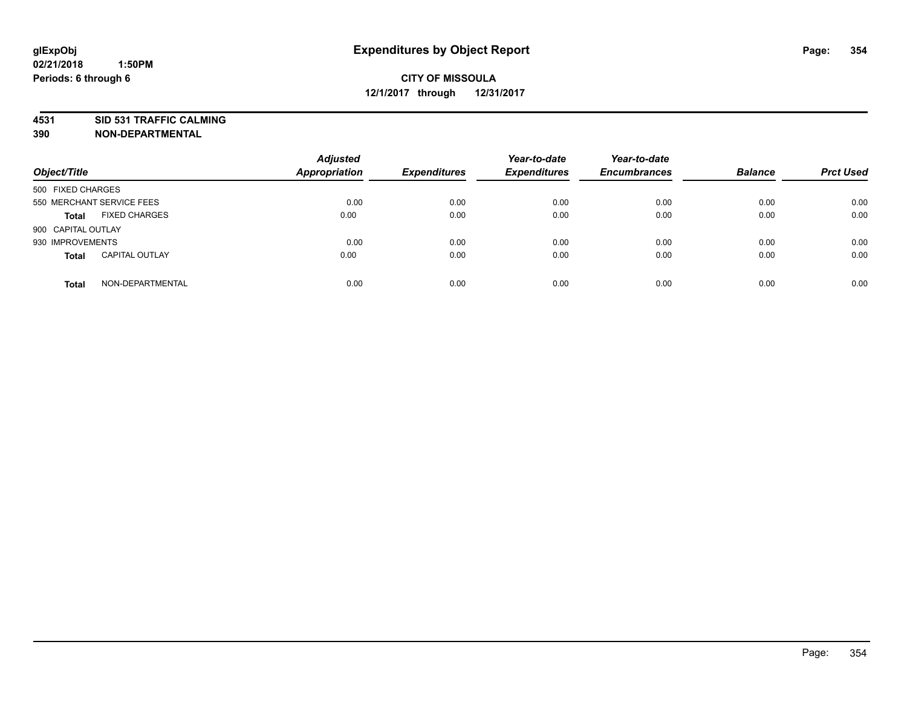**glExpObj**
**02/21/2018 1:50PM**
**Periods: 6 through 6**

# Expenditures by Object Report

**CITY OF MISSOULA**
**12/1/2017 through 12/31/2017**

**4531 SID 531 TRAFFIC CALMING**
**390 NON-DEPARTMENTAL**

| Object/Title | Adjusted Appropriation | Expenditures | Year-to-date Expenditures | Year-to-date Encumbrances | Balance | Prct Used |
|---|---|---|---|---|---|---|
| 500 FIXED CHARGES | | | | | | |
| 550 MERCHANT SERVICE FEES | 0.00 | 0.00 | 0.00 | 0.00 | 0.00 | 0.00 |
| **Total** FIXED CHARGES | 0.00 | 0.00 | 0.00 | 0.00 | 0.00 | 0.00 |
| 900 CAPITAL OUTLAY | | | | | | |
| 930 IMPROVEMENTS | 0.00 | 0.00 | 0.00 | 0.00 | 0.00 | 0.00 |
| **Total** CAPITAL OUTLAY | 0.00 | 0.00 | 0.00 | 0.00 | 0.00 | 0.00 |
| **Total** NON-DEPARTMENTAL | 0.00 | 0.00 | 0.00 | 0.00 | 0.00 | 0.00 |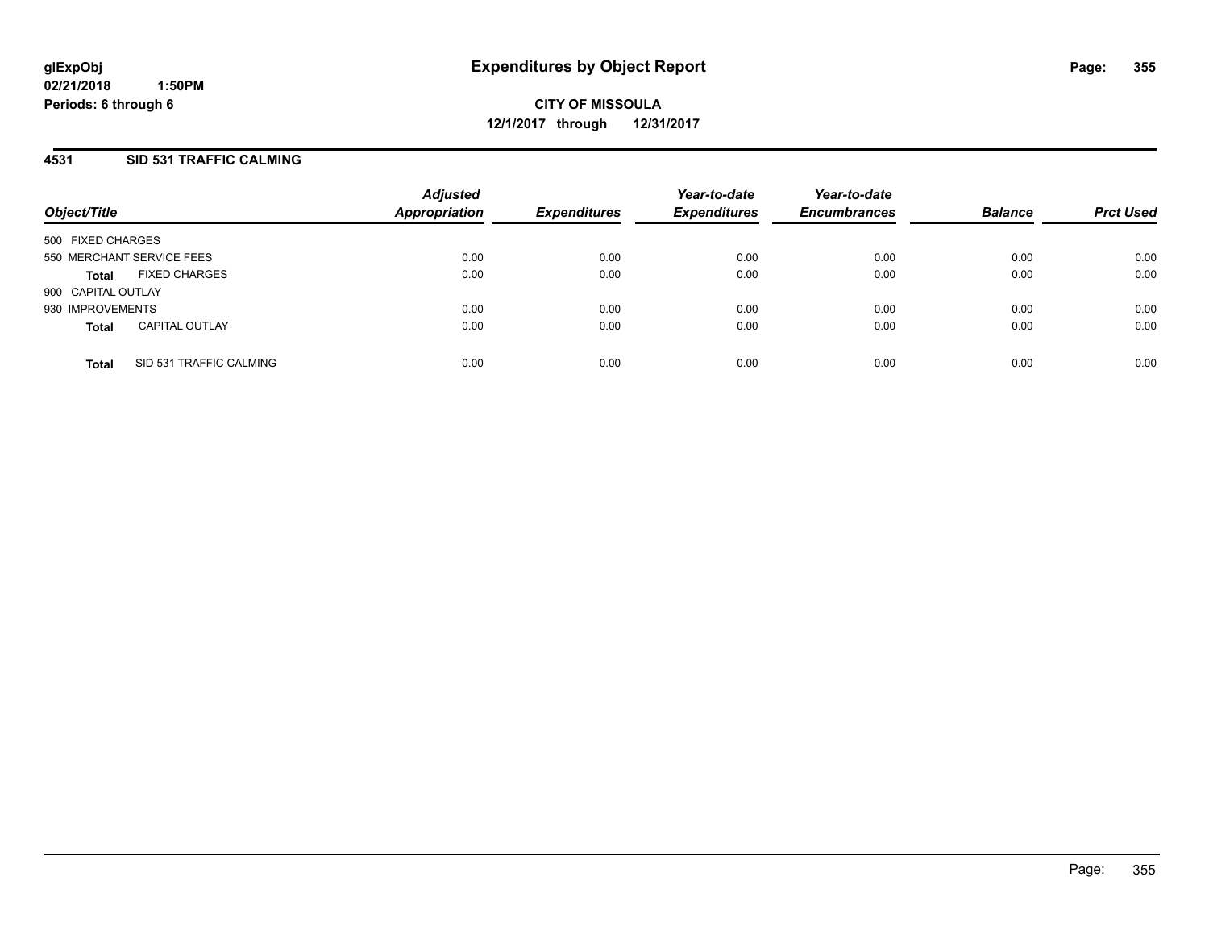# Expenditures by Object Report

glExpObj
02/21/2018 1:50PM
Periods: 6 through 6

**CITY OF MISSOULA**
**12/1/2017 through 12/31/2017**

## 4531 SID 531 TRAFFIC CALMING

| Object/Title | | Adjusted Appropriation | Expenditures | Year-to-date Expenditures | Year-to-date Encumbrances | Balance | Prct Used |
|---|---|---|---|---|---|---|---|
| 500 FIXED CHARGES | | | | | | | |
| 550 MERCHANT SERVICE FEES | | 0.00 | 0.00 | 0.00 | 0.00 | 0.00 | 0.00 |
| **Total** | FIXED CHARGES | 0.00 | 0.00 | 0.00 | 0.00 | 0.00 | 0.00 |
| 900 CAPITAL OUTLAY | | | | | | | |
| 930 IMPROVEMENTS | | 0.00 | 0.00 | 0.00 | 0.00 | 0.00 | 0.00 |
| **Total** | CAPITAL OUTLAY | 0.00 | 0.00 | 0.00 | 0.00 | 0.00 | 0.00 |
| **Total** | SID 531 TRAFFIC CALMING | 0.00 | 0.00 | 0.00 | 0.00 | 0.00 | 0.00 |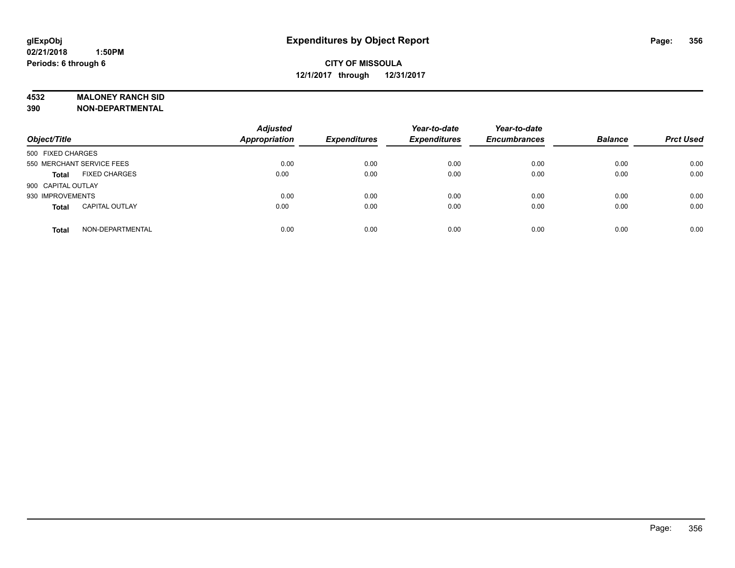**glExpObj**
**02/21/2018 1:50PM**
**Periods: 6 through 6**

# Expenditures by Object Report

**CITY OF MISSOULA**
**12/1/2017 through 12/31/2017**

**4532 MALONEY RANCH SID**
**390 NON-DEPARTMENTAL**

| Object/Title | Adjusted Appropriation | Expenditures | Year-to-date Expenditures | Year-to-date Encumbrances | Balance | Prct Used |
|---|---|---|---|---|---|---|
| 500 FIXED CHARGES | | | | | | |
| 550 MERCHANT SERVICE FEES | 0.00 | 0.00 | 0.00 | 0.00 | 0.00 | 0.00 |
| **Total** FIXED CHARGES | 0.00 | 0.00 | 0.00 | 0.00 | 0.00 | 0.00 |
| 900 CAPITAL OUTLAY | | | | | | |
| 930 IMPROVEMENTS | 0.00 | 0.00 | 0.00 | 0.00 | 0.00 | 0.00 |
| **Total** CAPITAL OUTLAY | 0.00 | 0.00 | 0.00 | 0.00 | 0.00 | 0.00 |
| **Total** NON-DEPARTMENTAL | 0.00 | 0.00 | 0.00 | 0.00 | 0.00 | 0.00 |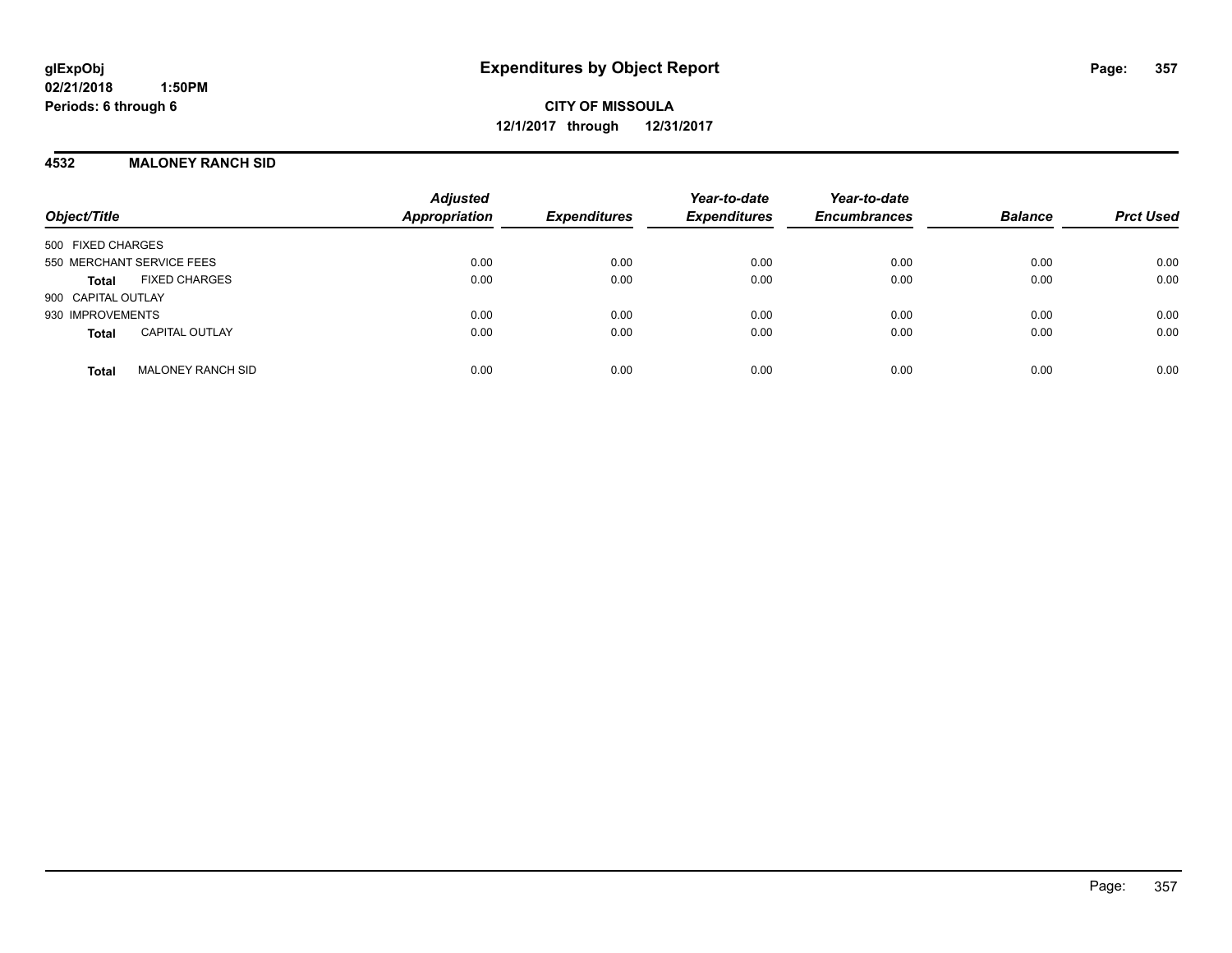**glExpObj**
**02/21/2018 1:50PM**
**Periods: 6 through 6**

# Expenditures by Object Report

**CITY OF MISSOULA**
**12/1/2017 through 12/31/2017**

## 4532 MALONEY RANCH SID

| Object/Title | Adjusted Appropriation | Expenditures | Year-to-date Expenditures | Year-to-date Encumbrances | Balance | Prct Used |
|---|---|---|---|---|---|---|
| 500 FIXED CHARGES | | | | | | |
| 550 MERCHANT SERVICE FEES | 0.00 | 0.00 | 0.00 | 0.00 | 0.00 | 0.00 |
| **Total** FIXED CHARGES | 0.00 | 0.00 | 0.00 | 0.00 | 0.00 | 0.00 |
| 900 CAPITAL OUTLAY | | | | | | |
| 930 IMPROVEMENTS | 0.00 | 0.00 | 0.00 | 0.00 | 0.00 | 0.00 |
| **Total** CAPITAL OUTLAY | 0.00 | 0.00 | 0.00 | 0.00 | 0.00 | 0.00 |
| **Total** MALONEY RANCH SID | 0.00 | 0.00 | 0.00 | 0.00 | 0.00 | 0.00 |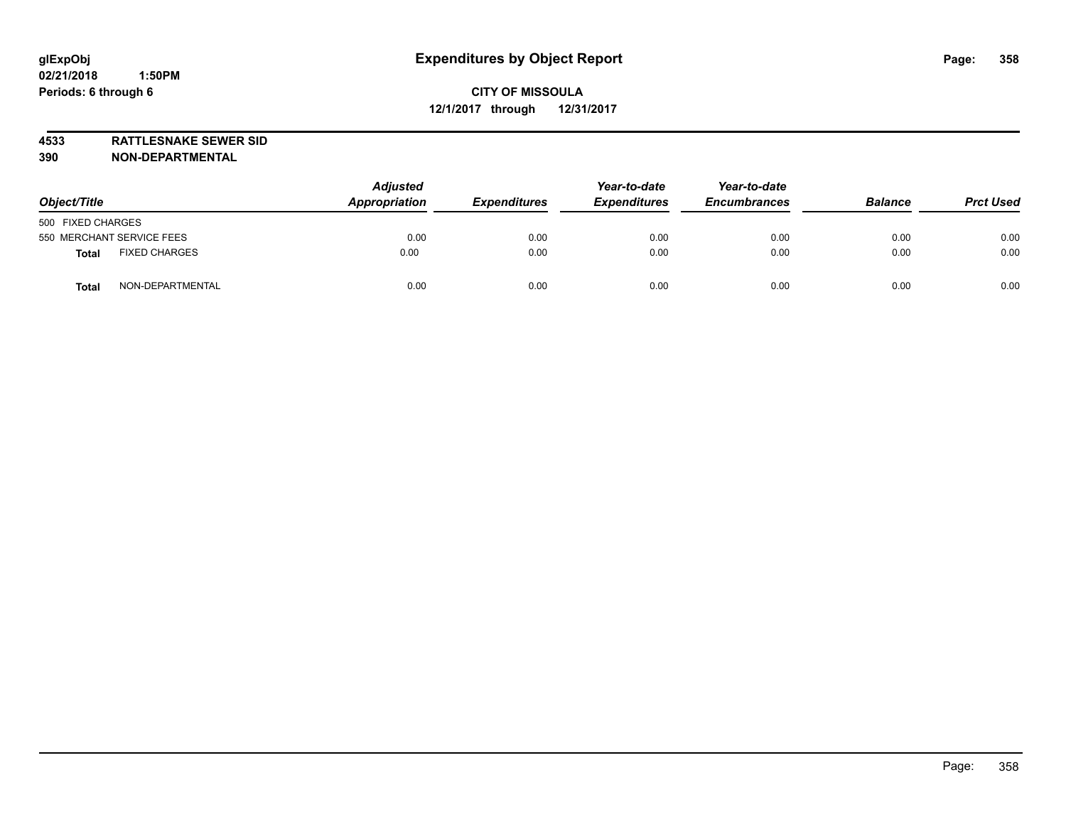**glExpObj** **Expenditures by Object Report**

**02/21/2018 1:50PM**

**Periods: 6 through 6**

**CITY OF MISSOULA**

**12/1/2017 through 12/31/2017**

**4533 RATTLESNAKE SEWER SID**

**390 NON-DEPARTMENTAL**

| *Object/Title* | *Adjusted Appropriation* | *Expenditures* | *Year-to-date Expenditures* | *Year-to-date Encumbrances* | *Balance* | *Prct Used* |
|---|---|---|---|---|---|---|
| 500 FIXED CHARGES | | | | | | |
| 550 MERCHANT SERVICE FEES | 0.00 | 0.00 | 0.00 | 0.00 | 0.00 | 0.00 |
| **Total** FIXED CHARGES | 0.00 | 0.00 | 0.00 | 0.00 | 0.00 | 0.00 |
| **Total** NON-DEPARTMENTAL | 0.00 | 0.00 | 0.00 | 0.00 | 0.00 | 0.00 |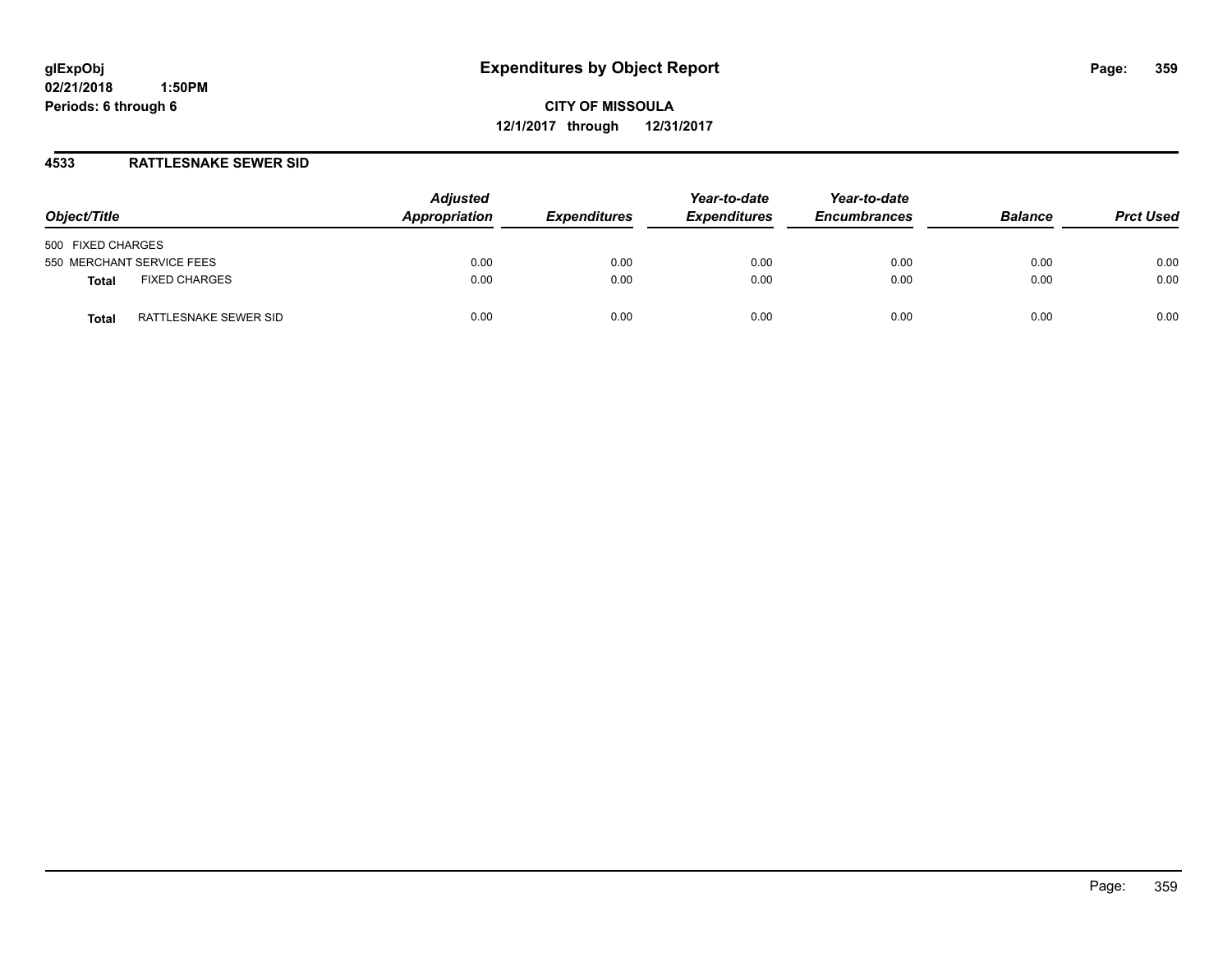# Expenditures by Object Report

glExpObj
02/21/2018 1:50PM
Periods: 6 through 6

**CITY OF MISSOULA**
**12/1/2017 through 12/31/2017**

## 4533 RATTLESNAKE SEWER SID

| Object/Title | | Adjusted Appropriation | Expenditures | Year-to-date Expenditures | Year-to-date Encumbrances | Balance | Prct Used |
|---|---|---|---|---|---|---|---|
| 500 FIXED CHARGES | | | | | | | |
| 550 MERCHANT SERVICE FEES | | 0.00 | 0.00 | 0.00 | 0.00 | 0.00 | 0.00 |
| **Total** | FIXED CHARGES | 0.00 | 0.00 | 0.00 | 0.00 | 0.00 | 0.00 |
| **Total** | RATTLESNAKE SEWER SID | 0.00 | 0.00 | 0.00 | 0.00 | 0.00 | 0.00 |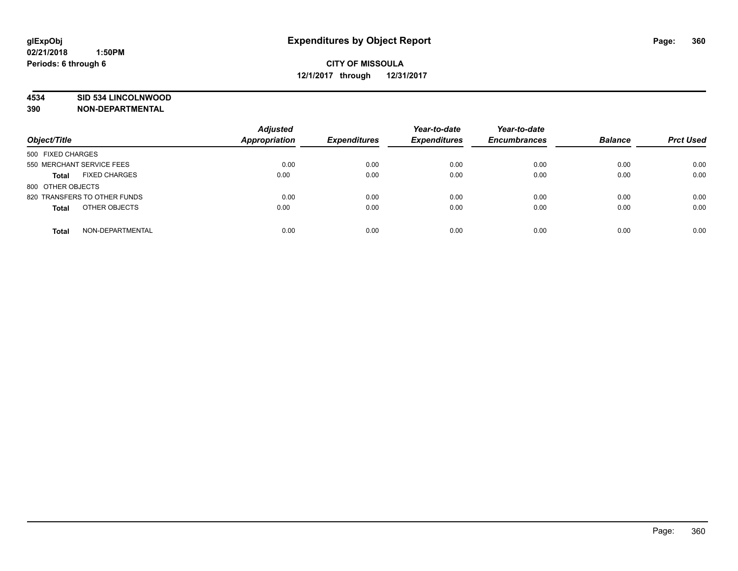**glExpObj** **Expenditures by Object Report**
**02/21/2018 1:50PM**
**Periods: 6 through 6**

**CITY OF MISSOULA**
**12/1/2017 through 12/31/2017**

**4534 SID 534 LINCOLNWOOD**
**390 NON-DEPARTMENTAL**

| Object/Title | Adjusted Appropriation | Expenditures | Year-to-date Expenditures | Year-to-date Encumbrances | Balance | Prct Used |
|---|---|---|---|---|---|---|
| 500 FIXED CHARGES | | | | | | |
| 550 MERCHANT SERVICE FEES | 0.00 | 0.00 | 0.00 | 0.00 | 0.00 | 0.00 |
| **Total** FIXED CHARGES | 0.00 | 0.00 | 0.00 | 0.00 | 0.00 | 0.00 |
| 800 OTHER OBJECTS | | | | | | |
| 820 TRANSFERS TO OTHER FUNDS | 0.00 | 0.00 | 0.00 | 0.00 | 0.00 | 0.00 |
| **Total** OTHER OBJECTS | 0.00 | 0.00 | 0.00 | 0.00 | 0.00 | 0.00 |
| **Total** NON-DEPARTMENTAL | 0.00 | 0.00 | 0.00 | 0.00 | 0.00 | 0.00 |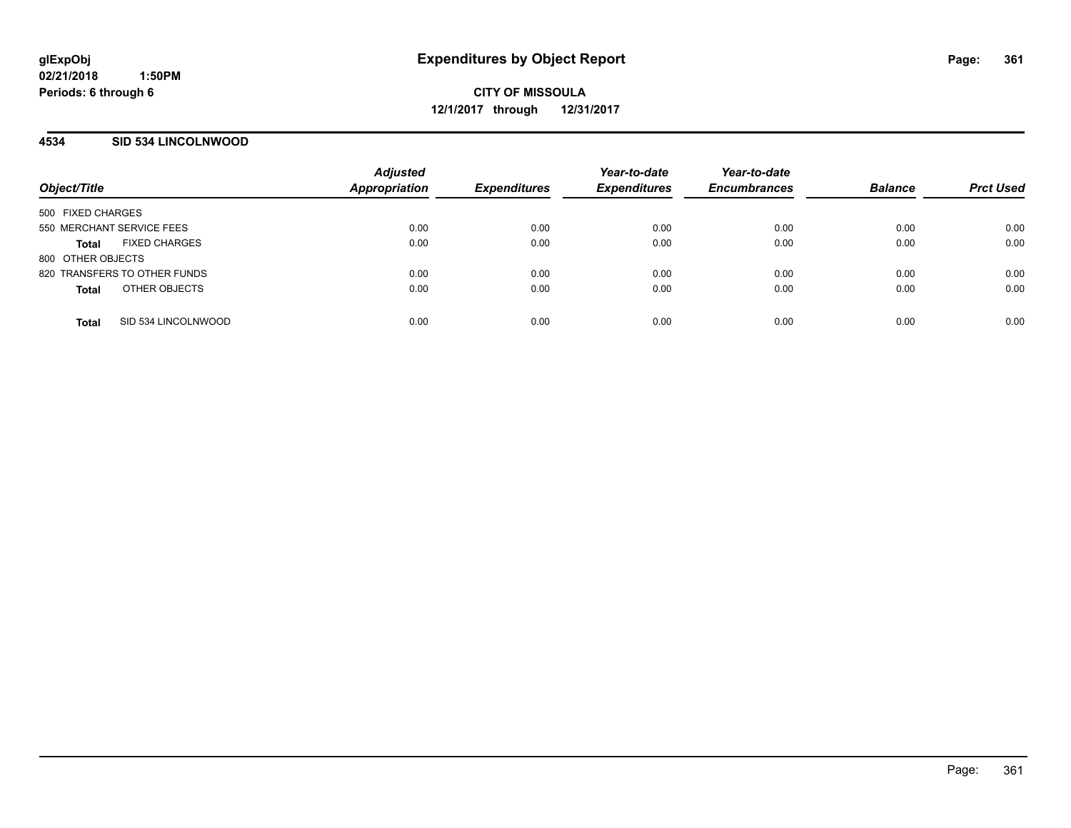# Expenditures by Object Report

glExpObj
02/21/2018 1:50PM
Periods: 6 through 6

**CITY OF MISSOULA**
**12/1/2017 through 12/31/2017**

## 4534 SID 534 LINCOLNWOOD

| Object/Title | Adjusted Appropriation | Expenditures | Year-to-date Expenditures | Year-to-date Encumbrances | Balance | Prct Used |
|---|---|---|---|---|---|---|
| 500 FIXED CHARGES | | | | | | |
| 550 MERCHANT SERVICE FEES | 0.00 | 0.00 | 0.00 | 0.00 | 0.00 | 0.00 |
| **Total** FIXED CHARGES | 0.00 | 0.00 | 0.00 | 0.00 | 0.00 | 0.00 |
| 800 OTHER OBJECTS | | | | | | |
| 820 TRANSFERS TO OTHER FUNDS | 0.00 | 0.00 | 0.00 | 0.00 | 0.00 | 0.00 |
| **Total** OTHER OBJECTS | 0.00 | 0.00 | 0.00 | 0.00 | 0.00 | 0.00 |
| **Total** SID 534 LINCOLNWOOD | 0.00 | 0.00 | 0.00 | 0.00 | 0.00 | 0.00 |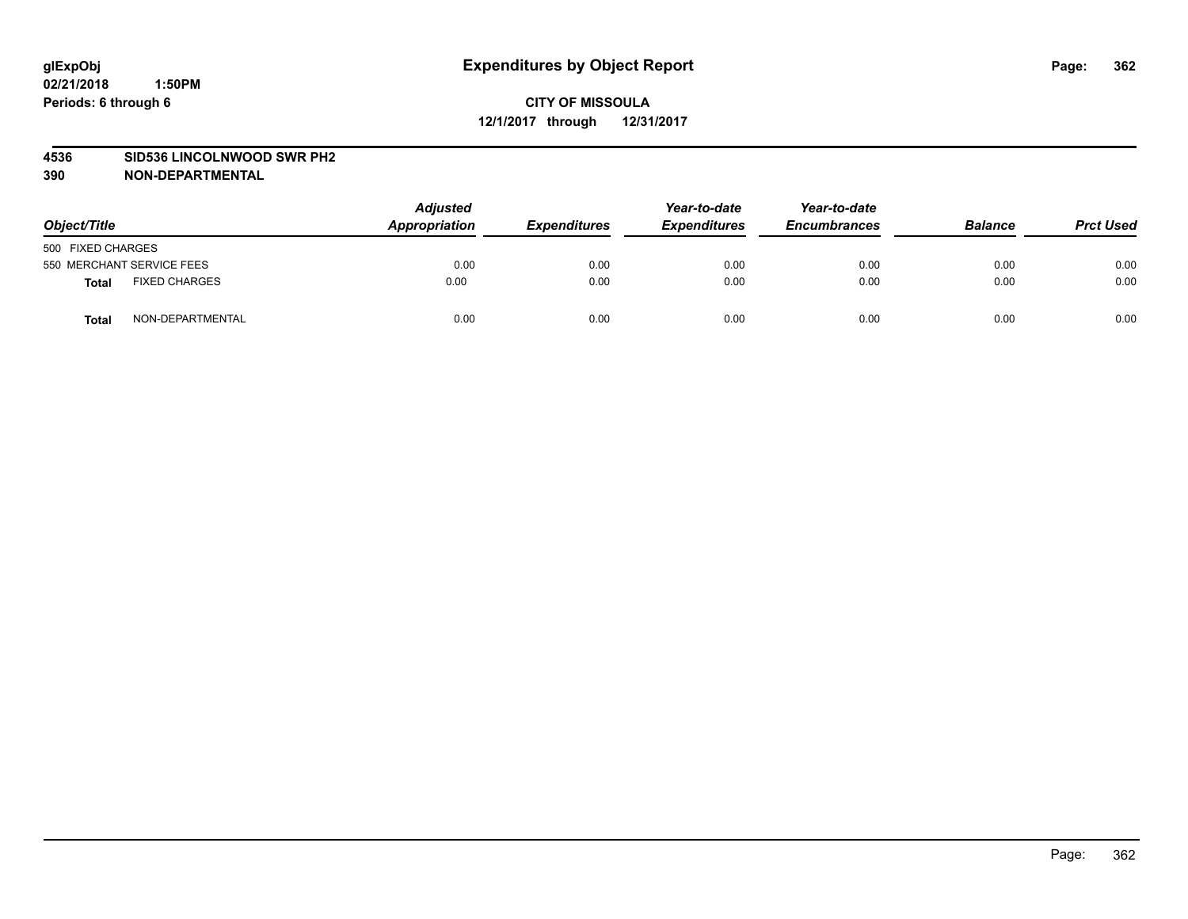**glExpObj**
**02/21/2018 1:50PM**
**Periods: 6 through 6**

# Expenditures by Object Report

**CITY OF MISSOULA**
**12/1/2017 through 12/31/2017**

**4536 SID536 LINCOLNWOOD SWR PH2**
**390 NON-DEPARTMENTAL**

| Object/Title | | Adjusted Appropriation | Expenditures | Year-to-date Expenditures | Year-to-date Encumbrances | Balance | Prct Used |
|---|---|---|---|---|---|---|---|
| 500 FIXED CHARGES | | | | | | | |
| 550 MERCHANT SERVICE FEES | | 0.00 | 0.00 | 0.00 | 0.00 | 0.00 | 0.00 |
| **Total** | FIXED CHARGES | 0.00 | 0.00 | 0.00 | 0.00 | 0.00 | 0.00 |
| **Total** | NON-DEPARTMENTAL | 0.00 | 0.00 | 0.00 | 0.00 | 0.00 | 0.00 |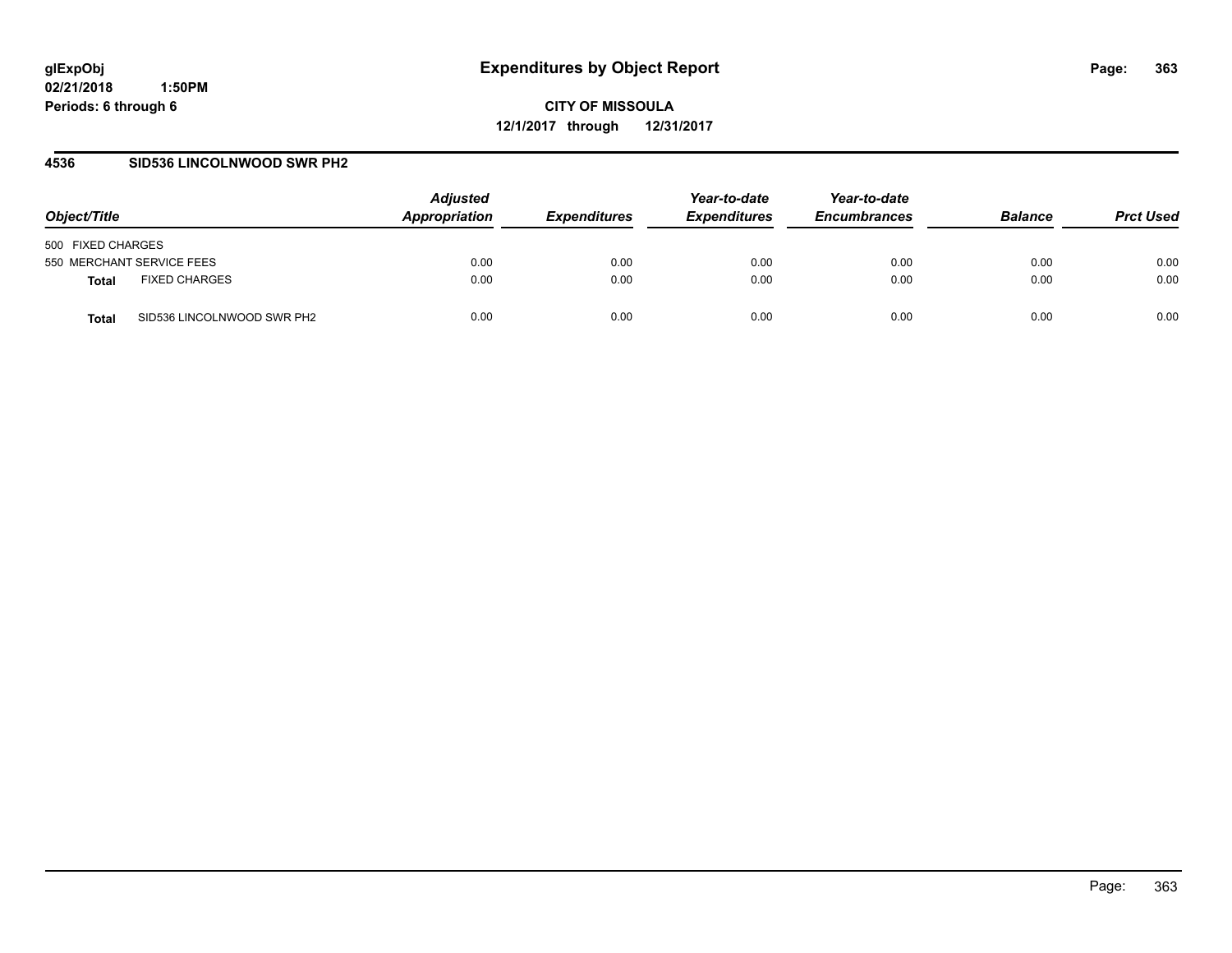# Expenditures by Object Report

glExpObj
02/21/2018 1:50PM
Periods: 6 through 6

**CITY OF MISSOULA**
**12/1/2017 through 12/31/2017**

## 4536 SID536 LINCOLNWOOD SWR PH2

| Object/Title | | Adjusted Appropriation | Expenditures | Year-to-date Expenditures | Year-to-date Encumbrances | Balance | Prct Used |
|---|---|---|---|---|---|---|---|
| 500 FIXED CHARGES | | | | | | | |
| 550 MERCHANT SERVICE FEES | | 0.00 | 0.00 | 0.00 | 0.00 | 0.00 | 0.00 |
| **Total** | FIXED CHARGES | 0.00 | 0.00 | 0.00 | 0.00 | 0.00 | 0.00 |
| **Total** | SID536 LINCOLNWOOD SWR PH2 | 0.00 | 0.00 | 0.00 | 0.00 | 0.00 | 0.00 |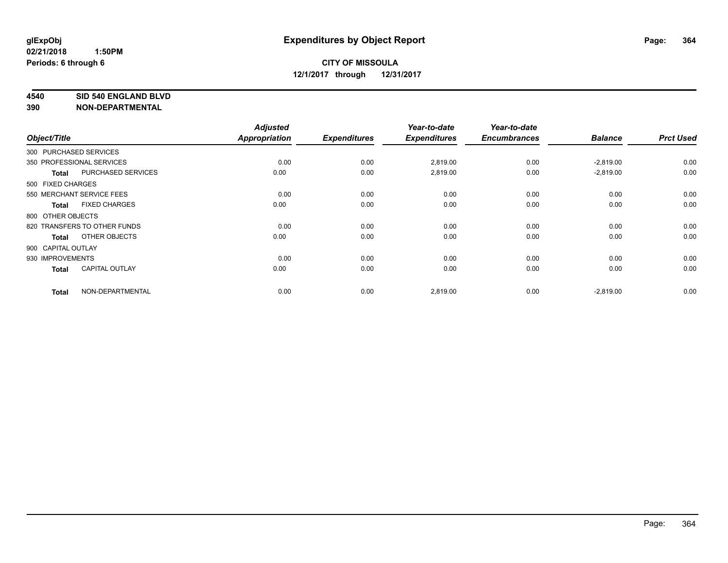**glExpObj** **Expenditures by Object Report**

**02/21/2018 1:50PM**

**Periods: 6 through 6**

**CITY OF MISSOULA**

**12/1/2017 through 12/31/2017**

**4540 SID 540 ENGLAND BLVD**

**390 NON-DEPARTMENTAL**

| Object/Title | | Adjusted Appropriation | Expenditures | Year-to-date Expenditures | Year-to-date Encumbrances | Balance | Prct Used |
|---|---|---|---|---|---|---|---|
| 300 PURCHASED SERVICES | | | | | | | |
| 350 PROFESSIONAL SERVICES | | 0.00 | 0.00 | 2,819.00 | 0.00 | -2,819.00 | 0.00 |
| **Total** | PURCHASED SERVICES | 0.00 | 0.00 | 2,819.00 | 0.00 | -2,819.00 | 0.00 |
| 500 FIXED CHARGES | | | | | | | |
| 550 MERCHANT SERVICE FEES | | 0.00 | 0.00 | 0.00 | 0.00 | 0.00 | 0.00 |
| **Total** | FIXED CHARGES | 0.00 | 0.00 | 0.00 | 0.00 | 0.00 | 0.00 |
| 800 OTHER OBJECTS | | | | | | | |
| 820 TRANSFERS TO OTHER FUNDS | | 0.00 | 0.00 | 0.00 | 0.00 | 0.00 | 0.00 |
| **Total** | OTHER OBJECTS | 0.00 | 0.00 | 0.00 | 0.00 | 0.00 | 0.00 |
| 900 CAPITAL OUTLAY | | | | | | | |
| 930 IMPROVEMENTS | | 0.00 | 0.00 | 0.00 | 0.00 | 0.00 | 0.00 |
| **Total** | CAPITAL OUTLAY | 0.00 | 0.00 | 0.00 | 0.00 | 0.00 | 0.00 |
| **Total** | NON-DEPARTMENTAL | 0.00 | 0.00 | 2,819.00 | 0.00 | -2,819.00 | 0.00 |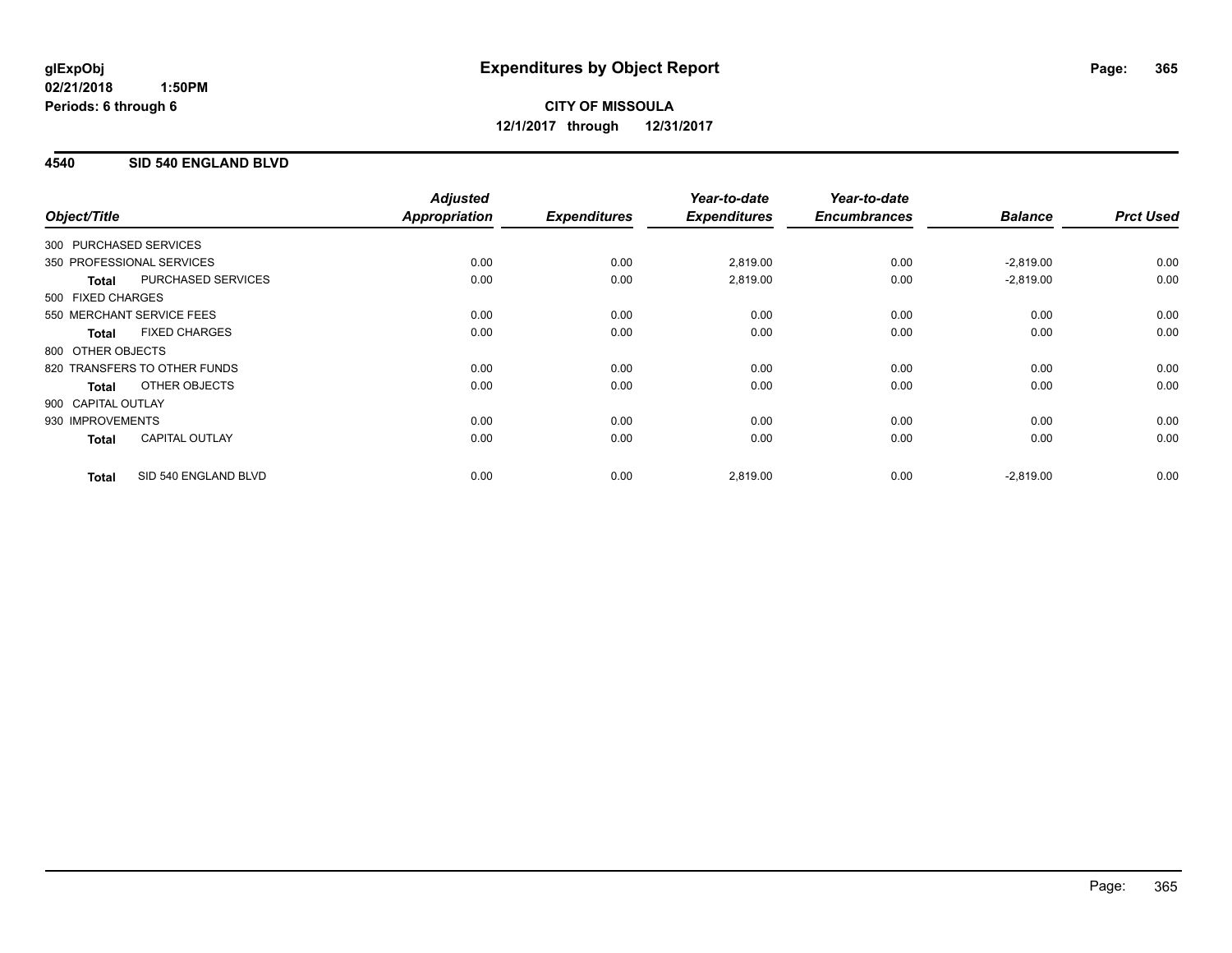**glExpObj**
**02/21/2018 1:50PM**
**Periods: 6 through 6**

# Expenditures by Object Report

**CITY OF MISSOULA**
**12/1/2017 through 12/31/2017**

## 4540 SID 540 ENGLAND BLVD

| Object/Title | | Adjusted Appropriation | Expenditures | Year-to-date Expenditures | Year-to-date Encumbrances | Balance | Prct Used |
|---|---|---|---|---|---|---|---|
| 300 PURCHASED SERVICES | | | | | | | |
| 350 PROFESSIONAL SERVICES | | 0.00 | 0.00 | 2,819.00 | 0.00 | -2,819.00 | 0.00 |
| **Total** | PURCHASED SERVICES | 0.00 | 0.00 | 2,819.00 | 0.00 | -2,819.00 | 0.00 |
| 500 FIXED CHARGES | | | | | | | |
| 550 MERCHANT SERVICE FEES | | 0.00 | 0.00 | 0.00 | 0.00 | 0.00 | 0.00 |
| **Total** | FIXED CHARGES | 0.00 | 0.00 | 0.00 | 0.00 | 0.00 | 0.00 |
| 800 OTHER OBJECTS | | | | | | | |
| 820 TRANSFERS TO OTHER FUNDS | | 0.00 | 0.00 | 0.00 | 0.00 | 0.00 | 0.00 |
| **Total** | OTHER OBJECTS | 0.00 | 0.00 | 0.00 | 0.00 | 0.00 | 0.00 |
| 900 CAPITAL OUTLAY | | | | | | | |
| 930 IMPROVEMENTS | | 0.00 | 0.00 | 0.00 | 0.00 | 0.00 | 0.00 |
| **Total** | CAPITAL OUTLAY | 0.00 | 0.00 | 0.00 | 0.00 | 0.00 | 0.00 |
| **Total** | SID 540 ENGLAND BLVD | 0.00 | 0.00 | 2,819.00 | 0.00 | -2,819.00 | 0.00 |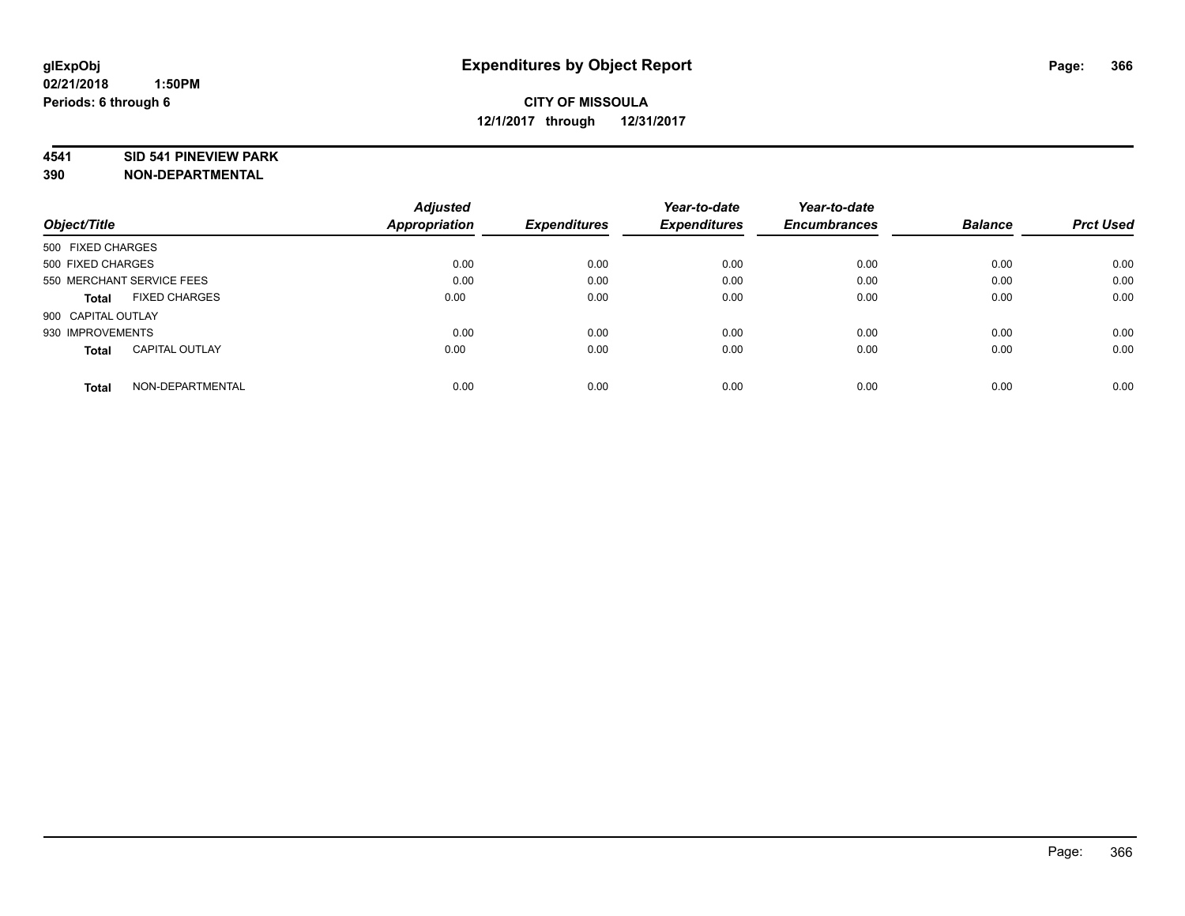**glExpObj**
**02/21/2018 1:50PM**
**Periods: 6 through 6**

# Expenditures by Object Report

**CITY OF MISSOULA**
**12/1/2017 through 12/31/2017**

**4541 SID 541 PINEVIEW PARK**
**390 NON-DEPARTMENTAL**

| Object/Title | Adjusted Appropriation | Expenditures | Year-to-date Expenditures | Year-to-date Encumbrances | Balance | Prct Used |
|---|---|---|---|---|---|---|
| 500 FIXED CHARGES | | | | | | |
| 500 FIXED CHARGES | 0.00 | 0.00 | 0.00 | 0.00 | 0.00 | 0.00 |
| 550 MERCHANT SERVICE FEES | 0.00 | 0.00 | 0.00 | 0.00 | 0.00 | 0.00 |
| **Total** FIXED CHARGES | 0.00 | 0.00 | 0.00 | 0.00 | 0.00 | 0.00 |
| 900 CAPITAL OUTLAY | | | | | | |
| 930 IMPROVEMENTS | 0.00 | 0.00 | 0.00 | 0.00 | 0.00 | 0.00 |
| **Total** CAPITAL OUTLAY | 0.00 | 0.00 | 0.00 | 0.00 | 0.00 | 0.00 |
| **Total** NON-DEPARTMENTAL | 0.00 | 0.00 | 0.00 | 0.00 | 0.00 | 0.00 |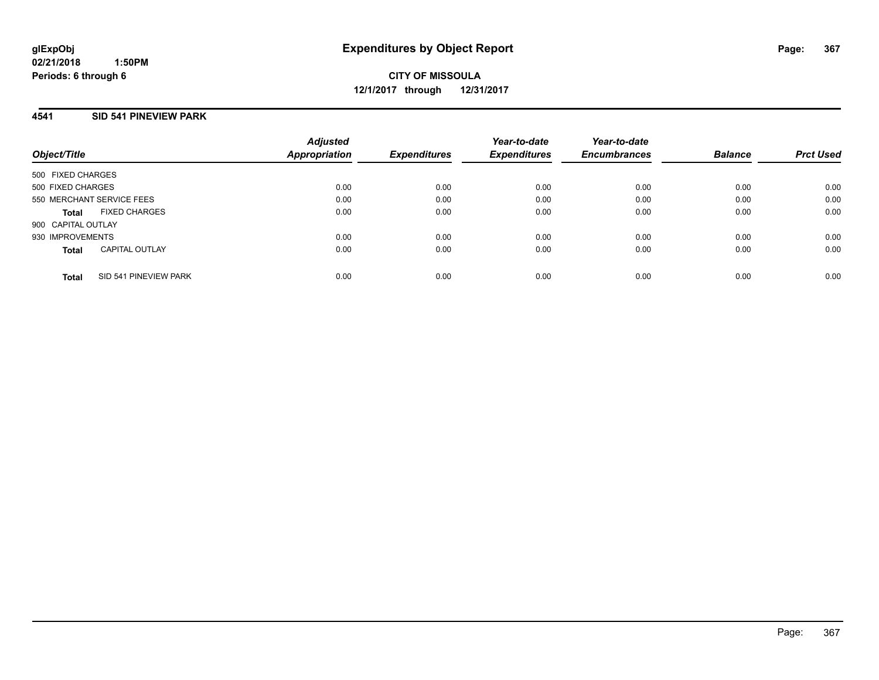glExpObj
02/21/2018 1:50PM
Periods: 6 through 6

# Expenditures by Object Report

**CITY OF MISSOULA**
**12/1/2017 through 12/31/2017**

## 4541 SID 541 PINEVIEW PARK

| Object/Title | Adjusted Appropriation | Expenditures | Year-to-date Expenditures | Year-to-date Encumbrances | Balance | Prct Used |
|---|---|---|---|---|---|---|
| 500 FIXED CHARGES | | | | | | |
| 500 FIXED CHARGES | 0.00 | 0.00 | 0.00 | 0.00 | 0.00 | 0.00 |
| 550 MERCHANT SERVICE FEES | 0.00 | 0.00 | 0.00 | 0.00 | 0.00 | 0.00 |
| **Total** FIXED CHARGES | 0.00 | 0.00 | 0.00 | 0.00 | 0.00 | 0.00 |
| 900 CAPITAL OUTLAY | | | | | | |
| 930 IMPROVEMENTS | 0.00 | 0.00 | 0.00 | 0.00 | 0.00 | 0.00 |
| **Total** CAPITAL OUTLAY | 0.00 | 0.00 | 0.00 | 0.00 | 0.00 | 0.00 |
| **Total** SID 541 PINEVIEW PARK | 0.00 | 0.00 | 0.00 | 0.00 | 0.00 | 0.00 |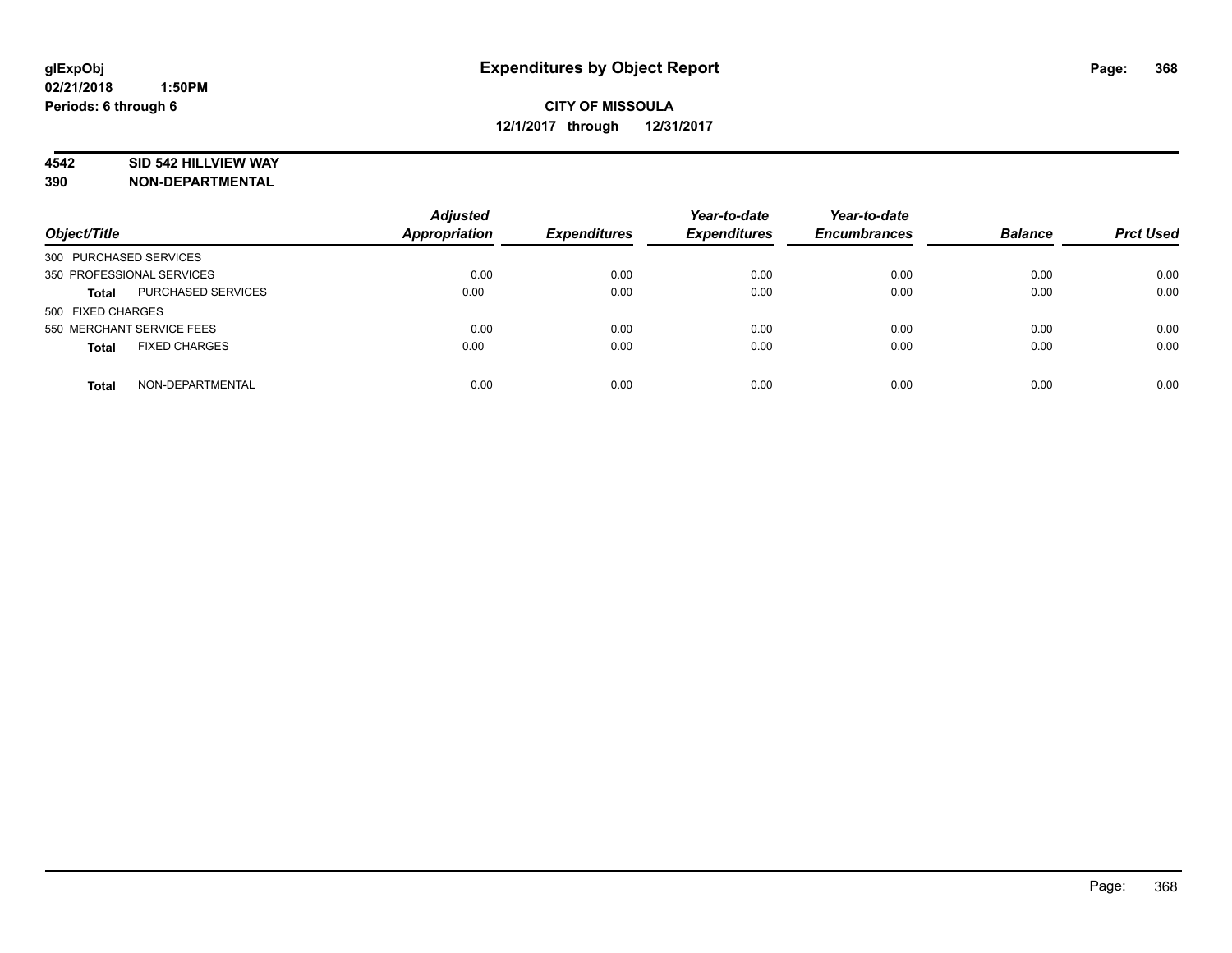**glExpObj**
**02/21/2018 1:50PM**
**Periods: 6 through 6**

# Expenditures by Object Report

**CITY OF MISSOULA**
**12/1/2017 through 12/31/2017**

**4542 SID 542 HILLVIEW WAY**
**390 NON-DEPARTMENTAL**

| Object/Title | | Adjusted Appropriation | Expenditures | Year-to-date Expenditures | Year-to-date Encumbrances | Balance | Prct Used |
|---|---|---|---|---|---|---|---|
| 300 PURCHASED SERVICES | | | | | | | |
| 350 PROFESSIONAL SERVICES | | 0.00 | 0.00 | 0.00 | 0.00 | 0.00 | 0.00 |
| **Total** | PURCHASED SERVICES | 0.00 | 0.00 | 0.00 | 0.00 | 0.00 | 0.00 |
| 500 FIXED CHARGES | | | | | | | |
| 550 MERCHANT SERVICE FEES | | 0.00 | 0.00 | 0.00 | 0.00 | 0.00 | 0.00 |
| **Total** | FIXED CHARGES | 0.00 | 0.00 | 0.00 | 0.00 | 0.00 | 0.00 |
| **Total** | NON-DEPARTMENTAL | 0.00 | 0.00 | 0.00 | 0.00 | 0.00 | 0.00 |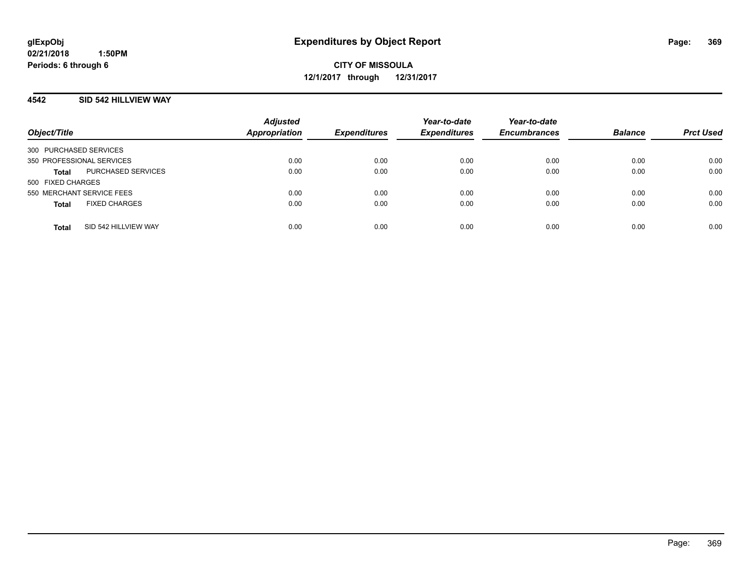# Expenditures by Object Report

glExpObj
02/21/2018 1:50PM
Periods: 6 through 6

**CITY OF MISSOULA**
**12/1/2017 through 12/31/2017**

## 4542 SID 542 HILLVIEW WAY

| Object/Title | | Adjusted Appropriation | Expenditures | Year-to-date Expenditures | Year-to-date Encumbrances | Balance | Prct Used |
|---|---|---|---|---|---|---|---|
| 300 PURCHASED SERVICES | | | | | | | |
| 350 PROFESSIONAL SERVICES | | 0.00 | 0.00 | 0.00 | 0.00 | 0.00 | 0.00 |
| **Total** | PURCHASED SERVICES | 0.00 | 0.00 | 0.00 | 0.00 | 0.00 | 0.00 |
| 500 FIXED CHARGES | | | | | | | |
| 550 MERCHANT SERVICE FEES | | 0.00 | 0.00 | 0.00 | 0.00 | 0.00 | 0.00 |
| **Total** | FIXED CHARGES | 0.00 | 0.00 | 0.00 | 0.00 | 0.00 | 0.00 |
| **Total** | SID 542 HILLVIEW WAY | 0.00 | 0.00 | 0.00 | 0.00 | 0.00 | 0.00 |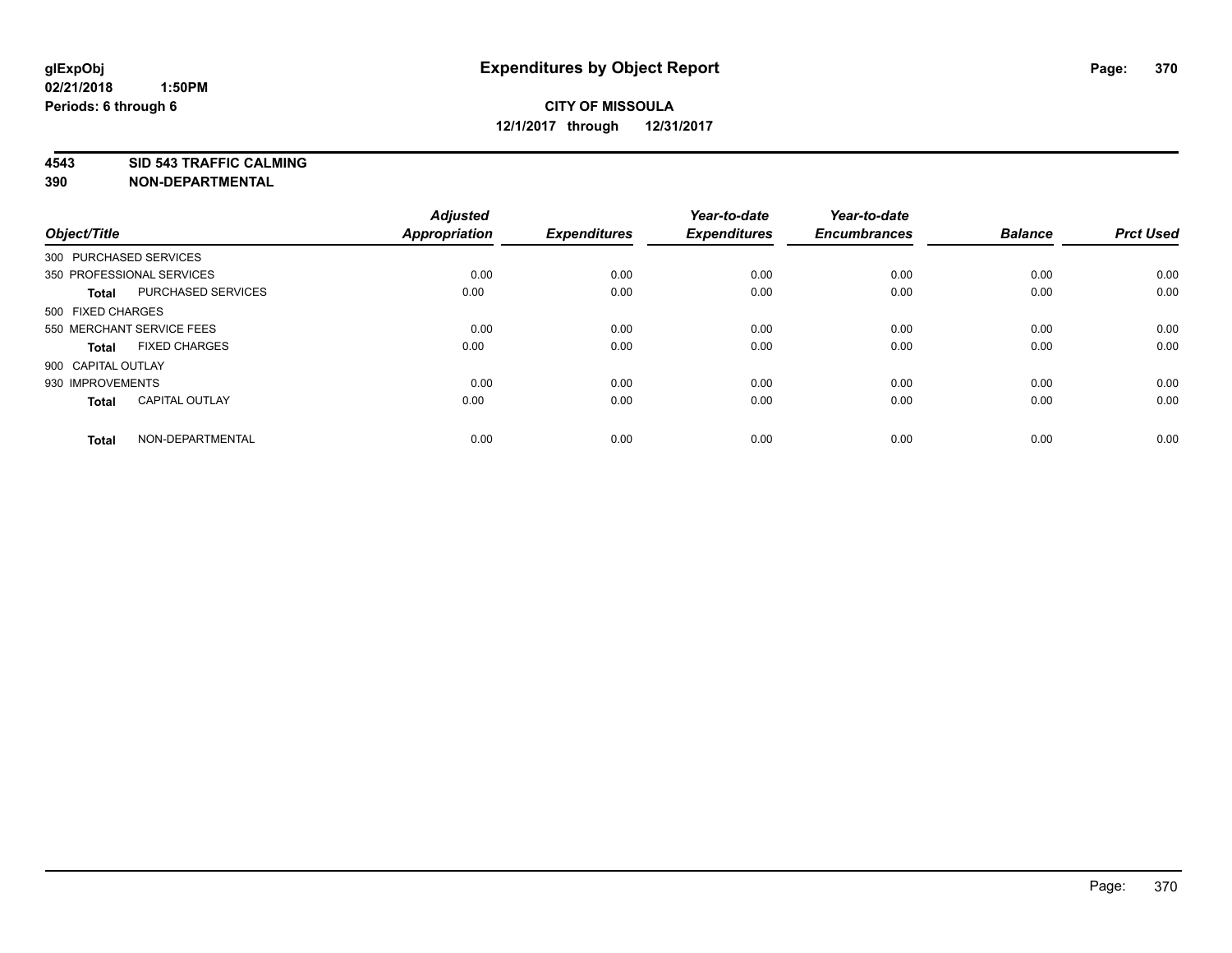**glExpObj**
**02/21/2018 1:50PM**
**Periods: 6 through 6**

# Expenditures by Object Report

**CITY OF MISSOULA**
**12/1/2017 through 12/31/2017**

**4543 SID 543 TRAFFIC CALMING**
**390 NON-DEPARTMENTAL**

| Object/Title | | Adjusted Appropriation | Expenditures | Year-to-date Expenditures | Year-to-date Encumbrances | Balance | Prct Used |
|---|---|---|---|---|---|---|---|
| 300 PURCHASED SERVICES | | | | | | | |
| 350 PROFESSIONAL SERVICES | | 0.00 | 0.00 | 0.00 | 0.00 | 0.00 | 0.00 |
| **Total** | PURCHASED SERVICES | 0.00 | 0.00 | 0.00 | 0.00 | 0.00 | 0.00 |
| 500 FIXED CHARGES | | | | | | | |
| 550 MERCHANT SERVICE FEES | | 0.00 | 0.00 | 0.00 | 0.00 | 0.00 | 0.00 |
| **Total** | FIXED CHARGES | 0.00 | 0.00 | 0.00 | 0.00 | 0.00 | 0.00 |
| 900 CAPITAL OUTLAY | | | | | | | |
| 930 IMPROVEMENTS | | 0.00 | 0.00 | 0.00 | 0.00 | 0.00 | 0.00 |
| **Total** | CAPITAL OUTLAY | 0.00 | 0.00 | 0.00 | 0.00 | 0.00 | 0.00 |
| **Total** | NON-DEPARTMENTAL | 0.00 | 0.00 | 0.00 | 0.00 | 0.00 | 0.00 |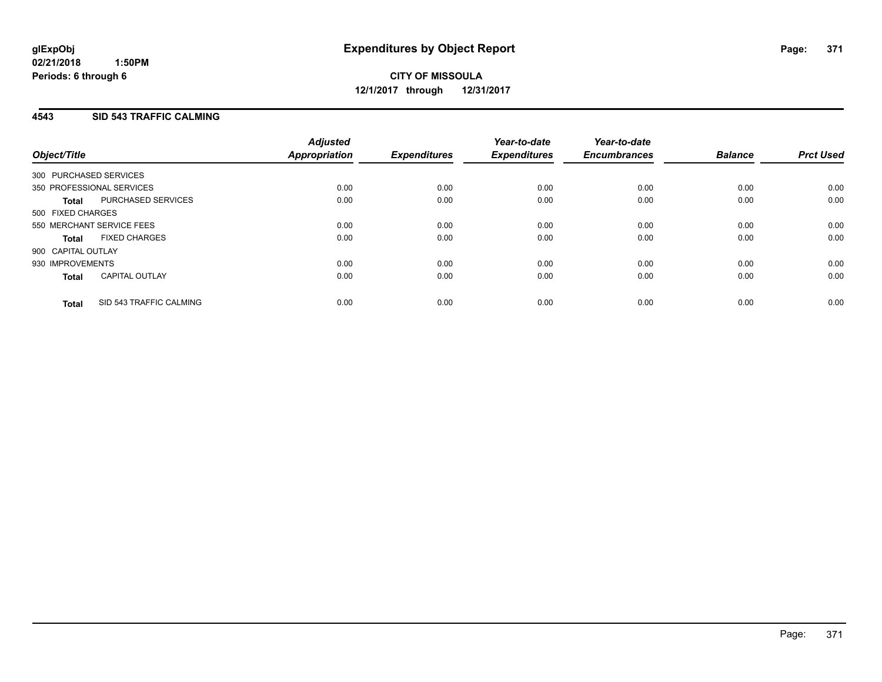**glExpObj**
**02/21/2018 1:50PM**
**Periods: 6 through 6**

# Expenditures by Object Report

**CITY OF MISSOULA**
**12/1/2017 through 12/31/2017**

## 4543 SID 543 TRAFFIC CALMING

| Object/Title | | *Adjusted Appropriation* | *Expenditures* | *Year-to-date Expenditures* | *Year-to-date Encumbrances* | *Balance* | *Prct Used* |
|---|---|---|---|---|---|---|---|
| 300 PURCHASED SERVICES | | | | | | | |
| 350 PROFESSIONAL SERVICES | | 0.00 | 0.00 | 0.00 | 0.00 | 0.00 | 0.00 |
| **Total** | PURCHASED SERVICES | 0.00 | 0.00 | 0.00 | 0.00 | 0.00 | 0.00 |
| 500 FIXED CHARGES | | | | | | | |
| 550 MERCHANT SERVICE FEES | | 0.00 | 0.00 | 0.00 | 0.00 | 0.00 | 0.00 |
| **Total** | FIXED CHARGES | 0.00 | 0.00 | 0.00 | 0.00 | 0.00 | 0.00 |
| 900 CAPITAL OUTLAY | | | | | | | |
| 930 IMPROVEMENTS | | 0.00 | 0.00 | 0.00 | 0.00 | 0.00 | 0.00 |
| **Total** | CAPITAL OUTLAY | 0.00 | 0.00 | 0.00 | 0.00 | 0.00 | 0.00 |
| **Total** | SID 543 TRAFFIC CALMING | 0.00 | 0.00 | 0.00 | 0.00 | 0.00 | 0.00 |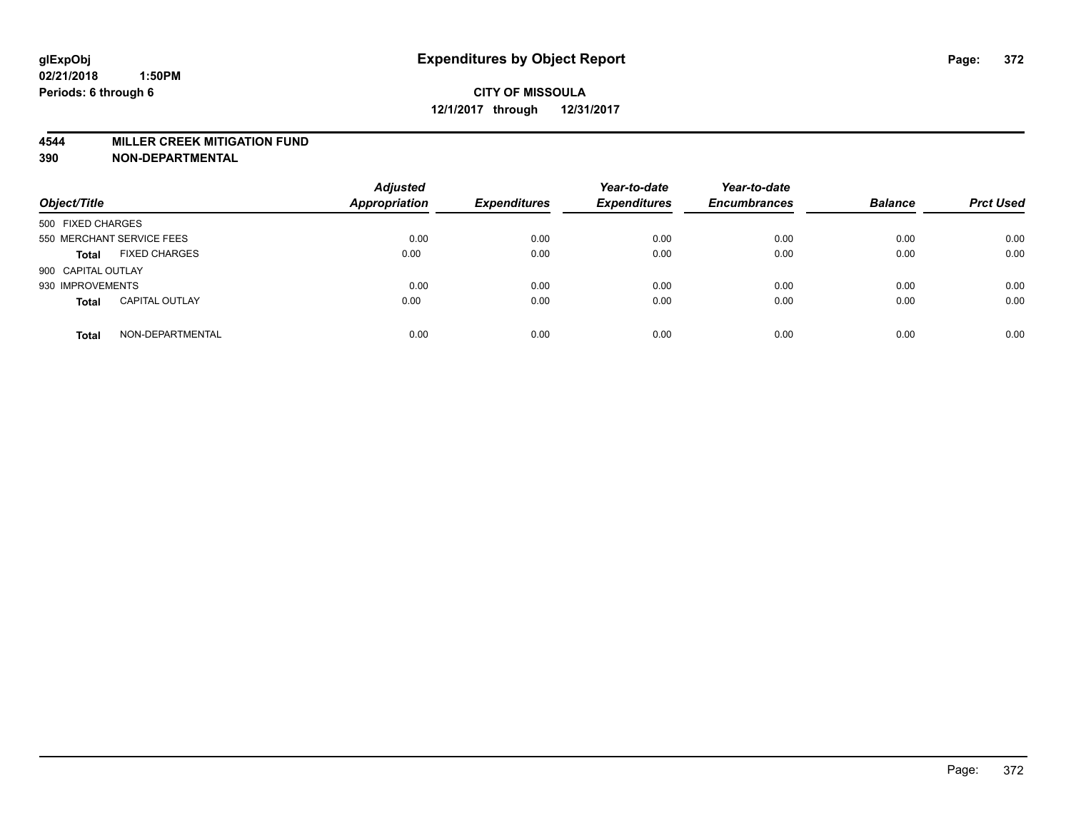**glExpObj**
**02/21/2018 1:50PM**
**Periods: 6 through 6**

# Expenditures by Object Report

**CITY OF MISSOULA**
**12/1/2017 through 12/31/2017**

**4544 MILLER CREEK MITIGATION FUND**
**390 NON-DEPARTMENTAL**

| Object/Title | Adjusted Appropriation | Expenditures | Year-to-date Expenditures | Year-to-date Encumbrances | Balance | Prct Used |
|---|---|---|---|---|---|---|
| 500 FIXED CHARGES | | | | | | |
| 550 MERCHANT SERVICE FEES | 0.00 | 0.00 | 0.00 | 0.00 | 0.00 | 0.00 |
| **Total** FIXED CHARGES | 0.00 | 0.00 | 0.00 | 0.00 | 0.00 | 0.00 |
| 900 CAPITAL OUTLAY | | | | | | |
| 930 IMPROVEMENTS | 0.00 | 0.00 | 0.00 | 0.00 | 0.00 | 0.00 |
| **Total** CAPITAL OUTLAY | 0.00 | 0.00 | 0.00 | 0.00 | 0.00 | 0.00 |
| **Total** NON-DEPARTMENTAL | 0.00 | 0.00 | 0.00 | 0.00 | 0.00 | 0.00 |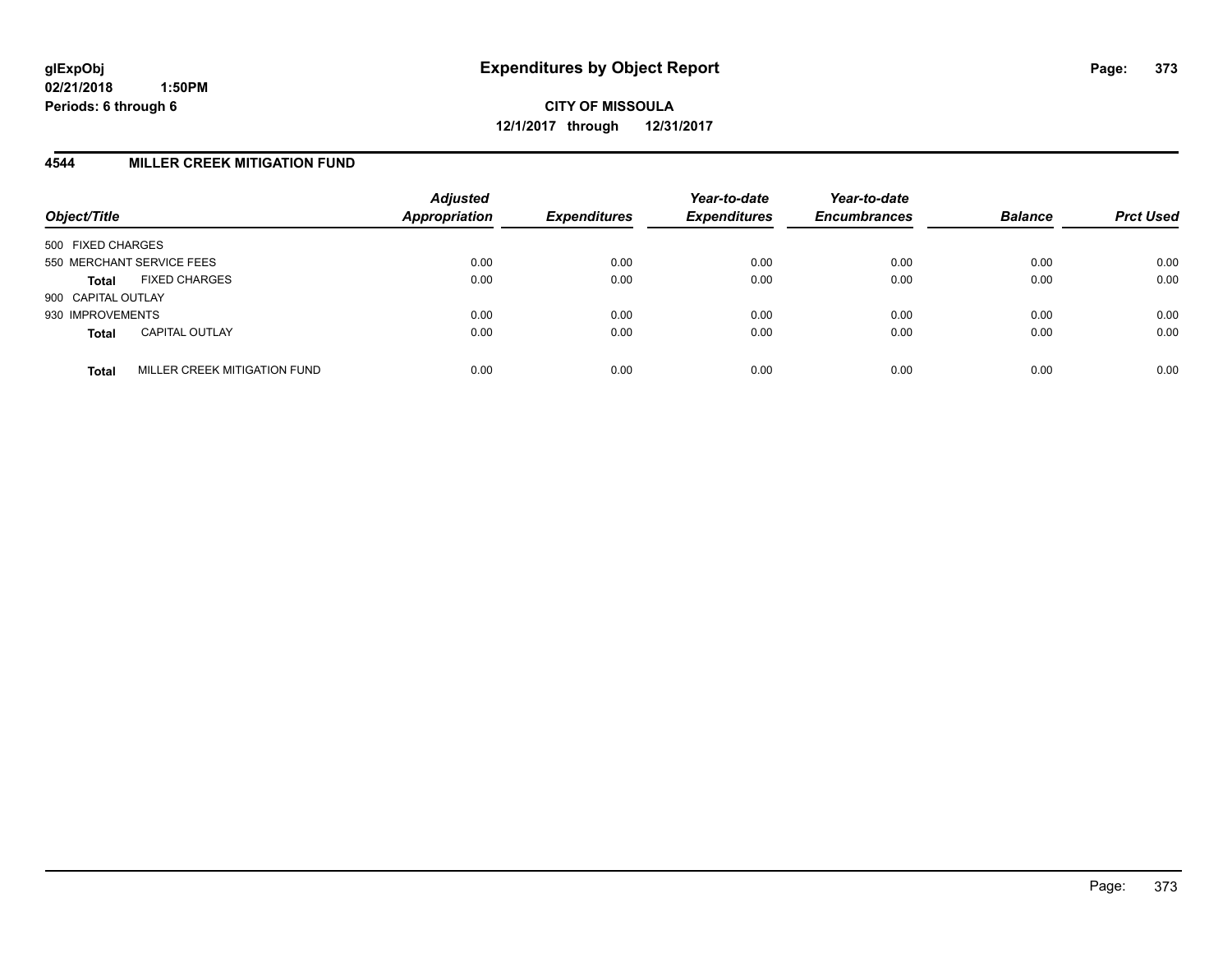**glExpObj**
**02/21/2018 1:50PM**
**Periods: 6 through 6**

# Expenditures by Object Report

**CITY OF MISSOULA**
**12/1/2017 through 12/31/2017**

## 4544 MILLER CREEK MITIGATION FUND

| Object/Title | | Adjusted Appropriation | Expenditures | Year-to-date Expenditures | Year-to-date Encumbrances | Balance | Prct Used |
|---|---|---|---|---|---|---|---|
| 500 FIXED CHARGES | | | | | | | |
| 550 MERCHANT SERVICE FEES | | 0.00 | 0.00 | 0.00 | 0.00 | 0.00 | 0.00 |
| **Total** | FIXED CHARGES | 0.00 | 0.00 | 0.00 | 0.00 | 0.00 | 0.00 |
| 900 CAPITAL OUTLAY | | | | | | | |
| 930 IMPROVEMENTS | | 0.00 | 0.00 | 0.00 | 0.00 | 0.00 | 0.00 |
| **Total** | CAPITAL OUTLAY | 0.00 | 0.00 | 0.00 | 0.00 | 0.00 | 0.00 |
| **Total** | MILLER CREEK MITIGATION FUND | 0.00 | 0.00 | 0.00 | 0.00 | 0.00 | 0.00 |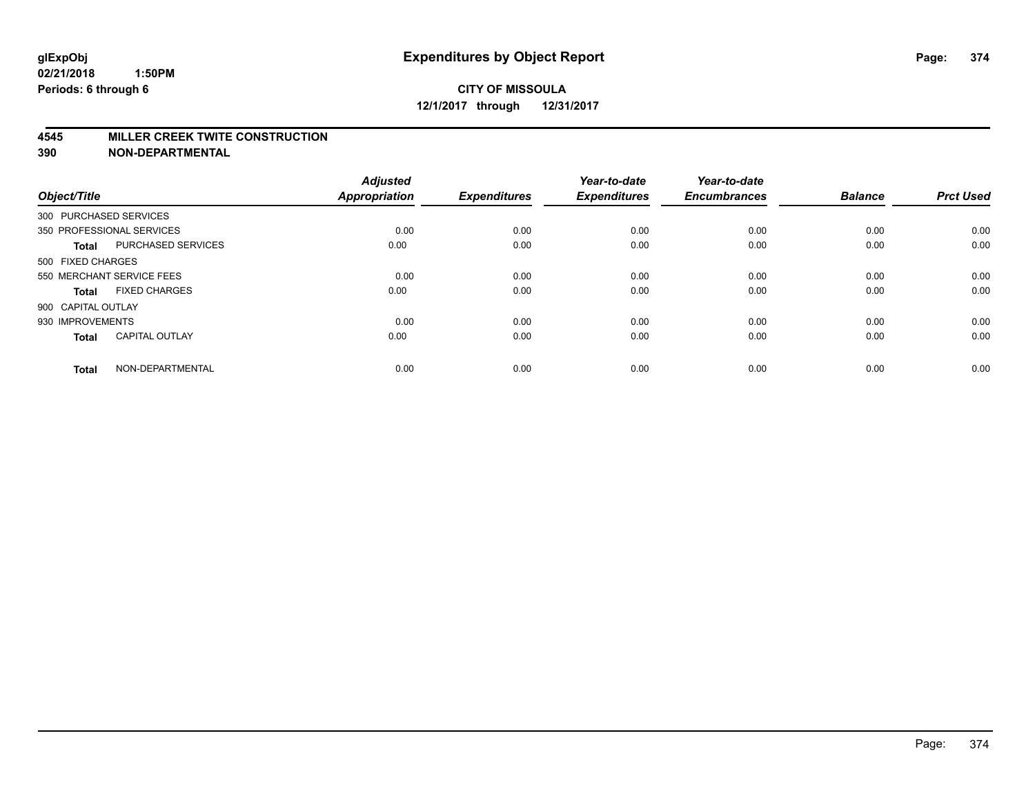**glExpObj** **Expenditures by Object Report**
**02/21/2018 1:50PM**
**Periods: 6 through 6**

**CITY OF MISSOULA**
**12/1/2017 through 12/31/2017**

## 4545 MILLER CREEK TWITE CONSTRUCTION
## 390 NON-DEPARTMENTAL

| Object/Title | | Adjusted Appropriation | Expenditures | Year-to-date Expenditures | Year-to-date Encumbrances | Balance | Prct Used |
|---|---|---|---|---|---|---|---|
| 300 PURCHASED SERVICES | | | | | | | |
| 350 PROFESSIONAL SERVICES | | 0.00 | 0.00 | 0.00 | 0.00 | 0.00 | 0.00 |
| **Total** | PURCHASED SERVICES | 0.00 | 0.00 | 0.00 | 0.00 | 0.00 | 0.00 |
| 500 FIXED CHARGES | | | | | | | |
| 550 MERCHANT SERVICE FEES | | 0.00 | 0.00 | 0.00 | 0.00 | 0.00 | 0.00 |
| **Total** | FIXED CHARGES | 0.00 | 0.00 | 0.00 | 0.00 | 0.00 | 0.00 |
| 900 CAPITAL OUTLAY | | | | | | | |
| 930 IMPROVEMENTS | | 0.00 | 0.00 | 0.00 | 0.00 | 0.00 | 0.00 |
| **Total** | CAPITAL OUTLAY | 0.00 | 0.00 | 0.00 | 0.00 | 0.00 | 0.00 |
| **Total** | NON-DEPARTMENTAL | 0.00 | 0.00 | 0.00 | 0.00 | 0.00 | 0.00 |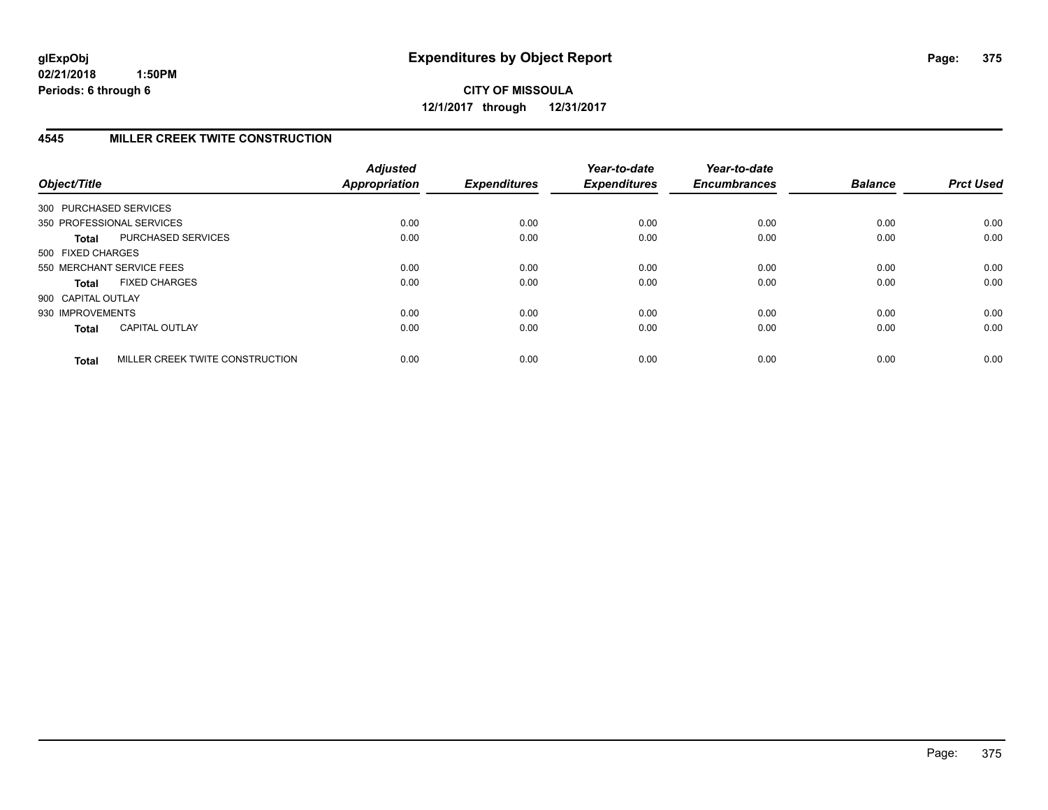**glExpObj** **Expenditures by Object Report**
**02/21/2018 1:50PM**
**Periods: 6 through 6**

**CITY OF MISSOULA**
**12/1/2017 through 12/31/2017**

## 4545 MILLER CREEK TWITE CONSTRUCTION

| Object/Title | | Adjusted Appropriation | Expenditures | Year-to-date Expenditures | Year-to-date Encumbrances | Balance | Prct Used |
|---|---|---|---|---|---|---|---|
| 300 PURCHASED SERVICES | | | | | | | |
| 350 PROFESSIONAL SERVICES | | 0.00 | 0.00 | 0.00 | 0.00 | 0.00 | 0.00 |
| **Total** | PURCHASED SERVICES | 0.00 | 0.00 | 0.00 | 0.00 | 0.00 | 0.00 |
| 500 FIXED CHARGES | | | | | | | |
| 550 MERCHANT SERVICE FEES | | 0.00 | 0.00 | 0.00 | 0.00 | 0.00 | 0.00 |
| **Total** | FIXED CHARGES | 0.00 | 0.00 | 0.00 | 0.00 | 0.00 | 0.00 |
| 900 CAPITAL OUTLAY | | | | | | | |
| 930 IMPROVEMENTS | | 0.00 | 0.00 | 0.00 | 0.00 | 0.00 | 0.00 |
| **Total** | CAPITAL OUTLAY | 0.00 | 0.00 | 0.00 | 0.00 | 0.00 | 0.00 |
| **Total** | MILLER CREEK TWITE CONSTRUCTION | 0.00 | 0.00 | 0.00 | 0.00 | 0.00 | 0.00 |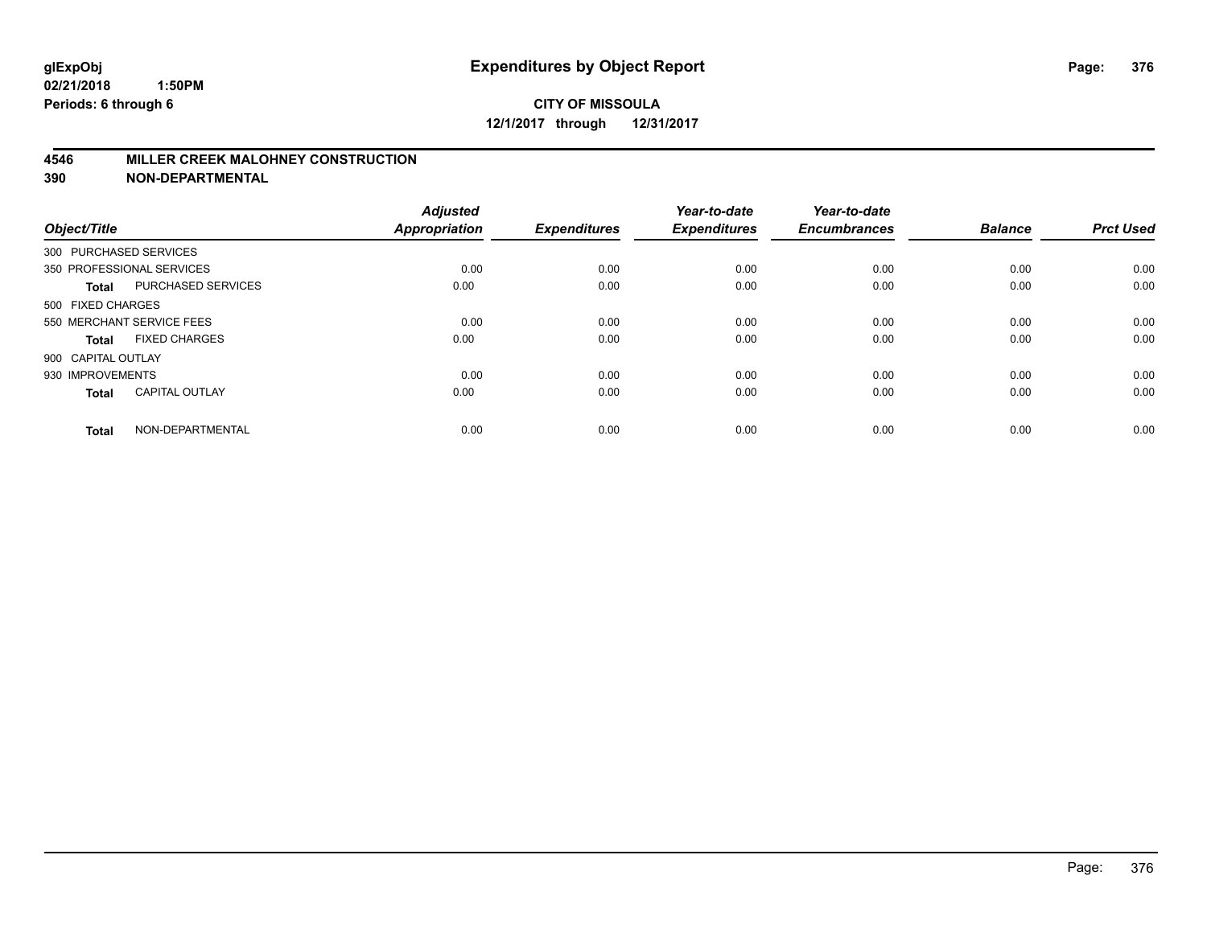**glExpObj**
**02/21/2018 1:50PM**
**Periods: 6 through 6**

# Expenditures by Object Report

**CITY OF MISSOULA**
**12/1/2017 through 12/31/2017**

## 4546 MILLER CREEK MALOHNEY CONSTRUCTION
## 390 NON-DEPARTMENTAL

| Object/Title | | Adjusted Appropriation | Expenditures | Year-to-date Expenditures | Year-to-date Encumbrances | Balance | Prct Used |
|---|---|---|---|---|---|---|---|
| 300 PURCHASED SERVICES | | | | | | | |
| 350 PROFESSIONAL SERVICES | | 0.00 | 0.00 | 0.00 | 0.00 | 0.00 | 0.00 |
| **Total** | PURCHASED SERVICES | 0.00 | 0.00 | 0.00 | 0.00 | 0.00 | 0.00 |
| 500 FIXED CHARGES | | | | | | | |
| 550 MERCHANT SERVICE FEES | | 0.00 | 0.00 | 0.00 | 0.00 | 0.00 | 0.00 |
| **Total** | FIXED CHARGES | 0.00 | 0.00 | 0.00 | 0.00 | 0.00 | 0.00 |
| 900 CAPITAL OUTLAY | | | | | | | |
| 930 IMPROVEMENTS | | 0.00 | 0.00 | 0.00 | 0.00 | 0.00 | 0.00 |
| **Total** | CAPITAL OUTLAY | 0.00 | 0.00 | 0.00 | 0.00 | 0.00 | 0.00 |
| **Total** | NON-DEPARTMENTAL | 0.00 | 0.00 | 0.00 | 0.00 | 0.00 | 0.00 |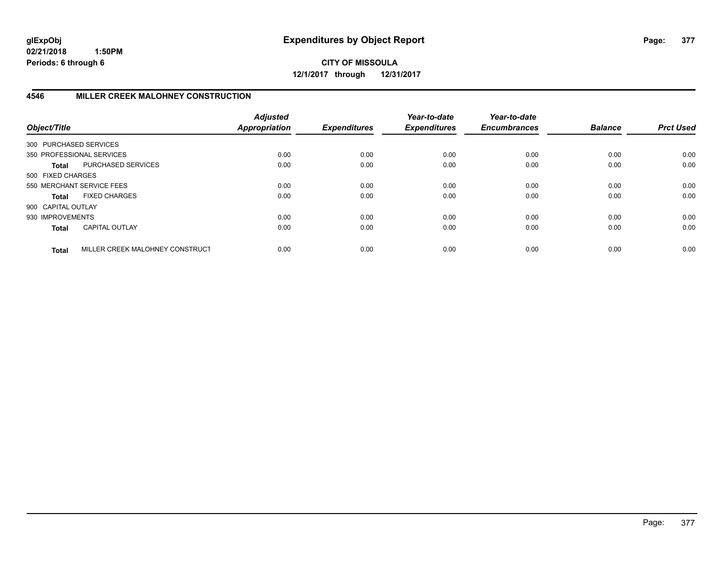**glExpObj** **Expenditures by Object Report**

**02/21/2018 1:50PM**

**Periods: 6 through 6**

**CITY OF MISSOULA**

**12/1/2017 through 12/31/2017**

## 4546 MILLER CREEK MALOHNEY CONSTRUCTION

| Object/Title | | Adjusted Appropriation | Expenditures | Year-to-date Expenditures | Year-to-date Encumbrances | Balance | Prct Used |
|---|---|---|---|---|---|---|---|
| 300 PURCHASED SERVICES | | | | | | | |
| 350 PROFESSIONAL SERVICES | | 0.00 | 0.00 | 0.00 | 0.00 | 0.00 | 0.00 |
| **Total** | PURCHASED SERVICES | 0.00 | 0.00 | 0.00 | 0.00 | 0.00 | 0.00 |
| 500 FIXED CHARGES | | | | | | | |
| 550 MERCHANT SERVICE FEES | | 0.00 | 0.00 | 0.00 | 0.00 | 0.00 | 0.00 |
| **Total** | FIXED CHARGES | 0.00 | 0.00 | 0.00 | 0.00 | 0.00 | 0.00 |
| 900 CAPITAL OUTLAY | | | | | | | |
| 930 IMPROVEMENTS | | 0.00 | 0.00 | 0.00 | 0.00 | 0.00 | 0.00 |
| **Total** | CAPITAL OUTLAY | 0.00 | 0.00 | 0.00 | 0.00 | 0.00 | 0.00 |
| **Total** | MILLER CREEK MALOHNEY CONSTRUCT | 0.00 | 0.00 | 0.00 | 0.00 | 0.00 | 0.00 |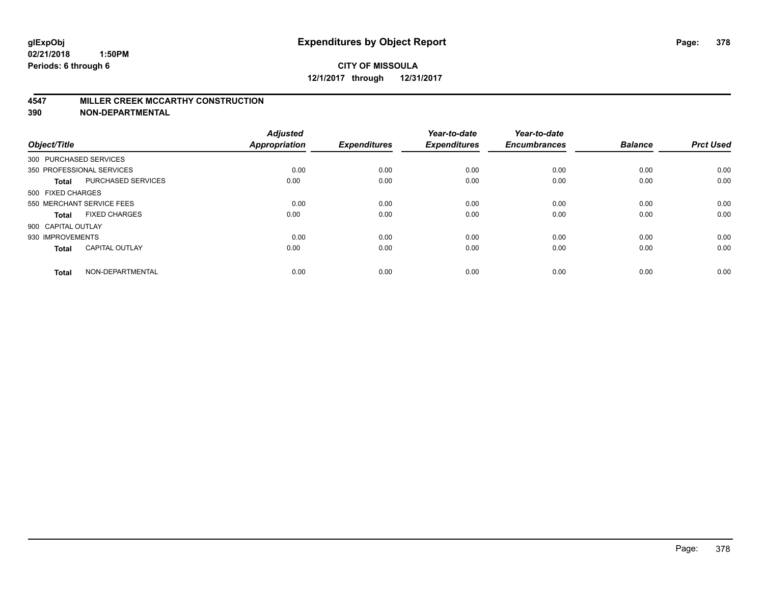**glExpObj** **Expenditures by Object Report**

**02/21/2018 1:50PM**

**Periods: 6 through 6**

**CITY OF MISSOULA**

**12/1/2017 through 12/31/2017**

**4547 MILLER CREEK MCCARTHY CONSTRUCTION**

**390 NON-DEPARTMENTAL**

| Object/Title | | Adjusted Appropriation | Expenditures | Year-to-date Expenditures | Year-to-date Encumbrances | Balance | Prct Used |
|---|---|---|---|---|---|---|---|
| 300 PURCHASED SERVICES | | | | | | | |
| 350 PROFESSIONAL SERVICES | | 0.00 | 0.00 | 0.00 | 0.00 | 0.00 | 0.00 |
| **Total** | PURCHASED SERVICES | 0.00 | 0.00 | 0.00 | 0.00 | 0.00 | 0.00 |
| 500 FIXED CHARGES | | | | | | | |
| 550 MERCHANT SERVICE FEES | | 0.00 | 0.00 | 0.00 | 0.00 | 0.00 | 0.00 |
| **Total** | FIXED CHARGES | 0.00 | 0.00 | 0.00 | 0.00 | 0.00 | 0.00 |
| 900 CAPITAL OUTLAY | | | | | | | |
| 930 IMPROVEMENTS | | 0.00 | 0.00 | 0.00 | 0.00 | 0.00 | 0.00 |
| **Total** | CAPITAL OUTLAY | 0.00 | 0.00 | 0.00 | 0.00 | 0.00 | 0.00 |
| **Total** | NON-DEPARTMENTAL | 0.00 | 0.00 | 0.00 | 0.00 | 0.00 | 0.00 |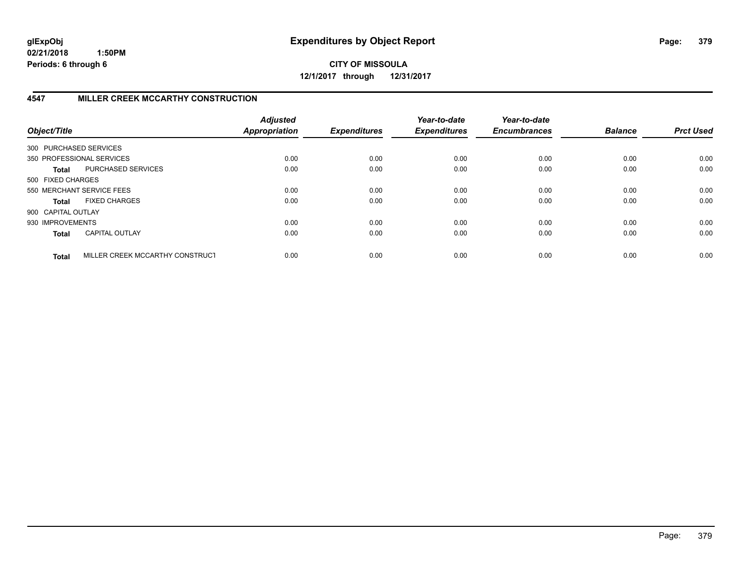# Expenditures by Object Report

glExpObj
02/21/2018 1:50PM
Periods: 6 through 6

**CITY OF MISSOULA**
**12/1/2017 through 12/31/2017**

## 4547 MILLER CREEK MCCARTHY CONSTRUCTION

| Object/Title | | Adjusted Appropriation | Expenditures | Year-to-date Expenditures | Year-to-date Encumbrances | Balance | Prct Used |
|---|---|---|---|---|---|---|---|
| 300 PURCHASED SERVICES | | | | | | | |
| 350 PROFESSIONAL SERVICES | | 0.00 | 0.00 | 0.00 | 0.00 | 0.00 | 0.00 |
| **Total** | PURCHASED SERVICES | 0.00 | 0.00 | 0.00 | 0.00 | 0.00 | 0.00 |
| 500 FIXED CHARGES | | | | | | | |
| 550 MERCHANT SERVICE FEES | | 0.00 | 0.00 | 0.00 | 0.00 | 0.00 | 0.00 |
| **Total** | FIXED CHARGES | 0.00 | 0.00 | 0.00 | 0.00 | 0.00 | 0.00 |
| 900 CAPITAL OUTLAY | | | | | | | |
| 930 IMPROVEMENTS | | 0.00 | 0.00 | 0.00 | 0.00 | 0.00 | 0.00 |
| **Total** | CAPITAL OUTLAY | 0.00 | 0.00 | 0.00 | 0.00 | 0.00 | 0.00 |
| **Total** | MILLER CREEK MCCARTHY CONSTRUCT | 0.00 | 0.00 | 0.00 | 0.00 | 0.00 | 0.00 |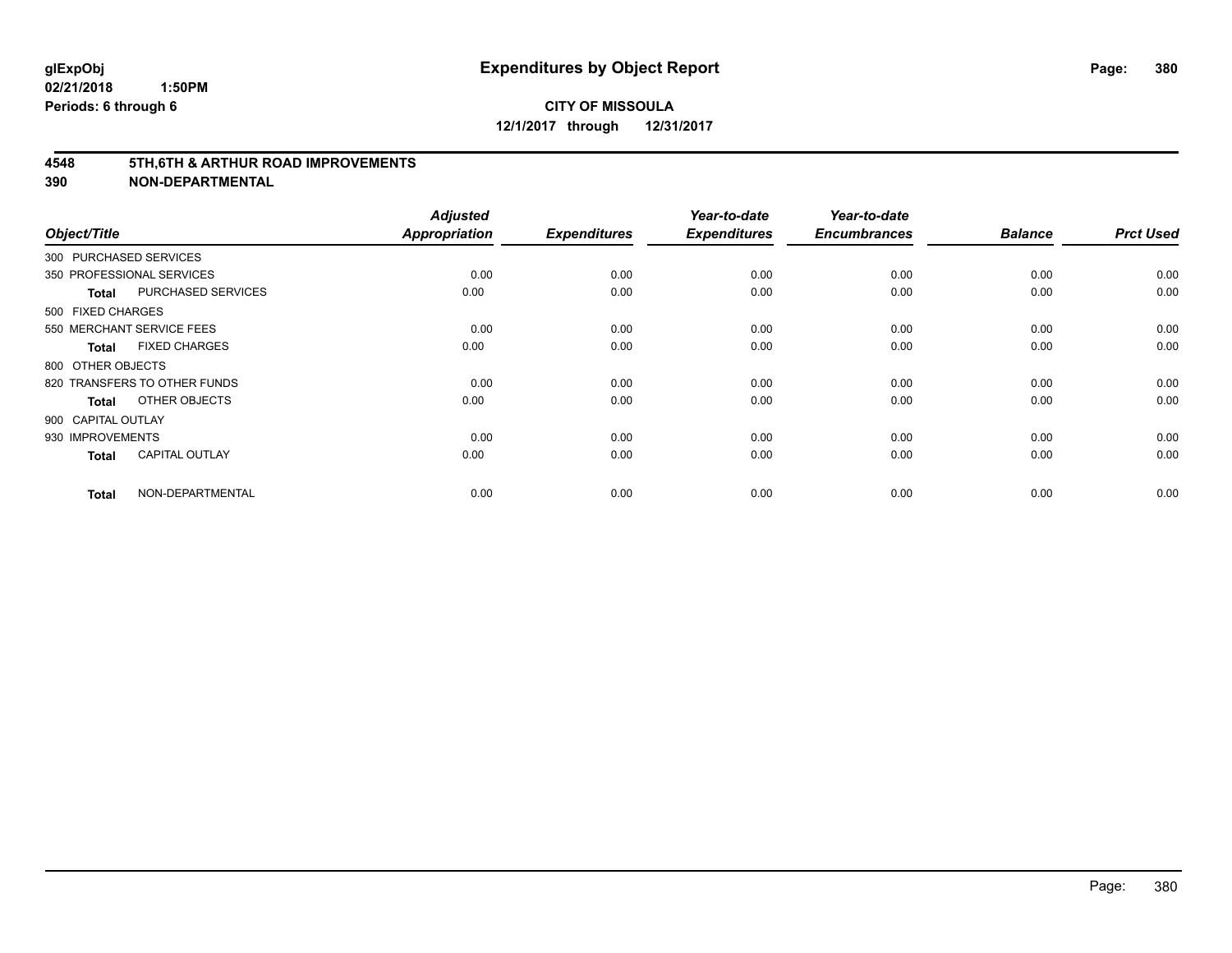glExpObj
02/21/2018 1:50PM
Periods: 6 through 6

# Expenditures by Object Report

**CITY OF MISSOULA**
**12/1/2017 through 12/31/2017**

## 4548 5TH,6TH & ARTHUR ROAD IMPROVEMENTS
## 390 NON-DEPARTMENTAL

| Object/Title | | Adjusted Appropriation | Expenditures | Year-to-date Expenditures | Year-to-date Encumbrances | Balance | Prct Used |
|---|---|---|---|---|---|---|---|
| 300 PURCHASED SERVICES | | | | | | | |
| 350 PROFESSIONAL SERVICES | | 0.00 | 0.00 | 0.00 | 0.00 | 0.00 | 0.00 |
| Total | PURCHASED SERVICES | 0.00 | 0.00 | 0.00 | 0.00 | 0.00 | 0.00 |
| 500 FIXED CHARGES | | | | | | | |
| 550 MERCHANT SERVICE FEES | | 0.00 | 0.00 | 0.00 | 0.00 | 0.00 | 0.00 |
| Total | FIXED CHARGES | 0.00 | 0.00 | 0.00 | 0.00 | 0.00 | 0.00 |
| 800 OTHER OBJECTS | | | | | | | |
| 820 TRANSFERS TO OTHER FUNDS | | 0.00 | 0.00 | 0.00 | 0.00 | 0.00 | 0.00 |
| Total | OTHER OBJECTS | 0.00 | 0.00 | 0.00 | 0.00 | 0.00 | 0.00 |
| 900 CAPITAL OUTLAY | | | | | | | |
| 930 IMPROVEMENTS | | 0.00 | 0.00 | 0.00 | 0.00 | 0.00 | 0.00 |
| Total | CAPITAL OUTLAY | 0.00 | 0.00 | 0.00 | 0.00 | 0.00 | 0.00 |
| Total | NON-DEPARTMENTAL | 0.00 | 0.00 | 0.00 | 0.00 | 0.00 | 0.00 |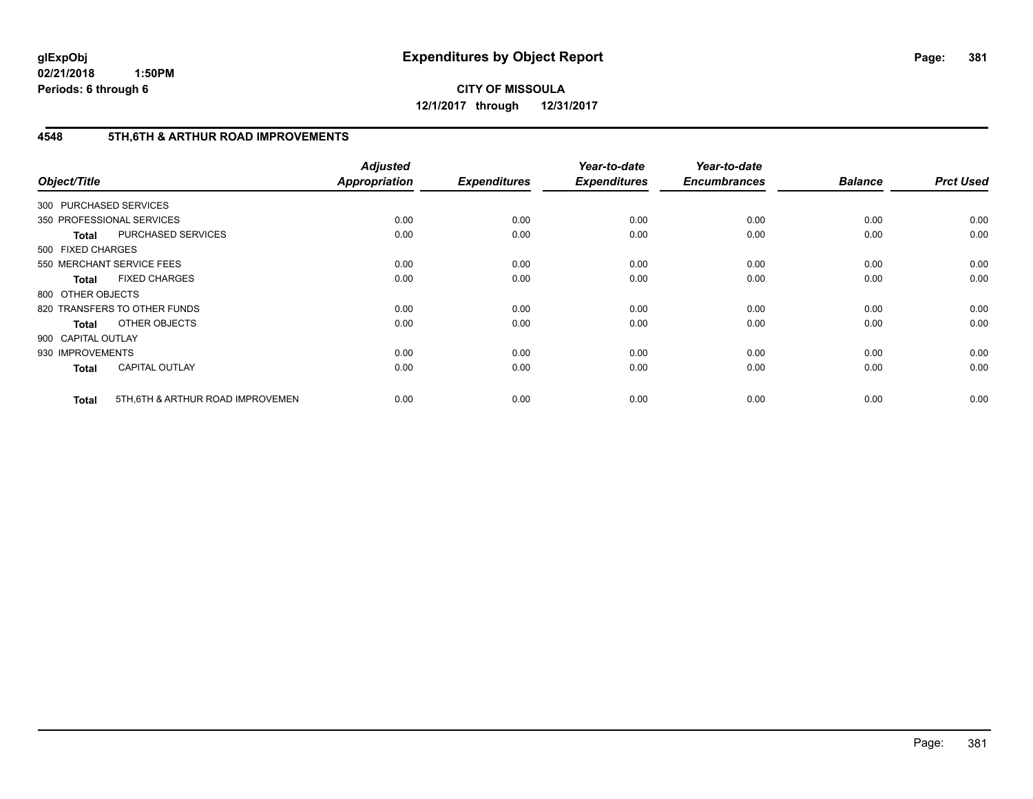**glExpObj** **Expenditures by Object Report**

**02/21/2018 1:50PM**

**Periods: 6 through 6**

**CITY OF MISSOULA**

**12/1/2017 through 12/31/2017**

## 4548 5TH,6TH & ARTHUR ROAD IMPROVEMENTS

| Object/Title | | Adjusted Appropriation | Expenditures | Year-to-date Expenditures | Year-to-date Encumbrances | Balance | Prct Used |
|---|---|---|---|---|---|---|---|
| 300 PURCHASED SERVICES | | | | | | | |
| 350 PROFESSIONAL SERVICES | | 0.00 | 0.00 | 0.00 | 0.00 | 0.00 | 0.00 |
| **Total** | PURCHASED SERVICES | 0.00 | 0.00 | 0.00 | 0.00 | 0.00 | 0.00 |
| 500 FIXED CHARGES | | | | | | | |
| 550 MERCHANT SERVICE FEES | | 0.00 | 0.00 | 0.00 | 0.00 | 0.00 | 0.00 |
| **Total** | FIXED CHARGES | 0.00 | 0.00 | 0.00 | 0.00 | 0.00 | 0.00 |
| 800 OTHER OBJECTS | | | | | | | |
| 820 TRANSFERS TO OTHER FUNDS | | 0.00 | 0.00 | 0.00 | 0.00 | 0.00 | 0.00 |
| **Total** | OTHER OBJECTS | 0.00 | 0.00 | 0.00 | 0.00 | 0.00 | 0.00 |
| 900 CAPITAL OUTLAY | | | | | | | |
| 930 IMPROVEMENTS | | 0.00 | 0.00 | 0.00 | 0.00 | 0.00 | 0.00 |
| **Total** | CAPITAL OUTLAY | 0.00 | 0.00 | 0.00 | 0.00 | 0.00 | 0.00 |
| **Total** | 5TH,6TH & ARTHUR ROAD IMPROVEMEN | 0.00 | 0.00 | 0.00 | 0.00 | 0.00 | 0.00 |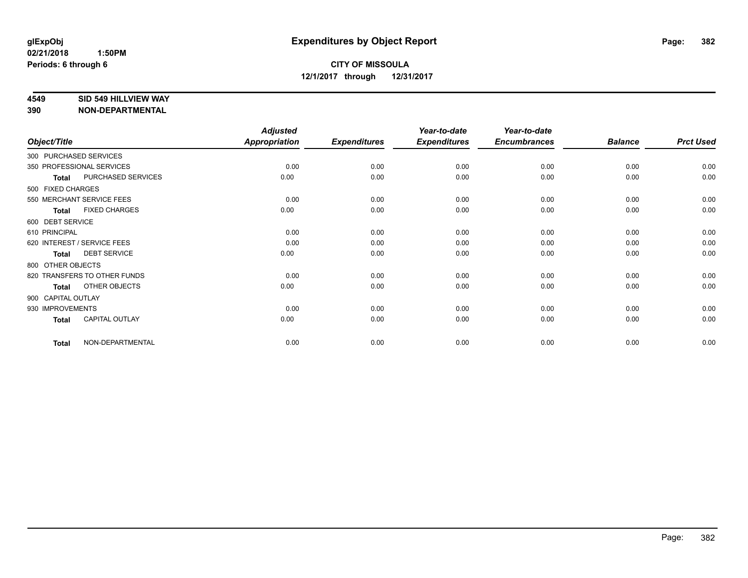**glExpObj**
**02/21/2018 1:50PM**
**Periods: 6 through 6**

# Expenditures by Object Report

**CITY OF MISSOULA**
**12/1/2017 through 12/31/2017**

**4549 SID 549 HILLVIEW WAY**
**390 NON-DEPARTMENTAL**

| Object/Title | | Adjusted Appropriation | Expenditures | Year-to-date Expenditures | Year-to-date Encumbrances | Balance | Prct Used |
|---|---|---|---|---|---|---|---|
| 300 PURCHASED SERVICES | | | | | | | |
| 350 PROFESSIONAL SERVICES | | 0.00 | 0.00 | 0.00 | 0.00 | 0.00 | 0.00 |
| **Total** | PURCHASED SERVICES | 0.00 | 0.00 | 0.00 | 0.00 | 0.00 | 0.00 |
| 500 FIXED CHARGES | | | | | | | |
| 550 MERCHANT SERVICE FEES | | 0.00 | 0.00 | 0.00 | 0.00 | 0.00 | 0.00 |
| **Total** | FIXED CHARGES | 0.00 | 0.00 | 0.00 | 0.00 | 0.00 | 0.00 |
| 600 DEBT SERVICE | | | | | | | |
| 610 PRINCIPAL | | 0.00 | 0.00 | 0.00 | 0.00 | 0.00 | 0.00 |
| 620 INTEREST / SERVICE FEES | | 0.00 | 0.00 | 0.00 | 0.00 | 0.00 | 0.00 |
| **Total** | DEBT SERVICE | 0.00 | 0.00 | 0.00 | 0.00 | 0.00 | 0.00 |
| 800 OTHER OBJECTS | | | | | | | |
| 820 TRANSFERS TO OTHER FUNDS | | 0.00 | 0.00 | 0.00 | 0.00 | 0.00 | 0.00 |
| **Total** | OTHER OBJECTS | 0.00 | 0.00 | 0.00 | 0.00 | 0.00 | 0.00 |
| 900 CAPITAL OUTLAY | | | | | | | |
| 930 IMPROVEMENTS | | 0.00 | 0.00 | 0.00 | 0.00 | 0.00 | 0.00 |
| **Total** | CAPITAL OUTLAY | 0.00 | 0.00 | 0.00 | 0.00 | 0.00 | 0.00 |
| **Total** | NON-DEPARTMENTAL | 0.00 | 0.00 | 0.00 | 0.00 | 0.00 | 0.00 |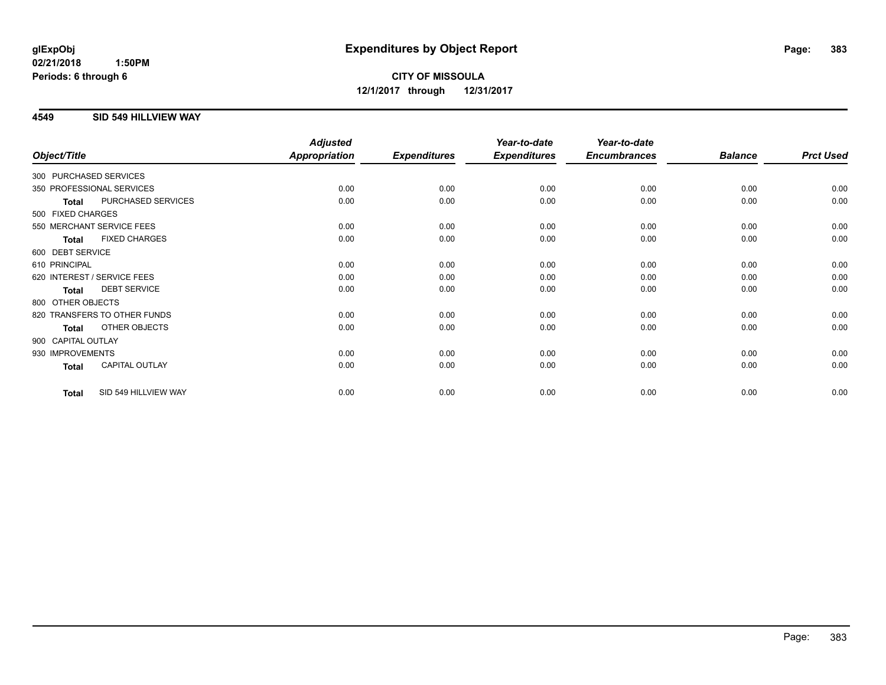**glExpObj**
**02/21/2018 1:50PM**
**Periods: 6 through 6**

# Expenditures by Object Report

**CITY OF MISSOULA**
**12/1/2017 through 12/31/2017**

## 4549 SID 549 HILLVIEW WAY

| Object/Title | | Adjusted Appropriation | Expenditures | Year-to-date Expenditures | Year-to-date Encumbrances | Balance | Prct Used |
|---|---|---|---|---|---|---|---|
| 300 PURCHASED SERVICES | | | | | | | |
| 350 PROFESSIONAL SERVICES | | 0.00 | 0.00 | 0.00 | 0.00 | 0.00 | 0.00 |
| **Total** | PURCHASED SERVICES | 0.00 | 0.00 | 0.00 | 0.00 | 0.00 | 0.00 |
| 500 FIXED CHARGES | | | | | | | |
| 550 MERCHANT SERVICE FEES | | 0.00 | 0.00 | 0.00 | 0.00 | 0.00 | 0.00 |
| **Total** | FIXED CHARGES | 0.00 | 0.00 | 0.00 | 0.00 | 0.00 | 0.00 |
| 600 DEBT SERVICE | | | | | | | |
| 610 PRINCIPAL | | 0.00 | 0.00 | 0.00 | 0.00 | 0.00 | 0.00 |
| 620 INTEREST / SERVICE FEES | | 0.00 | 0.00 | 0.00 | 0.00 | 0.00 | 0.00 |
| **Total** | DEBT SERVICE | 0.00 | 0.00 | 0.00 | 0.00 | 0.00 | 0.00 |
| 800 OTHER OBJECTS | | | | | | | |
| 820 TRANSFERS TO OTHER FUNDS | | 0.00 | 0.00 | 0.00 | 0.00 | 0.00 | 0.00 |
| **Total** | OTHER OBJECTS | 0.00 | 0.00 | 0.00 | 0.00 | 0.00 | 0.00 |
| 900 CAPITAL OUTLAY | | | | | | | |
| 930 IMPROVEMENTS | | 0.00 | 0.00 | 0.00 | 0.00 | 0.00 | 0.00 |
| **Total** | CAPITAL OUTLAY | 0.00 | 0.00 | 0.00 | 0.00 | 0.00 | 0.00 |
| **Total** | SID 549 HILLVIEW WAY | 0.00 | 0.00 | 0.00 | 0.00 | 0.00 | 0.00 |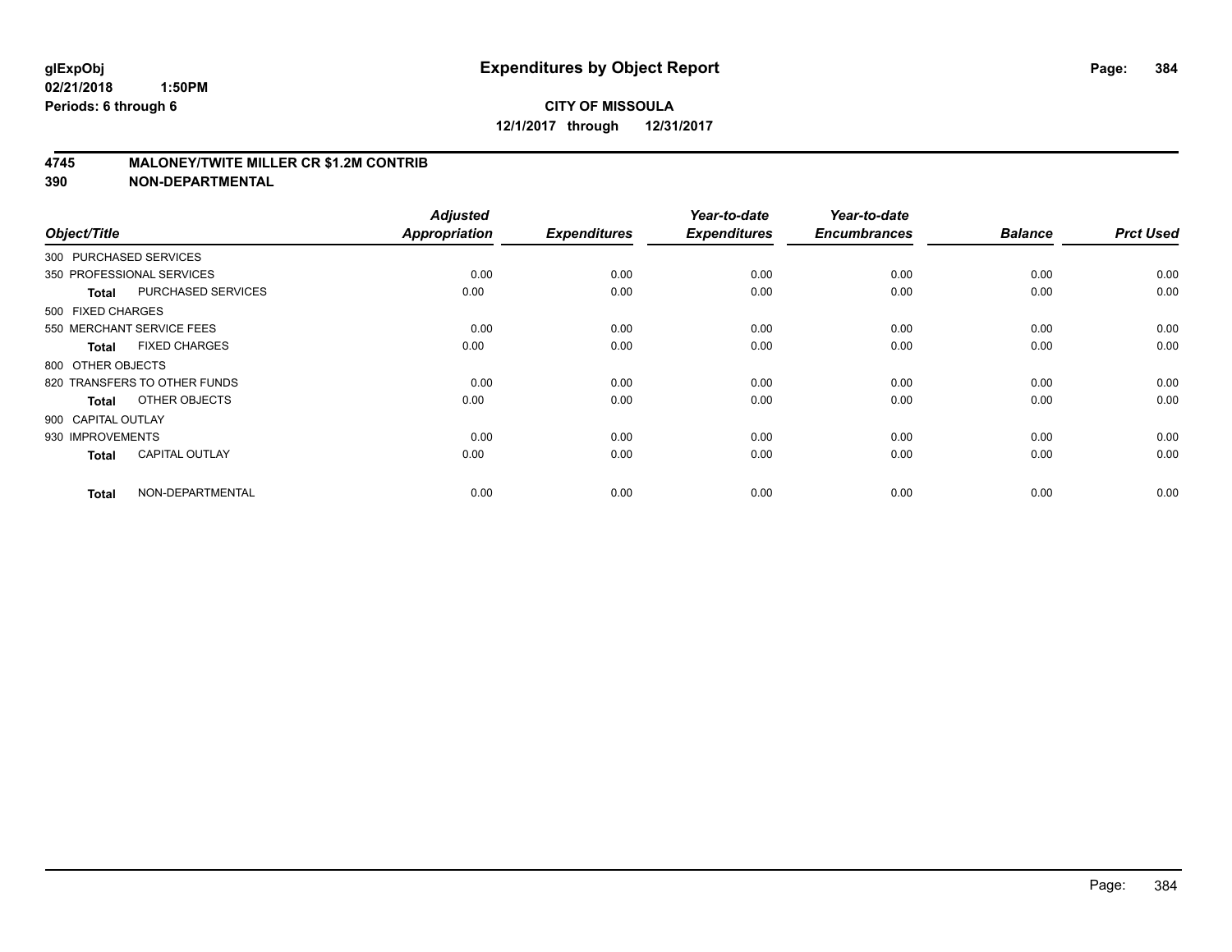**glExpObj**
**02/21/2018 1:50PM**
**Periods: 6 through 6**

# Expenditures by Object Report

**CITY OF MISSOULA**
**12/1/2017 through 12/31/2017**

## 4745 MALONEY/TWITE MILLER CR $1.2M CONTRIB
## 390 NON-DEPARTMENTAL

| Object/Title | | Adjusted Appropriation | Expenditures | Year-to-date Expenditures | Year-to-date Encumbrances | Balance | Prct Used |
|---|---|---|---|---|---|---|---|
| 300 PURCHASED SERVICES | | | | | | | |
| 350 PROFESSIONAL SERVICES | | 0.00 | 0.00 | 0.00 | 0.00 | 0.00 | 0.00 |
| **Total** | PURCHASED SERVICES | 0.00 | 0.00 | 0.00 | 0.00 | 0.00 | 0.00 |
| 500 FIXED CHARGES | | | | | | | |
| 550 MERCHANT SERVICE FEES | | 0.00 | 0.00 | 0.00 | 0.00 | 0.00 | 0.00 |
| **Total** | FIXED CHARGES | 0.00 | 0.00 | 0.00 | 0.00 | 0.00 | 0.00 |
| 800 OTHER OBJECTS | | | | | | | |
| 820 TRANSFERS TO OTHER FUNDS | | 0.00 | 0.00 | 0.00 | 0.00 | 0.00 | 0.00 |
| **Total** | OTHER OBJECTS | 0.00 | 0.00 | 0.00 | 0.00 | 0.00 | 0.00 |
| 900 CAPITAL OUTLAY | | | | | | | |
| 930 IMPROVEMENTS | | 0.00 | 0.00 | 0.00 | 0.00 | 0.00 | 0.00 |
| **Total** | CAPITAL OUTLAY | 0.00 | 0.00 | 0.00 | 0.00 | 0.00 | 0.00 |
| **Total** | NON-DEPARTMENTAL | 0.00 | 0.00 | 0.00 | 0.00 | 0.00 | 0.00 |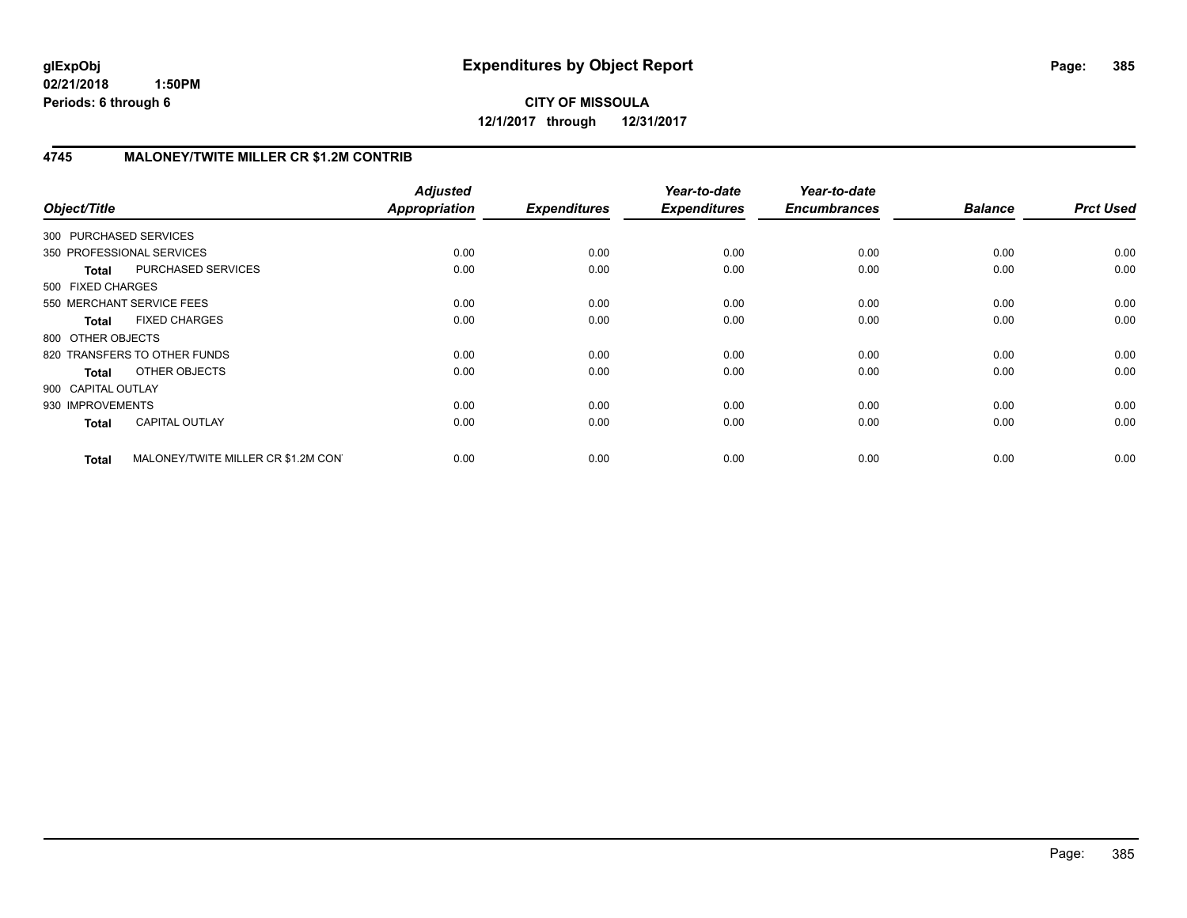**CITY OF MISSOULA**

**12/1/2017 through 12/31/2017**

## 4745 MALONEY/TWITE MILLER CR $1.2M CONTRIB

| Object/Title | | Adjusted Appropriation | Expenditures | Year-to-date Expenditures | Year-to-date Encumbrances | Balance | Prct Used |
|---|---|---|---|---|---|---|---|
| 300 PURCHASED SERVICES | | | | | | | |
| 350 PROFESSIONAL SERVICES | | 0.00 | 0.00 | 0.00 | 0.00 | 0.00 | 0.00 |
| **Total** | PURCHASED SERVICES | 0.00 | 0.00 | 0.00 | 0.00 | 0.00 | 0.00 |
| 500 FIXED CHARGES | | | | | | | |
| 550 MERCHANT SERVICE FEES | | 0.00 | 0.00 | 0.00 | 0.00 | 0.00 | 0.00 |
| **Total** | FIXED CHARGES | 0.00 | 0.00 | 0.00 | 0.00 | 0.00 | 0.00 |
| 800 OTHER OBJECTS | | | | | | | |
| 820 TRANSFERS TO OTHER FUNDS | | 0.00 | 0.00 | 0.00 | 0.00 | 0.00 | 0.00 |
| **Total** | OTHER OBJECTS | 0.00 | 0.00 | 0.00 | 0.00 | 0.00 | 0.00 |
| 900 CAPITAL OUTLAY | | | | | | | |
| 930 IMPROVEMENTS | | 0.00 | 0.00 | 0.00 | 0.00 | 0.00 | 0.00 |
| **Total** | CAPITAL OUTLAY | 0.00 | 0.00 | 0.00 | 0.00 | 0.00 | 0.00 |
| **Total** | MALONEY/TWITE MILLER CR $1.2M CON | 0.00 | 0.00 | 0.00 | 0.00 | 0.00 | 0.00 |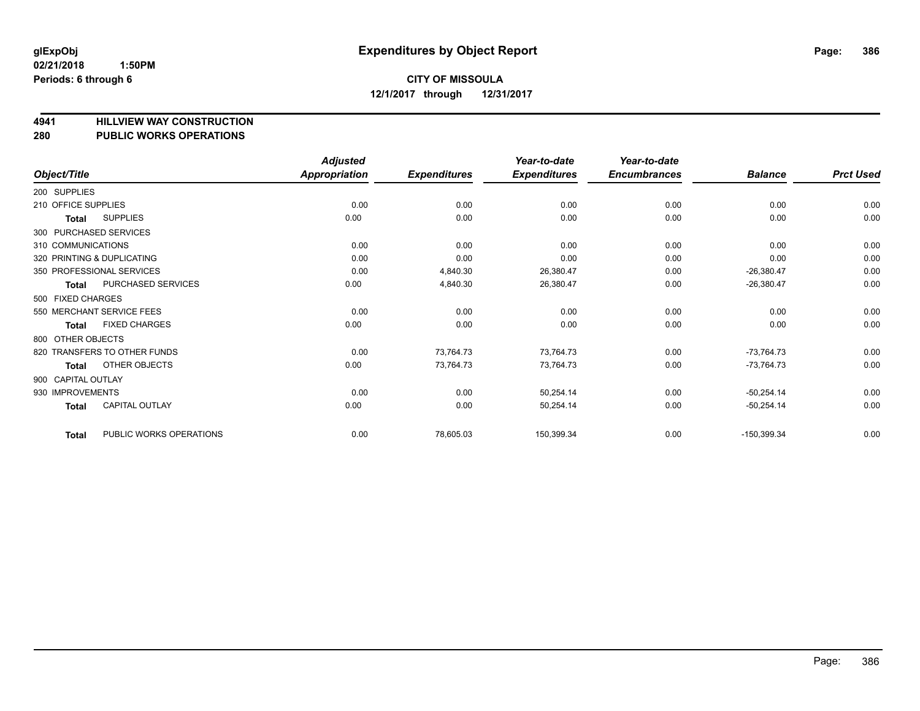**glExpObj**
**02/21/2018 1:50PM**
**Periods: 6 through 6**

# Expenditures by Object Report

**CITY OF MISSOULA**
**12/1/2017 through 12/31/2017**

## 4941 HILLVIEW WAY CONSTRUCTION
## 280 PUBLIC WORKS OPERATIONS

| Object/Title | | Adjusted Appropriation | Expenditures | Year-to-date Expenditures | Year-to-date Encumbrances | Balance | Prct Used |
|---|---|---|---|---|---|---|---|
| 200 SUPPLIES | | | | | | | |
| 210 OFFICE SUPPLIES | | 0.00 | 0.00 | 0.00 | 0.00 | 0.00 | 0.00 |
| Total | SUPPLIES | 0.00 | 0.00 | 0.00 | 0.00 | 0.00 | 0.00 |
| 300 PURCHASED SERVICES | | | | | | | |
| 310 COMMUNICATIONS | | 0.00 | 0.00 | 0.00 | 0.00 | 0.00 | 0.00 |
| 320 PRINTING & DUPLICATING | | 0.00 | 0.00 | 0.00 | 0.00 | 0.00 | 0.00 |
| 350 PROFESSIONAL SERVICES | | 0.00 | 4,840.30 | 26,380.47 | 0.00 | -26,380.47 | 0.00 |
| Total | PURCHASED SERVICES | 0.00 | 4,840.30 | 26,380.47 | 0.00 | -26,380.47 | 0.00 |
| 500 FIXED CHARGES | | | | | | | |
| 550 MERCHANT SERVICE FEES | | 0.00 | 0.00 | 0.00 | 0.00 | 0.00 | 0.00 |
| Total | FIXED CHARGES | 0.00 | 0.00 | 0.00 | 0.00 | 0.00 | 0.00 |
| 800 OTHER OBJECTS | | | | | | | |
| 820 TRANSFERS TO OTHER FUNDS | | 0.00 | 73,764.73 | 73,764.73 | 0.00 | -73,764.73 | 0.00 |
| Total | OTHER OBJECTS | 0.00 | 73,764.73 | 73,764.73 | 0.00 | -73,764.73 | 0.00 |
| 900 CAPITAL OUTLAY | | | | | | | |
| 930 IMPROVEMENTS | | 0.00 | 0.00 | 50,254.14 | 0.00 | -50,254.14 | 0.00 |
| Total | CAPITAL OUTLAY | 0.00 | 0.00 | 50,254.14 | 0.00 | -50,254.14 | 0.00 |
| Total | PUBLIC WORKS OPERATIONS | 0.00 | 78,605.03 | 150,399.34 | 0.00 | -150,399.34 | 0.00 |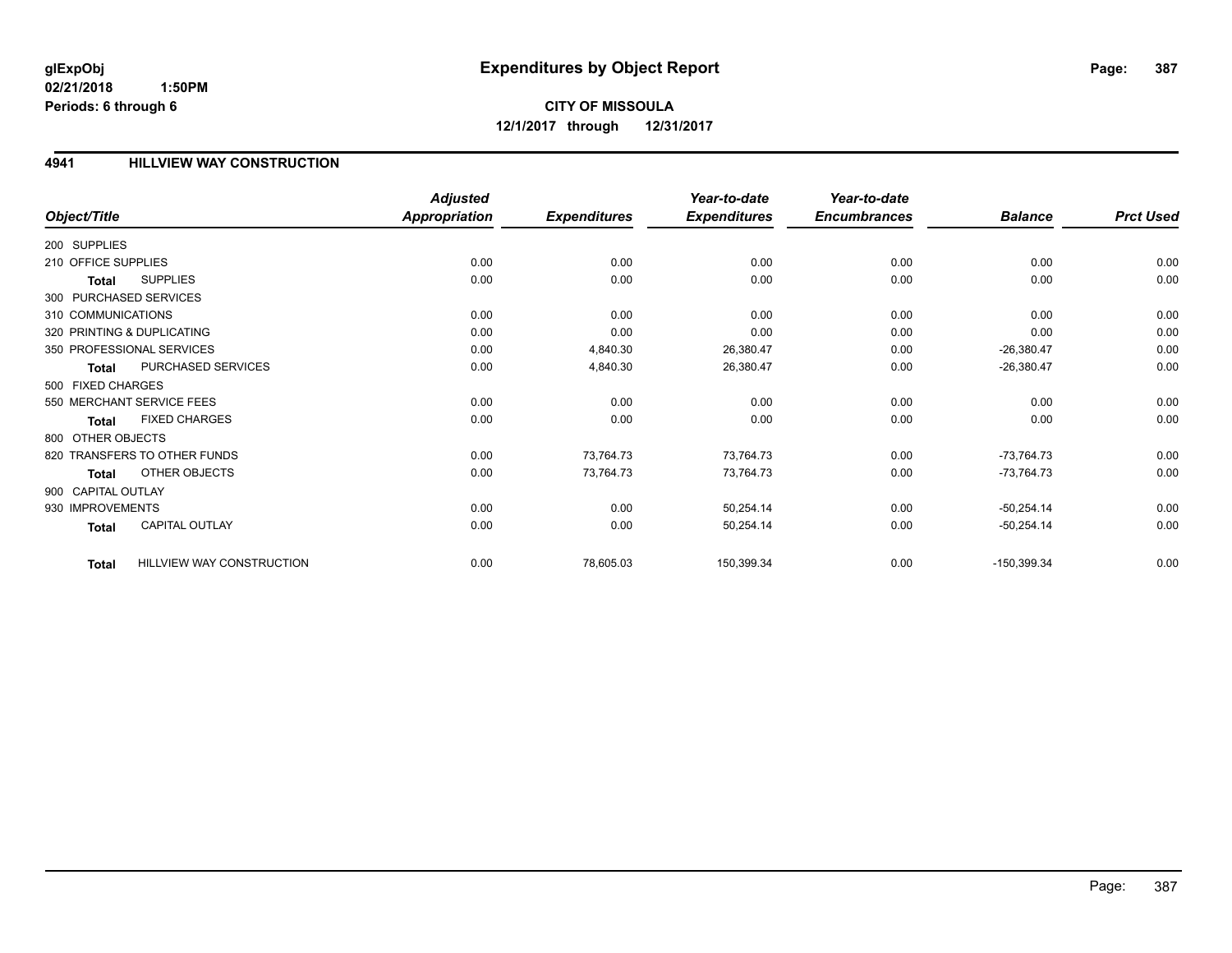**glExpObj**
**02/21/2018 1:50PM**
**Periods: 6 through 6**

# Expenditures by Object Report

**CITY OF MISSOULA**
**12/1/2017 through 12/31/2017**

## 4941 HILLVIEW WAY CONSTRUCTION

| Object/Title | | Adjusted Appropriation | Expenditures | Year-to-date Expenditures | Year-to-date Encumbrances | Balance | Prct Used |
|---|---|---|---|---|---|---|---|
| 200 SUPPLIES | | | | | | | |
| 210 OFFICE SUPPLIES | | 0.00 | 0.00 | 0.00 | 0.00 | 0.00 | 0.00 |
| **Total** | SUPPLIES | 0.00 | 0.00 | 0.00 | 0.00 | 0.00 | 0.00 |
| 300 PURCHASED SERVICES | | | | | | | |
| 310 COMMUNICATIONS | | 0.00 | 0.00 | 0.00 | 0.00 | 0.00 | 0.00 |
| 320 PRINTING & DUPLICATING | | 0.00 | 0.00 | 0.00 | 0.00 | 0.00 | 0.00 |
| 350 PROFESSIONAL SERVICES | | 0.00 | 4,840.30 | 26,380.47 | 0.00 | -26,380.47 | 0.00 |
| **Total** | PURCHASED SERVICES | 0.00 | 4,840.30 | 26,380.47 | 0.00 | -26,380.47 | 0.00 |
| 500 FIXED CHARGES | | | | | | | |
| 550 MERCHANT SERVICE FEES | | 0.00 | 0.00 | 0.00 | 0.00 | 0.00 | 0.00 |
| **Total** | FIXED CHARGES | 0.00 | 0.00 | 0.00 | 0.00 | 0.00 | 0.00 |
| 800 OTHER OBJECTS | | | | | | | |
| 820 TRANSFERS TO OTHER FUNDS | | 0.00 | 73,764.73 | 73,764.73 | 0.00 | -73,764.73 | 0.00 |
| **Total** | OTHER OBJECTS | 0.00 | 73,764.73 | 73,764.73 | 0.00 | -73,764.73 | 0.00 |
| 900 CAPITAL OUTLAY | | | | | | | |
| 930 IMPROVEMENTS | | 0.00 | 0.00 | 50,254.14 | 0.00 | -50,254.14 | 0.00 |
| **Total** | CAPITAL OUTLAY | 0.00 | 0.00 | 50,254.14 | 0.00 | -50,254.14 | 0.00 |
| **Total** | HILLVIEW WAY CONSTRUCTION | 0.00 | 78,605.03 | 150,399.34 | 0.00 | -150,399.34 | 0.00 |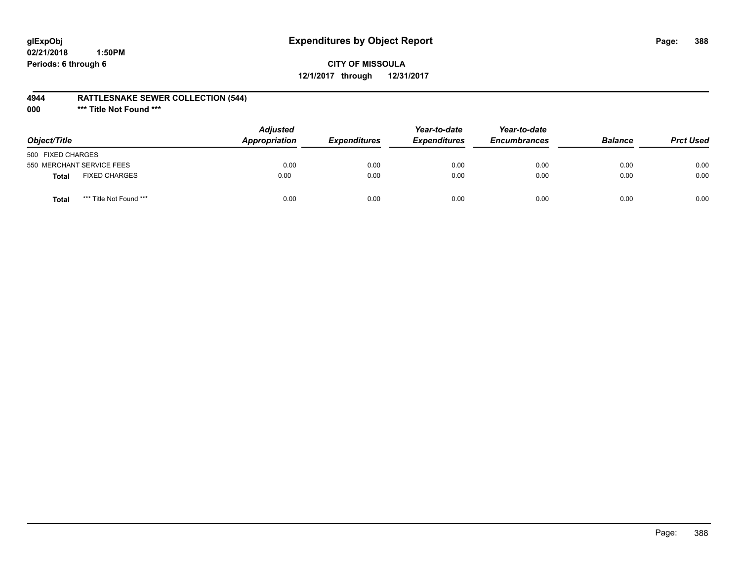**glExpObj**
**02/21/2018 1:50PM**
**Periods: 6 through 6**

# Expenditures by Object Report

**CITY OF MISSOULA**
**12/1/2017 through 12/31/2017**

**4944 RATTLESNAKE SEWER COLLECTION (544)**
**000 \*\*\* Title Not Found \*\*\***

| Object/Title | Adjusted Appropriation | Expenditures | Year-to-date Expenditures | Year-to-date Encumbrances | Balance | Prct Used |
|---|---|---|---|---|---|---|
| 500 FIXED CHARGES | | | | | | |
| 550 MERCHANT SERVICE FEES | 0.00 | 0.00 | 0.00 | 0.00 | 0.00 | 0.00 |
| **Total** FIXED CHARGES | 0.00 | 0.00 | 0.00 | 0.00 | 0.00 | 0.00 |
| **Total** *** Title Not Found *** | 0.00 | 0.00 | 0.00 | 0.00 | 0.00 | 0.00 |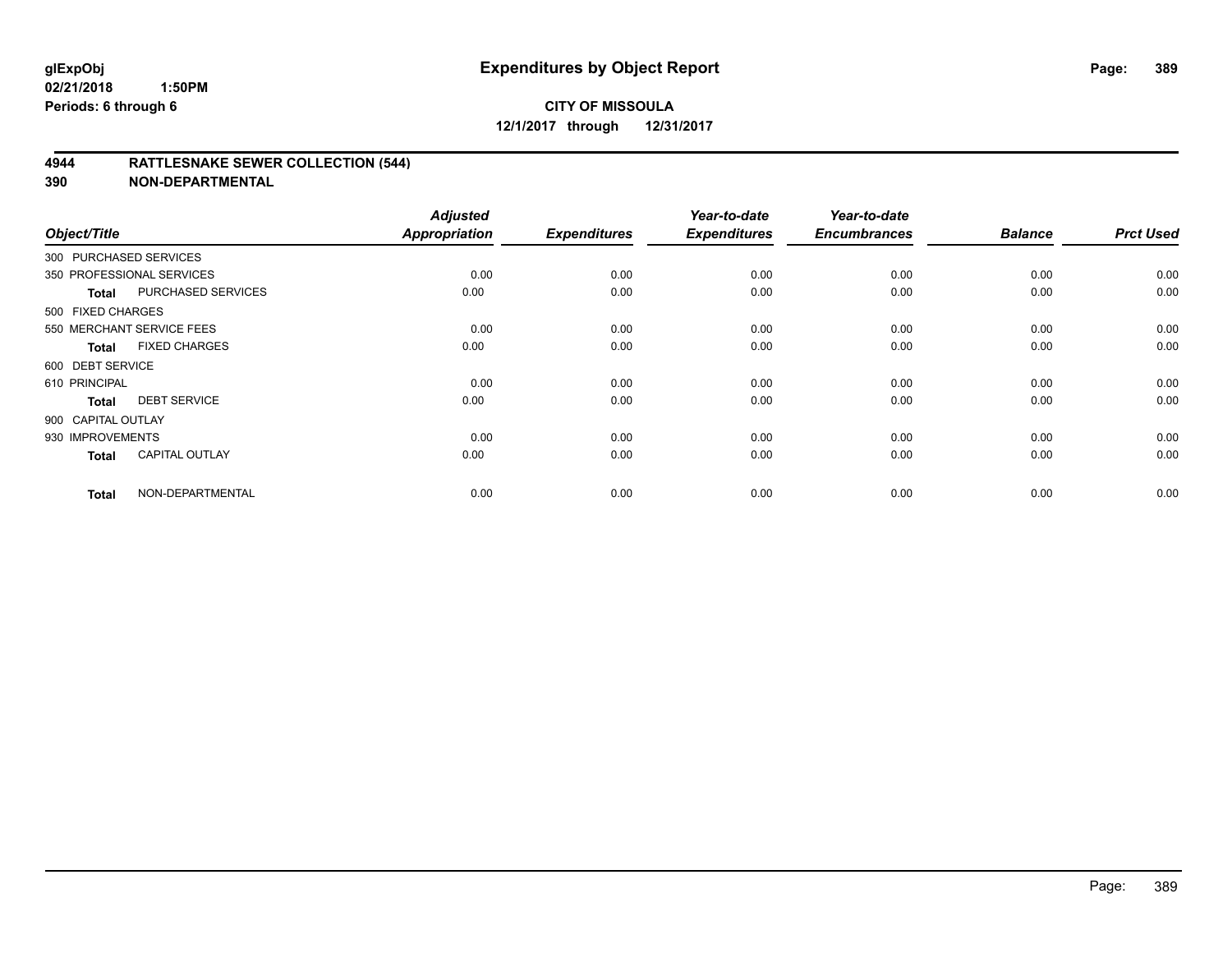# Expenditures by Object Report

glExpObj
02/21/2018 1:50PM
Periods: 6 through 6

**CITY OF MISSOULA**
**12/1/2017 through 12/31/2017**

## 4944 RATTLESNAKE SEWER COLLECTION (544)
## 390 NON-DEPARTMENTAL

| Object/Title | | Adjusted Appropriation | Expenditures | Year-to-date Expenditures | Year-to-date Encumbrances | Balance | Prct Used |
|---|---|---|---|---|---|---|---|
| 300 PURCHASED SERVICES | | | | | | | |
| 350 PROFESSIONAL SERVICES | | 0.00 | 0.00 | 0.00 | 0.00 | 0.00 | 0.00 |
| **Total** | PURCHASED SERVICES | 0.00 | 0.00 | 0.00 | 0.00 | 0.00 | 0.00 |
| 500 FIXED CHARGES | | | | | | | |
| 550 MERCHANT SERVICE FEES | | 0.00 | 0.00 | 0.00 | 0.00 | 0.00 | 0.00 |
| **Total** | FIXED CHARGES | 0.00 | 0.00 | 0.00 | 0.00 | 0.00 | 0.00 |
| 600 DEBT SERVICE | | | | | | | |
| 610 PRINCIPAL | | 0.00 | 0.00 | 0.00 | 0.00 | 0.00 | 0.00 |
| **Total** | DEBT SERVICE | 0.00 | 0.00 | 0.00 | 0.00 | 0.00 | 0.00 |
| 900 CAPITAL OUTLAY | | | | | | | |
| 930 IMPROVEMENTS | | 0.00 | 0.00 | 0.00 | 0.00 | 0.00 | 0.00 |
| **Total** | CAPITAL OUTLAY | 0.00 | 0.00 | 0.00 | 0.00 | 0.00 | 0.00 |
| **Total** | NON-DEPARTMENTAL | 0.00 | 0.00 | 0.00 | 0.00 | 0.00 | 0.00 |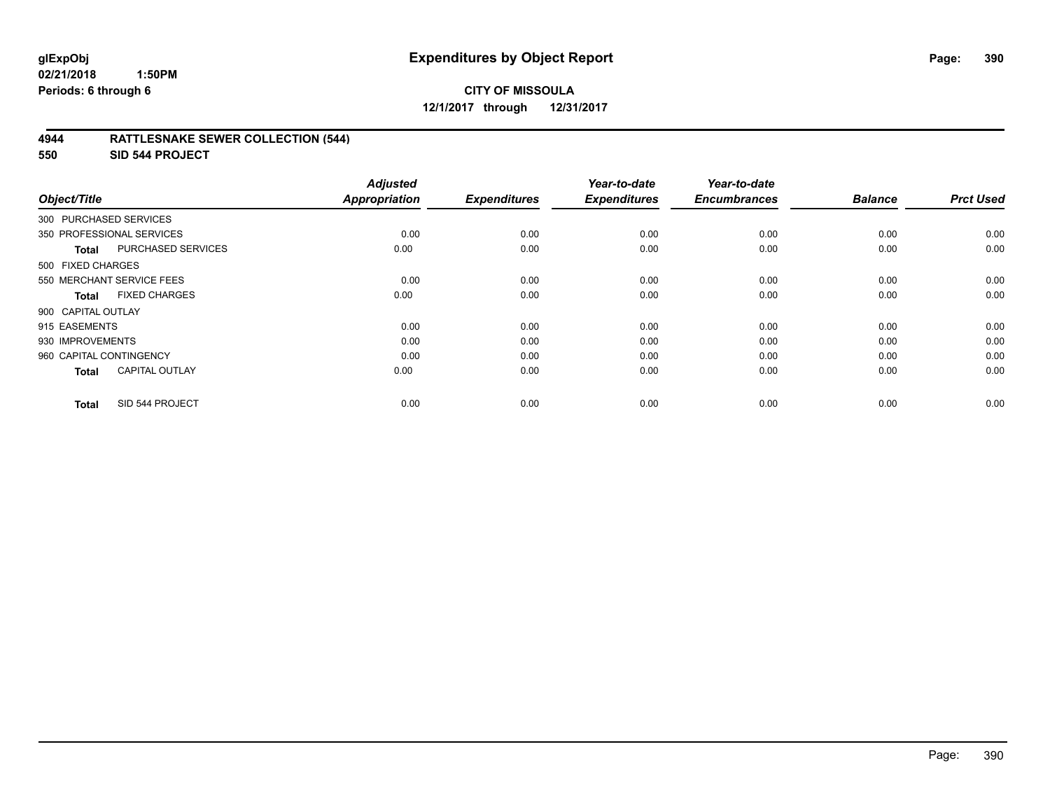**glExpObj**
**02/21/2018 1:50PM**
**Periods: 6 through 6**

# Expenditures by Object Report

**CITY OF MISSOULA**
**12/1/2017 through 12/31/2017**

## 4944 RATTLESNAKE SEWER COLLECTION (544)
## 550 SID 544 PROJECT

| Object/Title | Adjusted Appropriation | Expenditures | Year-to-date Expenditures | Year-to-date Encumbrances | Balance | Prct Used |
|---|---|---|---|---|---|---|
| 300 PURCHASED SERVICES | | | | | | |
| 350 PROFESSIONAL SERVICES | 0.00 | 0.00 | 0.00 | 0.00 | 0.00 | 0.00 |
| **Total** PURCHASED SERVICES | 0.00 | 0.00 | 0.00 | 0.00 | 0.00 | 0.00 |
| 500 FIXED CHARGES | | | | | | |
| 550 MERCHANT SERVICE FEES | 0.00 | 0.00 | 0.00 | 0.00 | 0.00 | 0.00 |
| **Total** FIXED CHARGES | 0.00 | 0.00 | 0.00 | 0.00 | 0.00 | 0.00 |
| 900 CAPITAL OUTLAY | | | | | | |
| 915 EASEMENTS | 0.00 | 0.00 | 0.00 | 0.00 | 0.00 | 0.00 |
| 930 IMPROVEMENTS | 0.00 | 0.00 | 0.00 | 0.00 | 0.00 | 0.00 |
| 960 CAPITAL CONTINGENCY | 0.00 | 0.00 | 0.00 | 0.00 | 0.00 | 0.00 |
| **Total** CAPITAL OUTLAY | 0.00 | 0.00 | 0.00 | 0.00 | 0.00 | 0.00 |
| **Total** SID 544 PROJECT | 0.00 | 0.00 | 0.00 | 0.00 | 0.00 | 0.00 |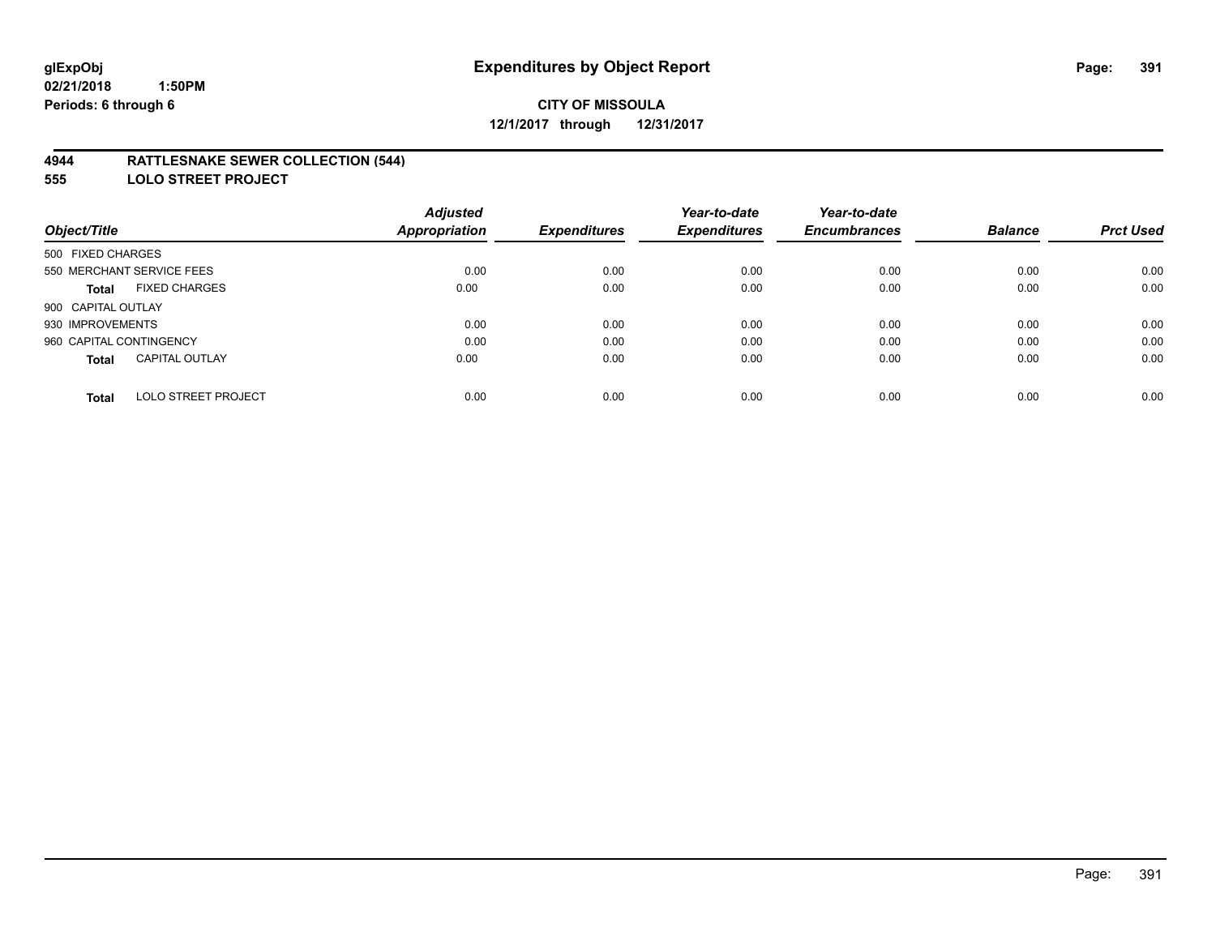**glExpObj** **Expenditures by Object Report**
**02/21/2018 1:50PM**
**Periods: 6 through 6**

**CITY OF MISSOULA**
**12/1/2017 through 12/31/2017**

## 4944 RATTLESNAKE SEWER COLLECTION (544)
## 555 LOLO STREET PROJECT

| Object/Title | Adjusted Appropriation | Expenditures | Year-to-date Expenditures | Year-to-date Encumbrances | Balance | Prct Used |
|---|---|---|---|---|---|---|
| 500 FIXED CHARGES | | | | | | |
| 550 MERCHANT SERVICE FEES | 0.00 | 0.00 | 0.00 | 0.00 | 0.00 | 0.00 |
| **Total** FIXED CHARGES | 0.00 | 0.00 | 0.00 | 0.00 | 0.00 | 0.00 |
| 900 CAPITAL OUTLAY | | | | | | |
| 930 IMPROVEMENTS | 0.00 | 0.00 | 0.00 | 0.00 | 0.00 | 0.00 |
| 960 CAPITAL CONTINGENCY | 0.00 | 0.00 | 0.00 | 0.00 | 0.00 | 0.00 |
| **Total** CAPITAL OUTLAY | 0.00 | 0.00 | 0.00 | 0.00 | 0.00 | 0.00 |
| **Total** LOLO STREET PROJECT | 0.00 | 0.00 | 0.00 | 0.00 | 0.00 | 0.00 |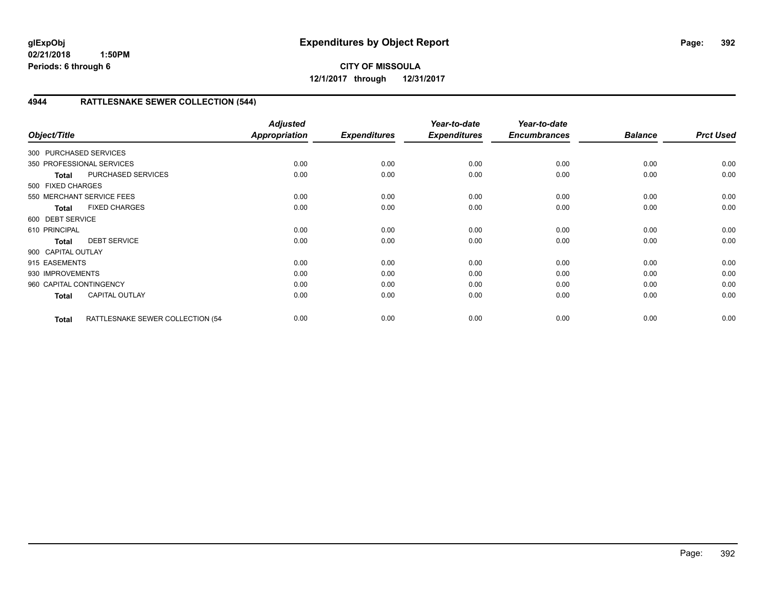**glExpObj**
**02/21/2018 1:50PM**
**Periods: 6 through 6**

# Expenditures by Object Report

**CITY OF MISSOULA**
**12/1/2017 through 12/31/2017**

## 4944 RATTLESNAKE SEWER COLLECTION (544)

| Object/Title | | Adjusted Appropriation | Expenditures | Year-to-date Expenditures | Year-to-date Encumbrances | Balance | Prct Used |
|---|---|---|---|---|---|---|---|
| 300 PURCHASED SERVICES | | | | | | | |
| 350 PROFESSIONAL SERVICES | | 0.00 | 0.00 | 0.00 | 0.00 | 0.00 | 0.00 |
| **Total** | PURCHASED SERVICES | 0.00 | 0.00 | 0.00 | 0.00 | 0.00 | 0.00 |
| 500 FIXED CHARGES | | | | | | | |
| 550 MERCHANT SERVICE FEES | | 0.00 | 0.00 | 0.00 | 0.00 | 0.00 | 0.00 |
| **Total** | FIXED CHARGES | 0.00 | 0.00 | 0.00 | 0.00 | 0.00 | 0.00 |
| 600 DEBT SERVICE | | | | | | | |
| 610 PRINCIPAL | | 0.00 | 0.00 | 0.00 | 0.00 | 0.00 | 0.00 |
| **Total** | DEBT SERVICE | 0.00 | 0.00 | 0.00 | 0.00 | 0.00 | 0.00 |
| 900 CAPITAL OUTLAY | | | | | | | |
| 915 EASEMENTS | | 0.00 | 0.00 | 0.00 | 0.00 | 0.00 | 0.00 |
| 930 IMPROVEMENTS | | 0.00 | 0.00 | 0.00 | 0.00 | 0.00 | 0.00 |
| 960 CAPITAL CONTINGENCY | | 0.00 | 0.00 | 0.00 | 0.00 | 0.00 | 0.00 |
| **Total** | CAPITAL OUTLAY | 0.00 | 0.00 | 0.00 | 0.00 | 0.00 | 0.00 |
| **Total** | RATTLESNAKE SEWER COLLECTION (54 | 0.00 | 0.00 | 0.00 | 0.00 | 0.00 | 0.00 |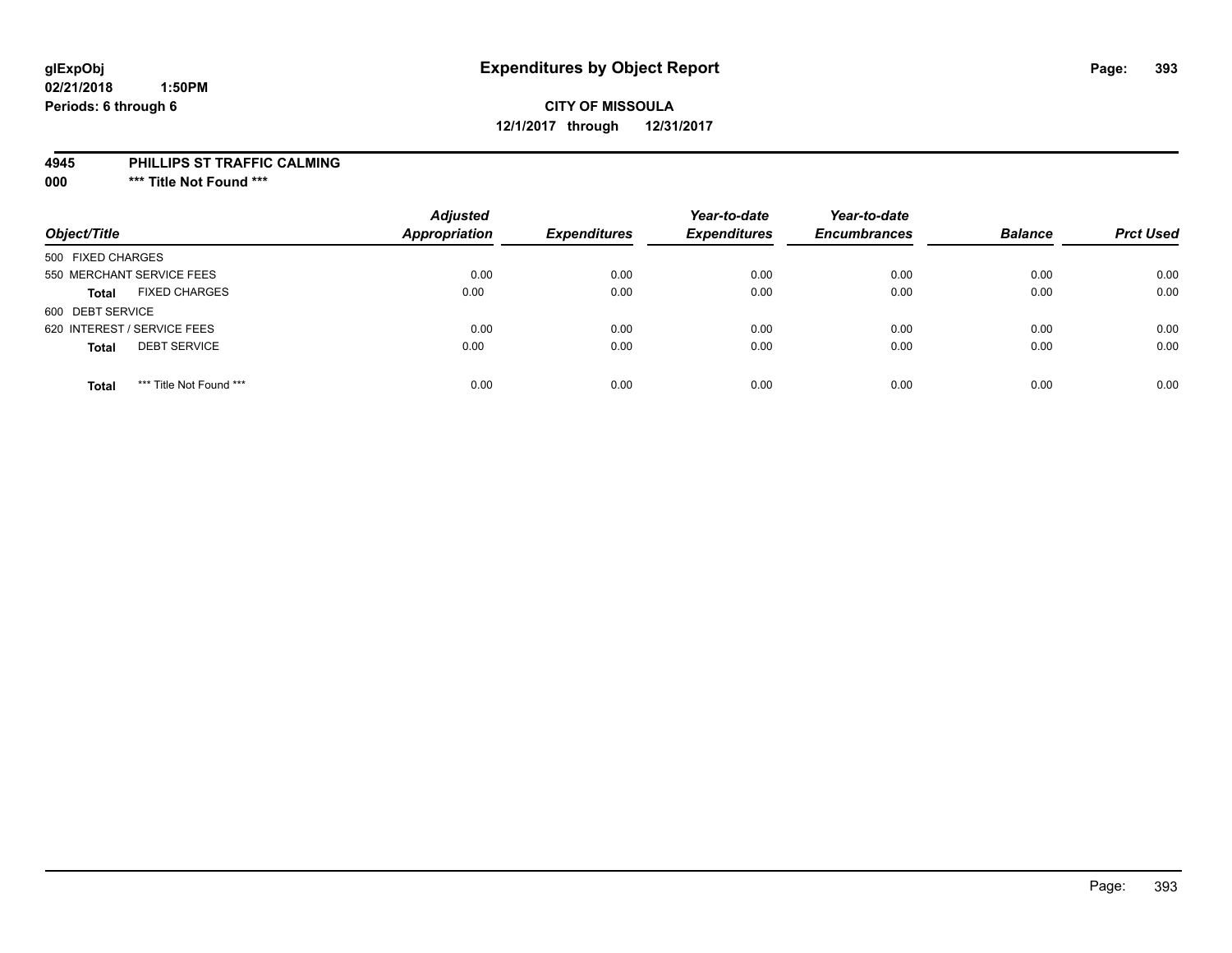**glExpObj**
**02/21/2018 1:50PM**
**Periods: 6 through 6**

# Expenditures by Object Report

**CITY OF MISSOULA**
**12/1/2017 through 12/31/2017**

**4945 PHILLIPS ST TRAFFIC CALMING**
**000 \*\*\* Title Not Found \*\*\***

| Object/Title | Adjusted Appropriation | Expenditures | Year-to-date Expenditures | Year-to-date Encumbrances | Balance | Prct Used |
|---|---|---|---|---|---|---|
| 500 FIXED CHARGES | | | | | | |
| 550 MERCHANT SERVICE FEES | 0.00 | 0.00 | 0.00 | 0.00 | 0.00 | 0.00 |
| **Total** FIXED CHARGES | 0.00 | 0.00 | 0.00 | 0.00 | 0.00 | 0.00 |
| 600 DEBT SERVICE | | | | | | |
| 620 INTEREST / SERVICE FEES | 0.00 | 0.00 | 0.00 | 0.00 | 0.00 | 0.00 |
| **Total** DEBT SERVICE | 0.00 | 0.00 | 0.00 | 0.00 | 0.00 | 0.00 |
| **Total** \*\*\* Title Not Found \*\*\* | 0.00 | 0.00 | 0.00 | 0.00 | 0.00 | 0.00 |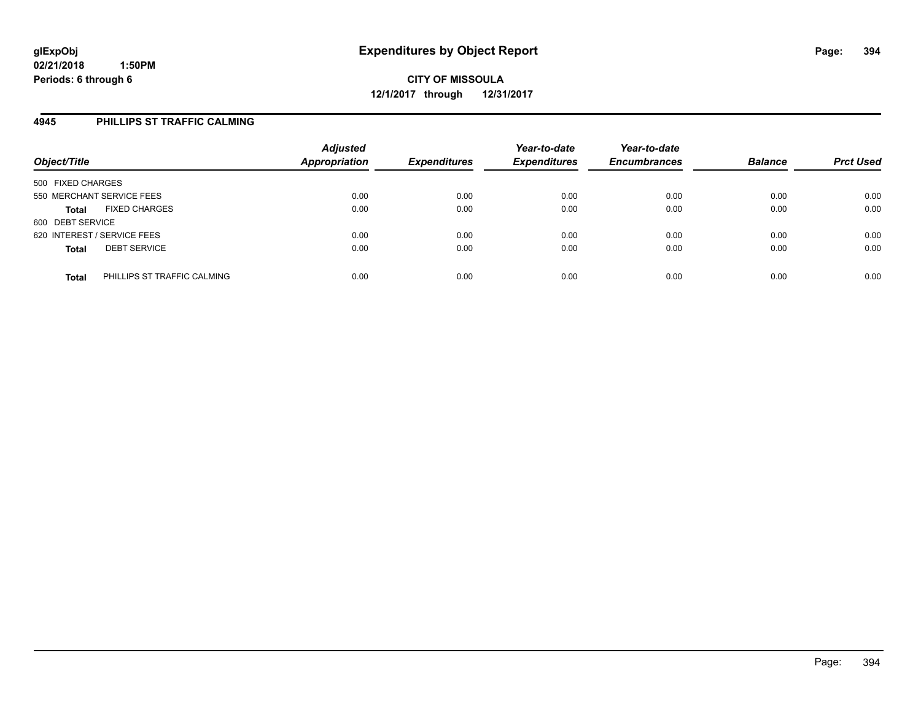**glExpObj**
**02/21/2018 1:50PM**
**Periods: 6 through 6**

# Expenditures by Object Report

**CITY OF MISSOULA**
**12/1/2017 through 12/31/2017**

## 4945 PHILLIPS ST TRAFFIC CALMING

| Object/Title | | Adjusted Appropriation | Expenditures | Year-to-date Expenditures | Year-to-date Encumbrances | Balance | Prct Used |
|---|---|---|---|---|---|---|---|
| 500 FIXED CHARGES | | | | | | | |
| 550 MERCHANT SERVICE FEES | | 0.00 | 0.00 | 0.00 | 0.00 | 0.00 | 0.00 |
| **Total** | FIXED CHARGES | 0.00 | 0.00 | 0.00 | 0.00 | 0.00 | 0.00 |
| 600 DEBT SERVICE | | | | | | | |
| 620 INTEREST / SERVICE FEES | | 0.00 | 0.00 | 0.00 | 0.00 | 0.00 | 0.00 |
| **Total** | DEBT SERVICE | 0.00 | 0.00 | 0.00 | 0.00 | 0.00 | 0.00 |
| **Total** | PHILLIPS ST TRAFFIC CALMING | 0.00 | 0.00 | 0.00 | 0.00 | 0.00 | 0.00 |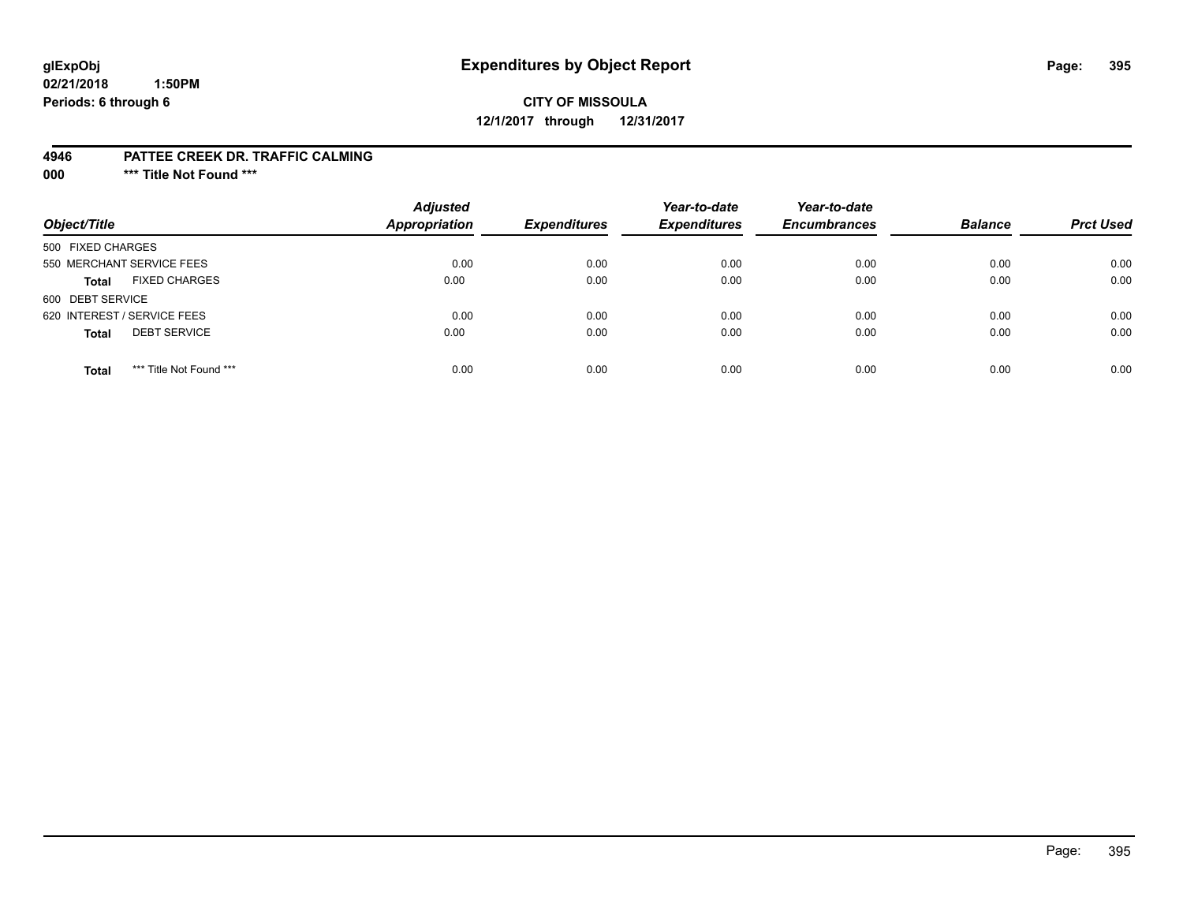**glExpObj**
**02/21/2018 1:50PM**
**Periods: 6 through 6**

# Expenditures by Object Report

**CITY OF MISSOULA**
**12/1/2017 through 12/31/2017**

**4946 PATTEE CREEK DR. TRAFFIC CALMING**
**000 *** Title Not Found *****

| Object/Title | Adjusted Appropriation | Expenditures | Year-to-date Expenditures | Year-to-date Encumbrances | Balance | Prct Used |
|---|---|---|---|---|---|---|
| 500 FIXED CHARGES | | | | | | |
| 550 MERCHANT SERVICE FEES | 0.00 | 0.00 | 0.00 | 0.00 | 0.00 | 0.00 |
| **Total** FIXED CHARGES | 0.00 | 0.00 | 0.00 | 0.00 | 0.00 | 0.00 |
| 600 DEBT SERVICE | | | | | | |
| 620 INTEREST / SERVICE FEES | 0.00 | 0.00 | 0.00 | 0.00 | 0.00 | 0.00 |
| **Total** DEBT SERVICE | 0.00 | 0.00 | 0.00 | 0.00 | 0.00 | 0.00 |
| **Total** *** Title Not Found *** | 0.00 | 0.00 | 0.00 | 0.00 | 0.00 | 0.00 |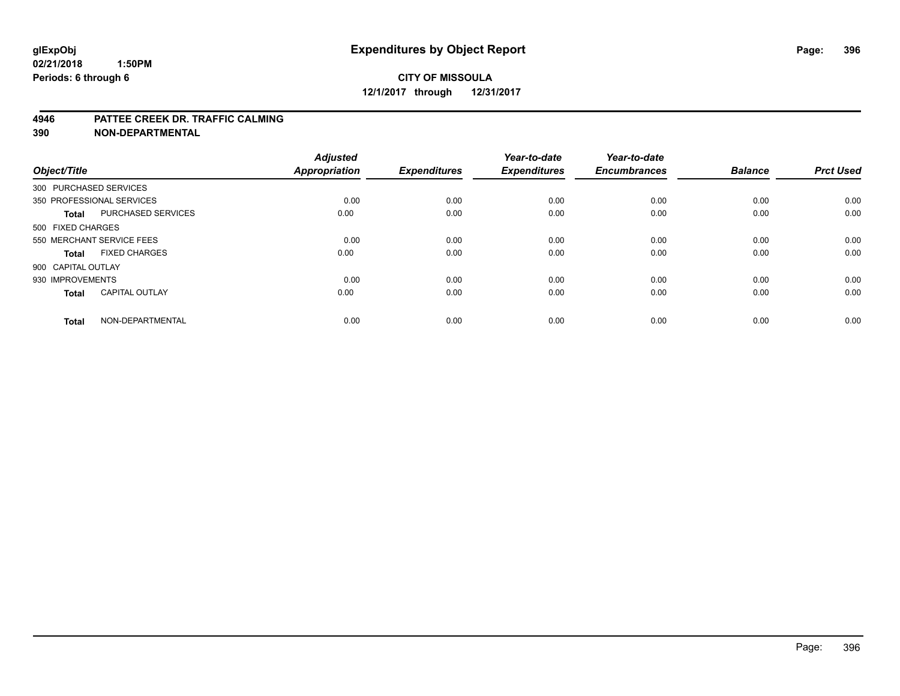# Expenditures by Object Report

glExpObj
02/21/2018 1:50PM
Periods: 6 through 6

**CITY OF MISSOULA**
**12/1/2017 through 12/31/2017**

**4946 PATTEE CREEK DR. TRAFFIC CALMING**
**390 NON-DEPARTMENTAL**

| Object/Title | | Adjusted Appropriation | Expenditures | Year-to-date Expenditures | Year-to-date Encumbrances | Balance | Prct Used |
|---|---|---|---|---|---|---|---|
| 300 PURCHASED SERVICES | | | | | | | |
| 350 PROFESSIONAL SERVICES | | 0.00 | 0.00 | 0.00 | 0.00 | 0.00 | 0.00 |
| **Total** | PURCHASED SERVICES | 0.00 | 0.00 | 0.00 | 0.00 | 0.00 | 0.00 |
| 500 FIXED CHARGES | | | | | | | |
| 550 MERCHANT SERVICE FEES | | 0.00 | 0.00 | 0.00 | 0.00 | 0.00 | 0.00 |
| **Total** | FIXED CHARGES | 0.00 | 0.00 | 0.00 | 0.00 | 0.00 | 0.00 |
| 900 CAPITAL OUTLAY | | | | | | | |
| 930 IMPROVEMENTS | | 0.00 | 0.00 | 0.00 | 0.00 | 0.00 | 0.00 |
| **Total** | CAPITAL OUTLAY | 0.00 | 0.00 | 0.00 | 0.00 | 0.00 | 0.00 |
| **Total** | NON-DEPARTMENTAL | 0.00 | 0.00 | 0.00 | 0.00 | 0.00 | 0.00 |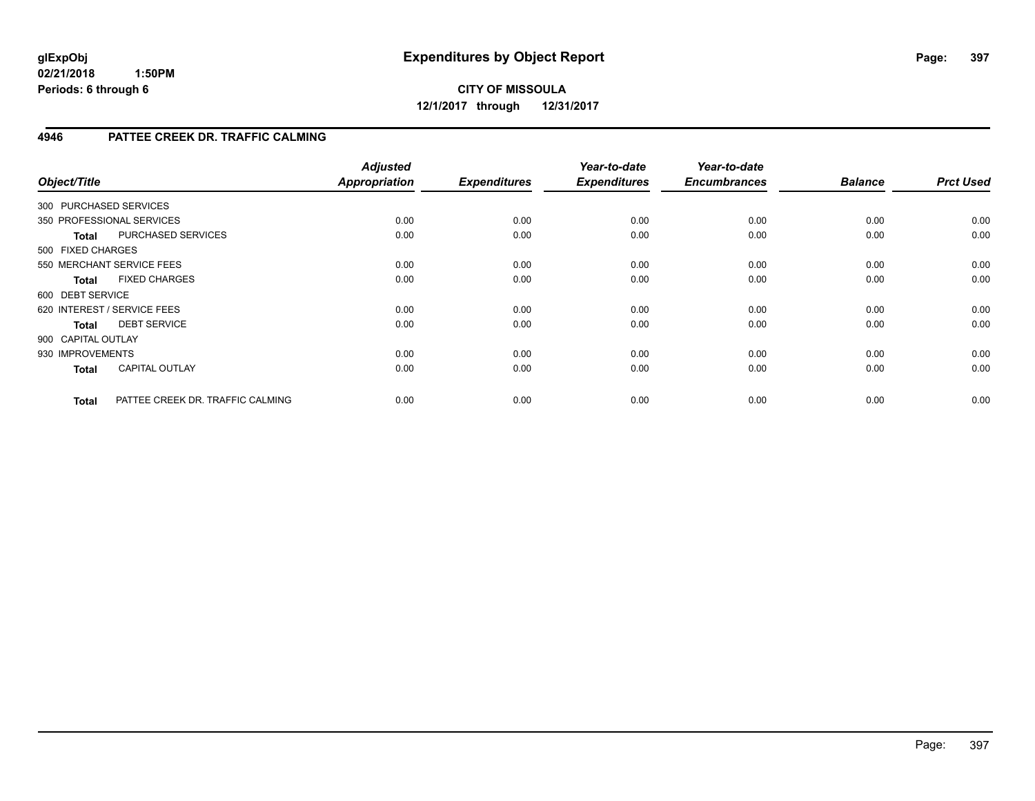**glExpObj**
**02/21/2018 1:50PM**
**Periods: 6 through 6**

# Expenditures by Object Report

**CITY OF MISSOULA**
**12/1/2017 through 12/31/2017**

## 4946 PATTEE CREEK DR. TRAFFIC CALMING

| Object/Title | | Adjusted Appropriation | Expenditures | Year-to-date Expenditures | Year-to-date Encumbrances | Balance | Prct Used |
|---|---|---|---|---|---|---|---|
| 300 PURCHASED SERVICES | | | | | | | |
| 350 PROFESSIONAL SERVICES | | 0.00 | 0.00 | 0.00 | 0.00 | 0.00 | 0.00 |
| **Total** | PURCHASED SERVICES | 0.00 | 0.00 | 0.00 | 0.00 | 0.00 | 0.00 |
| 500 FIXED CHARGES | | | | | | | |
| 550 MERCHANT SERVICE FEES | | 0.00 | 0.00 | 0.00 | 0.00 | 0.00 | 0.00 |
| **Total** | FIXED CHARGES | 0.00 | 0.00 | 0.00 | 0.00 | 0.00 | 0.00 |
| 600 DEBT SERVICE | | | | | | | |
| 620 INTEREST / SERVICE FEES | | 0.00 | 0.00 | 0.00 | 0.00 | 0.00 | 0.00 |
| **Total** | DEBT SERVICE | 0.00 | 0.00 | 0.00 | 0.00 | 0.00 | 0.00 |
| 900 CAPITAL OUTLAY | | | | | | | |
| 930 IMPROVEMENTS | | 0.00 | 0.00 | 0.00 | 0.00 | 0.00 | 0.00 |
| **Total** | CAPITAL OUTLAY | 0.00 | 0.00 | 0.00 | 0.00 | 0.00 | 0.00 |
| **Total** | PATTEE CREEK DR. TRAFFIC CALMING | 0.00 | 0.00 | 0.00 | 0.00 | 0.00 | 0.00 |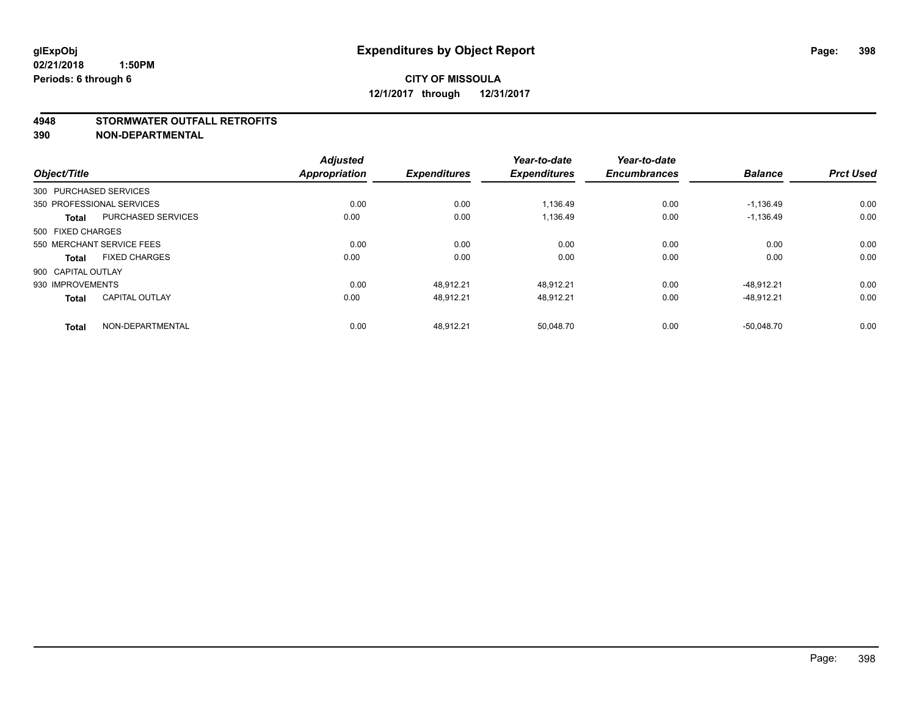**glExpObj**
**02/21/2018 1:50PM**
**Periods: 6 through 6**

# Expenditures by Object Report

**CITY OF MISSOULA**
**12/1/2017 through 12/31/2017**

**4948 STORMWATER OUTFALL RETROFITS**
**390 NON-DEPARTMENTAL**

| Object/Title | | Adjusted Appropriation | Expenditures | Year-to-date Expenditures | Year-to-date Encumbrances | Balance | Prct Used |
|---|---|---|---|---|---|---|---|
| 300 PURCHASED SERVICES | | | | | | | |
| 350 PROFESSIONAL SERVICES | | 0.00 | 0.00 | 1,136.49 | 0.00 | -1,136.49 | 0.00 |
| **Total** | PURCHASED SERVICES | 0.00 | 0.00 | 1,136.49 | 0.00 | -1,136.49 | 0.00 |
| 500 FIXED CHARGES | | | | | | | |
| 550 MERCHANT SERVICE FEES | | 0.00 | 0.00 | 0.00 | 0.00 | 0.00 | 0.00 |
| **Total** | FIXED CHARGES | 0.00 | 0.00 | 0.00 | 0.00 | 0.00 | 0.00 |
| 900 CAPITAL OUTLAY | | | | | | | |
| 930 IMPROVEMENTS | | 0.00 | 48,912.21 | 48,912.21 | 0.00 | -48,912.21 | 0.00 |
| **Total** | CAPITAL OUTLAY | 0.00 | 48,912.21 | 48,912.21 | 0.00 | -48,912.21 | 0.00 |
| **Total** | NON-DEPARTMENTAL | 0.00 | 48,912.21 | 50,048.70 | 0.00 | -50,048.70 | 0.00 |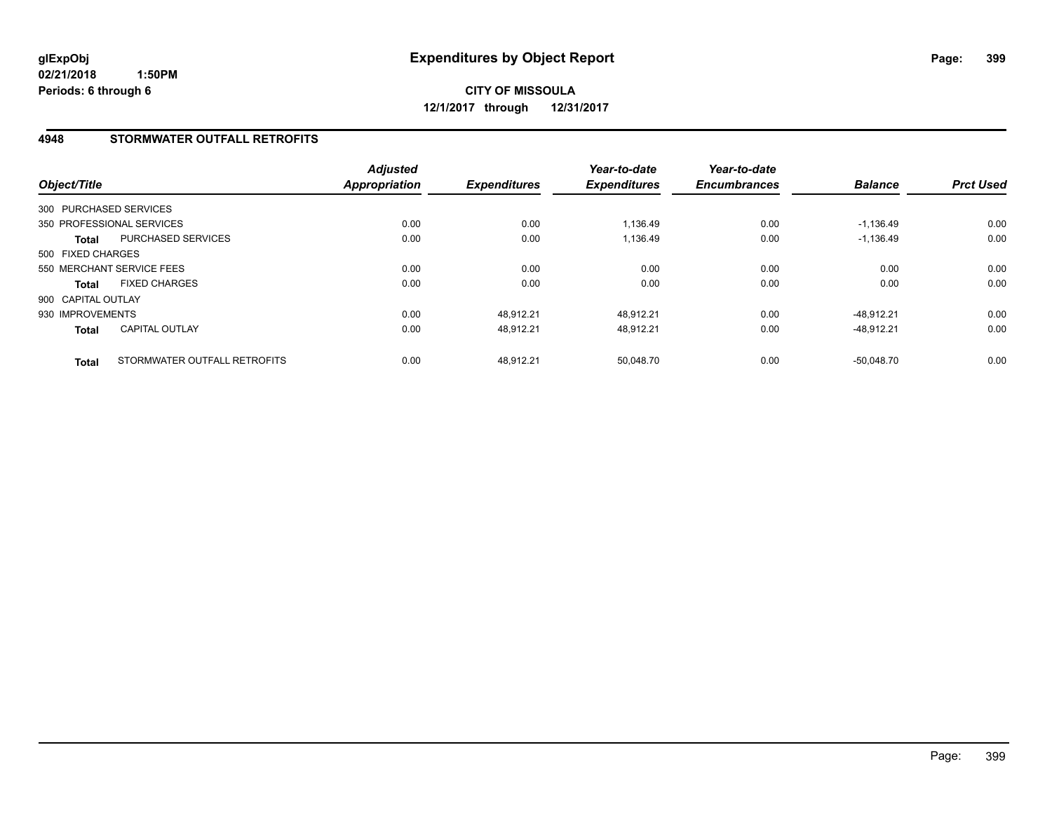**glExpObj**
**02/21/2018 1:50PM**
**Periods: 6 through 6**

# Expenditures by Object Report

**CITY OF MISSOULA**
**12/1/2017 through 12/31/2017**

## 4948 STORMWATER OUTFALL RETROFITS

| Object/Title | | Adjusted Appropriation | Expenditures | Year-to-date Expenditures | Year-to-date Encumbrances | Balance | Prct Used |
|---|---|---|---|---|---|---|---|
| 300 PURCHASED SERVICES | | | | | | | |
| 350 PROFESSIONAL SERVICES | | 0.00 | 0.00 | 1,136.49 | 0.00 | -1,136.49 | 0.00 |
| **Total** | PURCHASED SERVICES | 0.00 | 0.00 | 1,136.49 | 0.00 | -1,136.49 | 0.00 |
| 500 FIXED CHARGES | | | | | | | |
| 550 MERCHANT SERVICE FEES | | 0.00 | 0.00 | 0.00 | 0.00 | 0.00 | 0.00 |
| **Total** | FIXED CHARGES | 0.00 | 0.00 | 0.00 | 0.00 | 0.00 | 0.00 |
| 900 CAPITAL OUTLAY | | | | | | | |
| 930 IMPROVEMENTS | | 0.00 | 48,912.21 | 48,912.21 | 0.00 | -48,912.21 | 0.00 |
| **Total** | CAPITAL OUTLAY | 0.00 | 48,912.21 | 48,912.21 | 0.00 | -48,912.21 | 0.00 |
| **Total** | STORMWATER OUTFALL RETROFITS | 0.00 | 48,912.21 | 50,048.70 | 0.00 | -50,048.70 | 0.00 |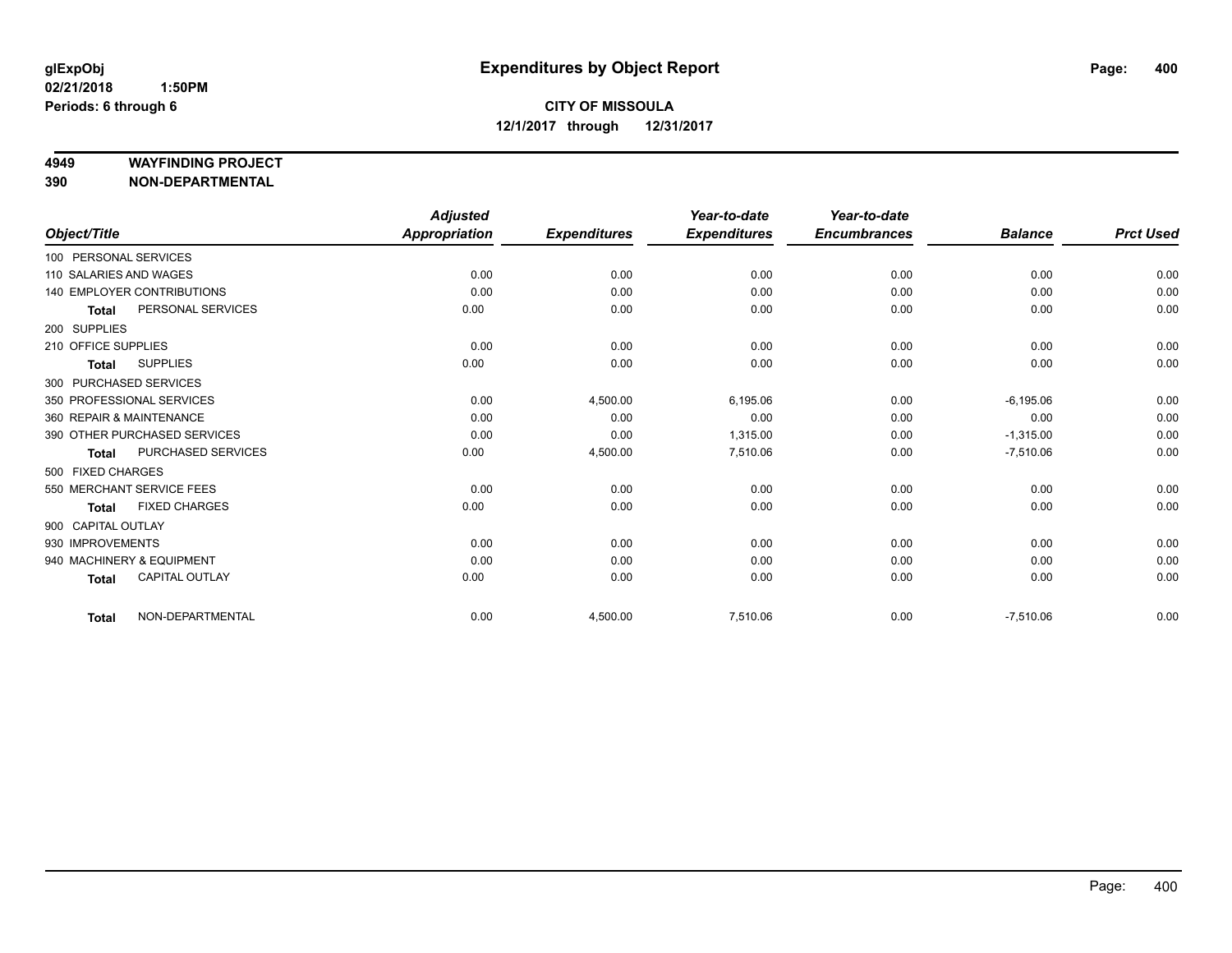# Expenditures by Object Report

glExpObj
02/21/2018 1:50PM
Periods: 6 through 6

**CITY OF MISSOULA**
**12/1/2017 through 12/31/2017**

**4949 WAYFINDING PROJECT**
**390 NON-DEPARTMENTAL**

| Object/Title | Adjusted Appropriation | Expenditures | Year-to-date Expenditures | Year-to-date Encumbrances | Balance | Prct Used |
|---|---|---|---|---|---|---|
| 100 PERSONAL SERVICES | | | | | | |
| 110 SALARIES AND WAGES | 0.00 | 0.00 | 0.00 | 0.00 | 0.00 | 0.00 |
| 140 EMPLOYER CONTRIBUTIONS | 0.00 | 0.00 | 0.00 | 0.00 | 0.00 | 0.00 |
| **Total** PERSONAL SERVICES | 0.00 | 0.00 | 0.00 | 0.00 | 0.00 | 0.00 |
| 200 SUPPLIES | | | | | | |
| 210 OFFICE SUPPLIES | 0.00 | 0.00 | 0.00 | 0.00 | 0.00 | 0.00 |
| **Total** SUPPLIES | 0.00 | 0.00 | 0.00 | 0.00 | 0.00 | 0.00 |
| 300 PURCHASED SERVICES | | | | | | |
| 350 PROFESSIONAL SERVICES | 0.00 | 4,500.00 | 6,195.06 | 0.00 | -6,195.06 | 0.00 |
| 360 REPAIR & MAINTENANCE | 0.00 | 0.00 | 0.00 | 0.00 | 0.00 | 0.00 |
| 390 OTHER PURCHASED SERVICES | 0.00 | 0.00 | 1,315.00 | 0.00 | -1,315.00 | 0.00 |
| **Total** PURCHASED SERVICES | 0.00 | 4,500.00 | 7,510.06 | 0.00 | -7,510.06 | 0.00 |
| 500 FIXED CHARGES | | | | | | |
| 550 MERCHANT SERVICE FEES | 0.00 | 0.00 | 0.00 | 0.00 | 0.00 | 0.00 |
| **Total** FIXED CHARGES | 0.00 | 0.00 | 0.00 | 0.00 | 0.00 | 0.00 |
| 900 CAPITAL OUTLAY | | | | | | |
| 930 IMPROVEMENTS | 0.00 | 0.00 | 0.00 | 0.00 | 0.00 | 0.00 |
| 940 MACHINERY & EQUIPMENT | 0.00 | 0.00 | 0.00 | 0.00 | 0.00 | 0.00 |
| **Total** CAPITAL OUTLAY | 0.00 | 0.00 | 0.00 | 0.00 | 0.00 | 0.00 |
| **Total** NON-DEPARTMENTAL | 0.00 | 4,500.00 | 7,510.06 | 0.00 | -7,510.06 | 0.00 |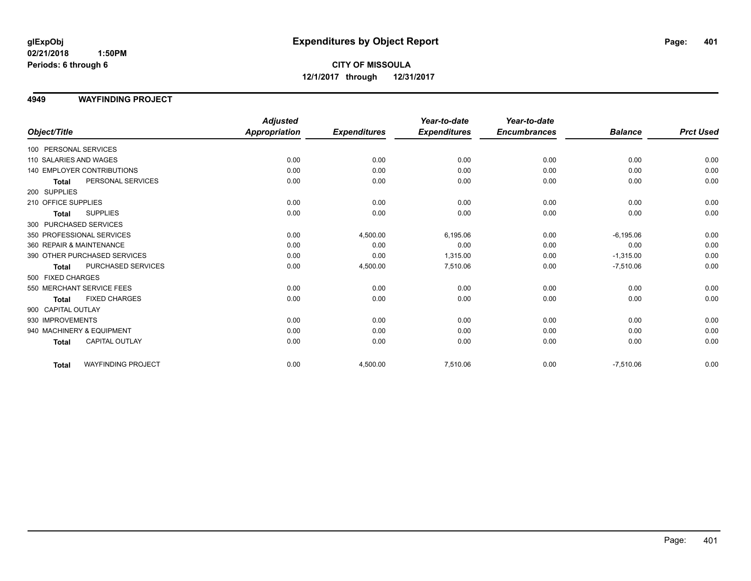**glExpObj**
**02/21/2018 1:50PM**
**Periods: 6 through 6**

# Expenditures by Object Report

**CITY OF MISSOULA**
**12/1/2017 through 12/31/2017**

## 4949 WAYFINDING PROJECT

| Object/Title | | Adjusted Appropriation | Expenditures | Year-to-date Expenditures | Year-to-date Encumbrances | Balance | Prct Used |
|---|---|---|---|---|---|---|---|
| 100 PERSONAL SERVICES | | | | | | | |
| 110 SALARIES AND WAGES | | 0.00 | 0.00 | 0.00 | 0.00 | 0.00 | 0.00 |
| 140 EMPLOYER CONTRIBUTIONS | | 0.00 | 0.00 | 0.00 | 0.00 | 0.00 | 0.00 |
| **Total** | PERSONAL SERVICES | 0.00 | 0.00 | 0.00 | 0.00 | 0.00 | 0.00 |
| 200 SUPPLIES | | | | | | | |
| 210 OFFICE SUPPLIES | | 0.00 | 0.00 | 0.00 | 0.00 | 0.00 | 0.00 |
| **Total** | SUPPLIES | 0.00 | 0.00 | 0.00 | 0.00 | 0.00 | 0.00 |
| 300 PURCHASED SERVICES | | | | | | | |
| 350 PROFESSIONAL SERVICES | | 0.00 | 4,500.00 | 6,195.06 | 0.00 | -6,195.06 | 0.00 |
| 360 REPAIR & MAINTENANCE | | 0.00 | 0.00 | 0.00 | 0.00 | 0.00 | 0.00 |
| 390 OTHER PURCHASED SERVICES | | 0.00 | 0.00 | 1,315.00 | 0.00 | -1,315.00 | 0.00 |
| **Total** | PURCHASED SERVICES | 0.00 | 4,500.00 | 7,510.06 | 0.00 | -7,510.06 | 0.00 |
| 500 FIXED CHARGES | | | | | | | |
| 550 MERCHANT SERVICE FEES | | 0.00 | 0.00 | 0.00 | 0.00 | 0.00 | 0.00 |
| **Total** | FIXED CHARGES | 0.00 | 0.00 | 0.00 | 0.00 | 0.00 | 0.00 |
| 900 CAPITAL OUTLAY | | | | | | | |
| 930 IMPROVEMENTS | | 0.00 | 0.00 | 0.00 | 0.00 | 0.00 | 0.00 |
| 940 MACHINERY & EQUIPMENT | | 0.00 | 0.00 | 0.00 | 0.00 | 0.00 | 0.00 |
| **Total** | CAPITAL OUTLAY | 0.00 | 0.00 | 0.00 | 0.00 | 0.00 | 0.00 |
| **Total** | WAYFINDING PROJECT | 0.00 | 4,500.00 | 7,510.06 | 0.00 | -7,510.06 | 0.00 |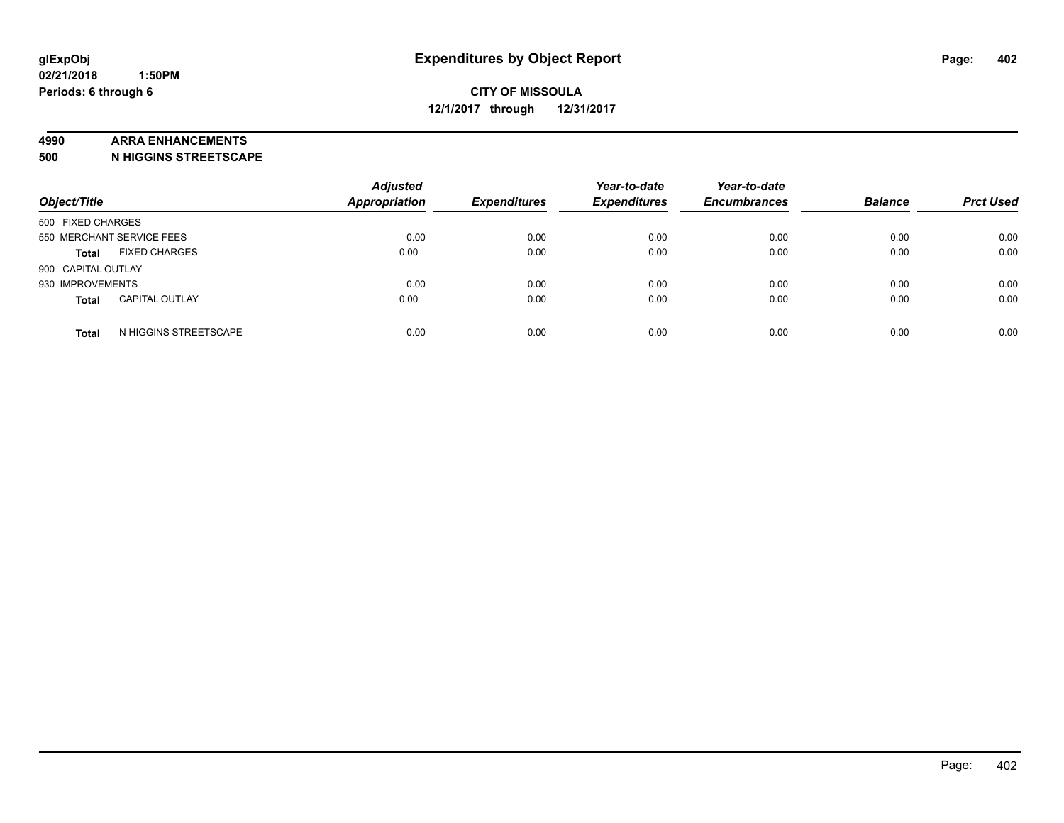**glExpObj**
**02/21/2018 1:50PM**
**Periods: 6 through 6**

# Expenditures by Object Report

**CITY OF MISSOULA**
**12/1/2017 through 12/31/2017**

**4990 ARRA ENHANCEMENTS**
**500 N HIGGINS STREETSCAPE**

| Object/Title | | *Adjusted Appropriation* | *Expenditures* | *Year-to-date Expenditures* | *Year-to-date Encumbrances* | *Balance* | *Prct Used* |
|---|---|---|---|---|---|---|---|
| 500 FIXED CHARGES | | | | | | | |
| 550 MERCHANT SERVICE FEES | | 0.00 | 0.00 | 0.00 | 0.00 | 0.00 | 0.00 |
| **Total** | FIXED CHARGES | 0.00 | 0.00 | 0.00 | 0.00 | 0.00 | 0.00 |
| 900 CAPITAL OUTLAY | | | | | | | |
| 930 IMPROVEMENTS | | 0.00 | 0.00 | 0.00 | 0.00 | 0.00 | 0.00 |
| **Total** | CAPITAL OUTLAY | 0.00 | 0.00 | 0.00 | 0.00 | 0.00 | 0.00 |
| **Total** | N HIGGINS STREETSCAPE | 0.00 | 0.00 | 0.00 | 0.00 | 0.00 | 0.00 |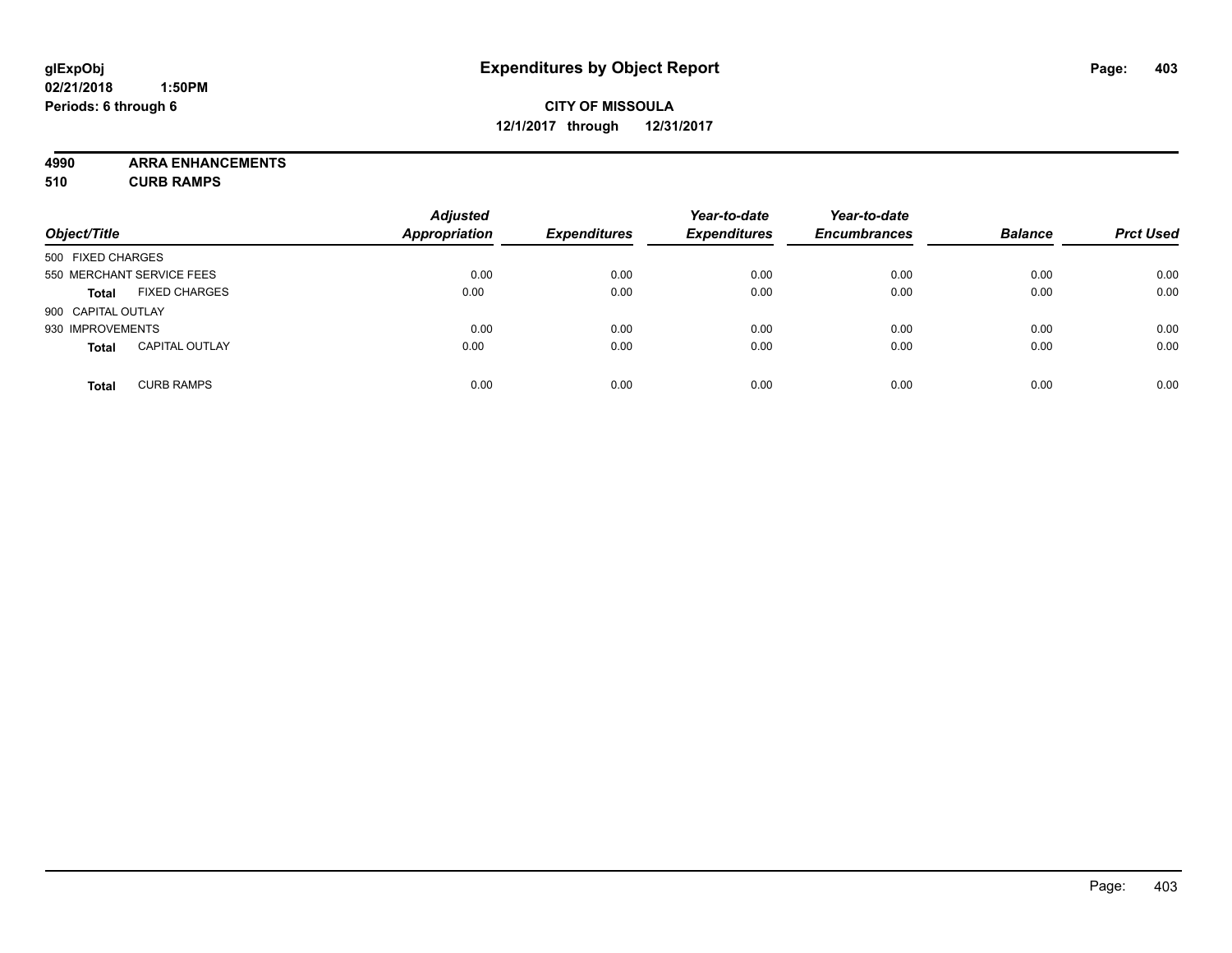**glExpObj** **Expenditures by Object Report**

**02/21/2018 1:50PM**

**Periods: 6 through 6**

**CITY OF MISSOULA**

**12/1/2017 through 12/31/2017**

**4990 ARRA ENHANCEMENTS**

**510 CURB RAMPS**

| Object/Title | | Adjusted Appropriation | Expenditures | Year-to-date Expenditures | Year-to-date Encumbrances | Balance | Prct Used |
|---|---|---|---|---|---|---|---|
| 500 FIXED CHARGES | | | | | | | |
| 550 MERCHANT SERVICE FEES | | 0.00 | 0.00 | 0.00 | 0.00 | 0.00 | 0.00 |
| **Total** | FIXED CHARGES | 0.00 | 0.00 | 0.00 | 0.00 | 0.00 | 0.00 |
| 900 CAPITAL OUTLAY | | | | | | | |
| 930 IMPROVEMENTS | | 0.00 | 0.00 | 0.00 | 0.00 | 0.00 | 0.00 |
| **Total** | CAPITAL OUTLAY | 0.00 | 0.00 | 0.00 | 0.00 | 0.00 | 0.00 |
| **Total** | CURB RAMPS | 0.00 | 0.00 | 0.00 | 0.00 | 0.00 | 0.00 |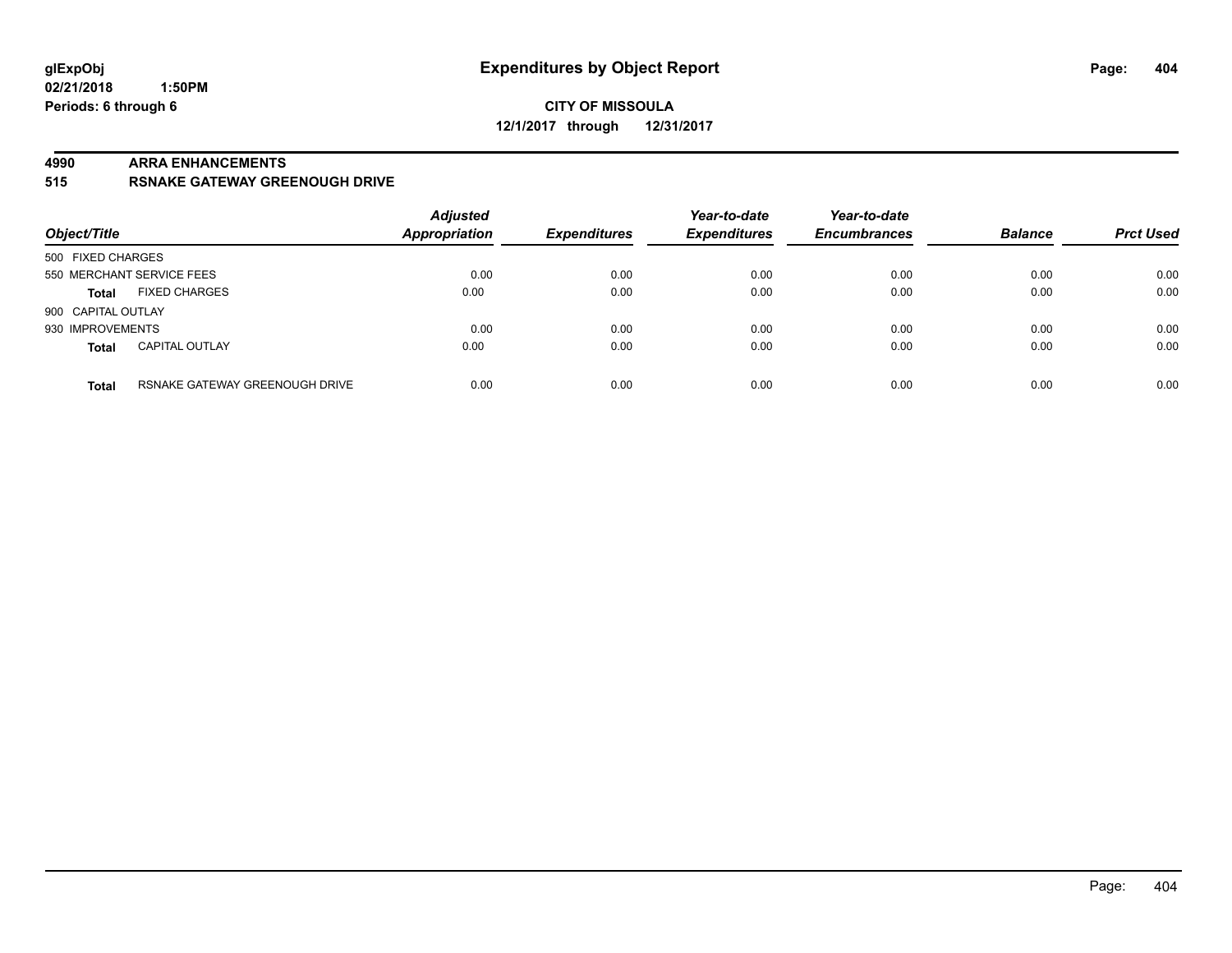**glExpObj** **Expenditures by Object Report**

**02/21/2018 1:50PM**

**Periods: 6 through 6**

**CITY OF MISSOULA**

**12/1/2017 through 12/31/2017**

## 4990 ARRA ENHANCEMENTS

## 515 RSNAKE GATEWAY GREENOUGH DRIVE

| Object/Title | | Adjusted Appropriation | Expenditures | Year-to-date Expenditures | Year-to-date Encumbrances | Balance | Prct Used |
|---|---|---|---|---|---|---|---|
| 500 FIXED CHARGES | | | | | | | |
| 550 MERCHANT SERVICE FEES | | 0.00 | 0.00 | 0.00 | 0.00 | 0.00 | 0.00 |
| **Total** | FIXED CHARGES | 0.00 | 0.00 | 0.00 | 0.00 | 0.00 | 0.00 |
| 900 CAPITAL OUTLAY | | | | | | | |
| 930 IMPROVEMENTS | | 0.00 | 0.00 | 0.00 | 0.00 | 0.00 | 0.00 |
| **Total** | CAPITAL OUTLAY | 0.00 | 0.00 | 0.00 | 0.00 | 0.00 | 0.00 |
| **Total** | RSNAKE GATEWAY GREENOUGH DRIVE | 0.00 | 0.00 | 0.00 | 0.00 | 0.00 | 0.00 |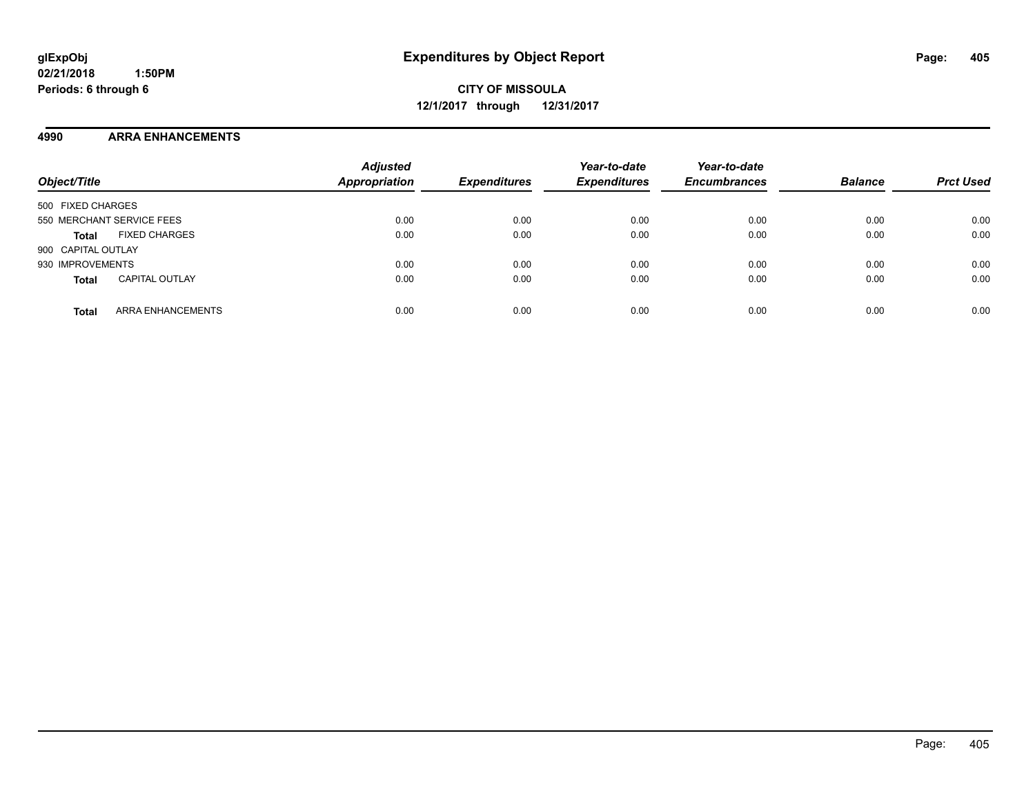**glExpObj**
**02/21/2018 1:50PM**
**Periods: 6 through 6**

# Expenditures by Object Report

**CITY OF MISSOULA**
**12/1/2017 through 12/31/2017**

## 4990 ARRA ENHANCEMENTS

| Object/Title | Adjusted Appropriation | Expenditures | Year-to-date Expenditures | Year-to-date Encumbrances | Balance | Prct Used |
|---|---|---|---|---|---|---|
| 500 FIXED CHARGES | | | | | | |
| 550 MERCHANT SERVICE FEES | 0.00 | 0.00 | 0.00 | 0.00 | 0.00 | 0.00 |
| **Total** FIXED CHARGES | 0.00 | 0.00 | 0.00 | 0.00 | 0.00 | 0.00 |
| 900 CAPITAL OUTLAY | | | | | | |
| 930 IMPROVEMENTS | 0.00 | 0.00 | 0.00 | 0.00 | 0.00 | 0.00 |
| **Total** CAPITAL OUTLAY | 0.00 | 0.00 | 0.00 | 0.00 | 0.00 | 0.00 |
| **Total** ARRA ENHANCEMENTS | 0.00 | 0.00 | 0.00 | 0.00 | 0.00 | 0.00 |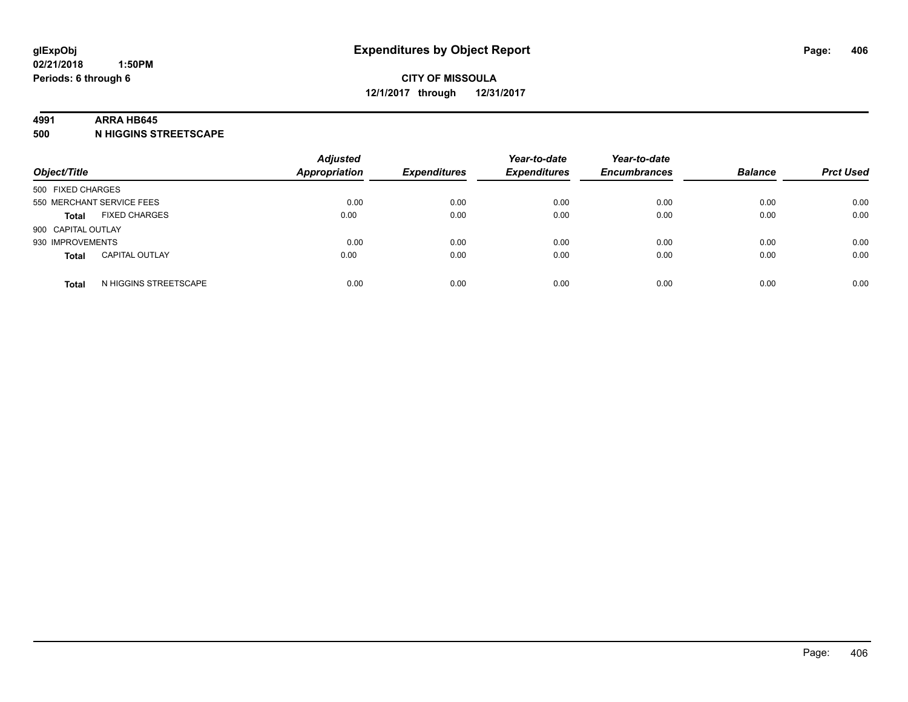**glExpObj**
**02/21/2018 1:50PM**
**Periods: 6 through 6**

# Expenditures by Object Report

**CITY OF MISSOULA**
**12/1/2017 through 12/31/2017**

**4991 ARRA HB645**
**500 N HIGGINS STREETSCAPE**

| Object/Title | | Adjusted Appropriation | Expenditures | Year-to-date Expenditures | Year-to-date Encumbrances | Balance | Prct Used |
|---|---|---|---|---|---|---|---|
| 500 FIXED CHARGES | | | | | | | |
| 550 MERCHANT SERVICE FEES | | 0.00 | 0.00 | 0.00 | 0.00 | 0.00 | 0.00 |
| **Total** | FIXED CHARGES | 0.00 | 0.00 | 0.00 | 0.00 | 0.00 | 0.00 |
| 900 CAPITAL OUTLAY | | | | | | | |
| 930 IMPROVEMENTS | | 0.00 | 0.00 | 0.00 | 0.00 | 0.00 | 0.00 |
| **Total** | CAPITAL OUTLAY | 0.00 | 0.00 | 0.00 | 0.00 | 0.00 | 0.00 |
| **Total** | N HIGGINS STREETSCAPE | 0.00 | 0.00 | 0.00 | 0.00 | 0.00 | 0.00 |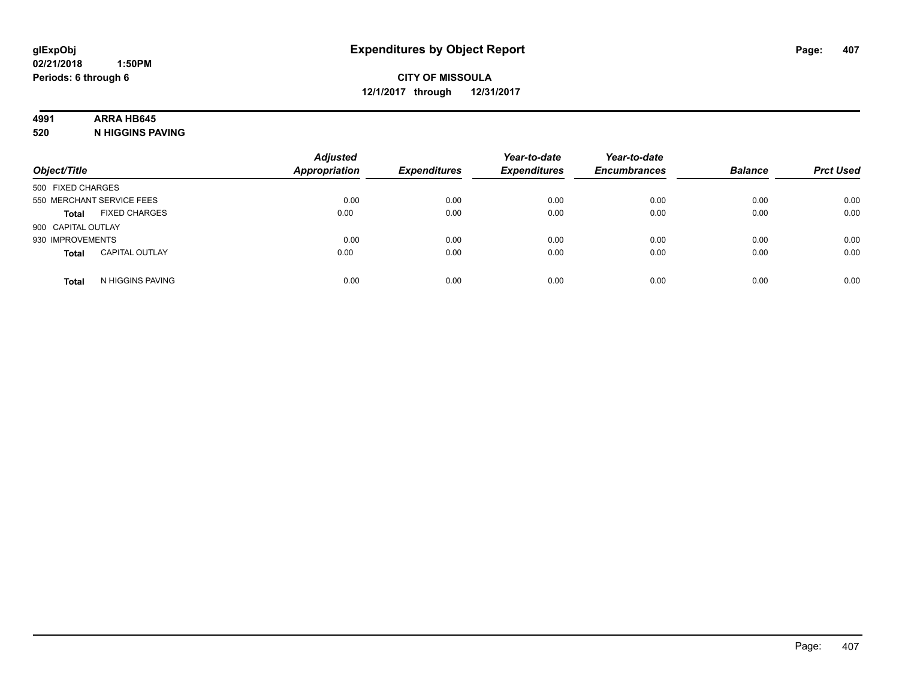**CITY OF MISSOULA**
**12/1/2017 through 12/31/2017**

**4991 ARRA HB645**
**520 N HIGGINS PAVING**

| Object/Title | | Adjusted Appropriation | Expenditures | Year-to-date Expenditures | Year-to-date Encumbrances | Balance | Prct Used |
|---|---|---|---|---|---|---|---|
| 500 FIXED CHARGES | | | | | | | |
| 550 MERCHANT SERVICE FEES | | 0.00 | 0.00 | 0.00 | 0.00 | 0.00 | 0.00 |
| **Total** | FIXED CHARGES | 0.00 | 0.00 | 0.00 | 0.00 | 0.00 | 0.00 |
| 900 CAPITAL OUTLAY | | | | | | | |
| 930 IMPROVEMENTS | | 0.00 | 0.00 | 0.00 | 0.00 | 0.00 | 0.00 |
| **Total** | CAPITAL OUTLAY | 0.00 | 0.00 | 0.00 | 0.00 | 0.00 | 0.00 |
| **Total** | N HIGGINS PAVING | 0.00 | 0.00 | 0.00 | 0.00 | 0.00 | 0.00 |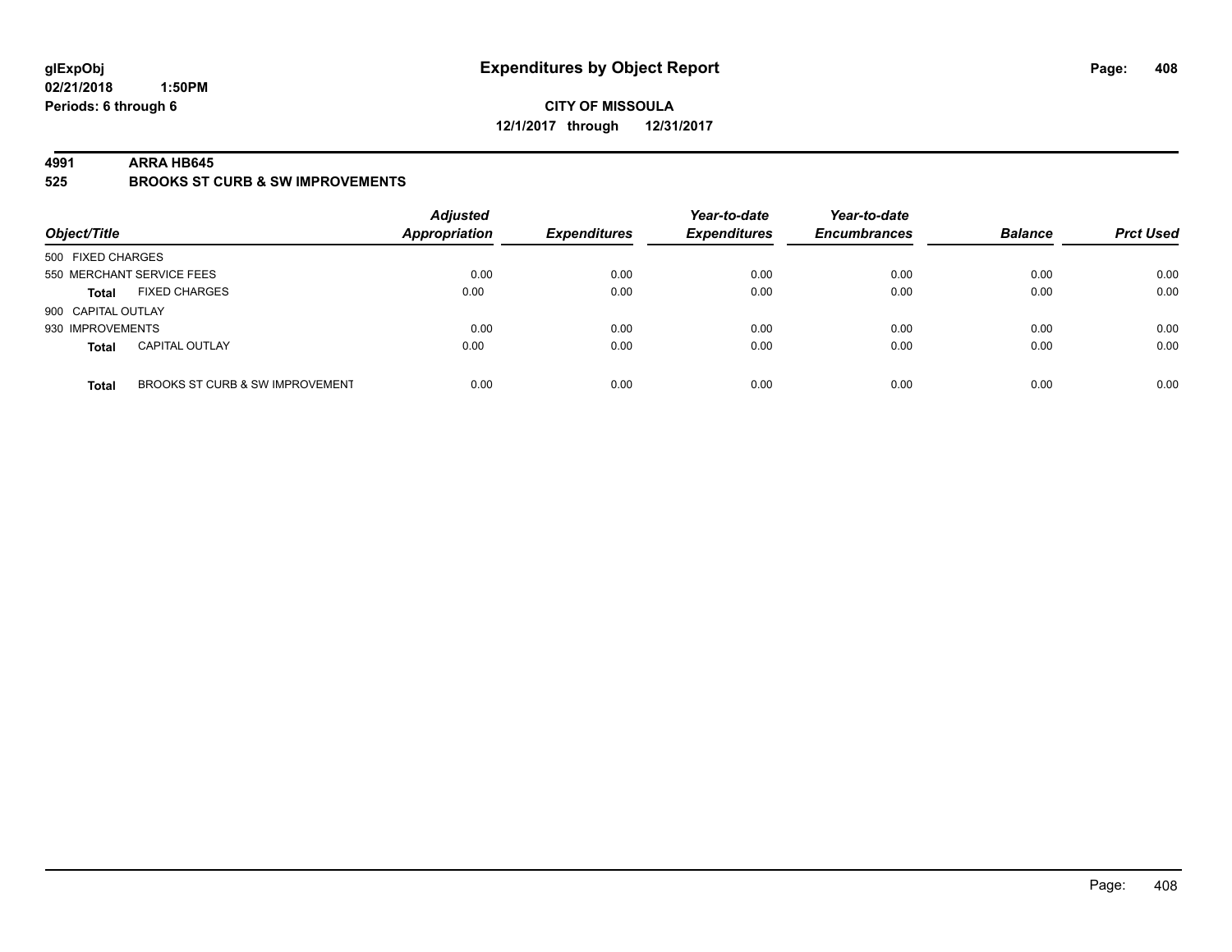**glExpObj**
**02/21/2018 1:50PM**
**Periods: 6 through 6**

# Expenditures by Object Report

**CITY OF MISSOULA**
**12/1/2017 through 12/31/2017**

## 4991 ARRA HB645
## 525 BROOKS ST CURB & SW IMPROVEMENTS

| Object/Title | | Adjusted Appropriation | Expenditures | Year-to-date Expenditures | Year-to-date Encumbrances | Balance | Prct Used |
|---|---|---|---|---|---|---|---|
| 500 FIXED CHARGES | | | | | | | |
| 550 MERCHANT SERVICE FEES | | 0.00 | 0.00 | 0.00 | 0.00 | 0.00 | 0.00 |
| **Total** | FIXED CHARGES | 0.00 | 0.00 | 0.00 | 0.00 | 0.00 | 0.00 |
| 900 CAPITAL OUTLAY | | | | | | | |
| 930 IMPROVEMENTS | | 0.00 | 0.00 | 0.00 | 0.00 | 0.00 | 0.00 |
| **Total** | CAPITAL OUTLAY | 0.00 | 0.00 | 0.00 | 0.00 | 0.00 | 0.00 |
| **Total** | BROOKS ST CURB & SW IMPROVEMENT | 0.00 | 0.00 | 0.00 | 0.00 | 0.00 | 0.00 |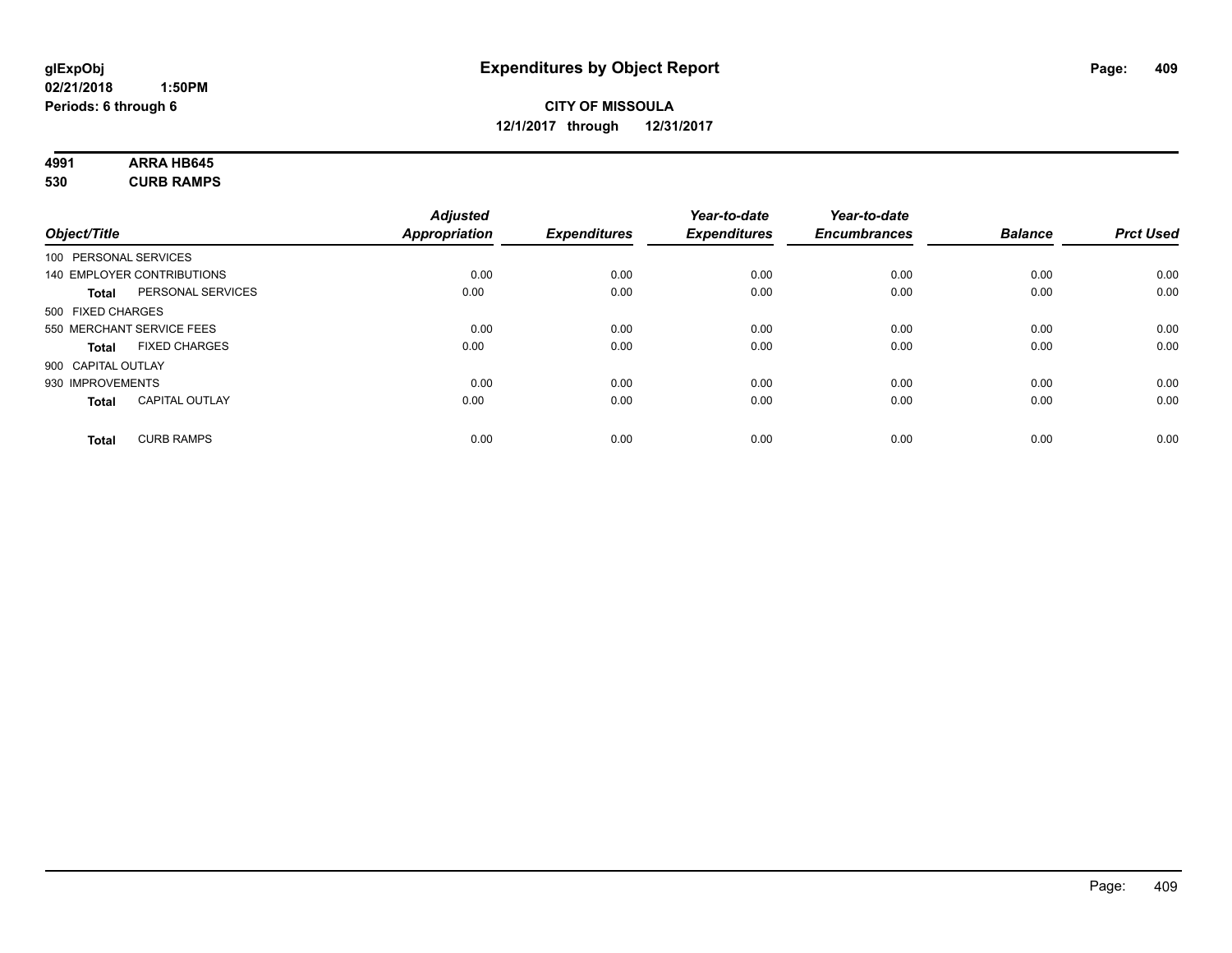**glExpObj**
**02/21/2018 1:50PM**
**Periods: 6 through 6**

# Expenditures by Object Report

**CITY OF MISSOULA**
**12/1/2017 through 12/31/2017**

**4991 ARRA HB645**
**530 CURB RAMPS**

| Object/Title | | Adjusted Appropriation | Expenditures | Year-to-date Expenditures | Year-to-date Encumbrances | Balance | Prct Used |
|---|---|---|---|---|---|---|---|
| 100 PERSONAL SERVICES | | | | | | | |
| 140 EMPLOYER CONTRIBUTIONS | | 0.00 | 0.00 | 0.00 | 0.00 | 0.00 | 0.00 |
| **Total** | PERSONAL SERVICES | 0.00 | 0.00 | 0.00 | 0.00 | 0.00 | 0.00 |
| 500 FIXED CHARGES | | | | | | | |
| 550 MERCHANT SERVICE FEES | | 0.00 | 0.00 | 0.00 | 0.00 | 0.00 | 0.00 |
| **Total** | FIXED CHARGES | 0.00 | 0.00 | 0.00 | 0.00 | 0.00 | 0.00 |
| 900 CAPITAL OUTLAY | | | | | | | |
| 930 IMPROVEMENTS | | 0.00 | 0.00 | 0.00 | 0.00 | 0.00 | 0.00 |
| **Total** | CAPITAL OUTLAY | 0.00 | 0.00 | 0.00 | 0.00 | 0.00 | 0.00 |
| **Total** | CURB RAMPS | 0.00 | 0.00 | 0.00 | 0.00 | 0.00 | 0.00 |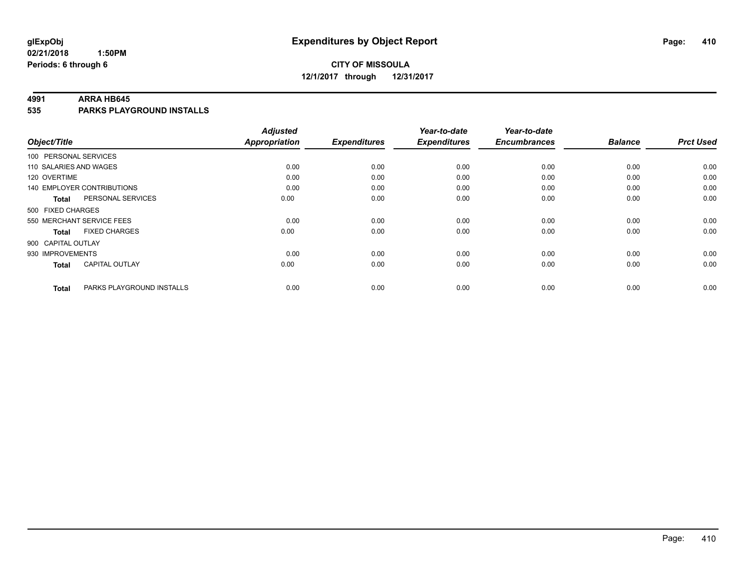**glExpObj** **Expenditures by Object Report**
**02/21/2018 1:50PM**
**Periods: 6 through 6**

**CITY OF MISSOULA**
**12/1/2017 through 12/31/2017**

**4991 ARRA HB645**
**535 PARKS PLAYGROUND INSTALLS**

| Object/Title | | Adjusted Appropriation | Expenditures | Year-to-date Expenditures | Year-to-date Encumbrances | Balance | Prct Used |
|---|---|---|---|---|---|---|---|
| 100 PERSONAL SERVICES | | | | | | | |
| 110 SALARIES AND WAGES | | 0.00 | 0.00 | 0.00 | 0.00 | 0.00 | 0.00 |
| 120 OVERTIME | | 0.00 | 0.00 | 0.00 | 0.00 | 0.00 | 0.00 |
| 140 EMPLOYER CONTRIBUTIONS | | 0.00 | 0.00 | 0.00 | 0.00 | 0.00 | 0.00 |
| **Total** | PERSONAL SERVICES | 0.00 | 0.00 | 0.00 | 0.00 | 0.00 | 0.00 |
| 500 FIXED CHARGES | | | | | | | |
| 550 MERCHANT SERVICE FEES | | 0.00 | 0.00 | 0.00 | 0.00 | 0.00 | 0.00 |
| **Total** | FIXED CHARGES | 0.00 | 0.00 | 0.00 | 0.00 | 0.00 | 0.00 |
| 900 CAPITAL OUTLAY | | | | | | | |
| 930 IMPROVEMENTS | | 0.00 | 0.00 | 0.00 | 0.00 | 0.00 | 0.00 |
| **Total** | CAPITAL OUTLAY | 0.00 | 0.00 | 0.00 | 0.00 | 0.00 | 0.00 |
| **Total** | PARKS PLAYGROUND INSTALLS | 0.00 | 0.00 | 0.00 | 0.00 | 0.00 | 0.00 |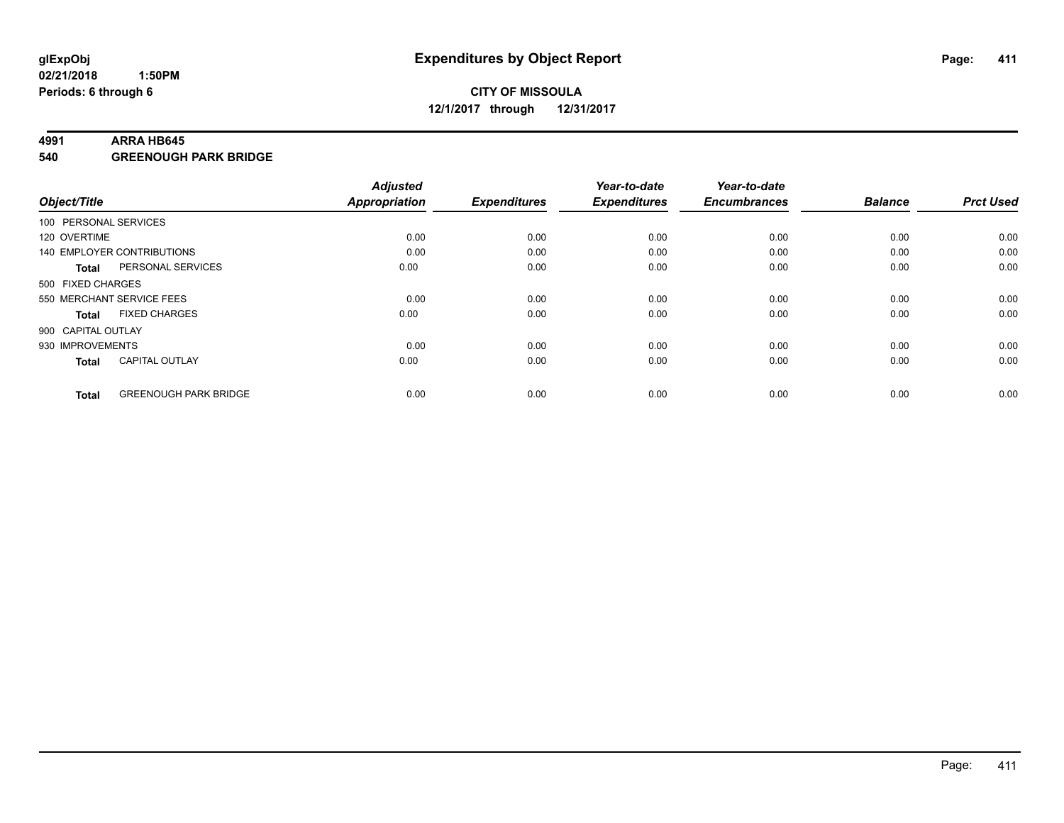# Expenditures by Object Report

**glExpObj**
**02/21/2018 1:50PM**
**Periods: 6 through 6**

**CITY OF MISSOULA**
**12/1/2017 through 12/31/2017**

**4991 ARRA HB645**
**540 GREENOUGH PARK BRIDGE**

| Object/Title | Adjusted Appropriation | Expenditures | Year-to-date Expenditures | Year-to-date Encumbrances | Balance | Prct Used |
|---|---|---|---|---|---|---|
| 100 PERSONAL SERVICES | | | | | | |
| 120 OVERTIME | 0.00 | 0.00 | 0.00 | 0.00 | 0.00 | 0.00 |
| 140 EMPLOYER CONTRIBUTIONS | 0.00 | 0.00 | 0.00 | 0.00 | 0.00 | 0.00 |
| **Total** PERSONAL SERVICES | 0.00 | 0.00 | 0.00 | 0.00 | 0.00 | 0.00 |
| 500 FIXED CHARGES | | | | | | |
| 550 MERCHANT SERVICE FEES | 0.00 | 0.00 | 0.00 | 0.00 | 0.00 | 0.00 |
| **Total** FIXED CHARGES | 0.00 | 0.00 | 0.00 | 0.00 | 0.00 | 0.00 |
| 900 CAPITAL OUTLAY | | | | | | |
| 930 IMPROVEMENTS | 0.00 | 0.00 | 0.00 | 0.00 | 0.00 | 0.00 |
| **Total** CAPITAL OUTLAY | 0.00 | 0.00 | 0.00 | 0.00 | 0.00 | 0.00 |
| **Total** GREENOUGH PARK BRIDGE | 0.00 | 0.00 | 0.00 | 0.00 | 0.00 | 0.00 |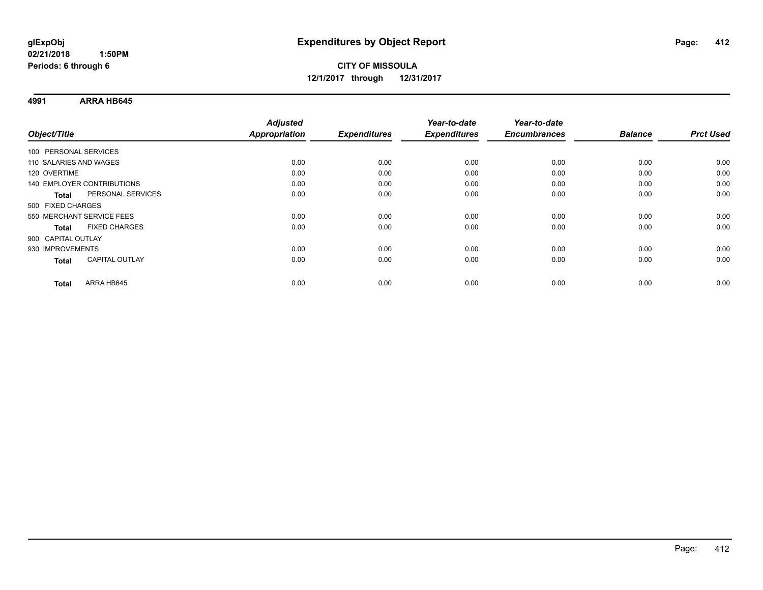# Expenditures by Object Report

glExpObj
02/21/2018 1:50PM
Periods: 6 through 6

**CITY OF MISSOULA**
**12/1/2017 through 12/31/2017**

## 4991 ARRA HB645

| Object/Title | | Adjusted Appropriation | Expenditures | Year-to-date Expenditures | Year-to-date Encumbrances | Balance | Prct Used |
|---|---|---|---|---|---|---|---|
| 100 PERSONAL SERVICES | | | | | | | |
| 110 SALARIES AND WAGES | | 0.00 | 0.00 | 0.00 | 0.00 | 0.00 | 0.00 |
| 120 OVERTIME | | 0.00 | 0.00 | 0.00 | 0.00 | 0.00 | 0.00 |
| 140 EMPLOYER CONTRIBUTIONS | | 0.00 | 0.00 | 0.00 | 0.00 | 0.00 | 0.00 |
| **Total** | PERSONAL SERVICES | 0.00 | 0.00 | 0.00 | 0.00 | 0.00 | 0.00 |
| 500 FIXED CHARGES | | | | | | | |
| 550 MERCHANT SERVICE FEES | | 0.00 | 0.00 | 0.00 | 0.00 | 0.00 | 0.00 |
| **Total** | FIXED CHARGES | 0.00 | 0.00 | 0.00 | 0.00 | 0.00 | 0.00 |
| 900 CAPITAL OUTLAY | | | | | | | |
| 930 IMPROVEMENTS | | 0.00 | 0.00 | 0.00 | 0.00 | 0.00 | 0.00 |
| **Total** | CAPITAL OUTLAY | 0.00 | 0.00 | 0.00 | 0.00 | 0.00 | 0.00 |
| **Total** | ARRA HB645 | 0.00 | 0.00 | 0.00 | 0.00 | 0.00 | 0.00 |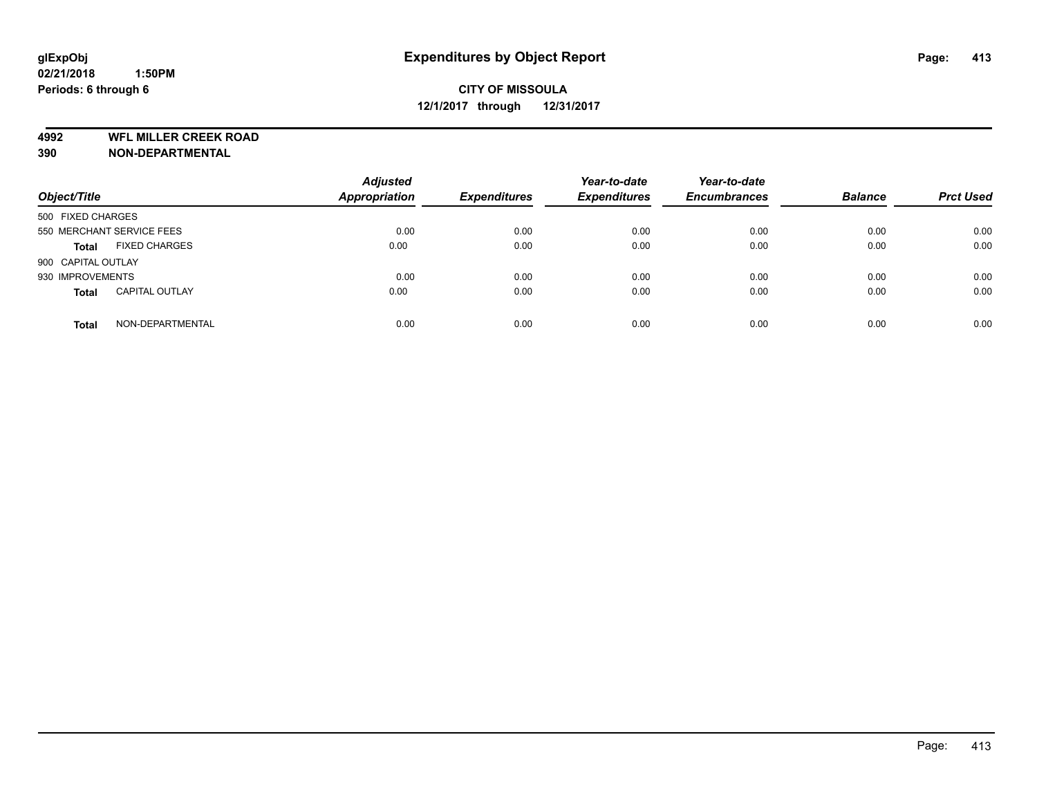# Expenditures by Object Report

glExpObj
02/21/2018 1:50PM
Periods: 6 through 6

**CITY OF MISSOULA**
**12/1/2017 through 12/31/2017**

**4992 WFL MILLER CREEK ROAD**
**390 NON-DEPARTMENTAL**

| Object/Title | Adjusted Appropriation | Expenditures | Year-to-date Expenditures | Year-to-date Encumbrances | Balance | Prct Used |
|---|---|---|---|---|---|---|
| 500 FIXED CHARGES | | | | | | |
| 550 MERCHANT SERVICE FEES | 0.00 | 0.00 | 0.00 | 0.00 | 0.00 | 0.00 |
| **Total** FIXED CHARGES | 0.00 | 0.00 | 0.00 | 0.00 | 0.00 | 0.00 |
| 900 CAPITAL OUTLAY | | | | | | |
| 930 IMPROVEMENTS | 0.00 | 0.00 | 0.00 | 0.00 | 0.00 | 0.00 |
| **Total** CAPITAL OUTLAY | 0.00 | 0.00 | 0.00 | 0.00 | 0.00 | 0.00 |
| **Total** NON-DEPARTMENTAL | 0.00 | 0.00 | 0.00 | 0.00 | 0.00 | 0.00 |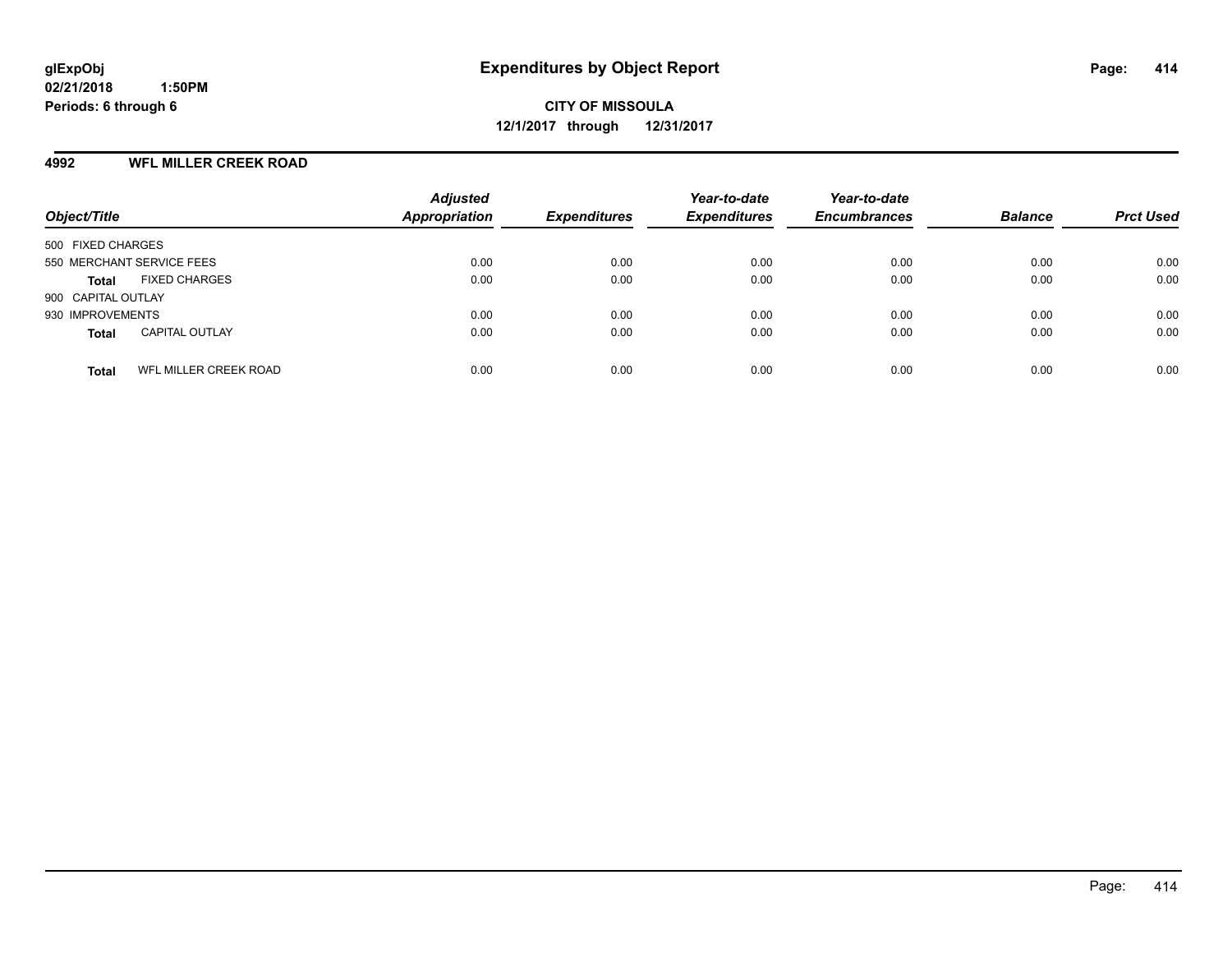**glExpObj**
**02/21/2018 1:50PM**
**Periods: 6 through 6**

# Expenditures by Object Report

**CITY OF MISSOULA**
**12/1/2017 through 12/31/2017**

## 4992 WFL MILLER CREEK ROAD

| Object/Title | | Adjusted Appropriation | Expenditures | Year-to-date Expenditures | Year-to-date Encumbrances | Balance | Prct Used |
|---|---|---|---|---|---|---|---|
| 500 FIXED CHARGES | | | | | | | |
| 550 MERCHANT SERVICE FEES | | 0.00 | 0.00 | 0.00 | 0.00 | 0.00 | 0.00 |
| **Total** | FIXED CHARGES | 0.00 | 0.00 | 0.00 | 0.00 | 0.00 | 0.00 |
| 900 CAPITAL OUTLAY | | | | | | | |
| 930 IMPROVEMENTS | | 0.00 | 0.00 | 0.00 | 0.00 | 0.00 | 0.00 |
| **Total** | CAPITAL OUTLAY | 0.00 | 0.00 | 0.00 | 0.00 | 0.00 | 0.00 |
| **Total** | WFL MILLER CREEK ROAD | 0.00 | 0.00 | 0.00 | 0.00 | 0.00 | 0.00 |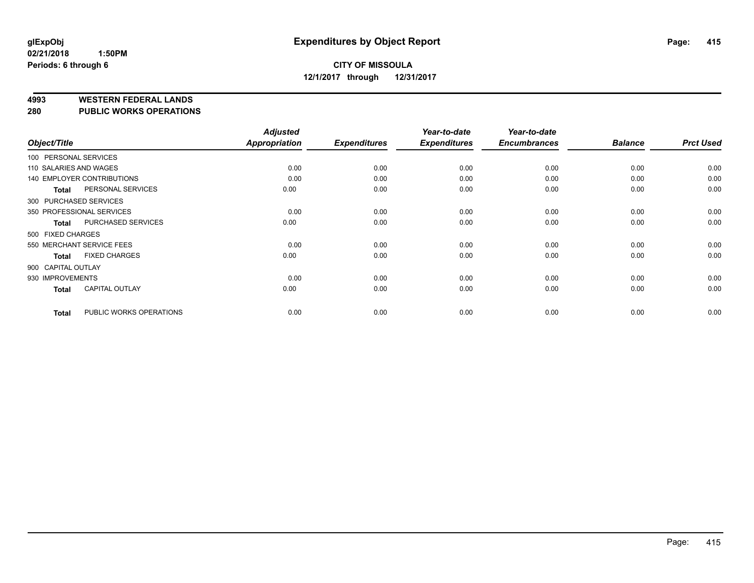glExpObj
02/21/2018 1:50PM
Periods: 6 through 6

# Expenditures by Object Report

**CITY OF MISSOULA**
**12/1/2017 through 12/31/2017**

## 4993 WESTERN FEDERAL LANDS
## 280 PUBLIC WORKS OPERATIONS

| Object/Title | Adjusted Appropriation | Expenditures | Year-to-date Expenditures | Year-to-date Encumbrances | Balance | Prct Used |
|---|---|---|---|---|---|---|
| 100 PERSONAL SERVICES | | | | | | |
| 110 SALARIES AND WAGES | 0.00 | 0.00 | 0.00 | 0.00 | 0.00 | 0.00 |
| 140 EMPLOYER CONTRIBUTIONS | 0.00 | 0.00 | 0.00 | 0.00 | 0.00 | 0.00 |
| **Total** PERSONAL SERVICES | 0.00 | 0.00 | 0.00 | 0.00 | 0.00 | 0.00 |
| 300 PURCHASED SERVICES | | | | | | |
| 350 PROFESSIONAL SERVICES | 0.00 | 0.00 | 0.00 | 0.00 | 0.00 | 0.00 |
| **Total** PURCHASED SERVICES | 0.00 | 0.00 | 0.00 | 0.00 | 0.00 | 0.00 |
| 500 FIXED CHARGES | | | | | | |
| 550 MERCHANT SERVICE FEES | 0.00 | 0.00 | 0.00 | 0.00 | 0.00 | 0.00 |
| **Total** FIXED CHARGES | 0.00 | 0.00 | 0.00 | 0.00 | 0.00 | 0.00 |
| 900 CAPITAL OUTLAY | | | | | | |
| 930 IMPROVEMENTS | 0.00 | 0.00 | 0.00 | 0.00 | 0.00 | 0.00 |
| **Total** CAPITAL OUTLAY | 0.00 | 0.00 | 0.00 | 0.00 | 0.00 | 0.00 |
| **Total** PUBLIC WORKS OPERATIONS | 0.00 | 0.00 | 0.00 | 0.00 | 0.00 | 0.00 |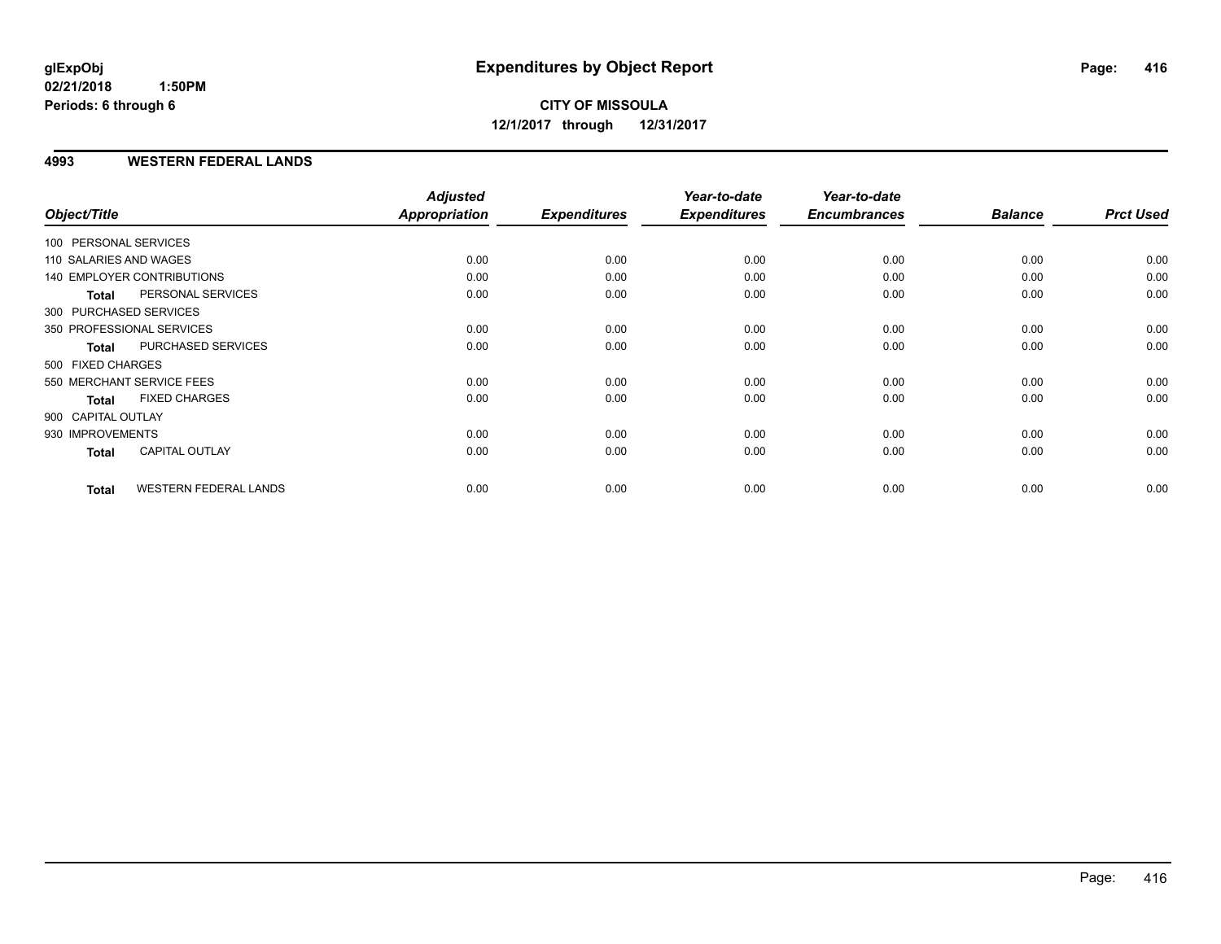glExpObj
02/21/2018 1:50PM
Periods: 6 through 6

# Expenditures by Object Report

**CITY OF MISSOULA**
**12/1/2017 through 12/31/2017**

## 4993 WESTERN FEDERAL LANDS

| Object/Title | Adjusted Appropriation | Expenditures | Year-to-date Expenditures | Year-to-date Encumbrances | Balance | Prct Used |
|---|---|---|---|---|---|---|
| 100 PERSONAL SERVICES | | | | | | |
| 110 SALARIES AND WAGES | 0.00 | 0.00 | 0.00 | 0.00 | 0.00 | 0.00 |
| 140 EMPLOYER CONTRIBUTIONS | 0.00 | 0.00 | 0.00 | 0.00 | 0.00 | 0.00 |
| **Total** PERSONAL SERVICES | 0.00 | 0.00 | 0.00 | 0.00 | 0.00 | 0.00 |
| 300 PURCHASED SERVICES | | | | | | |
| 350 PROFESSIONAL SERVICES | 0.00 | 0.00 | 0.00 | 0.00 | 0.00 | 0.00 |
| **Total** PURCHASED SERVICES | 0.00 | 0.00 | 0.00 | 0.00 | 0.00 | 0.00 |
| 500 FIXED CHARGES | | | | | | |
| 550 MERCHANT SERVICE FEES | 0.00 | 0.00 | 0.00 | 0.00 | 0.00 | 0.00 |
| **Total** FIXED CHARGES | 0.00 | 0.00 | 0.00 | 0.00 | 0.00 | 0.00 |
| 900 CAPITAL OUTLAY | | | | | | |
| 930 IMPROVEMENTS | 0.00 | 0.00 | 0.00 | 0.00 | 0.00 | 0.00 |
| **Total** CAPITAL OUTLAY | 0.00 | 0.00 | 0.00 | 0.00 | 0.00 | 0.00 |
| **Total** WESTERN FEDERAL LANDS | 0.00 | 0.00 | 0.00 | 0.00 | 0.00 | 0.00 |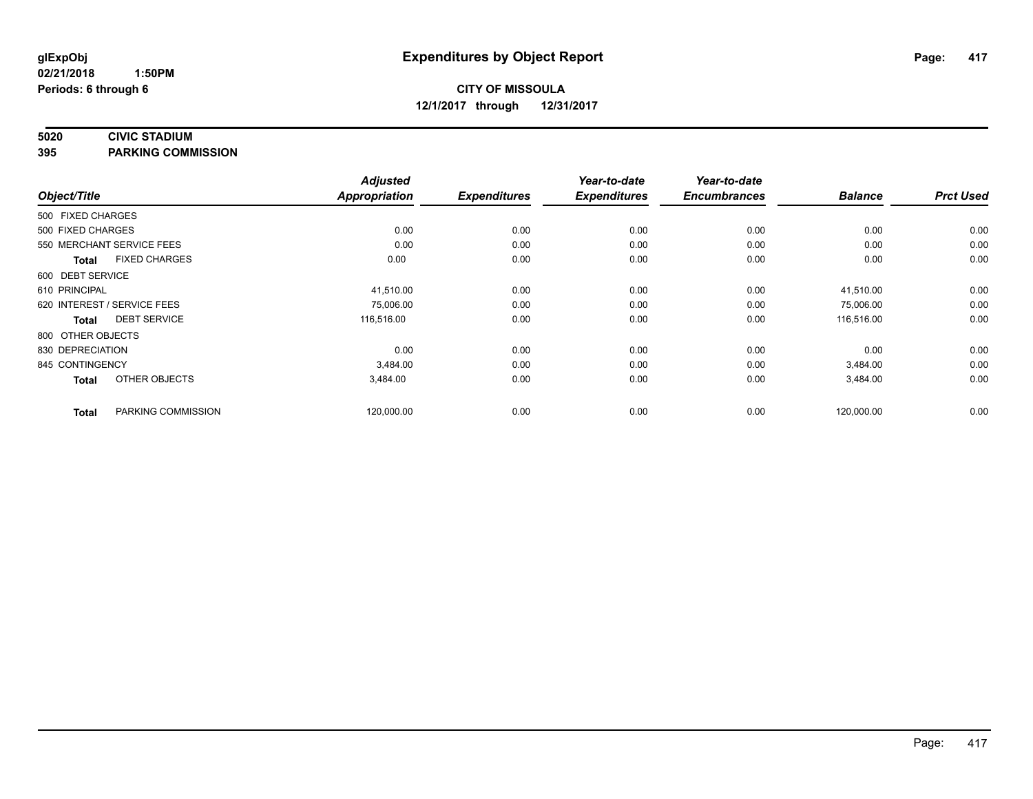**glExpObj** **Expenditures by Object Report**

**02/21/2018 1:50PM**

**Periods: 6 through 6**

**CITY OF MISSOULA**

**12/1/2017 through 12/31/2017**

## 5020 CIVIC STADIUM

## 395 PARKING COMMISSION

| Object/Title | Adjusted Appropriation | Expenditures | Year-to-date Expenditures | Year-to-date Encumbrances | Balance | Prct Used |
|---|---|---|---|---|---|---|
| 500 FIXED CHARGES | | | | | | |
| 500 FIXED CHARGES | 0.00 | 0.00 | 0.00 | 0.00 | 0.00 | 0.00 |
| 550 MERCHANT SERVICE FEES | 0.00 | 0.00 | 0.00 | 0.00 | 0.00 | 0.00 |
| **Total** FIXED CHARGES | 0.00 | 0.00 | 0.00 | 0.00 | 0.00 | 0.00 |
| 600 DEBT SERVICE | | | | | | |
| 610 PRINCIPAL | 41,510.00 | 0.00 | 0.00 | 0.00 | 41,510.00 | 0.00 |
| 620 INTEREST / SERVICE FEES | 75,006.00 | 0.00 | 0.00 | 0.00 | 75,006.00 | 0.00 |
| **Total** DEBT SERVICE | 116,516.00 | 0.00 | 0.00 | 0.00 | 116,516.00 | 0.00 |
| 800 OTHER OBJECTS | | | | | | |
| 830 DEPRECIATION | 0.00 | 0.00 | 0.00 | 0.00 | 0.00 | 0.00 |
| 845 CONTINGENCY | 3,484.00 | 0.00 | 0.00 | 0.00 | 3,484.00 | 0.00 |
| **Total** OTHER OBJECTS | 3,484.00 | 0.00 | 0.00 | 0.00 | 3,484.00 | 0.00 |
| **Total** PARKING COMMISSION | 120,000.00 | 0.00 | 0.00 | 0.00 | 120,000.00 | 0.00 |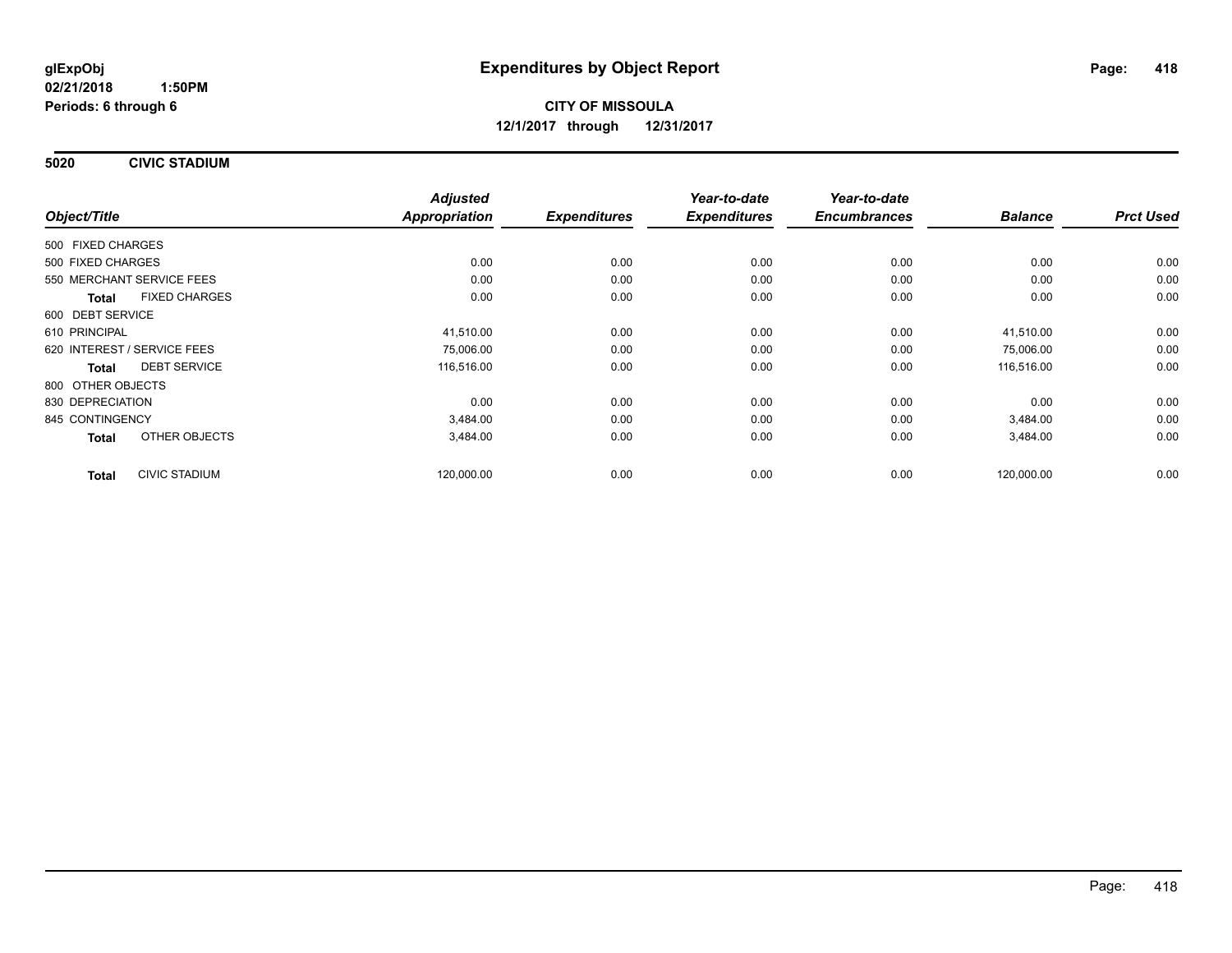# Expenditures by Object Report

glExpObj
02/21/2018 1:50PM
Periods: 6 through 6

**CITY OF MISSOULA**
**12/1/2017 through 12/31/2017**

## 5020 CIVIC STADIUM

| Object/Title | Adjusted Appropriation | Expenditures | Year-to-date Expenditures | Year-to-date Encumbrances | Balance | Prct Used |
|---|---|---|---|---|---|---|
| 500 FIXED CHARGES | | | | | | |
| 500 FIXED CHARGES | 0.00 | 0.00 | 0.00 | 0.00 | 0.00 | 0.00 |
| 550 MERCHANT SERVICE FEES | 0.00 | 0.00 | 0.00 | 0.00 | 0.00 | 0.00 |
| **Total** FIXED CHARGES | 0.00 | 0.00 | 0.00 | 0.00 | 0.00 | 0.00 |
| 600 DEBT SERVICE | | | | | | |
| 610 PRINCIPAL | 41,510.00 | 0.00 | 0.00 | 0.00 | 41,510.00 | 0.00 |
| 620 INTEREST / SERVICE FEES | 75,006.00 | 0.00 | 0.00 | 0.00 | 75,006.00 | 0.00 |
| **Total** DEBT SERVICE | 116,516.00 | 0.00 | 0.00 | 0.00 | 116,516.00 | 0.00 |
| 800 OTHER OBJECTS | | | | | | |
| 830 DEPRECIATION | 0.00 | 0.00 | 0.00 | 0.00 | 0.00 | 0.00 |
| 845 CONTINGENCY | 3,484.00 | 0.00 | 0.00 | 0.00 | 3,484.00 | 0.00 |
| **Total** OTHER OBJECTS | 3,484.00 | 0.00 | 0.00 | 0.00 | 3,484.00 | 0.00 |
| **Total** CIVIC STADIUM | 120,000.00 | 0.00 | 0.00 | 0.00 | 120,000.00 | 0.00 |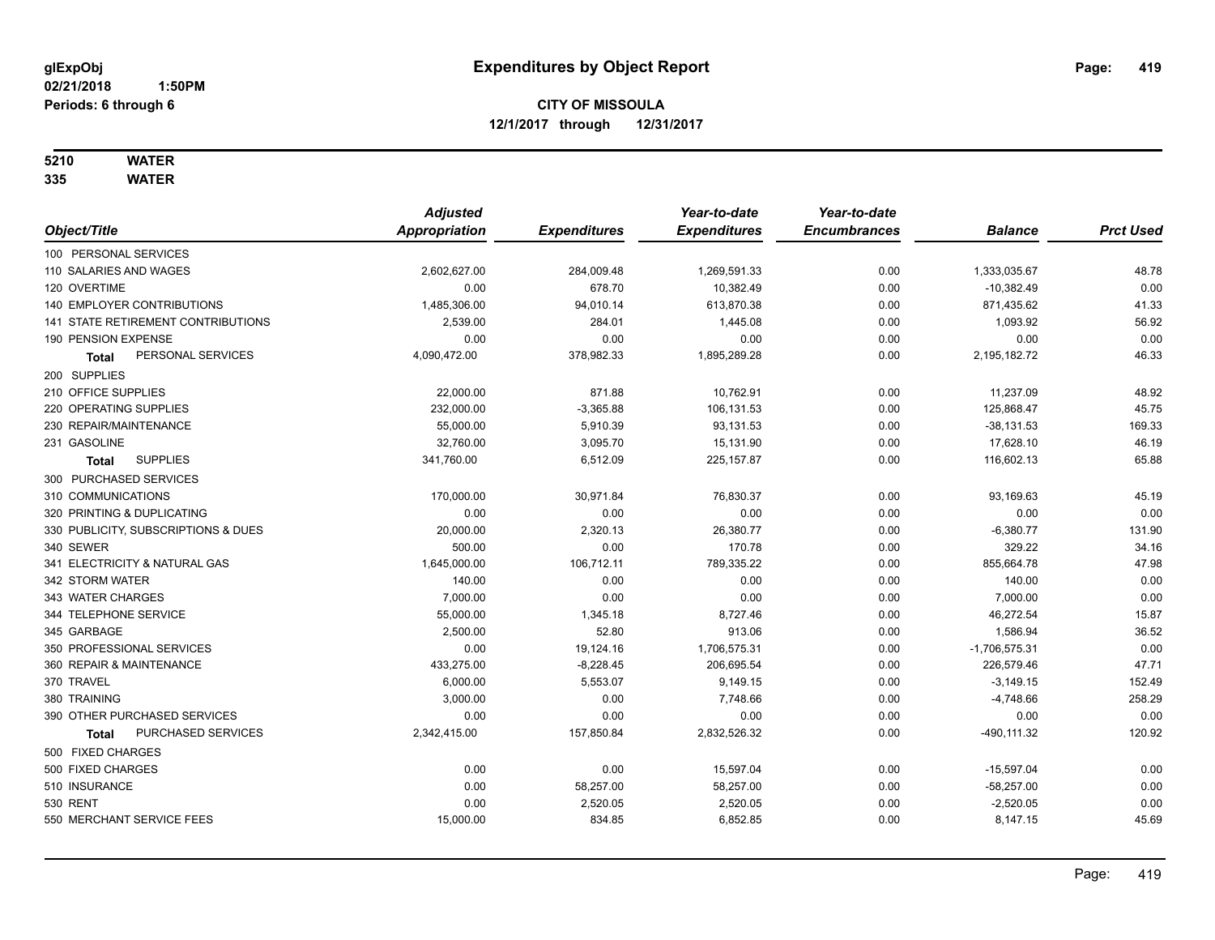# Expenditures by Object Report

glExpObj
02/21/2018 1:50PM
Periods: 6 through 6

**CITY OF MISSOULA**
**12/1/2017 through 12/31/2017**

**5210 WATER**
**335 WATER**

| Object/Title | Adjusted Appropriation | Expenditures | Year-to-date Expenditures | Year-to-date Encumbrances | Balance | Prct Used |
|---|---|---|---|---|---|---|
| 100 PERSONAL SERVICES | | | | | | |
| 110 SALARIES AND WAGES | 2,602,627.00 | 284,009.48 | 1,269,591.33 | 0.00 | 1,333,035.67 | 48.78 |
| 120 OVERTIME | 0.00 | 678.70 | 10,382.49 | 0.00 | -10,382.49 | 0.00 |
| 140 EMPLOYER CONTRIBUTIONS | 1,485,306.00 | 94,010.14 | 613,870.38 | 0.00 | 871,435.62 | 41.33 |
| 141 STATE RETIREMENT CONTRIBUTIONS | 2,539.00 | 284.01 | 1,445.08 | 0.00 | 1,093.92 | 56.92 |
| 190 PENSION EXPENSE | 0.00 | 0.00 | 0.00 | 0.00 | 0.00 | 0.00 |
| **Total** PERSONAL SERVICES | 4,090,472.00 | 378,982.33 | 1,895,289.28 | 0.00 | 2,195,182.72 | 46.33 |
| 200 SUPPLIES | | | | | | |
| 210 OFFICE SUPPLIES | 22,000.00 | 871.88 | 10,762.91 | 0.00 | 11,237.09 | 48.92 |
| 220 OPERATING SUPPLIES | 232,000.00 | -3,365.88 | 106,131.53 | 0.00 | 125,868.47 | 45.75 |
| 230 REPAIR/MAINTENANCE | 55,000.00 | 5,910.39 | 93,131.53 | 0.00 | -38,131.53 | 169.33 |
| 231 GASOLINE | 32,760.00 | 3,095.70 | 15,131.90 | 0.00 | 17,628.10 | 46.19 |
| **Total** SUPPLIES | 341,760.00 | 6,512.09 | 225,157.87 | 0.00 | 116,602.13 | 65.88 |
| 300 PURCHASED SERVICES | | | | | | |
| 310 COMMUNICATIONS | 170,000.00 | 30,971.84 | 76,830.37 | 0.00 | 93,169.63 | 45.19 |
| 320 PRINTING & DUPLICATING | 0.00 | 0.00 | 0.00 | 0.00 | 0.00 | 0.00 |
| 330 PUBLICITY, SUBSCRIPTIONS & DUES | 20,000.00 | 2,320.13 | 26,380.77 | 0.00 | -6,380.77 | 131.90 |
| 340 SEWER | 500.00 | 0.00 | 170.78 | 0.00 | 329.22 | 34.16 |
| 341 ELECTRICITY & NATURAL GAS | 1,645,000.00 | 106,712.11 | 789,335.22 | 0.00 | 855,664.78 | 47.98 |
| 342 STORM WATER | 140.00 | 0.00 | 0.00 | 0.00 | 140.00 | 0.00 |
| 343 WATER CHARGES | 7,000.00 | 0.00 | 0.00 | 0.00 | 7,000.00 | 0.00 |
| 344 TELEPHONE SERVICE | 55,000.00 | 1,345.18 | 8,727.46 | 0.00 | 46,272.54 | 15.87 |
| 345 GARBAGE | 2,500.00 | 52.80 | 913.06 | 0.00 | 1,586.94 | 36.52 |
| 350 PROFESSIONAL SERVICES | 0.00 | 19,124.16 | 1,706,575.31 | 0.00 | -1,706,575.31 | 0.00 |
| 360 REPAIR & MAINTENANCE | 433,275.00 | -8,228.45 | 206,695.54 | 0.00 | 226,579.46 | 47.71 |
| 370 TRAVEL | 6,000.00 | 5,553.07 | 9,149.15 | 0.00 | -3,149.15 | 152.49 |
| 380 TRAINING | 3,000.00 | 0.00 | 7,748.66 | 0.00 | -4,748.66 | 258.29 |
| 390 OTHER PURCHASED SERVICES | 0.00 | 0.00 | 0.00 | 0.00 | 0.00 | 0.00 |
| **Total** PURCHASED SERVICES | 2,342,415.00 | 157,850.84 | 2,832,526.32 | 0.00 | -490,111.32 | 120.92 |
| 500 FIXED CHARGES | | | | | | |
| 500 FIXED CHARGES | 0.00 | 0.00 | 15,597.04 | 0.00 | -15,597.04 | 0.00 |
| 510 INSURANCE | 0.00 | 58,257.00 | 58,257.00 | 0.00 | -58,257.00 | 0.00 |
| 530 RENT | 0.00 | 2,520.05 | 2,520.05 | 0.00 | -2,520.05 | 0.00 |
| 550 MERCHANT SERVICE FEES | 15,000.00 | 834.85 | 6,852.85 | 0.00 | 8,147.15 | 45.69 |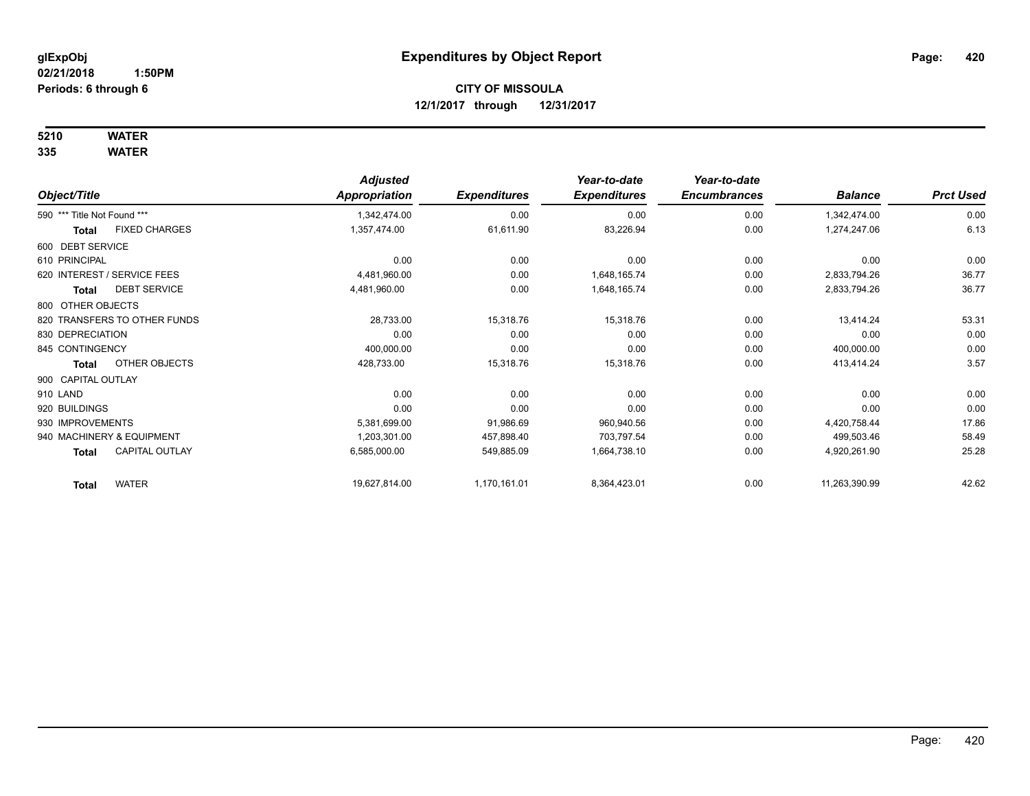# Expenditures by Object Report

glExpObj
02/21/2018 1:50PM
Periods: 6 through 6

**CITY OF MISSOULA**
**12/1/2017 through 12/31/2017**

**5210 WATER**
**335 WATER**

| Object/Title | Adjusted Appropriation | Expenditures | Year-to-date Expenditures | Year-to-date Encumbrances | Balance | Prct Used |
|---|---|---|---|---|---|---|
| 590 *** Title Not Found *** | 1,342,474.00 | 0.00 | 0.00 | 0.00 | 1,342,474.00 | 0.00 |
| **Total** FIXED CHARGES | 1,357,474.00 | 61,611.90 | 83,226.94 | 0.00 | 1,274,247.06 | 6.13 |
| 600 DEBT SERVICE | | | | | | |
| 610 PRINCIPAL | 0.00 | 0.00 | 0.00 | 0.00 | 0.00 | 0.00 |
| 620 INTEREST / SERVICE FEES | 4,481,960.00 | 0.00 | 1,648,165.74 | 0.00 | 2,833,794.26 | 36.77 |
| **Total** DEBT SERVICE | 4,481,960.00 | 0.00 | 1,648,165.74 | 0.00 | 2,833,794.26 | 36.77 |
| 800 OTHER OBJECTS | | | | | | |
| 820 TRANSFERS TO OTHER FUNDS | 28,733.00 | 15,318.76 | 15,318.76 | 0.00 | 13,414.24 | 53.31 |
| 830 DEPRECIATION | 0.00 | 0.00 | 0.00 | 0.00 | 0.00 | 0.00 |
| 845 CONTINGENCY | 400,000.00 | 0.00 | 0.00 | 0.00 | 400,000.00 | 0.00 |
| **Total** OTHER OBJECTS | 428,733.00 | 15,318.76 | 15,318.76 | 0.00 | 413,414.24 | 3.57 |
| 900 CAPITAL OUTLAY | | | | | | |
| 910 LAND | 0.00 | 0.00 | 0.00 | 0.00 | 0.00 | 0.00 |
| 920 BUILDINGS | 0.00 | 0.00 | 0.00 | 0.00 | 0.00 | 0.00 |
| 930 IMPROVEMENTS | 5,381,699.00 | 91,986.69 | 960,940.56 | 0.00 | 4,420,758.44 | 17.86 |
| 940 MACHINERY & EQUIPMENT | 1,203,301.00 | 457,898.40 | 703,797.54 | 0.00 | 499,503.46 | 58.49 |
| **Total** CAPITAL OUTLAY | 6,585,000.00 | 549,885.09 | 1,664,738.10 | 0.00 | 4,920,261.90 | 25.28 |
| **Total** WATER | 19,627,814.00 | 1,170,161.01 | 8,364,423.01 | 0.00 | 11,263,390.99 | 42.62 |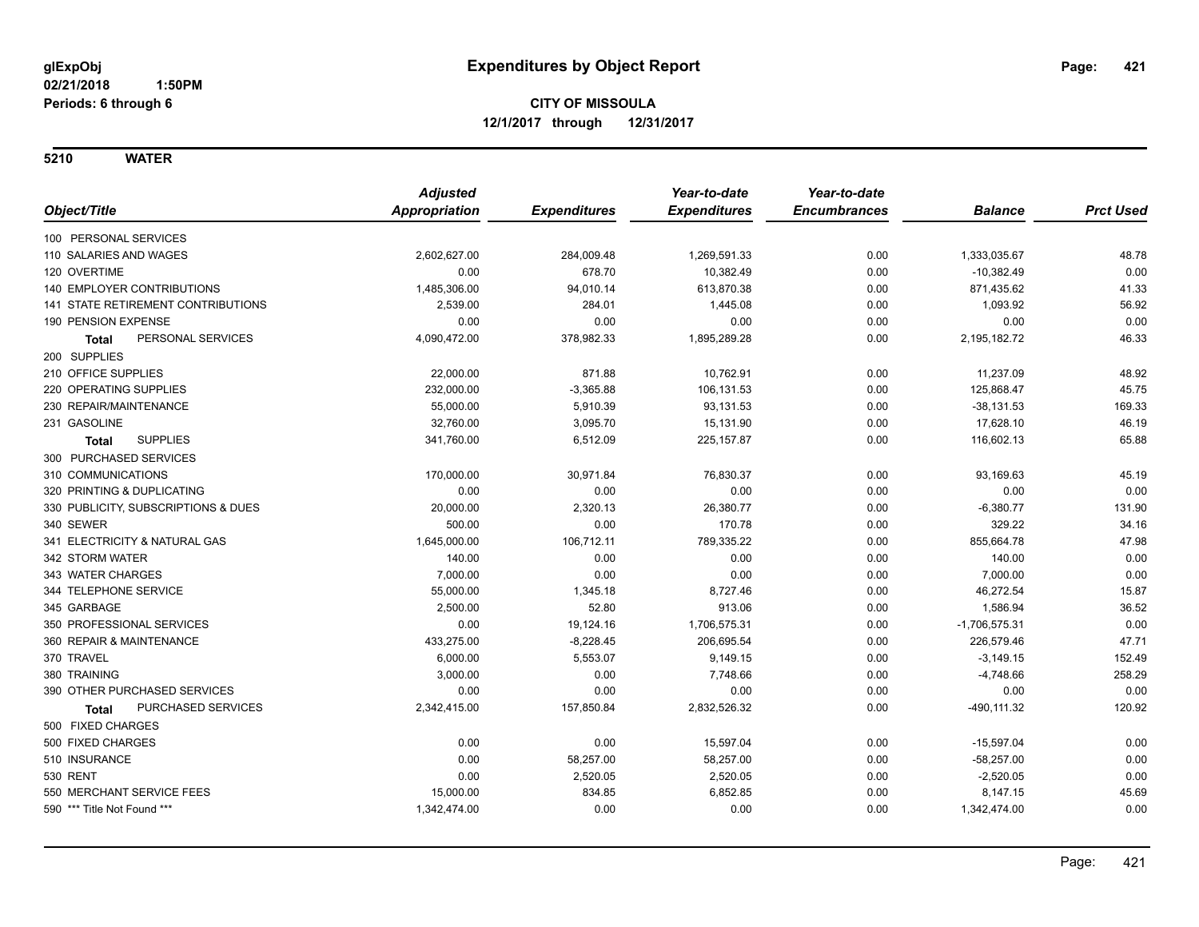**glExpObj**
**02/21/2018 1:50PM**
**Periods: 6 through 6**

# Expenditures by Object Report

**CITY OF MISSOULA**
**12/1/2017 through 12/31/2017**

## 5210 WATER

| Object/Title | Adjusted Appropriation | Expenditures | Year-to-date Expenditures | Year-to-date Encumbrances | Balance | Prct Used |
|---|---|---|---|---|---|---|
| 100 PERSONAL SERVICES | | | | | | |
| 110 SALARIES AND WAGES | 2,602,627.00 | 284,009.48 | 1,269,591.33 | 0.00 | 1,333,035.67 | 48.78 |
| 120 OVERTIME | 0.00 | 678.70 | 10,382.49 | 0.00 | -10,382.49 | 0.00 |
| 140 EMPLOYER CONTRIBUTIONS | 1,485,306.00 | 94,010.14 | 613,870.38 | 0.00 | 871,435.62 | 41.33 |
| 141 STATE RETIREMENT CONTRIBUTIONS | 2,539.00 | 284.01 | 1,445.08 | 0.00 | 1,093.92 | 56.92 |
| 190 PENSION EXPENSE | 0.00 | 0.00 | 0.00 | 0.00 | 0.00 | 0.00 |
| **Total** PERSONAL SERVICES | 4,090,472.00 | 378,982.33 | 1,895,289.28 | 0.00 | 2,195,182.72 | 46.33 |
| 200 SUPPLIES | | | | | | |
| 210 OFFICE SUPPLIES | 22,000.00 | 871.88 | 10,762.91 | 0.00 | 11,237.09 | 48.92 |
| 220 OPERATING SUPPLIES | 232,000.00 | -3,365.88 | 106,131.53 | 0.00 | 125,868.47 | 45.75 |
| 230 REPAIR/MAINTENANCE | 55,000.00 | 5,910.39 | 93,131.53 | 0.00 | -38,131.53 | 169.33 |
| 231 GASOLINE | 32,760.00 | 3,095.70 | 15,131.90 | 0.00 | 17,628.10 | 46.19 |
| **Total** SUPPLIES | 341,760.00 | 6,512.09 | 225,157.87 | 0.00 | 116,602.13 | 65.88 |
| 300 PURCHASED SERVICES | | | | | | |
| 310 COMMUNICATIONS | 170,000.00 | 30,971.84 | 76,830.37 | 0.00 | 93,169.63 | 45.19 |
| 320 PRINTING & DUPLICATING | 0.00 | 0.00 | 0.00 | 0.00 | 0.00 | 0.00 |
| 330 PUBLICITY, SUBSCRIPTIONS & DUES | 20,000.00 | 2,320.13 | 26,380.77 | 0.00 | -6,380.77 | 131.90 |
| 340 SEWER | 500.00 | 0.00 | 170.78 | 0.00 | 329.22 | 34.16 |
| 341 ELECTRICITY & NATURAL GAS | 1,645,000.00 | 106,712.11 | 789,335.22 | 0.00 | 855,664.78 | 47.98 |
| 342 STORM WATER | 140.00 | 0.00 | 0.00 | 0.00 | 140.00 | 0.00 |
| 343 WATER CHARGES | 7,000.00 | 0.00 | 0.00 | 0.00 | 7,000.00 | 0.00 |
| 344 TELEPHONE SERVICE | 55,000.00 | 1,345.18 | 8,727.46 | 0.00 | 46,272.54 | 15.87 |
| 345 GARBAGE | 2,500.00 | 52.80 | 913.06 | 0.00 | 1,586.94 | 36.52 |
| 350 PROFESSIONAL SERVICES | 0.00 | 19,124.16 | 1,706,575.31 | 0.00 | -1,706,575.31 | 0.00 |
| 360 REPAIR & MAINTENANCE | 433,275.00 | -8,228.45 | 206,695.54 | 0.00 | 226,579.46 | 47.71 |
| 370 TRAVEL | 6,000.00 | 5,553.07 | 9,149.15 | 0.00 | -3,149.15 | 152.49 |
| 380 TRAINING | 3,000.00 | 0.00 | 7,748.66 | 0.00 | -4,748.66 | 258.29 |
| 390 OTHER PURCHASED SERVICES | 0.00 | 0.00 | 0.00 | 0.00 | 0.00 | 0.00 |
| **Total** PURCHASED SERVICES | 2,342,415.00 | 157,850.84 | 2,832,526.32 | 0.00 | -490,111.32 | 120.92 |
| 500 FIXED CHARGES | | | | | | |
| 500 FIXED CHARGES | 0.00 | 0.00 | 15,597.04 | 0.00 | -15,597.04 | 0.00 |
| 510 INSURANCE | 0.00 | 58,257.00 | 58,257.00 | 0.00 | -58,257.00 | 0.00 |
| 530 RENT | 0.00 | 2,520.05 | 2,520.05 | 0.00 | -2,520.05 | 0.00 |
| 550 MERCHANT SERVICE FEES | 15,000.00 | 834.85 | 6,852.85 | 0.00 | 8,147.15 | 45.69 |
| 590 *** Title Not Found *** | 1,342,474.00 | 0.00 | 0.00 | 0.00 | 1,342,474.00 | 0.00 |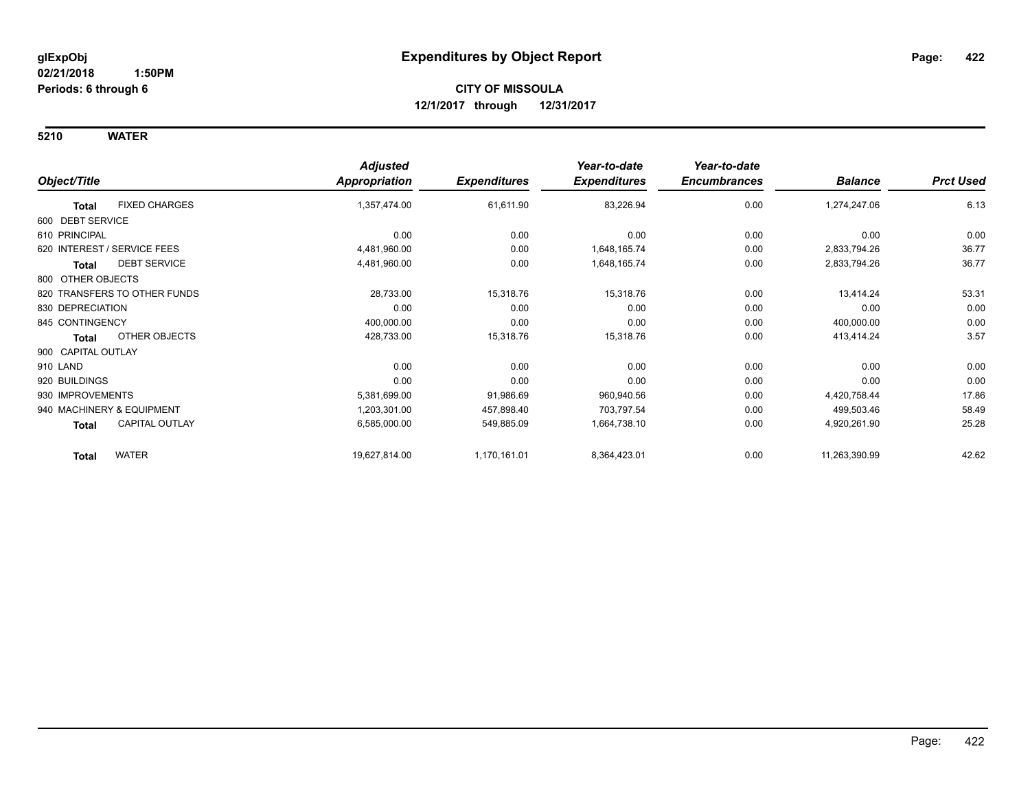# Expenditures by Object Report

glExpObj
02/21/2018 1:50PM
Periods: 6 through 6

**CITY OF MISSOULA**
**12/1/2017 through 12/31/2017**

**5210 WATER**

| Object/Title | | Adjusted Appropriation | Expenditures | Year-to-date Expenditures | Year-to-date Encumbrances | Balance | Prct Used |
|---|---|---|---|---|---|---|---|
| **Total** | FIXED CHARGES | 1,357,474.00 | 61,611.90 | 83,226.94 | 0.00 | 1,274,247.06 | 6.13 |
| 600 DEBT SERVICE | | | | | | | |
| 610 PRINCIPAL | | 0.00 | 0.00 | 0.00 | 0.00 | 0.00 | 0.00 |
| 620 INTEREST / SERVICE FEES | | 4,481,960.00 | 0.00 | 1,648,165.74 | 0.00 | 2,833,794.26 | 36.77 |
| **Total** | DEBT SERVICE | 4,481,960.00 | 0.00 | 1,648,165.74 | 0.00 | 2,833,794.26 | 36.77 |
| 800 OTHER OBJECTS | | | | | | | |
| 820 TRANSFERS TO OTHER FUNDS | | 28,733.00 | 15,318.76 | 15,318.76 | 0.00 | 13,414.24 | 53.31 |
| 830 DEPRECIATION | | 0.00 | 0.00 | 0.00 | 0.00 | 0.00 | 0.00 |
| 845 CONTINGENCY | | 400,000.00 | 0.00 | 0.00 | 0.00 | 400,000.00 | 0.00 |
| **Total** | OTHER OBJECTS | 428,733.00 | 15,318.76 | 15,318.76 | 0.00 | 413,414.24 | 3.57 |
| 900 CAPITAL OUTLAY | | | | | | | |
| 910 LAND | | 0.00 | 0.00 | 0.00 | 0.00 | 0.00 | 0.00 |
| 920 BUILDINGS | | 0.00 | 0.00 | 0.00 | 0.00 | 0.00 | 0.00 |
| 930 IMPROVEMENTS | | 5,381,699.00 | 91,986.69 | 960,940.56 | 0.00 | 4,420,758.44 | 17.86 |
| 940 MACHINERY & EQUIPMENT | | 1,203,301.00 | 457,898.40 | 703,797.54 | 0.00 | 499,503.46 | 58.49 |
| **Total** | CAPITAL OUTLAY | 6,585,000.00 | 549,885.09 | 1,664,738.10 | 0.00 | 4,920,261.90 | 25.28 |
| **Total** | WATER | 19,627,814.00 | 1,170,161.01 | 8,364,423.01 | 0.00 | 11,263,390.99 | 42.62 |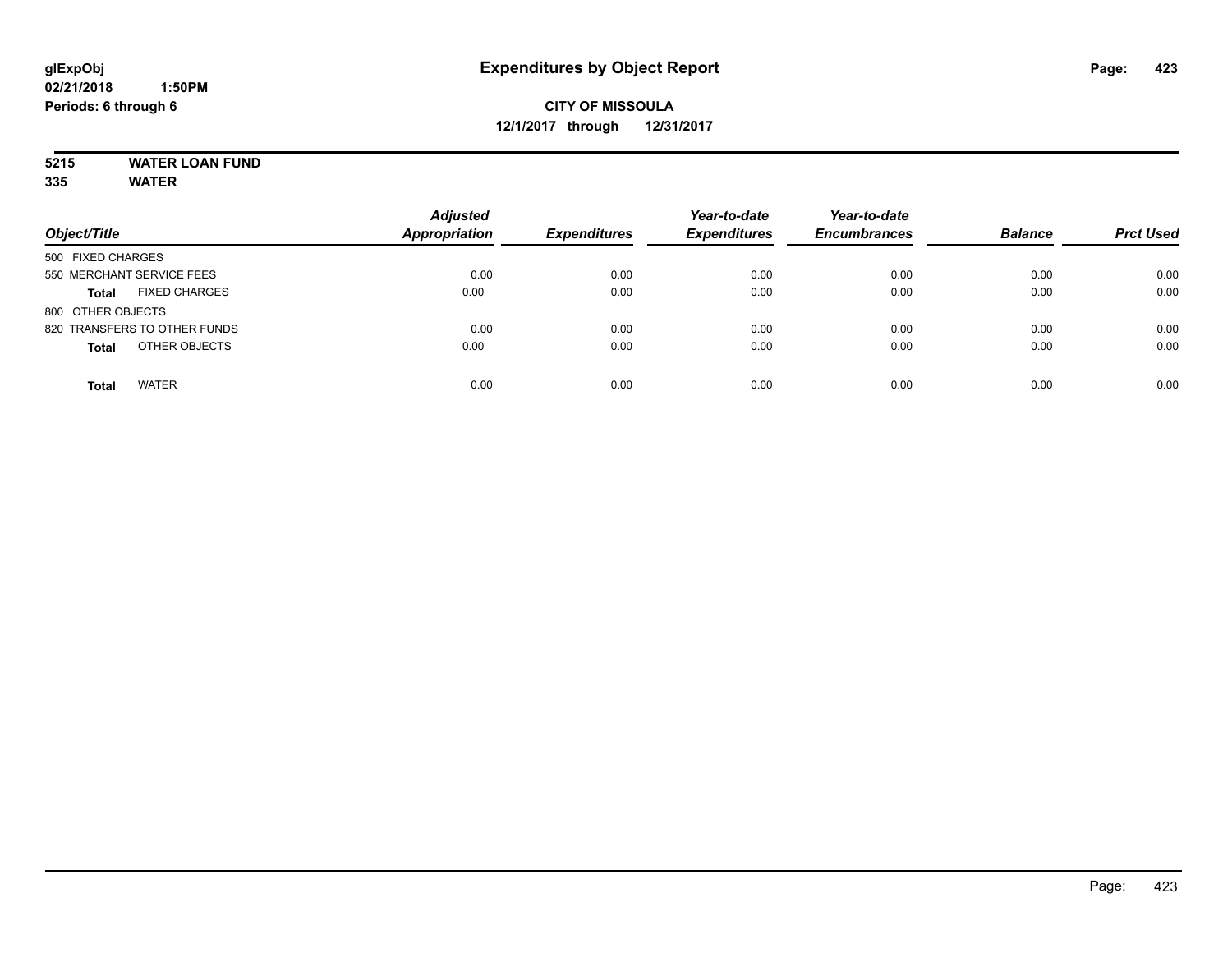**glExpObj**
**02/21/2018 1:50PM**
**Periods: 6 through 6**

# Expenditures by Object Report

**CITY OF MISSOULA**
**12/1/2017 through 12/31/2017**

**5215 WATER LOAN FUND**
**335 WATER**

| Object/Title | Adjusted Appropriation | Expenditures | Year-to-date Expenditures | Year-to-date Encumbrances | Balance | Prct Used |
|---|---|---|---|---|---|---|
| 500 FIXED CHARGES | | | | | | |
| 550 MERCHANT SERVICE FEES | 0.00 | 0.00 | 0.00 | 0.00 | 0.00 | 0.00 |
| **Total** FIXED CHARGES | 0.00 | 0.00 | 0.00 | 0.00 | 0.00 | 0.00 |
| 800 OTHER OBJECTS | | | | | | |
| 820 TRANSFERS TO OTHER FUNDS | 0.00 | 0.00 | 0.00 | 0.00 | 0.00 | 0.00 |
| **Total** OTHER OBJECTS | 0.00 | 0.00 | 0.00 | 0.00 | 0.00 | 0.00 |
| **Total** WATER | 0.00 | 0.00 | 0.00 | 0.00 | 0.00 | 0.00 |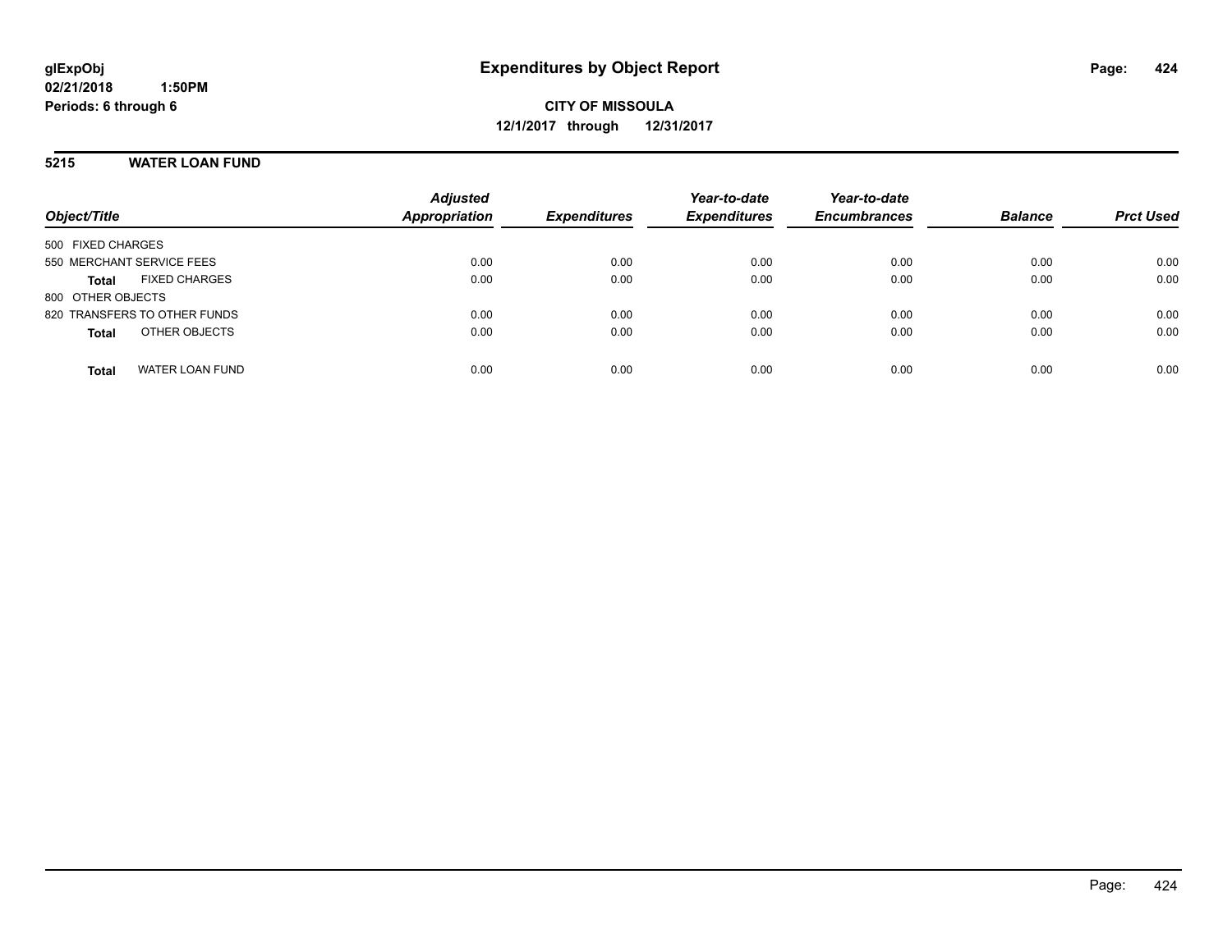**glExpObj**
**02/21/2018 1:50PM**
**Periods: 6 through 6**

# Expenditures by Object Report

**CITY OF MISSOULA**
**12/1/2017 through 12/31/2017**

## 5215 WATER LOAN FUND

| Object/Title | Adjusted Appropriation | Expenditures | Year-to-date Expenditures | Year-to-date Encumbrances | Balance | Prct Used |
|---|---|---|---|---|---|---|
| 500 FIXED CHARGES | | | | | | |
| 550 MERCHANT SERVICE FEES | 0.00 | 0.00 | 0.00 | 0.00 | 0.00 | 0.00 |
| **Total** FIXED CHARGES | 0.00 | 0.00 | 0.00 | 0.00 | 0.00 | 0.00 |
| 800 OTHER OBJECTS | | | | | | |
| 820 TRANSFERS TO OTHER FUNDS | 0.00 | 0.00 | 0.00 | 0.00 | 0.00 | 0.00 |
| **Total** OTHER OBJECTS | 0.00 | 0.00 | 0.00 | 0.00 | 0.00 | 0.00 |
| **Total** WATER LOAN FUND | 0.00 | 0.00 | 0.00 | 0.00 | 0.00 | 0.00 |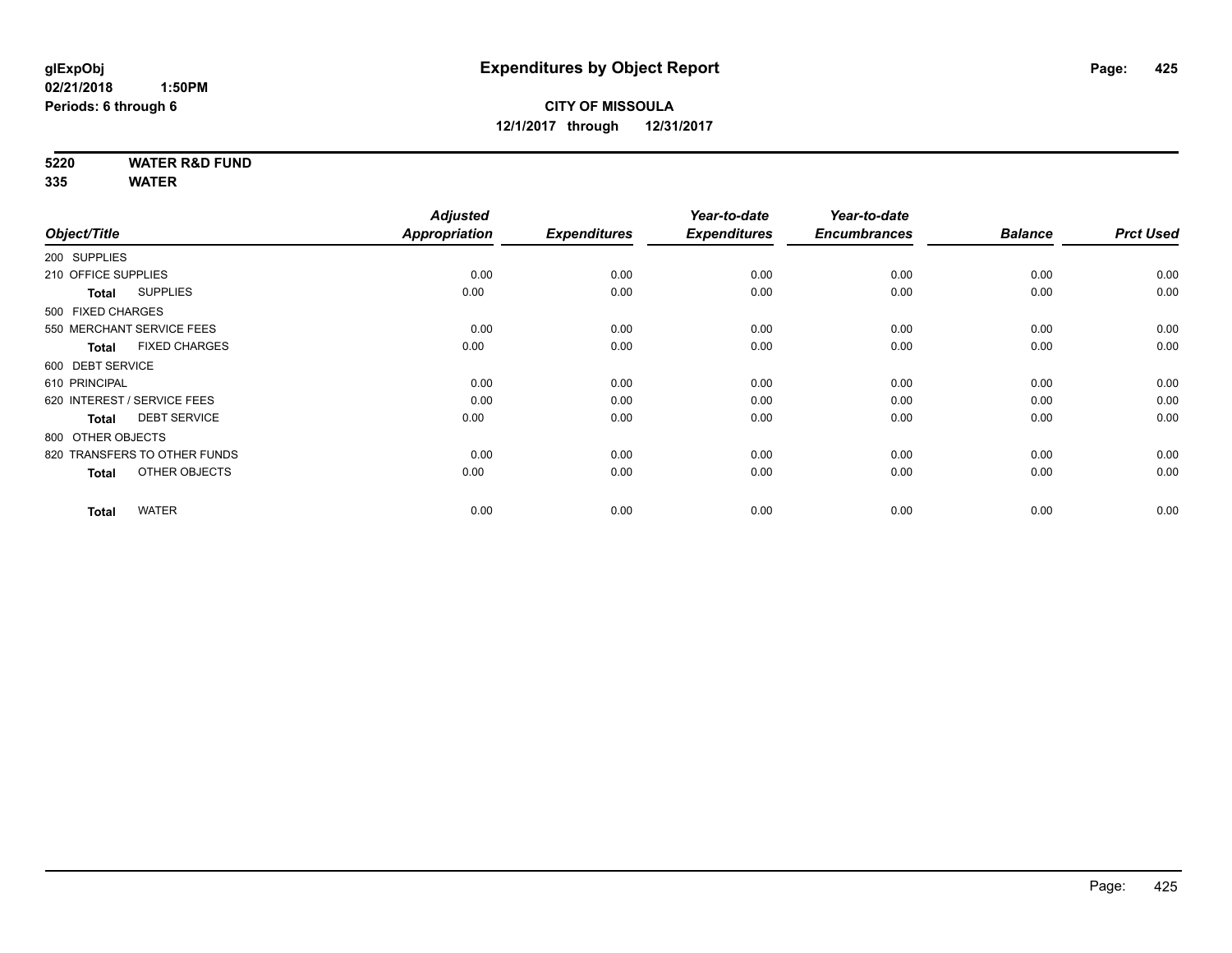**glExpObj**
**02/21/2018 1:50PM**
**Periods: 6 through 6**

# Expenditures by Object Report

**CITY OF MISSOULA**
**12/1/2017 through 12/31/2017**

**5220 WATER R&D FUND**
**335 WATER**

| Object/Title | Adjusted Appropriation | Expenditures | Year-to-date Expenditures | Year-to-date Encumbrances | Balance | Prct Used |
|---|---|---|---|---|---|---|
| 200 SUPPLIES | | | | | | |
| 210 OFFICE SUPPLIES | 0.00 | 0.00 | 0.00 | 0.00 | 0.00 | 0.00 |
| **Total** SUPPLIES | 0.00 | 0.00 | 0.00 | 0.00 | 0.00 | 0.00 |
| 500 FIXED CHARGES | | | | | | |
| 550 MERCHANT SERVICE FEES | 0.00 | 0.00 | 0.00 | 0.00 | 0.00 | 0.00 |
| **Total** FIXED CHARGES | 0.00 | 0.00 | 0.00 | 0.00 | 0.00 | 0.00 |
| 600 DEBT SERVICE | | | | | | |
| 610 PRINCIPAL | 0.00 | 0.00 | 0.00 | 0.00 | 0.00 | 0.00 |
| 620 INTEREST / SERVICE FEES | 0.00 | 0.00 | 0.00 | 0.00 | 0.00 | 0.00 |
| **Total** DEBT SERVICE | 0.00 | 0.00 | 0.00 | 0.00 | 0.00 | 0.00 |
| 800 OTHER OBJECTS | | | | | | |
| 820 TRANSFERS TO OTHER FUNDS | 0.00 | 0.00 | 0.00 | 0.00 | 0.00 | 0.00 |
| **Total** OTHER OBJECTS | 0.00 | 0.00 | 0.00 | 0.00 | 0.00 | 0.00 |
| **Total** WATER | 0.00 | 0.00 | 0.00 | 0.00 | 0.00 | 0.00 |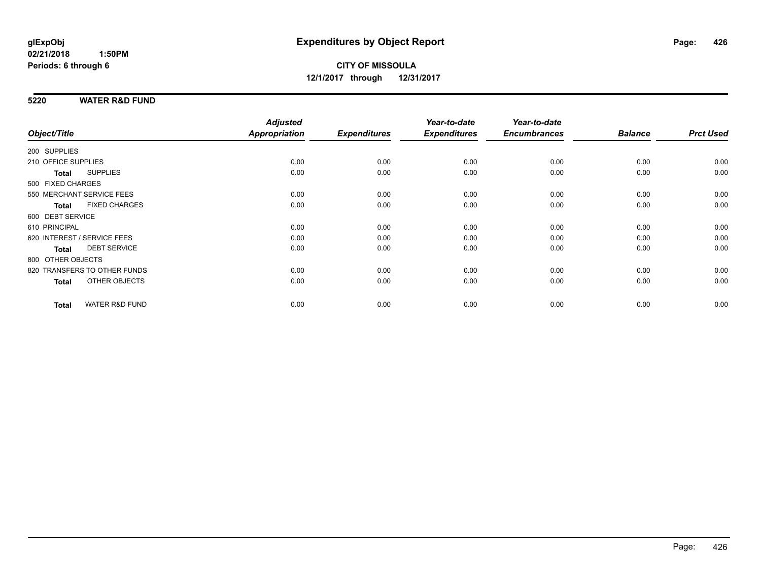# Expenditures by Object Report

glExpObj
02/21/2018 1:50PM
Periods: 6 through 6

**CITY OF MISSOULA**
**12/1/2017 through 12/31/2017**

## 5220 WATER R&D FUND

| Object/Title | Adjusted Appropriation | Expenditures | Year-to-date Expenditures | Year-to-date Encumbrances | Balance | Prct Used |
|---|---|---|---|---|---|---|
| 200 SUPPLIES | | | | | | |
| 210 OFFICE SUPPLIES | 0.00 | 0.00 | 0.00 | 0.00 | 0.00 | 0.00 |
| **Total** SUPPLIES | 0.00 | 0.00 | 0.00 | 0.00 | 0.00 | 0.00 |
| 500 FIXED CHARGES | | | | | | |
| 550 MERCHANT SERVICE FEES | 0.00 | 0.00 | 0.00 | 0.00 | 0.00 | 0.00 |
| **Total** FIXED CHARGES | 0.00 | 0.00 | 0.00 | 0.00 | 0.00 | 0.00 |
| 600 DEBT SERVICE | | | | | | |
| 610 PRINCIPAL | 0.00 | 0.00 | 0.00 | 0.00 | 0.00 | 0.00 |
| 620 INTEREST / SERVICE FEES | 0.00 | 0.00 | 0.00 | 0.00 | 0.00 | 0.00 |
| **Total** DEBT SERVICE | 0.00 | 0.00 | 0.00 | 0.00 | 0.00 | 0.00 |
| 800 OTHER OBJECTS | | | | | | |
| 820 TRANSFERS TO OTHER FUNDS | 0.00 | 0.00 | 0.00 | 0.00 | 0.00 | 0.00 |
| **Total** OTHER OBJECTS | 0.00 | 0.00 | 0.00 | 0.00 | 0.00 | 0.00 |
| **Total** WATER R&D FUND | 0.00 | 0.00 | 0.00 | 0.00 | 0.00 | 0.00 |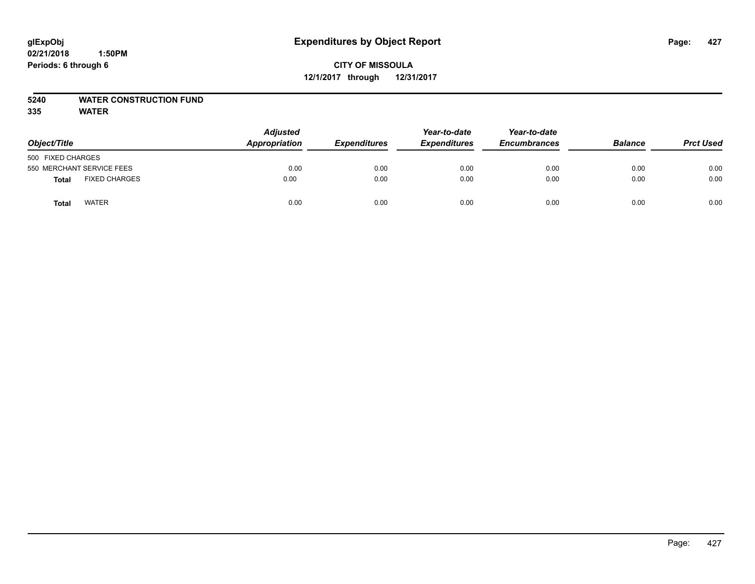**glExpObj**
**02/21/2018 1:50PM**
**Periods: 6 through 6**

# Expenditures by Object Report

**CITY OF MISSOULA**
**12/1/2017 through 12/31/2017**

**5240 WATER CONSTRUCTION FUND**
**335 WATER**

| Object/Title | | Adjusted Appropriation | Expenditures | Year-to-date Expenditures | Year-to-date Encumbrances | Balance | Prct Used |
|---|---|---|---|---|---|---|---|
| 500 FIXED CHARGES | | | | | | | |
| 550 MERCHANT SERVICE FEES | | 0.00 | 0.00 | 0.00 | 0.00 | 0.00 | 0.00 |
| **Total** | FIXED CHARGES | 0.00 | 0.00 | 0.00 | 0.00 | 0.00 | 0.00 |
| **Total** | WATER | 0.00 | 0.00 | 0.00 | 0.00 | 0.00 | 0.00 |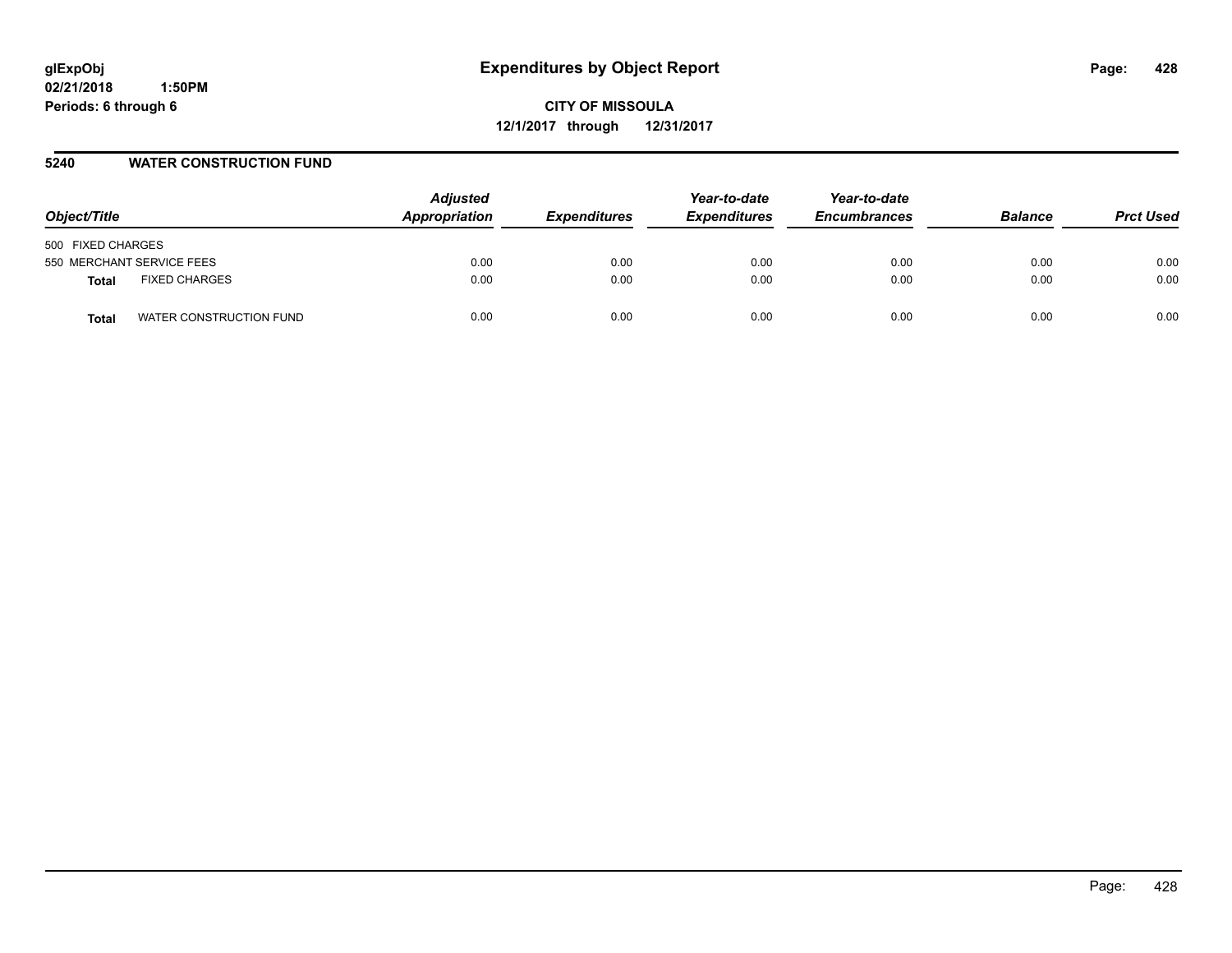**glExpObj**
**02/21/2018 1:50PM**
**Periods: 6 through 6**

# Expenditures by Object Report

**CITY OF MISSOULA**
**12/1/2017 through 12/31/2017**

## 5240 WATER CONSTRUCTION FUND

| Object/Title | | Adjusted Appropriation | Expenditures | Year-to-date Expenditures | Year-to-date Encumbrances | Balance | Prct Used |
|---|---|---|---|---|---|---|---|
| 500 FIXED CHARGES | | | | | | | |
| 550 MERCHANT SERVICE FEES | | 0.00 | 0.00 | 0.00 | 0.00 | 0.00 | 0.00 |
| **Total** | FIXED CHARGES | 0.00 | 0.00 | 0.00 | 0.00 | 0.00 | 0.00 |
| **Total** | WATER CONSTRUCTION FUND | 0.00 | 0.00 | 0.00 | 0.00 | 0.00 | 0.00 |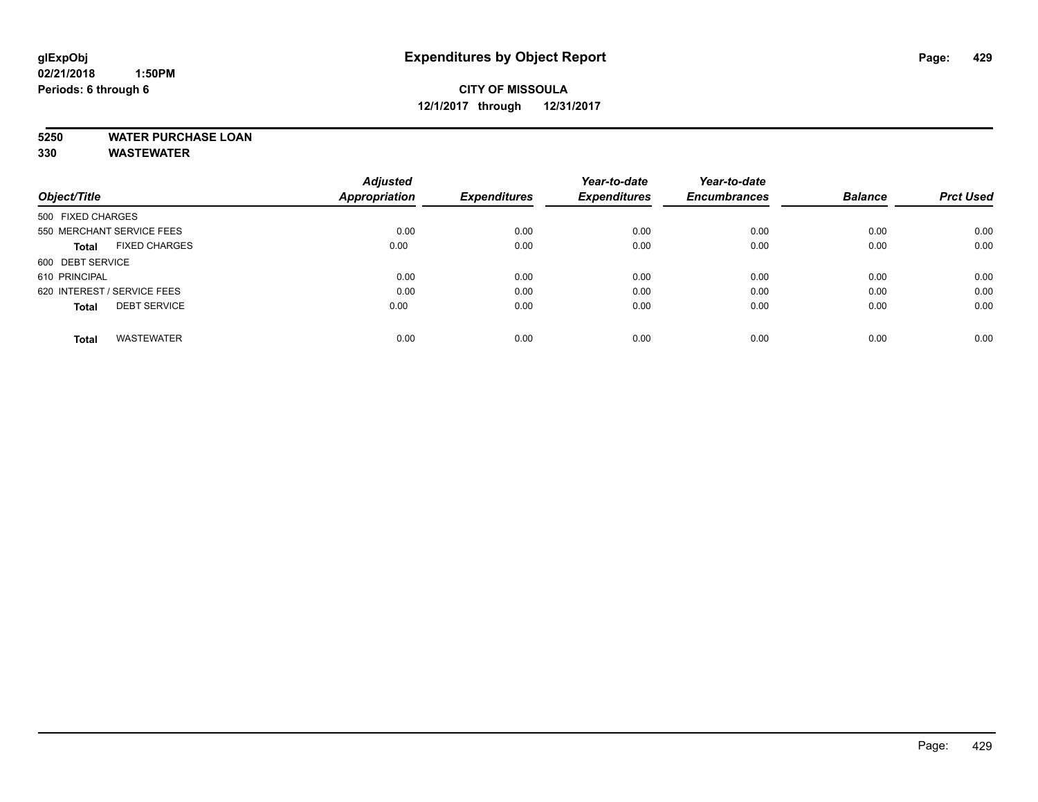# Expenditures by Object Report

glExpObj
02/21/2018 1:50PM
Periods: 6 through 6

**CITY OF MISSOULA**
**12/1/2017 through 12/31/2017**

**5250 WATER PURCHASE LOAN**
**330 WASTEWATER**

| Object/Title | Adjusted Appropriation | Expenditures | Year-to-date Expenditures | Year-to-date Encumbrances | Balance | Prct Used |
|---|---|---|---|---|---|---|
| 500 FIXED CHARGES | | | | | | |
| 550 MERCHANT SERVICE FEES | 0.00 | 0.00 | 0.00 | 0.00 | 0.00 | 0.00 |
| **Total** FIXED CHARGES | 0.00 | 0.00 | 0.00 | 0.00 | 0.00 | 0.00 |
| 600 DEBT SERVICE | | | | | | |
| 610 PRINCIPAL | 0.00 | 0.00 | 0.00 | 0.00 | 0.00 | 0.00 |
| 620 INTEREST / SERVICE FEES | 0.00 | 0.00 | 0.00 | 0.00 | 0.00 | 0.00 |
| **Total** DEBT SERVICE | 0.00 | 0.00 | 0.00 | 0.00 | 0.00 | 0.00 |
| **Total** WASTEWATER | 0.00 | 0.00 | 0.00 | 0.00 | 0.00 | 0.00 |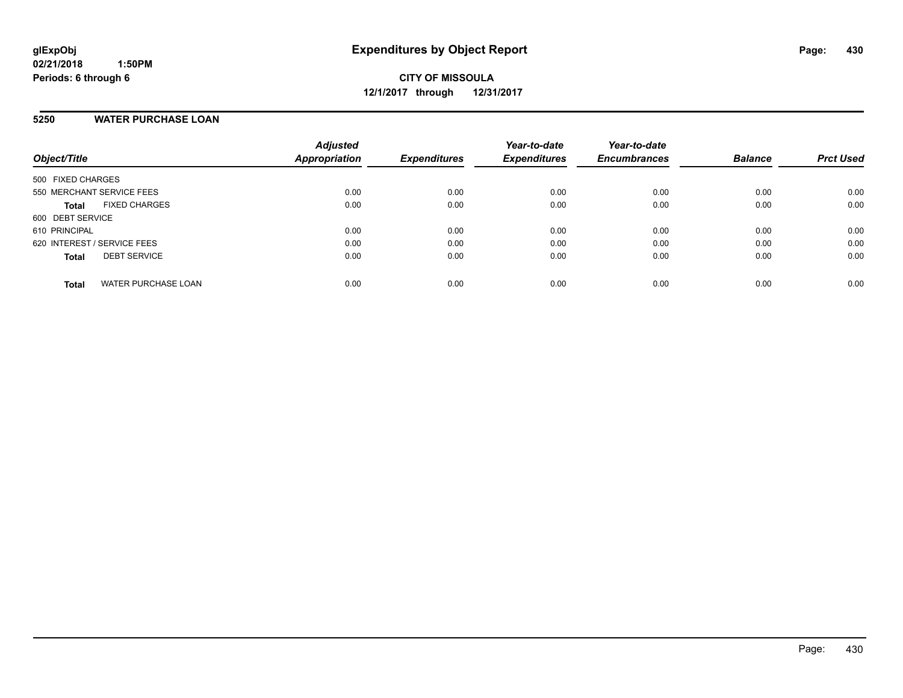# Expenditures by Object Report

glExpObj
02/21/2018 1:50PM
Periods: 6 through 6

**CITY OF MISSOULA**
**12/1/2017 through 12/31/2017**

## 5250 WATER PURCHASE LOAN

| Object/Title | Adjusted Appropriation | Expenditures | Year-to-date Expenditures | Year-to-date Encumbrances | Balance | Prct Used |
|---|---|---|---|---|---|---|
| 500 FIXED CHARGES | | | | | | |
| 550 MERCHANT SERVICE FEES | 0.00 | 0.00 | 0.00 | 0.00 | 0.00 | 0.00 |
| **Total** FIXED CHARGES | 0.00 | 0.00 | 0.00 | 0.00 | 0.00 | 0.00 |
| 600 DEBT SERVICE | | | | | | |
| 610 PRINCIPAL | 0.00 | 0.00 | 0.00 | 0.00 | 0.00 | 0.00 |
| 620 INTEREST / SERVICE FEES | 0.00 | 0.00 | 0.00 | 0.00 | 0.00 | 0.00 |
| **Total** DEBT SERVICE | 0.00 | 0.00 | 0.00 | 0.00 | 0.00 | 0.00 |
| **Total** WATER PURCHASE LOAN | 0.00 | 0.00 | 0.00 | 0.00 | 0.00 | 0.00 |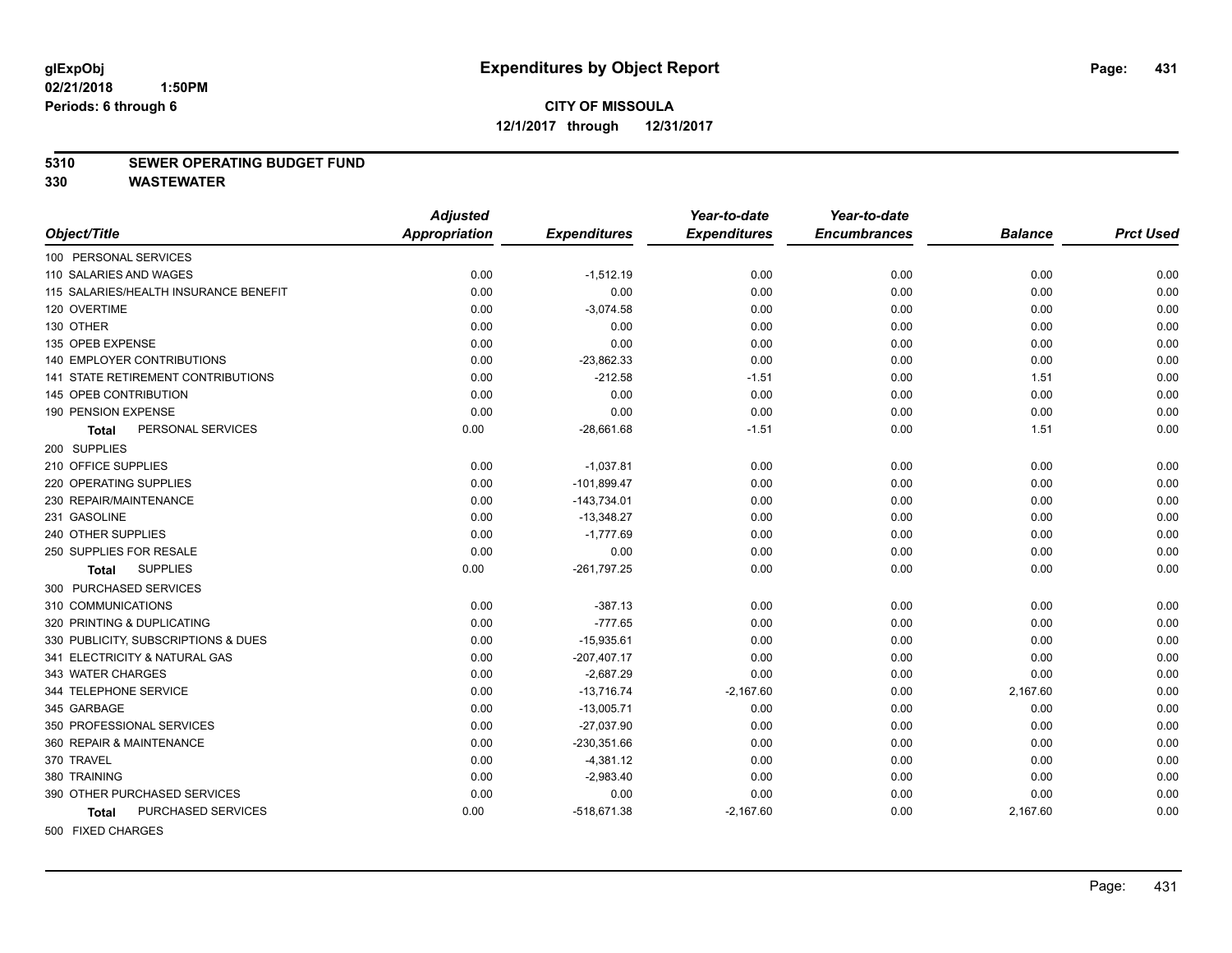**glExpObj** **Expenditures by Object Report**
**02/21/2018 1:50PM**
**Periods: 6 through 6**

**CITY OF MISSOULA**
**12/1/2017 through 12/31/2017**

**5310 SEWER OPERATING BUDGET FUND**
**330 WASTEWATER**

| Object/Title | Adjusted Appropriation | Expenditures | Year-to-date Expenditures | Year-to-date Encumbrances | Balance | Prct Used |
|---|---|---|---|---|---|---|
| 100 PERSONAL SERVICES | | | | | | |
| 110 SALARIES AND WAGES | 0.00 | -1,512.19 | 0.00 | 0.00 | 0.00 | 0.00 |
| 115 SALARIES/HEALTH INSURANCE BENEFIT | 0.00 | 0.00 | 0.00 | 0.00 | 0.00 | 0.00 |
| 120 OVERTIME | 0.00 | -3,074.58 | 0.00 | 0.00 | 0.00 | 0.00 |
| 130 OTHER | 0.00 | 0.00 | 0.00 | 0.00 | 0.00 | 0.00 |
| 135 OPEB EXPENSE | 0.00 | 0.00 | 0.00 | 0.00 | 0.00 | 0.00 |
| 140 EMPLOYER CONTRIBUTIONS | 0.00 | -23,862.33 | 0.00 | 0.00 | 0.00 | 0.00 |
| 141 STATE RETIREMENT CONTRIBUTIONS | 0.00 | -212.58 | -1.51 | 0.00 | 1.51 | 0.00 |
| 145 OPEB CONTRIBUTION | 0.00 | 0.00 | 0.00 | 0.00 | 0.00 | 0.00 |
| 190 PENSION EXPENSE | 0.00 | 0.00 | 0.00 | 0.00 | 0.00 | 0.00 |
| **Total** PERSONAL SERVICES | 0.00 | -28,661.68 | -1.51 | 0.00 | 1.51 | 0.00 |
| 200 SUPPLIES | | | | | | |
| 210 OFFICE SUPPLIES | 0.00 | -1,037.81 | 0.00 | 0.00 | 0.00 | 0.00 |
| 220 OPERATING SUPPLIES | 0.00 | -101,899.47 | 0.00 | 0.00 | 0.00 | 0.00 |
| 230 REPAIR/MAINTENANCE | 0.00 | -143,734.01 | 0.00 | 0.00 | 0.00 | 0.00 |
| 231 GASOLINE | 0.00 | -13,348.27 | 0.00 | 0.00 | 0.00 | 0.00 |
| 240 OTHER SUPPLIES | 0.00 | -1,777.69 | 0.00 | 0.00 | 0.00 | 0.00 |
| 250 SUPPLIES FOR RESALE | 0.00 | 0.00 | 0.00 | 0.00 | 0.00 | 0.00 |
| **Total** SUPPLIES | 0.00 | -261,797.25 | 0.00 | 0.00 | 0.00 | 0.00 |
| 300 PURCHASED SERVICES | | | | | | |
| 310 COMMUNICATIONS | 0.00 | -387.13 | 0.00 | 0.00 | 0.00 | 0.00 |
| 320 PRINTING & DUPLICATING | 0.00 | -777.65 | 0.00 | 0.00 | 0.00 | 0.00 |
| 330 PUBLICITY, SUBSCRIPTIONS & DUES | 0.00 | -15,935.61 | 0.00 | 0.00 | 0.00 | 0.00 |
| 341 ELECTRICITY & NATURAL GAS | 0.00 | -207,407.17 | 0.00 | 0.00 | 0.00 | 0.00 |
| 343 WATER CHARGES | 0.00 | -2,687.29 | 0.00 | 0.00 | 0.00 | 0.00 |
| 344 TELEPHONE SERVICE | 0.00 | -13,716.74 | -2,167.60 | 0.00 | 2,167.60 | 0.00 |
| 345 GARBAGE | 0.00 | -13,005.71 | 0.00 | 0.00 | 0.00 | 0.00 |
| 350 PROFESSIONAL SERVICES | 0.00 | -27,037.90 | 0.00 | 0.00 | 0.00 | 0.00 |
| 360 REPAIR & MAINTENANCE | 0.00 | -230,351.66 | 0.00 | 0.00 | 0.00 | 0.00 |
| 370 TRAVEL | 0.00 | -4,381.12 | 0.00 | 0.00 | 0.00 | 0.00 |
| 380 TRAINING | 0.00 | -2,983.40 | 0.00 | 0.00 | 0.00 | 0.00 |
| 390 OTHER PURCHASED SERVICES | 0.00 | 0.00 | 0.00 | 0.00 | 0.00 | 0.00 |
| **Total** PURCHASED SERVICES | 0.00 | -518,671.38 | -2,167.60 | 0.00 | 2,167.60 | 0.00 |
| 500 FIXED CHARGES | | | | | | |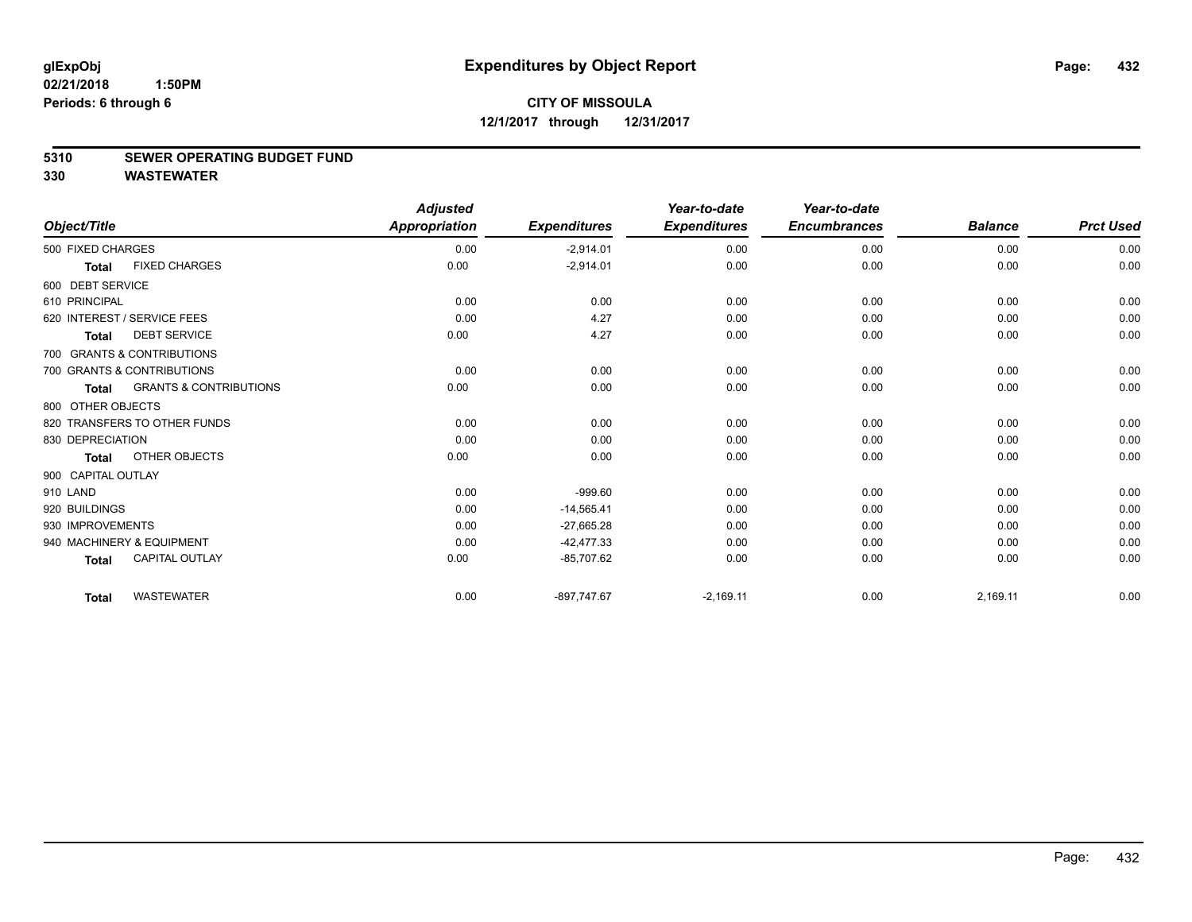**glExpObj**
**02/21/2018 1:50PM**
**Periods: 6 through 6**

# Expenditures by Object Report

**CITY OF MISSOULA**
**12/1/2017 through 12/31/2017**

## 5310 SEWER OPERATING BUDGET FUND
## 330 WASTEWATER

| Object/Title | Adjusted Appropriation | Expenditures | Year-to-date Expenditures | Year-to-date Encumbrances | Balance | Prct Used |
|---|---|---|---|---|---|---|
| 500 FIXED CHARGES | 0.00 | -2,914.01 | 0.00 | 0.00 | 0.00 | 0.00 |
| **Total** FIXED CHARGES | 0.00 | -2,914.01 | 0.00 | 0.00 | 0.00 | 0.00 |
| 600 DEBT SERVICE | | | | | | |
| 610 PRINCIPAL | 0.00 | 0.00 | 0.00 | 0.00 | 0.00 | 0.00 |
| 620 INTEREST / SERVICE FEES | 0.00 | 4.27 | 0.00 | 0.00 | 0.00 | 0.00 |
| **Total** DEBT SERVICE | 0.00 | 4.27 | 0.00 | 0.00 | 0.00 | 0.00 |
| 700 GRANTS & CONTRIBUTIONS | | | | | | |
| 700 GRANTS & CONTRIBUTIONS | 0.00 | 0.00 | 0.00 | 0.00 | 0.00 | 0.00 |
| **Total** GRANTS & CONTRIBUTIONS | 0.00 | 0.00 | 0.00 | 0.00 | 0.00 | 0.00 |
| 800 OTHER OBJECTS | | | | | | |
| 820 TRANSFERS TO OTHER FUNDS | 0.00 | 0.00 | 0.00 | 0.00 | 0.00 | 0.00 |
| 830 DEPRECIATION | 0.00 | 0.00 | 0.00 | 0.00 | 0.00 | 0.00 |
| **Total** OTHER OBJECTS | 0.00 | 0.00 | 0.00 | 0.00 | 0.00 | 0.00 |
| 900 CAPITAL OUTLAY | | | | | | |
| 910 LAND | 0.00 | -999.60 | 0.00 | 0.00 | 0.00 | 0.00 |
| 920 BUILDINGS | 0.00 | -14,565.41 | 0.00 | 0.00 | 0.00 | 0.00 |
| 930 IMPROVEMENTS | 0.00 | -27,665.28 | 0.00 | 0.00 | 0.00 | 0.00 |
| 940 MACHINERY & EQUIPMENT | 0.00 | -42,477.33 | 0.00 | 0.00 | 0.00 | 0.00 |
| **Total** CAPITAL OUTLAY | 0.00 | -85,707.62 | 0.00 | 0.00 | 0.00 | 0.00 |
| **Total** WASTEWATER | 0.00 | -897,747.67 | -2,169.11 | 0.00 | 2,169.11 | 0.00 |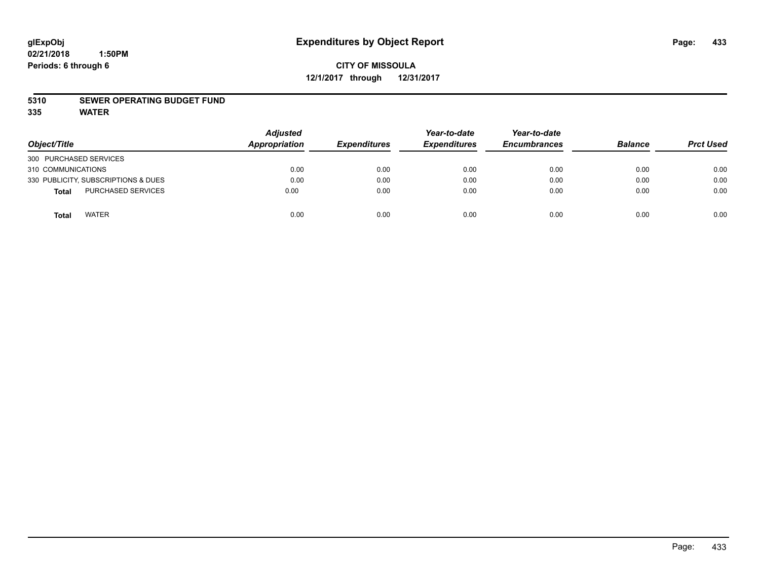glExpObj
02/21/2018 1:50PM
Periods: 6 through 6

# Expenditures by Object Report

**CITY OF MISSOULA**
**12/1/2017 through 12/31/2017**

**5310 SEWER OPERATING BUDGET FUND**
**335 WATER**

| Object/Title | Adjusted Appropriation | Expenditures | Year-to-date Expenditures | Year-to-date Encumbrances | Balance | Prct Used |
|---|---|---|---|---|---|---|
| 300 PURCHASED SERVICES | | | | | | |
| 310 COMMUNICATIONS | 0.00 | 0.00 | 0.00 | 0.00 | 0.00 | 0.00 |
| 330 PUBLICITY, SUBSCRIPTIONS & DUES | 0.00 | 0.00 | 0.00 | 0.00 | 0.00 | 0.00 |
| **Total** PURCHASED SERVICES | 0.00 | 0.00 | 0.00 | 0.00 | 0.00 | 0.00 |
| **Total** WATER | 0.00 | 0.00 | 0.00 | 0.00 | 0.00 | 0.00 |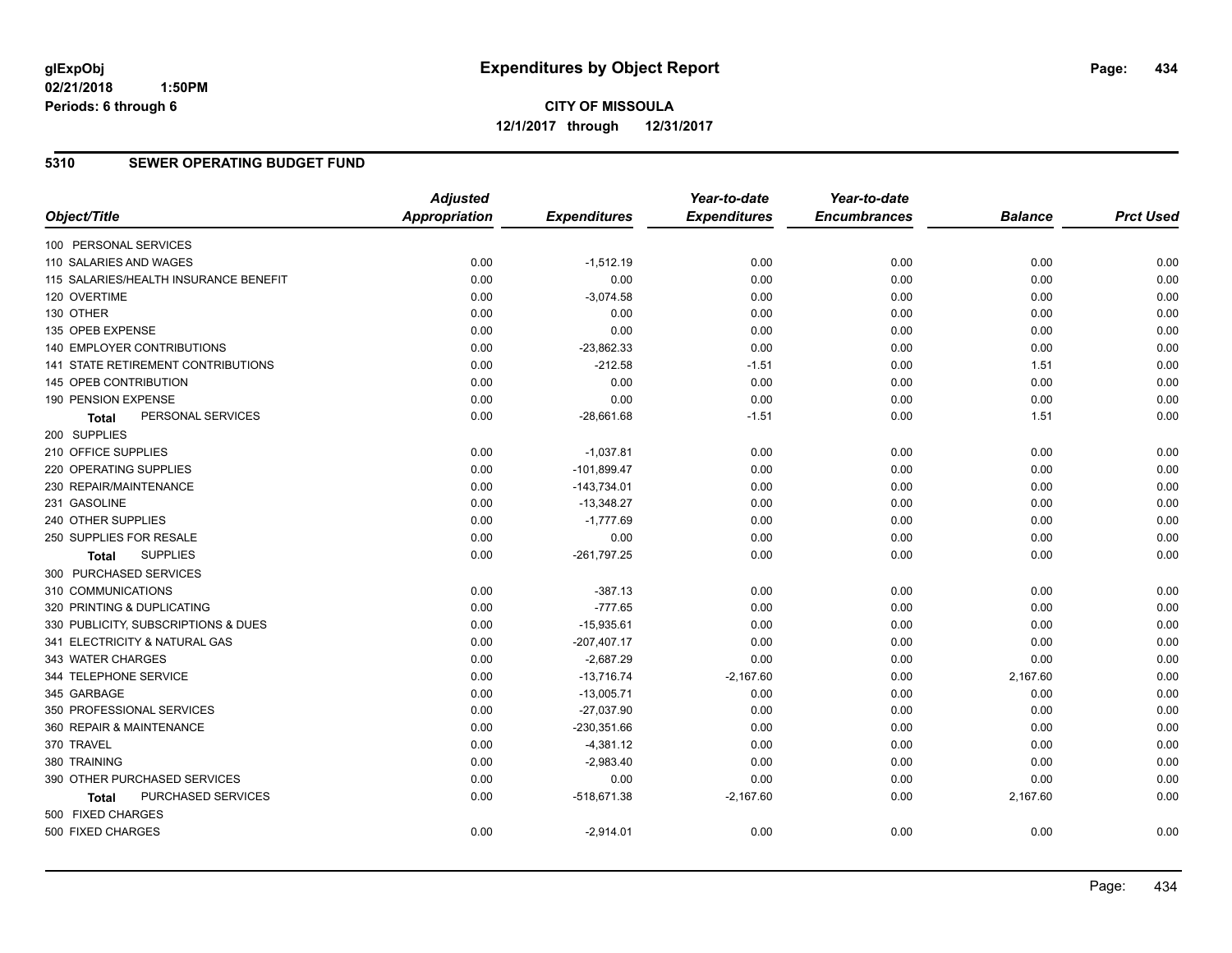glExpObj
02/21/2018 1:50PM
Periods: 6 through 6

# Expenditures by Object Report

**CITY OF MISSOULA**
**12/1/2017 through 12/31/2017**

## 5310 SEWER OPERATING BUDGET FUND

| Object/Title | Adjusted Appropriation | Expenditures | Year-to-date Expenditures | Year-to-date Encumbrances | Balance | Prct Used |
|---|---|---|---|---|---|---|
| 100 PERSONAL SERVICES | | | | | | |
| 110 SALARIES AND WAGES | 0.00 | -1,512.19 | 0.00 | 0.00 | 0.00 | 0.00 |
| 115 SALARIES/HEALTH INSURANCE BENEFIT | 0.00 | 0.00 | 0.00 | 0.00 | 0.00 | 0.00 |
| 120 OVERTIME | 0.00 | -3,074.58 | 0.00 | 0.00 | 0.00 | 0.00 |
| 130 OTHER | 0.00 | 0.00 | 0.00 | 0.00 | 0.00 | 0.00 |
| 135 OPEB EXPENSE | 0.00 | 0.00 | 0.00 | 0.00 | 0.00 | 0.00 |
| 140 EMPLOYER CONTRIBUTIONS | 0.00 | -23,862.33 | 0.00 | 0.00 | 0.00 | 0.00 |
| 141 STATE RETIREMENT CONTRIBUTIONS | 0.00 | -212.58 | -1.51 | 0.00 | 1.51 | 0.00 |
| 145 OPEB CONTRIBUTION | 0.00 | 0.00 | 0.00 | 0.00 | 0.00 | 0.00 |
| 190 PENSION EXPENSE | 0.00 | 0.00 | 0.00 | 0.00 | 0.00 | 0.00 |
| **Total** PERSONAL SERVICES | 0.00 | -28,661.68 | -1.51 | 0.00 | 1.51 | 0.00 |
| 200 SUPPLIES | | | | | | |
| 210 OFFICE SUPPLIES | 0.00 | -1,037.81 | 0.00 | 0.00 | 0.00 | 0.00 |
| 220 OPERATING SUPPLIES | 0.00 | -101,899.47 | 0.00 | 0.00 | 0.00 | 0.00 |
| 230 REPAIR/MAINTENANCE | 0.00 | -143,734.01 | 0.00 | 0.00 | 0.00 | 0.00 |
| 231 GASOLINE | 0.00 | -13,348.27 | 0.00 | 0.00 | 0.00 | 0.00 |
| 240 OTHER SUPPLIES | 0.00 | -1,777.69 | 0.00 | 0.00 | 0.00 | 0.00 |
| 250 SUPPLIES FOR RESALE | 0.00 | 0.00 | 0.00 | 0.00 | 0.00 | 0.00 |
| **Total** SUPPLIES | 0.00 | -261,797.25 | 0.00 | 0.00 | 0.00 | 0.00 |
| 300 PURCHASED SERVICES | | | | | | |
| 310 COMMUNICATIONS | 0.00 | -387.13 | 0.00 | 0.00 | 0.00 | 0.00 |
| 320 PRINTING & DUPLICATING | 0.00 | -777.65 | 0.00 | 0.00 | 0.00 | 0.00 |
| 330 PUBLICITY, SUBSCRIPTIONS & DUES | 0.00 | -15,935.61 | 0.00 | 0.00 | 0.00 | 0.00 |
| 341 ELECTRICITY & NATURAL GAS | 0.00 | -207,407.17 | 0.00 | 0.00 | 0.00 | 0.00 |
| 343 WATER CHARGES | 0.00 | -2,687.29 | 0.00 | 0.00 | 0.00 | 0.00 |
| 344 TELEPHONE SERVICE | 0.00 | -13,716.74 | -2,167.60 | 0.00 | 2,167.60 | 0.00 |
| 345 GARBAGE | 0.00 | -13,005.71 | 0.00 | 0.00 | 0.00 | 0.00 |
| 350 PROFESSIONAL SERVICES | 0.00 | -27,037.90 | 0.00 | 0.00 | 0.00 | 0.00 |
| 360 REPAIR & MAINTENANCE | 0.00 | -230,351.66 | 0.00 | 0.00 | 0.00 | 0.00 |
| 370 TRAVEL | 0.00 | -4,381.12 | 0.00 | 0.00 | 0.00 | 0.00 |
| 380 TRAINING | 0.00 | -2,983.40 | 0.00 | 0.00 | 0.00 | 0.00 |
| 390 OTHER PURCHASED SERVICES | 0.00 | 0.00 | 0.00 | 0.00 | 0.00 | 0.00 |
| **Total** PURCHASED SERVICES | 0.00 | -518,671.38 | -2,167.60 | 0.00 | 2,167.60 | 0.00 |
| 500 FIXED CHARGES | | | | | | |
| 500 FIXED CHARGES | 0.00 | -2,914.01 | 0.00 | 0.00 | 0.00 | 0.00 |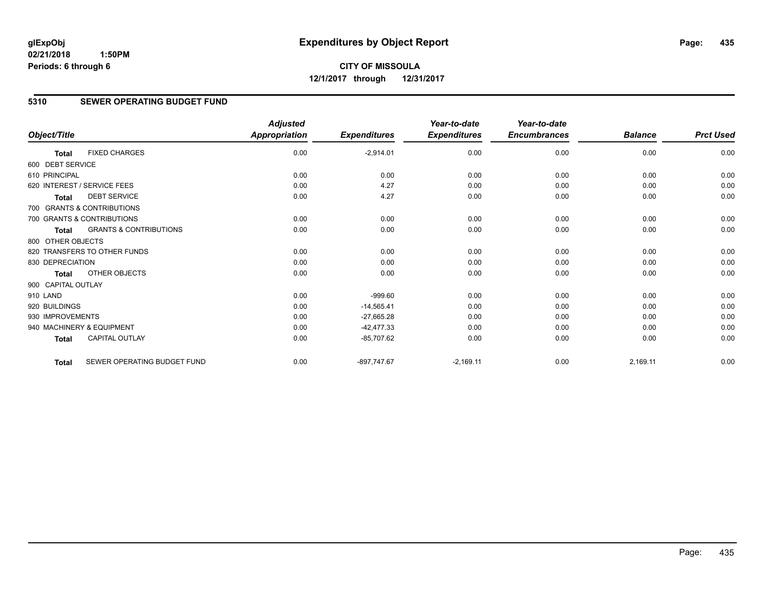# Expenditures by Object Report

glExpObj
02/21/2018 1:50PM
Periods: 6 through 6

**CITY OF MISSOULA**
**12/1/2017 through 12/31/2017**

## 5310 SEWER OPERATING BUDGET FUND

| Object/Title | | Adjusted Appropriation | Expenditures | Year-to-date Expenditures | Year-to-date Encumbrances | Balance | Prct Used |
|---|---|---|---|---|---|---|---|
| **Total** | FIXED CHARGES | 0.00 | -2,914.01 | 0.00 | 0.00 | 0.00 | 0.00 |
| 600 DEBT SERVICE | | | | | | | |
| 610 PRINCIPAL | | 0.00 | 0.00 | 0.00 | 0.00 | 0.00 | 0.00 |
| 620 INTEREST / SERVICE FEES | | 0.00 | 4.27 | 0.00 | 0.00 | 0.00 | 0.00 |
| **Total** | DEBT SERVICE | 0.00 | 4.27 | 0.00 | 0.00 | 0.00 | 0.00 |
| 700 GRANTS & CONTRIBUTIONS | | | | | | | |
| 700 GRANTS & CONTRIBUTIONS | | 0.00 | 0.00 | 0.00 | 0.00 | 0.00 | 0.00 |
| **Total** | GRANTS & CONTRIBUTIONS | 0.00 | 0.00 | 0.00 | 0.00 | 0.00 | 0.00 |
| 800 OTHER OBJECTS | | | | | | | |
| 820 TRANSFERS TO OTHER FUNDS | | 0.00 | 0.00 | 0.00 | 0.00 | 0.00 | 0.00 |
| 830 DEPRECIATION | | 0.00 | 0.00 | 0.00 | 0.00 | 0.00 | 0.00 |
| **Total** | OTHER OBJECTS | 0.00 | 0.00 | 0.00 | 0.00 | 0.00 | 0.00 |
| 900 CAPITAL OUTLAY | | | | | | | |
| 910 LAND | | 0.00 | -999.60 | 0.00 | 0.00 | 0.00 | 0.00 |
| 920 BUILDINGS | | 0.00 | -14,565.41 | 0.00 | 0.00 | 0.00 | 0.00 |
| 930 IMPROVEMENTS | | 0.00 | -27,665.28 | 0.00 | 0.00 | 0.00 | 0.00 |
| 940 MACHINERY & EQUIPMENT | | 0.00 | -42,477.33 | 0.00 | 0.00 | 0.00 | 0.00 |
| **Total** | CAPITAL OUTLAY | 0.00 | -85,707.62 | 0.00 | 0.00 | 0.00 | 0.00 |
| **Total** | SEWER OPERATING BUDGET FUND | 0.00 | -897,747.67 | -2,169.11 | 0.00 | 2,169.11 | 0.00 |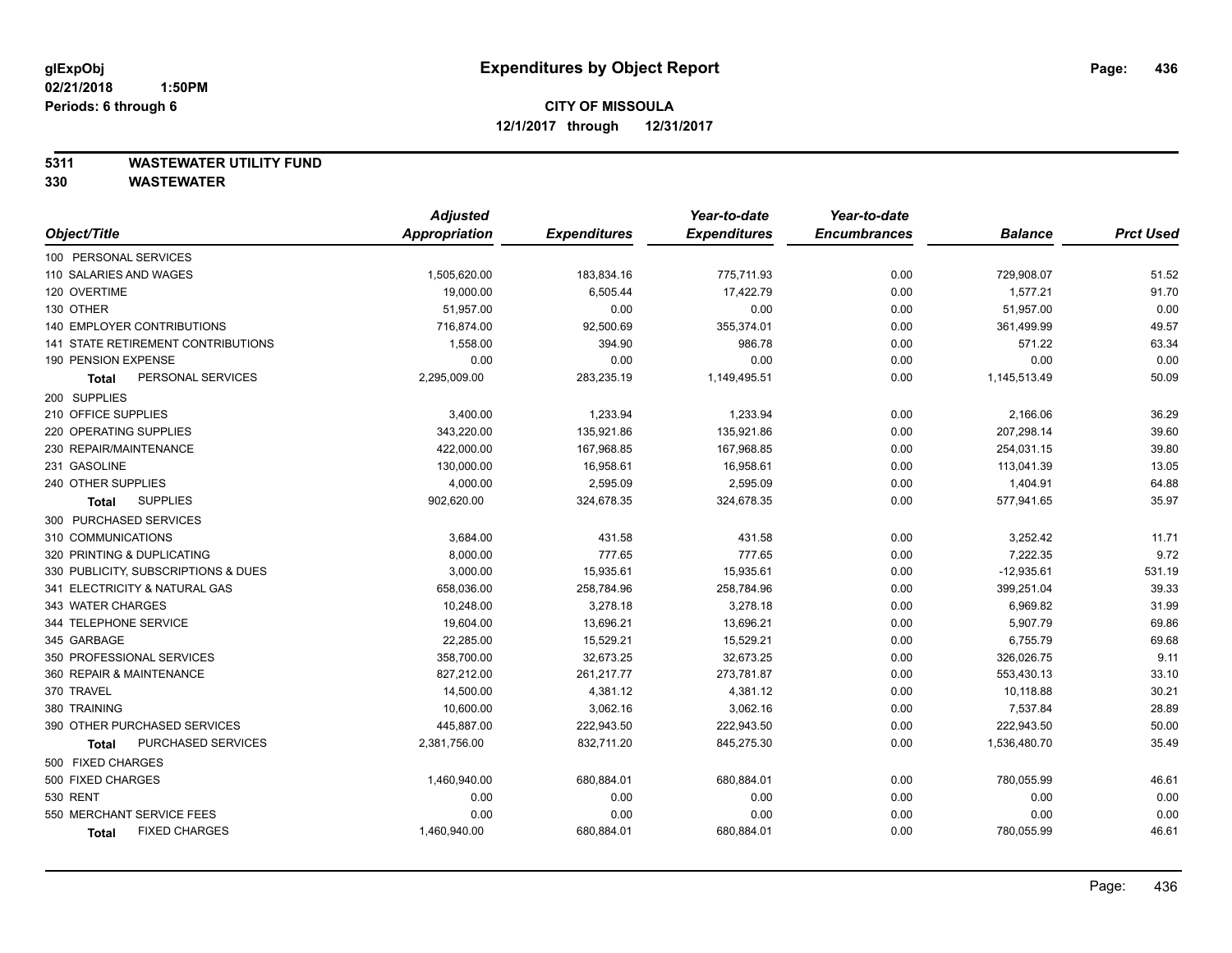glExpObj
02/21/2018 1:50PM
Periods: 6 through 6

# Expenditures by Object Report

**CITY OF MISSOULA**
**12/1/2017 through 12/31/2017**

**5311 WASTEWATER UTILITY FUND**
**330 WASTEWATER**

| Object/Title | Adjusted Appropriation | Expenditures | Year-to-date Expenditures | Year-to-date Encumbrances | Balance | Prct Used |
|---|---|---|---|---|---|---|
| 100 PERSONAL SERVICES | | | | | | |
| 110 SALARIES AND WAGES | 1,505,620.00 | 183,834.16 | 775,711.93 | 0.00 | 729,908.07 | 51.52 |
| 120 OVERTIME | 19,000.00 | 6,505.44 | 17,422.79 | 0.00 | 1,577.21 | 91.70 |
| 130 OTHER | 51,957.00 | 0.00 | 0.00 | 0.00 | 51,957.00 | 0.00 |
| 140 EMPLOYER CONTRIBUTIONS | 716,874.00 | 92,500.69 | 355,374.01 | 0.00 | 361,499.99 | 49.57 |
| 141 STATE RETIREMENT CONTRIBUTIONS | 1,558.00 | 394.90 | 986.78 | 0.00 | 571.22 | 63.34 |
| 190 PENSION EXPENSE | 0.00 | 0.00 | 0.00 | 0.00 | 0.00 | 0.00 |
| **Total** PERSONAL SERVICES | 2,295,009.00 | 283,235.19 | 1,149,495.51 | 0.00 | 1,145,513.49 | 50.09 |
| 200 SUPPLIES | | | | | | |
| 210 OFFICE SUPPLIES | 3,400.00 | 1,233.94 | 1,233.94 | 0.00 | 2,166.06 | 36.29 |
| 220 OPERATING SUPPLIES | 343,220.00 | 135,921.86 | 135,921.86 | 0.00 | 207,298.14 | 39.60 |
| 230 REPAIR/MAINTENANCE | 422,000.00 | 167,968.85 | 167,968.85 | 0.00 | 254,031.15 | 39.80 |
| 231 GASOLINE | 130,000.00 | 16,958.61 | 16,958.61 | 0.00 | 113,041.39 | 13.05 |
| 240 OTHER SUPPLIES | 4,000.00 | 2,595.09 | 2,595.09 | 0.00 | 1,404.91 | 64.88 |
| **Total** SUPPLIES | 902,620.00 | 324,678.35 | 324,678.35 | 0.00 | 577,941.65 | 35.97 |
| 300 PURCHASED SERVICES | | | | | | |
| 310 COMMUNICATIONS | 3,684.00 | 431.58 | 431.58 | 0.00 | 3,252.42 | 11.71 |
| 320 PRINTING & DUPLICATING | 8,000.00 | 777.65 | 777.65 | 0.00 | 7,222.35 | 9.72 |
| 330 PUBLICITY, SUBSCRIPTIONS & DUES | 3,000.00 | 15,935.61 | 15,935.61 | 0.00 | -12,935.61 | 531.19 |
| 341 ELECTRICITY & NATURAL GAS | 658,036.00 | 258,784.96 | 258,784.96 | 0.00 | 399,251.04 | 39.33 |
| 343 WATER CHARGES | 10,248.00 | 3,278.18 | 3,278.18 | 0.00 | 6,969.82 | 31.99 |
| 344 TELEPHONE SERVICE | 19,604.00 | 13,696.21 | 13,696.21 | 0.00 | 5,907.79 | 69.86 |
| 345 GARBAGE | 22,285.00 | 15,529.21 | 15,529.21 | 0.00 | 6,755.79 | 69.68 |
| 350 PROFESSIONAL SERVICES | 358,700.00 | 32,673.25 | 32,673.25 | 0.00 | 326,026.75 | 9.11 |
| 360 REPAIR & MAINTENANCE | 827,212.00 | 261,217.77 | 273,781.87 | 0.00 | 553,430.13 | 33.10 |
| 370 TRAVEL | 14,500.00 | 4,381.12 | 4,381.12 | 0.00 | 10,118.88 | 30.21 |
| 380 TRAINING | 10,600.00 | 3,062.16 | 3,062.16 | 0.00 | 7,537.84 | 28.89 |
| 390 OTHER PURCHASED SERVICES | 445,887.00 | 222,943.50 | 222,943.50 | 0.00 | 222,943.50 | 50.00 |
| **Total** PURCHASED SERVICES | 2,381,756.00 | 832,711.20 | 845,275.30 | 0.00 | 1,536,480.70 | 35.49 |
| 500 FIXED CHARGES | | | | | | |
| 500 FIXED CHARGES | 1,460,940.00 | 680,884.01 | 680,884.01 | 0.00 | 780,055.99 | 46.61 |
| 530 RENT | 0.00 | 0.00 | 0.00 | 0.00 | 0.00 | 0.00 |
| 550 MERCHANT SERVICE FEES | 0.00 | 0.00 | 0.00 | 0.00 | 0.00 | 0.00 |
| **Total** FIXED CHARGES | 1,460,940.00 | 680,884.01 | 680,884.01 | 0.00 | 780,055.99 | 46.61 |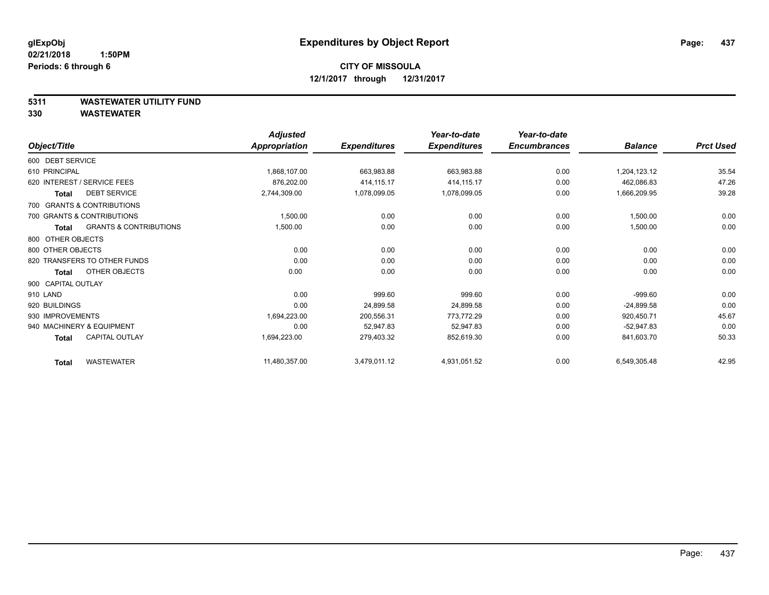# Expenditures by Object Report

glExpObj
02/21/2018 1:50PM
Periods: 6 through 6

**CITY OF MISSOULA**
**12/1/2017 through 12/31/2017**

**5311 WASTEWATER UTILITY FUND**
**330 WASTEWATER**

| Object/Title | Adjusted Appropriation | Expenditures | Year-to-date Expenditures | Year-to-date Encumbrances | Balance | Prct Used |
|---|---|---|---|---|---|---|
| 600 DEBT SERVICE | | | | | | |
| 610 PRINCIPAL | 1,868,107.00 | 663,983.88 | 663,983.88 | 0.00 | 1,204,123.12 | 35.54 |
| 620 INTEREST / SERVICE FEES | 876,202.00 | 414,115.17 | 414,115.17 | 0.00 | 462,086.83 | 47.26 |
| **Total** DEBT SERVICE | 2,744,309.00 | 1,078,099.05 | 1,078,099.05 | 0.00 | 1,666,209.95 | 39.28 |
| 700 GRANTS & CONTRIBUTIONS | | | | | | |
| 700 GRANTS & CONTRIBUTIONS | 1,500.00 | 0.00 | 0.00 | 0.00 | 1,500.00 | 0.00 |
| **Total** GRANTS & CONTRIBUTIONS | 1,500.00 | 0.00 | 0.00 | 0.00 | 1,500.00 | 0.00 |
| 800 OTHER OBJECTS | | | | | | |
| 800 OTHER OBJECTS | 0.00 | 0.00 | 0.00 | 0.00 | 0.00 | 0.00 |
| 820 TRANSFERS TO OTHER FUNDS | 0.00 | 0.00 | 0.00 | 0.00 | 0.00 | 0.00 |
| **Total** OTHER OBJECTS | 0.00 | 0.00 | 0.00 | 0.00 | 0.00 | 0.00 |
| 900 CAPITAL OUTLAY | | | | | | |
| 910 LAND | 0.00 | 999.60 | 999.60 | 0.00 | -999.60 | 0.00 |
| 920 BUILDINGS | 0.00 | 24,899.58 | 24,899.58 | 0.00 | -24,899.58 | 0.00 |
| 930 IMPROVEMENTS | 1,694,223.00 | 200,556.31 | 773,772.29 | 0.00 | 920,450.71 | 45.67 |
| 940 MACHINERY & EQUIPMENT | 0.00 | 52,947.83 | 52,947.83 | 0.00 | -52,947.83 | 0.00 |
| **Total** CAPITAL OUTLAY | 1,694,223.00 | 279,403.32 | 852,619.30 | 0.00 | 841,603.70 | 50.33 |
| **Total** WASTEWATER | 11,480,357.00 | 3,479,011.12 | 4,931,051.52 | 0.00 | 6,549,305.48 | 42.95 |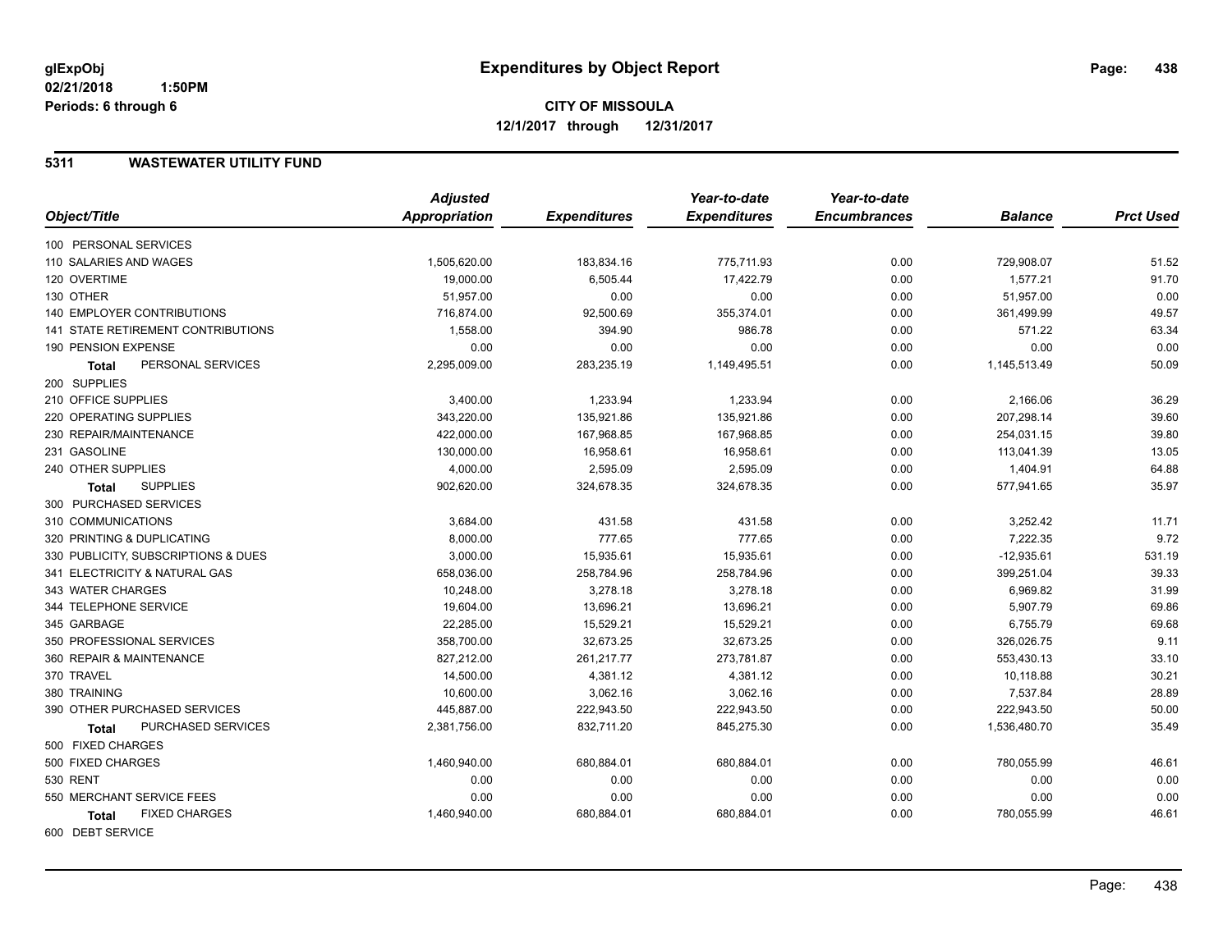# Expenditures by Object Report

glExpObj
02/21/2018 1:50PM
Periods: 6 through 6

**CITY OF MISSOULA**
**12/1/2017 through 12/31/2017**

## 5311 WASTEWATER UTILITY FUND

| Object/Title | Adjusted Appropriation | Expenditures | Year-to-date Expenditures | Year-to-date Encumbrances | Balance | Prct Used |
|---|---|---|---|---|---|---|
| 100 PERSONAL SERVICES | | | | | | |
| 110 SALARIES AND WAGES | 1,505,620.00 | 183,834.16 | 775,711.93 | 0.00 | 729,908.07 | 51.52 |
| 120 OVERTIME | 19,000.00 | 6,505.44 | 17,422.79 | 0.00 | 1,577.21 | 91.70 |
| 130 OTHER | 51,957.00 | 0.00 | 0.00 | 0.00 | 51,957.00 | 0.00 |
| 140 EMPLOYER CONTRIBUTIONS | 716,874.00 | 92,500.69 | 355,374.01 | 0.00 | 361,499.99 | 49.57 |
| 141 STATE RETIREMENT CONTRIBUTIONS | 1,558.00 | 394.90 | 986.78 | 0.00 | 571.22 | 63.34 |
| 190 PENSION EXPENSE | 0.00 | 0.00 | 0.00 | 0.00 | 0.00 | 0.00 |
| **Total** PERSONAL SERVICES | 2,295,009.00 | 283,235.19 | 1,149,495.51 | 0.00 | 1,145,513.49 | 50.09 |
| 200 SUPPLIES | | | | | | |
| 210 OFFICE SUPPLIES | 3,400.00 | 1,233.94 | 1,233.94 | 0.00 | 2,166.06 | 36.29 |
| 220 OPERATING SUPPLIES | 343,220.00 | 135,921.86 | 135,921.86 | 0.00 | 207,298.14 | 39.60 |
| 230 REPAIR/MAINTENANCE | 422,000.00 | 167,968.85 | 167,968.85 | 0.00 | 254,031.15 | 39.80 |
| 231 GASOLINE | 130,000.00 | 16,958.61 | 16,958.61 | 0.00 | 113,041.39 | 13.05 |
| 240 OTHER SUPPLIES | 4,000.00 | 2,595.09 | 2,595.09 | 0.00 | 1,404.91 | 64.88 |
| **Total** SUPPLIES | 902,620.00 | 324,678.35 | 324,678.35 | 0.00 | 577,941.65 | 35.97 |
| 300 PURCHASED SERVICES | | | | | | |
| 310 COMMUNICATIONS | 3,684.00 | 431.58 | 431.58 | 0.00 | 3,252.42 | 11.71 |
| 320 PRINTING & DUPLICATING | 8,000.00 | 777.65 | 777.65 | 0.00 | 7,222.35 | 9.72 |
| 330 PUBLICITY, SUBSCRIPTIONS & DUES | 3,000.00 | 15,935.61 | 15,935.61 | 0.00 | -12,935.61 | 531.19 |
| 341 ELECTRICITY & NATURAL GAS | 658,036.00 | 258,784.96 | 258,784.96 | 0.00 | 399,251.04 | 39.33 |
| 343 WATER CHARGES | 10,248.00 | 3,278.18 | 3,278.18 | 0.00 | 6,969.82 | 31.99 |
| 344 TELEPHONE SERVICE | 19,604.00 | 13,696.21 | 13,696.21 | 0.00 | 5,907.79 | 69.86 |
| 345 GARBAGE | 22,285.00 | 15,529.21 | 15,529.21 | 0.00 | 6,755.79 | 69.68 |
| 350 PROFESSIONAL SERVICES | 358,700.00 | 32,673.25 | 32,673.25 | 0.00 | 326,026.75 | 9.11 |
| 360 REPAIR & MAINTENANCE | 827,212.00 | 261,217.77 | 273,781.87 | 0.00 | 553,430.13 | 33.10 |
| 370 TRAVEL | 14,500.00 | 4,381.12 | 4,381.12 | 0.00 | 10,118.88 | 30.21 |
| 380 TRAINING | 10,600.00 | 3,062.16 | 3,062.16 | 0.00 | 7,537.84 | 28.89 |
| 390 OTHER PURCHASED SERVICES | 445,887.00 | 222,943.50 | 222,943.50 | 0.00 | 222,943.50 | 50.00 |
| **Total** PURCHASED SERVICES | 2,381,756.00 | 832,711.20 | 845,275.30 | 0.00 | 1,536,480.70 | 35.49 |
| 500 FIXED CHARGES | | | | | | |
| 500 FIXED CHARGES | 1,460,940.00 | 680,884.01 | 680,884.01 | 0.00 | 780,055.99 | 46.61 |
| 530 RENT | 0.00 | 0.00 | 0.00 | 0.00 | 0.00 | 0.00 |
| 550 MERCHANT SERVICE FEES | 0.00 | 0.00 | 0.00 | 0.00 | 0.00 | 0.00 |
| **Total** FIXED CHARGES | 1,460,940.00 | 680,884.01 | 680,884.01 | 0.00 | 780,055.99 | 46.61 |
| 600 DEBT SERVICE | | | | | | |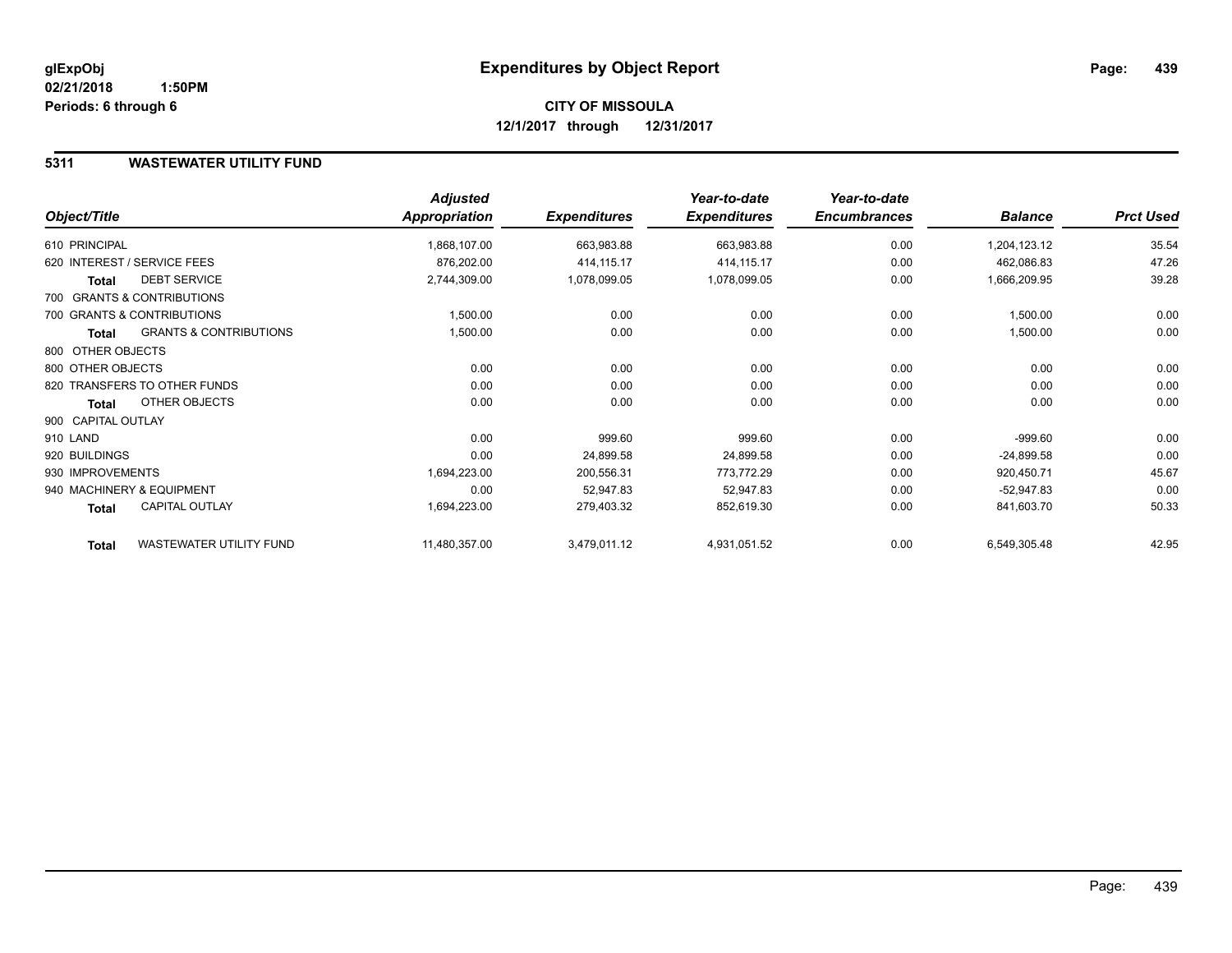**glExpObj**
**02/21/2018 1:50PM**
**Periods: 6 through 6**

# Expenditures by Object Report

**CITY OF MISSOULA**
**12/1/2017 through 12/31/2017**

## 5311 WASTEWATER UTILITY FUND

| Object/Title | | Adjusted Appropriation | Expenditures | Year-to-date Expenditures | Year-to-date Encumbrances | Balance | Prct Used |
|---|---|---|---|---|---|---|---|
| 610 PRINCIPAL | | 1,868,107.00 | 663,983.88 | 663,983.88 | 0.00 | 1,204,123.12 | 35.54 |
| 620 INTEREST / SERVICE FEES | | 876,202.00 | 414,115.17 | 414,115.17 | 0.00 | 462,086.83 | 47.26 |
| **Total** | DEBT SERVICE | 2,744,309.00 | 1,078,099.05 | 1,078,099.05 | 0.00 | 1,666,209.95 | 39.28 |
| 700 GRANTS & CONTRIBUTIONS | | | | | | | |
| 700 GRANTS & CONTRIBUTIONS | | 1,500.00 | 0.00 | 0.00 | 0.00 | 1,500.00 | 0.00 |
| **Total** | GRANTS & CONTRIBUTIONS | 1,500.00 | 0.00 | 0.00 | 0.00 | 1,500.00 | 0.00 |
| 800 OTHER OBJECTS | | | | | | | |
| 800 OTHER OBJECTS | | 0.00 | 0.00 | 0.00 | 0.00 | 0.00 | 0.00 |
| 820 TRANSFERS TO OTHER FUNDS | | 0.00 | 0.00 | 0.00 | 0.00 | 0.00 | 0.00 |
| **Total** | OTHER OBJECTS | 0.00 | 0.00 | 0.00 | 0.00 | 0.00 | 0.00 |
| 900 CAPITAL OUTLAY | | | | | | | |
| 910 LAND | | 0.00 | 999.60 | 999.60 | 0.00 | -999.60 | 0.00 |
| 920 BUILDINGS | | 0.00 | 24,899.58 | 24,899.58 | 0.00 | -24,899.58 | 0.00 |
| 930 IMPROVEMENTS | | 1,694,223.00 | 200,556.31 | 773,772.29 | 0.00 | 920,450.71 | 45.67 |
| 940 MACHINERY & EQUIPMENT | | 0.00 | 52,947.83 | 52,947.83 | 0.00 | -52,947.83 | 0.00 |
| **Total** | CAPITAL OUTLAY | 1,694,223.00 | 279,403.32 | 852,619.30 | 0.00 | 841,603.70 | 50.33 |
| **Total** | WASTEWATER UTILITY FUND | 11,480,357.00 | 3,479,011.12 | 4,931,051.52 | 0.00 | 6,549,305.48 | 42.95 |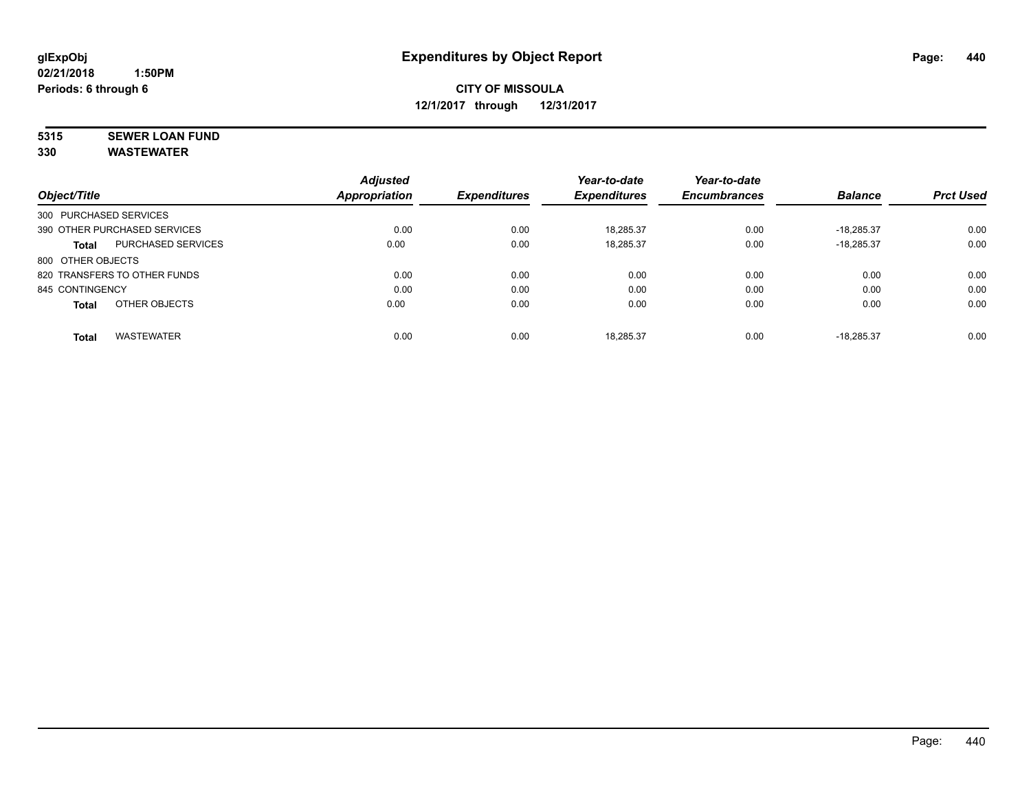# Expenditures by Object Report

glExpObj
02/21/2018 1:50PM
Periods: 6 through 6

**CITY OF MISSOULA**
**12/1/2017 through 12/31/2017**

**5315 SEWER LOAN FUND**
**330 WASTEWATER**

| Object/Title | | Adjusted Appropriation | Expenditures | Year-to-date Expenditures | Year-to-date Encumbrances | Balance | Prct Used |
|---|---|---|---|---|---|---|---|
| 300 PURCHASED SERVICES | | | | | | | |
| 390 OTHER PURCHASED SERVICES | | 0.00 | 0.00 | 18,285.37 | 0.00 | -18,285.37 | 0.00 |
| **Total** | PURCHASED SERVICES | 0.00 | 0.00 | 18,285.37 | 0.00 | -18,285.37 | 0.00 |
| 800 OTHER OBJECTS | | | | | | | |
| 820 TRANSFERS TO OTHER FUNDS | | 0.00 | 0.00 | 0.00 | 0.00 | 0.00 | 0.00 |
| 845 CONTINGENCY | | 0.00 | 0.00 | 0.00 | 0.00 | 0.00 | 0.00 |
| **Total** | OTHER OBJECTS | 0.00 | 0.00 | 0.00 | 0.00 | 0.00 | 0.00 |
| **Total** | WASTEWATER | 0.00 | 0.00 | 18,285.37 | 0.00 | -18,285.37 | 0.00 |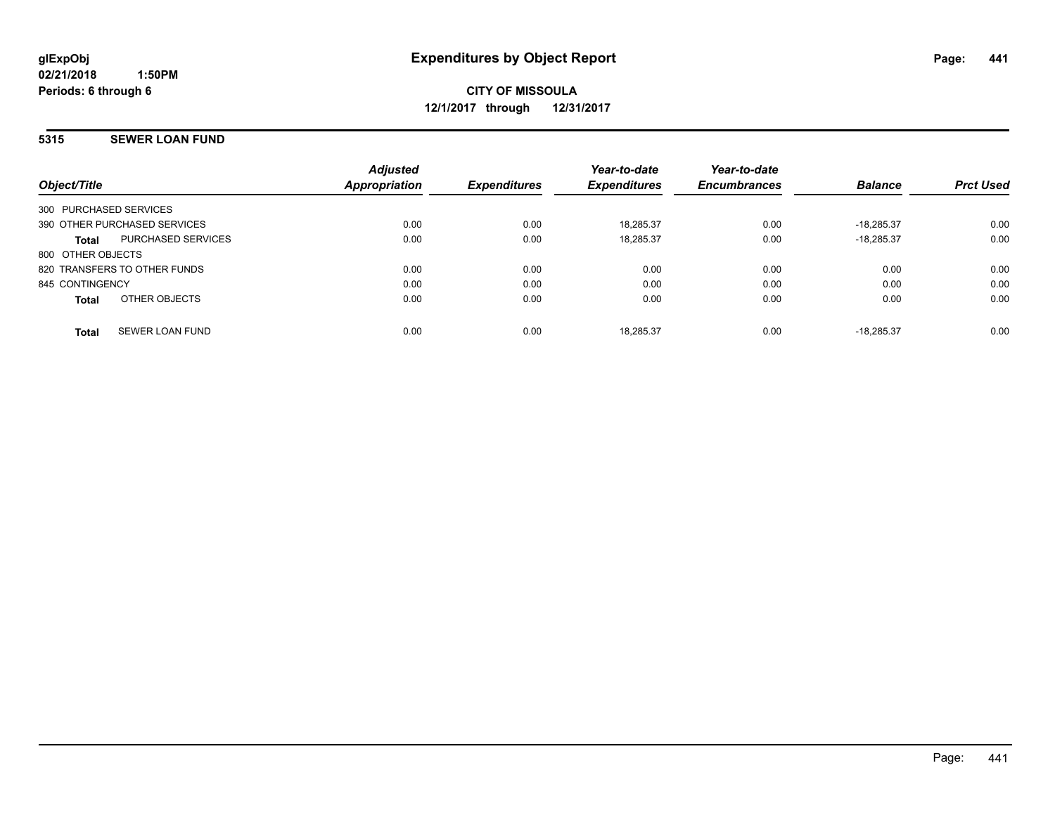# Expenditures by Object Report

glExpObj
02/21/2018 1:50PM
Periods: 6 through 6

**CITY OF MISSOULA**
**12/1/2017 through 12/31/2017**

## 5315 SEWER LOAN FUND

| Object/Title | | Adjusted Appropriation | Expenditures | Year-to-date Expenditures | Year-to-date Encumbrances | Balance | Prct Used |
|---|---|---|---|---|---|---|---|
| 300 PURCHASED SERVICES | | | | | | | |
| 390 OTHER PURCHASED SERVICES | | 0.00 | 0.00 | 18,285.37 | 0.00 | -18,285.37 | 0.00 |
| **Total** | PURCHASED SERVICES | 0.00 | 0.00 | 18,285.37 | 0.00 | -18,285.37 | 0.00 |
| 800 OTHER OBJECTS | | | | | | | |
| 820 TRANSFERS TO OTHER FUNDS | | 0.00 | 0.00 | 0.00 | 0.00 | 0.00 | 0.00 |
| 845 CONTINGENCY | | 0.00 | 0.00 | 0.00 | 0.00 | 0.00 | 0.00 |
| **Total** | OTHER OBJECTS | 0.00 | 0.00 | 0.00 | 0.00 | 0.00 | 0.00 |
| **Total** | SEWER LOAN FUND | 0.00 | 0.00 | 18,285.37 | 0.00 | -18,285.37 | 0.00 |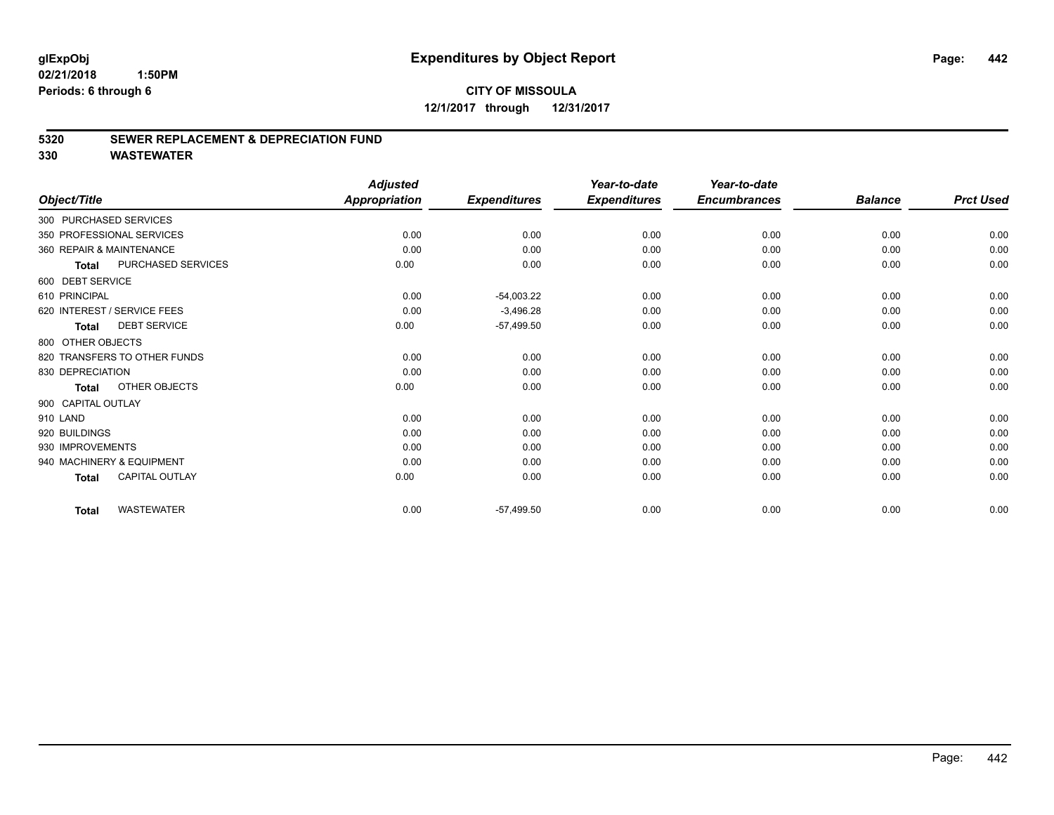# Expenditures by Object Report

glExpObj
02/21/2018 1:50PM
Periods: 6 through 6

**CITY OF MISSOULA**
**12/1/2017 through 12/31/2017**

## 5320 SEWER REPLACEMENT & DEPRECIATION FUND
## 330 WASTEWATER

| Object/Title | Adjusted Appropriation | Expenditures | Year-to-date Expenditures | Year-to-date Encumbrances | Balance | Prct Used |
|---|---|---|---|---|---|---|
| 300 PURCHASED SERVICES | | | | | | |
| 350 PROFESSIONAL SERVICES | 0.00 | 0.00 | 0.00 | 0.00 | 0.00 | 0.00 |
| 360 REPAIR & MAINTENANCE | 0.00 | 0.00 | 0.00 | 0.00 | 0.00 | 0.00 |
| **Total** PURCHASED SERVICES | 0.00 | 0.00 | 0.00 | 0.00 | 0.00 | 0.00 |
| 600 DEBT SERVICE | | | | | | |
| 610 PRINCIPAL | 0.00 | -54,003.22 | 0.00 | 0.00 | 0.00 | 0.00 |
| 620 INTEREST / SERVICE FEES | 0.00 | -3,496.28 | 0.00 | 0.00 | 0.00 | 0.00 |
| **Total** DEBT SERVICE | 0.00 | -57,499.50 | 0.00 | 0.00 | 0.00 | 0.00 |
| 800 OTHER OBJECTS | | | | | | |
| 820 TRANSFERS TO OTHER FUNDS | 0.00 | 0.00 | 0.00 | 0.00 | 0.00 | 0.00 |
| 830 DEPRECIATION | 0.00 | 0.00 | 0.00 | 0.00 | 0.00 | 0.00 |
| **Total** OTHER OBJECTS | 0.00 | 0.00 | 0.00 | 0.00 | 0.00 | 0.00 |
| 900 CAPITAL OUTLAY | | | | | | |
| 910 LAND | 0.00 | 0.00 | 0.00 | 0.00 | 0.00 | 0.00 |
| 920 BUILDINGS | 0.00 | 0.00 | 0.00 | 0.00 | 0.00 | 0.00 |
| 930 IMPROVEMENTS | 0.00 | 0.00 | 0.00 | 0.00 | 0.00 | 0.00 |
| 940 MACHINERY & EQUIPMENT | 0.00 | 0.00 | 0.00 | 0.00 | 0.00 | 0.00 |
| **Total** CAPITAL OUTLAY | 0.00 | 0.00 | 0.00 | 0.00 | 0.00 | 0.00 |
| **Total** WASTEWATER | 0.00 | -57,499.50 | 0.00 | 0.00 | 0.00 | 0.00 |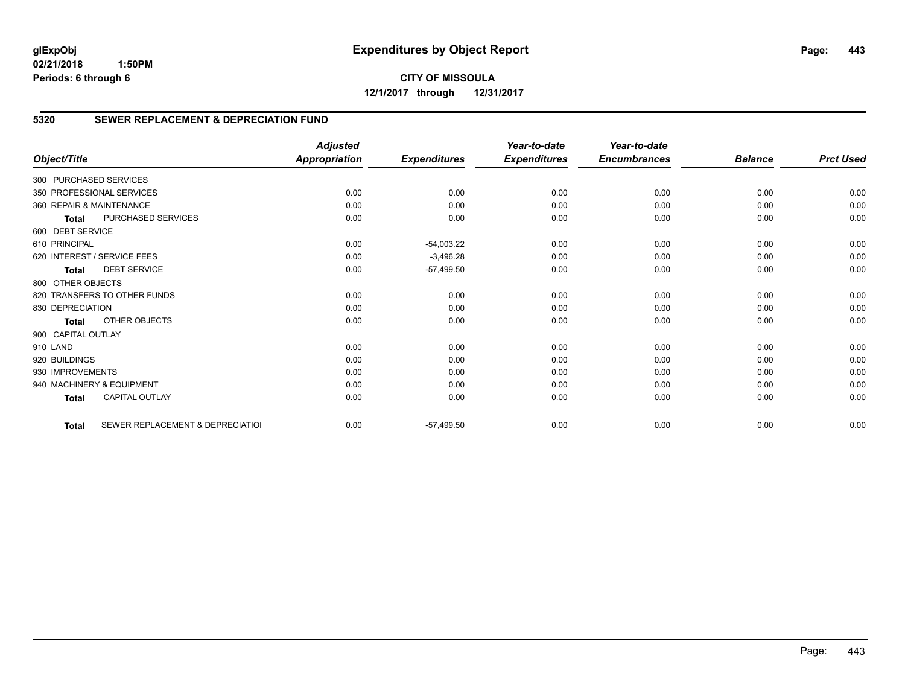# Expenditures by Object Report

glExpObj
02/21/2018 1:50PM
Periods: 6 through 6

**CITY OF MISSOULA**
**12/1/2017 through 12/31/2017**

## 5320 SEWER REPLACEMENT & DEPRECIATION FUND

| Object/Title | Adjusted Appropriation | Expenditures | Year-to-date Expenditures | Year-to-date Encumbrances | Balance | Prct Used |
|---|---|---|---|---|---|---|
| 300 PURCHASED SERVICES | | | | | | |
| 350 PROFESSIONAL SERVICES | 0.00 | 0.00 | 0.00 | 0.00 | 0.00 | 0.00 |
| 360 REPAIR & MAINTENANCE | 0.00 | 0.00 | 0.00 | 0.00 | 0.00 | 0.00 |
| **Total** PURCHASED SERVICES | 0.00 | 0.00 | 0.00 | 0.00 | 0.00 | 0.00 |
| 600 DEBT SERVICE | | | | | | |
| 610 PRINCIPAL | 0.00 | -54,003.22 | 0.00 | 0.00 | 0.00 | 0.00 |
| 620 INTEREST / SERVICE FEES | 0.00 | -3,496.28 | 0.00 | 0.00 | 0.00 | 0.00 |
| **Total** DEBT SERVICE | 0.00 | -57,499.50 | 0.00 | 0.00 | 0.00 | 0.00 |
| 800 OTHER OBJECTS | | | | | | |
| 820 TRANSFERS TO OTHER FUNDS | 0.00 | 0.00 | 0.00 | 0.00 | 0.00 | 0.00 |
| 830 DEPRECIATION | 0.00 | 0.00 | 0.00 | 0.00 | 0.00 | 0.00 |
| **Total** OTHER OBJECTS | 0.00 | 0.00 | 0.00 | 0.00 | 0.00 | 0.00 |
| 900 CAPITAL OUTLAY | | | | | | |
| 910 LAND | 0.00 | 0.00 | 0.00 | 0.00 | 0.00 | 0.00 |
| 920 BUILDINGS | 0.00 | 0.00 | 0.00 | 0.00 | 0.00 | 0.00 |
| 930 IMPROVEMENTS | 0.00 | 0.00 | 0.00 | 0.00 | 0.00 | 0.00 |
| 940 MACHINERY & EQUIPMENT | 0.00 | 0.00 | 0.00 | 0.00 | 0.00 | 0.00 |
| **Total** CAPITAL OUTLAY | 0.00 | 0.00 | 0.00 | 0.00 | 0.00 | 0.00 |
| **Total** SEWER REPLACEMENT & DEPRECIATIOI | 0.00 | -57,499.50 | 0.00 | 0.00 | 0.00 | 0.00 |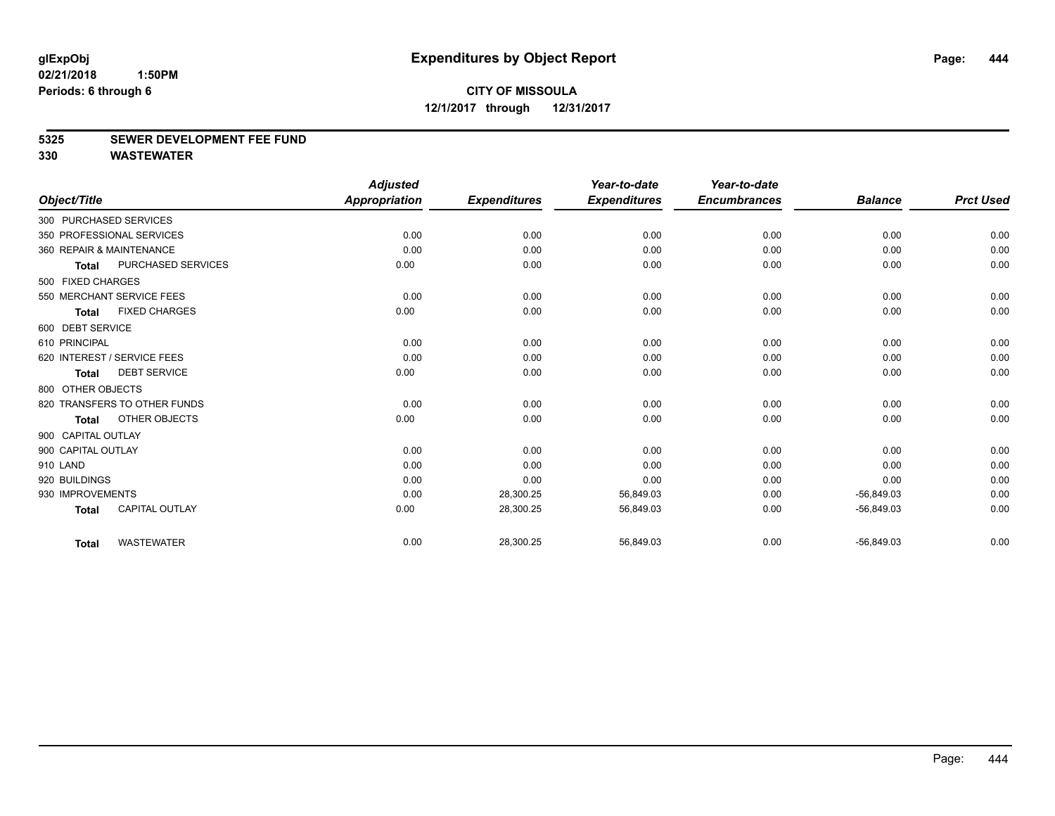**glExpObj** **Expenditures by Object Report**

**02/21/2018 1:50PM**

**Periods: 6 through 6**

**CITY OF MISSOULA**

**12/1/2017 through 12/31/2017**

## 5325 SEWER DEVELOPMENT FEE FUND
## 330 WASTEWATER

| Object/Title | Adjusted Appropriation | Expenditures | Year-to-date Expenditures | Year-to-date Encumbrances | Balance | Prct Used |
|---|---|---|---|---|---|---|
| 300 PURCHASED SERVICES | | | | | | |
| 350 PROFESSIONAL SERVICES | 0.00 | 0.00 | 0.00 | 0.00 | 0.00 | 0.00 |
| 360 REPAIR & MAINTENANCE | 0.00 | 0.00 | 0.00 | 0.00 | 0.00 | 0.00 |
| **Total** PURCHASED SERVICES | 0.00 | 0.00 | 0.00 | 0.00 | 0.00 | 0.00 |
| 500 FIXED CHARGES | | | | | | |
| 550 MERCHANT SERVICE FEES | 0.00 | 0.00 | 0.00 | 0.00 | 0.00 | 0.00 |
| **Total** FIXED CHARGES | 0.00 | 0.00 | 0.00 | 0.00 | 0.00 | 0.00 |
| 600 DEBT SERVICE | | | | | | |
| 610 PRINCIPAL | 0.00 | 0.00 | 0.00 | 0.00 | 0.00 | 0.00 |
| 620 INTEREST / SERVICE FEES | 0.00 | 0.00 | 0.00 | 0.00 | 0.00 | 0.00 |
| **Total** DEBT SERVICE | 0.00 | 0.00 | 0.00 | 0.00 | 0.00 | 0.00 |
| 800 OTHER OBJECTS | | | | | | |
| 820 TRANSFERS TO OTHER FUNDS | 0.00 | 0.00 | 0.00 | 0.00 | 0.00 | 0.00 |
| **Total** OTHER OBJECTS | 0.00 | 0.00 | 0.00 | 0.00 | 0.00 | 0.00 |
| 900 CAPITAL OUTLAY | | | | | | |
| 900 CAPITAL OUTLAY | 0.00 | 0.00 | 0.00 | 0.00 | 0.00 | 0.00 |
| 910 LAND | 0.00 | 0.00 | 0.00 | 0.00 | 0.00 | 0.00 |
| 920 BUILDINGS | 0.00 | 0.00 | 0.00 | 0.00 | 0.00 | 0.00 |
| 930 IMPROVEMENTS | 0.00 | 28,300.25 | 56,849.03 | 0.00 | -56,849.03 | 0.00 |
| **Total** CAPITAL OUTLAY | 0.00 | 28,300.25 | 56,849.03 | 0.00 | -56,849.03 | 0.00 |
| **Total** WASTEWATER | 0.00 | 28,300.25 | 56,849.03 | 0.00 | -56,849.03 | 0.00 |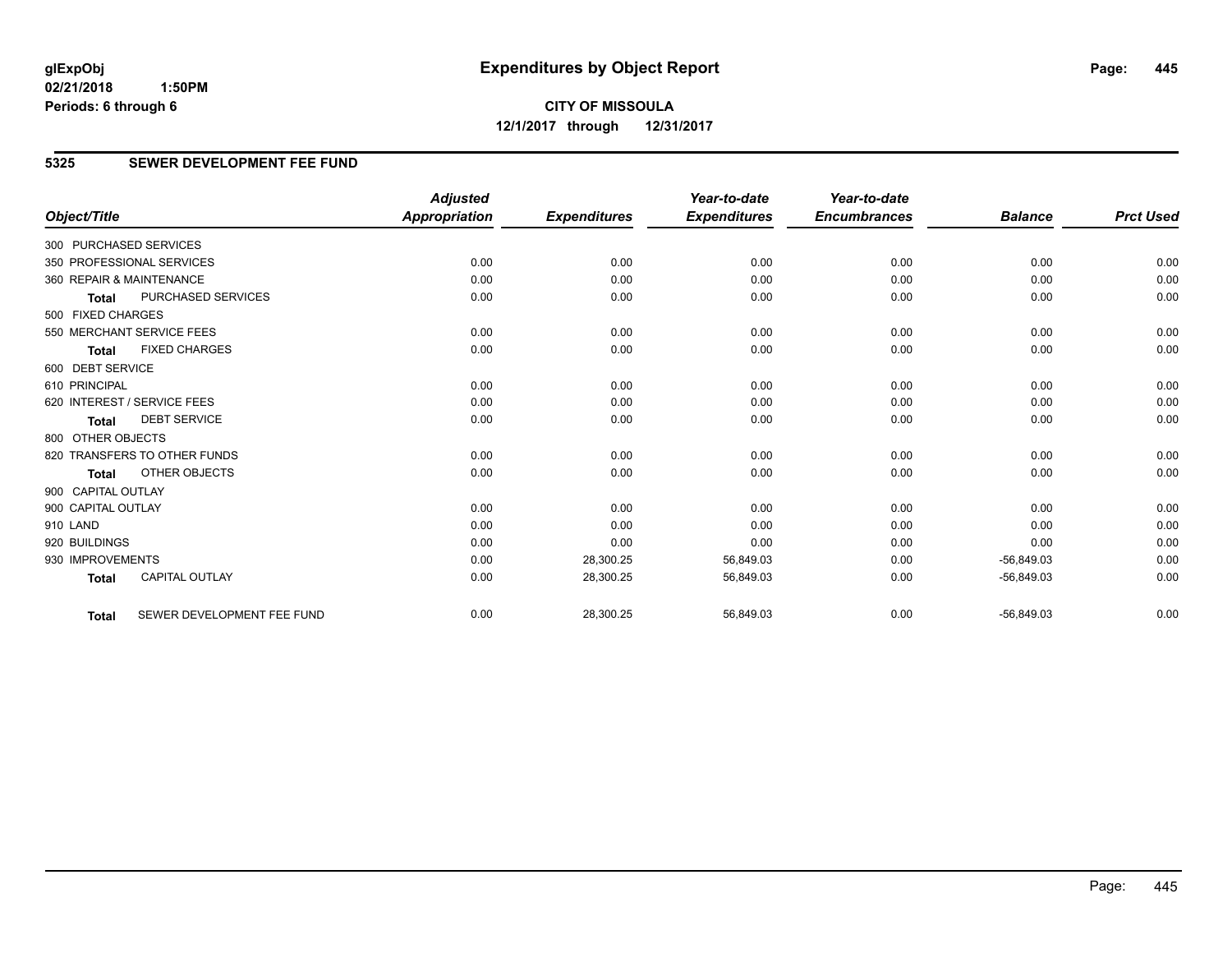**glExpObj**
**02/21/2018 1:50PM**
**Periods: 6 through 6**

# Expenditures by Object Report

**CITY OF MISSOULA**
**12/1/2017 through 12/31/2017**

## 5325 SEWER DEVELOPMENT FEE FUND

| Object/Title | Adjusted Appropriation | Expenditures | Year-to-date Expenditures | Year-to-date Encumbrances | Balance | Prct Used |
|---|---|---|---|---|---|---|
| 300 PURCHASED SERVICES | | | | | | |
| 350 PROFESSIONAL SERVICES | 0.00 | 0.00 | 0.00 | 0.00 | 0.00 | 0.00 |
| 360 REPAIR & MAINTENANCE | 0.00 | 0.00 | 0.00 | 0.00 | 0.00 | 0.00 |
| **Total** PURCHASED SERVICES | 0.00 | 0.00 | 0.00 | 0.00 | 0.00 | 0.00 |
| 500 FIXED CHARGES | | | | | | |
| 550 MERCHANT SERVICE FEES | 0.00 | 0.00 | 0.00 | 0.00 | 0.00 | 0.00 |
| **Total** FIXED CHARGES | 0.00 | 0.00 | 0.00 | 0.00 | 0.00 | 0.00 |
| 600 DEBT SERVICE | | | | | | |
| 610 PRINCIPAL | 0.00 | 0.00 | 0.00 | 0.00 | 0.00 | 0.00 |
| 620 INTEREST / SERVICE FEES | 0.00 | 0.00 | 0.00 | 0.00 | 0.00 | 0.00 |
| **Total** DEBT SERVICE | 0.00 | 0.00 | 0.00 | 0.00 | 0.00 | 0.00 |
| 800 OTHER OBJECTS | | | | | | |
| 820 TRANSFERS TO OTHER FUNDS | 0.00 | 0.00 | 0.00 | 0.00 | 0.00 | 0.00 |
| **Total** OTHER OBJECTS | 0.00 | 0.00 | 0.00 | 0.00 | 0.00 | 0.00 |
| 900 CAPITAL OUTLAY | | | | | | |
| 900 CAPITAL OUTLAY | 0.00 | 0.00 | 0.00 | 0.00 | 0.00 | 0.00 |
| 910 LAND | 0.00 | 0.00 | 0.00 | 0.00 | 0.00 | 0.00 |
| 920 BUILDINGS | 0.00 | 0.00 | 0.00 | 0.00 | 0.00 | 0.00 |
| 930 IMPROVEMENTS | 0.00 | 28,300.25 | 56,849.03 | 0.00 | -56,849.03 | 0.00 |
| **Total** CAPITAL OUTLAY | 0.00 | 28,300.25 | 56,849.03 | 0.00 | -56,849.03 | 0.00 |
| **Total** SEWER DEVELOPMENT FEE FUND | 0.00 | 28,300.25 | 56,849.03 | 0.00 | -56,849.03 | 0.00 |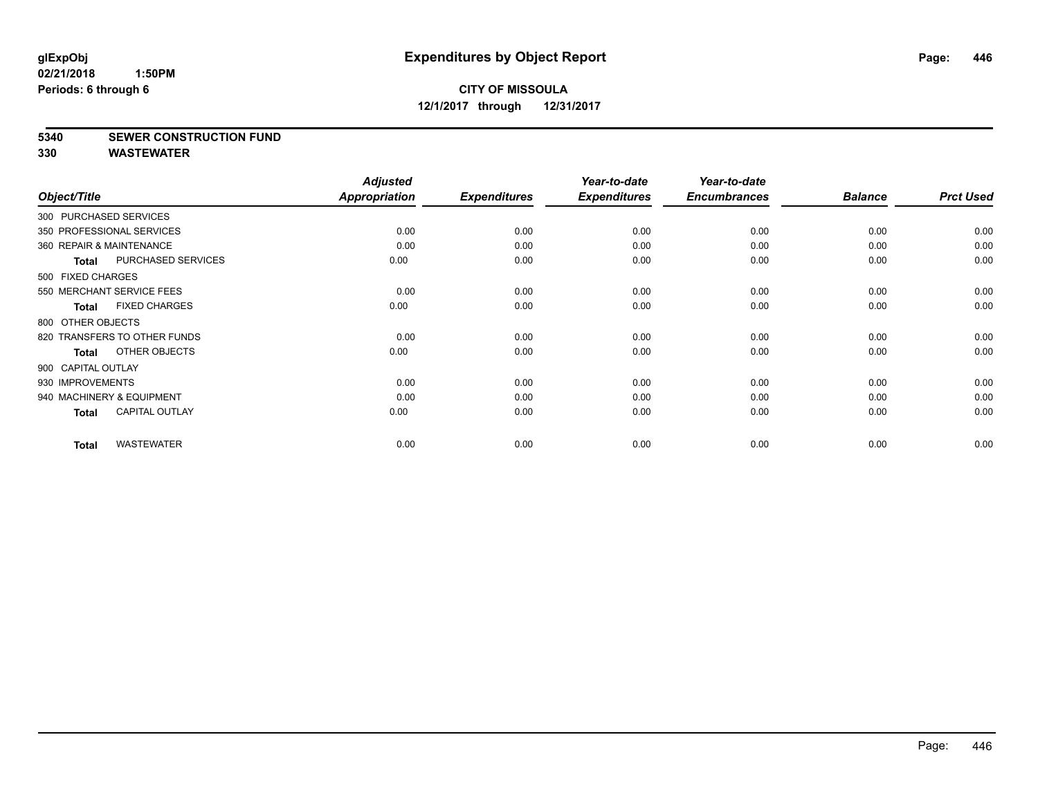**glExpObj** **Expenditures by Object Report**

**02/21/2018 1:50PM**

**Periods: 6 through 6**

**CITY OF MISSOULA**

**12/1/2017 through 12/31/2017**

**5340 SEWER CONSTRUCTION FUND**

**330 WASTEWATER**

| Object/Title | | Adjusted Appropriation | Expenditures | Year-to-date Expenditures | Year-to-date Encumbrances | Balance | Prct Used |
|---|---|---|---|---|---|---|---|
| 300 PURCHASED SERVICES | | | | | | | |
| 350 PROFESSIONAL SERVICES | | 0.00 | 0.00 | 0.00 | 0.00 | 0.00 | 0.00 |
| 360 REPAIR & MAINTENANCE | | 0.00 | 0.00 | 0.00 | 0.00 | 0.00 | 0.00 |
| **Total** | PURCHASED SERVICES | 0.00 | 0.00 | 0.00 | 0.00 | 0.00 | 0.00 |
| 500 FIXED CHARGES | | | | | | | |
| 550 MERCHANT SERVICE FEES | | 0.00 | 0.00 | 0.00 | 0.00 | 0.00 | 0.00 |
| **Total** | FIXED CHARGES | 0.00 | 0.00 | 0.00 | 0.00 | 0.00 | 0.00 |
| 800 OTHER OBJECTS | | | | | | | |
| 820 TRANSFERS TO OTHER FUNDS | | 0.00 | 0.00 | 0.00 | 0.00 | 0.00 | 0.00 |
| **Total** | OTHER OBJECTS | 0.00 | 0.00 | 0.00 | 0.00 | 0.00 | 0.00 |
| 900 CAPITAL OUTLAY | | | | | | | |
| 930 IMPROVEMENTS | | 0.00 | 0.00 | 0.00 | 0.00 | 0.00 | 0.00 |
| 940 MACHINERY & EQUIPMENT | | 0.00 | 0.00 | 0.00 | 0.00 | 0.00 | 0.00 |
| **Total** | CAPITAL OUTLAY | 0.00 | 0.00 | 0.00 | 0.00 | 0.00 | 0.00 |
| **Total** | WASTEWATER | 0.00 | 0.00 | 0.00 | 0.00 | 0.00 | 0.00 |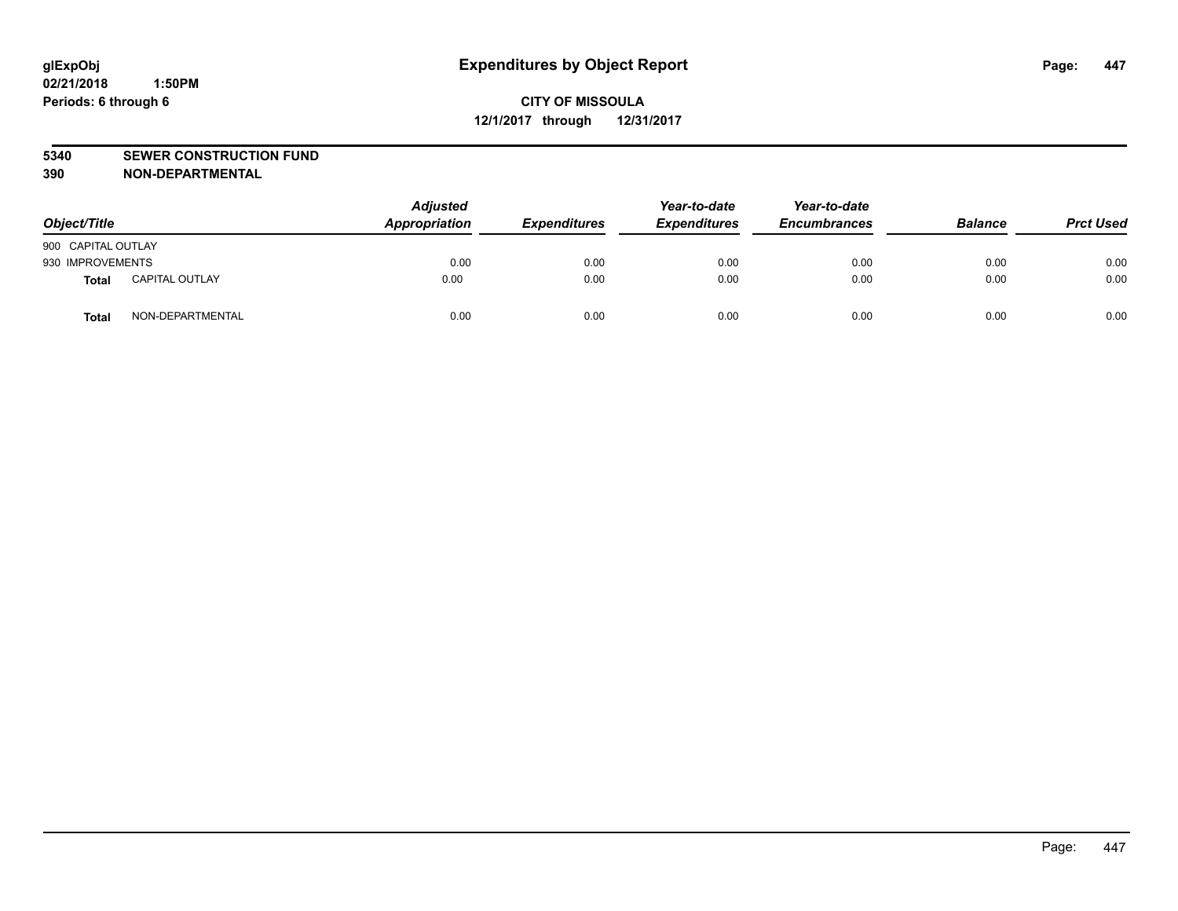**glExpObj** **Expenditures by Object Report**
**02/21/2018 1:50PM**
**Periods: 6 through 6**

**CITY OF MISSOULA**
**12/1/2017 through 12/31/2017**

**5340 SEWER CONSTRUCTION FUND**
**390 NON-DEPARTMENTAL**

| Object/Title | | Adjusted Appropriation | Expenditures | Year-to-date Expenditures | Year-to-date Encumbrances | Balance | Prct Used |
|---|---|---|---|---|---|---|---|
| 900 CAPITAL OUTLAY | | | | | | | |
| 930 IMPROVEMENTS | | 0.00 | 0.00 | 0.00 | 0.00 | 0.00 | 0.00 |
| **Total** | CAPITAL OUTLAY | 0.00 | 0.00 | 0.00 | 0.00 | 0.00 | 0.00 |
| **Total** | NON-DEPARTMENTAL | 0.00 | 0.00 | 0.00 | 0.00 | 0.00 | 0.00 |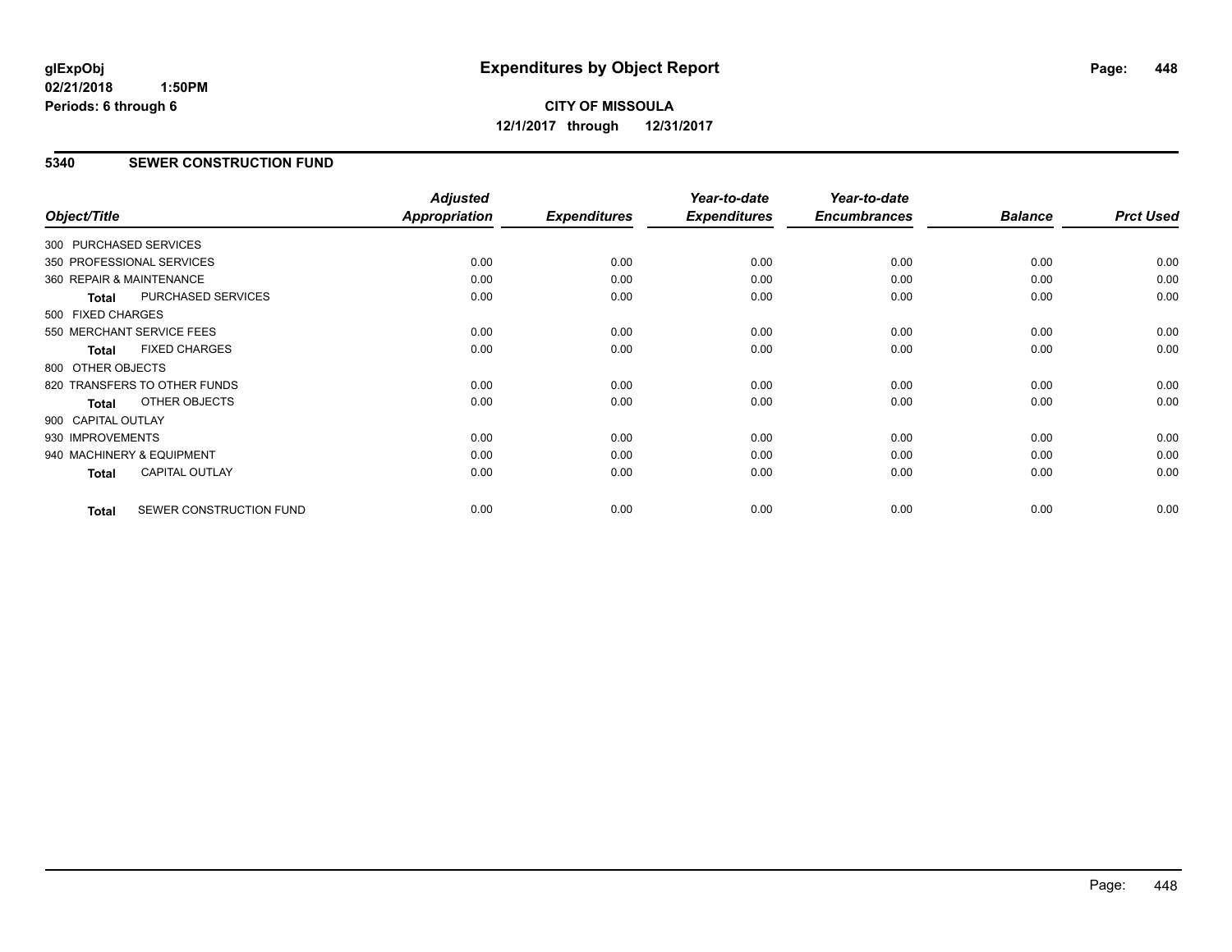**CITY OF MISSOULA**

**12/1/2017 through 12/31/2017**

glExpObj
02/21/2018 1:50PM
Periods: 6 through 6

# Expenditures by Object Report

## 5340 SEWER CONSTRUCTION FUND

| Object/Title | Adjusted Appropriation | Expenditures | Year-to-date Expenditures | Year-to-date Encumbrances | Balance | Prct Used |
|---|---|---|---|---|---|---|
| 300 PURCHASED SERVICES | | | | | | |
| 350 PROFESSIONAL SERVICES | 0.00 | 0.00 | 0.00 | 0.00 | 0.00 | 0.00 |
| 360 REPAIR & MAINTENANCE | 0.00 | 0.00 | 0.00 | 0.00 | 0.00 | 0.00 |
| **Total** PURCHASED SERVICES | 0.00 | 0.00 | 0.00 | 0.00 | 0.00 | 0.00 |
| 500 FIXED CHARGES | | | | | | |
| 550 MERCHANT SERVICE FEES | 0.00 | 0.00 | 0.00 | 0.00 | 0.00 | 0.00 |
| **Total** FIXED CHARGES | 0.00 | 0.00 | 0.00 | 0.00 | 0.00 | 0.00 |
| 800 OTHER OBJECTS | | | | | | |
| 820 TRANSFERS TO OTHER FUNDS | 0.00 | 0.00 | 0.00 | 0.00 | 0.00 | 0.00 |
| **Total** OTHER OBJECTS | 0.00 | 0.00 | 0.00 | 0.00 | 0.00 | 0.00 |
| 900 CAPITAL OUTLAY | | | | | | |
| 930 IMPROVEMENTS | 0.00 | 0.00 | 0.00 | 0.00 | 0.00 | 0.00 |
| 940 MACHINERY & EQUIPMENT | 0.00 | 0.00 | 0.00 | 0.00 | 0.00 | 0.00 |
| **Total** CAPITAL OUTLAY | 0.00 | 0.00 | 0.00 | 0.00 | 0.00 | 0.00 |
| **Total** SEWER CONSTRUCTION FUND | 0.00 | 0.00 | 0.00 | 0.00 | 0.00 | 0.00 |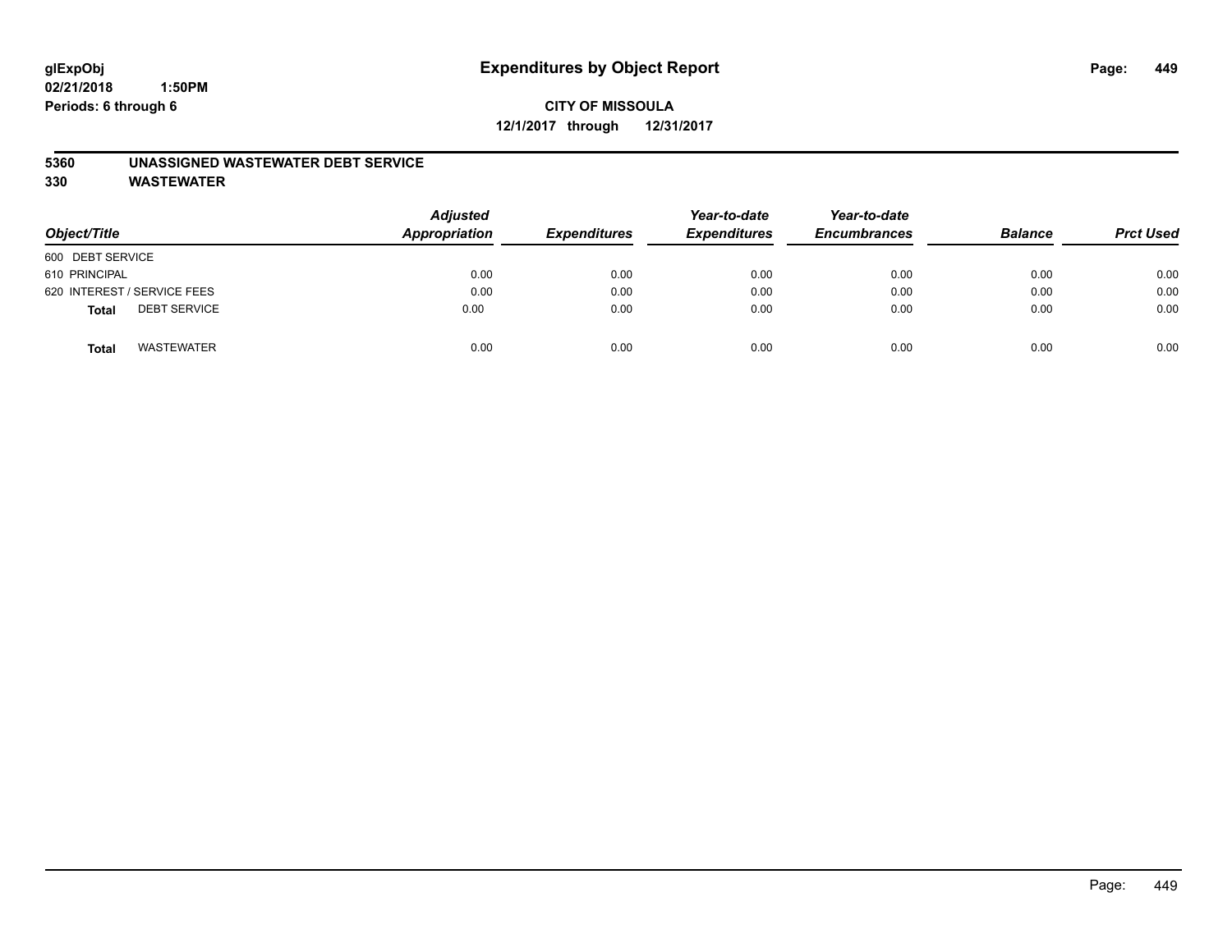**glExpObj**
**02/21/2018 1:50PM**
**Periods: 6 through 6**

# Expenditures by Object Report

**CITY OF MISSOULA**
**12/1/2017 through 12/31/2017**

## 5360 UNASSIGNED WASTEWATER DEBT SERVICE
## 330 WASTEWATER

| Object/Title | Adjusted Appropriation | Expenditures | Year-to-date Expenditures | Year-to-date Encumbrances | Balance | Prct Used |
|---|---|---|---|---|---|---|
| 600 DEBT SERVICE | | | | | | |
| 610 PRINCIPAL | 0.00 | 0.00 | 0.00 | 0.00 | 0.00 | 0.00 |
| 620 INTEREST / SERVICE FEES | 0.00 | 0.00 | 0.00 | 0.00 | 0.00 | 0.00 |
| **Total** DEBT SERVICE | 0.00 | 0.00 | 0.00 | 0.00 | 0.00 | 0.00 |
| **Total** WASTEWATER | 0.00 | 0.00 | 0.00 | 0.00 | 0.00 | 0.00 |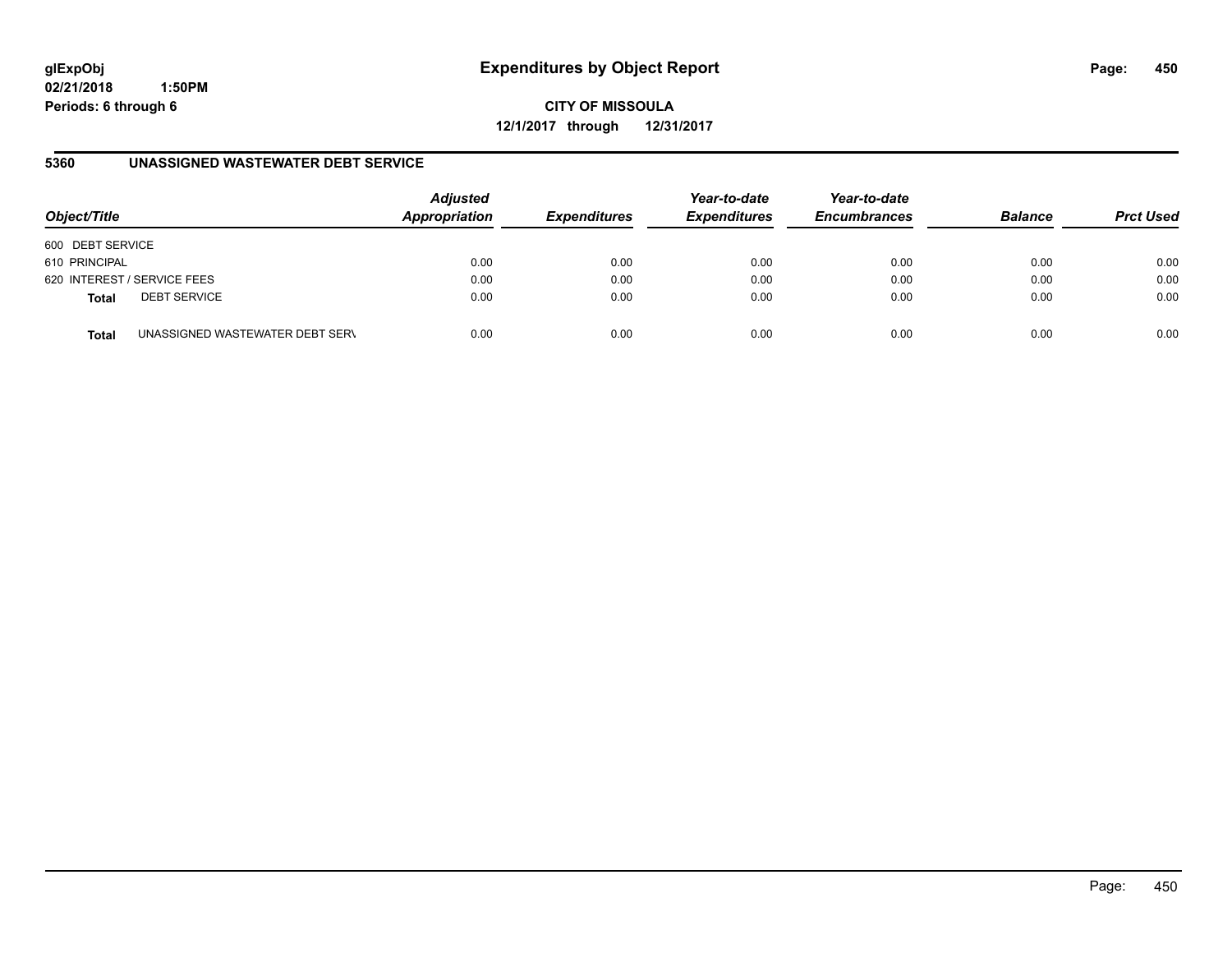**glExpObj**
**02/21/2018 1:50PM**
**Periods: 6 through 6**

# Expenditures by Object Report

**CITY OF MISSOULA**
**12/1/2017 through 12/31/2017**

## 5360 UNASSIGNED WASTEWATER DEBT SERVICE

| Object/Title | Adjusted Appropriation | Expenditures | Year-to-date Expenditures | Year-to-date Encumbrances | Balance | Prct Used |
|---|---|---|---|---|---|---|
| 600 DEBT SERVICE | | | | | | |
| 610 PRINCIPAL | 0.00 | 0.00 | 0.00 | 0.00 | 0.00 | 0.00 |
| 620 INTEREST / SERVICE FEES | 0.00 | 0.00 | 0.00 | 0.00 | 0.00 | 0.00 |
| **Total** DEBT SERVICE | 0.00 | 0.00 | 0.00 | 0.00 | 0.00 | 0.00 |
| **Total** UNASSIGNED WASTEWATER DEBT SERV | 0.00 | 0.00 | 0.00 | 0.00 | 0.00 | 0.00 |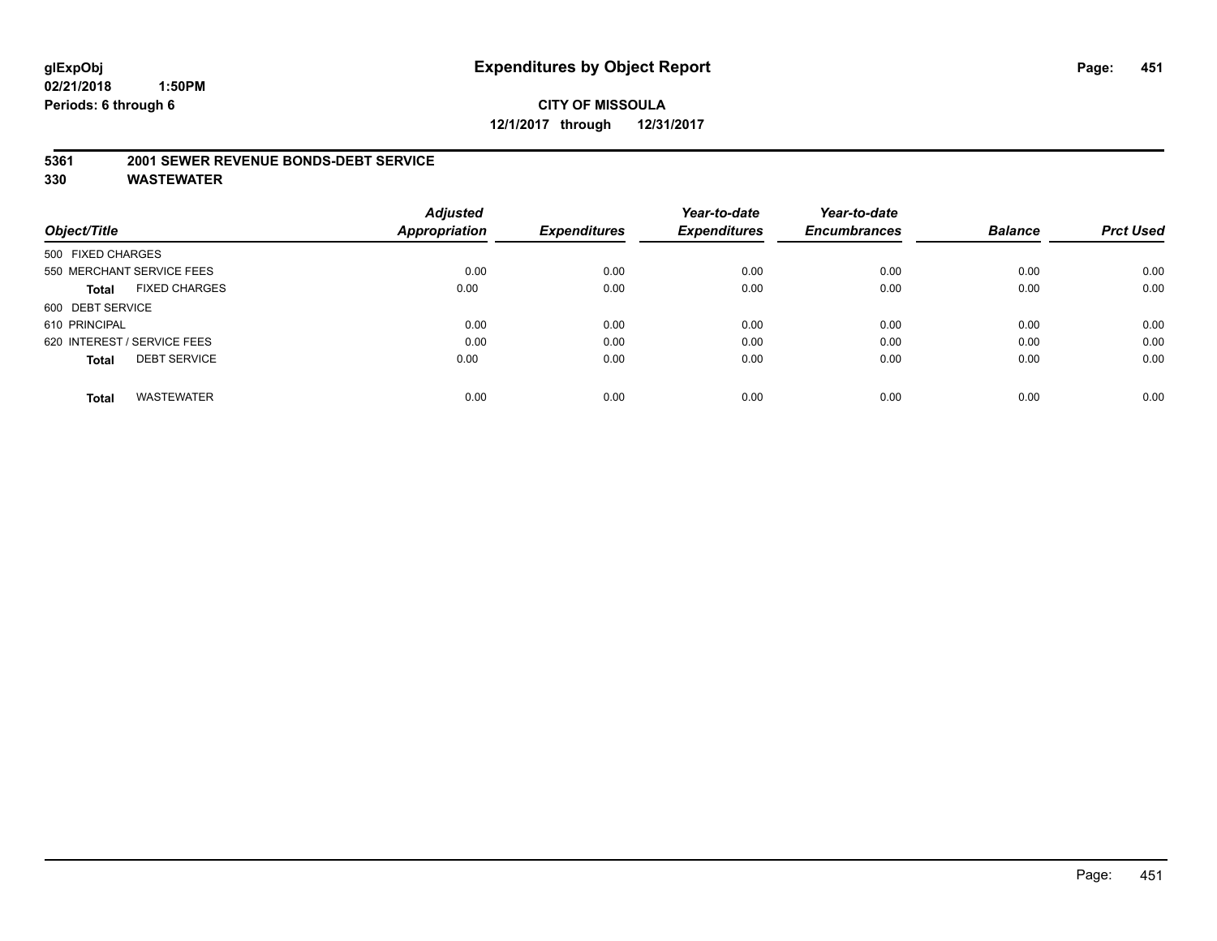**glExpObj**
**02/21/2018 1:50PM**
**Periods: 6 through 6**

# Expenditures by Object Report

**CITY OF MISSOULA**
**12/1/2017 through 12/31/2017**

**5361 2001 SEWER REVENUE BONDS-DEBT SERVICE**
**330 WASTEWATER**

| Object/Title | Adjusted Appropriation | Expenditures | Year-to-date Expenditures | Year-to-date Encumbrances | Balance | Prct Used |
|---|---|---|---|---|---|---|
| 500 FIXED CHARGES | | | | | | |
| 550 MERCHANT SERVICE FEES | 0.00 | 0.00 | 0.00 | 0.00 | 0.00 | 0.00 |
| **Total** FIXED CHARGES | 0.00 | 0.00 | 0.00 | 0.00 | 0.00 | 0.00 |
| 600 DEBT SERVICE | | | | | | |
| 610 PRINCIPAL | 0.00 | 0.00 | 0.00 | 0.00 | 0.00 | 0.00 |
| 620 INTEREST / SERVICE FEES | 0.00 | 0.00 | 0.00 | 0.00 | 0.00 | 0.00 |
| **Total** DEBT SERVICE | 0.00 | 0.00 | 0.00 | 0.00 | 0.00 | 0.00 |
| **Total** WASTEWATER | 0.00 | 0.00 | 0.00 | 0.00 | 0.00 | 0.00 |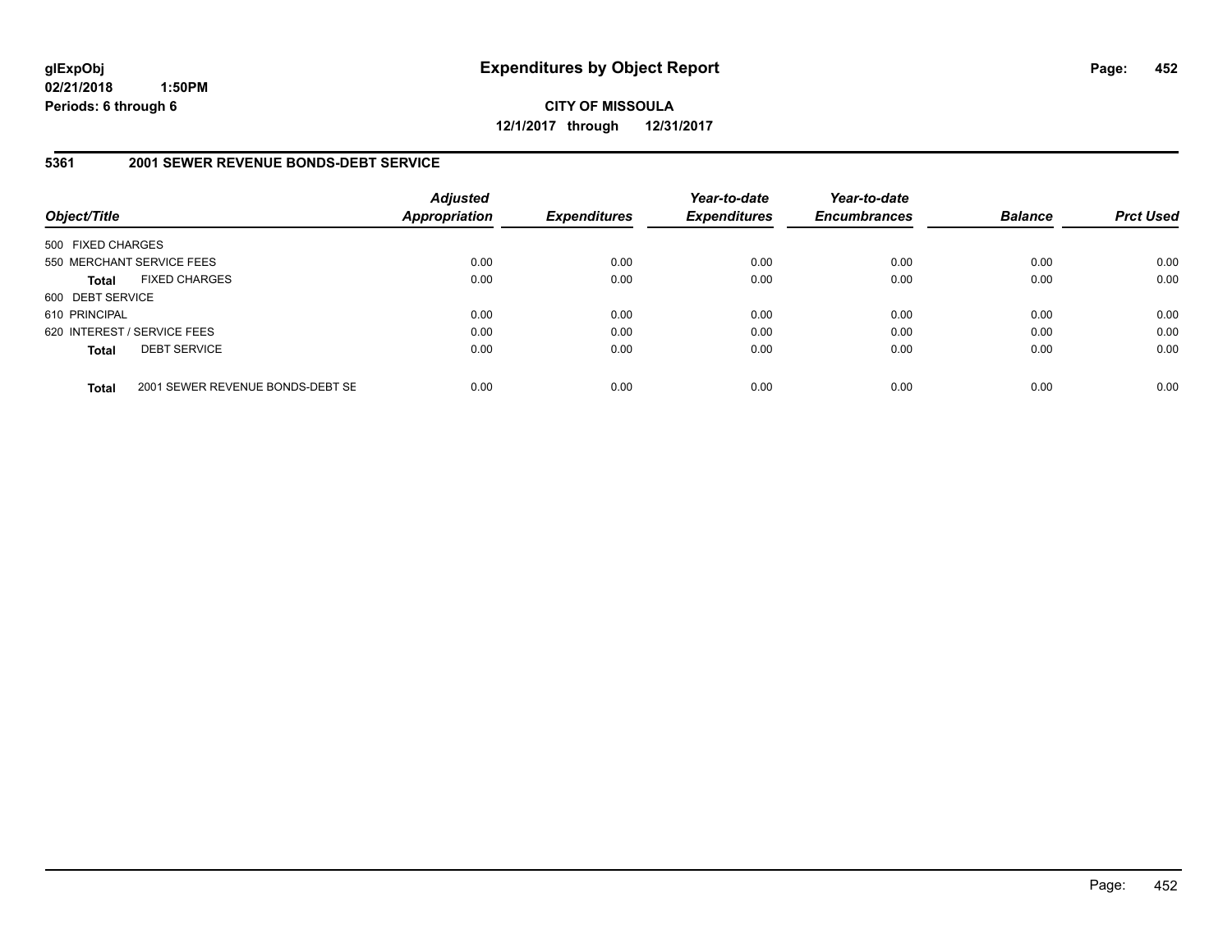**glExpObj**
**02/21/2018 1:50PM**
**Periods: 6 through 6**

# Expenditures by Object Report

**CITY OF MISSOULA**
**12/1/2017 through 12/31/2017**

## 5361 2001 SEWER REVENUE BONDS-DEBT SERVICE

| Object/Title | Adjusted Appropriation | Expenditures | Year-to-date Expenditures | Year-to-date Encumbrances | Balance | Prct Used |
|---|---|---|---|---|---|---|
| 500 FIXED CHARGES | | | | | | |
| 550 MERCHANT SERVICE FEES | 0.00 | 0.00 | 0.00 | 0.00 | 0.00 | 0.00 |
| **Total** FIXED CHARGES | 0.00 | 0.00 | 0.00 | 0.00 | 0.00 | 0.00 |
| 600 DEBT SERVICE | | | | | | |
| 610 PRINCIPAL | 0.00 | 0.00 | 0.00 | 0.00 | 0.00 | 0.00 |
| 620 INTEREST / SERVICE FEES | 0.00 | 0.00 | 0.00 | 0.00 | 0.00 | 0.00 |
| **Total** DEBT SERVICE | 0.00 | 0.00 | 0.00 | 0.00 | 0.00 | 0.00 |
| **Total** 2001 SEWER REVENUE BONDS-DEBT SE | 0.00 | 0.00 | 0.00 | 0.00 | 0.00 | 0.00 |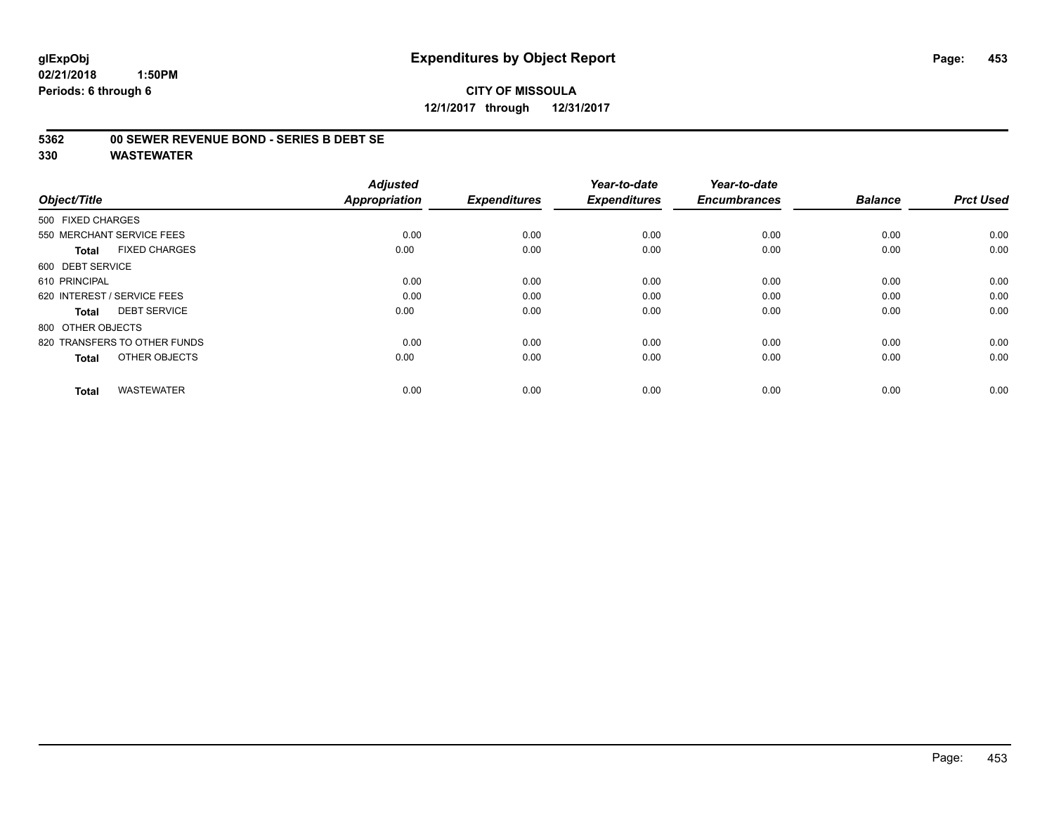# Expenditures by Object Report

glExpObj
02/21/2018 1:50PM
Periods: 6 through 6

**CITY OF MISSOULA**
**12/1/2017 through 12/31/2017**

**5362 00 SEWER REVENUE BOND - SERIES B DEBT SE**
**330 WASTEWATER**

| Object/Title | Adjusted Appropriation | Expenditures | Year-to-date Expenditures | Year-to-date Encumbrances | Balance | Prct Used |
|---|---|---|---|---|---|---|
| 500 FIXED CHARGES | | | | | | |
| 550 MERCHANT SERVICE FEES | 0.00 | 0.00 | 0.00 | 0.00 | 0.00 | 0.00 |
| **Total** FIXED CHARGES | 0.00 | 0.00 | 0.00 | 0.00 | 0.00 | 0.00 |
| 600 DEBT SERVICE | | | | | | |
| 610 PRINCIPAL | 0.00 | 0.00 | 0.00 | 0.00 | 0.00 | 0.00 |
| 620 INTEREST / SERVICE FEES | 0.00 | 0.00 | 0.00 | 0.00 | 0.00 | 0.00 |
| **Total** DEBT SERVICE | 0.00 | 0.00 | 0.00 | 0.00 | 0.00 | 0.00 |
| 800 OTHER OBJECTS | | | | | | |
| 820 TRANSFERS TO OTHER FUNDS | 0.00 | 0.00 | 0.00 | 0.00 | 0.00 | 0.00 |
| **Total** OTHER OBJECTS | 0.00 | 0.00 | 0.00 | 0.00 | 0.00 | 0.00 |
| **Total** WASTEWATER | 0.00 | 0.00 | 0.00 | 0.00 | 0.00 | 0.00 |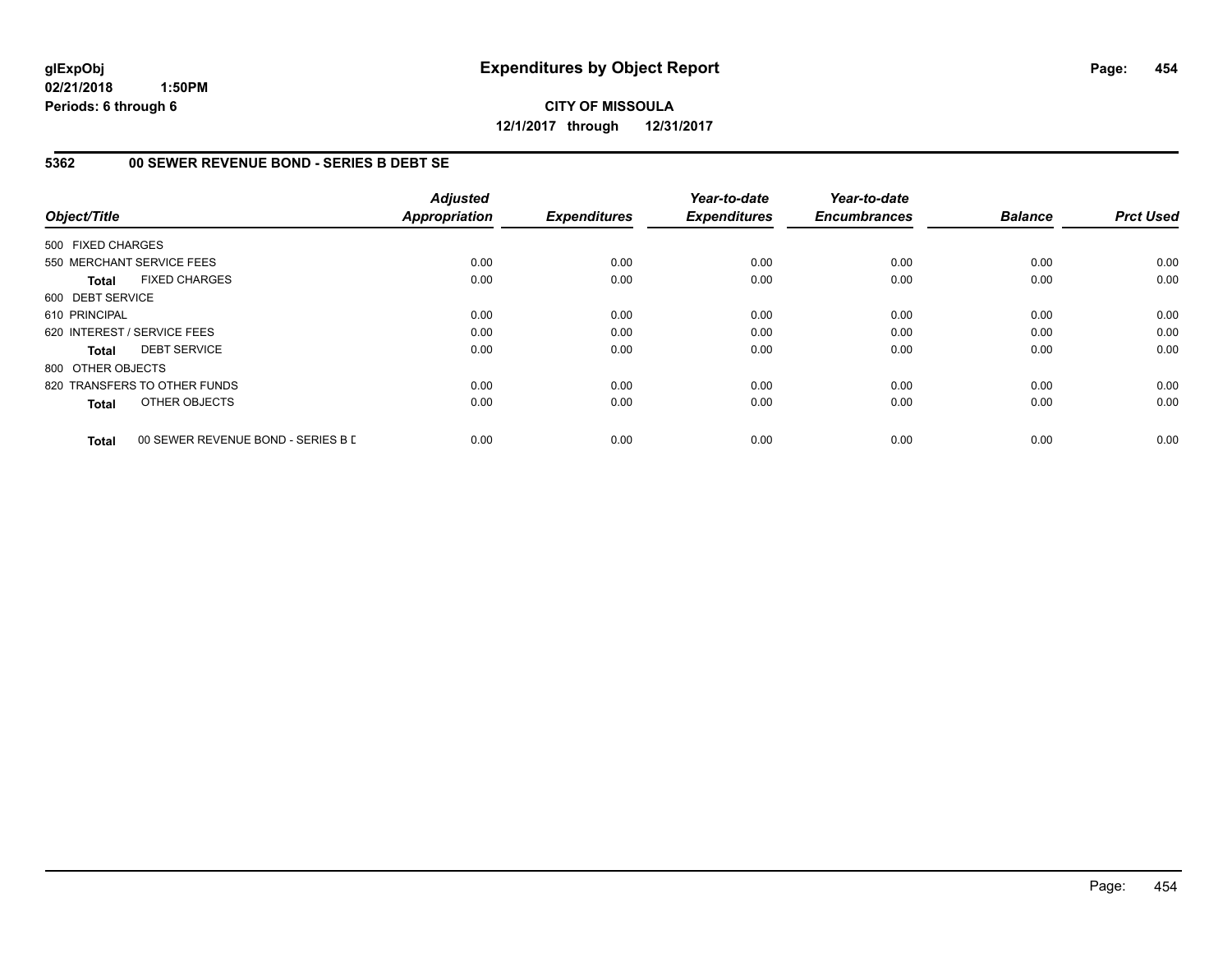**glExpObj**
**02/21/2018 1:50PM**
**Periods: 6 through 6**

# Expenditures by Object Report

**CITY OF MISSOULA**
**12/1/2017 through 12/31/2017**

## 5362 00 SEWER REVENUE BOND - SERIES B DEBT SE

| Object/Title | Adjusted Appropriation | Expenditures | Year-to-date Expenditures | Year-to-date Encumbrances | Balance | Prct Used |
|---|---|---|---|---|---|---|
| 500 FIXED CHARGES | | | | | | |
| 550 MERCHANT SERVICE FEES | 0.00 | 0.00 | 0.00 | 0.00 | 0.00 | 0.00 |
| **Total** FIXED CHARGES | 0.00 | 0.00 | 0.00 | 0.00 | 0.00 | 0.00 |
| 600 DEBT SERVICE | | | | | | |
| 610 PRINCIPAL | 0.00 | 0.00 | 0.00 | 0.00 | 0.00 | 0.00 |
| 620 INTEREST / SERVICE FEES | 0.00 | 0.00 | 0.00 | 0.00 | 0.00 | 0.00 |
| **Total** DEBT SERVICE | 0.00 | 0.00 | 0.00 | 0.00 | 0.00 | 0.00 |
| 800 OTHER OBJECTS | | | | | | |
| 820 TRANSFERS TO OTHER FUNDS | 0.00 | 0.00 | 0.00 | 0.00 | 0.00 | 0.00 |
| **Total** OTHER OBJECTS | 0.00 | 0.00 | 0.00 | 0.00 | 0.00 | 0.00 |
| **Total** 00 SEWER REVENUE BOND - SERIES B D | 0.00 | 0.00 | 0.00 | 0.00 | 0.00 | 0.00 |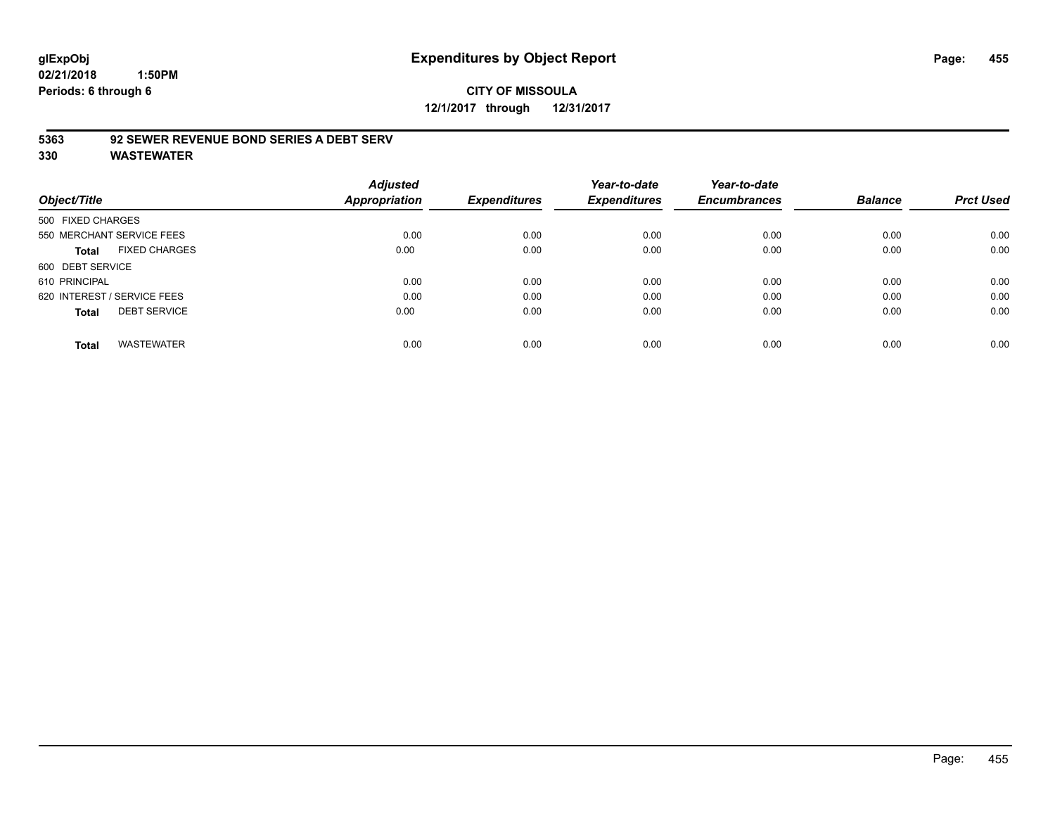# Expenditures by Object Report

glExpObj
02/21/2018 1:50PM
Periods: 6 through 6

**CITY OF MISSOULA**
**12/1/2017 through 12/31/2017**

**5363 92 SEWER REVENUE BOND SERIES A DEBT SERV**
**330 WASTEWATER**

| Object/Title | Adjusted Appropriation | Expenditures | Year-to-date Expenditures | Year-to-date Encumbrances | Balance | Prct Used |
|---|---|---|---|---|---|---|
| 500 FIXED CHARGES | | | | | | |
| 550 MERCHANT SERVICE FEES | 0.00 | 0.00 | 0.00 | 0.00 | 0.00 | 0.00 |
| **Total** FIXED CHARGES | 0.00 | 0.00 | 0.00 | 0.00 | 0.00 | 0.00 |
| 600 DEBT SERVICE | | | | | | |
| 610 PRINCIPAL | 0.00 | 0.00 | 0.00 | 0.00 | 0.00 | 0.00 |
| 620 INTEREST / SERVICE FEES | 0.00 | 0.00 | 0.00 | 0.00 | 0.00 | 0.00 |
| **Total** DEBT SERVICE | 0.00 | 0.00 | 0.00 | 0.00 | 0.00 | 0.00 |
| **Total** WASTEWATER | 0.00 | 0.00 | 0.00 | 0.00 | 0.00 | 0.00 |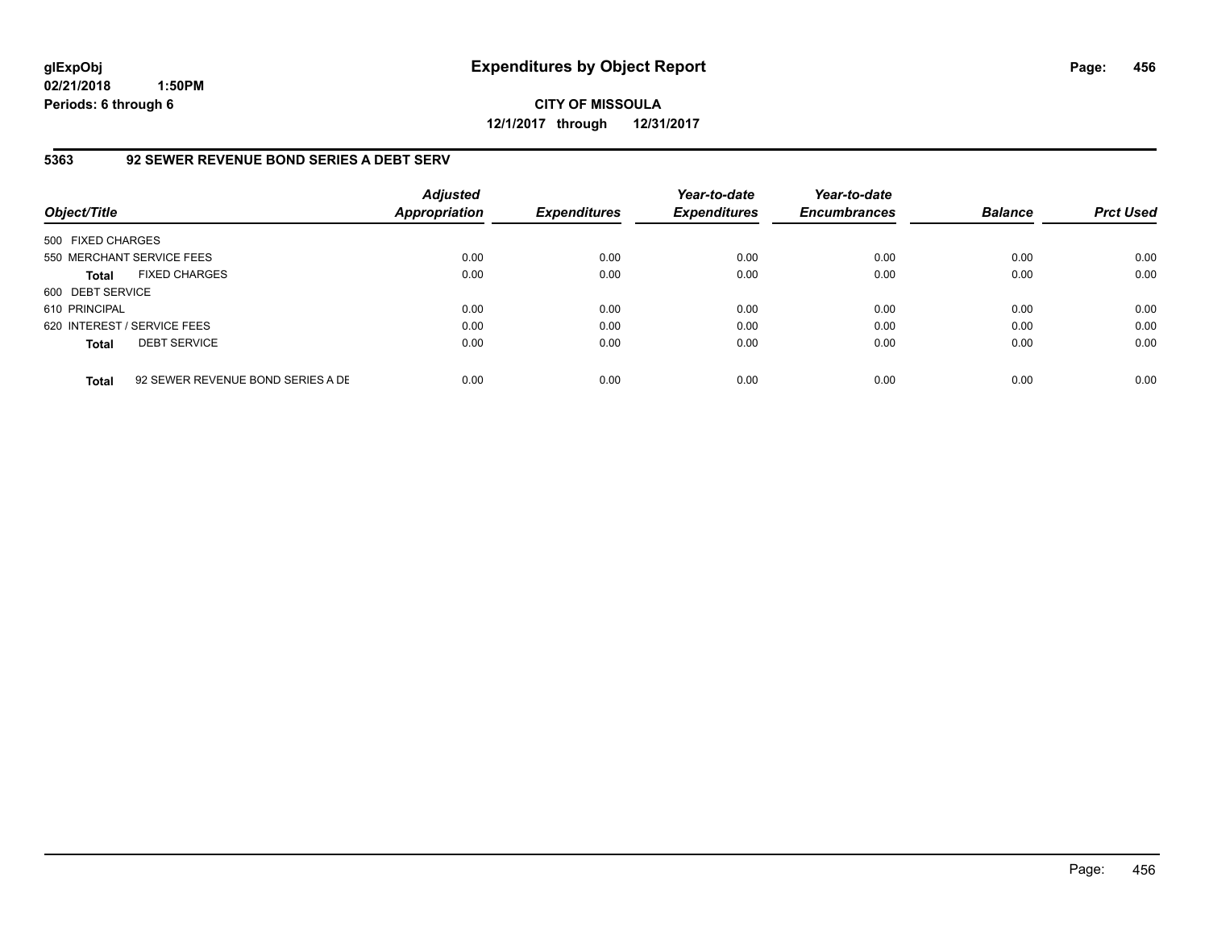**glExpObj**
**02/21/2018 1:50PM**
**Periods: 6 through 6**

# Expenditures by Object Report

**CITY OF MISSOULA**
**12/1/2017 through 12/31/2017**

## 5363 92 SEWER REVENUE BOND SERIES A DEBT SERV

| Object/Title | | *Adjusted Appropriation* | *Expenditures* | *Year-to-date Expenditures* | *Year-to-date Encumbrances* | *Balance* | *Prct Used* |
|---|---|---|---|---|---|---|---|
| 500 FIXED CHARGES | | | | | | | |
| 550 MERCHANT SERVICE FEES | | 0.00 | 0.00 | 0.00 | 0.00 | 0.00 | 0.00 |
| **Total** | FIXED CHARGES | 0.00 | 0.00 | 0.00 | 0.00 | 0.00 | 0.00 |
| 600 DEBT SERVICE | | | | | | | |
| 610 PRINCIPAL | | 0.00 | 0.00 | 0.00 | 0.00 | 0.00 | 0.00 |
| 620 INTEREST / SERVICE FEES | | 0.00 | 0.00 | 0.00 | 0.00 | 0.00 | 0.00 |
| **Total** | DEBT SERVICE | 0.00 | 0.00 | 0.00 | 0.00 | 0.00 | 0.00 |
| **Total** | 92 SEWER REVENUE BOND SERIES A DE | 0.00 | 0.00 | 0.00 | 0.00 | 0.00 | 0.00 |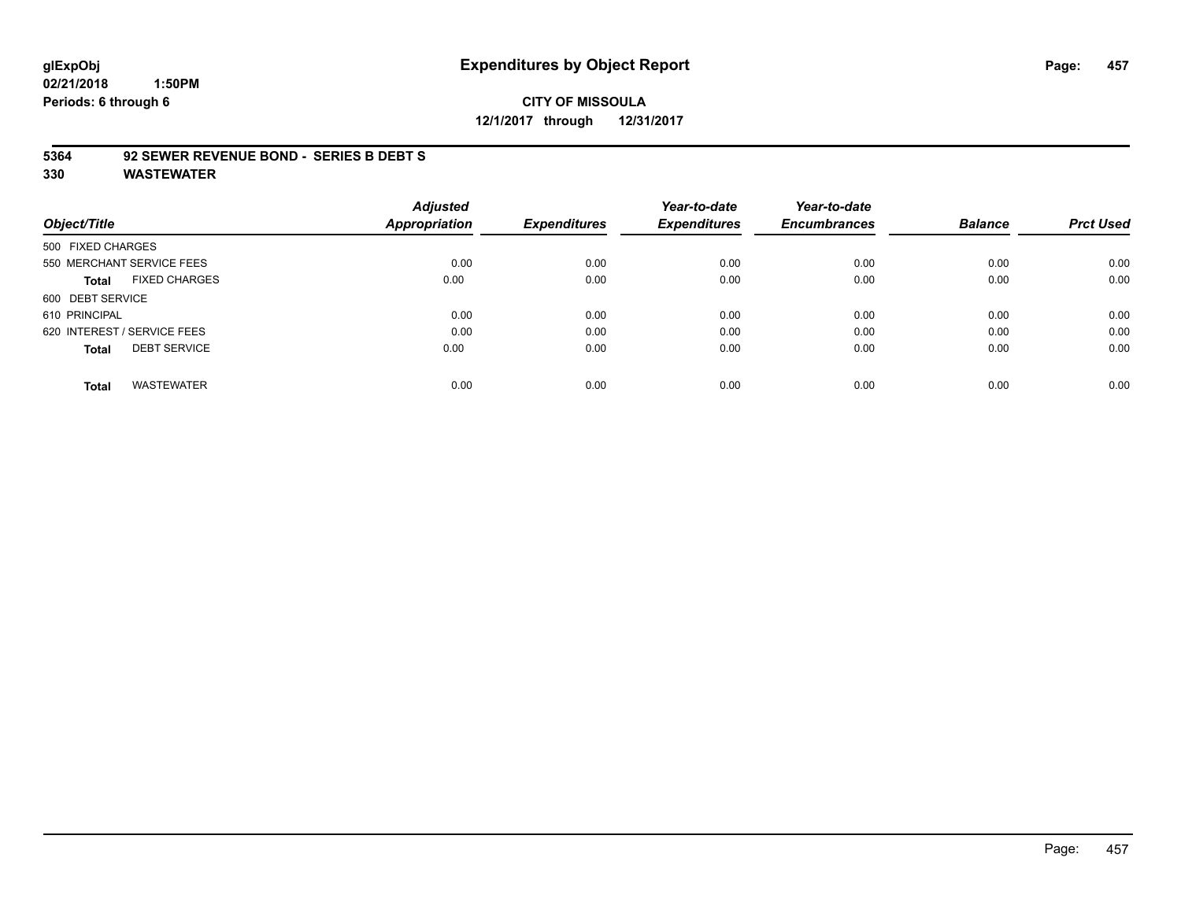**glExpObj**
**02/21/2018 1:50PM**
**Periods: 6 through 6**

# Expenditures by Object Report

**CITY OF MISSOULA**
**12/1/2017 through 12/31/2017**

**5364 92 SEWER REVENUE BOND - SERIES B DEBT S**
**330 WASTEWATER**

| Object/Title | | Adjusted Appropriation | Expenditures | Year-to-date Expenditures | Year-to-date Encumbrances | Balance | Prct Used |
|---|---|---|---|---|---|---|---|
| 500 FIXED CHARGES | | | | | | | |
| 550 MERCHANT SERVICE FEES | | 0.00 | 0.00 | 0.00 | 0.00 | 0.00 | 0.00 |
| **Total** | FIXED CHARGES | 0.00 | 0.00 | 0.00 | 0.00 | 0.00 | 0.00 |
| 600 DEBT SERVICE | | | | | | | |
| 610 PRINCIPAL | | 0.00 | 0.00 | 0.00 | 0.00 | 0.00 | 0.00 |
| 620 INTEREST / SERVICE FEES | | 0.00 | 0.00 | 0.00 | 0.00 | 0.00 | 0.00 |
| **Total** | DEBT SERVICE | 0.00 | 0.00 | 0.00 | 0.00 | 0.00 | 0.00 |
| **Total** | WASTEWATER | 0.00 | 0.00 | 0.00 | 0.00 | 0.00 | 0.00 |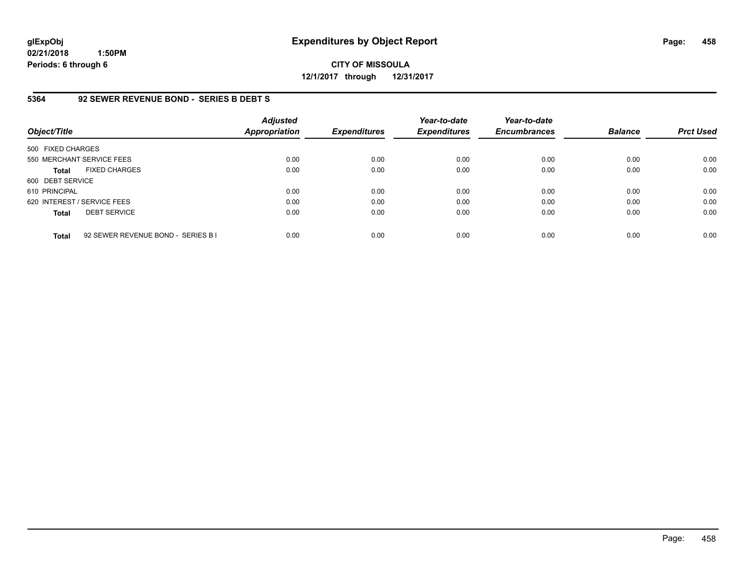**glExpObj**
**02/21/2018 1:50PM**
**Periods: 6 through 6**

# Expenditures by Object Report

**CITY OF MISSOULA**
**12/1/2017 through 12/31/2017**

### 5364 92 SEWER REVENUE BOND - SERIES B DEBT S

| Object/Title | | Adjusted Appropriation | Expenditures | Year-to-date Expenditures | Year-to-date Encumbrances | Balance | Prct Used |
|---|---|---|---|---|---|---|---|
| 500 FIXED CHARGES | | | | | | | |
| 550 MERCHANT SERVICE FEES | | 0.00 | 0.00 | 0.00 | 0.00 | 0.00 | 0.00 |
| **Total** | FIXED CHARGES | 0.00 | 0.00 | 0.00 | 0.00 | 0.00 | 0.00 |
| 600 DEBT SERVICE | | | | | | | |
| 610 PRINCIPAL | | 0.00 | 0.00 | 0.00 | 0.00 | 0.00 | 0.00 |
| 620 INTEREST / SERVICE FEES | | 0.00 | 0.00 | 0.00 | 0.00 | 0.00 | 0.00 |
| **Total** | DEBT SERVICE | 0.00 | 0.00 | 0.00 | 0.00 | 0.00 | 0.00 |
| **Total** | 92 SEWER REVENUE BOND - SERIES B I | 0.00 | 0.00 | 0.00 | 0.00 | 0.00 | 0.00 |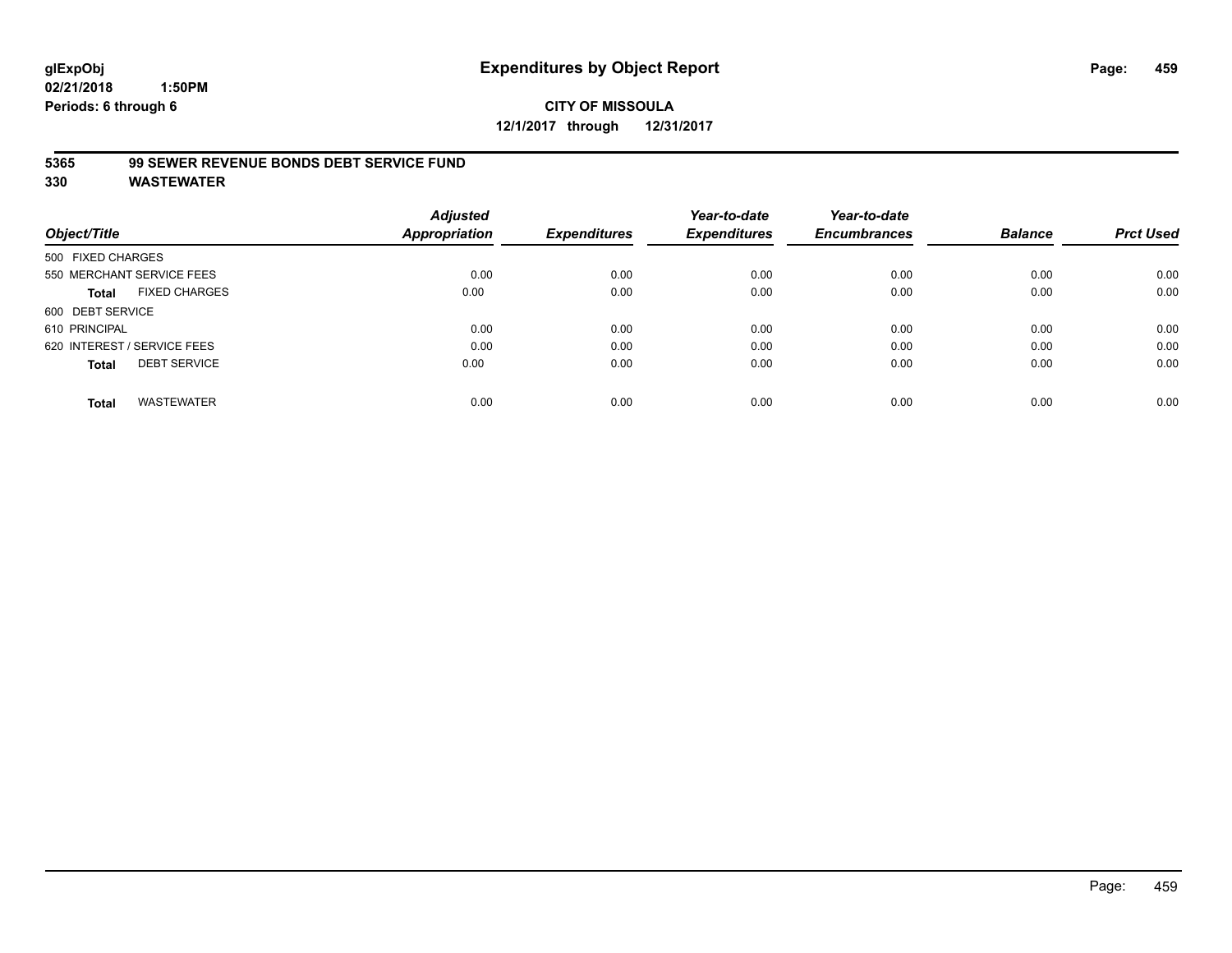**glExpObj** **Expenditures by Object Report**

**02/21/2018 1:50PM**

**Periods: 6 through 6**

**CITY OF MISSOULA**

**12/1/2017 through 12/31/2017**

**5365 99 SEWER REVENUE BONDS DEBT SERVICE FUND**

**330 WASTEWATER**

| Object/Title | Adjusted Appropriation | Expenditures | Year-to-date Expenditures | Year-to-date Encumbrances | Balance | Prct Used |
|---|---|---|---|---|---|---|
| 500 FIXED CHARGES | | | | | | |
| 550 MERCHANT SERVICE FEES | 0.00 | 0.00 | 0.00 | 0.00 | 0.00 | 0.00 |
| **Total** FIXED CHARGES | 0.00 | 0.00 | 0.00 | 0.00 | 0.00 | 0.00 |
| 600 DEBT SERVICE | | | | | | |
| 610 PRINCIPAL | 0.00 | 0.00 | 0.00 | 0.00 | 0.00 | 0.00 |
| 620 INTEREST / SERVICE FEES | 0.00 | 0.00 | 0.00 | 0.00 | 0.00 | 0.00 |
| **Total** DEBT SERVICE | 0.00 | 0.00 | 0.00 | 0.00 | 0.00 | 0.00 |
| **Total** WASTEWATER | 0.00 | 0.00 | 0.00 | 0.00 | 0.00 | 0.00 |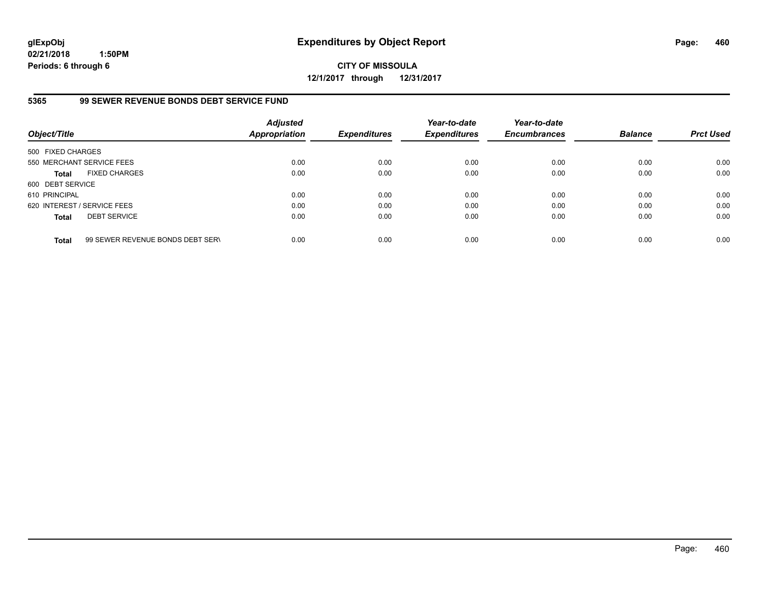# Expenditures by Object Report

glExpObj
02/21/2018 1:50PM
Periods: 6 through 6

**CITY OF MISSOULA**
**12/1/2017 through 12/31/2017**

## 5365 99 SEWER REVENUE BONDS DEBT SERVICE FUND

| Object/Title | Adjusted Appropriation | Expenditures | Year-to-date Expenditures | Year-to-date Encumbrances | Balance | Prct Used |
|---|---|---|---|---|---|---|
| 500 FIXED CHARGES | | | | | | |
| 550 MERCHANT SERVICE FEES | 0.00 | 0.00 | 0.00 | 0.00 | 0.00 | 0.00 |
| **Total** FIXED CHARGES | 0.00 | 0.00 | 0.00 | 0.00 | 0.00 | 0.00 |
| 600 DEBT SERVICE | | | | | | |
| 610 PRINCIPAL | 0.00 | 0.00 | 0.00 | 0.00 | 0.00 | 0.00 |
| 620 INTEREST / SERVICE FEES | 0.00 | 0.00 | 0.00 | 0.00 | 0.00 | 0.00 |
| **Total** DEBT SERVICE | 0.00 | 0.00 | 0.00 | 0.00 | 0.00 | 0.00 |
| **Total** 99 SEWER REVENUE BONDS DEBT SERV | 0.00 | 0.00 | 0.00 | 0.00 | 0.00 | 0.00 |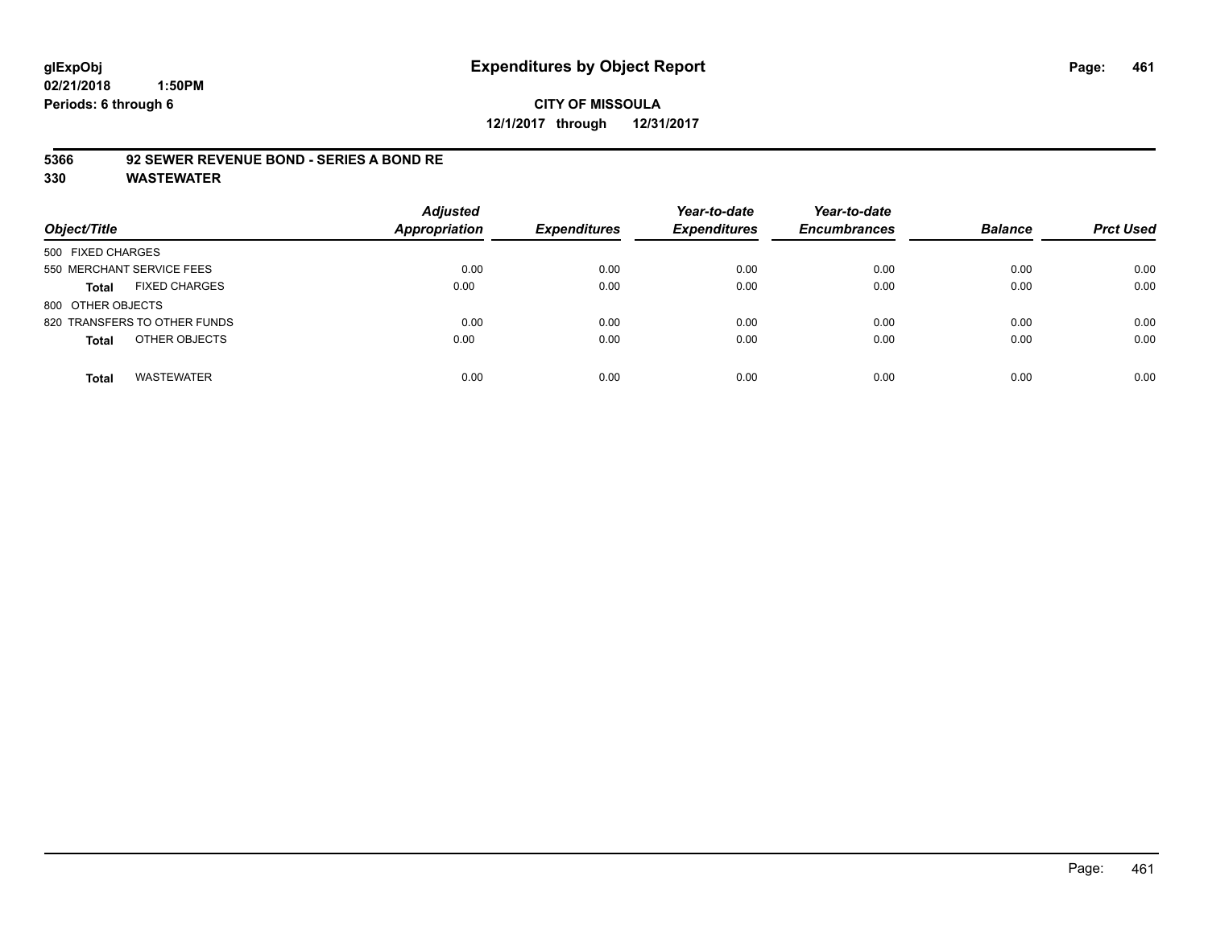**glExpObj**
**02/21/2018 1:50PM**
**Periods: 6 through 6**

# Expenditures by Object Report

**CITY OF MISSOULA**
**12/1/2017 through 12/31/2017**

**5366 92 SEWER REVENUE BOND - SERIES A BOND RE**
**330 WASTEWATER**

| Object/Title | Adjusted Appropriation | Expenditures | Year-to-date Expenditures | Year-to-date Encumbrances | Balance | Prct Used |
|---|---|---|---|---|---|---|
| 500 FIXED CHARGES | | | | | | |
| 550 MERCHANT SERVICE FEES | 0.00 | 0.00 | 0.00 | 0.00 | 0.00 | 0.00 |
| **Total** FIXED CHARGES | 0.00 | 0.00 | 0.00 | 0.00 | 0.00 | 0.00 |
| 800 OTHER OBJECTS | | | | | | |
| 820 TRANSFERS TO OTHER FUNDS | 0.00 | 0.00 | 0.00 | 0.00 | 0.00 | 0.00 |
| **Total** OTHER OBJECTS | 0.00 | 0.00 | 0.00 | 0.00 | 0.00 | 0.00 |
| **Total** WASTEWATER | 0.00 | 0.00 | 0.00 | 0.00 | 0.00 | 0.00 |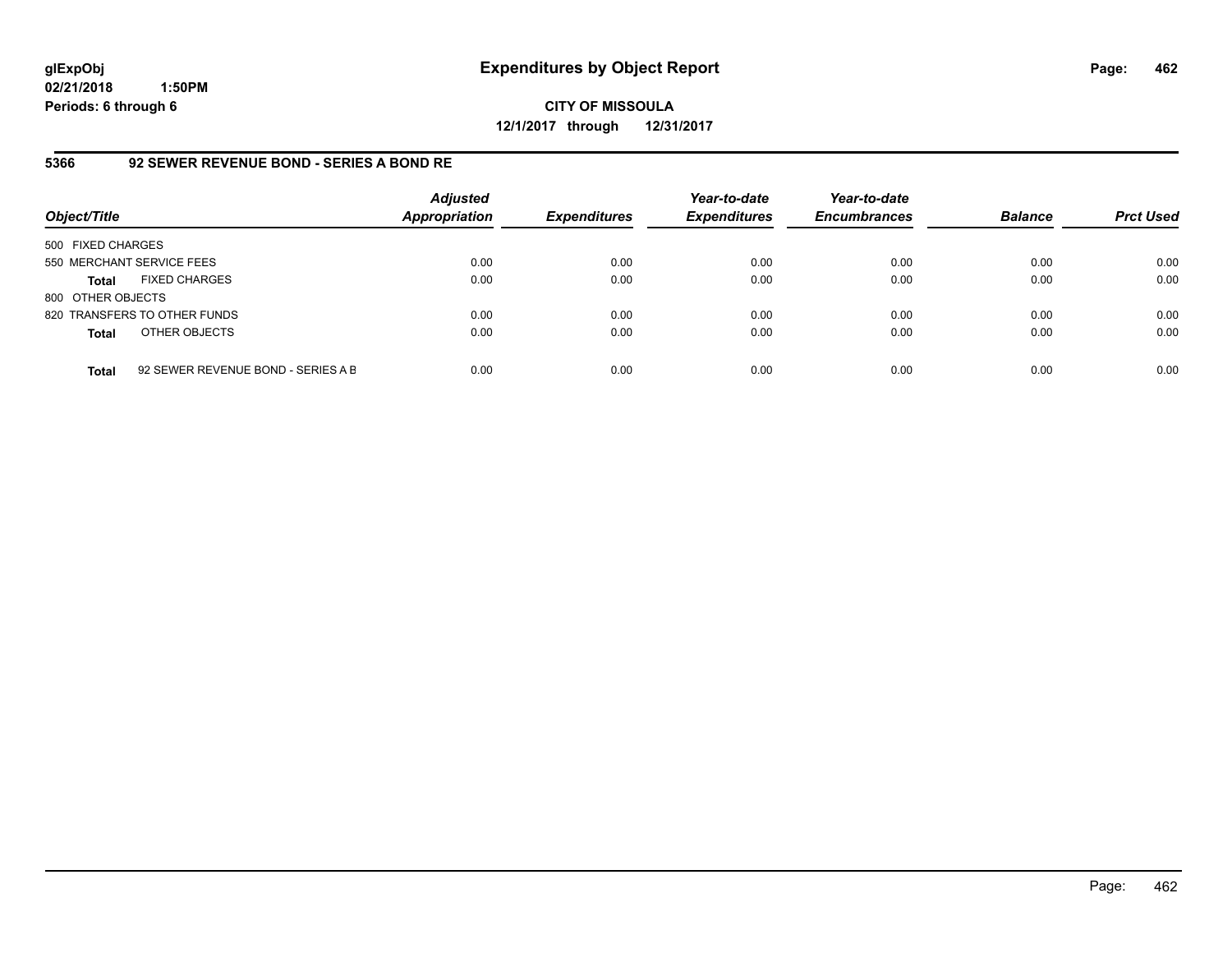**glExpObj**
**02/21/2018 1:50PM**
**Periods: 6 through 6**

# Expenditures by Object Report

**CITY OF MISSOULA**
**12/1/2017 through 12/31/2017**

## 5366 92 SEWER REVENUE BOND - SERIES A BOND RE

| Object/Title | Adjusted Appropriation | Expenditures | Year-to-date Expenditures | Year-to-date Encumbrances | Balance | Prct Used |
|---|---|---|---|---|---|---|
| 500 FIXED CHARGES | | | | | | |
| 550 MERCHANT SERVICE FEES | 0.00 | 0.00 | 0.00 | 0.00 | 0.00 | 0.00 |
| **Total** FIXED CHARGES | 0.00 | 0.00 | 0.00 | 0.00 | 0.00 | 0.00 |
| 800 OTHER OBJECTS | | | | | | |
| 820 TRANSFERS TO OTHER FUNDS | 0.00 | 0.00 | 0.00 | 0.00 | 0.00 | 0.00 |
| **Total** OTHER OBJECTS | 0.00 | 0.00 | 0.00 | 0.00 | 0.00 | 0.00 |
| **Total** 92 SEWER REVENUE BOND - SERIES A B | 0.00 | 0.00 | 0.00 | 0.00 | 0.00 | 0.00 |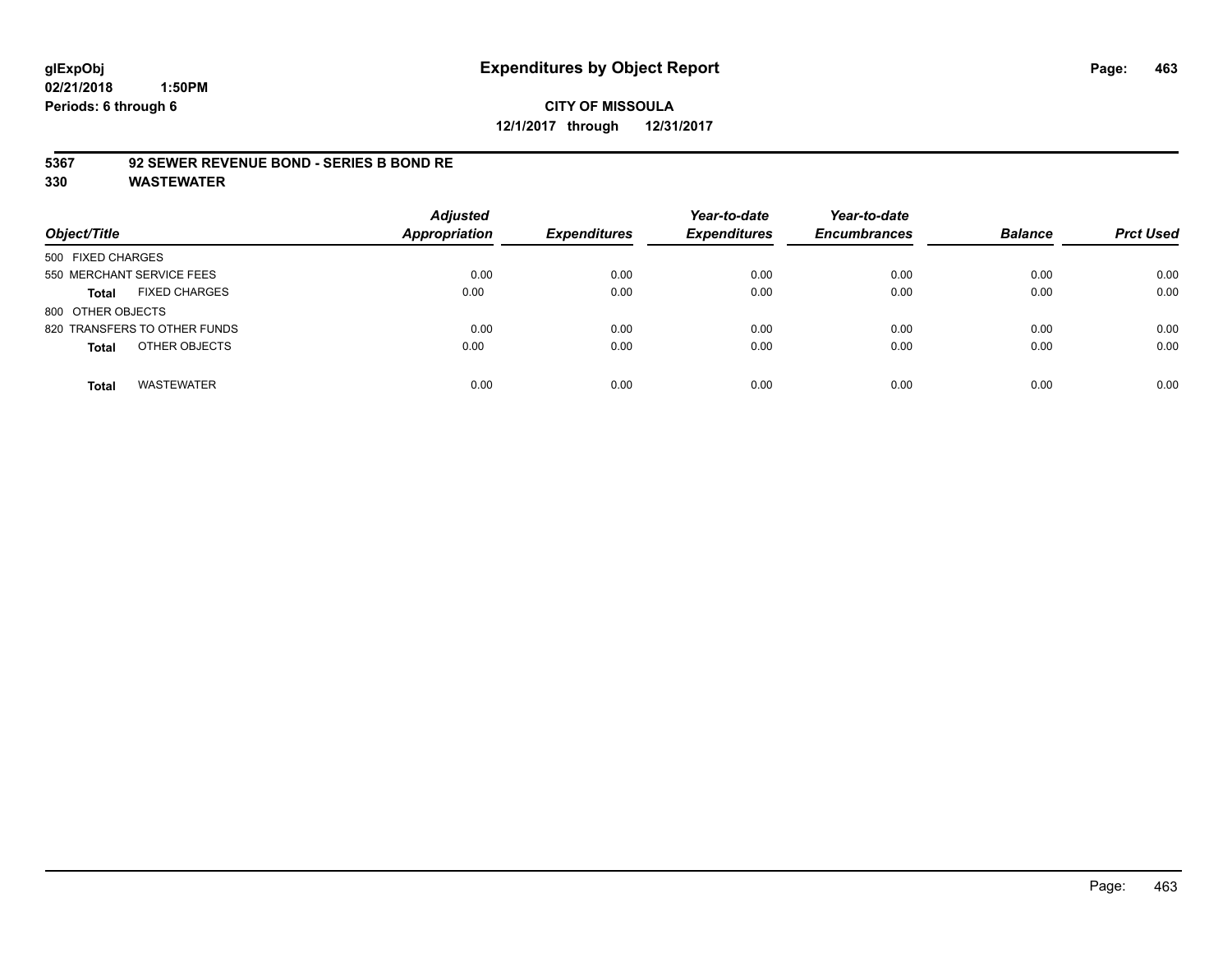# Expenditures by Object Report

glExpObj
02/21/2018 1:50PM
Periods: 6 through 6

**CITY OF MISSOULA**
**12/1/2017 through 12/31/2017**

**5367 92 SEWER REVENUE BOND - SERIES B BOND RE**
**330 WASTEWATER**

| Object/Title | Adjusted Appropriation | Expenditures | Year-to-date Expenditures | Year-to-date Encumbrances | Balance | Prct Used |
|---|---|---|---|---|---|---|
| 500 FIXED CHARGES | | | | | | |
| 550 MERCHANT SERVICE FEES | 0.00 | 0.00 | 0.00 | 0.00 | 0.00 | 0.00 |
| **Total** FIXED CHARGES | 0.00 | 0.00 | 0.00 | 0.00 | 0.00 | 0.00 |
| 800 OTHER OBJECTS | | | | | | |
| 820 TRANSFERS TO OTHER FUNDS | 0.00 | 0.00 | 0.00 | 0.00 | 0.00 | 0.00 |
| **Total** OTHER OBJECTS | 0.00 | 0.00 | 0.00 | 0.00 | 0.00 | 0.00 |
| **Total** WASTEWATER | 0.00 | 0.00 | 0.00 | 0.00 | 0.00 | 0.00 |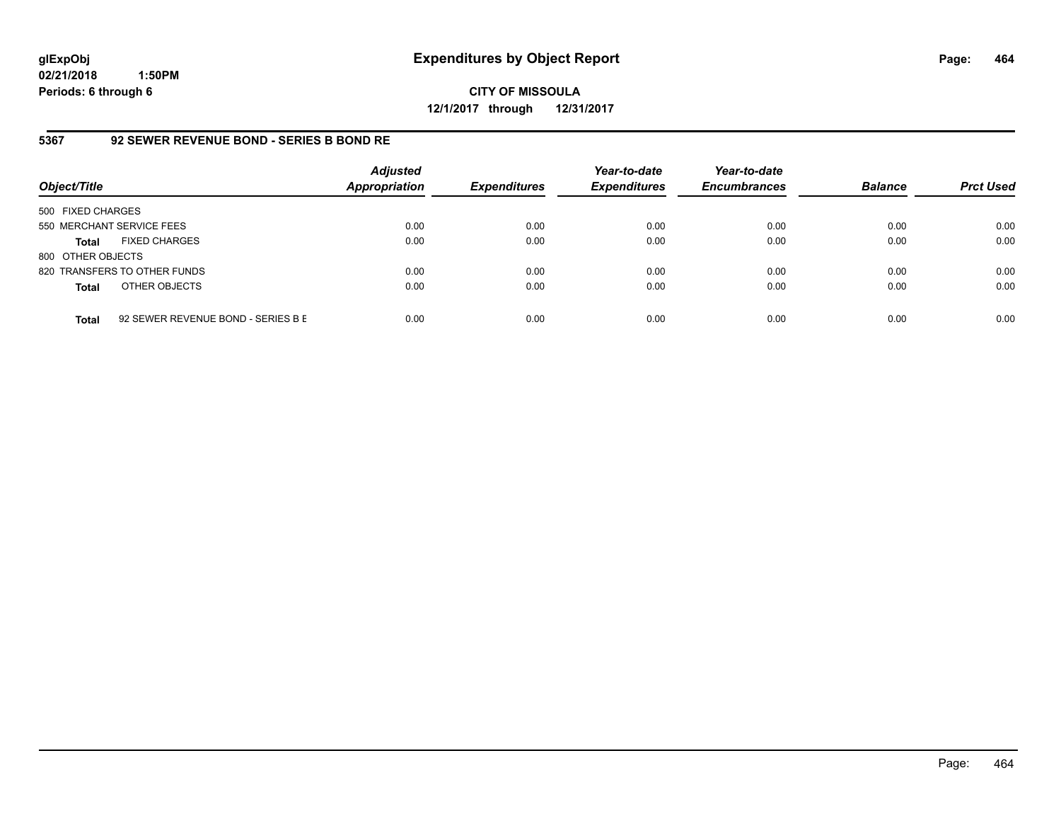# Expenditures by Object Report

glExpObj
02/21/2018 1:50PM
Periods: 6 through 6

**CITY OF MISSOULA**
**12/1/2017 through 12/31/2017**

## 5367 92 SEWER REVENUE BOND - SERIES B BOND RE

| Object/Title | Adjusted Appropriation | Expenditures | Year-to-date Expenditures | Year-to-date Encumbrances | Balance | Prct Used |
|---|---|---|---|---|---|---|
| 500 FIXED CHARGES | | | | | | |
| 550 MERCHANT SERVICE FEES | 0.00 | 0.00 | 0.00 | 0.00 | 0.00 | 0.00 |
| **Total** FIXED CHARGES | 0.00 | 0.00 | 0.00 | 0.00 | 0.00 | 0.00 |
| 800 OTHER OBJECTS | | | | | | |
| 820 TRANSFERS TO OTHER FUNDS | 0.00 | 0.00 | 0.00 | 0.00 | 0.00 | 0.00 |
| **Total** OTHER OBJECTS | 0.00 | 0.00 | 0.00 | 0.00 | 0.00 | 0.00 |
| **Total** 92 SEWER REVENUE BOND - SERIES B E | 0.00 | 0.00 | 0.00 | 0.00 | 0.00 | 0.00 |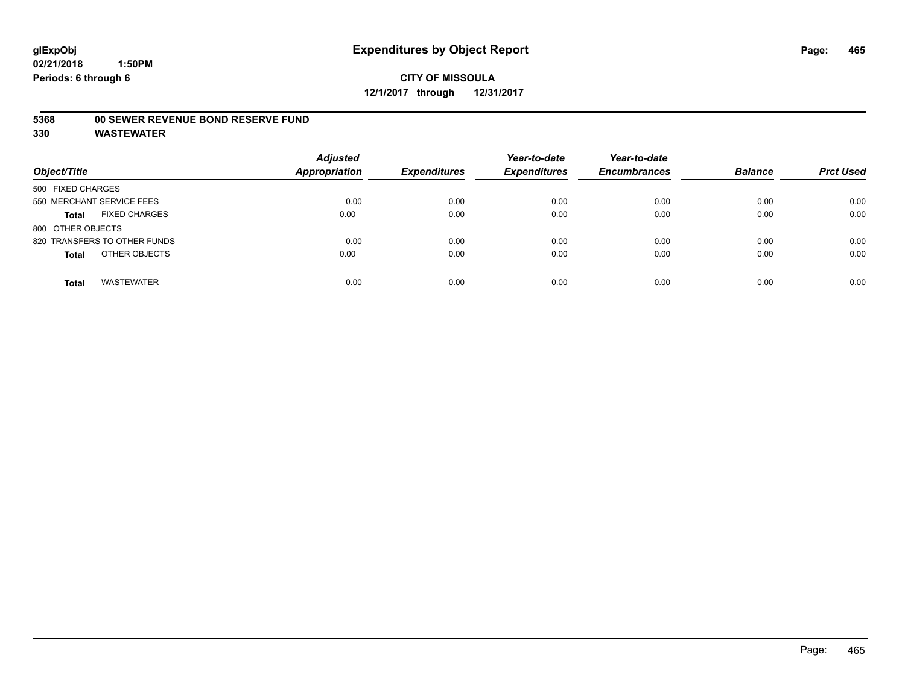**CITY OF MISSOULA**

**12/1/2017 through 12/31/2017**

**5368 00 SEWER REVENUE BOND RESERVE FUND**

**330 WASTEWATER**

| Object/Title | | Adjusted Appropriation | Expenditures | Year-to-date Expenditures | Year-to-date Encumbrances | Balance | Prct Used |
|---|---|---|---|---|---|---|---|
| 500 FIXED CHARGES | | | | | | | |
| 550 MERCHANT SERVICE FEES | | 0.00 | 0.00 | 0.00 | 0.00 | 0.00 | 0.00 |
| **Total** | FIXED CHARGES | 0.00 | 0.00 | 0.00 | 0.00 | 0.00 | 0.00 |
| 800 OTHER OBJECTS | | | | | | | |
| 820 TRANSFERS TO OTHER FUNDS | | 0.00 | 0.00 | 0.00 | 0.00 | 0.00 | 0.00 |
| **Total** | OTHER OBJECTS | 0.00 | 0.00 | 0.00 | 0.00 | 0.00 | 0.00 |
| **Total** | WASTEWATER | 0.00 | 0.00 | 0.00 | 0.00 | 0.00 | 0.00 |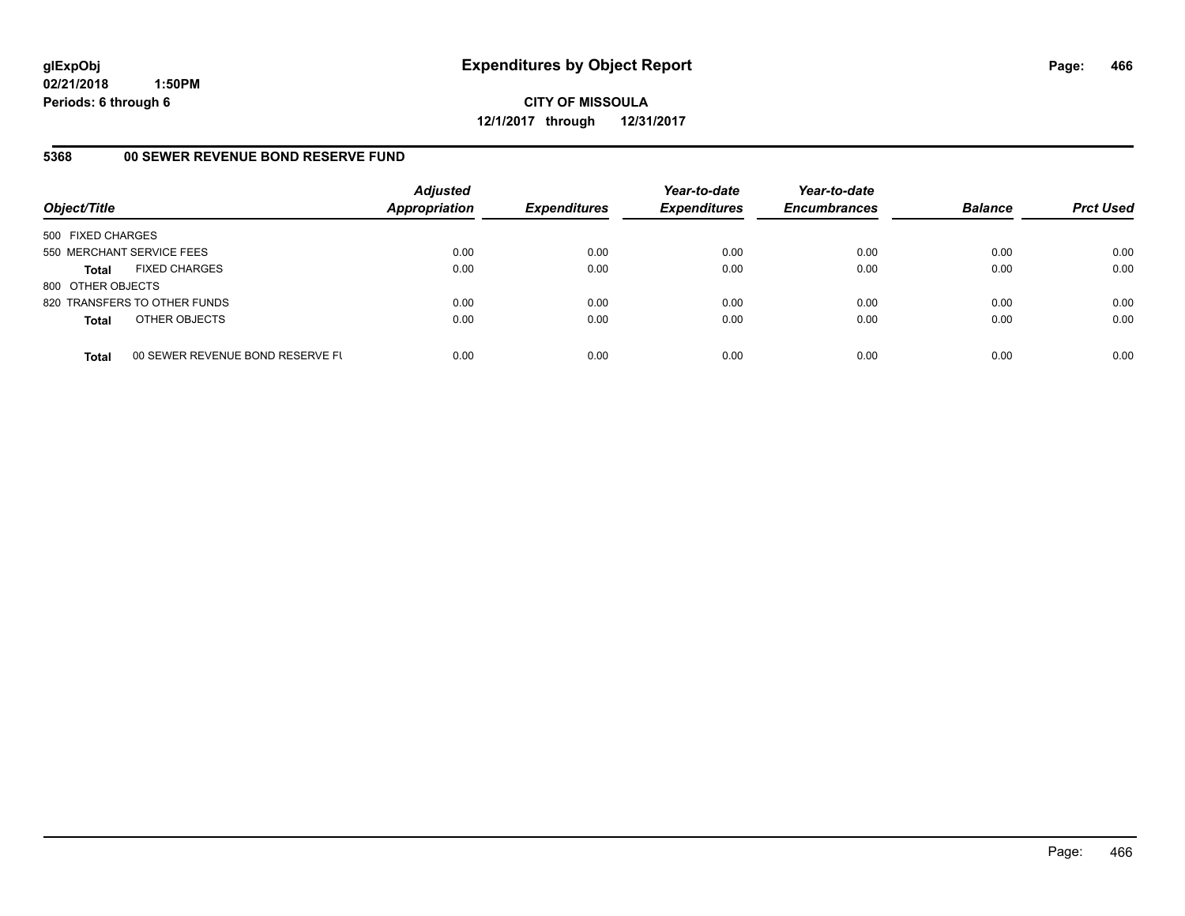**glExpObj**
**02/21/2018 1:50PM**
**Periods: 6 through 6**

# Expenditures by Object Report

**CITY OF MISSOULA**
**12/1/2017 through 12/31/2017**

## 5368 00 SEWER REVENUE BOND RESERVE FUND

| Object/Title | | Adjusted Appropriation | Expenditures | Year-to-date Expenditures | Year-to-date Encumbrances | Balance | Prct Used |
|---|---|---|---|---|---|---|---|
| 500 FIXED CHARGES | | | | | | | |
| 550 MERCHANT SERVICE FEES | | 0.00 | 0.00 | 0.00 | 0.00 | 0.00 | 0.00 |
| **Total** | FIXED CHARGES | 0.00 | 0.00 | 0.00 | 0.00 | 0.00 | 0.00 |
| 800 OTHER OBJECTS | | | | | | | |
| 820 TRANSFERS TO OTHER FUNDS | | 0.00 | 0.00 | 0.00 | 0.00 | 0.00 | 0.00 |
| **Total** | OTHER OBJECTS | 0.00 | 0.00 | 0.00 | 0.00 | 0.00 | 0.00 |
| **Total** | 00 SEWER REVENUE BOND RESERVE FU | 0.00 | 0.00 | 0.00 | 0.00 | 0.00 | 0.00 |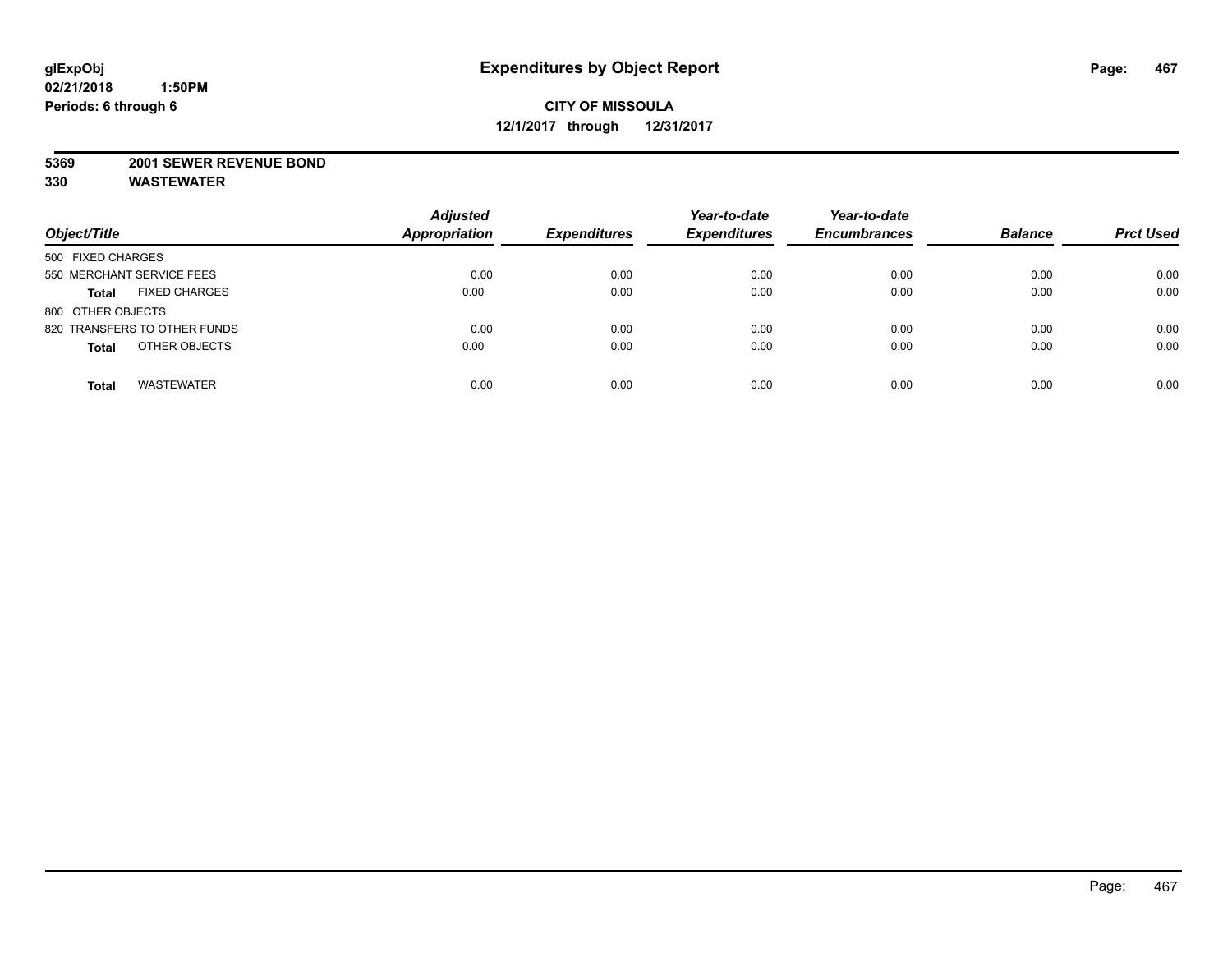**glExpObj**
**02/21/2018 1:50PM**
**Periods: 6 through 6**

# Expenditures by Object Report

**CITY OF MISSOULA**
**12/1/2017 through 12/31/2017**

**5369 2001 SEWER REVENUE BOND**
**330 WASTEWATER**

| Object/Title | Adjusted Appropriation | Expenditures | Year-to-date Expenditures | Year-to-date Encumbrances | Balance | Prct Used |
|---|---|---|---|---|---|---|
| 500 FIXED CHARGES | | | | | | |
| 550 MERCHANT SERVICE FEES | 0.00 | 0.00 | 0.00 | 0.00 | 0.00 | 0.00 |
| **Total** FIXED CHARGES | 0.00 | 0.00 | 0.00 | 0.00 | 0.00 | 0.00 |
| 800 OTHER OBJECTS | | | | | | |
| 820 TRANSFERS TO OTHER FUNDS | 0.00 | 0.00 | 0.00 | 0.00 | 0.00 | 0.00 |
| **Total** OTHER OBJECTS | 0.00 | 0.00 | 0.00 | 0.00 | 0.00 | 0.00 |
| **Total** WASTEWATER | 0.00 | 0.00 | 0.00 | 0.00 | 0.00 | 0.00 |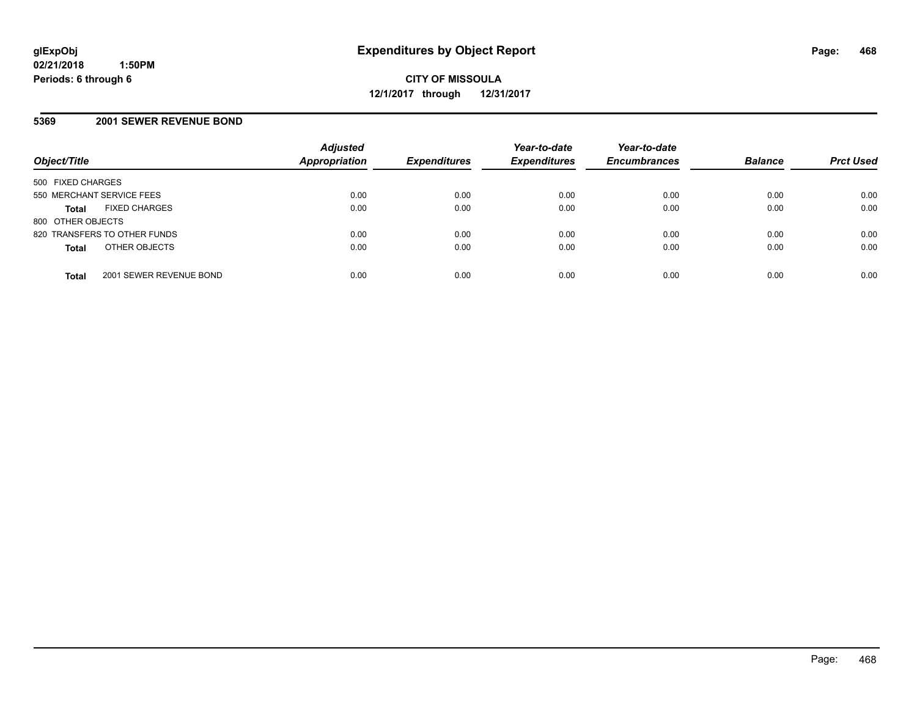**glExpObj**
**02/21/2018 1:50PM**
**Periods: 6 through 6**

# Expenditures by Object Report

**CITY OF MISSOULA**
**12/1/2017 through 12/31/2017**

## 5369 2001 SEWER REVENUE BOND

| Object/Title | Adjusted Appropriation | Expenditures | Year-to-date Expenditures | Year-to-date Encumbrances | Balance | Prct Used |
|---|---|---|---|---|---|---|
| 500 FIXED CHARGES | | | | | | |
| 550 MERCHANT SERVICE FEES | 0.00 | 0.00 | 0.00 | 0.00 | 0.00 | 0.00 |
| **Total** FIXED CHARGES | 0.00 | 0.00 | 0.00 | 0.00 | 0.00 | 0.00 |
| 800 OTHER OBJECTS | | | | | | |
| 820 TRANSFERS TO OTHER FUNDS | 0.00 | 0.00 | 0.00 | 0.00 | 0.00 | 0.00 |
| **Total** OTHER OBJECTS | 0.00 | 0.00 | 0.00 | 0.00 | 0.00 | 0.00 |
| **Total** 2001 SEWER REVENUE BOND | 0.00 | 0.00 | 0.00 | 0.00 | 0.00 | 0.00 |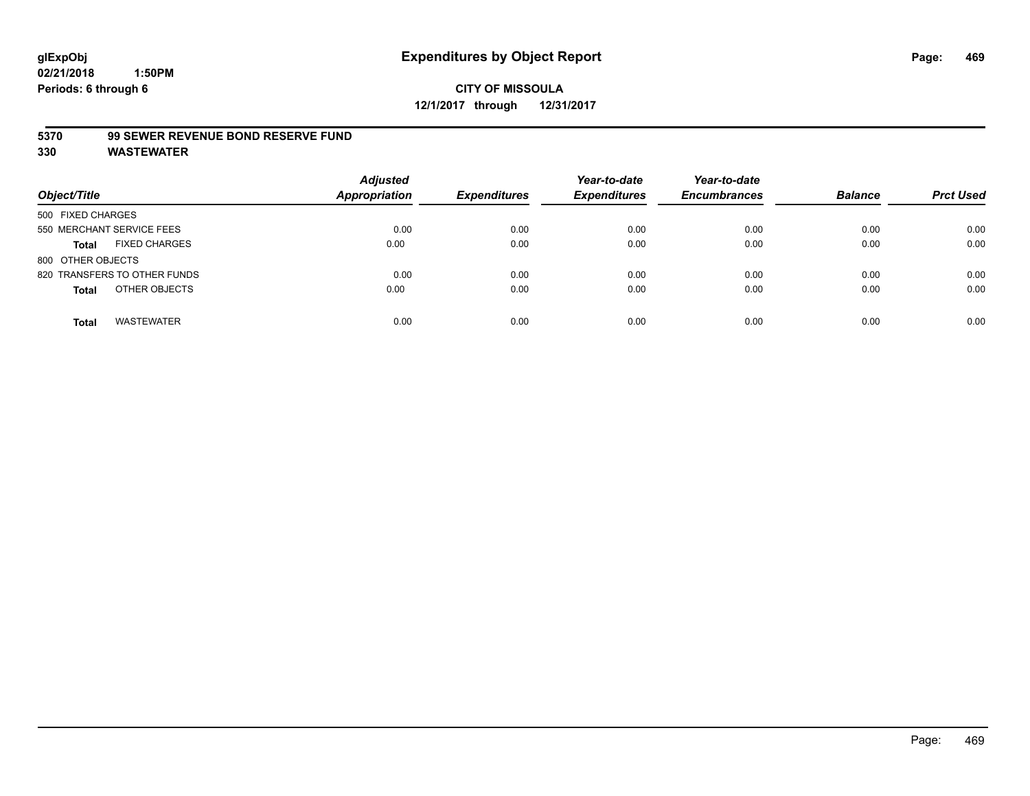**glExpObj**
**02/21/2018 1:50PM**
**Periods: 6 through 6**

# Expenditures by Object Report

**CITY OF MISSOULA**
**12/1/2017 through 12/31/2017**

**5370 99 SEWER REVENUE BOND RESERVE FUND**
**330 WASTEWATER**

| Object/Title | Adjusted Appropriation | Expenditures | Year-to-date Expenditures | Year-to-date Encumbrances | Balance | Prct Used |
|---|---|---|---|---|---|---|
| 500 FIXED CHARGES | | | | | | |
| 550 MERCHANT SERVICE FEES | 0.00 | 0.00 | 0.00 | 0.00 | 0.00 | 0.00 |
| **Total** FIXED CHARGES | 0.00 | 0.00 | 0.00 | 0.00 | 0.00 | 0.00 |
| 800 OTHER OBJECTS | | | | | | |
| 820 TRANSFERS TO OTHER FUNDS | 0.00 | 0.00 | 0.00 | 0.00 | 0.00 | 0.00 |
| **Total** OTHER OBJECTS | 0.00 | 0.00 | 0.00 | 0.00 | 0.00 | 0.00 |
| **Total** WASTEWATER | 0.00 | 0.00 | 0.00 | 0.00 | 0.00 | 0.00 |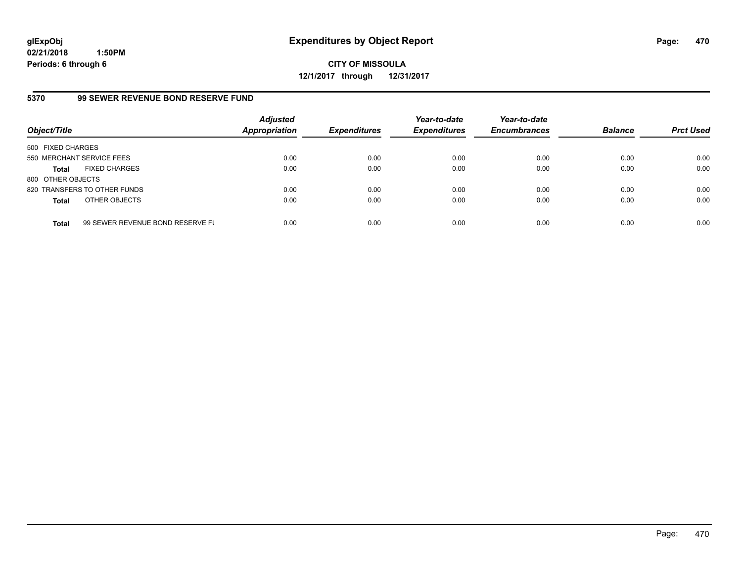glExpObj
02/21/2018 1:50PM
Periods: 6 through 6

# Expenditures by Object Report

**CITY OF MISSOULA**
**12/1/2017 through 12/31/2017**

## 5370 99 SEWER REVENUE BOND RESERVE FUND

| Object/Title | | Adjusted Appropriation | Expenditures | Year-to-date Expenditures | Year-to-date Encumbrances | Balance | Prct Used |
|---|---|---|---|---|---|---|---|
| 500 FIXED CHARGES | | | | | | | |
| 550 MERCHANT SERVICE FEES | | 0.00 | 0.00 | 0.00 | 0.00 | 0.00 | 0.00 |
| **Total** | FIXED CHARGES | 0.00 | 0.00 | 0.00 | 0.00 | 0.00 | 0.00 |
| 800 OTHER OBJECTS | | | | | | | |
| 820 TRANSFERS TO OTHER FUNDS | | 0.00 | 0.00 | 0.00 | 0.00 | 0.00 | 0.00 |
| **Total** | OTHER OBJECTS | 0.00 | 0.00 | 0.00 | 0.00 | 0.00 | 0.00 |
| **Total** | 99 SEWER REVENUE BOND RESERVE FU | 0.00 | 0.00 | 0.00 | 0.00 | 0.00 | 0.00 |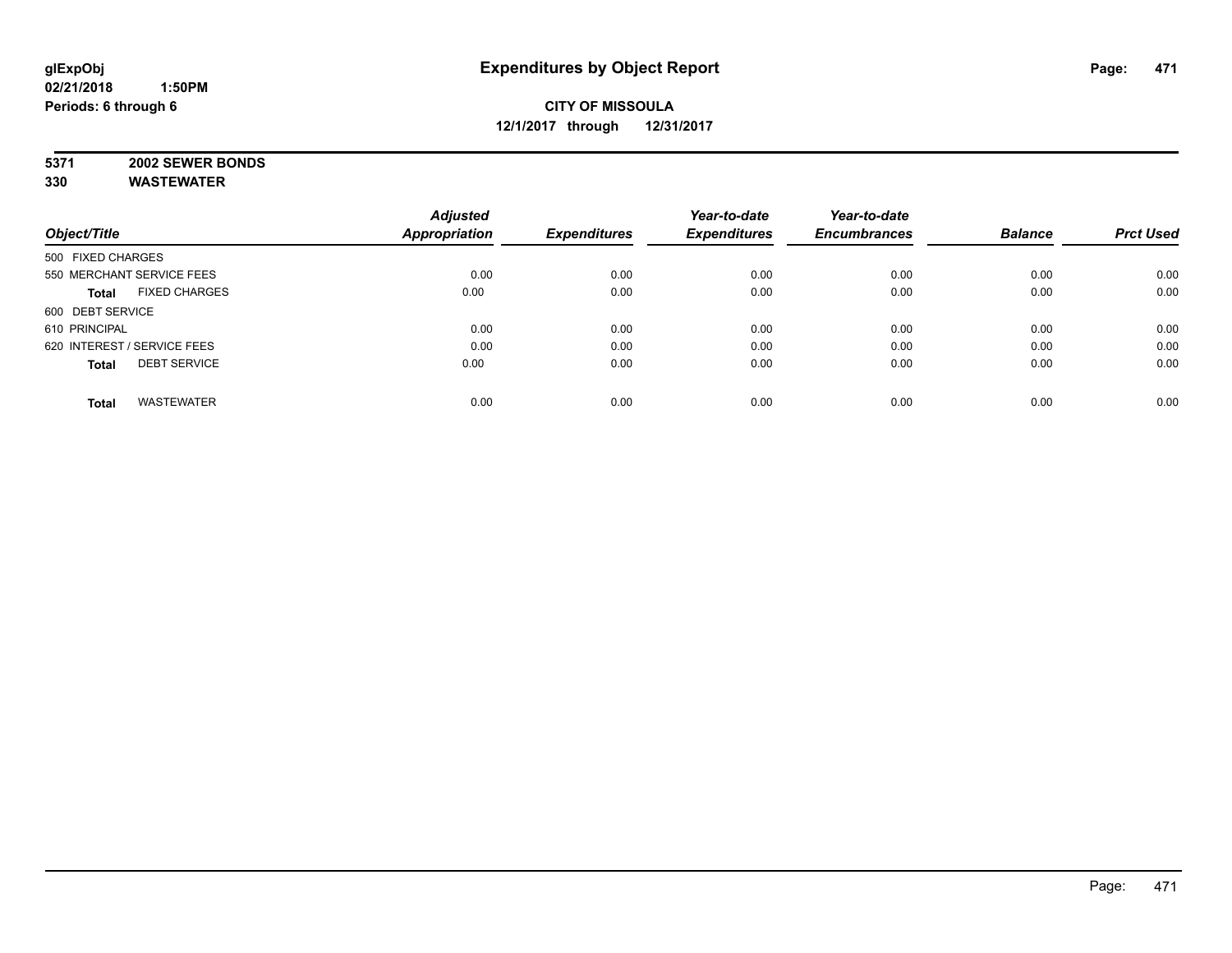**glExpObj**
**02/21/2018 1:50PM**
**Periods: 6 through 6**

# Expenditures by Object Report

**CITY OF MISSOULA**
**12/1/2017 through 12/31/2017**

**5371 2002 SEWER BONDS**
**330 WASTEWATER**

| Object/Title | | Adjusted Appropriation | Expenditures | Year-to-date Expenditures | Year-to-date Encumbrances | Balance | Prct Used |
|---|---|---|---|---|---|---|---|
| 500 FIXED CHARGES | | | | | | | |
| 550 MERCHANT SERVICE FEES | | 0.00 | 0.00 | 0.00 | 0.00 | 0.00 | 0.00 |
| **Total** | FIXED CHARGES | 0.00 | 0.00 | 0.00 | 0.00 | 0.00 | 0.00 |
| 600 DEBT SERVICE | | | | | | | |
| 610 PRINCIPAL | | 0.00 | 0.00 | 0.00 | 0.00 | 0.00 | 0.00 |
| 620 INTEREST / SERVICE FEES | | 0.00 | 0.00 | 0.00 | 0.00 | 0.00 | 0.00 |
| **Total** | DEBT SERVICE | 0.00 | 0.00 | 0.00 | 0.00 | 0.00 | 0.00 |
| **Total** | WASTEWATER | 0.00 | 0.00 | 0.00 | 0.00 | 0.00 | 0.00 |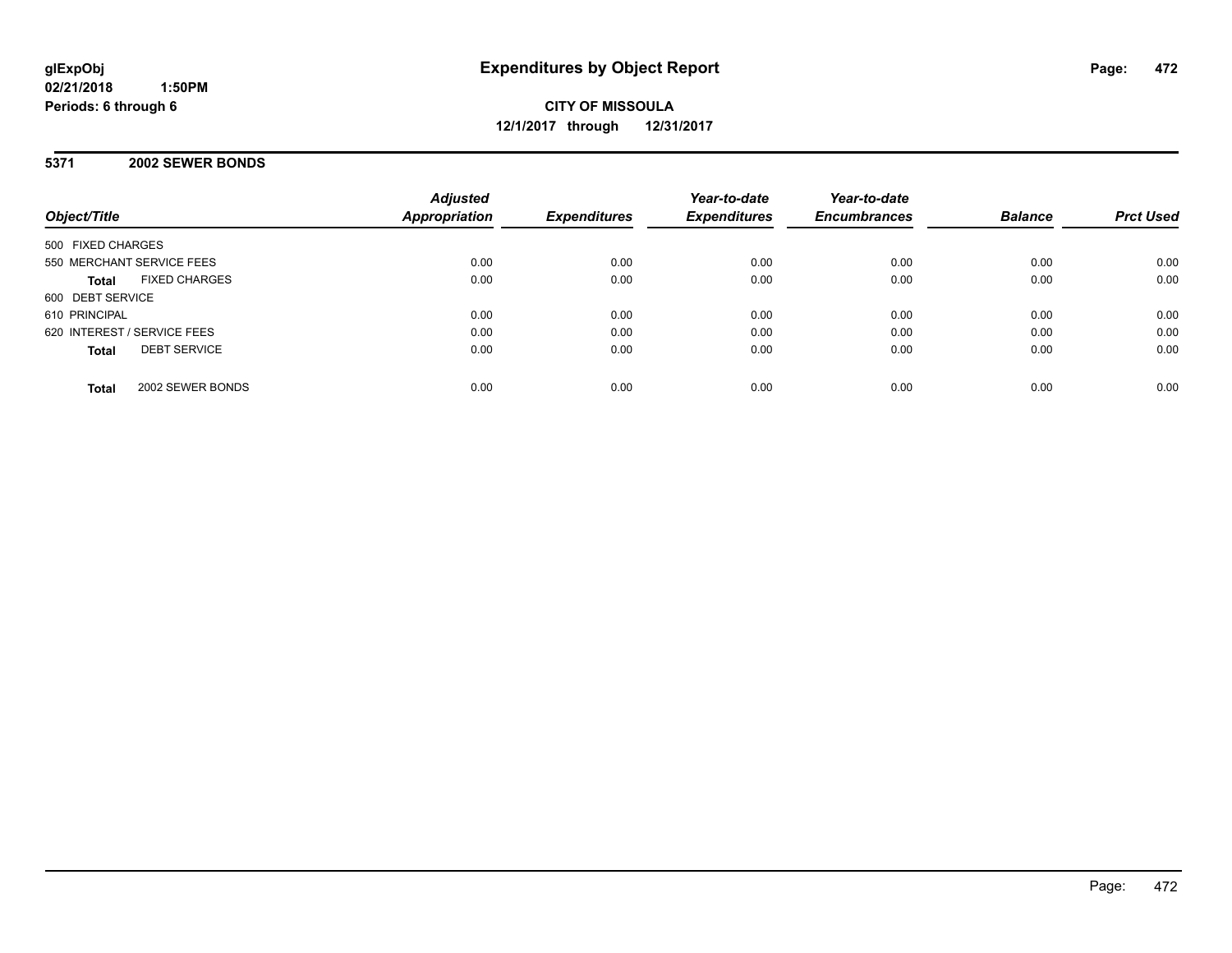**glExpObj** **Expenditures by Object Report**

**02/21/2018 1:50PM**

**Periods: 6 through 6**

**CITY OF MISSOULA**

**12/1/2017 through 12/31/2017**

## 5371 2002 SEWER BONDS

| Object/Title | Adjusted Appropriation | Expenditures | Year-to-date Expenditures | Year-to-date Encumbrances | Balance | Prct Used |
|---|---|---|---|---|---|---|
| 500 FIXED CHARGES | | | | | | |
| 550 MERCHANT SERVICE FEES | 0.00 | 0.00 | 0.00 | 0.00 | 0.00 | 0.00 |
| **Total** FIXED CHARGES | 0.00 | 0.00 | 0.00 | 0.00 | 0.00 | 0.00 |
| 600 DEBT SERVICE | | | | | | |
| 610 PRINCIPAL | 0.00 | 0.00 | 0.00 | 0.00 | 0.00 | 0.00 |
| 620 INTEREST / SERVICE FEES | 0.00 | 0.00 | 0.00 | 0.00 | 0.00 | 0.00 |
| **Total** DEBT SERVICE | 0.00 | 0.00 | 0.00 | 0.00 | 0.00 | 0.00 |
| **Total** 2002 SEWER BONDS | 0.00 | 0.00 | 0.00 | 0.00 | 0.00 | 0.00 |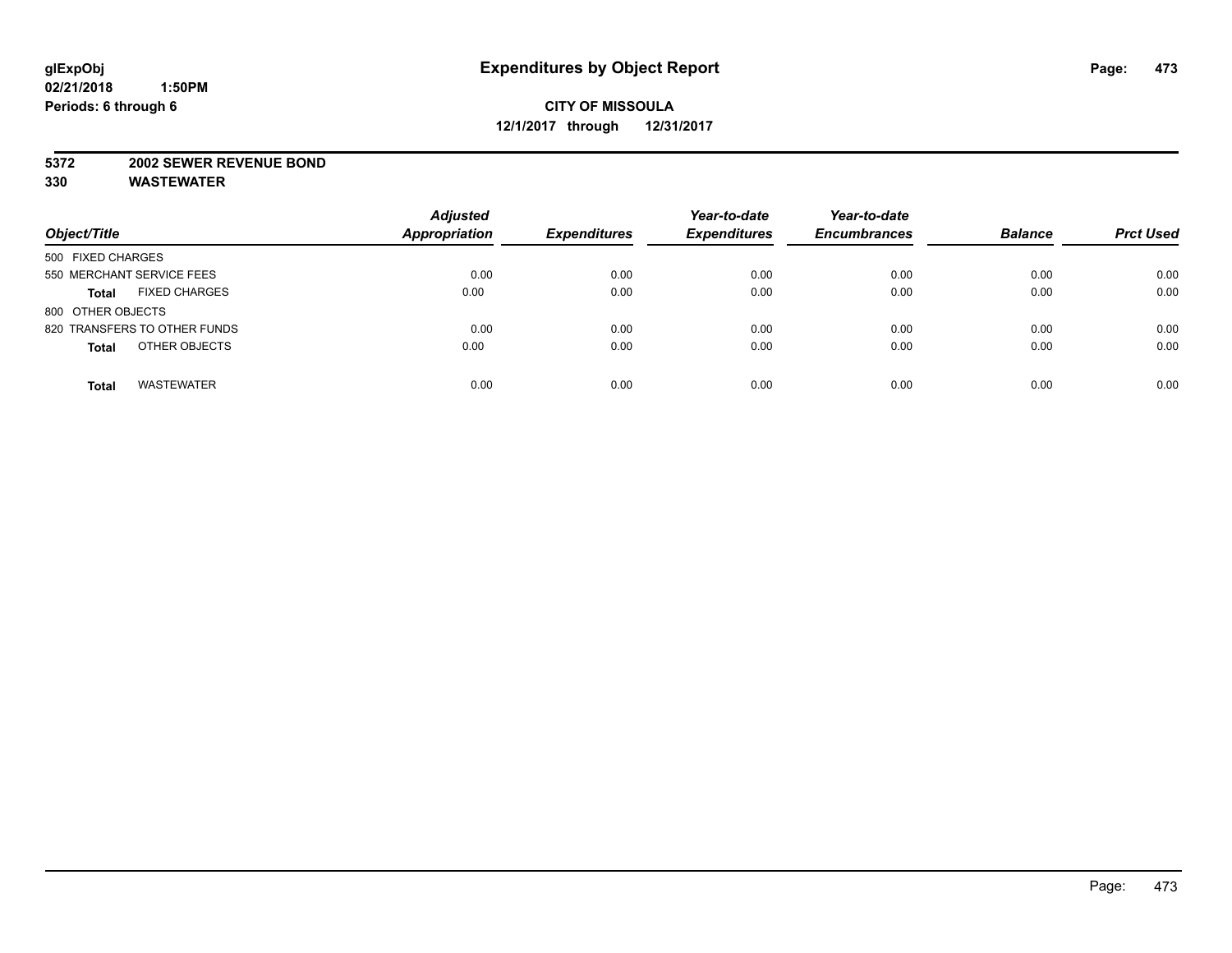glExpObj
02/21/2018 1:50PM
Periods: 6 through 6

# Expenditures by Object Report

**CITY OF MISSOULA**
**12/1/2017 through 12/31/2017**

**5372 2002 SEWER REVENUE BOND**
**330 WASTEWATER**

| Object/Title | Adjusted Appropriation | Expenditures | Year-to-date Expenditures | Year-to-date Encumbrances | Balance | Prct Used |
|---|---|---|---|---|---|---|
| 500 FIXED CHARGES | | | | | | |
| 550 MERCHANT SERVICE FEES | 0.00 | 0.00 | 0.00 | 0.00 | 0.00 | 0.00 |
| **Total** FIXED CHARGES | 0.00 | 0.00 | 0.00 | 0.00 | 0.00 | 0.00 |
| 800 OTHER OBJECTS | | | | | | |
| 820 TRANSFERS TO OTHER FUNDS | 0.00 | 0.00 | 0.00 | 0.00 | 0.00 | 0.00 |
| **Total** OTHER OBJECTS | 0.00 | 0.00 | 0.00 | 0.00 | 0.00 | 0.00 |
| **Total** WASTEWATER | 0.00 | 0.00 | 0.00 | 0.00 | 0.00 | 0.00 |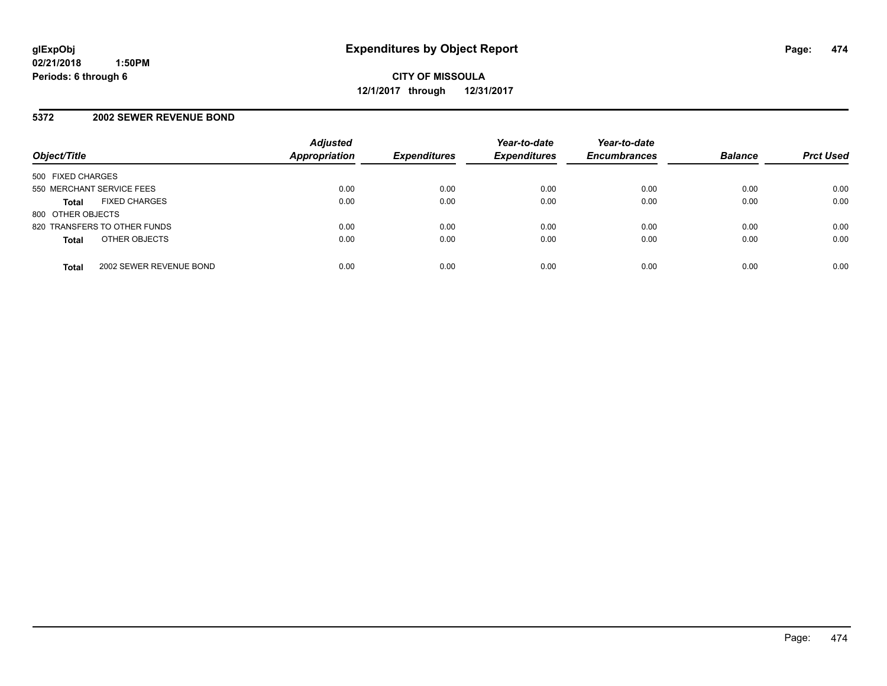**glExpObj**
**02/21/2018 1:50PM**
**Periods: 6 through 6**

# Expenditures by Object Report

**CITY OF MISSOULA**
**12/1/2017 through 12/31/2017**

## 5372 2002 SEWER REVENUE BOND

| Object/Title | | Adjusted Appropriation | Expenditures | Year-to-date Expenditures | Year-to-date Encumbrances | Balance | Prct Used |
|---|---|---|---|---|---|---|---|
| 500 FIXED CHARGES | | | | | | | |
| 550 MERCHANT SERVICE FEES | | 0.00 | 0.00 | 0.00 | 0.00 | 0.00 | 0.00 |
| **Total** | FIXED CHARGES | 0.00 | 0.00 | 0.00 | 0.00 | 0.00 | 0.00 |
| 800 OTHER OBJECTS | | | | | | | |
| 820 TRANSFERS TO OTHER FUNDS | | 0.00 | 0.00 | 0.00 | 0.00 | 0.00 | 0.00 |
| **Total** | OTHER OBJECTS | 0.00 | 0.00 | 0.00 | 0.00 | 0.00 | 0.00 |
| **Total** | 2002 SEWER REVENUE BOND | 0.00 | 0.00 | 0.00 | 0.00 | 0.00 | 0.00 |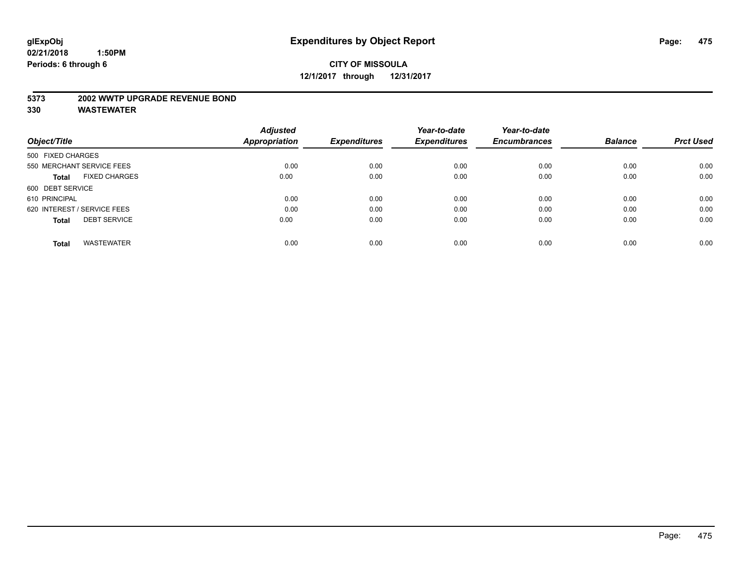**glExpObj**
**02/21/2018 1:50PM**
**Periods: 6 through 6**

# Expenditures by Object Report

**CITY OF MISSOULA**
**12/1/2017 through 12/31/2017**

**5373 2002 WWTP UPGRADE REVENUE BOND**
**330 WASTEWATER**

| Object/Title | Adjusted Appropriation | Expenditures | Year-to-date Expenditures | Year-to-date Encumbrances | Balance | Prct Used |
|---|---|---|---|---|---|---|
| 500 FIXED CHARGES | | | | | | |
| 550 MERCHANT SERVICE FEES | 0.00 | 0.00 | 0.00 | 0.00 | 0.00 | 0.00 |
| **Total** FIXED CHARGES | 0.00 | 0.00 | 0.00 | 0.00 | 0.00 | 0.00 |
| 600 DEBT SERVICE | | | | | | |
| 610 PRINCIPAL | 0.00 | 0.00 | 0.00 | 0.00 | 0.00 | 0.00 |
| 620 INTEREST / SERVICE FEES | 0.00 | 0.00 | 0.00 | 0.00 | 0.00 | 0.00 |
| **Total** DEBT SERVICE | 0.00 | 0.00 | 0.00 | 0.00 | 0.00 | 0.00 |
| **Total** WASTEWATER | 0.00 | 0.00 | 0.00 | 0.00 | 0.00 | 0.00 |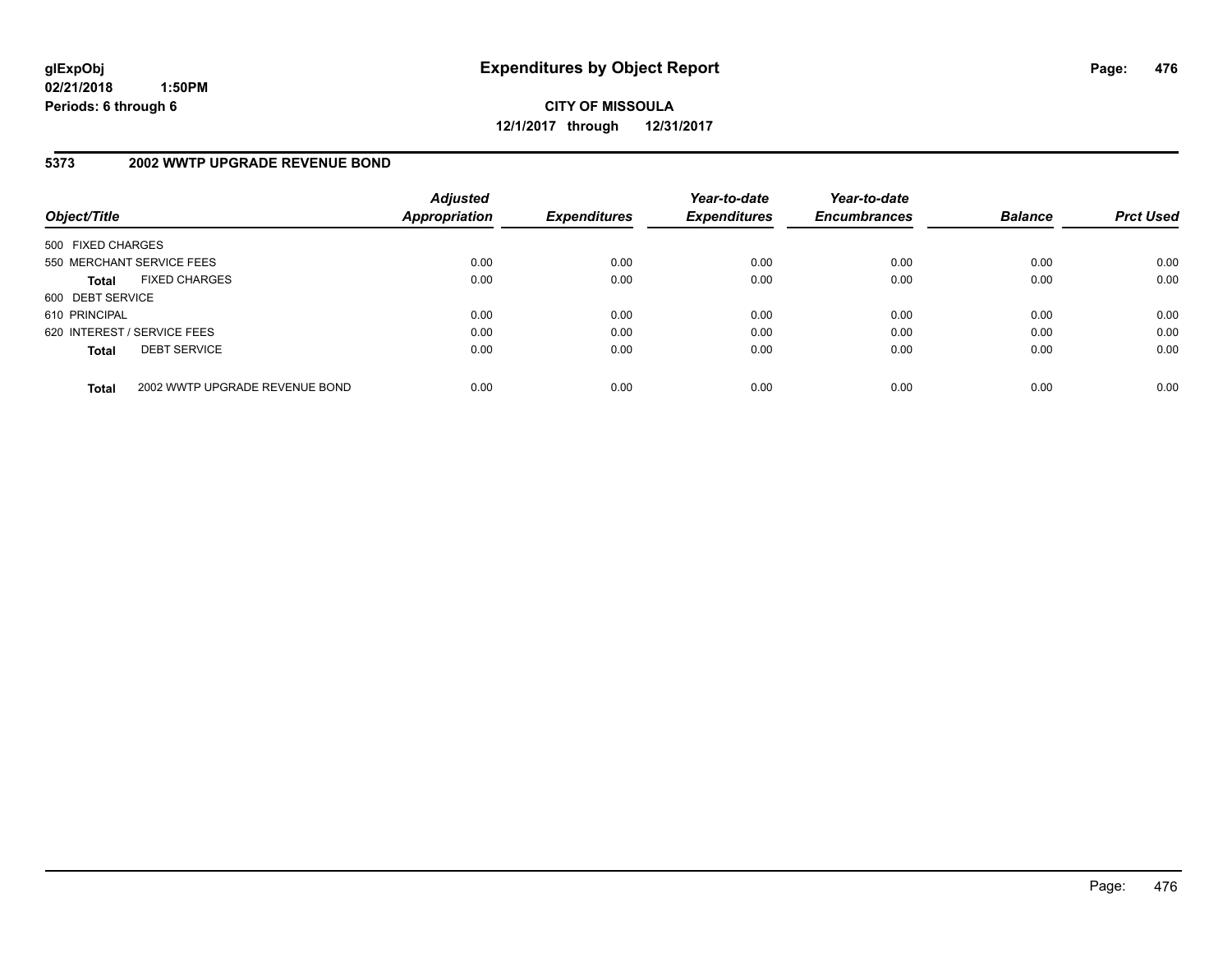**glExpObj**
**02/21/2018 1:50PM**
**Periods: 6 through 6**

# Expenditures by Object Report

**CITY OF MISSOULA**
**12/1/2017 through 12/31/2017**

## 5373 2002 WWTP UPGRADE REVENUE BOND

| Object/Title | Adjusted Appropriation | Expenditures | Year-to-date Expenditures | Year-to-date Encumbrances | Balance | Prct Used |
|---|---|---|---|---|---|---|
| 500 FIXED CHARGES | | | | | | |
| 550 MERCHANT SERVICE FEES | 0.00 | 0.00 | 0.00 | 0.00 | 0.00 | 0.00 |
| **Total** FIXED CHARGES | 0.00 | 0.00 | 0.00 | 0.00 | 0.00 | 0.00 |
| 600 DEBT SERVICE | | | | | | |
| 610 PRINCIPAL | 0.00 | 0.00 | 0.00 | 0.00 | 0.00 | 0.00 |
| 620 INTEREST / SERVICE FEES | 0.00 | 0.00 | 0.00 | 0.00 | 0.00 | 0.00 |
| **Total** DEBT SERVICE | 0.00 | 0.00 | 0.00 | 0.00 | 0.00 | 0.00 |
| **Total** 2002 WWTP UPGRADE REVENUE BOND | 0.00 | 0.00 | 0.00 | 0.00 | 0.00 | 0.00 |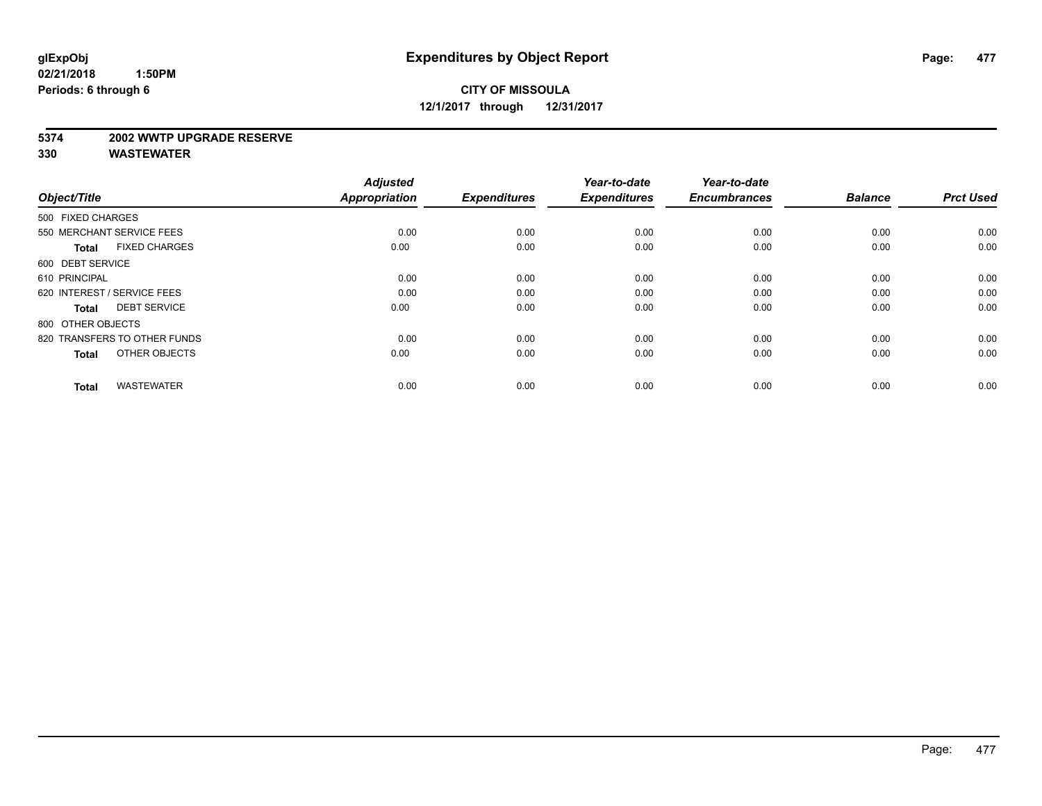# Expenditures by Object Report

glExpObj
02/21/2018 1:50PM
Periods: 6 through 6

**CITY OF MISSOULA**
**12/1/2017 through 12/31/2017**

**5374 2002 WWTP UPGRADE RESERVE**
**330 WASTEWATER**

| Object/Title | Adjusted Appropriation | Expenditures | Year-to-date Expenditures | Year-to-date Encumbrances | Balance | Prct Used |
|---|---|---|---|---|---|---|
| 500 FIXED CHARGES | | | | | | |
| 550 MERCHANT SERVICE FEES | 0.00 | 0.00 | 0.00 | 0.00 | 0.00 | 0.00 |
| **Total** FIXED CHARGES | 0.00 | 0.00 | 0.00 | 0.00 | 0.00 | 0.00 |
| 600 DEBT SERVICE | | | | | | |
| 610 PRINCIPAL | 0.00 | 0.00 | 0.00 | 0.00 | 0.00 | 0.00 |
| 620 INTEREST / SERVICE FEES | 0.00 | 0.00 | 0.00 | 0.00 | 0.00 | 0.00 |
| **Total** DEBT SERVICE | 0.00 | 0.00 | 0.00 | 0.00 | 0.00 | 0.00 |
| 800 OTHER OBJECTS | | | | | | |
| 820 TRANSFERS TO OTHER FUNDS | 0.00 | 0.00 | 0.00 | 0.00 | 0.00 | 0.00 |
| **Total** OTHER OBJECTS | 0.00 | 0.00 | 0.00 | 0.00 | 0.00 | 0.00 |
| **Total** WASTEWATER | 0.00 | 0.00 | 0.00 | 0.00 | 0.00 | 0.00 |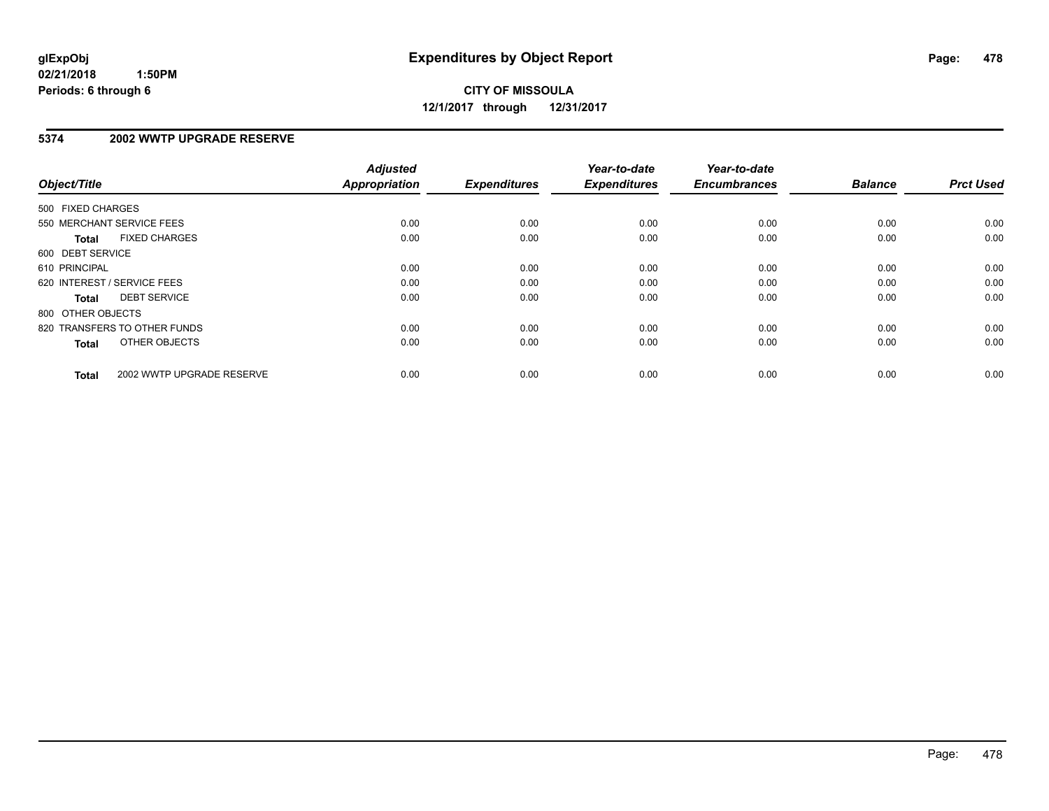glExpObj
02/21/2018 1:50PM
Periods: 6 through 6

# Expenditures by Object Report

**CITY OF MISSOULA**
**12/1/2017 through 12/31/2017**

## 5374 2002 WWTP UPGRADE RESERVE

| Object/Title | | Adjusted Appropriation | Expenditures | Year-to-date Expenditures | Year-to-date Encumbrances | Balance | Prct Used |
|---|---|---|---|---|---|---|---|
| 500 FIXED CHARGES | | | | | | | |
| 550 MERCHANT SERVICE FEES | | 0.00 | 0.00 | 0.00 | 0.00 | 0.00 | 0.00 |
| **Total** | FIXED CHARGES | 0.00 | 0.00 | 0.00 | 0.00 | 0.00 | 0.00 |
| 600 DEBT SERVICE | | | | | | | |
| 610 PRINCIPAL | | 0.00 | 0.00 | 0.00 | 0.00 | 0.00 | 0.00 |
| 620 INTEREST / SERVICE FEES | | 0.00 | 0.00 | 0.00 | 0.00 | 0.00 | 0.00 |
| **Total** | DEBT SERVICE | 0.00 | 0.00 | 0.00 | 0.00 | 0.00 | 0.00 |
| 800 OTHER OBJECTS | | | | | | | |
| 820 TRANSFERS TO OTHER FUNDS | | 0.00 | 0.00 | 0.00 | 0.00 | 0.00 | 0.00 |
| **Total** | OTHER OBJECTS | 0.00 | 0.00 | 0.00 | 0.00 | 0.00 | 0.00 |
| **Total** | 2002 WWTP UPGRADE RESERVE | 0.00 | 0.00 | 0.00 | 0.00 | 0.00 | 0.00 |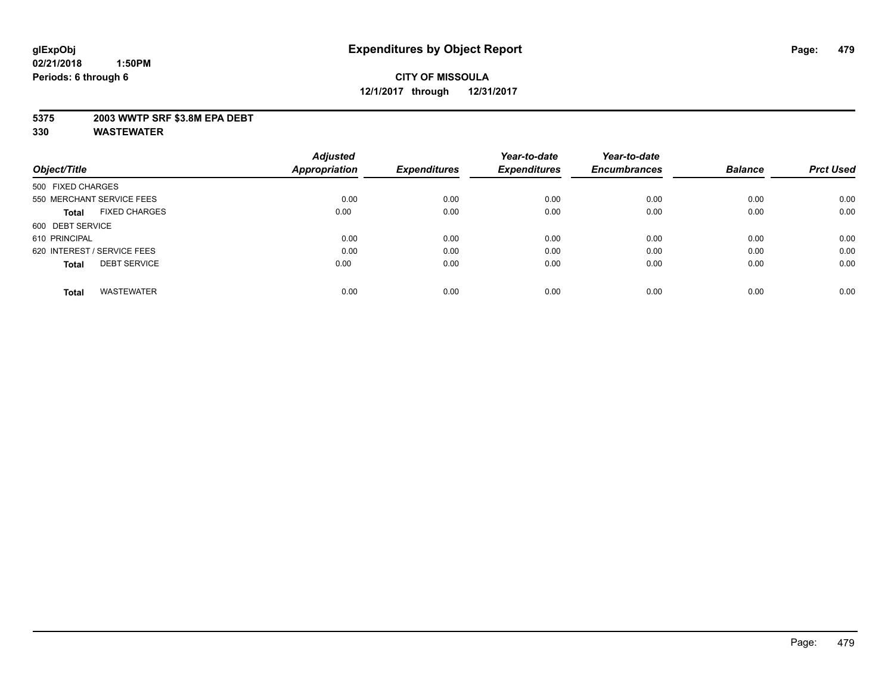**glExpObj**
**02/21/2018 1:50PM**
**Periods: 6 through 6**

# Expenditures by Object Report

**CITY OF MISSOULA**
**12/1/2017 through 12/31/2017**

**5375 2003 WWTP SRF $3.8M EPA DEBT**
**330 WASTEWATER**

| Object/Title | Adjusted Appropriation | Expenditures | Year-to-date Expenditures | Year-to-date Encumbrances | Balance | Prct Used |
|---|---|---|---|---|---|---|
| 500 FIXED CHARGES | | | | | | |
| 550 MERCHANT SERVICE FEES | 0.00 | 0.00 | 0.00 | 0.00 | 0.00 | 0.00 |
| **Total** FIXED CHARGES | 0.00 | 0.00 | 0.00 | 0.00 | 0.00 | 0.00 |
| 600 DEBT SERVICE | | | | | | |
| 610 PRINCIPAL | 0.00 | 0.00 | 0.00 | 0.00 | 0.00 | 0.00 |
| 620 INTEREST / SERVICE FEES | 0.00 | 0.00 | 0.00 | 0.00 | 0.00 | 0.00 |
| **Total** DEBT SERVICE | 0.00 | 0.00 | 0.00 | 0.00 | 0.00 | 0.00 |
| **Total** WASTEWATER | 0.00 | 0.00 | 0.00 | 0.00 | 0.00 | 0.00 |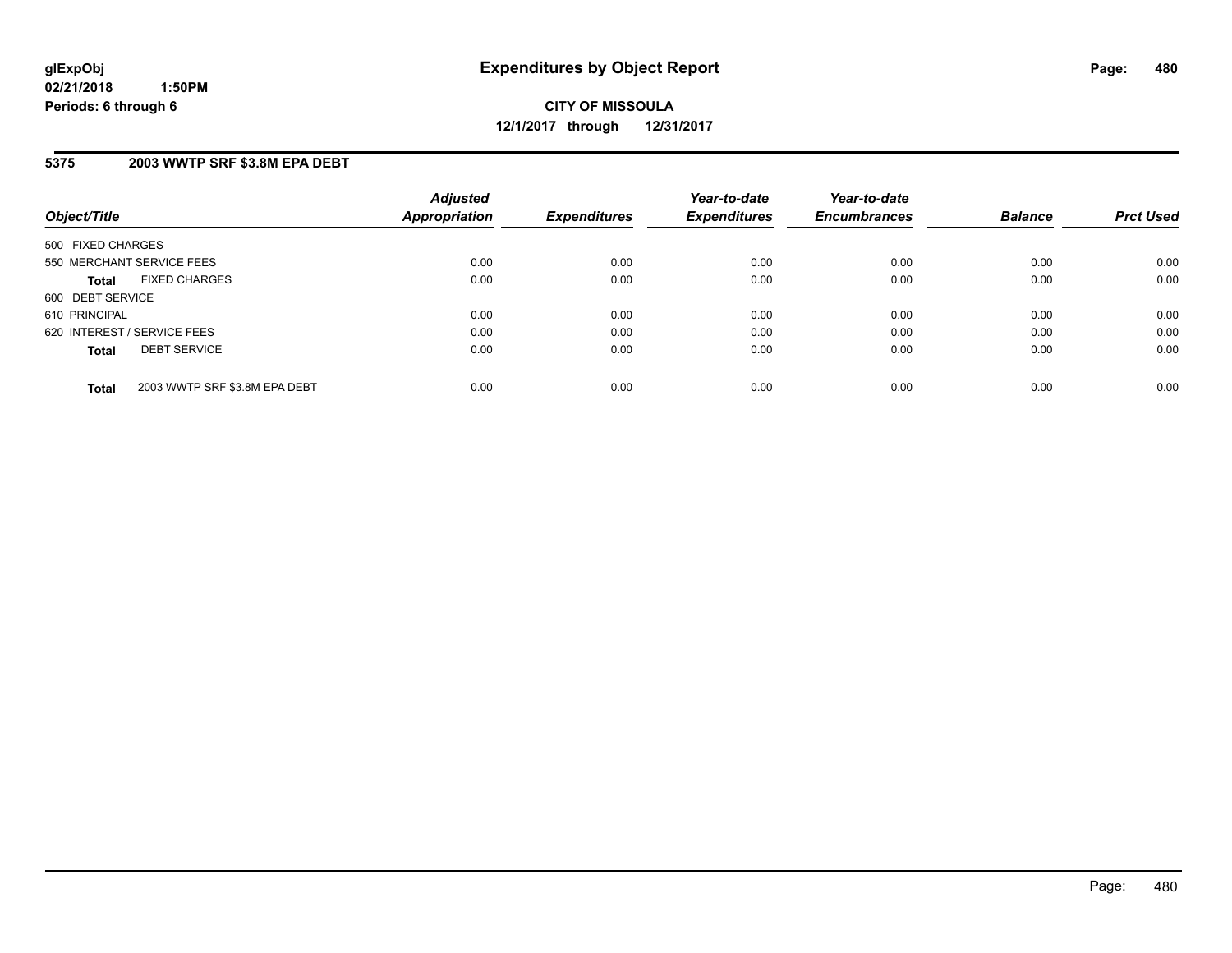**glExpObj**
**02/21/2018 1:50PM**
**Periods: 6 through 6**

# Expenditures by Object Report

**CITY OF MISSOULA**
**12/1/2017 through 12/31/2017**

## 5375 2003 WWTP SRF $3.8M EPA DEBT

| Object/Title | Adjusted Appropriation | Expenditures | Year-to-date Expenditures | Year-to-date Encumbrances | Balance | Prct Used |
|---|---|---|---|---|---|---|
| 500 FIXED CHARGES | | | | | | |
| 550 MERCHANT SERVICE FEES | 0.00 | 0.00 | 0.00 | 0.00 | 0.00 | 0.00 |
| **Total** FIXED CHARGES | 0.00 | 0.00 | 0.00 | 0.00 | 0.00 | 0.00 |
| 600 DEBT SERVICE | | | | | | |
| 610 PRINCIPAL | 0.00 | 0.00 | 0.00 | 0.00 | 0.00 | 0.00 |
| 620 INTEREST / SERVICE FEES | 0.00 | 0.00 | 0.00 | 0.00 | 0.00 | 0.00 |
| **Total** DEBT SERVICE | 0.00 | 0.00 | 0.00 | 0.00 | 0.00 | 0.00 |
| **Total** 2003 WWTP SRF $3.8M EPA DEBT | 0.00 | 0.00 | 0.00 | 0.00 | 0.00 | 0.00 |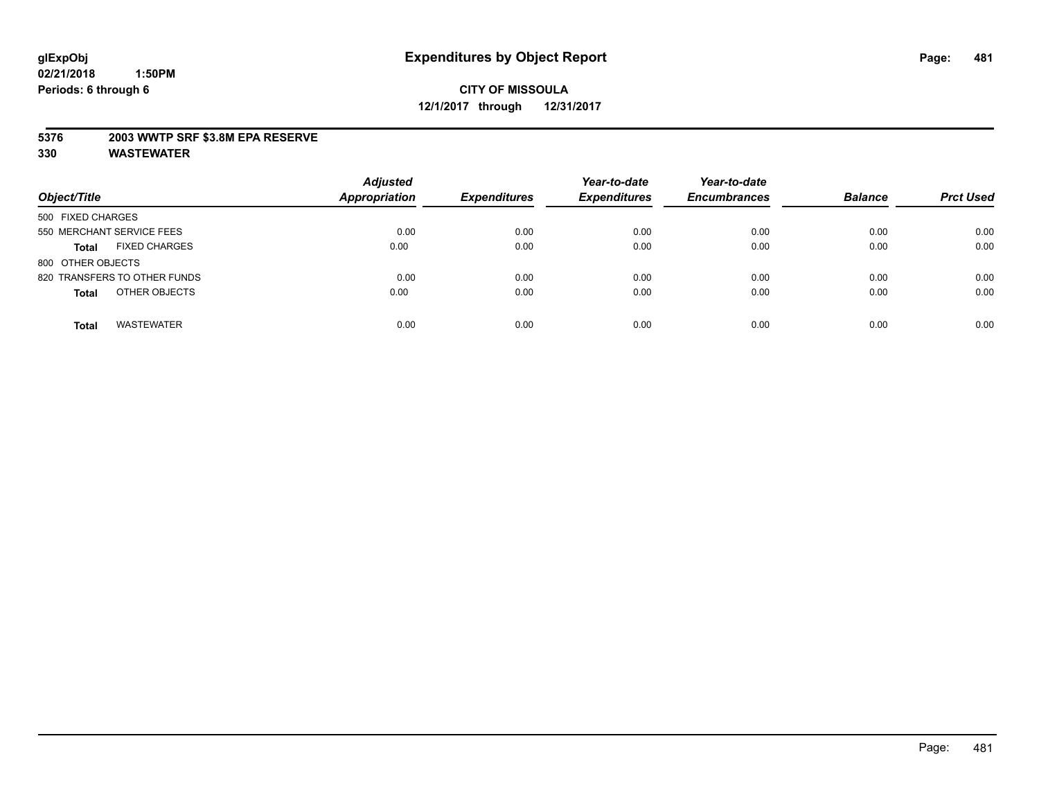**glExpObj**
**02/21/2018 1:50PM**
**Periods: 6 through 6**

# Expenditures by Object Report

**CITY OF MISSOULA**
**12/1/2017 through 12/31/2017**

**5376 2003 WWTP SRF $3.8M EPA RESERVE**
**330 WASTEWATER**

| Object/Title | Adjusted Appropriation | Expenditures | Year-to-date Expenditures | Year-to-date Encumbrances | Balance | Prct Used |
|---|---|---|---|---|---|---|
| 500 FIXED CHARGES | | | | | | |
| 550 MERCHANT SERVICE FEES | 0.00 | 0.00 | 0.00 | 0.00 | 0.00 | 0.00 |
| **Total** FIXED CHARGES | 0.00 | 0.00 | 0.00 | 0.00 | 0.00 | 0.00 |
| 800 OTHER OBJECTS | | | | | | |
| 820 TRANSFERS TO OTHER FUNDS | 0.00 | 0.00 | 0.00 | 0.00 | 0.00 | 0.00 |
| **Total** OTHER OBJECTS | 0.00 | 0.00 | 0.00 | 0.00 | 0.00 | 0.00 |
| **Total** WASTEWATER | 0.00 | 0.00 | 0.00 | 0.00 | 0.00 | 0.00 |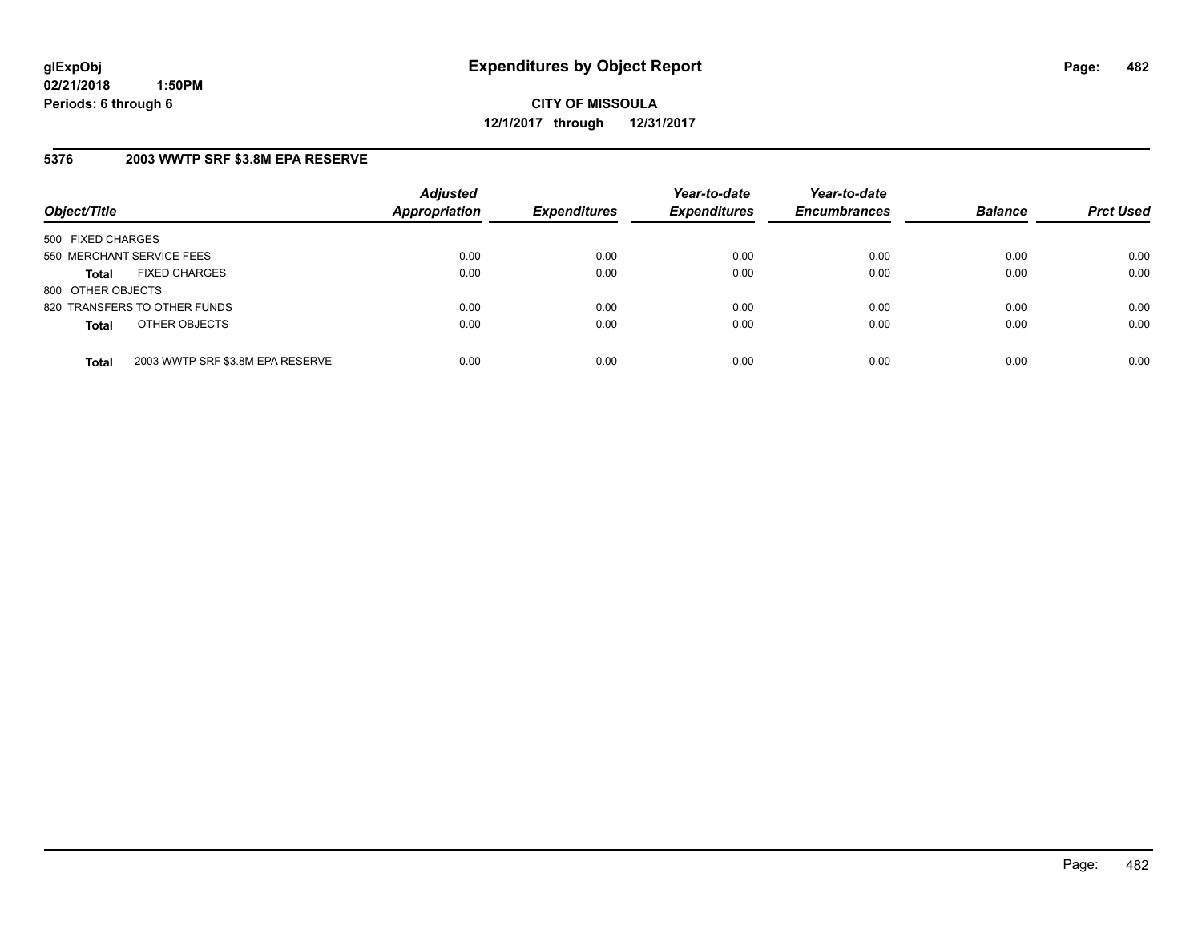**glExpObj**
**02/21/2018 1:50PM**
**Periods: 6 through 6**

# Expenditures by Object Report

**CITY OF MISSOULA**
**12/1/2017 through 12/31/2017**

## 5376 2003 WWTP SRF $3.8M EPA RESERVE

| Object/Title | Adjusted Appropriation | Expenditures | Year-to-date Expenditures | Year-to-date Encumbrances | Balance | Prct Used |
|---|---|---|---|---|---|---|
| 500 FIXED CHARGES | | | | | | |
| 550 MERCHANT SERVICE FEES | 0.00 | 0.00 | 0.00 | 0.00 | 0.00 | 0.00 |
| **Total** FIXED CHARGES | 0.00 | 0.00 | 0.00 | 0.00 | 0.00 | 0.00 |
| 800 OTHER OBJECTS | | | | | | |
| 820 TRANSFERS TO OTHER FUNDS | 0.00 | 0.00 | 0.00 | 0.00 | 0.00 | 0.00 |
| **Total** OTHER OBJECTS | 0.00 | 0.00 | 0.00 | 0.00 | 0.00 | 0.00 |
| **Total** 2003 WWTP SRF $3.8M EPA RESERVE | 0.00 | 0.00 | 0.00 | 0.00 | 0.00 | 0.00 |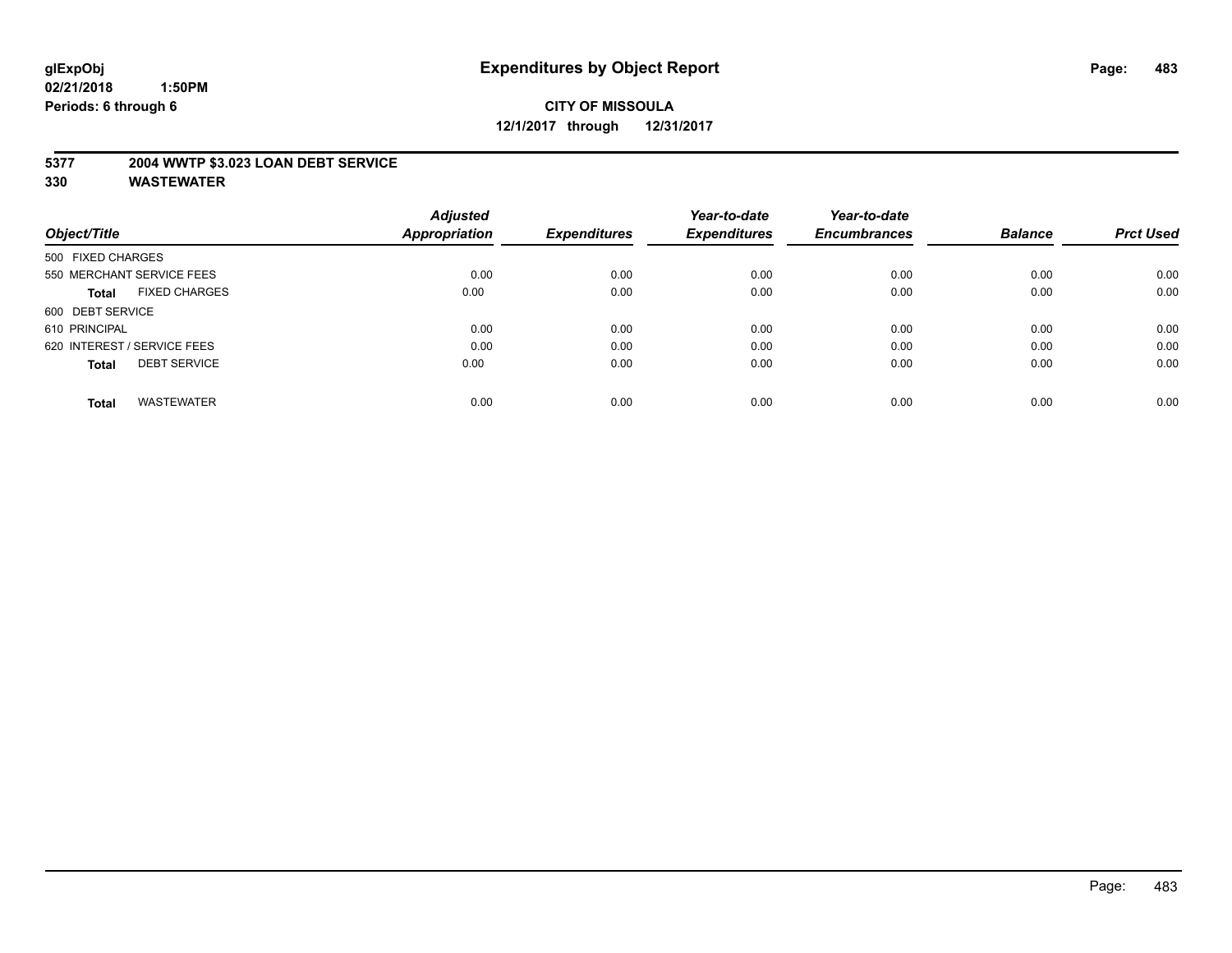**glExpObj**
**02/21/2018 1:50PM**
**Periods: 6 through 6**

# Expenditures by Object Report

**CITY OF MISSOULA**
**12/1/2017 through 12/31/2017**

**5377 2004 WWTP $3.023 LOAN DEBT SERVICE**
**330 WASTEWATER**

| Object/Title | Adjusted Appropriation | Expenditures | Year-to-date Expenditures | Year-to-date Encumbrances | Balance | Prct Used |
|---|---|---|---|---|---|---|
| 500 FIXED CHARGES | | | | | | |
| 550 MERCHANT SERVICE FEES | 0.00 | 0.00 | 0.00 | 0.00 | 0.00 | 0.00 |
| **Total** FIXED CHARGES | 0.00 | 0.00 | 0.00 | 0.00 | 0.00 | 0.00 |
| 600 DEBT SERVICE | | | | | | |
| 610 PRINCIPAL | 0.00 | 0.00 | 0.00 | 0.00 | 0.00 | 0.00 |
| 620 INTEREST / SERVICE FEES | 0.00 | 0.00 | 0.00 | 0.00 | 0.00 | 0.00 |
| **Total** DEBT SERVICE | 0.00 | 0.00 | 0.00 | 0.00 | 0.00 | 0.00 |
| **Total** WASTEWATER | 0.00 | 0.00 | 0.00 | 0.00 | 0.00 | 0.00 |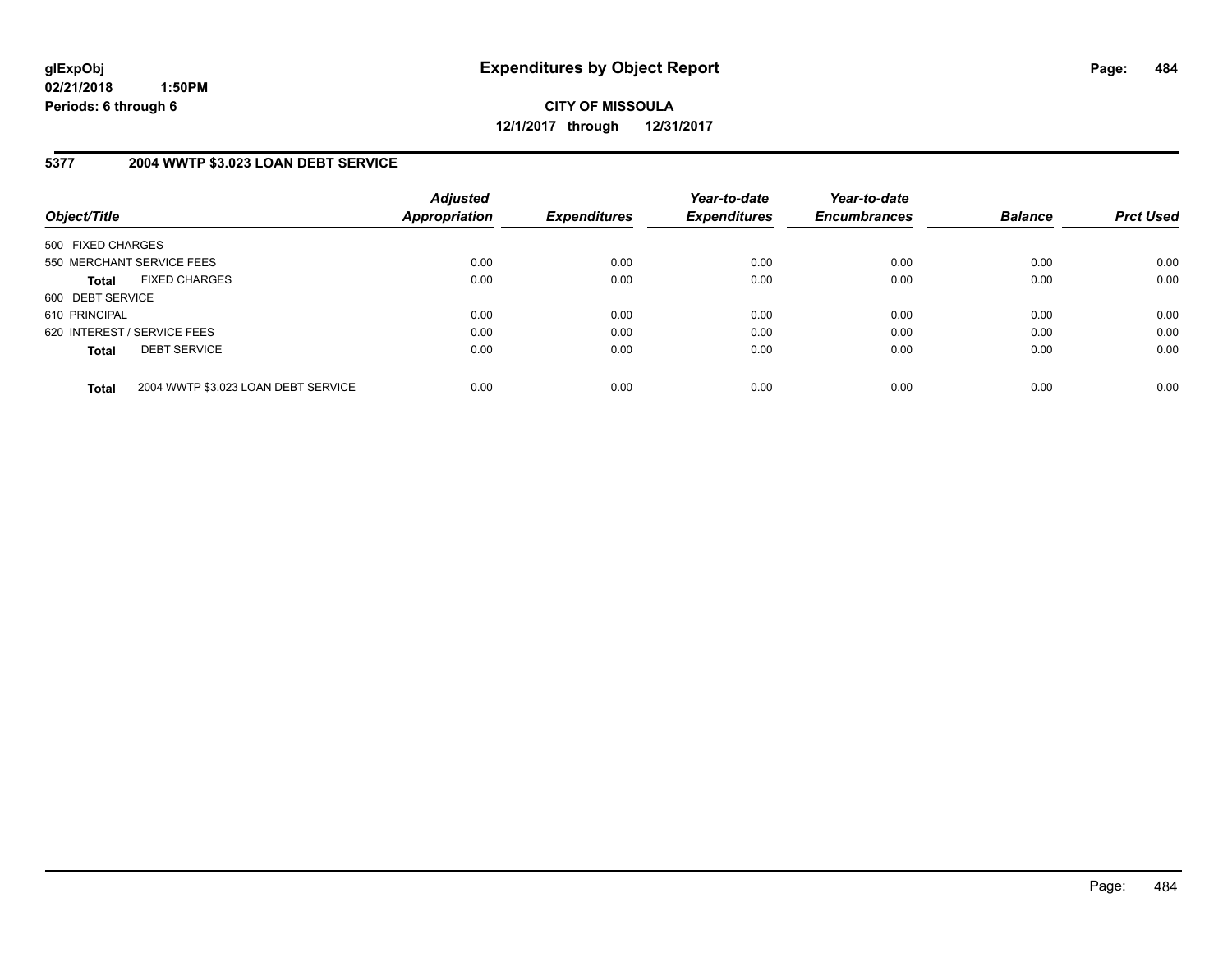**glExpObj**
**02/21/2018 1:50PM**
**Periods: 6 through 6**

# Expenditures by Object Report

**CITY OF MISSOULA**
**12/1/2017 through 12/31/2017**

## 5377 2004 WWTP $3.023 LOAN DEBT SERVICE

| Object/Title | Adjusted Appropriation | Expenditures | Year-to-date Expenditures | Year-to-date Encumbrances | Balance | Prct Used |
|---|---|---|---|---|---|---|
| 500 FIXED CHARGES | | | | | | |
| 550 MERCHANT SERVICE FEES | 0.00 | 0.00 | 0.00 | 0.00 | 0.00 | 0.00 |
| **Total** FIXED CHARGES | 0.00 | 0.00 | 0.00 | 0.00 | 0.00 | 0.00 |
| 600 DEBT SERVICE | | | | | | |
| 610 PRINCIPAL | 0.00 | 0.00 | 0.00 | 0.00 | 0.00 | 0.00 |
| 620 INTEREST / SERVICE FEES | 0.00 | 0.00 | 0.00 | 0.00 | 0.00 | 0.00 |
| **Total** DEBT SERVICE | 0.00 | 0.00 | 0.00 | 0.00 | 0.00 | 0.00 |
| **Total** 2004 WWTP $3.023 LOAN DEBT SERVICE | 0.00 | 0.00 | 0.00 | 0.00 | 0.00 | 0.00 |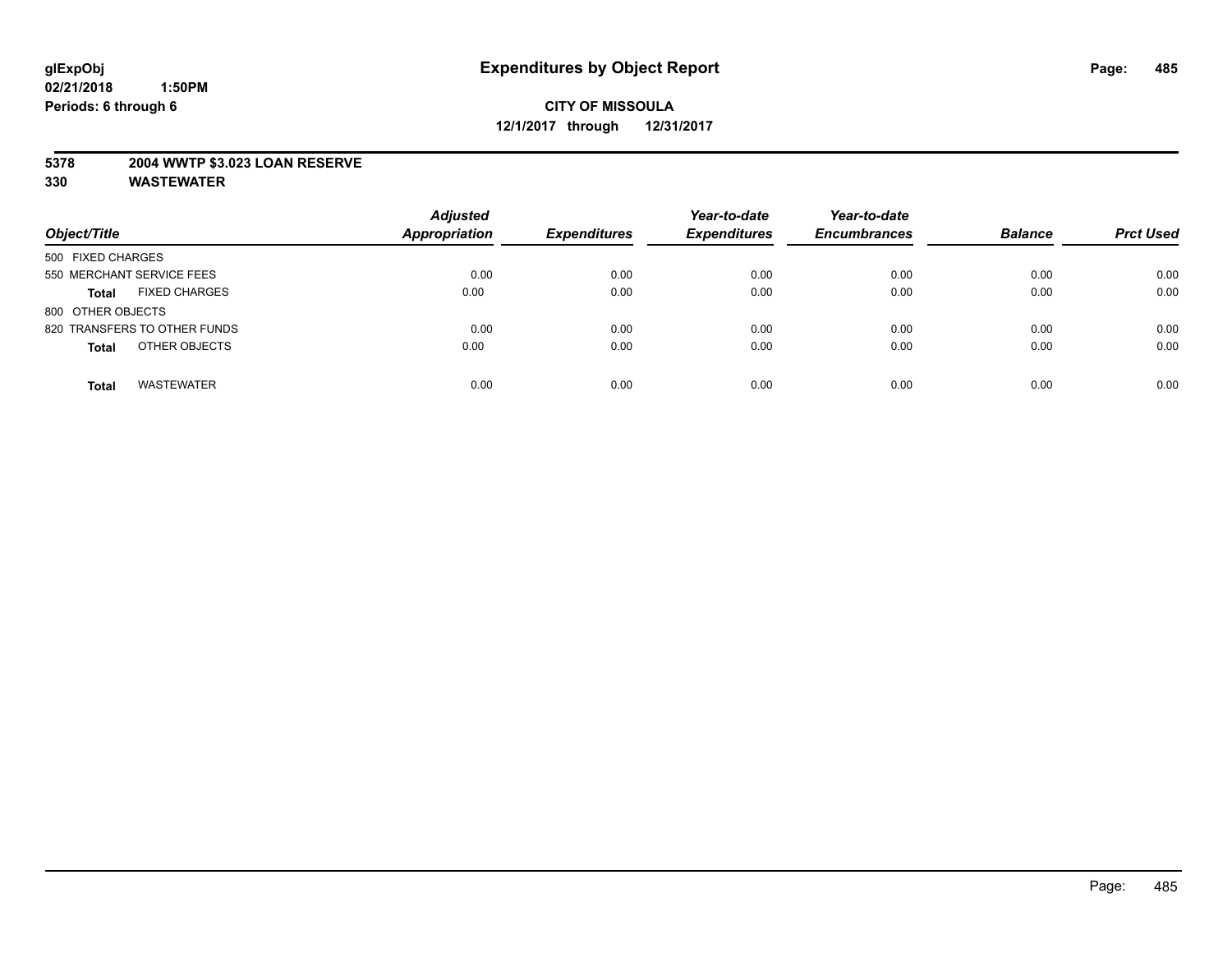**glExpObj**
**02/21/2018 1:50PM**
**Periods: 6 through 6**

# Expenditures by Object Report

**CITY OF MISSOULA**
**12/1/2017 through 12/31/2017**

**5378 2004 WWTP $3.023 LOAN RESERVE**
**330 WASTEWATER**

| Object/Title | Adjusted Appropriation | Expenditures | Year-to-date Expenditures | Year-to-date Encumbrances | Balance | Prct Used |
|---|---|---|---|---|---|---|
| 500 FIXED CHARGES | | | | | | |
| 550 MERCHANT SERVICE FEES | 0.00 | 0.00 | 0.00 | 0.00 | 0.00 | 0.00 |
| **Total** FIXED CHARGES | 0.00 | 0.00 | 0.00 | 0.00 | 0.00 | 0.00 |
| 800 OTHER OBJECTS | | | | | | |
| 820 TRANSFERS TO OTHER FUNDS | 0.00 | 0.00 | 0.00 | 0.00 | 0.00 | 0.00 |
| **Total** OTHER OBJECTS | 0.00 | 0.00 | 0.00 | 0.00 | 0.00 | 0.00 |
| **Total** WASTEWATER | 0.00 | 0.00 | 0.00 | 0.00 | 0.00 | 0.00 |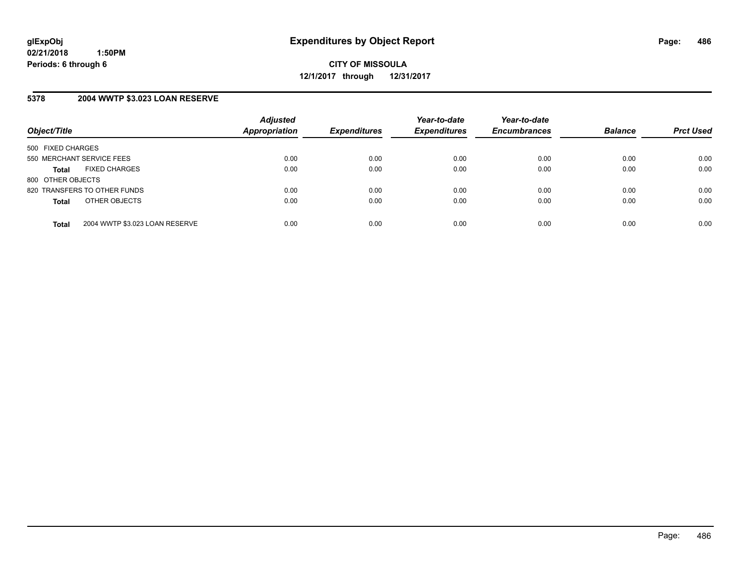# Expenditures by Object Report

**glExpObj**
**02/21/2018 1:50PM**
**Periods: 6 through 6**

**CITY OF MISSOULA**
**12/1/2017 through 12/31/2017**

## 5378 2004 WWTP $3.023 LOAN RESERVE

| Object/Title | Adjusted Appropriation | Expenditures | Year-to-date Expenditures | Year-to-date Encumbrances | Balance | Prct Used |
|---|---|---|---|---|---|---|
| 500 FIXED CHARGES | | | | | | |
| 550 MERCHANT SERVICE FEES | 0.00 | 0.00 | 0.00 | 0.00 | 0.00 | 0.00 |
| **Total** FIXED CHARGES | 0.00 | 0.00 | 0.00 | 0.00 | 0.00 | 0.00 |
| 800 OTHER OBJECTS | | | | | | |
| 820 TRANSFERS TO OTHER FUNDS | 0.00 | 0.00 | 0.00 | 0.00 | 0.00 | 0.00 |
| **Total** OTHER OBJECTS | 0.00 | 0.00 | 0.00 | 0.00 | 0.00 | 0.00 |
| **Total** 2004 WWTP $3.023 LOAN RESERVE | 0.00 | 0.00 | 0.00 | 0.00 | 0.00 | 0.00 |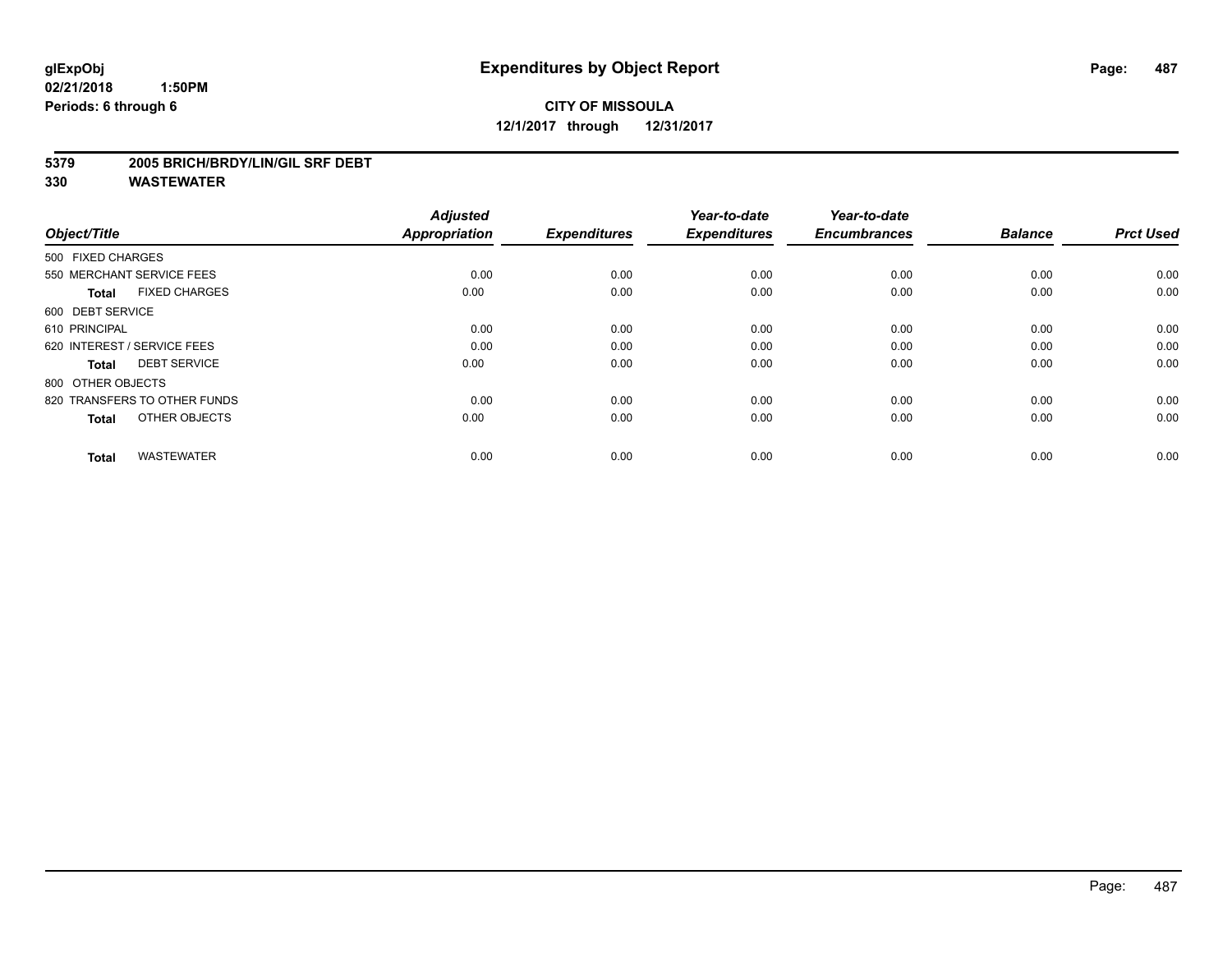**glExpObj**
**02/21/2018 1:50PM**
**Periods: 6 through 6**

# Expenditures by Object Report

**CITY OF MISSOULA**
**12/1/2017 through 12/31/2017**

**5379 2005 BRICH/BRDY/LIN/GIL SRF DEBT**
**330 WASTEWATER**

| Object/Title | Adjusted Appropriation | Expenditures | Year-to-date Expenditures | Year-to-date Encumbrances | Balance | Prct Used |
|---|---|---|---|---|---|---|
| 500 FIXED CHARGES | | | | | | |
| 550 MERCHANT SERVICE FEES | 0.00 | 0.00 | 0.00 | 0.00 | 0.00 | 0.00 |
| **Total** FIXED CHARGES | 0.00 | 0.00 | 0.00 | 0.00 | 0.00 | 0.00 |
| 600 DEBT SERVICE | | | | | | |
| 610 PRINCIPAL | 0.00 | 0.00 | 0.00 | 0.00 | 0.00 | 0.00 |
| 620 INTEREST / SERVICE FEES | 0.00 | 0.00 | 0.00 | 0.00 | 0.00 | 0.00 |
| **Total** DEBT SERVICE | 0.00 | 0.00 | 0.00 | 0.00 | 0.00 | 0.00 |
| 800 OTHER OBJECTS | | | | | | |
| 820 TRANSFERS TO OTHER FUNDS | 0.00 | 0.00 | 0.00 | 0.00 | 0.00 | 0.00 |
| **Total** OTHER OBJECTS | 0.00 | 0.00 | 0.00 | 0.00 | 0.00 | 0.00 |
| **Total** WASTEWATER | 0.00 | 0.00 | 0.00 | 0.00 | 0.00 | 0.00 |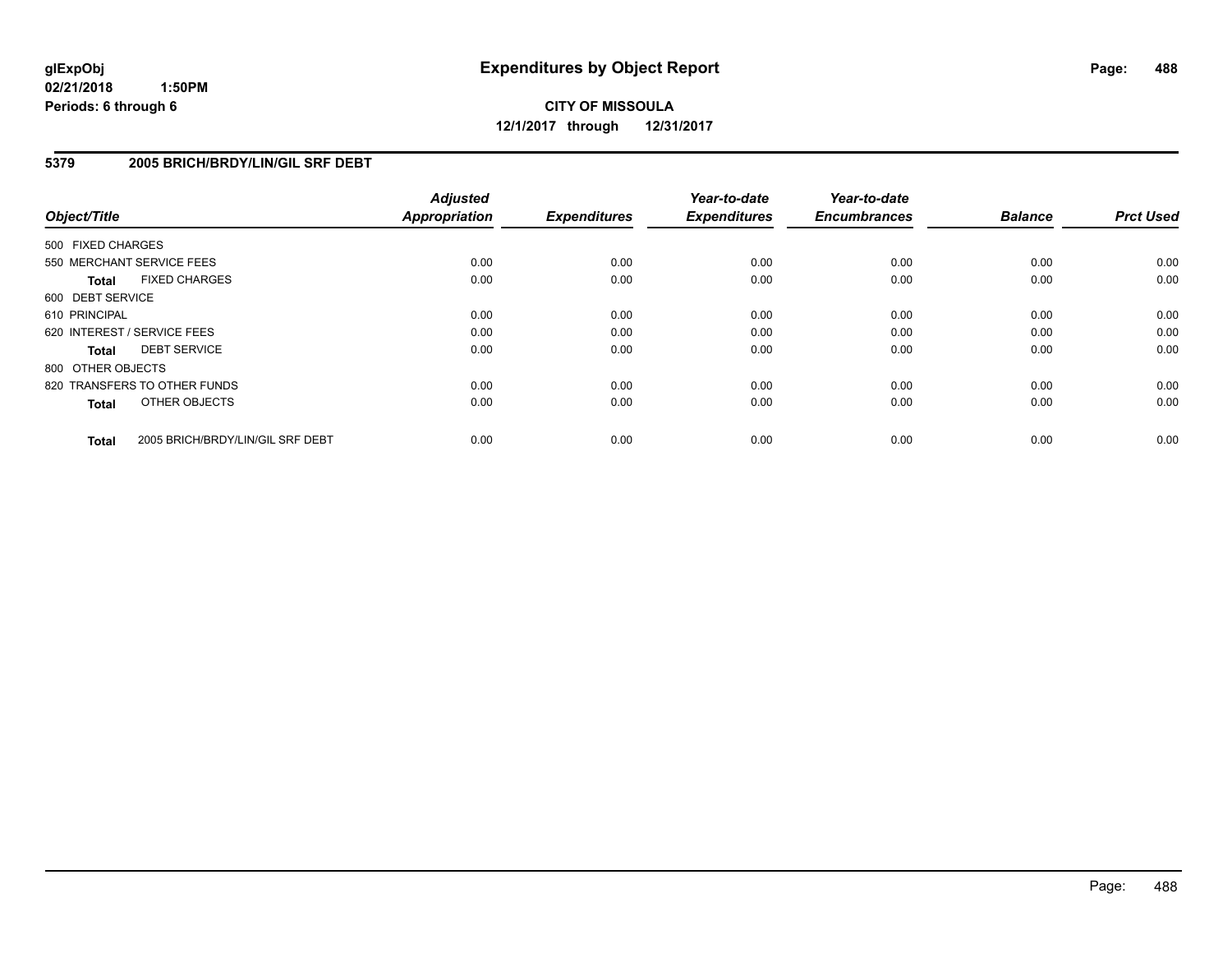**glExpObj** **Expenditures by Object Report**
**02/21/2018 1:50PM**
**Periods: 6 through 6**

**CITY OF MISSOULA**
**12/1/2017 through 12/31/2017**

### 5379 2005 BRICH/BRDY/LIN/GIL SRF DEBT

| Object/Title | Adjusted Appropriation | Expenditures | Year-to-date Expenditures | Year-to-date Encumbrances | Balance | Prct Used |
|---|---|---|---|---|---|---|
| 500 FIXED CHARGES | | | | | | |
| 550 MERCHANT SERVICE FEES | 0.00 | 0.00 | 0.00 | 0.00 | 0.00 | 0.00 |
| **Total** FIXED CHARGES | 0.00 | 0.00 | 0.00 | 0.00 | 0.00 | 0.00 |
| 600 DEBT SERVICE | | | | | | |
| 610 PRINCIPAL | 0.00 | 0.00 | 0.00 | 0.00 | 0.00 | 0.00 |
| 620 INTEREST / SERVICE FEES | 0.00 | 0.00 | 0.00 | 0.00 | 0.00 | 0.00 |
| **Total** DEBT SERVICE | 0.00 | 0.00 | 0.00 | 0.00 | 0.00 | 0.00 |
| 800 OTHER OBJECTS | | | | | | |
| 820 TRANSFERS TO OTHER FUNDS | 0.00 | 0.00 | 0.00 | 0.00 | 0.00 | 0.00 |
| **Total** OTHER OBJECTS | 0.00 | 0.00 | 0.00 | 0.00 | 0.00 | 0.00 |
| **Total** 2005 BRICH/BRDY/LIN/GIL SRF DEBT | 0.00 | 0.00 | 0.00 | 0.00 | 0.00 | 0.00 |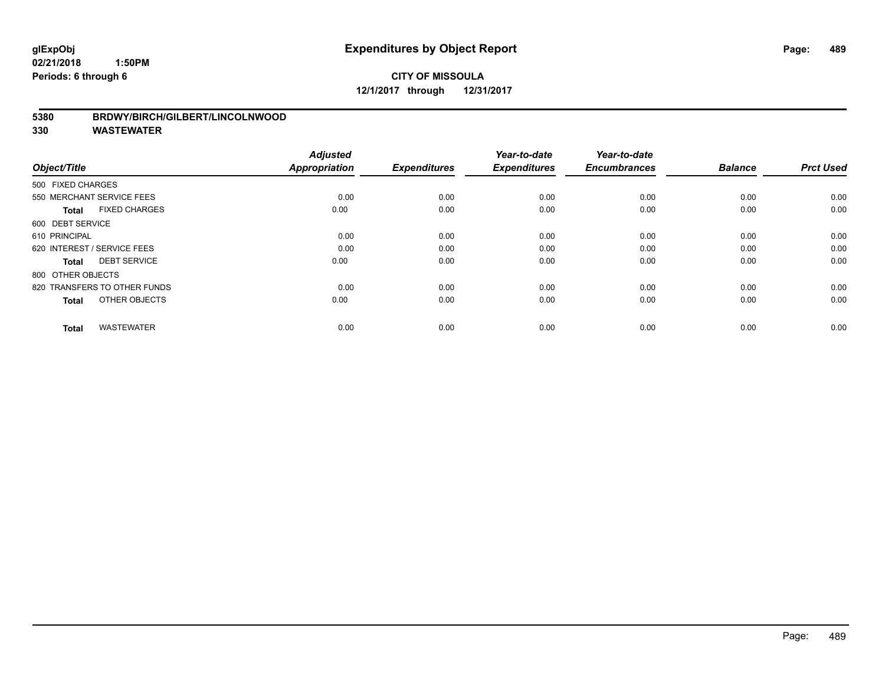# Expenditures by Object Report

glExpObj
02/21/2018 1:50PM
Periods: 6 through 6

**CITY OF MISSOULA**
**12/1/2017 through 12/31/2017**

**5380 BRDWY/BIRCH/GILBERT/LINCOLNWOOD**
**330 WASTEWATER**

| Object/Title | Adjusted Appropriation | Expenditures | Year-to-date Expenditures | Year-to-date Encumbrances | Balance | Prct Used |
|---|---|---|---|---|---|---|
| 500 FIXED CHARGES | | | | | | |
| 550 MERCHANT SERVICE FEES | 0.00 | 0.00 | 0.00 | 0.00 | 0.00 | 0.00 |
| **Total** FIXED CHARGES | 0.00 | 0.00 | 0.00 | 0.00 | 0.00 | 0.00 |
| 600 DEBT SERVICE | | | | | | |
| 610 PRINCIPAL | 0.00 | 0.00 | 0.00 | 0.00 | 0.00 | 0.00 |
| 620 INTEREST / SERVICE FEES | 0.00 | 0.00 | 0.00 | 0.00 | 0.00 | 0.00 |
| **Total** DEBT SERVICE | 0.00 | 0.00 | 0.00 | 0.00 | 0.00 | 0.00 |
| 800 OTHER OBJECTS | | | | | | |
| 820 TRANSFERS TO OTHER FUNDS | 0.00 | 0.00 | 0.00 | 0.00 | 0.00 | 0.00 |
| **Total** OTHER OBJECTS | 0.00 | 0.00 | 0.00 | 0.00 | 0.00 | 0.00 |
| **Total** WASTEWATER | 0.00 | 0.00 | 0.00 | 0.00 | 0.00 | 0.00 |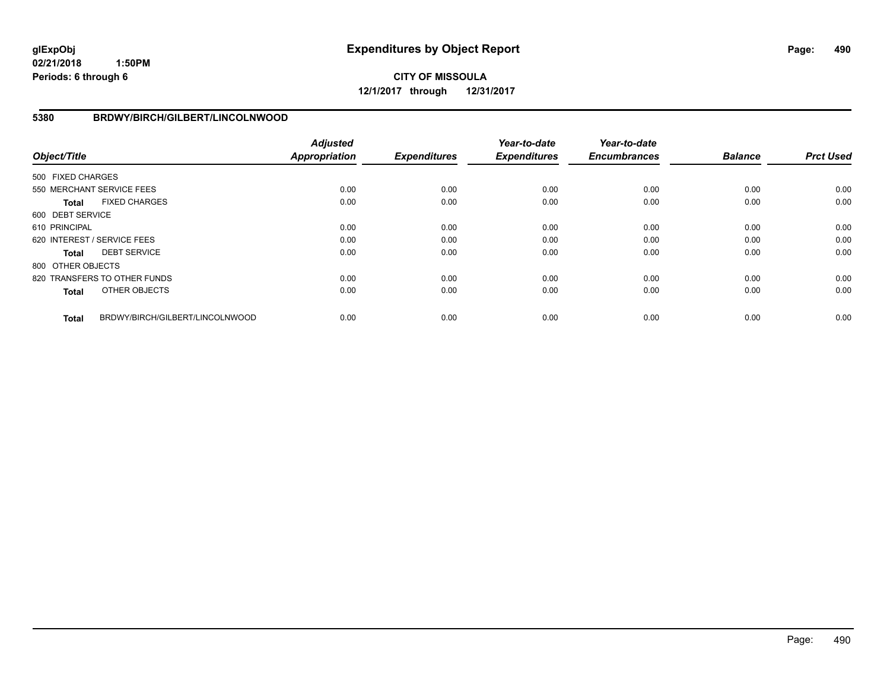# Expenditures by Object Report

**glExpObj**
**02/21/2018 1:50PM**
**Periods: 6 through 6**

**CITY OF MISSOULA**
**12/1/2017 through 12/31/2017**

## 5380 BRDWY/BIRCH/GILBERT/LINCOLNWOOD

| Object/Title | Adjusted Appropriation | Expenditures | Year-to-date Expenditures | Year-to-date Encumbrances | Balance | Prct Used |
|---|---|---|---|---|---|---|
| 500 FIXED CHARGES | | | | | | |
| 550 MERCHANT SERVICE FEES | 0.00 | 0.00 | 0.00 | 0.00 | 0.00 | 0.00 |
| **Total** FIXED CHARGES | 0.00 | 0.00 | 0.00 | 0.00 | 0.00 | 0.00 |
| 600 DEBT SERVICE | | | | | | |
| 610 PRINCIPAL | 0.00 | 0.00 | 0.00 | 0.00 | 0.00 | 0.00 |
| 620 INTEREST / SERVICE FEES | 0.00 | 0.00 | 0.00 | 0.00 | 0.00 | 0.00 |
| **Total** DEBT SERVICE | 0.00 | 0.00 | 0.00 | 0.00 | 0.00 | 0.00 |
| 800 OTHER OBJECTS | | | | | | |
| 820 TRANSFERS TO OTHER FUNDS | 0.00 | 0.00 | 0.00 | 0.00 | 0.00 | 0.00 |
| **Total** OTHER OBJECTS | 0.00 | 0.00 | 0.00 | 0.00 | 0.00 | 0.00 |
| **Total** BRDWY/BIRCH/GILBERT/LINCOLNWOOD | 0.00 | 0.00 | 0.00 | 0.00 | 0.00 | 0.00 |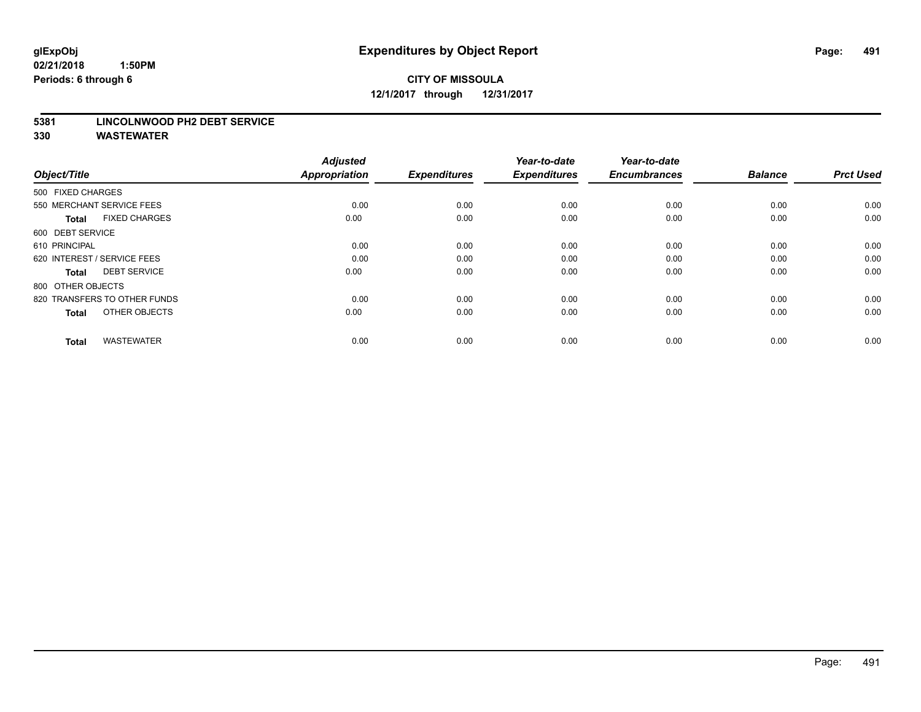# Expenditures by Object Report

glExpObj
02/21/2018 1:50PM
Periods: 6 through 6

**CITY OF MISSOULA**
**12/1/2017 through 12/31/2017**

## 5381 LINCOLNWOOD PH2 DEBT SERVICE
## 330 WASTEWATER

| Object/Title | Adjusted Appropriation | Expenditures | Year-to-date Expenditures | Year-to-date Encumbrances | Balance | Prct Used |
|---|---|---|---|---|---|---|
| 500 FIXED CHARGES | | | | | | |
| 550 MERCHANT SERVICE FEES | 0.00 | 0.00 | 0.00 | 0.00 | 0.00 | 0.00 |
| **Total** FIXED CHARGES | 0.00 | 0.00 | 0.00 | 0.00 | 0.00 | 0.00 |
| 600 DEBT SERVICE | | | | | | |
| 610 PRINCIPAL | 0.00 | 0.00 | 0.00 | 0.00 | 0.00 | 0.00 |
| 620 INTEREST / SERVICE FEES | 0.00 | 0.00 | 0.00 | 0.00 | 0.00 | 0.00 |
| **Total** DEBT SERVICE | 0.00 | 0.00 | 0.00 | 0.00 | 0.00 | 0.00 |
| 800 OTHER OBJECTS | | | | | | |
| 820 TRANSFERS TO OTHER FUNDS | 0.00 | 0.00 | 0.00 | 0.00 | 0.00 | 0.00 |
| **Total** OTHER OBJECTS | 0.00 | 0.00 | 0.00 | 0.00 | 0.00 | 0.00 |
| **Total** WASTEWATER | 0.00 | 0.00 | 0.00 | 0.00 | 0.00 | 0.00 |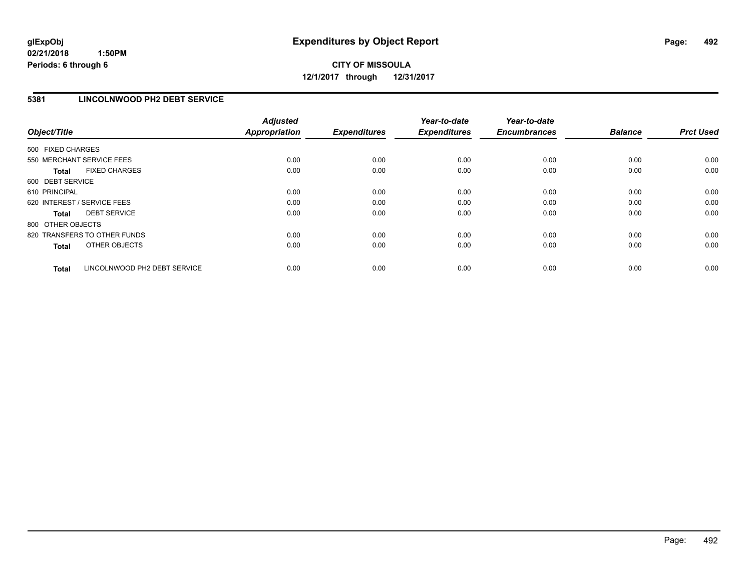**glExpObj** **Expenditures by Object Report**

**02/21/2018 1:50PM**

**Periods: 6 through 6**

**CITY OF MISSOULA**

**12/1/2017 through 12/31/2017**

## 5381 LINCOLNWOOD PH2 DEBT SERVICE

| Object/Title | Adjusted Appropriation | Expenditures | Year-to-date Expenditures | Year-to-date Encumbrances | Balance | Prct Used |
|---|---|---|---|---|---|---|
| 500 FIXED CHARGES | | | | | | |
| 550 MERCHANT SERVICE FEES | 0.00 | 0.00 | 0.00 | 0.00 | 0.00 | 0.00 |
| **Total** FIXED CHARGES | 0.00 | 0.00 | 0.00 | 0.00 | 0.00 | 0.00 |
| 600 DEBT SERVICE | | | | | | |
| 610 PRINCIPAL | 0.00 | 0.00 | 0.00 | 0.00 | 0.00 | 0.00 |
| 620 INTEREST / SERVICE FEES | 0.00 | 0.00 | 0.00 | 0.00 | 0.00 | 0.00 |
| **Total** DEBT SERVICE | 0.00 | 0.00 | 0.00 | 0.00 | 0.00 | 0.00 |
| 800 OTHER OBJECTS | | | | | | |
| 820 TRANSFERS TO OTHER FUNDS | 0.00 | 0.00 | 0.00 | 0.00 | 0.00 | 0.00 |
| **Total** OTHER OBJECTS | 0.00 | 0.00 | 0.00 | 0.00 | 0.00 | 0.00 |
| **Total** LINCOLNWOOD PH2 DEBT SERVICE | 0.00 | 0.00 | 0.00 | 0.00 | 0.00 | 0.00 |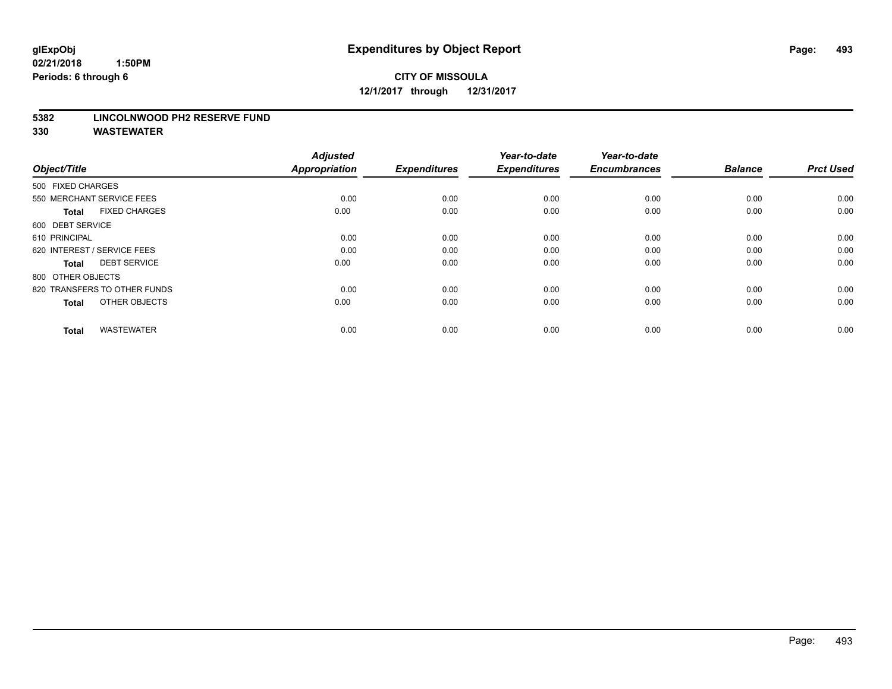# Expenditures by Object Report

**glExpObj**
**02/21/2018 1:50PM**
**Periods: 6 through 6**

**CITY OF MISSOULA**
**12/1/2017 through 12/31/2017**

**5382 LINCOLNWOOD PH2 RESERVE FUND**
**330 WASTEWATER**

| Object/Title | Adjusted Appropriation | Expenditures | Year-to-date Expenditures | Year-to-date Encumbrances | Balance | Prct Used |
|---|---|---|---|---|---|---|
| 500 FIXED CHARGES | | | | | | |
| 550 MERCHANT SERVICE FEES | 0.00 | 0.00 | 0.00 | 0.00 | 0.00 | 0.00 |
| **Total** FIXED CHARGES | 0.00 | 0.00 | 0.00 | 0.00 | 0.00 | 0.00 |
| 600 DEBT SERVICE | | | | | | |
| 610 PRINCIPAL | 0.00 | 0.00 | 0.00 | 0.00 | 0.00 | 0.00 |
| 620 INTEREST / SERVICE FEES | 0.00 | 0.00 | 0.00 | 0.00 | 0.00 | 0.00 |
| **Total** DEBT SERVICE | 0.00 | 0.00 | 0.00 | 0.00 | 0.00 | 0.00 |
| 800 OTHER OBJECTS | | | | | | |
| 820 TRANSFERS TO OTHER FUNDS | 0.00 | 0.00 | 0.00 | 0.00 | 0.00 | 0.00 |
| **Total** OTHER OBJECTS | 0.00 | 0.00 | 0.00 | 0.00 | 0.00 | 0.00 |
| **Total** WASTEWATER | 0.00 | 0.00 | 0.00 | 0.00 | 0.00 | 0.00 |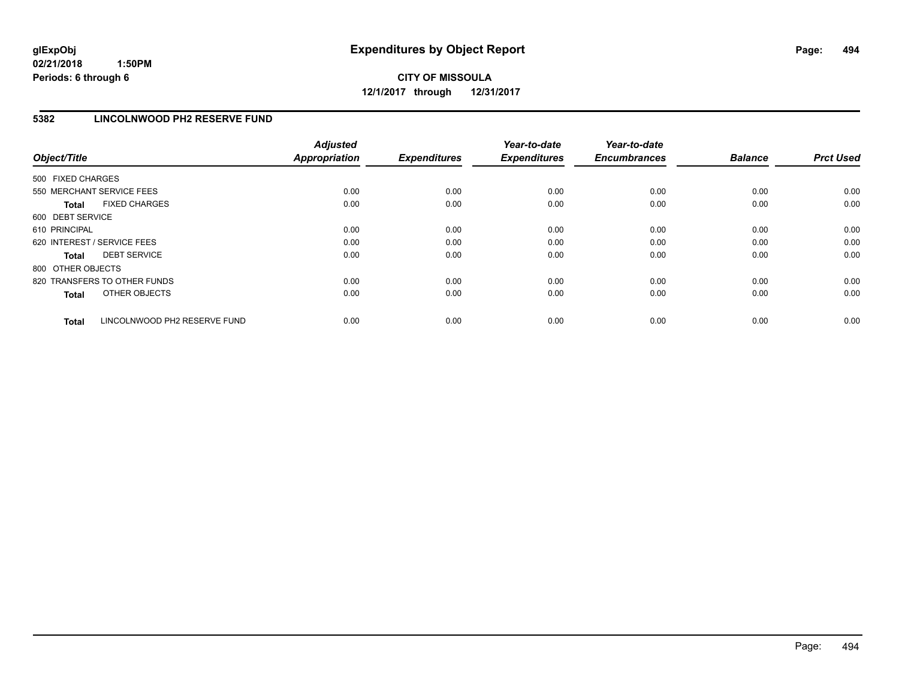**glExpObj** **Expenditures by Object Report**

**02/21/2018 1:50PM**

**Periods: 6 through 6**

**CITY OF MISSOULA**

**12/1/2017 through 12/31/2017**

## 5382 LINCOLNWOOD PH2 RESERVE FUND

| Object/Title | Adjusted Appropriation | Expenditures | Year-to-date Expenditures | Year-to-date Encumbrances | Balance | Prct Used |
|---|---|---|---|---|---|---|
| 500 FIXED CHARGES | | | | | | |
| 550 MERCHANT SERVICE FEES | 0.00 | 0.00 | 0.00 | 0.00 | 0.00 | 0.00 |
| **Total** FIXED CHARGES | 0.00 | 0.00 | 0.00 | 0.00 | 0.00 | 0.00 |
| 600 DEBT SERVICE | | | | | | |
| 610 PRINCIPAL | 0.00 | 0.00 | 0.00 | 0.00 | 0.00 | 0.00 |
| 620 INTEREST / SERVICE FEES | 0.00 | 0.00 | 0.00 | 0.00 | 0.00 | 0.00 |
| **Total** DEBT SERVICE | 0.00 | 0.00 | 0.00 | 0.00 | 0.00 | 0.00 |
| 800 OTHER OBJECTS | | | | | | |
| 820 TRANSFERS TO OTHER FUNDS | 0.00 | 0.00 | 0.00 | 0.00 | 0.00 | 0.00 |
| **Total** OTHER OBJECTS | 0.00 | 0.00 | 0.00 | 0.00 | 0.00 | 0.00 |
| **Total** LINCOLNWOOD PH2 RESERVE FUND | 0.00 | 0.00 | 0.00 | 0.00 | 0.00 | 0.00 |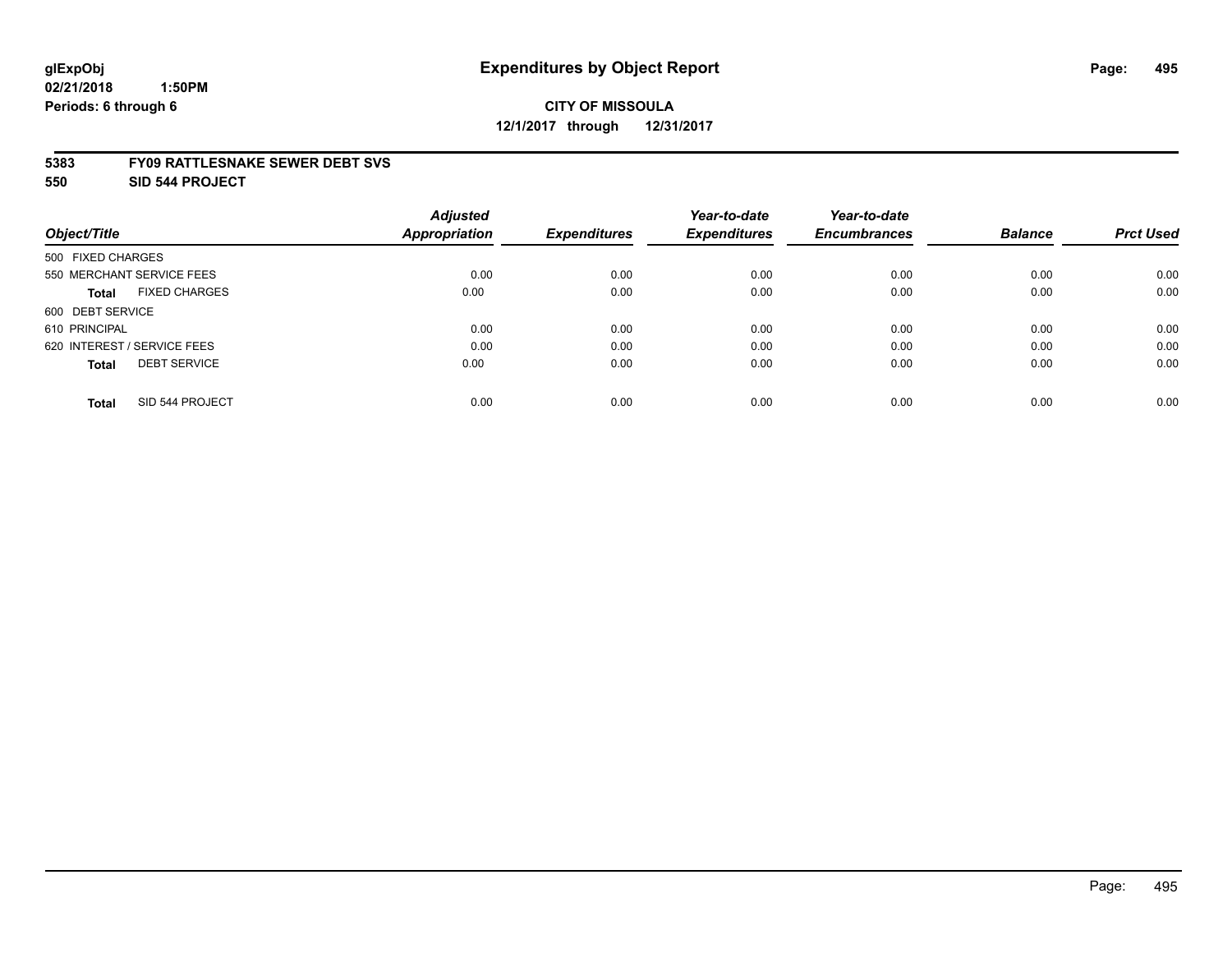# Expenditures by Object Report

glExpObj
02/21/2018 1:50PM
Periods: 6 through 6

**CITY OF MISSOULA**
**12/1/2017 through 12/31/2017**

**5383 FY09 RATTLESNAKE SEWER DEBT SVS**
**550 SID 544 PROJECT**

| Object/Title | Adjusted Appropriation | Expenditures | Year-to-date Expenditures | Year-to-date Encumbrances | Balance | Prct Used |
|---|---|---|---|---|---|---|
| 500 FIXED CHARGES | | | | | | |
| 550 MERCHANT SERVICE FEES | 0.00 | 0.00 | 0.00 | 0.00 | 0.00 | 0.00 |
| **Total** FIXED CHARGES | 0.00 | 0.00 | 0.00 | 0.00 | 0.00 | 0.00 |
| 600 DEBT SERVICE | | | | | | |
| 610 PRINCIPAL | 0.00 | 0.00 | 0.00 | 0.00 | 0.00 | 0.00 |
| 620 INTEREST / SERVICE FEES | 0.00 | 0.00 | 0.00 | 0.00 | 0.00 | 0.00 |
| **Total** DEBT SERVICE | 0.00 | 0.00 | 0.00 | 0.00 | 0.00 | 0.00 |
| **Total** SID 544 PROJECT | 0.00 | 0.00 | 0.00 | 0.00 | 0.00 | 0.00 |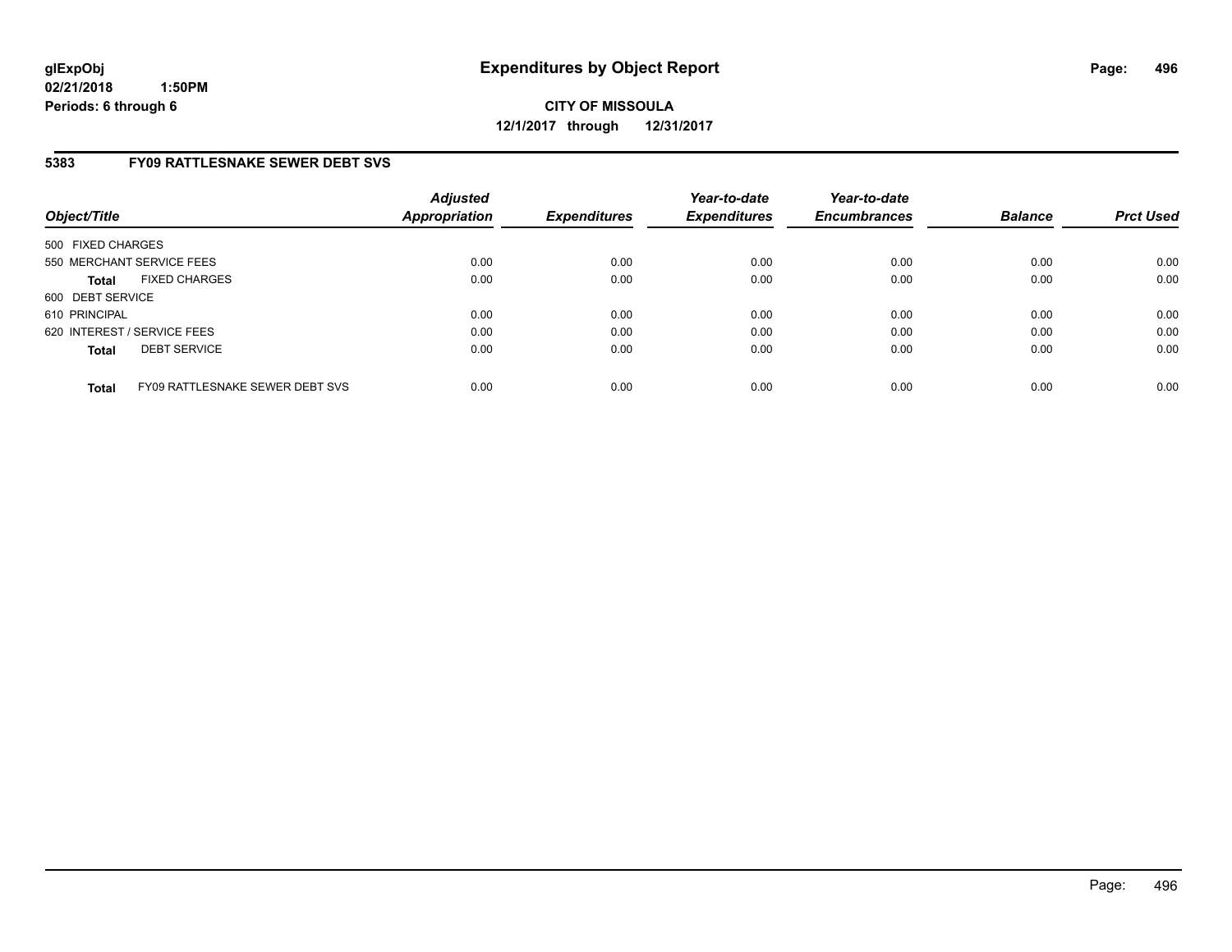**CITY OF MISSOULA**

**12/1/2017 through 12/31/2017**

## 5383 FY09 RATTLESNAKE SEWER DEBT SVS

| Object/Title | Adjusted Appropriation | Expenditures | Year-to-date Expenditures | Year-to-date Encumbrances | Balance | Prct Used |
|---|---|---|---|---|---|---|
| 500 FIXED CHARGES | | | | | | |
| 550 MERCHANT SERVICE FEES | 0.00 | 0.00 | 0.00 | 0.00 | 0.00 | 0.00 |
| **Total** FIXED CHARGES | 0.00 | 0.00 | 0.00 | 0.00 | 0.00 | 0.00 |
| 600 DEBT SERVICE | | | | | | |
| 610 PRINCIPAL | 0.00 | 0.00 | 0.00 | 0.00 | 0.00 | 0.00 |
| 620 INTEREST / SERVICE FEES | 0.00 | 0.00 | 0.00 | 0.00 | 0.00 | 0.00 |
| **Total** DEBT SERVICE | 0.00 | 0.00 | 0.00 | 0.00 | 0.00 | 0.00 |
| **Total** FY09 RATTLESNAKE SEWER DEBT SVS | 0.00 | 0.00 | 0.00 | 0.00 | 0.00 | 0.00 |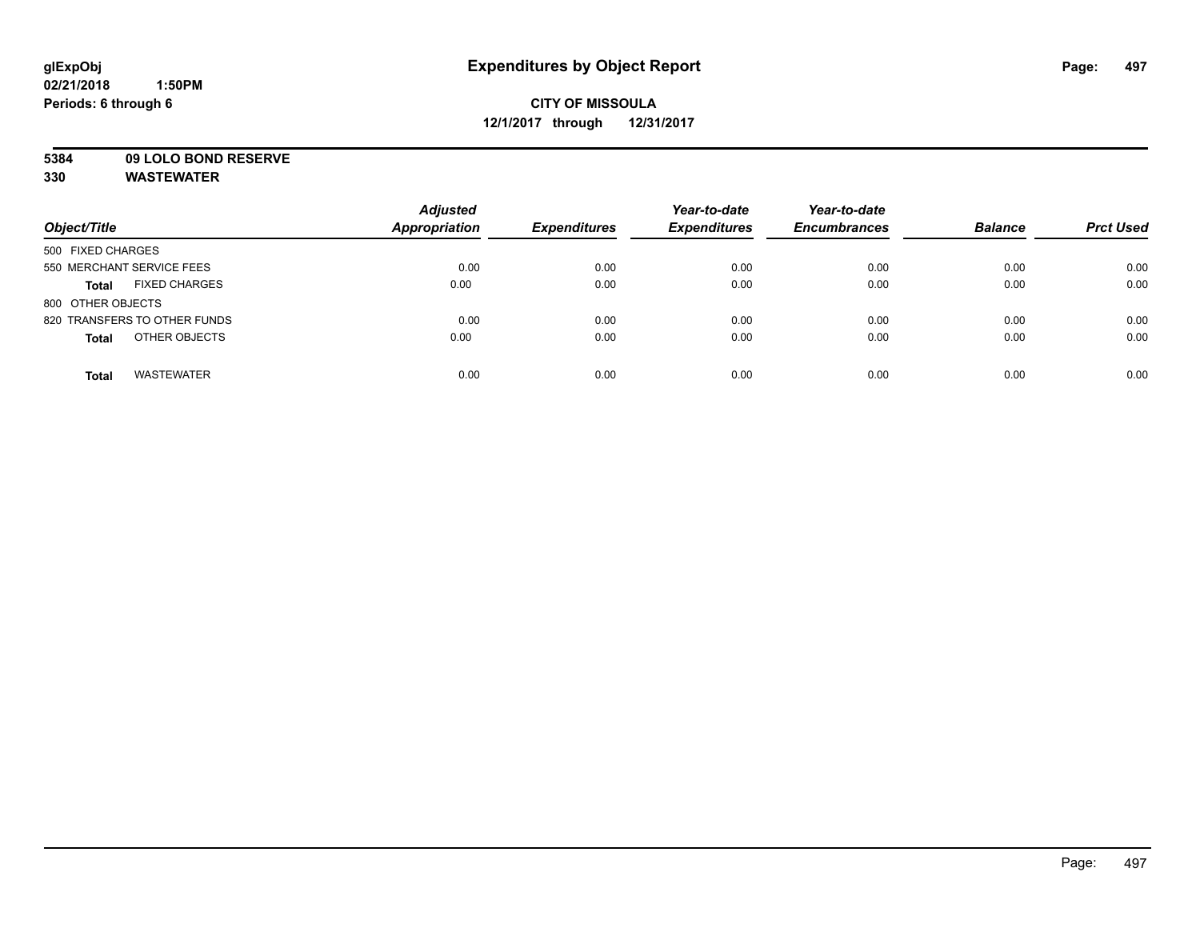**glExpObj**
**02/21/2018 1:50PM**
**Periods: 6 through 6**

# Expenditures by Object Report

**CITY OF MISSOULA**
**12/1/2017 through 12/31/2017**

**5384 09 LOLO BOND RESERVE**
**330 WASTEWATER**

| Object/Title | Adjusted Appropriation | Expenditures | Year-to-date Expenditures | Year-to-date Encumbrances | Balance | Prct Used |
|---|---|---|---|---|---|---|
| 500 FIXED CHARGES | | | | | | |
| 550 MERCHANT SERVICE FEES | 0.00 | 0.00 | 0.00 | 0.00 | 0.00 | 0.00 |
| **Total** FIXED CHARGES | 0.00 | 0.00 | 0.00 | 0.00 | 0.00 | 0.00 |
| 800 OTHER OBJECTS | | | | | | |
| 820 TRANSFERS TO OTHER FUNDS | 0.00 | 0.00 | 0.00 | 0.00 | 0.00 | 0.00 |
| **Total** OTHER OBJECTS | 0.00 | 0.00 | 0.00 | 0.00 | 0.00 | 0.00 |
| **Total** WASTEWATER | 0.00 | 0.00 | 0.00 | 0.00 | 0.00 | 0.00 |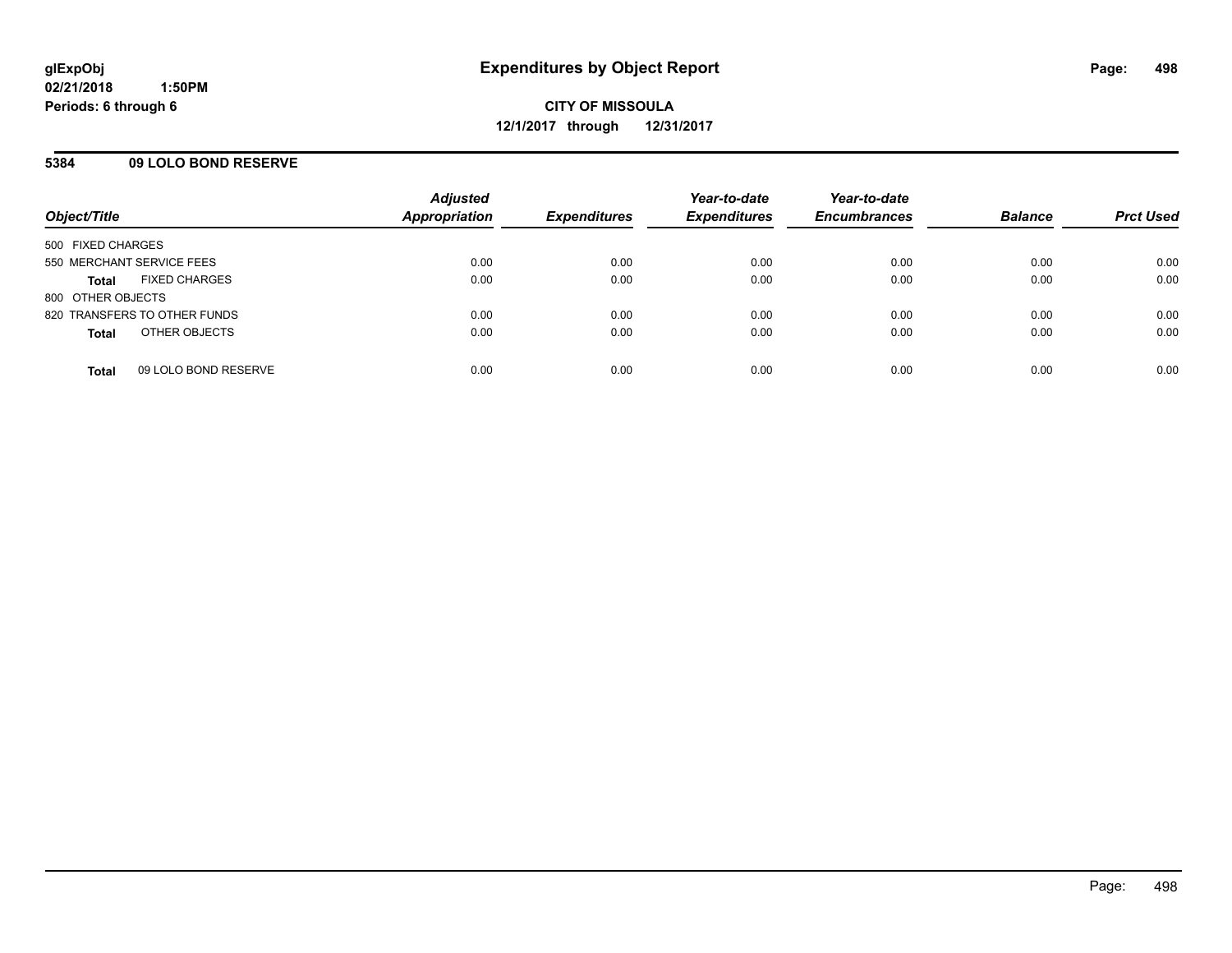**glExpObj**
**02/21/2018 1:50PM**
**Periods: 6 through 6**

# Expenditures by Object Report

**CITY OF MISSOULA**
**12/1/2017 through 12/31/2017**

## 5384 09 LOLO BOND RESERVE

| Object/Title | | Adjusted Appropriation | Expenditures | Year-to-date Expenditures | Year-to-date Encumbrances | Balance | Prct Used |
|---|---|---|---|---|---|---|---|
| 500 FIXED CHARGES | | | | | | | |
| 550 MERCHANT SERVICE FEES | | 0.00 | 0.00 | 0.00 | 0.00 | 0.00 | 0.00 |
| **Total** | FIXED CHARGES | 0.00 | 0.00 | 0.00 | 0.00 | 0.00 | 0.00 |
| 800 OTHER OBJECTS | | | | | | | |
| 820 TRANSFERS TO OTHER FUNDS | | 0.00 | 0.00 | 0.00 | 0.00 | 0.00 | 0.00 |
| **Total** | OTHER OBJECTS | 0.00 | 0.00 | 0.00 | 0.00 | 0.00 | 0.00 |
| **Total** | 09 LOLO BOND RESERVE | 0.00 | 0.00 | 0.00 | 0.00 | 0.00 | 0.00 |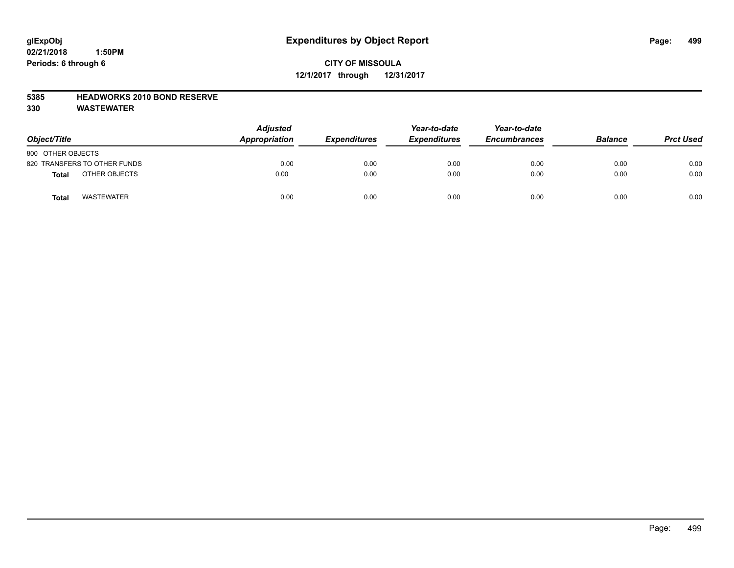glExpObj
02/21/2018 1:50PM
Periods: 6 through 6

# Expenditures by Object Report

**CITY OF MISSOULA**
**12/1/2017 through 12/31/2017**

**5385 HEADWORKS 2010 BOND RESERVE**
**330 WASTEWATER**

| Object/Title | Adjusted Appropriation | Expenditures | Year-to-date Expenditures | Year-to-date Encumbrances | Balance | Prct Used |
|---|---|---|---|---|---|---|
| 800 OTHER OBJECTS | | | | | | |
| 820 TRANSFERS TO OTHER FUNDS | 0.00 | 0.00 | 0.00 | 0.00 | 0.00 | 0.00 |
| **Total** OTHER OBJECTS | 0.00 | 0.00 | 0.00 | 0.00 | 0.00 | 0.00 |
| **Total** WASTEWATER | 0.00 | 0.00 | 0.00 | 0.00 | 0.00 | 0.00 |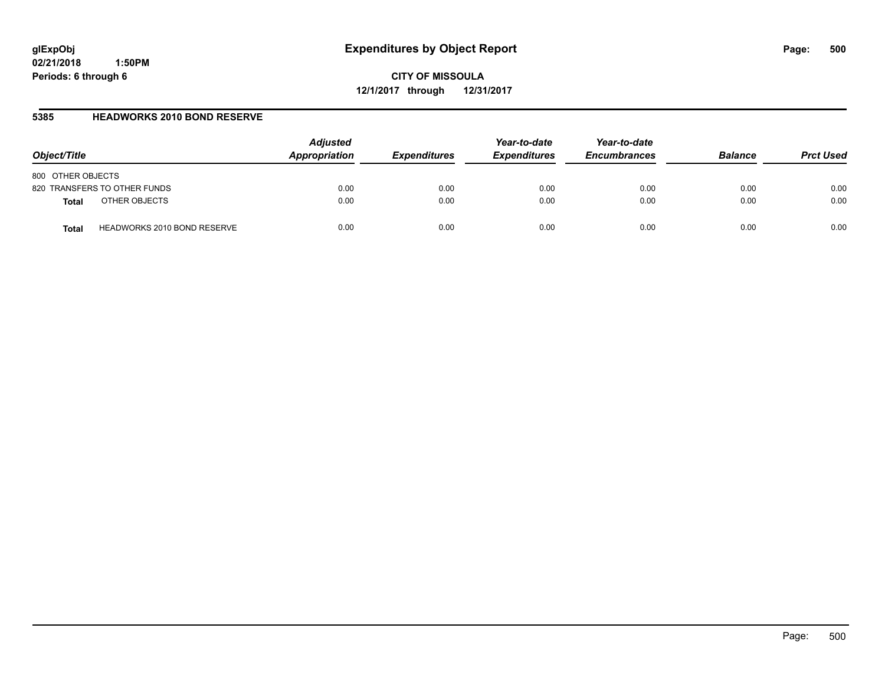# Expenditures by Object Report

glExpObj
02/21/2018 1:50PM
Periods: 6 through 6

**CITY OF MISSOULA**
**12/1/2017 through 12/31/2017**

## 5385 HEADWORKS 2010 BOND RESERVE

| Object/Title | | Adjusted Appropriation | Expenditures | Year-to-date Expenditures | Year-to-date Encumbrances | Balance | Prct Used |
|---|---|---|---|---|---|---|---|
| 800 OTHER OBJECTS | | | | | | | |
| 820 TRANSFERS TO OTHER FUNDS | | 0.00 | 0.00 | 0.00 | 0.00 | 0.00 | 0.00 |
| **Total** | OTHER OBJECTS | 0.00 | 0.00 | 0.00 | 0.00 | 0.00 | 0.00 |
| **Total** | HEADWORKS 2010 BOND RESERVE | 0.00 | 0.00 | 0.00 | 0.00 | 0.00 | 0.00 |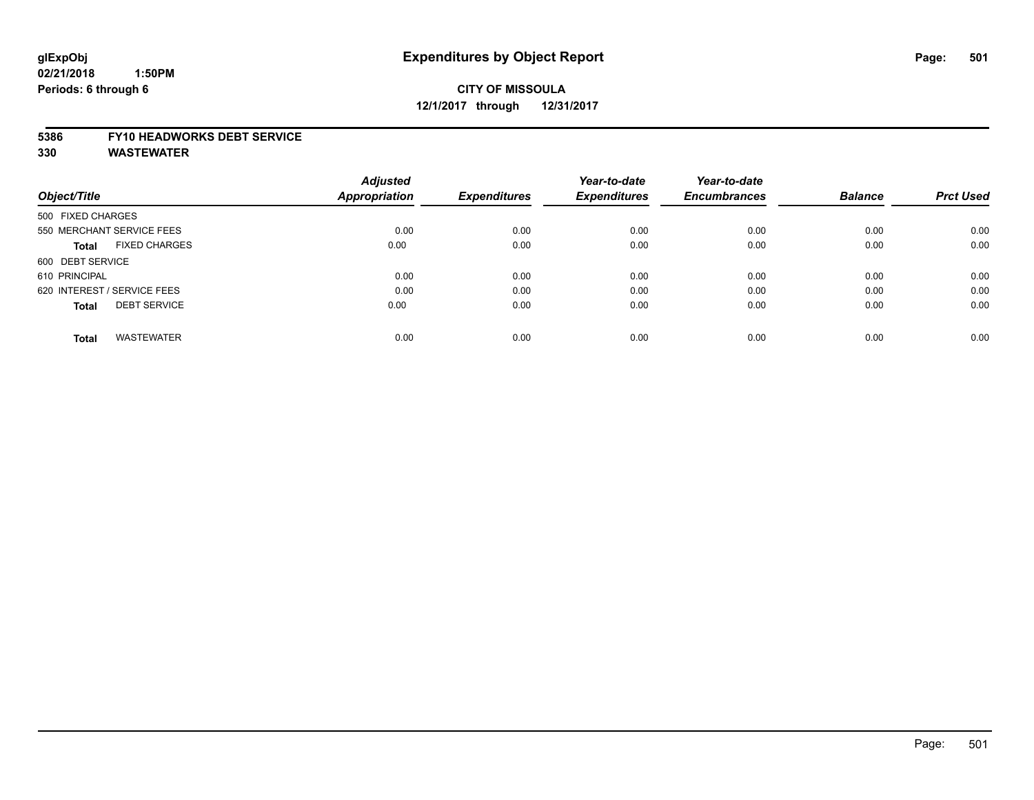**glExpObj**
**02/21/2018 1:50PM**
**Periods: 6 through 6**

# Expenditures by Object Report

**CITY OF MISSOULA**
**12/1/2017 through 12/31/2017**

**5386 FY10 HEADWORKS DEBT SERVICE**
**330 WASTEWATER**

| Object/Title | Adjusted Appropriation | Expenditures | Year-to-date Expenditures | Year-to-date Encumbrances | Balance | Prct Used |
|---|---|---|---|---|---|---|
| 500 FIXED CHARGES | | | | | | |
| 550 MERCHANT SERVICE FEES | 0.00 | 0.00 | 0.00 | 0.00 | 0.00 | 0.00 |
| **Total** FIXED CHARGES | 0.00 | 0.00 | 0.00 | 0.00 | 0.00 | 0.00 |
| 600 DEBT SERVICE | | | | | | |
| 610 PRINCIPAL | 0.00 | 0.00 | 0.00 | 0.00 | 0.00 | 0.00 |
| 620 INTEREST / SERVICE FEES | 0.00 | 0.00 | 0.00 | 0.00 | 0.00 | 0.00 |
| **Total** DEBT SERVICE | 0.00 | 0.00 | 0.00 | 0.00 | 0.00 | 0.00 |
| **Total** WASTEWATER | 0.00 | 0.00 | 0.00 | 0.00 | 0.00 | 0.00 |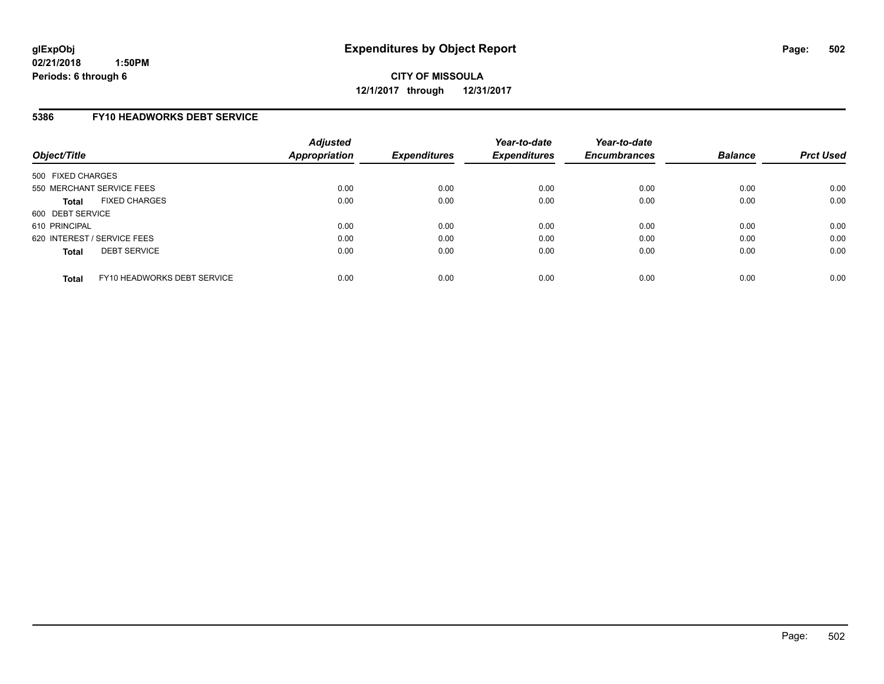**glExpObj**
**02/21/2018 1:50PM**
**Periods: 6 through 6**

# Expenditures by Object Report

**CITY OF MISSOULA**
**12/1/2017 through 12/31/2017**

## 5386 FY10 HEADWORKS DEBT SERVICE

| Object/Title | | *Adjusted Appropriation* | *Expenditures* | *Year-to-date Expenditures* | *Year-to-date Encumbrances* | *Balance* | *Prct Used* |
|---|---|---|---|---|---|---|---|
| 500 FIXED CHARGES | | | | | | | |
| 550 MERCHANT SERVICE FEES | | 0.00 | 0.00 | 0.00 | 0.00 | 0.00 | 0.00 |
| **Total** | FIXED CHARGES | 0.00 | 0.00 | 0.00 | 0.00 | 0.00 | 0.00 |
| 600 DEBT SERVICE | | | | | | | |
| 610 PRINCIPAL | | 0.00 | 0.00 | 0.00 | 0.00 | 0.00 | 0.00 |
| 620 INTEREST / SERVICE FEES | | 0.00 | 0.00 | 0.00 | 0.00 | 0.00 | 0.00 |
| **Total** | DEBT SERVICE | 0.00 | 0.00 | 0.00 | 0.00 | 0.00 | 0.00 |
| **Total** | FY10 HEADWORKS DEBT SERVICE | 0.00 | 0.00 | 0.00 | 0.00 | 0.00 | 0.00 |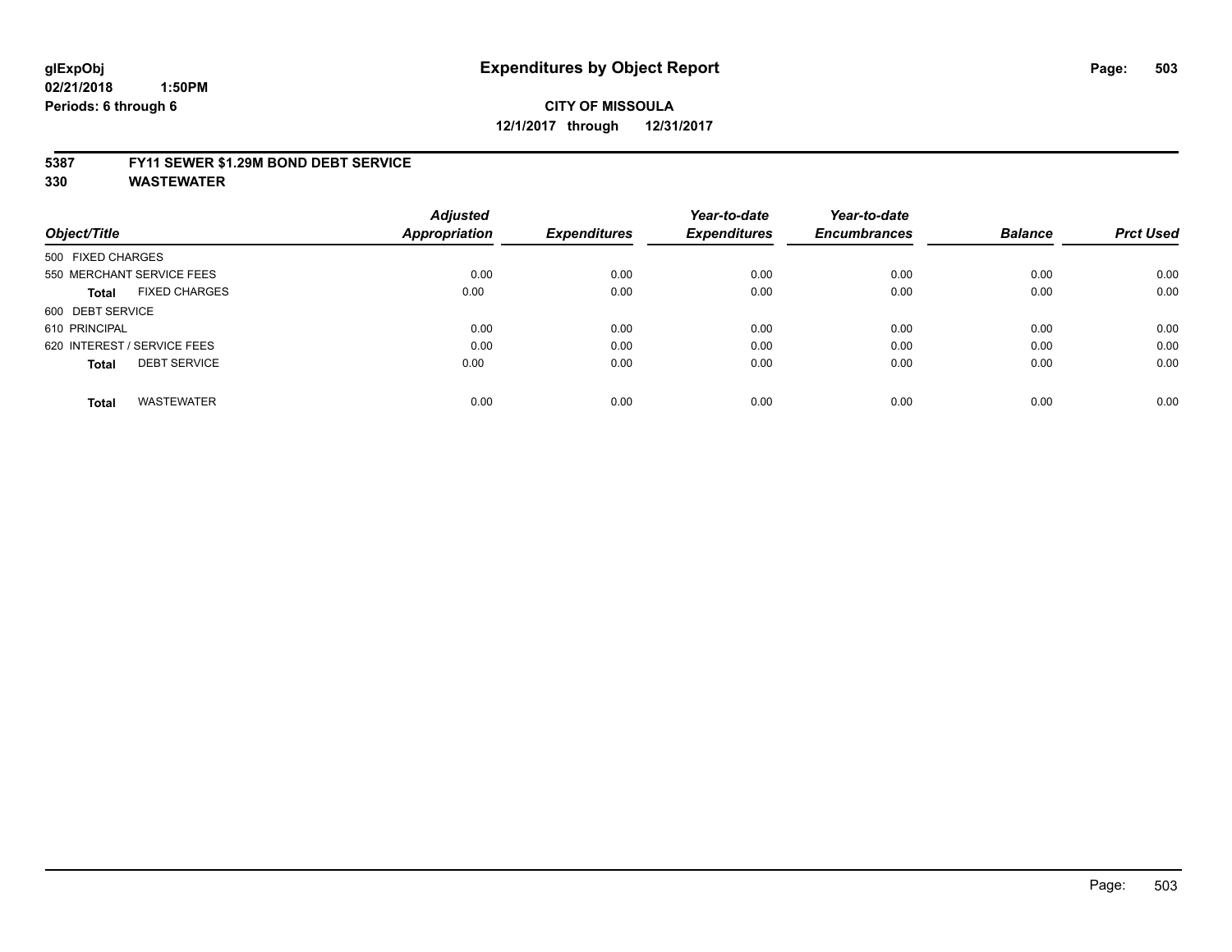**glExpObj**
**02/21/2018 1:50PM**
**Periods: 6 through 6**

# Expenditures by Object Report

**CITY OF MISSOULA**
**12/1/2017 through 12/31/2017**

## 5387 FY11 SEWER $1.29M BOND DEBT SERVICE
## 330 WASTEWATER

| Object/Title | Adjusted Appropriation | Expenditures | Year-to-date Expenditures | Year-to-date Encumbrances | Balance | Prct Used |
|---|---|---|---|---|---|---|
| 500 FIXED CHARGES | | | | | | |
| 550 MERCHANT SERVICE FEES | 0.00 | 0.00 | 0.00 | 0.00 | 0.00 | 0.00 |
| **Total** FIXED CHARGES | 0.00 | 0.00 | 0.00 | 0.00 | 0.00 | 0.00 |
| 600 DEBT SERVICE | | | | | | |
| 610 PRINCIPAL | 0.00 | 0.00 | 0.00 | 0.00 | 0.00 | 0.00 |
| 620 INTEREST / SERVICE FEES | 0.00 | 0.00 | 0.00 | 0.00 | 0.00 | 0.00 |
| **Total** DEBT SERVICE | 0.00 | 0.00 | 0.00 | 0.00 | 0.00 | 0.00 |
| **Total** WASTEWATER | 0.00 | 0.00 | 0.00 | 0.00 | 0.00 | 0.00 |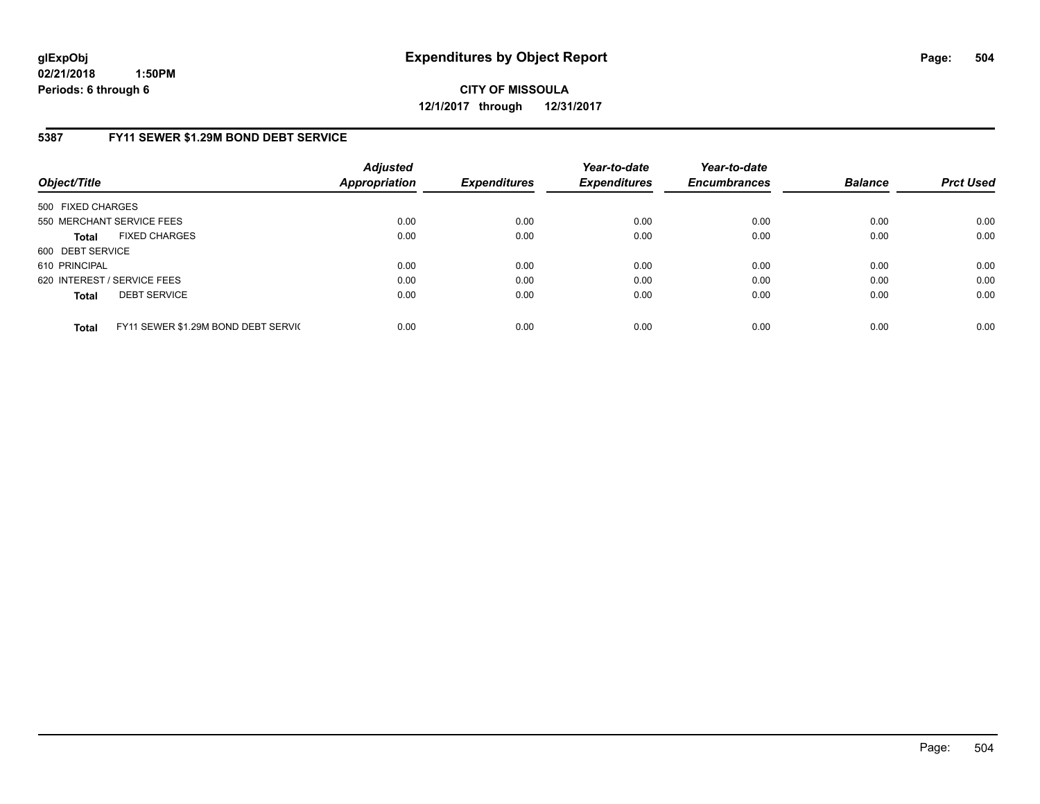glExpObj
02/21/2018 1:50PM
Periods: 6 through 6

# Expenditures by Object Report

**CITY OF MISSOULA**
**12/1/2017 through 12/31/2017**

## 5387 FY11 SEWER $1.29M BOND DEBT SERVICE

| Object/Title | Adjusted Appropriation | Expenditures | Year-to-date Expenditures | Year-to-date Encumbrances | Balance | Prct Used |
|---|---|---|---|---|---|---|
| 500 FIXED CHARGES | | | | | | |
| 550 MERCHANT SERVICE FEES | 0.00 | 0.00 | 0.00 | 0.00 | 0.00 | 0.00 |
| **Total** FIXED CHARGES | 0.00 | 0.00 | 0.00 | 0.00 | 0.00 | 0.00 |
| 600 DEBT SERVICE | | | | | | |
| 610 PRINCIPAL | 0.00 | 0.00 | 0.00 | 0.00 | 0.00 | 0.00 |
| 620 INTEREST / SERVICE FEES | 0.00 | 0.00 | 0.00 | 0.00 | 0.00 | 0.00 |
| **Total** DEBT SERVICE | 0.00 | 0.00 | 0.00 | 0.00 | 0.00 | 0.00 |
| **Total** FY11 SEWER $1.29M BOND DEBT SERVIC | 0.00 | 0.00 | 0.00 | 0.00 | 0.00 | 0.00 |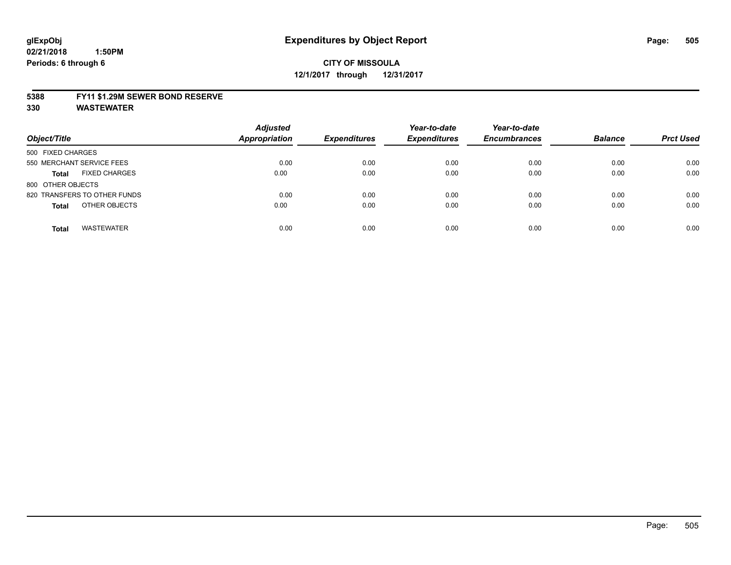**glExpObj** **Expenditures by Object Report**

**02/21/2018 1:50PM**

**Periods: 6 through 6**

**CITY OF MISSOULA**

**12/1/2017 through 12/31/2017**

**5388 FY11 $1.29M SEWER BOND RESERVE**

**330 WASTEWATER**

| Object/Title | Adjusted Appropriation | Expenditures | Year-to-date Expenditures | Year-to-date Encumbrances | Balance | Prct Used |
|---|---|---|---|---|---|---|
| 500 FIXED CHARGES | | | | | | |
| 550 MERCHANT SERVICE FEES | 0.00 | 0.00 | 0.00 | 0.00 | 0.00 | 0.00 |
| **Total** FIXED CHARGES | 0.00 | 0.00 | 0.00 | 0.00 | 0.00 | 0.00 |
| 800 OTHER OBJECTS | | | | | | |
| 820 TRANSFERS TO OTHER FUNDS | 0.00 | 0.00 | 0.00 | 0.00 | 0.00 | 0.00 |
| **Total** OTHER OBJECTS | 0.00 | 0.00 | 0.00 | 0.00 | 0.00 | 0.00 |
| **Total** WASTEWATER | 0.00 | 0.00 | 0.00 | 0.00 | 0.00 | 0.00 |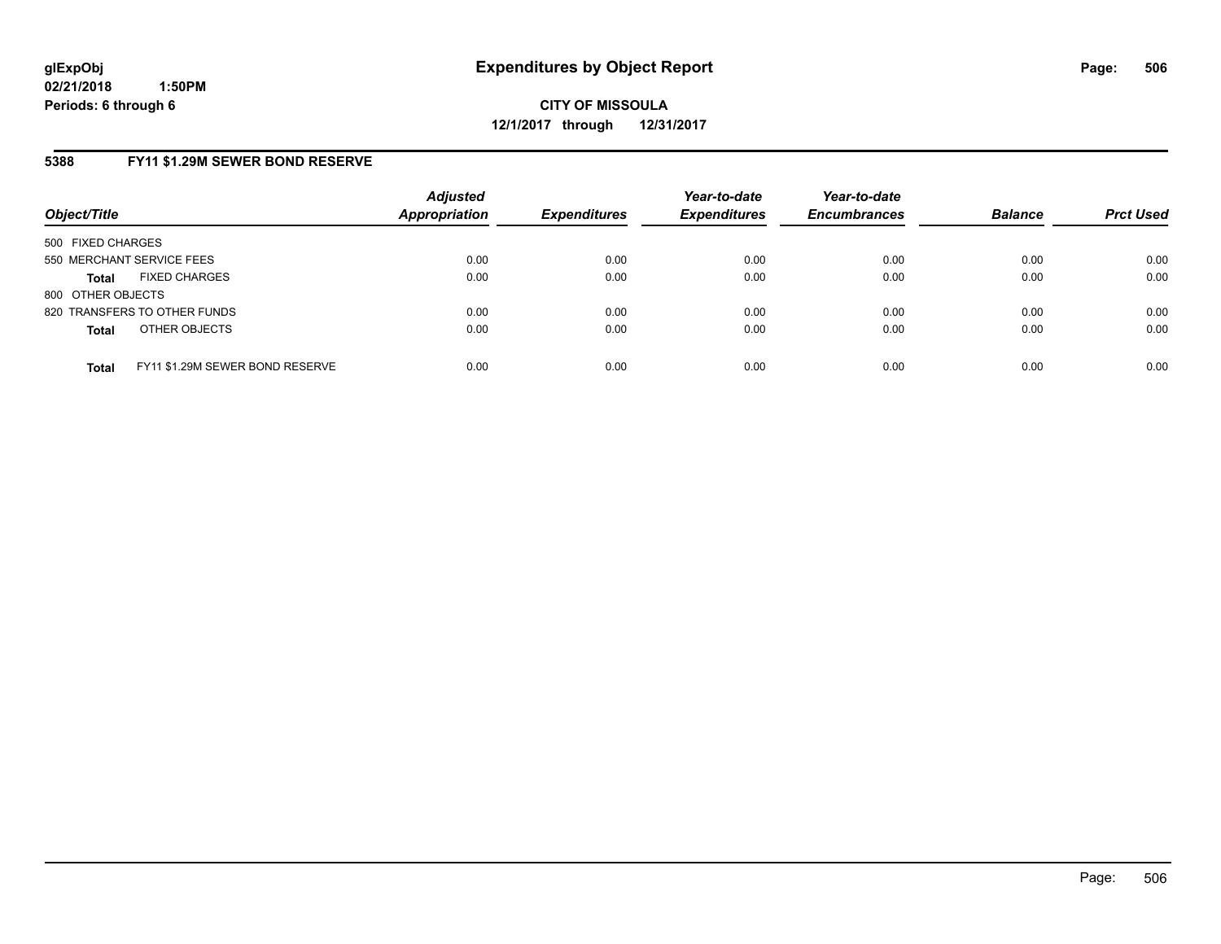**Expenditures by Object Report**

**CITY OF MISSOULA**

**12/1/2017 through 12/31/2017**

glExpObj
02/21/2018 1:50PM
Periods: 6 through 6

## 5388 FY11 $1.29M SEWER BOND RESERVE

| Object/Title | Adjusted Appropriation | Expenditures | Year-to-date Expenditures | Year-to-date Encumbrances | Balance | Prct Used |
|---|---|---|---|---|---|---|
| 500 FIXED CHARGES | | | | | | |
| 550 MERCHANT SERVICE FEES | 0.00 | 0.00 | 0.00 | 0.00 | 0.00 | 0.00 |
| **Total** FIXED CHARGES | 0.00 | 0.00 | 0.00 | 0.00 | 0.00 | 0.00 |
| 800 OTHER OBJECTS | | | | | | |
| 820 TRANSFERS TO OTHER FUNDS | 0.00 | 0.00 | 0.00 | 0.00 | 0.00 | 0.00 |
| **Total** OTHER OBJECTS | 0.00 | 0.00 | 0.00 | 0.00 | 0.00 | 0.00 |
| **Total** FY11 $1.29M SEWER BOND RESERVE | 0.00 | 0.00 | 0.00 | 0.00 | 0.00 | 0.00 |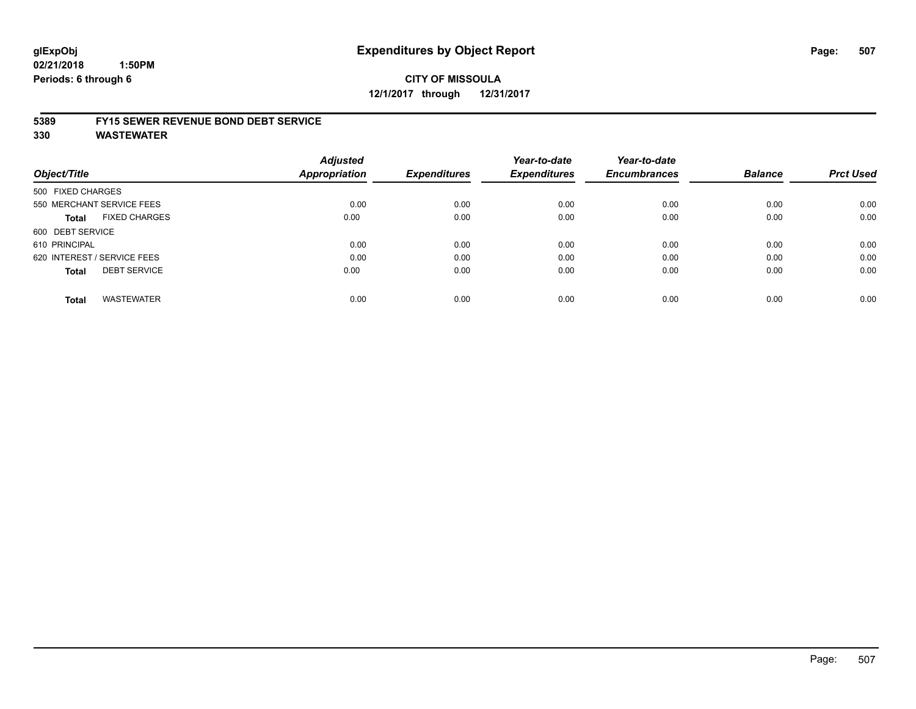# Expenditures by Object Report

glExpObj
02/21/2018 1:50PM
Periods: 6 through 6

**CITY OF MISSOULA**
**12/1/2017 through 12/31/2017**

**5389 FY15 SEWER REVENUE BOND DEBT SERVICE**
**330 WASTEWATER**

| Object/Title | Adjusted Appropriation | Expenditures | Year-to-date Expenditures | Year-to-date Encumbrances | Balance | Prct Used |
|---|---|---|---|---|---|---|
| 500 FIXED CHARGES | | | | | | |
| 550 MERCHANT SERVICE FEES | 0.00 | 0.00 | 0.00 | 0.00 | 0.00 | 0.00 |
| **Total** FIXED CHARGES | 0.00 | 0.00 | 0.00 | 0.00 | 0.00 | 0.00 |
| 600 DEBT SERVICE | | | | | | |
| 610 PRINCIPAL | 0.00 | 0.00 | 0.00 | 0.00 | 0.00 | 0.00 |
| 620 INTEREST / SERVICE FEES | 0.00 | 0.00 | 0.00 | 0.00 | 0.00 | 0.00 |
| **Total** DEBT SERVICE | 0.00 | 0.00 | 0.00 | 0.00 | 0.00 | 0.00 |
| **Total** WASTEWATER | 0.00 | 0.00 | 0.00 | 0.00 | 0.00 | 0.00 |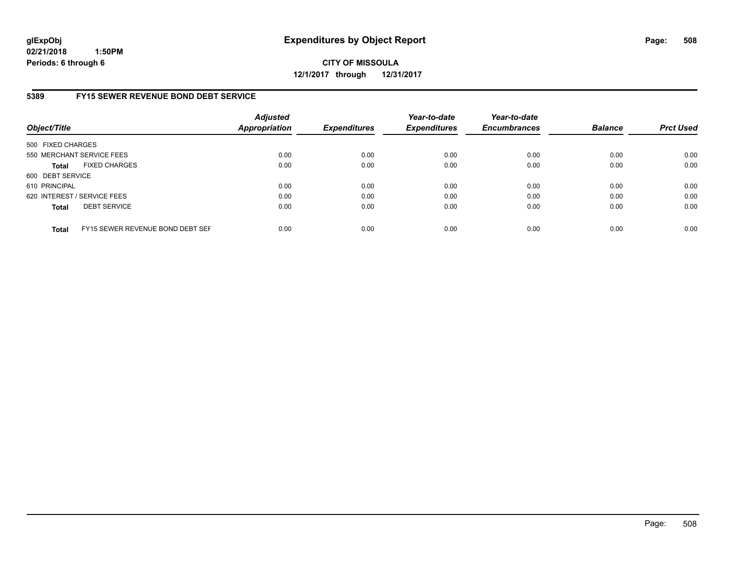**glExpObj**
**02/21/2018 1:50PM**
**Periods: 6 through 6**

# Expenditures by Object Report

**CITY OF MISSOULA**
**12/1/2017 through 12/31/2017**

## 5389 FY15 SEWER REVENUE BOND DEBT SERVICE

| Object/Title | | Adjusted Appropriation | Expenditures | Year-to-date Expenditures | Year-to-date Encumbrances | Balance | Prct Used |
|---|---|---|---|---|---|---|---|
| 500 FIXED CHARGES | | | | | | | |
| 550 MERCHANT SERVICE FEES | | 0.00 | 0.00 | 0.00 | 0.00 | 0.00 | 0.00 |
| **Total** | FIXED CHARGES | 0.00 | 0.00 | 0.00 | 0.00 | 0.00 | 0.00 |
| 600 DEBT SERVICE | | | | | | | |
| 610 PRINCIPAL | | 0.00 | 0.00 | 0.00 | 0.00 | 0.00 | 0.00 |
| 620 INTEREST / SERVICE FEES | | 0.00 | 0.00 | 0.00 | 0.00 | 0.00 | 0.00 |
| **Total** | DEBT SERVICE | 0.00 | 0.00 | 0.00 | 0.00 | 0.00 | 0.00 |
| **Total** | FY15 SEWER REVENUE BOND DEBT SEF | 0.00 | 0.00 | 0.00 | 0.00 | 0.00 | 0.00 |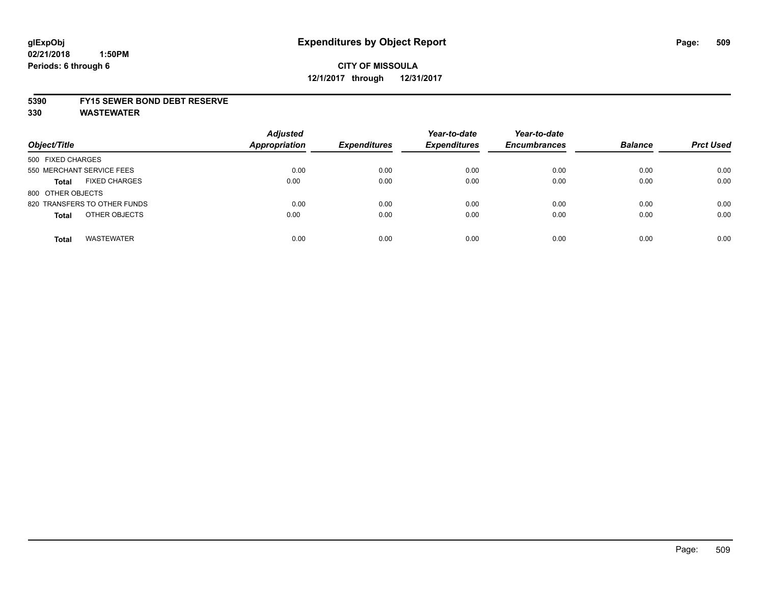**glExpObj**
**02/21/2018 1:50PM**
**Periods: 6 through 6**

# Expenditures by Object Report

**CITY OF MISSOULA**
**12/1/2017 through 12/31/2017**

**5390 FY15 SEWER BOND DEBT RESERVE**
**330 WASTEWATER**

| Object/Title | Adjusted Appropriation | Expenditures | Year-to-date Expenditures | Year-to-date Encumbrances | Balance | Prct Used |
|---|---|---|---|---|---|---|
| 500 FIXED CHARGES | | | | | | |
| 550 MERCHANT SERVICE FEES | 0.00 | 0.00 | 0.00 | 0.00 | 0.00 | 0.00 |
| **Total** FIXED CHARGES | 0.00 | 0.00 | 0.00 | 0.00 | 0.00 | 0.00 |
| 800 OTHER OBJECTS | | | | | | |
| 820 TRANSFERS TO OTHER FUNDS | 0.00 | 0.00 | 0.00 | 0.00 | 0.00 | 0.00 |
| **Total** OTHER OBJECTS | 0.00 | 0.00 | 0.00 | 0.00 | 0.00 | 0.00 |
| **Total** WASTEWATER | 0.00 | 0.00 | 0.00 | 0.00 | 0.00 | 0.00 |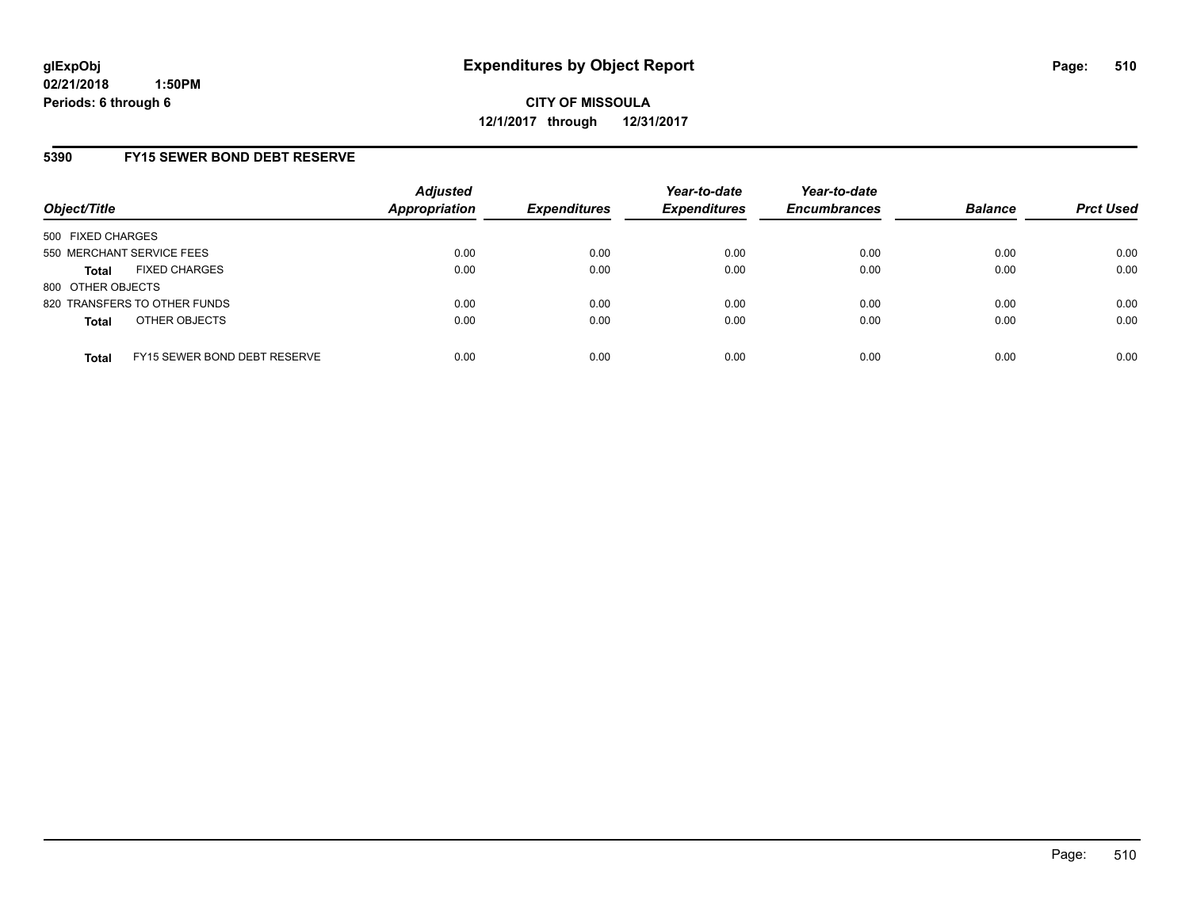**glExpObj**
**02/21/2018 1:50PM**
**Periods: 6 through 6**

# Expenditures by Object Report

**CITY OF MISSOULA**
**12/1/2017 through 12/31/2017**

## 5390 FY15 SEWER BOND DEBT RESERVE

| Object/Title | Adjusted Appropriation | Expenditures | Year-to-date Expenditures | Year-to-date Encumbrances | Balance | Prct Used |
|---|---|---|---|---|---|---|
| 500 FIXED CHARGES | | | | | | |
| 550 MERCHANT SERVICE FEES | 0.00 | 0.00 | 0.00 | 0.00 | 0.00 | 0.00 |
| **Total** FIXED CHARGES | 0.00 | 0.00 | 0.00 | 0.00 | 0.00 | 0.00 |
| 800 OTHER OBJECTS | | | | | | |
| 820 TRANSFERS TO OTHER FUNDS | 0.00 | 0.00 | 0.00 | 0.00 | 0.00 | 0.00 |
| **Total** OTHER OBJECTS | 0.00 | 0.00 | 0.00 | 0.00 | 0.00 | 0.00 |
| **Total** FY15 SEWER BOND DEBT RESERVE | 0.00 | 0.00 | 0.00 | 0.00 | 0.00 | 0.00 |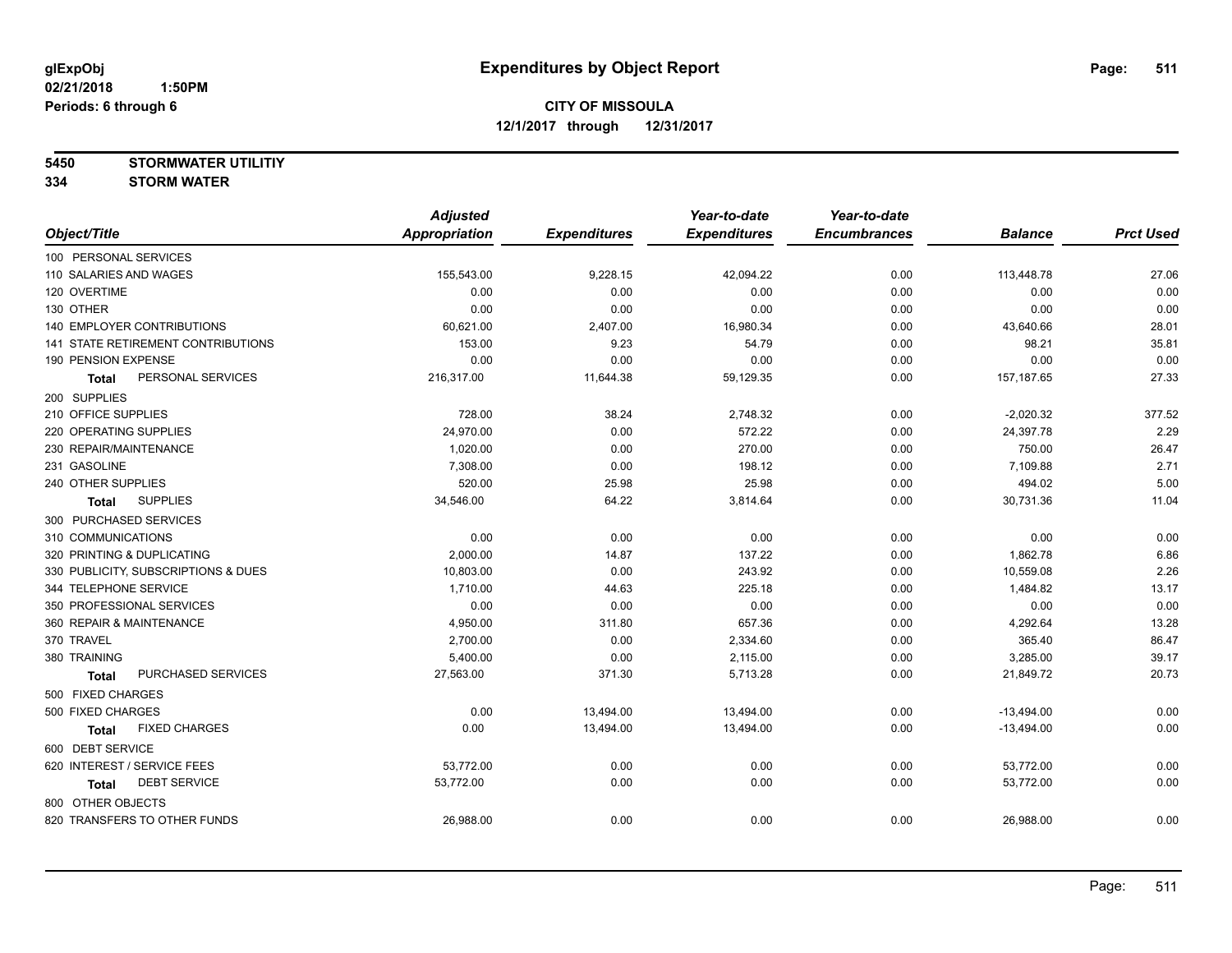**glExpObj**
**02/21/2018 1:50PM**
**Periods: 6 through 6**

# Expenditures by Object Report

**CITY OF MISSOULA**
**12/1/2017 through 12/31/2017**

**5450 STORMWATER UTILITIY**
**334 STORM WATER**

| Object/Title | Adjusted Appropriation | Expenditures | Year-to-date Expenditures | Year-to-date Encumbrances | Balance | Prct Used |
|---|---|---|---|---|---|---|
| 100 PERSONAL SERVICES | | | | | | |
| 110 SALARIES AND WAGES | 155,543.00 | 9,228.15 | 42,094.22 | 0.00 | 113,448.78 | 27.06 |
| 120 OVERTIME | 0.00 | 0.00 | 0.00 | 0.00 | 0.00 | 0.00 |
| 130 OTHER | 0.00 | 0.00 | 0.00 | 0.00 | 0.00 | 0.00 |
| 140 EMPLOYER CONTRIBUTIONS | 60,621.00 | 2,407.00 | 16,980.34 | 0.00 | 43,640.66 | 28.01 |
| 141 STATE RETIREMENT CONTRIBUTIONS | 153.00 | 9.23 | 54.79 | 0.00 | 98.21 | 35.81 |
| 190 PENSION EXPENSE | 0.00 | 0.00 | 0.00 | 0.00 | 0.00 | 0.00 |
| **Total** PERSONAL SERVICES | 216,317.00 | 11,644.38 | 59,129.35 | 0.00 | 157,187.65 | 27.33 |
| 200 SUPPLIES | | | | | | |
| 210 OFFICE SUPPLIES | 728.00 | 38.24 | 2,748.32 | 0.00 | -2,020.32 | 377.52 |
| 220 OPERATING SUPPLIES | 24,970.00 | 0.00 | 572.22 | 0.00 | 24,397.78 | 2.29 |
| 230 REPAIR/MAINTENANCE | 1,020.00 | 0.00 | 270.00 | 0.00 | 750.00 | 26.47 |
| 231 GASOLINE | 7,308.00 | 0.00 | 198.12 | 0.00 | 7,109.88 | 2.71 |
| 240 OTHER SUPPLIES | 520.00 | 25.98 | 25.98 | 0.00 | 494.02 | 5.00 |
| **Total** SUPPLIES | 34,546.00 | 64.22 | 3,814.64 | 0.00 | 30,731.36 | 11.04 |
| 300 PURCHASED SERVICES | | | | | | |
| 310 COMMUNICATIONS | 0.00 | 0.00 | 0.00 | 0.00 | 0.00 | 0.00 |
| 320 PRINTING & DUPLICATING | 2,000.00 | 14.87 | 137.22 | 0.00 | 1,862.78 | 6.86 |
| 330 PUBLICITY, SUBSCRIPTIONS & DUES | 10,803.00 | 0.00 | 243.92 | 0.00 | 10,559.08 | 2.26 |
| 344 TELEPHONE SERVICE | 1,710.00 | 44.63 | 225.18 | 0.00 | 1,484.82 | 13.17 |
| 350 PROFESSIONAL SERVICES | 0.00 | 0.00 | 0.00 | 0.00 | 0.00 | 0.00 |
| 360 REPAIR & MAINTENANCE | 4,950.00 | 311.80 | 657.36 | 0.00 | 4,292.64 | 13.28 |
| 370 TRAVEL | 2,700.00 | 0.00 | 2,334.60 | 0.00 | 365.40 | 86.47 |
| 380 TRAINING | 5,400.00 | 0.00 | 2,115.00 | 0.00 | 3,285.00 | 39.17 |
| **Total** PURCHASED SERVICES | 27,563.00 | 371.30 | 5,713.28 | 0.00 | 21,849.72 | 20.73 |
| 500 FIXED CHARGES | | | | | | |
| 500 FIXED CHARGES | 0.00 | 13,494.00 | 13,494.00 | 0.00 | -13,494.00 | 0.00 |
| **Total** FIXED CHARGES | 0.00 | 13,494.00 | 13,494.00 | 0.00 | -13,494.00 | 0.00 |
| 600 DEBT SERVICE | | | | | | |
| 620 INTEREST / SERVICE FEES | 53,772.00 | 0.00 | 0.00 | 0.00 | 53,772.00 | 0.00 |
| **Total** DEBT SERVICE | 53,772.00 | 0.00 | 0.00 | 0.00 | 53,772.00 | 0.00 |
| 800 OTHER OBJECTS | | | | | | |
| 820 TRANSFERS TO OTHER FUNDS | 26,988.00 | 0.00 | 0.00 | 0.00 | 26,988.00 | 0.00 |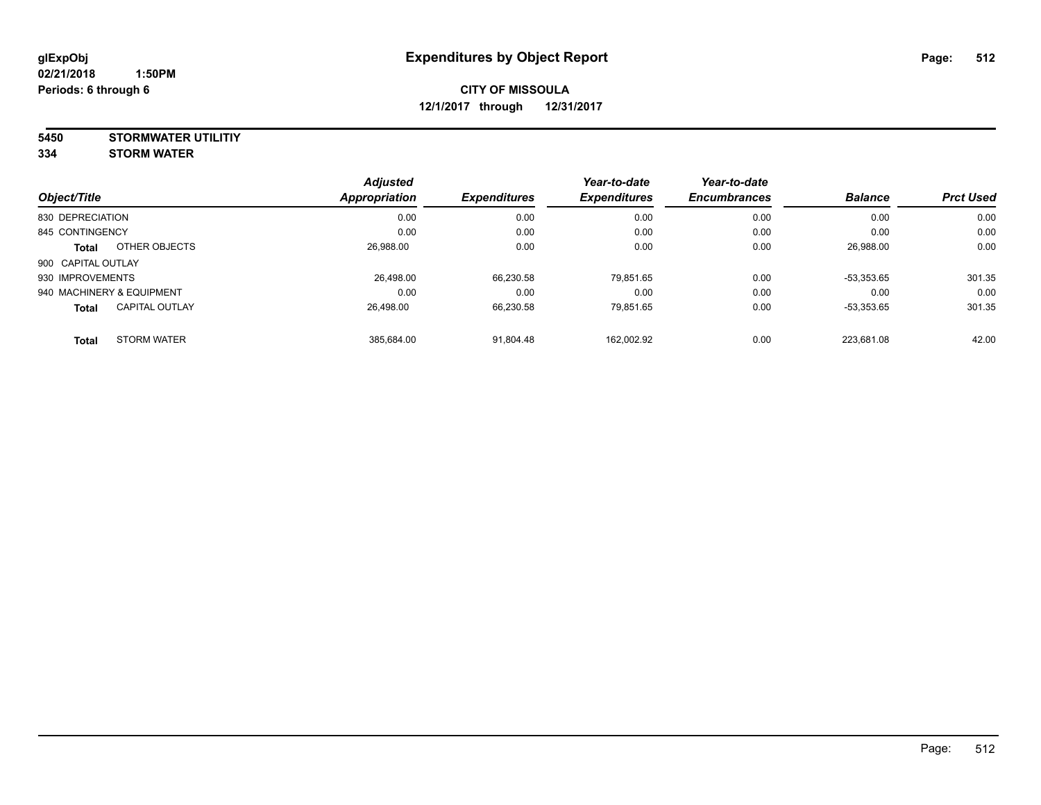**glExpObj**
**02/21/2018 1:50PM**
**Periods: 6 through 6**

# Expenditures by Object Report

**CITY OF MISSOULA**
**12/1/2017 through 12/31/2017**

**5450 STORMWATER UTILITIY**
**334 STORM WATER**

| Object/Title | Adjusted Appropriation | Expenditures | Year-to-date Expenditures | Year-to-date Encumbrances | Balance | Prct Used |
|---|---|---|---|---|---|---|
| 830 DEPRECIATION | 0.00 | 0.00 | 0.00 | 0.00 | 0.00 | 0.00 |
| 845 CONTINGENCY | 0.00 | 0.00 | 0.00 | 0.00 | 0.00 | 0.00 |
| **Total** OTHER OBJECTS | 26,988.00 | 0.00 | 0.00 | 0.00 | 26,988.00 | 0.00 |
| 900 CAPITAL OUTLAY | | | | | | |
| 930 IMPROVEMENTS | 26,498.00 | 66,230.58 | 79,851.65 | 0.00 | -53,353.65 | 301.35 |
| 940 MACHINERY & EQUIPMENT | 0.00 | 0.00 | 0.00 | 0.00 | 0.00 | 0.00 |
| **Total** CAPITAL OUTLAY | 26,498.00 | 66,230.58 | 79,851.65 | 0.00 | -53,353.65 | 301.35 |
| **Total** STORM WATER | 385,684.00 | 91,804.48 | 162,002.92 | 0.00 | 223,681.08 | 42.00 |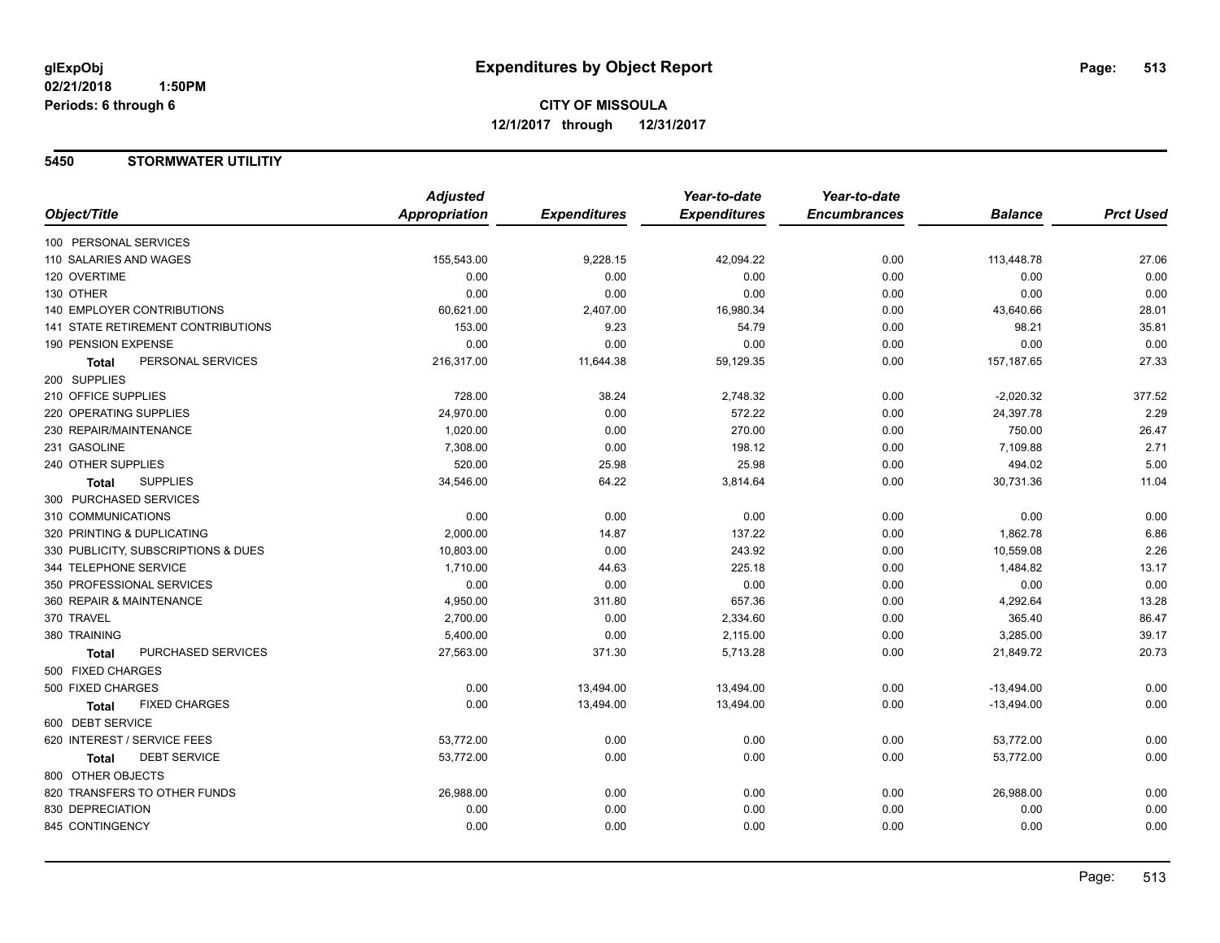# Expenditures by Object Report

glExpObj
02/21/2018 1:50PM
Periods: 6 through 6

**CITY OF MISSOULA**
**12/1/2017 through 12/31/2017**

## 5450 STORMWATER UTILITIY

| Object/Title | Adjusted Appropriation | Expenditures | Year-to-date Expenditures | Year-to-date Encumbrances | Balance | Prct Used |
|---|---|---|---|---|---|---|
| 100 PERSONAL SERVICES | | | | | | |
| 110 SALARIES AND WAGES | 155,543.00 | 9,228.15 | 42,094.22 | 0.00 | 113,448.78 | 27.06 |
| 120 OVERTIME | 0.00 | 0.00 | 0.00 | 0.00 | 0.00 | 0.00 |
| 130 OTHER | 0.00 | 0.00 | 0.00 | 0.00 | 0.00 | 0.00 |
| 140 EMPLOYER CONTRIBUTIONS | 60,621.00 | 2,407.00 | 16,980.34 | 0.00 | 43,640.66 | 28.01 |
| 141 STATE RETIREMENT CONTRIBUTIONS | 153.00 | 9.23 | 54.79 | 0.00 | 98.21 | 35.81 |
| 190 PENSION EXPENSE | 0.00 | 0.00 | 0.00 | 0.00 | 0.00 | 0.00 |
| **Total** PERSONAL SERVICES | 216,317.00 | 11,644.38 | 59,129.35 | 0.00 | 157,187.65 | 27.33 |
| 200 SUPPLIES | | | | | | |
| 210 OFFICE SUPPLIES | 728.00 | 38.24 | 2,748.32 | 0.00 | -2,020.32 | 377.52 |
| 220 OPERATING SUPPLIES | 24,970.00 | 0.00 | 572.22 | 0.00 | 24,397.78 | 2.29 |
| 230 REPAIR/MAINTENANCE | 1,020.00 | 0.00 | 270.00 | 0.00 | 750.00 | 26.47 |
| 231 GASOLINE | 7,308.00 | 0.00 | 198.12 | 0.00 | 7,109.88 | 2.71 |
| 240 OTHER SUPPLIES | 520.00 | 25.98 | 25.98 | 0.00 | 494.02 | 5.00 |
| **Total** SUPPLIES | 34,546.00 | 64.22 | 3,814.64 | 0.00 | 30,731.36 | 11.04 |
| 300 PURCHASED SERVICES | | | | | | |
| 310 COMMUNICATIONS | 0.00 | 0.00 | 0.00 | 0.00 | 0.00 | 0.00 |
| 320 PRINTING & DUPLICATING | 2,000.00 | 14.87 | 137.22 | 0.00 | 1,862.78 | 6.86 |
| 330 PUBLICITY, SUBSCRIPTIONS & DUES | 10,803.00 | 0.00 | 243.92 | 0.00 | 10,559.08 | 2.26 |
| 344 TELEPHONE SERVICE | 1,710.00 | 44.63 | 225.18 | 0.00 | 1,484.82 | 13.17 |
| 350 PROFESSIONAL SERVICES | 0.00 | 0.00 | 0.00 | 0.00 | 0.00 | 0.00 |
| 360 REPAIR & MAINTENANCE | 4,950.00 | 311.80 | 657.36 | 0.00 | 4,292.64 | 13.28 |
| 370 TRAVEL | 2,700.00 | 0.00 | 2,334.60 | 0.00 | 365.40 | 86.47 |
| 380 TRAINING | 5,400.00 | 0.00 | 2,115.00 | 0.00 | 3,285.00 | 39.17 |
| **Total** PURCHASED SERVICES | 27,563.00 | 371.30 | 5,713.28 | 0.00 | 21,849.72 | 20.73 |
| 500 FIXED CHARGES | | | | | | |
| 500 FIXED CHARGES | 0.00 | 13,494.00 | 13,494.00 | 0.00 | -13,494.00 | 0.00 |
| **Total** FIXED CHARGES | 0.00 | 13,494.00 | 13,494.00 | 0.00 | -13,494.00 | 0.00 |
| 600 DEBT SERVICE | | | | | | |
| 620 INTEREST / SERVICE FEES | 53,772.00 | 0.00 | 0.00 | 0.00 | 53,772.00 | 0.00 |
| **Total** DEBT SERVICE | 53,772.00 | 0.00 | 0.00 | 0.00 | 53,772.00 | 0.00 |
| 800 OTHER OBJECTS | | | | | | |
| 820 TRANSFERS TO OTHER FUNDS | 26,988.00 | 0.00 | 0.00 | 0.00 | 26,988.00 | 0.00 |
| 830 DEPRECIATION | 0.00 | 0.00 | 0.00 | 0.00 | 0.00 | 0.00 |
| 845 CONTINGENCY | 0.00 | 0.00 | 0.00 | 0.00 | 0.00 | 0.00 |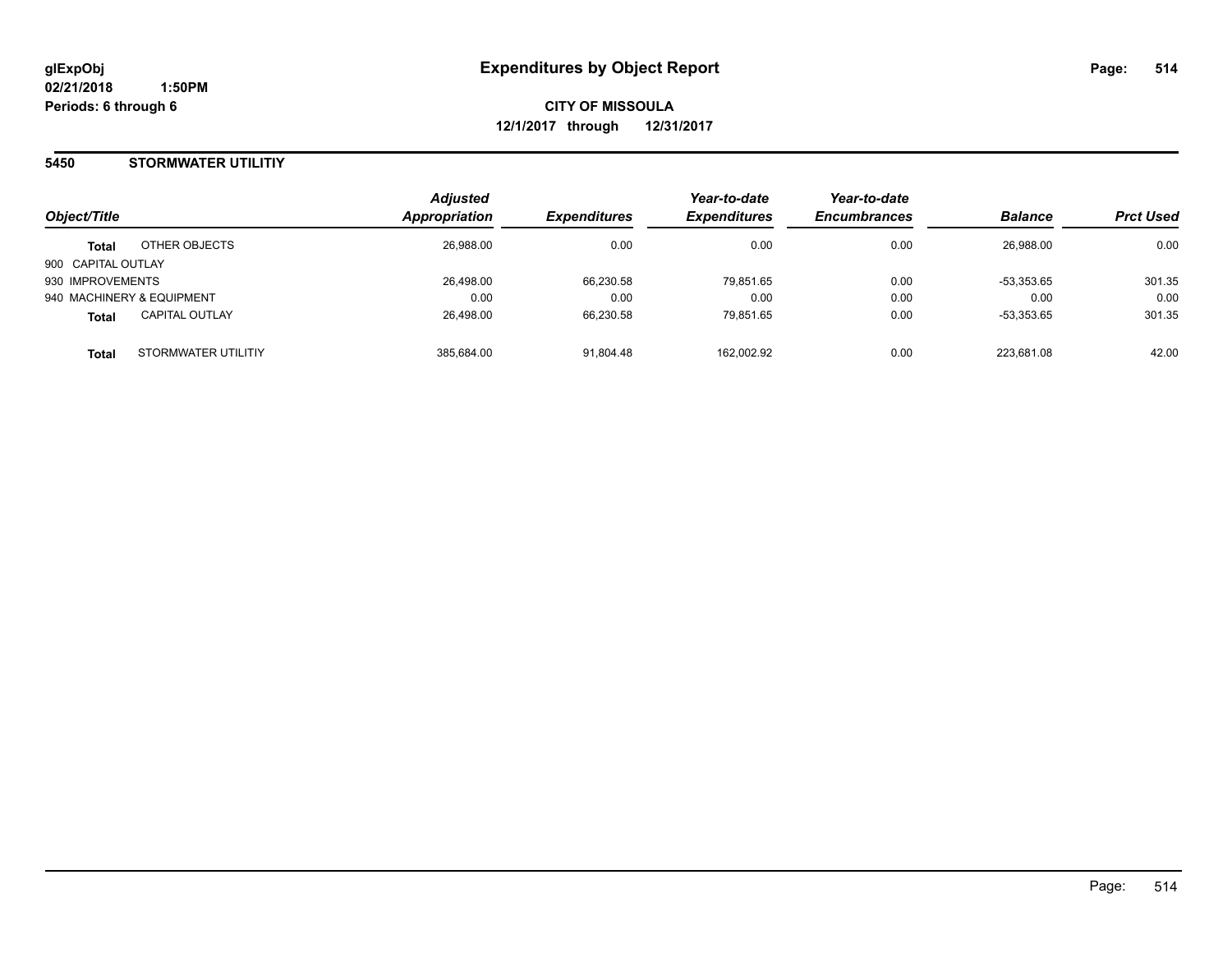# Expenditures by Object Report

glExpObj
02/21/2018 1:50PM
Periods: 6 through 6

**CITY OF MISSOULA**
**12/1/2017 through 12/31/2017**

## 5450 STORMWATER UTILITIY

| Object/Title | | Adjusted Appropriation | Expenditures | Year-to-date Expenditures | Year-to-date Encumbrances | Balance | Prct Used |
|---|---|---|---|---|---|---|---|
| **Total** | OTHER OBJECTS | 26,988.00 | 0.00 | 0.00 | 0.00 | 26,988.00 | 0.00 |
| 900 CAPITAL OUTLAY | | | | | | | |
| 930 IMPROVEMENTS | | 26,498.00 | 66,230.58 | 79,851.65 | 0.00 | -53,353.65 | 301.35 |
| 940 MACHINERY & EQUIPMENT | | 0.00 | 0.00 | 0.00 | 0.00 | 0.00 | 0.00 |
| **Total** | CAPITAL OUTLAY | 26,498.00 | 66,230.58 | 79,851.65 | 0.00 | -53,353.65 | 301.35 |
| **Total** | STORMWATER UTILITIY | 385,684.00 | 91,804.48 | 162,002.92 | 0.00 | 223,681.08 | 42.00 |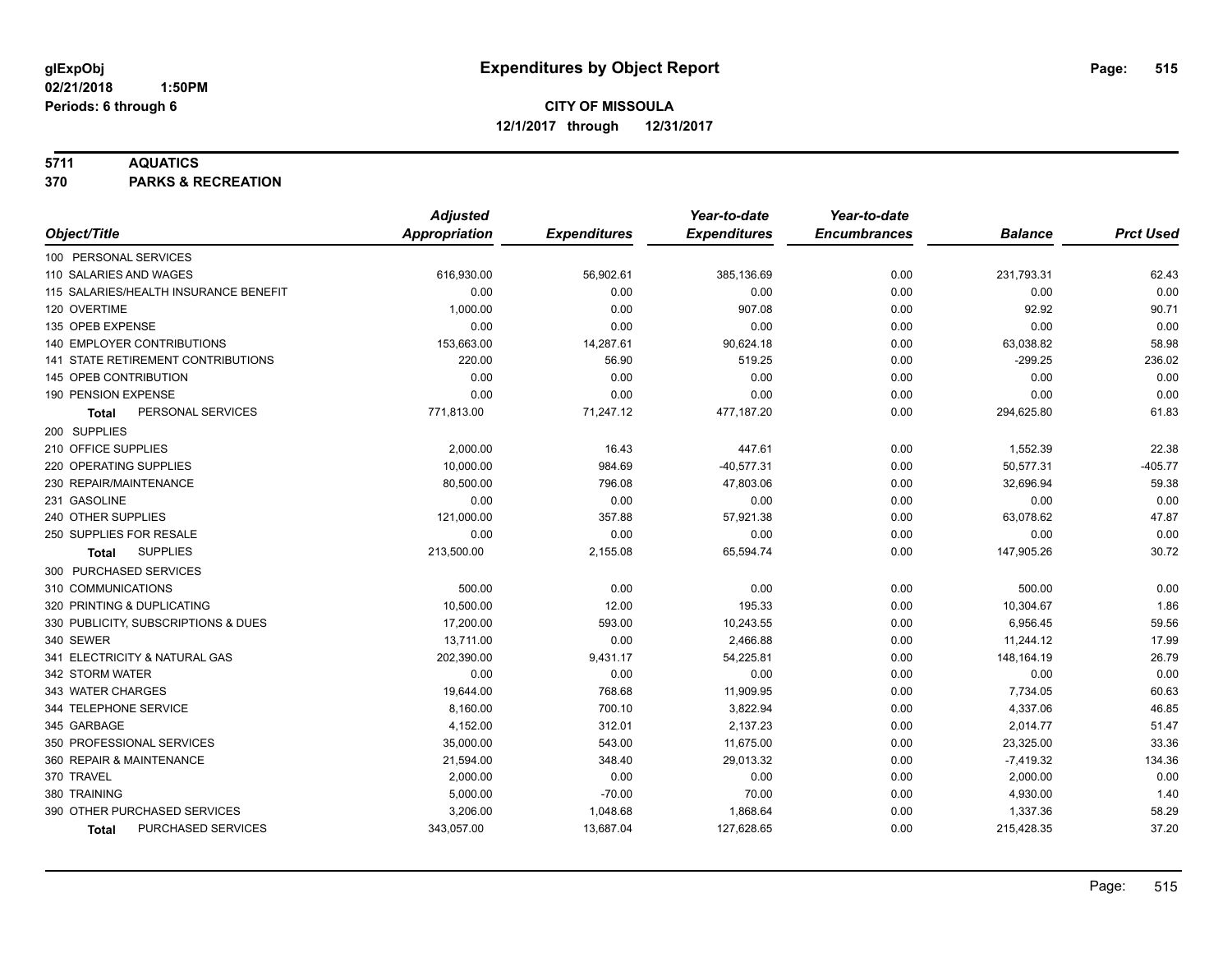# Expenditures by Object Report

glExpObj
02/21/2018 1:50PM
Periods: 6 through 6

**CITY OF MISSOULA**
**12/1/2017 through 12/31/2017**

**5711 AQUATICS**
**370 PARKS & RECREATION**

| Object/Title | Adjusted Appropriation | Expenditures | Year-to-date Expenditures | Year-to-date Encumbrances | Balance | Prct Used |
|---|---|---|---|---|---|---|
| 100 PERSONAL SERVICES | | | | | | |
| 110 SALARIES AND WAGES | 616,930.00 | 56,902.61 | 385,136.69 | 0.00 | 231,793.31 | 62.43 |
| 115 SALARIES/HEALTH INSURANCE BENEFIT | 0.00 | 0.00 | 0.00 | 0.00 | 0.00 | 0.00 |
| 120 OVERTIME | 1,000.00 | 0.00 | 907.08 | 0.00 | 92.92 | 90.71 |
| 135 OPEB EXPENSE | 0.00 | 0.00 | 0.00 | 0.00 | 0.00 | 0.00 |
| 140 EMPLOYER CONTRIBUTIONS | 153,663.00 | 14,287.61 | 90,624.18 | 0.00 | 63,038.82 | 58.98 |
| 141 STATE RETIREMENT CONTRIBUTIONS | 220.00 | 56.90 | 519.25 | 0.00 | -299.25 | 236.02 |
| 145 OPEB CONTRIBUTION | 0.00 | 0.00 | 0.00 | 0.00 | 0.00 | 0.00 |
| 190 PENSION EXPENSE | 0.00 | 0.00 | 0.00 | 0.00 | 0.00 | 0.00 |
| **Total** PERSONAL SERVICES | 771,813.00 | 71,247.12 | 477,187.20 | 0.00 | 294,625.80 | 61.83 |
| 200 SUPPLIES | | | | | | |
| 210 OFFICE SUPPLIES | 2,000.00 | 16.43 | 447.61 | 0.00 | 1,552.39 | 22.38 |
| 220 OPERATING SUPPLIES | 10,000.00 | 984.69 | -40,577.31 | 0.00 | 50,577.31 | -405.77 |
| 230 REPAIR/MAINTENANCE | 80,500.00 | 796.08 | 47,803.06 | 0.00 | 32,696.94 | 59.38 |
| 231 GASOLINE | 0.00 | 0.00 | 0.00 | 0.00 | 0.00 | 0.00 |
| 240 OTHER SUPPLIES | 121,000.00 | 357.88 | 57,921.38 | 0.00 | 63,078.62 | 47.87 |
| 250 SUPPLIES FOR RESALE | 0.00 | 0.00 | 0.00 | 0.00 | 0.00 | 0.00 |
| **Total** SUPPLIES | 213,500.00 | 2,155.08 | 65,594.74 | 0.00 | 147,905.26 | 30.72 |
| 300 PURCHASED SERVICES | | | | | | |
| 310 COMMUNICATIONS | 500.00 | 0.00 | 0.00 | 0.00 | 500.00 | 0.00 |
| 320 PRINTING & DUPLICATING | 10,500.00 | 12.00 | 195.33 | 0.00 | 10,304.67 | 1.86 |
| 330 PUBLICITY, SUBSCRIPTIONS & DUES | 17,200.00 | 593.00 | 10,243.55 | 0.00 | 6,956.45 | 59.56 |
| 340 SEWER | 13,711.00 | 0.00 | 2,466.88 | 0.00 | 11,244.12 | 17.99 |
| 341 ELECTRICITY & NATURAL GAS | 202,390.00 | 9,431.17 | 54,225.81 | 0.00 | 148,164.19 | 26.79 |
| 342 STORM WATER | 0.00 | 0.00 | 0.00 | 0.00 | 0.00 | 0.00 |
| 343 WATER CHARGES | 19,644.00 | 768.68 | 11,909.95 | 0.00 | 7,734.05 | 60.63 |
| 344 TELEPHONE SERVICE | 8,160.00 | 700.10 | 3,822.94 | 0.00 | 4,337.06 | 46.85 |
| 345 GARBAGE | 4,152.00 | 312.01 | 2,137.23 | 0.00 | 2,014.77 | 51.47 |
| 350 PROFESSIONAL SERVICES | 35,000.00 | 543.00 | 11,675.00 | 0.00 | 23,325.00 | 33.36 |
| 360 REPAIR & MAINTENANCE | 21,594.00 | 348.40 | 29,013.32 | 0.00 | -7,419.32 | 134.36 |
| 370 TRAVEL | 2,000.00 | 0.00 | 0.00 | 0.00 | 2,000.00 | 0.00 |
| 380 TRAINING | 5,000.00 | -70.00 | 70.00 | 0.00 | 4,930.00 | 1.40 |
| 390 OTHER PURCHASED SERVICES | 3,206.00 | 1,048.68 | 1,868.64 | 0.00 | 1,337.36 | 58.29 |
| **Total** PURCHASED SERVICES | 343,057.00 | 13,687.04 | 127,628.65 | 0.00 | 215,428.35 | 37.20 |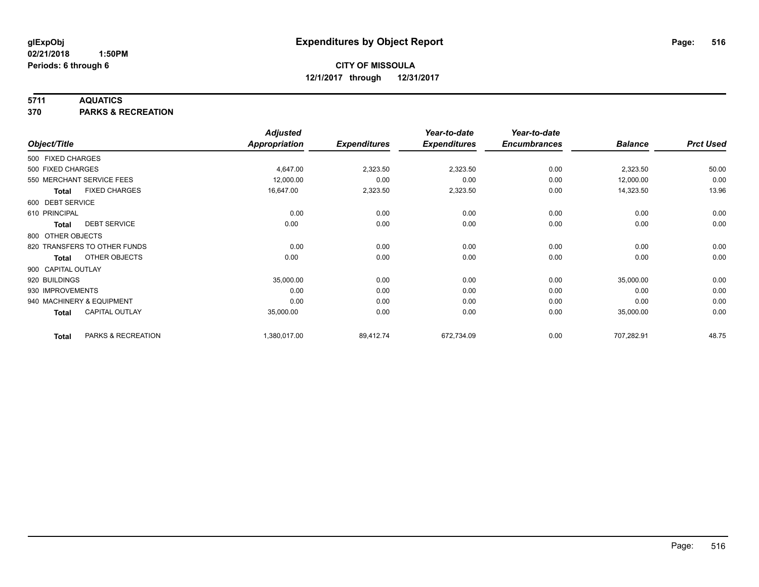**glExpObj**
**02/21/2018 1:50PM**
**Periods: 6 through 6**

# Expenditures by Object Report

**CITY OF MISSOULA**
**12/1/2017 through 12/31/2017**

**5711 AQUATICS**
**370 PARKS & RECREATION**

| Object/Title | Adjusted Appropriation | Expenditures | Year-to-date Expenditures | Year-to-date Encumbrances | Balance | Prct Used |
|---|---|---|---|---|---|---|
| 500 FIXED CHARGES | | | | | | |
| 500 FIXED CHARGES | 4,647.00 | 2,323.50 | 2,323.50 | 0.00 | 2,323.50 | 50.00 |
| 550 MERCHANT SERVICE FEES | 12,000.00 | 0.00 | 0.00 | 0.00 | 12,000.00 | 0.00 |
| **Total** FIXED CHARGES | 16,647.00 | 2,323.50 | 2,323.50 | 0.00 | 14,323.50 | 13.96 |
| 600 DEBT SERVICE | | | | | | |
| 610 PRINCIPAL | 0.00 | 0.00 | 0.00 | 0.00 | 0.00 | 0.00 |
| **Total** DEBT SERVICE | 0.00 | 0.00 | 0.00 | 0.00 | 0.00 | 0.00 |
| 800 OTHER OBJECTS | | | | | | |
| 820 TRANSFERS TO OTHER FUNDS | 0.00 | 0.00 | 0.00 | 0.00 | 0.00 | 0.00 |
| **Total** OTHER OBJECTS | 0.00 | 0.00 | 0.00 | 0.00 | 0.00 | 0.00 |
| 900 CAPITAL OUTLAY | | | | | | |
| 920 BUILDINGS | 35,000.00 | 0.00 | 0.00 | 0.00 | 35,000.00 | 0.00 |
| 930 IMPROVEMENTS | 0.00 | 0.00 | 0.00 | 0.00 | 0.00 | 0.00 |
| 940 MACHINERY & EQUIPMENT | 0.00 | 0.00 | 0.00 | 0.00 | 0.00 | 0.00 |
| **Total** CAPITAL OUTLAY | 35,000.00 | 0.00 | 0.00 | 0.00 | 35,000.00 | 0.00 |
| **Total** PARKS & RECREATION | 1,380,017.00 | 89,412.74 | 672,734.09 | 0.00 | 707,282.91 | 48.75 |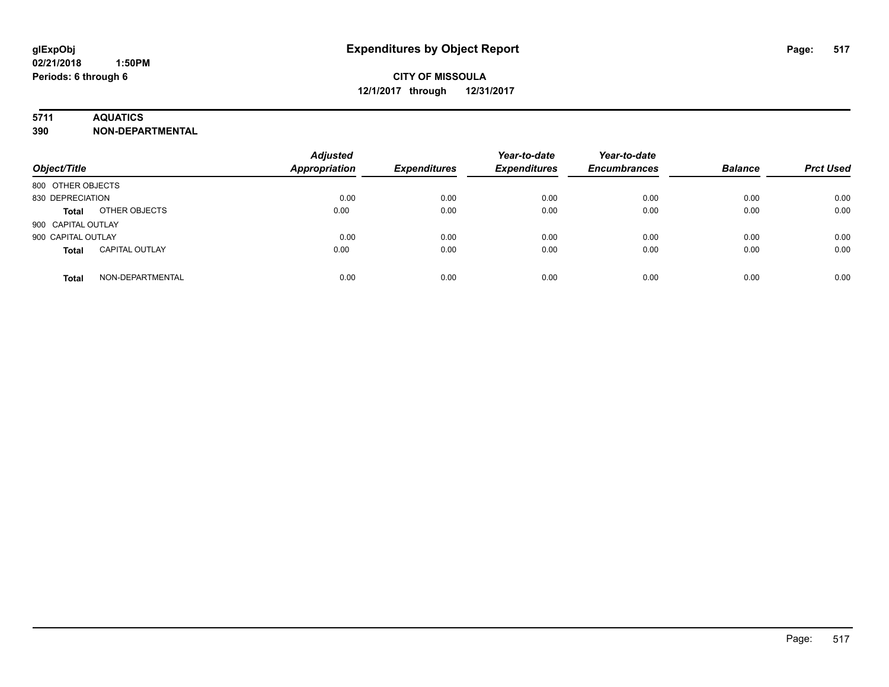**glExpObj**
**02/21/2018 1:50PM**
**Periods: 6 through 6**

# Expenditures by Object Report

**CITY OF MISSOULA**
**12/1/2017 through 12/31/2017**

**5711 AQUATICS**
**390 NON-DEPARTMENTAL**

| Object/Title | | Adjusted Appropriation | Expenditures | Year-to-date Expenditures | Year-to-date Encumbrances | Balance | Prct Used |
|---|---|---|---|---|---|---|---|
| 800 OTHER OBJECTS | | | | | | | |
| 830 DEPRECIATION | | 0.00 | 0.00 | 0.00 | 0.00 | 0.00 | 0.00 |
| **Total** | OTHER OBJECTS | 0.00 | 0.00 | 0.00 | 0.00 | 0.00 | 0.00 |
| 900 CAPITAL OUTLAY | | | | | | | |
| 900 CAPITAL OUTLAY | | 0.00 | 0.00 | 0.00 | 0.00 | 0.00 | 0.00 |
| **Total** | CAPITAL OUTLAY | 0.00 | 0.00 | 0.00 | 0.00 | 0.00 | 0.00 |
| **Total** | NON-DEPARTMENTAL | 0.00 | 0.00 | 0.00 | 0.00 | 0.00 | 0.00 |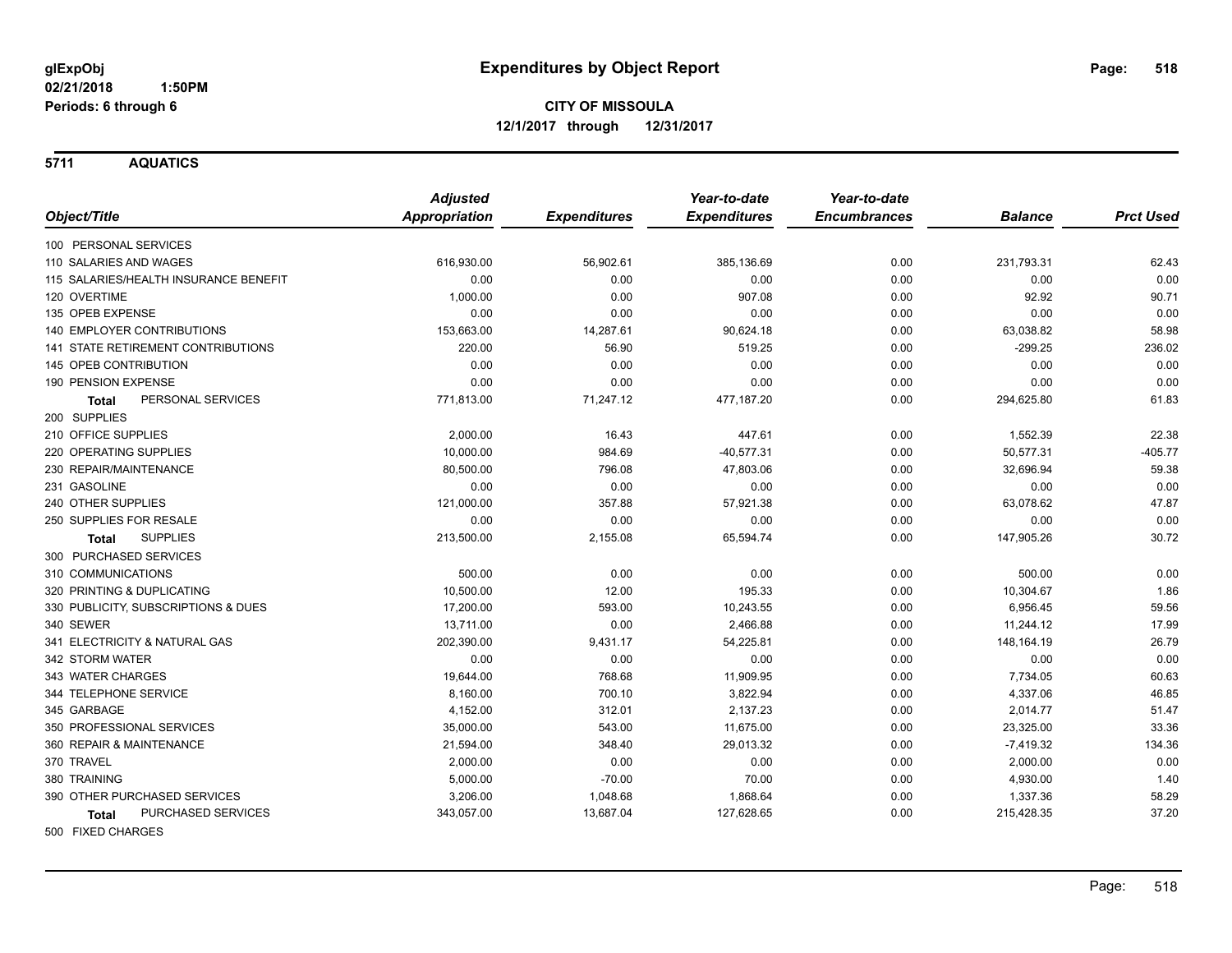**glExpObj**
**02/21/2018 1:50PM**
**Periods: 6 through 6**

# Expenditures by Object Report

**CITY OF MISSOULA**
**12/1/2017 through 12/31/2017**

## 5711 AQUATICS

| Object/Title | Adjusted Appropriation | Expenditures | Year-to-date Expenditures | Year-to-date Encumbrances | Balance | Prct Used |
|---|---|---|---|---|---|---|
| 100 PERSONAL SERVICES | | | | | | |
| 110 SALARIES AND WAGES | 616,930.00 | 56,902.61 | 385,136.69 | 0.00 | 231,793.31 | 62.43 |
| 115 SALARIES/HEALTH INSURANCE BENEFIT | 0.00 | 0.00 | 0.00 | 0.00 | 0.00 | 0.00 |
| 120 OVERTIME | 1,000.00 | 0.00 | 907.08 | 0.00 | 92.92 | 90.71 |
| 135 OPEB EXPENSE | 0.00 | 0.00 | 0.00 | 0.00 | 0.00 | 0.00 |
| 140 EMPLOYER CONTRIBUTIONS | 153,663.00 | 14,287.61 | 90,624.18 | 0.00 | 63,038.82 | 58.98 |
| 141 STATE RETIREMENT CONTRIBUTIONS | 220.00 | 56.90 | 519.25 | 0.00 | -299.25 | 236.02 |
| 145 OPEB CONTRIBUTION | 0.00 | 0.00 | 0.00 | 0.00 | 0.00 | 0.00 |
| 190 PENSION EXPENSE | 0.00 | 0.00 | 0.00 | 0.00 | 0.00 | 0.00 |
| **Total** PERSONAL SERVICES | 771,813.00 | 71,247.12 | 477,187.20 | 0.00 | 294,625.80 | 61.83 |
| 200 SUPPLIES | | | | | | |
| 210 OFFICE SUPPLIES | 2,000.00 | 16.43 | 447.61 | 0.00 | 1,552.39 | 22.38 |
| 220 OPERATING SUPPLIES | 10,000.00 | 984.69 | -40,577.31 | 0.00 | 50,577.31 | -405.77 |
| 230 REPAIR/MAINTENANCE | 80,500.00 | 796.08 | 47,803.06 | 0.00 | 32,696.94 | 59.38 |
| 231 GASOLINE | 0.00 | 0.00 | 0.00 | 0.00 | 0.00 | 0.00 |
| 240 OTHER SUPPLIES | 121,000.00 | 357.88 | 57,921.38 | 0.00 | 63,078.62 | 47.87 |
| 250 SUPPLIES FOR RESALE | 0.00 | 0.00 | 0.00 | 0.00 | 0.00 | 0.00 |
| **Total** SUPPLIES | 213,500.00 | 2,155.08 | 65,594.74 | 0.00 | 147,905.26 | 30.72 |
| 300 PURCHASED SERVICES | | | | | | |
| 310 COMMUNICATIONS | 500.00 | 0.00 | 0.00 | 0.00 | 500.00 | 0.00 |
| 320 PRINTING & DUPLICATING | 10,500.00 | 12.00 | 195.33 | 0.00 | 10,304.67 | 1.86 |
| 330 PUBLICITY, SUBSCRIPTIONS & DUES | 17,200.00 | 593.00 | 10,243.55 | 0.00 | 6,956.45 | 59.56 |
| 340 SEWER | 13,711.00 | 0.00 | 2,466.88 | 0.00 | 11,244.12 | 17.99 |
| 341 ELECTRICITY & NATURAL GAS | 202,390.00 | 9,431.17 | 54,225.81 | 0.00 | 148,164.19 | 26.79 |
| 342 STORM WATER | 0.00 | 0.00 | 0.00 | 0.00 | 0.00 | 0.00 |
| 343 WATER CHARGES | 19,644.00 | 768.68 | 11,909.95 | 0.00 | 7,734.05 | 60.63 |
| 344 TELEPHONE SERVICE | 8,160.00 | 700.10 | 3,822.94 | 0.00 | 4,337.06 | 46.85 |
| 345 GARBAGE | 4,152.00 | 312.01 | 2,137.23 | 0.00 | 2,014.77 | 51.47 |
| 350 PROFESSIONAL SERVICES | 35,000.00 | 543.00 | 11,675.00 | 0.00 | 23,325.00 | 33.36 |
| 360 REPAIR & MAINTENANCE | 21,594.00 | 348.40 | 29,013.32 | 0.00 | -7,419.32 | 134.36 |
| 370 TRAVEL | 2,000.00 | 0.00 | 0.00 | 0.00 | 2,000.00 | 0.00 |
| 380 TRAINING | 5,000.00 | -70.00 | 70.00 | 0.00 | 4,930.00 | 1.40 |
| 390 OTHER PURCHASED SERVICES | 3,206.00 | 1,048.68 | 1,868.64 | 0.00 | 1,337.36 | 58.29 |
| **Total** PURCHASED SERVICES | 343,057.00 | 13,687.04 | 127,628.65 | 0.00 | 215,428.35 | 37.20 |
| 500 FIXED CHARGES | | | | | | |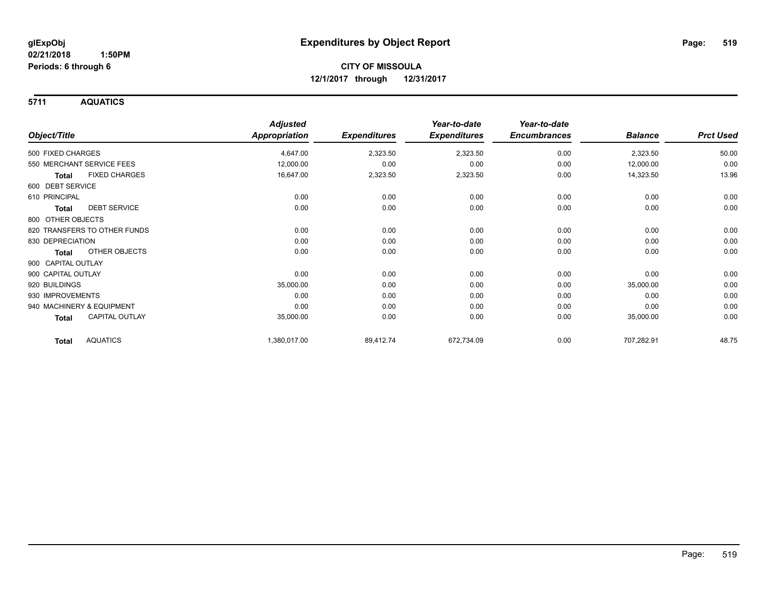**glExpObj** **Expenditures by Object Report**

**02/21/2018 1:50PM**

**Periods: 6 through 6**

**CITY OF MISSOULA**

**12/1/2017 through 12/31/2017**

## 5711 AQUATICS

| Object/Title | Adjusted Appropriation | Expenditures | Year-to-date Expenditures | Year-to-date Encumbrances | Balance | Prct Used |
|---|---|---|---|---|---|---|
| 500 FIXED CHARGES | 4,647.00 | 2,323.50 | 2,323.50 | 0.00 | 2,323.50 | 50.00 |
| 550 MERCHANT SERVICE FEES | 12,000.00 | 0.00 | 0.00 | 0.00 | 12,000.00 | 0.00 |
| **Total** FIXED CHARGES | 16,647.00 | 2,323.50 | 2,323.50 | 0.00 | 14,323.50 | 13.96 |
| 600 DEBT SERVICE | | | | | | |
| 610 PRINCIPAL | 0.00 | 0.00 | 0.00 | 0.00 | 0.00 | 0.00 |
| **Total** DEBT SERVICE | 0.00 | 0.00 | 0.00 | 0.00 | 0.00 | 0.00 |
| 800 OTHER OBJECTS | | | | | | |
| 820 TRANSFERS TO OTHER FUNDS | 0.00 | 0.00 | 0.00 | 0.00 | 0.00 | 0.00 |
| 830 DEPRECIATION | 0.00 | 0.00 | 0.00 | 0.00 | 0.00 | 0.00 |
| **Total** OTHER OBJECTS | 0.00 | 0.00 | 0.00 | 0.00 | 0.00 | 0.00 |
| 900 CAPITAL OUTLAY | | | | | | |
| 900 CAPITAL OUTLAY | 0.00 | 0.00 | 0.00 | 0.00 | 0.00 | 0.00 |
| 920 BUILDINGS | 35,000.00 | 0.00 | 0.00 | 0.00 | 35,000.00 | 0.00 |
| 930 IMPROVEMENTS | 0.00 | 0.00 | 0.00 | 0.00 | 0.00 | 0.00 |
| 940 MACHINERY & EQUIPMENT | 0.00 | 0.00 | 0.00 | 0.00 | 0.00 | 0.00 |
| **Total** CAPITAL OUTLAY | 35,000.00 | 0.00 | 0.00 | 0.00 | 35,000.00 | 0.00 |
| **Total** AQUATICS | 1,380,017.00 | 89,412.74 | 672,734.09 | 0.00 | 707,282.91 | 48.75 |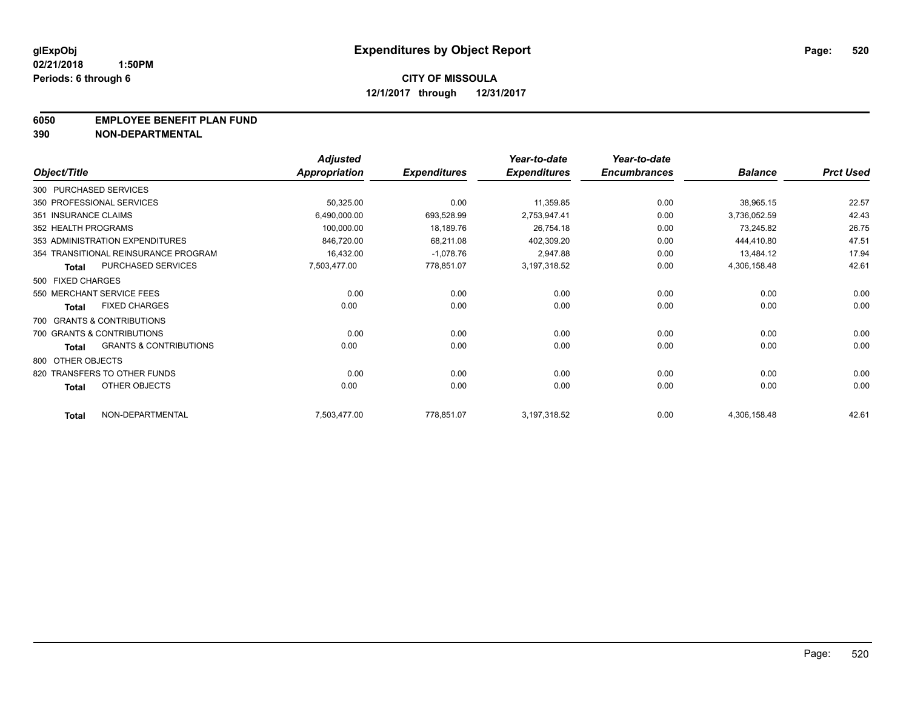**glExpObj**
**02/21/2018 1:50PM**
**Periods: 6 through 6**

# Expenditures by Object Report

**CITY OF MISSOULA**
**12/1/2017 through 12/31/2017**

**6050 EMPLOYEE BENEFIT PLAN FUND**
**390 NON-DEPARTMENTAL**

| Object/Title | Adjusted Appropriation | Expenditures | Year-to-date Expenditures | Year-to-date Encumbrances | Balance | Prct Used |
|---|---|---|---|---|---|---|
| 300 PURCHASED SERVICES | | | | | | |
| 350 PROFESSIONAL SERVICES | 50,325.00 | 0.00 | 11,359.85 | 0.00 | 38,965.15 | 22.57 |
| 351 INSURANCE CLAIMS | 6,490,000.00 | 693,528.99 | 2,753,947.41 | 0.00 | 3,736,052.59 | 42.43 |
| 352 HEALTH PROGRAMS | 100,000.00 | 18,189.76 | 26,754.18 | 0.00 | 73,245.82 | 26.75 |
| 353 ADMINISTRATION EXPENDITURES | 846,720.00 | 68,211.08 | 402,309.20 | 0.00 | 444,410.80 | 47.51 |
| 354 TRANSITIONAL REINSURANCE PROGRAM | 16,432.00 | -1,078.76 | 2,947.88 | 0.00 | 13,484.12 | 17.94 |
| **Total** PURCHASED SERVICES | 7,503,477.00 | 778,851.07 | 3,197,318.52 | 0.00 | 4,306,158.48 | 42.61 |
| 500 FIXED CHARGES | | | | | | |
| 550 MERCHANT SERVICE FEES | 0.00 | 0.00 | 0.00 | 0.00 | 0.00 | 0.00 |
| **Total** FIXED CHARGES | 0.00 | 0.00 | 0.00 | 0.00 | 0.00 | 0.00 |
| 700 GRANTS & CONTRIBUTIONS | | | | | | |
| 700 GRANTS & CONTRIBUTIONS | 0.00 | 0.00 | 0.00 | 0.00 | 0.00 | 0.00 |
| **Total** GRANTS & CONTRIBUTIONS | 0.00 | 0.00 | 0.00 | 0.00 | 0.00 | 0.00 |
| 800 OTHER OBJECTS | | | | | | |
| 820 TRANSFERS TO OTHER FUNDS | 0.00 | 0.00 | 0.00 | 0.00 | 0.00 | 0.00 |
| **Total** OTHER OBJECTS | 0.00 | 0.00 | 0.00 | 0.00 | 0.00 | 0.00 |
| **Total** NON-DEPARTMENTAL | 7,503,477.00 | 778,851.07 | 3,197,318.52 | 0.00 | 4,306,158.48 | 42.61 |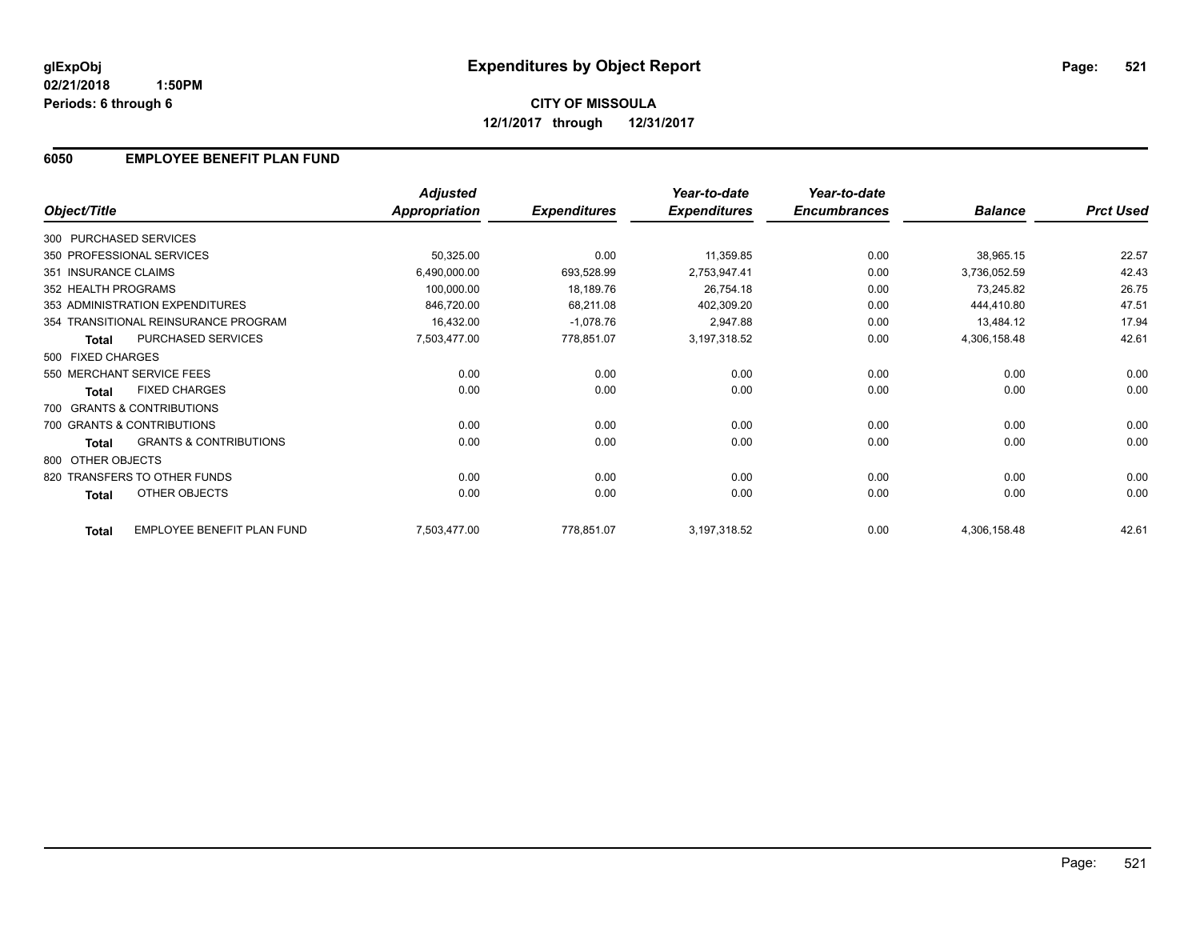**glExpObj**
**02/21/2018 1:50PM**
**Periods: 6 through 6**

# Expenditures by Object Report

**CITY OF MISSOULA**
**12/1/2017 through 12/31/2017**

## 6050 EMPLOYEE BENEFIT PLAN FUND

| Object/Title | Adjusted Appropriation | Expenditures | Year-to-date Expenditures | Year-to-date Encumbrances | Balance | Prct Used |
|---|---|---|---|---|---|---|
| 300 PURCHASED SERVICES | | | | | | |
| 350 PROFESSIONAL SERVICES | 50,325.00 | 0.00 | 11,359.85 | 0.00 | 38,965.15 | 22.57 |
| 351 INSURANCE CLAIMS | 6,490,000.00 | 693,528.99 | 2,753,947.41 | 0.00 | 3,736,052.59 | 42.43 |
| 352 HEALTH PROGRAMS | 100,000.00 | 18,189.76 | 26,754.18 | 0.00 | 73,245.82 | 26.75 |
| 353 ADMINISTRATION EXPENDITURES | 846,720.00 | 68,211.08 | 402,309.20 | 0.00 | 444,410.80 | 47.51 |
| 354 TRANSITIONAL REINSURANCE PROGRAM | 16,432.00 | -1,078.76 | 2,947.88 | 0.00 | 13,484.12 | 17.94 |
| **Total** PURCHASED SERVICES | 7,503,477.00 | 778,851.07 | 3,197,318.52 | 0.00 | 4,306,158.48 | 42.61 |
| 500 FIXED CHARGES | | | | | | |
| 550 MERCHANT SERVICE FEES | 0.00 | 0.00 | 0.00 | 0.00 | 0.00 | 0.00 |
| **Total** FIXED CHARGES | 0.00 | 0.00 | 0.00 | 0.00 | 0.00 | 0.00 |
| 700 GRANTS & CONTRIBUTIONS | | | | | | |
| 700 GRANTS & CONTRIBUTIONS | 0.00 | 0.00 | 0.00 | 0.00 | 0.00 | 0.00 |
| **Total** GRANTS & CONTRIBUTIONS | 0.00 | 0.00 | 0.00 | 0.00 | 0.00 | 0.00 |
| 800 OTHER OBJECTS | | | | | | |
| 820 TRANSFERS TO OTHER FUNDS | 0.00 | 0.00 | 0.00 | 0.00 | 0.00 | 0.00 |
| **Total** OTHER OBJECTS | 0.00 | 0.00 | 0.00 | 0.00 | 0.00 | 0.00 |
| **Total** EMPLOYEE BENEFIT PLAN FUND | 7,503,477.00 | 778,851.07 | 3,197,318.52 | 0.00 | 4,306,158.48 | 42.61 |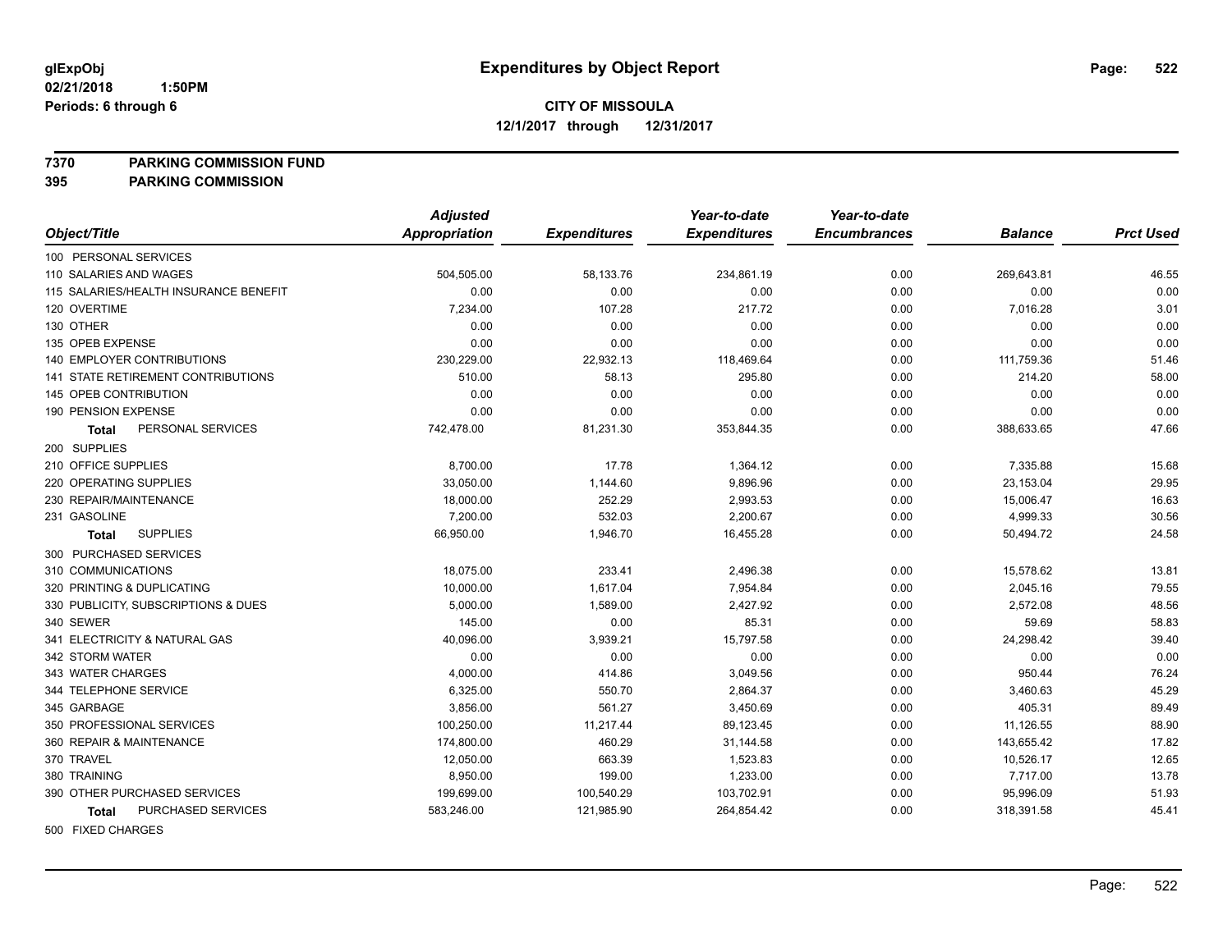# Expenditures by Object Report

glExpObj
02/21/2018 1:50PM
Periods: 6 through 6

**CITY OF MISSOULA**
**12/1/2017 through 12/31/2017**

**7370 PARKING COMMISSION FUND**
**395 PARKING COMMISSION**

| Object/Title | Adjusted Appropriation | Expenditures | Year-to-date Expenditures | Year-to-date Encumbrances | Balance | Prct Used |
|---|---|---|---|---|---|---|
| 100 PERSONAL SERVICES | | | | | | |
| 110 SALARIES AND WAGES | 504,505.00 | 58,133.76 | 234,861.19 | 0.00 | 269,643.81 | 46.55 |
| 115 SALARIES/HEALTH INSURANCE BENEFIT | 0.00 | 0.00 | 0.00 | 0.00 | 0.00 | 0.00 |
| 120 OVERTIME | 7,234.00 | 107.28 | 217.72 | 0.00 | 7,016.28 | 3.01 |
| 130 OTHER | 0.00 | 0.00 | 0.00 | 0.00 | 0.00 | 0.00 |
| 135 OPEB EXPENSE | 0.00 | 0.00 | 0.00 | 0.00 | 0.00 | 0.00 |
| 140 EMPLOYER CONTRIBUTIONS | 230,229.00 | 22,932.13 | 118,469.64 | 0.00 | 111,759.36 | 51.46 |
| 141 STATE RETIREMENT CONTRIBUTIONS | 510.00 | 58.13 | 295.80 | 0.00 | 214.20 | 58.00 |
| 145 OPEB CONTRIBUTION | 0.00 | 0.00 | 0.00 | 0.00 | 0.00 | 0.00 |
| 190 PENSION EXPENSE | 0.00 | 0.00 | 0.00 | 0.00 | 0.00 | 0.00 |
| **Total** PERSONAL SERVICES | 742,478.00 | 81,231.30 | 353,844.35 | 0.00 | 388,633.65 | 47.66 |
| 200 SUPPLIES | | | | | | |
| 210 OFFICE SUPPLIES | 8,700.00 | 17.78 | 1,364.12 | 0.00 | 7,335.88 | 15.68 |
| 220 OPERATING SUPPLIES | 33,050.00 | 1,144.60 | 9,896.96 | 0.00 | 23,153.04 | 29.95 |
| 230 REPAIR/MAINTENANCE | 18,000.00 | 252.29 | 2,993.53 | 0.00 | 15,006.47 | 16.63 |
| 231 GASOLINE | 7,200.00 | 532.03 | 2,200.67 | 0.00 | 4,999.33 | 30.56 |
| **Total** SUPPLIES | 66,950.00 | 1,946.70 | 16,455.28 | 0.00 | 50,494.72 | 24.58 |
| 300 PURCHASED SERVICES | | | | | | |
| 310 COMMUNICATIONS | 18,075.00 | 233.41 | 2,496.38 | 0.00 | 15,578.62 | 13.81 |
| 320 PRINTING & DUPLICATING | 10,000.00 | 1,617.04 | 7,954.84 | 0.00 | 2,045.16 | 79.55 |
| 330 PUBLICITY, SUBSCRIPTIONS & DUES | 5,000.00 | 1,589.00 | 2,427.92 | 0.00 | 2,572.08 | 48.56 |
| 340 SEWER | 145.00 | 0.00 | 85.31 | 0.00 | 59.69 | 58.83 |
| 341 ELECTRICITY & NATURAL GAS | 40,096.00 | 3,939.21 | 15,797.58 | 0.00 | 24,298.42 | 39.40 |
| 342 STORM WATER | 0.00 | 0.00 | 0.00 | 0.00 | 0.00 | 0.00 |
| 343 WATER CHARGES | 4,000.00 | 414.86 | 3,049.56 | 0.00 | 950.44 | 76.24 |
| 344 TELEPHONE SERVICE | 6,325.00 | 550.70 | 2,864.37 | 0.00 | 3,460.63 | 45.29 |
| 345 GARBAGE | 3,856.00 | 561.27 | 3,450.69 | 0.00 | 405.31 | 89.49 |
| 350 PROFESSIONAL SERVICES | 100,250.00 | 11,217.44 | 89,123.45 | 0.00 | 11,126.55 | 88.90 |
| 360 REPAIR & MAINTENANCE | 174,800.00 | 460.29 | 31,144.58 | 0.00 | 143,655.42 | 17.82 |
| 370 TRAVEL | 12,050.00 | 663.39 | 1,523.83 | 0.00 | 10,526.17 | 12.65 |
| 380 TRAINING | 8,950.00 | 199.00 | 1,233.00 | 0.00 | 7,717.00 | 13.78 |
| 390 OTHER PURCHASED SERVICES | 199,699.00 | 100,540.29 | 103,702.91 | 0.00 | 95,996.09 | 51.93 |
| **Total** PURCHASED SERVICES | 583,246.00 | 121,985.90 | 264,854.42 | 0.00 | 318,391.58 | 45.41 |
| 500 FIXED CHARGES | | | | | | |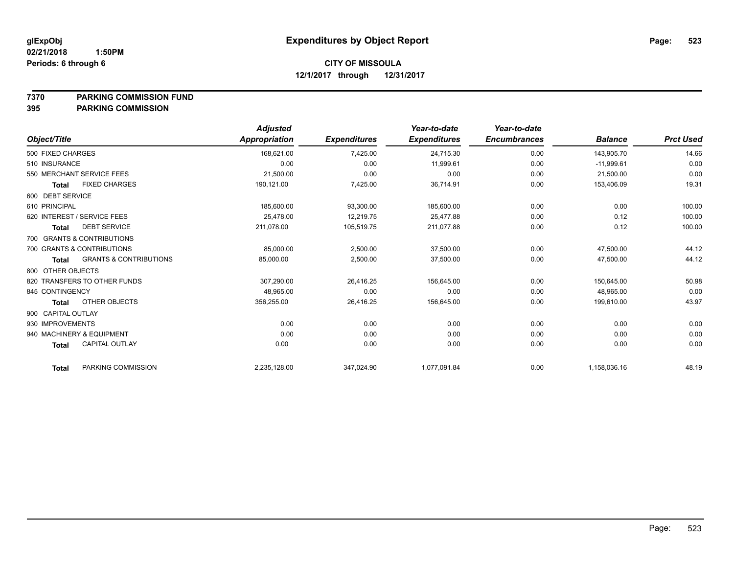**glExpObj**
**02/21/2018 1:50PM**
**Periods: 6 through 6**

# Expenditures by Object Report

**CITY OF MISSOULA**
**12/1/2017 through 12/31/2017**

**7370 PARKING COMMISSION FUND**
**395 PARKING COMMISSION**

| Object/Title | Adjusted Appropriation | Expenditures | Year-to-date Expenditures | Year-to-date Encumbrances | Balance | Prct Used |
|---|---|---|---|---|---|---|
| 500 FIXED CHARGES | 168,621.00 | 7,425.00 | 24,715.30 | 0.00 | 143,905.70 | 14.66 |
| 510 INSURANCE | 0.00 | 0.00 | 11,999.61 | 0.00 | -11,999.61 | 0.00 |
| 550 MERCHANT SERVICE FEES | 21,500.00 | 0.00 | 0.00 | 0.00 | 21,500.00 | 0.00 |
| **Total** FIXED CHARGES | 190,121.00 | 7,425.00 | 36,714.91 | 0.00 | 153,406.09 | 19.31 |
| 600 DEBT SERVICE | | | | | | |
| 610 PRINCIPAL | 185,600.00 | 93,300.00 | 185,600.00 | 0.00 | 0.00 | 100.00 |
| 620 INTEREST / SERVICE FEES | 25,478.00 | 12,219.75 | 25,477.88 | 0.00 | 0.12 | 100.00 |
| **Total** DEBT SERVICE | 211,078.00 | 105,519.75 | 211,077.88 | 0.00 | 0.12 | 100.00 |
| 700 GRANTS & CONTRIBUTIONS | | | | | | |
| 700 GRANTS & CONTRIBUTIONS | 85,000.00 | 2,500.00 | 37,500.00 | 0.00 | 47,500.00 | 44.12 |
| **Total** GRANTS & CONTRIBUTIONS | 85,000.00 | 2,500.00 | 37,500.00 | 0.00 | 47,500.00 | 44.12 |
| 800 OTHER OBJECTS | | | | | | |
| 820 TRANSFERS TO OTHER FUNDS | 307,290.00 | 26,416.25 | 156,645.00 | 0.00 | 150,645.00 | 50.98 |
| 845 CONTINGENCY | 48,965.00 | 0.00 | 0.00 | 0.00 | 48,965.00 | 0.00 |
| **Total** OTHER OBJECTS | 356,255.00 | 26,416.25 | 156,645.00 | 0.00 | 199,610.00 | 43.97 |
| 900 CAPITAL OUTLAY | | | | | | |
| 930 IMPROVEMENTS | 0.00 | 0.00 | 0.00 | 0.00 | 0.00 | 0.00 |
| 940 MACHINERY & EQUIPMENT | 0.00 | 0.00 | 0.00 | 0.00 | 0.00 | 0.00 |
| **Total** CAPITAL OUTLAY | 0.00 | 0.00 | 0.00 | 0.00 | 0.00 | 0.00 |
| **Total** PARKING COMMISSION | 2,235,128.00 | 347,024.90 | 1,077,091.84 | 0.00 | 1,158,036.16 | 48.19 |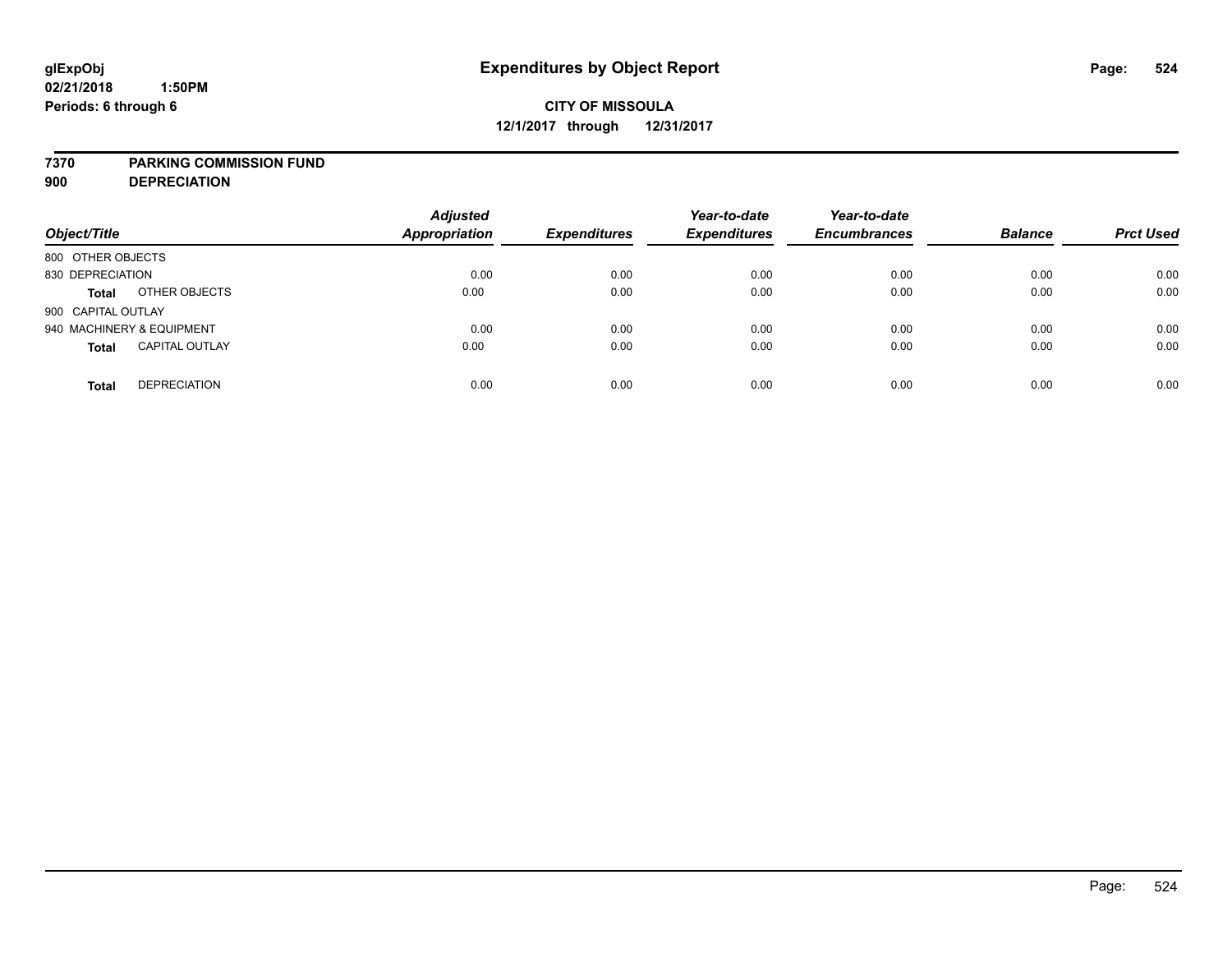**glExpObj**
**02/21/2018 1:50PM**
**Periods: 6 through 6**

# Expenditures by Object Report

**CITY OF MISSOULA**
**12/1/2017 through 12/31/2017**

**7370 PARKING COMMISSION FUND**
**900 DEPRECIATION**

| Object/Title | | *Adjusted Appropriation* | *Expenditures* | *Year-to-date Expenditures* | *Year-to-date Encumbrances* | *Balance* | *Prct Used* |
|---|---|---|---|---|---|---|---|
| 800 OTHER OBJECTS | | | | | | | |
| 830 DEPRECIATION | | 0.00 | 0.00 | 0.00 | 0.00 | 0.00 | 0.00 |
| **Total** | OTHER OBJECTS | 0.00 | 0.00 | 0.00 | 0.00 | 0.00 | 0.00 |
| 900 CAPITAL OUTLAY | | | | | | | |
| 940 MACHINERY & EQUIPMENT | | 0.00 | 0.00 | 0.00 | 0.00 | 0.00 | 0.00 |
| **Total** | CAPITAL OUTLAY | 0.00 | 0.00 | 0.00 | 0.00 | 0.00 | 0.00 |
| **Total** | DEPRECIATION | 0.00 | 0.00 | 0.00 | 0.00 | 0.00 | 0.00 |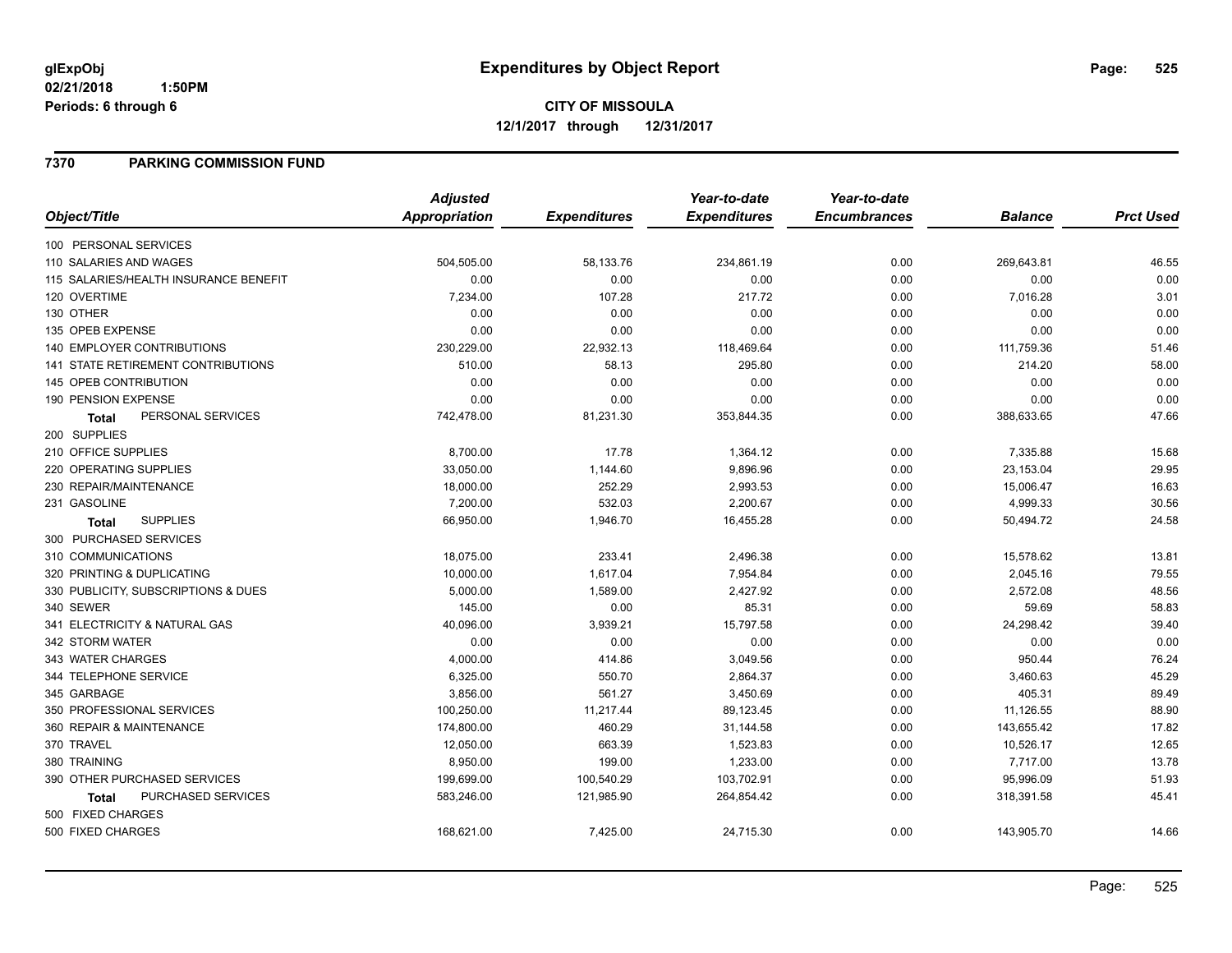glExpObj
02/21/2018 1:50PM
Periods: 6 through 6

# Expenditures by Object Report

**CITY OF MISSOULA**
**12/1/2017 through 12/31/2017**

## 7370 PARKING COMMISSION FUND

| Object/Title | Adjusted Appropriation | Expenditures | Year-to-date Expenditures | Year-to-date Encumbrances | Balance | Prct Used |
|---|---|---|---|---|---|---|
| 100 PERSONAL SERVICES | | | | | | |
| 110 SALARIES AND WAGES | 504,505.00 | 58,133.76 | 234,861.19 | 0.00 | 269,643.81 | 46.55 |
| 115 SALARIES/HEALTH INSURANCE BENEFIT | 0.00 | 0.00 | 0.00 | 0.00 | 0.00 | 0.00 |
| 120 OVERTIME | 7,234.00 | 107.28 | 217.72 | 0.00 | 7,016.28 | 3.01 |
| 130 OTHER | 0.00 | 0.00 | 0.00 | 0.00 | 0.00 | 0.00 |
| 135 OPEB EXPENSE | 0.00 | 0.00 | 0.00 | 0.00 | 0.00 | 0.00 |
| 140 EMPLOYER CONTRIBUTIONS | 230,229.00 | 22,932.13 | 118,469.64 | 0.00 | 111,759.36 | 51.46 |
| 141 STATE RETIREMENT CONTRIBUTIONS | 510.00 | 58.13 | 295.80 | 0.00 | 214.20 | 58.00 |
| 145 OPEB CONTRIBUTION | 0.00 | 0.00 | 0.00 | 0.00 | 0.00 | 0.00 |
| 190 PENSION EXPENSE | 0.00 | 0.00 | 0.00 | 0.00 | 0.00 | 0.00 |
| **Total** PERSONAL SERVICES | 742,478.00 | 81,231.30 | 353,844.35 | 0.00 | 388,633.65 | 47.66 |
| 200 SUPPLIES | | | | | | |
| 210 OFFICE SUPPLIES | 8,700.00 | 17.78 | 1,364.12 | 0.00 | 7,335.88 | 15.68 |
| 220 OPERATING SUPPLIES | 33,050.00 | 1,144.60 | 9,896.96 | 0.00 | 23,153.04 | 29.95 |
| 230 REPAIR/MAINTENANCE | 18,000.00 | 252.29 | 2,993.53 | 0.00 | 15,006.47 | 16.63 |
| 231 GASOLINE | 7,200.00 | 532.03 | 2,200.67 | 0.00 | 4,999.33 | 30.56 |
| **Total** SUPPLIES | 66,950.00 | 1,946.70 | 16,455.28 | 0.00 | 50,494.72 | 24.58 |
| 300 PURCHASED SERVICES | | | | | | |
| 310 COMMUNICATIONS | 18,075.00 | 233.41 | 2,496.38 | 0.00 | 15,578.62 | 13.81 |
| 320 PRINTING & DUPLICATING | 10,000.00 | 1,617.04 | 7,954.84 | 0.00 | 2,045.16 | 79.55 |
| 330 PUBLICITY, SUBSCRIPTIONS & DUES | 5,000.00 | 1,589.00 | 2,427.92 | 0.00 | 2,572.08 | 48.56 |
| 340 SEWER | 145.00 | 0.00 | 85.31 | 0.00 | 59.69 | 58.83 |
| 341 ELECTRICITY & NATURAL GAS | 40,096.00 | 3,939.21 | 15,797.58 | 0.00 | 24,298.42 | 39.40 |
| 342 STORM WATER | 0.00 | 0.00 | 0.00 | 0.00 | 0.00 | 0.00 |
| 343 WATER CHARGES | 4,000.00 | 414.86 | 3,049.56 | 0.00 | 950.44 | 76.24 |
| 344 TELEPHONE SERVICE | 6,325.00 | 550.70 | 2,864.37 | 0.00 | 3,460.63 | 45.29 |
| 345 GARBAGE | 3,856.00 | 561.27 | 3,450.69 | 0.00 | 405.31 | 89.49 |
| 350 PROFESSIONAL SERVICES | 100,250.00 | 11,217.44 | 89,123.45 | 0.00 | 11,126.55 | 88.90 |
| 360 REPAIR & MAINTENANCE | 174,800.00 | 460.29 | 31,144.58 | 0.00 | 143,655.42 | 17.82 |
| 370 TRAVEL | 12,050.00 | 663.39 | 1,523.83 | 0.00 | 10,526.17 | 12.65 |
| 380 TRAINING | 8,950.00 | 199.00 | 1,233.00 | 0.00 | 7,717.00 | 13.78 |
| 390 OTHER PURCHASED SERVICES | 199,699.00 | 100,540.29 | 103,702.91 | 0.00 | 95,996.09 | 51.93 |
| **Total** PURCHASED SERVICES | 583,246.00 | 121,985.90 | 264,854.42 | 0.00 | 318,391.58 | 45.41 |
| 500 FIXED CHARGES | | | | | | |
| 500 FIXED CHARGES | 168,621.00 | 7,425.00 | 24,715.30 | 0.00 | 143,905.70 | 14.66 |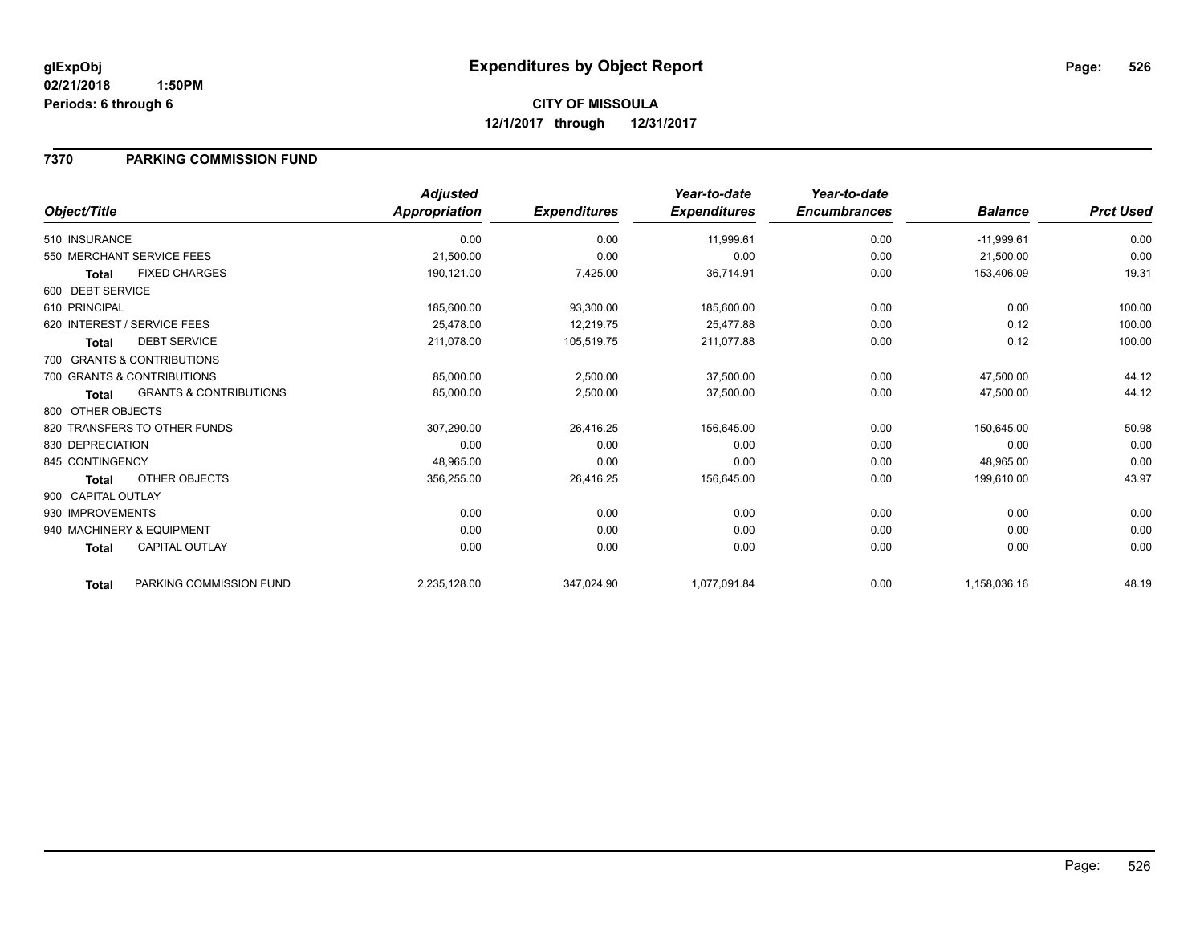# Expenditures by Object Report

glExpObj
02/21/2018 1:50PM
Periods: 6 through 6

**CITY OF MISSOULA**
**12/1/2017 through 12/31/2017**

## 7370 PARKING COMMISSION FUND

| Object/Title | | Adjusted Appropriation | Expenditures | Year-to-date Expenditures | Year-to-date Encumbrances | Balance | Prct Used |
|---|---|---|---|---|---|---|---|
| 510 INSURANCE | | 0.00 | 0.00 | 11,999.61 | 0.00 | -11,999.61 | 0.00 |
| 550 MERCHANT SERVICE FEES | | 21,500.00 | 0.00 | 0.00 | 0.00 | 21,500.00 | 0.00 |
| **Total** | FIXED CHARGES | 190,121.00 | 7,425.00 | 36,714.91 | 0.00 | 153,406.09 | 19.31 |
| 600 DEBT SERVICE | | | | | | | |
| 610 PRINCIPAL | | 185,600.00 | 93,300.00 | 185,600.00 | 0.00 | 0.00 | 100.00 |
| 620 INTEREST / SERVICE FEES | | 25,478.00 | 12,219.75 | 25,477.88 | 0.00 | 0.12 | 100.00 |
| **Total** | DEBT SERVICE | 211,078.00 | 105,519.75 | 211,077.88 | 0.00 | 0.12 | 100.00 |
| 700 GRANTS & CONTRIBUTIONS | | | | | | | |
| 700 GRANTS & CONTRIBUTIONS | | 85,000.00 | 2,500.00 | 37,500.00 | 0.00 | 47,500.00 | 44.12 |
| **Total** | GRANTS & CONTRIBUTIONS | 85,000.00 | 2,500.00 | 37,500.00 | 0.00 | 47,500.00 | 44.12 |
| 800 OTHER OBJECTS | | | | | | | |
| 820 TRANSFERS TO OTHER FUNDS | | 307,290.00 | 26,416.25 | 156,645.00 | 0.00 | 150,645.00 | 50.98 |
| 830 DEPRECIATION | | 0.00 | 0.00 | 0.00 | 0.00 | 0.00 | 0.00 |
| 845 CONTINGENCY | | 48,965.00 | 0.00 | 0.00 | 0.00 | 48,965.00 | 0.00 |
| **Total** | OTHER OBJECTS | 356,255.00 | 26,416.25 | 156,645.00 | 0.00 | 199,610.00 | 43.97 |
| 900 CAPITAL OUTLAY | | | | | | | |
| 930 IMPROVEMENTS | | 0.00 | 0.00 | 0.00 | 0.00 | 0.00 | 0.00 |
| 940 MACHINERY & EQUIPMENT | | 0.00 | 0.00 | 0.00 | 0.00 | 0.00 | 0.00 |
| **Total** | CAPITAL OUTLAY | 0.00 | 0.00 | 0.00 | 0.00 | 0.00 | 0.00 |
| **Total** | PARKING COMMISSION FUND | 2,235,128.00 | 347,024.90 | 1,077,091.84 | 0.00 | 1,158,036.16 | 48.19 |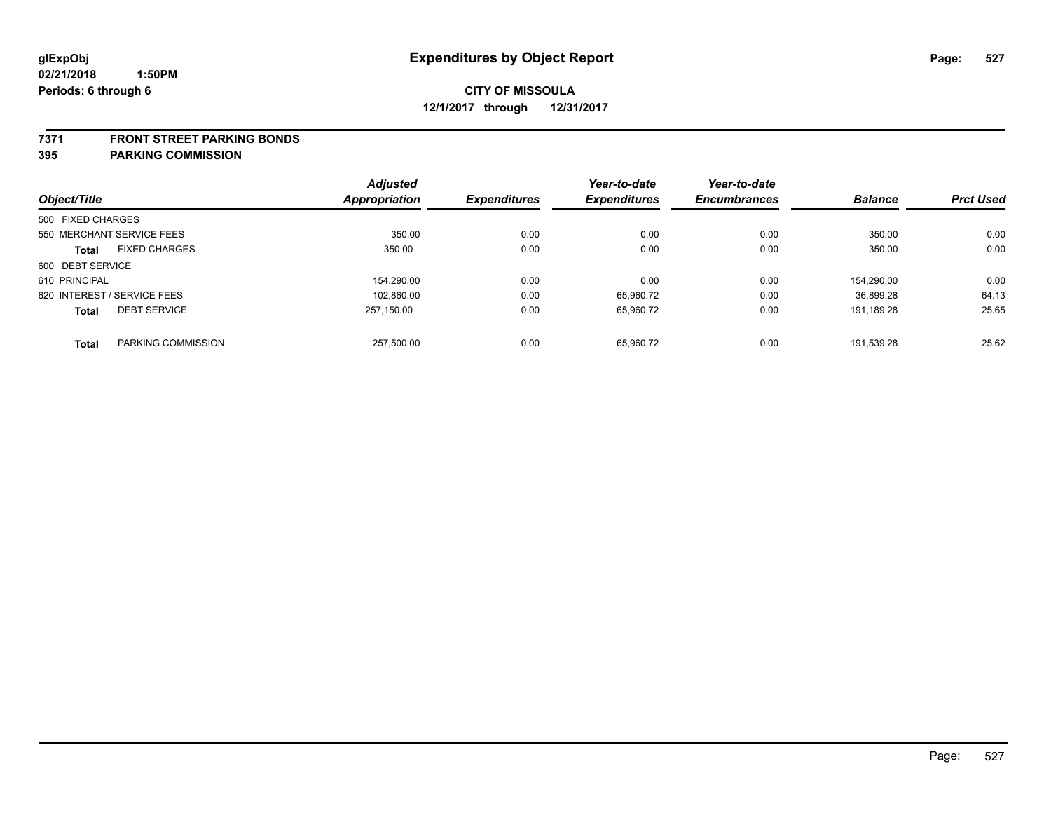**glExpObj** **Expenditures by Object Report**
**02/21/2018 1:50PM**
**Periods: 6 through 6**

**CITY OF MISSOULA**
**12/1/2017 through 12/31/2017**

## 7371 FRONT STREET PARKING BONDS
## 395 PARKING COMMISSION

| Object/Title | Adjusted Appropriation | Expenditures | Year-to-date Expenditures | Year-to-date Encumbrances | Balance | Prct Used |
|---|---|---|---|---|---|---|
| 500 FIXED CHARGES | | | | | | |
| 550 MERCHANT SERVICE FEES | 350.00 | 0.00 | 0.00 | 0.00 | 350.00 | 0.00 |
| **Total** FIXED CHARGES | 350.00 | 0.00 | 0.00 | 0.00 | 350.00 | 0.00 |
| 600 DEBT SERVICE | | | | | | |
| 610 PRINCIPAL | 154,290.00 | 0.00 | 0.00 | 0.00 | 154,290.00 | 0.00 |
| 620 INTEREST / SERVICE FEES | 102,860.00 | 0.00 | 65,960.72 | 0.00 | 36,899.28 | 64.13 |
| **Total** DEBT SERVICE | 257,150.00 | 0.00 | 65,960.72 | 0.00 | 191,189.28 | 25.65 |
| **Total** PARKING COMMISSION | 257,500.00 | 0.00 | 65,960.72 | 0.00 | 191,539.28 | 25.62 |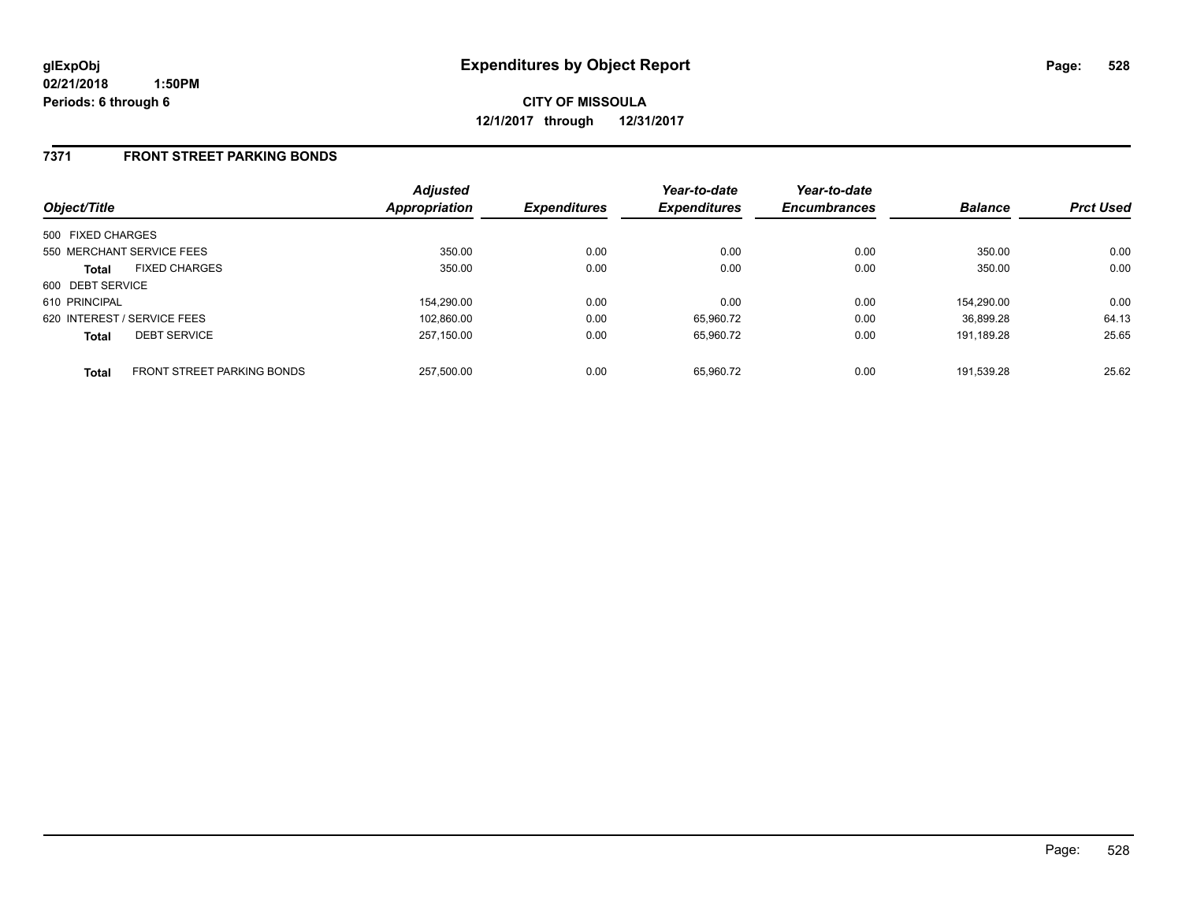**glExpObj**
**02/21/2018 1:50PM**
**Periods: 6 through 6**

# Expenditures by Object Report

**CITY OF MISSOULA**
**12/1/2017 through 12/31/2017**

## 7371 FRONT STREET PARKING BONDS

| Object/Title | | Adjusted Appropriation | Expenditures | Year-to-date Expenditures | Year-to-date Encumbrances | Balance | Prct Used |
|---|---|---|---|---|---|---|---|
| 500 FIXED CHARGES | | | | | | | |
| 550 MERCHANT SERVICE FEES | | 350.00 | 0.00 | 0.00 | 0.00 | 350.00 | 0.00 |
| **Total** | FIXED CHARGES | 350.00 | 0.00 | 0.00 | 0.00 | 350.00 | 0.00 |
| 600 DEBT SERVICE | | | | | | | |
| 610 PRINCIPAL | | 154,290.00 | 0.00 | 0.00 | 0.00 | 154,290.00 | 0.00 |
| 620 INTEREST / SERVICE FEES | | 102,860.00 | 0.00 | 65,960.72 | 0.00 | 36,899.28 | 64.13 |
| **Total** | DEBT SERVICE | 257,150.00 | 0.00 | 65,960.72 | 0.00 | 191,189.28 | 25.65 |
| **Total** | FRONT STREET PARKING BONDS | 257,500.00 | 0.00 | 65,960.72 | 0.00 | 191,539.28 | 25.62 |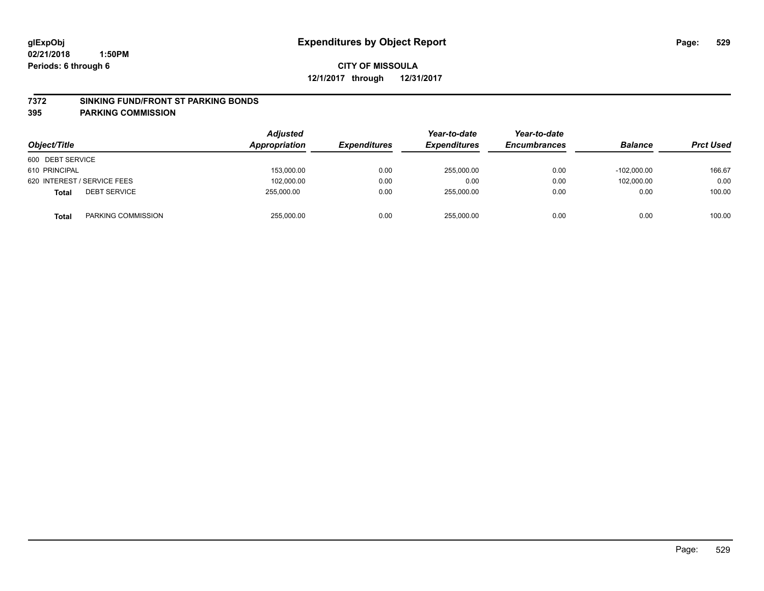**glExpObj**
**02/21/2018 1:50PM**
**Periods: 6 through 6**

# Expenditures by Object Report

**CITY OF MISSOULA**
**12/1/2017 through 12/31/2017**

**7372 SINKING FUND/FRONT ST PARKING BONDS**
**395 PARKING COMMISSION**

| Object/Title | | Adjusted Appropriation | Expenditures | Year-to-date Expenditures | Year-to-date Encumbrances | Balance | Prct Used |
|---|---|---|---|---|---|---|---|
| 600 DEBT SERVICE | | | | | | | |
| 610 PRINCIPAL | | 153,000.00 | 0.00 | 255,000.00 | 0.00 | -102,000.00 | 166.67 |
| 620 INTEREST / SERVICE FEES | | 102,000.00 | 0.00 | 0.00 | 0.00 | 102,000.00 | 0.00 |
| **Total** | DEBT SERVICE | 255,000.00 | 0.00 | 255,000.00 | 0.00 | 0.00 | 100.00 |
| **Total** | PARKING COMMISSION | 255,000.00 | 0.00 | 255,000.00 | 0.00 | 0.00 | 100.00 |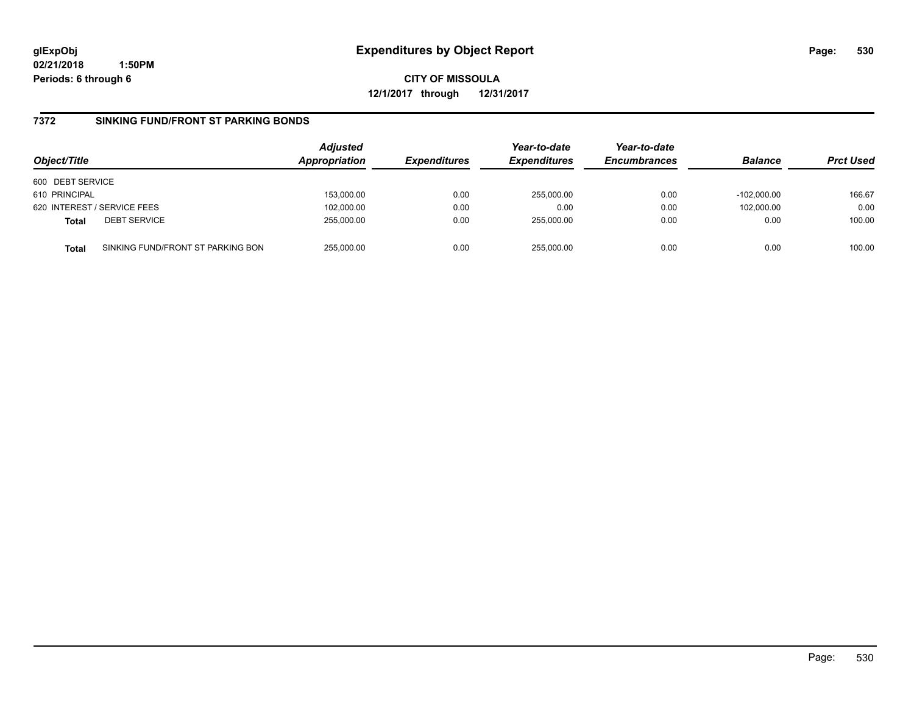# Expenditures by Object Report

glExpObj
02/21/2018 1:50PM
Periods: 6 through 6

**CITY OF MISSOULA**
**12/1/2017 through 12/31/2017**

## 7372 SINKING FUND/FRONT ST PARKING BONDS

| Object/Title | | Adjusted Appropriation | Expenditures | Year-to-date Expenditures | Year-to-date Encumbrances | Balance | Prct Used |
|---|---|---|---|---|---|---|---|
| 600 DEBT SERVICE | | | | | | | |
| 610 PRINCIPAL | | 153,000.00 | 0.00 | 255,000.00 | 0.00 | -102,000.00 | 166.67 |
| 620 INTEREST / SERVICE FEES | | 102,000.00 | 0.00 | 0.00 | 0.00 | 102,000.00 | 0.00 |
| **Total** | DEBT SERVICE | 255,000.00 | 0.00 | 255,000.00 | 0.00 | 0.00 | 100.00 |
| **Total** | SINKING FUND/FRONT ST PARKING BON | 255,000.00 | 0.00 | 255,000.00 | 0.00 | 0.00 | 100.00 |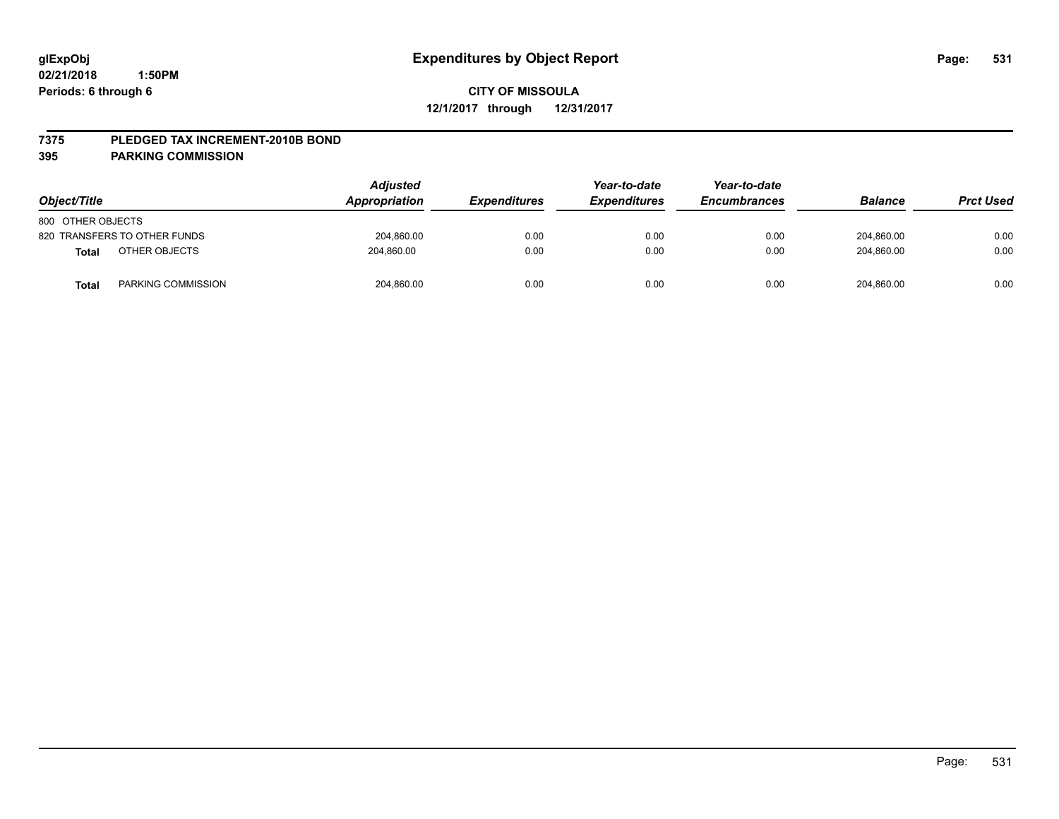# Expenditures by Object Report

glExpObj
02/21/2018 1:50PM
Periods: 6 through 6

**CITY OF MISSOULA**
**12/1/2017 through 12/31/2017**

**7375 PLEDGED TAX INCREMENT-2010B BOND**
**395 PARKING COMMISSION**

| Object/Title | Adjusted Appropriation | Expenditures | Year-to-date Expenditures | Year-to-date Encumbrances | Balance | Prct Used |
|---|---|---|---|---|---|---|
| 800 OTHER OBJECTS | | | | | | |
| 820 TRANSFERS TO OTHER FUNDS | 204,860.00 | 0.00 | 0.00 | 0.00 | 204,860.00 | 0.00 |
| **Total** OTHER OBJECTS | 204,860.00 | 0.00 | 0.00 | 0.00 | 204,860.00 | 0.00 |
| **Total** PARKING COMMISSION | 204,860.00 | 0.00 | 0.00 | 0.00 | 204,860.00 | 0.00 |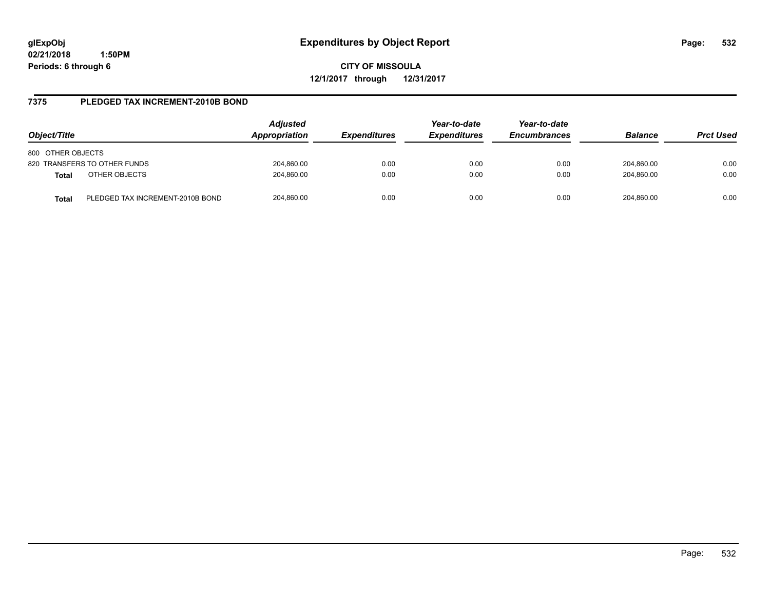**glExpObj**
**02/21/2018 1:50PM**
**Periods: 6 through 6**

# Expenditures by Object Report

**CITY OF MISSOULA**
**12/1/2017 through 12/31/2017**

## 7375 PLEDGED TAX INCREMENT-2010B BOND

| Object/Title | | *Adjusted Appropriation* | *Expenditures* | *Year-to-date Expenditures* | *Year-to-date Encumbrances* | *Balance* | *Prct Used* |
|---|---|---|---|---|---|---|---|
| 800 OTHER OBJECTS | | | | | | | |
| 820 TRANSFERS TO OTHER FUNDS | | 204,860.00 | 0.00 | 0.00 | 0.00 | 204,860.00 | 0.00 |
| **Total** | OTHER OBJECTS | 204,860.00 | 0.00 | 0.00 | 0.00 | 204,860.00 | 0.00 |
| **Total** | PLEDGED TAX INCREMENT-2010B BOND | 204,860.00 | 0.00 | 0.00 | 0.00 | 204,860.00 | 0.00 |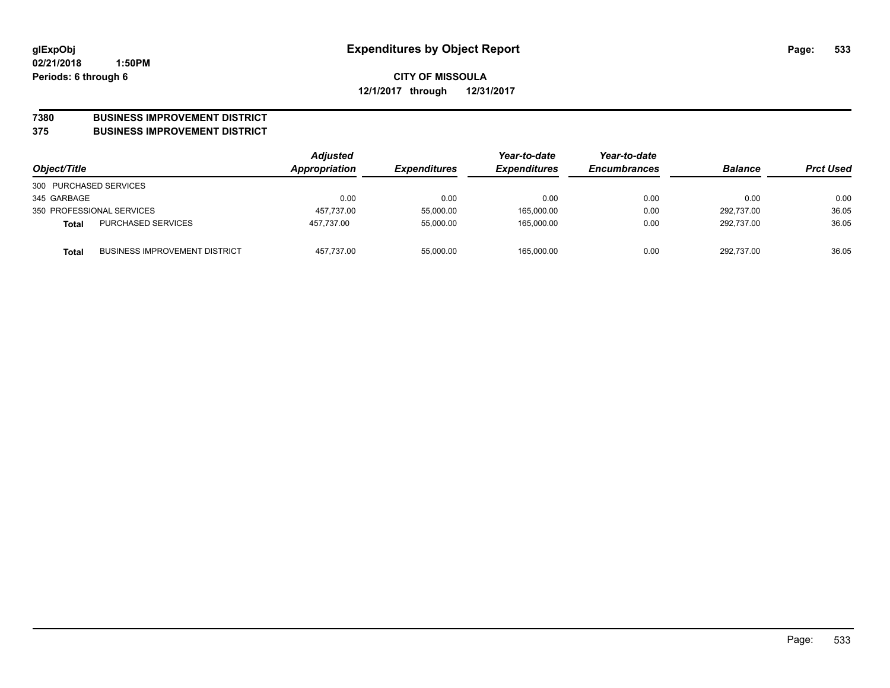**glExpObj**
**02/21/2018 1:50PM**
**Periods: 6 through 6**

# Expenditures by Object Report

**CITY OF MISSOULA**
**12/1/2017 through 12/31/2017**

**7380 BUSINESS IMPROVEMENT DISTRICT**
**375 BUSINESS IMPROVEMENT DISTRICT**

| Object/Title | | Adjusted Appropriation | Expenditures | Year-to-date Expenditures | Year-to-date Encumbrances | Balance | Prct Used |
|---|---|---|---|---|---|---|---|
| 300 PURCHASED SERVICES | | | | | | | |
| 345 GARBAGE | | 0.00 | 0.00 | 0.00 | 0.00 | 0.00 | 0.00 |
| 350 PROFESSIONAL SERVICES | | 457,737.00 | 55,000.00 | 165,000.00 | 0.00 | 292,737.00 | 36.05 |
| **Total** | PURCHASED SERVICES | 457,737.00 | 55,000.00 | 165,000.00 | 0.00 | 292,737.00 | 36.05 |
| **Total** | BUSINESS IMPROVEMENT DISTRICT | 457,737.00 | 55,000.00 | 165,000.00 | 0.00 | 292,737.00 | 36.05 |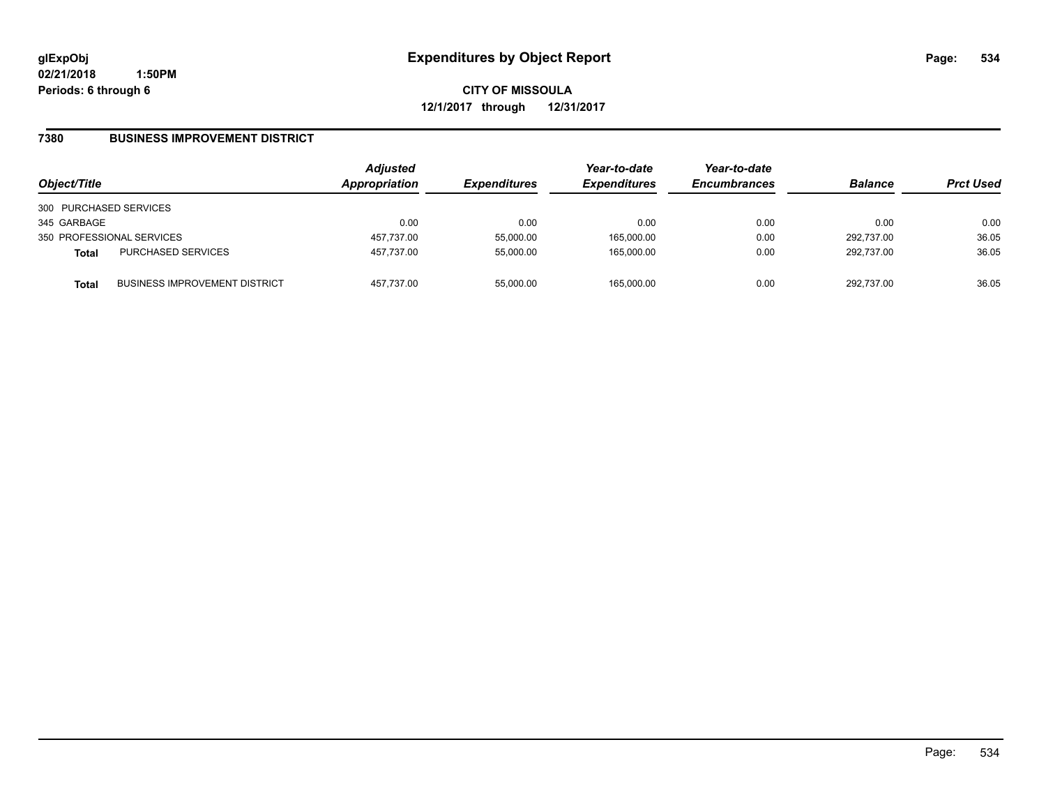**glExpObj**
**02/21/2018 1:50PM**
**Periods: 6 through 6**

# Expenditures by Object Report

**CITY OF MISSOULA**
**12/1/2017 through 12/31/2017**

## 7380 BUSINESS IMPROVEMENT DISTRICT

| Object/Title | | Adjusted Appropriation | Expenditures | Year-to-date Expenditures | Year-to-date Encumbrances | Balance | Prct Used |
|---|---|---|---|---|---|---|---|
| 300 PURCHASED SERVICES | | | | | | | |
| 345 GARBAGE | | 0.00 | 0.00 | 0.00 | 0.00 | 0.00 | 0.00 |
| 350 PROFESSIONAL SERVICES | | 457,737.00 | 55,000.00 | 165,000.00 | 0.00 | 292,737.00 | 36.05 |
| **Total** | PURCHASED SERVICES | 457,737.00 | 55,000.00 | 165,000.00 | 0.00 | 292,737.00 | 36.05 |
| **Total** | BUSINESS IMPROVEMENT DISTRICT | 457,737.00 | 55,000.00 | 165,000.00 | 0.00 | 292,737.00 | 36.05 |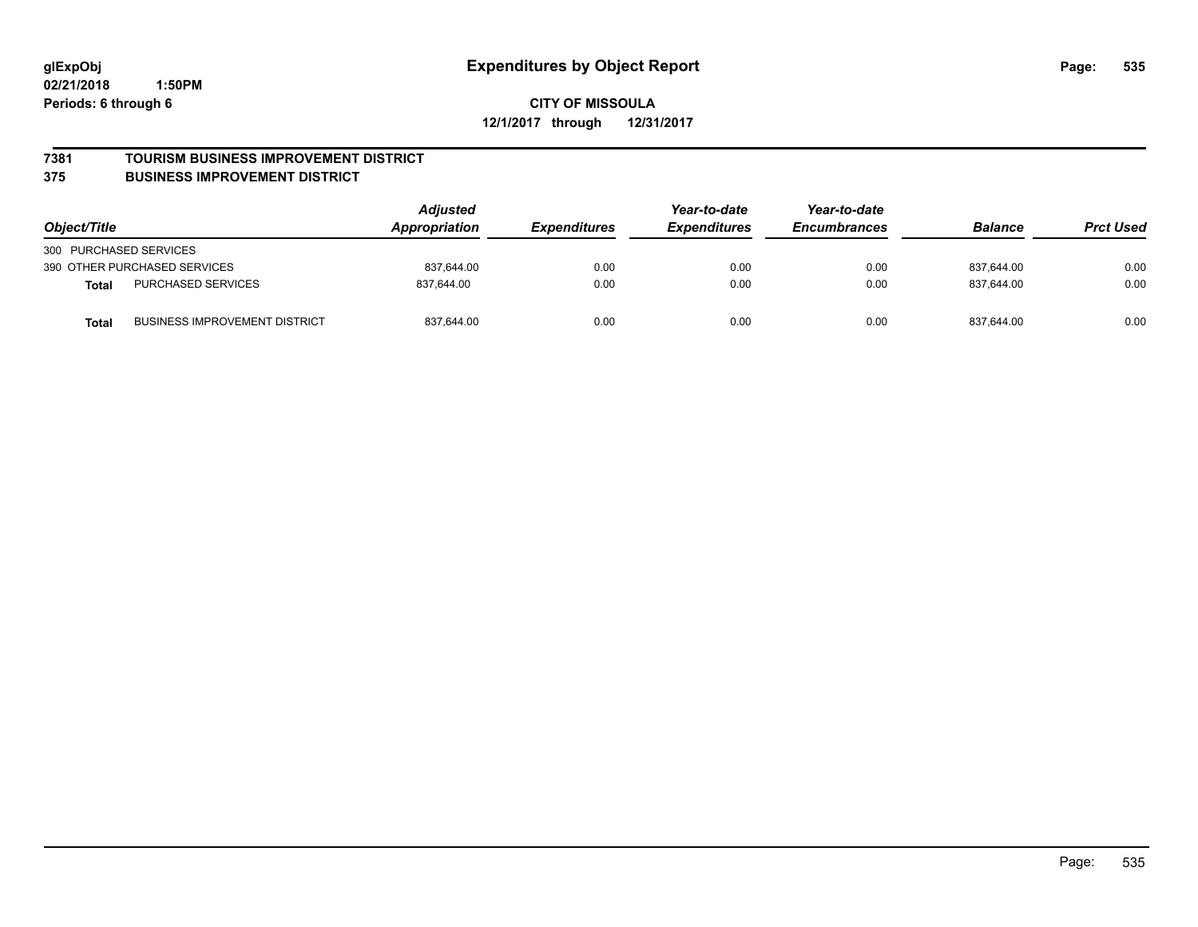**glExpObj**
**02/21/2018 1:50PM**
**Periods: 6 through 6**

# Expenditures by Object Report

**CITY OF MISSOULA**
**12/1/2017 through 12/31/2017**

## 7381 TOURISM BUSINESS IMPROVEMENT DISTRICT
## 375 BUSINESS IMPROVEMENT DISTRICT

| Object/Title | | Adjusted Appropriation | Expenditures | Year-to-date Expenditures | Year-to-date Encumbrances | Balance | Prct Used |
|---|---|---|---|---|---|---|---|
| 300 PURCHASED SERVICES | | | | | | | |
| 390 OTHER PURCHASED SERVICES | | 837,644.00 | 0.00 | 0.00 | 0.00 | 837,644.00 | 0.00 |
| **Total** | PURCHASED SERVICES | 837,644.00 | 0.00 | 0.00 | 0.00 | 837,644.00 | 0.00 |
| **Total** | BUSINESS IMPROVEMENT DISTRICT | 837,644.00 | 0.00 | 0.00 | 0.00 | 837,644.00 | 0.00 |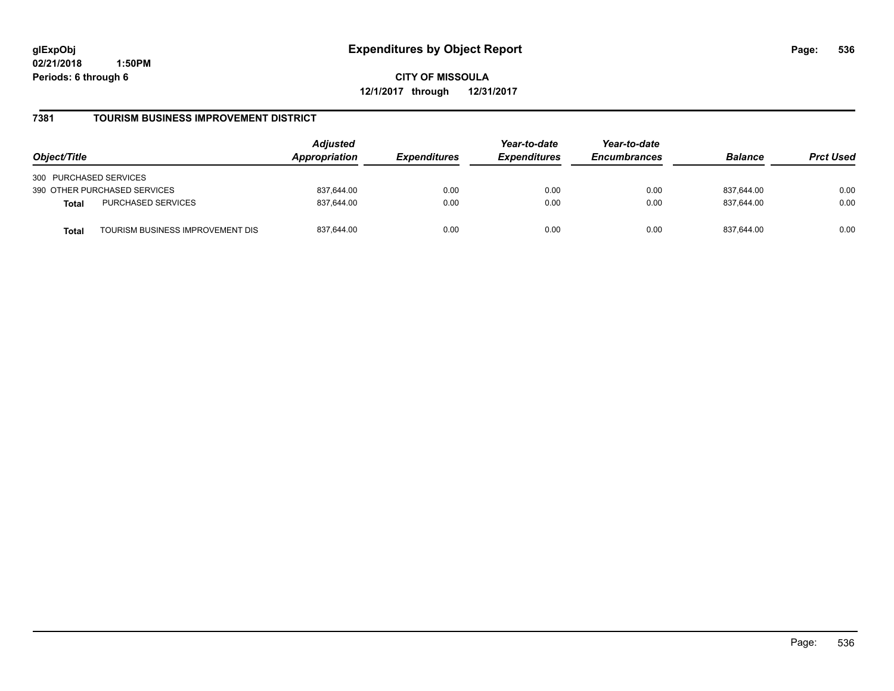**glExpObj**
**02/21/2018 1:50PM**
**Periods: 6 through 6**

# Expenditures by Object Report

**CITY OF MISSOULA**
**12/1/2017 through 12/31/2017**

## 7381 TOURISM BUSINESS IMPROVEMENT DISTRICT

| Object/Title | | Adjusted Appropriation | Expenditures | Year-to-date Expenditures | Year-to-date Encumbrances | Balance | Prct Used |
|---|---|---|---|---|---|---|---|
| 300 PURCHASED SERVICES | | | | | | | |
| 390 OTHER PURCHASED SERVICES | | 837,644.00 | 0.00 | 0.00 | 0.00 | 837,644.00 | 0.00 |
| **Total** | PURCHASED SERVICES | 837,644.00 | 0.00 | 0.00 | 0.00 | 837,644.00 | 0.00 |
| **Total** | TOURISM BUSINESS IMPROVEMENT DIS | 837,644.00 | 0.00 | 0.00 | 0.00 | 837,644.00 | 0.00 |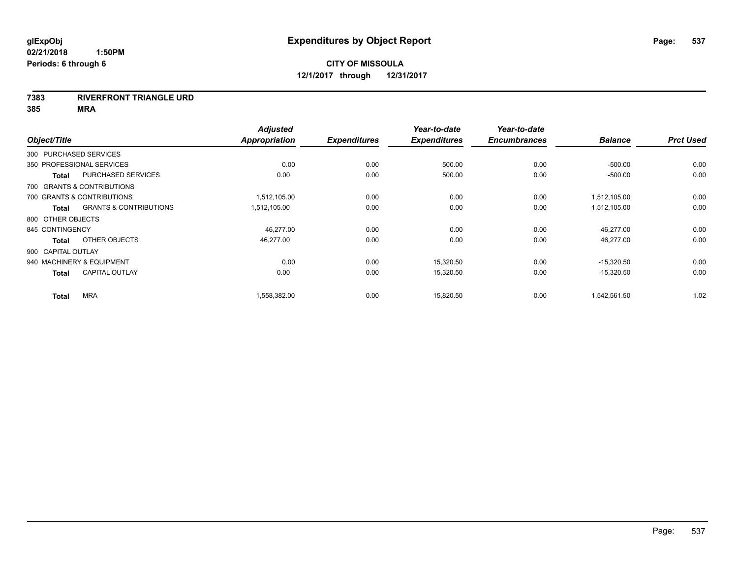**glExpObj** **Expenditures by Object Report**

**02/21/2018 1:50PM**

**Periods: 6 through 6**

**CITY OF MISSOULA**

**12/1/2017 through 12/31/2017**

**7383 RIVERFRONT TRIANGLE URD**

**385 MRA**

| Object/Title | | Adjusted Appropriation | Expenditures | Year-to-date Expenditures | Year-to-date Encumbrances | Balance | Prct Used |
|---|---|---|---|---|---|---|---|
| 300 PURCHASED SERVICES | | | | | | | |
| 350 PROFESSIONAL SERVICES | | 0.00 | 0.00 | 500.00 | 0.00 | -500.00 | 0.00 |
| **Total** | PURCHASED SERVICES | 0.00 | 0.00 | 500.00 | 0.00 | -500.00 | 0.00 |
| 700 GRANTS & CONTRIBUTIONS | | | | | | | |
| 700 GRANTS & CONTRIBUTIONS | | 1,512,105.00 | 0.00 | 0.00 | 0.00 | 1,512,105.00 | 0.00 |
| **Total** | GRANTS & CONTRIBUTIONS | 1,512,105.00 | 0.00 | 0.00 | 0.00 | 1,512,105.00 | 0.00 |
| 800 OTHER OBJECTS | | | | | | | |
| 845 CONTINGENCY | | 46,277.00 | 0.00 | 0.00 | 0.00 | 46,277.00 | 0.00 |
| **Total** | OTHER OBJECTS | 46,277.00 | 0.00 | 0.00 | 0.00 | 46,277.00 | 0.00 |
| 900 CAPITAL OUTLAY | | | | | | | |
| 940 MACHINERY & EQUIPMENT | | 0.00 | 0.00 | 15,320.50 | 0.00 | -15,320.50 | 0.00 |
| **Total** | CAPITAL OUTLAY | 0.00 | 0.00 | 15,320.50 | 0.00 | -15,320.50 | 0.00 |
| **Total** | MRA | 1,558,382.00 | 0.00 | 15,820.50 | 0.00 | 1,542,561.50 | 1.02 |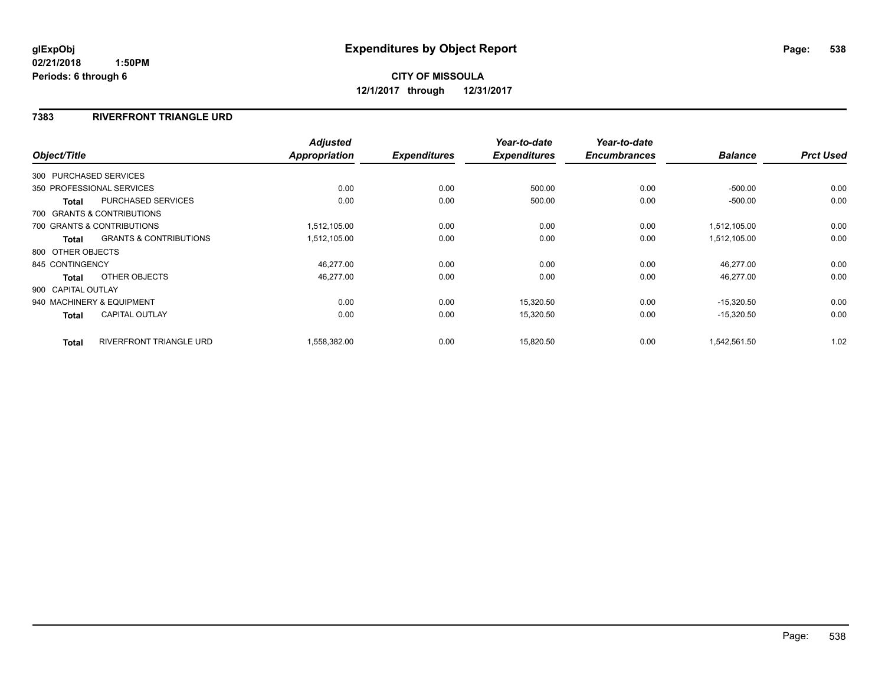# Expenditures by Object Report

glExpObj
02/21/2018 1:50PM
Periods: 6 through 6

**CITY OF MISSOULA**
**12/1/2017 through 12/31/2017**

## 7383 RIVERFRONT TRIANGLE URD

| Object/Title | | Adjusted Appropriation | Expenditures | Year-to-date Expenditures | Year-to-date Encumbrances | Balance | Prct Used |
|---|---|---|---|---|---|---|---|
| 300 PURCHASED SERVICES | | | | | | | |
| 350 PROFESSIONAL SERVICES | | 0.00 | 0.00 | 500.00 | 0.00 | -500.00 | 0.00 |
| Total | PURCHASED SERVICES | 0.00 | 0.00 | 500.00 | 0.00 | -500.00 | 0.00 |
| 700 GRANTS & CONTRIBUTIONS | | | | | | | |
| 700 GRANTS & CONTRIBUTIONS | | 1,512,105.00 | 0.00 | 0.00 | 0.00 | 1,512,105.00 | 0.00 |
| Total | GRANTS & CONTRIBUTIONS | 1,512,105.00 | 0.00 | 0.00 | 0.00 | 1,512,105.00 | 0.00 |
| 800 OTHER OBJECTS | | | | | | | |
| 845 CONTINGENCY | | 46,277.00 | 0.00 | 0.00 | 0.00 | 46,277.00 | 0.00 |
| Total | OTHER OBJECTS | 46,277.00 | 0.00 | 0.00 | 0.00 | 46,277.00 | 0.00 |
| 900 CAPITAL OUTLAY | | | | | | | |
| 940 MACHINERY & EQUIPMENT | | 0.00 | 0.00 | 15,320.50 | 0.00 | -15,320.50 | 0.00 |
| Total | CAPITAL OUTLAY | 0.00 | 0.00 | 15,320.50 | 0.00 | -15,320.50 | 0.00 |
| Total | RIVERFRONT TRIANGLE URD | 1,558,382.00 | 0.00 | 15,820.50 | 0.00 | 1,542,561.50 | 1.02 |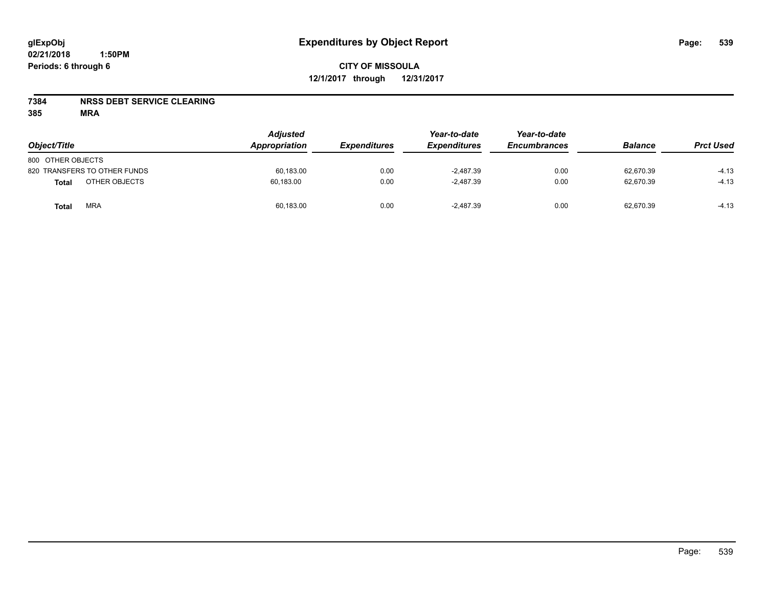# Expenditures by Object Report

glExpObj
02/21/2018 1:50PM
Periods: 6 through 6

**CITY OF MISSOULA**
**12/1/2017 through 12/31/2017**

**7384 NRSS DEBT SERVICE CLEARING**
**385 MRA**

| Object/Title | Adjusted Appropriation | Expenditures | Year-to-date Expenditures | Year-to-date Encumbrances | Balance | Prct Used |
|---|---|---|---|---|---|---|
| 800 OTHER OBJECTS | | | | | | |
| 820 TRANSFERS TO OTHER FUNDS | 60,183.00 | 0.00 | -2,487.39 | 0.00 | 62,670.39 | -4.13 |
| **Total** OTHER OBJECTS | 60,183.00 | 0.00 | -2,487.39 | 0.00 | 62,670.39 | -4.13 |
| **Total** MRA | 60,183.00 | 0.00 | -2,487.39 | 0.00 | 62,670.39 | -4.13 |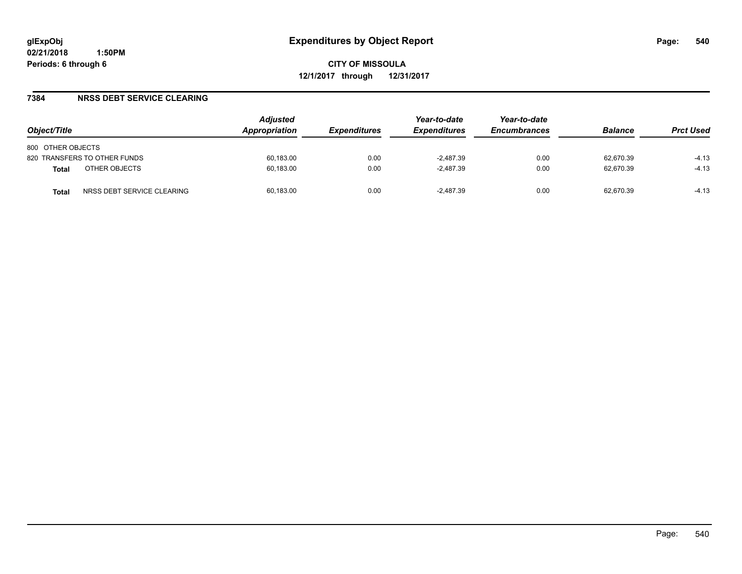# Expenditures by Object Report

glExpObj
02/21/2018 1:50PM
Periods: 6 through 6

**CITY OF MISSOULA**
**12/1/2017 through 12/31/2017**

## 7384 NRSS DEBT SERVICE CLEARING

| Object/Title | Adjusted Appropriation | Expenditures | Year-to-date Expenditures | Year-to-date Encumbrances | Balance | Prct Used |
|---|---|---|---|---|---|---|
| 800 OTHER OBJECTS | | | | | | |
| 820 TRANSFERS TO OTHER FUNDS | 60,183.00 | 0.00 | -2,487.39 | 0.00 | 62,670.39 | -4.13 |
| **Total** OTHER OBJECTS | 60,183.00 | 0.00 | -2,487.39 | 0.00 | 62,670.39 | -4.13 |
| **Total** NRSS DEBT SERVICE CLEARING | 60,183.00 | 0.00 | -2,487.39 | 0.00 | 62,670.39 | -4.13 |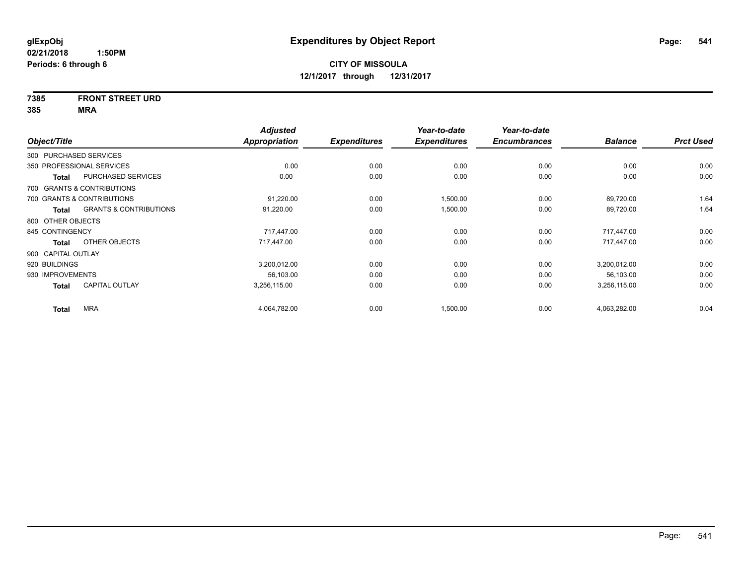**CITY OF MISSOULA**
**12/1/2017 through 12/31/2017**

**glExpObj**
**02/21/2018 1:50PM**
**Periods: 6 through 6**

# Expenditures by Object Report

**7385 FRONT STREET URD**
**385 MRA**

| Object/Title | | Adjusted Appropriation | Expenditures | Year-to-date Expenditures | Year-to-date Encumbrances | Balance | Prct Used |
|---|---|---|---|---|---|---|---|
| 300 PURCHASED SERVICES | | | | | | | |
| 350 PROFESSIONAL SERVICES | | 0.00 | 0.00 | 0.00 | 0.00 | 0.00 | 0.00 |
| **Total** | PURCHASED SERVICES | 0.00 | 0.00 | 0.00 | 0.00 | 0.00 | 0.00 |
| 700 GRANTS & CONTRIBUTIONS | | | | | | | |
| 700 GRANTS & CONTRIBUTIONS | | 91,220.00 | 0.00 | 1,500.00 | 0.00 | 89,720.00 | 1.64 |
| **Total** | GRANTS & CONTRIBUTIONS | 91,220.00 | 0.00 | 1,500.00 | 0.00 | 89,720.00 | 1.64 |
| 800 OTHER OBJECTS | | | | | | | |
| 845 CONTINGENCY | | 717,447.00 | 0.00 | 0.00 | 0.00 | 717,447.00 | 0.00 |
| **Total** | OTHER OBJECTS | 717,447.00 | 0.00 | 0.00 | 0.00 | 717,447.00 | 0.00 |
| 900 CAPITAL OUTLAY | | | | | | | |
| 920 BUILDINGS | | 3,200,012.00 | 0.00 | 0.00 | 0.00 | 3,200,012.00 | 0.00 |
| 930 IMPROVEMENTS | | 56,103.00 | 0.00 | 0.00 | 0.00 | 56,103.00 | 0.00 |
| **Total** | CAPITAL OUTLAY | 3,256,115.00 | 0.00 | 0.00 | 0.00 | 3,256,115.00 | 0.00 |
| **Total** | MRA | 4,064,782.00 | 0.00 | 1,500.00 | 0.00 | 4,063,282.00 | 0.04 |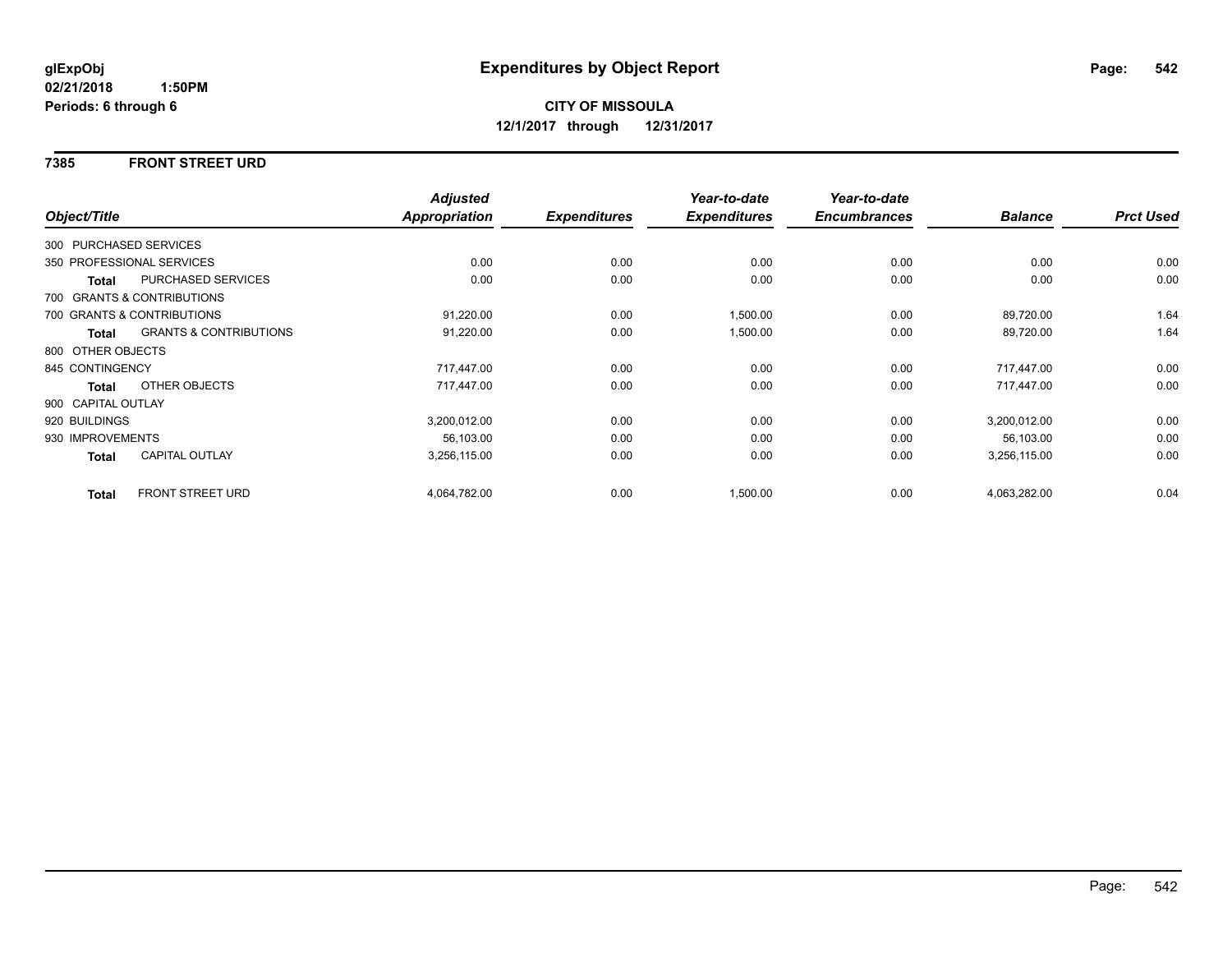# Expenditures by Object Report

glExpObj
02/21/2018 1:50PM
Periods: 6 through 6

**CITY OF MISSOULA**
**12/1/2017 through 12/31/2017**

## 7385 FRONT STREET URD

| Object/Title | | Adjusted Appropriation | Expenditures | Year-to-date Expenditures | Year-to-date Encumbrances | Balance | Prct Used |
|---|---|---|---|---|---|---|---|
| 300 PURCHASED SERVICES | | | | | | | |
| 350 PROFESSIONAL SERVICES | | 0.00 | 0.00 | 0.00 | 0.00 | 0.00 | 0.00 |
| **Total** | PURCHASED SERVICES | 0.00 | 0.00 | 0.00 | 0.00 | 0.00 | 0.00 |
| 700 GRANTS & CONTRIBUTIONS | | | | | | | |
| 700 GRANTS & CONTRIBUTIONS | | 91,220.00 | 0.00 | 1,500.00 | 0.00 | 89,720.00 | 1.64 |
| **Total** | GRANTS & CONTRIBUTIONS | 91,220.00 | 0.00 | 1,500.00 | 0.00 | 89,720.00 | 1.64 |
| 800 OTHER OBJECTS | | | | | | | |
| 845 CONTINGENCY | | 717,447.00 | 0.00 | 0.00 | 0.00 | 717,447.00 | 0.00 |
| **Total** | OTHER OBJECTS | 717,447.00 | 0.00 | 0.00 | 0.00 | 717,447.00 | 0.00 |
| 900 CAPITAL OUTLAY | | | | | | | |
| 920 BUILDINGS | | 3,200,012.00 | 0.00 | 0.00 | 0.00 | 3,200,012.00 | 0.00 |
| 930 IMPROVEMENTS | | 56,103.00 | 0.00 | 0.00 | 0.00 | 56,103.00 | 0.00 |
| **Total** | CAPITAL OUTLAY | 3,256,115.00 | 0.00 | 0.00 | 0.00 | 3,256,115.00 | 0.00 |
| **Total** | FRONT STREET URD | 4,064,782.00 | 0.00 | 1,500.00 | 0.00 | 4,063,282.00 | 0.04 |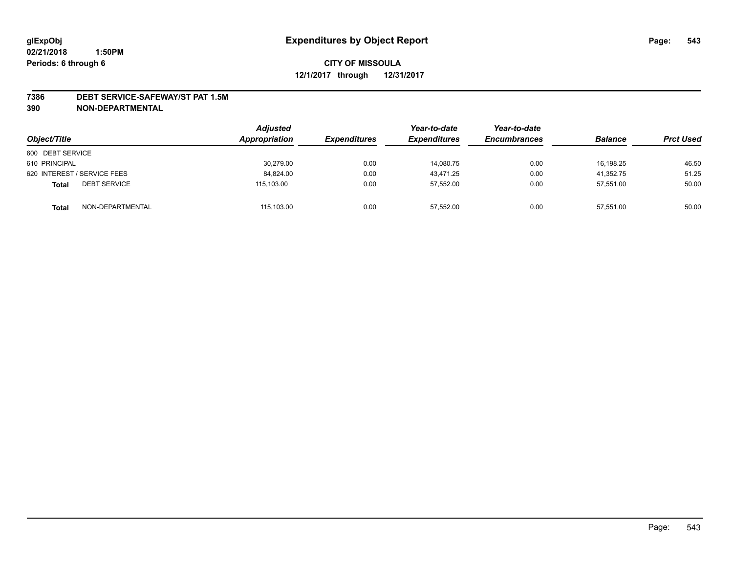**glExpObj** | **Expenditures by Object Report** | **Page: 543**

**02/21/2018 1:50PM**

**Periods: 6 through 6**

**CITY OF MISSOULA**

**12/1/2017 through 12/31/2017**

**7386 DEBT SERVICE-SAFEWAY/ST PAT 1.5M**

**390 NON-DEPARTMENTAL**

| Object/Title | | Adjusted Appropriation | Expenditures | Year-to-date Expenditures | Year-to-date Encumbrances | Balance | Prct Used |
|---|---|---|---|---|---|---|---|
| 600 DEBT SERVICE | | | | | | | |
| 610 PRINCIPAL | | 30,279.00 | 0.00 | 14,080.75 | 0.00 | 16,198.25 | 46.50 |
| 620 INTEREST / SERVICE FEES | | 84,824.00 | 0.00 | 43,471.25 | 0.00 | 41,352.75 | 51.25 |
| **Total** | DEBT SERVICE | 115,103.00 | 0.00 | 57,552.00 | 0.00 | 57,551.00 | 50.00 |
| **Total** | NON-DEPARTMENTAL | 115,103.00 | 0.00 | 57,552.00 | 0.00 | 57,551.00 | 50.00 |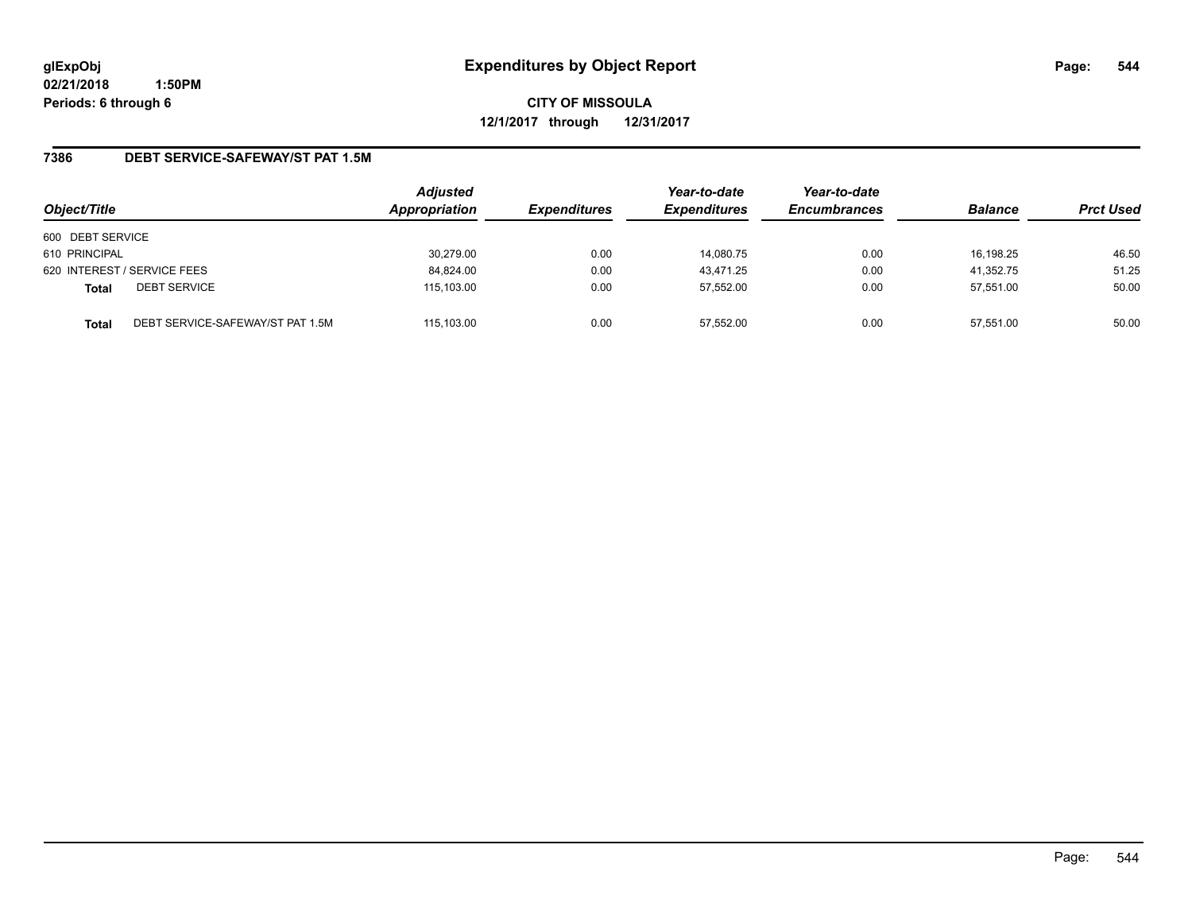# Expenditures by Object Report

glExpObj
02/21/2018 1:50PM
Periods: 6 through 6

**CITY OF MISSOULA**
**12/1/2017 through 12/31/2017**

## 7386 DEBT SERVICE-SAFEWAY/ST PAT 1.5M

| Object/Title | | Adjusted Appropriation | Expenditures | Year-to-date Expenditures | Year-to-date Encumbrances | Balance | Prct Used |
|---|---|---|---|---|---|---|---|
| 600 DEBT SERVICE | | | | | | | |
| 610 PRINCIPAL | | 30,279.00 | 0.00 | 14,080.75 | 0.00 | 16,198.25 | 46.50 |
| 620 INTEREST / SERVICE FEES | | 84,824.00 | 0.00 | 43,471.25 | 0.00 | 41,352.75 | 51.25 |
| **Total** | DEBT SERVICE | 115,103.00 | 0.00 | 57,552.00 | 0.00 | 57,551.00 | 50.00 |
| **Total** | DEBT SERVICE-SAFEWAY/ST PAT 1.5M | 115,103.00 | 0.00 | 57,552.00 | 0.00 | 57,551.00 | 50.00 |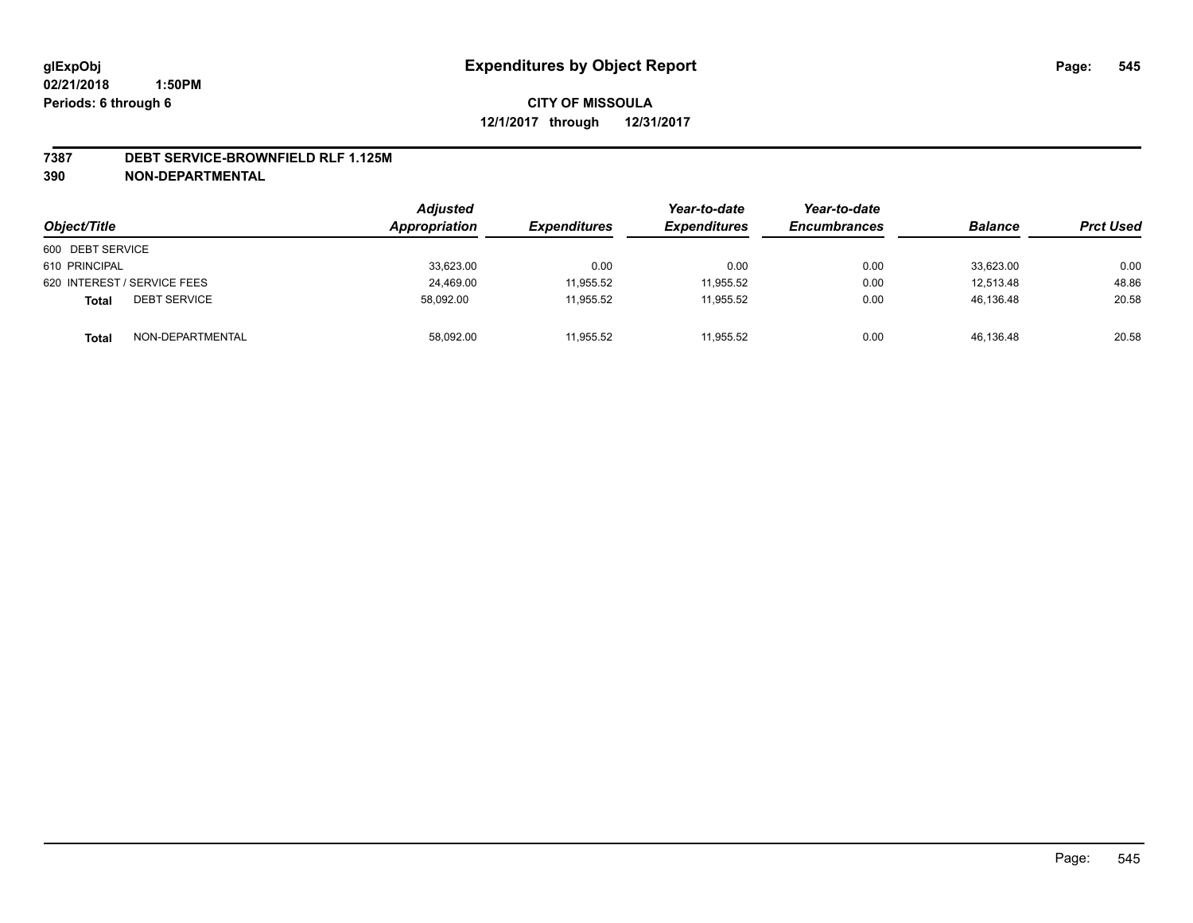**glExpObj** **Expenditures by Object Report**

**02/21/2018 1:50PM**

**Periods: 6 through 6**

**CITY OF MISSOULA**

**12/1/2017 through 12/31/2017**

## 7387 DEBT SERVICE-BROWNFIELD RLF 1.125M

## 390 NON-DEPARTMENTAL

| Object/Title | | Adjusted Appropriation | Expenditures | Year-to-date Expenditures | Year-to-date Encumbrances | Balance | Prct Used |
|---|---|---|---|---|---|---|---|
| 600 DEBT SERVICE | | | | | | | |
| 610 PRINCIPAL | | 33,623.00 | 0.00 | 0.00 | 0.00 | 33,623.00 | 0.00 |
| 620 INTEREST / SERVICE FEES | | 24,469.00 | 11,955.52 | 11,955.52 | 0.00 | 12,513.48 | 48.86 |
| **Total** | DEBT SERVICE | 58,092.00 | 11,955.52 | 11,955.52 | 0.00 | 46,136.48 | 20.58 |
| **Total** | NON-DEPARTMENTAL | 58,092.00 | 11,955.52 | 11,955.52 | 0.00 | 46,136.48 | 20.58 |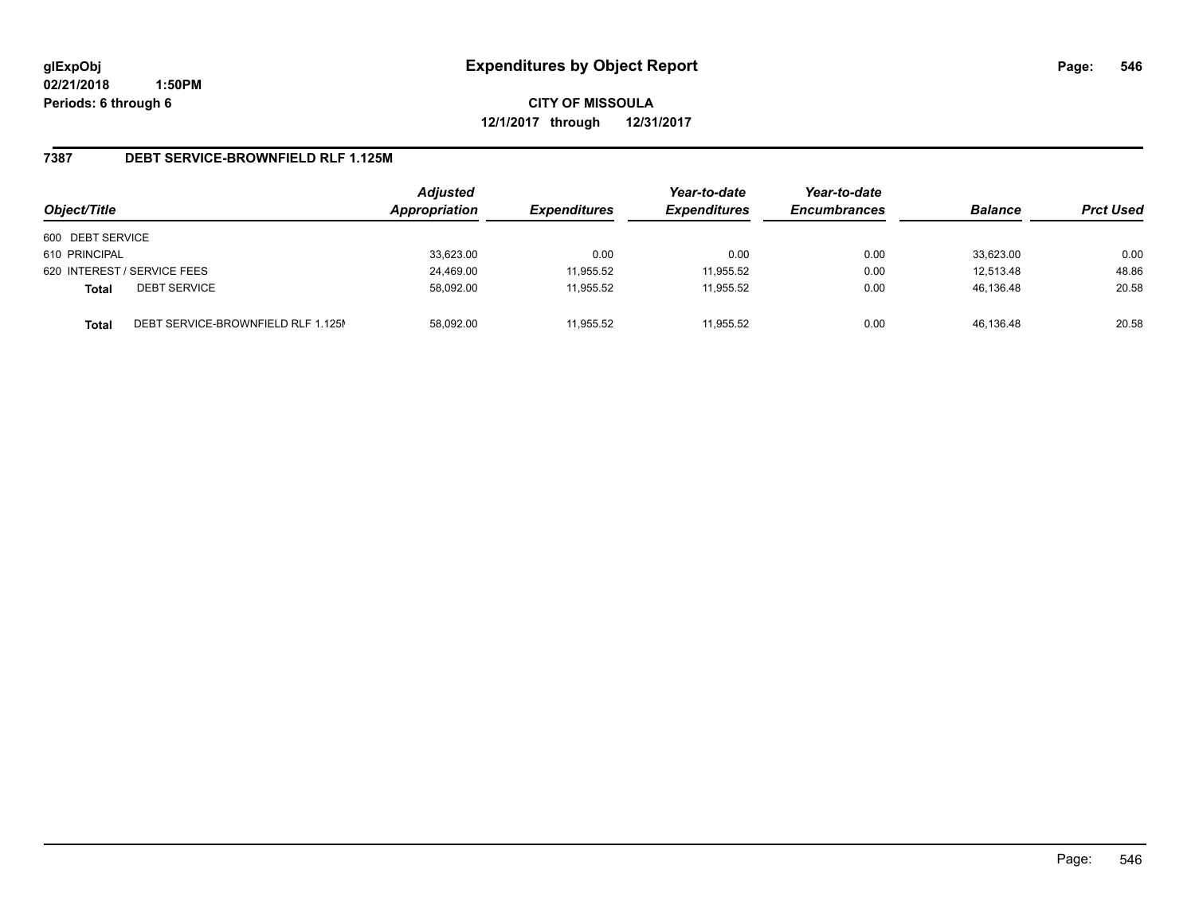# Expenditures by Object Report

glExpObj
02/21/2018 1:50PM
Periods: 6 through 6

**CITY OF MISSOULA**
**12/1/2017 through 12/31/2017**

## 7387 DEBT SERVICE-BROWNFIELD RLF 1.125M

| Object/Title | | Adjusted Appropriation | Expenditures | Year-to-date Expenditures | Year-to-date Encumbrances | Balance | Prct Used |
|---|---|---|---|---|---|---|---|
| 600 DEBT SERVICE | | | | | | | |
| 610 PRINCIPAL | | 33,623.00 | 0.00 | 0.00 | 0.00 | 33,623.00 | 0.00 |
| 620 INTEREST / SERVICE FEES | | 24,469.00 | 11,955.52 | 11,955.52 | 0.00 | 12,513.48 | 48.86 |
| **Total** | DEBT SERVICE | 58,092.00 | 11,955.52 | 11,955.52 | 0.00 | 46,136.48 | 20.58 |
| **Total** | DEBT SERVICE-BROWNFIELD RLF 1.125M | 58,092.00 | 11,955.52 | 11,955.52 | 0.00 | 46,136.48 | 20.58 |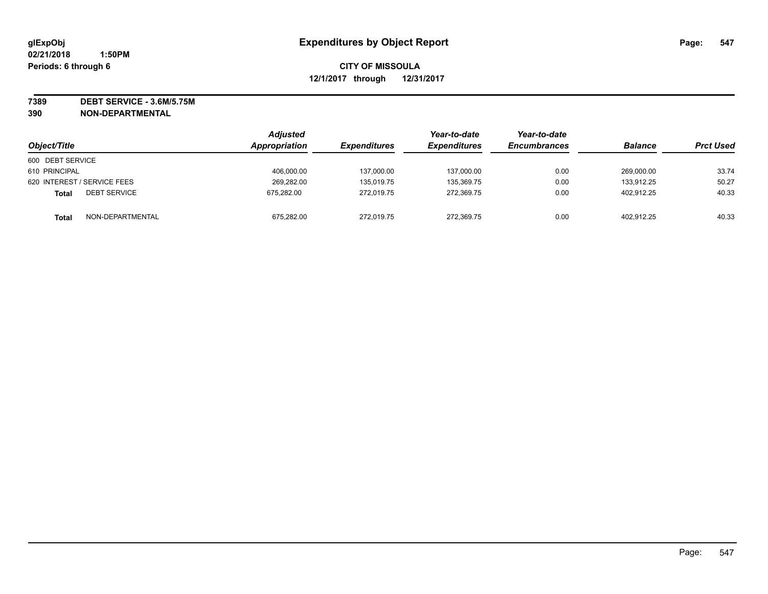**glExpObj** **Expenditures by Object Report**

**02/21/2018 1:50PM**

**Periods: 6 through 6**

**CITY OF MISSOULA**

**12/1/2017 through 12/31/2017**

**7389 DEBT SERVICE - 3.6M/5.75M**

**390 NON-DEPARTMENTAL**

| Object/Title | | Adjusted Appropriation | Expenditures | Year-to-date Expenditures | Year-to-date Encumbrances | Balance | Prct Used |
|---|---|---|---|---|---|---|---|
| 600 DEBT SERVICE | | | | | | | |
| 610 PRINCIPAL | | 406,000.00 | 137,000.00 | 137,000.00 | 0.00 | 269,000.00 | 33.74 |
| 620 INTEREST / SERVICE FEES | | 269,282.00 | 135,019.75 | 135,369.75 | 0.00 | 133,912.25 | 50.27 |
| **Total** | DEBT SERVICE | 675,282.00 | 272,019.75 | 272,369.75 | 0.00 | 402,912.25 | 40.33 |
| **Total** | NON-DEPARTMENTAL | 675,282.00 | 272,019.75 | 272,369.75 | 0.00 | 402,912.25 | 40.33 |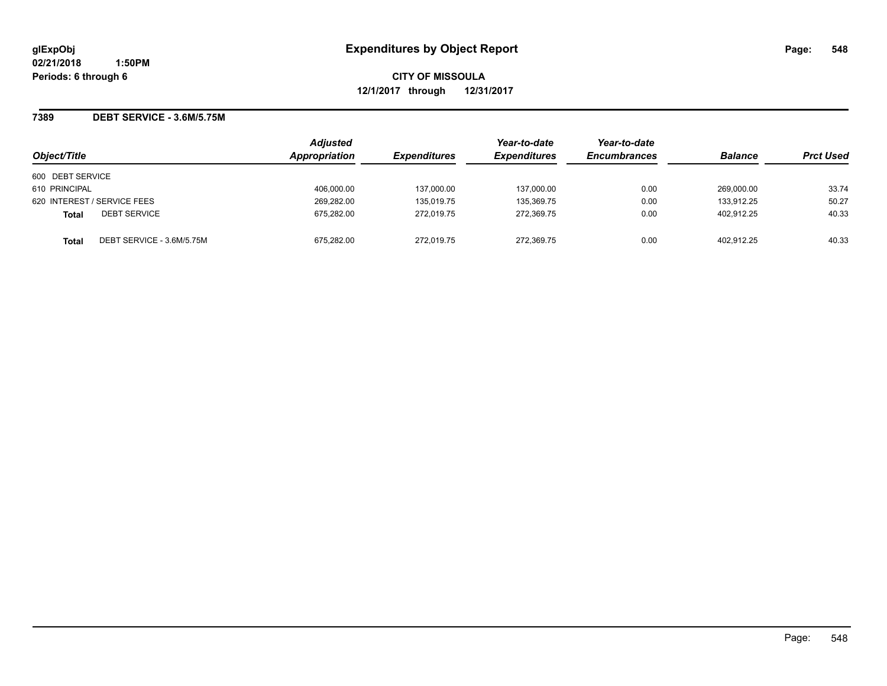# Expenditures by Object Report

glExpObj
02/21/2018 1:50PM
Periods: 6 through 6

**CITY OF MISSOULA**
**12/1/2017 through 12/31/2017**

## 7389 DEBT SERVICE - 3.6M/5.75M

| Object/Title | Adjusted Appropriation | Expenditures | Year-to-date Expenditures | Year-to-date Encumbrances | Balance | Prct Used |
|---|---|---|---|---|---|---|
| 600 DEBT SERVICE | | | | | | |
| 610 PRINCIPAL | 406,000.00 | 137,000.00 | 137,000.00 | 0.00 | 269,000.00 | 33.74 |
| 620 INTEREST / SERVICE FEES | 269,282.00 | 135,019.75 | 135,369.75 | 0.00 | 133,912.25 | 50.27 |
| **Total** DEBT SERVICE | 675,282.00 | 272,019.75 | 272,369.75 | 0.00 | 402,912.25 | 40.33 |
| **Total** DEBT SERVICE - 3.6M/5.75M | 675,282.00 | 272,019.75 | 272,369.75 | 0.00 | 402,912.25 | 40.33 |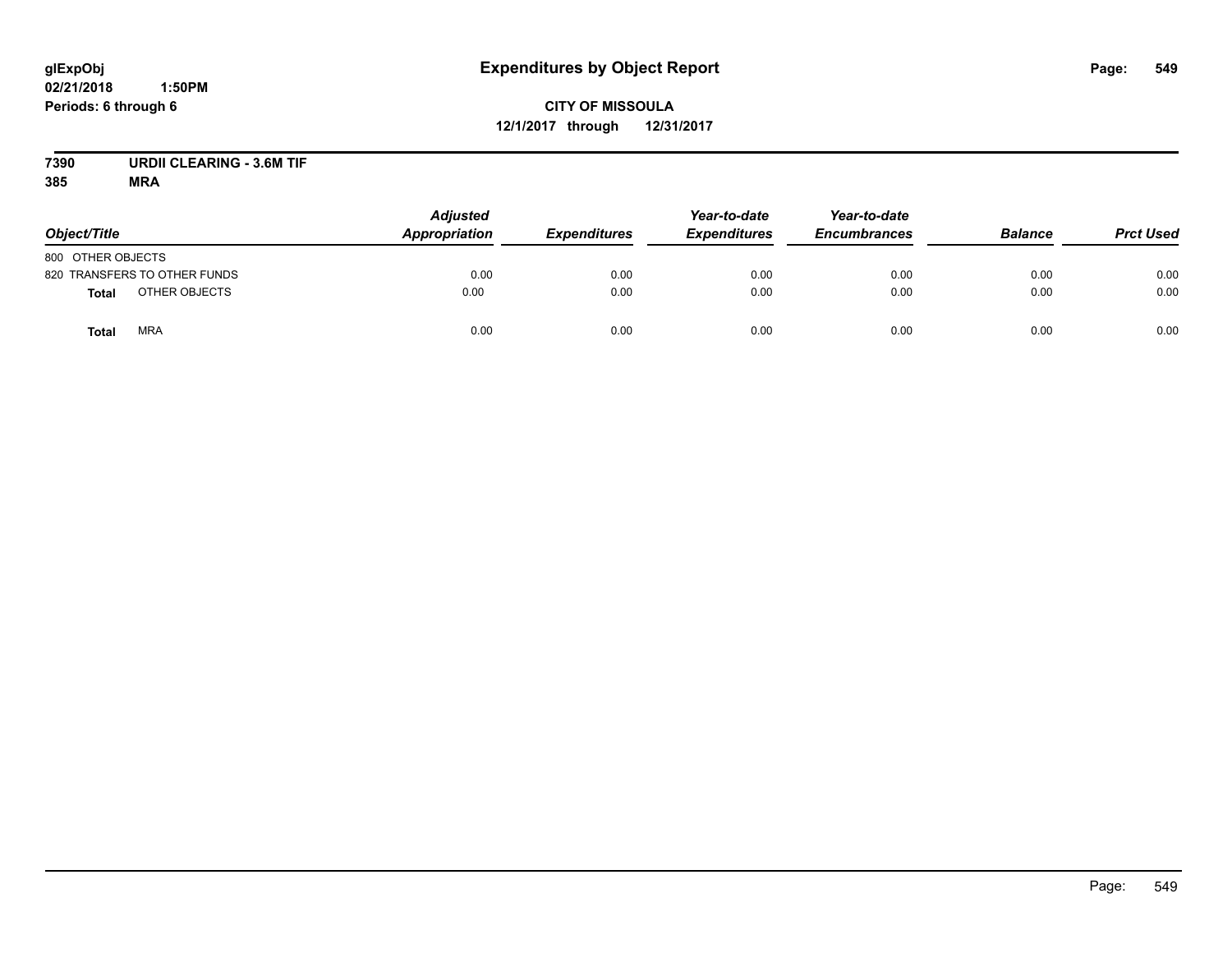# Expenditures by Object Report

**CITY OF MISSOULA**
**12/1/2017 through 12/31/2017**

glExpObj
02/21/2018 1:50PM
Periods: 6 through 6

**7390 URDII CLEARING - 3.6M TIF**
**385 MRA**

| Object/Title | | Adjusted Appropriation | Expenditures | Year-to-date Expenditures | Year-to-date Encumbrances | Balance | Prct Used |
|---|---|---|---|---|---|---|---|
| 800 OTHER OBJECTS | | | | | | | |
| 820 TRANSFERS TO OTHER FUNDS | | 0.00 | 0.00 | 0.00 | 0.00 | 0.00 | 0.00 |
| **Total** | OTHER OBJECTS | 0.00 | 0.00 | 0.00 | 0.00 | 0.00 | 0.00 |
| **Total** | MRA | 0.00 | 0.00 | 0.00 | 0.00 | 0.00 | 0.00 |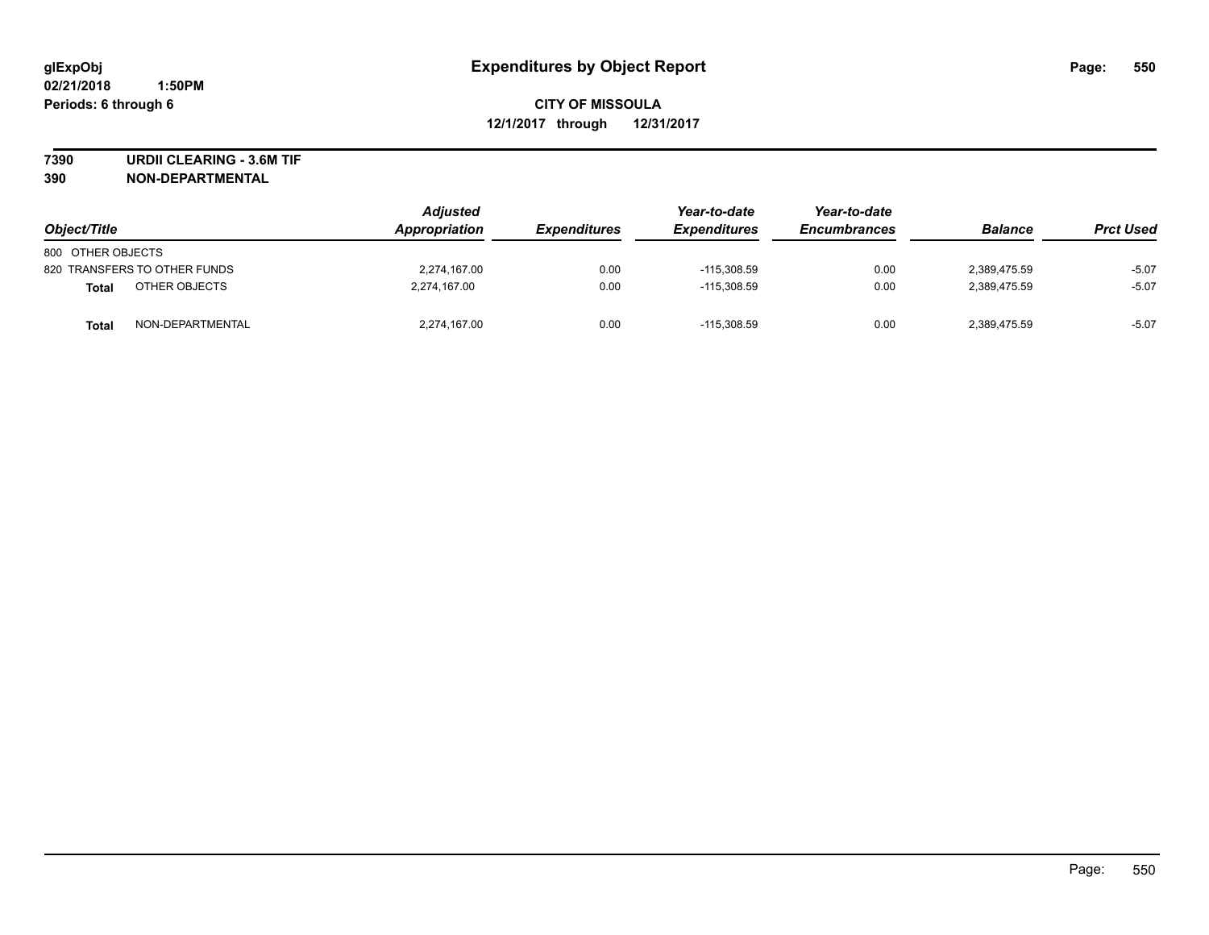# Expenditures by Object Report

glExpObj
02/21/2018 1:50PM
Periods: 6 through 6

**CITY OF MISSOULA**
**12/1/2017 through 12/31/2017**

**7390 URDII CLEARING - 3.6M TIF**
**390 NON-DEPARTMENTAL**

| Object/Title | Adjusted Appropriation | Expenditures | Year-to-date Expenditures | Year-to-date Encumbrances | Balance | Prct Used |
|---|---|---|---|---|---|---|
| 800 OTHER OBJECTS | | | | | | |
| 820 TRANSFERS TO OTHER FUNDS | 2,274,167.00 | 0.00 | -115,308.59 | 0.00 | 2,389,475.59 | -5.07 |
| **Total** OTHER OBJECTS | 2,274,167.00 | 0.00 | -115,308.59 | 0.00 | 2,389,475.59 | -5.07 |
| **Total** NON-DEPARTMENTAL | 2,274,167.00 | 0.00 | -115,308.59 | 0.00 | 2,389,475.59 | -5.07 |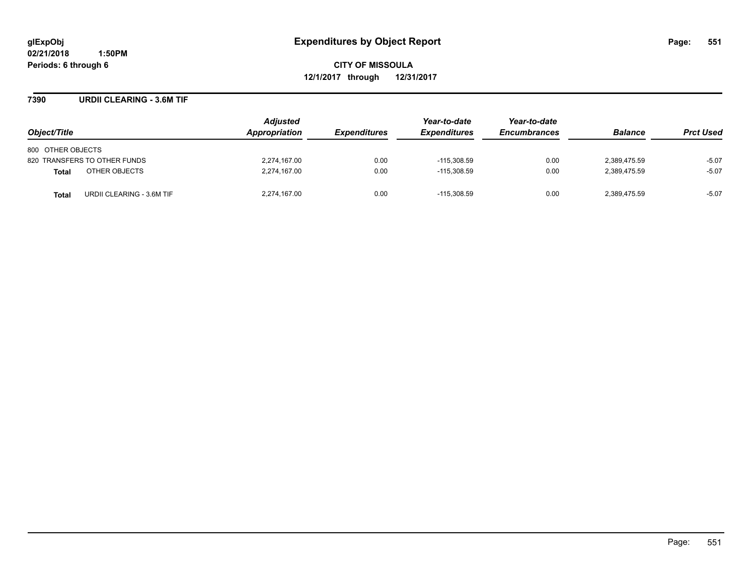# Expenditures by Object Report

glExpObj
02/21/2018 1:50PM
Periods: 6 through 6

**CITY OF MISSOULA**
**12/1/2017 through 12/31/2017**

## 7390 URDII CLEARING - 3.6M TIF

| Object/Title | | Adjusted Appropriation | Expenditures | Year-to-date Expenditures | Year-to-date Encumbrances | Balance | Prct Used |
|---|---|---|---|---|---|---|---|
| 800 OTHER OBJECTS | | | | | | | |
| 820 TRANSFERS TO OTHER FUNDS | | 2,274,167.00 | 0.00 | -115,308.59 | 0.00 | 2,389,475.59 | -5.07 |
| **Total** | OTHER OBJECTS | 2,274,167.00 | 0.00 | -115,308.59 | 0.00 | 2,389,475.59 | -5.07 |
| **Total** | URDII CLEARING - 3.6M TIF | 2,274,167.00 | 0.00 | -115,308.59 | 0.00 | 2,389,475.59 | -5.07 |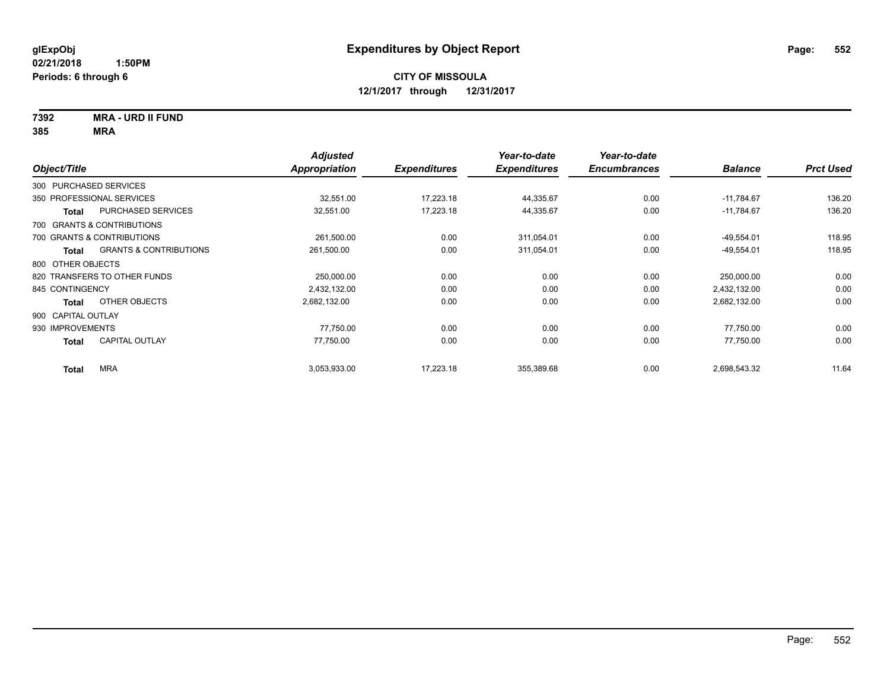# Expenditures by Object Report

glExpObj
02/21/2018 1:50PM
Periods: 6 through 6

**CITY OF MISSOULA**
**12/1/2017 through 12/31/2017**

**7392 MRA - URD II FUND**
**385 MRA**

| Object/Title | Adjusted Appropriation | Expenditures | Year-to-date Expenditures | Year-to-date Encumbrances | Balance | Prct Used |
|---|---|---|---|---|---|---|
| 300 PURCHASED SERVICES | | | | | | |
| 350 PROFESSIONAL SERVICES | 32,551.00 | 17,223.18 | 44,335.67 | 0.00 | -11,784.67 | 136.20 |
| **Total** PURCHASED SERVICES | 32,551.00 | 17,223.18 | 44,335.67 | 0.00 | -11,784.67 | 136.20 |
| 700 GRANTS & CONTRIBUTIONS | | | | | | |
| 700 GRANTS & CONTRIBUTIONS | 261,500.00 | 0.00 | 311,054.01 | 0.00 | -49,554.01 | 118.95 |
| **Total** GRANTS & CONTRIBUTIONS | 261,500.00 | 0.00 | 311,054.01 | 0.00 | -49,554.01 | 118.95 |
| 800 OTHER OBJECTS | | | | | | |
| 820 TRANSFERS TO OTHER FUNDS | 250,000.00 | 0.00 | 0.00 | 0.00 | 250,000.00 | 0.00 |
| 845 CONTINGENCY | 2,432,132.00 | 0.00 | 0.00 | 0.00 | 2,432,132.00 | 0.00 |
| **Total** OTHER OBJECTS | 2,682,132.00 | 0.00 | 0.00 | 0.00 | 2,682,132.00 | 0.00 |
| 900 CAPITAL OUTLAY | | | | | | |
| 930 IMPROVEMENTS | 77,750.00 | 0.00 | 0.00 | 0.00 | 77,750.00 | 0.00 |
| **Total** CAPITAL OUTLAY | 77,750.00 | 0.00 | 0.00 | 0.00 | 77,750.00 | 0.00 |
| **Total** MRA | 3,053,933.00 | 17,223.18 | 355,389.68 | 0.00 | 2,698,543.32 | 11.64 |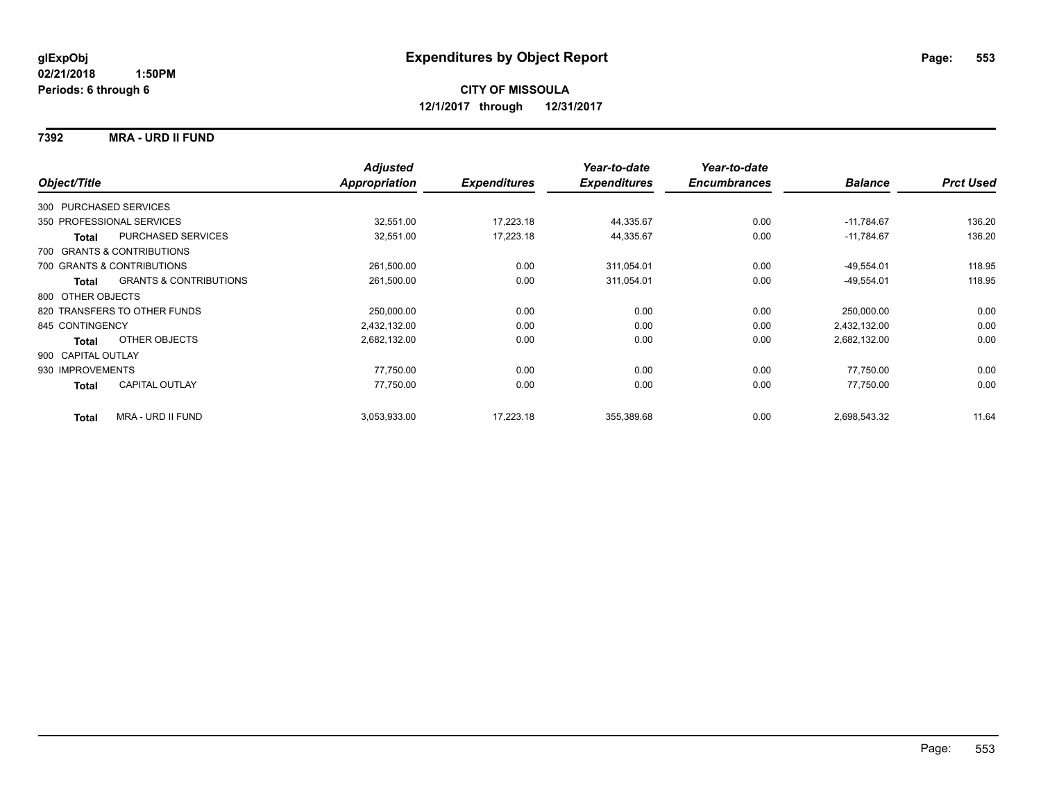**glExpObj** **Expenditures by Object Report**
**02/21/2018 1:50PM**
**Periods: 6 through 6**

**CITY OF MISSOULA**
**12/1/2017 through 12/31/2017**

**7392 MRA - URD II FUND**

| Object/Title | | Adjusted Appropriation | Expenditures | Year-to-date Expenditures | Year-to-date Encumbrances | Balance | Prct Used |
|---|---|---|---|---|---|---|---|
| 300 PURCHASED SERVICES | | | | | | | |
| 350 PROFESSIONAL SERVICES | | 32,551.00 | 17,223.18 | 44,335.67 | 0.00 | -11,784.67 | 136.20 |
| **Total** | PURCHASED SERVICES | 32,551.00 | 17,223.18 | 44,335.67 | 0.00 | -11,784.67 | 136.20 |
| 700 GRANTS & CONTRIBUTIONS | | | | | | | |
| 700 GRANTS & CONTRIBUTIONS | | 261,500.00 | 0.00 | 311,054.01 | 0.00 | -49,554.01 | 118.95 |
| **Total** | GRANTS & CONTRIBUTIONS | 261,500.00 | 0.00 | 311,054.01 | 0.00 | -49,554.01 | 118.95 |
| 800 OTHER OBJECTS | | | | | | | |
| 820 TRANSFERS TO OTHER FUNDS | | 250,000.00 | 0.00 | 0.00 | 0.00 | 250,000.00 | 0.00 |
| 845 CONTINGENCY | | 2,432,132.00 | 0.00 | 0.00 | 0.00 | 2,432,132.00 | 0.00 |
| **Total** | OTHER OBJECTS | 2,682,132.00 | 0.00 | 0.00 | 0.00 | 2,682,132.00 | 0.00 |
| 900 CAPITAL OUTLAY | | | | | | | |
| 930 IMPROVEMENTS | | 77,750.00 | 0.00 | 0.00 | 0.00 | 77,750.00 | 0.00 |
| **Total** | CAPITAL OUTLAY | 77,750.00 | 0.00 | 0.00 | 0.00 | 77,750.00 | 0.00 |
| **Total** | MRA - URD II FUND | 3,053,933.00 | 17,223.18 | 355,389.68 | 0.00 | 2,698,543.32 | 11.64 |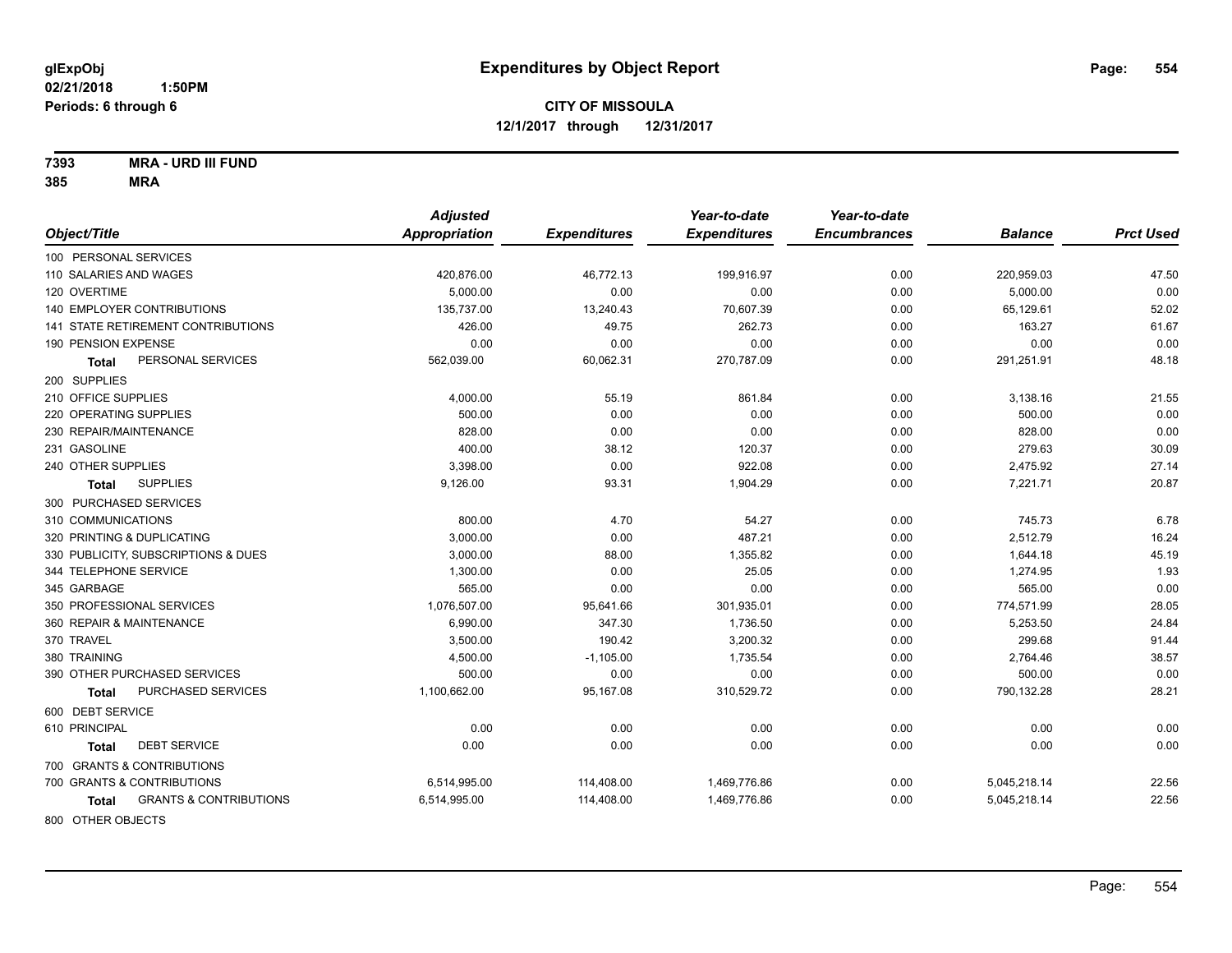# Expenditures by Object Report

glExpObj
02/21/2018 1:50PM
Periods: 6 through 6

**CITY OF MISSOULA**
**12/1/2017 through 12/31/2017**

**7393 MRA - URD III FUND**
**385 MRA**

| Object/Title | Adjusted Appropriation | Expenditures | Year-to-date Expenditures | Year-to-date Encumbrances | Balance | Prct Used |
|---|---|---|---|---|---|---|
| 100 PERSONAL SERVICES | | | | | | |
| 110 SALARIES AND WAGES | 420,876.00 | 46,772.13 | 199,916.97 | 0.00 | 220,959.03 | 47.50 |
| 120 OVERTIME | 5,000.00 | 0.00 | 0.00 | 0.00 | 5,000.00 | 0.00 |
| 140 EMPLOYER CONTRIBUTIONS | 135,737.00 | 13,240.43 | 70,607.39 | 0.00 | 65,129.61 | 52.02 |
| 141 STATE RETIREMENT CONTRIBUTIONS | 426.00 | 49.75 | 262.73 | 0.00 | 163.27 | 61.67 |
| 190 PENSION EXPENSE | 0.00 | 0.00 | 0.00 | 0.00 | 0.00 | 0.00 |
| **Total** PERSONAL SERVICES | 562,039.00 | 60,062.31 | 270,787.09 | 0.00 | 291,251.91 | 48.18 |
| 200 SUPPLIES | | | | | | |
| 210 OFFICE SUPPLIES | 4,000.00 | 55.19 | 861.84 | 0.00 | 3,138.16 | 21.55 |
| 220 OPERATING SUPPLIES | 500.00 | 0.00 | 0.00 | 0.00 | 500.00 | 0.00 |
| 230 REPAIR/MAINTENANCE | 828.00 | 0.00 | 0.00 | 0.00 | 828.00 | 0.00 |
| 231 GASOLINE | 400.00 | 38.12 | 120.37 | 0.00 | 279.63 | 30.09 |
| 240 OTHER SUPPLIES | 3,398.00 | 0.00 | 922.08 | 0.00 | 2,475.92 | 27.14 |
| **Total** SUPPLIES | 9,126.00 | 93.31 | 1,904.29 | 0.00 | 7,221.71 | 20.87 |
| 300 PURCHASED SERVICES | | | | | | |
| 310 COMMUNICATIONS | 800.00 | 4.70 | 54.27 | 0.00 | 745.73 | 6.78 |
| 320 PRINTING & DUPLICATING | 3,000.00 | 0.00 | 487.21 | 0.00 | 2,512.79 | 16.24 |
| 330 PUBLICITY, SUBSCRIPTIONS & DUES | 3,000.00 | 88.00 | 1,355.82 | 0.00 | 1,644.18 | 45.19 |
| 344 TELEPHONE SERVICE | 1,300.00 | 0.00 | 25.05 | 0.00 | 1,274.95 | 1.93 |
| 345 GARBAGE | 565.00 | 0.00 | 0.00 | 0.00 | 565.00 | 0.00 |
| 350 PROFESSIONAL SERVICES | 1,076,507.00 | 95,641.66 | 301,935.01 | 0.00 | 774,571.99 | 28.05 |
| 360 REPAIR & MAINTENANCE | 6,990.00 | 347.30 | 1,736.50 | 0.00 | 5,253.50 | 24.84 |
| 370 TRAVEL | 3,500.00 | 190.42 | 3,200.32 | 0.00 | 299.68 | 91.44 |
| 380 TRAINING | 4,500.00 | -1,105.00 | 1,735.54 | 0.00 | 2,764.46 | 38.57 |
| 390 OTHER PURCHASED SERVICES | 500.00 | 0.00 | 0.00 | 0.00 | 500.00 | 0.00 |
| **Total** PURCHASED SERVICES | 1,100,662.00 | 95,167.08 | 310,529.72 | 0.00 | 790,132.28 | 28.21 |
| 600 DEBT SERVICE | | | | | | |
| 610 PRINCIPAL | 0.00 | 0.00 | 0.00 | 0.00 | 0.00 | 0.00 |
| **Total** DEBT SERVICE | 0.00 | 0.00 | 0.00 | 0.00 | 0.00 | 0.00 |
| 700 GRANTS & CONTRIBUTIONS | | | | | | |
| 700 GRANTS & CONTRIBUTIONS | 6,514,995.00 | 114,408.00 | 1,469,776.86 | 0.00 | 5,045,218.14 | 22.56 |
| **Total** GRANTS & CONTRIBUTIONS | 6,514,995.00 | 114,408.00 | 1,469,776.86 | 0.00 | 5,045,218.14 | 22.56 |
| 800 OTHER OBJECTS | | | | | | |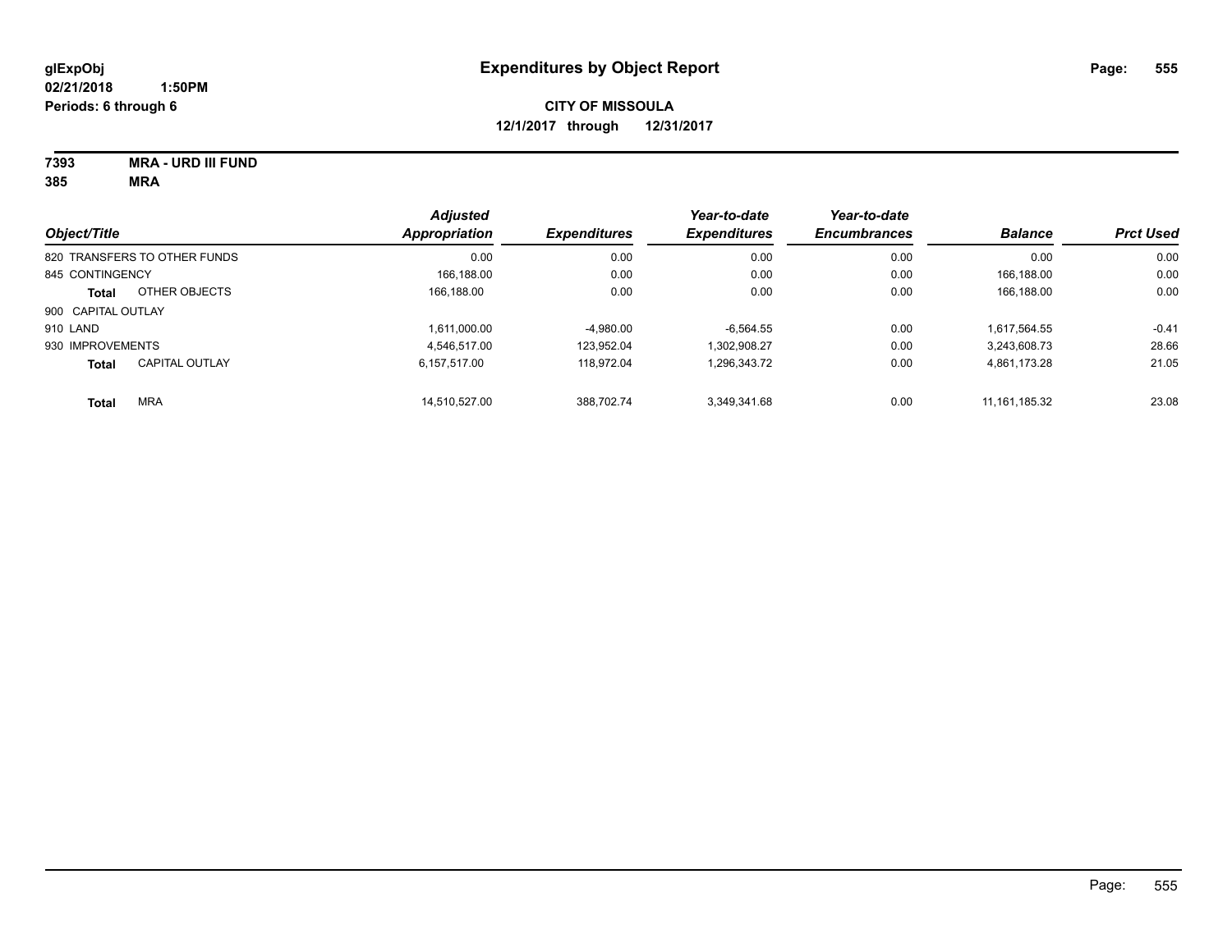# Expenditures by Object Report

glExpObj
02/21/2018 1:50PM
Periods: 6 through 6

**CITY OF MISSOULA**
**12/1/2017 through 12/31/2017**

**7393 MRA - URD III FUND**
**385 MRA**

| Object/Title | | Adjusted Appropriation | Expenditures | Year-to-date Expenditures | Year-to-date Encumbrances | Balance | Prct Used |
|---|---|---|---|---|---|---|---|
| 820 TRANSFERS TO OTHER FUNDS | | 0.00 | 0.00 | 0.00 | 0.00 | 0.00 | 0.00 |
| 845 CONTINGENCY | | 166,188.00 | 0.00 | 0.00 | 0.00 | 166,188.00 | 0.00 |
| **Total** | OTHER OBJECTS | 166,188.00 | 0.00 | 0.00 | 0.00 | 166,188.00 | 0.00 |
| 900 CAPITAL OUTLAY | | | | | | | |
| 910 LAND | | 1,611,000.00 | -4,980.00 | -6,564.55 | 0.00 | 1,617,564.55 | -0.41 |
| 930 IMPROVEMENTS | | 4,546,517.00 | 123,952.04 | 1,302,908.27 | 0.00 | 3,243,608.73 | 28.66 |
| **Total** | CAPITAL OUTLAY | 6,157,517.00 | 118,972.04 | 1,296,343.72 | 0.00 | 4,861,173.28 | 21.05 |
| **Total** | MRA | 14,510,527.00 | 388,702.74 | 3,349,341.68 | 0.00 | 11,161,185.32 | 23.08 |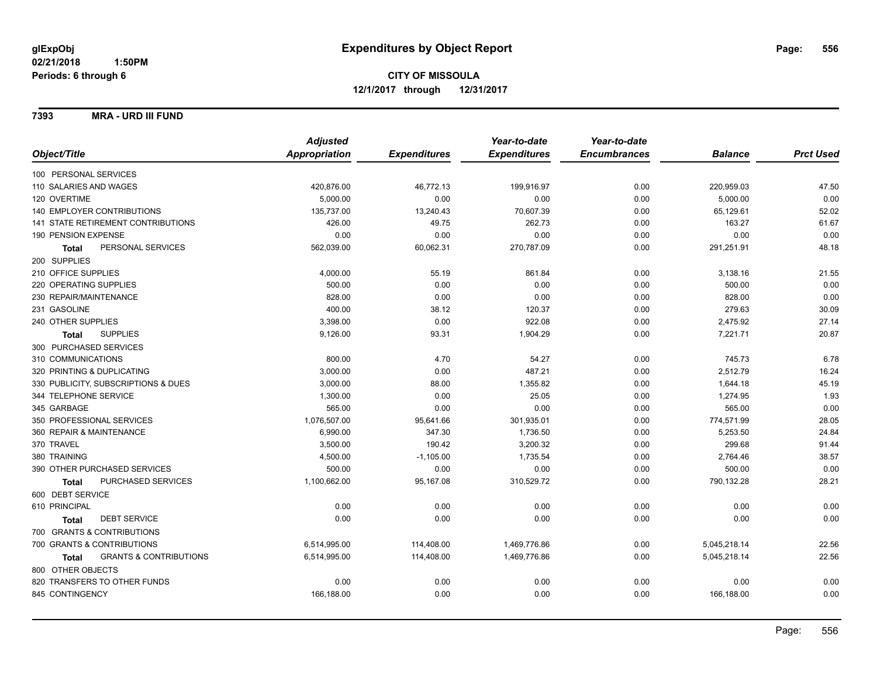# Expenditures by Object Report

glExpObj
02/21/2018 1:50PM
Periods: 6 through 6

**CITY OF MISSOULA**
**12/1/2017 through 12/31/2017**

**7393 MRA - URD III FUND**

| Object/Title | Adjusted Appropriation | Expenditures | Year-to-date Expenditures | Year-to-date Encumbrances | Balance | Prct Used |
|---|---|---|---|---|---|---|
| 100 PERSONAL SERVICES | | | | | | |
| 110 SALARIES AND WAGES | 420,876.00 | 46,772.13 | 199,916.97 | 0.00 | 220,959.03 | 47.50 |
| 120 OVERTIME | 5,000.00 | 0.00 | 0.00 | 0.00 | 5,000.00 | 0.00 |
| 140 EMPLOYER CONTRIBUTIONS | 135,737.00 | 13,240.43 | 70,607.39 | 0.00 | 65,129.61 | 52.02 |
| 141 STATE RETIREMENT CONTRIBUTIONS | 426.00 | 49.75 | 262.73 | 0.00 | 163.27 | 61.67 |
| 190 PENSION EXPENSE | 0.00 | 0.00 | 0.00 | 0.00 | 0.00 | 0.00 |
| **Total** PERSONAL SERVICES | 562,039.00 | 60,062.31 | 270,787.09 | 0.00 | 291,251.91 | 48.18 |
| 200 SUPPLIES | | | | | | |
| 210 OFFICE SUPPLIES | 4,000.00 | 55.19 | 861.84 | 0.00 | 3,138.16 | 21.55 |
| 220 OPERATING SUPPLIES | 500.00 | 0.00 | 0.00 | 0.00 | 500.00 | 0.00 |
| 230 REPAIR/MAINTENANCE | 828.00 | 0.00 | 0.00 | 0.00 | 828.00 | 0.00 |
| 231 GASOLINE | 400.00 | 38.12 | 120.37 | 0.00 | 279.63 | 30.09 |
| 240 OTHER SUPPLIES | 3,398.00 | 0.00 | 922.08 | 0.00 | 2,475.92 | 27.14 |
| **Total** SUPPLIES | 9,126.00 | 93.31 | 1,904.29 | 0.00 | 7,221.71 | 20.87 |
| 300 PURCHASED SERVICES | | | | | | |
| 310 COMMUNICATIONS | 800.00 | 4.70 | 54.27 | 0.00 | 745.73 | 6.78 |
| 320 PRINTING & DUPLICATING | 3,000.00 | 0.00 | 487.21 | 0.00 | 2,512.79 | 16.24 |
| 330 PUBLICITY, SUBSCRIPTIONS & DUES | 3,000.00 | 88.00 | 1,355.82 | 0.00 | 1,644.18 | 45.19 |
| 344 TELEPHONE SERVICE | 1,300.00 | 0.00 | 25.05 | 0.00 | 1,274.95 | 1.93 |
| 345 GARBAGE | 565.00 | 0.00 | 0.00 | 0.00 | 565.00 | 0.00 |
| 350 PROFESSIONAL SERVICES | 1,076,507.00 | 95,641.66 | 301,935.01 | 0.00 | 774,571.99 | 28.05 |
| 360 REPAIR & MAINTENANCE | 6,990.00 | 347.30 | 1,736.50 | 0.00 | 5,253.50 | 24.84 |
| 370 TRAVEL | 3,500.00 | 190.42 | 3,200.32 | 0.00 | 299.68 | 91.44 |
| 380 TRAINING | 4,500.00 | -1,105.00 | 1,735.54 | 0.00 | 2,764.46 | 38.57 |
| 390 OTHER PURCHASED SERVICES | 500.00 | 0.00 | 0.00 | 0.00 | 500.00 | 0.00 |
| **Total** PURCHASED SERVICES | 1,100,662.00 | 95,167.08 | 310,529.72 | 0.00 | 790,132.28 | 28.21 |
| 600 DEBT SERVICE | | | | | | |
| 610 PRINCIPAL | 0.00 | 0.00 | 0.00 | 0.00 | 0.00 | 0.00 |
| **Total** DEBT SERVICE | 0.00 | 0.00 | 0.00 | 0.00 | 0.00 | 0.00 |
| 700 GRANTS & CONTRIBUTIONS | | | | | | |
| 700 GRANTS & CONTRIBUTIONS | 6,514,995.00 | 114,408.00 | 1,469,776.86 | 0.00 | 5,045,218.14 | 22.56 |
| **Total** GRANTS & CONTRIBUTIONS | 6,514,995.00 | 114,408.00 | 1,469,776.86 | 0.00 | 5,045,218.14 | 22.56 |
| 800 OTHER OBJECTS | | | | | | |
| 820 TRANSFERS TO OTHER FUNDS | 0.00 | 0.00 | 0.00 | 0.00 | 0.00 | 0.00 |
| 845 CONTINGENCY | 166,188.00 | 0.00 | 0.00 | 0.00 | 166,188.00 | 0.00 |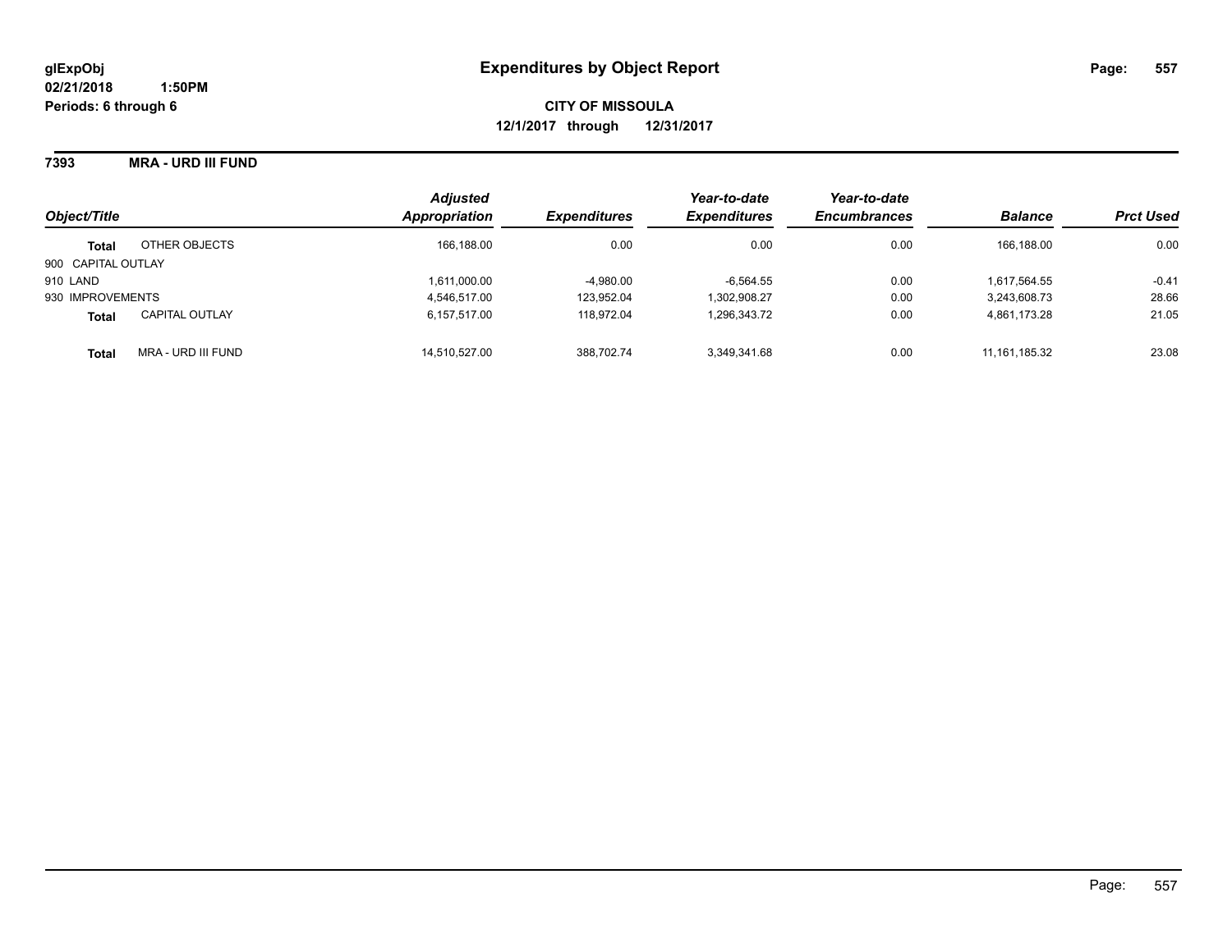**glExpObj**
**02/21/2018 1:50PM**
**Periods: 6 through 6**

# Expenditures by Object Report

**CITY OF MISSOULA**
**12/1/2017 through 12/31/2017**

**7393 MRA - URD III FUND**

| Object/Title | | *Adjusted Appropriation* | *Expenditures* | *Year-to-date Expenditures* | *Year-to-date Encumbrances* | *Balance* | *Prct Used* |
|---|---|---|---|---|---|---|---|
| **Total** | OTHER OBJECTS | 166,188.00 | 0.00 | 0.00 | 0.00 | 166,188.00 | 0.00 |
| 900 CAPITAL OUTLAY | | | | | | | |
| 910 LAND | | 1,611,000.00 | -4,980.00 | -6,564.55 | 0.00 | 1,617,564.55 | -0.41 |
| 930 IMPROVEMENTS | | 4,546,517.00 | 123,952.04 | 1,302,908.27 | 0.00 | 3,243,608.73 | 28.66 |
| **Total** | CAPITAL OUTLAY | 6,157,517.00 | 118,972.04 | 1,296,343.72 | 0.00 | 4,861,173.28 | 21.05 |
| **Total** | MRA - URD III FUND | 14,510,527.00 | 388,702.74 | 3,349,341.68 | 0.00 | 11,161,185.32 | 23.08 |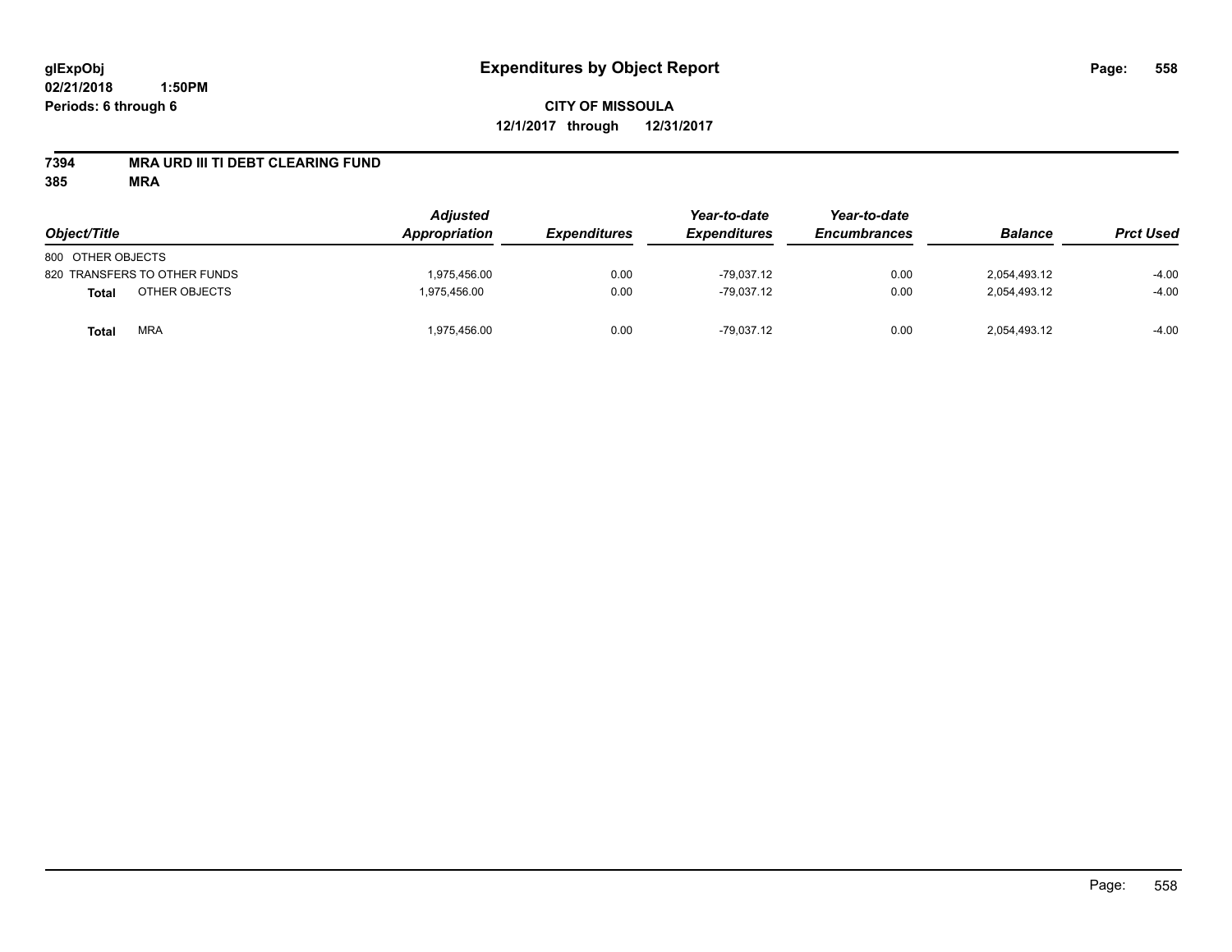**glExpObj** **Expenditures by Object Report**

**02/21/2018 1:50PM**

**Periods: 6 through 6**

**CITY OF MISSOULA**

**12/1/2017 through 12/31/2017**

**7394 MRA URD III TI DEBT CLEARING FUND**

**385 MRA**

| Object/Title | | Adjusted Appropriation | Expenditures | Year-to-date Expenditures | Year-to-date Encumbrances | Balance | Prct Used |
|---|---|---|---|---|---|---|---|
| 800 OTHER OBJECTS | | | | | | | |
| 820 TRANSFERS TO OTHER FUNDS | | 1,975,456.00 | 0.00 | -79,037.12 | 0.00 | 2,054,493.12 | -4.00 |
| **Total** | OTHER OBJECTS | 1,975,456.00 | 0.00 | -79,037.12 | 0.00 | 2,054,493.12 | -4.00 |
| **Total** | MRA | 1,975,456.00 | 0.00 | -79,037.12 | 0.00 | 2,054,493.12 | -4.00 |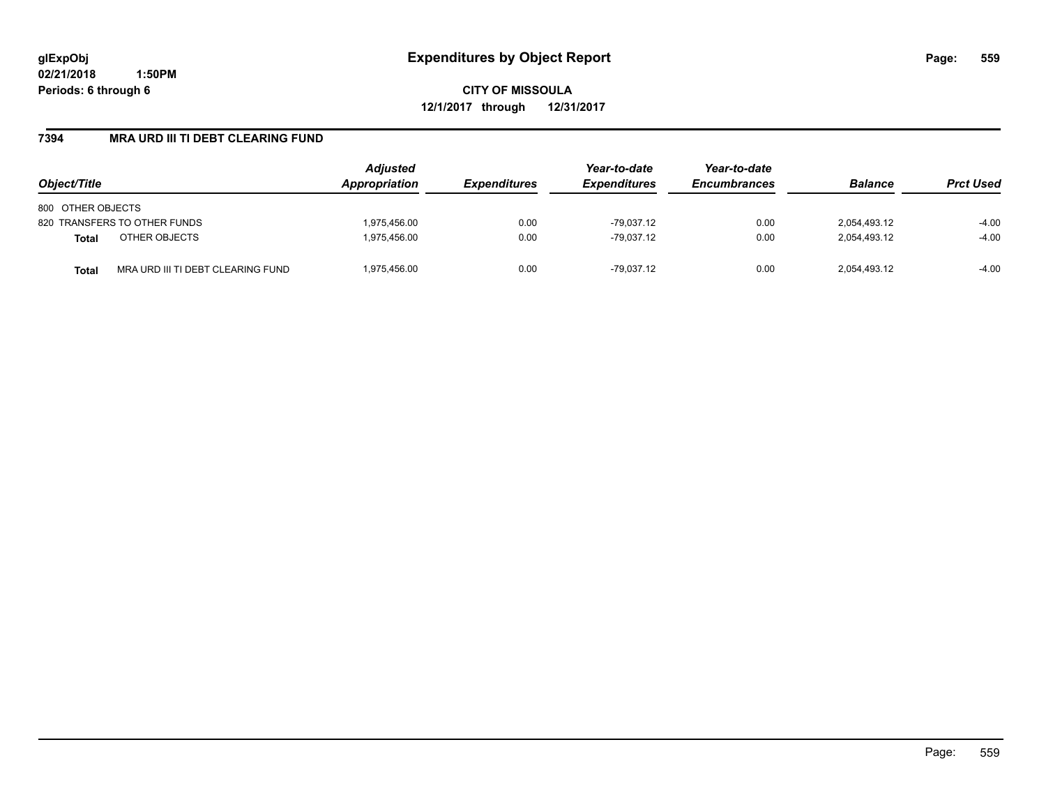# Expenditures by Object Report

glExpObj
02/21/2018 1:50PM
Periods: 6 through 6

**CITY OF MISSOULA**
**12/1/2017 through 12/31/2017**

## 7394 MRA URD III TI DEBT CLEARING FUND

| Object/Title | Adjusted Appropriation | Expenditures | Year-to-date Expenditures | Year-to-date Encumbrances | Balance | Prct Used |
|---|---|---|---|---|---|---|
| 800 OTHER OBJECTS | | | | | | |
| 820 TRANSFERS TO OTHER FUNDS | 1,975,456.00 | 0.00 | -79,037.12 | 0.00 | 2,054,493.12 | -4.00 |
| **Total** OTHER OBJECTS | 1,975,456.00 | 0.00 | -79,037.12 | 0.00 | 2,054,493.12 | -4.00 |
| **Total** MRA URD III TI DEBT CLEARING FUND | 1,975,456.00 | 0.00 | -79,037.12 | 0.00 | 2,054,493.12 | -4.00 |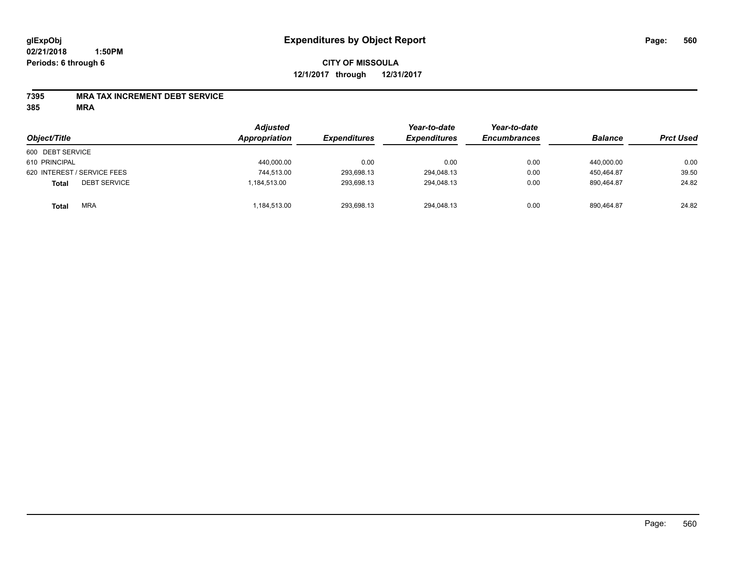**glExpObj**
**02/21/2018 1:50PM**
**Periods: 6 through 6**

# Expenditures by Object Report

**CITY OF MISSOULA**
**12/1/2017 through 12/31/2017**

**7395 MRA TAX INCREMENT DEBT SERVICE**
**385 MRA**

| Object/Title | | Adjusted Appropriation | Expenditures | Year-to-date Expenditures | Year-to-date Encumbrances | Balance | Prct Used |
|---|---|---|---|---|---|---|---|
| 600 DEBT SERVICE | | | | | | | |
| 610 PRINCIPAL | | 440,000.00 | 0.00 | 0.00 | 0.00 | 440,000.00 | 0.00 |
| 620 INTEREST / SERVICE FEES | | 744,513.00 | 293,698.13 | 294,048.13 | 0.00 | 450,464.87 | 39.50 |
| **Total** | DEBT SERVICE | 1,184,513.00 | 293,698.13 | 294,048.13 | 0.00 | 890,464.87 | 24.82 |
| **Total** | MRA | 1,184,513.00 | 293,698.13 | 294,048.13 | 0.00 | 890,464.87 | 24.82 |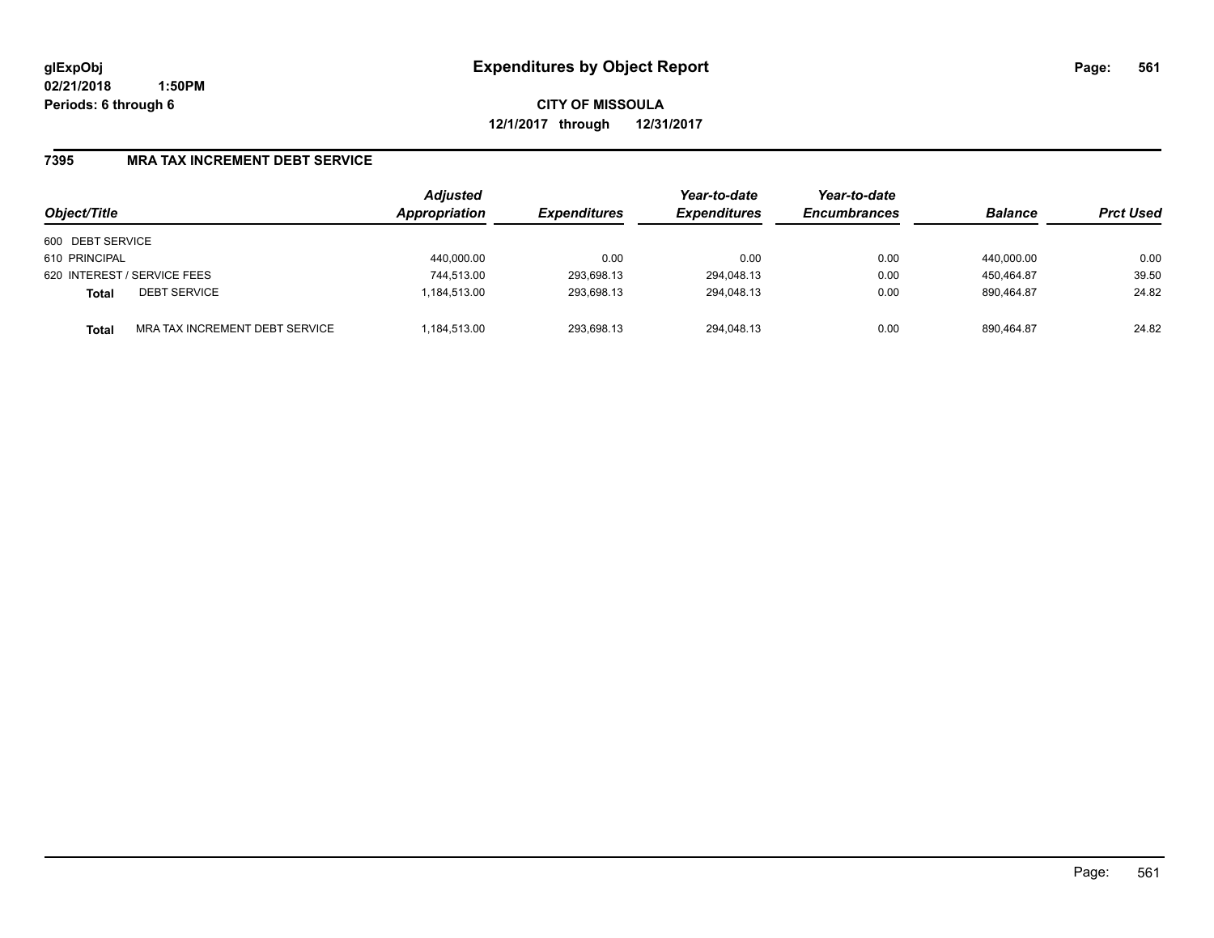# Expenditures by Object Report

glExpObj
02/21/2018 1:50PM
Periods: 6 through 6

**CITY OF MISSOULA**
**12/1/2017 through 12/31/2017**

## 7395 MRA TAX INCREMENT DEBT SERVICE

| Object/Title | | Adjusted Appropriation | Expenditures | Year-to-date Expenditures | Year-to-date Encumbrances | Balance | Prct Used |
|---|---|---|---|---|---|---|---|
| 600 DEBT SERVICE | | | | | | | |
| 610 PRINCIPAL | | 440,000.00 | 0.00 | 0.00 | 0.00 | 440,000.00 | 0.00 |
| 620 INTEREST / SERVICE FEES | | 744,513.00 | 293,698.13 | 294,048.13 | 0.00 | 450,464.87 | 39.50 |
| **Total** | DEBT SERVICE | 1,184,513.00 | 293,698.13 | 294,048.13 | 0.00 | 890,464.87 | 24.82 |
| **Total** | MRA TAX INCREMENT DEBT SERVICE | 1,184,513.00 | 293,698.13 | 294,048.13 | 0.00 | 890,464.87 | 24.82 |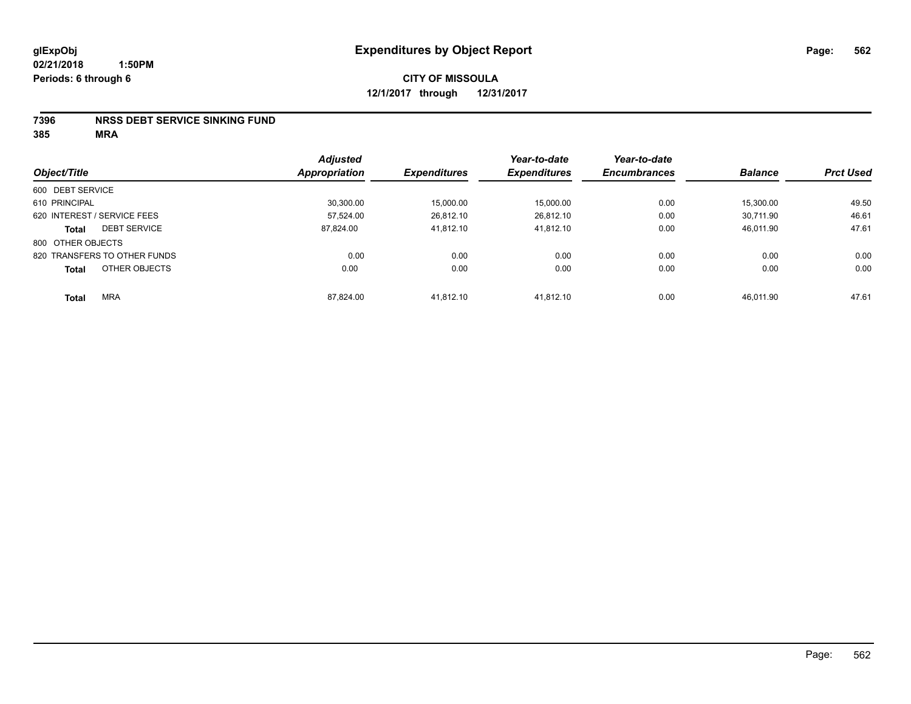# Expenditures by Object Report

glExpObj
02/21/2018 1:50PM
Periods: 6 through 6

**CITY OF MISSOULA**
**12/1/2017 through 12/31/2017**

**7396 NRSS DEBT SERVICE SINKING FUND**
**385 MRA**

| Object/Title | | Adjusted Appropriation | Expenditures | Year-to-date Expenditures | Year-to-date Encumbrances | Balance | Prct Used |
|---|---|---|---|---|---|---|---|
| 600 DEBT SERVICE | | | | | | | |
| 610 PRINCIPAL | | 30,300.00 | 15,000.00 | 15,000.00 | 0.00 | 15,300.00 | 49.50 |
| 620 INTEREST / SERVICE FEES | | 57,524.00 | 26,812.10 | 26,812.10 | 0.00 | 30,711.90 | 46.61 |
| **Total** | DEBT SERVICE | 87,824.00 | 41,812.10 | 41,812.10 | 0.00 | 46,011.90 | 47.61 |
| 800 OTHER OBJECTS | | | | | | | |
| 820 TRANSFERS TO OTHER FUNDS | | 0.00 | 0.00 | 0.00 | 0.00 | 0.00 | 0.00 |
| **Total** | OTHER OBJECTS | 0.00 | 0.00 | 0.00 | 0.00 | 0.00 | 0.00 |
| **Total** | MRA | 87,824.00 | 41,812.10 | 41,812.10 | 0.00 | 46,011.90 | 47.61 |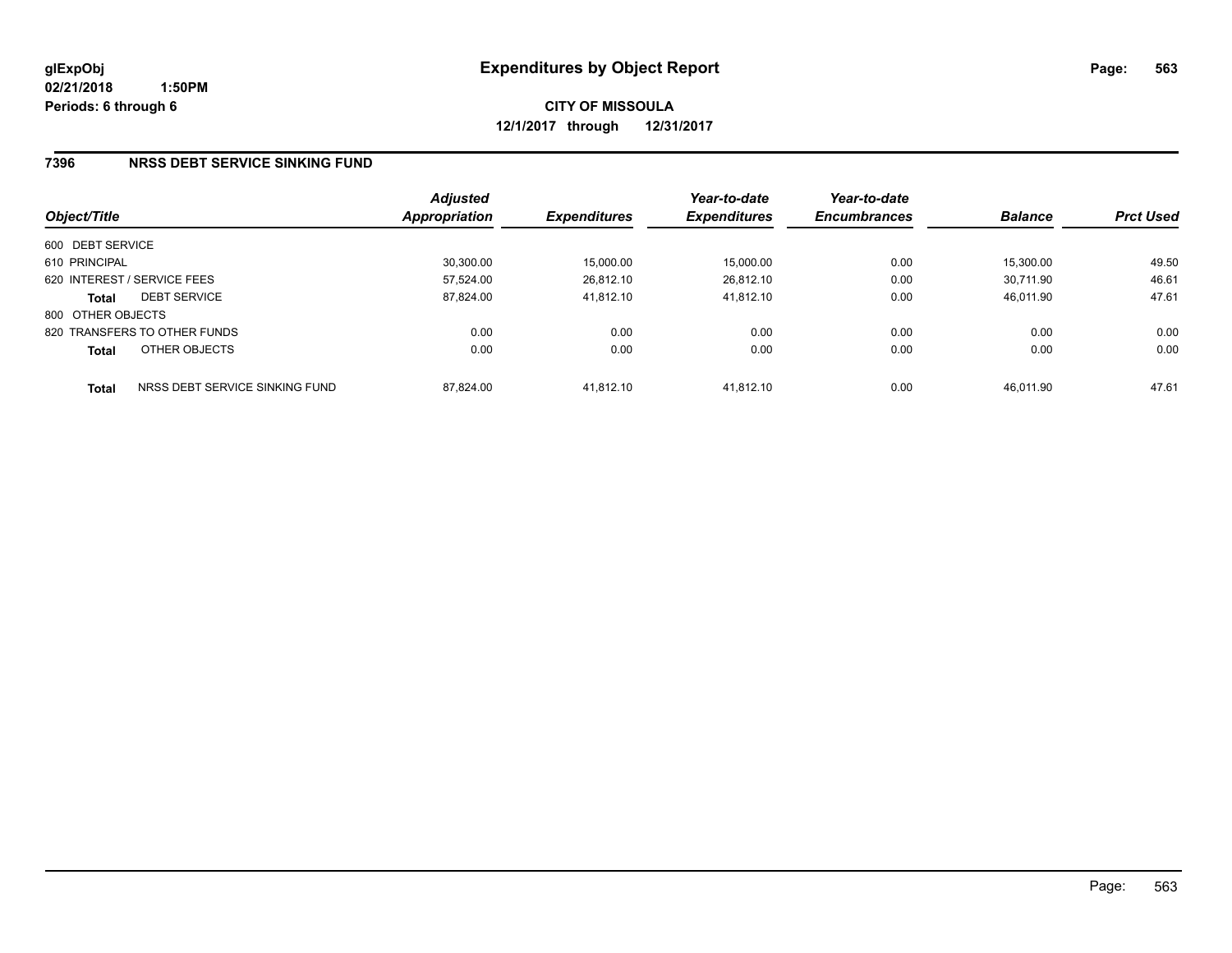**glExpObj**
**02/21/2018 1:50PM**
**Periods: 6 through 6**

# Expenditures by Object Report

**CITY OF MISSOULA**
**12/1/2017 through 12/31/2017**

## 7396 NRSS DEBT SERVICE SINKING FUND

| Object/Title | | Adjusted Appropriation | Expenditures | Year-to-date Expenditures | Year-to-date Encumbrances | Balance | Prct Used |
|---|---|---|---|---|---|---|---|
| 600 DEBT SERVICE | | | | | | | |
| 610 PRINCIPAL | | 30,300.00 | 15,000.00 | 15,000.00 | 0.00 | 15,300.00 | 49.50 |
| 620 INTEREST / SERVICE FEES | | 57,524.00 | 26,812.10 | 26,812.10 | 0.00 | 30,711.90 | 46.61 |
| **Total** | DEBT SERVICE | 87,824.00 | 41,812.10 | 41,812.10 | 0.00 | 46,011.90 | 47.61 |
| 800 OTHER OBJECTS | | | | | | | |
| 820 TRANSFERS TO OTHER FUNDS | | 0.00 | 0.00 | 0.00 | 0.00 | 0.00 | 0.00 |
| **Total** | OTHER OBJECTS | 0.00 | 0.00 | 0.00 | 0.00 | 0.00 | 0.00 |
| **Total** | NRSS DEBT SERVICE SINKING FUND | 87,824.00 | 41,812.10 | 41,812.10 | 0.00 | 46,011.90 | 47.61 |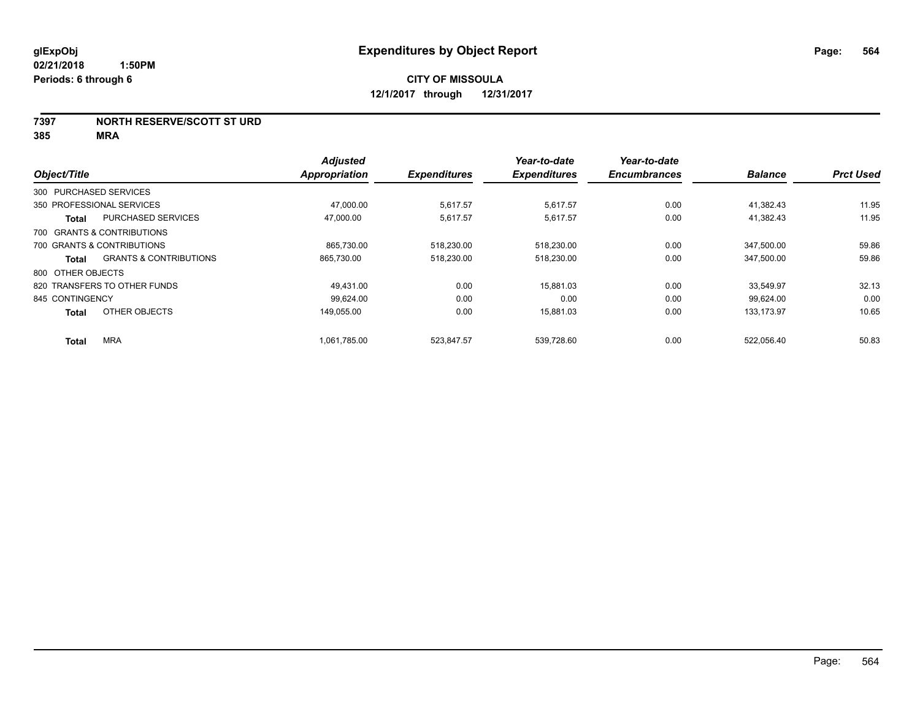**glExpObj**
**02/21/2018 1:50PM**
**Periods: 6 through 6**

# Expenditures by Object Report

**CITY OF MISSOULA**
**12/1/2017 through 12/31/2017**

**7397 NORTH RESERVE/SCOTT ST URD**
**385 MRA**

| Object/Title | | Adjusted Appropriation | Expenditures | Year-to-date Expenditures | Year-to-date Encumbrances | Balance | Prct Used |
|---|---|---|---|---|---|---|---|
| 300 PURCHASED SERVICES | | | | | | | |
| 350 PROFESSIONAL SERVICES | | 47,000.00 | 5,617.57 | 5,617.57 | 0.00 | 41,382.43 | 11.95 |
| **Total** | PURCHASED SERVICES | 47,000.00 | 5,617.57 | 5,617.57 | 0.00 | 41,382.43 | 11.95 |
| 700 GRANTS & CONTRIBUTIONS | | | | | | | |
| 700 GRANTS & CONTRIBUTIONS | | 865,730.00 | 518,230.00 | 518,230.00 | 0.00 | 347,500.00 | 59.86 |
| **Total** | GRANTS & CONTRIBUTIONS | 865,730.00 | 518,230.00 | 518,230.00 | 0.00 | 347,500.00 | 59.86 |
| 800 OTHER OBJECTS | | | | | | | |
| 820 TRANSFERS TO OTHER FUNDS | | 49,431.00 | 0.00 | 15,881.03 | 0.00 | 33,549.97 | 32.13 |
| 845 CONTINGENCY | | 99,624.00 | 0.00 | 0.00 | 0.00 | 99,624.00 | 0.00 |
| **Total** | OTHER OBJECTS | 149,055.00 | 0.00 | 15,881.03 | 0.00 | 133,173.97 | 10.65 |
| **Total** | MRA | 1,061,785.00 | 523,847.57 | 539,728.60 | 0.00 | 522,056.40 | 50.83 |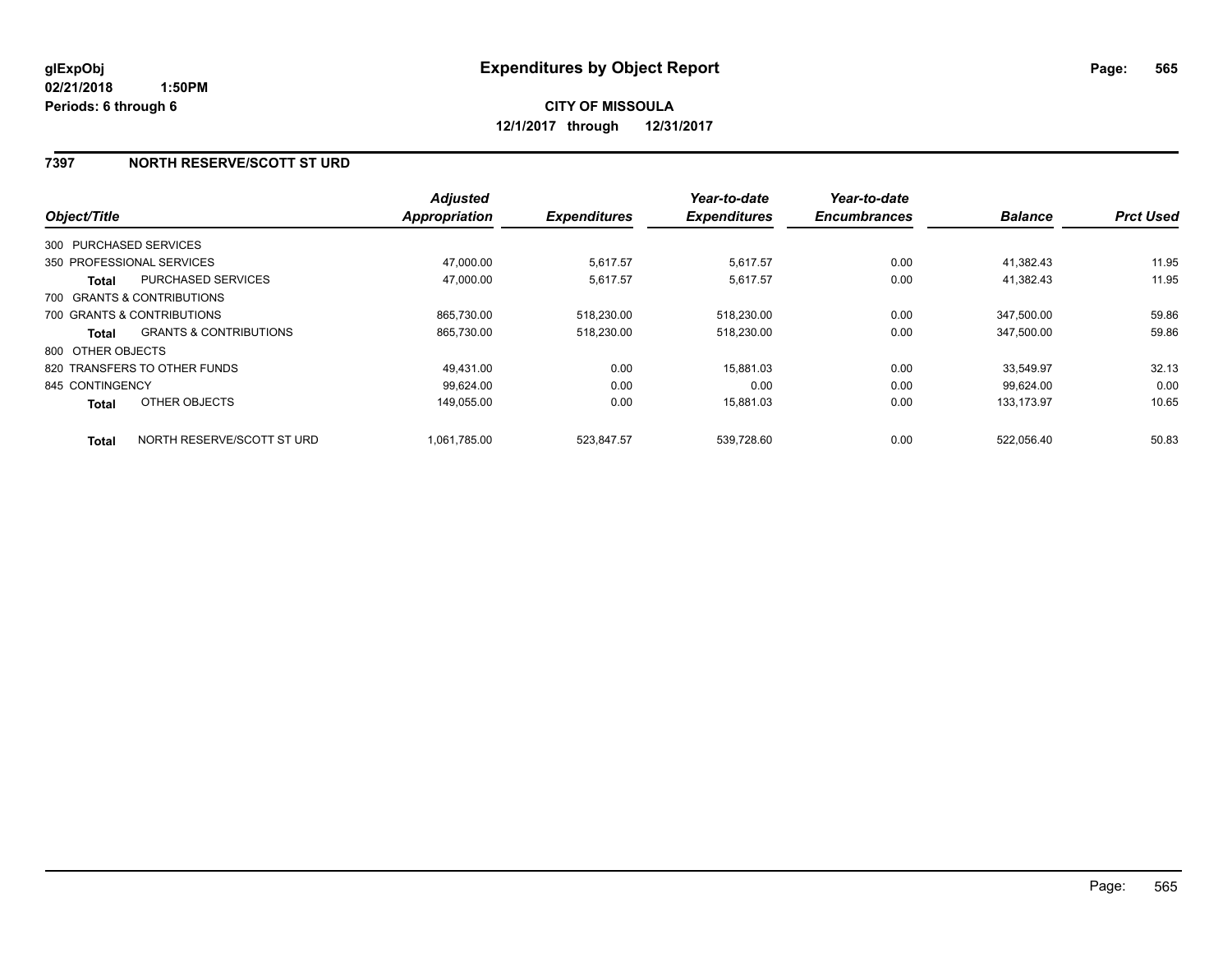**glExpObj** 02/21/2018 1:50PM
**Periods: 6 through 6**

# Expenditures by Object Report

**CITY OF MISSOULA**

**12/1/2017 through 12/31/2017**

## 7397 NORTH RESERVE/SCOTT ST URD

| Object/Title | Adjusted Appropriation | Expenditures | Year-to-date Expenditures | Year-to-date Encumbrances | Balance | Prct Used |
|---|---|---|---|---|---|---|
| 300 PURCHASED SERVICES | | | | | | |
| 350 PROFESSIONAL SERVICES | 47,000.00 | 5,617.57 | 5,617.57 | 0.00 | 41,382.43 | 11.95 |
| **Total** PURCHASED SERVICES | 47,000.00 | 5,617.57 | 5,617.57 | 0.00 | 41,382.43 | 11.95 |
| 700 GRANTS & CONTRIBUTIONS | | | | | | |
| 700 GRANTS & CONTRIBUTIONS | 865,730.00 | 518,230.00 | 518,230.00 | 0.00 | 347,500.00 | 59.86 |
| **Total** GRANTS & CONTRIBUTIONS | 865,730.00 | 518,230.00 | 518,230.00 | 0.00 | 347,500.00 | 59.86 |
| 800 OTHER OBJECTS | | | | | | |
| 820 TRANSFERS TO OTHER FUNDS | 49,431.00 | 0.00 | 15,881.03 | 0.00 | 33,549.97 | 32.13 |
| 845 CONTINGENCY | 99,624.00 | 0.00 | 0.00 | 0.00 | 99,624.00 | 0.00 |
| **Total** OTHER OBJECTS | 149,055.00 | 0.00 | 15,881.03 | 0.00 | 133,173.97 | 10.65 |
| **Total** NORTH RESERVE/SCOTT ST URD | 1,061,785.00 | 523,847.57 | 539,728.60 | 0.00 | 522,056.40 | 50.83 |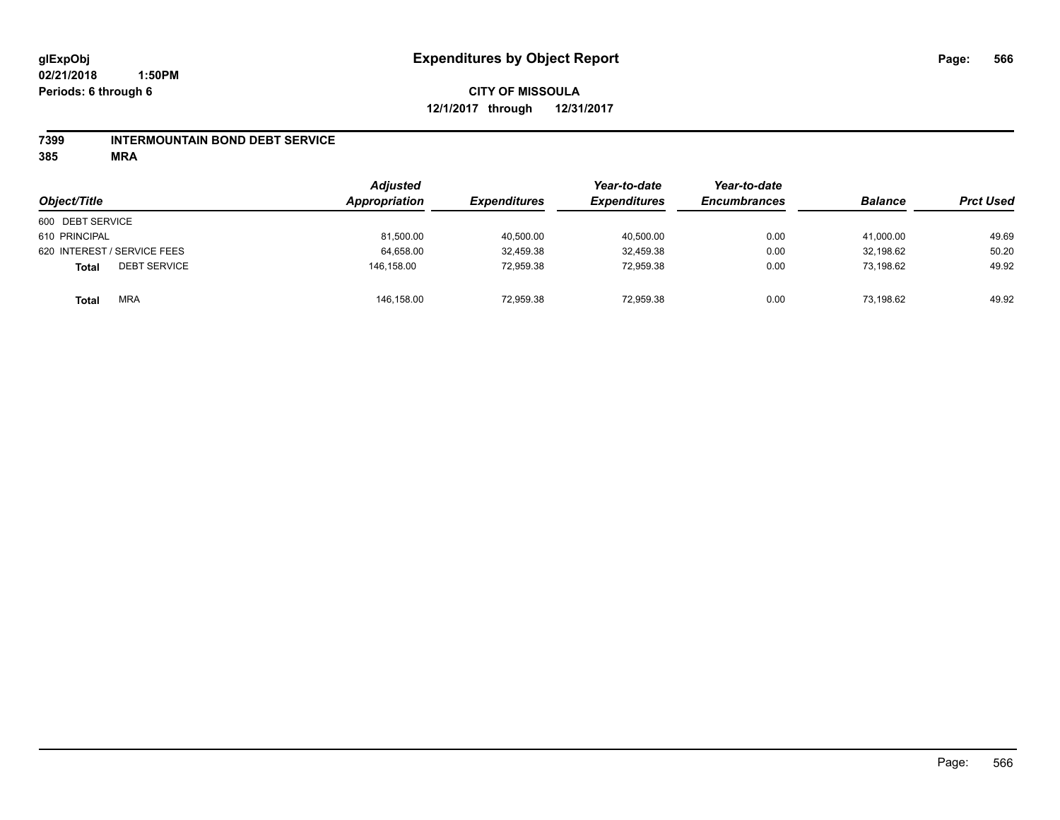# Expenditures by Object Report

glExpObj
02/21/2018 1:50PM
Periods: 6 through 6

**CITY OF MISSOULA**
**12/1/2017 through 12/31/2017**

## 7399 INTERMOUNTAIN BOND DEBT SERVICE
## 385 MRA

| Object/Title | Adjusted Appropriation | Expenditures | Year-to-date Expenditures | Year-to-date Encumbrances | Balance | Prct Used |
|---|---|---|---|---|---|---|
| 600 DEBT SERVICE | | | | | | |
| 610 PRINCIPAL | 81,500.00 | 40,500.00 | 40,500.00 | 0.00 | 41,000.00 | 49.69 |
| 620 INTEREST / SERVICE FEES | 64,658.00 | 32,459.38 | 32,459.38 | 0.00 | 32,198.62 | 50.20 |
| **Total** DEBT SERVICE | 146,158.00 | 72,959.38 | 72,959.38 | 0.00 | 73,198.62 | 49.92 |
| **Total** MRA | 146,158.00 | 72,959.38 | 72,959.38 | 0.00 | 73,198.62 | 49.92 |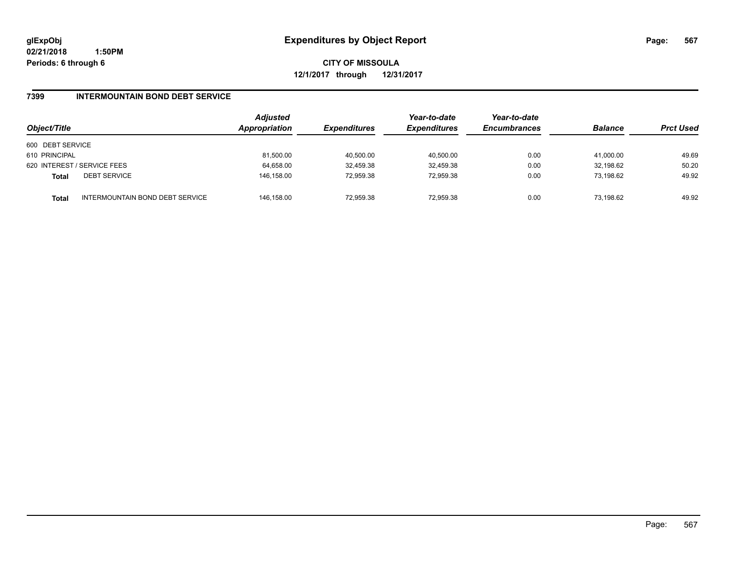# Expenditures by Object Report

glExpObj
02/21/2018 1:50PM
Periods: 6 through 6

**CITY OF MISSOULA**
**12/1/2017 through 12/31/2017**

## 7399 INTERMOUNTAIN BOND DEBT SERVICE

| Object/Title | | Adjusted Appropriation | Expenditures | Year-to-date Expenditures | Year-to-date Encumbrances | Balance | Prct Used |
|---|---|---|---|---|---|---|---|
| 600 DEBT SERVICE | | | | | | | |
| 610 PRINCIPAL | | 81,500.00 | 40,500.00 | 40,500.00 | 0.00 | 41,000.00 | 49.69 |
| 620 INTEREST / SERVICE FEES | | 64,658.00 | 32,459.38 | 32,459.38 | 0.00 | 32,198.62 | 50.20 |
| **Total** | DEBT SERVICE | 146,158.00 | 72,959.38 | 72,959.38 | 0.00 | 73,198.62 | 49.92 |
| **Total** | INTERMOUNTAIN BOND DEBT SERVICE | 146,158.00 | 72,959.38 | 72,959.38 | 0.00 | 73,198.62 | 49.92 |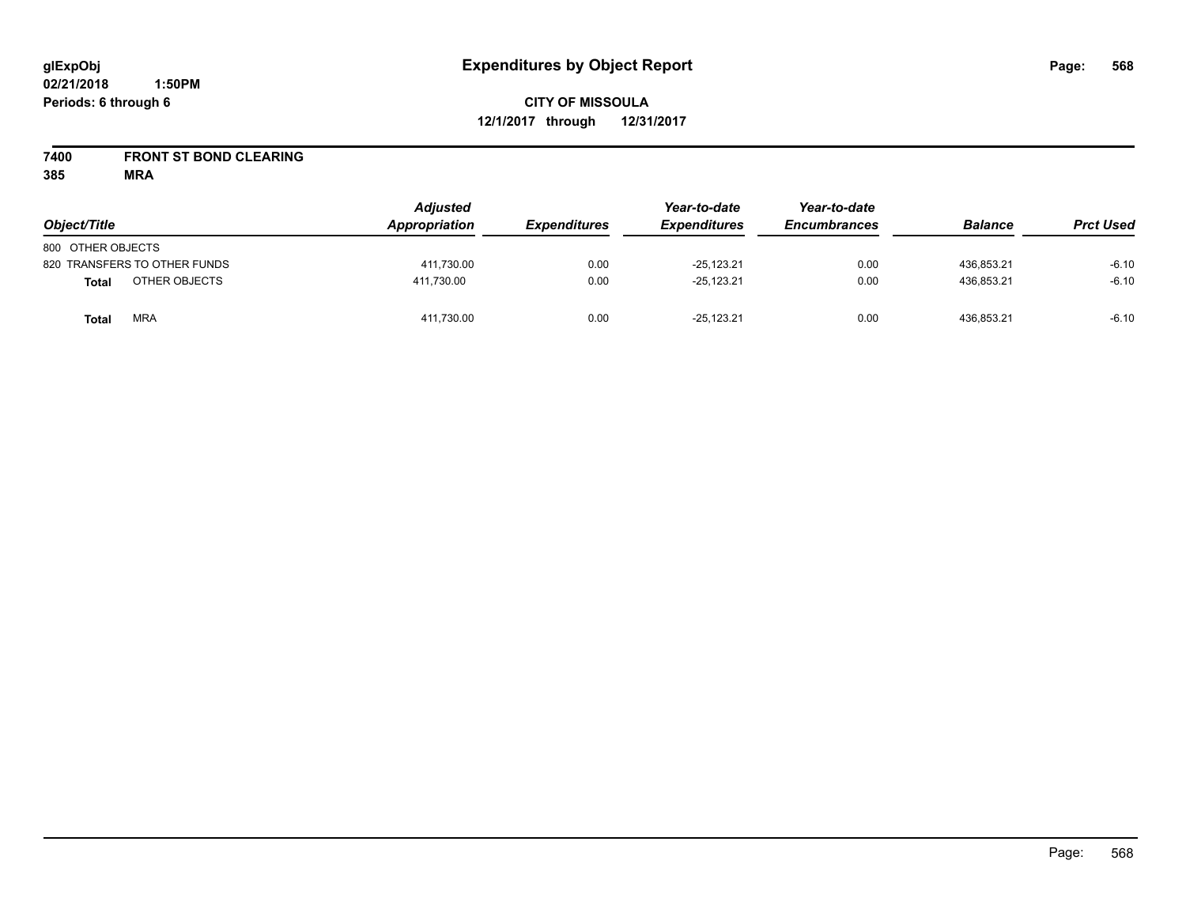# Expenditures by Object Report

glExpObj
02/21/2018 1:50PM
Periods: 6 through 6

**CITY OF MISSOULA**
**12/1/2017 through 12/31/2017**

**7400 FRONT ST BOND CLEARING**
**385 MRA**

| Object/Title | Adjusted Appropriation | Expenditures | Year-to-date Expenditures | Year-to-date Encumbrances | Balance | Prct Used |
|---|---|---|---|---|---|---|
| 800 OTHER OBJECTS | | | | | | |
| 820 TRANSFERS TO OTHER FUNDS | 411,730.00 | 0.00 | -25,123.21 | 0.00 | 436,853.21 | -6.10 |
| **Total** OTHER OBJECTS | 411,730.00 | 0.00 | -25,123.21 | 0.00 | 436,853.21 | -6.10 |
| **Total** MRA | 411,730.00 | 0.00 | -25,123.21 | 0.00 | 436,853.21 | -6.10 |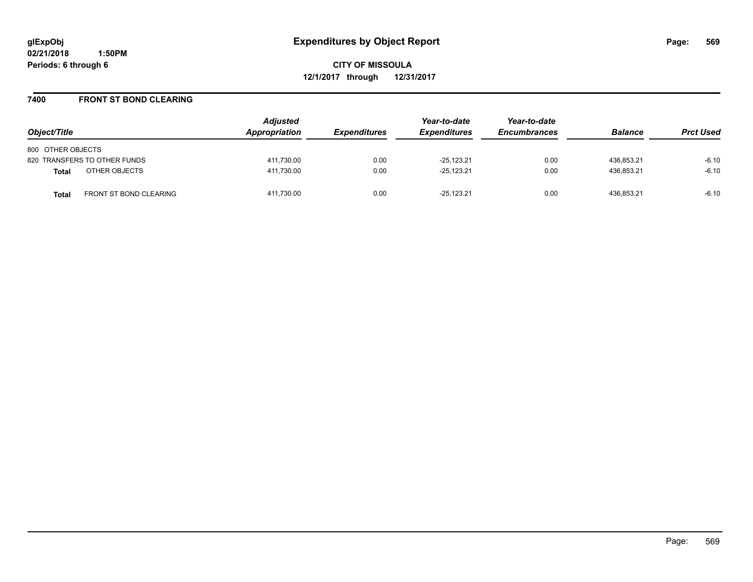# Expenditures by Object Report

glExpObj
02/21/2018 1:50PM
Periods: 6 through 6

**CITY OF MISSOULA**
**12/1/2017 through 12/31/2017**

## 7400 FRONT ST BOND CLEARING

| Object/Title | Adjusted Appropriation | Expenditures | Year-to-date Expenditures | Year-to-date Encumbrances | Balance | Prct Used |
|---|---|---|---|---|---|---|
| 800 OTHER OBJECTS | | | | | | |
| 820 TRANSFERS TO OTHER FUNDS | 411,730.00 | 0.00 | -25,123.21 | 0.00 | 436,853.21 | -6.10 |
| **Total** OTHER OBJECTS | 411,730.00 | 0.00 | -25,123.21 | 0.00 | 436,853.21 | -6.10 |
| **Total** FRONT ST BOND CLEARING | 411,730.00 | 0.00 | -25,123.21 | 0.00 | 436,853.21 | -6.10 |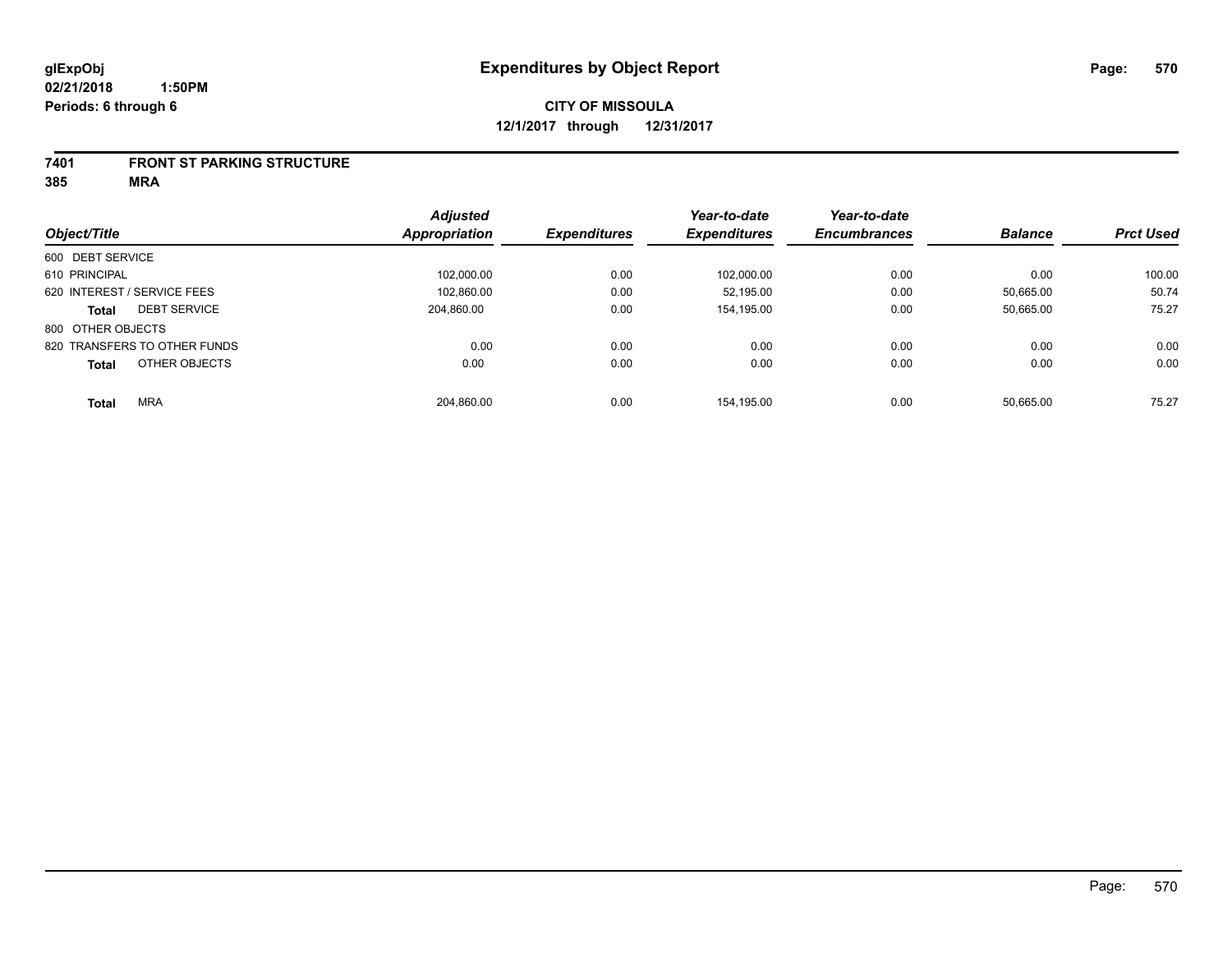**glExpObj** **Expenditures by Object Report**

**02/21/2018 1:50PM**

**Periods: 6 through 6**

**CITY OF MISSOULA**

**12/1/2017 through 12/31/2017**

**7401 FRONT ST PARKING STRUCTURE**

**385 MRA**

| Object/Title | Adjusted Appropriation | Expenditures | Year-to-date Expenditures | Year-to-date Encumbrances | Balance | Prct Used |
|---|---|---|---|---|---|---|
| 600 DEBT SERVICE | | | | | | |
| 610 PRINCIPAL | 102,000.00 | 0.00 | 102,000.00 | 0.00 | 0.00 | 100.00 |
| 620 INTEREST / SERVICE FEES | 102,860.00 | 0.00 | 52,195.00 | 0.00 | 50,665.00 | 50.74 |
| **Total** DEBT SERVICE | 204,860.00 | 0.00 | 154,195.00 | 0.00 | 50,665.00 | 75.27 |
| 800 OTHER OBJECTS | | | | | | |
| 820 TRANSFERS TO OTHER FUNDS | 0.00 | 0.00 | 0.00 | 0.00 | 0.00 | 0.00 |
| **Total** OTHER OBJECTS | 0.00 | 0.00 | 0.00 | 0.00 | 0.00 | 0.00 |
| **Total** MRA | 204,860.00 | 0.00 | 154,195.00 | 0.00 | 50,665.00 | 75.27 |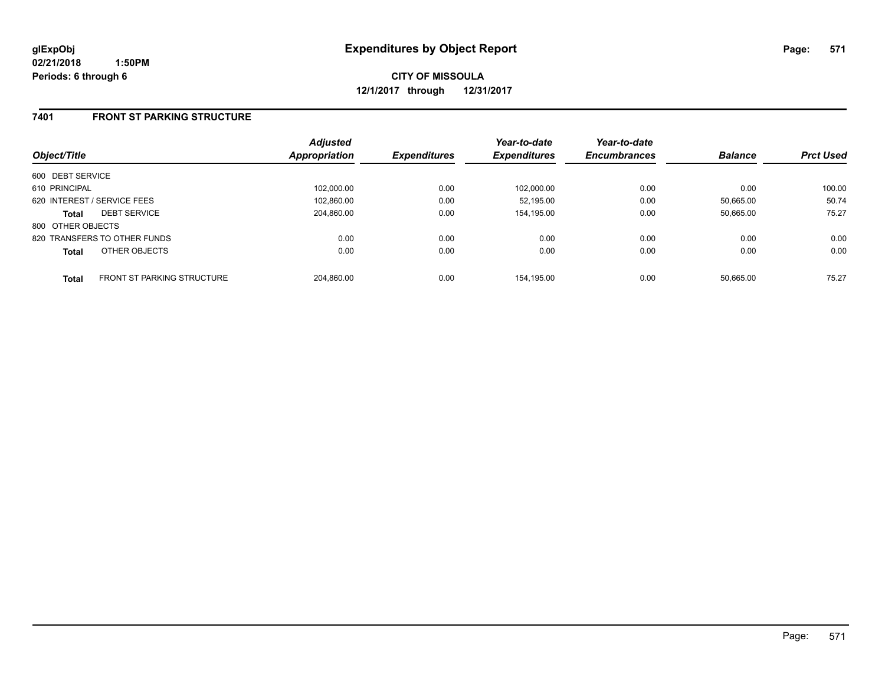glExpObj
02/21/2018 1:50PM
Periods: 6 through 6

# Expenditures by Object Report

**CITY OF MISSOULA**
**12/1/2017 through 12/31/2017**

## 7401 FRONT ST PARKING STRUCTURE

| Object/Title | | Adjusted Appropriation | Expenditures | Year-to-date Expenditures | Year-to-date Encumbrances | Balance | Prct Used |
|---|---|---|---|---|---|---|---|
| 600 DEBT SERVICE | | | | | | | |
| 610 PRINCIPAL | | 102,000.00 | 0.00 | 102,000.00 | 0.00 | 0.00 | 100.00 |
| 620 INTEREST / SERVICE FEES | | 102,860.00 | 0.00 | 52,195.00 | 0.00 | 50,665.00 | 50.74 |
| **Total** | DEBT SERVICE | 204,860.00 | 0.00 | 154,195.00 | 0.00 | 50,665.00 | 75.27 |
| 800 OTHER OBJECTS | | | | | | | |
| 820 TRANSFERS TO OTHER FUNDS | | 0.00 | 0.00 | 0.00 | 0.00 | 0.00 | 0.00 |
| **Total** | OTHER OBJECTS | 0.00 | 0.00 | 0.00 | 0.00 | 0.00 | 0.00 |
| **Total** | FRONT ST PARKING STRUCTURE | 204,860.00 | 0.00 | 154,195.00 | 0.00 | 50,665.00 | 75.27 |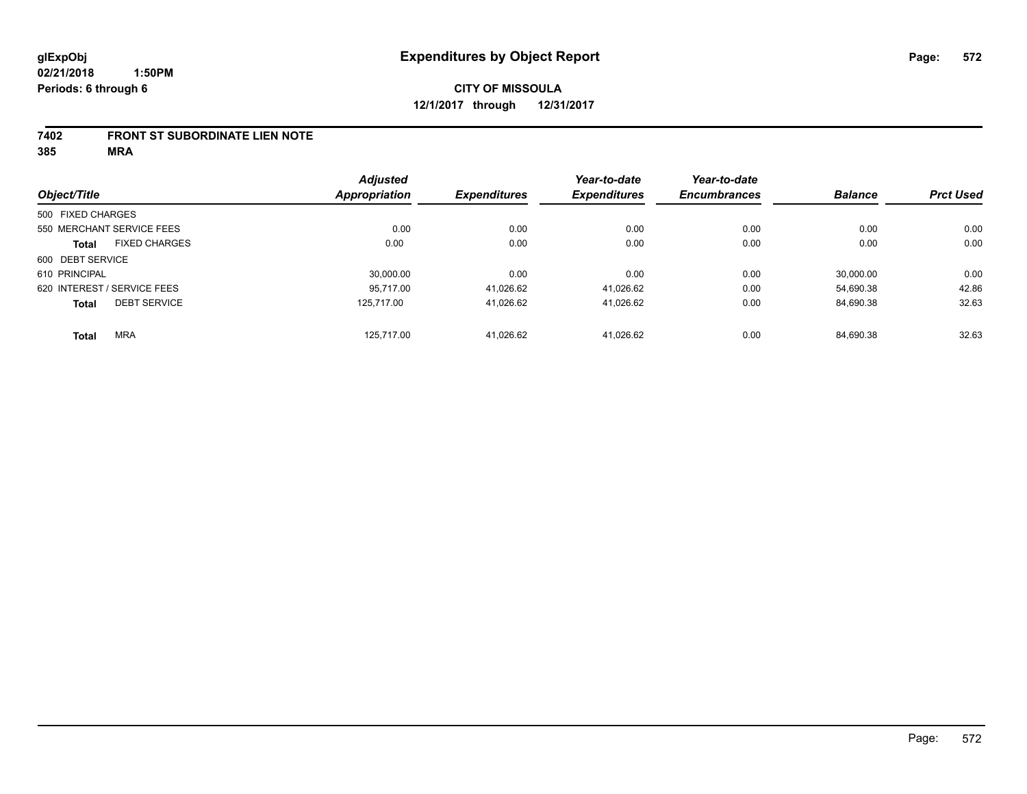# Expenditures by Object Report

glExpObj
02/21/2018 1:50PM
Periods: 6 through 6

**CITY OF MISSOULA**
**12/1/2017 through 12/31/2017**

**7402 FRONT ST SUBORDINATE LIEN NOTE**
**385 MRA**

| Object/Title | | Adjusted Appropriation | Expenditures | Year-to-date Expenditures | Year-to-date Encumbrances | Balance | Prct Used |
|---|---|---|---|---|---|---|---|
| 500 FIXED CHARGES | | | | | | | |
| 550 MERCHANT SERVICE FEES | | 0.00 | 0.00 | 0.00 | 0.00 | 0.00 | 0.00 |
| **Total** | FIXED CHARGES | 0.00 | 0.00 | 0.00 | 0.00 | 0.00 | 0.00 |
| 600 DEBT SERVICE | | | | | | | |
| 610 PRINCIPAL | | 30,000.00 | 0.00 | 0.00 | 0.00 | 30,000.00 | 0.00 |
| 620 INTEREST / SERVICE FEES | | 95,717.00 | 41,026.62 | 41,026.62 | 0.00 | 54,690.38 | 42.86 |
| **Total** | DEBT SERVICE | 125,717.00 | 41,026.62 | 41,026.62 | 0.00 | 84,690.38 | 32.63 |
| **Total** | MRA | 125,717.00 | 41,026.62 | 41,026.62 | 0.00 | 84,690.38 | 32.63 |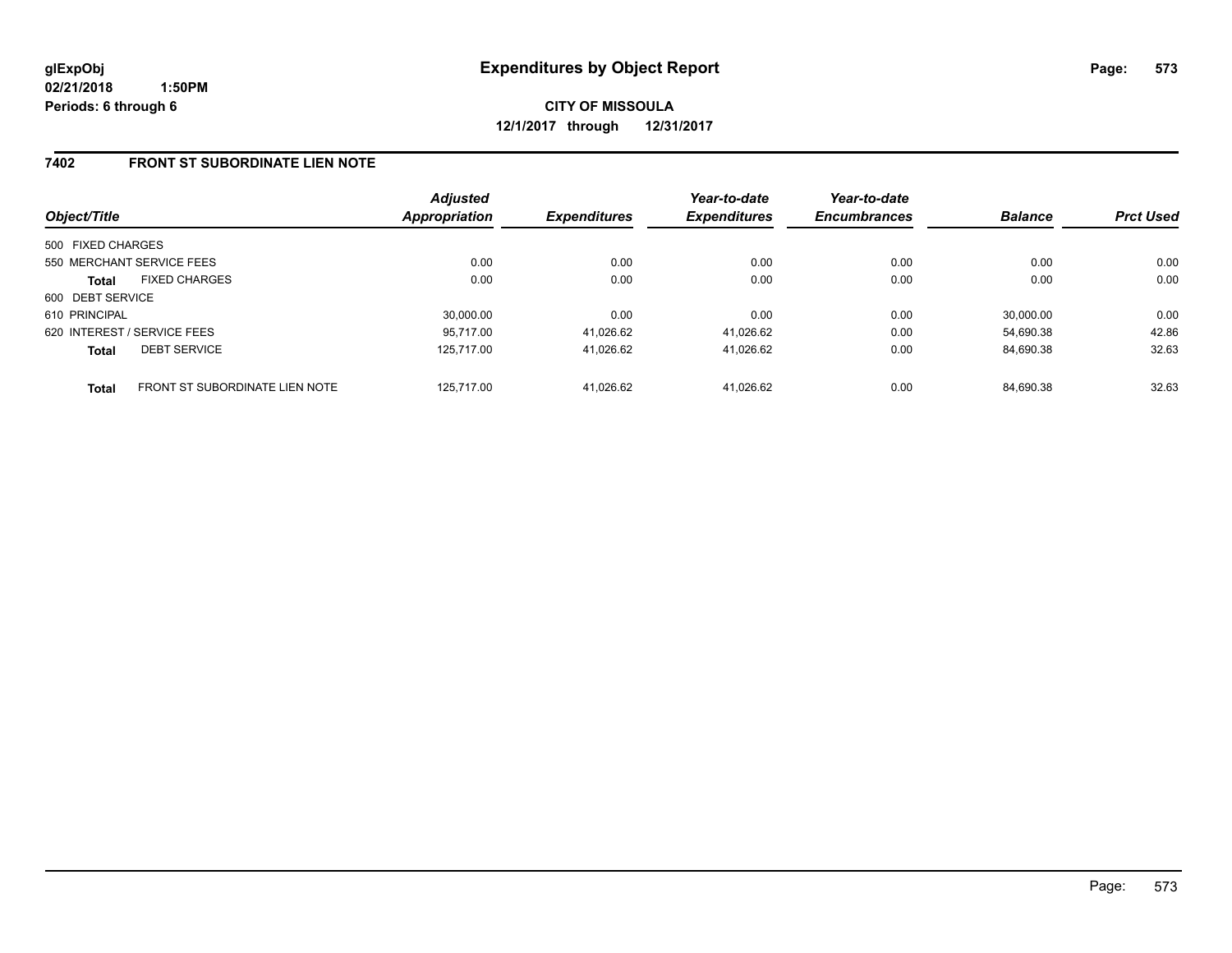**glExpObj**
**02/21/2018 1:50PM**
**Periods: 6 through 6**

# Expenditures by Object Report

**CITY OF MISSOULA**
**12/1/2017 through 12/31/2017**

## 7402 FRONT ST SUBORDINATE LIEN NOTE

| Object/Title | | Adjusted Appropriation | Expenditures | Year-to-date Expenditures | Year-to-date Encumbrances | Balance | Prct Used |
|---|---|---|---|---|---|---|---|
| 500 FIXED CHARGES | | | | | | | |
| 550 MERCHANT SERVICE FEES | | 0.00 | 0.00 | 0.00 | 0.00 | 0.00 | 0.00 |
| **Total** | FIXED CHARGES | 0.00 | 0.00 | 0.00 | 0.00 | 0.00 | 0.00 |
| 600 DEBT SERVICE | | | | | | | |
| 610 PRINCIPAL | | 30,000.00 | 0.00 | 0.00 | 0.00 | 30,000.00 | 0.00 |
| 620 INTEREST / SERVICE FEES | | 95,717.00 | 41,026.62 | 41,026.62 | 0.00 | 54,690.38 | 42.86 |
| **Total** | DEBT SERVICE | 125,717.00 | 41,026.62 | 41,026.62 | 0.00 | 84,690.38 | 32.63 |
| **Total** | FRONT ST SUBORDINATE LIEN NOTE | 125,717.00 | 41,026.62 | 41,026.62 | 0.00 | 84,690.38 | 32.63 |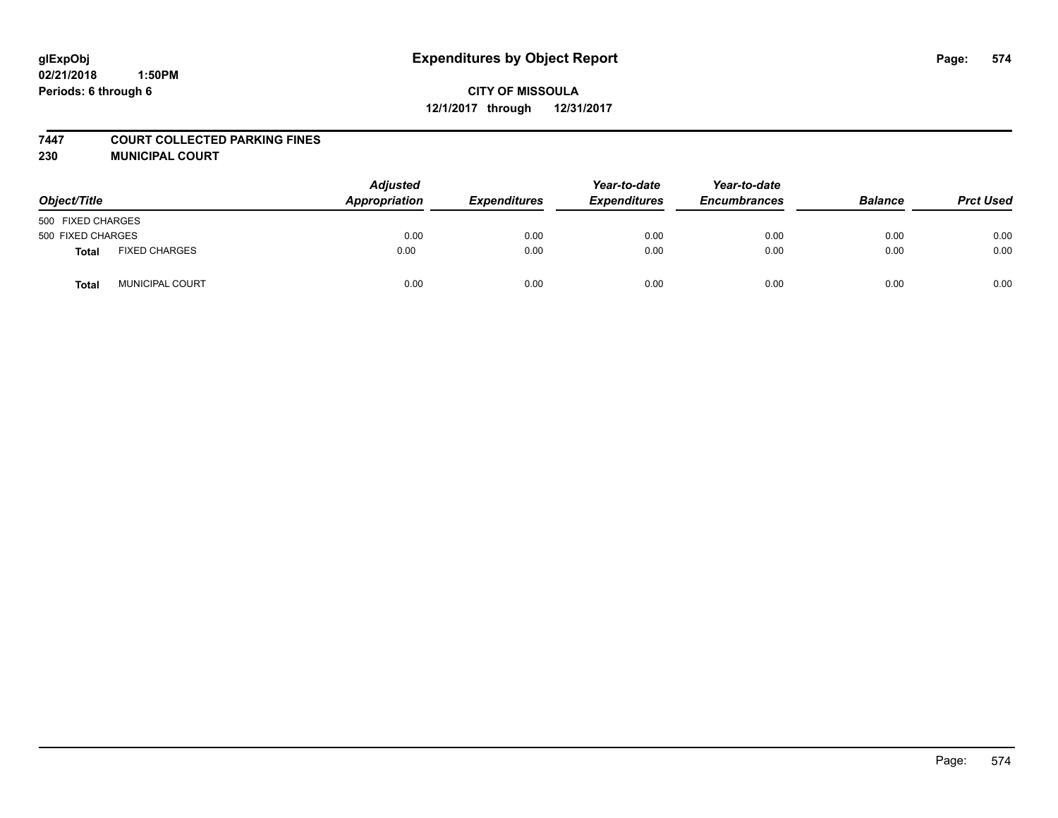glExpObj
02/21/2018 1:50PM
Periods: 6 through 6

# Expenditures by Object Report

**CITY OF MISSOULA**
**12/1/2017 through 12/31/2017**

**7447 COURT COLLECTED PARKING FINES**
**230 MUNICIPAL COURT**

| Object/Title | | Adjusted Appropriation | Expenditures | Year-to-date Expenditures | Year-to-date Encumbrances | Balance | Prct Used |
|---|---|---|---|---|---|---|---|
| 500 FIXED CHARGES | | | | | | | |
| 500 FIXED CHARGES | | 0.00 | 0.00 | 0.00 | 0.00 | 0.00 | 0.00 |
| **Total** | FIXED CHARGES | 0.00 | 0.00 | 0.00 | 0.00 | 0.00 | 0.00 |
| **Total** | MUNICIPAL COURT | 0.00 | 0.00 | 0.00 | 0.00 | 0.00 | 0.00 |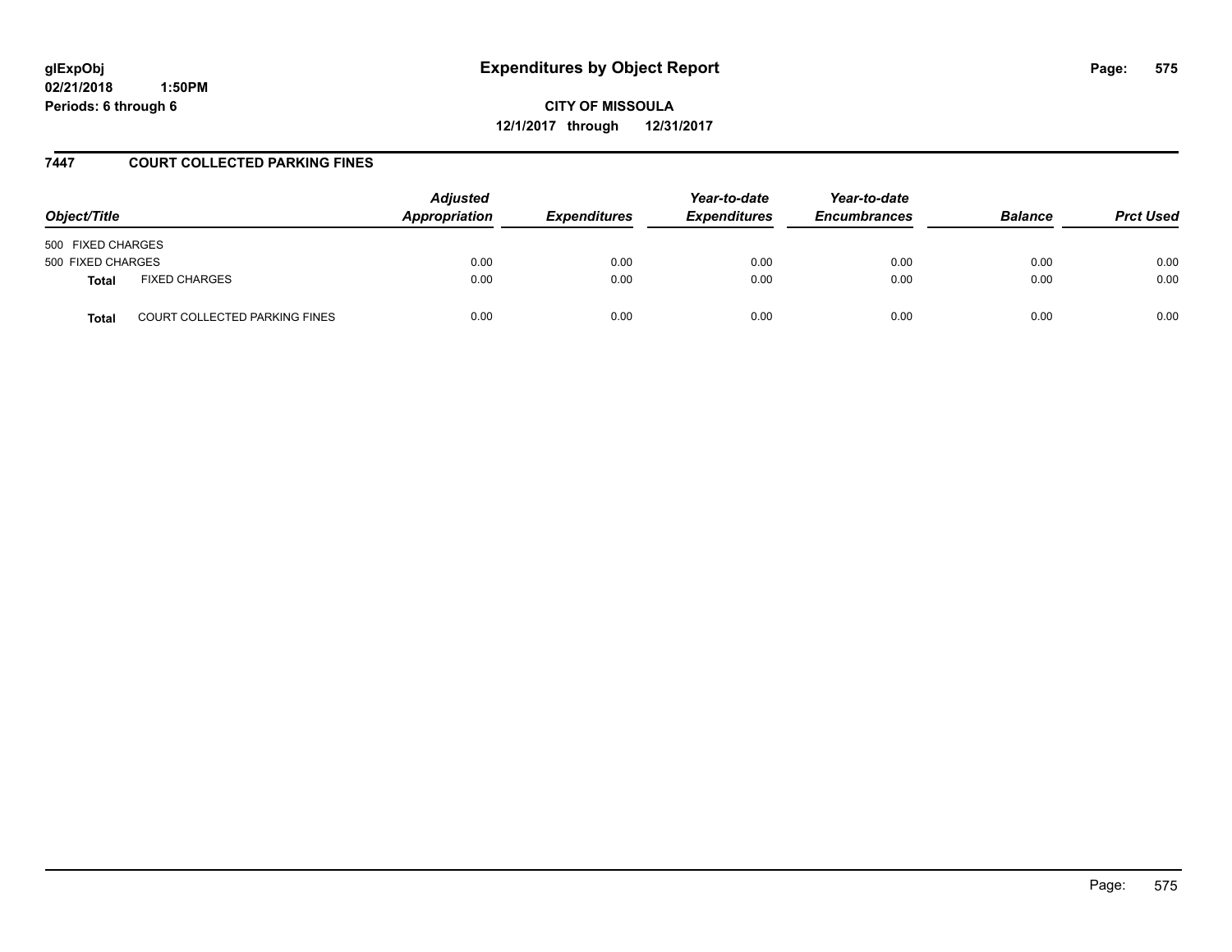glExpObj
02/21/2018 1:50PM
Periods: 6 through 6

# Expenditures by Object Report

CITY OF MISSOULA
12/1/2017 through 12/31/2017

## 7447 COURT COLLECTED PARKING FINES

| Object/Title | | Adjusted Appropriation | Expenditures | Year-to-date Expenditures | Year-to-date Encumbrances | Balance | Prct Used |
|---|---|---|---|---|---|---|---|
| 500 FIXED CHARGES | | | | | | | |
| 500 FIXED CHARGES | | 0.00 | 0.00 | 0.00 | 0.00 | 0.00 | 0.00 |
| **Total** | FIXED CHARGES | 0.00 | 0.00 | 0.00 | 0.00 | 0.00 | 0.00 |
| **Total** | COURT COLLECTED PARKING FINES | 0.00 | 0.00 | 0.00 | 0.00 | 0.00 | 0.00 |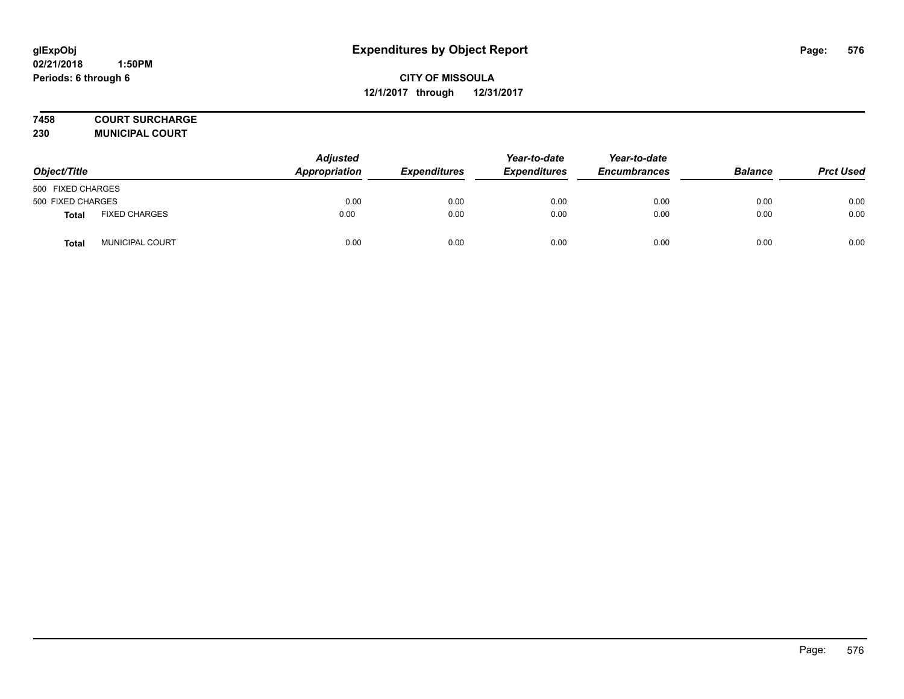**glExpObj**
**02/21/2018 1:50PM**
**Periods: 6 through 6**

# Expenditures by Object Report

**CITY OF MISSOULA**
**12/1/2017 through 12/31/2017**

**7458 COURT SURCHARGE**
**230 MUNICIPAL COURT**

| Object/Title | | Adjusted Appropriation | Expenditures | Year-to-date Expenditures | Year-to-date Encumbrances | Balance | Prct Used |
|---|---|---|---|---|---|---|---|
| 500 FIXED CHARGES | | | | | | | |
| 500 FIXED CHARGES | | 0.00 | 0.00 | 0.00 | 0.00 | 0.00 | 0.00 |
| **Total** | FIXED CHARGES | 0.00 | 0.00 | 0.00 | 0.00 | 0.00 | 0.00 |
| **Total** | MUNICIPAL COURT | 0.00 | 0.00 | 0.00 | 0.00 | 0.00 | 0.00 |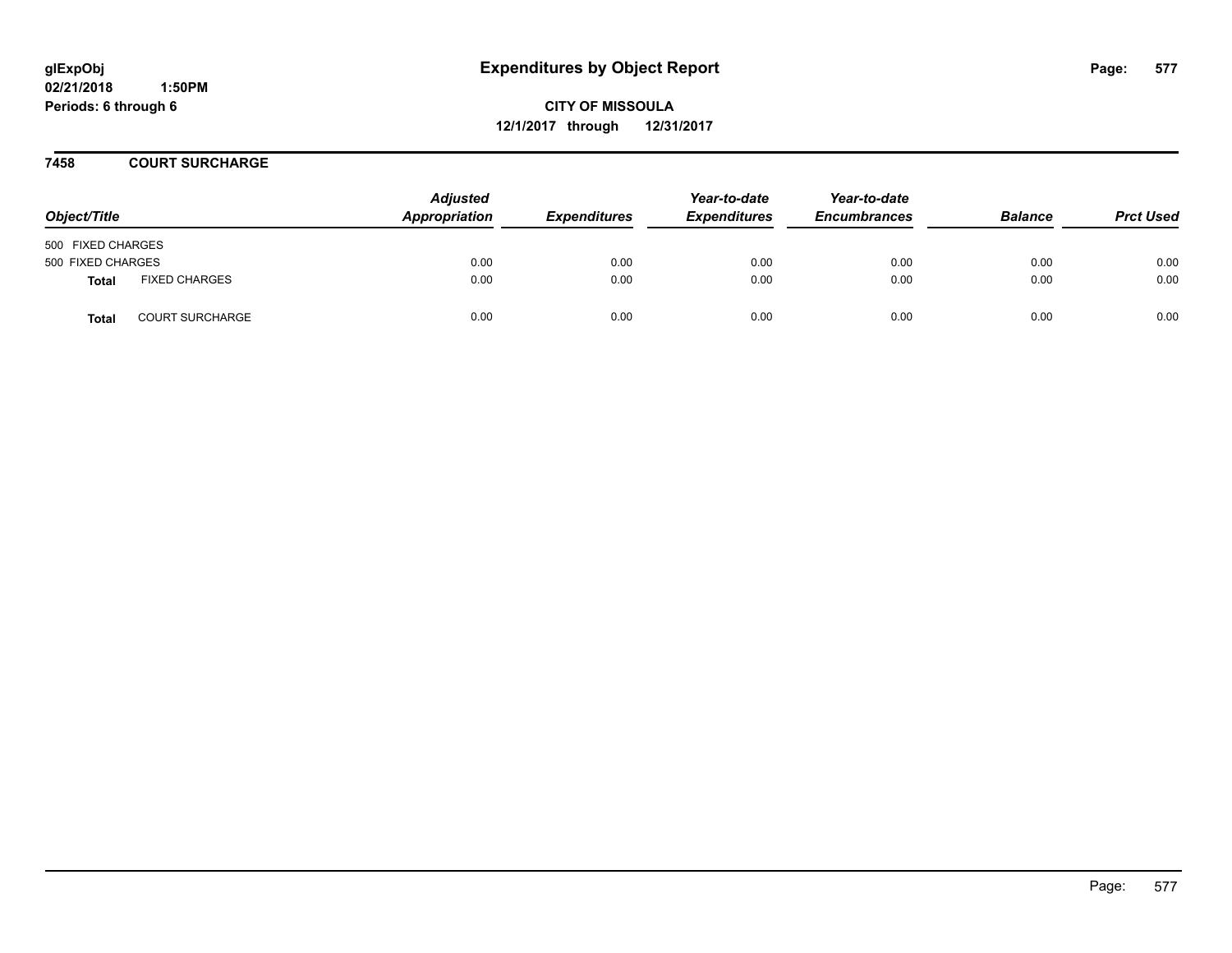glExpObj
02/21/2018 1:50PM
Periods: 6 through 6

# Expenditures by Object Report

**CITY OF MISSOULA**
**12/1/2017 through 12/31/2017**

## 7458 COURT SURCHARGE

| Object/Title | | Adjusted Appropriation | Expenditures | Year-to-date Expenditures | Year-to-date Encumbrances | Balance | Prct Used |
|---|---|---|---|---|---|---|---|
| 500 FIXED CHARGES | | | | | | | |
| 500 FIXED CHARGES | | 0.00 | 0.00 | 0.00 | 0.00 | 0.00 | 0.00 |
| **Total** | FIXED CHARGES | 0.00 | 0.00 | 0.00 | 0.00 | 0.00 | 0.00 |
| **Total** | COURT SURCHARGE | 0.00 | 0.00 | 0.00 | 0.00 | 0.00 | 0.00 |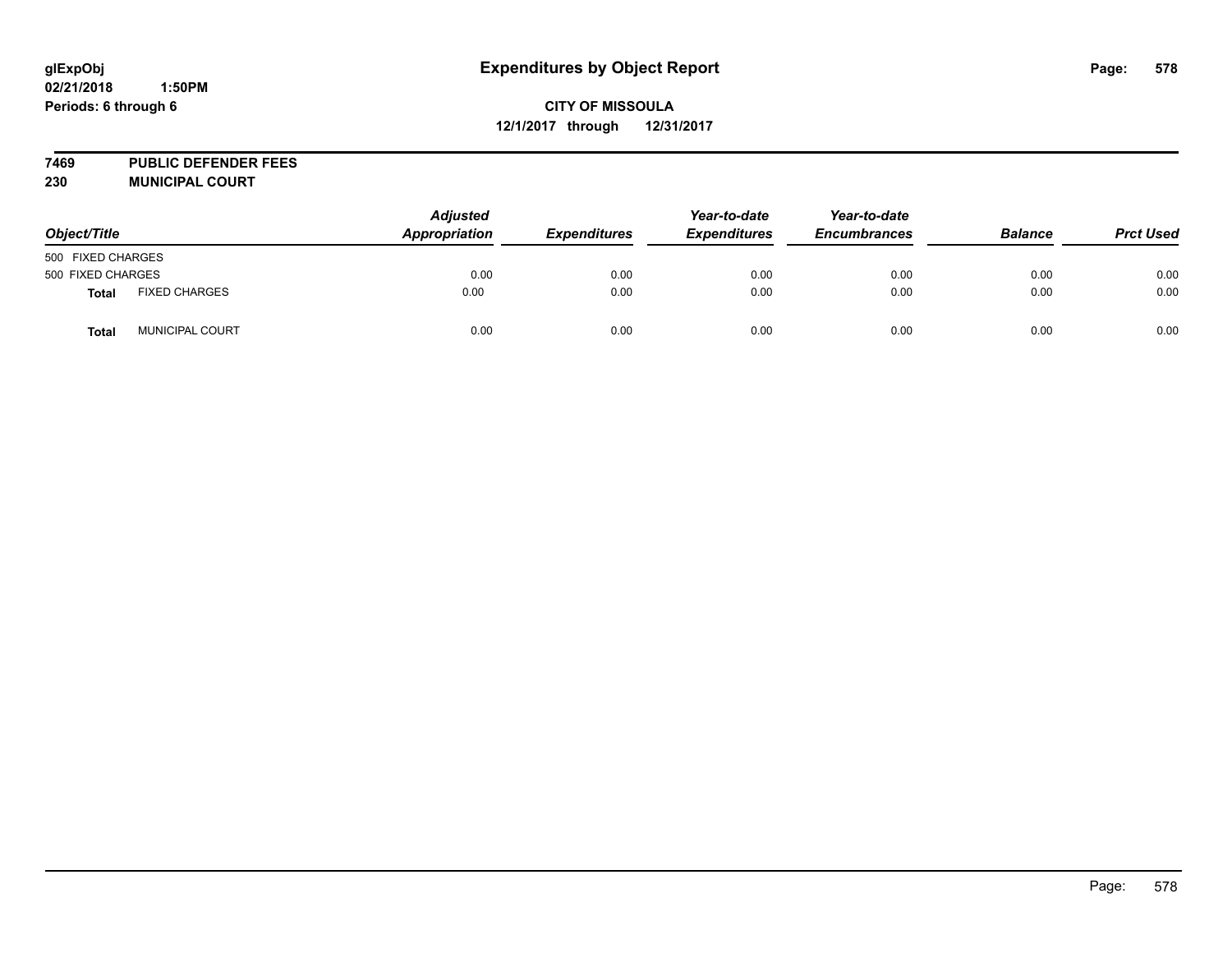**glExpObj** **Expenditures by Object Report**
**02/21/2018 1:50PM**
**Periods: 6 through 6**

**CITY OF MISSOULA**
**12/1/2017 through 12/31/2017**

**7469 PUBLIC DEFENDER FEES**
**230 MUNICIPAL COURT**

| Object/Title | | Adjusted Appropriation | Expenditures | Year-to-date Expenditures | Year-to-date Encumbrances | Balance | Prct Used |
|---|---|---|---|---|---|---|---|
| 500 FIXED CHARGES | | | | | | | |
| 500 FIXED CHARGES | | 0.00 | 0.00 | 0.00 | 0.00 | 0.00 | 0.00 |
| **Total** | FIXED CHARGES | 0.00 | 0.00 | 0.00 | 0.00 | 0.00 | 0.00 |
| **Total** | MUNICIPAL COURT | 0.00 | 0.00 | 0.00 | 0.00 | 0.00 | 0.00 |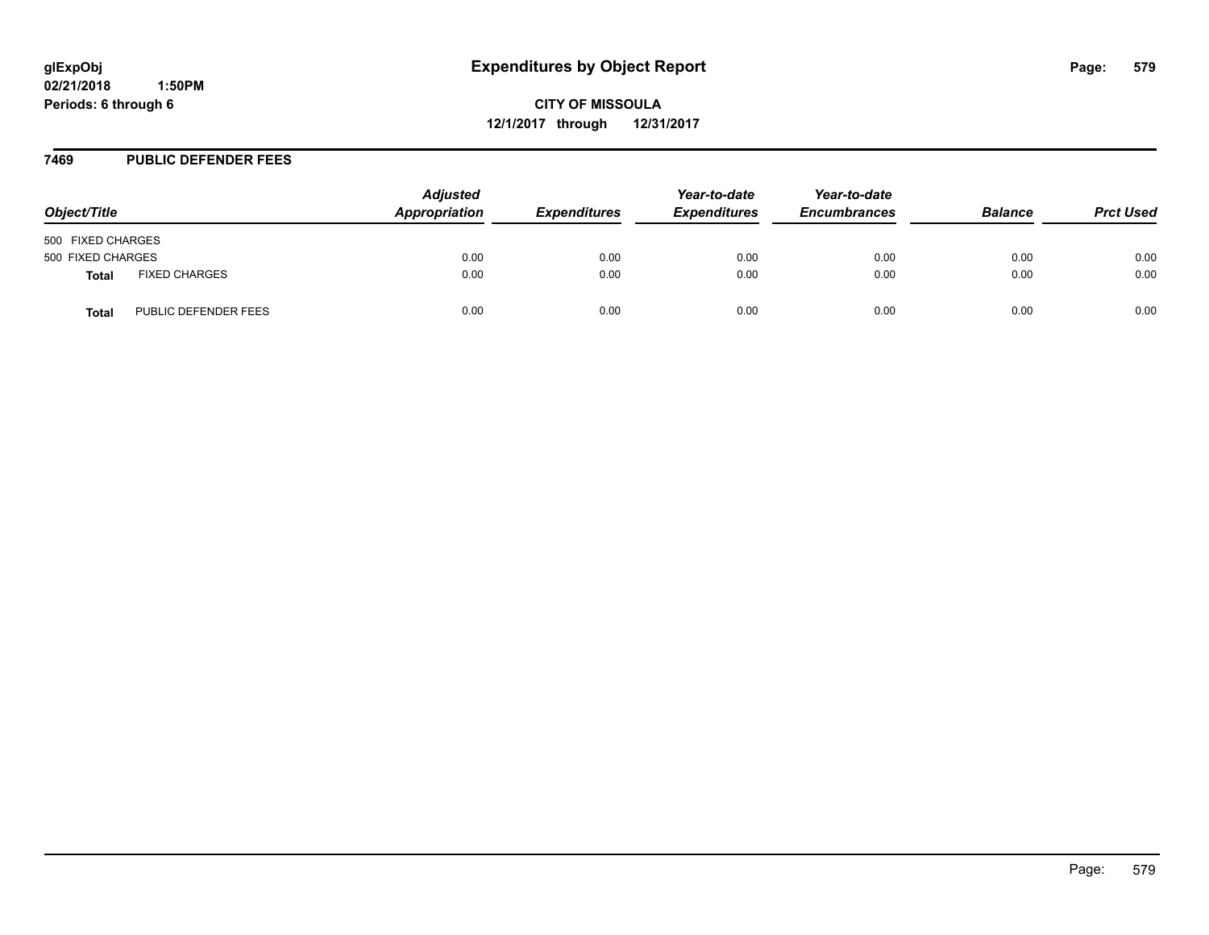glExpObj
02/21/2018 1:50PM
Periods: 6 through 6

# Expenditures by Object Report

**CITY OF MISSOULA**
**12/1/2017 through 12/31/2017**

## 7469 PUBLIC DEFENDER FEES

| Object/Title | | Adjusted Appropriation | Expenditures | Year-to-date Expenditures | Year-to-date Encumbrances | Balance | Prct Used |
|---|---|---|---|---|---|---|---|
| 500 FIXED CHARGES | | | | | | | |
| 500 FIXED CHARGES | | 0.00 | 0.00 | 0.00 | 0.00 | 0.00 | 0.00 |
| **Total** | FIXED CHARGES | 0.00 | 0.00 | 0.00 | 0.00 | 0.00 | 0.00 |
| **Total** | PUBLIC DEFENDER FEES | 0.00 | 0.00 | 0.00 | 0.00 | 0.00 | 0.00 |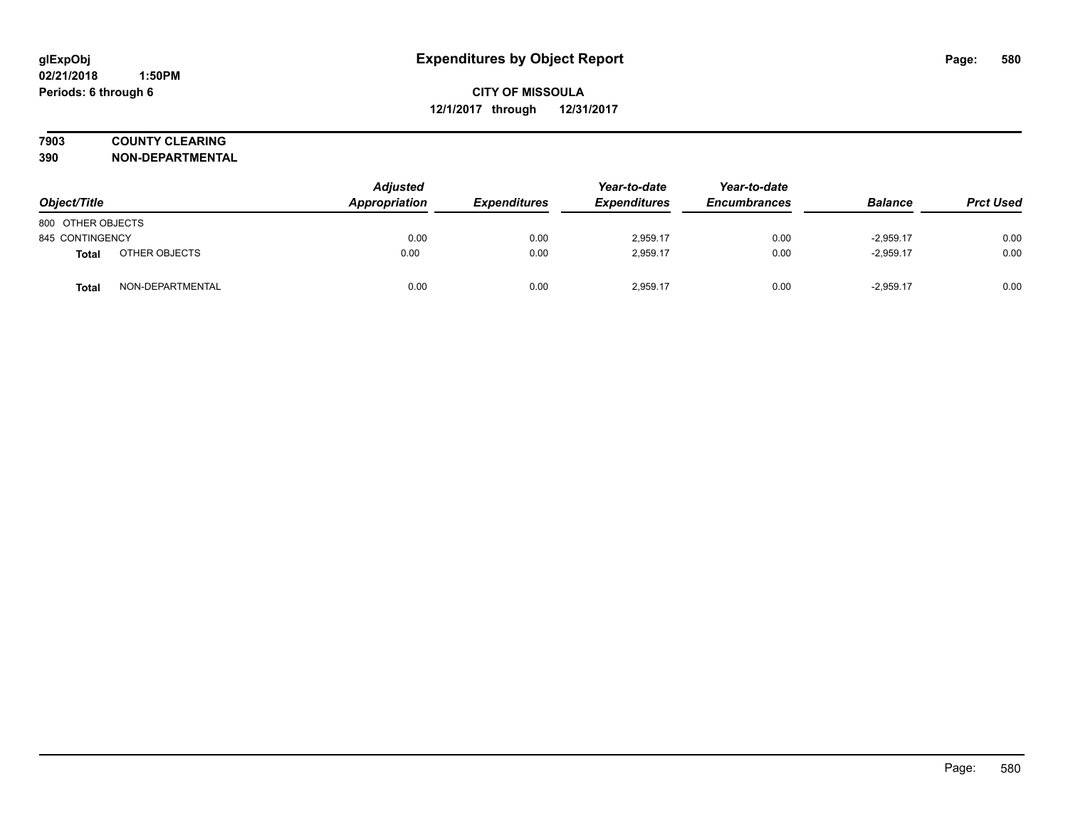# Expenditures by Object Report

glExpObj
02/21/2018 1:50PM
Periods: 6 through 6

**CITY OF MISSOULA**
**12/1/2017 through 12/31/2017**

**7903 COUNTY CLEARING**
**390 NON-DEPARTMENTAL**

| Object/Title | | Adjusted Appropriation | Expenditures | Year-to-date Expenditures | Year-to-date Encumbrances | Balance | Prct Used |
|---|---|---|---|---|---|---|---|
| 800 OTHER OBJECTS | | | | | | | |
| 845 CONTINGENCY | | 0.00 | 0.00 | 2,959.17 | 0.00 | -2,959.17 | 0.00 |
| **Total** | OTHER OBJECTS | 0.00 | 0.00 | 2,959.17 | 0.00 | -2,959.17 | 0.00 |
| **Total** | NON-DEPARTMENTAL | 0.00 | 0.00 | 2,959.17 | 0.00 | -2,959.17 | 0.00 |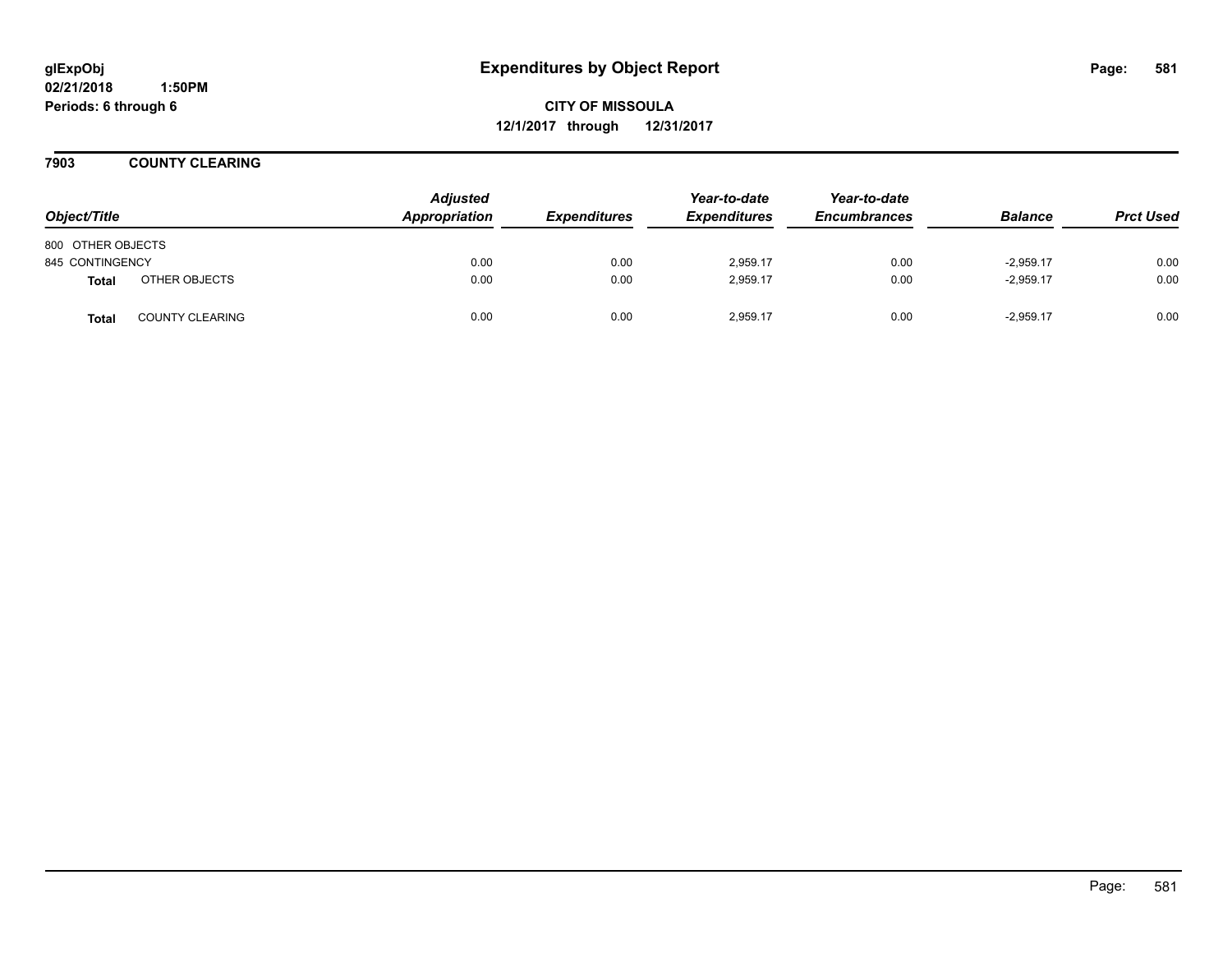# Expenditures by Object Report

glExpObj
02/21/2018 1:50PM
Periods: 6 through 6

**CITY OF MISSOULA**
**12/1/2017 through 12/31/2017**

## 7903 COUNTY CLEARING

| Object/Title | | Adjusted Appropriation | Expenditures | Year-to-date Expenditures | Year-to-date Encumbrances | Balance | Prct Used |
|---|---|---|---|---|---|---|---|
| 800 OTHER OBJECTS | | | | | | | |
| 845 CONTINGENCY | | 0.00 | 0.00 | 2,959.17 | 0.00 | -2,959.17 | 0.00 |
| **Total** | OTHER OBJECTS | 0.00 | 0.00 | 2,959.17 | 0.00 | -2,959.17 | 0.00 |
| **Total** | COUNTY CLEARING | 0.00 | 0.00 | 2,959.17 | 0.00 | -2,959.17 | 0.00 |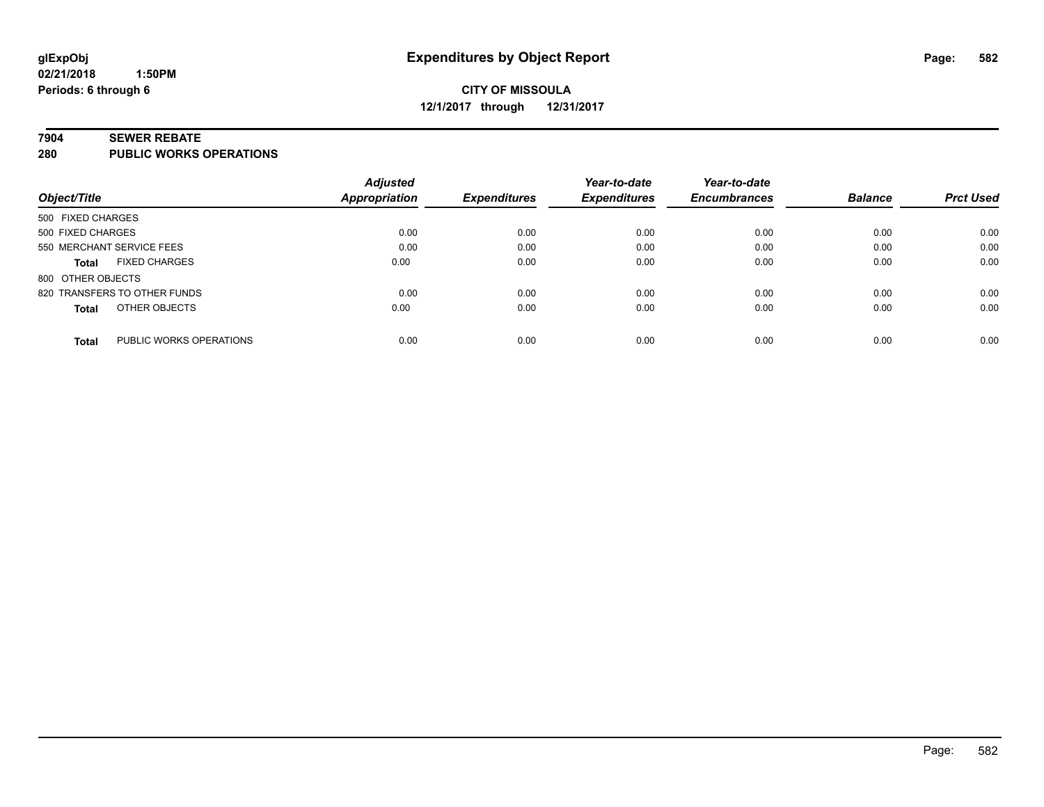# Expenditures by Object Report

glExpObj
02/21/2018 1:50PM
Periods: 6 through 6

**CITY OF MISSOULA**
**12/1/2017 through 12/31/2017**

## 7904 SEWER REBATE
## 280 PUBLIC WORKS OPERATIONS

| Object/Title | | Adjusted Appropriation | Expenditures | Year-to-date Expenditures | Year-to-date Encumbrances | Balance | Prct Used |
|---|---|---|---|---|---|---|---|
| 500 FIXED CHARGES | | | | | | | |
| 500 FIXED CHARGES | | 0.00 | 0.00 | 0.00 | 0.00 | 0.00 | 0.00 |
| 550 MERCHANT SERVICE FEES | | 0.00 | 0.00 | 0.00 | 0.00 | 0.00 | 0.00 |
| **Total** | FIXED CHARGES | 0.00 | 0.00 | 0.00 | 0.00 | 0.00 | 0.00 |
| 800 OTHER OBJECTS | | | | | | | |
| 820 TRANSFERS TO OTHER FUNDS | | 0.00 | 0.00 | 0.00 | 0.00 | 0.00 | 0.00 |
| **Total** | OTHER OBJECTS | 0.00 | 0.00 | 0.00 | 0.00 | 0.00 | 0.00 |
| **Total** | PUBLIC WORKS OPERATIONS | 0.00 | 0.00 | 0.00 | 0.00 | 0.00 | 0.00 |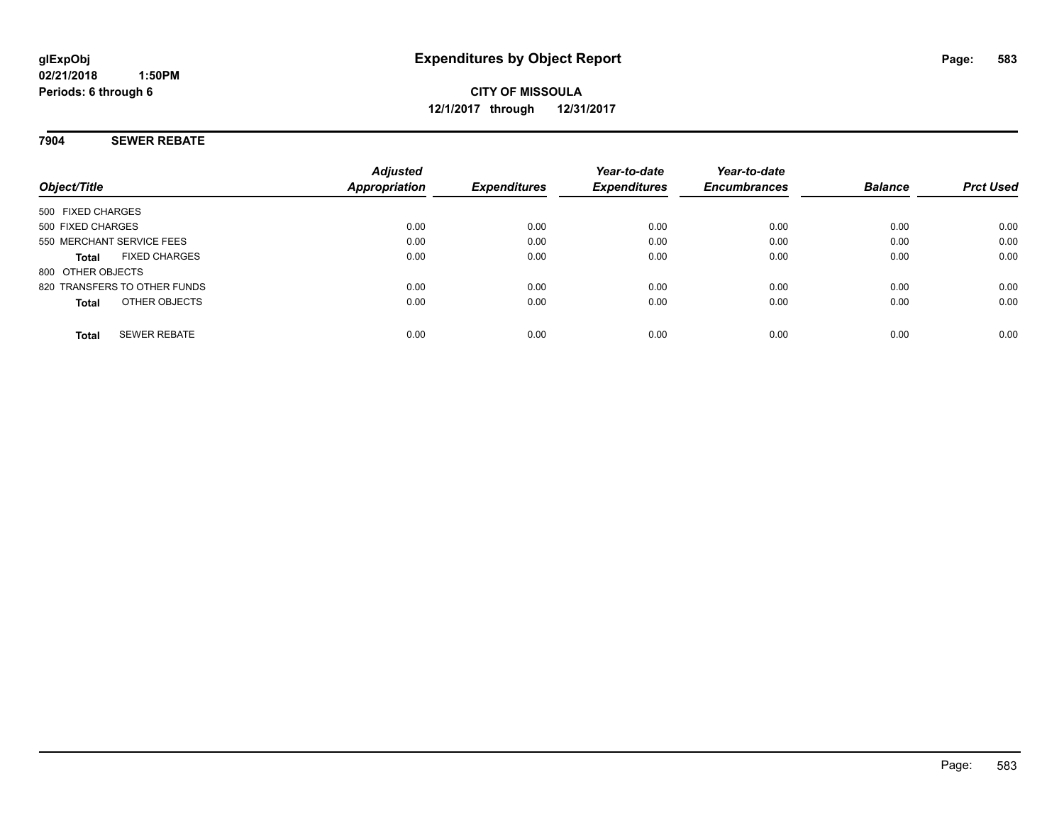# Expenditures by Object Report

glExpObj
02/21/2018 1:50PM
Periods: 6 through 6

**CITY OF MISSOULA**
**12/1/2017 through 12/31/2017**

## 7904 SEWER REBATE

| Object/Title | Adjusted Appropriation | Expenditures | Year-to-date Expenditures | Year-to-date Encumbrances | Balance | Prct Used |
|---|---|---|---|---|---|---|
| 500 FIXED CHARGES | | | | | | |
| 500 FIXED CHARGES | 0.00 | 0.00 | 0.00 | 0.00 | 0.00 | 0.00 |
| 550 MERCHANT SERVICE FEES | 0.00 | 0.00 | 0.00 | 0.00 | 0.00 | 0.00 |
| **Total** FIXED CHARGES | 0.00 | 0.00 | 0.00 | 0.00 | 0.00 | 0.00 |
| 800 OTHER OBJECTS | | | | | | |
| 820 TRANSFERS TO OTHER FUNDS | 0.00 | 0.00 | 0.00 | 0.00 | 0.00 | 0.00 |
| **Total** OTHER OBJECTS | 0.00 | 0.00 | 0.00 | 0.00 | 0.00 | 0.00 |
| **Total** SEWER REBATE | 0.00 | 0.00 | 0.00 | 0.00 | 0.00 | 0.00 |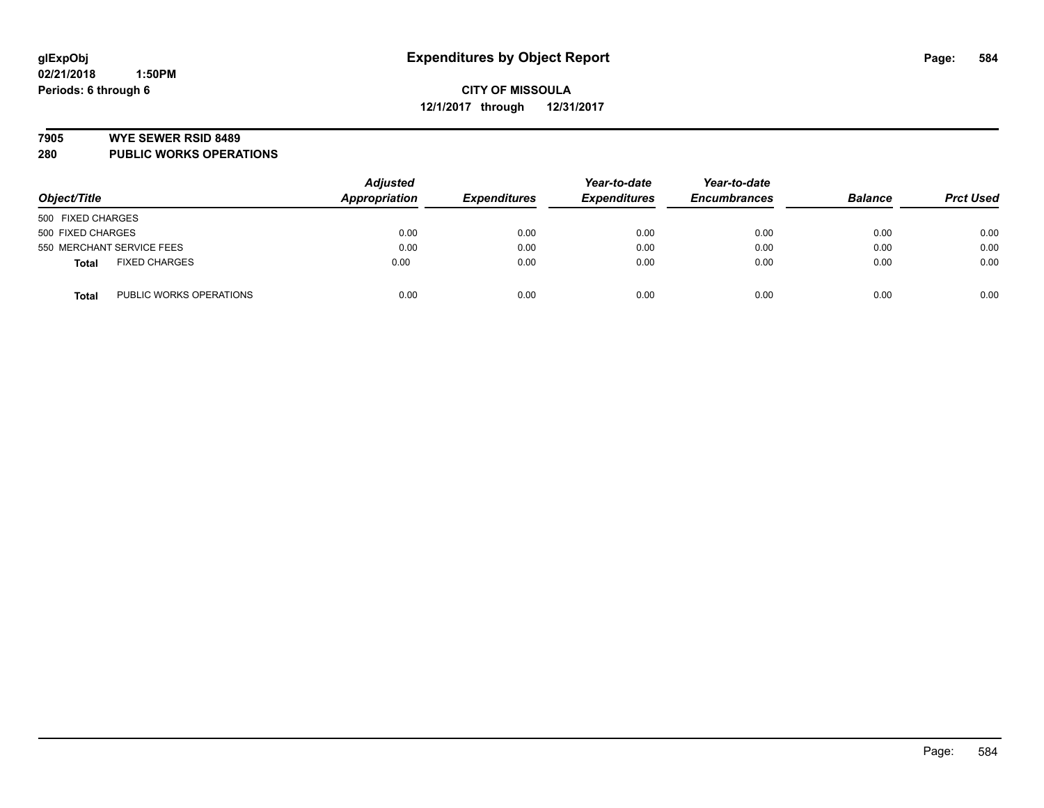glExpObj
02/21/2018 1:50PM
Periods: 6 through 6

# Expenditures by Object Report

**CITY OF MISSOULA**
**12/1/2017 through 12/31/2017**

**7905 WYE SEWER RSID 8489**
**280 PUBLIC WORKS OPERATIONS**

| Object/Title | | Adjusted Appropriation | Expenditures | Year-to-date Expenditures | Year-to-date Encumbrances | Balance | Prct Used |
|---|---|---|---|---|---|---|---|
| 500 FIXED CHARGES | | | | | | | |
| 500 FIXED CHARGES | | 0.00 | 0.00 | 0.00 | 0.00 | 0.00 | 0.00 |
| 550 MERCHANT SERVICE FEES | | 0.00 | 0.00 | 0.00 | 0.00 | 0.00 | 0.00 |
| **Total** | FIXED CHARGES | 0.00 | 0.00 | 0.00 | 0.00 | 0.00 | 0.00 |
| **Total** | PUBLIC WORKS OPERATIONS | 0.00 | 0.00 | 0.00 | 0.00 | 0.00 | 0.00 |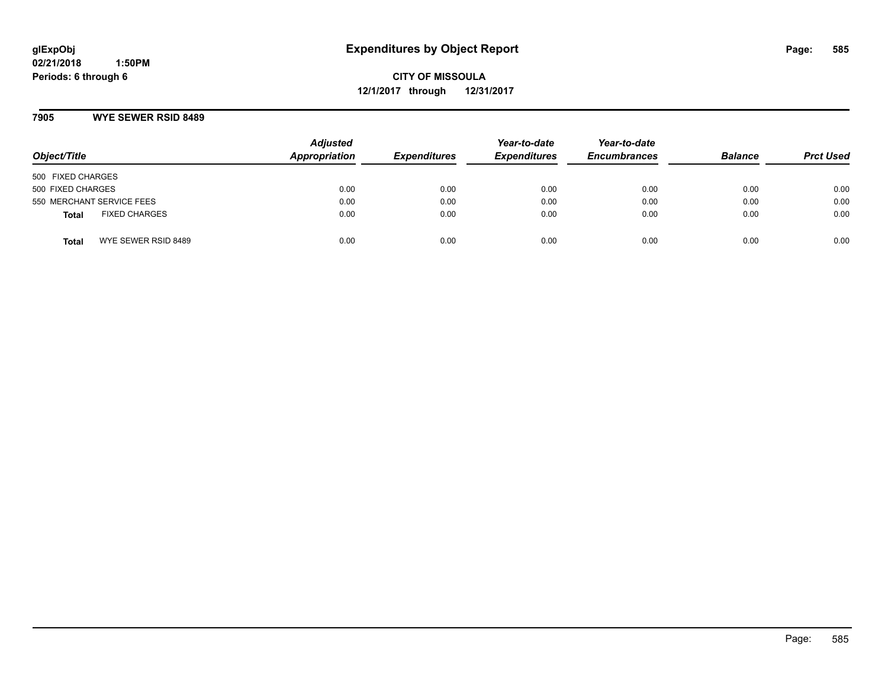**glExpObj**
**02/21/2018 1:50PM**
**Periods: 6 through 6**

# Expenditures by Object Report

**CITY OF MISSOULA**
**12/1/2017 through 12/31/2017**

## 7905 WYE SEWER RSID 8489

| Object/Title | Adjusted Appropriation | Expenditures | Year-to-date Expenditures | Year-to-date Encumbrances | Balance | Prct Used |
|---|---|---|---|---|---|---|
| 500 FIXED CHARGES | | | | | | |
| 500 FIXED CHARGES | 0.00 | 0.00 | 0.00 | 0.00 | 0.00 | 0.00 |
| 550 MERCHANT SERVICE FEES | 0.00 | 0.00 | 0.00 | 0.00 | 0.00 | 0.00 |
| **Total** FIXED CHARGES | 0.00 | 0.00 | 0.00 | 0.00 | 0.00 | 0.00 |
| **Total** WYE SEWER RSID 8489 | 0.00 | 0.00 | 0.00 | 0.00 | 0.00 | 0.00 |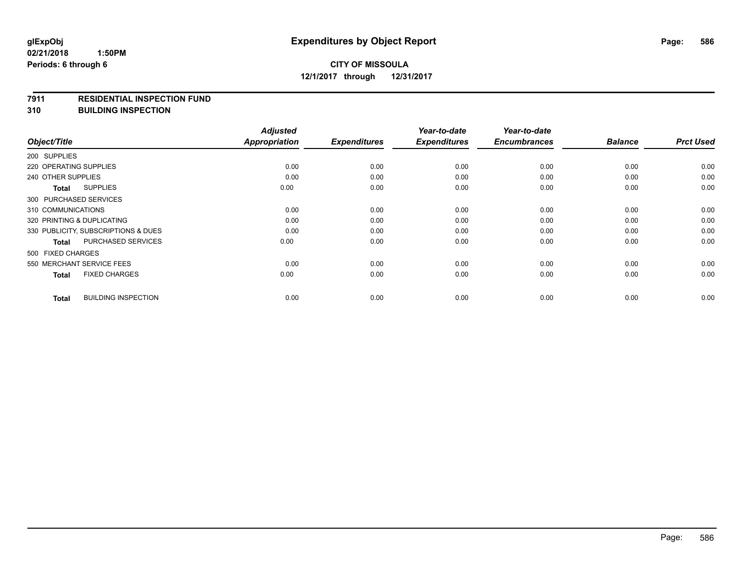**glExpObj**
**02/21/2018 1:50PM**
**Periods: 6 through 6**

# Expenditures by Object Report

**CITY OF MISSOULA**
**12/1/2017 through 12/31/2017**

## 7911 RESIDENTIAL INSPECTION FUND
## 310 BUILDING INSPECTION

| Object/Title | Adjusted Appropriation | Expenditures | Year-to-date Expenditures | Year-to-date Encumbrances | Balance | Prct Used |
|---|---|---|---|---|---|---|
| 200 SUPPLIES | | | | | | |
| 220 OPERATING SUPPLIES | 0.00 | 0.00 | 0.00 | 0.00 | 0.00 | 0.00 |
| 240 OTHER SUPPLIES | 0.00 | 0.00 | 0.00 | 0.00 | 0.00 | 0.00 |
| **Total** SUPPLIES | 0.00 | 0.00 | 0.00 | 0.00 | 0.00 | 0.00 |
| 300 PURCHASED SERVICES | | | | | | |
| 310 COMMUNICATIONS | 0.00 | 0.00 | 0.00 | 0.00 | 0.00 | 0.00 |
| 320 PRINTING & DUPLICATING | 0.00 | 0.00 | 0.00 | 0.00 | 0.00 | 0.00 |
| 330 PUBLICITY, SUBSCRIPTIONS & DUES | 0.00 | 0.00 | 0.00 | 0.00 | 0.00 | 0.00 |
| **Total** PURCHASED SERVICES | 0.00 | 0.00 | 0.00 | 0.00 | 0.00 | 0.00 |
| 500 FIXED CHARGES | | | | | | |
| 550 MERCHANT SERVICE FEES | 0.00 | 0.00 | 0.00 | 0.00 | 0.00 | 0.00 |
| **Total** FIXED CHARGES | 0.00 | 0.00 | 0.00 | 0.00 | 0.00 | 0.00 |
| **Total** BUILDING INSPECTION | 0.00 | 0.00 | 0.00 | 0.00 | 0.00 | 0.00 |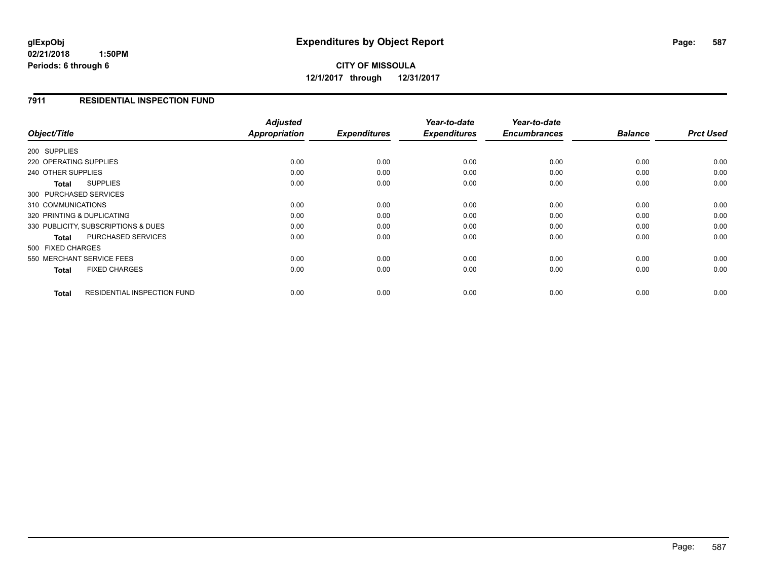**glExpObj**
**02/21/2018 1:50PM**
**Periods: 6 through 6**

# Expenditures by Object Report

**CITY OF MISSOULA**
**12/1/2017 through 12/31/2017**

## 7911 RESIDENTIAL INSPECTION FUND

| Object/Title | Adjusted Appropriation | Expenditures | Year-to-date Expenditures | Year-to-date Encumbrances | Balance | Prct Used |
|---|---|---|---|---|---|---|
| 200 SUPPLIES | | | | | | |
| 220 OPERATING SUPPLIES | 0.00 | 0.00 | 0.00 | 0.00 | 0.00 | 0.00 |
| 240 OTHER SUPPLIES | 0.00 | 0.00 | 0.00 | 0.00 | 0.00 | 0.00 |
| **Total** SUPPLIES | 0.00 | 0.00 | 0.00 | 0.00 | 0.00 | 0.00 |
| 300 PURCHASED SERVICES | | | | | | |
| 310 COMMUNICATIONS | 0.00 | 0.00 | 0.00 | 0.00 | 0.00 | 0.00 |
| 320 PRINTING & DUPLICATING | 0.00 | 0.00 | 0.00 | 0.00 | 0.00 | 0.00 |
| 330 PUBLICITY, SUBSCRIPTIONS & DUES | 0.00 | 0.00 | 0.00 | 0.00 | 0.00 | 0.00 |
| **Total** PURCHASED SERVICES | 0.00 | 0.00 | 0.00 | 0.00 | 0.00 | 0.00 |
| 500 FIXED CHARGES | | | | | | |
| 550 MERCHANT SERVICE FEES | 0.00 | 0.00 | 0.00 | 0.00 | 0.00 | 0.00 |
| **Total** FIXED CHARGES | 0.00 | 0.00 | 0.00 | 0.00 | 0.00 | 0.00 |
| **Total** RESIDENTIAL INSPECTION FUND | 0.00 | 0.00 | 0.00 | 0.00 | 0.00 | 0.00 |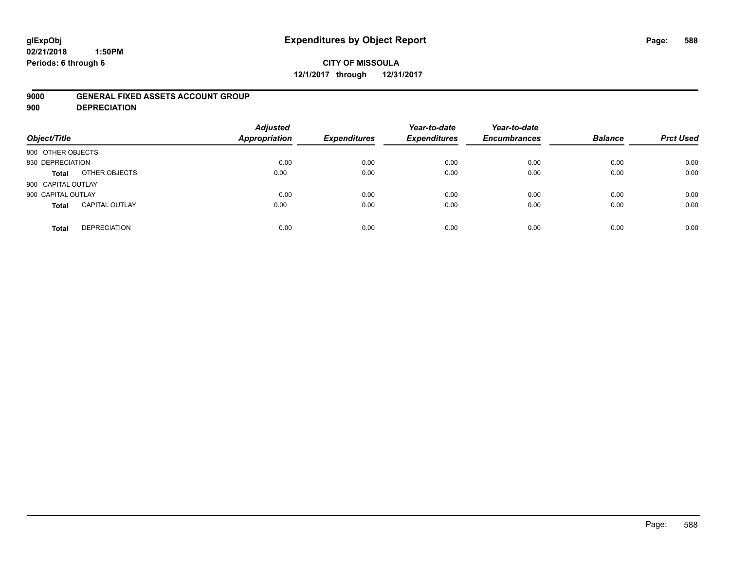**glExpObj**
**02/21/2018 1:50PM**
**Periods: 6 through 6**

# Expenditures by Object Report

**CITY OF MISSOULA**
**12/1/2017 through 12/31/2017**

**9000 GENERAL FIXED ASSETS ACCOUNT GROUP**
**900 DEPRECIATION**

| Object/Title | | *Adjusted Appropriation* | *Expenditures* | *Year-to-date Expenditures* | *Year-to-date Encumbrances* | *Balance* | *Prct Used* |
|---|---|---|---|---|---|---|---|
| 800 OTHER OBJECTS | | | | | | | |
| 830 DEPRECIATION | | 0.00 | 0.00 | 0.00 | 0.00 | 0.00 | 0.00 |
| **Total** | OTHER OBJECTS | 0.00 | 0.00 | 0.00 | 0.00 | 0.00 | 0.00 |
| 900 CAPITAL OUTLAY | | | | | | | |
| 900 CAPITAL OUTLAY | | 0.00 | 0.00 | 0.00 | 0.00 | 0.00 | 0.00 |
| **Total** | CAPITAL OUTLAY | 0.00 | 0.00 | 0.00 | 0.00 | 0.00 | 0.00 |
| **Total** | DEPRECIATION | 0.00 | 0.00 | 0.00 | 0.00 | 0.00 | 0.00 |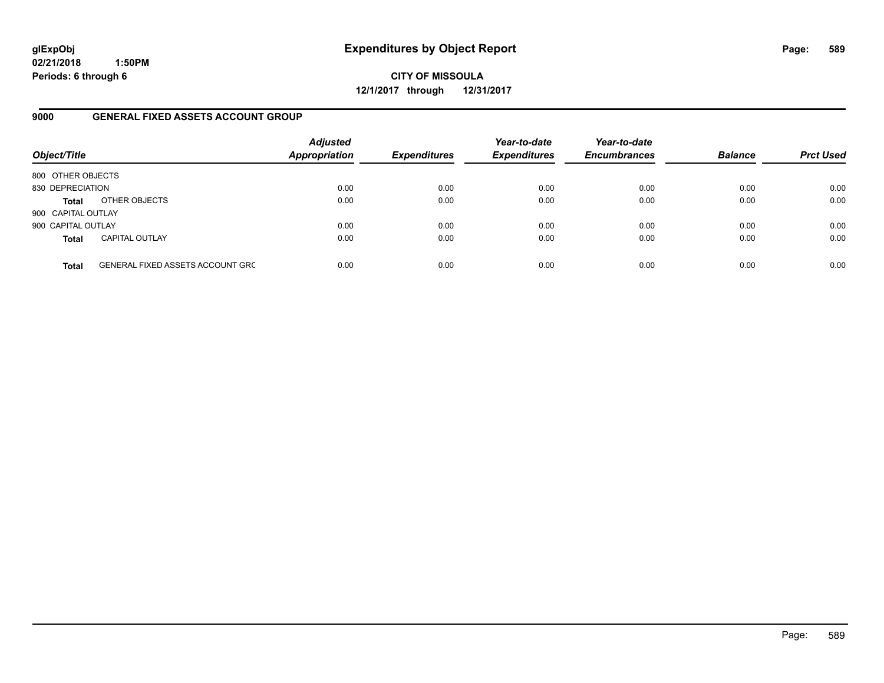# Expenditures by Object Report

glExpObj
02/21/2018 1:50PM
Periods: 6 through 6

**CITY OF MISSOULA**
**12/1/2017 through 12/31/2017**

## 9000 GENERAL FIXED ASSETS ACCOUNT GROUP

| Object/Title | | Adjusted Appropriation | Expenditures | Year-to-date Expenditures | Year-to-date Encumbrances | Balance | Prct Used |
|---|---|---|---|---|---|---|---|
| 800 OTHER OBJECTS | | | | | | | |
| 830 DEPRECIATION | | 0.00 | 0.00 | 0.00 | 0.00 | 0.00 | 0.00 |
| **Total** | OTHER OBJECTS | 0.00 | 0.00 | 0.00 | 0.00 | 0.00 | 0.00 |
| 900 CAPITAL OUTLAY | | | | | | | |
| 900 CAPITAL OUTLAY | | 0.00 | 0.00 | 0.00 | 0.00 | 0.00 | 0.00 |
| **Total** | CAPITAL OUTLAY | 0.00 | 0.00 | 0.00 | 0.00 | 0.00 | 0.00 |
| **Total** | GENERAL FIXED ASSETS ACCOUNT GRC | 0.00 | 0.00 | 0.00 | 0.00 | 0.00 | 0.00 |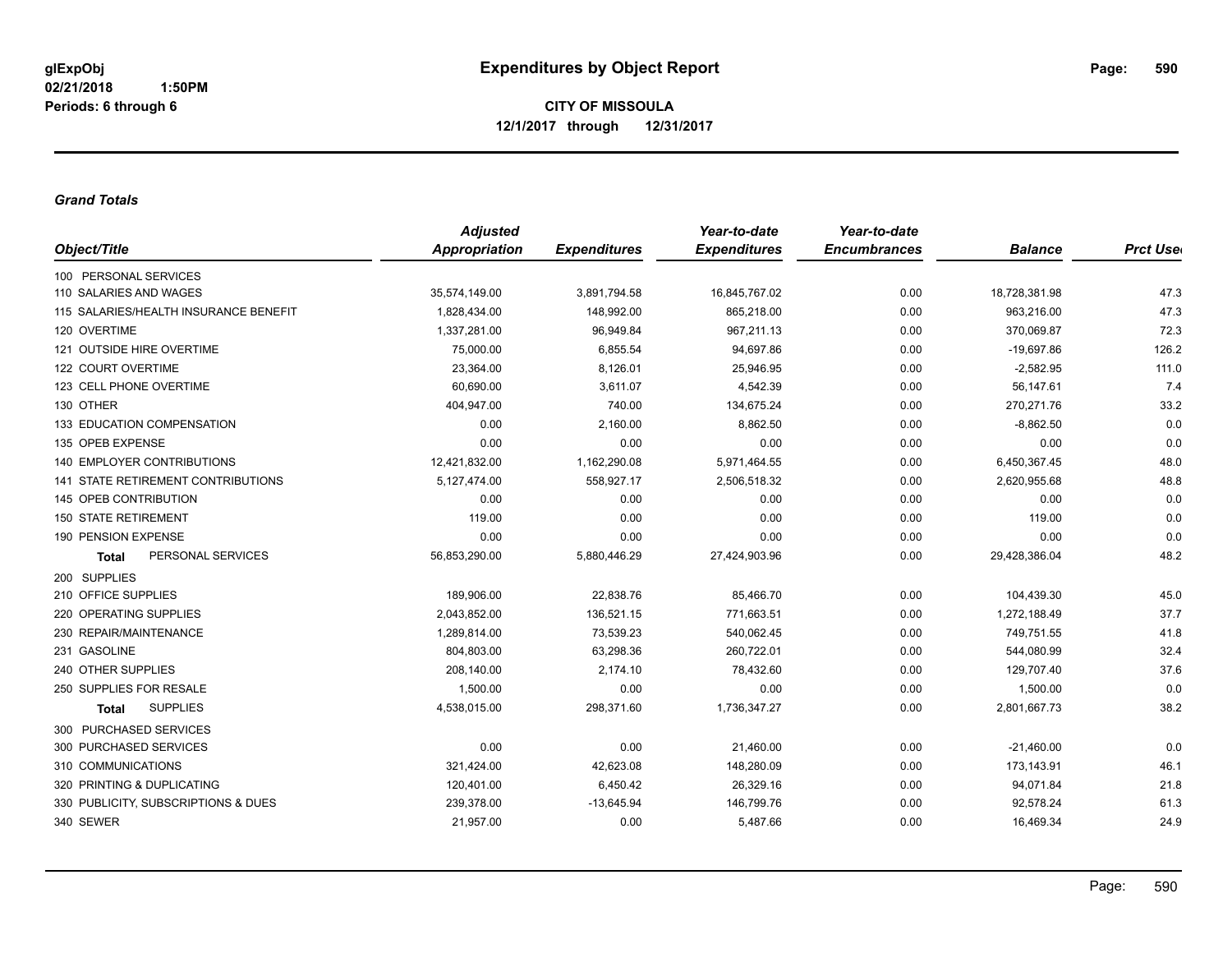# Expenditures by Object Report

glExpObj
02/21/2018 1:50PM
Periods: 6 through 6

**CITY OF MISSOULA**
**12/1/2017 through 12/31/2017**

***Grand Totals***

| Object/Title | Adjusted Appropriation | Expenditures | Year-to-date Expenditures | Year-to-date Encumbrances | Balance | Prct Used |
|---|---|---|---|---|---|---|
| 100 PERSONAL SERVICES | | | | | | |
| 110 SALARIES AND WAGES | 35,574,149.00 | 3,891,794.58 | 16,845,767.02 | 0.00 | 18,728,381.98 | 47.3 |
| 115 SALARIES/HEALTH INSURANCE BENEFIT | 1,828,434.00 | 148,992.00 | 865,218.00 | 0.00 | 963,216.00 | 47.3 |
| 120 OVERTIME | 1,337,281.00 | 96,949.84 | 967,211.13 | 0.00 | 370,069.87 | 72.3 |
| 121 OUTSIDE HIRE OVERTIME | 75,000.00 | 6,855.54 | 94,697.86 | 0.00 | -19,697.86 | 126.2 |
| 122 COURT OVERTIME | 23,364.00 | 8,126.01 | 25,946.95 | 0.00 | -2,582.95 | 111.0 |
| 123 CELL PHONE OVERTIME | 60,690.00 | 3,611.07 | 4,542.39 | 0.00 | 56,147.61 | 7.4 |
| 130 OTHER | 404,947.00 | 740.00 | 134,675.24 | 0.00 | 270,271.76 | 33.2 |
| 133 EDUCATION COMPENSATION | 0.00 | 2,160.00 | 8,862.50 | 0.00 | -8,862.50 | 0.0 |
| 135 OPEB EXPENSE | 0.00 | 0.00 | 0.00 | 0.00 | 0.00 | 0.0 |
| 140 EMPLOYER CONTRIBUTIONS | 12,421,832.00 | 1,162,290.08 | 5,971,464.55 | 0.00 | 6,450,367.45 | 48.0 |
| 141 STATE RETIREMENT CONTRIBUTIONS | 5,127,474.00 | 558,927.17 | 2,506,518.32 | 0.00 | 2,620,955.68 | 48.8 |
| 145 OPEB CONTRIBUTION | 0.00 | 0.00 | 0.00 | 0.00 | 0.00 | 0.0 |
| 150 STATE RETIREMENT | 119.00 | 0.00 | 0.00 | 0.00 | 119.00 | 0.0 |
| 190 PENSION EXPENSE | 0.00 | 0.00 | 0.00 | 0.00 | 0.00 | 0.0 |
| **Total** PERSONAL SERVICES | 56,853,290.00 | 5,880,446.29 | 27,424,903.96 | 0.00 | 29,428,386.04 | 48.2 |
| 200 SUPPLIES | | | | | | |
| 210 OFFICE SUPPLIES | 189,906.00 | 22,838.76 | 85,466.70 | 0.00 | 104,439.30 | 45.0 |
| 220 OPERATING SUPPLIES | 2,043,852.00 | 136,521.15 | 771,663.51 | 0.00 | 1,272,188.49 | 37.7 |
| 230 REPAIR/MAINTENANCE | 1,289,814.00 | 73,539.23 | 540,062.45 | 0.00 | 749,751.55 | 41.8 |
| 231 GASOLINE | 804,803.00 | 63,298.36 | 260,722.01 | 0.00 | 544,080.99 | 32.4 |
| 240 OTHER SUPPLIES | 208,140.00 | 2,174.10 | 78,432.60 | 0.00 | 129,707.40 | 37.6 |
| 250 SUPPLIES FOR RESALE | 1,500.00 | 0.00 | 0.00 | 0.00 | 1,500.00 | 0.0 |
| **Total** SUPPLIES | 4,538,015.00 | 298,371.60 | 1,736,347.27 | 0.00 | 2,801,667.73 | 38.2 |
| 300 PURCHASED SERVICES | | | | | | |
| 300 PURCHASED SERVICES | 0.00 | 0.00 | 21,460.00 | 0.00 | -21,460.00 | 0.0 |
| 310 COMMUNICATIONS | 321,424.00 | 42,623.08 | 148,280.09 | 0.00 | 173,143.91 | 46.1 |
| 320 PRINTING & DUPLICATING | 120,401.00 | 6,450.42 | 26,329.16 | 0.00 | 94,071.84 | 21.8 |
| 330 PUBLICITY, SUBSCRIPTIONS & DUES | 239,378.00 | -13,645.94 | 146,799.76 | 0.00 | 92,578.24 | 61.3 |
| 340 SEWER | 21,957.00 | 0.00 | 5,487.66 | 0.00 | 16,469.34 | 24.9 |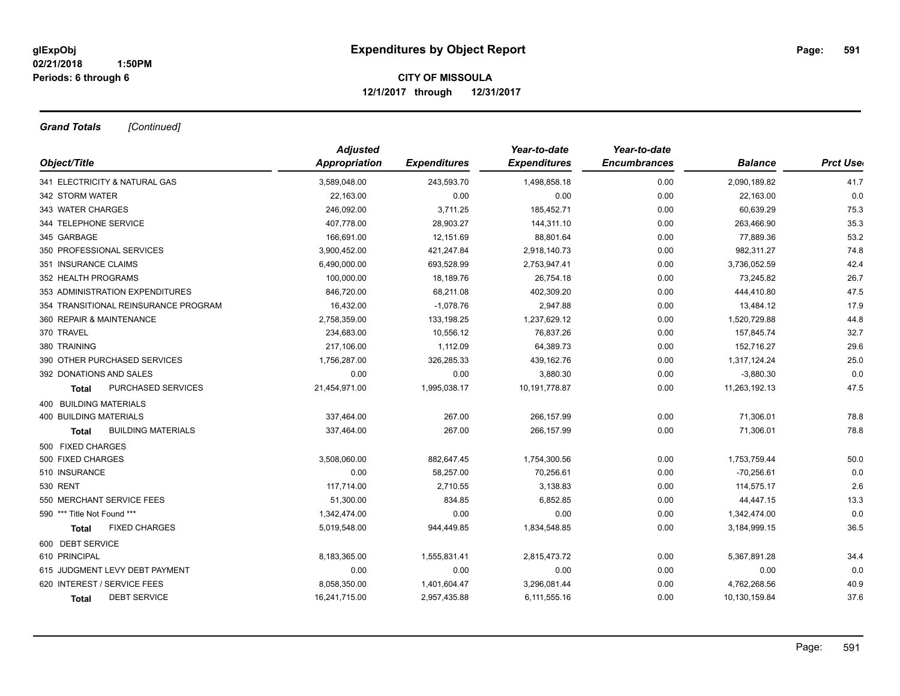# Expenditures by Object Report

glExpObj
02/21/2018 1:50PM
Periods: 6 through 6

**CITY OF MISSOULA**
**12/1/2017 through 12/31/2017**

***Grand Totals*** *[Continued]*

| Object/Title | Adjusted Appropriation | Expenditures | Year-to-date Expenditures | Year-to-date Encumbrances | Balance | Prct Used |
|---|---|---|---|---|---|---|
| 341 ELECTRICITY & NATURAL GAS | 3,589,048.00 | 243,593.70 | 1,498,858.18 | 0.00 | 2,090,189.82 | 41.7 |
| 342 STORM WATER | 22,163.00 | 0.00 | 0.00 | 0.00 | 22,163.00 | 0.0 |
| 343 WATER CHARGES | 246,092.00 | 3,711.25 | 185,452.71 | 0.00 | 60,639.29 | 75.3 |
| 344 TELEPHONE SERVICE | 407,778.00 | 28,903.27 | 144,311.10 | 0.00 | 263,466.90 | 35.3 |
| 345 GARBAGE | 166,691.00 | 12,151.69 | 88,801.64 | 0.00 | 77,889.36 | 53.2 |
| 350 PROFESSIONAL SERVICES | 3,900,452.00 | 421,247.84 | 2,918,140.73 | 0.00 | 982,311.27 | 74.8 |
| 351 INSURANCE CLAIMS | 6,490,000.00 | 693,528.99 | 2,753,947.41 | 0.00 | 3,736,052.59 | 42.4 |
| 352 HEALTH PROGRAMS | 100,000.00 | 18,189.76 | 26,754.18 | 0.00 | 73,245.82 | 26.7 |
| 353 ADMINISTRATION EXPENDITURES | 846,720.00 | 68,211.08 | 402,309.20 | 0.00 | 444,410.80 | 47.5 |
| 354 TRANSITIONAL REINSURANCE PROGRAM | 16,432.00 | -1,078.76 | 2,947.88 | 0.00 | 13,484.12 | 17.9 |
| 360 REPAIR & MAINTENANCE | 2,758,359.00 | 133,198.25 | 1,237,629.12 | 0.00 | 1,520,729.88 | 44.8 |
| 370 TRAVEL | 234,683.00 | 10,556.12 | 76,837.26 | 0.00 | 157,845.74 | 32.7 |
| 380 TRAINING | 217,106.00 | 1,112.09 | 64,389.73 | 0.00 | 152,716.27 | 29.6 |
| 390 OTHER PURCHASED SERVICES | 1,756,287.00 | 326,285.33 | 439,162.76 | 0.00 | 1,317,124.24 | 25.0 |
| 392 DONATIONS AND SALES | 0.00 | 0.00 | 3,880.30 | 0.00 | -3,880.30 | 0.0 |
| **Total** PURCHASED SERVICES | 21,454,971.00 | 1,995,038.17 | 10,191,778.87 | 0.00 | 11,263,192.13 | 47.5 |
| 400 BUILDING MATERIALS | | | | | | |
| 400 BUILDING MATERIALS | 337,464.00 | 267.00 | 266,157.99 | 0.00 | 71,306.01 | 78.8 |
| **Total** BUILDING MATERIALS | 337,464.00 | 267.00 | 266,157.99 | 0.00 | 71,306.01 | 78.8 |
| 500 FIXED CHARGES | | | | | | |
| 500 FIXED CHARGES | 3,508,060.00 | 882,647.45 | 1,754,300.56 | 0.00 | 1,753,759.44 | 50.0 |
| 510 INSURANCE | 0.00 | 58,257.00 | 70,256.61 | 0.00 | -70,256.61 | 0.0 |
| 530 RENT | 117,714.00 | 2,710.55 | 3,138.83 | 0.00 | 114,575.17 | 2.6 |
| 550 MERCHANT SERVICE FEES | 51,300.00 | 834.85 | 6,852.85 | 0.00 | 44,447.15 | 13.3 |
| 590 *** Title Not Found *** | 1,342,474.00 | 0.00 | 0.00 | 0.00 | 1,342,474.00 | 0.0 |
| **Total** FIXED CHARGES | 5,019,548.00 | 944,449.85 | 1,834,548.85 | 0.00 | 3,184,999.15 | 36.5 |
| 600 DEBT SERVICE | | | | | | |
| 610 PRINCIPAL | 8,183,365.00 | 1,555,831.41 | 2,815,473.72 | 0.00 | 5,367,891.28 | 34.4 |
| 615 JUDGMENT LEVY DEBT PAYMENT | 0.00 | 0.00 | 0.00 | 0.00 | 0.00 | 0.0 |
| 620 INTEREST / SERVICE FEES | 8,058,350.00 | 1,401,604.47 | 3,296,081.44 | 0.00 | 4,762,268.56 | 40.9 |
| **Total** DEBT SERVICE | 16,241,715.00 | 2,957,435.88 | 6,111,555.16 | 0.00 | 10,130,159.84 | 37.6 |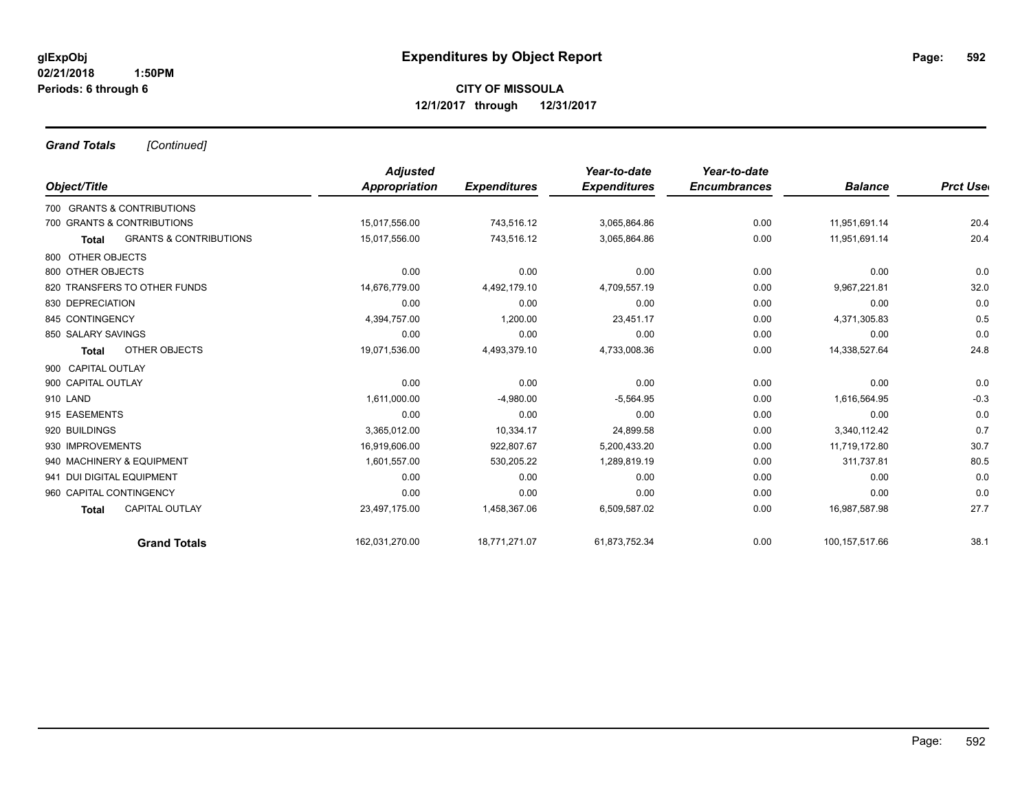**glExpObj**
**02/21/2018 1:50PM**
**Periods: 6 through 6**

# Expenditures by Object Report

**CITY OF MISSOULA**
**12/1/2017 through 12/31/2017**

***Grand Totals*** *[Continued]*

| *Object/Title* | *Adjusted Appropriation* | *Expenditures* | *Year-to-date Expenditures* | *Year-to-date Encumbrances* | *Balance* | *Prct Used* |
|---|---|---|---|---|---|---|
| 700 GRANTS & CONTRIBUTIONS | | | | | | |
| 700 GRANTS & CONTRIBUTIONS | 15,017,556.00 | 743,516.12 | 3,065,864.86 | 0.00 | 11,951,691.14 | 20.4 |
| **Total** GRANTS & CONTRIBUTIONS | 15,017,556.00 | 743,516.12 | 3,065,864.86 | 0.00 | 11,951,691.14 | 20.4 |
| 800 OTHER OBJECTS | | | | | | |
| 800 OTHER OBJECTS | 0.00 | 0.00 | 0.00 | 0.00 | 0.00 | 0.0 |
| 820 TRANSFERS TO OTHER FUNDS | 14,676,779.00 | 4,492,179.10 | 4,709,557.19 | 0.00 | 9,967,221.81 | 32.0 |
| 830 DEPRECIATION | 0.00 | 0.00 | 0.00 | 0.00 | 0.00 | 0.0 |
| 845 CONTINGENCY | 4,394,757.00 | 1,200.00 | 23,451.17 | 0.00 | 4,371,305.83 | 0.5 |
| 850 SALARY SAVINGS | 0.00 | 0.00 | 0.00 | 0.00 | 0.00 | 0.0 |
| **Total** OTHER OBJECTS | 19,071,536.00 | 4,493,379.10 | 4,733,008.36 | 0.00 | 14,338,527.64 | 24.8 |
| 900 CAPITAL OUTLAY | | | | | | |
| 900 CAPITAL OUTLAY | 0.00 | 0.00 | 0.00 | 0.00 | 0.00 | 0.0 |
| 910 LAND | 1,611,000.00 | -4,980.00 | -5,564.95 | 0.00 | 1,616,564.95 | -0.3 |
| 915 EASEMENTS | 0.00 | 0.00 | 0.00 | 0.00 | 0.00 | 0.0 |
| 920 BUILDINGS | 3,365,012.00 | 10,334.17 | 24,899.58 | 0.00 | 3,340,112.42 | 0.7 |
| 930 IMPROVEMENTS | 16,919,606.00 | 922,807.67 | 5,200,433.20 | 0.00 | 11,719,172.80 | 30.7 |
| 940 MACHINERY & EQUIPMENT | 1,601,557.00 | 530,205.22 | 1,289,819.19 | 0.00 | 311,737.81 | 80.5 |
| 941 DUI DIGITAL EQUIPMENT | 0.00 | 0.00 | 0.00 | 0.00 | 0.00 | 0.0 |
| 960 CAPITAL CONTINGENCY | 0.00 | 0.00 | 0.00 | 0.00 | 0.00 | 0.0 |
| **Total** CAPITAL OUTLAY | 23,497,175.00 | 1,458,367.06 | 6,509,587.02 | 0.00 | 16,987,587.98 | 27.7 |
| **Grand Totals** | 162,031,270.00 | 18,771,271.07 | 61,873,752.34 | 0.00 | 100,157,517.66 | 38.1 |